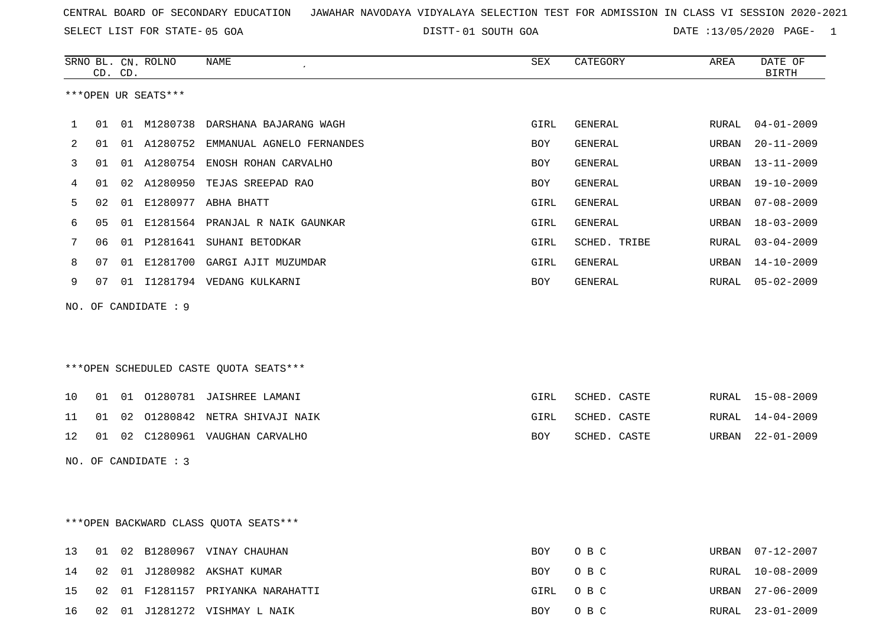CENTRAL BOARD OF SECONDARY EDUCATION JAWAHAR NAVODAYA VIDYALAYA SELECTION TEST FOR ADMISSION IN CLASS VI SESSION 2020-2021

SELECT LIST FOR STATE- 05 GOA DISTT- 01 SOUTH GOA DATE :13/05/2020 PAGE- 1

***OPEN UR SEATS***

| SRNO | BL. CD. | CN. CD. | ROLNO | NAME | SEX | CATEGORY | AREA | DATE OF BIRTH |
|---|---|---|---|---|---|---|---|---|
| 1 | 01 | 01 | M1280738 | DARSHANA BAJARANG WAGH | GIRL | GENERAL | RURAL | 04-01-2009 |
| 2 | 01 | 01 | A1280752 | EMMANUAL AGNELO FERNANDES | BOY | GENERAL | URBAN | 20-11-2009 |
| 3 | 01 | 01 | A1280754 | ENOSH ROHAN CARVALHO | BOY | GENERAL | URBAN | 13-11-2009 |
| 4 | 01 | 02 | A1280950 | TEJAS SREEPAD RAO | BOY | GENERAL | URBAN | 19-10-2009 |
| 5 | 02 | 01 | E1280977 | ABHA BHATT | GIRL | GENERAL | URBAN | 07-08-2009 |
| 6 | 05 | 01 | E1281564 | PRANJAL R NAIK GAUNKAR | GIRL | GENERAL | URBAN | 18-03-2009 |
| 7 | 06 | 01 | P1281641 | SUHANI BETODKAR | GIRL | SCHED. TRIBE | RURAL | 03-04-2009 |
| 8 | 07 | 01 | E1281700 | GARGI AJIT MUZUMDAR | GIRL | GENERAL | URBAN | 14-10-2009 |
| 9 | 07 | 01 | I1281794 | VEDANG KULKARNI | BOY | GENERAL | RURAL | 05-02-2009 |

NO. OF CANDIDATE : 9

***OPEN SCHEDULED CASTE QUOTA SEATS***

| SRNO | BL. CD. | CN. CD. | ROLNO | NAME | SEX | CATEGORY | AREA | DATE OF BIRTH |
|---|---|---|---|---|---|---|---|---|
| 10 | 01 | 01 | O1280781 | JAISHREE LAMANI | GIRL | SCHED. CASTE | RURAL | 15-08-2009 |
| 11 | 01 | 02 | O1280842 | NETRA SHIVAJI NAIK | GIRL | SCHED. CASTE | RURAL | 14-04-2009 |
| 12 | 01 | 02 | C1280961 | VAUGHAN CARVALHO | BOY | SCHED. CASTE | URBAN | 22-01-2009 |

NO. OF CANDIDATE : 3

***OPEN BACKWARD CLASS QUOTA SEATS***

| SRNO | BL. CD. | CN. CD. | ROLNO | NAME | SEX | CATEGORY | AREA | DATE OF BIRTH |
|---|---|---|---|---|---|---|---|---|
| 13 | 01 | 02 | B1280967 | VINAY CHAUHAN | BOY | O B C | URBAN | 07-12-2007 |
| 14 | 02 | 01 | J1280982 | AKSHAT KUMAR | BOY | O B C | RURAL | 10-08-2009 |
| 15 | 02 | 01 | F1281157 | PRIYANKA NARAHATTI | GIRL | O B C | URBAN | 27-06-2009 |
| 16 | 02 | 01 | J1281272 | VISHMAY L NAIK | BOY | O B C | RURAL | 23-01-2009 |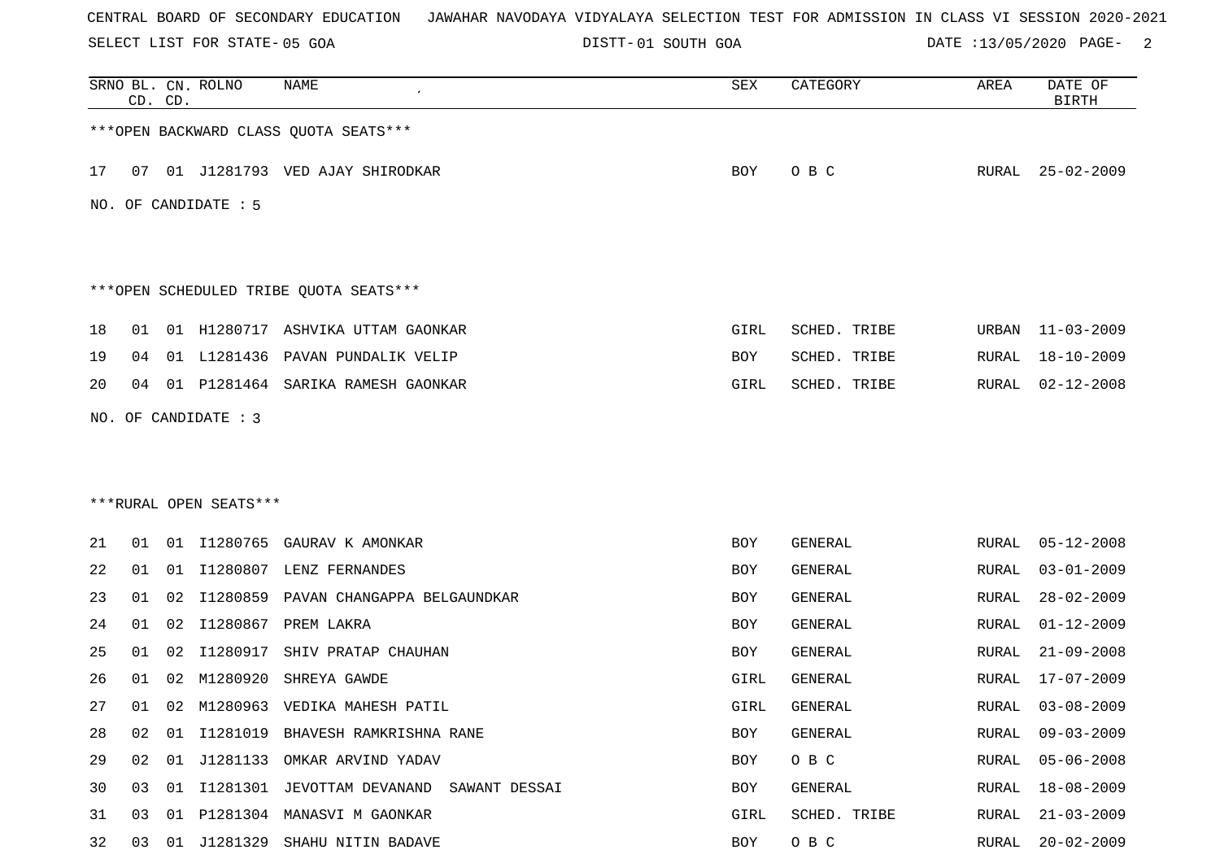CENTRAL BOARD OF SECONDARY EDUCATION   JAWAHAR NAVODAYA VIDYALAYA SELECTION TEST FOR ADMISSION IN CLASS VI SESSION 2020-2021

SELECT LIST FOR STATE- 05 GOA   DISTT- 01 SOUTH GOA   DATE :13/05/2020

| SRNO | BL. CD. | CN. CD. | ROLNO | NAME | SEX | CATEGORY | AREA | DATE OF BIRTH |
|---|---|---|---|---|---|---|---|---|

***OPEN BACKWARD CLASS QUOTA SEATS***

| SRNO | BL. CD. | CN. CD. | ROLNO | NAME | SEX | CATEGORY | AREA | DATE OF BIRTH |
|---|---|---|---|---|---|---|---|---|
| 17 | 07 | 01 | J1281793 | VED AJAY SHIRODKAR | BOY | O B C | RURAL | 25-02-2009 |

NO. OF CANDIDATE : 5

***OPEN SCHEDULED TRIBE QUOTA SEATS***

| SRNO | BL. CD. | CN. CD. | ROLNO | NAME | SEX | CATEGORY | AREA | DATE OF BIRTH |
|---|---|---|---|---|---|---|---|---|
| 18 | 01 | 01 | H1280717 | ASHVIKA UTTAM GAONKAR | GIRL | SCHED. TRIBE | URBAN | 11-03-2009 |
| 19 | 04 | 01 | L1281436 | PAVAN PUNDALIK VELIP | BOY | SCHED. TRIBE | RURAL | 18-10-2009 |
| 20 | 04 | 01 | P1281464 | SARIKA RAMESH GAONKAR | GIRL | SCHED. TRIBE | RURAL | 02-12-2008 |

NO. OF CANDIDATE : 3

***RURAL OPEN SEATS***

| SRNO | BL. CD. | CN. CD. | ROLNO | NAME | SEX | CATEGORY | AREA | DATE OF BIRTH |
|---|---|---|---|---|---|---|---|---|
| 21 | 01 | 01 | I1280765 | GAURAV K AMONKAR | BOY | GENERAL | RURAL | 05-12-2008 |
| 22 | 01 | 01 | I1280807 | LENZ FERNANDES | BOY | GENERAL | RURAL | 03-01-2009 |
| 23 | 01 | 02 | I1280859 | PAVAN CHANGAPPA BELGAUNDKAR | BOY | GENERAL | RURAL | 28-02-2009 |
| 24 | 01 | 02 | I1280867 | PREM LAKRA | BOY | GENERAL | RURAL | 01-12-2009 |
| 25 | 01 | 02 | I1280917 | SHIV PRATAP CHAUHAN | BOY | GENERAL | RURAL | 21-09-2008 |
| 26 | 01 | 02 | M1280920 | SHREYA GAWDE | GIRL | GENERAL | RURAL | 17-07-2009 |
| 27 | 01 | 02 | M1280963 | VEDIKA MAHESH PATIL | GIRL | GENERAL | RURAL | 03-08-2009 |
| 28 | 02 | 01 | I1281019 | BHAVESH RAMKRISHNA RANE | BOY | GENERAL | RURAL | 09-03-2009 |
| 29 | 02 | 01 | J1281133 | OMKAR ARVIND YADAV | BOY | O B C | RURAL | 05-06-2008 |
| 30 | 03 | 01 | I1281301 | JEVOTTAM DEVANAND SAWANT DESSAI | BOY | GENERAL | RURAL | 18-08-2009 |
| 31 | 03 | 01 | P1281304 | MANASVI M GAONKAR | GIRL | SCHED. TRIBE | RURAL | 21-03-2009 |
| 32 | 03 | 01 | J1281329 | SHAHU NITIN BADAVE | BOY | O B C | RURAL | 20-02-2009 |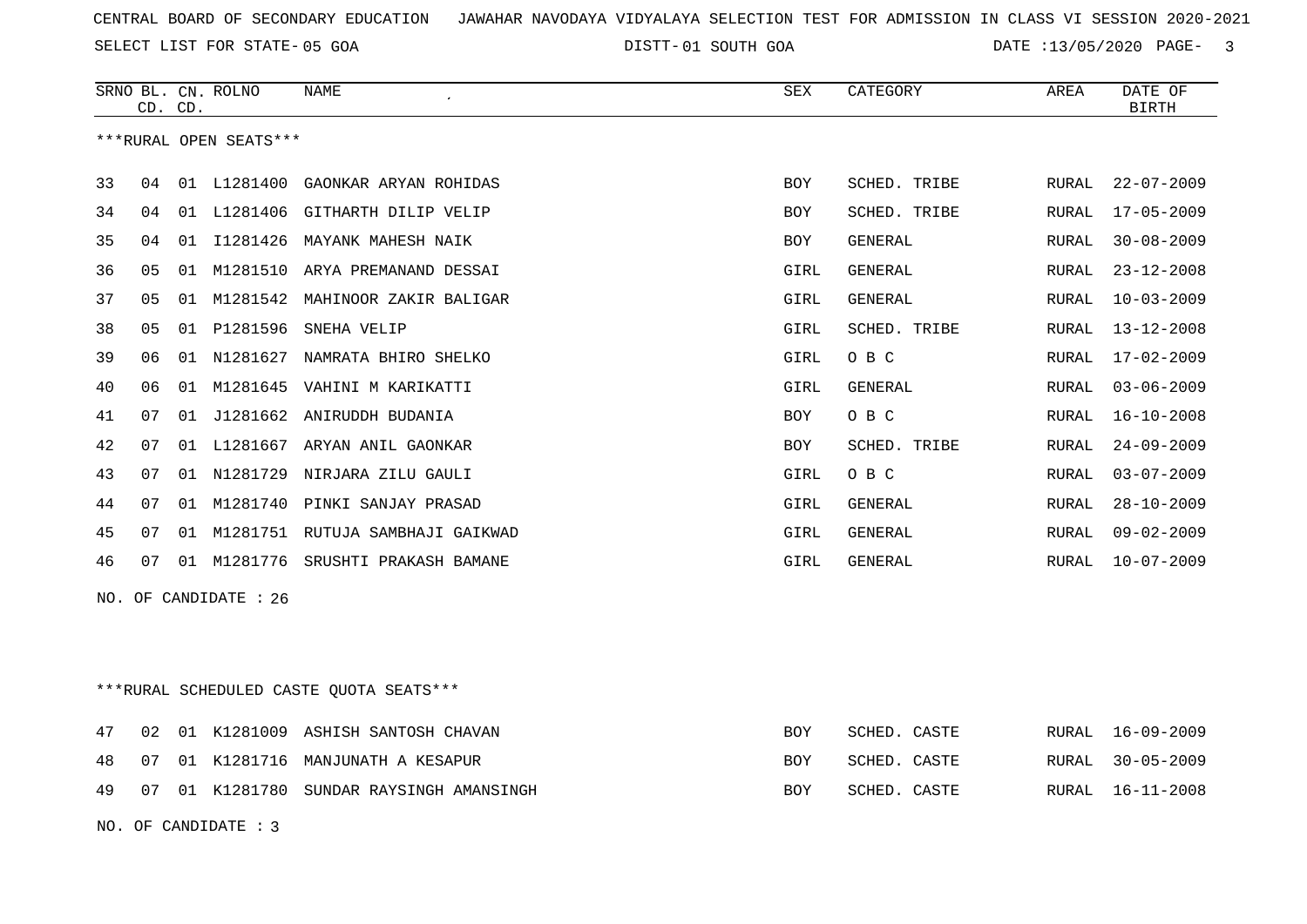CENTRAL BOARD OF SECONDARY EDUCATION JAWAHAR NAVODAYA VIDYALAYA SELECTION TEST FOR ADMISSION IN CLASS VI SESSION 2020-2021

SELECT LIST FOR STATE- 05 GOA DISTT- 01 SOUTH GOA DATE :13/05/2020

***RURAL OPEN SEATS***

| SRNO | BL. CD. | CN. CD. | ROLNO | NAME | SEX | CATEGORY | AREA | DATE OF BIRTH |
|---|---|---|---|---|---|---|---|---|
| 33 | 04 | 01 | L1281400 | GAONKAR ARYAN ROHIDAS | BOY | SCHED. TRIBE | RURAL | 22-07-2009 |
| 34 | 04 | 01 | L1281406 | GITHARTH DILIP VELIP | BOY | SCHED. TRIBE | RURAL | 17-05-2009 |
| 35 | 04 | 01 | I1281426 | MAYANK MAHESH NAIK | BOY | GENERAL | RURAL | 30-08-2009 |
| 36 | 05 | 01 | M1281510 | ARYA PREMANAND DESSAI | GIRL | GENERAL | RURAL | 23-12-2008 |
| 37 | 05 | 01 | M1281542 | MAHINOOR ZAKIR BALIGAR | GIRL | GENERAL | RURAL | 10-03-2009 |
| 38 | 05 | 01 | P1281596 | SNEHA VELIP | GIRL | SCHED. TRIBE | RURAL | 13-12-2008 |
| 39 | 06 | 01 | N1281627 | NAMRATA BHIRO SHELKO | GIRL | O B C | RURAL | 17-02-2009 |
| 40 | 06 | 01 | M1281645 | VAHINI M KARIKATTI | GIRL | GENERAL | RURAL | 03-06-2009 |
| 41 | 07 | 01 | J1281662 | ANIRUDDH BUDANIA | BOY | O B C | RURAL | 16-10-2008 |
| 42 | 07 | 01 | L1281667 | ARYAN ANIL GAONKAR | BOY | SCHED. TRIBE | RURAL | 24-09-2009 |
| 43 | 07 | 01 | N1281729 | NIRJARA ZILU GAULI | GIRL | O B C | RURAL | 03-07-2009 |
| 44 | 07 | 01 | M1281740 | PINKI SANJAY PRASAD | GIRL | GENERAL | RURAL | 28-10-2009 |
| 45 | 07 | 01 | M1281751 | RUTUJA SAMBHAJI GAIKWAD | GIRL | GENERAL | RURAL | 09-02-2009 |
| 46 | 07 | 01 | M1281776 | SRUSHTI PRAKASH BAMANE | GIRL | GENERAL | RURAL | 10-07-2009 |

NO. OF CANDIDATE : 26

***RURAL SCHEDULED CASTE QUOTA SEATS***

| SRNO | BL. CD. | CN. CD. | ROLNO | NAME | SEX | CATEGORY | AREA | DATE OF BIRTH |
|---|---|---|---|---|---|---|---|---|
| 47 | 02 | 01 | K1281009 | ASHISH SANTOSH CHAVAN | BOY | SCHED. CASTE | RURAL | 16-09-2009 |
| 48 | 07 | 01 | K1281716 | MANJUNATH A KESAPUR | BOY | SCHED. CASTE | RURAL | 30-05-2009 |
| 49 | 07 | 01 | K1281780 | SUNDAR RAYSINGH AMANSINGH | BOY | SCHED. CASTE | RURAL | 16-11-2008 |

NO. OF CANDIDATE : 3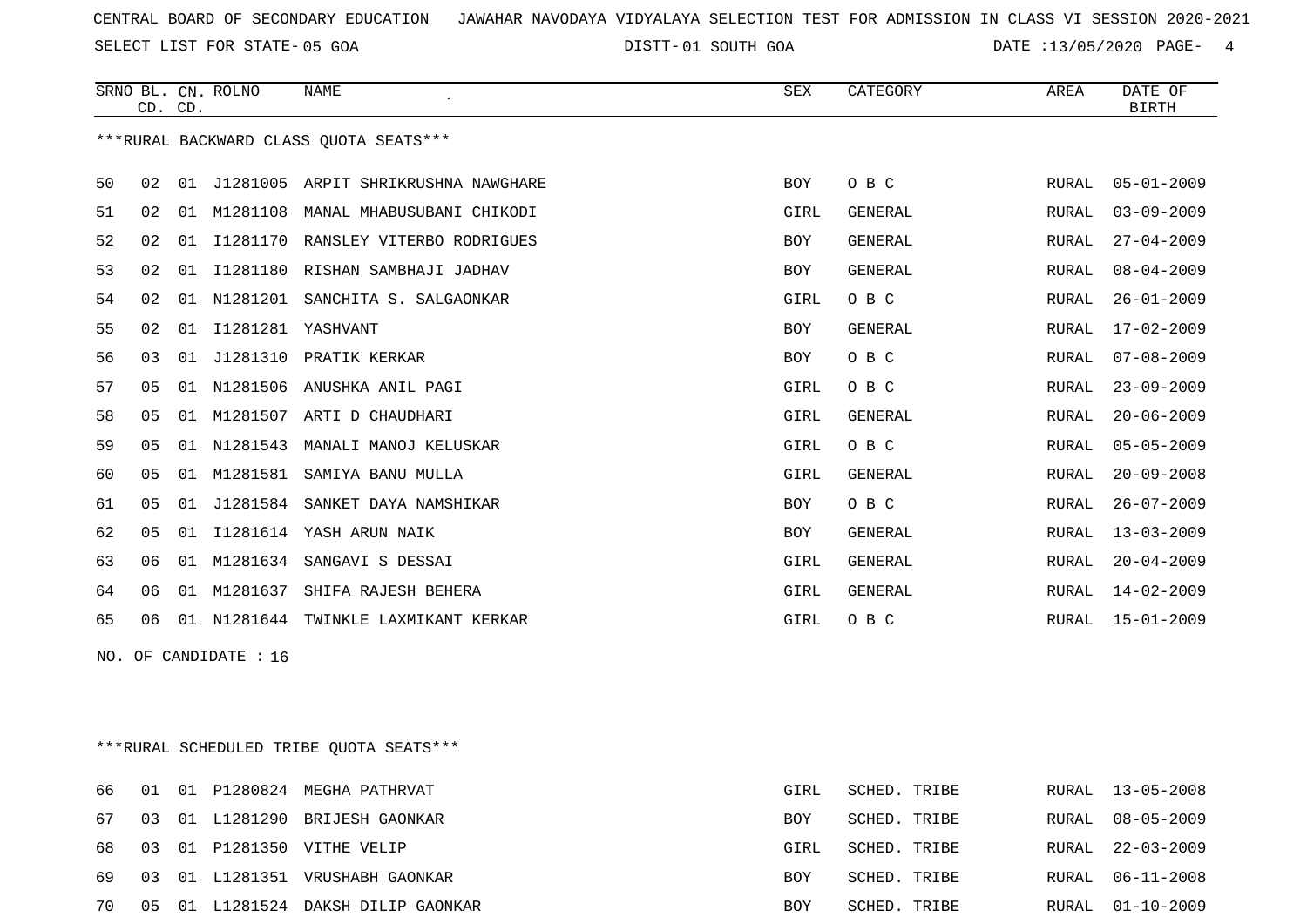CENTRAL BOARD OF SECONDARY EDUCATION JAWAHAR NAVODAYA VIDYALAYA SELECTION TEST FOR ADMISSION IN CLASS VI SESSION 2020-2021

SELECT LIST FOR STATE- 05 GOA DISTT- 01 SOUTH GOA DATE :13/05/2020

***RURAL BACKWARD CLASS QUOTA SEATS***

| SRNO | BL. CD. | CN. CD. | ROLNO | NAME | SEX | CATEGORY | AREA | DATE OF BIRTH |
|---|---|---|---|---|---|---|---|---|
| 50 | 02 | 01 | J1281005 | ARPIT SHRIKRUSHNA NAWGHARE | BOY | O B C | RURAL | 05-01-2009 |
| 51 | 02 | 01 | M1281108 | MANAL MHABUSUBANI CHIKODI | GIRL | GENERAL | RURAL | 03-09-2009 |
| 52 | 02 | 01 | I1281170 | RANSLEY VITERBO RODRIGUES | BOY | GENERAL | RURAL | 27-04-2009 |
| 53 | 02 | 01 | I1281180 | RISHAN SAMBHAJI JADHAV | BOY | GENERAL | RURAL | 08-04-2009 |
| 54 | 02 | 01 | N1281201 | SANCHITA S. SALGAONKAR | GIRL | O B C | RURAL | 26-01-2009 |
| 55 | 02 | 01 | I1281281 | YASHVANT | BOY | GENERAL | RURAL | 17-02-2009 |
| 56 | 03 | 01 | J1281310 | PRATIK KERKAR | BOY | O B C | RURAL | 07-08-2009 |
| 57 | 05 | 01 | N1281506 | ANUSHKA ANIL PAGI | GIRL | O B C | RURAL | 23-09-2009 |
| 58 | 05 | 01 | M1281507 | ARTI D CHAUDHARI | GIRL | GENERAL | RURAL | 20-06-2009 |
| 59 | 05 | 01 | N1281543 | MANALI MANOJ KELUSKAR | GIRL | O B C | RURAL | 05-05-2009 |
| 60 | 05 | 01 | M1281581 | SAMIYA BANU MULLA | GIRL | GENERAL | RURAL | 20-09-2008 |
| 61 | 05 | 01 | J1281584 | SANKET DAYA NAMSHIKAR | BOY | O B C | RURAL | 26-07-2009 |
| 62 | 05 | 01 | I1281614 | YASH ARUN NAIK | BOY | GENERAL | RURAL | 13-03-2009 |
| 63 | 06 | 01 | M1281634 | SANGAVI S DESSAI | GIRL | GENERAL | RURAL | 20-04-2009 |
| 64 | 06 | 01 | M1281637 | SHIFA RAJESH BEHERA | GIRL | GENERAL | RURAL | 14-02-2009 |
| 65 | 06 | 01 | N1281644 | TWINKLE LAXMIKANT KERKAR | GIRL | O B C | RURAL | 15-01-2009 |

NO. OF CANDIDATE : 16

***RURAL SCHEDULED TRIBE QUOTA SEATS***

| SRNO | BL. CD. | CN. CD. | ROLNO | NAME | SEX | CATEGORY | AREA | DATE OF BIRTH |
|---|---|---|---|---|---|---|---|---|
| 66 | 01 | 01 | P1280824 | MEGHA PATHRVAT | GIRL | SCHED. TRIBE | RURAL | 13-05-2008 |
| 67 | 03 | 01 | L1281290 | BRIJESH GAONKAR | BOY | SCHED. TRIBE | RURAL | 08-05-2009 |
| 68 | 03 | 01 | P1281350 | VITHE VELIP | GIRL | SCHED. TRIBE | RURAL | 22-03-2009 |
| 69 | 03 | 01 | L1281351 | VRUSHABH GAONKAR | BOY | SCHED. TRIBE | RURAL | 06-11-2008 |
| 70 | 05 | 01 | L1281524 | DAKSH DILIP GAONKAR | BOY | SCHED. TRIBE | RURAL | 01-10-2009 |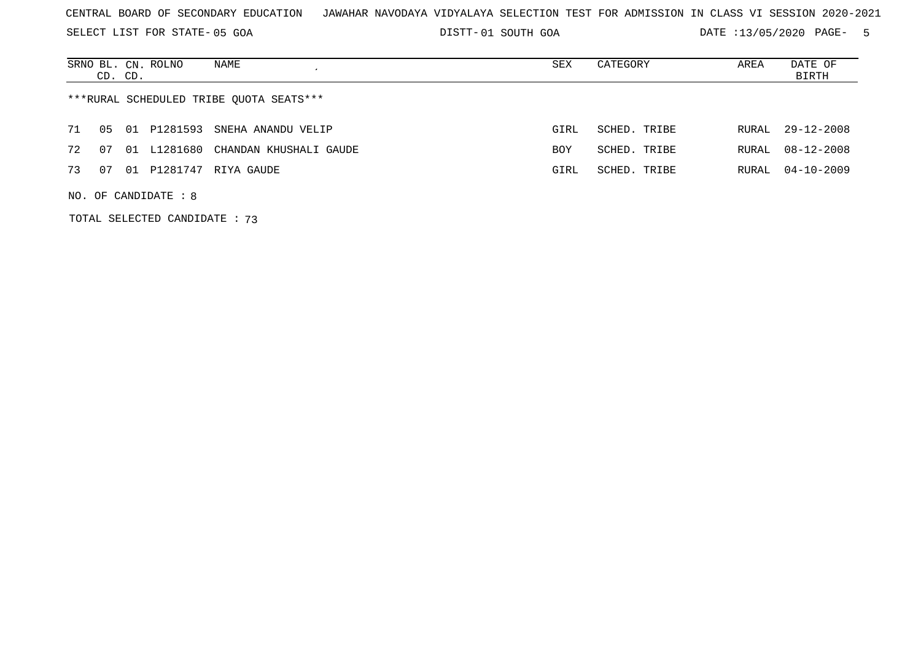CENTRAL BOARD OF SECONDARY EDUCATION JAWAHAR NAVODAYA VIDYALAYA SELECTION TEST FOR ADMISSION IN CLASS VI SESSION 2020-2021

SELECT LIST FOR STATE- 05 GOA | DISTT- 01 SOUTH GOA | DATE :13/05/2020

| SRNO | BL. CD. | CN. CD. | ROLNO | NAME | SEX | CATEGORY | AREA | DATE OF BIRTH |
|---|---|---|---|---|---|---|---|---|
| ***RURAL SCHEDULED TRIBE QUOTA SEATS*** | | | | | | | | |
| 71 | 05 | 01 | P1281593 | SNEHA ANANDU VELIP | GIRL | SCHED. TRIBE | RURAL | 29-12-2008 |
| 72 | 07 | 01 | L1281680 | CHANDAN KHUSHALI GAUDE | BOY | SCHED. TRIBE | RURAL | 08-12-2008 |
| 73 | 07 | 01 | P1281747 | RIYA GAUDE | GIRL | SCHED. TRIBE | RURAL | 04-10-2009 |

NO. OF CANDIDATE : 8

TOTAL SELECTED CANDIDATE : 73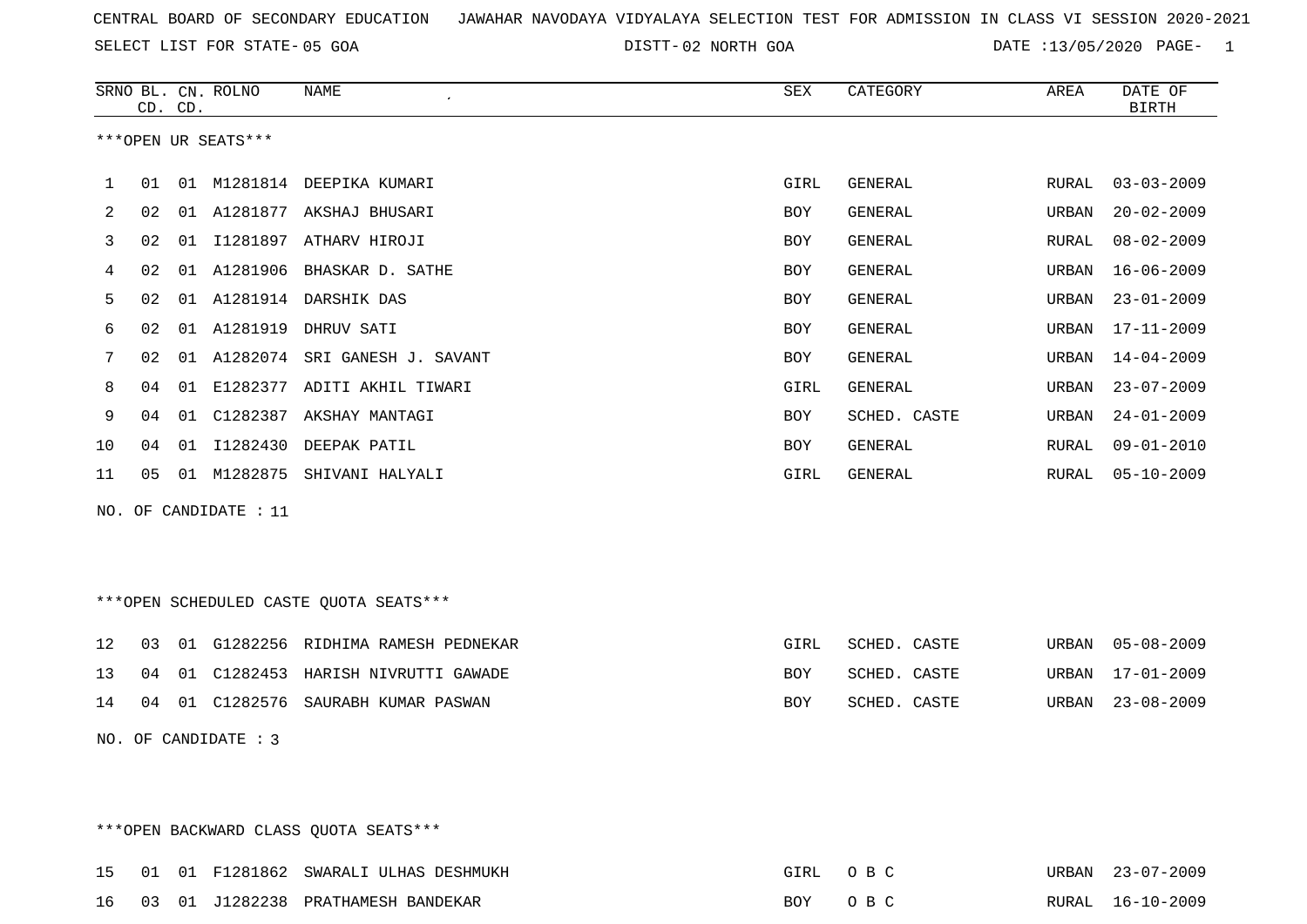CENTRAL BOARD OF SECONDARY EDUCATION   JAWAHAR NAVODAYA VIDYALAYA SELECTION TEST FOR ADMISSION IN CLASS VI SESSION 2020-2021

SELECT LIST FOR STATE- 05 GOA   DISTT- 02 NORTH GOA   DATE :13/05/2020

***OPEN UR SEATS***

| SRNO | BL. CD. | CN. CD. | ROLNO | NAME | SEX | CATEGORY | AREA | DATE OF BIRTH |
|---|---|---|---|---|---|---|---|---|
| 1 | 01 | 01 | M1281814 | DEEPIKA KUMARI | GIRL | GENERAL | RURAL | 03-03-2009 |
| 2 | 02 | 01 | A1281877 | AKSHAJ BHUSARI | BOY | GENERAL | URBAN | 20-02-2009 |
| 3 | 02 | 01 | I1281897 | ATHARV HIROJI | BOY | GENERAL | RURAL | 08-02-2009 |
| 4 | 02 | 01 | A1281906 | BHASKAR D. SATHE | BOY | GENERAL | URBAN | 16-06-2009 |
| 5 | 02 | 01 | A1281914 | DARSHIK DAS | BOY | GENERAL | URBAN | 23-01-2009 |
| 6 | 02 | 01 | A1281919 | DHRUV SATI | BOY | GENERAL | URBAN | 17-11-2009 |
| 7 | 02 | 01 | A1282074 | SRI GANESH J. SAVANT | BOY | GENERAL | URBAN | 14-04-2009 |
| 8 | 04 | 01 | E1282377 | ADITI AKHIL TIWARI | GIRL | GENERAL | URBAN | 23-07-2009 |
| 9 | 04 | 01 | C1282387 | AKSHAY MANTAGI | BOY | SCHED. CASTE | URBAN | 24-01-2009 |
| 10 | 04 | 01 | I1282430 | DEEPAK PATIL | BOY | GENERAL | RURAL | 09-01-2010 |
| 11 | 05 | 01 | M1282875 | SHIVANI HALYALI | GIRL | GENERAL | RURAL | 05-10-2009 |

NO. OF CANDIDATE : 11

***OPEN SCHEDULED CASTE QUOTA SEATS***

| SRNO | BL. CD. | CN. CD. | ROLNO | NAME | SEX | CATEGORY | AREA | DATE OF BIRTH |
|---|---|---|---|---|---|---|---|---|
| 12 | 03 | 01 | G1282256 | RIDHIMA RAMESH PEDNEKAR | GIRL | SCHED. CASTE | URBAN | 05-08-2009 |
| 13 | 04 | 01 | C1282453 | HARISH NIVRUTTI GAWADE | BOY | SCHED. CASTE | URBAN | 17-01-2009 |
| 14 | 04 | 01 | C1282576 | SAURABH KUMAR PASWAN | BOY | SCHED. CASTE | URBAN | 23-08-2009 |

NO. OF CANDIDATE : 3

***OPEN BACKWARD CLASS QUOTA SEATS***

| SRNO | BL. CD. | CN. CD. | ROLNO | NAME | SEX | CATEGORY | AREA | DATE OF BIRTH |
|---|---|---|---|---|---|---|---|---|
| 15 | 01 | 01 | F1281862 | SWARALI ULHAS DESHMUKH | GIRL | O B C | URBAN | 23-07-2009 |
| 16 | 03 | 01 | J1282238 | PRATHAMESH BANDEKAR | BOY | O B C | RURAL | 16-10-2009 |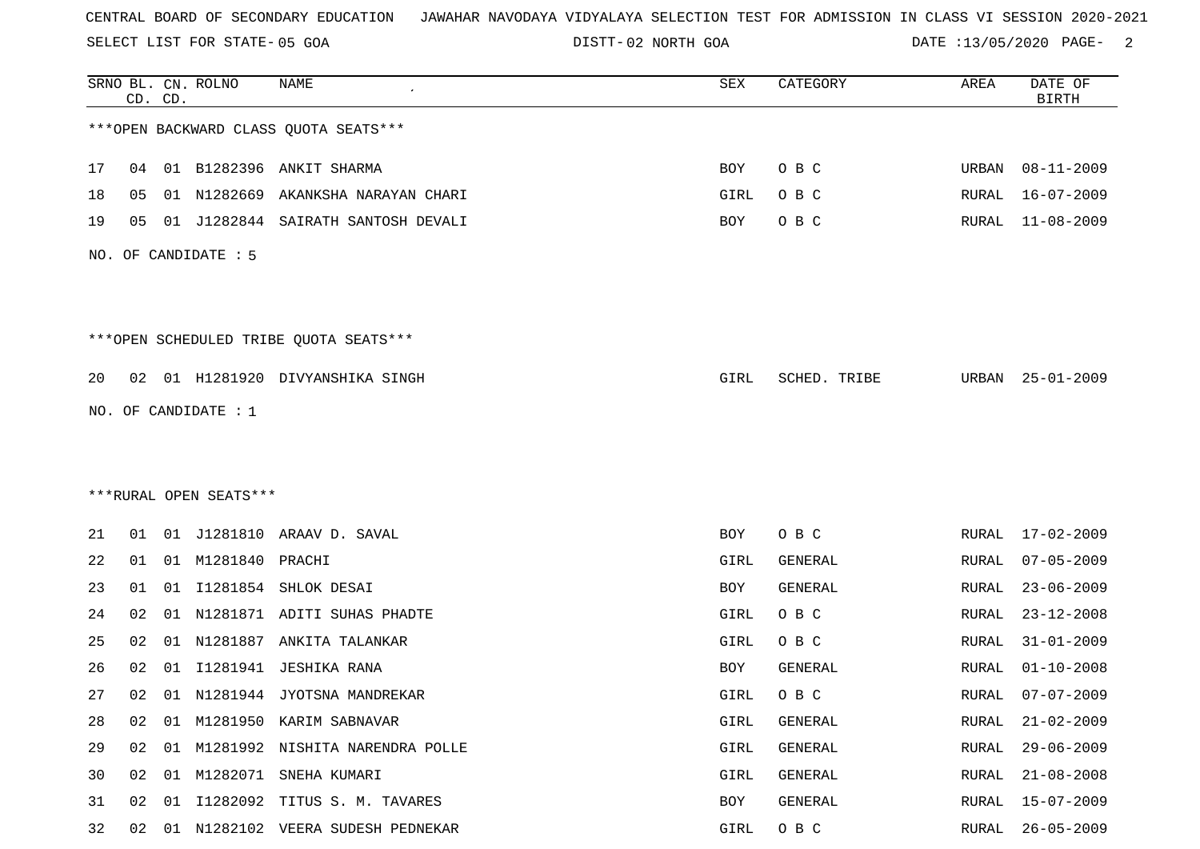CENTRAL BOARD OF SECONDARY EDUCATION JAWAHAR NAVODAYA VIDYALAYA SELECTION TEST FOR ADMISSION IN CLASS VI SESSION 2020-2021

SELECT LIST FOR STATE- 05 GOA DISTT- 02 NORTH GOA DATE :13/05/2020

| SRNO | BL. CD. | CN. CD. | ROLNO | NAME | SEX | CATEGORY | AREA | DATE OF BIRTH |
|---|---|---|---|---|---|---|---|---|

***OPEN BACKWARD CLASS QUOTA SEATS***

| SRNO | BL. CD. | CN. CD. | ROLNO | NAME | SEX | CATEGORY | AREA | DATE OF BIRTH |
|---|---|---|---|---|---|---|---|---|
| 17 | 04 | 01 | B1282396 | ANKIT SHARMA | BOY | O B C | URBAN | 08-11-2009 |
| 18 | 05 | 01 | N1282669 | AKANKSHA NARAYAN CHARI | GIRL | O B C | RURAL | 16-07-2009 |
| 19 | 05 | 01 | J1282844 | SAIRATH SANTOSH DEVALI | BOY | O B C | RURAL | 11-08-2009 |

NO. OF CANDIDATE : 5

***OPEN SCHEDULED TRIBE QUOTA SEATS***

| SRNO | BL. CD. | CN. CD. | ROLNO | NAME | SEX | CATEGORY | AREA | DATE OF BIRTH |
|---|---|---|---|---|---|---|---|---|
| 20 | 02 | 01 | H1281920 | DIVYANSHIKA SINGH | GIRL | SCHED. TRIBE | URBAN | 25-01-2009 |

NO. OF CANDIDATE : 1

***RURAL OPEN SEATS***

| SRNO | BL. CD. | CN. CD. | ROLNO | NAME | SEX | CATEGORY | AREA | DATE OF BIRTH |
|---|---|---|---|---|---|---|---|---|
| 21 | 01 | 01 | J1281810 | ARAAV D. SAVAL | BOY | O B C | RURAL | 17-02-2009 |
| 22 | 01 | 01 | M1281840 | PRACHI | GIRL | GENERAL | RURAL | 07-05-2009 |
| 23 | 01 | 01 | I1281854 | SHLOK DESAI | BOY | GENERAL | RURAL | 23-06-2009 |
| 24 | 02 | 01 | N1281871 | ADITI SUHAS PHADTE | GIRL | O B C | RURAL | 23-12-2008 |
| 25 | 02 | 01 | N1281887 | ANKITA TALANKAR | GIRL | O B C | RURAL | 31-01-2009 |
| 26 | 02 | 01 | I1281941 | JESHIKA RANA | BOY | GENERAL | RURAL | 01-10-2008 |
| 27 | 02 | 01 | N1281944 | JYOTSNA MANDREKAR | GIRL | O B C | RURAL | 07-07-2009 |
| 28 | 02 | 01 | M1281950 | KARIM SABNAVAR | GIRL | GENERAL | RURAL | 21-02-2009 |
| 29 | 02 | 01 | M1281992 | NISHITA NARENDRA POLLE | GIRL | GENERAL | RURAL | 29-06-2009 |
| 30 | 02 | 01 | M1282071 | SNEHA KUMARI | GIRL | GENERAL | RURAL | 21-08-2008 |
| 31 | 02 | 01 | I1282092 | TITUS S. M. TAVARES | BOY | GENERAL | RURAL | 15-07-2009 |
| 32 | 02 | 01 | N1282102 | VEERA SUDESH PEDNEKAR | GIRL | O B C | RURAL | 26-05-2009 |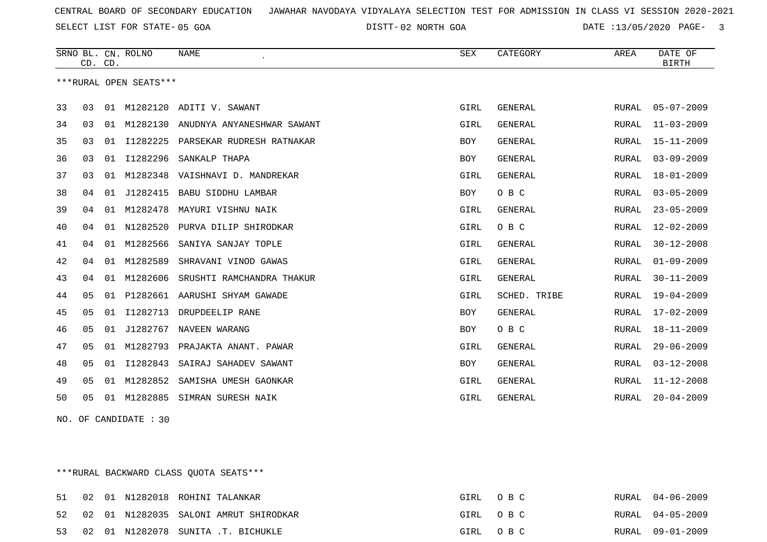CENTRAL BOARD OF SECONDARY EDUCATION JAWAHAR NAVODAYA VIDYALAYA SELECTION TEST FOR ADMISSION IN CLASS VI SESSION 2020-2021

SELECT LIST FOR STATE- 05 GOA DISTT- 02 NORTH GOA DATE :13/05/2020

| SRNO | BL. CD. | CN. CD. | ROLNO | NAME | SEX | CATEGORY | AREA | DATE OF BIRTH |
|---|---|---|---|---|---|---|---|---|

***RURAL OPEN SEATS***

| SRNO | BL. CD. | CN. CD. | ROLNO | NAME | SEX | CATEGORY | AREA | DATE OF BIRTH |
|---|---|---|---|---|---|---|---|---|
| 33 | 03 | 01 | M1282120 | ADITI V. SAWANT | GIRL | GENERAL | RURAL | 05-07-2009 |
| 34 | 03 | 01 | M1282130 | ANUDNYA ANYANESHWAR SAWANT | GIRL | GENERAL | RURAL | 11-03-2009 |
| 35 | 03 | 01 | I1282225 | PARSEKAR RUDRESH RATNAKAR | BOY | GENERAL | RURAL | 15-11-2009 |
| 36 | 03 | 01 | I1282296 | SANKALP THAPA | BOY | GENERAL | RURAL | 03-09-2009 |
| 37 | 03 | 01 | M1282348 | VAISHNAVI D. MANDREKAR | GIRL | GENERAL | RURAL | 18-01-2009 |
| 38 | 04 | 01 | J1282415 | BABU SIDDHU LAMBAR | BOY | O B C | RURAL | 03-05-2009 |
| 39 | 04 | 01 | M1282478 | MAYURI VISHNU NAIK | GIRL | GENERAL | RURAL | 23-05-2009 |
| 40 | 04 | 01 | N1282520 | PURVA DILIP SHIRODKAR | GIRL | O B C | RURAL | 12-02-2009 |
| 41 | 04 | 01 | M1282566 | SANIYA SANJAY TOPLE | GIRL | GENERAL | RURAL | 30-12-2008 |
| 42 | 04 | 01 | M1282589 | SHRAVANI VINOD GAWAS | GIRL | GENERAL | RURAL | 01-09-2009 |
| 43 | 04 | 01 | M1282606 | SRUSHTI RAMCHANDRA THAKUR | GIRL | GENERAL | RURAL | 30-11-2009 |
| 44 | 05 | 01 | P1282661 | AARUSHI SHYAM GAWADE | GIRL | SCHED. TRIBE | RURAL | 19-04-2009 |
| 45 | 05 | 01 | I1282713 | DRUPDEELIP RANE | BOY | GENERAL | RURAL | 17-02-2009 |
| 46 | 05 | 01 | J1282767 | NAVEEN WARANG | BOY | O B C | RURAL | 18-11-2009 |
| 47 | 05 | 01 | M1282793 | PRAJAKTA ANANT. PAWAR | GIRL | GENERAL | RURAL | 29-06-2009 |
| 48 | 05 | 01 | I1282843 | SAIRAJ SAHADEV SAWANT | BOY | GENERAL | RURAL | 03-12-2008 |
| 49 | 05 | 01 | M1282852 | SAMISHA UMESH GAONKAR | GIRL | GENERAL | RURAL | 11-12-2008 |
| 50 | 05 | 01 | M1282885 | SIMRAN SURESH NAIK | GIRL | GENERAL | RURAL | 20-04-2009 |

NO. OF CANDIDATE : 30

***RURAL BACKWARD CLASS QUOTA SEATS***

| SRNO | BL. CD. | CN. CD. | ROLNO | NAME | SEX | CATEGORY | AREA | DATE OF BIRTH |
|---|---|---|---|---|---|---|---|---|
| 51 | 02 | 01 | N1282018 | ROHINI TALANKAR | GIRL | O B C | RURAL | 04-06-2009 |
| 52 | 02 | 01 | N1282035 | SALONI AMRUT SHIRODKAR | GIRL | O B C | RURAL | 04-05-2009 |
| 53 | 02 | 01 | N1282078 | SUNITA .T. BICHUKLE | GIRL | O B C | RURAL | 09-01-2009 |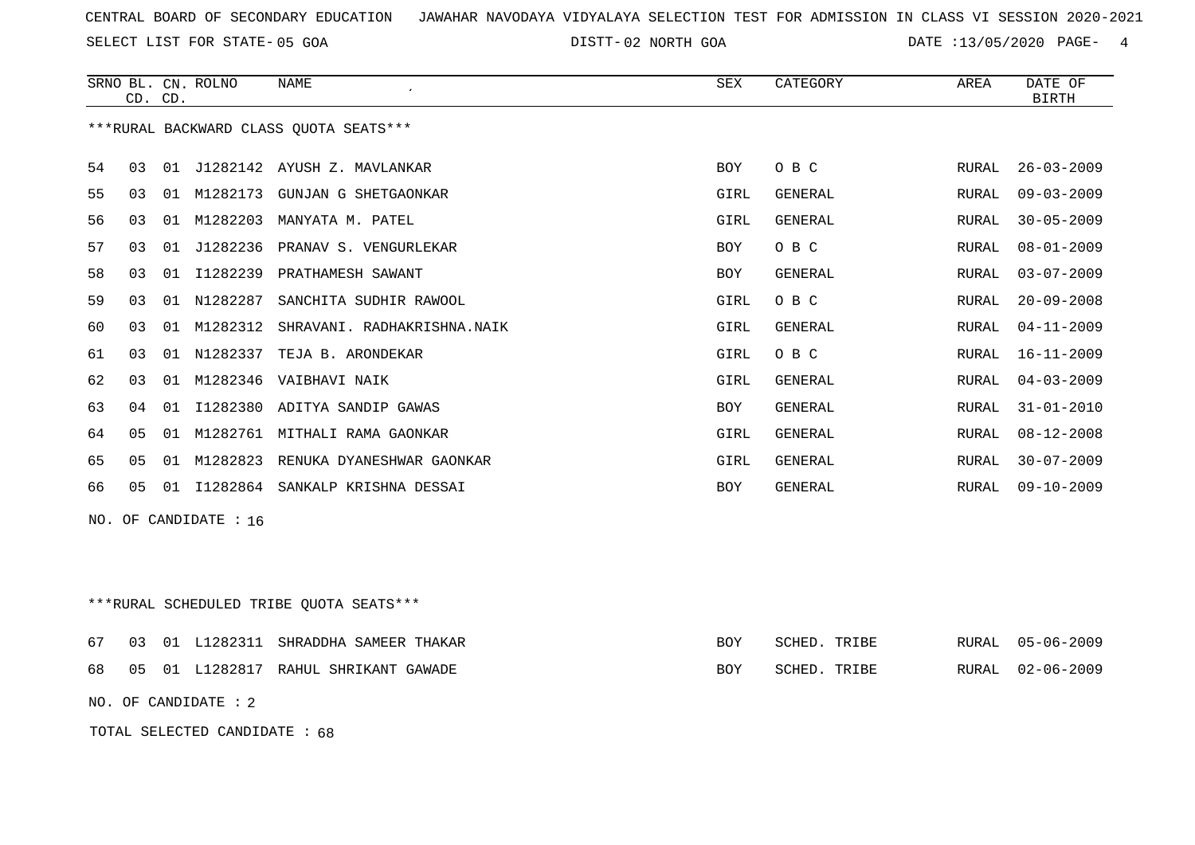CENTRAL BOARD OF SECONDARY EDUCATION JAWAHAR NAVODAYA VIDYALAYA SELECTION TEST FOR ADMISSION IN CLASS VI SESSION 2020-2021

SELECT LIST FOR STATE- 05 GOA DISTT- 02 NORTH GOA DATE :13/05/2020

***RURAL BACKWARD CLASS QUOTA SEATS***

| SRNO | BL. CD. | CN. CD. | ROLNO | NAME | SEX | CATEGORY | AREA | DATE OF BIRTH |
|---|---|---|---|---|---|---|---|---|
| 54 | 03 | 01 | J1282142 | AYUSH Z. MAVLANKAR | BOY | O B C | RURAL | 26-03-2009 |
| 55 | 03 | 01 | M1282173 | GUNJAN G SHETGAONKAR | GIRL | GENERAL | RURAL | 09-03-2009 |
| 56 | 03 | 01 | M1282203 | MANYATA M. PATEL | GIRL | GENERAL | RURAL | 30-05-2009 |
| 57 | 03 | 01 | J1282236 | PRANAV S. VENGURLEKAR | BOY | O B C | RURAL | 08-01-2009 |
| 58 | 03 | 01 | I1282239 | PRATHAMESH SAWANT | BOY | GENERAL | RURAL | 03-07-2009 |
| 59 | 03 | 01 | N1282287 | SANCHITA SUDHIR RAWOOL | GIRL | O B C | RURAL | 20-09-2008 |
| 60 | 03 | 01 | M1282312 | SHRAVANI. RADHAKRISHNA.NAIK | GIRL | GENERAL | RURAL | 04-11-2009 |
| 61 | 03 | 01 | N1282337 | TEJA B. ARONDEKAR | GIRL | O B C | RURAL | 16-11-2009 |
| 62 | 03 | 01 | M1282346 | VAIBHAVI NAIK | GIRL | GENERAL | RURAL | 04-03-2009 |
| 63 | 04 | 01 | I1282380 | ADITYA SANDIP GAWAS | BOY | GENERAL | RURAL | 31-01-2010 |
| 64 | 05 | 01 | M1282761 | MITHALI RAMA GAONKAR | GIRL | GENERAL | RURAL | 08-12-2008 |
| 65 | 05 | 01 | M1282823 | RENUKA DYANESHWAR GAONKAR | GIRL | GENERAL | RURAL | 30-07-2009 |
| 66 | 05 | 01 | I1282864 | SANKALP KRISHNA DESSAI | BOY | GENERAL | RURAL | 09-10-2009 |

NO. OF CANDIDATE : 16

***RURAL SCHEDULED TRIBE QUOTA SEATS***

| SRNO | BL. CD. | CN. CD. | ROLNO | NAME | SEX | CATEGORY | AREA | DATE OF BIRTH |
|---|---|---|---|---|---|---|---|---|
| 67 | 03 | 01 | L1282311 | SHRADDHA SAMEER THAKAR | BOY | SCHED. TRIBE | RURAL | 05-06-2009 |
| 68 | 05 | 01 | L1282817 | RAHUL SHRIKANT GAWADE | BOY | SCHED. TRIBE | RURAL | 02-06-2009 |

NO. OF CANDIDATE : 2

TOTAL SELECTED CANDIDATE : 68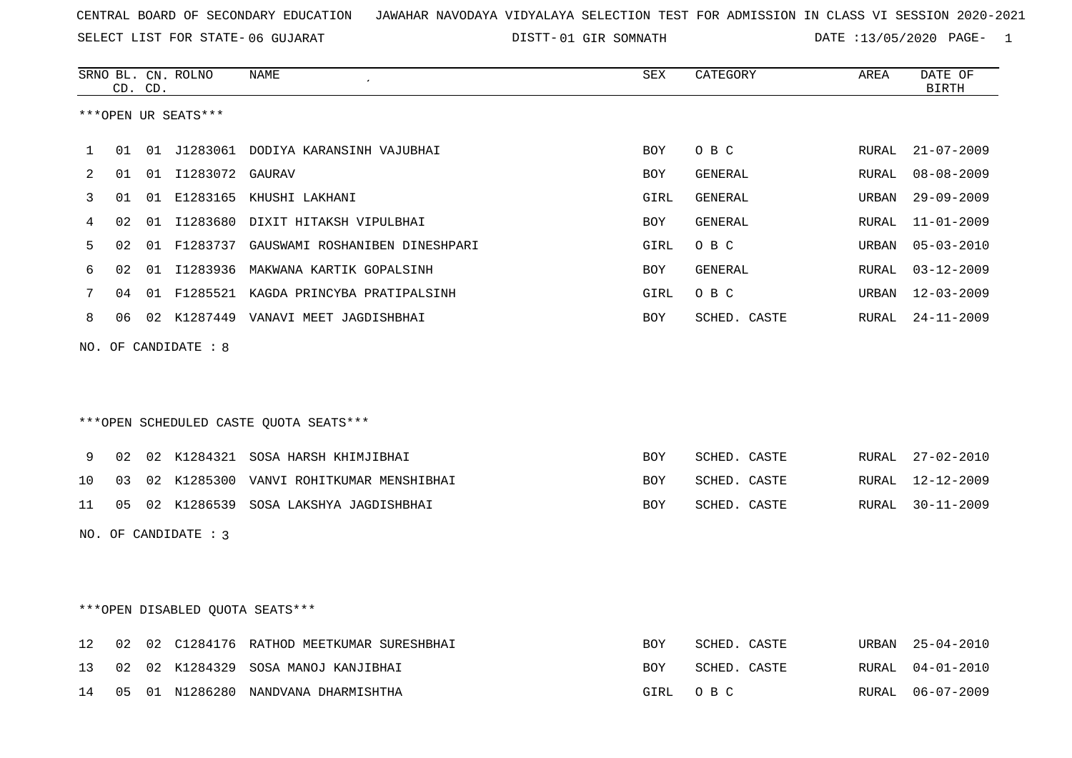CENTRAL BOARD OF SECONDARY EDUCATION JAWAHAR NAVODAYA VIDYALAYA SELECTION TEST FOR ADMISSION IN CLASS VI SESSION 2020-2021

SELECT LIST FOR STATE- 06 GUJARAT DISTT- 01 GIR SOMNATH DATE :13/05/2020

***OPEN UR SEATS***

| SRNO | BL. CD. | CN. CD. | ROLNO | NAME | SEX | CATEGORY | AREA | DATE OF BIRTH |
|---|---|---|---|---|---|---|---|---|
| 1 | 01 | 01 | J1283061 | DODIYA KARANSINH VAJUBHAI | BOY | O B C | RURAL | 21-07-2009 |
| 2 | 01 | 01 | I1283072 | GAURAV | BOY | GENERAL | RURAL | 08-08-2009 |
| 3 | 01 | 01 | E1283165 | KHUSHI LAKHANI | GIRL | GENERAL | URBAN | 29-09-2009 |
| 4 | 02 | 01 | I1283680 | DIXIT HITAKSH VIPULBHAI | BOY | GENERAL | RURAL | 11-01-2009 |
| 5 | 02 | 01 | F1283737 | GAUSWAMI ROSHANIBEN DINESHPARI | GIRL | O B C | URBAN | 05-03-2010 |
| 6 | 02 | 01 | I1283936 | MAKWANA KARTIK GOPALSINH | BOY | GENERAL | RURAL | 03-12-2009 |
| 7 | 04 | 01 | F1285521 | KAGDA PRINCYBA PRATIPALSINH | GIRL | O B C | URBAN | 12-03-2009 |
| 8 | 06 | 02 | K1287449 | VANAVI MEET JAGDISHBHAI | BOY | SCHED. CASTE | RURAL | 24-11-2009 |

NO. OF CANDIDATE : 8

***OPEN SCHEDULED CASTE QUOTA SEATS***

| SRNO | BL. CD. | CN. CD. | ROLNO | NAME | SEX | CATEGORY | AREA | DATE OF BIRTH |
|---|---|---|---|---|---|---|---|---|
| 9 | 02 | 02 | K1284321 | SOSA HARSH KHIMJIBHAI | BOY | SCHED. CASTE | RURAL | 27-02-2010 |
| 10 | 03 | 02 | K1285300 | VANVI ROHITKUMAR MENSHIBHAI | BOY | SCHED. CASTE | RURAL | 12-12-2009 |
| 11 | 05 | 02 | K1286539 | SOSA LAKSHYA JAGDISHBHAI | BOY | SCHED. CASTE | RURAL | 30-11-2009 |

NO. OF CANDIDATE : 3

***OPEN DISABLED QUOTA SEATS***

| SRNO | BL. CD. | CN. CD. | ROLNO | NAME | SEX | CATEGORY | AREA | DATE OF BIRTH |
|---|---|---|---|---|---|---|---|---|
| 12 | 02 | 02 | C1284176 | RATHOD MEETKUMAR SURESHBHAI | BOY | SCHED. CASTE | URBAN | 25-04-2010 |
| 13 | 02 | 02 | K1284329 | SOSA MANOJ KANJIBHAI | BOY | SCHED. CASTE | RURAL | 04-01-2010 |
| 14 | 05 | 01 | N1286280 | NANDVANA DHARMISHTHA | GIRL | O B C | RURAL | 06-07-2009 |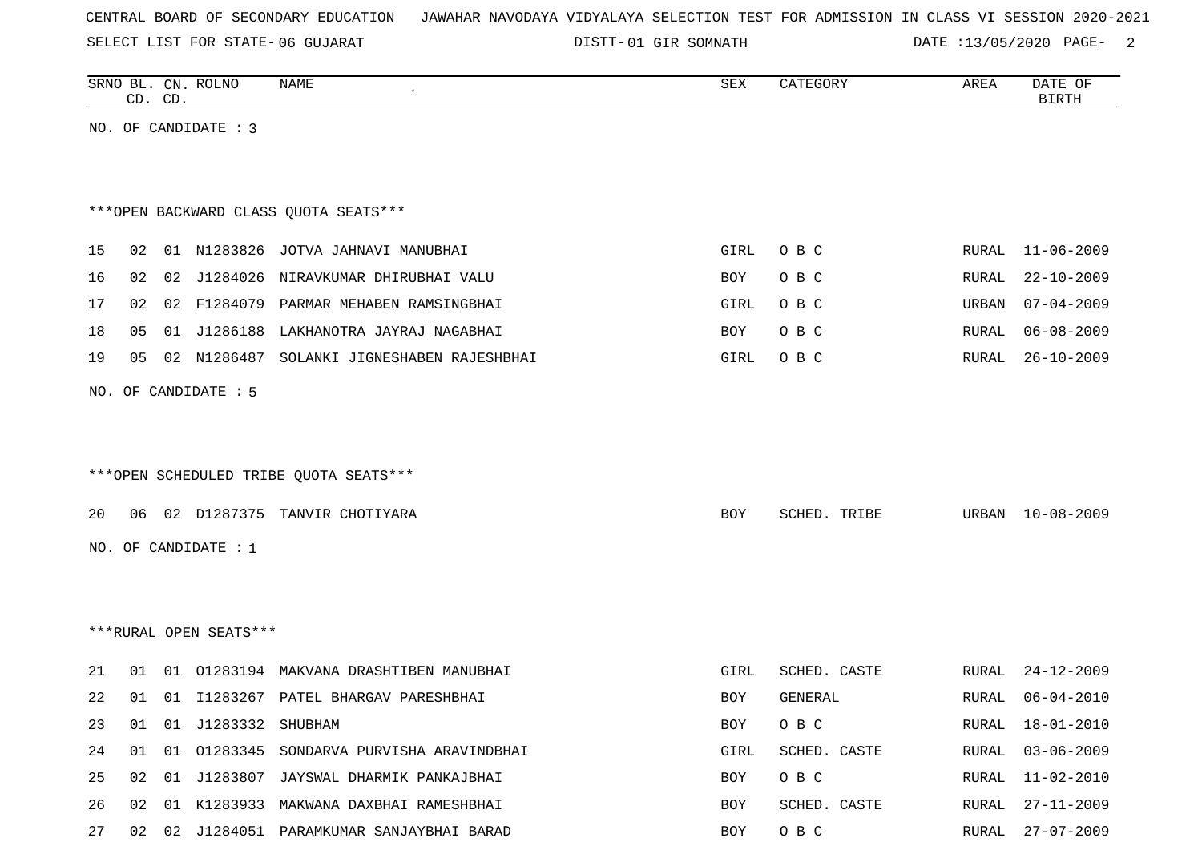CENTRAL BOARD OF SECONDARY EDUCATION JAWAHAR NAVODAYA VIDYALAYA SELECTION TEST FOR ADMISSION IN CLASS VI SESSION 2020-2021

SELECT LIST FOR STATE- 06 GUJARAT DISTT- 01 GIR SOMNATH DATE :13/05/2020

| SRNO | BL. CD. | CN. CD. | ROLNO | NAME | SEX | CATEGORY | AREA | DATE OF BIRTH |
|---|---|---|---|---|---|---|---|---|

NO. OF CANDIDATE : 3

***OPEN BACKWARD CLASS QUOTA SEATS***

| SRNO | BL. CD. | CN. CD. | ROLNO | NAME | SEX | CATEGORY | AREA | DATE OF BIRTH |
|---|---|---|---|---|---|---|---|---|
| 15 | 02 | 01 | N1283826 | JOTVA JAHNAVI MANUBHAI | GIRL | O B C | RURAL | 11-06-2009 |
| 16 | 02 | 02 | J1284026 | NIRAVKUMAR DHIRUBHAI VALU | BOY | O B C | RURAL | 22-10-2009 |
| 17 | 02 | 02 | F1284079 | PARMAR MEHABEN RAMSINGBHAI | GIRL | O B C | URBAN | 07-04-2009 |
| 18 | 05 | 01 | J1286188 | LAKHANOTRA JAYRAJ NAGABHAI | BOY | O B C | RURAL | 06-08-2009 |
| 19 | 05 | 02 | N1286487 | SOLANKI JIGNESHABEN RAJESHBHAI | GIRL | O B C | RURAL | 26-10-2009 |

NO. OF CANDIDATE : 5

***OPEN SCHEDULED TRIBE QUOTA SEATS***

| SRNO | BL. CD. | CN. CD. | ROLNO | NAME | SEX | CATEGORY | AREA | DATE OF BIRTH |
|---|---|---|---|---|---|---|---|---|
| 20 | 06 | 02 | D1287375 | TANVIR CHOTIYARA | BOY | SCHED. TRIBE | URBAN | 10-08-2009 |

NO. OF CANDIDATE : 1

***RURAL OPEN SEATS***

| SRNO | BL. CD. | CN. CD. | ROLNO | NAME | SEX | CATEGORY | AREA | DATE OF BIRTH |
|---|---|---|---|---|---|---|---|---|
| 21 | 01 | 01 | O1283194 | MAKVANA DRASHTIBEN MANUBHAI | GIRL | SCHED. CASTE | RURAL | 24-12-2009 |
| 22 | 01 | 01 | I1283267 | PATEL BHARGAV PARESHBHAI | BOY | GENERAL | RURAL | 06-04-2010 |
| 23 | 01 | 01 | J1283332 | SHUBHAM | BOY | O B C | RURAL | 18-01-2010 |
| 24 | 01 | 01 | O1283345 | SONDARVA PURVISHA ARAVINDBHAI | GIRL | SCHED. CASTE | RURAL | 03-06-2009 |
| 25 | 02 | 01 | J1283807 | JAYSWAL DHARMIK PANKAJBHAI | BOY | O B C | RURAL | 11-02-2010 |
| 26 | 02 | 01 | K1283933 | MAKWANA DAXBHAI RAMESHBHAI | BOY | SCHED. CASTE | RURAL | 27-11-2009 |
| 27 | 02 | 02 | J1284051 | PARAMKUMAR SANJAYBHAI BARAD | BOY | O B C | RURAL | 27-07-2009 |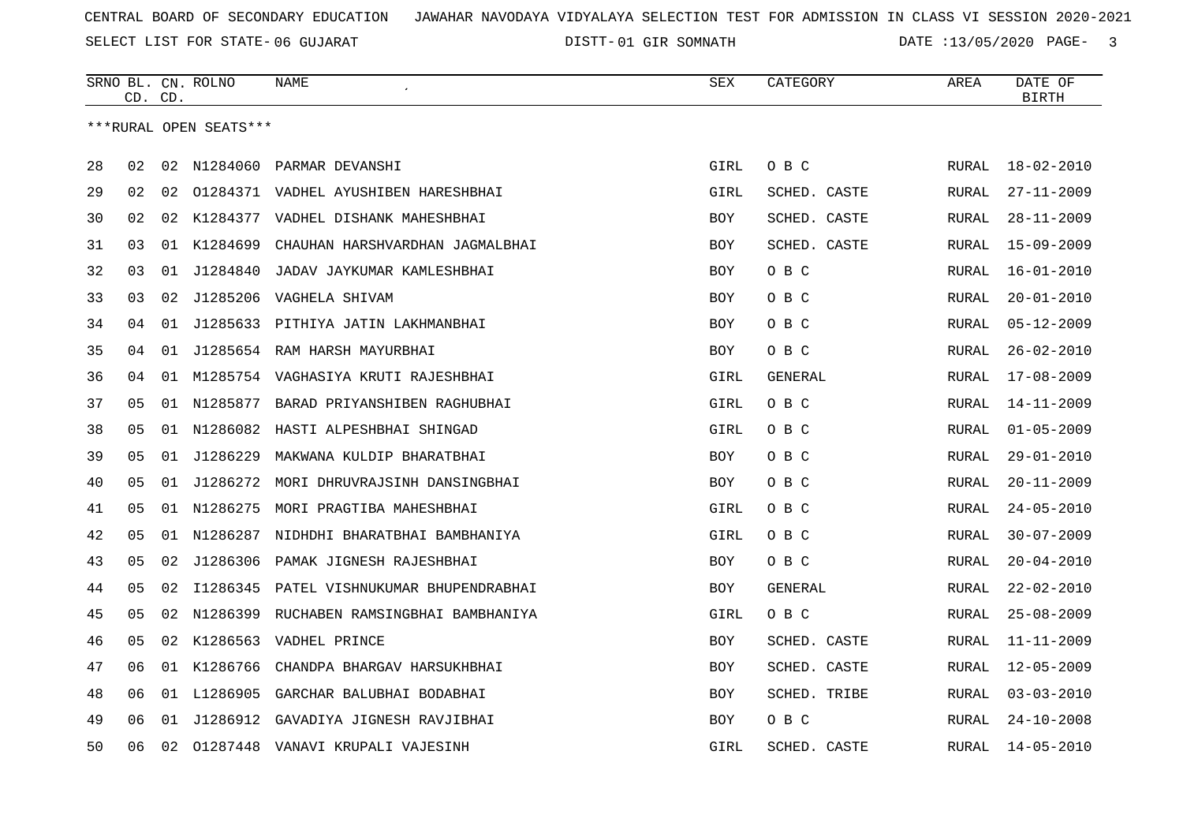CENTRAL BOARD OF SECONDARY EDUCATION JAWAHAR NAVODAYA VIDYALAYA SELECTION TEST FOR ADMISSION IN CLASS VI SESSION 2020-2021

SELECT LIST FOR STATE- 06 GUJARAT DISTT- 01 GIR SOMNATH DATE :13/05/2020

| SRNO | BL. CD. | CN. CD. | ROLNO | NAME | SEX | CATEGORY | AREA | DATE OF BIRTH |
|---|---|---|---|---|---|---|---|---|

***RURAL OPEN SEATS***

| SRNO | BL. CD. | CN. CD. | ROLNO | NAME | SEX | CATEGORY | AREA | DATE OF BIRTH |
|---|---|---|---|---|---|---|---|---|
| 28 | 02 | 02 | N1284060 | PARMAR DEVANSHI | GIRL | O B C | RURAL | 18-02-2010 |
| 29 | 02 | 02 | O1284371 | VADHEL AYUSHIBEN HARESHBHAI | GIRL | SCHED. CASTE | RURAL | 27-11-2009 |
| 30 | 02 | 02 | K1284377 | VADHEL DISHANK MAHESHBHAI | BOY | SCHED. CASTE | RURAL | 28-11-2009 |
| 31 | 03 | 01 | K1284699 | CHAUHAN HARSHVARDHAN JAGMALBHAI | BOY | SCHED. CASTE | RURAL | 15-09-2009 |
| 32 | 03 | 01 | J1284840 | JADAV JAYKUMAR KAMLESHBHAI | BOY | O B C | RURAL | 16-01-2010 |
| 33 | 03 | 02 | J1285206 | VAGHELA SHIVAM | BOY | O B C | RURAL | 20-01-2010 |
| 34 | 04 | 01 | J1285633 | PITHIYA JATIN LAKHMANBHAI | BOY | O B C | RURAL | 05-12-2009 |
| 35 | 04 | 01 | J1285654 | RAM HARSH MAYURBHAI | BOY | O B C | RURAL | 26-02-2010 |
| 36 | 04 | 01 | M1285754 | VAGHASIYA KRUTI RAJESHBHAI | GIRL | GENERAL | RURAL | 17-08-2009 |
| 37 | 05 | 01 | N1285877 | BARAD PRIYANSHIBEN RAGHUBHAI | GIRL | O B C | RURAL | 14-11-2009 |
| 38 | 05 | 01 | N1286082 | HASTI ALPESHBHAI SHINGAD | GIRL | O B C | RURAL | 01-05-2009 |
| 39 | 05 | 01 | J1286229 | MAKWANA KULDIP BHARATBHAI | BOY | O B C | RURAL | 29-01-2010 |
| 40 | 05 | 01 | J1286272 | MORI DHRUVRAJSINH DANSINGBHAI | BOY | O B C | RURAL | 20-11-2009 |
| 41 | 05 | 01 | N1286275 | MORI PRAGTIBA MAHESHBHAI | GIRL | O B C | RURAL | 24-05-2010 |
| 42 | 05 | 01 | N1286287 | NIDHDHI BHARATBHAI BAMBHANIYA | GIRL | O B C | RURAL | 30-07-2009 |
| 43 | 05 | 02 | J1286306 | PAMAK JIGNESH RAJESHBHAI | BOY | O B C | RURAL | 20-04-2010 |
| 44 | 05 | 02 | I1286345 | PATEL VISHNUKUMAR BHUPENDRABHAI | BOY | GENERAL | RURAL | 22-02-2010 |
| 45 | 05 | 02 | N1286399 | RUCHABEN RAMSINGBHAI BAMBHANIYA | GIRL | O B C | RURAL | 25-08-2009 |
| 46 | 05 | 02 | K1286563 | VADHEL PRINCE | BOY | SCHED. CASTE | RURAL | 11-11-2009 |
| 47 | 06 | 01 | K1286766 | CHANDPA BHARGAV HARSUKHBHAI | BOY | SCHED. CASTE | RURAL | 12-05-2009 |
| 48 | 06 | 01 | L1286905 | GARCHAR BALUBHAI BODABHAI | BOY | SCHED. TRIBE | RURAL | 03-03-2010 |
| 49 | 06 | 01 | J1286912 | GAVADIYA JIGNESH RAVJIBHAI | BOY | O B C | RURAL | 24-10-2008 |
| 50 | 06 | 02 | O1287448 | VANAVI KRUPALI VAJESINH | GIRL | SCHED. CASTE | RURAL | 14-05-2010 |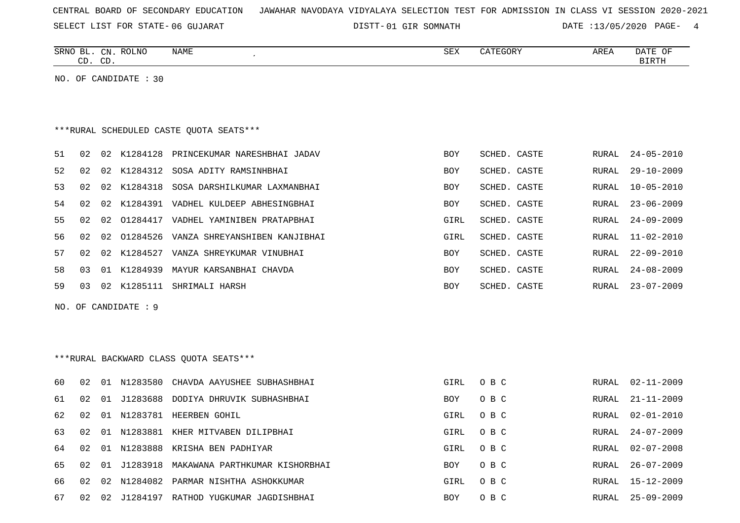CENTRAL BOARD OF SECONDARY EDUCATION JAWAHAR NAVODAYA VIDYALAYA SELECTION TEST FOR ADMISSION IN CLASS VI SESSION 2020-2021

SELECT LIST FOR STATE- 06 GUJARAT DISTT- 01 GIR SOMNATH DATE :13/05/2020

| SRNO | BL. CD. | CN. CD. | ROLNO | NAME | SEX | CATEGORY | AREA | DATE OF BIRTH |
|---|---|---|---|---|---|---|---|---|

NO. OF CANDIDATE : 30

***RURAL SCHEDULED CASTE QUOTA SEATS***

| SRNO | BL. CD. | CN. CD. | ROLNO | NAME | SEX | CATEGORY | AREA | DATE OF BIRTH |
|---|---|---|---|---|---|---|---|---|
| 51 | 02 | 02 | K1284128 | PRINCEKUMAR NARESHBHAI JADAV | BOY | SCHED. CASTE | RURAL | 24-05-2010 |
| 52 | 02 | 02 | K1284312 | SOSA ADITY RAMSINHBHAI | BOY | SCHED. CASTE | RURAL | 29-10-2009 |
| 53 | 02 | 02 | K1284318 | SOSA DARSHILKUMAR LAXMANBHAI | BOY | SCHED. CASTE | RURAL | 10-05-2010 |
| 54 | 02 | 02 | K1284391 | VADHEL KULDEEP ABHESINGBHAI | BOY | SCHED. CASTE | RURAL | 23-06-2009 |
| 55 | 02 | 02 | O1284417 | VADHEL YAMINIBEN PRATAPBHAI | GIRL | SCHED. CASTE | RURAL | 24-09-2009 |
| 56 | 02 | 02 | O1284526 | VANZA SHREYANSHIBEN KANJIBHAI | GIRL | SCHED. CASTE | RURAL | 11-02-2010 |
| 57 | 02 | 02 | K1284527 | VANZA SHREYKUMAR VINUBHAI | BOY | SCHED. CASTE | RURAL | 22-09-2010 |
| 58 | 03 | 01 | K1284939 | MAYUR KARSANBHAI CHAVDA | BOY | SCHED. CASTE | RURAL | 24-08-2009 |
| 59 | 03 | 02 | K1285111 | SHRIMALI HARSH | BOY | SCHED. CASTE | RURAL | 23-07-2009 |

NO. OF CANDIDATE : 9

***RURAL BACKWARD CLASS QUOTA SEATS***

| SRNO | BL. CD. | CN. CD. | ROLNO | NAME | SEX | CATEGORY | AREA | DATE OF BIRTH |
|---|---|---|---|---|---|---|---|---|
| 60 | 02 | 01 | N1283580 | CHAVDA AAYUSHEE SUBHASHBHAI | GIRL | O B C | RURAL | 02-11-2009 |
| 61 | 02 | 01 | J1283688 | DODIYA DHRUVIK SUBHASHBHAI | BOY | O B C | RURAL | 21-11-2009 |
| 62 | 02 | 01 | N1283781 | HEERBEN GOHIL | GIRL | O B C | RURAL | 02-01-2010 |
| 63 | 02 | 01 | N1283881 | KHER MITVABEN DILIPBHAI | GIRL | O B C | RURAL | 24-07-2009 |
| 64 | 02 | 01 | N1283888 | KRISHA BEN PADHIYAR | GIRL | O B C | RURAL | 02-07-2008 |
| 65 | 02 | 01 | J1283918 | MAKAWANA PARTHKUMAR KISHORBHAI | BOY | O B C | RURAL | 26-07-2009 |
| 66 | 02 | 02 | N1284082 | PARMAR NISHTHA ASHOKKUMAR | GIRL | O B C | RURAL | 15-12-2009 |
| 67 | 02 | 02 | J1284197 | RATHOD YUGKUMAR JAGDISHBHAI | BOY | O B C | RURAL | 25-09-2009 |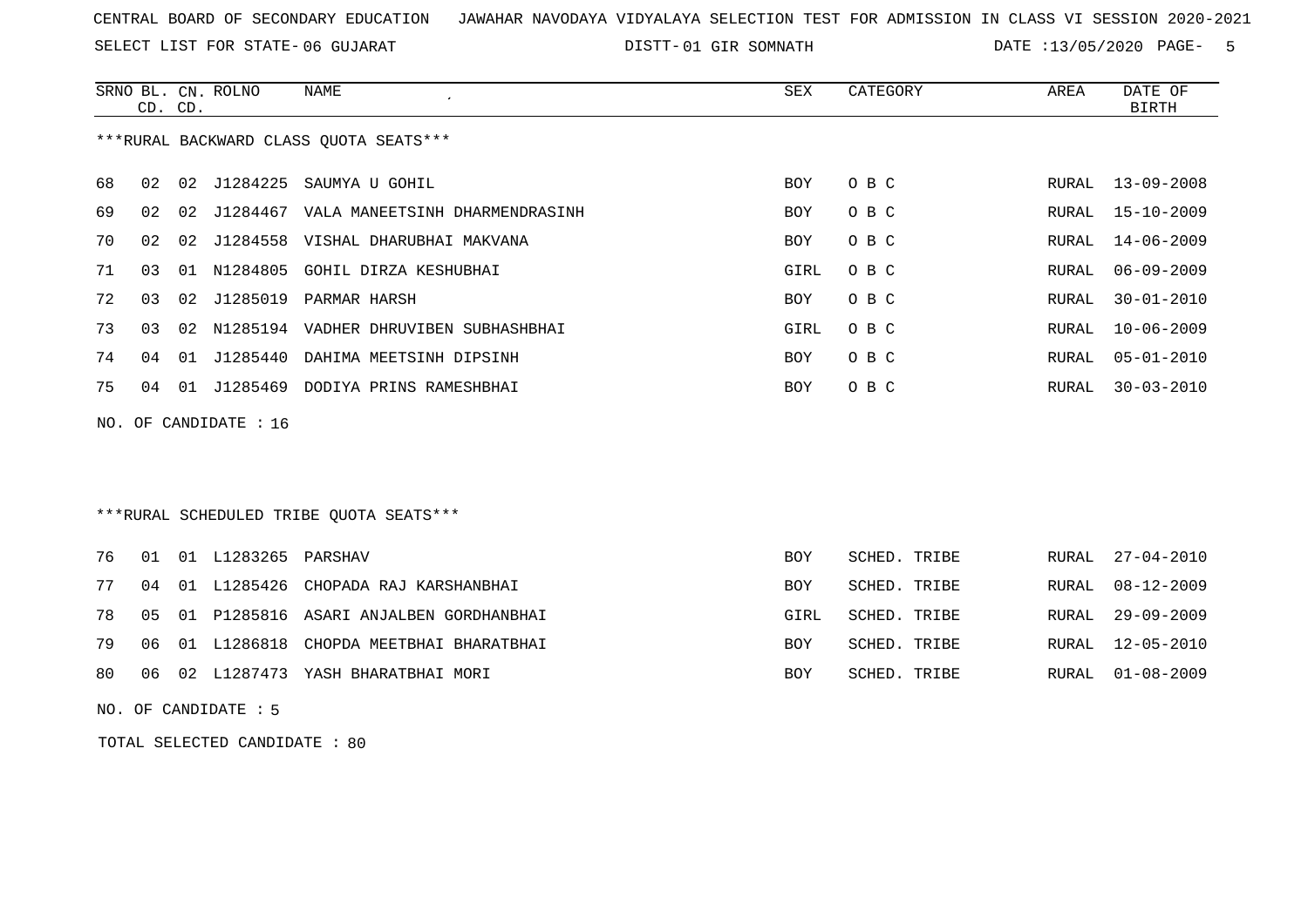CENTRAL BOARD OF SECONDARY EDUCATION JAWAHAR NAVODAYA VIDYALAYA SELECTION TEST FOR ADMISSION IN CLASS VI SESSION 2020-2021

SELECT LIST FOR STATE- 06 GUJARAT DISTT- 01 GIR SOMNATH DATE :13/05/2020

***RURAL BACKWARD CLASS QUOTA SEATS***

| SRNO | BL. CD. | CN. CD. | ROLNO | NAME | SEX | CATEGORY | AREA | DATE OF BIRTH |
|---|---|---|---|---|---|---|---|---|
| 68 | 02 | 02 | J1284225 | SAUMYA U GOHIL | BOY | O B C | RURAL | 13-09-2008 |
| 69 | 02 | 02 | J1284467 | VALA MANEETSINH DHARMENDRASINH | BOY | O B C | RURAL | 15-10-2009 |
| 70 | 02 | 02 | J1284558 | VISHAL DHARUBHAI MAKVANA | BOY | O B C | RURAL | 14-06-2009 |
| 71 | 03 | 01 | N1284805 | GOHIL DIRZA KESHUBHAI | GIRL | O B C | RURAL | 06-09-2009 |
| 72 | 03 | 02 | J1285019 | PARMAR HARSH | BOY | O B C | RURAL | 30-01-2010 |
| 73 | 03 | 02 | N1285194 | VADHER DHRUVIBEN SUBHASHBHAI | GIRL | O B C | RURAL | 10-06-2009 |
| 74 | 04 | 01 | J1285440 | DAHIMA MEETSINH DIPSINH | BOY | O B C | RURAL | 05-01-2010 |
| 75 | 04 | 01 | J1285469 | DODIYA PRINS RAMESHBHAI | BOY | O B C | RURAL | 30-03-2010 |

NO. OF CANDIDATE : 16

***RURAL SCHEDULED TRIBE QUOTA SEATS***

| SRNO | BL. CD. | CN. CD. | ROLNO | NAME | SEX | CATEGORY | AREA | DATE OF BIRTH |
|---|---|---|---|---|---|---|---|---|
| 76 | 01 | 01 | L1283265 | PARSHAV | BOY | SCHED. TRIBE | RURAL | 27-04-2010 |
| 77 | 04 | 01 | L1285426 | CHOPADA RAJ KARSHANBHAI | BOY | SCHED. TRIBE | RURAL | 08-12-2009 |
| 78 | 05 | 01 | P1285816 | ASARI ANJALBEN GORDHANBHAI | GIRL | SCHED. TRIBE | RURAL | 29-09-2009 |
| 79 | 06 | 01 | L1286818 | CHOPDA MEETBHAI BHARATBHAI | BOY | SCHED. TRIBE | RURAL | 12-05-2010 |
| 80 | 06 | 02 | L1287473 | YASH BHARATBHAI MORI | BOY | SCHED. TRIBE | RURAL | 01-08-2009 |

NO. OF CANDIDATE : 5

TOTAL SELECTED CANDIDATE : 80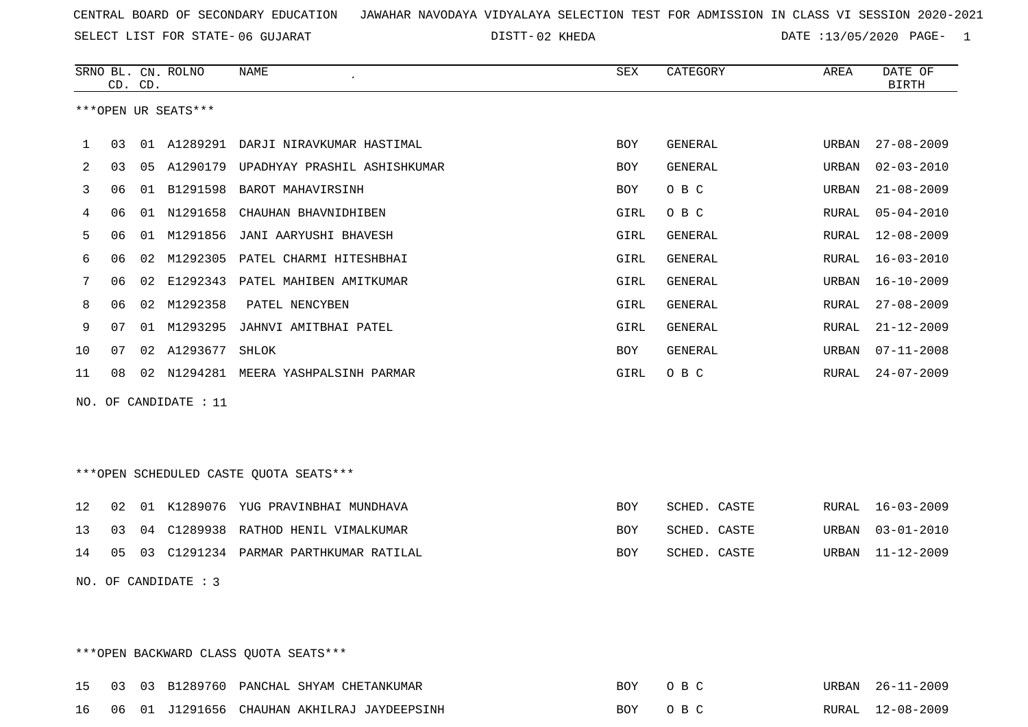CENTRAL BOARD OF SECONDARY EDUCATION JAWAHAR NAVODAYA VIDYALAYA SELECTION TEST FOR ADMISSION IN CLASS VI SESSION 2020-2021

SELECT LIST FOR STATE- 06 GUJARAT DISTT- 02 KHEDA DATE :13/05/2020

***OPEN UR SEATS***

| SRNO | BL. CD. | CN. CD. | ROLNO | NAME | SEX | CATEGORY | AREA | DATE OF BIRTH |
|---|---|---|---|---|---|---|---|---|
| 1 | 03 | 01 | A1289291 | DARJI NIRAVKUMAR HASTIMAL | BOY | GENERAL | URBAN | 27-08-2009 |
| 2 | 03 | 05 | A1290179 | UPADHYAY PRASHIL ASHISHKUMAR | BOY | GENERAL | URBAN | 02-03-2010 |
| 3 | 06 | 01 | B1291598 | BAROT MAHAVIRSINH | BOY | O B C | URBAN | 21-08-2009 |
| 4 | 06 | 01 | N1291658 | CHAUHAN BHAVNIDHIBEN | GIRL | O B C | RURAL | 05-04-2010 |
| 5 | 06 | 01 | M1291856 | JANI AARYUSHI BHAVESH | GIRL | GENERAL | RURAL | 12-08-2009 |
| 6 | 06 | 02 | M1292305 | PATEL CHARMI HITESHBHAI | GIRL | GENERAL | RURAL | 16-03-2010 |
| 7 | 06 | 02 | E1292343 | PATEL MAHIBEN AMITKUMAR | GIRL | GENERAL | URBAN | 16-10-2009 |
| 8 | 06 | 02 | M1292358 | PATEL NENCYBEN | GIRL | GENERAL | RURAL | 27-08-2009 |
| 9 | 07 | 01 | M1293295 | JAHNVI AMITBHAI PATEL | GIRL | GENERAL | RURAL | 21-12-2009 |
| 10 | 07 | 02 | A1293677 | SHLOK | BOY | GENERAL | URBAN | 07-11-2008 |
| 11 | 08 | 02 | N1294281 | MEERA YASHPALSINH PARMAR | GIRL | O B C | RURAL | 24-07-2009 |

NO. OF CANDIDATE : 11

***OPEN SCHEDULED CASTE QUOTA SEATS***

| SRNO | BL. CD. | CN. CD. | ROLNO | NAME | SEX | CATEGORY | AREA | DATE OF BIRTH |
|---|---|---|---|---|---|---|---|---|
| 12 | 02 | 01 | K1289076 | YUG PRAVINBHAI MUNDHAVA | BOY | SCHED. CASTE | RURAL | 16-03-2009 |
| 13 | 03 | 04 | C1289938 | RATHOD HENIL VIMALKUMAR | BOY | SCHED. CASTE | URBAN | 03-01-2010 |
| 14 | 05 | 03 | C1291234 | PARMAR PARTHKUMAR RATILAL | BOY | SCHED. CASTE | URBAN | 11-12-2009 |

NO. OF CANDIDATE : 3

***OPEN BACKWARD CLASS QUOTA SEATS***

| SRNO | BL. CD. | CN. CD. | ROLNO | NAME | SEX | CATEGORY | AREA | DATE OF BIRTH |
|---|---|---|---|---|---|---|---|---|
| 15 | 03 | 03 | B1289760 | PANCHAL SHYAM CHETANKUMAR | BOY | O B C | URBAN | 26-11-2009 |
| 16 | 06 | 01 | J1291656 | CHAUHAN AKHILRAJ JAYDEEPSINH | BOY | O B C | RURAL | 12-08-2009 |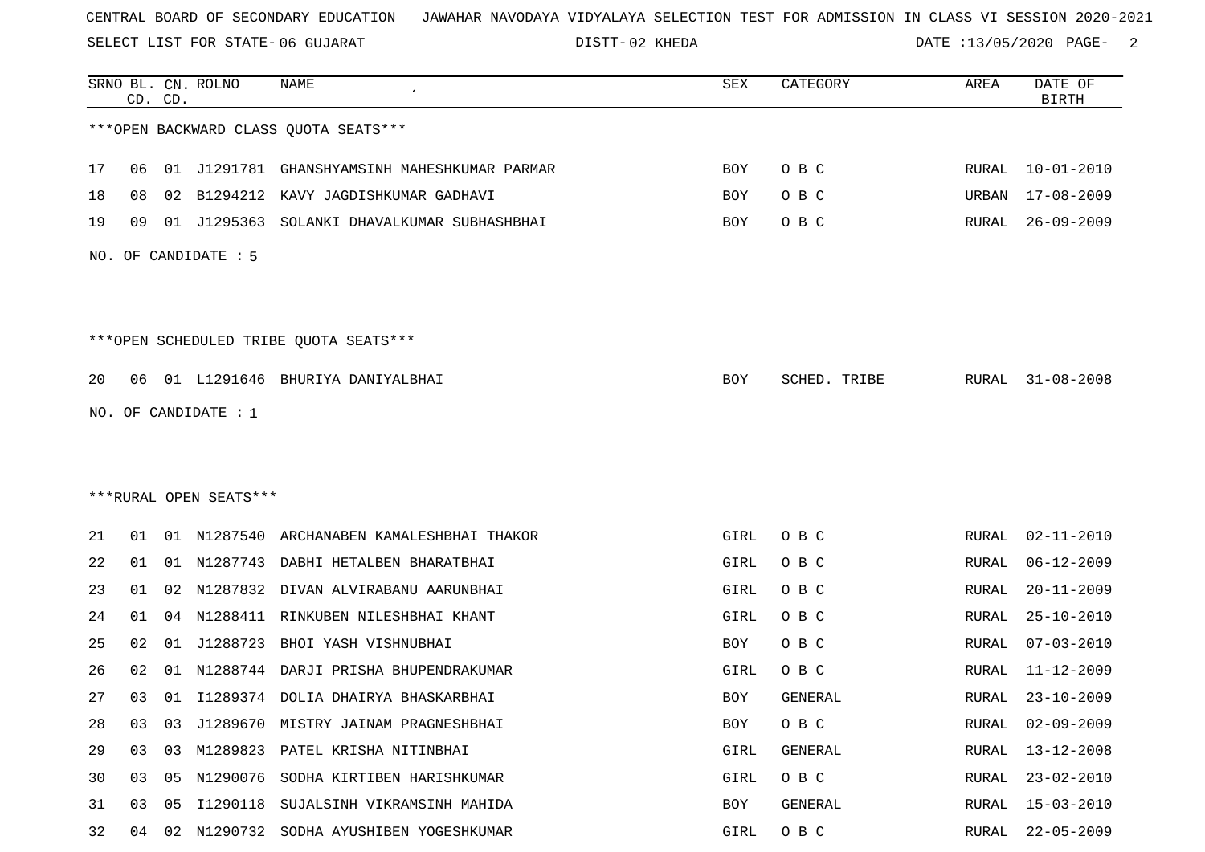CENTRAL BOARD OF SECONDARY EDUCATION JAWAHAR NAVODAYA VIDYALAYA SELECTION TEST FOR ADMISSION IN CLASS VI SESSION 2020-2021

SELECT LIST FOR STATE- 06 GUJARAT DISTT- 02 KHEDA DATE :13/05/2020

| SRNO | BL. CD. | CN. CD. | ROLNO | NAME | SEX | CATEGORY | AREA | DATE OF BIRTH |
|---|---|---|---|---|---|---|---|---|

***OPEN BACKWARD CLASS QUOTA SEATS***

| SRNO | BL. CD. | CN. CD. | ROLNO | NAME | SEX | CATEGORY | AREA | DATE OF BIRTH |
|---|---|---|---|---|---|---|---|---|
| 17 | 06 | 01 | J1291781 | GHANSHYAMSINH MAHESHKUMAR PARMAR | BOY | O B C | RURAL | 10-01-2010 |
| 18 | 08 | 02 | B1294212 | KAVY JAGDISHKUMAR GADHAVI | BOY | O B C | URBAN | 17-08-2009 |
| 19 | 09 | 01 | J1295363 | SOLANKI DHAVALKUMAR SUBHASHBHAI | BOY | O B C | RURAL | 26-09-2009 |

NO. OF CANDIDATE : 5

***OPEN SCHEDULED TRIBE QUOTA SEATS***

| SRNO | BL. CD. | CN. CD. | ROLNO | NAME | SEX | CATEGORY | AREA | DATE OF BIRTH |
|---|---|---|---|---|---|---|---|---|
| 20 | 06 | 01 | L1291646 | BHURIYA DANIYALBHAI | BOY | SCHED. TRIBE | RURAL | 31-08-2008 |

NO. OF CANDIDATE : 1

***RURAL OPEN SEATS***

| SRNO | BL. CD. | CN. CD. | ROLNO | NAME | SEX | CATEGORY | AREA | DATE OF BIRTH |
|---|---|---|---|---|---|---|---|---|
| 21 | 01 | 01 | N1287540 | ARCHANABEN KAMALESHBHAI THAKOR | GIRL | O B C | RURAL | 02-11-2010 |
| 22 | 01 | 01 | N1287743 | DABHI HETALBEN BHARATBHAI | GIRL | O B C | RURAL | 06-12-2009 |
| 23 | 01 | 02 | N1287832 | DIVAN ALVIRABANU AARUNBHAI | GIRL | O B C | RURAL | 20-11-2009 |
| 24 | 01 | 04 | N1288411 | RINKUBEN NILESHBHAI KHANT | GIRL | O B C | RURAL | 25-10-2010 |
| 25 | 02 | 01 | J1288723 | BHOI YASH VISHNUBHAI | BOY | O B C | RURAL | 07-03-2010 |
| 26 | 02 | 01 | N1288744 | DARJI PRISHA BHUPENDRAKUMAR | GIRL | O B C | RURAL | 11-12-2009 |
| 27 | 03 | 01 | I1289374 | DOLIA DHAIRYA BHASKARBHAI | BOY | GENERAL | RURAL | 23-10-2009 |
| 28 | 03 | 03 | J1289670 | MISTRY JAINAM PRAGNESHBHAI | BOY | O B C | RURAL | 02-09-2009 |
| 29 | 03 | 03 | M1289823 | PATEL KRISHA NITINBHAI | GIRL | GENERAL | RURAL | 13-12-2008 |
| 30 | 03 | 05 | N1290076 | SODHA KIRTIBEN HARISHKUMAR | GIRL | O B C | RURAL | 23-02-2010 |
| 31 | 03 | 05 | I1290118 | SUJALSINH VIKRAMSINH MAHIDA | BOY | GENERAL | RURAL | 15-03-2010 |
| 32 | 04 | 02 | N1290732 | SODHA AYUSHIBEN YOGESHKUMAR | GIRL | O B C | RURAL | 22-05-2009 |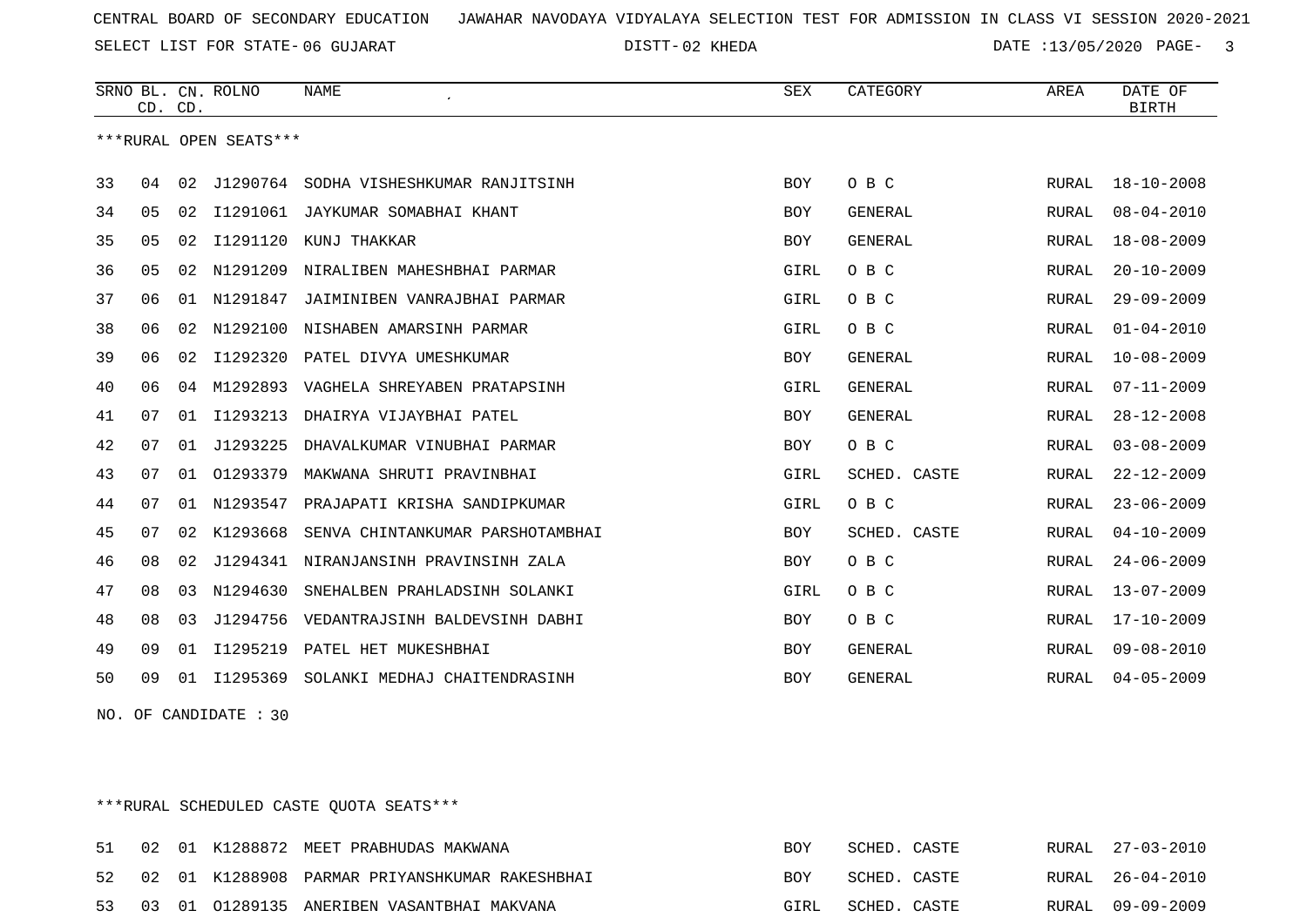CENTRAL BOARD OF SECONDARY EDUCATION JAWAHAR NAVODAYA VIDYALAYA SELECTION TEST FOR ADMISSION IN CLASS VI SESSION 2020-2021

SELECT LIST FOR STATE- 06 GUJARAT DISTT- 02 KHEDA DATE :13/05/2020

| SRNO | BL. CD. | CN. CD. | ROLNO | NAME | SEX | CATEGORY | AREA | DATE OF BIRTH |
|---|---|---|---|---|---|---|---|---|

***RURAL OPEN SEATS***

| SRNO | BL. CD. | CN. CD. | ROLNO | NAME | SEX | CATEGORY | AREA | DATE OF BIRTH |
|---|---|---|---|---|---|---|---|---|
| 33 | 04 | 02 | J1290764 | SODHA VISHESHKUMAR RANJITSINH | BOY | O B C | RURAL | 18-10-2008 |
| 34 | 05 | 02 | I1291061 | JAYKUMAR SOMABHAI KHANT | BOY | GENERAL | RURAL | 08-04-2010 |
| 35 | 05 | 02 | I1291120 | KUNJ THAKKAR | BOY | GENERAL | RURAL | 18-08-2009 |
| 36 | 05 | 02 | N1291209 | NIRALIBEN MAHESHBHAI PARMAR | GIRL | O B C | RURAL | 20-10-2009 |
| 37 | 06 | 01 | N1291847 | JAIMINIBEN VANRAJBHAI PARMAR | GIRL | O B C | RURAL | 29-09-2009 |
| 38 | 06 | 02 | N1292100 | NISHABEN AMARSINH PARMAR | GIRL | O B C | RURAL | 01-04-2010 |
| 39 | 06 | 02 | I1292320 | PATEL DIVYA UMESHKUMAR | BOY | GENERAL | RURAL | 10-08-2009 |
| 40 | 06 | 04 | M1292893 | VAGHELA SHREYABEN PRATAPSINH | GIRL | GENERAL | RURAL | 07-11-2009 |
| 41 | 07 | 01 | I1293213 | DHAIRYA VIJAYBHAI PATEL | BOY | GENERAL | RURAL | 28-12-2008 |
| 42 | 07 | 01 | J1293225 | DHAVALKUMAR VINUBHAI PARMAR | BOY | O B C | RURAL | 03-08-2009 |
| 43 | 07 | 01 | O1293379 | MAKWANA SHRUTI PRAVINBHAI | GIRL | SCHED. CASTE | RURAL | 22-12-2009 |
| 44 | 07 | 01 | N1293547 | PRAJAPATI KRISHA SANDIPKUMAR | GIRL | O B C | RURAL | 23-06-2009 |
| 45 | 07 | 02 | K1293668 | SENVA CHINTANKUMAR PARSHOTAMBHAI | BOY | SCHED. CASTE | RURAL | 04-10-2009 |
| 46 | 08 | 02 | J1294341 | NIRANJANSINH PRAVINSINH ZALA | BOY | O B C | RURAL | 24-06-2009 |
| 47 | 08 | 03 | N1294630 | SNEHALBEN PRAHLADSINH SOLANKI | GIRL | O B C | RURAL | 13-07-2009 |
| 48 | 08 | 03 | J1294756 | VEDANTRAJSINH BALDEVSINH DABHI | BOY | O B C | RURAL | 17-10-2009 |
| 49 | 09 | 01 | I1295219 | PATEL HET MUKESHBHAI | BOY | GENERAL | RURAL | 09-08-2010 |
| 50 | 09 | 01 | I1295369 | SOLANKI MEDHAJ CHAITENDRASINH | BOY | GENERAL | RURAL | 04-05-2009 |

NO. OF CANDIDATE : 30

***RURAL SCHEDULED CASTE QUOTA SEATS***

| SRNO | BL. CD. | CN. CD. | ROLNO | NAME | SEX | CATEGORY | AREA | DATE OF BIRTH |
|---|---|---|---|---|---|---|---|---|
| 51 | 02 | 01 | K1288872 | MEET PRABHUDAS MAKWANA | BOY | SCHED. CASTE | RURAL | 27-03-2010 |
| 52 | 02 | 01 | K1288908 | PARMAR PRIYANSHKUMAR RAKESHBHAI | BOY | SCHED. CASTE | RURAL | 26-04-2010 |
| 53 | 03 | 01 | O1289135 | ANERIBEN VASANTBHAI MAKVANA | GIRL | SCHED. CASTE | RURAL | 09-09-2009 |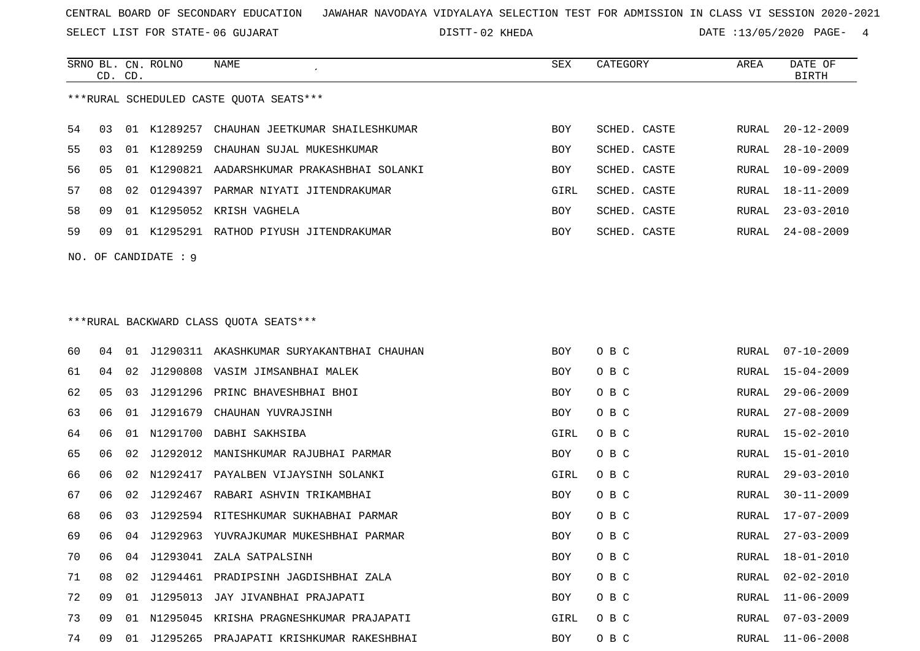CENTRAL BOARD OF SECONDARY EDUCATION   JAWAHAR NAVODAYA VIDYALAYA SELECTION TEST FOR ADMISSION IN CLASS VI SESSION 2020-2021

SELECT LIST FOR STATE- 06 GUJARAT   DISTT- 02 KHEDA   DATE :13/05/2020

***RURAL SCHEDULED CASTE QUOTA SEATS***

| SRNO | BL. CD. | CN. CD. | ROLNO | NAME | SEX | CATEGORY | AREA | DATE OF BIRTH |
|---|---|---|---|---|---|---|---|---|
| 54 | 03 | 01 | K1289257 | CHAUHAN JEETKUMAR SHAILESHKUMAR | BOY | SCHED. CASTE | RURAL | 20-12-2009 |
| 55 | 03 | 01 | K1289259 | CHAUHAN SUJAL MUKESHKUMAR | BOY | SCHED. CASTE | RURAL | 28-10-2009 |
| 56 | 05 | 01 | K1290821 | AADARSHKUMAR PRAKASHBHAI SOLANKI | BOY | SCHED. CASTE | RURAL | 10-09-2009 |
| 57 | 08 | 02 | O1294397 | PARMAR NIYATI JITENDRAKUMAR | GIRL | SCHED. CASTE | RURAL | 18-11-2009 |
| 58 | 09 | 01 | K1295052 | KRISH VAGHELA | BOY | SCHED. CASTE | RURAL | 23-03-2010 |
| 59 | 09 | 01 | K1295291 | RATHOD PIYUSH JITENDRAKUMAR | BOY | SCHED. CASTE | RURAL | 24-08-2009 |

NO. OF CANDIDATE : 9

***RURAL BACKWARD CLASS QUOTA SEATS***

| SRNO | BL. CD. | CN. CD. | ROLNO | NAME | SEX | CATEGORY | AREA | DATE OF BIRTH |
|---|---|---|---|---|---|---|---|---|
| 60 | 04 | 01 | J1290311 | AKASHKUMAR SURYAKANTBHAI CHAUHAN | BOY | O B C | RURAL | 07-10-2009 |
| 61 | 04 | 02 | J1290808 | VASIM JIMSANBHAI MALEK | BOY | O B C | RURAL | 15-04-2009 |
| 62 | 05 | 03 | J1291296 | PRINC BHAVESHBHAI BHOI | BOY | O B C | RURAL | 29-06-2009 |
| 63 | 06 | 01 | J1291679 | CHAUHAN YUVRAJSINH | BOY | O B C | RURAL | 27-08-2009 |
| 64 | 06 | 01 | N1291700 | DABHI SAKHSIBA | GIRL | O B C | RURAL | 15-02-2010 |
| 65 | 06 | 02 | J1292012 | MANISHKUMAR RAJUBHAI PARMAR | BOY | O B C | RURAL | 15-01-2010 |
| 66 | 06 | 02 | N1292417 | PAYALBEN VIJAYSINH SOLANKI | GIRL | O B C | RURAL | 29-03-2010 |
| 67 | 06 | 02 | J1292467 | RABARI ASHVIN TRIKAMBHAI | BOY | O B C | RURAL | 30-11-2009 |
| 68 | 06 | 03 | J1292594 | RITESHKUMAR SUKHABHAI PARMAR | BOY | O B C | RURAL | 17-07-2009 |
| 69 | 06 | 04 | J1292963 | YUVRAJKUMAR MUKESHBHAI PARMAR | BOY | O B C | RURAL | 27-03-2009 |
| 70 | 06 | 04 | J1293041 | ZALA SATPALSINH | BOY | O B C | RURAL | 18-01-2010 |
| 71 | 08 | 02 | J1294461 | PRADIPSINH JAGDISHBHAI ZALA | BOY | O B C | RURAL | 02-02-2010 |
| 72 | 09 | 01 | J1295013 | JAY JIVANBHAI PRAJAPATI | BOY | O B C | RURAL | 11-06-2009 |
| 73 | 09 | 01 | N1295045 | KRISHA PRAGNESHKUMAR PRAJAPATI | GIRL | O B C | RURAL | 07-03-2009 |
| 74 | 09 | 01 | J1295265 | PRAJAPATI KRISHKUMAR RAKESHBHAI | BOY | O B C | RURAL | 11-06-2008 |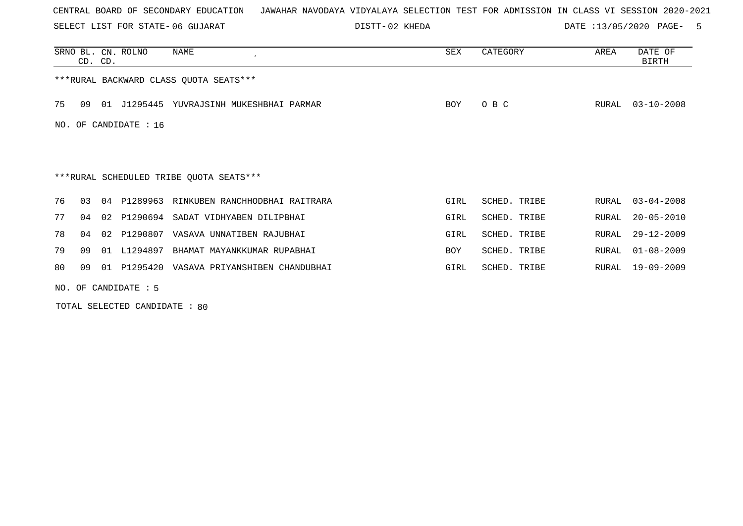CENTRAL BOARD OF SECONDARY EDUCATION JAWAHAR NAVODAYA VIDYALAYA SELECTION TEST FOR ADMISSION IN CLASS VI SESSION 2020-2021

SELECT LIST FOR STATE- 06 GUJARAT DISTT- 02 KHEDA DATE :13/05/2020

| SRNO | BL. CD. | CN. CD. | ROLNO | NAME | SEX | CATEGORY | AREA | DATE OF BIRTH |
|---|---|---|---|---|---|---|---|---|
| ***RURAL BACKWARD CLASS QUOTA SEATS*** | | | | | | | | |
| 75 | 09 | 01 | J1295445 | YUVRAJSINH MUKESHBHAI PARMAR | BOY | O B C | RURAL | 03-10-2008 |

NO. OF CANDIDATE : 16

| SRNO | BL. CD. | CN. CD. | ROLNO | NAME | SEX | CATEGORY | AREA | DATE OF BIRTH |
|---|---|---|---|---|---|---|---|---|
| ***RURAL SCHEDULED TRIBE QUOTA SEATS*** | | | | | | | | |
| 76 | 03 | 04 | P1289963 | RINKUBEN RANCHHODBHAI RAITRARA | GIRL | SCHED. TRIBE | RURAL | 03-04-2008 |
| 77 | 04 | 02 | P1290694 | SADAT VIDHYABEN DILIPBHAI | GIRL | SCHED. TRIBE | RURAL | 20-05-2010 |
| 78 | 04 | 02 | P1290807 | VASAVA UNNATIBEN RAJUBHAI | GIRL | SCHED. TRIBE | RURAL | 29-12-2009 |
| 79 | 09 | 01 | L1294897 | BHAMAT MAYANKKUMAR RUPABHAI | BOY | SCHED. TRIBE | RURAL | 01-08-2009 |
| 80 | 09 | 01 | P1295420 | VASAVA PRIYANSHIBEN CHANDUBHAI | GIRL | SCHED. TRIBE | RURAL | 19-09-2009 |

NO. OF CANDIDATE : 5

TOTAL SELECTED CANDIDATE : 80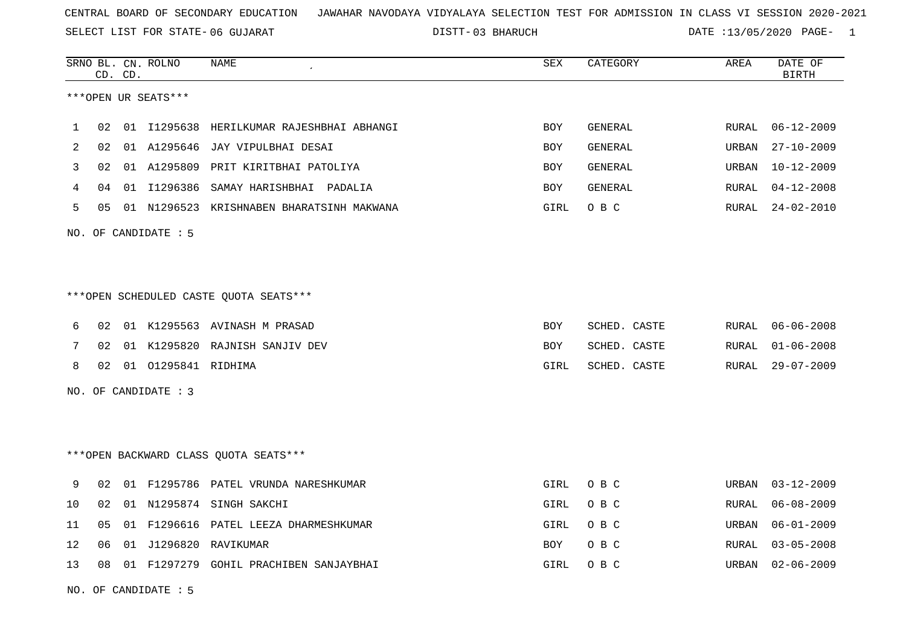CENTRAL BOARD OF SECONDARY EDUCATION JAWAHAR NAVODAYA VIDYALAYA SELECTION TEST FOR ADMISSION IN CLASS VI SESSION 2020-2021

SELECT LIST FOR STATE- 06 GUJARAT DISTT- 03 BHARUCH DATE :13/05/2020 PAGE- 1

***OPEN UR SEATS***

| SRNO | BL. CD. | CN. CD. | ROLNO | NAME | SEX | CATEGORY | AREA | DATE OF BIRTH |
|---|---|---|---|---|---|---|---|---|
| 1 | 02 | 01 | I1295638 | HERILKUMAR RAJESHBHAI ABHANGI | BOY | GENERAL | RURAL | 06-12-2009 |
| 2 | 02 | 01 | A1295646 | JAY VIPULBHAI DESAI | BOY | GENERAL | URBAN | 27-10-2009 |
| 3 | 02 | 01 | A1295809 | PRIT KIRITBHAI PATOLIYA | BOY | GENERAL | URBAN | 10-12-2009 |
| 4 | 04 | 01 | I1296386 | SAMAY HARISHBHAI PADALIA | BOY | GENERAL | RURAL | 04-12-2008 |
| 5 | 05 | 01 | N1296523 | KRISHNABEN BHARATSINH MAKWANA | GIRL | O B C | RURAL | 24-02-2010 |

NO. OF CANDIDATE : 5

***OPEN SCHEDULED CASTE QUOTA SEATS***

| SRNO | BL. CD. | CN. CD. | ROLNO | NAME | SEX | CATEGORY | AREA | DATE OF BIRTH |
|---|---|---|---|---|---|---|---|---|
| 6 | 02 | 01 | K1295563 | AVINASH M PRASAD | BOY | SCHED. CASTE | RURAL | 06-06-2008 |
| 7 | 02 | 01 | K1295820 | RAJNISH SANJIV DEV | BOY | SCHED. CASTE | RURAL | 01-06-2008 |
| 8 | 02 | 01 | O1295841 | RIDHIMA | GIRL | SCHED. CASTE | RURAL | 29-07-2009 |

NO. OF CANDIDATE : 3

***OPEN BACKWARD CLASS QUOTA SEATS***

| SRNO | BL. CD. | CN. CD. | ROLNO | NAME | SEX | CATEGORY | AREA | DATE OF BIRTH |
|---|---|---|---|---|---|---|---|---|
| 9 | 02 | 01 | F1295786 | PATEL VRUNDA NARESHKUMAR | GIRL | O B C | URBAN | 03-12-2009 |
| 10 | 02 | 01 | N1295874 | SINGH SAKCHI | GIRL | O B C | RURAL | 06-08-2009 |
| 11 | 05 | 01 | F1296616 | PATEL LEEZA DHARMESHKUMAR | GIRL | O B C | URBAN | 06-01-2009 |
| 12 | 06 | 01 | J1296820 | RAVIKUMAR | BOY | O B C | RURAL | 03-05-2008 |
| 13 | 08 | 01 | F1297279 | GOHIL PRACHIBEN SANJAYBHAI | GIRL | O B C | URBAN | 02-06-2009 |

NO. OF CANDIDATE : 5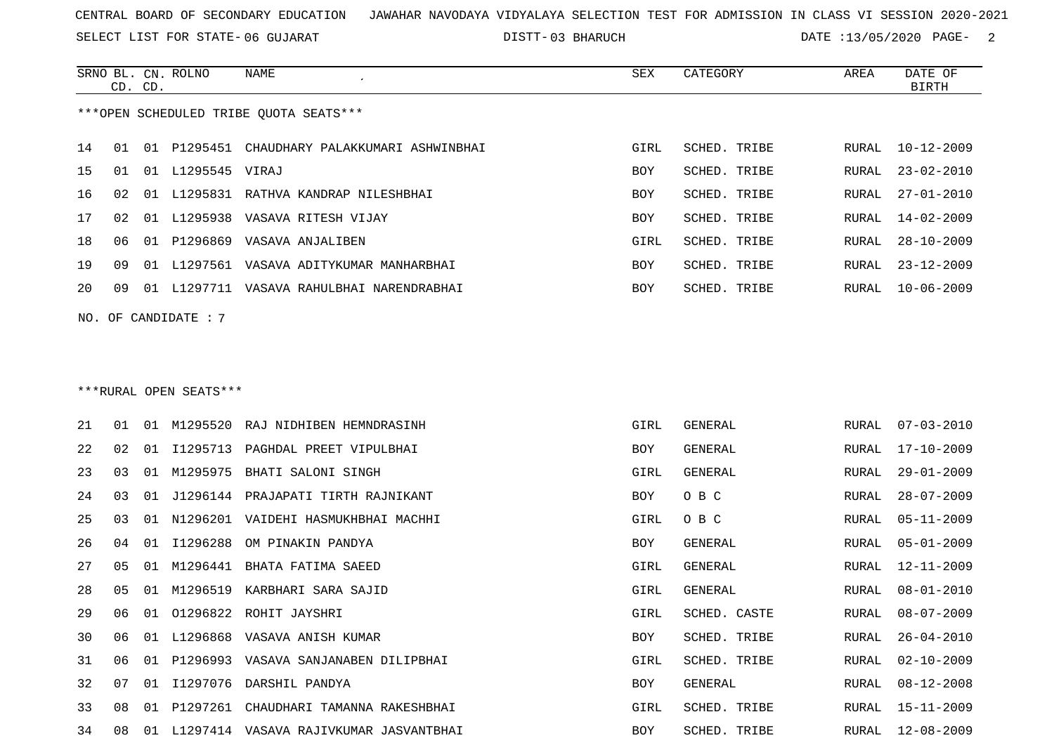CENTRAL BOARD OF SECONDARY EDUCATION JAWAHAR NAVODAYA VIDYALAYA SELECTION TEST FOR ADMISSION IN CLASS VI SESSION 2020-2021

SELECT LIST FOR STATE- 06 GUJARAT DISTT- 03 BHARUCH DATE :13/05/2020

***OPEN SCHEDULED TRIBE QUOTA SEATS***

| SRNO | BL. CD. | CN. CD. | ROLNO | NAME | SEX | CATEGORY | AREA | DATE OF BIRTH |
|---|---|---|---|---|---|---|---|---|
| 14 | 01 | 01 | P1295451 | CHAUDHARY PALAKKUMARI ASHWINBHAI | GIRL | SCHED. TRIBE | RURAL | 10-12-2009 |
| 15 | 01 | 01 | L1295545 | VIRAJ | BOY | SCHED. TRIBE | RURAL | 23-02-2010 |
| 16 | 02 | 01 | L1295831 | RATHVA KANDRAP NILESHBHAI | BOY | SCHED. TRIBE | RURAL | 27-01-2010 |
| 17 | 02 | 01 | L1295938 | VASAVA RITESH VIJAY | BOY | SCHED. TRIBE | RURAL | 14-02-2009 |
| 18 | 06 | 01 | P1296869 | VASAVA ANJALIBEN | GIRL | SCHED. TRIBE | RURAL | 28-10-2009 |
| 19 | 09 | 01 | L1297561 | VASAVA ADITYKUMAR MANHARBHAI | BOY | SCHED. TRIBE | RURAL | 23-12-2009 |
| 20 | 09 | 01 | L1297711 | VASAVA RAHULBHAI NARENDRABHAI | BOY | SCHED. TRIBE | RURAL | 10-06-2009 |

NO. OF CANDIDATE : 7

***RURAL OPEN SEATS***

| SRNO | BL. CD. | CN. CD. | ROLNO | NAME | SEX | CATEGORY | AREA | DATE OF BIRTH |
|---|---|---|---|---|---|---|---|---|
| 21 | 01 | 01 | M1295520 | RAJ NIDHIBEN HEMNDRASINH | GIRL | GENERAL | RURAL | 07-03-2010 |
| 22 | 02 | 01 | I1295713 | PAGHDAL PREET VIPULBHAI | BOY | GENERAL | RURAL | 17-10-2009 |
| 23 | 03 | 01 | M1295975 | BHATI SALONI SINGH | GIRL | GENERAL | RURAL | 29-01-2009 |
| 24 | 03 | 01 | J1296144 | PRAJAPATI TIRTH RAJNIKANT | BOY | O B C | RURAL | 28-07-2009 |
| 25 | 03 | 01 | N1296201 | VAIDEHI HASMUKHBHAI MACHHI | GIRL | O B C | RURAL | 05-11-2009 |
| 26 | 04 | 01 | I1296288 | OM PINAKIN PANDYA | BOY | GENERAL | RURAL | 05-01-2009 |
| 27 | 05 | 01 | M1296441 | BHATA FATIMA SAEED | GIRL | GENERAL | RURAL | 12-11-2009 |
| 28 | 05 | 01 | M1296519 | KARBHARI SARA SAJID | GIRL | GENERAL | RURAL | 08-01-2010 |
| 29 | 06 | 01 | O1296822 | ROHIT JAYSHRI | GIRL | SCHED. CASTE | RURAL | 08-07-2009 |
| 30 | 06 | 01 | L1296868 | VASAVA ANISH KUMAR | BOY | SCHED. TRIBE | RURAL | 26-04-2010 |
| 31 | 06 | 01 | P1296993 | VASAVA SANJANABEN DILIPBHAI | GIRL | SCHED. TRIBE | RURAL | 02-10-2009 |
| 32 | 07 | 01 | I1297076 | DARSHIL PANDYA | BOY | GENERAL | RURAL | 08-12-2008 |
| 33 | 08 | 01 | P1297261 | CHAUDHARI TAMANNA RAKESHBHAI | GIRL | SCHED. TRIBE | RURAL | 15-11-2009 |
| 34 | 08 | 01 | L1297414 | VASAVA RAJIVKUMAR JASVANTBHAI | BOY | SCHED. TRIBE | RURAL | 12-08-2009 |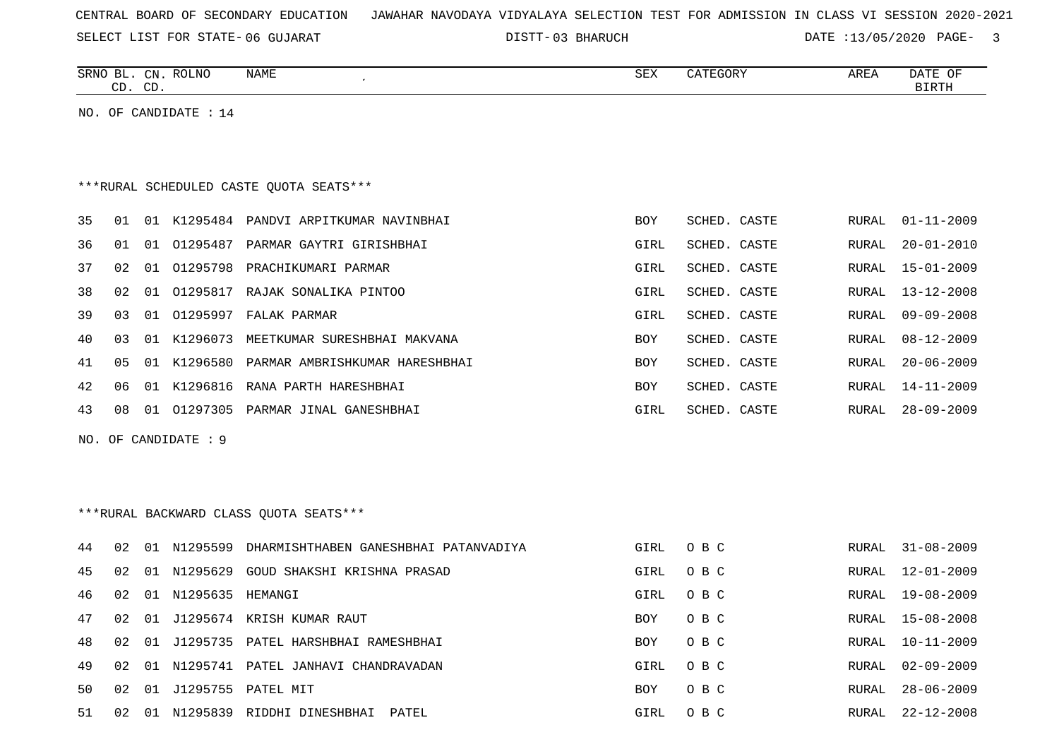CENTRAL BOARD OF SECONDARY EDUCATION JAWAHAR NAVODAYA VIDYALAYA SELECTION TEST FOR ADMISSION IN CLASS VI SESSION 2020-2021

SELECT LIST FOR STATE- 06 GUJARAT DISTT- 03 BHARUCH DATE :13/05/2020

| SRNO | BL. CD. | CN. CD. | ROLNO | NAME | SEX | CATEGORY | AREA | DATE OF BIRTH |
|---|---|---|---|---|---|---|---|---|

NO. OF CANDIDATE : 14

***RURAL SCHEDULED CASTE QUOTA SEATS***

| SRNO | BL. CD. | CN. CD. | ROLNO | NAME | SEX | CATEGORY | AREA | DATE OF BIRTH |
|---|---|---|---|---|---|---|---|---|
| 35 | 01 | 01 | K1295484 | PANDVI ARPITKUMAR NAVINBHAI | BOY | SCHED. CASTE | RURAL | 01-11-2009 |
| 36 | 01 | 01 | O1295487 | PARMAR GAYTRI GIRISHBHAI | GIRL | SCHED. CASTE | RURAL | 20-01-2010 |
| 37 | 02 | 01 | O1295798 | PRACHIKUMARI PARMAR | GIRL | SCHED. CASTE | RURAL | 15-01-2009 |
| 38 | 02 | 01 | O1295817 | RAJAK SONALIKA PINTOO | GIRL | SCHED. CASTE | RURAL | 13-12-2008 |
| 39 | 03 | 01 | O1295997 | FALAK PARMAR | GIRL | SCHED. CASTE | RURAL | 09-09-2008 |
| 40 | 03 | 01 | K1296073 | MEETKUMAR SURESHBHAI MAKVANA | BOY | SCHED. CASTE | RURAL | 08-12-2009 |
| 41 | 05 | 01 | K1296580 | PARMAR AMBRISHKUMAR HARESHBHAI | BOY | SCHED. CASTE | RURAL | 20-06-2009 |
| 42 | 06 | 01 | K1296816 | RANA PARTH HARESHBHAI | BOY | SCHED. CASTE | RURAL | 14-11-2009 |
| 43 | 08 | 01 | O1297305 | PARMAR JINAL GANESHBHAI | GIRL | SCHED. CASTE | RURAL | 28-09-2009 |

NO. OF CANDIDATE : 9

***RURAL BACKWARD CLASS QUOTA SEATS***

| SRNO | BL. CD. | CN. CD. | ROLNO | NAME | SEX | CATEGORY | AREA | DATE OF BIRTH |
|---|---|---|---|---|---|---|---|---|
| 44 | 02 | 01 | N1295599 | DHARMISHTHABEN GANESHBHAI PATANVADIYA | GIRL | O B C | RURAL | 31-08-2009 |
| 45 | 02 | 01 | N1295629 | GOUD SHAKSHI KRISHNA PRASAD | GIRL | O B C | RURAL | 12-01-2009 |
| 46 | 02 | 01 | N1295635 | HEMANGI | GIRL | O B C | RURAL | 19-08-2009 |
| 47 | 02 | 01 | J1295674 | KRISH KUMAR RAUT | BOY | O B C | RURAL | 15-08-2008 |
| 48 | 02 | 01 | J1295735 | PATEL HARSHBHAI RAMESHBHAI | BOY | O B C | RURAL | 10-11-2009 |
| 49 | 02 | 01 | N1295741 | PATEL JANHAVI CHANDRAVADAN | GIRL | O B C | RURAL | 02-09-2009 |
| 50 | 02 | 01 | J1295755 | PATEL MIT | BOY | O B C | RURAL | 28-06-2009 |
| 51 | 02 | 01 | N1295839 | RIDDHI DINESHBHAI  PATEL | GIRL | O B C | RURAL | 22-12-2008 |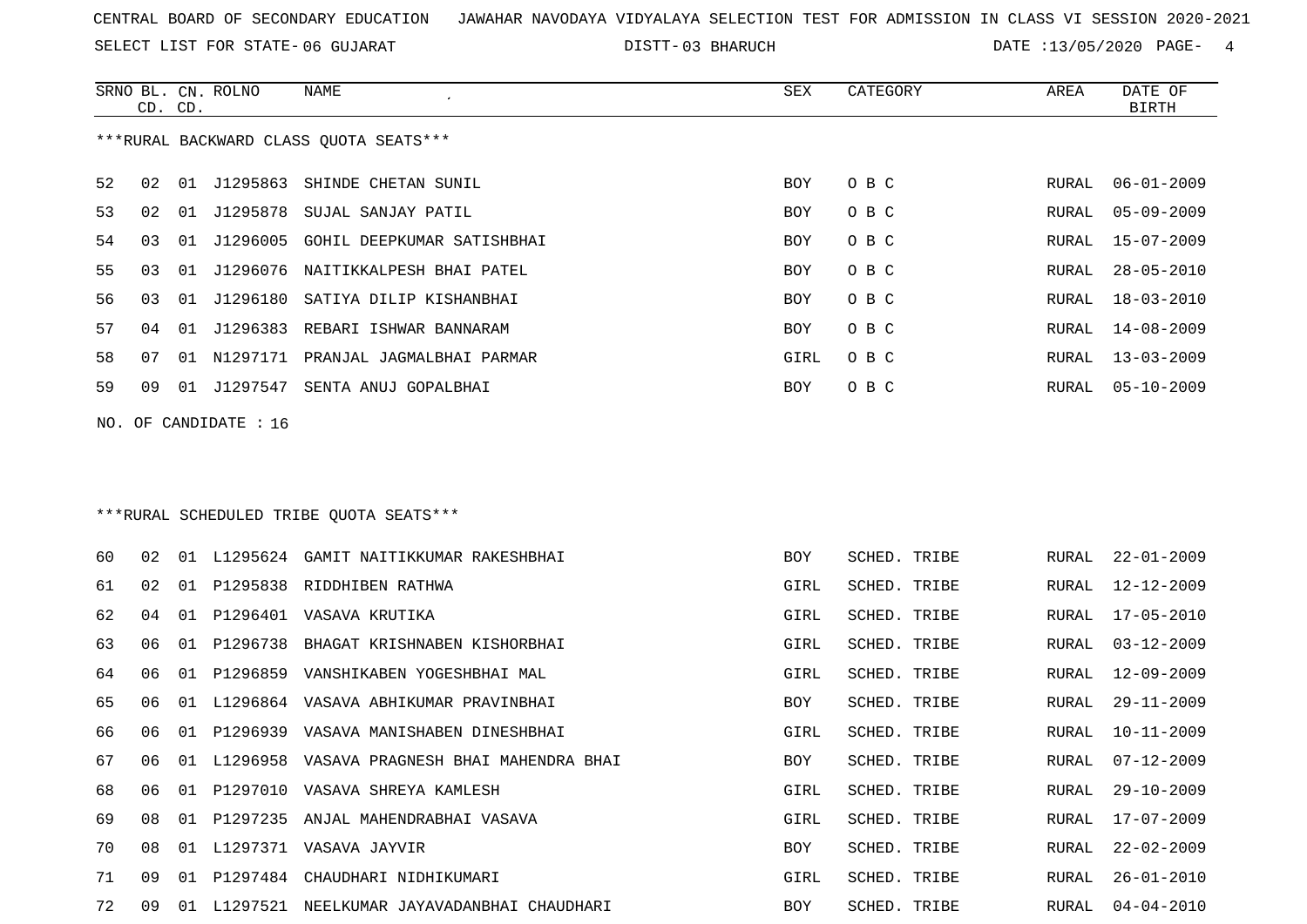CENTRAL BOARD OF SECONDARY EDUCATION   JAWAHAR NAVODAYA VIDYALAYA SELECTION TEST FOR ADMISSION IN CLASS VI SESSION 2020-2021

SELECT LIST FOR STATE- 06 GUJARAT   DISTT- 03 BHARUCH   DATE :13/05/2020

***RURAL BACKWARD CLASS QUOTA SEATS***

| SRNO | BL. CD. | CN. CD. | ROLNO | NAME | SEX | CATEGORY | AREA | DATE OF BIRTH |
|---|---|---|---|---|---|---|---|---|
| 52 | 02 | 01 | J1295863 | SHINDE CHETAN SUNIL | BOY | O B C | RURAL | 06-01-2009 |
| 53 | 02 | 01 | J1295878 | SUJAL SANJAY PATIL | BOY | O B C | RURAL | 05-09-2009 |
| 54 | 03 | 01 | J1296005 | GOHIL DEEPKUMAR SATISHBHAI | BOY | O B C | RURAL | 15-07-2009 |
| 55 | 03 | 01 | J1296076 | NAITIKKALPESH BHAI PATEL | BOY | O B C | RURAL | 28-05-2010 |
| 56 | 03 | 01 | J1296180 | SATIYA DILIP KISHANBHAI | BOY | O B C | RURAL | 18-03-2010 |
| 57 | 04 | 01 | J1296383 | REBARI ISHWAR BANNARAM | BOY | O B C | RURAL | 14-08-2009 |
| 58 | 07 | 01 | N1297171 | PRANJAL JAGMALBHAI PARMAR | GIRL | O B C | RURAL | 13-03-2009 |
| 59 | 09 | 01 | J1297547 | SENTA ANUJ GOPALBHAI | BOY | O B C | RURAL | 05-10-2009 |

NO. OF CANDIDATE : 16

***RURAL SCHEDULED TRIBE QUOTA SEATS***

| SRNO | BL. CD. | CN. CD. | ROLNO | NAME | SEX | CATEGORY | AREA | DATE OF BIRTH |
|---|---|---|---|---|---|---|---|---|
| 60 | 02 | 01 | L1295624 | GAMIT NAITIKKUMAR RAKESHBHAI | BOY | SCHED. TRIBE | RURAL | 22-01-2009 |
| 61 | 02 | 01 | P1295838 | RIDDHIBEN RATHWA | GIRL | SCHED. TRIBE | RURAL | 12-12-2009 |
| 62 | 04 | 01 | P1296401 | VASAVA KRUTIKA | GIRL | SCHED. TRIBE | RURAL | 17-05-2010 |
| 63 | 06 | 01 | P1296738 | BHAGAT KRISHNABEN KISHORBHAI | GIRL | SCHED. TRIBE | RURAL | 03-12-2009 |
| 64 | 06 | 01 | P1296859 | VANSHIKABEN YOGESHBHAI MAL | GIRL | SCHED. TRIBE | RURAL | 12-09-2009 |
| 65 | 06 | 01 | L1296864 | VASAVA ABHIKUMAR PRAVINBHAI | BOY | SCHED. TRIBE | RURAL | 29-11-2009 |
| 66 | 06 | 01 | P1296939 | VASAVA MANISHABEN DINESHBHAI | GIRL | SCHED. TRIBE | RURAL | 10-11-2009 |
| 67 | 06 | 01 | L1296958 | VASAVA PRAGNESH BHAI MAHENDRA BHAI | BOY | SCHED. TRIBE | RURAL | 07-12-2009 |
| 68 | 06 | 01 | P1297010 | VASAVA SHREYA KAMLESH | GIRL | SCHED. TRIBE | RURAL | 29-10-2009 |
| 69 | 08 | 01 | P1297235 | ANJAL MAHENDRABHAI VASAVA | GIRL | SCHED. TRIBE | RURAL | 17-07-2009 |
| 70 | 08 | 01 | L1297371 | VASAVA JAYVIR | BOY | SCHED. TRIBE | RURAL | 22-02-2009 |
| 71 | 09 | 01 | P1297484 | CHAUDHARI NIDHIKUMARI | GIRL | SCHED. TRIBE | RURAL | 26-01-2010 |
| 72 | 09 | 01 | L1297521 | NEELKUMAR JAYAVADANBHAI CHAUDHARI | BOY | SCHED. TRIBE | RURAL | 04-04-2010 |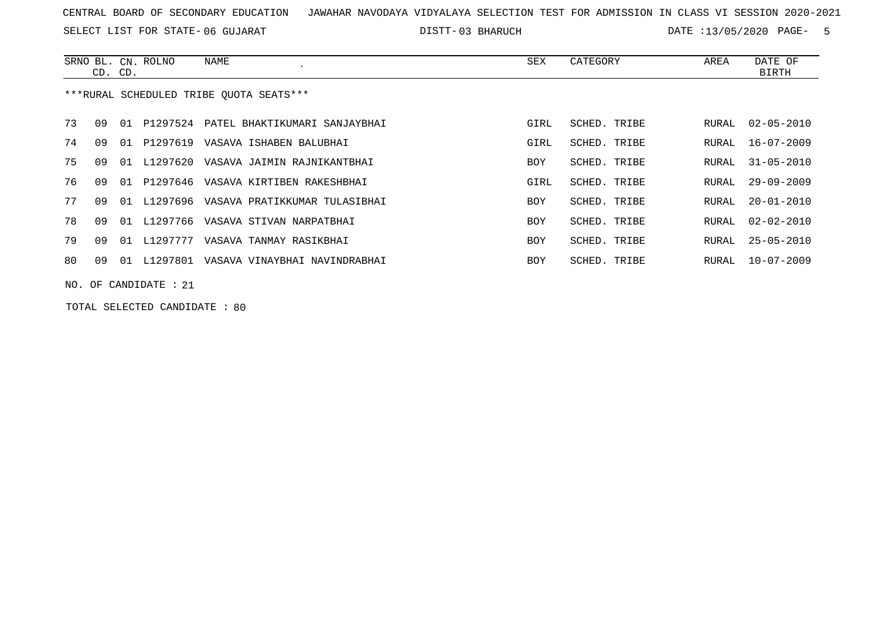CENTRAL BOARD OF SECONDARY EDUCATION JAWAHAR NAVODAYA VIDYALAYA SELECTION TEST FOR ADMISSION IN CLASS VI SESSION 2020-2021

SELECT LIST FOR STATE- 06 GUJARAT DISTT- 03 BHARUCH DATE :13/05/2020 PAGE- 5

***RURAL SCHEDULED TRIBE QUOTA SEATS***

| SRNO | BL. CD. | CN. CD. | ROLNO | NAME | SEX | CATEGORY | AREA | DATE OF BIRTH |
|---|---|---|---|---|---|---|---|---|
| 73 | 09 | 01 | P1297524 | PATEL BHAKTIKUMARI SANJAYBHAI | GIRL | SCHED. TRIBE | RURAL | 02-05-2010 |
| 74 | 09 | 01 | P1297619 | VASAVA ISHABEN BALUBHAI | GIRL | SCHED. TRIBE | RURAL | 16-07-2009 |
| 75 | 09 | 01 | L1297620 | VASAVA JAIMIN RAJNIKANTBHAI | BOY | SCHED. TRIBE | RURAL | 31-05-2010 |
| 76 | 09 | 01 | P1297646 | VASAVA KIRTIBEN RAKESHBHAI | GIRL | SCHED. TRIBE | RURAL | 29-09-2009 |
| 77 | 09 | 01 | L1297696 | VASAVA PRATIKKUMAR TULASIBHAI | BOY | SCHED. TRIBE | RURAL | 20-01-2010 |
| 78 | 09 | 01 | L1297766 | VASAVA STIVAN NARPATBHAI | BOY | SCHED. TRIBE | RURAL | 02-02-2010 |
| 79 | 09 | 01 | L1297777 | VASAVA TANMAY RASIKBHAI | BOY | SCHED. TRIBE | RURAL | 25-05-2010 |
| 80 | 09 | 01 | L1297801 | VASAVA VINAYBHAI NAVINDRABHAI | BOY | SCHED. TRIBE | RURAL | 10-07-2009 |

NO. OF CANDIDATE : 21

TOTAL SELECTED CANDIDATE : 80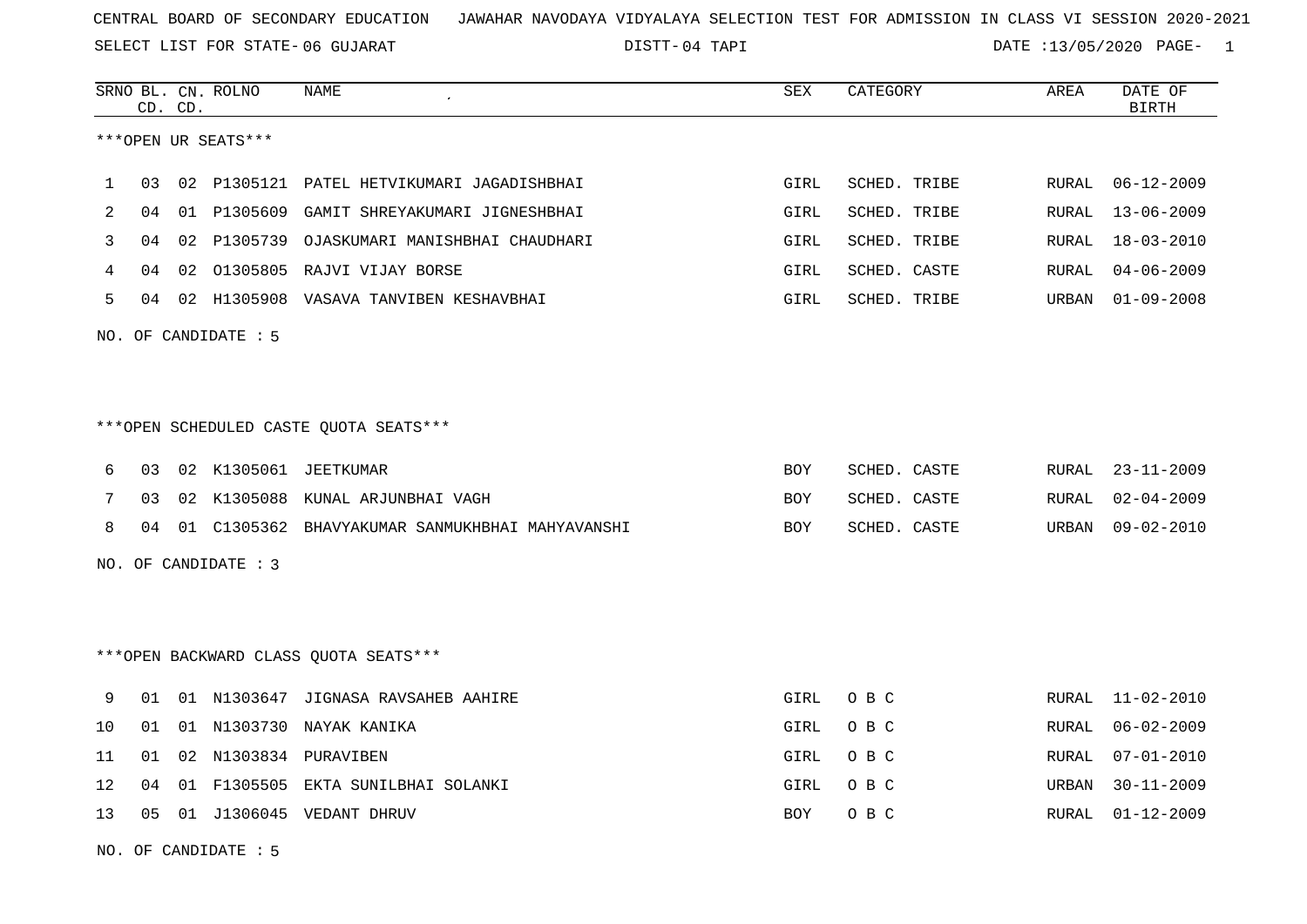CENTRAL BOARD OF SECONDARY EDUCATION JAWAHAR NAVODAYA VIDYALAYA SELECTION TEST FOR ADMISSION IN CLASS VI SESSION 2020-2021

SELECT LIST FOR STATE- 06 GUJARAT DISTT- 04 TAPI DATE :13/05/2020

***OPEN UR SEATS***

| SRNO | BL. CD. | CN. CD. | ROLNO | NAME | SEX | CATEGORY | AREA | DATE OF BIRTH |
|---|---|---|---|---|---|---|---|---|
| 1 | 03 | 02 | P1305121 | PATEL HETVIKUMARI JAGADISHBHAI | GIRL | SCHED. TRIBE | RURAL | 06-12-2009 |
| 2 | 04 | 01 | P1305609 | GAMIT SHREYAKUMARI JIGNESHBHAI | GIRL | SCHED. TRIBE | RURAL | 13-06-2009 |
| 3 | 04 | 02 | P1305739 | OJASKUMARI MANISHBHAI CHAUDHARI | GIRL | SCHED. TRIBE | RURAL | 18-03-2010 |
| 4 | 04 | 02 | O1305805 | RAJVI VIJAY BORSE | GIRL | SCHED. CASTE | RURAL | 04-06-2009 |
| 5 | 04 | 02 | H1305908 | VASAVA TANVIBEN KESHAVBHAI | GIRL | SCHED. TRIBE | URBAN | 01-09-2008 |

NO. OF CANDIDATE : 5

***OPEN SCHEDULED CASTE QUOTA SEATS***

| SRNO | BL. CD. | CN. CD. | ROLNO | NAME | SEX | CATEGORY | AREA | DATE OF BIRTH |
|---|---|---|---|---|---|---|---|---|
| 6 | 03 | 02 | K1305061 | JEETKUMAR | BOY | SCHED. CASTE | RURAL | 23-11-2009 |
| 7 | 03 | 02 | K1305088 | KUNAL ARJUNBHAI VAGH | BOY | SCHED. CASTE | RURAL | 02-04-2009 |
| 8 | 04 | 01 | C1305362 | BHAVYAKUMAR SANMUKHBHAI MAHYAVANSHI | BOY | SCHED. CASTE | URBAN | 09-02-2010 |

NO. OF CANDIDATE : 3

***OPEN BACKWARD CLASS QUOTA SEATS***

| SRNO | BL. CD. | CN. CD. | ROLNO | NAME | SEX | CATEGORY | AREA | DATE OF BIRTH |
|---|---|---|---|---|---|---|---|---|
| 9 | 01 | 01 | N1303647 | JIGNASA RAVSAHEB AAHIRE | GIRL | O B C | RURAL | 11-02-2010 |
| 10 | 01 | 01 | N1303730 | NAYAK KANIKA | GIRL | O B C | RURAL | 06-02-2009 |
| 11 | 01 | 02 | N1303834 | PURAVIBEN | GIRL | O B C | RURAL | 07-01-2010 |
| 12 | 04 | 01 | F1305505 | EKTA SUNILBHAI SOLANKI | GIRL | O B C | URBAN | 30-11-2009 |
| 13 | 05 | 01 | J1306045 | VEDANT DHRUV | BOY | O B C | RURAL | 01-12-2009 |

NO. OF CANDIDATE : 5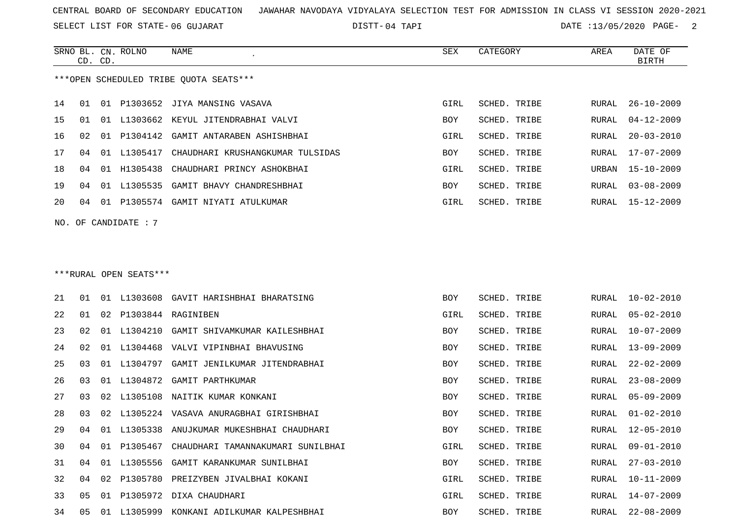CENTRAL BOARD OF SECONDARY EDUCATION JAWAHAR NAVODAYA VIDYALAYA SELECTION TEST FOR ADMISSION IN CLASS VI SESSION 2020-2021

SELECT LIST FOR STATE- 06 GUJARAT DISTT- 04 TAPI DATE :13/05/2020

***OPEN SCHEDULED TRIBE QUOTA SEATS***

| SRNO | BL. CD. | CN. CD. | ROLNO | NAME | SEX | CATEGORY | AREA | DATE OF BIRTH |
|---|---|---|---|---|---|---|---|---|
| 14 | 01 | 01 | P1303652 | JIYA MANSING VASAVA | GIRL | SCHED. TRIBE | RURAL | 26-10-2009 |
| 15 | 01 | 01 | L1303662 | KEYUL JITENDRABHAI VALVI | BOY | SCHED. TRIBE | RURAL | 04-12-2009 |
| 16 | 02 | 01 | P1304142 | GAMIT ANTARABEN ASHISHBHAI | GIRL | SCHED. TRIBE | RURAL | 20-03-2010 |
| 17 | 04 | 01 | L1305417 | CHAUDHARI KRUSHANGKUMAR TULSIDAS | BOY | SCHED. TRIBE | RURAL | 17-07-2009 |
| 18 | 04 | 01 | H1305438 | CHAUDHARI PRINCY ASHOKBHAI | GIRL | SCHED. TRIBE | URBAN | 15-10-2009 |
| 19 | 04 | 01 | L1305535 | GAMIT BHAVY CHANDRESHBHAI | BOY | SCHED. TRIBE | RURAL | 03-08-2009 |
| 20 | 04 | 01 | P1305574 | GAMIT NIYATI ATULKUMAR | GIRL | SCHED. TRIBE | RURAL | 15-12-2009 |

NO. OF CANDIDATE : 7

***RURAL OPEN SEATS***

| SRNO | BL. CD. | CN. CD. | ROLNO | NAME | SEX | CATEGORY | AREA | DATE OF BIRTH |
|---|---|---|---|---|---|---|---|---|
| 21 | 01 | 01 | L1303608 | GAVIT HARISHBHAI BHARATSING | BOY | SCHED. TRIBE | RURAL | 10-02-2010 |
| 22 | 01 | 02 | P1303844 | RAGINIBEN | GIRL | SCHED. TRIBE | RURAL | 05-02-2010 |
| 23 | 02 | 01 | L1304210 | GAMIT SHIVAMKUMAR KAILESHBHAI | BOY | SCHED. TRIBE | RURAL | 10-07-2009 |
| 24 | 02 | 01 | L1304468 | VALVI VIPINBHAI BHAVUSING | BOY | SCHED. TRIBE | RURAL | 13-09-2009 |
| 25 | 03 | 01 | L1304797 | GAMIT JENILKUMAR JITENDRABHAI | BOY | SCHED. TRIBE | RURAL | 22-02-2009 |
| 26 | 03 | 01 | L1304872 | GAMIT PARTHKUMAR | BOY | SCHED. TRIBE | RURAL | 23-08-2009 |
| 27 | 03 | 02 | L1305108 | NAITIK KUMAR KONKANI | BOY | SCHED. TRIBE | RURAL | 05-09-2009 |
| 28 | 03 | 02 | L1305224 | VASAVA ANURAGBHAI GIRISHBHAI | BOY | SCHED. TRIBE | RURAL | 01-02-2010 |
| 29 | 04 | 01 | L1305338 | ANUJKUMAR MUKESHBHAI CHAUDHARI | BOY | SCHED. TRIBE | RURAL | 12-05-2010 |
| 30 | 04 | 01 | P1305467 | CHAUDHARI TAMANNAKUMARI SUNILBHAI | GIRL | SCHED. TRIBE | RURAL | 09-01-2010 |
| 31 | 04 | 01 | L1305556 | GAMIT KARANKUMAR SUNILBHAI | BOY | SCHED. TRIBE | RURAL | 27-03-2010 |
| 32 | 04 | 02 | P1305780 | PREIZYBEN JIVALBHAI KOKANI | GIRL | SCHED. TRIBE | RURAL | 10-11-2009 |
| 33 | 05 | 01 | P1305972 | DIXA CHAUDHARI | GIRL | SCHED. TRIBE | RURAL | 14-07-2009 |
| 34 | 05 | 01 | L1305999 | KONKANI ADILKUMAR KALPESHBHAI | BOY | SCHED. TRIBE | RURAL | 22-08-2009 |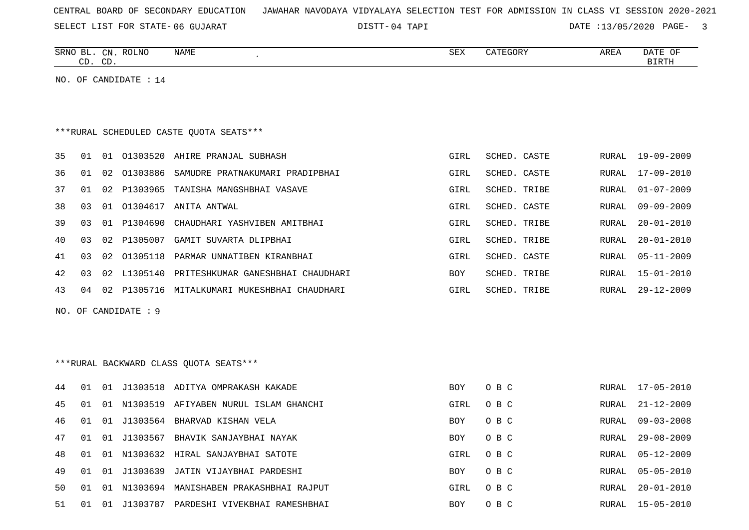CENTRAL BOARD OF SECONDARY EDUCATION JAWAHAR NAVODAYA VIDYALAYA SELECTION TEST FOR ADMISSION IN CLASS VI SESSION 2020-2021

SELECT LIST FOR STATE- 06 GUJARAT DISTT- 04 TAPI DATE :13/05/2020

| SRNO | BL. CD. | CN. CD. | ROLNO | NAME | SEX | CATEGORY | AREA | DATE OF BIRTH |
|---|---|---|---|---|---|---|---|---|

NO. OF CANDIDATE : 14

***RURAL SCHEDULED CASTE QUOTA SEATS***

| SRNO | BL. CD. | CN. CD. | ROLNO | NAME | SEX | CATEGORY | AREA | DATE OF BIRTH |
|---|---|---|---|---|---|---|---|---|
| 35 | 01 | 01 | O1303520 | AHIRE PRANJAL SUBHASH | GIRL | SCHED. CASTE | RURAL | 19-09-2009 |
| 36 | 01 | 02 | O1303886 | SAMUDRE PRATNAKUMARI PRADIPBHAI | GIRL | SCHED. CASTE | RURAL | 17-09-2010 |
| 37 | 01 | 02 | P1303965 | TANISHA MANGSHBHAI VASAVE | GIRL | SCHED. TRIBE | RURAL | 01-07-2009 |
| 38 | 03 | 01 | O1304617 | ANITA ANTWAL | GIRL | SCHED. CASTE | RURAL | 09-09-2009 |
| 39 | 03 | 01 | P1304690 | CHAUDHARI YASHVIBEN AMITBHAI | GIRL | SCHED. TRIBE | RURAL | 20-01-2010 |
| 40 | 03 | 02 | P1305007 | GAMIT SUVARTA DLIPBHAI | GIRL | SCHED. TRIBE | RURAL | 20-01-2010 |
| 41 | 03 | 02 | O1305118 | PARMAR UNNATIBEN KIRANBHAI | GIRL | SCHED. CASTE | RURAL | 05-11-2009 |
| 42 | 03 | 02 | L1305140 | PRITESHKUMAR GANESHBHAI CHAUDHARI | BOY | SCHED. TRIBE | RURAL | 15-01-2010 |
| 43 | 04 | 02 | P1305716 | MITALKUMARI MUKESHBHAI CHAUDHARI | GIRL | SCHED. TRIBE | RURAL | 29-12-2009 |

NO. OF CANDIDATE : 9

***RURAL BACKWARD CLASS QUOTA SEATS***

| SRNO | BL. CD. | CN. CD. | ROLNO | NAME | SEX | CATEGORY | AREA | DATE OF BIRTH |
|---|---|---|---|---|---|---|---|---|
| 44 | 01 | 01 | J1303518 | ADITYA OMPRAKASH KAKADE | BOY | O B C | RURAL | 17-05-2010 |
| 45 | 01 | 01 | N1303519 | AFIYABEN NURUL ISLAM GHANCHI | GIRL | O B C | RURAL | 21-12-2009 |
| 46 | 01 | 01 | J1303564 | BHARVAD KISHAN VELA | BOY | O B C | RURAL | 09-03-2008 |
| 47 | 01 | 01 | J1303567 | BHAVIK SANJAYBHAI NAYAK | BOY | O B C | RURAL | 29-08-2009 |
| 48 | 01 | 01 | N1303632 | HIRAL SANJAYBHAI SATOTE | GIRL | O B C | RURAL | 05-12-2009 |
| 49 | 01 | 01 | J1303639 | JATIN VIJAYBHAI PARDESHI | BOY | O B C | RURAL | 05-05-2010 |
| 50 | 01 | 01 | N1303694 | MANISHABEN PRAKASHBHAI RAJPUT | GIRL | O B C | RURAL | 20-01-2010 |
| 51 | 01 | 01 | J1303787 | PARDESHI VIVEKBHAI RAMESHBHAI | BOY | O B C | RURAL | 15-05-2010 |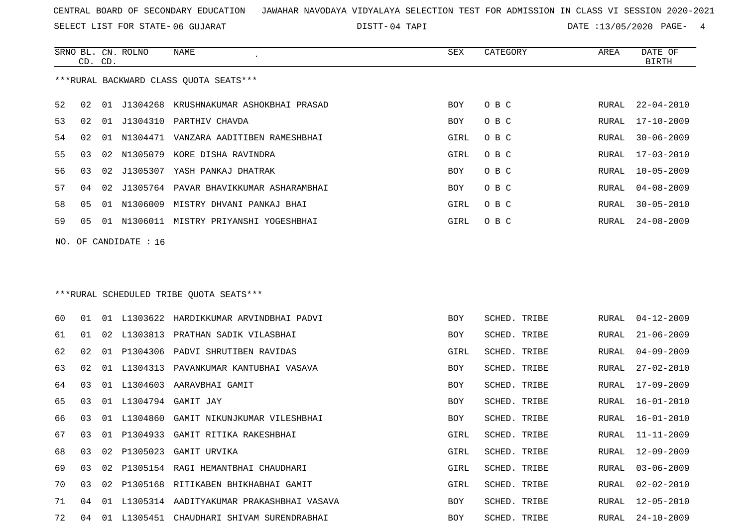CENTRAL BOARD OF SECONDARY EDUCATION JAWAHAR NAVODAYA VIDYALAYA SELECTION TEST FOR ADMISSION IN CLASS VI SESSION 2020-2021

SELECT LIST FOR STATE- 06 GUJARAT DISTT- 04 TAPI DATE :13/05/2020

***RURAL BACKWARD CLASS QUOTA SEATS***

| SRNO | BL. CD. | CN. CD. | ROLNO | NAME | SEX | CATEGORY | AREA | DATE OF BIRTH |
|---|---|---|---|---|---|---|---|---|
| 52 | 02 | 01 | J1304268 | KRUSHNAKUMAR ASHOKBHAI PRASAD | BOY | O B C | RURAL | 22-04-2010 |
| 53 | 02 | 01 | J1304310 | PARTHIV CHAVDA | BOY | O B C | RURAL | 17-10-2009 |
| 54 | 02 | 01 | N1304471 | VANZARA AADITIBEN RAMESHBHAI | GIRL | O B C | RURAL | 30-06-2009 |
| 55 | 03 | 02 | N1305079 | KORE DISHA RAVINDRA | GIRL | O B C | RURAL | 17-03-2010 |
| 56 | 03 | 02 | J1305307 | YASH PANKAJ DHATRAK | BOY | O B C | RURAL | 10-05-2009 |
| 57 | 04 | 02 | J1305764 | PAVAR BHAVIKKUMAR ASHARAMBHAI | BOY | O B C | RURAL | 04-08-2009 |
| 58 | 05 | 01 | N1306009 | MISTRY DHVANI PANKAJ BHAI | GIRL | O B C | RURAL | 30-05-2010 |
| 59 | 05 | 01 | N1306011 | MISTRY PRIYANSHI YOGESHBHAI | GIRL | O B C | RURAL | 24-08-2009 |

NO. OF CANDIDATE : 16

***RURAL SCHEDULED TRIBE QUOTA SEATS***

| SRNO | BL. CD. | CN. CD. | ROLNO | NAME | SEX | CATEGORY | AREA | DATE OF BIRTH |
|---|---|---|---|---|---|---|---|---|
| 60 | 01 | 01 | L1303622 | HARDIKKUMAR ARVINDBHAI PADVI | BOY | SCHED. TRIBE | RURAL | 04-12-2009 |
| 61 | 01 | 02 | L1303813 | PRATHAN SADIK VILASBHAI | BOY | SCHED. TRIBE | RURAL | 21-06-2009 |
| 62 | 02 | 01 | P1304306 | PADVI SHRUTIBEN RAVIDAS | GIRL | SCHED. TRIBE | RURAL | 04-09-2009 |
| 63 | 02 | 01 | L1304313 | PAVANKUMAR KANTUBHAI VASAVA | BOY | SCHED. TRIBE | RURAL | 27-02-2010 |
| 64 | 03 | 01 | L1304603 | AARAVBHAI GAMIT | BOY | SCHED. TRIBE | RURAL | 17-09-2009 |
| 65 | 03 | 01 | L1304794 | GAMIT JAY | BOY | SCHED. TRIBE | RURAL | 16-01-2010 |
| 66 | 03 | 01 | L1304860 | GAMIT NIKUNJKUMAR VILESHBHAI | BOY | SCHED. TRIBE | RURAL | 16-01-2010 |
| 67 | 03 | 01 | P1304933 | GAMIT RITIKA RAKESHBHAI | GIRL | SCHED. TRIBE | RURAL | 11-11-2009 |
| 68 | 03 | 02 | P1305023 | GAMIT URVIKA | GIRL | SCHED. TRIBE | RURAL | 12-09-2009 |
| 69 | 03 | 02 | P1305154 | RAGI HEMANTBHAI CHAUDHARI | GIRL | SCHED. TRIBE | RURAL | 03-06-2009 |
| 70 | 03 | 02 | P1305168 | RITIKABEN BHIKHABHAI GAMIT | GIRL | SCHED. TRIBE | RURAL | 02-02-2010 |
| 71 | 04 | 01 | L1305314 | AADITYAKUMAR PRAKASHBHAI VASAVA | BOY | SCHED. TRIBE | RURAL | 12-05-2010 |
| 72 | 04 | 01 | L1305451 | CHAUDHARI SHIVAM SURENDRABHAI | BOY | SCHED. TRIBE | RURAL | 24-10-2009 |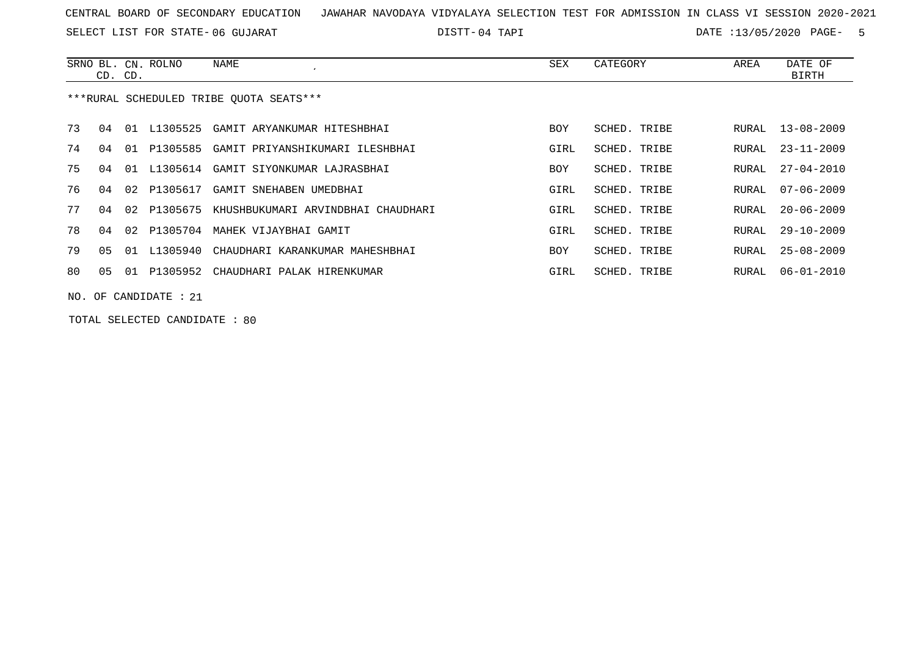CENTRAL BOARD OF SECONDARY EDUCATION JAWAHAR NAVODAYA VIDYALAYA SELECTION TEST FOR ADMISSION IN CLASS VI SESSION 2020-2021

SELECT LIST FOR STATE- 06 GUJARAT DISTT- 04 TAPI DATE :13/05/2020

| SRNO | BL. CD. | CN. CD. | ROLNO | NAME | SEX | CATEGORY | AREA | DATE OF BIRTH |
|---|---|---|---|---|---|---|---|---|

***RURAL SCHEDULED TRIBE QUOTA SEATS***

| SRNO | BL. CD. | CN. CD. | ROLNO | NAME | SEX | CATEGORY | AREA | DATE OF BIRTH |
|---|---|---|---|---|---|---|---|---|
| 73 | 04 | 01 | L1305525 | GAMIT ARYANKUMAR HITESHBHAI | BOY | SCHED. TRIBE | RURAL | 13-08-2009 |
| 74 | 04 | 01 | P1305585 | GAMIT PRIYANSHIKUMARI ILESHBHAI | GIRL | SCHED. TRIBE | RURAL | 23-11-2009 |
| 75 | 04 | 01 | L1305614 | GAMIT SIYONKUMAR LAJRASBHAI | BOY | SCHED. TRIBE | RURAL | 27-04-2010 |
| 76 | 04 | 02 | P1305617 | GAMIT SNEHABEN UMEDBHAI | GIRL | SCHED. TRIBE | RURAL | 07-06-2009 |
| 77 | 04 | 02 | P1305675 | KHUSHBUKUMARI ARVINDBHAI CHAUDHARI | GIRL | SCHED. TRIBE | RURAL | 20-06-2009 |
| 78 | 04 | 02 | P1305704 | MAHEK VIJAYBHAI GAMIT | GIRL | SCHED. TRIBE | RURAL | 29-10-2009 |
| 79 | 05 | 01 | L1305940 | CHAUDHARI KARANKUMAR MAHESHBHAI | BOY | SCHED. TRIBE | RURAL | 25-08-2009 |
| 80 | 05 | 01 | P1305952 | CHAUDHARI PALAK HIRENKUMAR | GIRL | SCHED. TRIBE | RURAL | 06-01-2010 |

NO. OF CANDIDATE : 21

TOTAL SELECTED CANDIDATE : 80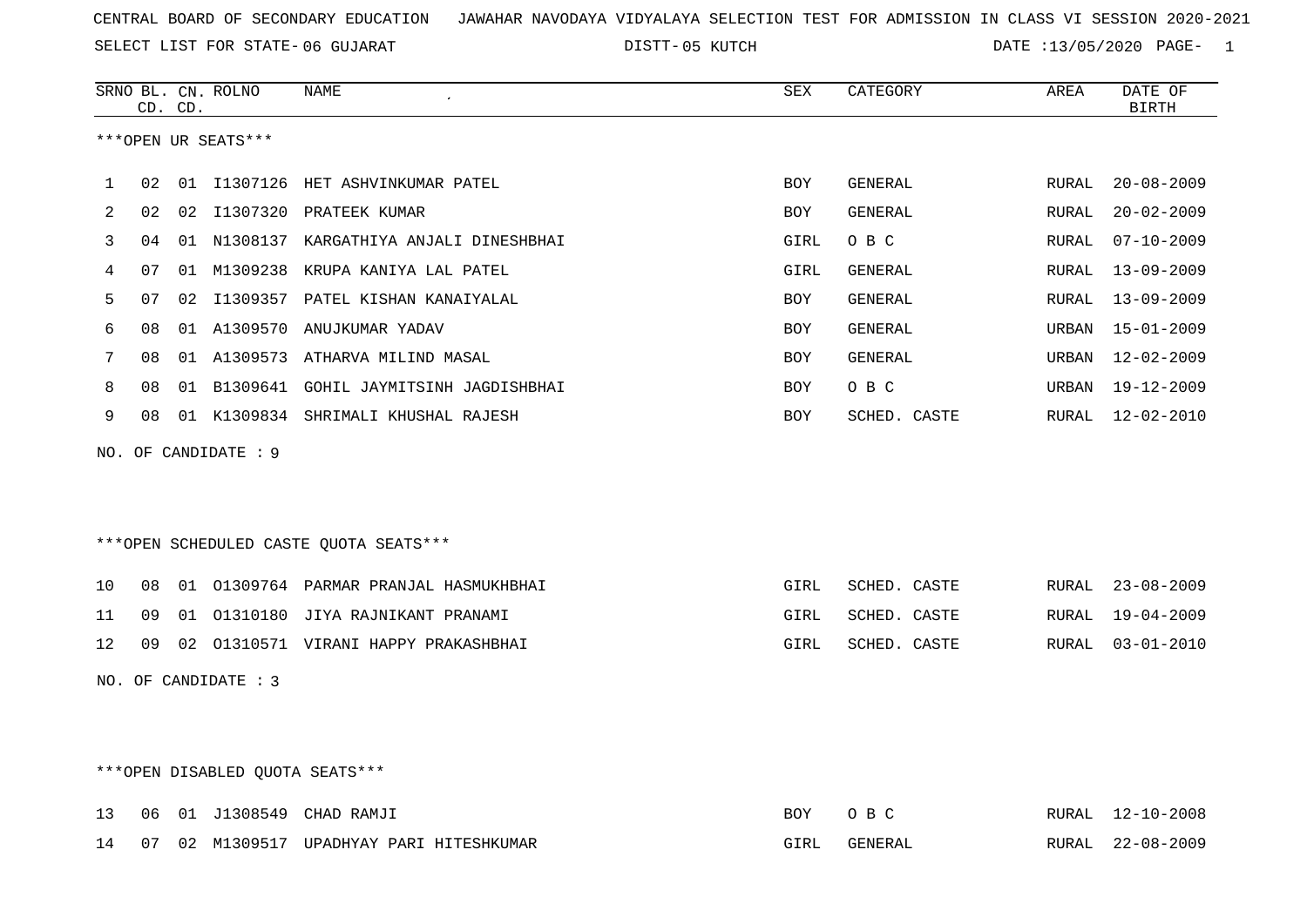CENTRAL BOARD OF SECONDARY EDUCATION JAWAHAR NAVODAYA VIDYALAYA SELECTION TEST FOR ADMISSION IN CLASS VI SESSION 2020-2021

SELECT LIST FOR STATE- 06 GUJARAT DISTT- 05 KUTCH DATE :13/05/2020

***OPEN UR SEATS***

| SRNO | BL. CD. | CN. CD. | ROLNO | NAME | SEX | CATEGORY | AREA | DATE OF BIRTH |
|---|---|---|---|---|---|---|---|---|
| 1 | 02 | 01 | I1307126 | HET ASHVINKUMAR PATEL | BOY | GENERAL | RURAL | 20-08-2009 |
| 2 | 02 | 02 | I1307320 | PRATEEK KUMAR | BOY | GENERAL | RURAL | 20-02-2009 |
| 3 | 04 | 01 | N1308137 | KARGATHIYA ANJALI DINESHBHAI | GIRL | O B C | RURAL | 07-10-2009 |
| 4 | 07 | 01 | M1309238 | KRUPA KANIYA LAL PATEL | GIRL | GENERAL | RURAL | 13-09-2009 |
| 5 | 07 | 02 | I1309357 | PATEL KISHAN KANAIYALAL | BOY | GENERAL | RURAL | 13-09-2009 |
| 6 | 08 | 01 | A1309570 | ANUJKUMAR YADAV | BOY | GENERAL | URBAN | 15-01-2009 |
| 7 | 08 | 01 | A1309573 | ATHARVA MILIND MASAL | BOY | GENERAL | URBAN | 12-02-2009 |
| 8 | 08 | 01 | B1309641 | GOHIL JAYMITSINH JAGDISHBHAI | BOY | O B C | URBAN | 19-12-2009 |
| 9 | 08 | 01 | K1309834 | SHRIMALI KHUSHAL RAJESH | BOY | SCHED. CASTE | RURAL | 12-02-2010 |

NO. OF CANDIDATE : 9

***OPEN SCHEDULED CASTE QUOTA SEATS***

| SRNO | BL. CD. | CN. CD. | ROLNO | NAME | SEX | CATEGORY | AREA | DATE OF BIRTH |
|---|---|---|---|---|---|---|---|---|
| 10 | 08 | 01 | O1309764 | PARMAR PRANJAL HASMUKHBHAI | GIRL | SCHED. CASTE | RURAL | 23-08-2009 |
| 11 | 09 | 01 | O1310180 | JIYA RAJNIKANT PRANAMI | GIRL | SCHED. CASTE | RURAL | 19-04-2009 |
| 12 | 09 | 02 | O1310571 | VIRANI HAPPY PRAKASHBHAI | GIRL | SCHED. CASTE | RURAL | 03-01-2010 |

NO. OF CANDIDATE : 3

***OPEN DISABLED QUOTA SEATS***

| SRNO | BL. CD. | CN. CD. | ROLNO | NAME | SEX | CATEGORY | AREA | DATE OF BIRTH |
|---|---|---|---|---|---|---|---|---|
| 13 | 06 | 01 | J1308549 | CHAD RAMJI | BOY | O B C | RURAL | 12-10-2008 |
| 14 | 07 | 02 | M1309517 | UPADHYAY PARI HITESHKUMAR | GIRL | GENERAL | RURAL | 22-08-2009 |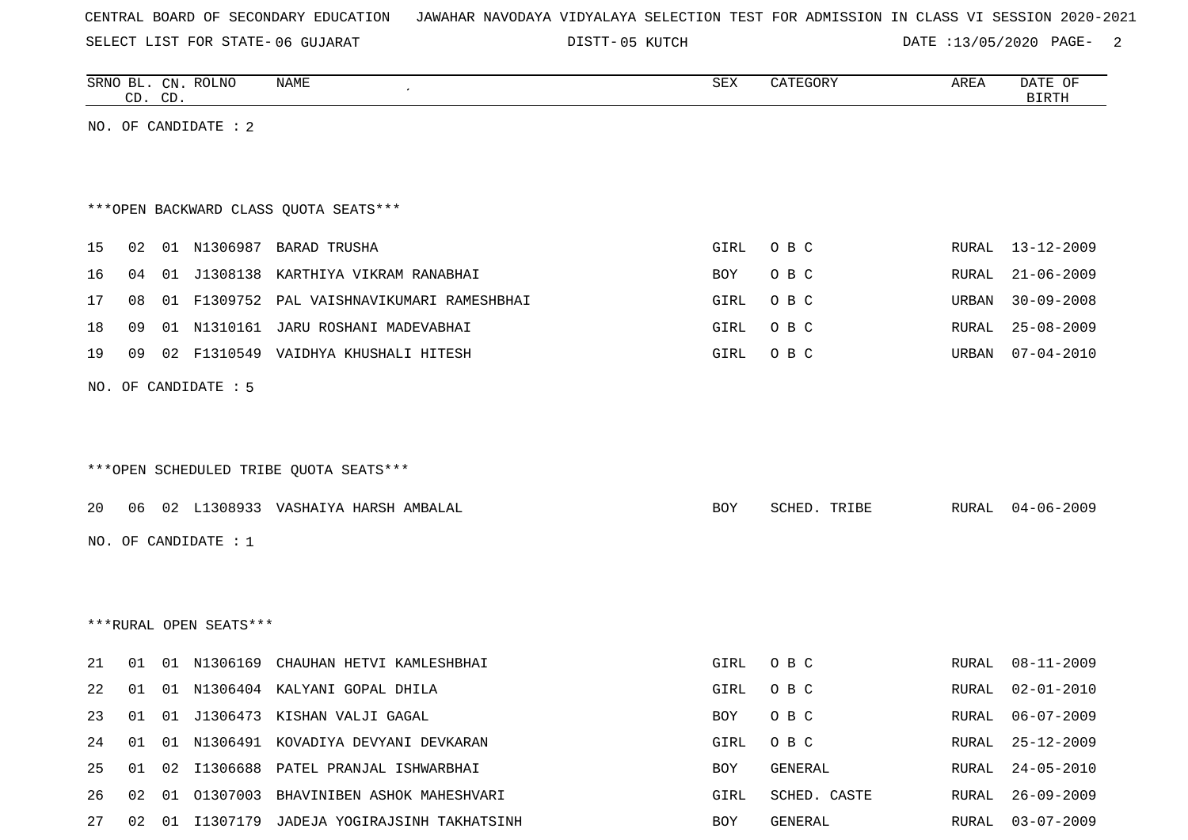CENTRAL BOARD OF SECONDARY EDUCATION JAWAHAR NAVODAYA VIDYALAYA SELECTION TEST FOR ADMISSION IN CLASS VI SESSION 2020-2021

SELECT LIST FOR STATE- 06 GUJARAT DISTT- 05 KUTCH DATE :13/05/2020

| SRNO | BL. CD. | CN. CD. | ROLNO | NAME | SEX | CATEGORY | AREA | DATE OF BIRTH |
|---|---|---|---|---|---|---|---|---|

NO. OF CANDIDATE : 2

***OPEN BACKWARD CLASS QUOTA SEATS***

| SRNO | BL. CD. | CN. CD. | ROLNO | NAME | SEX | CATEGORY | AREA | DATE OF BIRTH |
|---|---|---|---|---|---|---|---|---|
| 15 | 02 | 01 | N1306987 | BARAD TRUSHA | GIRL | O B C | RURAL | 13-12-2009 |
| 16 | 04 | 01 | J1308138 | KARTHIYA VIKRAM RANABHAI | BOY | O B C | RURAL | 21-06-2009 |
| 17 | 08 | 01 | F1309752 | PAL VAISHNAVIKUMARI RAMESHBHAI | GIRL | O B C | URBAN | 30-09-2008 |
| 18 | 09 | 01 | N1310161 | JARU ROSHANI MADEVABHAI | GIRL | O B C | RURAL | 25-08-2009 |
| 19 | 09 | 02 | F1310549 | VAIDHYA KHUSHALI HITESH | GIRL | O B C | URBAN | 07-04-2010 |

NO. OF CANDIDATE : 5

***OPEN SCHEDULED TRIBE QUOTA SEATS***

| SRNO | BL. CD. | CN. CD. | ROLNO | NAME | SEX | CATEGORY | AREA | DATE OF BIRTH |
|---|---|---|---|---|---|---|---|---|
| 20 | 06 | 02 | L1308933 | VASHAIYA HARSH AMBALAL | BOY | SCHED. TRIBE | RURAL | 04-06-2009 |

NO. OF CANDIDATE : 1

***RURAL OPEN SEATS***

| SRNO | BL. CD. | CN. CD. | ROLNO | NAME | SEX | CATEGORY | AREA | DATE OF BIRTH |
|---|---|---|---|---|---|---|---|---|
| 21 | 01 | 01 | N1306169 | CHAUHAN HETVI KAMLESHBHAI | GIRL | O B C | RURAL | 08-11-2009 |
| 22 | 01 | 01 | N1306404 | KALYANI GOPAL DHILA | GIRL | O B C | RURAL | 02-01-2010 |
| 23 | 01 | 01 | J1306473 | KISHAN VALJI GAGAL | BOY | O B C | RURAL | 06-07-2009 |
| 24 | 01 | 01 | N1306491 | KOVADIYA DEVYANI DEVKARAN | GIRL | O B C | RURAL | 25-12-2009 |
| 25 | 01 | 02 | I1306688 | PATEL PRANJAL ISHWARBHAI | BOY | GENERAL | RURAL | 24-05-2010 |
| 26 | 02 | 01 | O1307003 | BHAVINIBEN ASHOK MAHESHVARI | GIRL | SCHED. CASTE | RURAL | 26-09-2009 |
| 27 | 02 | 01 | I1307179 | JADEJA YOGIRAJSINH TAKHATSINH | BOY | GENERAL | RURAL | 03-07-2009 |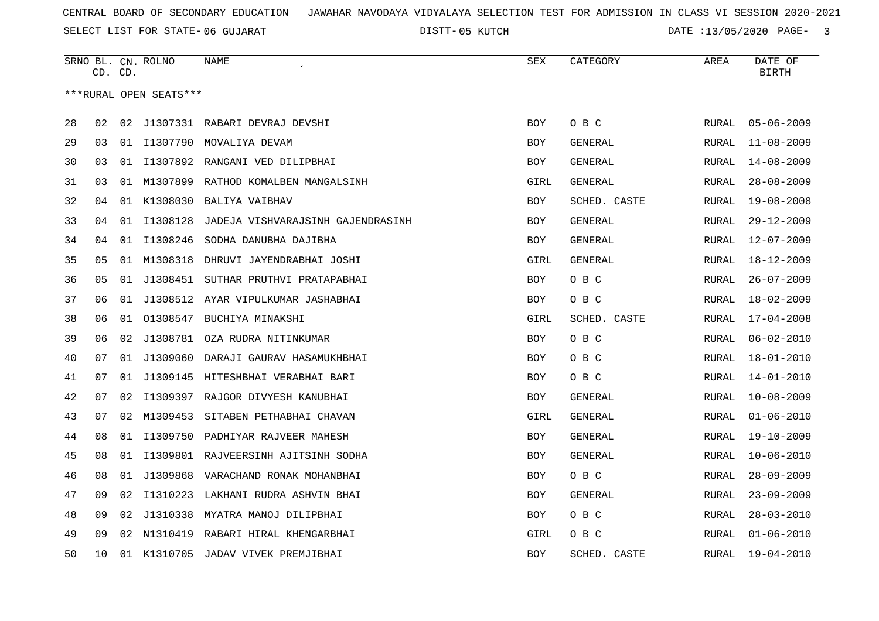CENTRAL BOARD OF SECONDARY EDUCATION JAWAHAR NAVODAYA VIDYALAYA SELECTION TEST FOR ADMISSION IN CLASS VI SESSION 2020-2021

SELECT LIST FOR STATE- 06 GUJARAT DISTT- 05 KUTCH DATE :13/05/2020

| SRNO | BL. CD. | CN. CD. | ROLNO | NAME | SEX | CATEGORY | AREA | DATE OF BIRTH |
|---|---|---|---|---|---|---|---|---|
| ***RURAL OPEN SEATS*** | | | | | | | | |
| 28 | 02 | 02 | J1307331 | RABARI DEVRAJ DEVSHI | BOY | O B C | RURAL | 05-06-2009 |
| 29 | 03 | 01 | I1307790 | MOVALIYA DEVAM | BOY | GENERAL | RURAL | 11-08-2009 |
| 30 | 03 | 01 | I1307892 | RANGANI VED DILIPBHAI | BOY | GENERAL | RURAL | 14-08-2009 |
| 31 | 03 | 01 | M1307899 | RATHOD KOMALBEN MANGALSINH | GIRL | GENERAL | RURAL | 28-08-2009 |
| 32 | 04 | 01 | K1308030 | BALIYA VAIBHAV | BOY | SCHED. CASTE | RURAL | 19-08-2008 |
| 33 | 04 | 01 | I1308128 | JADEJA VISHVARAJSINH GAJENDRASINH | BOY | GENERAL | RURAL | 29-12-2009 |
| 34 | 04 | 01 | I1308246 | SODHA DANUBHA DAJIBHA | BOY | GENERAL | RURAL | 12-07-2009 |
| 35 | 05 | 01 | M1308318 | DHRUVI JAYENDRABHAI JOSHI | GIRL | GENERAL | RURAL | 18-12-2009 |
| 36 | 05 | 01 | J1308451 | SUTHAR PRUTHVI PRATAPABHAI | BOY | O B C | RURAL | 26-07-2009 |
| 37 | 06 | 01 | J1308512 | AYAR VIPULKUMAR JASHABHAI | BOY | O B C | RURAL | 18-02-2009 |
| 38 | 06 | 01 | O1308547 | BUCHIYA MINAKSHI | GIRL | SCHED. CASTE | RURAL | 17-04-2008 |
| 39 | 06 | 02 | J1308781 | OZA RUDRA NITINKUMAR | BOY | O B C | RURAL | 06-02-2010 |
| 40 | 07 | 01 | J1309060 | DARAJI GAURAV HASAMUKHBHAI | BOY | O B C | RURAL | 18-01-2010 |
| 41 | 07 | 01 | J1309145 | HITESHBHAI VERABHAI BARI | BOY | O B C | RURAL | 14-01-2010 |
| 42 | 07 | 02 | I1309397 | RAJGOR DIVYESH KANUBHAI | BOY | GENERAL | RURAL | 10-08-2009 |
| 43 | 07 | 02 | M1309453 | SITABEN PETHABHAI CHAVAN | GIRL | GENERAL | RURAL | 01-06-2010 |
| 44 | 08 | 01 | I1309750 | PADHIYAR RAJVEER MAHESH | BOY | GENERAL | RURAL | 19-10-2009 |
| 45 | 08 | 01 | I1309801 | RAJVEERSINH AJITSINH SODHA | BOY | GENERAL | RURAL | 10-06-2010 |
| 46 | 08 | 01 | J1309868 | VARACHAND RONAK MOHANBHAI | BOY | O B C | RURAL | 28-09-2009 |
| 47 | 09 | 02 | I1310223 | LAKHANI RUDRA ASHVIN BHAI | BOY | GENERAL | RURAL | 23-09-2009 |
| 48 | 09 | 02 | J1310338 | MYATRA MANOJ DILIPBHAI | BOY | O B C | RURAL | 28-03-2010 |
| 49 | 09 | 02 | N1310419 | RABARI HIRAL KHENGARBHAI | GIRL | O B C | RURAL | 01-06-2010 |
| 50 | 10 | 01 | K1310705 | JADAV VIVEK PREMJIBHAI | BOY | SCHED. CASTE | RURAL | 19-04-2010 |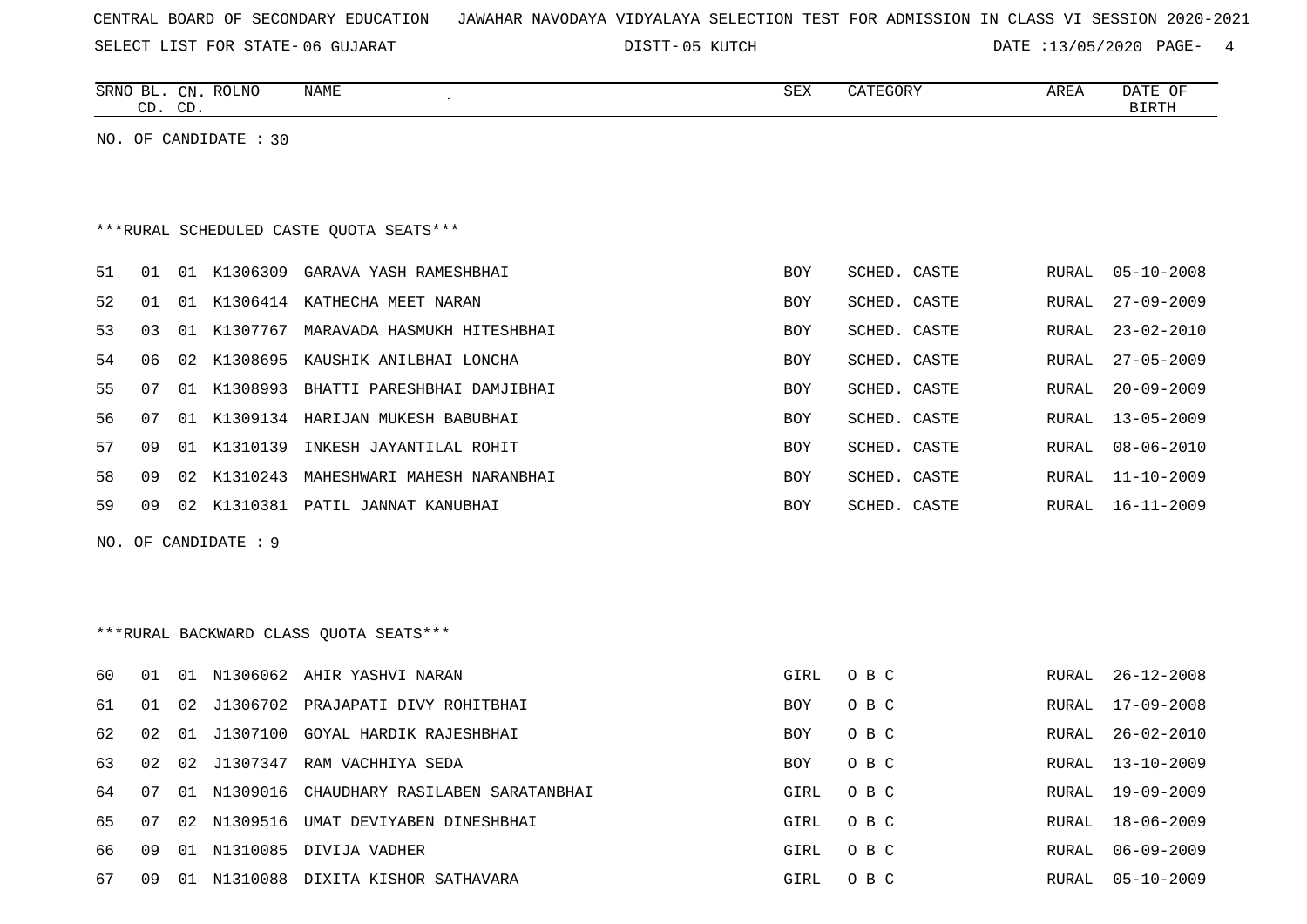CENTRAL BOARD OF SECONDARY EDUCATION JAWAHAR NAVODAYA VIDYALAYA SELECTION TEST FOR ADMISSION IN CLASS VI SESSION 2020-2021

SELECT LIST FOR STATE- 06 GUJARAT DISTT- 05 KUTCH DATE :13/05/2020

NO. OF CANDIDATE : 30

***RURAL SCHEDULED CASTE QUOTA SEATS***

| SRNO | BL. CD. | CN. CD. | ROLNO | NAME | SEX | CATEGORY | AREA | DATE OF BIRTH |
|---|---|---|---|---|---|---|---|---|
| 51 | 01 | 01 | K1306309 | GARAVA YASH RAMESHBHAI | BOY | SCHED. CASTE | RURAL | 05-10-2008 |
| 52 | 01 | 01 | K1306414 | KATHECHA MEET NARAN | BOY | SCHED. CASTE | RURAL | 27-09-2009 |
| 53 | 03 | 01 | K1307767 | MARAVADA HASMUKH HITESHBHAI | BOY | SCHED. CASTE | RURAL | 23-02-2010 |
| 54 | 06 | 02 | K1308695 | KAUSHIK ANILBHAI LONCHA | BOY | SCHED. CASTE | RURAL | 27-05-2009 |
| 55 | 07 | 01 | K1308993 | BHATTI PARESHBHAI DAMJIBHAI | BOY | SCHED. CASTE | RURAL | 20-09-2009 |
| 56 | 07 | 01 | K1309134 | HARIJAN MUKESH BABUBHAI | BOY | SCHED. CASTE | RURAL | 13-05-2009 |
| 57 | 09 | 01 | K1310139 | INKESH JAYANTILAL ROHIT | BOY | SCHED. CASTE | RURAL | 08-06-2010 |
| 58 | 09 | 02 | K1310243 | MAHESHWARI MAHESH NARANBHAI | BOY | SCHED. CASTE | RURAL | 11-10-2009 |
| 59 | 09 | 02 | K1310381 | PATIL JANNAT KANUBHAI | BOY | SCHED. CASTE | RURAL | 16-11-2009 |

NO. OF CANDIDATE : 9

***RURAL BACKWARD CLASS QUOTA SEATS***

| SRNO | BL. CD. | CN. CD. | ROLNO | NAME | SEX | CATEGORY | AREA | DATE OF BIRTH |
|---|---|---|---|---|---|---|---|---|
| 60 | 01 | 01 | N1306062 | AHIR YASHVI NARAN | GIRL | O B C | RURAL | 26-12-2008 |
| 61 | 01 | 02 | J1306702 | PRAJAPATI DIVY ROHITBHAI | BOY | O B C | RURAL | 17-09-2008 |
| 62 | 02 | 01 | J1307100 | GOYAL HARDIK RAJESHBHAI | BOY | O B C | RURAL | 26-02-2010 |
| 63 | 02 | 02 | J1307347 | RAM VACHHIYA SEDA | BOY | O B C | RURAL | 13-10-2009 |
| 64 | 07 | 01 | N1309016 | CHAUDHARY RASILABEN SARATANBHAI | GIRL | O B C | RURAL | 19-09-2009 |
| 65 | 07 | 02 | N1309516 | UMAT DEVIYABEN DINESHBHAI | GIRL | O B C | RURAL | 18-06-2009 |
| 66 | 09 | 01 | N1310085 | DIVIJA VADHER | GIRL | O B C | RURAL | 06-09-2009 |
| 67 | 09 | 01 | N1310088 | DIXITA KISHOR SATHAVARA | GIRL | O B C | RURAL | 05-10-2009 |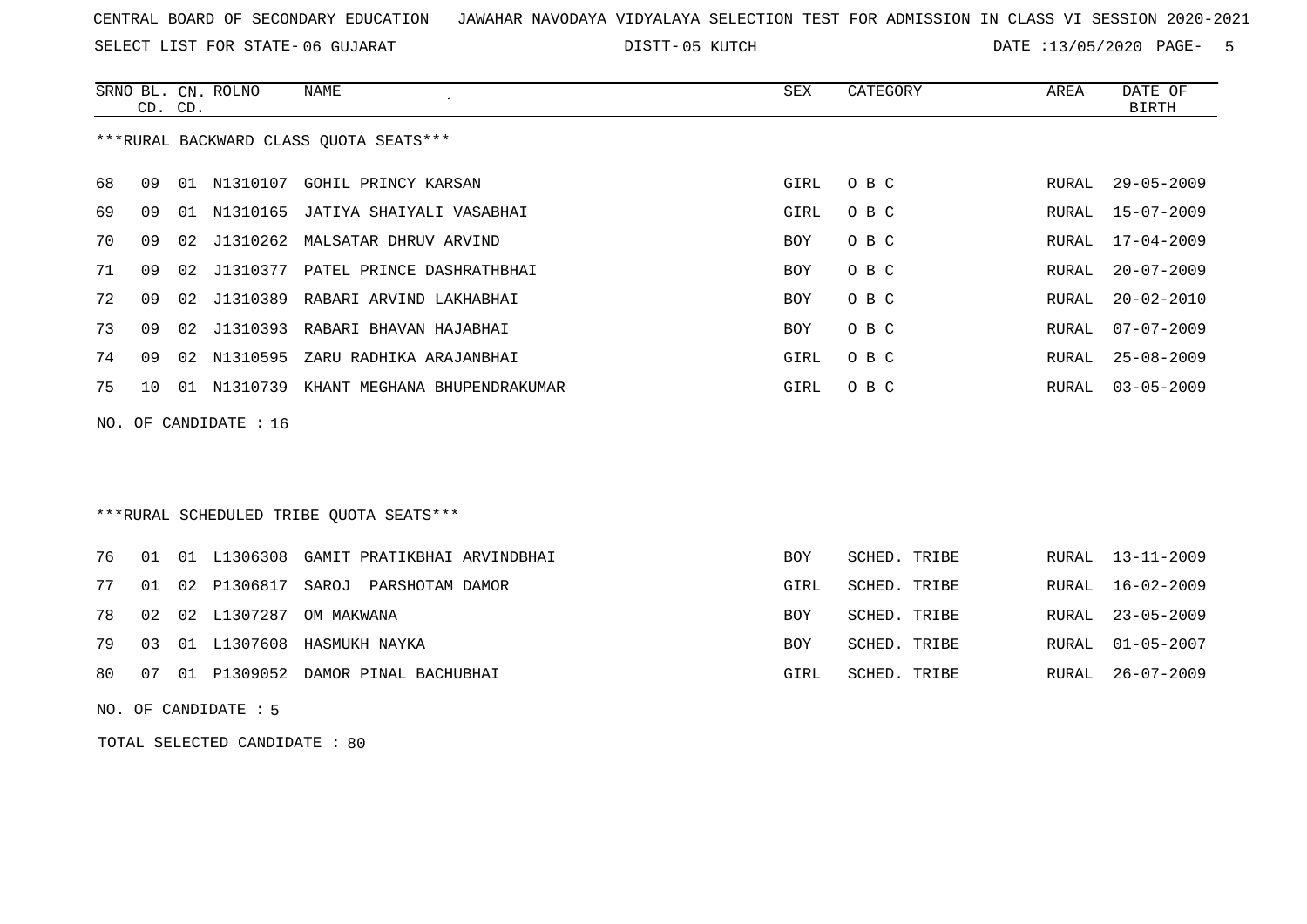CENTRAL BOARD OF SECONDARY EDUCATION JAWAHAR NAVODAYA VIDYALAYA SELECTION TEST FOR ADMISSION IN CLASS VI SESSION 2020-2021

SELECT LIST FOR STATE- 06 GUJARAT DISTT- 05 KUTCH DATE :13/05/2020

***RURAL BACKWARD CLASS QUOTA SEATS***

| SRNO | BL. CD. | CN. CD. | ROLNO | NAME | SEX | CATEGORY | AREA | DATE OF BIRTH |
|---|---|---|---|---|---|---|---|---|
| 68 | 09 | 01 | N1310107 | GOHIL PRINCY KARSAN | GIRL | O B C | RURAL | 29-05-2009 |
| 69 | 09 | 01 | N1310165 | JATIYA SHAIYALI VASABHAI | GIRL | O B C | RURAL | 15-07-2009 |
| 70 | 09 | 02 | J1310262 | MALSATAR DHRUV ARVIND | BOY | O B C | RURAL | 17-04-2009 |
| 71 | 09 | 02 | J1310377 | PATEL PRINCE DASHRATHBHAI | BOY | O B C | RURAL | 20-07-2009 |
| 72 | 09 | 02 | J1310389 | RABARI ARVIND LAKHABHAI | BOY | O B C | RURAL | 20-02-2010 |
| 73 | 09 | 02 | J1310393 | RABARI BHAVAN HAJABHAI | BOY | O B C | RURAL | 07-07-2009 |
| 74 | 09 | 02 | N1310595 | ZARU RADHIKA ARAJANBHAI | GIRL | O B C | RURAL | 25-08-2009 |
| 75 | 10 | 01 | N1310739 | KHANT MEGHANA BHUPENDRAKUMAR | GIRL | O B C | RURAL | 03-05-2009 |

NO. OF CANDIDATE : 16

***RURAL SCHEDULED TRIBE QUOTA SEATS***

| SRNO | BL. CD. | CN. CD. | ROLNO | NAME | SEX | CATEGORY | AREA | DATE OF BIRTH |
|---|---|---|---|---|---|---|---|---|
| 76 | 01 | 01 | L1306308 | GAMIT PRATIKBHAI ARVINDBHAI | BOY | SCHED. TRIBE | RURAL | 13-11-2009 |
| 77 | 01 | 02 | P1306817 | SAROJ PARSHOTAM DAMOR | GIRL | SCHED. TRIBE | RURAL | 16-02-2009 |
| 78 | 02 | 02 | L1307287 | OM MAKWANA | BOY | SCHED. TRIBE | RURAL | 23-05-2009 |
| 79 | 03 | 01 | L1307608 | HASMUKH NAYKA | BOY | SCHED. TRIBE | RURAL | 01-05-2007 |
| 80 | 07 | 01 | P1309052 | DAMOR PINAL BACHUBHAI | GIRL | SCHED. TRIBE | RURAL | 26-07-2009 |

NO. OF CANDIDATE : 5

TOTAL SELECTED CANDIDATE : 80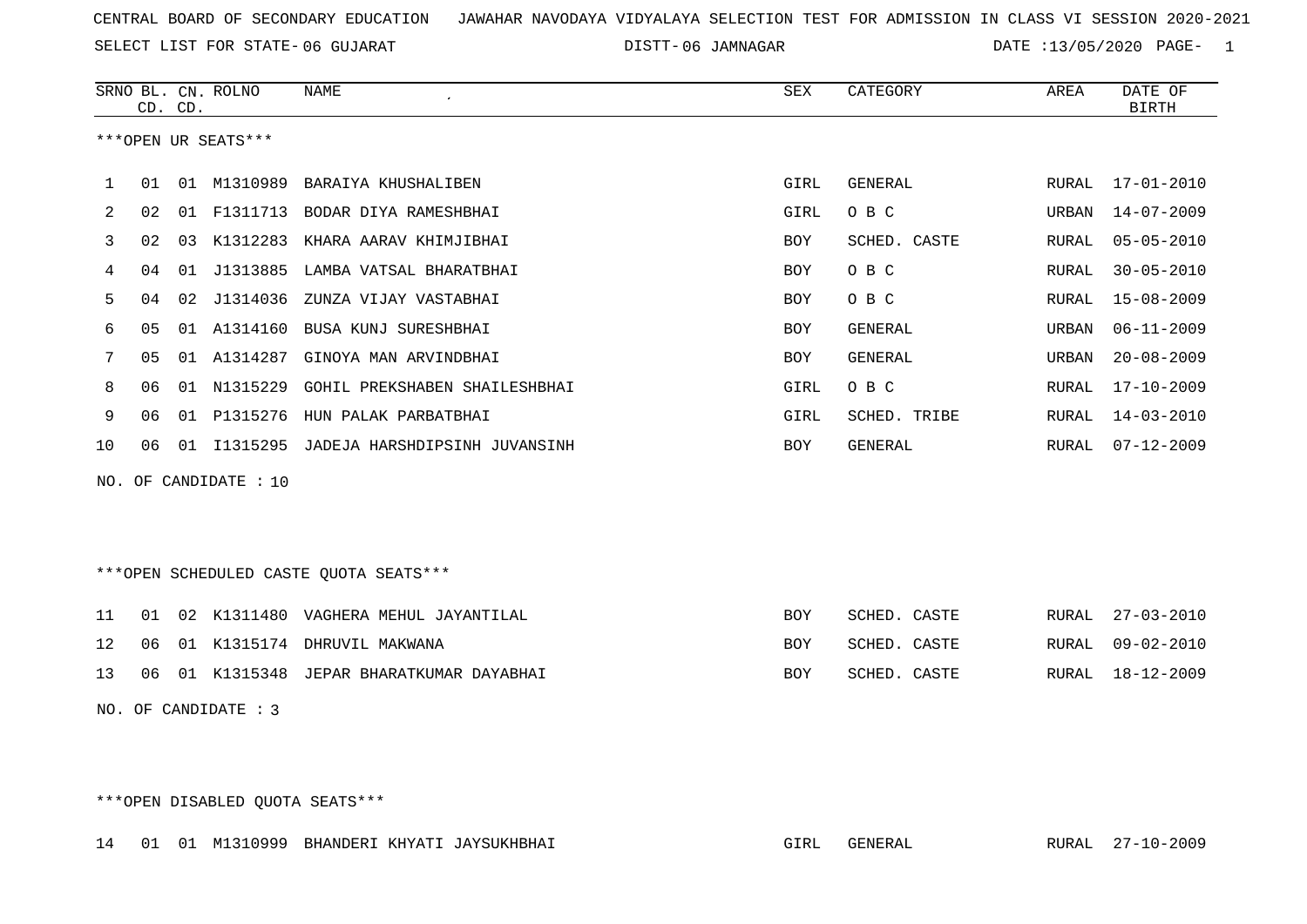CENTRAL BOARD OF SECONDARY EDUCATION JAWAHAR NAVODAYA VIDYALAYA SELECTION TEST FOR ADMISSION IN CLASS VI SESSION 2020-2021

SELECT LIST FOR STATE- 06 GUJARAT DISTT- 06 JAMNAGAR DATE :13/05/2020

***OPEN UR SEATS***

| SRNO | BL. CD. | CN. CD. | ROLNO | NAME | SEX | CATEGORY | AREA | DATE OF BIRTH |
|---|---|---|---|---|---|---|---|---|
| 1 | 01 | 01 | M1310989 | BARAIYA KHUSHALIBEN | GIRL | GENERAL | RURAL | 17-01-2010 |
| 2 | 02 | 01 | F1311713 | BODAR DIYA RAMESHBHAI | GIRL | O B C | URBAN | 14-07-2009 |
| 3 | 02 | 03 | K1312283 | KHARA AARAV KHIMJIBHAI | BOY | SCHED. CASTE | RURAL | 05-05-2010 |
| 4 | 04 | 01 | J1313885 | LAMBA VATSAL BHARATBHAI | BOY | O B C | RURAL | 30-05-2010 |
| 5 | 04 | 02 | J1314036 | ZUNZA VIJAY VASTABHAI | BOY | O B C | RURAL | 15-08-2009 |
| 6 | 05 | 01 | A1314160 | BUSA KUNJ SURESHBHAI | BOY | GENERAL | URBAN | 06-11-2009 |
| 7 | 05 | 01 | A1314287 | GINOYA MAN ARVINDBHAI | BOY | GENERAL | URBAN | 20-08-2009 |
| 8 | 06 | 01 | N1315229 | GOHIL PREKSHABEN SHAILESHBHAI | GIRL | O B C | RURAL | 17-10-2009 |
| 9 | 06 | 01 | P1315276 | HUN PALAK PARBATBHAI | GIRL | SCHED. TRIBE | RURAL | 14-03-2010 |
| 10 | 06 | 01 | I1315295 | JADEJA HARSHDIPSINH JUVANSINH | BOY | GENERAL | RURAL | 07-12-2009 |

NO. OF CANDIDATE : 10

***OPEN SCHEDULED CASTE QUOTA SEATS***

| SRNO | BL. CD. | CN. CD. | ROLNO | NAME | SEX | CATEGORY | AREA | DATE OF BIRTH |
|---|---|---|---|---|---|---|---|---|
| 11 | 01 | 02 | K1311480 | VAGHERA MEHUL JAYANTILAL | BOY | SCHED. CASTE | RURAL | 27-03-2010 |
| 12 | 06 | 01 | K1315174 | DHRUVIL MAKWANA | BOY | SCHED. CASTE | RURAL | 09-02-2010 |
| 13 | 06 | 01 | K1315348 | JEPAR BHARATKUMAR DAYABHAI | BOY | SCHED. CASTE | RURAL | 18-12-2009 |

NO. OF CANDIDATE : 3

***OPEN DISABLED QUOTA SEATS***

| SRNO | BL. CD. | CN. CD. | ROLNO | NAME | SEX | CATEGORY | AREA | DATE OF BIRTH |
|---|---|---|---|---|---|---|---|---|
| 14 | 01 | 01 | M1310999 | BHANDERI KHYATI JAYSUKHBHAI | GIRL | GENERAL | RURAL | 27-10-2009 |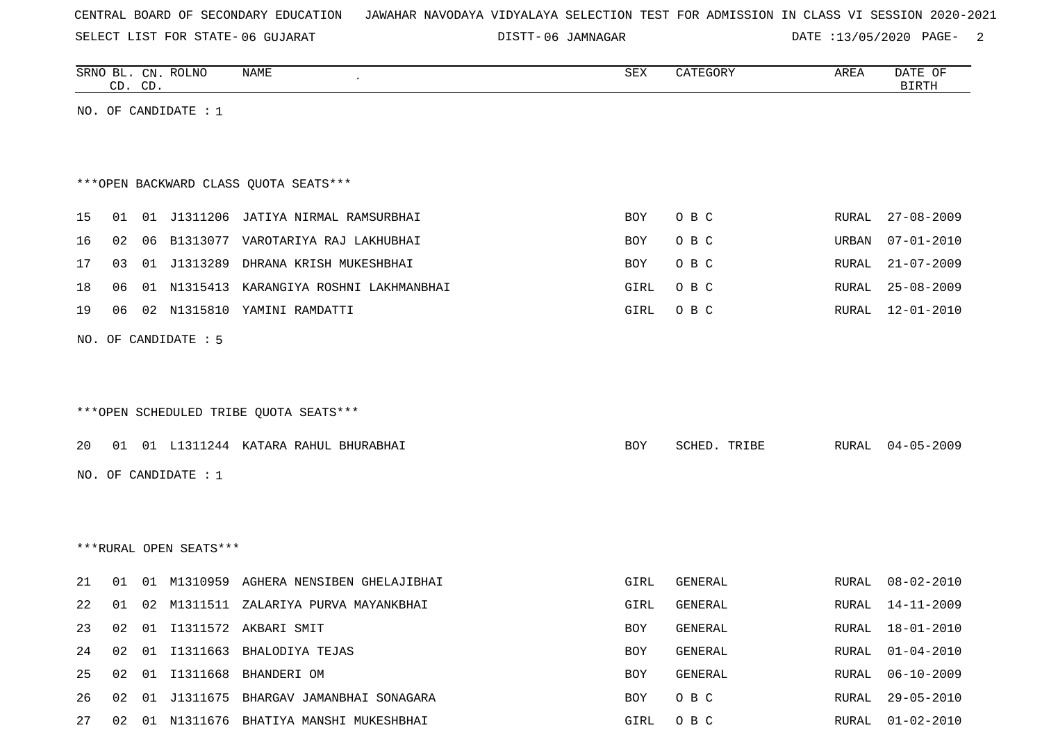CENTRAL BOARD OF SECONDARY EDUCATION JAWAHAR NAVODAYA VIDYALAYA SELECTION TEST FOR ADMISSION IN CLASS VI SESSION 2020-2021

SELECT LIST FOR STATE- 06 GUJARAT DISTT- 06 JAMNAGAR DATE :13/05/2020

| SRNO | BL. CD. | CN. CD. | ROLNO | NAME | SEX | CATEGORY | AREA | DATE OF BIRTH |
|---|---|---|---|---|---|---|---|---|

NO. OF CANDIDATE : 1

***OPEN BACKWARD CLASS QUOTA SEATS***

| SRNO | BL. CD. | CN. CD. | ROLNO | NAME | SEX | CATEGORY | AREA | DATE OF BIRTH |
|---|---|---|---|---|---|---|---|---|
| 15 | 01 | 01 | J1311206 | JATIYA NIRMAL RAMSURBHAI | BOY | O B C | RURAL | 27-08-2009 |
| 16 | 02 | 06 | B1313077 | VAROTARIYA RAJ LAKHUBHAI | BOY | O B C | URBAN | 07-01-2010 |
| 17 | 03 | 01 | J1313289 | DHRANA KRISH MUKESHBHAI | BOY | O B C | RURAL | 21-07-2009 |
| 18 | 06 | 01 | N1315413 | KARANGIYA ROSHNI LAKHMANBHAI | GIRL | O B C | RURAL | 25-08-2009 |
| 19 | 06 | 02 | N1315810 | YAMINI RAMDATTI | GIRL | O B C | RURAL | 12-01-2010 |

NO. OF CANDIDATE : 5

***OPEN SCHEDULED TRIBE QUOTA SEATS***

| SRNO | BL. CD. | CN. CD. | ROLNO | NAME | SEX | CATEGORY | AREA | DATE OF BIRTH |
|---|---|---|---|---|---|---|---|---|
| 20 | 01 | 01 | L1311244 | KATARA RAHUL BHURABHAI | BOY | SCHED. TRIBE | RURAL | 04-05-2009 |

NO. OF CANDIDATE : 1

***RURAL OPEN SEATS***

| SRNO | BL. CD. | CN. CD. | ROLNO | NAME | SEX | CATEGORY | AREA | DATE OF BIRTH |
|---|---|---|---|---|---|---|---|---|
| 21 | 01 | 01 | M1310959 | AGHERA NENSIBEN GHELAJIBHAI | GIRL | GENERAL | RURAL | 08-02-2010 |
| 22 | 01 | 02 | M1311511 | ZALARIYA PURVA MAYANKBHAI | GIRL | GENERAL | RURAL | 14-11-2009 |
| 23 | 02 | 01 | I1311572 | AKBARI SMIT | BOY | GENERAL | RURAL | 18-01-2010 |
| 24 | 02 | 01 | I1311663 | BHALODIYA TEJAS | BOY | GENERAL | RURAL | 01-04-2010 |
| 25 | 02 | 01 | I1311668 | BHANDERI OM | BOY | GENERAL | RURAL | 06-10-2009 |
| 26 | 02 | 01 | J1311675 | BHARGAV JAMANBHAI SONAGARA | BOY | O B C | RURAL | 29-05-2010 |
| 27 | 02 | 01 | N1311676 | BHATIYA MANSHI MUKESHBHAI | GIRL | O B C | RURAL | 01-02-2010 |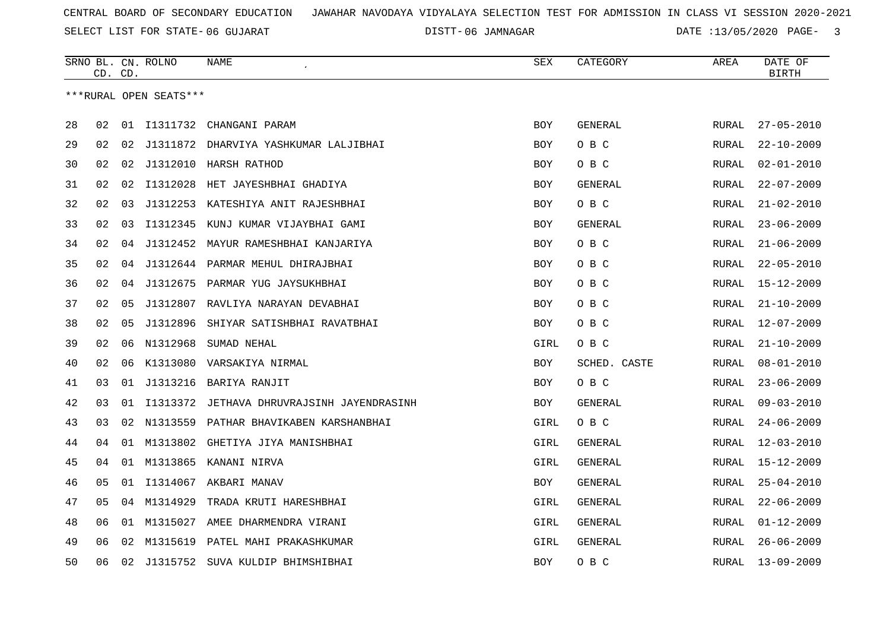CENTRAL BOARD OF SECONDARY EDUCATION JAWAHAR NAVODAYA VIDYALAYA SELECTION TEST FOR ADMISSION IN CLASS VI SESSION 2020-2021

SELECT LIST FOR STATE- 06 GUJARAT DISTT- 06 JAMNAGAR DATE :13/05/2020

***RURAL OPEN SEATS***

| SRNO | BL. CD. | CN. CD. | ROLNO | NAME | SEX | CATEGORY | AREA | DATE OF BIRTH |
|---|---|---|---|---|---|---|---|---|
| 28 | 02 | 01 | I1311732 | CHANGANI PARAM | BOY | GENERAL | RURAL | 27-05-2010 |
| 29 | 02 | 02 | J1311872 | DHARVIYA YASHKUMAR LALJIBHAI | BOY | O B C | RURAL | 22-10-2009 |
| 30 | 02 | 02 | J1312010 | HARSH RATHOD | BOY | O B C | RURAL | 02-01-2010 |
| 31 | 02 | 02 | I1312028 | HET JAYESHBHAI GHADIYA | BOY | GENERAL | RURAL | 22-07-2009 |
| 32 | 02 | 03 | J1312253 | KATESHIYA ANIT RAJESHBHAI | BOY | O B C | RURAL | 21-02-2010 |
| 33 | 02 | 03 | I1312345 | KUNJ KUMAR VIJAYBHAI GAMI | BOY | GENERAL | RURAL | 23-06-2009 |
| 34 | 02 | 04 | J1312452 | MAYUR RAMESHBHAI KANJARIYA | BOY | O B C | RURAL | 21-06-2009 |
| 35 | 02 | 04 | J1312644 | PARMAR MEHUL DHIRAJBHAI | BOY | O B C | RURAL | 22-05-2010 |
| 36 | 02 | 04 | J1312675 | PARMAR YUG JAYSUKHBHAI | BOY | O B C | RURAL | 15-12-2009 |
| 37 | 02 | 05 | J1312807 | RAVLIYA NARAYAN DEVABHAI | BOY | O B C | RURAL | 21-10-2009 |
| 38 | 02 | 05 | J1312896 | SHIYAR SATISHBHAI RAVATBHAI | BOY | O B C | RURAL | 12-07-2009 |
| 39 | 02 | 06 | N1312968 | SUMAD NEHAL | GIRL | O B C | RURAL | 21-10-2009 |
| 40 | 02 | 06 | K1313080 | VARSAKIYA NIRMAL | BOY | SCHED. CASTE | RURAL | 08-01-2010 |
| 41 | 03 | 01 | J1313216 | BARIYA RANJIT | BOY | O B C | RURAL | 23-06-2009 |
| 42 | 03 | 01 | I1313372 | JETHAVA DHRUVRAJSINH JAYENDRASINH | BOY | GENERAL | RURAL | 09-03-2010 |
| 43 | 03 | 02 | N1313559 | PATHAR BHAVIKABEN KARSHANBHAI | GIRL | O B C | RURAL | 24-06-2009 |
| 44 | 04 | 01 | M1313802 | GHETIYA JIYA MANISHBHAI | GIRL | GENERAL | RURAL | 12-03-2010 |
| 45 | 04 | 01 | M1313865 | KANANI NIRVA | GIRL | GENERAL | RURAL | 15-12-2009 |
| 46 | 05 | 01 | I1314067 | AKBARI MANAV | BOY | GENERAL | RURAL | 25-04-2010 |
| 47 | 05 | 04 | M1314929 | TRADA KRUTI HARESHBHAI | GIRL | GENERAL | RURAL | 22-06-2009 |
| 48 | 06 | 01 | M1315027 | AMEE DHARMENDRA VIRANI | GIRL | GENERAL | RURAL | 01-12-2009 |
| 49 | 06 | 02 | M1315619 | PATEL MAHI PRAKASHKUMAR | GIRL | GENERAL | RURAL | 26-06-2009 |
| 50 | 06 | 02 | J1315752 | SUVA KULDIP BHIMSHIBHAI | BOY | O B C | RURAL | 13-09-2009 |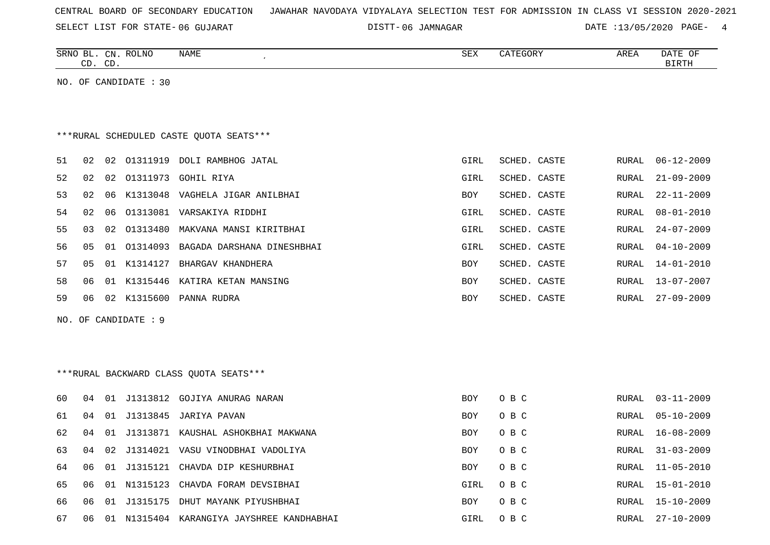CENTRAL BOARD OF SECONDARY EDUCATION JAWAHAR NAVODAYA VIDYALAYA SELECTION TEST FOR ADMISSION IN CLASS VI SESSION 2020-2021

SELECT LIST FOR STATE- 06 GUJARAT DISTT- 06 JAMNAGAR DATE :13/05/2020

| SRNO | BL. CD. | CN. CD. | ROLNO | NAME | SEX | CATEGORY | AREA | DATE OF BIRTH |
|---|---|---|---|---|---|---|---|---|

NO. OF CANDIDATE : 30

***RURAL SCHEDULED CASTE QUOTA SEATS***

| SRNO | BL. CD. | CN. CD. | ROLNO | NAME | SEX | CATEGORY | AREA | DATE OF BIRTH |
|---|---|---|---|---|---|---|---|---|
| 51 | 02 | 02 | O1311919 | DOLI RAMBHOG JATAL | GIRL | SCHED. CASTE | RURAL | 06-12-2009 |
| 52 | 02 | 02 | O1311973 | GOHIL RIYA | GIRL | SCHED. CASTE | RURAL | 21-09-2009 |
| 53 | 02 | 06 | K1313048 | VAGHELA JIGAR ANILBHAI | BOY | SCHED. CASTE | RURAL | 22-11-2009 |
| 54 | 02 | 06 | O1313081 | VARSAKIYA RIDDHI | GIRL | SCHED. CASTE | RURAL | 08-01-2010 |
| 55 | 03 | 02 | O1313480 | MAKVANA MANSI KIRITBHAI | GIRL | SCHED. CASTE | RURAL | 24-07-2009 |
| 56 | 05 | 01 | O1314093 | BAGADA DARSHANA DINESHBHAI | GIRL | SCHED. CASTE | RURAL | 04-10-2009 |
| 57 | 05 | 01 | K1314127 | BHARGAV KHANDHERA | BOY | SCHED. CASTE | RURAL | 14-01-2010 |
| 58 | 06 | 01 | K1315446 | KATIRA KETAN MANSING | BOY | SCHED. CASTE | RURAL | 13-07-2007 |
| 59 | 06 | 02 | K1315600 | PANNA RUDRA | BOY | SCHED. CASTE | RURAL | 27-09-2009 |

NO. OF CANDIDATE : 9

***RURAL BACKWARD CLASS QUOTA SEATS***

| SRNO | BL. CD. | CN. CD. | ROLNO | NAME | SEX | CATEGORY | AREA | DATE OF BIRTH |
|---|---|---|---|---|---|---|---|---|
| 60 | 04 | 01 | J1313812 | GOJIYA ANURAG NARAN | BOY | O B C | RURAL | 03-11-2009 |
| 61 | 04 | 01 | J1313845 | JARIYA PAVAN | BOY | O B C | RURAL | 05-10-2009 |
| 62 | 04 | 01 | J1313871 | KAUSHAL ASHOKBHAI MAKWANA | BOY | O B C | RURAL | 16-08-2009 |
| 63 | 04 | 02 | J1314021 | VASU VINODBHAI VADOLIYA | BOY | O B C | RURAL | 31-03-2009 |
| 64 | 06 | 01 | J1315121 | CHAVDA DIP KESHURBHAI | BOY | O B C | RURAL | 11-05-2010 |
| 65 | 06 | 01 | N1315123 | CHAVDA FORAM DEVSIBHAI | GIRL | O B C | RURAL | 15-01-2010 |
| 66 | 06 | 01 | J1315175 | DHUT MAYANK PIYUSHBHAI | BOY | O B C | RURAL | 15-10-2009 |
| 67 | 06 | 01 | N1315404 | KARANGIYA JAYSHREE KANDHABHAI | GIRL | O B C | RURAL | 27-10-2009 |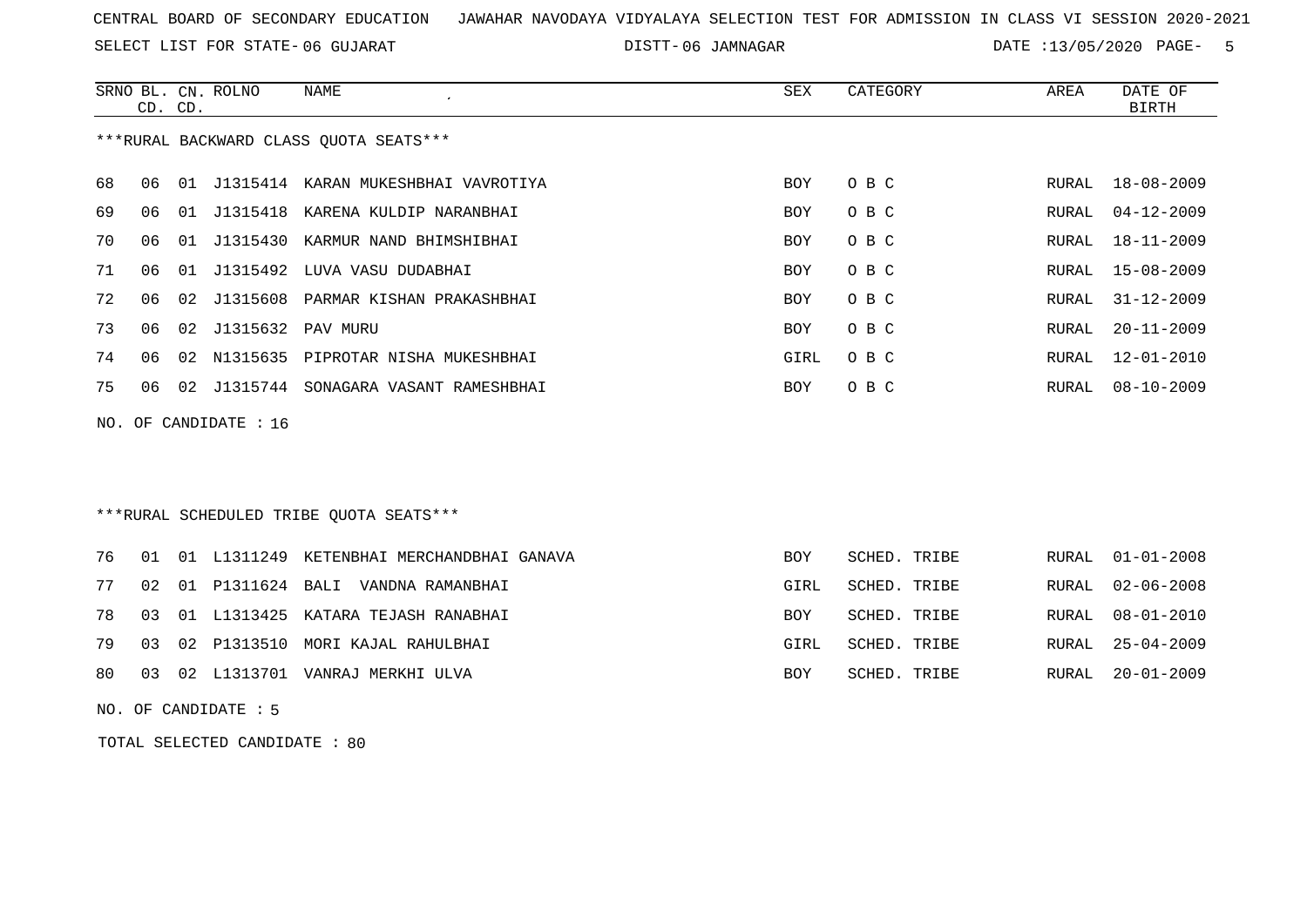CENTRAL BOARD OF SECONDARY EDUCATION JAWAHAR NAVODAYA VIDYALAYA SELECTION TEST FOR ADMISSION IN CLASS VI SESSION 2020-2021

SELECT LIST FOR STATE- 06 GUJARAT DISTT- 06 JAMNAGAR DATE :13/05/2020

| SRNO | BL. CD. | CN. CD. | ROLNO | NAME | SEX | CATEGORY | AREA | DATE OF BIRTH |
|---|---|---|---|---|---|---|---|---|

***RURAL BACKWARD CLASS QUOTA SEATS***

| SRNO | BL. CD. | CN. CD. | ROLNO | NAME | SEX | CATEGORY | AREA | DATE OF BIRTH |
|---|---|---|---|---|---|---|---|---|
| 68 | 06 | 01 | J1315414 | KARAN MUKESHBHAI VAVROTIYA | BOY | O B C | RURAL | 18-08-2009 |
| 69 | 06 | 01 | J1315418 | KARENA KULDIP NARANBHAI | BOY | O B C | RURAL | 04-12-2009 |
| 70 | 06 | 01 | J1315430 | KARMUR NAND BHIMSHIBHAI | BOY | O B C | RURAL | 18-11-2009 |
| 71 | 06 | 01 | J1315492 | LUVA VASU DUDABHAI | BOY | O B C | RURAL | 15-08-2009 |
| 72 | 06 | 02 | J1315608 | PARMAR KISHAN PRAKASHBHAI | BOY | O B C | RURAL | 31-12-2009 |
| 73 | 06 | 02 | J1315632 | PAV MURU | BOY | O B C | RURAL | 20-11-2009 |
| 74 | 06 | 02 | N1315635 | PIPROTAR NISHA MUKESHBHAI | GIRL | O B C | RURAL | 12-01-2010 |
| 75 | 06 | 02 | J1315744 | SONAGARA VASANT RAMESHBHAI | BOY | O B C | RURAL | 08-10-2009 |

NO. OF CANDIDATE : 16

***RURAL SCHEDULED TRIBE QUOTA SEATS***

| SRNO | BL. CD. | CN. CD. | ROLNO | NAME | SEX | CATEGORY | AREA | DATE OF BIRTH |
|---|---|---|---|---|---|---|---|---|
| 76 | 01 | 01 | L1311249 | KETENBHAI MERCHANDBHAI GANAVA | BOY | SCHED. TRIBE | RURAL | 01-01-2008 |
| 77 | 02 | 01 | P1311624 | BALI VANDNA RAMANBHAI | GIRL | SCHED. TRIBE | RURAL | 02-06-2008 |
| 78 | 03 | 01 | L1313425 | KATARA TEJASH RANABHAI | BOY | SCHED. TRIBE | RURAL | 08-01-2010 |
| 79 | 03 | 02 | P1313510 | MORI KAJAL RAHULBHAI | GIRL | SCHED. TRIBE | RURAL | 25-04-2009 |
| 80 | 03 | 02 | L1313701 | VANRAJ MERKHI ULVA | BOY | SCHED. TRIBE | RURAL | 20-01-2009 |

NO. OF CANDIDATE : 5

TOTAL SELECTED CANDIDATE : 80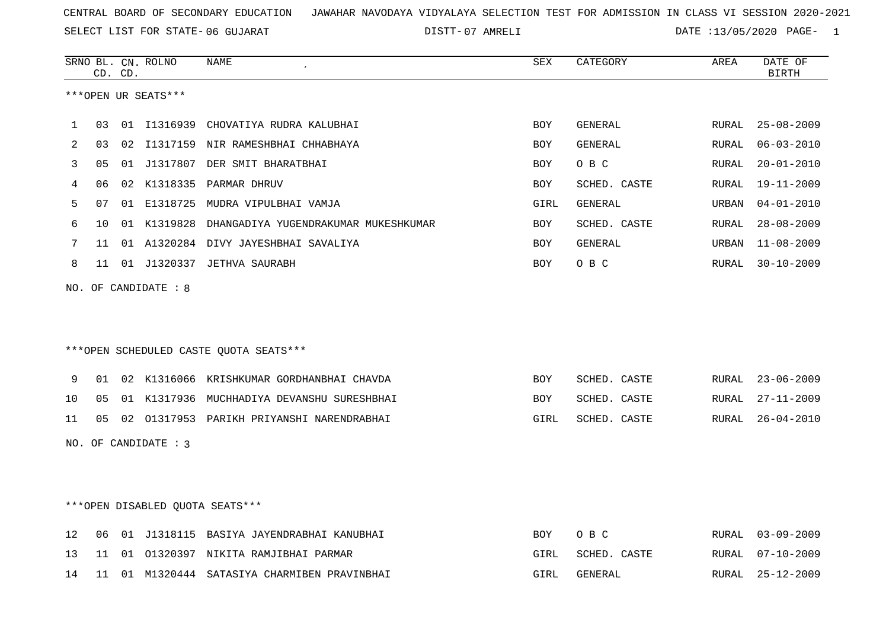CENTRAL BOARD OF SECONDARY EDUCATION JAWAHAR NAVODAYA VIDYALAYA SELECTION TEST FOR ADMISSION IN CLASS VI SESSION 2020-2021

SELECT LIST FOR STATE- 06 GUJARAT DISTT- 07 AMRELI DATE :13/05/2020 PAGE- 1

***OPEN UR SEATS***

| SRNO | BL. CD. | CN. CD. | ROLNO | NAME | SEX | CATEGORY | AREA | DATE OF BIRTH |
|---|---|---|---|---|---|---|---|---|
| 1 | 03 | 01 | I1316939 | CHOVATIYA RUDRA KALUBHAI | BOY | GENERAL | RURAL | 25-08-2009 |
| 2 | 03 | 02 | I1317159 | NIR RAMESHBHAI CHHABHAYA | BOY | GENERAL | RURAL | 06-03-2010 |
| 3 | 05 | 01 | J1317807 | DER SMIT BHARATBHAI | BOY | O B C | RURAL | 20-01-2010 |
| 4 | 06 | 02 | K1318335 | PARMAR DHRUV | BOY | SCHED. CASTE | RURAL | 19-11-2009 |
| 5 | 07 | 01 | E1318725 | MUDRA VIPULBHAI VAMJA | GIRL | GENERAL | URBAN | 04-01-2010 |
| 6 | 10 | 01 | K1319828 | DHANGADIYA YUGENDRAKUMAR MUKESHKUMAR | BOY | SCHED. CASTE | RURAL | 28-08-2009 |
| 7 | 11 | 01 | A1320284 | DIVY JAYESHBHAI SAVALIYA | BOY | GENERAL | URBAN | 11-08-2009 |
| 8 | 11 | 01 | J1320337 | JETHVA SAURABH | BOY | O B C | RURAL | 30-10-2009 |

NO. OF CANDIDATE : 8

***OPEN SCHEDULED CASTE QUOTA SEATS***

| SRNO | BL. CD. | CN. CD. | ROLNO | NAME | SEX | CATEGORY | AREA | DATE OF BIRTH |
|---|---|---|---|---|---|---|---|---|
| 9 | 01 | 02 | K1316066 | KRISHKUMAR GORDHANBHAI CHAVDA | BOY | SCHED. CASTE | RURAL | 23-06-2009 |
| 10 | 05 | 01 | K1317936 | MUCHHADIYA DEVANSHU SURESHBHAI | BOY | SCHED. CASTE | RURAL | 27-11-2009 |
| 11 | 05 | 02 | O1317953 | PARIKH PRIYANSHI NARENDRABHAI | GIRL | SCHED. CASTE | RURAL | 26-04-2010 |

NO. OF CANDIDATE : 3

***OPEN DISABLED QUOTA SEATS***

| SRNO | BL. CD. | CN. CD. | ROLNO | NAME | SEX | CATEGORY | AREA | DATE OF BIRTH |
|---|---|---|---|---|---|---|---|---|
| 12 | 06 | 01 | J1318115 | BASIYA JAYENDRABHAI KANUBHAI | BOY | O B C | RURAL | 03-09-2009 |
| 13 | 11 | 01 | O1320397 | NIKITA RAMJIBHAI PARMAR | GIRL | SCHED. CASTE | RURAL | 07-10-2009 |
| 14 | 11 | 01 | M1320444 | SATASIYA CHARMIBEN PRAVINBHAI | GIRL | GENERAL | RURAL | 25-12-2009 |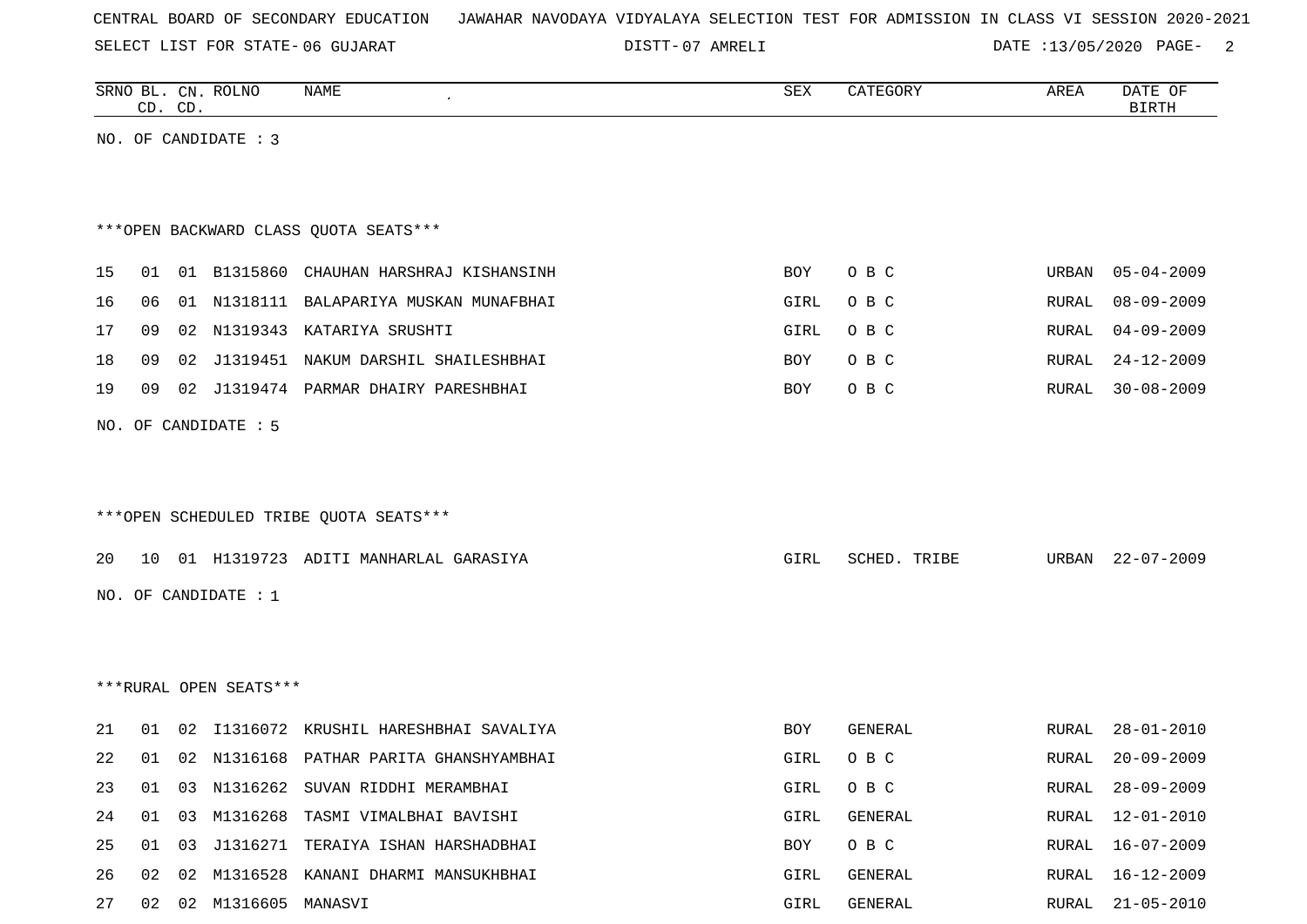CENTRAL BOARD OF SECONDARY EDUCATION JAWAHAR NAVODAYA VIDYALAYA SELECTION TEST FOR ADMISSION IN CLASS VI SESSION 2020-2021

SELECT LIST FOR STATE- 06 GUJARAT DISTT- 07 AMRELI DATE :13/05/2020

| SRNO | BL. CD. | CN. CD. | ROLNO | NAME | SEX | CATEGORY | AREA | DATE OF BIRTH |
|---|---|---|---|---|---|---|---|---|

NO. OF CANDIDATE : 3

***OPEN BACKWARD CLASS QUOTA SEATS***

| SRNO | BL. CD. | CN. CD. | ROLNO | NAME | SEX | CATEGORY | AREA | DATE OF BIRTH |
|---|---|---|---|---|---|---|---|---|
| 15 | 01 | 01 | B1315860 | CHAUHAN HARSHRAJ KISHANSINH | BOY | O B C | URBAN | 05-04-2009 |
| 16 | 06 | 01 | N1318111 | BALAPARIYA MUSKAN MUNAFBHAI | GIRL | O B C | RURAL | 08-09-2009 |
| 17 | 09 | 02 | N1319343 | KATARIYA SRUSHTI | GIRL | O B C | RURAL | 04-09-2009 |
| 18 | 09 | 02 | J1319451 | NAKUM DARSHIL SHAILESHBHAI | BOY | O B C | RURAL | 24-12-2009 |
| 19 | 09 | 02 | J1319474 | PARMAR DHAIRY PARESHBHAI | BOY | O B C | RURAL | 30-08-2009 |

NO. OF CANDIDATE : 5

***OPEN SCHEDULED TRIBE QUOTA SEATS***

| SRNO | BL. CD. | CN. CD. | ROLNO | NAME | SEX | CATEGORY | AREA | DATE OF BIRTH |
|---|---|---|---|---|---|---|---|---|
| 20 | 10 | 01 | H1319723 | ADITI MANHARLAL GARASIYA | GIRL | SCHED. TRIBE | URBAN | 22-07-2009 |

NO. OF CANDIDATE : 1

***RURAL OPEN SEATS***

| SRNO | BL. CD. | CN. CD. | ROLNO | NAME | SEX | CATEGORY | AREA | DATE OF BIRTH |
|---|---|---|---|---|---|---|---|---|
| 21 | 01 | 02 | I1316072 | KRUSHIL HARESHBHAI SAVALIYA | BOY | GENERAL | RURAL | 28-01-2010 |
| 22 | 01 | 02 | N1316168 | PATHAR PARITA GHANSHYAMBHAI | GIRL | O B C | RURAL | 20-09-2009 |
| 23 | 01 | 03 | N1316262 | SUVAN RIDDHI MERAMBHAI | GIRL | O B C | RURAL | 28-09-2009 |
| 24 | 01 | 03 | M1316268 | TASMI VIMALBHAI BAVISHI | GIRL | GENERAL | RURAL | 12-01-2010 |
| 25 | 01 | 03 | J1316271 | TERAIYA ISHAN HARSHADBHAI | BOY | O B C | RURAL | 16-07-2009 |
| 26 | 02 | 02 | M1316528 | KANANI DHARMI MANSUKHBHAI | GIRL | GENERAL | RURAL | 16-12-2009 |
| 27 | 02 | 02 | M1316605 | MANASVI | GIRL | GENERAL | RURAL | 21-05-2010 |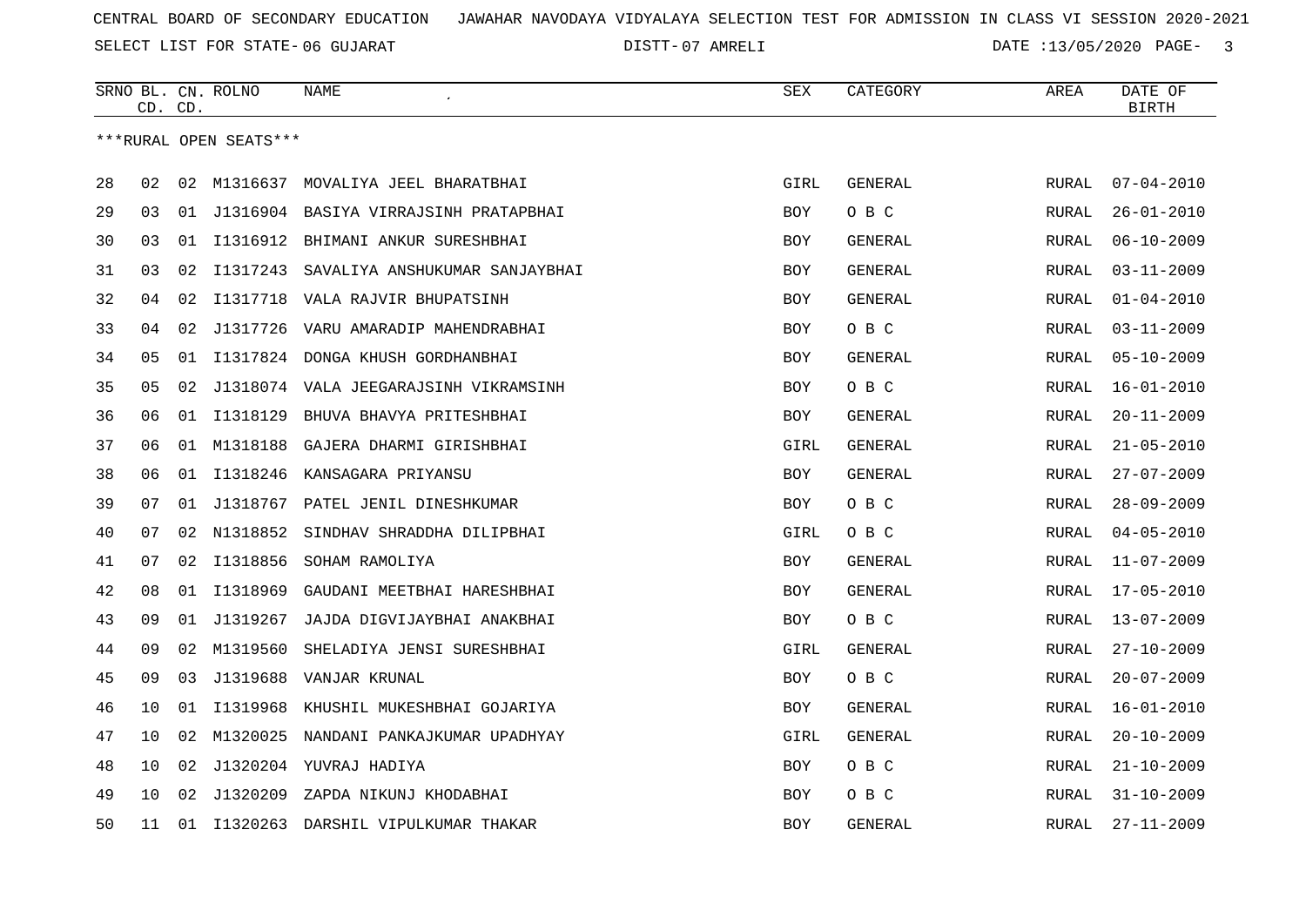CENTRAL BOARD OF SECONDARY EDUCATION JAWAHAR NAVODAYA VIDYALAYA SELECTION TEST FOR ADMISSION IN CLASS VI SESSION 2020-2021

SELECT LIST FOR STATE- 06 GUJARAT DISTT- 07 AMRELI DATE :13/05/2020

| SRNO | BL. CD. | CN. CD. | ROLNO | NAME | SEX | CATEGORY | AREA | DATE OF BIRTH |
|---|---|---|---|---|---|---|---|---|

***RURAL OPEN SEATS***

| SRNO | BL. CD. | CN. CD. | ROLNO | NAME | SEX | CATEGORY | AREA | DATE OF BIRTH |
|---|---|---|---|---|---|---|---|---|
| 28 | 02 | 02 | M1316637 | MOVALIYA JEEL BHARATBHAI | GIRL | GENERAL | RURAL | 07-04-2010 |
| 29 | 03 | 01 | J1316904 | BASIYA VIRRAJSINH PRATAPBHAI | BOY | O B C | RURAL | 26-01-2010 |
| 30 | 03 | 01 | I1316912 | BHIMANI ANKUR SURESHBHAI | BOY | GENERAL | RURAL | 06-10-2009 |
| 31 | 03 | 02 | I1317243 | SAVALIYA ANSHUKUMAR SANJAYBHAI | BOY | GENERAL | RURAL | 03-11-2009 |
| 32 | 04 | 02 | I1317718 | VALA RAJVIR BHUPATSINH | BOY | GENERAL | RURAL | 01-04-2010 |
| 33 | 04 | 02 | J1317726 | VARU AMARADIP MAHENDRABHAI | BOY | O B C | RURAL | 03-11-2009 |
| 34 | 05 | 01 | I1317824 | DONGA KHUSH GORDHANBHAI | BOY | GENERAL | RURAL | 05-10-2009 |
| 35 | 05 | 02 | J1318074 | VALA JEEGARAJSINH VIKRAMSINH | BOY | O B C | RURAL | 16-01-2010 |
| 36 | 06 | 01 | I1318129 | BHUVA BHAVYA PRITESHBHAI | BOY | GENERAL | RURAL | 20-11-2009 |
| 37 | 06 | 01 | M1318188 | GAJERA DHARMI GIRISHBHAI | GIRL | GENERAL | RURAL | 21-05-2010 |
| 38 | 06 | 01 | I1318246 | KANSAGARA PRIYANSU | BOY | GENERAL | RURAL | 27-07-2009 |
| 39 | 07 | 01 | J1318767 | PATEL JENIL DINESHKUMAR | BOY | O B C | RURAL | 28-09-2009 |
| 40 | 07 | 02 | N1318852 | SINDHAV SHRADDHA DILIPBHAI | GIRL | O B C | RURAL | 04-05-2010 |
| 41 | 07 | 02 | I1318856 | SOHAM RAMOLIYA | BOY | GENERAL | RURAL | 11-07-2009 |
| 42 | 08 | 01 | I1318969 | GAUDANI MEETBHAI HARESHBHAI | BOY | GENERAL | RURAL | 17-05-2010 |
| 43 | 09 | 01 | J1319267 | JAJDA DIGVIJAYBHAI ANAKBHAI | BOY | O B C | RURAL | 13-07-2009 |
| 44 | 09 | 02 | M1319560 | SHELADIYA JENSI SURESHBHAI | GIRL | GENERAL | RURAL | 27-10-2009 |
| 45 | 09 | 03 | J1319688 | VANJAR KRUNAL | BOY | O B C | RURAL | 20-07-2009 |
| 46 | 10 | 01 | I1319968 | KHUSHIL MUKESHBHAI GOJARIYA | BOY | GENERAL | RURAL | 16-01-2010 |
| 47 | 10 | 02 | M1320025 | NANDANI PANKAJKUMAR UPADHYAY | GIRL | GENERAL | RURAL | 20-10-2009 |
| 48 | 10 | 02 | J1320204 | YUVRAJ HADIYA | BOY | O B C | RURAL | 21-10-2009 |
| 49 | 10 | 02 | J1320209 | ZAPDA NIKUNJ KHODABHAI | BOY | O B C | RURAL | 31-10-2009 |
| 50 | 11 | 01 | I1320263 | DARSHIL VIPULKUMAR THAKAR | BOY | GENERAL | RURAL | 27-11-2009 |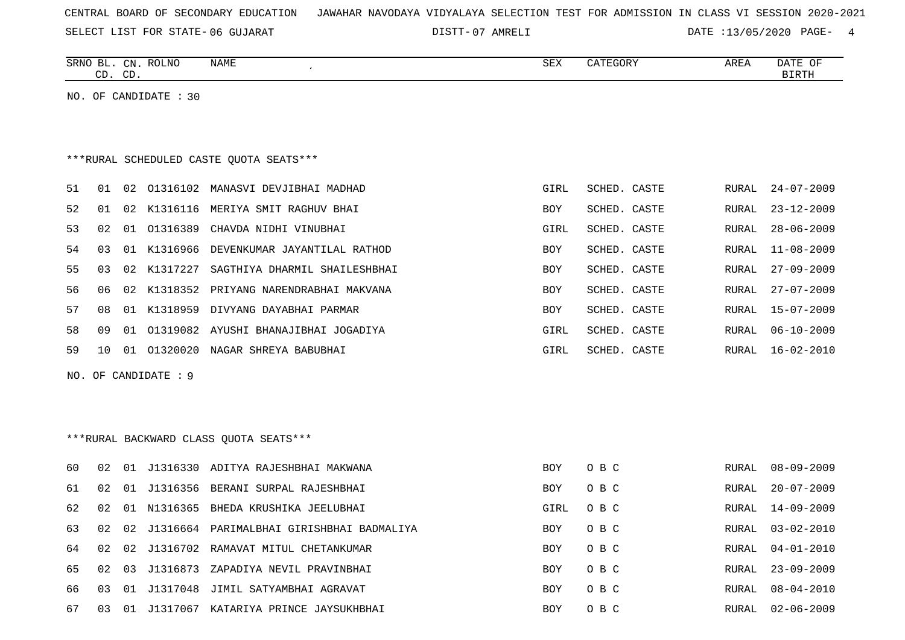CENTRAL BOARD OF SECONDARY EDUCATION JAWAHAR NAVODAYA VIDYALAYA SELECTION TEST FOR ADMISSION IN CLASS VI SESSION 2020-2021

SELECT LIST FOR STATE- 06 GUJARAT DISTT- 07 AMRELI DATE :13/05/2020

| SRNO | BL. CD. | CN. CD. | ROLNO | NAME | SEX | CATEGORY | AREA | DATE OF BIRTH |
|---|---|---|---|---|---|---|---|---|

NO. OF CANDIDATE : 30

***RURAL SCHEDULED CASTE QUOTA SEATS***

| SRNO | BL. CD. | CN. CD. | ROLNO | NAME | SEX | CATEGORY | AREA | DATE OF BIRTH |
|---|---|---|---|---|---|---|---|---|
| 51 | 01 | 02 | O1316102 | MANASVI DEVJIBHAI MADHAD | GIRL | SCHED. CASTE | RURAL | 24-07-2009 |
| 52 | 01 | 02 | K1316116 | MERIYA SMIT RAGHUV BHAI | BOY | SCHED. CASTE | RURAL | 23-12-2009 |
| 53 | 02 | 01 | O1316389 | CHAVDA NIDHI VINUBHAI | GIRL | SCHED. CASTE | RURAL | 28-06-2009 |
| 54 | 03 | 01 | K1316966 | DEVENKUMAR JAYANTILAL RATHOD | BOY | SCHED. CASTE | RURAL | 11-08-2009 |
| 55 | 03 | 02 | K1317227 | SAGTHIYA DHARMIL SHAILESHBHAI | BOY | SCHED. CASTE | RURAL | 27-09-2009 |
| 56 | 06 | 02 | K1318352 | PRIYANG NARENDRABHAI MAKVANA | BOY | SCHED. CASTE | RURAL | 27-07-2009 |
| 57 | 08 | 01 | K1318959 | DIVYANG DAYABHAI PARMAR | BOY | SCHED. CASTE | RURAL | 15-07-2009 |
| 58 | 09 | 01 | O1319082 | AYUSHI BHANAJIBHAI JOGADIYA | GIRL | SCHED. CASTE | RURAL | 06-10-2009 |
| 59 | 10 | 01 | O1320020 | NAGAR SHREYA BABUBHAI | GIRL | SCHED. CASTE | RURAL | 16-02-2010 |

NO. OF CANDIDATE : 9

***RURAL BACKWARD CLASS QUOTA SEATS***

| SRNO | BL. CD. | CN. CD. | ROLNO | NAME | SEX | CATEGORY | AREA | DATE OF BIRTH |
|---|---|---|---|---|---|---|---|---|
| 60 | 02 | 01 | J1316330 | ADITYA RAJESHBHAI MAKWANA | BOY | O B C | RURAL | 08-09-2009 |
| 61 | 02 | 01 | J1316356 | BERANI SURPAL RAJESHBHAI | BOY | O B C | RURAL | 20-07-2009 |
| 62 | 02 | 01 | N1316365 | BHEDA KRUSHIKA JEELUBHAI | GIRL | O B C | RURAL | 14-09-2009 |
| 63 | 02 | 02 | J1316664 | PARIMALBHAI GIRISHBHAI BADMALIYA | BOY | O B C | RURAL | 03-02-2010 |
| 64 | 02 | 02 | J1316702 | RAMAVAT MITUL CHETANKUMAR | BOY | O B C | RURAL | 04-01-2010 |
| 65 | 02 | 03 | J1316873 | ZAPADIYA NEVIL PRAVINBHAI | BOY | O B C | RURAL | 23-09-2009 |
| 66 | 03 | 01 | J1317048 | JIMIL SATYAMBHAI AGRAVAT | BOY | O B C | RURAL | 08-04-2010 |
| 67 | 03 | 01 | J1317067 | KATARIYA PRINCE JAYSUKHBHAI | BOY | O B C | RURAL | 02-06-2009 |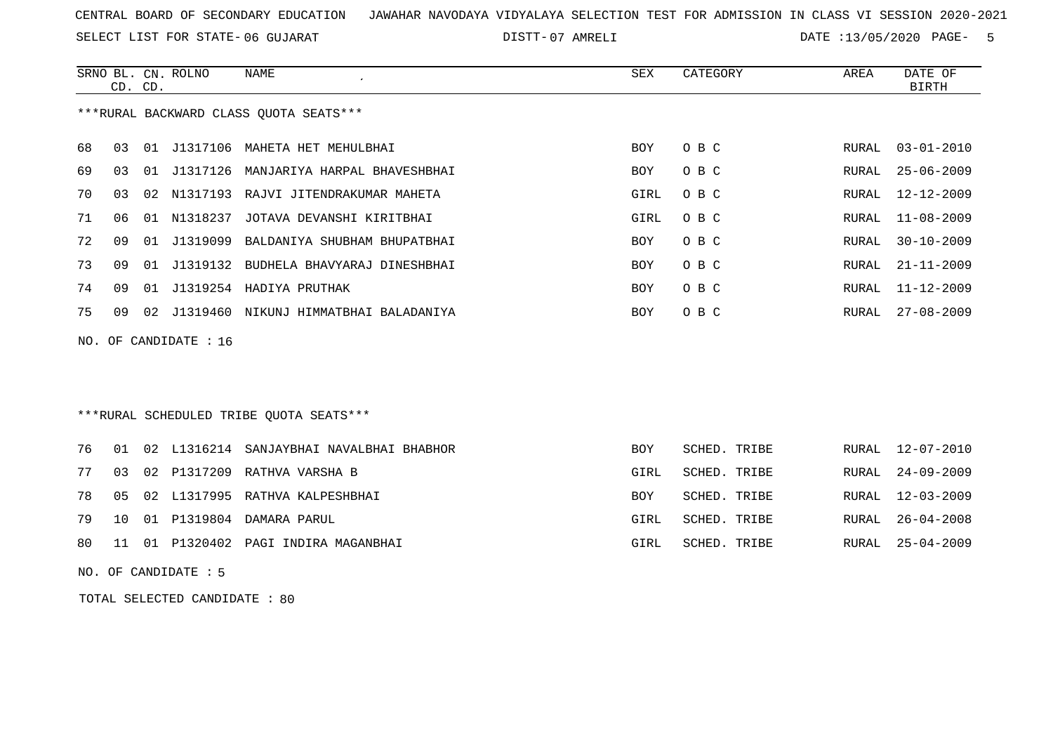CENTRAL BOARD OF SECONDARY EDUCATION   JAWAHAR NAVODAYA VIDYALAYA SELECTION TEST FOR ADMISSION IN CLASS VI SESSION 2020-2021

SELECT LIST FOR STATE- 06 GUJARAT   DISTT- 07 AMRELI   DATE :13/05/2020

***RURAL BACKWARD CLASS QUOTA SEATS***

| SRNO | BL. CD. | CN. CD. | ROLNO | NAME | SEX | CATEGORY | AREA | DATE OF BIRTH |
|---|---|---|---|---|---|---|---|---|
| 68 | 03 | 01 | J1317106 | MAHETA HET MEHULBHAI | BOY | O B C | RURAL | 03-01-2010 |
| 69 | 03 | 01 | J1317126 | MANJARIYA HARPAL BHAVESHBHAI | BOY | O B C | RURAL | 25-06-2009 |
| 70 | 03 | 02 | N1317193 | RAJVI JITENDRAKUMAR MAHETA | GIRL | O B C | RURAL | 12-12-2009 |
| 71 | 06 | 01 | N1318237 | JOTAVA DEVANSHI KIRITBHAI | GIRL | O B C | RURAL | 11-08-2009 |
| 72 | 09 | 01 | J1319099 | BALDANIYA SHUBHAM BHUPATBHAI | BOY | O B C | RURAL | 30-10-2009 |
| 73 | 09 | 01 | J1319132 | BUDHELA BHAVYARAJ DINESHBHAI | BOY | O B C | RURAL | 21-11-2009 |
| 74 | 09 | 01 | J1319254 | HADIYA PRUTHAK | BOY | O B C | RURAL | 11-12-2009 |
| 75 | 09 | 02 | J1319460 | NIKUNJ HIMMATBHAI BALADANIYA | BOY | O B C | RURAL | 27-08-2009 |

NO. OF CANDIDATE : 16

***RURAL SCHEDULED TRIBE QUOTA SEATS***

| SRNO | BL. CD. | CN. CD. | ROLNO | NAME | SEX | CATEGORY | AREA | DATE OF BIRTH |
|---|---|---|---|---|---|---|---|---|
| 76 | 01 | 02 | L1316214 | SANJAYBHAI NAVALBHAI BHABHOR | BOY | SCHED. TRIBE | RURAL | 12-07-2010 |
| 77 | 03 | 02 | P1317209 | RATHVA VARSHA B | GIRL | SCHED. TRIBE | RURAL | 24-09-2009 |
| 78 | 05 | 02 | L1317995 | RATHVA KALPESHBHAI | BOY | SCHED. TRIBE | RURAL | 12-03-2009 |
| 79 | 10 | 01 | P1319804 | DAMARA PARUL | GIRL | SCHED. TRIBE | RURAL | 26-04-2008 |
| 80 | 11 | 01 | P1320402 | PAGI INDIRA MAGANBHAI | GIRL | SCHED. TRIBE | RURAL | 25-04-2009 |

NO. OF CANDIDATE : 5

TOTAL SELECTED CANDIDATE : 80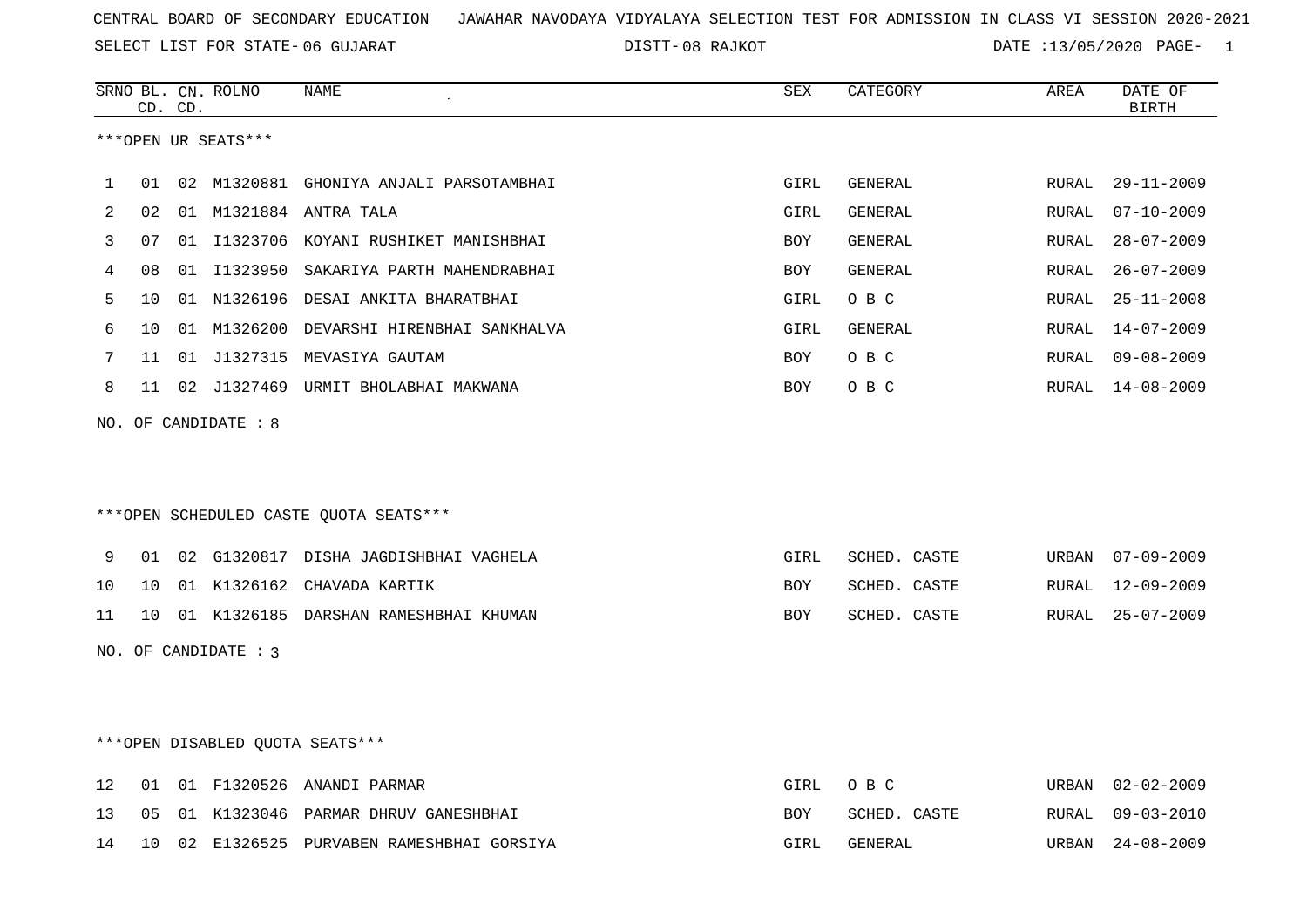CENTRAL BOARD OF SECONDARY EDUCATION JAWAHAR NAVODAYA VIDYALAYA SELECTION TEST FOR ADMISSION IN CLASS VI SESSION 2020-2021

SELECT LIST FOR STATE- 06 GUJARAT DISTT- 08 RAJKOT DATE :13/05/2020 PAGE- 1

***OPEN UR SEATS***

| SRNO | BL. CD. | CN. CD. | ROLNO | NAME | SEX | CATEGORY | AREA | DATE OF BIRTH |
|---|---|---|---|---|---|---|---|---|
| 1 | 01 | 02 | M1320881 | GHONIYA ANJALI PARSOTAMBHAI | GIRL | GENERAL | RURAL | 29-11-2009 |
| 2 | 02 | 01 | M1321884 | ANTRA TALA | GIRL | GENERAL | RURAL | 07-10-2009 |
| 3 | 07 | 01 | I1323706 | KOYANI RUSHIKET MANISHBHAI | BOY | GENERAL | RURAL | 28-07-2009 |
| 4 | 08 | 01 | I1323950 | SAKARIYA PARTH MAHENDRABHAI | BOY | GENERAL | RURAL | 26-07-2009 |
| 5 | 10 | 01 | N1326196 | DESAI ANKITA BHARATBHAI | GIRL | O B C | RURAL | 25-11-2008 |
| 6 | 10 | 01 | M1326200 | DEVARSHI HIRENBHAI SANKHALVA | GIRL | GENERAL | RURAL | 14-07-2009 |
| 7 | 11 | 01 | J1327315 | MEVASIYA GAUTAM | BOY | O B C | RURAL | 09-08-2009 |
| 8 | 11 | 02 | J1327469 | URMIT BHOLABHAI MAKWANA | BOY | O B C | RURAL | 14-08-2009 |

NO. OF CANDIDATE : 8

***OPEN SCHEDULED CASTE QUOTA SEATS***

| SRNO | BL. CD. | CN. CD. | ROLNO | NAME | SEX | CATEGORY | AREA | DATE OF BIRTH |
|---|---|---|---|---|---|---|---|---|
| 9 | 01 | 02 | G1320817 | DISHA JAGDISHBHAI VAGHELA | GIRL | SCHED. CASTE | URBAN | 07-09-2009 |
| 10 | 10 | 01 | K1326162 | CHAVADA KARTIK | BOY | SCHED. CASTE | RURAL | 12-09-2009 |
| 11 | 10 | 01 | K1326185 | DARSHAN RAMESHBHAI KHUMAN | BOY | SCHED. CASTE | RURAL | 25-07-2009 |

NO. OF CANDIDATE : 3

***OPEN DISABLED QUOTA SEATS***

| SRNO | BL. CD. | CN. CD. | ROLNO | NAME | SEX | CATEGORY | AREA | DATE OF BIRTH |
|---|---|---|---|---|---|---|---|---|
| 12 | 01 | 01 | F1320526 | ANANDI PARMAR | GIRL | O B C | URBAN | 02-02-2009 |
| 13 | 05 | 01 | K1323046 | PARMAR DHRUV GANESHBHAI | BOY | SCHED. CASTE | RURAL | 09-03-2010 |
| 14 | 10 | 02 | E1326525 | PURVABEN RAMESHBHAI GORSIYA | GIRL | GENERAL | URBAN | 24-08-2009 |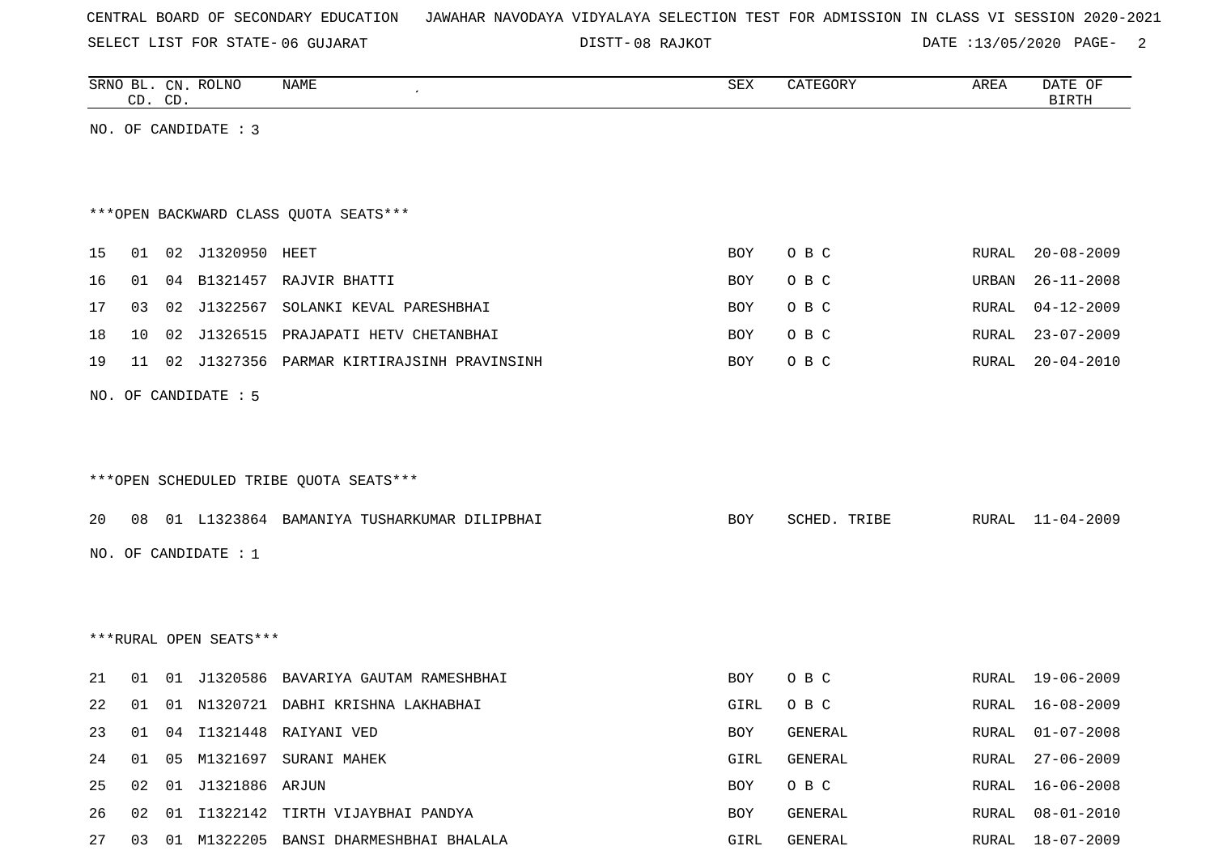CENTRAL BOARD OF SECONDARY EDUCATION   JAWAHAR NAVODAYA VIDYALAYA SELECTION TEST FOR ADMISSION IN CLASS VI SESSION 2020-2021

SELECT LIST FOR STATE- 06 GUJARAT   DISTT- 08 RAJKOT   DATE :13/05/2020

| SRNO | BL. CD. | CN. CD. | ROLNO | NAME | SEX | CATEGORY | AREA | DATE OF BIRTH |
|---|---|---|---|---|---|---|---|---|

NO. OF CANDIDATE : 3

***OPEN BACKWARD CLASS QUOTA SEATS***

| SRNO | BL. CD. | CN. CD. | ROLNO | NAME | SEX | CATEGORY | AREA | DATE OF BIRTH |
|---|---|---|---|---|---|---|---|---|
| 15 | 01 | 02 | J1320950 | HEET | BOY | O B C | RURAL | 20-08-2009 |
| 16 | 01 | 04 | B1321457 | RAJVIR BHATTI | BOY | O B C | URBAN | 26-11-2008 |
| 17 | 03 | 02 | J1322567 | SOLANKI KEVAL PARESHBHAI | BOY | O B C | RURAL | 04-12-2009 |
| 18 | 10 | 02 | J1326515 | PRAJAPATI HETV CHETANBHAI | BOY | O B C | RURAL | 23-07-2009 |
| 19 | 11 | 02 | J1327356 | PARMAR KIRTIRAJSINH PRAVINSINH | BOY | O B C | RURAL | 20-04-2010 |

NO. OF CANDIDATE : 5

***OPEN SCHEDULED TRIBE QUOTA SEATS***

| SRNO | BL. CD. | CN. CD. | ROLNO | NAME | SEX | CATEGORY | AREA | DATE OF BIRTH |
|---|---|---|---|---|---|---|---|---|
| 20 | 08 | 01 | L1323864 | BAMANIYA TUSHARKUMAR DILIPBHAI | BOY | SCHED. TRIBE | RURAL | 11-04-2009 |

NO. OF CANDIDATE : 1

***RURAL OPEN SEATS***

| SRNO | BL. CD. | CN. CD. | ROLNO | NAME | SEX | CATEGORY | AREA | DATE OF BIRTH |
|---|---|---|---|---|---|---|---|---|
| 21 | 01 | 01 | J1320586 | BAVARIYA GAUTAM RAMESHBHAI | BOY | O B C | RURAL | 19-06-2009 |
| 22 | 01 | 01 | N1320721 | DABHI KRISHNA LAKHABHAI | GIRL | O B C | RURAL | 16-08-2009 |
| 23 | 01 | 04 | I1321448 | RAIYANI VED | BOY | GENERAL | RURAL | 01-07-2008 |
| 24 | 01 | 05 | M1321697 | SURANI MAHEK | GIRL | GENERAL | RURAL | 27-06-2009 |
| 25 | 02 | 01 | J1321886 | ARJUN | BOY | O B C | RURAL | 16-06-2008 |
| 26 | 02 | 01 | I1322142 | TIRTH VIJAYBHAI PANDYA | BOY | GENERAL | RURAL | 08-01-2010 |
| 27 | 03 | 01 | M1322205 | BANSI DHARMESHBHAI BHALALA | GIRL | GENERAL | RURAL | 18-07-2009 |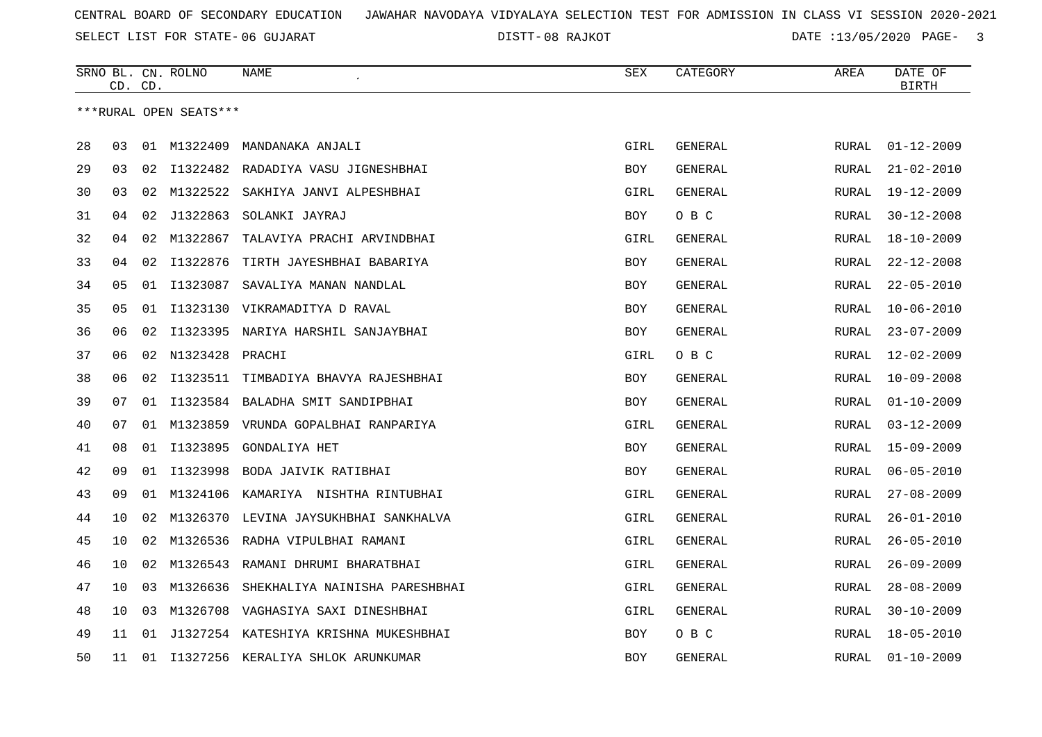CENTRAL BOARD OF SECONDARY EDUCATION   JAWAHAR NAVODAYA VIDYALAYA SELECTION TEST FOR ADMISSION IN CLASS VI SESSION 2020-2021

SELECT LIST FOR STATE- 06 GUJARAT   DISTT- 08 RAJKOT   DATE :13/05/2020

***RURAL OPEN SEATS***

| SRNO | BL. CD. | CN. CD. | ROLNO | NAME | SEX | CATEGORY | AREA | DATE OF BIRTH |
|---|---|---|---|---|---|---|---|---|
| 28 | 03 | 01 | M1322409 | MANDANAKA ANJALI | GIRL | GENERAL | RURAL | 01-12-2009 |
| 29 | 03 | 02 | I1322482 | RADADIYA VASU JIGNESHBHAI | BOY | GENERAL | RURAL | 21-02-2010 |
| 30 | 03 | 02 | M1322522 | SAKHIYA JANVI ALPESHBHAI | GIRL | GENERAL | RURAL | 19-12-2009 |
| 31 | 04 | 02 | J1322863 | SOLANKI JAYRAJ | BOY | O B C | RURAL | 30-12-2008 |
| 32 | 04 | 02 | M1322867 | TALAVIYA PRACHI ARVINDBHAI | GIRL | GENERAL | RURAL | 18-10-2009 |
| 33 | 04 | 02 | I1322876 | TIRTH JAYESHBHAI BABARIYA | BOY | GENERAL | RURAL | 22-12-2008 |
| 34 | 05 | 01 | I1323087 | SAVALIYA MANAN NANDLAL | BOY | GENERAL | RURAL | 22-05-2010 |
| 35 | 05 | 01 | I1323130 | VIKRAMADITYA D RAVAL | BOY | GENERAL | RURAL | 10-06-2010 |
| 36 | 06 | 02 | I1323395 | NARIYA HARSHIL SANJAYBHAI | BOY | GENERAL | RURAL | 23-07-2009 |
| 37 | 06 | 02 | N1323428 | PRACHI | GIRL | O B C | RURAL | 12-02-2009 |
| 38 | 06 | 02 | I1323511 | TIMBADIYA BHAVYA RAJESHBHAI | BOY | GENERAL | RURAL | 10-09-2008 |
| 39 | 07 | 01 | I1323584 | BALADHA SMIT SANDIPBHAI | BOY | GENERAL | RURAL | 01-10-2009 |
| 40 | 07 | 01 | M1323859 | VRUNDA GOPALBHAI RANPARIYA | GIRL | GENERAL | RURAL | 03-12-2009 |
| 41 | 08 | 01 | I1323895 | GONDALIYA HET | BOY | GENERAL | RURAL | 15-09-2009 |
| 42 | 09 | 01 | I1323998 | BODA JAIVIK RATIBHAI | BOY | GENERAL | RURAL | 06-05-2010 |
| 43 | 09 | 01 | M1324106 | KAMARIYA  NISHTHA RINTUBHAI | GIRL | GENERAL | RURAL | 27-08-2009 |
| 44 | 10 | 02 | M1326370 | LEVINA JAYSUKHBHAI SANKHALVA | GIRL | GENERAL | RURAL | 26-01-2010 |
| 45 | 10 | 02 | M1326536 | RADHA VIPULBHAI RAMANI | GIRL | GENERAL | RURAL | 26-05-2010 |
| 46 | 10 | 02 | M1326543 | RAMANI DHRUMI BHARATBHAI | GIRL | GENERAL | RURAL | 26-09-2009 |
| 47 | 10 | 03 | M1326636 | SHEKHALIYA NAINISHA PARESHBHAI | GIRL | GENERAL | RURAL | 28-08-2009 |
| 48 | 10 | 03 | M1326708 | VAGHASIYA SAXI DINESHBHAI | GIRL | GENERAL | RURAL | 30-10-2009 |
| 49 | 11 | 01 | J1327254 | KATESHIYA KRISHNA MUKESHBHAI | BOY | O B C | RURAL | 18-05-2010 |
| 50 | 11 | 01 | I1327256 | KERALIYA SHLOK ARUNKUMAR | BOY | GENERAL | RURAL | 01-10-2009 |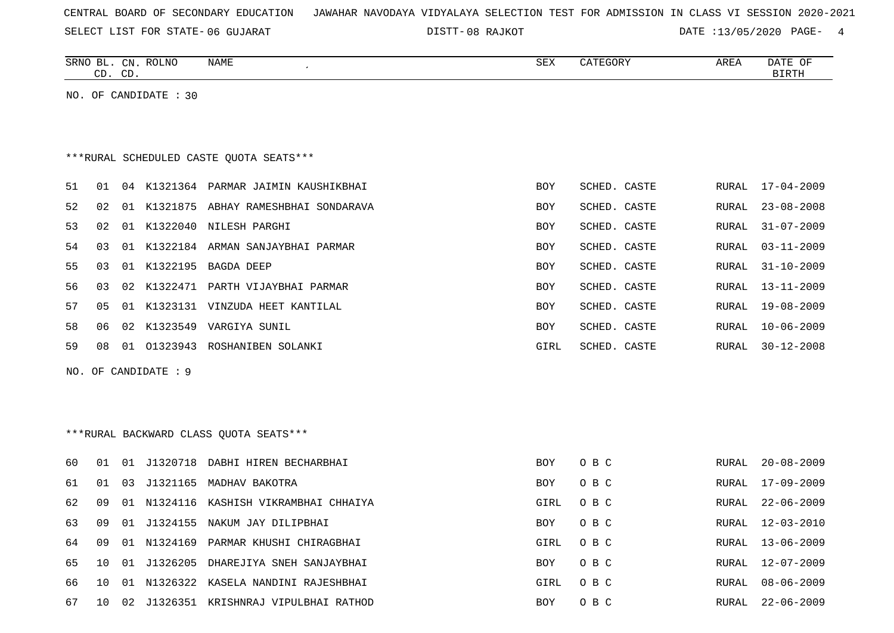CENTRAL BOARD OF SECONDARY EDUCATION JAWAHAR NAVODAYA VIDYALAYA SELECTION TEST FOR ADMISSION IN CLASS VI SESSION 2020-2021

SELECT LIST FOR STATE- 06 GUJARAT DISTT- 08 RAJKOT DATE :13/05/2020

| SRNO | BL. CD. | CN. CD. | ROLNO | NAME | SEX | CATEGORY | AREA | DATE OF BIRTH |
|---|---|---|---|---|---|---|---|---|

NO. OF CANDIDATE : 30

***RURAL SCHEDULED CASTE QUOTA SEATS***

| SRNO | BL. CD. | CN. CD. | ROLNO | NAME | SEX | CATEGORY | AREA | DATE OF BIRTH |
|---|---|---|---|---|---|---|---|---|
| 51 | 01 | 04 | K1321364 | PARMAR JAIMIN KAUSHIKBHAI | BOY | SCHED. CASTE | RURAL | 17-04-2009 |
| 52 | 02 | 01 | K1321875 | ABHAY RAMESHBHAI SONDARAVA | BOY | SCHED. CASTE | RURAL | 23-08-2008 |
| 53 | 02 | 01 | K1322040 | NILESH PARGHI | BOY | SCHED. CASTE | RURAL | 31-07-2009 |
| 54 | 03 | 01 | K1322184 | ARMAN SANJAYBHAI PARMAR | BOY | SCHED. CASTE | RURAL | 03-11-2009 |
| 55 | 03 | 01 | K1322195 | BAGDA DEEP | BOY | SCHED. CASTE | RURAL | 31-10-2009 |
| 56 | 03 | 02 | K1322471 | PARTH VIJAYBHAI PARMAR | BOY | SCHED. CASTE | RURAL | 13-11-2009 |
| 57 | 05 | 01 | K1323131 | VINZUDA HEET KANTILAL | BOY | SCHED. CASTE | RURAL | 19-08-2009 |
| 58 | 06 | 02 | K1323549 | VARGIYA SUNIL | BOY | SCHED. CASTE | RURAL | 10-06-2009 |
| 59 | 08 | 01 | O1323943 | ROSHANIBEN SOLANKI | GIRL | SCHED. CASTE | RURAL | 30-12-2008 |

NO. OF CANDIDATE : 9

***RURAL BACKWARD CLASS QUOTA SEATS***

| SRNO | BL. CD. | CN. CD. | ROLNO | NAME | SEX | CATEGORY | AREA | DATE OF BIRTH |
|---|---|---|---|---|---|---|---|---|
| 60 | 01 | 01 | J1320718 | DABHI HIREN BECHARBHAI | BOY | O B C | RURAL | 20-08-2009 |
| 61 | 01 | 03 | J1321165 | MADHAV BAKOTRA | BOY | O B C | RURAL | 17-09-2009 |
| 62 | 09 | 01 | N1324116 | KASHISH VIKRAMBHAI CHHAIYA | GIRL | O B C | RURAL | 22-06-2009 |
| 63 | 09 | 01 | J1324155 | NAKUM JAY DILIPBHAI | BOY | O B C | RURAL | 12-03-2010 |
| 64 | 09 | 01 | N1324169 | PARMAR KHUSHI CHIRAGBHAI | GIRL | O B C | RURAL | 13-06-2009 |
| 65 | 10 | 01 | J1326205 | DHAREJIYA SNEH SANJAYBHAI | BOY | O B C | RURAL | 12-07-2009 |
| 66 | 10 | 01 | N1326322 | KASELA NANDINI RAJESHBHAI | GIRL | O B C | RURAL | 08-06-2009 |
| 67 | 10 | 02 | J1326351 | KRISHNRAJ VIPULBHAI RATHOD | BOY | O B C | RURAL | 22-06-2009 |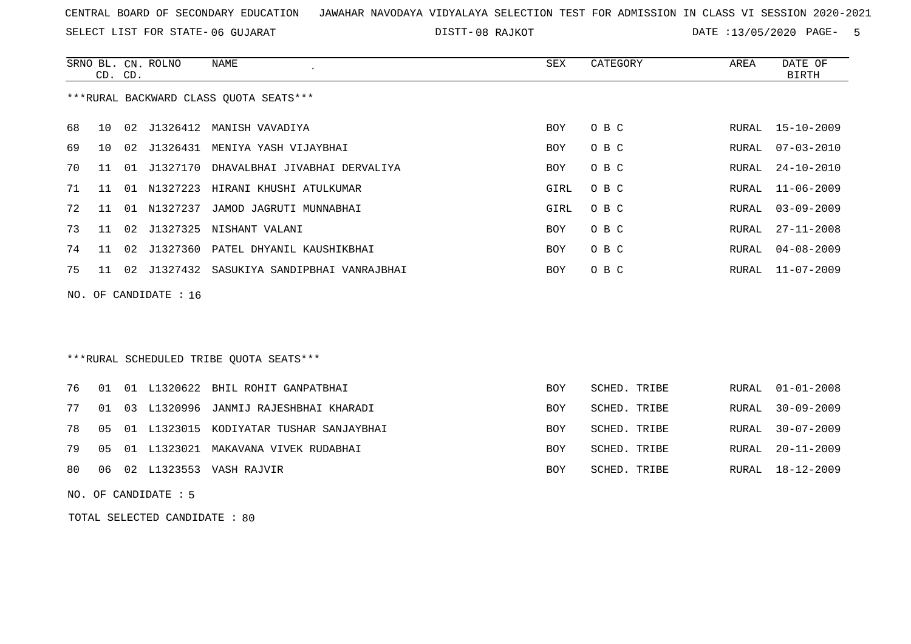CENTRAL BOARD OF SECONDARY EDUCATION JAWAHAR NAVODAYA VIDYALAYA SELECTION TEST FOR ADMISSION IN CLASS VI SESSION 2020-2021

SELECT LIST FOR STATE- 06 GUJARAT DISTT- 08 RAJKOT DATE :13/05/2020

***RURAL BACKWARD CLASS QUOTA SEATS***

| SRNO | BL. CD. | CN. CD. | ROLNO | NAME | SEX | CATEGORY | AREA | DATE OF BIRTH |
|---|---|---|---|---|---|---|---|---|
| 68 | 10 | 02 | J1326412 | MANISH VAVADIYA | BOY | O B C | RURAL | 15-10-2009 |
| 69 | 10 | 02 | J1326431 | MENIYA YASH VIJAYBHAI | BOY | O B C | RURAL | 07-03-2010 |
| 70 | 11 | 01 | J1327170 | DHAVALBHAI JIVABHAI DERVALIYA | BOY | O B C | RURAL | 24-10-2010 |
| 71 | 11 | 01 | N1327223 | HIRANI KHUSHI ATULKUMAR | GIRL | O B C | RURAL | 11-06-2009 |
| 72 | 11 | 01 | N1327237 | JAMOD JAGRUTI MUNNABHAI | GIRL | O B C | RURAL | 03-09-2009 |
| 73 | 11 | 02 | J1327325 | NISHANT VALANI | BOY | O B C | RURAL | 27-11-2008 |
| 74 | 11 | 02 | J1327360 | PATEL DHYANIL KAUSHIKBHAI | BOY | O B C | RURAL | 04-08-2009 |
| 75 | 11 | 02 | J1327432 | SASUKIYA SANDIPBHAI VANRAJBHAI | BOY | O B C | RURAL | 11-07-2009 |

NO. OF CANDIDATE : 16

***RURAL SCHEDULED TRIBE QUOTA SEATS***

| SRNO | BL. CD. | CN. CD. | ROLNO | NAME | SEX | CATEGORY | AREA | DATE OF BIRTH |
|---|---|---|---|---|---|---|---|---|
| 76 | 01 | 01 | L1320622 | BHIL ROHIT GANPATBHAI | BOY | SCHED. TRIBE | RURAL | 01-01-2008 |
| 77 | 01 | 03 | L1320996 | JANMIJ RAJESHBHAI KHARADI | BOY | SCHED. TRIBE | RURAL | 30-09-2009 |
| 78 | 05 | 01 | L1323015 | KODIYATAR TUSHAR SANJAYBHAI | BOY | SCHED. TRIBE | RURAL | 30-07-2009 |
| 79 | 05 | 01 | L1323021 | MAKAVANA VIVEK RUDABHAI | BOY | SCHED. TRIBE | RURAL | 20-11-2009 |
| 80 | 06 | 02 | L1323553 | VASH RAJVIR | BOY | SCHED. TRIBE | RURAL | 18-12-2009 |

NO. OF CANDIDATE : 5

TOTAL SELECTED CANDIDATE : 80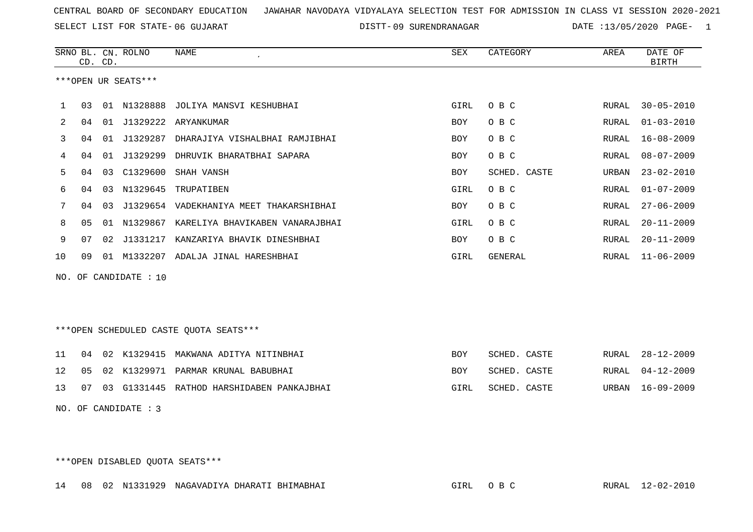CENTRAL BOARD OF SECONDARY EDUCATION JAWAHAR NAVODAYA VIDYALAYA SELECTION TEST FOR ADMISSION IN CLASS VI SESSION 2020-2021

SELECT LIST FOR STATE- 06 GUJARAT DISTT- 09 SURENDRANAGAR DATE :13/05/2020 PAGE- 1

| SRNO | BL. CD. | CN. CD. | ROLNO | NAME | SEX | CATEGORY | AREA | DATE OF BIRTH |
|---|---|---|---|---|---|---|---|---|

***OPEN UR SEATS***

| SRNO | BL. CD. | CN. CD. | ROLNO | NAME | SEX | CATEGORY | AREA | DATE OF BIRTH |
|---|---|---|---|---|---|---|---|---|
| 1 | 03 | 01 | N1328888 | JOLIYA MANSVI KESHUBHAI | GIRL | O B C | RURAL | 30-05-2010 |
| 2 | 04 | 01 | J1329222 | ARYANKUMAR | BOY | O B C | RURAL | 01-03-2010 |
| 3 | 04 | 01 | J1329287 | DHARAJIYA VISHALBHAI RAMJIBHAI | BOY | O B C | RURAL | 16-08-2009 |
| 4 | 04 | 01 | J1329299 | DHRUVIK BHARATBHAI SAPARA | BOY | O B C | RURAL | 08-07-2009 |
| 5 | 04 | 03 | C1329600 | SHAH VANSH | BOY | SCHED. CASTE | URBAN | 23-02-2010 |
| 6 | 04 | 03 | N1329645 | TRUPATIBEN | GIRL | O B C | RURAL | 01-07-2009 |
| 7 | 04 | 03 | J1329654 | VADEKHANIYA MEET THAKARSHIBHAI | BOY | O B C | RURAL | 27-06-2009 |
| 8 | 05 | 01 | N1329867 | KARELIYA BHAVIKABEN VANARAJBHAI | GIRL | O B C | RURAL | 20-11-2009 |
| 9 | 07 | 02 | J1331217 | KANZARIYA BHAVIK DINESHBHAI | BOY | O B C | RURAL | 20-11-2009 |
| 10 | 09 | 01 | M1332207 | ADALJA JINAL HARESHBHAI | GIRL | GENERAL | RURAL | 11-06-2009 |

NO. OF CANDIDATE : 10

***OPEN SCHEDULED CASTE QUOTA SEATS***

| SRNO | BL. CD. | CN. CD. | ROLNO | NAME | SEX | CATEGORY | AREA | DATE OF BIRTH |
|---|---|---|---|---|---|---|---|---|
| 11 | 04 | 02 | K1329415 | MAKWANA ADITYA NITINBHAI | BOY | SCHED. CASTE | RURAL | 28-12-2009 |
| 12 | 05 | 02 | K1329971 | PARMAR KRUNAL BABUBHAI | BOY | SCHED. CASTE | RURAL | 04-12-2009 |
| 13 | 07 | 03 | G1331445 | RATHOD HARSHIDABEN PANKAJBHAI | GIRL | SCHED. CASTE | URBAN | 16-09-2009 |

NO. OF CANDIDATE : 3

***OPEN DISABLED QUOTA SEATS***

| SRNO | BL. CD. | CN. CD. | ROLNO | NAME | SEX | CATEGORY | AREA | DATE OF BIRTH |
|---|---|---|---|---|---|---|---|---|
| 14 | 08 | 02 | N1331929 | NAGAVADIYA DHARATI BHIMABHAI | GIRL | O B C | RURAL | 12-02-2010 |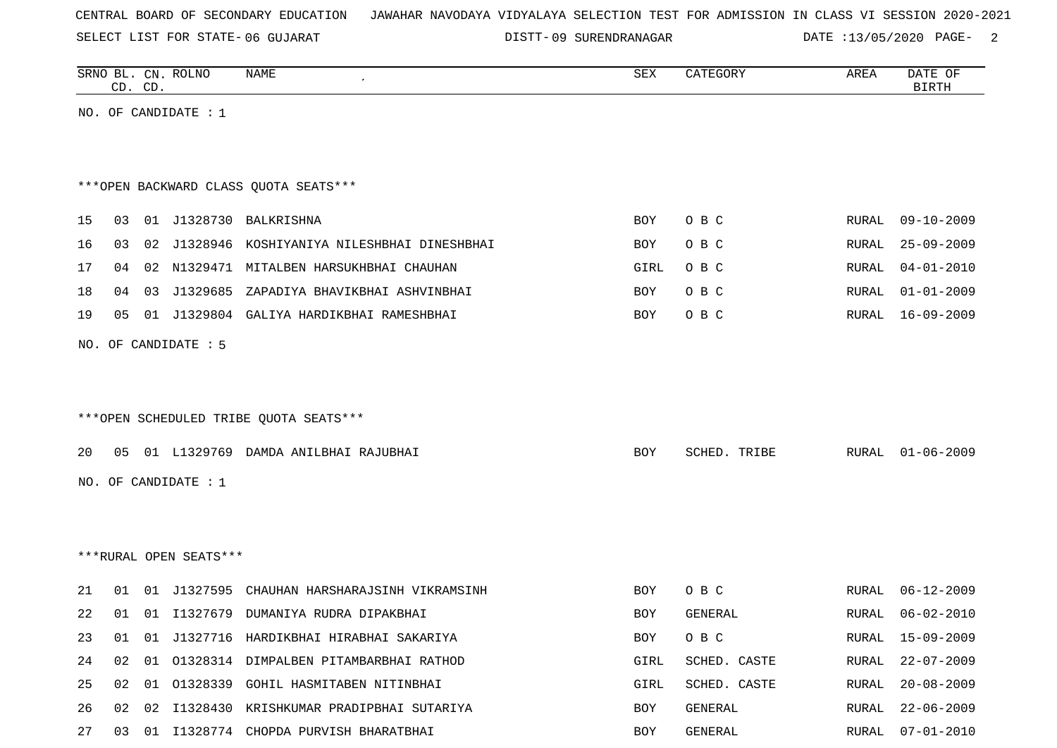CENTRAL BOARD OF SECONDARY EDUCATION JAWAHAR NAVODAYA VIDYALAYA SELECTION TEST FOR ADMISSION IN CLASS VI SESSION 2020-2021

SELECT LIST FOR STATE- 06 GUJARAT DISTT- 09 SURENDRANAGAR DATE :13/05/2020

| SRNO | BL. CD. | CN. CD. | ROLNO | NAME | SEX | CATEGORY | AREA | DATE OF BIRTH |
|---|---|---|---|---|---|---|---|---|

NO. OF CANDIDATE : 1

***OPEN BACKWARD CLASS QUOTA SEATS***

| SRNO | BL. CD. | CN. CD. | ROLNO | NAME | SEX | CATEGORY | AREA | DATE OF BIRTH |
|---|---|---|---|---|---|---|---|---|
| 15 | 03 | 01 | J1328730 | BALKRISHNA | BOY | O B C | RURAL | 09-10-2009 |
| 16 | 03 | 02 | J1328946 | KOSHIYANIYA NILESHBHAI DINESHBHAI | BOY | O B C | RURAL | 25-09-2009 |
| 17 | 04 | 02 | N1329471 | MITALBEN HARSUKHBHAI CHAUHAN | GIRL | O B C | RURAL | 04-01-2010 |
| 18 | 04 | 03 | J1329685 | ZAPADIYA BHAVIKBHAI ASHVINBHAI | BOY | O B C | RURAL | 01-01-2009 |
| 19 | 05 | 01 | J1329804 | GALIYA HARDIKBHAI RAMESHBHAI | BOY | O B C | RURAL | 16-09-2009 |

NO. OF CANDIDATE : 5

***OPEN SCHEDULED TRIBE QUOTA SEATS***

| SRNO | BL. CD. | CN. CD. | ROLNO | NAME | SEX | CATEGORY | AREA | DATE OF BIRTH |
|---|---|---|---|---|---|---|---|---|
| 20 | 05 | 01 | L1329769 | DAMDA ANILBHAI RAJUBHAI | BOY | SCHED. TRIBE | RURAL | 01-06-2009 |

NO. OF CANDIDATE : 1

***RURAL OPEN SEATS***

| SRNO | BL. CD. | CN. CD. | ROLNO | NAME | SEX | CATEGORY | AREA | DATE OF BIRTH |
|---|---|---|---|---|---|---|---|---|
| 21 | 01 | 01 | J1327595 | CHAUHAN HARSHARAJSINH VIKRAMSINH | BOY | O B C | RURAL | 06-12-2009 |
| 22 | 01 | 01 | I1327679 | DUMANIYA RUDRA DIPAKBHAI | BOY | GENERAL | RURAL | 06-02-2010 |
| 23 | 01 | 01 | J1327716 | HARDIKBHAI HIRABHAI SAKARIYA | BOY | O B C | RURAL | 15-09-2009 |
| 24 | 02 | 01 | O1328314 | DIMPALBEN PITAMBARBHAI RATHOD | GIRL | SCHED. CASTE | RURAL | 22-07-2009 |
| 25 | 02 | 01 | O1328339 | GOHIL HASMITABEN NITINBHAI | GIRL | SCHED. CASTE | RURAL | 20-08-2009 |
| 26 | 02 | 02 | I1328430 | KRISHKUMAR PRADIPBHAI SUTARIYA | BOY | GENERAL | RURAL | 22-06-2009 |
| 27 | 03 | 01 | I1328774 | CHOPDA PURVISH BHARATBHAI | BOY | GENERAL | RURAL | 07-01-2010 |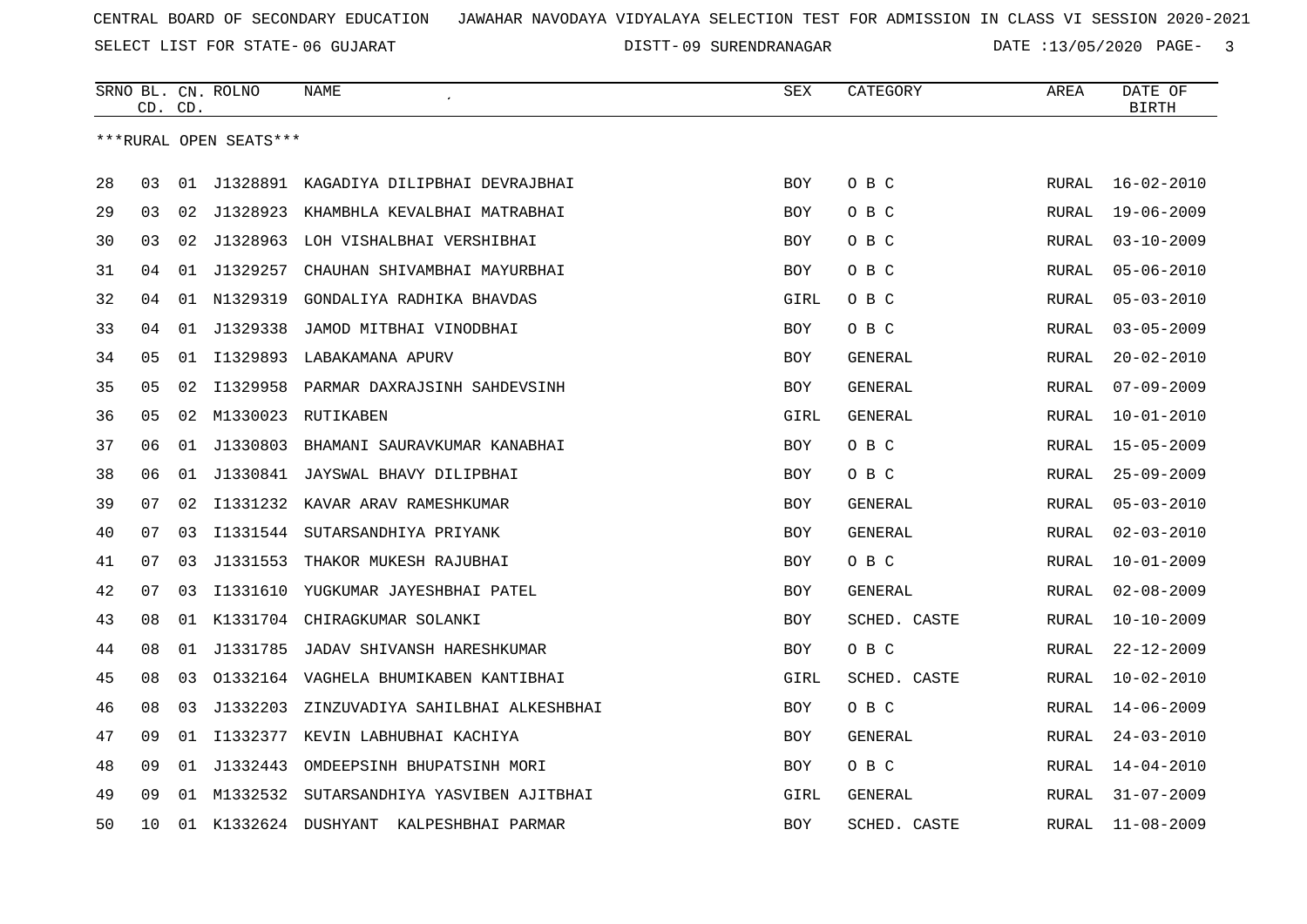CENTRAL BOARD OF SECONDARY EDUCATION JAWAHAR NAVODAYA VIDYALAYA SELECTION TEST FOR ADMISSION IN CLASS VI SESSION 2020-2021

SELECT LIST FOR STATE- 06 GUJARAT DISTT- 09 SURENDRANAGAR DATE :13/05/2020

***RURAL OPEN SEATS***

| SRNO | BL. CD. | CN. CD. | ROLNO | NAME | SEX | CATEGORY | AREA | DATE OF BIRTH |
|---|---|---|---|---|---|---|---|---|
| 28 | 03 | 01 | J1328891 | KAGADIYA DILIPBHAI DEVRAJBHAI | BOY | O B C | RURAL | 16-02-2010 |
| 29 | 03 | 02 | J1328923 | KHAMBHLA KEVALBHAI MATRABHAI | BOY | O B C | RURAL | 19-06-2009 |
| 30 | 03 | 02 | J1328963 | LOH VISHALBHAI VERSHIBHAI | BOY | O B C | RURAL | 03-10-2009 |
| 31 | 04 | 01 | J1329257 | CHAUHAN SHIVAMBHAI MAYURBHAI | BOY | O B C | RURAL | 05-06-2010 |
| 32 | 04 | 01 | N1329319 | GONDALIYA RADHIKA BHAVDAS | GIRL | O B C | RURAL | 05-03-2010 |
| 33 | 04 | 01 | J1329338 | JAMOD MITBHAI VINODBHAI | BOY | O B C | RURAL | 03-05-2009 |
| 34 | 05 | 01 | I1329893 | LABAKAMANA APURV | BOY | GENERAL | RURAL | 20-02-2010 |
| 35 | 05 | 02 | I1329958 | PARMAR DAXRAJSINH SAHDEVSINH | BOY | GENERAL | RURAL | 07-09-2009 |
| 36 | 05 | 02 | M1330023 | RUTIKABEN | GIRL | GENERAL | RURAL | 10-01-2010 |
| 37 | 06 | 01 | J1330803 | BHAMANI SAURAVKUMAR KANABHAI | BOY | O B C | RURAL | 15-05-2009 |
| 38 | 06 | 01 | J1330841 | JAYSWAL BHAVY DILIPBHAI | BOY | O B C | RURAL | 25-09-2009 |
| 39 | 07 | 02 | I1331232 | KAVAR ARAV RAMESHKUMAR | BOY | GENERAL | RURAL | 05-03-2010 |
| 40 | 07 | 03 | I1331544 | SUTARSANDHIYA PRIYANK | BOY | GENERAL | RURAL | 02-03-2010 |
| 41 | 07 | 03 | J1331553 | THAKOR MUKESH RAJUBHAI | BOY | O B C | RURAL | 10-01-2009 |
| 42 | 07 | 03 | I1331610 | YUGKUMAR JAYESHBHAI PATEL | BOY | GENERAL | RURAL | 02-08-2009 |
| 43 | 08 | 01 | K1331704 | CHIRAGKUMAR SOLANKI | BOY | SCHED. CASTE | RURAL | 10-10-2009 |
| 44 | 08 | 01 | J1331785 | JADAV SHIVANSH HARESHKUMAR | BOY | O B C | RURAL | 22-12-2009 |
| 45 | 08 | 03 | O1332164 | VAGHELA BHUMIKABEN KANTIBHAI | GIRL | SCHED. CASTE | RURAL | 10-02-2010 |
| 46 | 08 | 03 | J1332203 | ZINZUVADIYA SAHILBHAI ALKESHBHAI | BOY | O B C | RURAL | 14-06-2009 |
| 47 | 09 | 01 | I1332377 | KEVIN LABHUBHAI KACHIYA | BOY | GENERAL | RURAL | 24-03-2010 |
| 48 | 09 | 01 | J1332443 | OMDEEPSINH BHUPATSINH MORI | BOY | O B C | RURAL | 14-04-2010 |
| 49 | 09 | 01 | M1332532 | SUTARSANDHIYA YASVIBEN AJITBHAI | GIRL | GENERAL | RURAL | 31-07-2009 |
| 50 | 10 | 01 | K1332624 | DUSHYANT KALPESHBHAI PARMAR | BOY | SCHED. CASTE | RURAL | 11-08-2009 |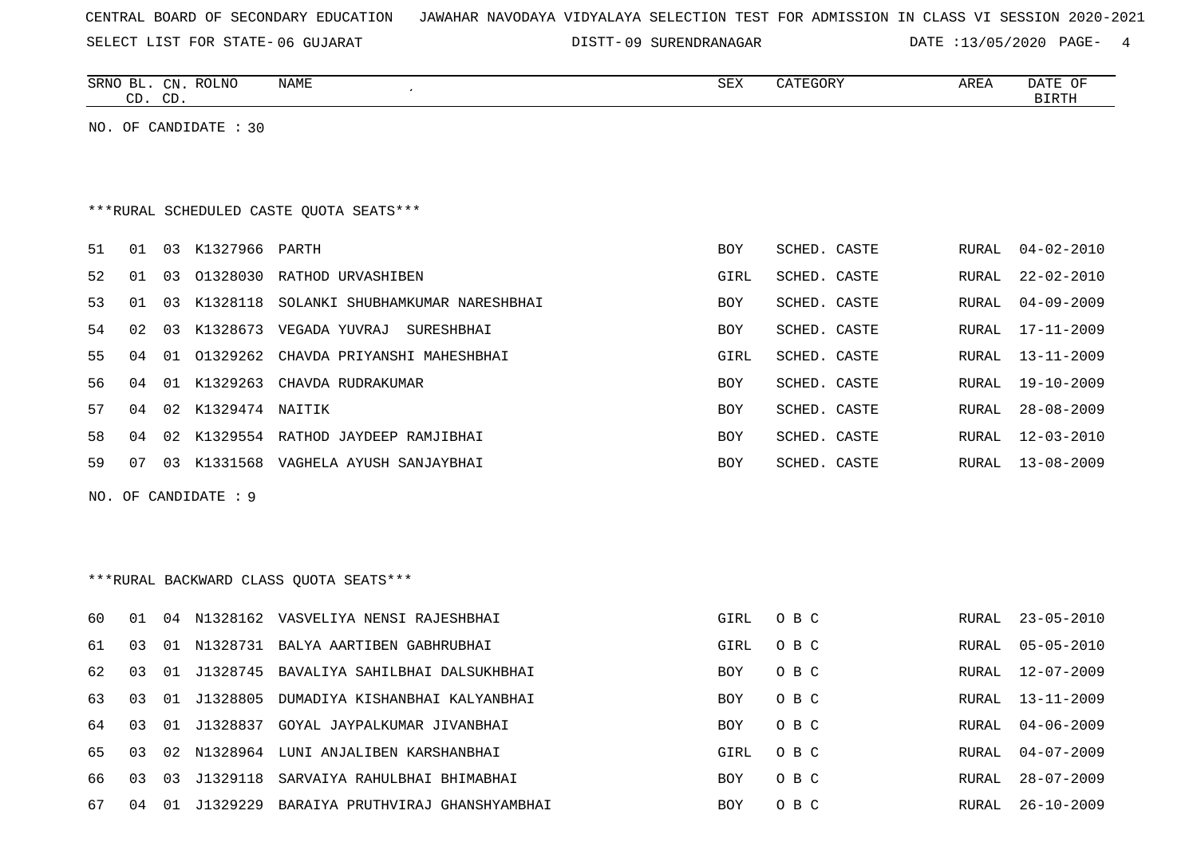CENTRAL BOARD OF SECONDARY EDUCATION JAWAHAR NAVODAYA VIDYALAYA SELECTION TEST FOR ADMISSION IN CLASS VI SESSION 2020-2021

SELECT LIST FOR STATE- 06 GUJARAT DISTT- 09 SURENDRANAGAR DATE :13/05/2020

| SRNO | BL. CD. | CN. CD. | ROLNO | NAME | SEX | CATEGORY | AREA | DATE OF BIRTH |
|---|---|---|---|---|---|---|---|---|

NO. OF CANDIDATE : 30

***RURAL SCHEDULED CASTE QUOTA SEATS***

| SRNO | BL. CD. | CN. CD. | ROLNO | NAME | SEX | CATEGORY | AREA | DATE OF BIRTH |
|---|---|---|---|---|---|---|---|---|
| 51 | 01 | 03 | K1327966 | PARTH | BOY | SCHED. CASTE | RURAL | 04-02-2010 |
| 52 | 01 | 03 | O1328030 | RATHOD URVASHIBEN | GIRL | SCHED. CASTE | RURAL | 22-02-2010 |
| 53 | 01 | 03 | K1328118 | SOLANKI SHUBHAMKUMAR NARESHBHAI | BOY | SCHED. CASTE | RURAL | 04-09-2009 |
| 54 | 02 | 03 | K1328673 | VEGADA YUVRAJ SURESHBHAI | BOY | SCHED. CASTE | RURAL | 17-11-2009 |
| 55 | 04 | 01 | O1329262 | CHAVDA PRIYANSHI MAHESHBHAI | GIRL | SCHED. CASTE | RURAL | 13-11-2009 |
| 56 | 04 | 01 | K1329263 | CHAVDA RUDRAKUMAR | BOY | SCHED. CASTE | RURAL | 19-10-2009 |
| 57 | 04 | 02 | K1329474 | NAITIK | BOY | SCHED. CASTE | RURAL | 28-08-2009 |
| 58 | 04 | 02 | K1329554 | RATHOD JAYDEEP RAMJIBHAI | BOY | SCHED. CASTE | RURAL | 12-03-2010 |
| 59 | 07 | 03 | K1331568 | VAGHELA AYUSH SANJAYBHAI | BOY | SCHED. CASTE | RURAL | 13-08-2009 |

NO. OF CANDIDATE : 9

***RURAL BACKWARD CLASS QUOTA SEATS***

| SRNO | BL. CD. | CN. CD. | ROLNO | NAME | SEX | CATEGORY | AREA | DATE OF BIRTH |
|---|---|---|---|---|---|---|---|---|
| 60 | 01 | 04 | N1328162 | VASVELIYA NENSI RAJESHBHAI | GIRL | O B C | RURAL | 23-05-2010 |
| 61 | 03 | 01 | N1328731 | BALYA AARTIBEN GABHRUBHAI | GIRL | O B C | RURAL | 05-05-2010 |
| 62 | 03 | 01 | J1328745 | BAVALIYA SAHILBHAI DALSUKHBHAI | BOY | O B C | RURAL | 12-07-2009 |
| 63 | 03 | 01 | J1328805 | DUMADIYA KISHANBHAI KALYANBHAI | BOY | O B C | RURAL | 13-11-2009 |
| 64 | 03 | 01 | J1328837 | GOYAL JAYPALKUMAR JIVANBHAI | BOY | O B C | RURAL | 04-06-2009 |
| 65 | 03 | 02 | N1328964 | LUNI ANJALIBEN KARSHANBHAI | GIRL | O B C | RURAL | 04-07-2009 |
| 66 | 03 | 03 | J1329118 | SARVAIYA RAHULBHAI BHIMABHAI | BOY | O B C | RURAL | 28-07-2009 |
| 67 | 04 | 01 | J1329229 | BARAIYA PRUTHVIRAJ GHANSHYAMBHAI | BOY | O B C | RURAL | 26-10-2009 |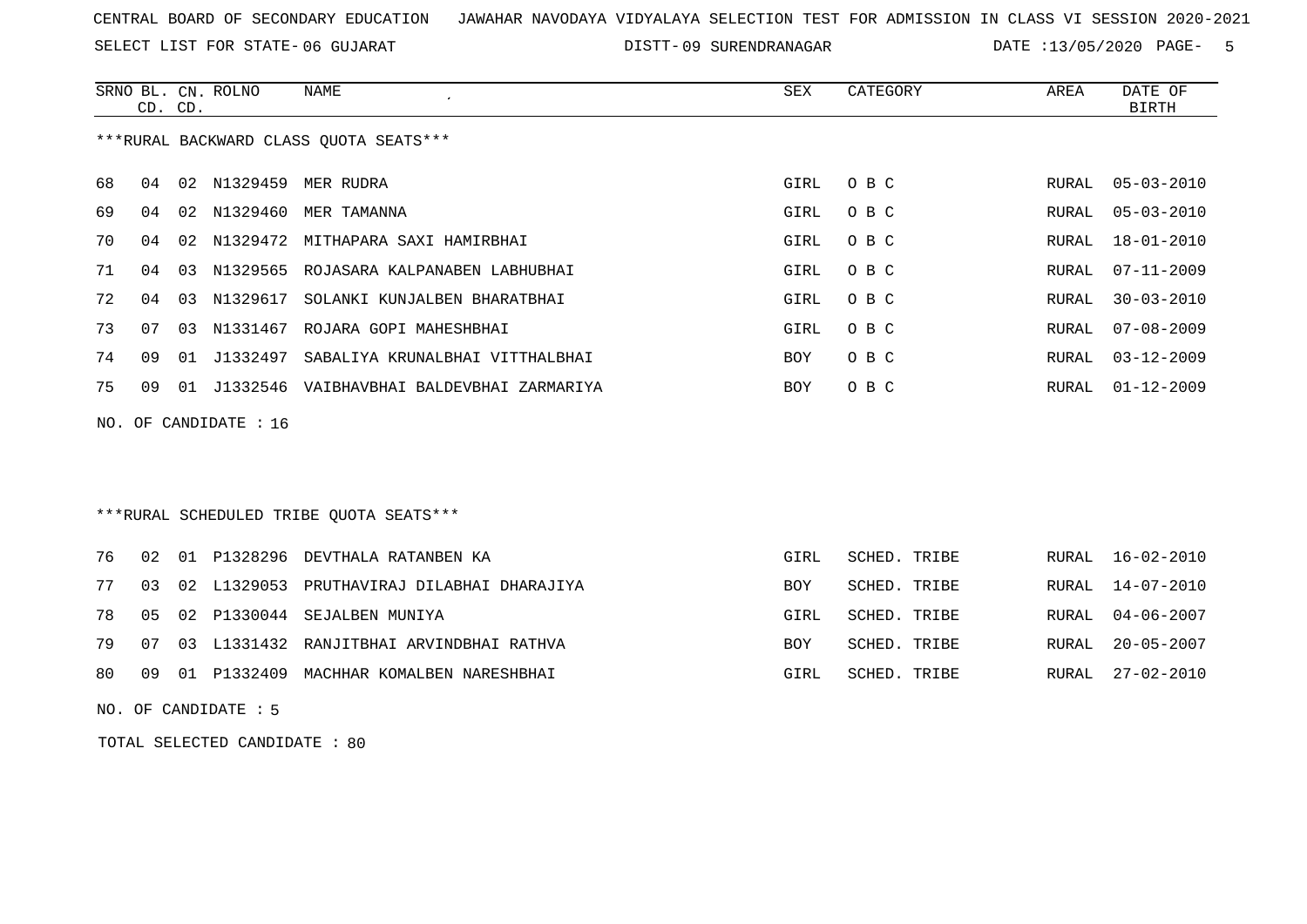CENTRAL BOARD OF SECONDARY EDUCATION   JAWAHAR NAVODAYA VIDYALAYA SELECTION TEST FOR ADMISSION IN CLASS VI SESSION 2020-2021

SELECT LIST FOR STATE- 06 GUJARAT   DISTT- 09 SURENDRANAGAR   DATE :13/05/2020

***RURAL BACKWARD CLASS QUOTA SEATS***

| SRNO | BL. CD. | CN. CD. | ROLNO | NAME | SEX | CATEGORY | AREA | DATE OF BIRTH |
|---|---|---|---|---|---|---|---|---|
| 68 | 04 | 02 | N1329459 | MER RUDRA | GIRL | O B C | RURAL | 05-03-2010 |
| 69 | 04 | 02 | N1329460 | MER TAMANNA | GIRL | O B C | RURAL | 05-03-2010 |
| 70 | 04 | 02 | N1329472 | MITHAPARA SAXI HAMIRBHAI | GIRL | O B C | RURAL | 18-01-2010 |
| 71 | 04 | 03 | N1329565 | ROJASARA KALPANABEN LABHUBHAI | GIRL | O B C | RURAL | 07-11-2009 |
| 72 | 04 | 03 | N1329617 | SOLANKI KUNJALBEN BHARATBHAI | GIRL | O B C | RURAL | 30-03-2010 |
| 73 | 07 | 03 | N1331467 | ROJARA GOPI MAHESHBHAI | GIRL | O B C | RURAL | 07-08-2009 |
| 74 | 09 | 01 | J1332497 | SABALIYA KRUNALBHAI VITTHALBHAI | BOY | O B C | RURAL | 03-12-2009 |
| 75 | 09 | 01 | J1332546 | VAIBHAVBHAI BALDEVBHAI ZARMARIYA | BOY | O B C | RURAL | 01-12-2009 |

NO. OF CANDIDATE : 16

***RURAL SCHEDULED TRIBE QUOTA SEATS***

| SRNO | BL. CD. | CN. CD. | ROLNO | NAME | SEX | CATEGORY | AREA | DATE OF BIRTH |
|---|---|---|---|---|---|---|---|---|
| 76 | 02 | 01 | P1328296 | DEVTHALA RATANBEN KA | GIRL | SCHED. TRIBE | RURAL | 16-02-2010 |
| 77 | 03 | 02 | L1329053 | PRUTHAVIRAJ DILABHAI DHARAJIYA | BOY | SCHED. TRIBE | RURAL | 14-07-2010 |
| 78 | 05 | 02 | P1330044 | SEJALBEN MUNIYA | GIRL | SCHED. TRIBE | RURAL | 04-06-2007 |
| 79 | 07 | 03 | L1331432 | RANJITBHAI ARVINDBHAI RATHVA | BOY | SCHED. TRIBE | RURAL | 20-05-2007 |
| 80 | 09 | 01 | P1332409 | MACHHAR KOMALBEN NARESHBHAI | GIRL | SCHED. TRIBE | RURAL | 27-02-2010 |

NO. OF CANDIDATE : 5

TOTAL SELECTED CANDIDATE : 80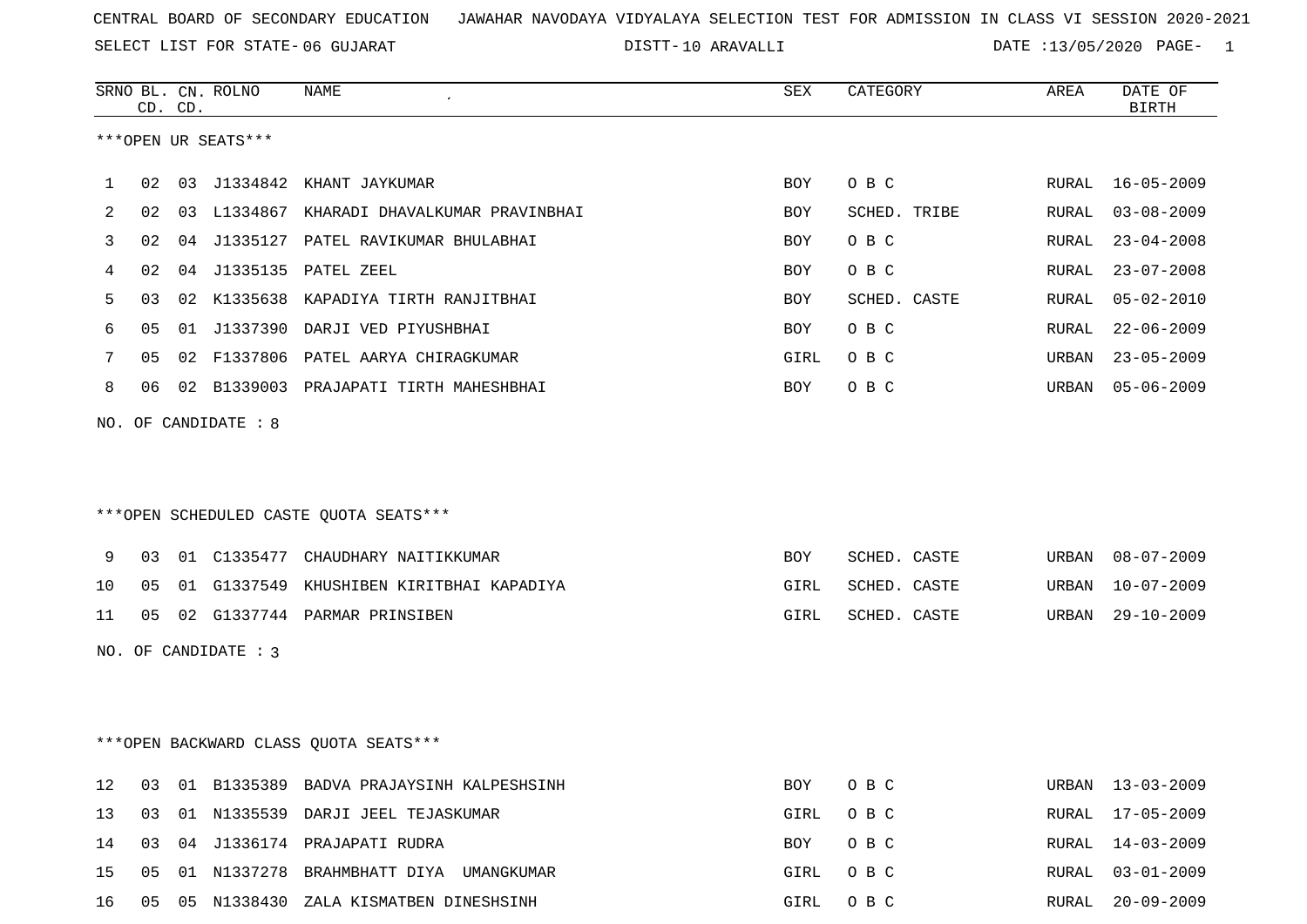CENTRAL BOARD OF SECONDARY EDUCATION JAWAHAR NAVODAYA VIDYALAYA SELECTION TEST FOR ADMISSION IN CLASS VI SESSION 2020-2021

SELECT LIST FOR STATE- 06 GUJARAT DISTT- 10 ARAVALLI DATE :13/05/2020

***OPEN UR SEATS***

| SRNO | BL. CD. | CN. CD. | ROLNO | NAME | SEX | CATEGORY | AREA | DATE OF BIRTH |
|---|---|---|---|---|---|---|---|---|
| 1 | 02 | 03 | J1334842 | KHANT JAYKUMAR | BOY | O B C | RURAL | 16-05-2009 |
| 2 | 02 | 03 | L1334867 | KHARADI DHAVALKUMAR PRAVINBHAI | BOY | SCHED. TRIBE | RURAL | 03-08-2009 |
| 3 | 02 | 04 | J1335127 | PATEL RAVIKUMAR BHULABHAI | BOY | O B C | RURAL | 23-04-2008 |
| 4 | 02 | 04 | J1335135 | PATEL ZEEL | BOY | O B C | RURAL | 23-07-2008 |
| 5 | 03 | 02 | K1335638 | KAPADIYA TIRTH RANJITBHAI | BOY | SCHED. CASTE | RURAL | 05-02-2010 |
| 6 | 05 | 01 | J1337390 | DARJI VED PIYUSHBHAI | BOY | O B C | RURAL | 22-06-2009 |
| 7 | 05 | 02 | F1337806 | PATEL AARYA CHIRAGKUMAR | GIRL | O B C | URBAN | 23-05-2009 |
| 8 | 06 | 02 | B1339003 | PRAJAPATI TIRTH MAHESHBHAI | BOY | O B C | URBAN | 05-06-2009 |

NO. OF CANDIDATE : 8

***OPEN SCHEDULED CASTE QUOTA SEATS***

| SRNO | BL. CD. | CN. CD. | ROLNO | NAME | SEX | CATEGORY | AREA | DATE OF BIRTH |
|---|---|---|---|---|---|---|---|---|
| 9 | 03 | 01 | C1335477 | CHAUDHARY NAITIKKUMAR | BOY | SCHED. CASTE | URBAN | 08-07-2009 |
| 10 | 05 | 01 | G1337549 | KHUSHIBEN KIRITBHAI KAPADIYA | GIRL | SCHED. CASTE | URBAN | 10-07-2009 |
| 11 | 05 | 02 | G1337744 | PARMAR PRINSIBEN | GIRL | SCHED. CASTE | URBAN | 29-10-2009 |

NO. OF CANDIDATE : 3

***OPEN BACKWARD CLASS QUOTA SEATS***

| SRNO | BL. CD. | CN. CD. | ROLNO | NAME | SEX | CATEGORY | AREA | DATE OF BIRTH |
|---|---|---|---|---|---|---|---|---|
| 12 | 03 | 01 | B1335389 | BADVA PRAJAYSINH KALPESHSINH | BOY | O B C | URBAN | 13-03-2009 |
| 13 | 03 | 01 | N1335539 | DARJI JEEL TEJASKUMAR | GIRL | O B C | RURAL | 17-05-2009 |
| 14 | 03 | 04 | J1336174 | PRAJAPATI RUDRA | BOY | O B C | RURAL | 14-03-2009 |
| 15 | 05 | 01 | N1337278 | BRAHMBHATT DIYA UMANGKUMAR | GIRL | O B C | RURAL | 03-01-2009 |
| 16 | 05 | 05 | N1338430 | ZALA KISMATBEN DINESHSINH | GIRL | O B C | RURAL | 20-09-2009 |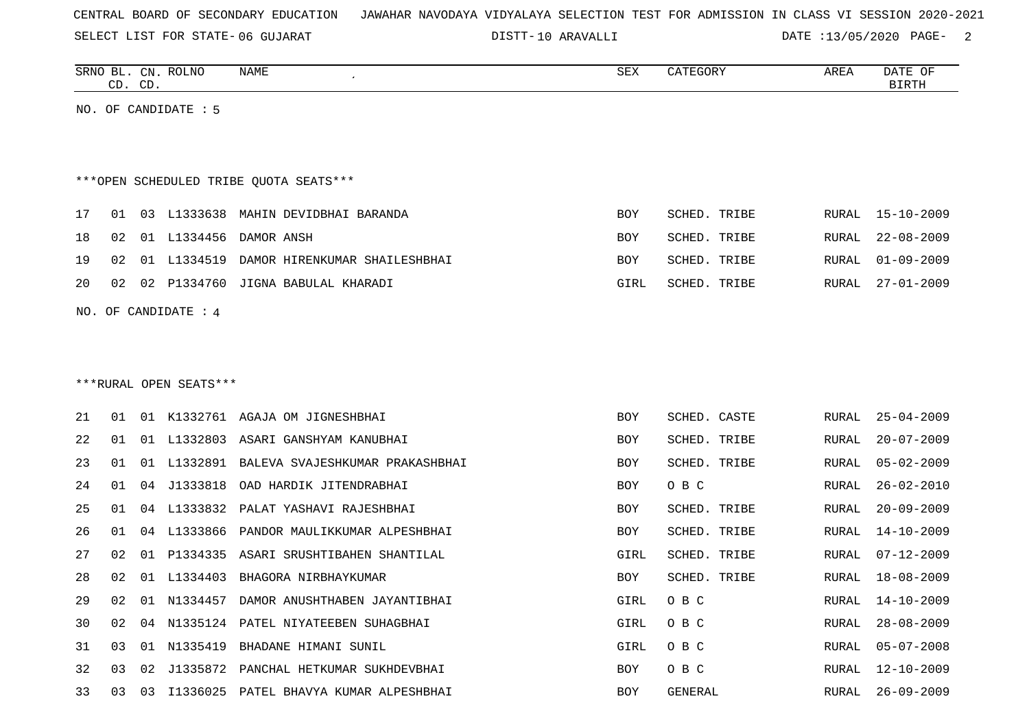CENTRAL BOARD OF SECONDARY EDUCATION JAWAHAR NAVODAYA VIDYALAYA SELECTION TEST FOR ADMISSION IN CLASS VI SESSION 2020-2021

SELECT LIST FOR STATE- 06 GUJARAT DISTT- 10 ARAVALLI DATE :13/05/2020

| SRNO | BL. CD. | CN. CD. | ROLNO | NAME | SEX | CATEGORY | AREA | DATE OF BIRTH |
|---|---|---|---|---|---|---|---|---|

NO. OF CANDIDATE : 5

***OPEN SCHEDULED TRIBE QUOTA SEATS***

| SRNO | BL. CD. | CN. CD. | ROLNO | NAME | SEX | CATEGORY | AREA | DATE OF BIRTH |
|---|---|---|---|---|---|---|---|---|
| 17 | 01 | 03 | L1333638 | MAHIN DEVIDBHAI BARANDA | BOY | SCHED. TRIBE | RURAL | 15-10-2009 |
| 18 | 02 | 01 | L1334456 | DAMOR ANSH | BOY | SCHED. TRIBE | RURAL | 22-08-2009 |
| 19 | 02 | 01 | L1334519 | DAMOR HIRENKUMAR SHAILESHBHAI | BOY | SCHED. TRIBE | RURAL | 01-09-2009 |
| 20 | 02 | 02 | P1334760 | JIGNA BABULAL KHARADI | GIRL | SCHED. TRIBE | RURAL | 27-01-2009 |

NO. OF CANDIDATE : 4

***RURAL OPEN SEATS***

| SRNO | BL. CD. | CN. CD. | ROLNO | NAME | SEX | CATEGORY | AREA | DATE OF BIRTH |
|---|---|---|---|---|---|---|---|---|
| 21 | 01 | 01 | K1332761 | AGAJA OM JIGNESHBHAI | BOY | SCHED. CASTE | RURAL | 25-04-2009 |
| 22 | 01 | 01 | L1332803 | ASARI GANSHYAM KANUBHAI | BOY | SCHED. TRIBE | RURAL | 20-07-2009 |
| 23 | 01 | 01 | L1332891 | BALEVA SVAJESHKUMAR PRAKASHBHAI | BOY | SCHED. TRIBE | RURAL | 05-02-2009 |
| 24 | 01 | 04 | J1333818 | OAD HARDIK JITENDRABHAI | BOY | O B C | RURAL | 26-02-2010 |
| 25 | 01 | 04 | L1333832 | PALAT YASHAVI RAJESHBHAI | BOY | SCHED. TRIBE | RURAL | 20-09-2009 |
| 26 | 01 | 04 | L1333866 | PANDOR MAULIKKUMAR ALPESHBHAI | BOY | SCHED. TRIBE | RURAL | 14-10-2009 |
| 27 | 02 | 01 | P1334335 | ASARI SRUSHTIBAHEN SHANTILAL | GIRL | SCHED. TRIBE | RURAL | 07-12-2009 |
| 28 | 02 | 01 | L1334403 | BHAGORA NIRBHAYKUMAR | BOY | SCHED. TRIBE | RURAL | 18-08-2009 |
| 29 | 02 | 01 | N1334457 | DAMOR ANUSHTHABEN JAYANTIBHAI | GIRL | O B C | RURAL | 14-10-2009 |
| 30 | 02 | 04 | N1335124 | PATEL NIYATEEBEN SUHAGBHAI | GIRL | O B C | RURAL | 28-08-2009 |
| 31 | 03 | 01 | N1335419 | BHADANE HIMANI SUNIL | GIRL | O B C | RURAL | 05-07-2008 |
| 32 | 03 | 02 | J1335872 | PANCHAL HETKUMAR SUKHDEVBHAI | BOY | O B C | RURAL | 12-10-2009 |
| 33 | 03 | 03 | I1336025 | PATEL BHAVYA KUMAR ALPESHBHAI | BOY | GENERAL | RURAL | 26-09-2009 |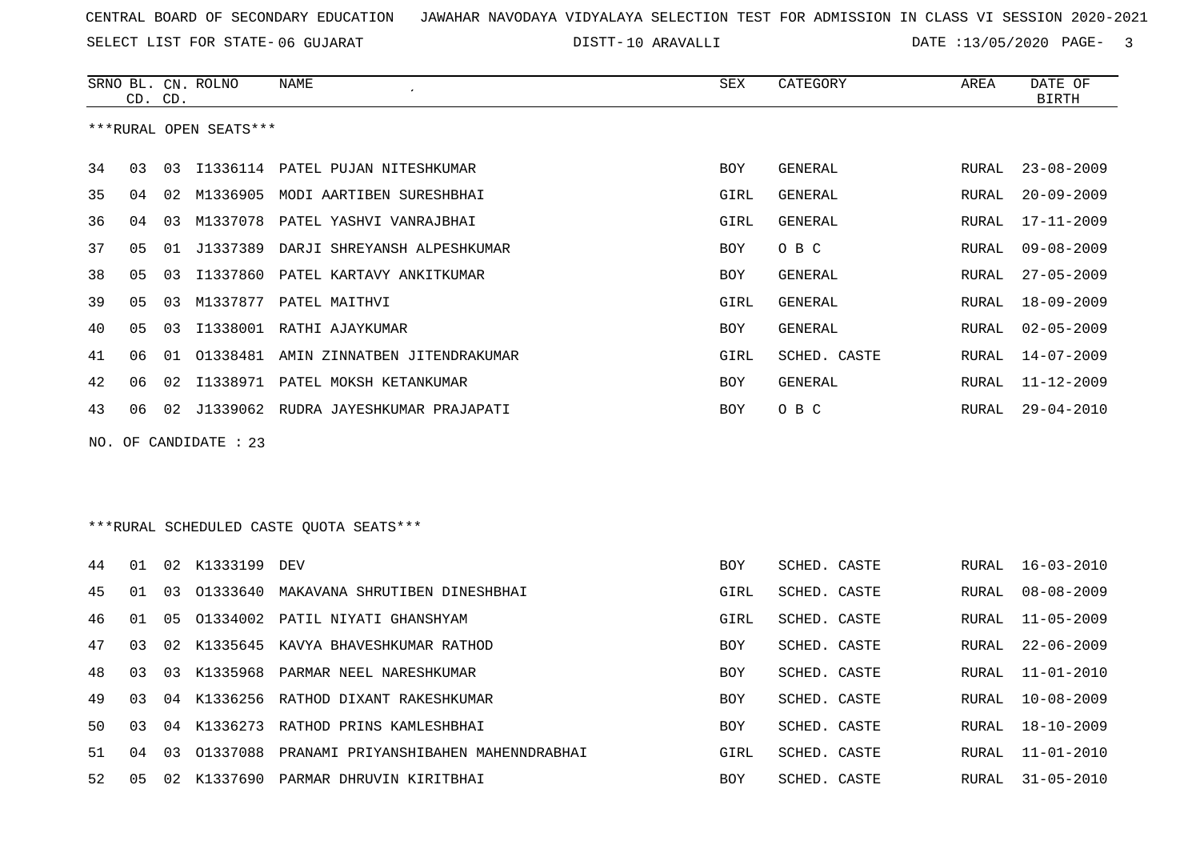CENTRAL BOARD OF SECONDARY EDUCATION JAWAHAR NAVODAYA VIDYALAYA SELECTION TEST FOR ADMISSION IN CLASS VI SESSION 2020-2021

SELECT LIST FOR STATE- 06 GUJARAT DISTT- 10 ARAVALLI DATE :13/05/2020

***RURAL OPEN SEATS***

| SRNO | BL. CD. | CN. CD. | ROLNO | NAME | SEX | CATEGORY | AREA | DATE OF BIRTH |
|---|---|---|---|---|---|---|---|---|
| 34 | 03 | 03 | I1336114 | PATEL PUJAN NITESHKUMAR | BOY | GENERAL | RURAL | 23-08-2009 |
| 35 | 04 | 02 | M1336905 | MODI AARTIBEN SURESHBHAI | GIRL | GENERAL | RURAL | 20-09-2009 |
| 36 | 04 | 03 | M1337078 | PATEL YASHVI VANRAJBHAI | GIRL | GENERAL | RURAL | 17-11-2009 |
| 37 | 05 | 01 | J1337389 | DARJI SHREYANSH ALPESHKUMAR | BOY | O B C | RURAL | 09-08-2009 |
| 38 | 05 | 03 | I1337860 | PATEL KARTAVY ANKITKUMAR | BOY | GENERAL | RURAL | 27-05-2009 |
| 39 | 05 | 03 | M1337877 | PATEL MAITHVI | GIRL | GENERAL | RURAL | 18-09-2009 |
| 40 | 05 | 03 | I1338001 | RATHI AJAYKUMAR | BOY | GENERAL | RURAL | 02-05-2009 |
| 41 | 06 | 01 | O1338481 | AMIN ZINNATBEN JITENDRAKUMAR | GIRL | SCHED. CASTE | RURAL | 14-07-2009 |
| 42 | 06 | 02 | I1338971 | PATEL MOKSH KETANKUMAR | BOY | GENERAL | RURAL | 11-12-2009 |
| 43 | 06 | 02 | J1339062 | RUDRA JAYESHKUMAR PRAJAPATI | BOY | O B C | RURAL | 29-04-2010 |

NO. OF CANDIDATE : 23

***RURAL SCHEDULED CASTE QUOTA SEATS***

| SRNO | BL. CD. | CN. CD. | ROLNO | NAME | SEX | CATEGORY | AREA | DATE OF BIRTH |
|---|---|---|---|---|---|---|---|---|
| 44 | 01 | 02 | K1333199 | DEV | BOY | SCHED. CASTE | RURAL | 16-03-2010 |
| 45 | 01 | 03 | O1333640 | MAKAVANA SHRUTIBEN DINESHBHAI | GIRL | SCHED. CASTE | RURAL | 08-08-2009 |
| 46 | 01 | 05 | O1334002 | PATIL NIYATI GHANSHYAM | GIRL | SCHED. CASTE | RURAL | 11-05-2009 |
| 47 | 03 | 02 | K1335645 | KAVYA BHAVESHKUMAR RATHOD | BOY | SCHED. CASTE | RURAL | 22-06-2009 |
| 48 | 03 | 03 | K1335968 | PARMAR NEEL NARESHKUMAR | BOY | SCHED. CASTE | RURAL | 11-01-2010 |
| 49 | 03 | 04 | K1336256 | RATHOD DIXANT RAKESHKUMAR | BOY | SCHED. CASTE | RURAL | 10-08-2009 |
| 50 | 03 | 04 | K1336273 | RATHOD PRINS KAMLESHBHAI | BOY | SCHED. CASTE | RURAL | 18-10-2009 |
| 51 | 04 | 03 | O1337088 | PRANAMI PRIYANSHIBAHEN MAHENNDRABHAI | GIRL | SCHED. CASTE | RURAL | 11-01-2010 |
| 52 | 05 | 02 | K1337690 | PARMAR DHRUVIN KIRITBHAI | BOY | SCHED. CASTE | RURAL | 31-05-2010 |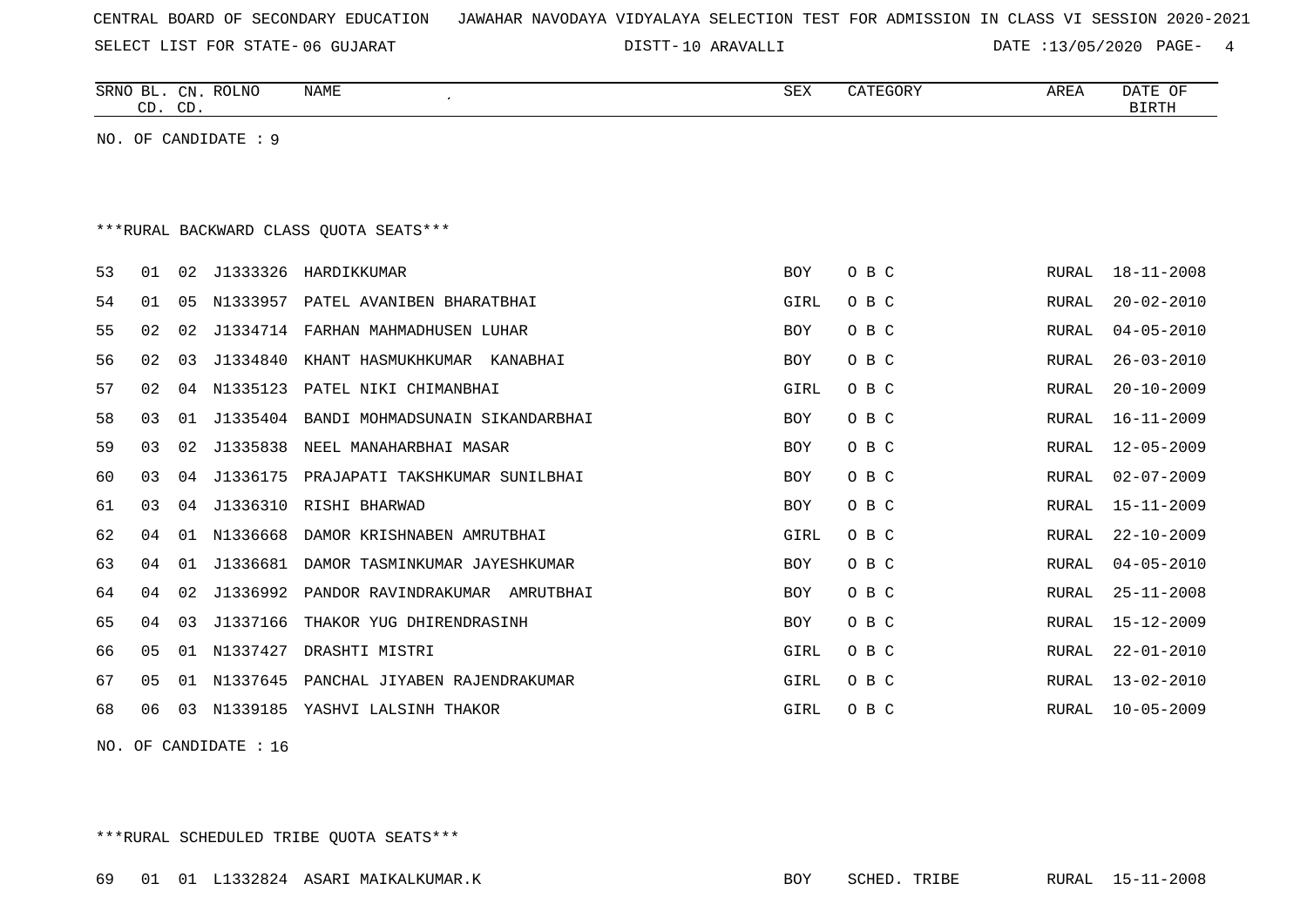CENTRAL BOARD OF SECONDARY EDUCATION JAWAHAR NAVODAYA VIDYALAYA SELECTION TEST FOR ADMISSION IN CLASS VI SESSION 2020-2021

SELECT LIST FOR STATE- 06 GUJARAT DISTT- 10 ARAVALLI DATE :13/05/2020

| SRNO | BL. CD. | CN. CD. | ROLNO | NAME | SEX | CATEGORY | AREA | DATE OF BIRTH |
|---|---|---|---|---|---|---|---|---|

NO. OF CANDIDATE : 9

***RURAL BACKWARD CLASS QUOTA SEATS***

| SRNO | BL. CD. | CN. CD. | ROLNO | NAME | SEX | CATEGORY | AREA | DATE OF BIRTH |
|---|---|---|---|---|---|---|---|---|
| 53 | 01 | 02 | J1333326 | HARDIKKUMAR | BOY | O B C | RURAL | 18-11-2008 |
| 54 | 01 | 05 | N1333957 | PATEL AVANIBEN BHARATBHAI | GIRL | O B C | RURAL | 20-02-2010 |
| 55 | 02 | 02 | J1334714 | FARHAN MAHMADHUSEN LUHAR | BOY | O B C | RURAL | 04-05-2010 |
| 56 | 02 | 03 | J1334840 | KHANT HASMUKHKUMAR KANABHAI | BOY | O B C | RURAL | 26-03-2010 |
| 57 | 02 | 04 | N1335123 | PATEL NIKI CHIMANBHAI | GIRL | O B C | RURAL | 20-10-2009 |
| 58 | 03 | 01 | J1335404 | BANDI MOHMADSUNAIN SIKANDARBHAI | BOY | O B C | RURAL | 16-11-2009 |
| 59 | 03 | 02 | J1335838 | NEEL MANAHARBHAI MASAR | BOY | O B C | RURAL | 12-05-2009 |
| 60 | 03 | 04 | J1336175 | PRAJAPATI TAKSHKUMAR SUNILBHAI | BOY | O B C | RURAL | 02-07-2009 |
| 61 | 03 | 04 | J1336310 | RISHI BHARWAD | BOY | O B C | RURAL | 15-11-2009 |
| 62 | 04 | 01 | N1336668 | DAMOR KRISHNABEN AMRUTBHAI | GIRL | O B C | RURAL | 22-10-2009 |
| 63 | 04 | 01 | J1336681 | DAMOR TASMINKUMAR JAYESHKUMAR | BOY | O B C | RURAL | 04-05-2010 |
| 64 | 04 | 02 | J1336992 | PANDOR RAVINDRAKUMAR AMRUTBHAI | BOY | O B C | RURAL | 25-11-2008 |
| 65 | 04 | 03 | J1337166 | THAKOR YUG DHIRENDRASINH | BOY | O B C | RURAL | 15-12-2009 |
| 66 | 05 | 01 | N1337427 | DRASHTI MISTRI | GIRL | O B C | RURAL | 22-01-2010 |
| 67 | 05 | 01 | N1337645 | PANCHAL JIYABEN RAJENDRAKUMAR | GIRL | O B C | RURAL | 13-02-2010 |
| 68 | 06 | 03 | N1339185 | YASHVI LALSINH THAKOR | GIRL | O B C | RURAL | 10-05-2009 |

NO. OF CANDIDATE : 16

***RURAL SCHEDULED TRIBE QUOTA SEATS***

| SRNO | BL. CD. | CN. CD. | ROLNO | NAME | SEX | CATEGORY | AREA | DATE OF BIRTH |
|---|---|---|---|---|---|---|---|---|
| 69 | 01 | 01 | L1332824 | ASARI MAIKALKUMAR.K | BOY | SCHED. TRIBE | RURAL | 15-11-2008 |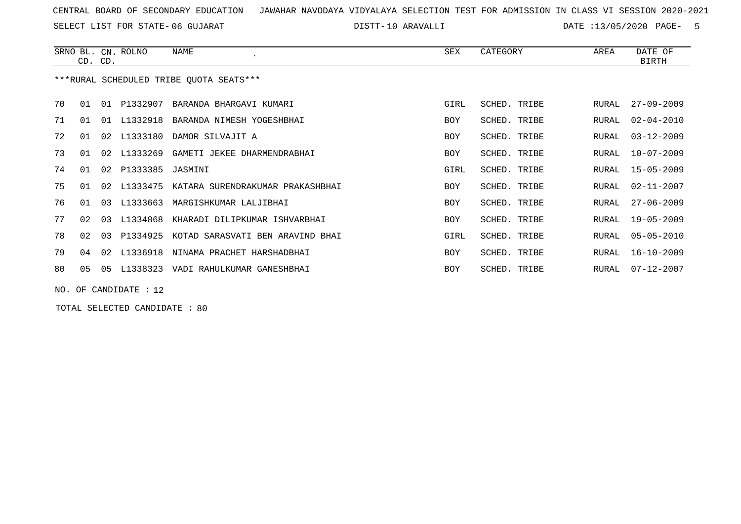CENTRAL BOARD OF SECONDARY EDUCATION JAWAHAR NAVODAYA VIDYALAYA SELECTION TEST FOR ADMISSION IN CLASS VI SESSION 2020-2021

SELECT LIST FOR STATE- 06 GUJARAT DISTT- 10 ARAVALLI DATE :13/05/2020

| SRNO | BL. CD. | CN. CD. | ROLNO | NAME | SEX | CATEGORY | AREA | DATE OF BIRTH |
|---|---|---|---|---|---|---|---|---|

***RURAL SCHEDULED TRIBE QUOTA SEATS***

| SRNO | BL. CD. | CN. CD. | ROLNO | NAME | SEX | CATEGORY | AREA | DATE OF BIRTH |
|---|---|---|---|---|---|---|---|---|
| 70 | 01 | 01 | P1332907 | BARANDA BHARGAVI KUMARI | GIRL | SCHED. TRIBE | RURAL | 27-09-2009 |
| 71 | 01 | 01 | L1332918 | BARANDA NIMESH YOGESHBHAI | BOY | SCHED. TRIBE | RURAL | 02-04-2010 |
| 72 | 01 | 02 | L1333180 | DAMOR SILVAJIT A | BOY | SCHED. TRIBE | RURAL | 03-12-2009 |
| 73 | 01 | 02 | L1333269 | GAMETI JEKEE DHARMENDRABHAI | BOY | SCHED. TRIBE | RURAL | 10-07-2009 |
| 74 | 01 | 02 | P1333385 | JASMINI | GIRL | SCHED. TRIBE | RURAL | 15-05-2009 |
| 75 | 01 | 02 | L1333475 | KATARA SURENDRAKUMAR PRAKASHBHAI | BOY | SCHED. TRIBE | RURAL | 02-11-2007 |
| 76 | 01 | 03 | L1333663 | MARGISHKUMAR LALJIBHAI | BOY | SCHED. TRIBE | RURAL | 27-06-2009 |
| 77 | 02 | 03 | L1334868 | KHARADI DILIPKUMAR ISHVARBHAI | BOY | SCHED. TRIBE | RURAL | 19-05-2009 |
| 78 | 02 | 03 | P1334925 | KOTAD SARASVATI BEN ARAVIND BHAI | GIRL | SCHED. TRIBE | RURAL | 05-05-2010 |
| 79 | 04 | 02 | L1336918 | NINAMA PRACHET HARSHADBHAI | BOY | SCHED. TRIBE | RURAL | 16-10-2009 |
| 80 | 05 | 05 | L1338323 | VADI RAHULKUMAR GANESHBHAI | BOY | SCHED. TRIBE | RURAL | 07-12-2007 |

NO. OF CANDIDATE : 12

TOTAL SELECTED CANDIDATE : 80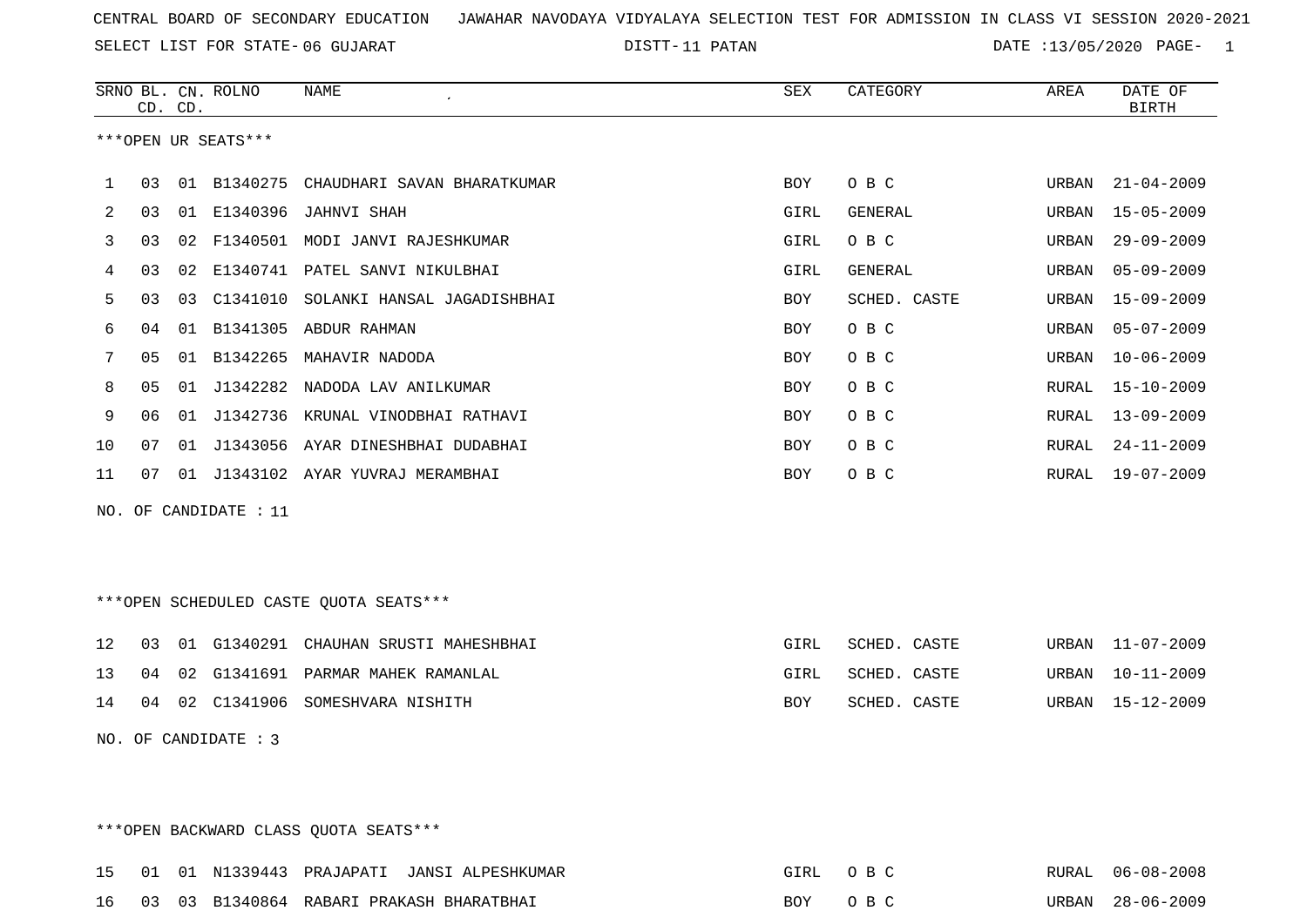CENTRAL BOARD OF SECONDARY EDUCATION JAWAHAR NAVODAYA VIDYALAYA SELECTION TEST FOR ADMISSION IN CLASS VI SESSION 2020-2021

SELECT LIST FOR STATE- 06 GUJARAT DISTT- 11 PATAN DATE :13/05/2020 PAGE- 1

***OPEN UR SEATS***

| SRNO | BL. CD. | CN. CD. | ROLNO | NAME | SEX | CATEGORY | AREA | DATE OF BIRTH |
|---|---|---|---|---|---|---|---|---|
| 1 | 03 | 01 | B1340275 | CHAUDHARI SAVAN BHARATKUMAR | BOY | O B C | URBAN | 21-04-2009 |
| 2 | 03 | 01 | E1340396 | JAHNVI SHAH | GIRL | GENERAL | URBAN | 15-05-2009 |
| 3 | 03 | 02 | F1340501 | MODI JANVI RAJESHKUMAR | GIRL | O B C | URBAN | 29-09-2009 |
| 4 | 03 | 02 | E1340741 | PATEL SANVI NIKULBHAI | GIRL | GENERAL | URBAN | 05-09-2009 |
| 5 | 03 | 03 | C1341010 | SOLANKI HANSAL JAGADISHBHAI | BOY | SCHED. CASTE | URBAN | 15-09-2009 |
| 6 | 04 | 01 | B1341305 | ABDUR RAHMAN | BOY | O B C | URBAN | 05-07-2009 |
| 7 | 05 | 01 | B1342265 | MAHAVIR NADODA | BOY | O B C | URBAN | 10-06-2009 |
| 8 | 05 | 01 | J1342282 | NADODA LAV ANILKUMAR | BOY | O B C | RURAL | 15-10-2009 |
| 9 | 06 | 01 | J1342736 | KRUNAL VINODBHAI RATHAVI | BOY | O B C | RURAL | 13-09-2009 |
| 10 | 07 | 01 | J1343056 | AYAR DINESHBHAI DUDABHAI | BOY | O B C | RURAL | 24-11-2009 |
| 11 | 07 | 01 | J1343102 | AYAR YUVRAJ MERAMBHAI | BOY | O B C | RURAL | 19-07-2009 |

NO. OF CANDIDATE : 11

***OPEN SCHEDULED CASTE QUOTA SEATS***

| SRNO | BL. CD. | CN. CD. | ROLNO | NAME | SEX | CATEGORY | AREA | DATE OF BIRTH |
|---|---|---|---|---|---|---|---|---|
| 12 | 03 | 01 | G1340291 | CHAUHAN SRUSTI MAHESHBHAI | GIRL | SCHED. CASTE | URBAN | 11-07-2009 |
| 13 | 04 | 02 | G1341691 | PARMAR MAHEK RAMANLAL | GIRL | SCHED. CASTE | URBAN | 10-11-2009 |
| 14 | 04 | 02 | C1341906 | SOMESHVARA NISHITH | BOY | SCHED. CASTE | URBAN | 15-12-2009 |

NO. OF CANDIDATE : 3

***OPEN BACKWARD CLASS QUOTA SEATS***

| SRNO | BL. CD. | CN. CD. | ROLNO | NAME | SEX | CATEGORY | AREA | DATE OF BIRTH |
|---|---|---|---|---|---|---|---|---|
| 15 | 01 | 01 | N1339443 | PRAJAPATI JANSI ALPESHKUMAR | GIRL | O B C | RURAL | 06-08-2008 |
| 16 | 03 | 03 | B1340864 | RABARI PRAKASH BHARATBHAI | BOY | O B C | URBAN | 28-06-2009 |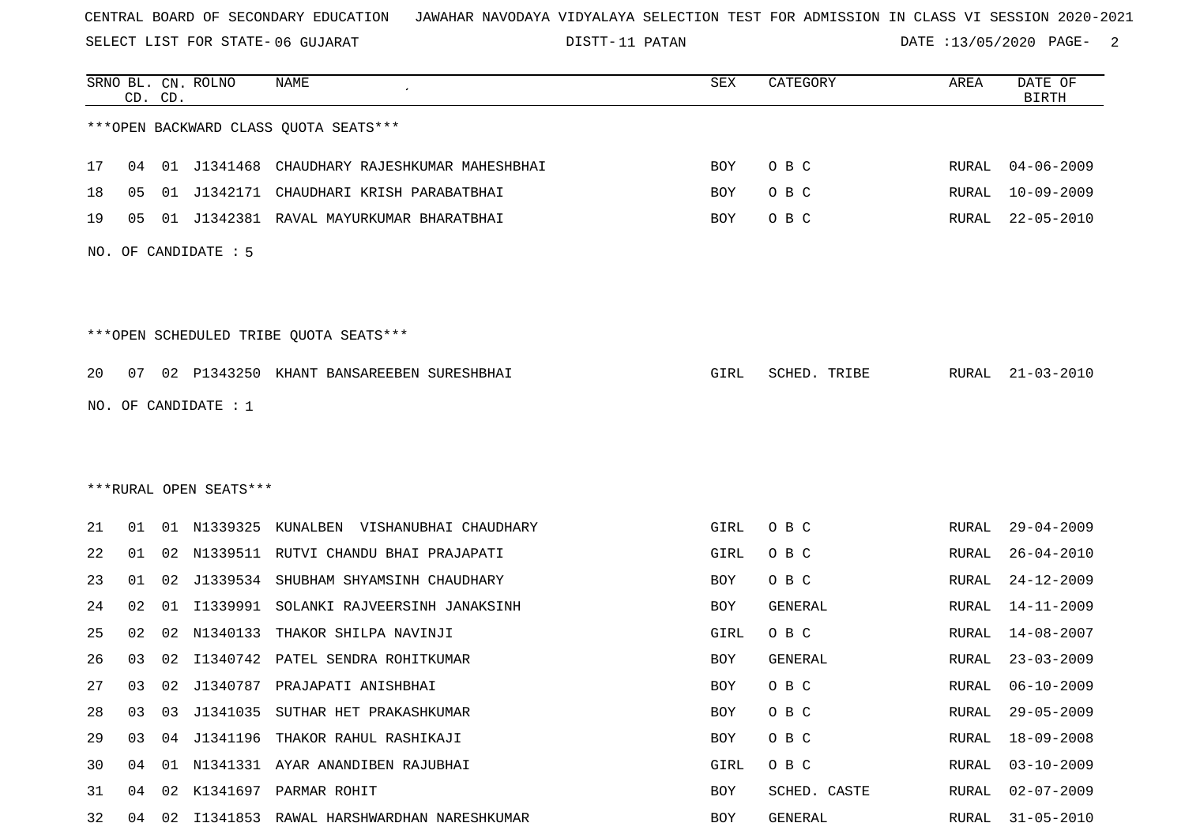CENTRAL BOARD OF SECONDARY EDUCATION JAWAHAR NAVODAYA VIDYALAYA SELECTION TEST FOR ADMISSION IN CLASS VI SESSION 2020-2021

SELECT LIST FOR STATE- 06 GUJARAT DISTT- 11 PATAN DATE :13/05/2020

***OPEN BACKWARD CLASS QUOTA SEATS***

| SRNO | BL. CD. | CN. CD. | ROLNO | NAME | SEX | CATEGORY | AREA | DATE OF BIRTH |
|---|---|---|---|---|---|---|---|---|
| 17 | 04 | 01 | J1341468 | CHAUDHARY RAJESHKUMAR MAHESHBHAI | BOY | O B C | RURAL | 04-06-2009 |
| 18 | 05 | 01 | J1342171 | CHAUDHARI KRISH PARABATBHAI | BOY | O B C | RURAL | 10-09-2009 |
| 19 | 05 | 01 | J1342381 | RAVAL MAYURKUMAR BHARATBHAI | BOY | O B C | RURAL | 22-05-2010 |

NO. OF CANDIDATE : 5

***OPEN SCHEDULED TRIBE QUOTA SEATS***

| SRNO | BL. CD. | CN. CD. | ROLNO | NAME | SEX | CATEGORY | AREA | DATE OF BIRTH |
|---|---|---|---|---|---|---|---|---|
| 20 | 07 | 02 | P1343250 | KHANT BANSAREEBEN SURESHBHAI | GIRL | SCHED. TRIBE | RURAL | 21-03-2010 |

NO. OF CANDIDATE : 1

***RURAL OPEN SEATS***

| SRNO | BL. CD. | CN. CD. | ROLNO | NAME | SEX | CATEGORY | AREA | DATE OF BIRTH |
|---|---|---|---|---|---|---|---|---|
| 21 | 01 | 01 | N1339325 | KUNALBEN VISHANUBHAI CHAUDHARY | GIRL | O B C | RURAL | 29-04-2009 |
| 22 | 01 | 02 | N1339511 | RUTVI CHANDU BHAI PRAJAPATI | GIRL | O B C | RURAL | 26-04-2010 |
| 23 | 01 | 02 | J1339534 | SHUBHAM SHYAMSINH CHAUDHARY | BOY | O B C | RURAL | 24-12-2009 |
| 24 | 02 | 01 | I1339991 | SOLANKI RAJVEERSINH JANAKSINH | BOY | GENERAL | RURAL | 14-11-2009 |
| 25 | 02 | 02 | N1340133 | THAKOR SHILPA NAVINJI | GIRL | O B C | RURAL | 14-08-2007 |
| 26 | 03 | 02 | I1340742 | PATEL SENDRA ROHITKUMAR | BOY | GENERAL | RURAL | 23-03-2009 |
| 27 | 03 | 02 | J1340787 | PRAJAPATI ANISHBHAI | BOY | O B C | RURAL | 06-10-2009 |
| 28 | 03 | 03 | J1341035 | SUTHAR HET PRAKASHKUMAR | BOY | O B C | RURAL | 29-05-2009 |
| 29 | 03 | 04 | J1341196 | THAKOR RAHUL RASHIKAJI | BOY | O B C | RURAL | 18-09-2008 |
| 30 | 04 | 01 | N1341331 | AYAR ANANDIBEN RAJUBHAI | GIRL | O B C | RURAL | 03-10-2009 |
| 31 | 04 | 02 | K1341697 | PARMAR ROHIT | BOY | SCHED. CASTE | RURAL | 02-07-2009 |
| 32 | 04 | 02 | I1341853 | RAWAL HARSHWARDHAN NARESHKUMAR | BOY | GENERAL | RURAL | 31-05-2010 |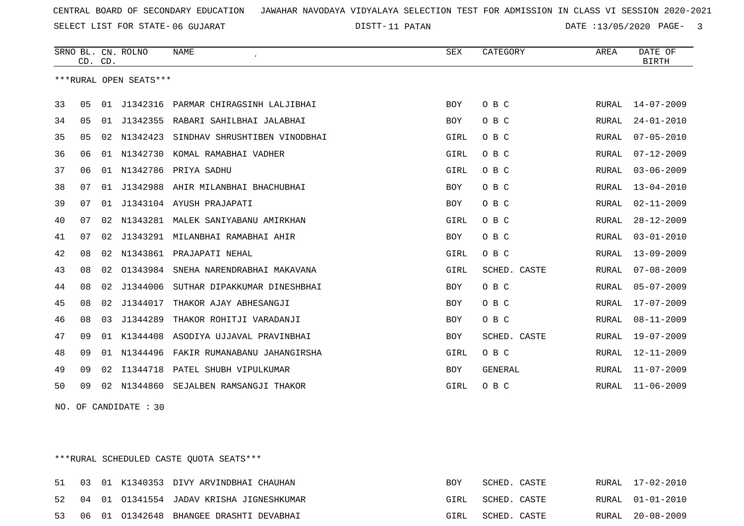CENTRAL BOARD OF SECONDARY EDUCATION JAWAHAR NAVODAYA VIDYALAYA SELECTION TEST FOR ADMISSION IN CLASS VI SESSION 2020-2021

SELECT LIST FOR STATE- 06 GUJARAT DISTT- 11 PATAN DATE :13/05/2020

| SRNO | BL. CD. | CN. CD. | ROLNO | NAME | SEX | CATEGORY | AREA | DATE OF BIRTH |
|---|---|---|---|---|---|---|---|---|

***RURAL OPEN SEATS***

| SRNO | BL. CD. | CN. CD. | ROLNO | NAME | SEX | CATEGORY | AREA | DATE OF BIRTH |
|---|---|---|---|---|---|---|---|---|
| 33 | 05 | 01 | J1342316 | PARMAR CHIRAGSINH LALJIBHAI | BOY | O B C | RURAL | 14-07-2009 |
| 34 | 05 | 01 | J1342355 | RABARI SAHILBHAI JALABHAI | BOY | O B C | RURAL | 24-01-2010 |
| 35 | 05 | 02 | N1342423 | SINDHAV SHRUSHTIBEN VINODBHAI | GIRL | O B C | RURAL | 07-05-2010 |
| 36 | 06 | 01 | N1342730 | KOMAL RAMABHAI VADHER | GIRL | O B C | RURAL | 07-12-2009 |
| 37 | 06 | 01 | N1342786 | PRIYA SADHU | GIRL | O B C | RURAL | 03-06-2009 |
| 38 | 07 | 01 | J1342988 | AHIR MILANBHAI BHACHUBHAI | BOY | O B C | RURAL | 13-04-2010 |
| 39 | 07 | 01 | J1343104 | AYUSH PRAJAPATI | BOY | O B C | RURAL | 02-11-2009 |
| 40 | 07 | 02 | N1343281 | MALEK SANIYABANU AMIRKHAN | GIRL | O B C | RURAL | 28-12-2009 |
| 41 | 07 | 02 | J1343291 | MILANBHAI RAMABHAI AHIR | BOY | O B C | RURAL | 03-01-2010 |
| 42 | 08 | 02 | N1343861 | PRAJAPATI NEHAL | GIRL | O B C | RURAL | 13-09-2009 |
| 43 | 08 | 02 | O1343984 | SNEHA NARENDRABHAI MAKAVANA | GIRL | SCHED. CASTE | RURAL | 07-08-2009 |
| 44 | 08 | 02 | J1344006 | SUTHAR DIPAKKUMAR DINESHBHAI | BOY | O B C | RURAL | 05-07-2009 |
| 45 | 08 | 02 | J1344017 | THAKOR AJAY ABHESANGJI | BOY | O B C | RURAL | 17-07-2009 |
| 46 | 08 | 03 | J1344289 | THAKOR ROHITJI VARADANJI | BOY | O B C | RURAL | 08-11-2009 |
| 47 | 09 | 01 | K1344408 | ASODIYA UJJAVAL PRAVINBHAI | BOY | SCHED. CASTE | RURAL | 19-07-2009 |
| 48 | 09 | 01 | N1344496 | FAKIR RUMANABANU JAHANGIRSHA | GIRL | O B C | RURAL | 12-11-2009 |
| 49 | 09 | 02 | I1344718 | PATEL SHUBH VIPULKUMAR | BOY | GENERAL | RURAL | 11-07-2009 |
| 50 | 09 | 02 | N1344860 | SEJALBEN RAMSANGJI THAKOR | GIRL | O B C | RURAL | 11-06-2009 |

NO. OF CANDIDATE : 30

***RURAL SCHEDULED CASTE QUOTA SEATS***

| SRNO | BL. CD. | CN. CD. | ROLNO | NAME | SEX | CATEGORY | AREA | DATE OF BIRTH |
|---|---|---|---|---|---|---|---|---|
| 51 | 03 | 01 | K1340353 | DIVY ARVINDBHAI CHAUHAN | BOY | SCHED. CASTE | RURAL | 17-02-2010 |
| 52 | 04 | 01 | O1341554 | JADAV KRISHA JIGNESHKUMAR | GIRL | SCHED. CASTE | RURAL | 01-01-2010 |
| 53 | 06 | 01 | O1342648 | BHANGEE DRASHTI DEVABHAI | GIRL | SCHED. CASTE | RURAL | 20-08-2009 |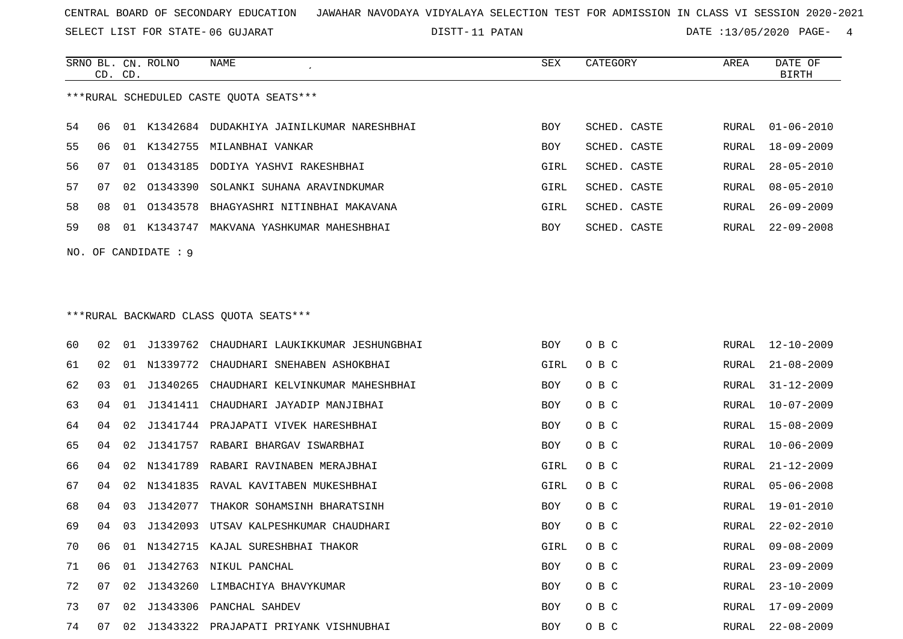CENTRAL BOARD OF SECONDARY EDUCATION   JAWAHAR NAVODAYA VIDYALAYA SELECTION TEST FOR ADMISSION IN CLASS VI SESSION 2020-2021

SELECT LIST FOR STATE- 06 GUJARAT   DISTT- 11 PATAN   DATE :13/05/2020

***RURAL SCHEDULED CASTE QUOTA SEATS***

| SRNO | BL. CD. | CN. CD. | ROLNO | NAME | SEX | CATEGORY | AREA | DATE OF BIRTH |
|---|---|---|---|---|---|---|---|---|
| 54 | 06 | 01 | K1342684 | DUDAKHIYA JAINILKUMAR NARESHBHAI | BOY | SCHED. CASTE | RURAL | 01-06-2010 |
| 55 | 06 | 01 | K1342755 | MILANBHAI VANKAR | BOY | SCHED. CASTE | RURAL | 18-09-2009 |
| 56 | 07 | 01 | O1343185 | DODIYA YASHVI RAKESHBHAI | GIRL | SCHED. CASTE | RURAL | 28-05-2010 |
| 57 | 07 | 02 | O1343390 | SOLANKI SUHANA ARAVINDKUMAR | GIRL | SCHED. CASTE | RURAL | 08-05-2010 |
| 58 | 08 | 01 | O1343578 | BHAGYASHRI NITINBHAI MAKAVANA | GIRL | SCHED. CASTE | RURAL | 26-09-2009 |
| 59 | 08 | 01 | K1343747 | MAKVANA YASHKUMAR MAHESHBHAI | BOY | SCHED. CASTE | RURAL | 22-09-2008 |

NO. OF CANDIDATE : 9

***RURAL BACKWARD CLASS QUOTA SEATS***

| SRNO | BL. CD. | CN. CD. | ROLNO | NAME | SEX | CATEGORY | AREA | DATE OF BIRTH |
|---|---|---|---|---|---|---|---|---|
| 60 | 02 | 01 | J1339762 | CHAUDHARI LAUKIKKUMAR JESHUNGBHAI | BOY | O B C | RURAL | 12-10-2009 |
| 61 | 02 | 01 | N1339772 | CHAUDHARI SNEHABEN ASHOKBHAI | GIRL | O B C | RURAL | 21-08-2009 |
| 62 | 03 | 01 | J1340265 | CHAUDHARI KELVINKUMAR MAHESHBHAI | BOY | O B C | RURAL | 31-12-2009 |
| 63 | 04 | 01 | J1341411 | CHAUDHARI JAYADIP MANJIBHAI | BOY | O B C | RURAL | 10-07-2009 |
| 64 | 04 | 02 | J1341744 | PRAJAPATI VIVEK HARESHBHAI | BOY | O B C | RURAL | 15-08-2009 |
| 65 | 04 | 02 | J1341757 | RABARI BHARGAV ISWARBHAI | BOY | O B C | RURAL | 10-06-2009 |
| 66 | 04 | 02 | N1341789 | RABARI RAVINABEN MERAJBHAI | GIRL | O B C | RURAL | 21-12-2009 |
| 67 | 04 | 02 | N1341835 | RAVAL KAVITABEN MUKESHBHAI | GIRL | O B C | RURAL | 05-06-2008 |
| 68 | 04 | 03 | J1342077 | THAKOR SOHAMSINH BHARATSINH | BOY | O B C | RURAL | 19-01-2010 |
| 69 | 04 | 03 | J1342093 | UTSAV KALPESHKUMAR CHAUDHARI | BOY | O B C | RURAL | 22-02-2010 |
| 70 | 06 | 01 | N1342715 | KAJAL SURESHBHAI THAKOR | GIRL | O B C | RURAL | 09-08-2009 |
| 71 | 06 | 01 | J1342763 | NIKUL PANCHAL | BOY | O B C | RURAL | 23-09-2009 |
| 72 | 07 | 02 | J1343260 | LIMBACHIYA BHAVYKUMAR | BOY | O B C | RURAL | 23-10-2009 |
| 73 | 07 | 02 | J1343306 | PANCHAL SAHDEV | BOY | O B C | RURAL | 17-09-2009 |
| 74 | 07 | 02 | J1343322 | PRAJAPATI PRIYANK VISHNUBHAI | BOY | O B C | RURAL | 22-08-2009 |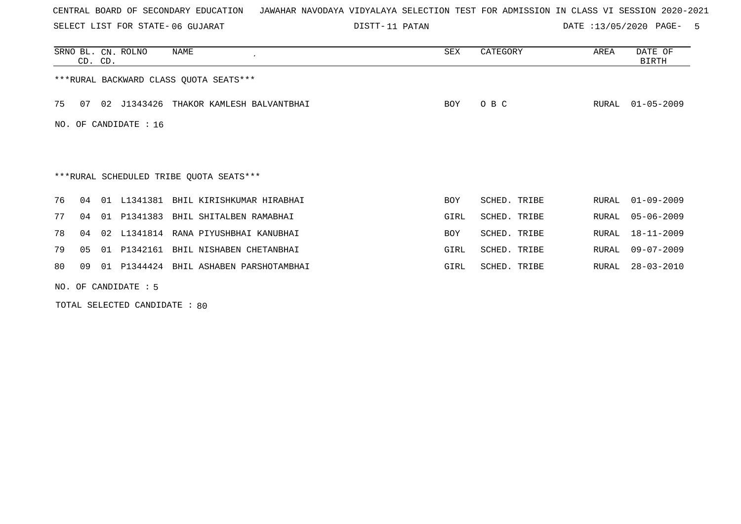CENTRAL BOARD OF SECONDARY EDUCATION JAWAHAR NAVODAYA VIDYALAYA SELECTION TEST FOR ADMISSION IN CLASS VI SESSION 2020-2021

SELECT LIST FOR STATE- 06 GUJARAT    DISTT- 11 PATAN    DATE :13/05/2020 PAGE- 5

| SRNO | BL. CD. | CN. CD. | ROLNO | NAME | SEX | CATEGORY | AREA | DATE OF BIRTH |
|---|---|---|---|---|---|---|---|---|

***RURAL BACKWARD CLASS QUOTA SEATS***

| SRNO | BL. CD. | CN. CD. | ROLNO | NAME | SEX | CATEGORY | AREA | DATE OF BIRTH |
|---|---|---|---|---|---|---|---|---|
| 75 | 07 | 02 | J1343426 | THAKOR KAMLESH BALVANTBHAI | BOY | O B C | RURAL | 01-05-2009 |

NO. OF CANDIDATE : 16

***RURAL SCHEDULED TRIBE QUOTA SEATS***

| SRNO | BL. CD. | CN. CD. | ROLNO | NAME | SEX | CATEGORY | AREA | DATE OF BIRTH |
|---|---|---|---|---|---|---|---|---|
| 76 | 04 | 01 | L1341381 | BHIL KIRISHKUMAR HIRABHAI | BOY | SCHED. TRIBE | RURAL | 01-09-2009 |
| 77 | 04 | 01 | P1341383 | BHIL SHITALBEN RAMABHAI | GIRL | SCHED. TRIBE | RURAL | 05-06-2009 |
| 78 | 04 | 02 | L1341814 | RANA PIYUSHBHAI KANUBHAI | BOY | SCHED. TRIBE | RURAL | 18-11-2009 |
| 79 | 05 | 01 | P1342161 | BHIL NISHABEN CHETANBHAI | GIRL | SCHED. TRIBE | RURAL | 09-07-2009 |
| 80 | 09 | 01 | P1344424 | BHIL ASHABEN PARSHOTAMBHAI | GIRL | SCHED. TRIBE | RURAL | 28-03-2010 |

NO. OF CANDIDATE : 5

TOTAL SELECTED CANDIDATE : 80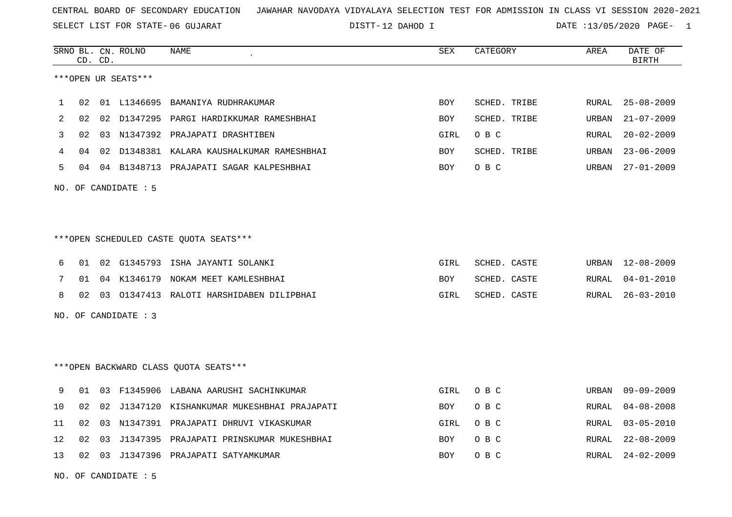CENTRAL BOARD OF SECONDARY EDUCATION JAWAHAR NAVODAYA VIDYALAYA SELECTION TEST FOR ADMISSION IN CLASS VI SESSION 2020-2021

SELECT LIST FOR STATE- 06 GUJARAT DISTT- 12 DAHOD I DATE :13/05/2020

***OPEN UR SEATS***

| SRNO | BL. CD. | CN. CD. | ROLNO | NAME | SEX | CATEGORY | AREA | DATE OF BIRTH |
|---|---|---|---|---|---|---|---|---|
| 1 | 02 | 01 | L1346695 | BAMANIYA RUDHRAKUMAR | BOY | SCHED. TRIBE | RURAL | 25-08-2009 |
| 2 | 02 | 02 | D1347295 | PARGI HARDIKKUMAR RAMESHBHAI | BOY | SCHED. TRIBE | URBAN | 21-07-2009 |
| 3 | 02 | 03 | N1347392 | PRAJAPATI DRASHTIBEN | GIRL | O B C | RURAL | 20-02-2009 |
| 4 | 04 | 02 | D1348381 | KALARA KAUSHALKUMAR RAMESHBHAI | BOY | SCHED. TRIBE | URBAN | 23-06-2009 |
| 5 | 04 | 04 | B1348713 | PRAJAPATI SAGAR KALPESHBHAI | BOY | O B C | URBAN | 27-01-2009 |

NO. OF CANDIDATE : 5

***OPEN SCHEDULED CASTE QUOTA SEATS***

| SRNO | BL. CD. | CN. CD. | ROLNO | NAME | SEX | CATEGORY | AREA | DATE OF BIRTH |
|---|---|---|---|---|---|---|---|---|
| 6 | 01 | 02 | G1345793 | ISHA JAYANTI SOLANKI | GIRL | SCHED. CASTE | URBAN | 12-08-2009 |
| 7 | 01 | 04 | K1346179 | NOKAM MEET KAMLESHBHAI | BOY | SCHED. CASTE | RURAL | 04-01-2010 |
| 8 | 02 | 03 | O1347413 | RALOTI HARSHIDABEN DILIPBHAI | GIRL | SCHED. CASTE | RURAL | 26-03-2010 |

NO. OF CANDIDATE : 3

***OPEN BACKWARD CLASS QUOTA SEATS***

| SRNO | BL. CD. | CN. CD. | ROLNO | NAME | SEX | CATEGORY | AREA | DATE OF BIRTH |
|---|---|---|---|---|---|---|---|---|
| 9 | 01 | 03 | F1345906 | LABANA AARUSHI SACHINKUMAR | GIRL | O B C | URBAN | 09-09-2009 |
| 10 | 02 | 02 | J1347120 | KISHANKUMAR MUKESHBHAI PRAJAPATI | BOY | O B C | RURAL | 04-08-2008 |
| 11 | 02 | 03 | N1347391 | PRAJAPATI DHRUVI VIKASKUMAR | GIRL | O B C | RURAL | 03-05-2010 |
| 12 | 02 | 03 | J1347395 | PRAJAPATI PRINSKUMAR MUKESHBHAI | BOY | O B C | RURAL | 22-08-2009 |
| 13 | 02 | 03 | J1347396 | PRAJAPATI SATYAMKUMAR | BOY | O B C | RURAL | 24-02-2009 |

NO. OF CANDIDATE : 5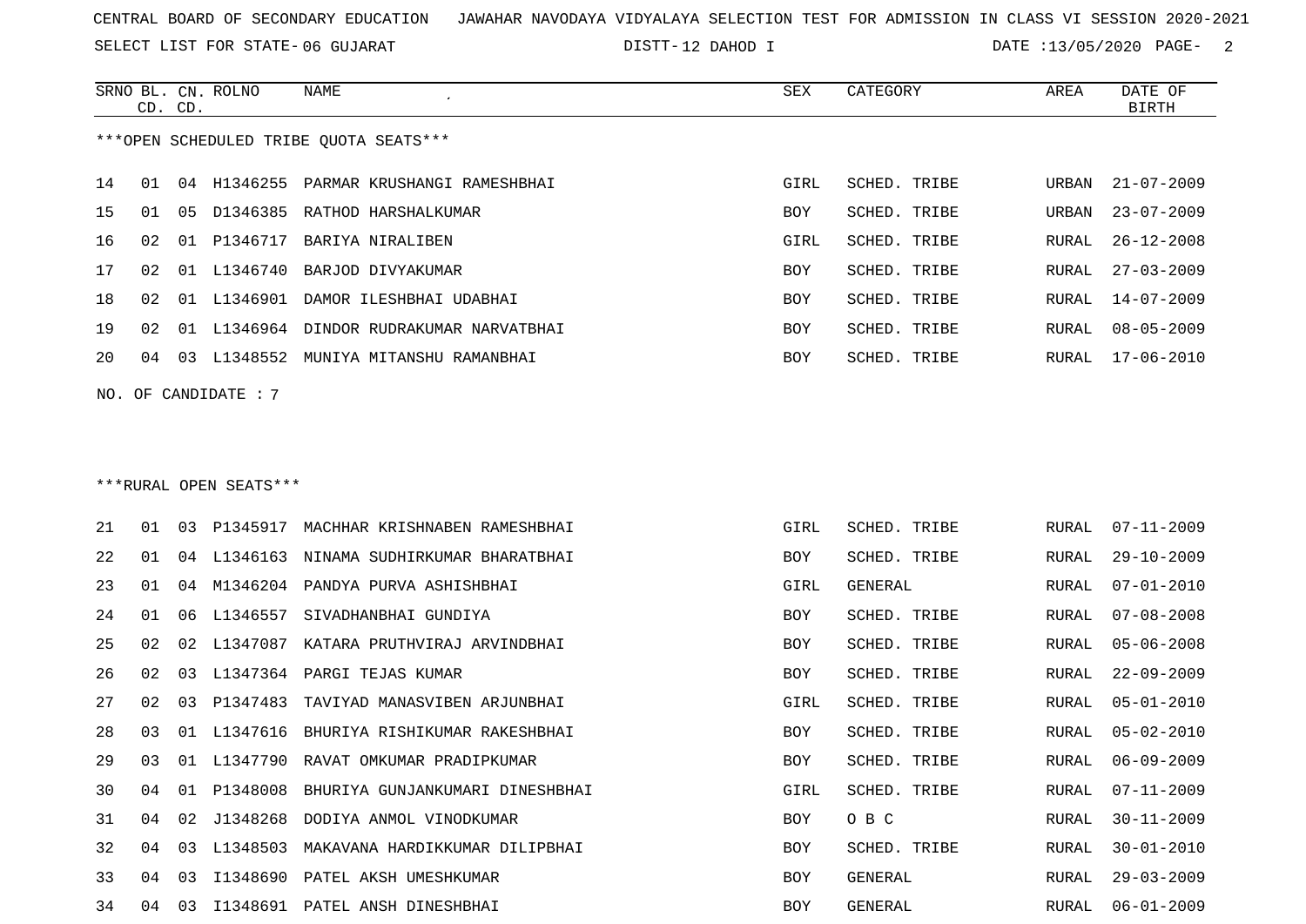CENTRAL BOARD OF SECONDARY EDUCATION JAWAHAR NAVODAYA VIDYALAYA SELECTION TEST FOR ADMISSION IN CLASS VI SESSION 2020-2021

SELECT LIST FOR STATE- 06 GUJARAT DISTT- 12 DAHOD I DATE :13/05/2020

| SRNO | BL. CD. | CN. CD. | ROLNO | NAME | SEX | CATEGORY | AREA | DATE OF BIRTH |
|---|---|---|---|---|---|---|---|---|

***OPEN SCHEDULED TRIBE QUOTA SEATS***

| SRNO | BL. CD. | CN. CD. | ROLNO | NAME | SEX | CATEGORY | AREA | DATE OF BIRTH |
|---|---|---|---|---|---|---|---|---|
| 14 | 01 | 04 | H1346255 | PARMAR KRUSHANGI RAMESHBHAI | GIRL | SCHED. TRIBE | URBAN | 21-07-2009 |
| 15 | 01 | 05 | D1346385 | RATHOD HARSHALKUMAR | BOY | SCHED. TRIBE | URBAN | 23-07-2009 |
| 16 | 02 | 01 | P1346717 | BARIYA NIRALIBEN | GIRL | SCHED. TRIBE | RURAL | 26-12-2008 |
| 17 | 02 | 01 | L1346740 | BARJOD DIVYAKUMAR | BOY | SCHED. TRIBE | RURAL | 27-03-2009 |
| 18 | 02 | 01 | L1346901 | DAMOR ILESHBHAI UDABHAI | BOY | SCHED. TRIBE | RURAL | 14-07-2009 |
| 19 | 02 | 01 | L1346964 | DINDOR RUDRAKUMAR NARVATBHAI | BOY | SCHED. TRIBE | RURAL | 08-05-2009 |
| 20 | 04 | 03 | L1348552 | MUNIYA MITANSHU RAMANBHAI | BOY | SCHED. TRIBE | RURAL | 17-06-2010 |

NO. OF CANDIDATE : 7

***RURAL OPEN SEATS***

| SRNO | BL. CD. | CN. CD. | ROLNO | NAME | SEX | CATEGORY | AREA | DATE OF BIRTH |
|---|---|---|---|---|---|---|---|---|
| 21 | 01 | 03 | P1345917 | MACHHAR KRISHNABEN RAMESHBHAI | GIRL | SCHED. TRIBE | RURAL | 07-11-2009 |
| 22 | 01 | 04 | L1346163 | NINAMA SUDHIRKUMAR BHARATBHAI | BOY | SCHED. TRIBE | RURAL | 29-10-2009 |
| 23 | 01 | 04 | M1346204 | PANDYA PURVA ASHISHBHAI | GIRL | GENERAL | RURAL | 07-01-2010 |
| 24 | 01 | 06 | L1346557 | SIVADHANBHAI GUNDIYA | BOY | SCHED. TRIBE | RURAL | 07-08-2008 |
| 25 | 02 | 02 | L1347087 | KATARA PRUTHVIRAJ ARVINDBHAI | BOY | SCHED. TRIBE | RURAL | 05-06-2008 |
| 26 | 02 | 03 | L1347364 | PARGI TEJAS KUMAR | BOY | SCHED. TRIBE | RURAL | 22-09-2009 |
| 27 | 02 | 03 | P1347483 | TAVIYAD MANASVIBEN ARJUNBHAI | GIRL | SCHED. TRIBE | RURAL | 05-01-2010 |
| 28 | 03 | 01 | L1347616 | BHURIYA RISHIKUMAR RAKESHBHAI | BOY | SCHED. TRIBE | RURAL | 05-02-2010 |
| 29 | 03 | 01 | L1347790 | RAVAT OMKUMAR PRADIPKUMAR | BOY | SCHED. TRIBE | RURAL | 06-09-2009 |
| 30 | 04 | 01 | P1348008 | BHURIYA GUNJANKUMARI DINESHBHAI | GIRL | SCHED. TRIBE | RURAL | 07-11-2009 |
| 31 | 04 | 02 | J1348268 | DODIYA ANMOL VINODKUMAR | BOY | O B C | RURAL | 30-11-2009 |
| 32 | 04 | 03 | L1348503 | MAKAVANA HARDIKKUMAR DILIPBHAI | BOY | SCHED. TRIBE | RURAL | 30-01-2010 |
| 33 | 04 | 03 | I1348690 | PATEL AKSH UMESHKUMAR | BOY | GENERAL | RURAL | 29-03-2009 |
| 34 | 04 | 03 | I1348691 | PATEL ANSH DINESHBHAI | BOY | GENERAL | RURAL | 06-01-2009 |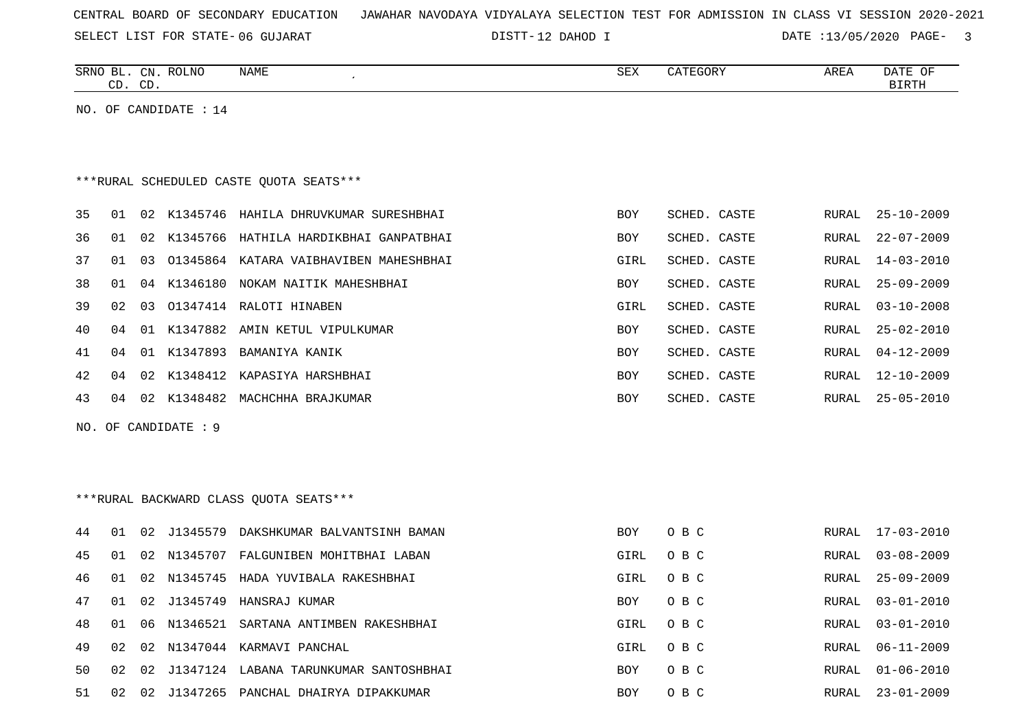CENTRAL BOARD OF SECONDARY EDUCATION JAWAHAR NAVODAYA VIDYALAYA SELECTION TEST FOR ADMISSION IN CLASS VI SESSION 2020-2021

SELECT LIST FOR STATE- 06 GUJARAT DISTT- 12 DAHOD I DATE :13/05/2020

NO. OF CANDIDATE : 14

***RURAL SCHEDULED CASTE QUOTA SEATS***

| SRNO | BL. CD. | CN. CD. | ROLNO | NAME | SEX | CATEGORY | AREA | DATE OF BIRTH |
|---|---|---|---|---|---|---|---|---|
| 35 | 01 | 02 | K1345746 | HAHILA DHRUVKUMAR SURESHBHAI | BOY | SCHED. CASTE | RURAL | 25-10-2009 |
| 36 | 01 | 02 | K1345766 | HATHILA HARDIKBHAI GANPATBHAI | BOY | SCHED. CASTE | RURAL | 22-07-2009 |
| 37 | 01 | 03 | O1345864 | KATARA VAIBHAVIBEN MAHESHBHAI | GIRL | SCHED. CASTE | RURAL | 14-03-2010 |
| 38 | 01 | 04 | K1346180 | NOKAM NAITIK MAHESHBHAI | BOY | SCHED. CASTE | RURAL | 25-09-2009 |
| 39 | 02 | 03 | O1347414 | RALOTI HINABEN | GIRL | SCHED. CASTE | RURAL | 03-10-2008 |
| 40 | 04 | 01 | K1347882 | AMIN KETUL VIPULKUMAR | BOY | SCHED. CASTE | RURAL | 25-02-2010 |
| 41 | 04 | 01 | K1347893 | BAMANIYA KANIK | BOY | SCHED. CASTE | RURAL | 04-12-2009 |
| 42 | 04 | 02 | K1348412 | KAPASIYA HARSHBHAI | BOY | SCHED. CASTE | RURAL | 12-10-2009 |
| 43 | 04 | 02 | K1348482 | MACHCHHA BRAJKUMAR | BOY | SCHED. CASTE | RURAL | 25-05-2010 |

NO. OF CANDIDATE : 9

***RURAL BACKWARD CLASS QUOTA SEATS***

| SRNO | BL. CD. | CN. CD. | ROLNO | NAME | SEX | CATEGORY | AREA | DATE OF BIRTH |
|---|---|---|---|---|---|---|---|---|
| 44 | 01 | 02 | J1345579 | DAKSHKUMAR BALVANTSINH BAMAN | BOY | O B C | RURAL | 17-03-2010 |
| 45 | 01 | 02 | N1345707 | FALGUNIBEN MOHITBHAI LABAN | GIRL | O B C | RURAL | 03-08-2009 |
| 46 | 01 | 02 | N1345745 | HADA YUVIBALA RAKESHBHAI | GIRL | O B C | RURAL | 25-09-2009 |
| 47 | 01 | 02 | J1345749 | HANSRAJ KUMAR | BOY | O B C | RURAL | 03-01-2010 |
| 48 | 01 | 06 | N1346521 | SARTANA ANTIMBEN RAKESHBHAI | GIRL | O B C | RURAL | 03-01-2010 |
| 49 | 02 | 02 | N1347044 | KARMAVI PANCHAL | GIRL | O B C | RURAL | 06-11-2009 |
| 50 | 02 | 02 | J1347124 | LABANA TARUNKUMAR SANTOSHBHAI | BOY | O B C | RURAL | 01-06-2010 |
| 51 | 02 | 02 | J1347265 | PANCHAL DHAIRYA DIPAKKUMAR | BOY | O B C | RURAL | 23-01-2009 |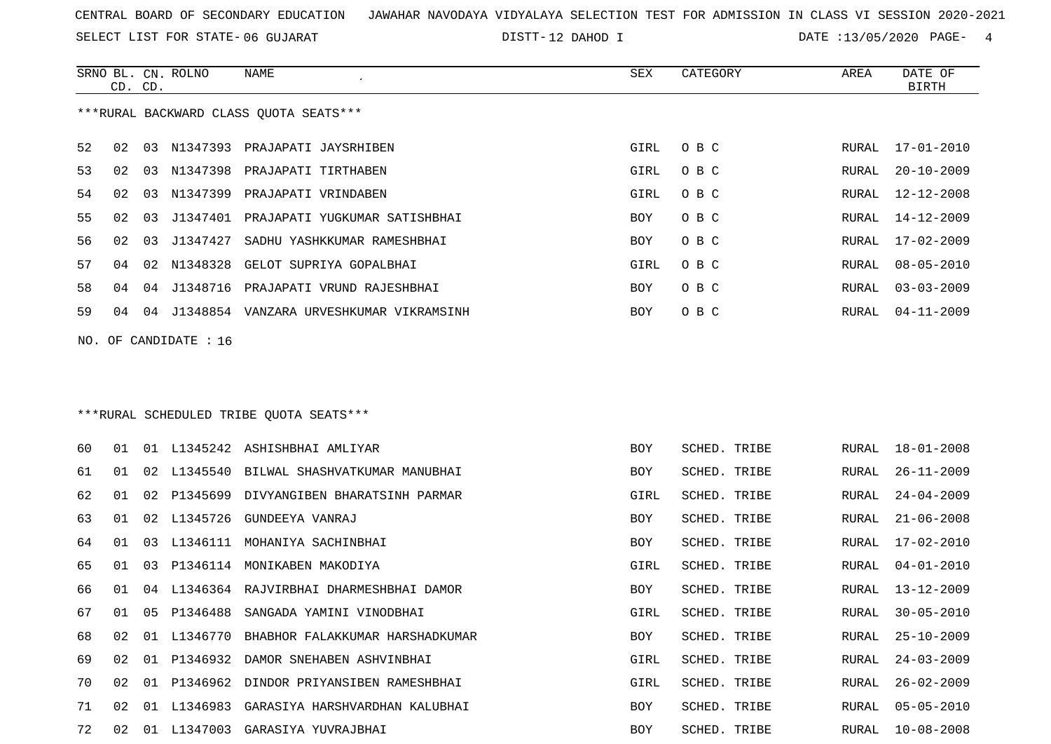CENTRAL BOARD OF SECONDARY EDUCATION JAWAHAR NAVODAYA VIDYALAYA SELECTION TEST FOR ADMISSION IN CLASS VI SESSION 2020-2021

SELECT LIST FOR STATE- 06 GUJARAT DISTT- 12 DAHOD I DATE :13/05/2020

***RURAL BACKWARD CLASS QUOTA SEATS***

| SRNO | BL. CD. | CN. CD. | ROLNO | NAME | SEX | CATEGORY | AREA | DATE OF BIRTH |
|---|---|---|---|---|---|---|---|---|
| 52 | 02 | 03 | N1347393 | PRAJAPATI JAYSRHIBEN | GIRL | O B C | RURAL | 17-01-2010 |
| 53 | 02 | 03 | N1347398 | PRAJAPATI TIRTHABEN | GIRL | O B C | RURAL | 20-10-2009 |
| 54 | 02 | 03 | N1347399 | PRAJAPATI VRINDABEN | GIRL | O B C | RURAL | 12-12-2008 |
| 55 | 02 | 03 | J1347401 | PRAJAPATI YUGKUMAR SATISHBHAI | BOY | O B C | RURAL | 14-12-2009 |
| 56 | 02 | 03 | J1347427 | SADHU YASHKKUMAR RAMESHBHAI | BOY | O B C | RURAL | 17-02-2009 |
| 57 | 04 | 02 | N1348328 | GELOT SUPRIYA GOPALBHAI | GIRL | O B C | RURAL | 08-05-2010 |
| 58 | 04 | 04 | J1348716 | PRAJAPATI VRUND RAJESHBHAI | BOY | O B C | RURAL | 03-03-2009 |
| 59 | 04 | 04 | J1348854 | VANZARA URVESHKUMAR VIKRAMSINH | BOY | O B C | RURAL | 04-11-2009 |

NO. OF CANDIDATE : 16

***RURAL SCHEDULED TRIBE QUOTA SEATS***

| SRNO | BL. CD. | CN. CD. | ROLNO | NAME | SEX | CATEGORY | AREA | DATE OF BIRTH |
|---|---|---|---|---|---|---|---|---|
| 60 | 01 | 01 | L1345242 | ASHISHBHAI AMLIYAR | BOY | SCHED. TRIBE | RURAL | 18-01-2008 |
| 61 | 01 | 02 | L1345540 | BILWAL SHASHVATKUMAR MANUBHAI | BOY | SCHED. TRIBE | RURAL | 26-11-2009 |
| 62 | 01 | 02 | P1345699 | DIVYANGIBEN BHARATSINH PARMAR | GIRL | SCHED. TRIBE | RURAL | 24-04-2009 |
| 63 | 01 | 02 | L1345726 | GUNDEEYA VANRAJ | BOY | SCHED. TRIBE | RURAL | 21-06-2008 |
| 64 | 01 | 03 | L1346111 | MOHANIYA SACHINBHAI | BOY | SCHED. TRIBE | RURAL | 17-02-2010 |
| 65 | 01 | 03 | P1346114 | MONIKABEN MAKODIYA | GIRL | SCHED. TRIBE | RURAL | 04-01-2010 |
| 66 | 01 | 04 | L1346364 | RAJVIRBHAI DHARMESHBHAI DAMOR | BOY | SCHED. TRIBE | RURAL | 13-12-2009 |
| 67 | 01 | 05 | P1346488 | SANGADA YAMINI VINODBHAI | GIRL | SCHED. TRIBE | RURAL | 30-05-2010 |
| 68 | 02 | 01 | L1346770 | BHABHOR FALAKKUMAR HARSHADKUMAR | BOY | SCHED. TRIBE | RURAL | 25-10-2009 |
| 69 | 02 | 01 | P1346932 | DAMOR SNEHABEN ASHVINBHAI | GIRL | SCHED. TRIBE | RURAL | 24-03-2009 |
| 70 | 02 | 01 | P1346962 | DINDOR PRIYANSIBEN RAMESHBHAI | GIRL | SCHED. TRIBE | RURAL | 26-02-2009 |
| 71 | 02 | 01 | L1346983 | GARASIYA HARSHVARDHAN KALUBHAI | BOY | SCHED. TRIBE | RURAL | 05-05-2010 |
| 72 | 02 | 01 | L1347003 | GARASIYA YUVRAJBHAI | BOY | SCHED. TRIBE | RURAL | 10-08-2008 |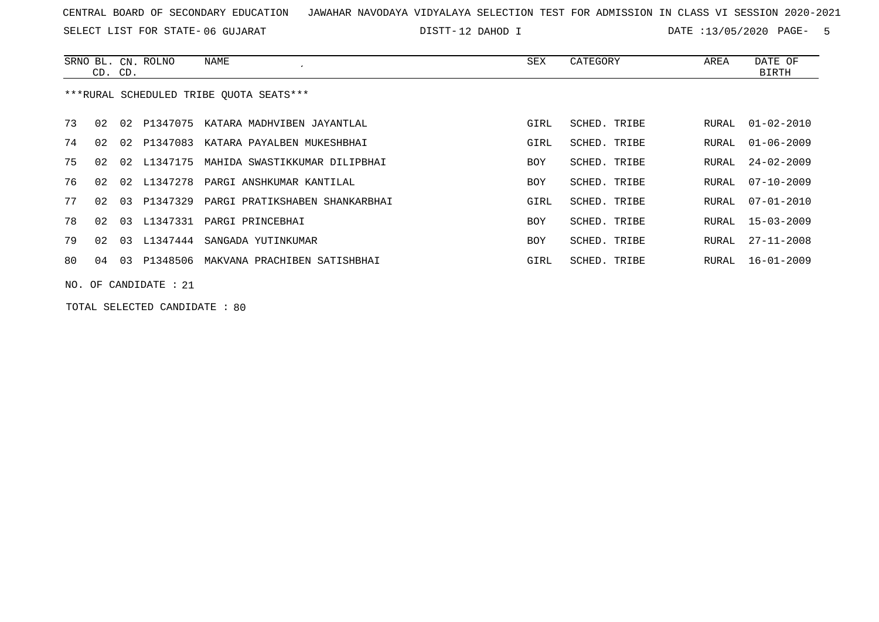CENTRAL BOARD OF SECONDARY EDUCATION JAWAHAR NAVODAYA VIDYALAYA SELECTION TEST FOR ADMISSION IN CLASS VI SESSION 2020-2021

SELECT LIST FOR STATE- 06 GUJARAT DISTT- 12 DAHOD I DATE :13/05/2020

| SRNO | BL. CD. | CN. CD. | ROLNO | NAME | SEX | CATEGORY | AREA | DATE OF BIRTH |
|---|---|---|---|---|---|---|---|---|

***RURAL SCHEDULED TRIBE QUOTA SEATS***

| SRNO | BL. CD. | CN. CD. | ROLNO | NAME | SEX | CATEGORY | AREA | DATE OF BIRTH |
|---|---|---|---|---|---|---|---|---|
| 73 | 02 | 02 | P1347075 | KATARA MADHVIBEN JAYANTLAL | GIRL | SCHED. TRIBE | RURAL | 01-02-2010 |
| 74 | 02 | 02 | P1347083 | KATARA PAYALBEN MUKESHBHAI | GIRL | SCHED. TRIBE | RURAL | 01-06-2009 |
| 75 | 02 | 02 | L1347175 | MAHIDA SWASTIKKUMAR DILIPBHAI | BOY | SCHED. TRIBE | RURAL | 24-02-2009 |
| 76 | 02 | 02 | L1347278 | PARGI ANSHKUMAR KANTILAL | BOY | SCHED. TRIBE | RURAL | 07-10-2009 |
| 77 | 02 | 03 | P1347329 | PARGI PRATIKSHABEN SHANKARBHAI | GIRL | SCHED. TRIBE | RURAL | 07-01-2010 |
| 78 | 02 | 03 | L1347331 | PARGI PRINCEBHAI | BOY | SCHED. TRIBE | RURAL | 15-03-2009 |
| 79 | 02 | 03 | L1347444 | SANGADA YUTINKUMAR | BOY | SCHED. TRIBE | RURAL | 27-11-2008 |
| 80 | 04 | 03 | P1348506 | MAKVANA PRACHIBEN SATISHBHAI | GIRL | SCHED. TRIBE | RURAL | 16-01-2009 |

NO. OF CANDIDATE : 21

TOTAL SELECTED CANDIDATE : 80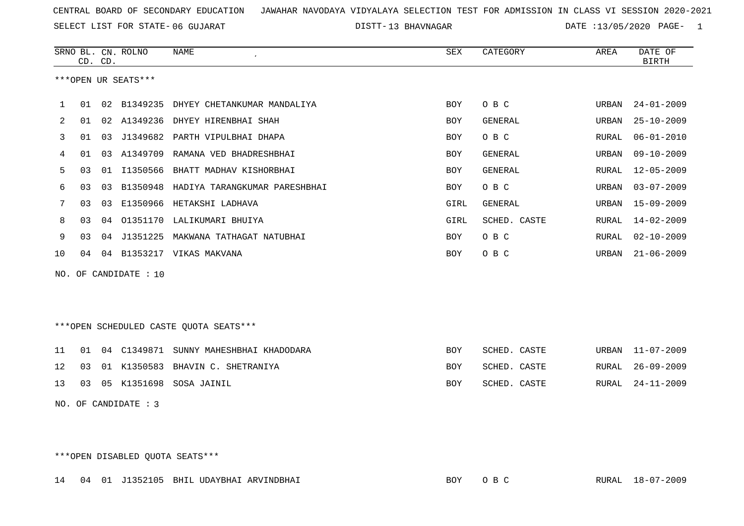CENTRAL BOARD OF SECONDARY EDUCATION JAWAHAR NAVODAYA VIDYALAYA SELECTION TEST FOR ADMISSION IN CLASS VI SESSION 2020-2021

SELECT LIST FOR STATE- 06 GUJARAT DISTT- 13 BHAVNAGAR DATE :13/05/2020

***OPEN UR SEATS***

| SRNO | BL. CD. | CN. CD. | ROLNO | NAME | SEX | CATEGORY | AREA | DATE OF BIRTH |
|---|---|---|---|---|---|---|---|---|
| 1 | 01 | 02 | B1349235 | DHYEY CHETANKUMAR MANDALIYA | BOY | O B C | URBAN | 24-01-2009 |
| 2 | 01 | 02 | A1349236 | DHYEY HIRENBHAI SHAH | BOY | GENERAL | URBAN | 25-10-2009 |
| 3 | 01 | 03 | J1349682 | PARTH VIPULBHAI DHAPA | BOY | O B C | RURAL | 06-01-2010 |
| 4 | 01 | 03 | A1349709 | RAMANA VED BHADRESHBHAI | BOY | GENERAL | URBAN | 09-10-2009 |
| 5 | 03 | 01 | I1350566 | BHATT MADHAV KISHORBHAI | BOY | GENERAL | RURAL | 12-05-2009 |
| 6 | 03 | 03 | B1350948 | HADIYA TARANGKUMAR PARESHBHAI | BOY | O B C | URBAN | 03-07-2009 |
| 7 | 03 | 03 | E1350966 | HETAKSHI LADHAVA | GIRL | GENERAL | URBAN | 15-09-2009 |
| 8 | 03 | 04 | O1351170 | LALIKUMARI BHUIYA | GIRL | SCHED. CASTE | RURAL | 14-02-2009 |
| 9 | 03 | 04 | J1351225 | MAKWANA TATHAGAT NATUBHAI | BOY | O B C | RURAL | 02-10-2009 |
| 10 | 04 | 04 | B1353217 | VIKAS MAKVANA | BOY | O B C | URBAN | 21-06-2009 |

NO. OF CANDIDATE : 10

***OPEN SCHEDULED CASTE QUOTA SEATS***

| SRNO | BL. CD. | CN. CD. | ROLNO | NAME | SEX | CATEGORY | AREA | DATE OF BIRTH |
|---|---|---|---|---|---|---|---|---|
| 11 | 01 | 04 | C1349871 | SUNNY MAHESHBHAI KHADODARA | BOY | SCHED. CASTE | URBAN | 11-07-2009 |
| 12 | 03 | 01 | K1350583 | BHAVIN C. SHETRANIYA | BOY | SCHED. CASTE | RURAL | 26-09-2009 |
| 13 | 03 | 05 | K1351698 | SOSA JAINIL | BOY | SCHED. CASTE | RURAL | 24-11-2009 |

NO. OF CANDIDATE : 3

***OPEN DISABLED QUOTA SEATS***

| SRNO | BL. CD. | CN. CD. | ROLNO | NAME | SEX | CATEGORY | AREA | DATE OF BIRTH |
|---|---|---|---|---|---|---|---|---|
| 14 | 04 | 01 | J1352105 | BHIL UDAYBHAI ARVINDBHAI | BOY | O B C | RURAL | 18-07-2009 |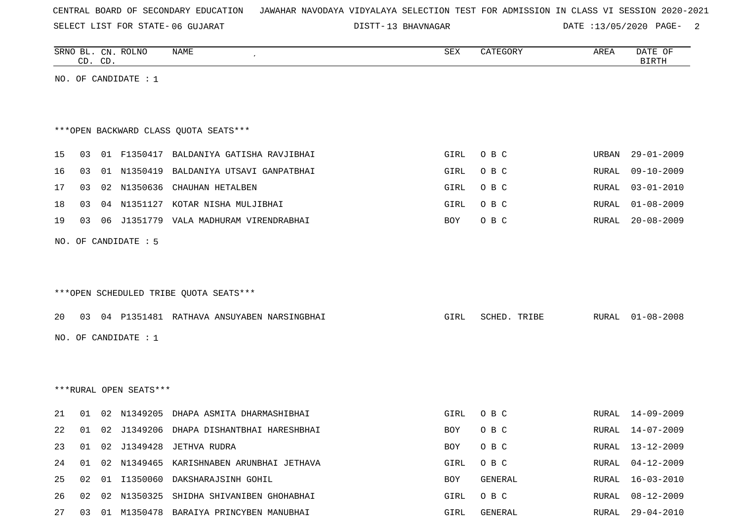CENTRAL BOARD OF SECONDARY EDUCATION JAWAHAR NAVODAYA VIDYALAYA SELECTION TEST FOR ADMISSION IN CLASS VI SESSION 2020-2021

SELECT LIST FOR STATE- 06 GUJARAT DISTT- 13 BHAVNAGAR DATE :13/05/2020

| SRNO | BL. CD. | CN. CD. | ROLNO | NAME | SEX | CATEGORY | AREA | DATE OF BIRTH |
|---|---|---|---|---|---|---|---|---|

NO. OF CANDIDATE : 1

***OPEN BACKWARD CLASS QUOTA SEATS***

| SRNO | BL. CD. | CN. CD. | ROLNO | NAME | SEX | CATEGORY | AREA | DATE OF BIRTH |
|---|---|---|---|---|---|---|---|---|
| 15 | 03 | 01 | F1350417 | BALDANIYA GATISHA RAVJIBHAI | GIRL | O B C | URBAN | 29-01-2009 |
| 16 | 03 | 01 | N1350419 | BALDANIYA UTSAVI GANPATBHAI | GIRL | O B C | RURAL | 09-10-2009 |
| 17 | 03 | 02 | N1350636 | CHAUHAN HETALBEN | GIRL | O B C | RURAL | 03-01-2010 |
| 18 | 03 | 04 | N1351127 | KOTAR NISHA MULJIBHAI | GIRL | O B C | RURAL | 01-08-2009 |
| 19 | 03 | 06 | J1351779 | VALA MADHURAM VIRENDRABHAI | BOY | O B C | RURAL | 20-08-2009 |

NO. OF CANDIDATE : 5

***OPEN SCHEDULED TRIBE QUOTA SEATS***

| SRNO | BL. CD. | CN. CD. | ROLNO | NAME | SEX | CATEGORY | AREA | DATE OF BIRTH |
|---|---|---|---|---|---|---|---|---|
| 20 | 03 | 04 | P1351481 | RATHAVA ANSUYABEN NARSINGBHAI | GIRL | SCHED. TRIBE | RURAL | 01-08-2008 |

NO. OF CANDIDATE : 1

***RURAL OPEN SEATS***

| SRNO | BL. CD. | CN. CD. | ROLNO | NAME | SEX | CATEGORY | AREA | DATE OF BIRTH |
|---|---|---|---|---|---|---|---|---|
| 21 | 01 | 02 | N1349205 | DHAPA ASMITA DHARMASHIBHAI | GIRL | O B C | RURAL | 14-09-2009 |
| 22 | 01 | 02 | J1349206 | DHAPA DISHANTBHAI HARESHBHAI | BOY | O B C | RURAL | 14-07-2009 |
| 23 | 01 | 02 | J1349428 | JETHVA RUDRA | BOY | O B C | RURAL | 13-12-2009 |
| 24 | 01 | 02 | N1349465 | KARISHNABEN ARUNBHAI JETHAVA | GIRL | O B C | RURAL | 04-12-2009 |
| 25 | 02 | 01 | I1350060 | DAKSHARAJSINH GOHIL | BOY | GENERAL | RURAL | 16-03-2010 |
| 26 | 02 | 02 | N1350325 | SHIDHA SHIVANIBEN GHOHABHAI | GIRL | O B C | RURAL | 08-12-2009 |
| 27 | 03 | 01 | M1350478 | BARAIYA PRINCYBEN MANUBHAI | GIRL | GENERAL | RURAL | 29-04-2010 |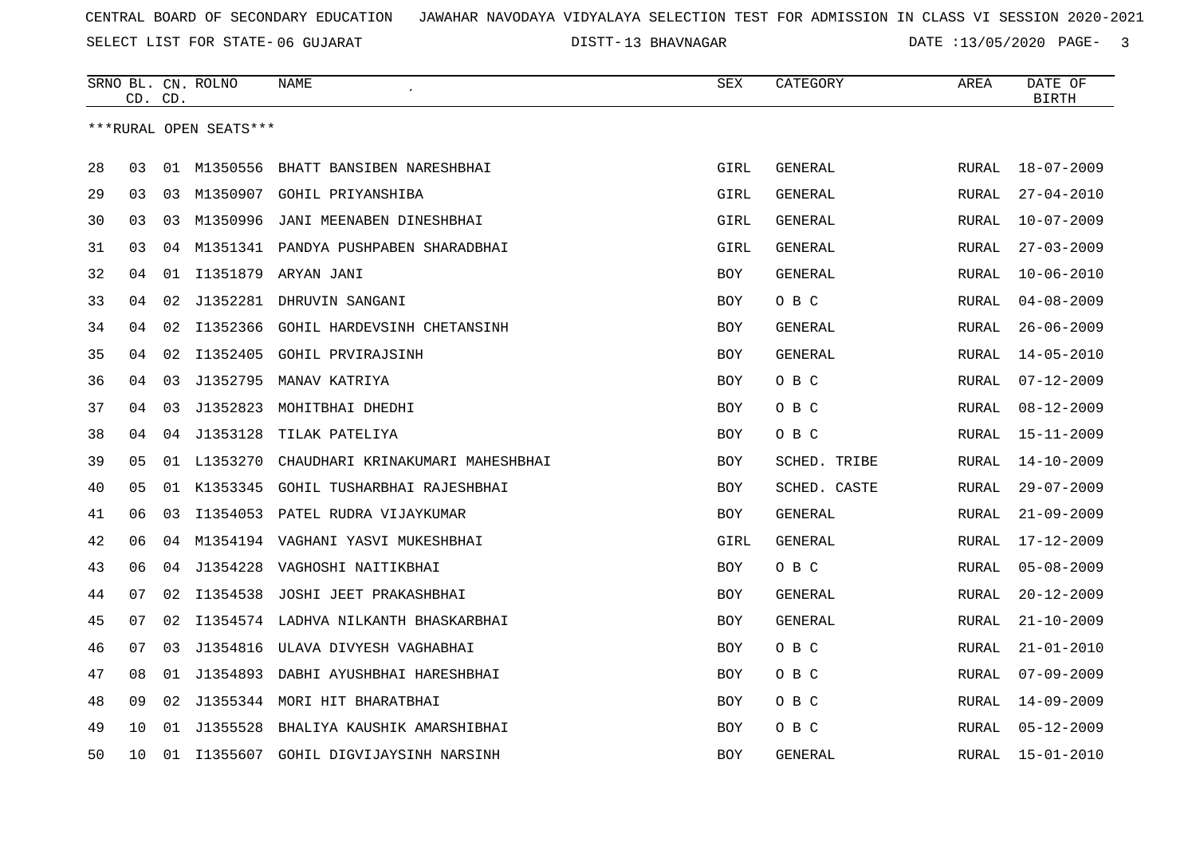CENTRAL BOARD OF SECONDARY EDUCATION JAWAHAR NAVODAYA VIDYALAYA SELECTION TEST FOR ADMISSION IN CLASS VI SESSION 2020-2021

SELECT LIST FOR STATE- 06 GUJARAT DISTT- 13 BHAVNAGAR DATE :13/05/2020

| SRNO | BL. CD. | CN. CD. | ROLNO | NAME | SEX | CATEGORY | AREA | DATE OF BIRTH |
|---|---|---|---|---|---|---|---|---|
| ***RURAL OPEN SEATS*** | | | | | | | | |
| 28 | 03 | 01 | M1350556 | BHATT BANSIBEN NARESHBHAI | GIRL | GENERAL | RURAL | 18-07-2009 |
| 29 | 03 | 03 | M1350907 | GOHIL PRIYANSHIBA | GIRL | GENERAL | RURAL | 27-04-2010 |
| 30 | 03 | 03 | M1350996 | JANI MEENABEN DINESHBHAI | GIRL | GENERAL | RURAL | 10-07-2009 |
| 31 | 03 | 04 | M1351341 | PANDYA PUSHPABEN SHARADBHAI | GIRL | GENERAL | RURAL | 27-03-2009 |
| 32 | 04 | 01 | I1351879 | ARYAN JANI | BOY | GENERAL | RURAL | 10-06-2010 |
| 33 | 04 | 02 | J1352281 | DHRUVIN SANGANI | BOY | O B C | RURAL | 04-08-2009 |
| 34 | 04 | 02 | I1352366 | GOHIL HARDEVSINH CHETANSINH | BOY | GENERAL | RURAL | 26-06-2009 |
| 35 | 04 | 02 | I1352405 | GOHIL PRVIRAJSINH | BOY | GENERAL | RURAL | 14-05-2010 |
| 36 | 04 | 03 | J1352795 | MANAV KATRIYA | BOY | O B C | RURAL | 07-12-2009 |
| 37 | 04 | 03 | J1352823 | MOHITBHAI DHEDHI | BOY | O B C | RURAL | 08-12-2009 |
| 38 | 04 | 04 | J1353128 | TILAK PATELIYA | BOY | O B C | RURAL | 15-11-2009 |
| 39 | 05 | 01 | L1353270 | CHAUDHARI KRINAKUMARI MAHESHBHAI | BOY | SCHED. TRIBE | RURAL | 14-10-2009 |
| 40 | 05 | 01 | K1353345 | GOHIL TUSHARBHAI RAJESHBHAI | BOY | SCHED. CASTE | RURAL | 29-07-2009 |
| 41 | 06 | 03 | I1354053 | PATEL RUDRA VIJAYKUMAR | BOY | GENERAL | RURAL | 21-09-2009 |
| 42 | 06 | 04 | M1354194 | VAGHANI YASVI MUKESHBHAI | GIRL | GENERAL | RURAL | 17-12-2009 |
| 43 | 06 | 04 | J1354228 | VAGHOSHI NAITIKBHAI | BOY | O B C | RURAL | 05-08-2009 |
| 44 | 07 | 02 | I1354538 | JOSHI JEET PRAKASHBHAI | BOY | GENERAL | RURAL | 20-12-2009 |
| 45 | 07 | 02 | I1354574 | LADHVA NILKANTH BHASKARBHAI | BOY | GENERAL | RURAL | 21-10-2009 |
| 46 | 07 | 03 | J1354816 | ULAVA DIVYESH VAGHABHAI | BOY | O B C | RURAL | 21-01-2010 |
| 47 | 08 | 01 | J1354893 | DABHI AYUSHBHAI HARESHBHAI | BOY | O B C | RURAL | 07-09-2009 |
| 48 | 09 | 02 | J1355344 | MORI HIT BHARATBHAI | BOY | O B C | RURAL | 14-09-2009 |
| 49 | 10 | 01 | J1355528 | BHALIYA KAUSHIK AMARSHIBHAI | BOY | O B C | RURAL | 05-12-2009 |
| 50 | 10 | 01 | I1355607 | GOHIL DIGVIJAYSINH NARSINH | BOY | GENERAL | RURAL | 15-01-2010 |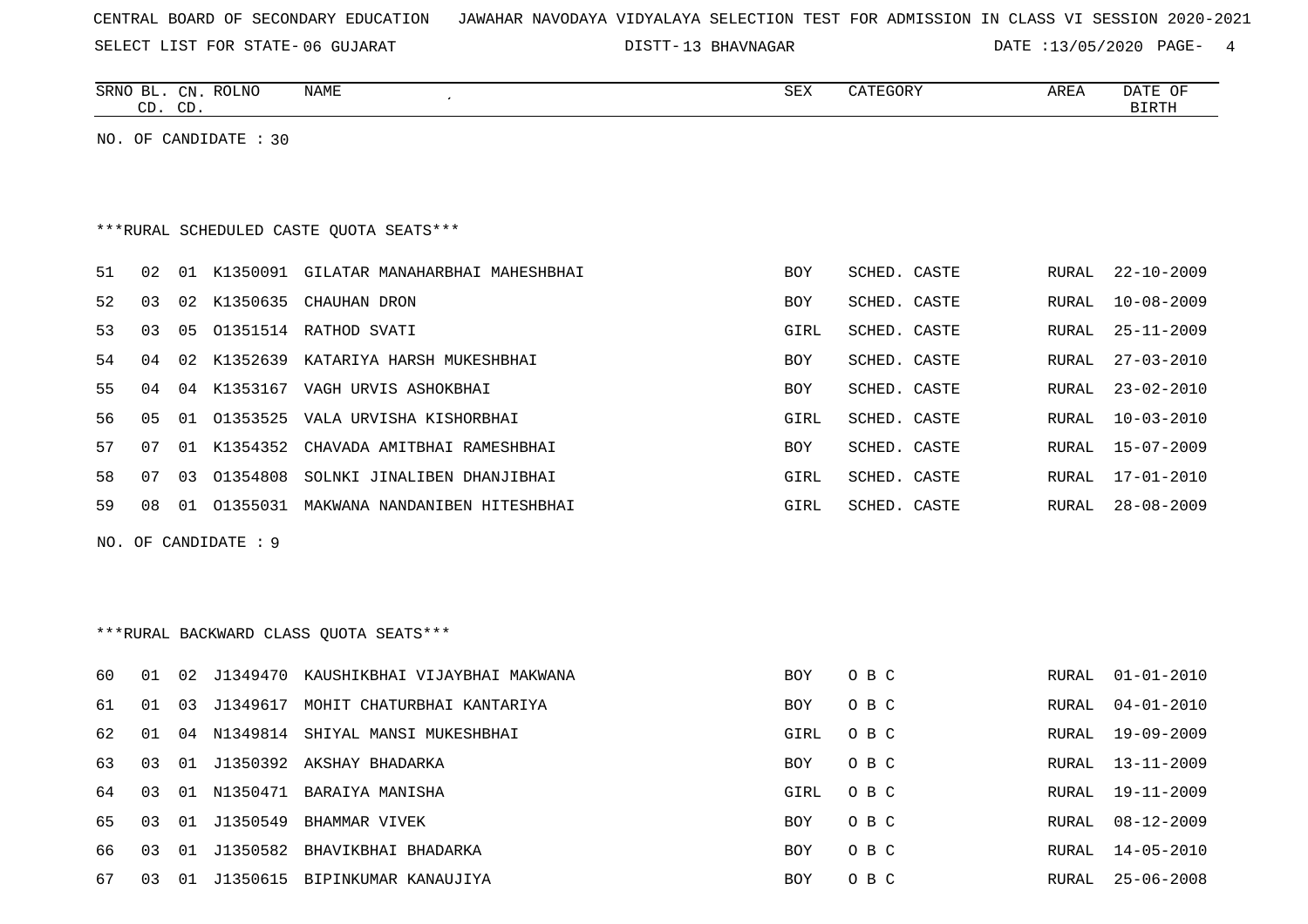CENTRAL BOARD OF SECONDARY EDUCATION JAWAHAR NAVODAYA VIDYALAYA SELECTION TEST FOR ADMISSION IN CLASS VI SESSION 2020-2021

SELECT LIST FOR STATE- 06 GUJARAT DISTT- 13 BHAVNAGAR DATE :13/05/2020

NO. OF CANDIDATE : 30

***RURAL SCHEDULED CASTE QUOTA SEATS***

| SRNO | BL. CD. | CN. CD. | ROLNO | NAME | SEX | CATEGORY | AREA | DATE OF BIRTH |
|---|---|---|---|---|---|---|---|---|
| 51 | 02 | 01 | K1350091 | GILATAR MANAHARBHAI MAHESHBHAI | BOY | SCHED. CASTE | RURAL | 22-10-2009 |
| 52 | 03 | 02 | K1350635 | CHAUHAN DRON | BOY | SCHED. CASTE | RURAL | 10-08-2009 |
| 53 | 03 | 05 | O1351514 | RATHOD SVATI | GIRL | SCHED. CASTE | RURAL | 25-11-2009 |
| 54 | 04 | 02 | K1352639 | KATARIYA HARSH MUKESHBHAI | BOY | SCHED. CASTE | RURAL | 27-03-2010 |
| 55 | 04 | 04 | K1353167 | VAGH URVIS ASHOKBHAI | BOY | SCHED. CASTE | RURAL | 23-02-2010 |
| 56 | 05 | 01 | O1353525 | VALA URVISHA KISHORBHAI | GIRL | SCHED. CASTE | RURAL | 10-03-2010 |
| 57 | 07 | 01 | K1354352 | CHAVADA AMITBHAI RAMESHBHAI | BOY | SCHED. CASTE | RURAL | 15-07-2009 |
| 58 | 07 | 03 | O1354808 | SOLNKI JINALIBEN DHANJIBHAI | GIRL | SCHED. CASTE | RURAL | 17-01-2010 |
| 59 | 08 | 01 | O1355031 | MAKWANA NANDANIBEN HITESHBHAI | GIRL | SCHED. CASTE | RURAL | 28-08-2009 |

NO. OF CANDIDATE : 9

***RURAL BACKWARD CLASS QUOTA SEATS***

| SRNO | BL. CD. | CN. CD. | ROLNO | NAME | SEX | CATEGORY | AREA | DATE OF BIRTH |
|---|---|---|---|---|---|---|---|---|
| 60 | 01 | 02 | J1349470 | KAUSHIKBHAI VIJAYBHAI MAKWANA | BOY | O B C | RURAL | 01-01-2010 |
| 61 | 01 | 03 | J1349617 | MOHIT CHATURBHAI KANTARIYA | BOY | O B C | RURAL | 04-01-2010 |
| 62 | 01 | 04 | N1349814 | SHIYAL MANSI MUKESHBHAI | GIRL | O B C | RURAL | 19-09-2009 |
| 63 | 03 | 01 | J1350392 | AKSHAY BHADARKA | BOY | O B C | RURAL | 13-11-2009 |
| 64 | 03 | 01 | N1350471 | BARAIYA MANISHA | GIRL | O B C | RURAL | 19-11-2009 |
| 65 | 03 | 01 | J1350549 | BHAMMAR VIVEK | BOY | O B C | RURAL | 08-12-2009 |
| 66 | 03 | 01 | J1350582 | BHAVIKBHAI BHADARKA | BOY | O B C | RURAL | 14-05-2010 |
| 67 | 03 | 01 | J1350615 | BIPINKUMAR KANAUJIYA | BOY | O B C | RURAL | 25-06-2008 |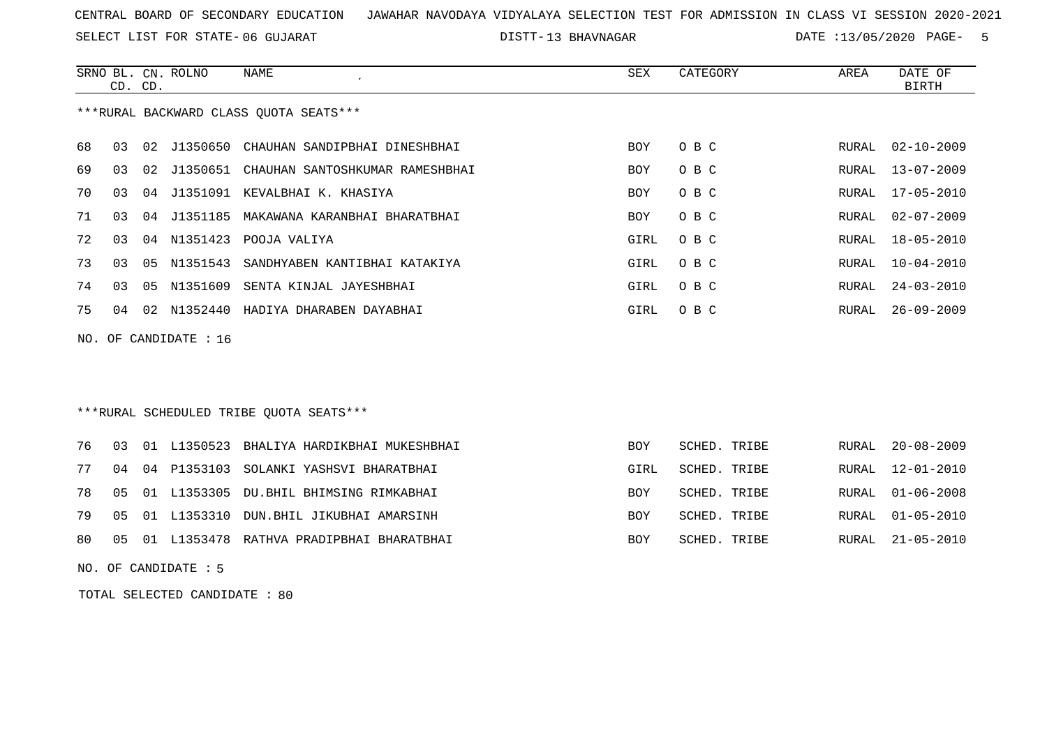CENTRAL BOARD OF SECONDARY EDUCATION JAWAHAR NAVODAYA VIDYALAYA SELECTION TEST FOR ADMISSION IN CLASS VI SESSION 2020-2021

SELECT LIST FOR STATE- 06 GUJARAT DISTT- 13 BHAVNAGAR DATE :13/05/2020

| SRNO | BL. CD. | CN. CD. | ROLNO | NAME | SEX | CATEGORY | AREA | DATE OF BIRTH |
|---|---|---|---|---|---|---|---|---|

***RURAL BACKWARD CLASS QUOTA SEATS***

| SRNO | BL. CD. | CN. CD. | ROLNO | NAME | SEX | CATEGORY | AREA | DATE OF BIRTH |
|---|---|---|---|---|---|---|---|---|
| 68 | 03 | 02 | J1350650 | CHAUHAN SANDIPBHAI DINESHBHAI | BOY | O B C | RURAL | 02-10-2009 |
| 69 | 03 | 02 | J1350651 | CHAUHAN SANTOSHKUMAR RAMESHBHAI | BOY | O B C | RURAL | 13-07-2009 |
| 70 | 03 | 04 | J1351091 | KEVALBHAI K. KHASIYA | BOY | O B C | RURAL | 17-05-2010 |
| 71 | 03 | 04 | J1351185 | MAKAWANA KARANBHAI BHARATBHAI | BOY | O B C | RURAL | 02-07-2009 |
| 72 | 03 | 04 | N1351423 | POOJA VALIYA | GIRL | O B C | RURAL | 18-05-2010 |
| 73 | 03 | 05 | N1351543 | SANDHYABEN KANTIBHAI KATAKIYA | GIRL | O B C | RURAL | 10-04-2010 |
| 74 | 03 | 05 | N1351609 | SENTA KINJAL JAYESHBHAI | GIRL | O B C | RURAL | 24-03-2010 |
| 75 | 04 | 02 | N1352440 | HADIYA DHARABEN DAYABHAI | GIRL | O B C | RURAL | 26-09-2009 |

NO. OF CANDIDATE : 16

***RURAL SCHEDULED TRIBE QUOTA SEATS***

| SRNO | BL. CD. | CN. CD. | ROLNO | NAME | SEX | CATEGORY | AREA | DATE OF BIRTH |
|---|---|---|---|---|---|---|---|---|
| 76 | 03 | 01 | L1350523 | BHALIYA HARDIKBHAI MUKESHBHAI | BOY | SCHED. TRIBE | RURAL | 20-08-2009 |
| 77 | 04 | 04 | P1353103 | SOLANKI YASHSVI BHARATBHAI | GIRL | SCHED. TRIBE | RURAL | 12-01-2010 |
| 78 | 05 | 01 | L1353305 | DU.BHIL BHIMSING RIMKABHAI | BOY | SCHED. TRIBE | RURAL | 01-06-2008 |
| 79 | 05 | 01 | L1353310 | DUN.BHIL JIKUBHAI AMARSINH | BOY | SCHED. TRIBE | RURAL | 01-05-2010 |
| 80 | 05 | 01 | L1353478 | RATHVA PRADIPBHAI BHARATBHAI | BOY | SCHED. TRIBE | RURAL | 21-05-2010 |

NO. OF CANDIDATE : 5

TOTAL SELECTED CANDIDATE : 80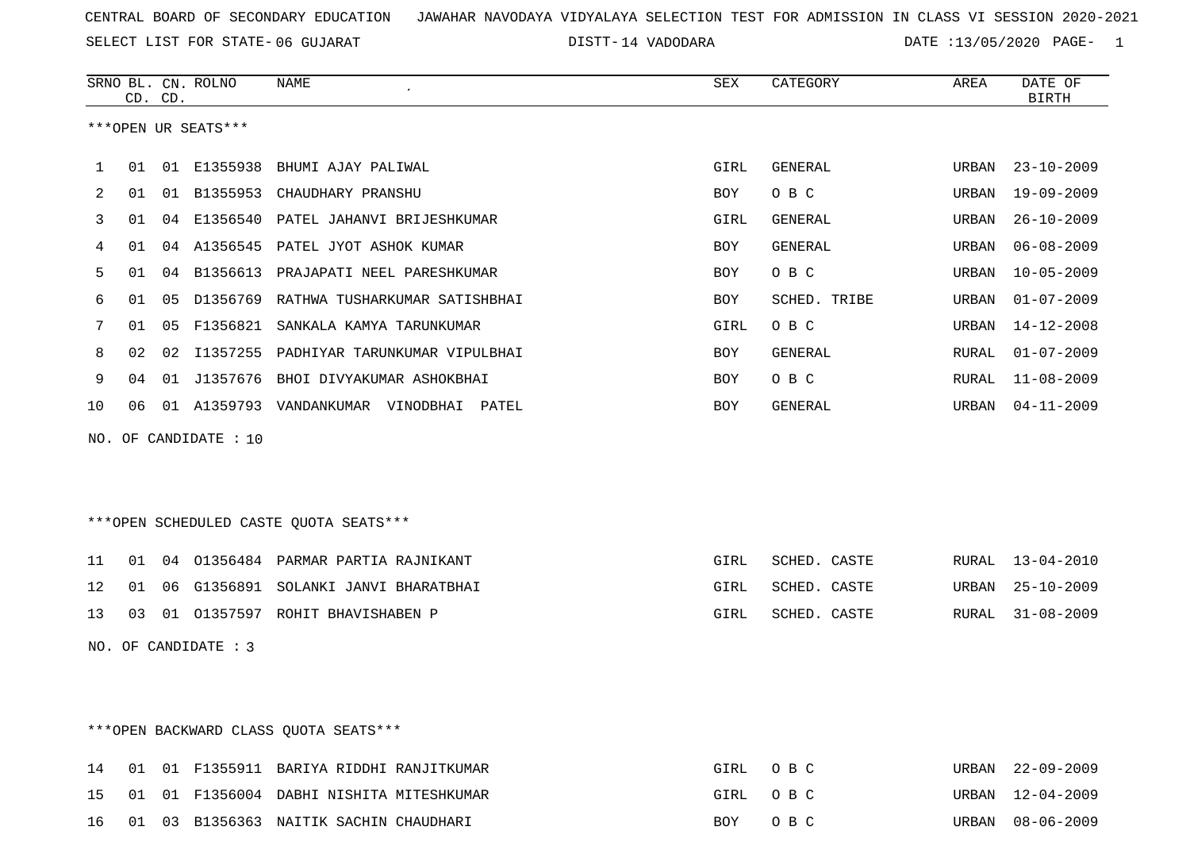CENTRAL BOARD OF SECONDARY EDUCATION   JAWAHAR NAVODAYA VIDYALAYA SELECTION TEST FOR ADMISSION IN CLASS VI SESSION 2020-2021

SELECT LIST FOR STATE- 06 GUJARAT   DISTT- 14 VADODARA   DATE :13/05/2020 PAGE- 1

***OPEN UR SEATS***

| SRNO | BL. CD. | CN. CD. | ROLNO | NAME | SEX | CATEGORY | AREA | DATE OF BIRTH |
|---|---|---|---|---|---|---|---|---|
| 1 | 01 | 01 | E1355938 | BHUMI AJAY PALIWAL | GIRL | GENERAL | URBAN | 23-10-2009 |
| 2 | 01 | 01 | B1355953 | CHAUDHARY PRANSHU | BOY | O B C | URBAN | 19-09-2009 |
| 3 | 01 | 04 | E1356540 | PATEL JAHANVI BRIJESHKUMAR | GIRL | GENERAL | URBAN | 26-10-2009 |
| 4 | 01 | 04 | A1356545 | PATEL JYOT ASHOK KUMAR | BOY | GENERAL | URBAN | 06-08-2009 |
| 5 | 01 | 04 | B1356613 | PRAJAPATI NEEL PARESHKUMAR | BOY | O B C | URBAN | 10-05-2009 |
| 6 | 01 | 05 | D1356769 | RATHWA TUSHARKUMAR SATISHBHAI | BOY | SCHED. TRIBE | URBAN | 01-07-2009 |
| 7 | 01 | 05 | F1356821 | SANKALA KAMYA TARUNKUMAR | GIRL | O B C | URBAN | 14-12-2008 |
| 8 | 02 | 02 | I1357255 | PADHIYAR TARUNKUMAR VIPULBHAI | BOY | GENERAL | RURAL | 01-07-2009 |
| 9 | 04 | 01 | J1357676 | BHOI DIVYAKUMAR ASHOKBHAI | BOY | O B C | RURAL | 11-08-2009 |
| 10 | 06 | 01 | A1359793 | VANDANKUMAR VINODBHAI PATEL | BOY | GENERAL | URBAN | 04-11-2009 |

NO. OF CANDIDATE : 10

***OPEN SCHEDULED CASTE QUOTA SEATS***

| SRNO | BL. CD. | CN. CD. | ROLNO | NAME | SEX | CATEGORY | AREA | DATE OF BIRTH |
|---|---|---|---|---|---|---|---|---|
| 11 | 01 | 04 | O1356484 | PARMAR PARTIA RAJNIKANT | GIRL | SCHED. CASTE | RURAL | 13-04-2010 |
| 12 | 01 | 06 | G1356891 | SOLANKI JANVI BHARATBHAI | GIRL | SCHED. CASTE | URBAN | 25-10-2009 |
| 13 | 03 | 01 | O1357597 | ROHIT BHAVISHABEN P | GIRL | SCHED. CASTE | RURAL | 31-08-2009 |

NO. OF CANDIDATE : 3

***OPEN BACKWARD CLASS QUOTA SEATS***

| SRNO | BL. CD. | CN. CD. | ROLNO | NAME | SEX | CATEGORY | AREA | DATE OF BIRTH |
|---|---|---|---|---|---|---|---|---|
| 14 | 01 | 01 | F1355911 | BARIYA RIDDHI RANJITKUMAR | GIRL | O B C | URBAN | 22-09-2009 |
| 15 | 01 | 01 | F1356004 | DABHI NISHITA MITESHKUMAR | GIRL | O B C | URBAN | 12-04-2009 |
| 16 | 01 | 03 | B1356363 | NAITIK SACHIN CHAUDHARI | BOY | O B C | URBAN | 08-06-2009 |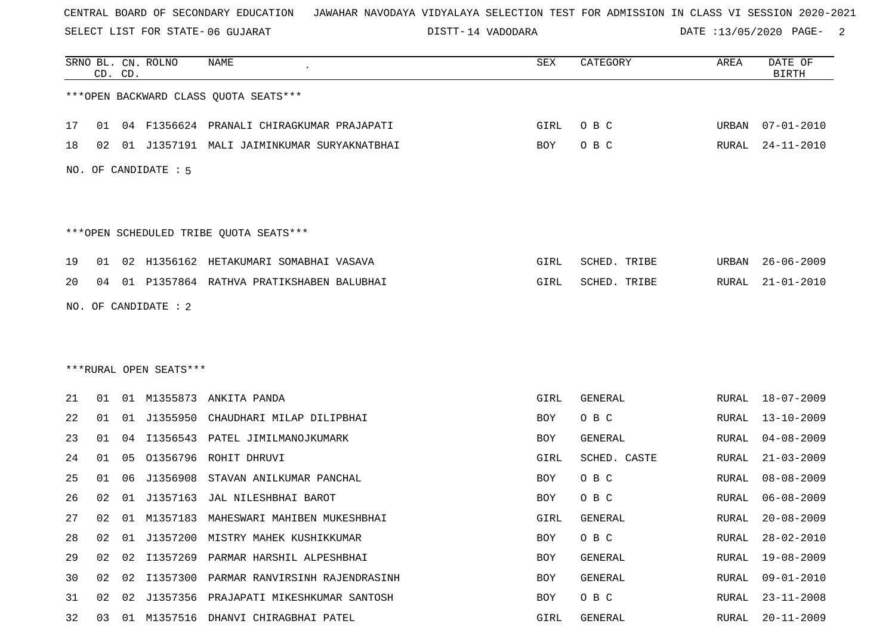CENTRAL BOARD OF SECONDARY EDUCATION JAWAHAR NAVODAYA VIDYALAYA SELECTION TEST FOR ADMISSION IN CLASS VI SESSION 2020-2021

SELECT LIST FOR STATE- 06 GUJARAT DISTT- 14 VADODARA DATE :13/05/2020

***OPEN BACKWARD CLASS QUOTA SEATS***

| SRNO | BL. CD. | CN. CD. | ROLNO | NAME | SEX | CATEGORY | AREA | DATE OF BIRTH |
|---|---|---|---|---|---|---|---|---|
| 17 | 01 | 04 | F1356624 | PRANALI CHIRAGKUMAR PRAJAPATI | GIRL | O B C | URBAN | 07-01-2010 |
| 18 | 02 | 01 | J1357191 | MALI JAIMINKUMAR SURYAKNATBHAI | BOY | O B C | RURAL | 24-11-2010 |

NO. OF CANDIDATE : 5

***OPEN SCHEDULED TRIBE QUOTA SEATS***

| SRNO | BL. CD. | CN. CD. | ROLNO | NAME | SEX | CATEGORY | AREA | DATE OF BIRTH |
|---|---|---|---|---|---|---|---|---|
| 19 | 01 | 02 | H1356162 | HETAKUMARI SOMABHAI VASAVA | GIRL | SCHED. TRIBE | URBAN | 26-06-2009 |
| 20 | 04 | 01 | P1357864 | RATHVA PRATIKSHABEN BALUBHAI | GIRL | SCHED. TRIBE | RURAL | 21-01-2010 |

NO. OF CANDIDATE : 2

***RURAL OPEN SEATS***

| SRNO | BL. CD. | CN. CD. | ROLNO | NAME | SEX | CATEGORY | AREA | DATE OF BIRTH |
|---|---|---|---|---|---|---|---|---|
| 21 | 01 | 01 | M1355873 | ANKITA PANDA | GIRL | GENERAL | RURAL | 18-07-2009 |
| 22 | 01 | 01 | J1355950 | CHAUDHARI MILAP DILIPBHAI | BOY | O B C | RURAL | 13-10-2009 |
| 23 | 01 | 04 | I1356543 | PATEL JIMILMANOJKUMARK | BOY | GENERAL | RURAL | 04-08-2009 |
| 24 | 01 | 05 | O1356796 | ROHIT DHRUVI | GIRL | SCHED. CASTE | RURAL | 21-03-2009 |
| 25 | 01 | 06 | J1356908 | STAVAN ANILKUMAR PANCHAL | BOY | O B C | RURAL | 08-08-2009 |
| 26 | 02 | 01 | J1357163 | JAL NILESHBHAI BAROT | BOY | O B C | RURAL | 06-08-2009 |
| 27 | 02 | 01 | M1357183 | MAHESWARI MAHIBEN MUKESHBHAI | GIRL | GENERAL | RURAL | 20-08-2009 |
| 28 | 02 | 01 | J1357200 | MISTRY MAHEK KUSHIKKUMAR | BOY | O B C | RURAL | 28-02-2010 |
| 29 | 02 | 02 | I1357269 | PARMAR HARSHIL ALPESHBHAI | BOY | GENERAL | RURAL | 19-08-2009 |
| 30 | 02 | 02 | I1357300 | PARMAR RANVIRSINH RAJENDRASINH | BOY | GENERAL | RURAL | 09-01-2010 |
| 31 | 02 | 02 | J1357356 | PRAJAPATI MIKESHKUMAR SANTOSH | BOY | O B C | RURAL | 23-11-2008 |
| 32 | 03 | 01 | M1357516 | DHANVI CHIRAGBHAI PATEL | GIRL | GENERAL | RURAL | 20-11-2009 |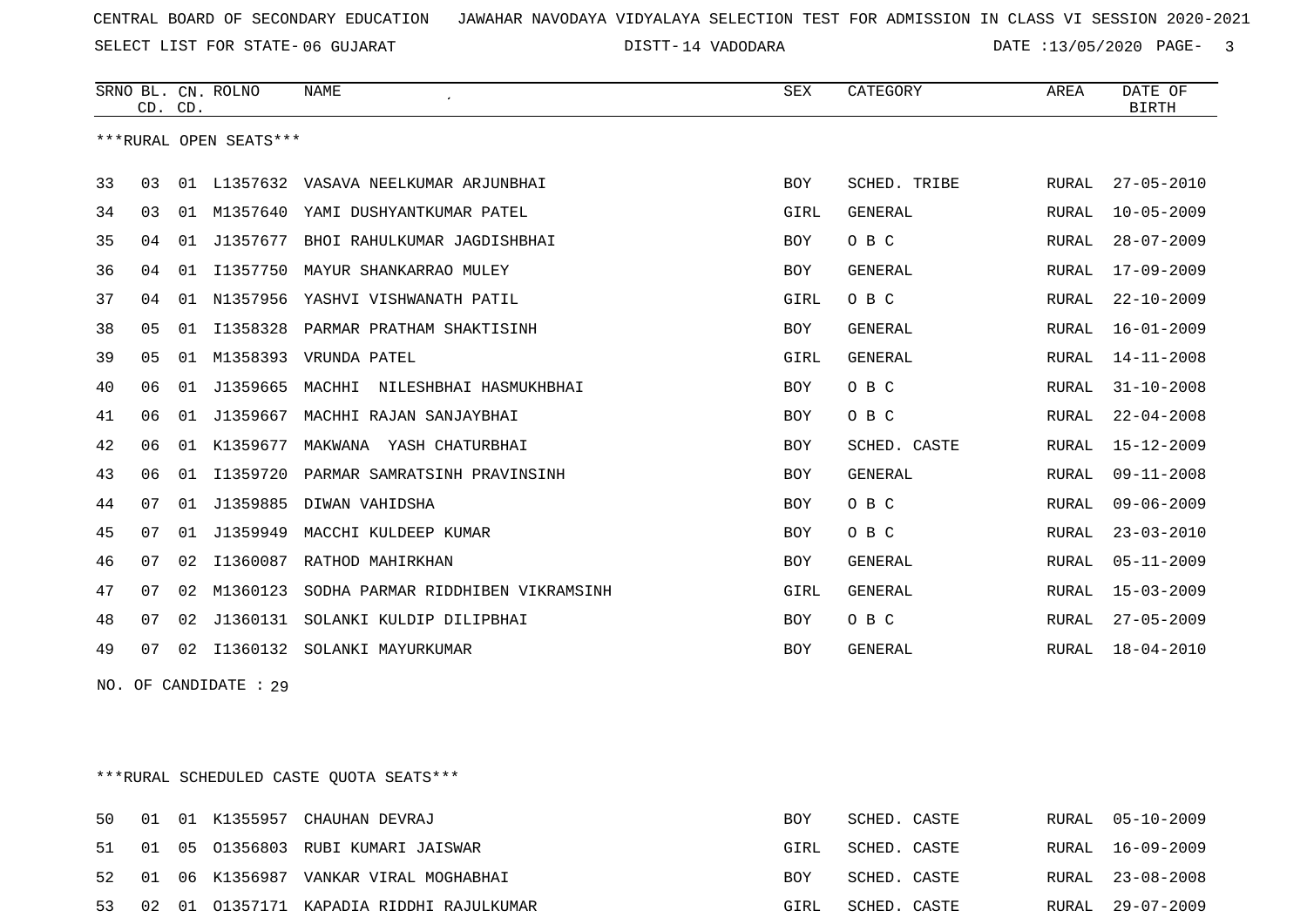CENTRAL BOARD OF SECONDARY EDUCATION JAWAHAR NAVODAYA VIDYALAYA SELECTION TEST FOR ADMISSION IN CLASS VI SESSION 2020-2021

SELECT LIST FOR STATE- 06 GUJARAT DISTT- 14 VADODARA DATE :13/05/2020

***RURAL OPEN SEATS***

| SRNO | BL. CD. | CN. CD. | ROLNO | NAME | SEX | CATEGORY | AREA | DATE OF BIRTH |
|---|---|---|---|---|---|---|---|---|
| 33 | 03 | 01 | L1357632 | VASAVA NEELKUMAR ARJUNBHAI | BOY | SCHED. TRIBE | RURAL | 27-05-2010 |
| 34 | 03 | 01 | M1357640 | YAMI DUSHYANTKUMAR PATEL | GIRL | GENERAL | RURAL | 10-05-2009 |
| 35 | 04 | 01 | J1357677 | BHOI RAHULKUMAR JAGDISHBHAI | BOY | O B C | RURAL | 28-07-2009 |
| 36 | 04 | 01 | I1357750 | MAYUR SHANKARRAO MULEY | BOY | GENERAL | RURAL | 17-09-2009 |
| 37 | 04 | 01 | N1357956 | YASHVI VISHWANATH PATIL | GIRL | O B C | RURAL | 22-10-2009 |
| 38 | 05 | 01 | I1358328 | PARMAR PRATHAM SHAKTISINH | BOY | GENERAL | RURAL | 16-01-2009 |
| 39 | 05 | 01 | M1358393 | VRUNDA PATEL | GIRL | GENERAL | RURAL | 14-11-2008 |
| 40 | 06 | 01 | J1359665 | MACHHI NILESHBHAI HASMUKHBHAI | BOY | O B C | RURAL | 31-10-2008 |
| 41 | 06 | 01 | J1359667 | MACHHI RAJAN SANJAYBHAI | BOY | O B C | RURAL | 22-04-2008 |
| 42 | 06 | 01 | K1359677 | MAKWANA YASH CHATURBHAI | BOY | SCHED. CASTE | RURAL | 15-12-2009 |
| 43 | 06 | 01 | I1359720 | PARMAR SAMRATSINH PRAVINSINH | BOY | GENERAL | RURAL | 09-11-2008 |
| 44 | 07 | 01 | J1359885 | DIWAN VAHIDSHA | BOY | O B C | RURAL | 09-06-2009 |
| 45 | 07 | 01 | J1359949 | MACCHI KULDEEP KUMAR | BOY | O B C | RURAL | 23-03-2010 |
| 46 | 07 | 02 | I1360087 | RATHOD MAHIRKHAN | BOY | GENERAL | RURAL | 05-11-2009 |
| 47 | 07 | 02 | M1360123 | SODHA PARMAR RIDDHIBEN VIKRAMSINH | GIRL | GENERAL | RURAL | 15-03-2009 |
| 48 | 07 | 02 | J1360131 | SOLANKI KULDIP DILIPBHAI | BOY | O B C | RURAL | 27-05-2009 |
| 49 | 07 | 02 | I1360132 | SOLANKI MAYURKUMAR | BOY | GENERAL | RURAL | 18-04-2010 |

NO. OF CANDIDATE : 29

***RURAL SCHEDULED CASTE QUOTA SEATS***

| SRNO | BL. CD. | CN. CD. | ROLNO | NAME | SEX | CATEGORY | AREA | DATE OF BIRTH |
|---|---|---|---|---|---|---|---|---|
| 50 | 01 | 01 | K1355957 | CHAUHAN DEVRAJ | BOY | SCHED. CASTE | RURAL | 05-10-2009 |
| 51 | 01 | 05 | O1356803 | RUBI KUMARI JAISWAR | GIRL | SCHED. CASTE | RURAL | 16-09-2009 |
| 52 | 01 | 06 | K1356987 | VANKAR VIRAL MOGHABHAI | BOY | SCHED. CASTE | RURAL | 23-08-2008 |
| 53 | 02 | 01 | O1357171 | KAPADIA RIDDHI RAJULKUMAR | GIRL | SCHED. CASTE | RURAL | 29-07-2009 |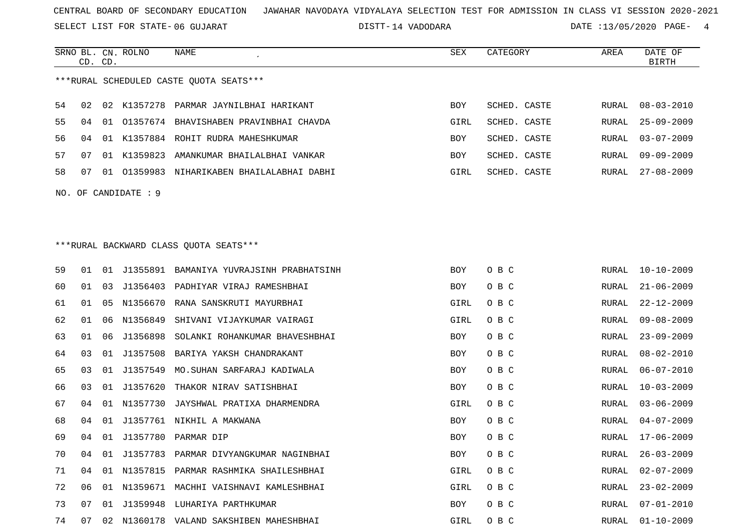CENTRAL BOARD OF SECONDARY EDUCATION JAWAHAR NAVODAYA VIDYALAYA SELECTION TEST FOR ADMISSION IN CLASS VI SESSION 2020-2021

SELECT LIST FOR STATE- 06 GUJARAT DISTT- 14 VADODARA DATE :13/05/2020

***RURAL SCHEDULED CASTE QUOTA SEATS***

| SRNO | BL. CD. | CN. CD. | ROLNO | NAME | SEX | CATEGORY | AREA | DATE OF BIRTH |
|---|---|---|---|---|---|---|---|---|
| 54 | 02 | 02 | K1357278 | PARMAR JAYNILBHAI HARIKANT | BOY | SCHED. CASTE | RURAL | 08-03-2010 |
| 55 | 04 | 01 | O1357674 | BHAVISHABEN PRAVINBHAI CHAVDA | GIRL | SCHED. CASTE | RURAL | 25-09-2009 |
| 56 | 04 | 01 | K1357884 | ROHIT RUDRA MAHESHKUMAR | BOY | SCHED. CASTE | RURAL | 03-07-2009 |
| 57 | 07 | 01 | K1359823 | AMANKUMAR BHAILALBHAI VANKAR | BOY | SCHED. CASTE | RURAL | 09-09-2009 |
| 58 | 07 | 01 | O1359983 | NIHARIKABEN BHAILALABHAI DABHI | GIRL | SCHED. CASTE | RURAL | 27-08-2009 |

NO. OF CANDIDATE : 9

***RURAL BACKWARD CLASS QUOTA SEATS***

| SRNO | BL. CD. | CN. CD. | ROLNO | NAME | SEX | CATEGORY | AREA | DATE OF BIRTH |
|---|---|---|---|---|---|---|---|---|
| 59 | 01 | 01 | J1355891 | BAMANIYA YUVRAJSINH PRABHATSINH | BOY | O B C | RURAL | 10-10-2009 |
| 60 | 01 | 03 | J1356403 | PADHIYAR VIRAJ RAMESHBHAI | BOY | O B C | RURAL | 21-06-2009 |
| 61 | 01 | 05 | N1356670 | RANA SANSKRUTI MAYURBHAI | GIRL | O B C | RURAL | 22-12-2009 |
| 62 | 01 | 06 | N1356849 | SHIVANI VIJAYKUMAR VAIRAGI | GIRL | O B C | RURAL | 09-08-2009 |
| 63 | 01 | 06 | J1356898 | SOLANKI ROHANKUMAR BHAVESHBHAI | BOY | O B C | RURAL | 23-09-2009 |
| 64 | 03 | 01 | J1357508 | BARIYA YAKSH CHANDRAKANT | BOY | O B C | RURAL | 08-02-2010 |
| 65 | 03 | 01 | J1357549 | MO.SUHAN SARFARAJ KADIWALA | BOY | O B C | RURAL | 06-07-2010 |
| 66 | 03 | 01 | J1357620 | THAKOR NIRAV SATISHBHAI | BOY | O B C | RURAL | 10-03-2009 |
| 67 | 04 | 01 | N1357730 | JAYSHWAL PRATIXA DHARMENDRA | GIRL | O B C | RURAL | 03-06-2009 |
| 68 | 04 | 01 | J1357761 | NIKHIL A MAKWANA | BOY | O B C | RURAL | 04-07-2009 |
| 69 | 04 | 01 | J1357780 | PARMAR DIP | BOY | O B C | RURAL | 17-06-2009 |
| 70 | 04 | 01 | J1357783 | PARMAR DIVYANGKUMAR NAGINBHAI | BOY | O B C | RURAL | 26-03-2009 |
| 71 | 04 | 01 | N1357815 | PARMAR RASHMIKA SHAILESHBHAI | GIRL | O B C | RURAL | 02-07-2009 |
| 72 | 06 | 01 | N1359671 | MACHHI VAISHNAVI KAMLESHBHAI | GIRL | O B C | RURAL | 23-02-2009 |
| 73 | 07 | 01 | J1359948 | LUHARIYA PARTHKUMAR | BOY | O B C | RURAL | 07-01-2010 |
| 74 | 07 | 02 | N1360178 | VALAND SAKSHIBEN MAHESHBHAI | GIRL | O B C | RURAL | 01-10-2009 |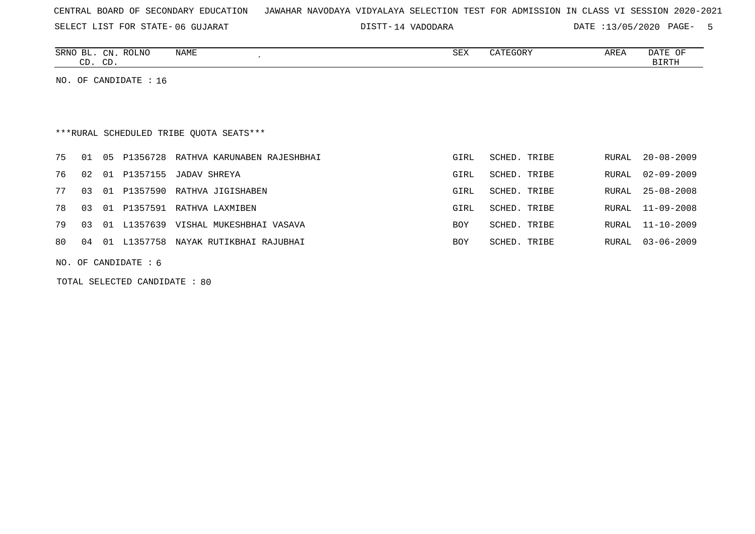CENTRAL BOARD OF SECONDARY EDUCATION   JAWAHAR NAVODAYA VIDYALAYA SELECTION TEST FOR ADMISSION IN CLASS VI SESSION 2020-2021

SELECT LIST FOR STATE- 06 GUJARAT   DISTT- 14 VADODARA   DATE :13/05/2020

| SRNO | BL. CD. | CN. CD. | ROLNO | NAME | SEX | CATEGORY | AREA | DATE OF BIRTH |
|---|---|---|---|---|---|---|---|---|

NO. OF CANDIDATE : 16

***RURAL SCHEDULED TRIBE QUOTA SEATS***

| SRNO | BL. CD. | CN. CD. | ROLNO | NAME | SEX | CATEGORY | AREA | DATE OF BIRTH |
|---|---|---|---|---|---|---|---|---|
| 75 | 01 | 05 | P1356728 | RATHVA KARUNABEN RAJESHBHAI | GIRL | SCHED. TRIBE | RURAL | 20-08-2009 |
| 76 | 02 | 01 | P1357155 | JADAV SHREYA | GIRL | SCHED. TRIBE | RURAL | 02-09-2009 |
| 77 | 03 | 01 | P1357590 | RATHVA JIGISHABEN | GIRL | SCHED. TRIBE | RURAL | 25-08-2008 |
| 78 | 03 | 01 | P1357591 | RATHVA LAXMIBEN | GIRL | SCHED. TRIBE | RURAL | 11-09-2008 |
| 79 | 03 | 01 | L1357639 | VISHAL MUKESHBHAI VASAVA | BOY | SCHED. TRIBE | RURAL | 11-10-2009 |
| 80 | 04 | 01 | L1357758 | NAYAK RUTIKBHAI RAJUBHAI | BOY | SCHED. TRIBE | RURAL | 03-06-2009 |

NO. OF CANDIDATE : 6

TOTAL SELECTED CANDIDATE : 80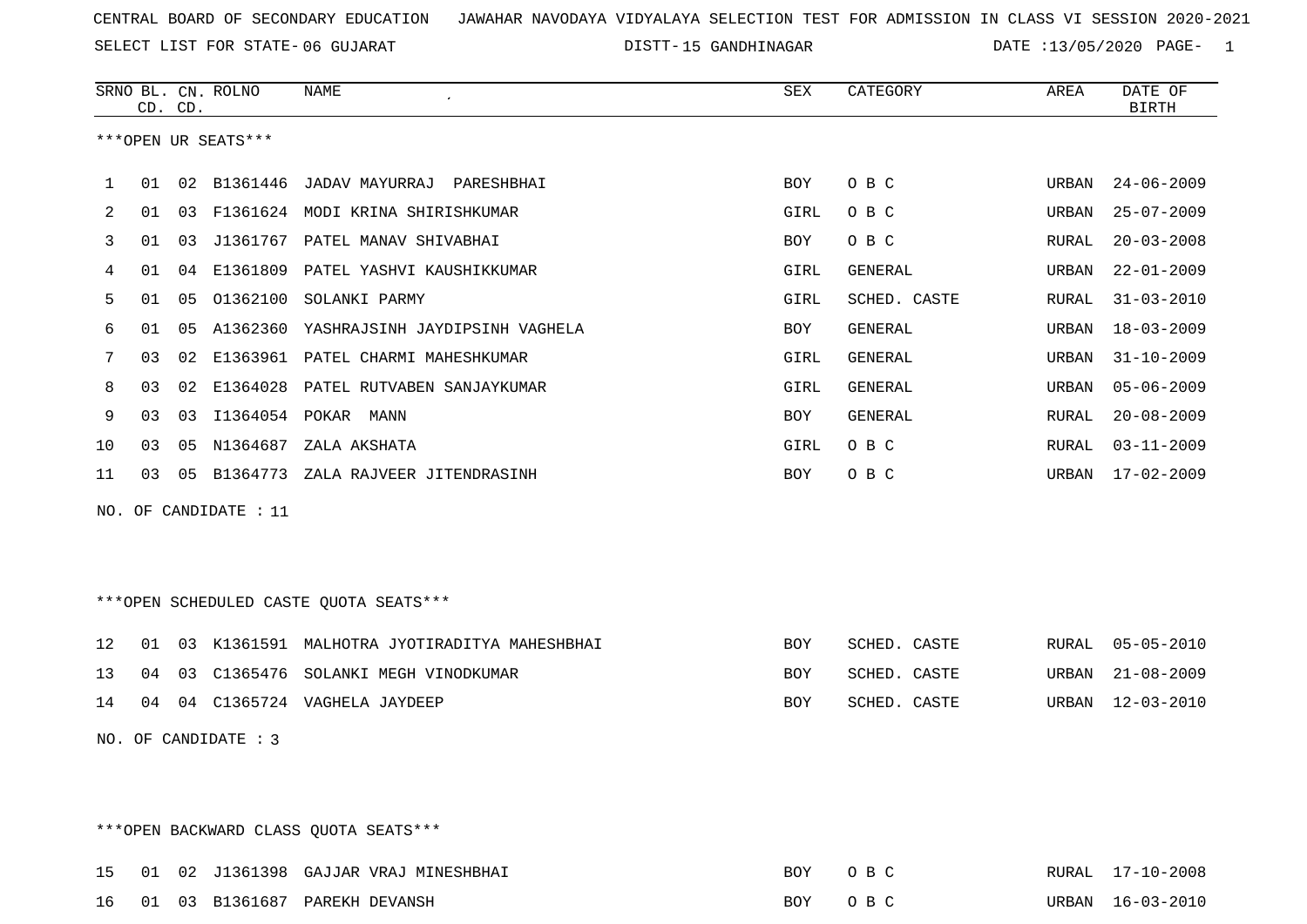CENTRAL BOARD OF SECONDARY EDUCATION JAWAHAR NAVODAYA VIDYALAYA SELECTION TEST FOR ADMISSION IN CLASS VI SESSION 2020-2021

SELECT LIST FOR STATE- 06 GUJARAT DISTT- 15 GANDHINAGAR DATE :13/05/2020

***OPEN UR SEATS***

| SRNO | BL. CD. | CN. CD. | ROLNO | NAME | SEX | CATEGORY | AREA | DATE OF BIRTH |
|---|---|---|---|---|---|---|---|---|
| 1 | 01 | 02 | B1361446 | JADAV MAYURRAJ PARESHBHAI | BOY | O B C | URBAN | 24-06-2009 |
| 2 | 01 | 03 | F1361624 | MODI KRINA SHIRISHKUMAR | GIRL | O B C | URBAN | 25-07-2009 |
| 3 | 01 | 03 | J1361767 | PATEL MANAV SHIVABHAI | BOY | O B C | RURAL | 20-03-2008 |
| 4 | 01 | 04 | E1361809 | PATEL YASHVI KAUSHIKKUMAR | GIRL | GENERAL | URBAN | 22-01-2009 |
| 5 | 01 | 05 | O1362100 | SOLANKI PARMY | GIRL | SCHED. CASTE | RURAL | 31-03-2010 |
| 6 | 01 | 05 | A1362360 | YASHRAJSINH JAYDIPSINH VAGHELA | BOY | GENERAL | URBAN | 18-03-2009 |
| 7 | 03 | 02 | E1363961 | PATEL CHARMI MAHESHKUMAR | GIRL | GENERAL | URBAN | 31-10-2009 |
| 8 | 03 | 02 | E1364028 | PATEL RUTVABEN SANJAYKUMAR | GIRL | GENERAL | URBAN | 05-06-2009 |
| 9 | 03 | 03 | I1364054 | POKAR MANN | BOY | GENERAL | RURAL | 20-08-2009 |
| 10 | 03 | 05 | N1364687 | ZALA AKSHATA | GIRL | O B C | RURAL | 03-11-2009 |
| 11 | 03 | 05 | B1364773 | ZALA RAJVEER JITENDRASINH | BOY | O B C | URBAN | 17-02-2009 |

NO. OF CANDIDATE : 11

***OPEN SCHEDULED CASTE QUOTA SEATS***

| SRNO | BL. CD. | CN. CD. | ROLNO | NAME | SEX | CATEGORY | AREA | DATE OF BIRTH |
|---|---|---|---|---|---|---|---|---|
| 12 | 01 | 03 | K1361591 | MALHOTRA JYOTIRADITYA MAHESHBHAI | BOY | SCHED. CASTE | RURAL | 05-05-2010 |
| 13 | 04 | 03 | C1365476 | SOLANKI MEGH VINODKUMAR | BOY | SCHED. CASTE | URBAN | 21-08-2009 |
| 14 | 04 | 04 | C1365724 | VAGHELA JAYDEEP | BOY | SCHED. CASTE | URBAN | 12-03-2010 |

NO. OF CANDIDATE : 3

***OPEN BACKWARD CLASS QUOTA SEATS***

| SRNO | BL. CD. | CN. CD. | ROLNO | NAME | SEX | CATEGORY | AREA | DATE OF BIRTH |
|---|---|---|---|---|---|---|---|---|
| 15 | 01 | 02 | J1361398 | GAJJAR VRAJ MINESHBHAI | BOY | O B C | RURAL | 17-10-2008 |
| 16 | 01 | 03 | B1361687 | PAREKH DEVANSH | BOY | O B C | URBAN | 16-03-2010 |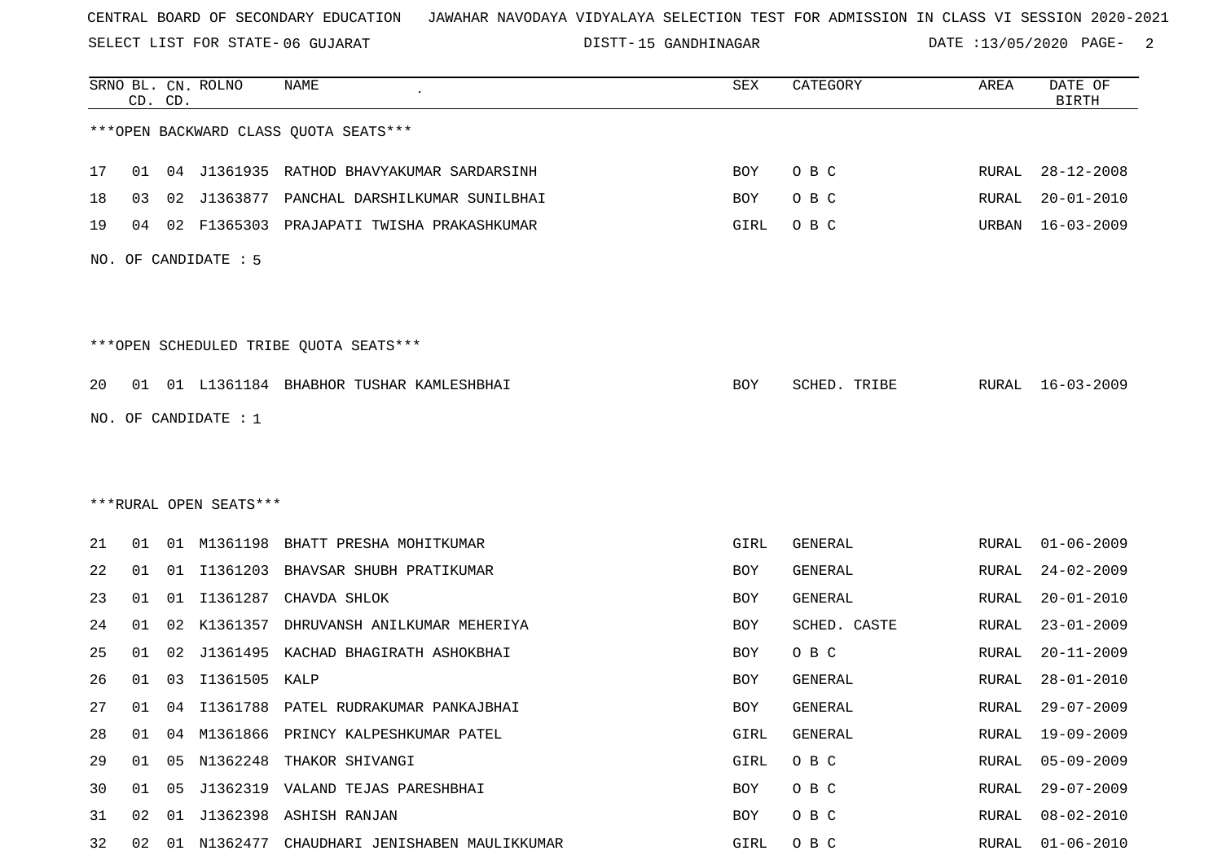CENTRAL BOARD OF SECONDARY EDUCATION JAWAHAR NAVODAYA VIDYALAYA SELECTION TEST FOR ADMISSION IN CLASS VI SESSION 2020-2021

SELECT LIST FOR STATE- 06 GUJARAT DISTT- 15 GANDHINAGAR DATE :13/05/2020

***OPEN BACKWARD CLASS QUOTA SEATS***

| SRNO | BL. CD. | CN. CD. | ROLNO | NAME | SEX | CATEGORY | AREA | DATE OF BIRTH |
|---|---|---|---|---|---|---|---|---|
| 17 | 01 | 04 | J1361935 | RATHOD BHAVYAKUMAR SARDARSINH | BOY | O B C | RURAL | 28-12-2008 |
| 18 | 03 | 02 | J1363877 | PANCHAL DARSHILKUMAR SUNILBHAI | BOY | O B C | RURAL | 20-01-2010 |
| 19 | 04 | 02 | F1365303 | PRAJAPATI TWISHA PRAKASHKUMAR | GIRL | O B C | URBAN | 16-03-2009 |

NO. OF CANDIDATE : 5

***OPEN SCHEDULED TRIBE QUOTA SEATS***

| SRNO | BL. CD. | CN. CD. | ROLNO | NAME | SEX | CATEGORY | AREA | DATE OF BIRTH |
|---|---|---|---|---|---|---|---|---|
| 20 | 01 | 01 | L1361184 | BHABHOR TUSHAR KAMLESHBHAI | BOY | SCHED. TRIBE | RURAL | 16-03-2009 |

NO. OF CANDIDATE : 1

***RURAL OPEN SEATS***

| SRNO | BL. CD. | CN. CD. | ROLNO | NAME | SEX | CATEGORY | AREA | DATE OF BIRTH |
|---|---|---|---|---|---|---|---|---|
| 21 | 01 | 01 | M1361198 | BHATT PRESHA MOHITKUMAR | GIRL | GENERAL | RURAL | 01-06-2009 |
| 22 | 01 | 01 | I1361203 | BHAVSAR SHUBH PRATIKUMAR | BOY | GENERAL | RURAL | 24-02-2009 |
| 23 | 01 | 01 | I1361287 | CHAVDA SHLOK | BOY | GENERAL | RURAL | 20-01-2010 |
| 24 | 01 | 02 | K1361357 | DHRUVANSH ANILKUMAR MEHERIYA | BOY | SCHED. CASTE | RURAL | 23-01-2009 |
| 25 | 01 | 02 | J1361495 | KACHAD BHAGIRATH ASHOKBHAI | BOY | O B C | RURAL | 20-11-2009 |
| 26 | 01 | 03 | I1361505 | KALP | BOY | GENERAL | RURAL | 28-01-2010 |
| 27 | 01 | 04 | I1361788 | PATEL RUDRAKUMAR PANKAJBHAI | BOY | GENERAL | RURAL | 29-07-2009 |
| 28 | 01 | 04 | M1361866 | PRINCY KALPESHKUMAR PATEL | GIRL | GENERAL | RURAL | 19-09-2009 |
| 29 | 01 | 05 | N1362248 | THAKOR SHIVANGI | GIRL | O B C | RURAL | 05-09-2009 |
| 30 | 01 | 05 | J1362319 | VALAND TEJAS PARESHBHAI | BOY | O B C | RURAL | 29-07-2009 |
| 31 | 02 | 01 | J1362398 | ASHISH RANJAN | BOY | O B C | RURAL | 08-02-2010 |
| 32 | 02 | 01 | N1362477 | CHAUDHARI JENISHABEN MAULIKKUMAR | GIRL | O B C | RURAL | 01-06-2010 |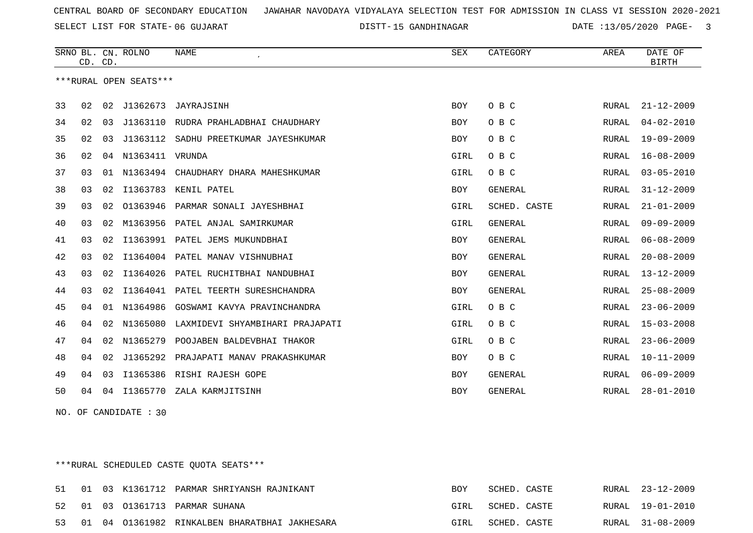CENTRAL BOARD OF SECONDARY EDUCATION JAWAHAR NAVODAYA VIDYALAYA SELECTION TEST FOR ADMISSION IN CLASS VI SESSION 2020-2021

SELECT LIST FOR STATE- 06 GUJARAT DISTT- 15 GANDHINAGAR DATE :13/05/2020

***RURAL OPEN SEATS***

| SRNO | BL. CD. | CN. CD. | ROLNO | NAME | SEX | CATEGORY | AREA | DATE OF BIRTH |
|---|---|---|---|---|---|---|---|---|
| 33 | 02 | 02 | J1362673 | JAYRAJSINH | BOY | O B C | RURAL | 21-12-2009 |
| 34 | 02 | 03 | J1363110 | RUDRA PRAHLADBHAI CHAUDHARY | BOY | O B C | RURAL | 04-02-2010 |
| 35 | 02 | 03 | J1363112 | SADHU PREETKUMAR JAYESHKUMAR | BOY | O B C | RURAL | 19-09-2009 |
| 36 | 02 | 04 | N1363411 | VRUNDA | GIRL | O B C | RURAL | 16-08-2009 |
| 37 | 03 | 01 | N1363494 | CHAUDHARY DHARA MAHESHKUMAR | GIRL | O B C | RURAL | 03-05-2010 |
| 38 | 03 | 02 | I1363783 | KENIL PATEL | BOY | GENERAL | RURAL | 31-12-2009 |
| 39 | 03 | 02 | O1363946 | PARMAR SONALI JAYESHBHAI | GIRL | SCHED. CASTE | RURAL | 21-01-2009 |
| 40 | 03 | 02 | M1363956 | PATEL ANJAL SAMIRKUMAR | GIRL | GENERAL | RURAL | 09-09-2009 |
| 41 | 03 | 02 | I1363991 | PATEL JEMS MUKUNDBHAI | BOY | GENERAL | RURAL | 06-08-2009 |
| 42 | 03 | 02 | I1364004 | PATEL MANAV VISHNUBHAI | BOY | GENERAL | RURAL | 20-08-2009 |
| 43 | 03 | 02 | I1364026 | PATEL RUCHITBHAI NANDUBHAI | BOY | GENERAL | RURAL | 13-12-2009 |
| 44 | 03 | 02 | I1364041 | PATEL TEERTH SURESHCHANDRA | BOY | GENERAL | RURAL | 25-08-2009 |
| 45 | 04 | 01 | N1364986 | GOSWAMI KAVYA PRAVINCHANDRA | GIRL | O B C | RURAL | 23-06-2009 |
| 46 | 04 | 02 | N1365080 | LAXMIDEVI SHYAMBIHARI PRAJAPATI | GIRL | O B C | RURAL | 15-03-2008 |
| 47 | 04 | 02 | N1365279 | POOJABEN BALDEVBHAI THAKOR | GIRL | O B C | RURAL | 23-06-2009 |
| 48 | 04 | 02 | J1365292 | PRAJAPATI MANAV PRAKASHKUMAR | BOY | O B C | RURAL | 10-11-2009 |
| 49 | 04 | 03 | I1365386 | RISHI RAJESH GOPE | BOY | GENERAL | RURAL | 06-09-2009 |
| 50 | 04 | 04 | I1365770 | ZALA KARMJITSINH | BOY | GENERAL | RURAL | 28-01-2010 |

NO. OF CANDIDATE : 30

***RURAL SCHEDULED CASTE QUOTA SEATS***

| SRNO | BL. CD. | CN. CD. | ROLNO | NAME | SEX | CATEGORY | AREA | DATE OF BIRTH |
|---|---|---|---|---|---|---|---|---|
| 51 | 01 | 03 | K1361712 | PARMAR SHRIYANSH RAJNIKANT | BOY | SCHED. CASTE | RURAL | 23-12-2009 |
| 52 | 01 | 03 | O1361713 | PARMAR SUHANA | GIRL | SCHED. CASTE | RURAL | 19-01-2010 |
| 53 | 01 | 04 | O1361982 | RINKALBEN BHARATBHAI JAKHESARA | GIRL | SCHED. CASTE | RURAL | 31-08-2009 |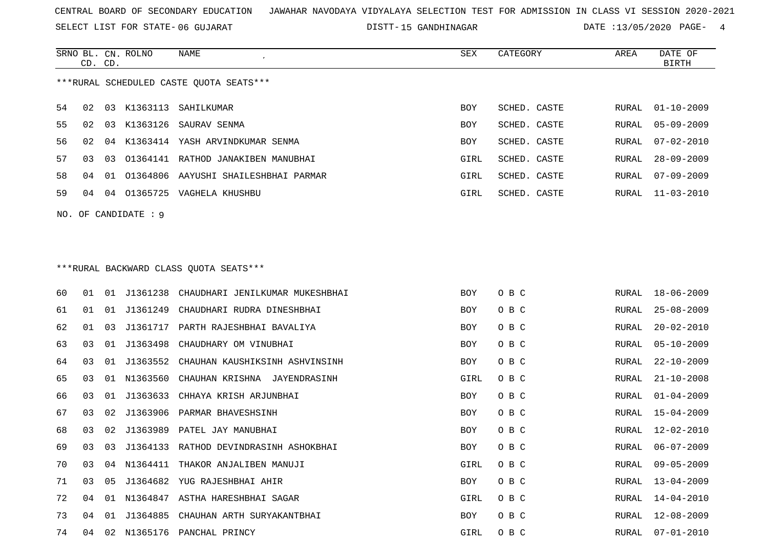CENTRAL BOARD OF SECONDARY EDUCATION JAWAHAR NAVODAYA VIDYALAYA SELECTION TEST FOR ADMISSION IN CLASS VI SESSION 2020-2021

SELECT LIST FOR STATE- 06 GUJARAT DISTT- 15 GANDHINAGAR DATE :13/05/2020

***RURAL SCHEDULED CASTE QUOTA SEATS***

| SRNO | BL. CD. | CN. CD. | ROLNO | NAME | SEX | CATEGORY | AREA | DATE OF BIRTH |
|---|---|---|---|---|---|---|---|---|
| 54 | 02 | 03 | K1363113 | SAHILKUMAR | BOY | SCHED. CASTE | RURAL | 01-10-2009 |
| 55 | 02 | 03 | K1363126 | SAURAV SENMA | BOY | SCHED. CASTE | RURAL | 05-09-2009 |
| 56 | 02 | 04 | K1363414 | YASH ARVINDKUMAR SENMA | BOY | SCHED. CASTE | RURAL | 07-02-2010 |
| 57 | 03 | 03 | O1364141 | RATHOD JANAKIBEN MANUBHAI | GIRL | SCHED. CASTE | RURAL | 28-09-2009 |
| 58 | 04 | 01 | O1364806 | AAYUSHI SHAILESHBHAI PARMAR | GIRL | SCHED. CASTE | RURAL | 07-09-2009 |
| 59 | 04 | 04 | O1365725 | VAGHELA KHUSHBU | GIRL | SCHED. CASTE | RURAL | 11-03-2010 |

NO. OF CANDIDATE : 9

***RURAL BACKWARD CLASS QUOTA SEATS***

| SRNO | BL. CD. | CN. CD. | ROLNO | NAME | SEX | CATEGORY | AREA | DATE OF BIRTH |
|---|---|---|---|---|---|---|---|---|
| 60 | 01 | 01 | J1361238 | CHAUDHARI JENILKUMAR MUKESHBHAI | BOY | O B C | RURAL | 18-06-2009 |
| 61 | 01 | 01 | J1361249 | CHAUDHARI RUDRA DINESHBHAI | BOY | O B C | RURAL | 25-08-2009 |
| 62 | 01 | 03 | J1361717 | PARTH RAJESHBHAI BAVALIYA | BOY | O B C | RURAL | 20-02-2010 |
| 63 | 03 | 01 | J1363498 | CHAUDHARY OM VINUBHAI | BOY | O B C | RURAL | 05-10-2009 |
| 64 | 03 | 01 | J1363552 | CHAUHAN KAUSHIKSINH ASHVINSINH | BOY | O B C | RURAL | 22-10-2009 |
| 65 | 03 | 01 | N1363560 | CHAUHAN KRISHNA JAYENDRASINH | GIRL | O B C | RURAL | 21-10-2008 |
| 66 | 03 | 01 | J1363633 | CHHAYA KRISH ARJUNBHAI | BOY | O B C | RURAL | 01-04-2009 |
| 67 | 03 | 02 | J1363906 | PARMAR BHAVESHSINH | BOY | O B C | RURAL | 15-04-2009 |
| 68 | 03 | 02 | J1363989 | PATEL JAY MANUBHAI | BOY | O B C | RURAL | 12-02-2010 |
| 69 | 03 | 03 | J1364133 | RATHOD DEVINDRASINH ASHOKBHAI | BOY | O B C | RURAL | 06-07-2009 |
| 70 | 03 | 04 | N1364411 | THAKOR ANJALIBEN MANUJI | GIRL | O B C | RURAL | 09-05-2009 |
| 71 | 03 | 05 | J1364682 | YUG RAJESHBHAI AHIR | BOY | O B C | RURAL | 13-04-2009 |
| 72 | 04 | 01 | N1364847 | ASTHA HARESHBHAI SAGAR | GIRL | O B C | RURAL | 14-04-2010 |
| 73 | 04 | 01 | J1364885 | CHAUHAN ARTH SURYAKANTBHAI | BOY | O B C | RURAL | 12-08-2009 |
| 74 | 04 | 02 | N1365176 | PANCHAL PRINCY | GIRL | O B C | RURAL | 07-01-2010 |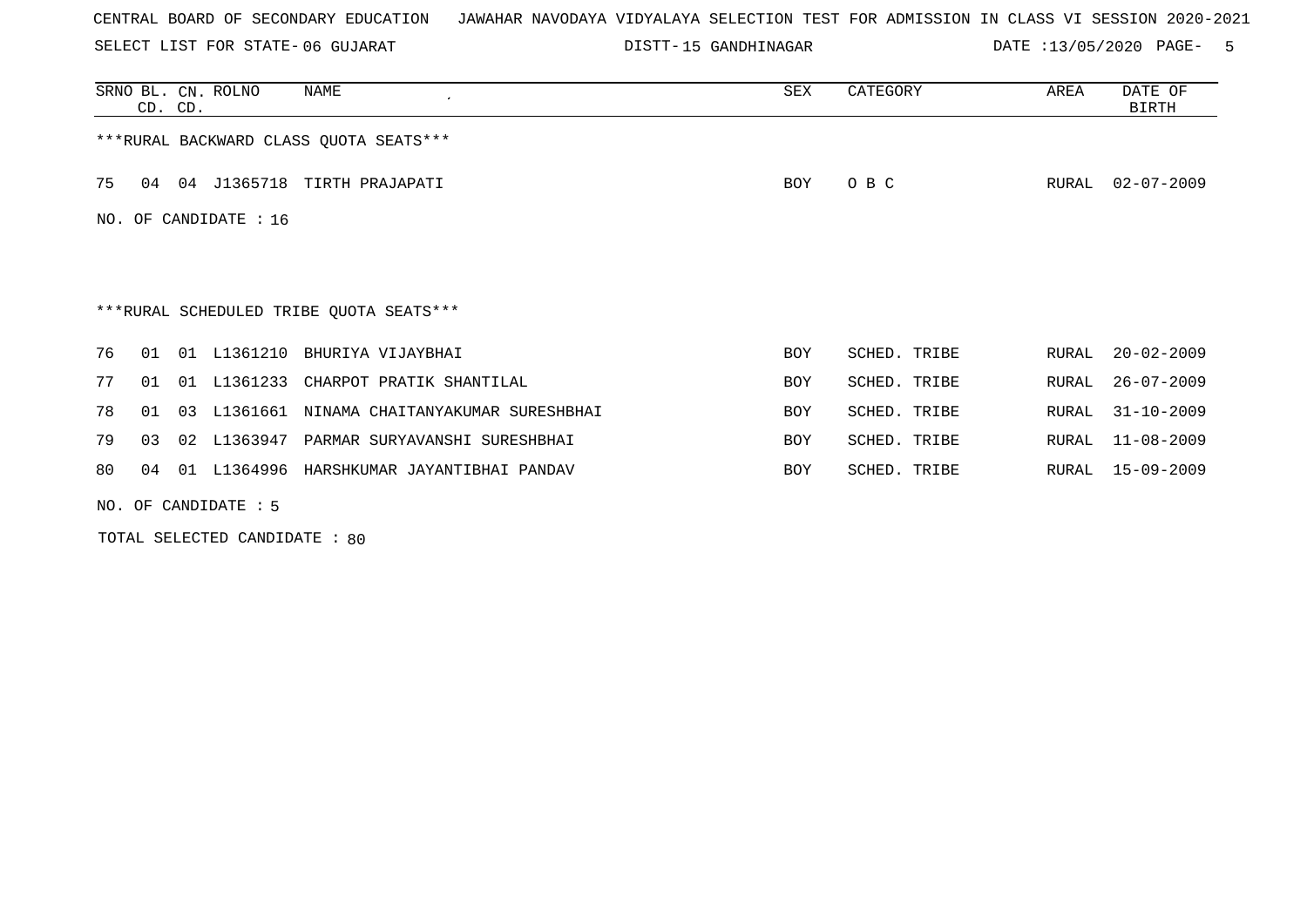CENTRAL BOARD OF SECONDARY EDUCATION JAWAHAR NAVODAYA VIDYALAYA SELECTION TEST FOR ADMISSION IN CLASS VI SESSION 2020-2021

SELECT LIST FOR STATE- 06 GUJARAT DISTT- 15 GANDHINAGAR DATE :13/05/2020

| SRNO | BL. CD. | CN. CD. | ROLNO | NAME | SEX | CATEGORY | AREA | DATE OF BIRTH |
|---|---|---|---|---|---|---|---|---|

***RURAL BACKWARD CLASS QUOTA SEATS***

| SRNO | BL. CD. | CN. CD. | ROLNO | NAME | SEX | CATEGORY | AREA | DATE OF BIRTH |
|---|---|---|---|---|---|---|---|---|
| 75 | 04 | 04 | J1365718 | TIRTH PRAJAPATI | BOY | O B C | RURAL | 02-07-2009 |

NO. OF CANDIDATE : 16

***RURAL SCHEDULED TRIBE QUOTA SEATS***

| SRNO | BL. CD. | CN. CD. | ROLNO | NAME | SEX | CATEGORY | AREA | DATE OF BIRTH |
|---|---|---|---|---|---|---|---|---|
| 76 | 01 | 01 | L1361210 | BHURIYA VIJAYBHAI | BOY | SCHED. TRIBE | RURAL | 20-02-2009 |
| 77 | 01 | 01 | L1361233 | CHARPOT PRATIK SHANTILAL | BOY | SCHED. TRIBE | RURAL | 26-07-2009 |
| 78 | 01 | 03 | L1361661 | NINAMA CHAITANYAKUMAR SURESHBHAI | BOY | SCHED. TRIBE | RURAL | 31-10-2009 |
| 79 | 03 | 02 | L1363947 | PARMAR SURYAVANSHI SURESHBHAI | BOY | SCHED. TRIBE | RURAL | 11-08-2009 |
| 80 | 04 | 01 | L1364996 | HARSHKUMAR JAYANTIBHAI PANDAV | BOY | SCHED. TRIBE | RURAL | 15-09-2009 |

NO. OF CANDIDATE : 5

TOTAL SELECTED CANDIDATE : 80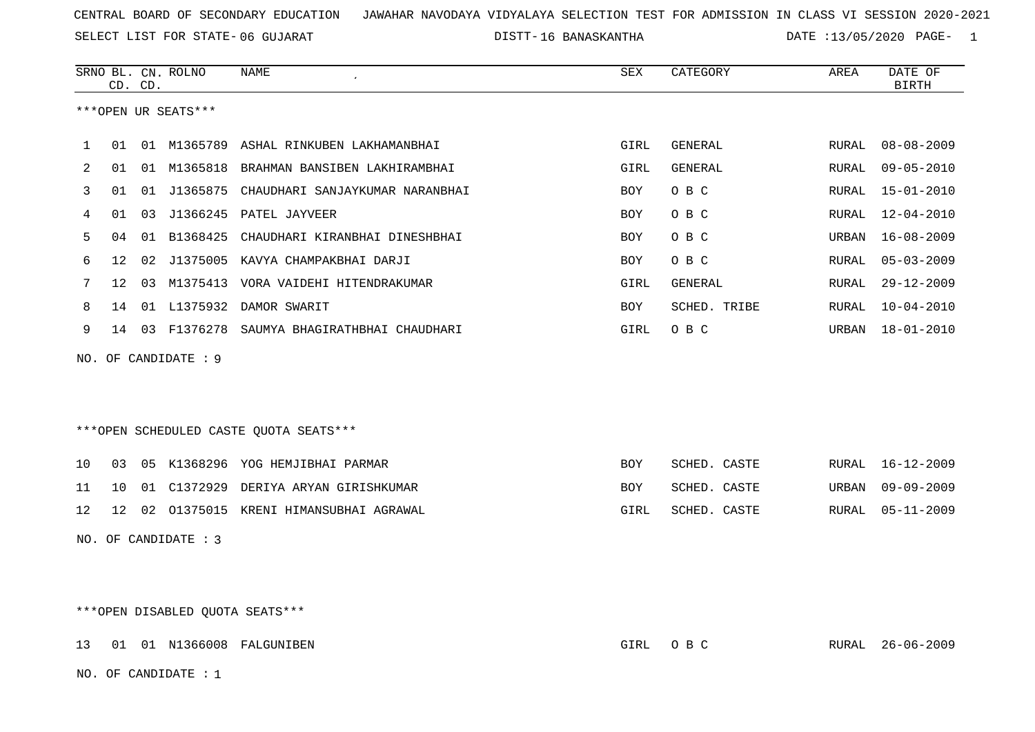CENTRAL BOARD OF SECONDARY EDUCATION JAWAHAR NAVODAYA VIDYALAYA SELECTION TEST FOR ADMISSION IN CLASS VI SESSION 2020-2021

SELECT LIST FOR STATE- 06 GUJARAT DISTT- 16 BANASKANTHA DATE :13/05/2020

| SRNO | BL. CD. | CN. CD. | ROLNO | NAME | SEX | CATEGORY | AREA | DATE OF BIRTH |
|---|---|---|---|---|---|---|---|---|

***OPEN UR SEATS***

| SRNO | BL. CD. | CN. CD. | ROLNO | NAME | SEX | CATEGORY | AREA | DATE OF BIRTH |
|---|---|---|---|---|---|---|---|---|
| 1 | 01 | 01 | M1365789 | ASHAL RINKUBEN LAKHAMANBHAI | GIRL | GENERAL | RURAL | 08-08-2009 |
| 2 | 01 | 01 | M1365818 | BRAHMAN BANSIBEN LAKHIRAMBHAI | GIRL | GENERAL | RURAL | 09-05-2010 |
| 3 | 01 | 01 | J1365875 | CHAUDHARI SANJAYKUMAR NARANBHAI | BOY | O B C | RURAL | 15-01-2010 |
| 4 | 01 | 03 | J1366245 | PATEL JAYVEER | BOY | O B C | RURAL | 12-04-2010 |
| 5 | 04 | 01 | B1368425 | CHAUDHARI KIRANBHAI DINESHBHAI | BOY | O B C | URBAN | 16-08-2009 |
| 6 | 12 | 02 | J1375005 | KAVYA CHAMPAKBHAI DARJI | BOY | O B C | RURAL | 05-03-2009 |
| 7 | 12 | 03 | M1375413 | VORA VAIDEHI HITENDRAKUMAR | GIRL | GENERAL | RURAL | 29-12-2009 |
| 8 | 14 | 01 | L1375932 | DAMOR SWARIT | BOY | SCHED. TRIBE | RURAL | 10-04-2010 |
| 9 | 14 | 03 | F1376278 | SAUMYA BHAGIRATHBHAI CHAUDHARI | GIRL | O B C | URBAN | 18-01-2010 |

NO. OF CANDIDATE : 9

***OPEN SCHEDULED CASTE QUOTA SEATS***

| SRNO | BL. CD. | CN. CD. | ROLNO | NAME | SEX | CATEGORY | AREA | DATE OF BIRTH |
|---|---|---|---|---|---|---|---|---|
| 10 | 03 | 05 | K1368296 | YOG HEMJIBHAI PARMAR | BOY | SCHED. CASTE | RURAL | 16-12-2009 |
| 11 | 10 | 01 | C1372929 | DERIYA ARYAN GIRISHKUMAR | BOY | SCHED. CASTE | URBAN | 09-09-2009 |
| 12 | 12 | 02 | O1375015 | KRENI HIMANSUBHAI AGRAWAL | GIRL | SCHED. CASTE | RURAL | 05-11-2009 |

NO. OF CANDIDATE : 3

***OPEN DISABLED QUOTA SEATS***

| SRNO | BL. CD. | CN. CD. | ROLNO | NAME | SEX | CATEGORY | AREA | DATE OF BIRTH |
|---|---|---|---|---|---|---|---|---|
| 13 | 01 | 01 | N1366008 | FALGUNIBEN | GIRL | O B C | RURAL | 26-06-2009 |

NO. OF CANDIDATE : 1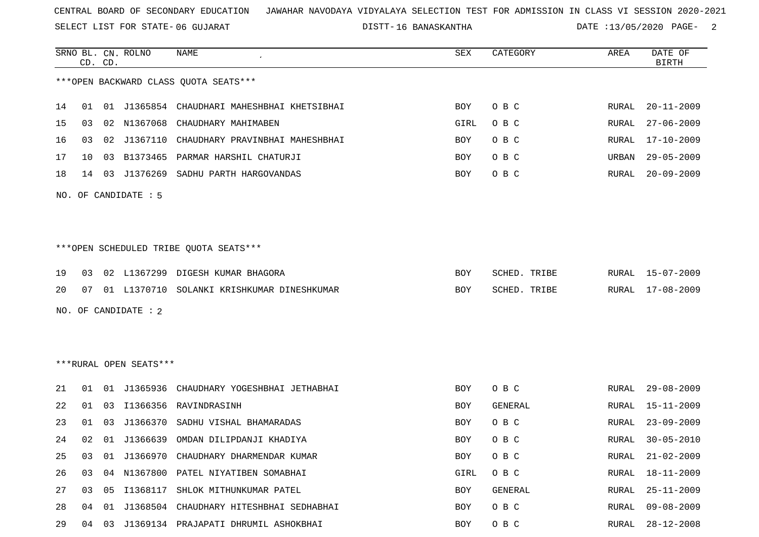CENTRAL BOARD OF SECONDARY EDUCATION JAWAHAR NAVODAYA VIDYALAYA SELECTION TEST FOR ADMISSION IN CLASS VI SESSION 2020-2021

SELECT LIST FOR STATE- 06 GUJARAT DISTT- 16 BANASKANTHA DATE :13/05/2020

***OPEN BACKWARD CLASS QUOTA SEATS***

| SRNO | BL. CD. | CN. CD. | ROLNO | NAME | SEX | CATEGORY | AREA | DATE OF BIRTH |
|---|---|---|---|---|---|---|---|---|
| 14 | 01 | 01 | J1365854 | CHAUDHARI MAHESHBHAI KHETSIBHAI | BOY | O B C | RURAL | 20-11-2009 |
| 15 | 03 | 02 | N1367068 | CHAUDHARY MAHIMABEN | GIRL | O B C | RURAL | 27-06-2009 |
| 16 | 03 | 02 | J1367110 | CHAUDHARY PRAVINBHAI MAHESHBHAI | BOY | O B C | RURAL | 17-10-2009 |
| 17 | 10 | 03 | B1373465 | PARMAR HARSHIL CHATURJI | BOY | O B C | URBAN | 29-05-2009 |
| 18 | 14 | 03 | J1376269 | SADHU PARTH HARGOVANDAS | BOY | O B C | RURAL | 20-09-2009 |

NO. OF CANDIDATE : 5

***OPEN SCHEDULED TRIBE QUOTA SEATS***

| SRNO | BL. CD. | CN. CD. | ROLNO | NAME | SEX | CATEGORY | AREA | DATE OF BIRTH |
|---|---|---|---|---|---|---|---|---|
| 19 | 03 | 02 | L1367299 | DIGESH KUMAR BHAGORA | BOY | SCHED. TRIBE | RURAL | 15-07-2009 |
| 20 | 07 | 01 | L1370710 | SOLANKI KRISHKUMAR DINESHKUMAR | BOY | SCHED. TRIBE | RURAL | 17-08-2009 |

NO. OF CANDIDATE : 2

***RURAL OPEN SEATS***

| SRNO | BL. CD. | CN. CD. | ROLNO | NAME | SEX | CATEGORY | AREA | DATE OF BIRTH |
|---|---|---|---|---|---|---|---|---|
| 21 | 01 | 01 | J1365936 | CHAUDHARY YOGESHBHAI JETHABHAI | BOY | O B C | RURAL | 29-08-2009 |
| 22 | 01 | 03 | I1366356 | RAVINDRASINH | BOY | GENERAL | RURAL | 15-11-2009 |
| 23 | 01 | 03 | J1366370 | SADHU VISHAL BHAMARADAS | BOY | O B C | RURAL | 23-09-2009 |
| 24 | 02 | 01 | J1366639 | OMDAN DILIPDANJI KHADIYA | BOY | O B C | RURAL | 30-05-2010 |
| 25 | 03 | 01 | J1366970 | CHAUDHARY DHARMENDAR KUMAR | BOY | O B C | RURAL | 21-02-2009 |
| 26 | 03 | 04 | N1367800 | PATEL NIYATIBEN SOMABHAI | GIRL | O B C | RURAL | 18-11-2009 |
| 27 | 03 | 05 | I1368117 | SHLOK MITHUNKUMAR PATEL | BOY | GENERAL | RURAL | 25-11-2009 |
| 28 | 04 | 01 | J1368504 | CHAUDHARY HITESHBHAI SEDHABHAI | BOY | O B C | RURAL | 09-08-2009 |
| 29 | 04 | 03 | J1369134 | PRAJAPATI DHRUMIL ASHOKBHAI | BOY | O B C | RURAL | 28-12-2008 |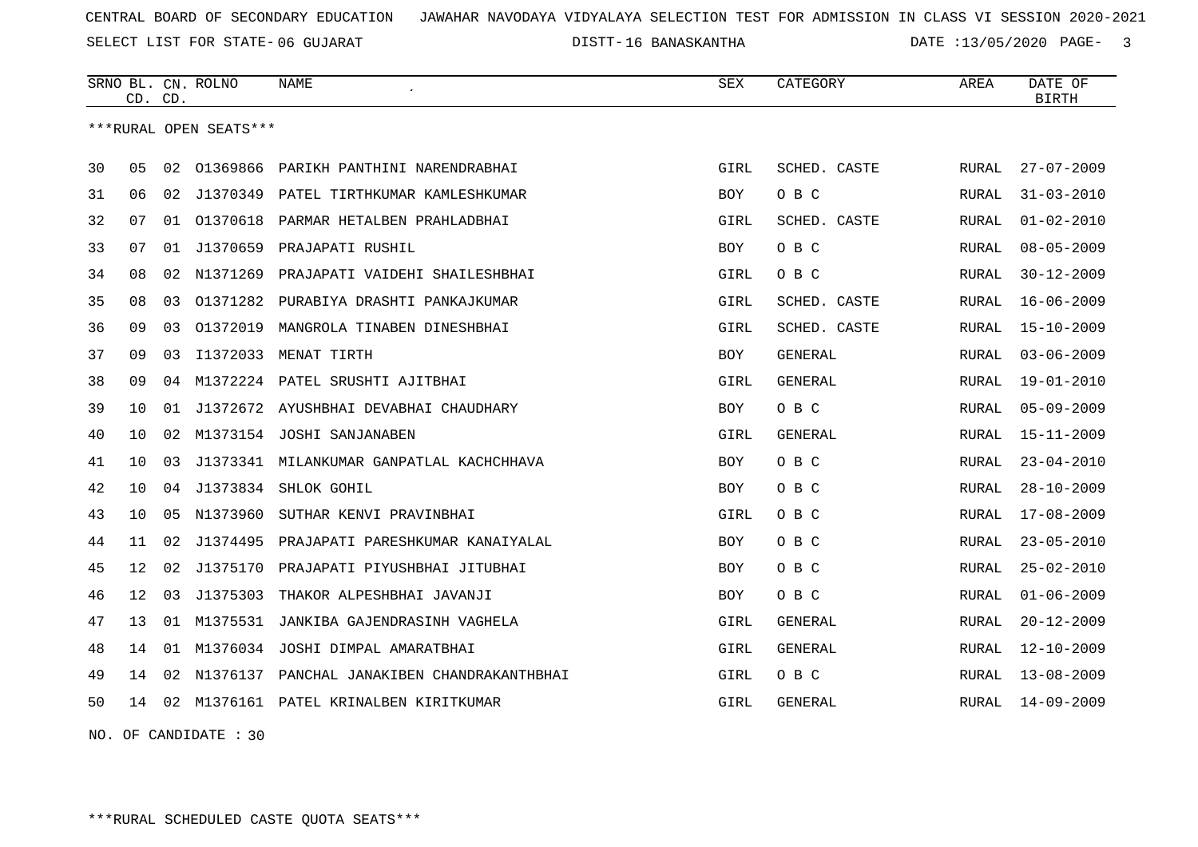CENTRAL BOARD OF SECONDARY EDUCATION JAWAHAR NAVODAYA VIDYALAYA SELECTION TEST FOR ADMISSION IN CLASS VI SESSION 2020-2021

SELECT LIST FOR STATE- 06 GUJARAT DISTT- 16 BANASKANTHA DATE :13/05/2020 PAGE- 3

| SRNO | BL. CD. | CN. CD. | ROLNO | NAME | SEX | CATEGORY | AREA | DATE OF BIRTH |
|---|---|---|---|---|---|---|---|---|

***RURAL OPEN SEATS***

| SRNO | BL. CD. | CN. CD. | ROLNO | NAME | SEX | CATEGORY | AREA | DATE OF BIRTH |
|---|---|---|---|---|---|---|---|---|
| 30 | 05 | 02 | O1369866 | PARIKH PANTHINI NARENDRABHAI | GIRL | SCHED. CASTE | RURAL | 27-07-2009 |
| 31 | 06 | 02 | J1370349 | PATEL TIRTHKUMAR KAMLESHKUMAR | BOY | O B C | RURAL | 31-03-2010 |
| 32 | 07 | 01 | O1370618 | PARMAR HETALBEN PRAHLADBHAI | GIRL | SCHED. CASTE | RURAL | 01-02-2010 |
| 33 | 07 | 01 | J1370659 | PRAJAPATI RUSHIL | BOY | O B C | RURAL | 08-05-2009 |
| 34 | 08 | 02 | N1371269 | PRAJAPATI VAIDEHI SHAILESHBHAI | GIRL | O B C | RURAL | 30-12-2009 |
| 35 | 08 | 03 | O1371282 | PURABIYA DRASHTI PANKAJKUMAR | GIRL | SCHED. CASTE | RURAL | 16-06-2009 |
| 36 | 09 | 03 | O1372019 | MANGROLA TINABEN DINESHBHAI | GIRL | SCHED. CASTE | RURAL | 15-10-2009 |
| 37 | 09 | 03 | I1372033 | MENAT TIRTH | BOY | GENERAL | RURAL | 03-06-2009 |
| 38 | 09 | 04 | M1372224 | PATEL SRUSHTI AJITBHAI | GIRL | GENERAL | RURAL | 19-01-2010 |
| 39 | 10 | 01 | J1372672 | AYUSHBHAI DEVABHAI CHAUDHARY | BOY | O B C | RURAL | 05-09-2009 |
| 40 | 10 | 02 | M1373154 | JOSHI SANJANABEN | GIRL | GENERAL | RURAL | 15-11-2009 |
| 41 | 10 | 03 | J1373341 | MILANKUMAR GANPATLAL KACHCHHAVA | BOY | O B C | RURAL | 23-04-2010 |
| 42 | 10 | 04 | J1373834 | SHLOK GOHIL | BOY | O B C | RURAL | 28-10-2009 |
| 43 | 10 | 05 | N1373960 | SUTHAR KENVI PRAVINBHAI | GIRL | O B C | RURAL | 17-08-2009 |
| 44 | 11 | 02 | J1374495 | PRAJAPATI PARESHKUMAR KANAIYALAL | BOY | O B C | RURAL | 23-05-2010 |
| 45 | 12 | 02 | J1375170 | PRAJAPATI PIYUSHBHAI JITUBHAI | BOY | O B C | RURAL | 25-02-2010 |
| 46 | 12 | 03 | J1375303 | THAKOR ALPESHBHAI JAVANJI | BOY | O B C | RURAL | 01-06-2009 |
| 47 | 13 | 01 | M1375531 | JANKIBA GAJENDRASINH VAGHELA | GIRL | GENERAL | RURAL | 20-12-2009 |
| 48 | 14 | 01 | M1376034 | JOSHI DIMPAL AMARATBHAI | GIRL | GENERAL | RURAL | 12-10-2009 |
| 49 | 14 | 02 | N1376137 | PANCHAL JANAKIBEN CHANDRAKANTHBHAI | GIRL | O B C | RURAL | 13-08-2009 |
| 50 | 14 | 02 | M1376161 | PATEL KRINALBEN KIRITKUMAR | GIRL | GENERAL | RURAL | 14-09-2009 |

NO. OF CANDIDATE : 30

***RURAL SCHEDULED CASTE QUOTA SEATS***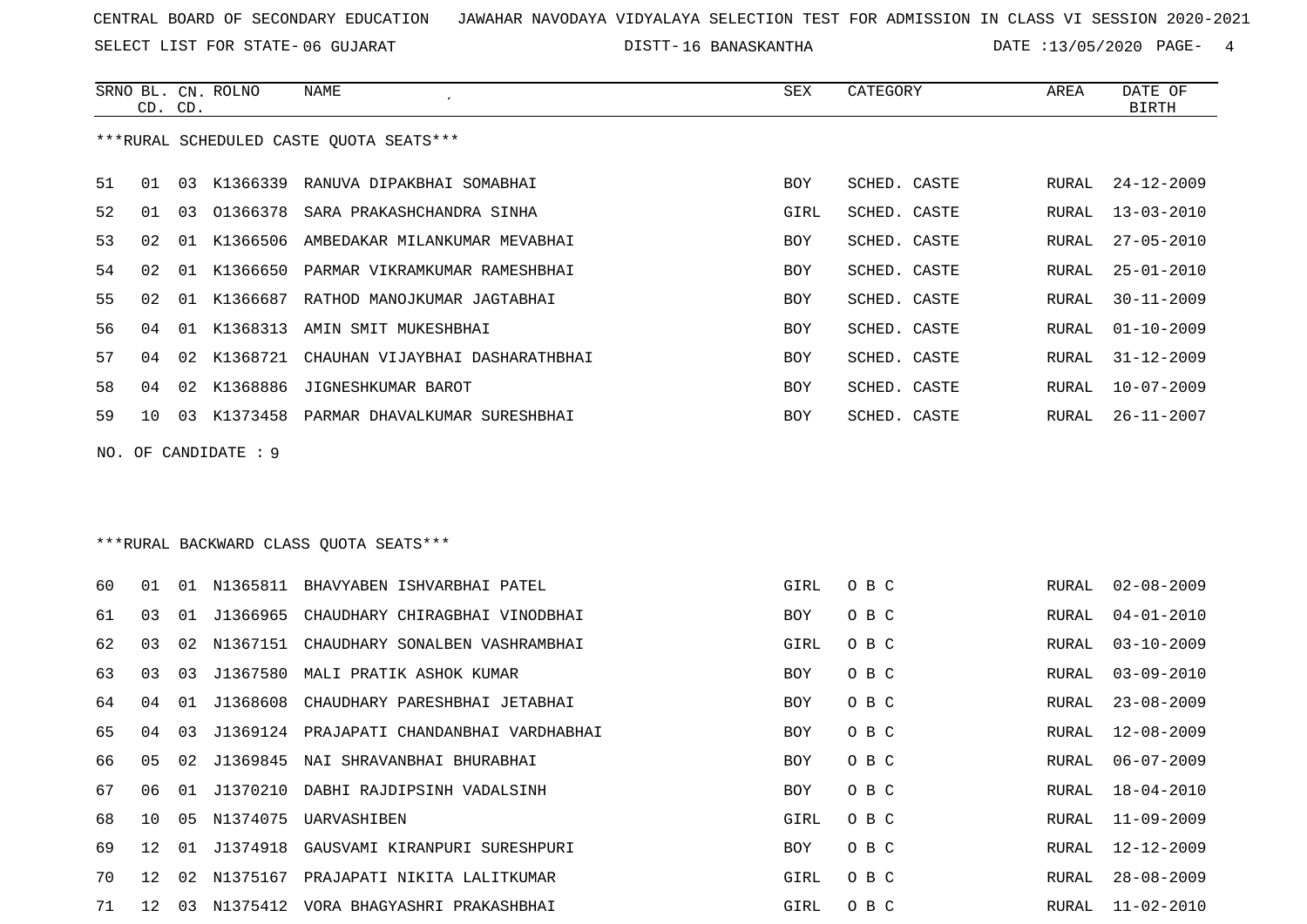CENTRAL BOARD OF SECONDARY EDUCATION JAWAHAR NAVODAYA VIDYALAYA SELECTION TEST FOR ADMISSION IN CLASS VI SESSION 2020-2021

SELECT LIST FOR STATE- 06 GUJARAT DISTT- 16 BANASKANTHA DATE :13/05/2020

***RURAL SCHEDULED CASTE QUOTA SEATS***

| SRNO | BL. CD. | CN. CD. | ROLNO | NAME | SEX | CATEGORY | AREA | DATE OF BIRTH |
|---|---|---|---|---|---|---|---|---|
| 51 | 01 | 03 | K1366339 | RANUVA DIPAKBHAI SOMABHAI | BOY | SCHED. CASTE | RURAL | 24-12-2009 |
| 52 | 01 | 03 | O1366378 | SARA PRAKASHCHANDRA SINHA | GIRL | SCHED. CASTE | RURAL | 13-03-2010 |
| 53 | 02 | 01 | K1366506 | AMBEDAKAR MILANKUMAR MEVABHAI | BOY | SCHED. CASTE | RURAL | 27-05-2010 |
| 54 | 02 | 01 | K1366650 | PARMAR VIKRAMKUMAR RAMESHBHAI | BOY | SCHED. CASTE | RURAL | 25-01-2010 |
| 55 | 02 | 01 | K1366687 | RATHOD MANOJKUMAR JAGTABHAI | BOY | SCHED. CASTE | RURAL | 30-11-2009 |
| 56 | 04 | 01 | K1368313 | AMIN SMIT MUKESHBHAI | BOY | SCHED. CASTE | RURAL | 01-10-2009 |
| 57 | 04 | 02 | K1368721 | CHAUHAN VIJAYBHAI DASHARATHBHAI | BOY | SCHED. CASTE | RURAL | 31-12-2009 |
| 58 | 04 | 02 | K1368886 | JIGNESHKUMAR BAROT | BOY | SCHED. CASTE | RURAL | 10-07-2009 |
| 59 | 10 | 03 | K1373458 | PARMAR DHAVALKUMAR SURESHBHAI | BOY | SCHED. CASTE | RURAL | 26-11-2007 |

NO. OF CANDIDATE : 9

***RURAL BACKWARD CLASS QUOTA SEATS***

| SRNO | BL. CD. | CN. CD. | ROLNO | NAME | SEX | CATEGORY | AREA | DATE OF BIRTH |
|---|---|---|---|---|---|---|---|---|
| 60 | 01 | 01 | N1365811 | BHAVYABEN ISHVARBHAI PATEL | GIRL | O B C | RURAL | 02-08-2009 |
| 61 | 03 | 01 | J1366965 | CHAUDHARY CHIRAGBHAI VINODBHAI | BOY | O B C | RURAL | 04-01-2010 |
| 62 | 03 | 02 | N1367151 | CHAUDHARY SONALBEN VASHRAMBHAI | GIRL | O B C | RURAL | 03-10-2009 |
| 63 | 03 | 03 | J1367580 | MALI PRATIK ASHOK KUMAR | BOY | O B C | RURAL | 03-09-2010 |
| 64 | 04 | 01 | J1368608 | CHAUDHARY PARESHBHAI JETABHAI | BOY | O B C | RURAL | 23-08-2009 |
| 65 | 04 | 03 | J1369124 | PRAJAPATI CHANDANBHAI VARDHABHAI | BOY | O B C | RURAL | 12-08-2009 |
| 66 | 05 | 02 | J1369845 | NAI SHRAVANBHAI BHURABHAI | BOY | O B C | RURAL | 06-07-2009 |
| 67 | 06 | 01 | J1370210 | DABHI RAJDIPSINH VADALSINH | BOY | O B C | RURAL | 18-04-2010 |
| 68 | 10 | 05 | N1374075 | UARVASHIBEN | GIRL | O B C | RURAL | 11-09-2009 |
| 69 | 12 | 01 | J1374918 | GAUSVAMI KIRANPURI SURESHPURI | BOY | O B C | RURAL | 12-12-2009 |
| 70 | 12 | 02 | N1375167 | PRAJAPATI NIKITA LALITKUMAR | GIRL | O B C | RURAL | 28-08-2009 |
| 71 | 12 | 03 | N1375412 | VORA BHAGYASHRI PRAKASHBHAI | GIRL | O B C | RURAL | 11-02-2010 |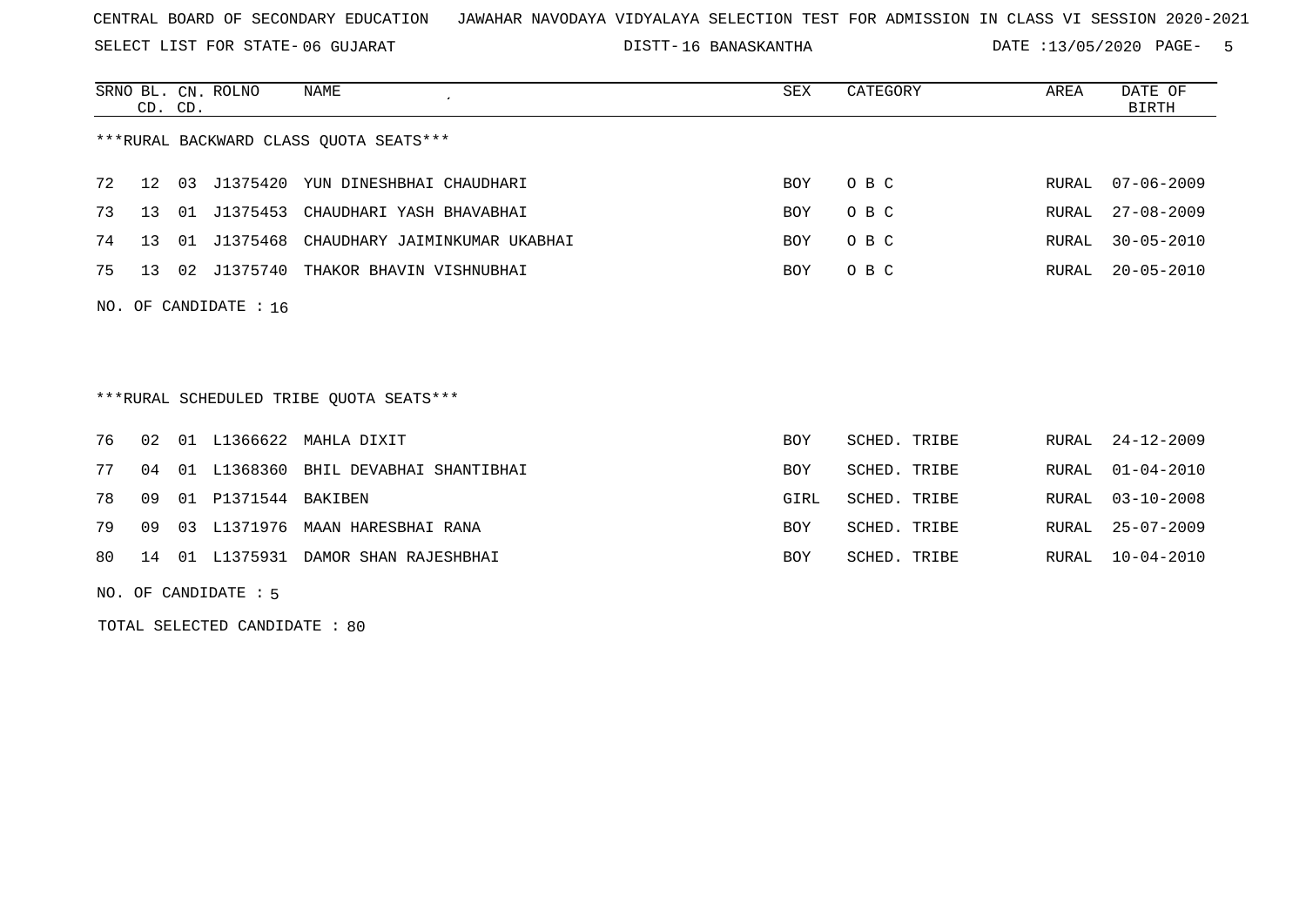CENTRAL BOARD OF SECONDARY EDUCATION JAWAHAR NAVODAYA VIDYALAYA SELECTION TEST FOR ADMISSION IN CLASS VI SESSION 2020-2021

SELECT LIST FOR STATE- 06 GUJARAT DISTT- 16 BANASKANTHA DATE :13/05/2020

***RURAL BACKWARD CLASS QUOTA SEATS***

| SRNO | BL. CD. | CN. CD. | ROLNO | NAME | SEX | CATEGORY | AREA | DATE OF BIRTH |
|---|---|---|---|---|---|---|---|---|
| 72 | 12 | 03 | J1375420 | YUN DINESHBHAI CHAUDHARI | BOY | O B C | RURAL | 07-06-2009 |
| 73 | 13 | 01 | J1375453 | CHAUDHARI YASH BHAVABHAI | BOY | O B C | RURAL | 27-08-2009 |
| 74 | 13 | 01 | J1375468 | CHAUDHARY JAIMINKUMAR UKABHAI | BOY | O B C | RURAL | 30-05-2010 |
| 75 | 13 | 02 | J1375740 | THAKOR BHAVIN VISHNUBHAI | BOY | O B C | RURAL | 20-05-2010 |

NO. OF CANDIDATE : 16

***RURAL SCHEDULED TRIBE QUOTA SEATS***

| SRNO | BL. CD. | CN. CD. | ROLNO | NAME | SEX | CATEGORY | AREA | DATE OF BIRTH |
|---|---|---|---|---|---|---|---|---|
| 76 | 02 | 01 | L1366622 | MAHLA DIXIT | BOY | SCHED. TRIBE | RURAL | 24-12-2009 |
| 77 | 04 | 01 | L1368360 | BHIL DEVABHAI SHANTIBHAI | BOY | SCHED. TRIBE | RURAL | 01-04-2010 |
| 78 | 09 | 01 | P1371544 | BAKIBEN | GIRL | SCHED. TRIBE | RURAL | 03-10-2008 |
| 79 | 09 | 03 | L1371976 | MAAN HARESBHAI RANA | BOY | SCHED. TRIBE | RURAL | 25-07-2009 |
| 80 | 14 | 01 | L1375931 | DAMOR SHAN RAJESHBHAI | BOY | SCHED. TRIBE | RURAL | 10-04-2010 |

NO. OF CANDIDATE : 5

TOTAL SELECTED CANDIDATE : 80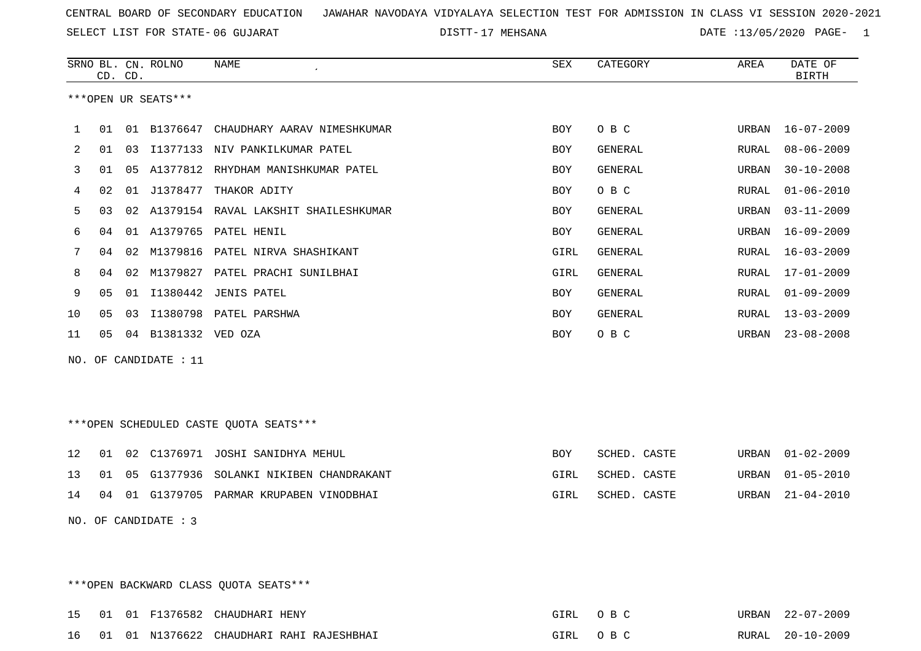CENTRAL BOARD OF SECONDARY EDUCATION JAWAHAR NAVODAYA VIDYALAYA SELECTION TEST FOR ADMISSION IN CLASS VI SESSION 2020-2021

SELECT LIST FOR STATE- 06 GUJARAT DISTT- 17 MEHSANA DATE :13/05/2020

| SRNO | BL. CD. | CN. CD. | ROLNO | NAME | SEX | CATEGORY | AREA | DATE OF BIRTH |
|---|---|---|---|---|---|---|---|---|

***OPEN UR SEATS***

| SRNO | BL. CD. | CN. CD. | ROLNO | NAME | SEX | CATEGORY | AREA | DATE OF BIRTH |
|---|---|---|---|---|---|---|---|---|
| 1 | 01 | 01 | B1376647 | CHAUDHARY AARAV NIMESHKUMAR | BOY | O B C | URBAN | 16-07-2009 |
| 2 | 01 | 03 | I1377133 | NIV PANKILKUMAR PATEL | BOY | GENERAL | RURAL | 08-06-2009 |
| 3 | 01 | 05 | A1377812 | RHYDHAM MANISHKUMAR PATEL | BOY | GENERAL | URBAN | 30-10-2008 |
| 4 | 02 | 01 | J1378477 | THAKOR ADITY | BOY | O B C | RURAL | 01-06-2010 |
| 5 | 03 | 02 | A1379154 | RAVAL LAKSHIT SHAILESHKUMAR | BOY | GENERAL | URBAN | 03-11-2009 |
| 6 | 04 | 01 | A1379765 | PATEL HENIL | BOY | GENERAL | URBAN | 16-09-2009 |
| 7 | 04 | 02 | M1379816 | PATEL NIRVA SHASHIKANT | GIRL | GENERAL | RURAL | 16-03-2009 |
| 8 | 04 | 02 | M1379827 | PATEL PRACHI SUNILBHAI | GIRL | GENERAL | RURAL | 17-01-2009 |
| 9 | 05 | 01 | I1380442 | JENIS PATEL | BOY | GENERAL | RURAL | 01-09-2009 |
| 10 | 05 | 03 | I1380798 | PATEL PARSHWA | BOY | GENERAL | RURAL | 13-03-2009 |
| 11 | 05 | 04 | B1381332 | VED OZA | BOY | O B C | URBAN | 23-08-2008 |

NO. OF CANDIDATE : 11

***OPEN SCHEDULED CASTE QUOTA SEATS***

| SRNO | BL. CD. | CN. CD. | ROLNO | NAME | SEX | CATEGORY | AREA | DATE OF BIRTH |
|---|---|---|---|---|---|---|---|---|
| 12 | 01 | 02 | C1376971 | JOSHI SANIDHYA MEHUL | BOY | SCHED. CASTE | URBAN | 01-02-2009 |
| 13 | 01 | 05 | G1377936 | SOLANKI NIKIBEN CHANDRAKANT | GIRL | SCHED. CASTE | URBAN | 01-05-2010 |
| 14 | 04 | 01 | G1379705 | PARMAR KRUPABEN VINODBHAI | GIRL | SCHED. CASTE | URBAN | 21-04-2010 |

NO. OF CANDIDATE : 3

***OPEN BACKWARD CLASS QUOTA SEATS***

| SRNO | BL. CD. | CN. CD. | ROLNO | NAME | SEX | CATEGORY | AREA | DATE OF BIRTH |
|---|---|---|---|---|---|---|---|---|
| 15 | 01 | 01 | F1376582 | CHAUDHARI HENY | GIRL | O B C | URBAN | 22-07-2009 |
| 16 | 01 | 01 | N1376622 | CHAUDHARI RAHI RAJESHBHAI | GIRL | O B C | RURAL | 20-10-2009 |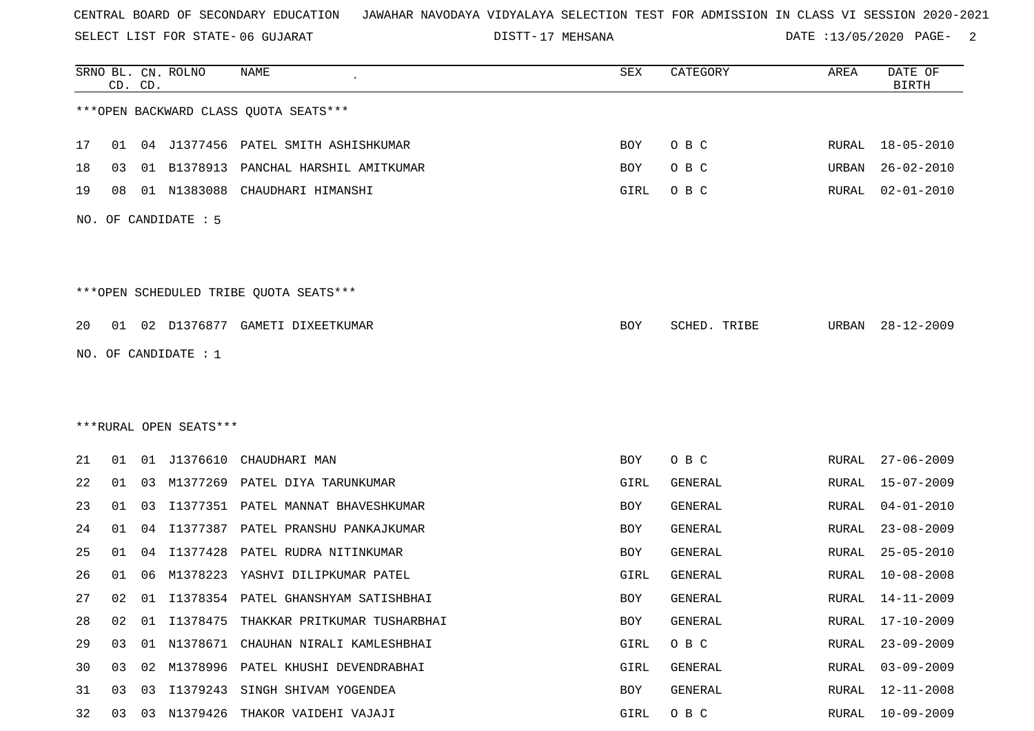CENTRAL BOARD OF SECONDARY EDUCATION JAWAHAR NAVODAYA VIDYALAYA SELECTION TEST FOR ADMISSION IN CLASS VI SESSION 2020-2021

SELECT LIST FOR STATE- 06 GUJARAT DISTT- 17 MEHSANA DATE :13/05/2020 PAGE- 2

| SRNO | BL. CD. | CN. CD. | ROLNO | NAME | SEX | CATEGORY | AREA | DATE OF BIRTH |
|---|---|---|---|---|---|---|---|---|

***OPEN BACKWARD CLASS QUOTA SEATS***

| SRNO | BL. CD. | CN. CD. | ROLNO | NAME | SEX | CATEGORY | AREA | DATE OF BIRTH |
|---|---|---|---|---|---|---|---|---|
| 17 | 01 | 04 | J1377456 | PATEL SMITH ASHISHKUMAR | BOY | O B C | RURAL | 18-05-2010 |
| 18 | 03 | 01 | B1378913 | PANCHAL HARSHIL AMITKUMAR | BOY | O B C | URBAN | 26-02-2010 |
| 19 | 08 | 01 | N1383088 | CHAUDHARI HIMANSHI | GIRL | O B C | RURAL | 02-01-2010 |

NO. OF CANDIDATE : 5

***OPEN SCHEDULED TRIBE QUOTA SEATS***

| SRNO | BL. CD. | CN. CD. | ROLNO | NAME | SEX | CATEGORY | AREA | DATE OF BIRTH |
|---|---|---|---|---|---|---|---|---|
| 20 | 01 | 02 | D1376877 | GAMETI DIXEETKUMAR | BOY | SCHED. TRIBE | URBAN | 28-12-2009 |

NO. OF CANDIDATE : 1

***RURAL OPEN SEATS***

| SRNO | BL. CD. | CN. CD. | ROLNO | NAME | SEX | CATEGORY | AREA | DATE OF BIRTH |
|---|---|---|---|---|---|---|---|---|
| 21 | 01 | 01 | J1376610 | CHAUDHARI MAN | BOY | O B C | RURAL | 27-06-2009 |
| 22 | 01 | 03 | M1377269 | PATEL DIYA TARUNKUMAR | GIRL | GENERAL | RURAL | 15-07-2009 |
| 23 | 01 | 03 | I1377351 | PATEL MANNAT BHAVESHKUMAR | BOY | GENERAL | RURAL | 04-01-2010 |
| 24 | 01 | 04 | I1377387 | PATEL PRANSHU PANKAJKUMAR | BOY | GENERAL | RURAL | 23-08-2009 |
| 25 | 01 | 04 | I1377428 | PATEL RUDRA NITINKUMAR | BOY | GENERAL | RURAL | 25-05-2010 |
| 26 | 01 | 06 | M1378223 | YASHVI DILIPKUMAR PATEL | GIRL | GENERAL | RURAL | 10-08-2008 |
| 27 | 02 | 01 | I1378354 | PATEL GHANSHYAM SATISHBHAI | BOY | GENERAL | RURAL | 14-11-2009 |
| 28 | 02 | 01 | I1378475 | THAKKAR PRITKUMAR TUSHARBHAI | BOY | GENERAL | RURAL | 17-10-2009 |
| 29 | 03 | 01 | N1378671 | CHAUHAN NIRALI KAMLESHBHAI | GIRL | O B C | RURAL | 23-09-2009 |
| 30 | 03 | 02 | M1378996 | PATEL KHUSHI DEVENDRABHAI | GIRL | GENERAL | RURAL | 03-09-2009 |
| 31 | 03 | 03 | I1379243 | SINGH SHIVAM YOGENDEA | BOY | GENERAL | RURAL | 12-11-2008 |
| 32 | 03 | 03 | N1379426 | THAKOR VAIDEHI VAJAJI | GIRL | O B C | RURAL | 10-09-2009 |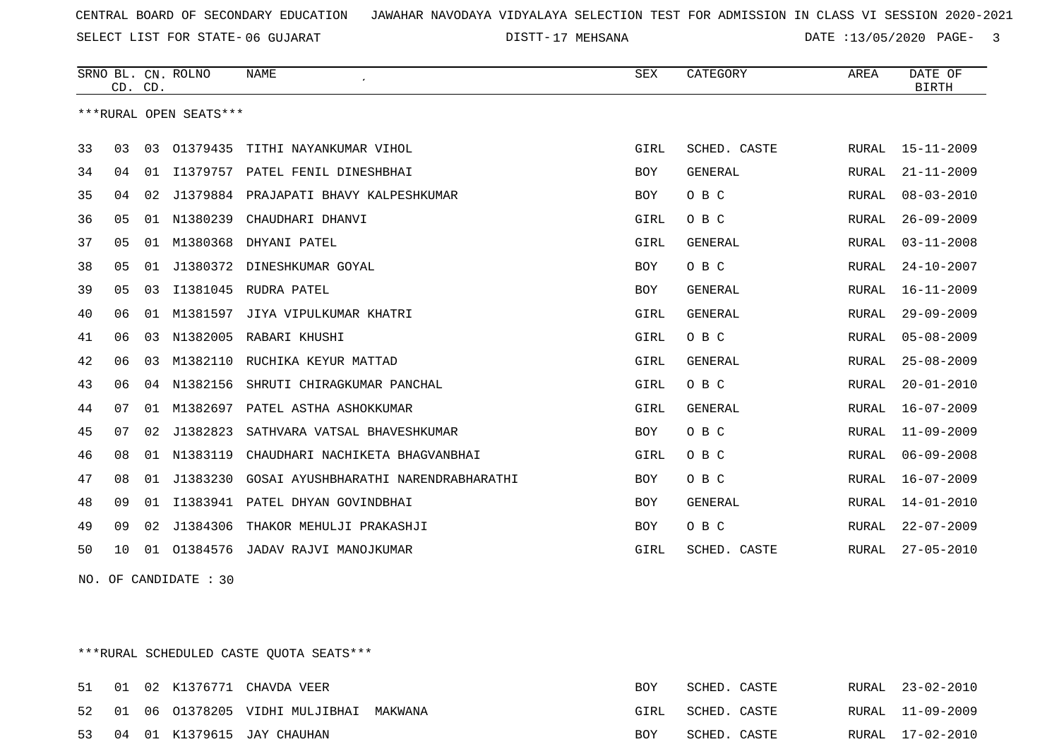CENTRAL BOARD OF SECONDARY EDUCATION JAWAHAR NAVODAYA VIDYALAYA SELECTION TEST FOR ADMISSION IN CLASS VI SESSION 2020-2021

SELECT LIST FOR STATE- 06 GUJARAT DISTT- 17 MEHSANA DATE :13/05/2020

***RURAL OPEN SEATS***

| SRNO | BL. CD. | CN. CD. | ROLNO | NAME | SEX | CATEGORY | AREA | DATE OF BIRTH |
|---|---|---|---|---|---|---|---|---|
| 33 | 03 | 03 | O1379435 | TITHI NAYANKUMAR VIHOL | GIRL | SCHED. CASTE | RURAL | 15-11-2009 |
| 34 | 04 | 01 | I1379757 | PATEL FENIL DINESHBHAI | BOY | GENERAL | RURAL | 21-11-2009 |
| 35 | 04 | 02 | J1379884 | PRAJAPATI BHAVY KALPESHKUMAR | BOY | O B C | RURAL | 08-03-2010 |
| 36 | 05 | 01 | N1380239 | CHAUDHARI DHANVI | GIRL | O B C | RURAL | 26-09-2009 |
| 37 | 05 | 01 | M1380368 | DHYANI PATEL | GIRL | GENERAL | RURAL | 03-11-2008 |
| 38 | 05 | 01 | J1380372 | DINESHKUMAR GOYAL | BOY | O B C | RURAL | 24-10-2007 |
| 39 | 05 | 03 | I1381045 | RUDRA PATEL | BOY | GENERAL | RURAL | 16-11-2009 |
| 40 | 06 | 01 | M1381597 | JIYA VIPULKUMAR KHATRI | GIRL | GENERAL | RURAL | 29-09-2009 |
| 41 | 06 | 03 | N1382005 | RABARI KHUSHI | GIRL | O B C | RURAL | 05-08-2009 |
| 42 | 06 | 03 | M1382110 | RUCHIKA KEYUR MATTAD | GIRL | GENERAL | RURAL | 25-08-2009 |
| 43 | 06 | 04 | N1382156 | SHRUTI CHIRAGKUMAR PANCHAL | GIRL | O B C | RURAL | 20-01-2010 |
| 44 | 07 | 01 | M1382697 | PATEL ASTHA ASHOKKUMAR | GIRL | GENERAL | RURAL | 16-07-2009 |
| 45 | 07 | 02 | J1382823 | SATHVARA VATSAL BHAVESHKUMAR | BOY | O B C | RURAL | 11-09-2009 |
| 46 | 08 | 01 | N1383119 | CHAUDHARI NACHIKETA BHAGVANBHAI | GIRL | O B C | RURAL | 06-09-2008 |
| 47 | 08 | 01 | J1383230 | GOSAI AYUSHBHARATHI NARENDRABHARATHI | BOY | O B C | RURAL | 16-07-2009 |
| 48 | 09 | 01 | I1383941 | PATEL DHYAN GOVINDBHAI | BOY | GENERAL | RURAL | 14-01-2010 |
| 49 | 09 | 02 | J1384306 | THAKOR MEHULJI PRAKASHJI | BOY | O B C | RURAL | 22-07-2009 |
| 50 | 10 | 01 | O1384576 | JADAV RAJVI MANOJKUMAR | GIRL | SCHED. CASTE | RURAL | 27-05-2010 |

NO. OF CANDIDATE : 30

***RURAL SCHEDULED CASTE QUOTA SEATS***

| SRNO | BL. CD. | CN. CD. | ROLNO | NAME | SEX | CATEGORY | AREA | DATE OF BIRTH |
|---|---|---|---|---|---|---|---|---|
| 51 | 01 | 02 | K1376771 | CHAVDA VEER | BOY | SCHED. CASTE | RURAL | 23-02-2010 |
| 52 | 01 | 06 | O1378205 | VIDHI MULJIBHAI MAKWANA | GIRL | SCHED. CASTE | RURAL | 11-09-2009 |
| 53 | 04 | 01 | K1379615 | JAY CHAUHAN | BOY | SCHED. CASTE | RURAL | 17-02-2010 |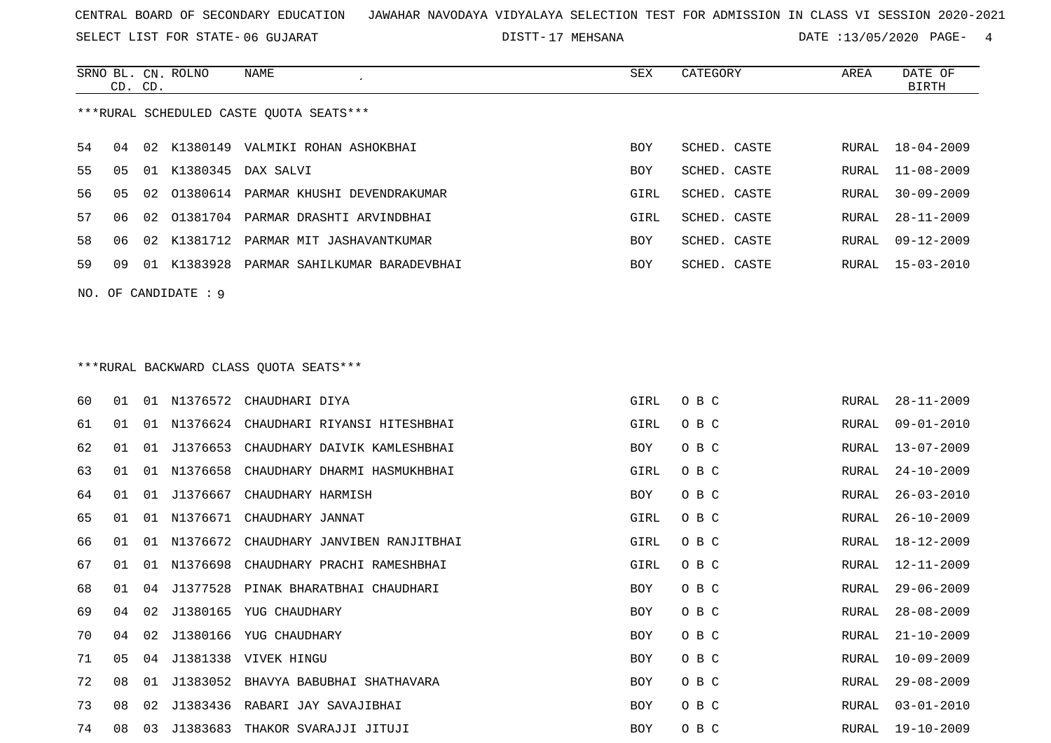CENTRAL BOARD OF SECONDARY EDUCATION JAWAHAR NAVODAYA VIDYALAYA SELECTION TEST FOR ADMISSION IN CLASS VI SESSION 2020-2021

SELECT LIST FOR STATE- 06 GUJARAT DISTT- 17 MEHSANA DATE :13/05/2020

***RURAL SCHEDULED CASTE QUOTA SEATS***

| SRNO | BL. CD. | CN. CD. | ROLNO | NAME | SEX | CATEGORY | AREA | DATE OF BIRTH |
|---|---|---|---|---|---|---|---|---|
| 54 | 04 | 02 | K1380149 | VALMIKI ROHAN ASHOKBHAI | BOY | SCHED. CASTE | RURAL | 18-04-2009 |
| 55 | 05 | 01 | K1380345 | DAX SALVI | BOY | SCHED. CASTE | RURAL | 11-08-2009 |
| 56 | 05 | 02 | O1380614 | PARMAR KHUSHI DEVENDRAKUMAR | GIRL | SCHED. CASTE | RURAL | 30-09-2009 |
| 57 | 06 | 02 | O1381704 | PARMAR DRASHTI ARVINDBHAI | GIRL | SCHED. CASTE | RURAL | 28-11-2009 |
| 58 | 06 | 02 | K1381712 | PARMAR MIT JASHAVANTKUMAR | BOY | SCHED. CASTE | RURAL | 09-12-2009 |
| 59 | 09 | 01 | K1383928 | PARMAR SAHILKUMAR BARADEVBHAI | BOY | SCHED. CASTE | RURAL | 15-03-2010 |

NO. OF CANDIDATE : 9

***RURAL BACKWARD CLASS QUOTA SEATS***

| SRNO | BL. CD. | CN. CD. | ROLNO | NAME | SEX | CATEGORY | AREA | DATE OF BIRTH |
|---|---|---|---|---|---|---|---|---|
| 60 | 01 | 01 | N1376572 | CHAUDHARI DIYA | GIRL | O B C | RURAL | 28-11-2009 |
| 61 | 01 | 01 | N1376624 | CHAUDHARI RIYANSI HITESHBHAI | GIRL | O B C | RURAL | 09-01-2010 |
| 62 | 01 | 01 | J1376653 | CHAUDHARY DAIVIK KAMLESHBHAI | BOY | O B C | RURAL | 13-07-2009 |
| 63 | 01 | 01 | N1376658 | CHAUDHARY DHARMI HASMUKHBHAI | GIRL | O B C | RURAL | 24-10-2009 |
| 64 | 01 | 01 | J1376667 | CHAUDHARY HARMISH | BOY | O B C | RURAL | 26-03-2010 |
| 65 | 01 | 01 | N1376671 | CHAUDHARY JANNAT | GIRL | O B C | RURAL | 26-10-2009 |
| 66 | 01 | 01 | N1376672 | CHAUDHARY JANVIBEN RANJITBHAI | GIRL | O B C | RURAL | 18-12-2009 |
| 67 | 01 | 01 | N1376698 | CHAUDHARY PRACHI RAMESHBHAI | GIRL | O B C | RURAL | 12-11-2009 |
| 68 | 01 | 04 | J1377528 | PINAK BHARATBHAI CHAUDHARI | BOY | O B C | RURAL | 29-06-2009 |
| 69 | 04 | 02 | J1380165 | YUG CHAUDHARY | BOY | O B C | RURAL | 28-08-2009 |
| 70 | 04 | 02 | J1380166 | YUG CHAUDHARY | BOY | O B C | RURAL | 21-10-2009 |
| 71 | 05 | 04 | J1381338 | VIVEK HINGU | BOY | O B C | RURAL | 10-09-2009 |
| 72 | 08 | 01 | J1383052 | BHAVYA BABUBHAI SHATHAVARA | BOY | O B C | RURAL | 29-08-2009 |
| 73 | 08 | 02 | J1383436 | RABARI JAY SAVAJIBHAI | BOY | O B C | RURAL | 03-01-2010 |
| 74 | 08 | 03 | J1383683 | THAKOR SVARAJJI JITUJI | BOY | O B C | RURAL | 19-10-2009 |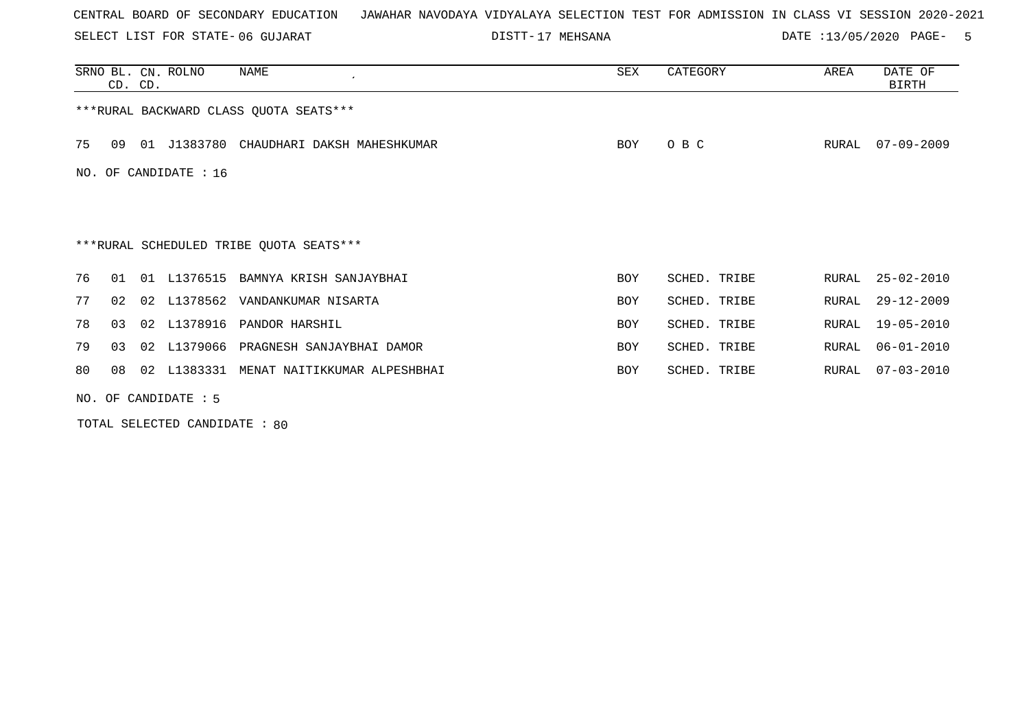CENTRAL BOARD OF SECONDARY EDUCATION   JAWAHAR NAVODAYA VIDYALAYA SELECTION TEST FOR ADMISSION IN CLASS VI SESSION 2020-2021

SELECT LIST FOR STATE- 06 GUJARAT   DISTT- 17 MEHSANA   DATE :13/05/2020

***RURAL BACKWARD CLASS QUOTA SEATS***

| SRNO | BL. CD. | CN. CD. | ROLNO | NAME | SEX | CATEGORY | AREA | DATE OF BIRTH |
|---|---|---|---|---|---|---|---|---|
| 75 | 09 | 01 | J1383780 | CHAUDHARI DAKSH MAHESHKUMAR | BOY | O B C | RURAL | 07-09-2009 |

NO. OF CANDIDATE : 16

***RURAL SCHEDULED TRIBE QUOTA SEATS***

| SRNO | BL. CD. | CN. CD. | ROLNO | NAME | SEX | CATEGORY | AREA | DATE OF BIRTH |
|---|---|---|---|---|---|---|---|---|
| 76 | 01 | 01 | L1376515 | BAMNYA KRISH SANJAYBHAI | BOY | SCHED. TRIBE | RURAL | 25-02-2010 |
| 77 | 02 | 02 | L1378562 | VANDANKUMAR NISARTA | BOY | SCHED. TRIBE | RURAL | 29-12-2009 |
| 78 | 03 | 02 | L1378916 | PANDOR HARSHIL | BOY | SCHED. TRIBE | RURAL | 19-05-2010 |
| 79 | 03 | 02 | L1379066 | PRAGNESH SANJAYBHAI DAMOR | BOY | SCHED. TRIBE | RURAL | 06-01-2010 |
| 80 | 08 | 02 | L1383331 | MENAT NAITIKKUMAR ALPESHBHAI | BOY | SCHED. TRIBE | RURAL | 07-03-2010 |

NO. OF CANDIDATE : 5

TOTAL SELECTED CANDIDATE : 80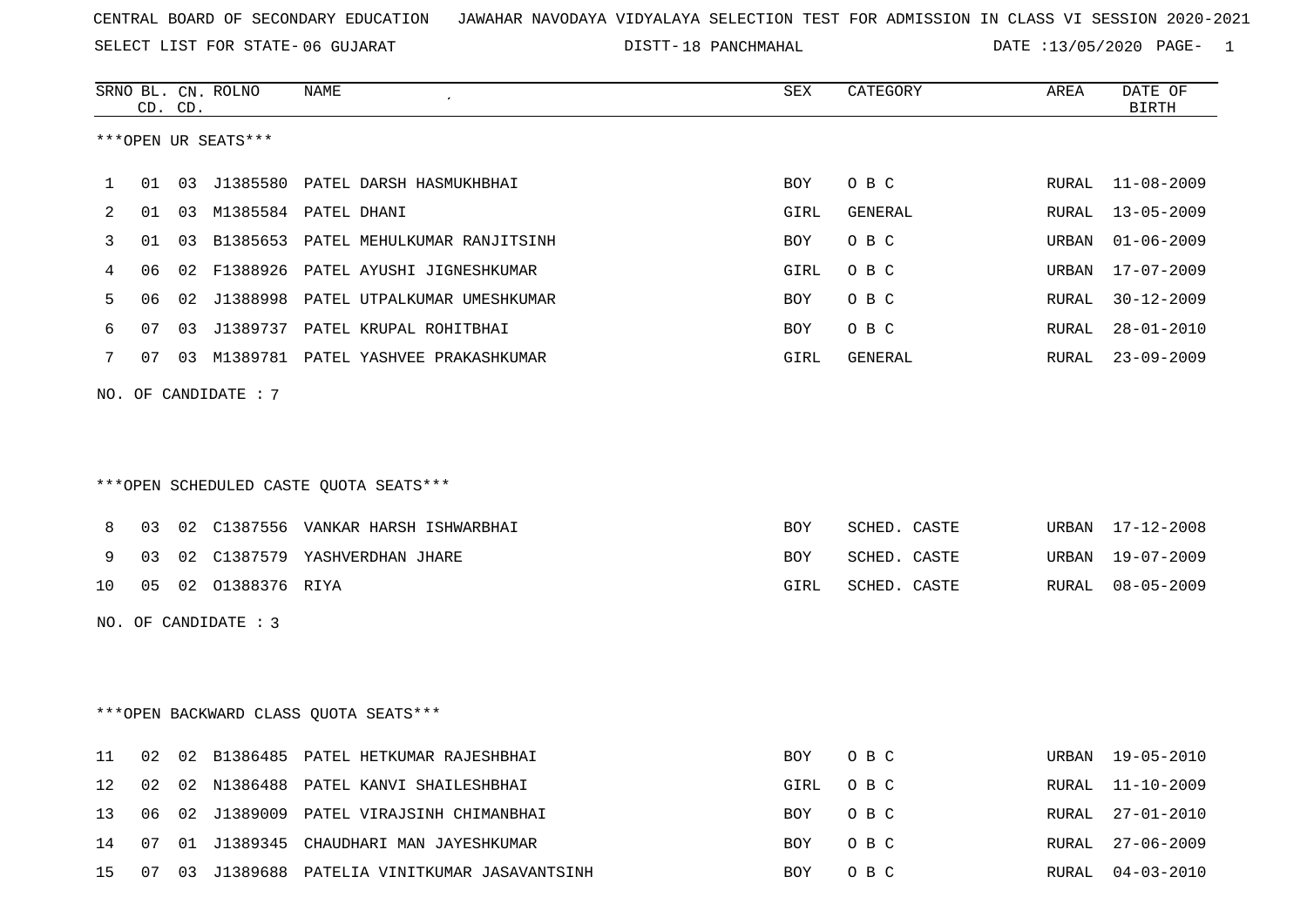CENTRAL BOARD OF SECONDARY EDUCATION JAWAHAR NAVODAYA VIDYALAYA SELECTION TEST FOR ADMISSION IN CLASS VI SESSION 2020-2021

SELECT LIST FOR STATE- 06 GUJARAT DISTT- 18 PANCHMAHAL DATE :13/05/2020

***OPEN UR SEATS***

| SRNO | BL. CD. | CN. CD. | ROLNO | NAME | SEX | CATEGORY | AREA | DATE OF BIRTH |
|---|---|---|---|---|---|---|---|---|
| 1 | 01 | 03 | J1385580 | PATEL DARSH HASMUKHBHAI | BOY | O B C | RURAL | 11-08-2009 |
| 2 | 01 | 03 | M1385584 | PATEL DHANI | GIRL | GENERAL | RURAL | 13-05-2009 |
| 3 | 01 | 03 | B1385653 | PATEL MEHULKUMAR RANJITSINH | BOY | O B C | URBAN | 01-06-2009 |
| 4 | 06 | 02 | F1388926 | PATEL AYUSHI JIGNESHKUMAR | GIRL | O B C | URBAN | 17-07-2009 |
| 5 | 06 | 02 | J1388998 | PATEL UTPALKUMAR UMESHKUMAR | BOY | O B C | RURAL | 30-12-2009 |
| 6 | 07 | 03 | J1389737 | PATEL KRUPAL ROHITBHAI | BOY | O B C | RURAL | 28-01-2010 |
| 7 | 07 | 03 | M1389781 | PATEL YASHVEE PRAKASHKUMAR | GIRL | GENERAL | RURAL | 23-09-2009 |

NO. OF CANDIDATE : 7

***OPEN SCHEDULED CASTE QUOTA SEATS***

| SRNO | BL. CD. | CN. CD. | ROLNO | NAME | SEX | CATEGORY | AREA | DATE OF BIRTH |
|---|---|---|---|---|---|---|---|---|
| 8 | 03 | 02 | C1387556 | VANKAR HARSH ISHWARBHAI | BOY | SCHED. CASTE | URBAN | 17-12-2008 |
| 9 | 03 | 02 | C1387579 | YASHVERDHAN JHARE | BOY | SCHED. CASTE | URBAN | 19-07-2009 |
| 10 | 05 | 02 | O1388376 | RIYA | GIRL | SCHED. CASTE | RURAL | 08-05-2009 |

NO. OF CANDIDATE : 3

***OPEN BACKWARD CLASS QUOTA SEATS***

| SRNO | BL. CD. | CN. CD. | ROLNO | NAME | SEX | CATEGORY | AREA | DATE OF BIRTH |
|---|---|---|---|---|---|---|---|---|
| 11 | 02 | 02 | B1386485 | PATEL HETKUMAR RAJESHBHAI | BOY | O B C | URBAN | 19-05-2010 |
| 12 | 02 | 02 | N1386488 | PATEL KANVI SHAILESHBHAI | GIRL | O B C | RURAL | 11-10-2009 |
| 13 | 06 | 02 | J1389009 | PATEL VIRAJSINH CHIMANBHAI | BOY | O B C | RURAL | 27-01-2010 |
| 14 | 07 | 01 | J1389345 | CHAUDHARI MAN JAYESHKUMAR | BOY | O B C | RURAL | 27-06-2009 |
| 15 | 07 | 03 | J1389688 | PATELIA VINITKUMAR JASAVANTSINH | BOY | O B C | RURAL | 04-03-2010 |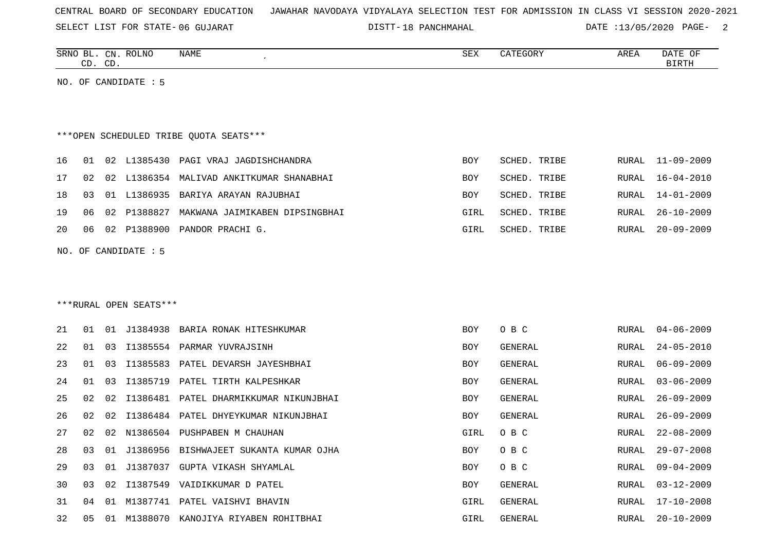CENTRAL BOARD OF SECONDARY EDUCATION   JAWAHAR NAVODAYA VIDYALAYA SELECTION TEST FOR ADMISSION IN CLASS VI SESSION 2020-2021

SELECT LIST FOR STATE- 06 GUJARAT   DISTT- 18 PANCHMAHAL   DATE :13/05/2020

| SRNO | BL. CD. | CN. CD. | ROLNO | NAME | SEX | CATEGORY | AREA | DATE OF BIRTH |
|---|---|---|---|---|---|---|---|---|

NO. OF CANDIDATE : 5

***OPEN SCHEDULED TRIBE QUOTA SEATS***

| SRNO | BL. CD. | CN. CD. | ROLNO | NAME | SEX | CATEGORY | AREA | DATE OF BIRTH |
|---|---|---|---|---|---|---|---|---|
| 16 | 01 | 02 | L1385430 | PAGI VRAJ JAGDISHCHANDRA | BOY | SCHED. TRIBE | RURAL | 11-09-2009 |
| 17 | 02 | 02 | L1386354 | MALIVAD ANKITKUMAR SHANABHAI | BOY | SCHED. TRIBE | RURAL | 16-04-2010 |
| 18 | 03 | 01 | L1386935 | BARIYA ARAYAN RAJUBHAI | BOY | SCHED. TRIBE | RURAL | 14-01-2009 |
| 19 | 06 | 02 | P1388827 | MAKWANA JAIMIKABEN DIPSINGBHAI | GIRL | SCHED. TRIBE | RURAL | 26-10-2009 |
| 20 | 06 | 02 | P1388900 | PANDOR PRACHI G. | GIRL | SCHED. TRIBE | RURAL | 20-09-2009 |

NO. OF CANDIDATE : 5

***RURAL OPEN SEATS***

| SRNO | BL. CD. | CN. CD. | ROLNO | NAME | SEX | CATEGORY | AREA | DATE OF BIRTH |
|---|---|---|---|---|---|---|---|---|
| 21 | 01 | 01 | J1384938 | BARIA RONAK HITESHKUMAR | BOY | O B C | RURAL | 04-06-2009 |
| 22 | 01 | 03 | I1385554 | PARMAR YUVRAJSINH | BOY | GENERAL | RURAL | 24-05-2010 |
| 23 | 01 | 03 | I1385583 | PATEL DEVARSH JAYESHBHAI | BOY | GENERAL | RURAL | 06-09-2009 |
| 24 | 01 | 03 | I1385719 | PATEL TIRTH KALPESHKAR | BOY | GENERAL | RURAL | 03-06-2009 |
| 25 | 02 | 02 | I1386481 | PATEL DHARMIKKUMAR NIKUNJBHAI | BOY | GENERAL | RURAL | 26-09-2009 |
| 26 | 02 | 02 | I1386484 | PATEL DHYEYKUMAR NIKUNJBHAI | BOY | GENERAL | RURAL | 26-09-2009 |
| 27 | 02 | 02 | N1386504 | PUSHPABEN M CHAUHAN | GIRL | O B C | RURAL | 22-08-2009 |
| 28 | 03 | 01 | J1386956 | BISHWAJEET SUKANTA KUMAR OJHA | BOY | O B C | RURAL | 29-07-2008 |
| 29 | 03 | 01 | J1387037 | GUPTA VIKASH SHYAMLAL | BOY | O B C | RURAL | 09-04-2009 |
| 30 | 03 | 02 | I1387549 | VAIDIKKUMAR D PATEL | BOY | GENERAL | RURAL | 03-12-2009 |
| 31 | 04 | 01 | M1387741 | PATEL VAISHVI BHAVIN | GIRL | GENERAL | RURAL | 17-10-2008 |
| 32 | 05 | 01 | M1388070 | KANOJIYA RIYABEN ROHITBHAI | GIRL | GENERAL | RURAL | 20-10-2009 |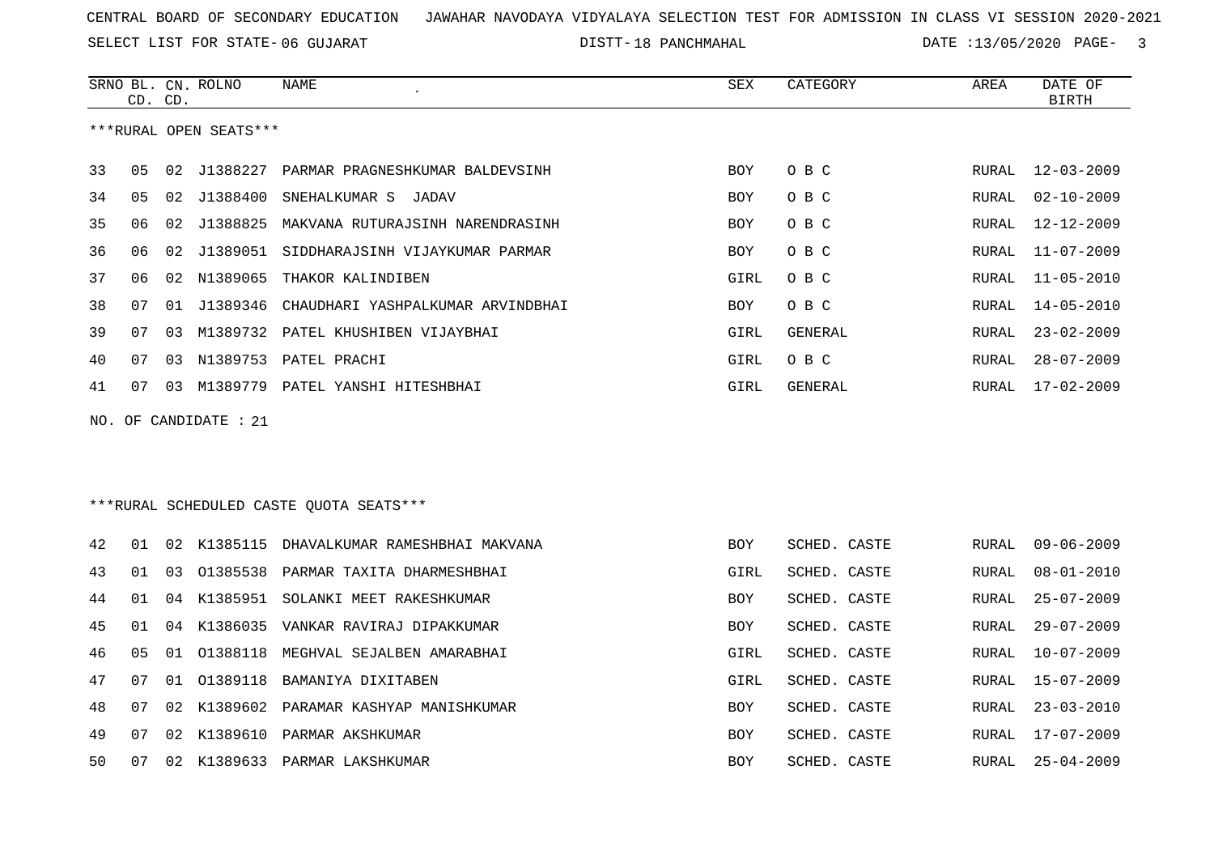CENTRAL BOARD OF SECONDARY EDUCATION JAWAHAR NAVODAYA VIDYALAYA SELECTION TEST FOR ADMISSION IN CLASS VI SESSION 2020-2021

SELECT LIST FOR STATE- 06 GUJARAT DISTT- 18 PANCHMAHAL DATE :13/05/2020

***RURAL OPEN SEATS***

| SRNO | BL. CD. | CN. CD. | ROLNO | NAME | SEX | CATEGORY | AREA | DATE OF BIRTH |
|---|---|---|---|---|---|---|---|---|
| 33 | 05 | 02 | J1388227 | PARMAR PRAGNESHKUMAR BALDEVSINH | BOY | O B C | RURAL | 12-03-2009 |
| 34 | 05 | 02 | J1388400 | SNEHALKUMAR S JADAV | BOY | O B C | RURAL | 02-10-2009 |
| 35 | 06 | 02 | J1388825 | MAKVANA RUTURAJSINH NARENDRASINH | BOY | O B C | RURAL | 12-12-2009 |
| 36 | 06 | 02 | J1389051 | SIDDHARAJSINH VIJAYKUMAR PARMAR | BOY | O B C | RURAL | 11-07-2009 |
| 37 | 06 | 02 | N1389065 | THAKOR KALINDIBEN | GIRL | O B C | RURAL | 11-05-2010 |
| 38 | 07 | 01 | J1389346 | CHAUDHARI YASHPALKUMAR ARVINDBHAI | BOY | O B C | RURAL | 14-05-2010 |
| 39 | 07 | 03 | M1389732 | PATEL KHUSHIBEN VIJAYBHAI | GIRL | GENERAL | RURAL | 23-02-2009 |
| 40 | 07 | 03 | N1389753 | PATEL PRACHI | GIRL | O B C | RURAL | 28-07-2009 |
| 41 | 07 | 03 | M1389779 | PATEL YANSHI HITESHBHAI | GIRL | GENERAL | RURAL | 17-02-2009 |

NO. OF CANDIDATE : 21

***RURAL SCHEDULED CASTE QUOTA SEATS***

| SRNO | BL. CD. | CN. CD. | ROLNO | NAME | SEX | CATEGORY | AREA | DATE OF BIRTH |
|---|---|---|---|---|---|---|---|---|
| 42 | 01 | 02 | K1385115 | DHAVALKUMAR RAMESHBHAI MAKVANA | BOY | SCHED. CASTE | RURAL | 09-06-2009 |
| 43 | 01 | 03 | O1385538 | PARMAR TAXITA DHARMESHBHAI | GIRL | SCHED. CASTE | RURAL | 08-01-2010 |
| 44 | 01 | 04 | K1385951 | SOLANKI MEET RAKESHKUMAR | BOY | SCHED. CASTE | RURAL | 25-07-2009 |
| 45 | 01 | 04 | K1386035 | VANKAR RAVIRAJ DIPAKKUMAR | BOY | SCHED. CASTE | RURAL | 29-07-2009 |
| 46 | 05 | 01 | O1388118 | MEGHVAL SEJALBEN AMARABHAI | GIRL | SCHED. CASTE | RURAL | 10-07-2009 |
| 47 | 07 | 01 | O1389118 | BAMANIYA DIXITABEN | GIRL | SCHED. CASTE | RURAL | 15-07-2009 |
| 48 | 07 | 02 | K1389602 | PARAMAR KASHYAP MANISHKUMAR | BOY | SCHED. CASTE | RURAL | 23-03-2010 |
| 49 | 07 | 02 | K1389610 | PARMAR AKSHKUMAR | BOY | SCHED. CASTE | RURAL | 17-07-2009 |
| 50 | 07 | 02 | K1389633 | PARMAR LAKSHKUMAR | BOY | SCHED. CASTE | RURAL | 25-04-2009 |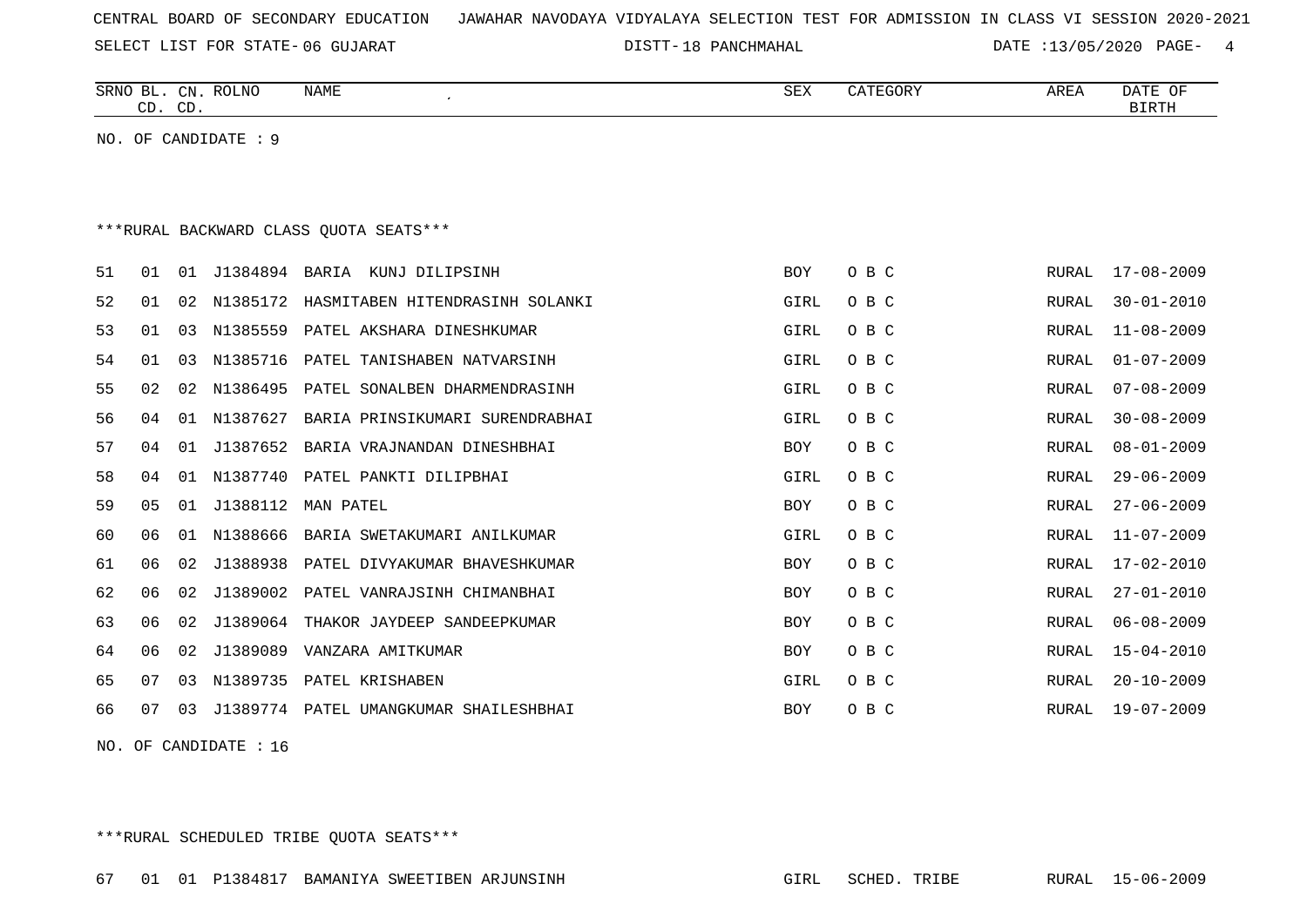CENTRAL BOARD OF SECONDARY EDUCATION JAWAHAR NAVODAYA VIDYALAYA SELECTION TEST FOR ADMISSION IN CLASS VI SESSION 2020-2021

SELECT LIST FOR STATE- 06 GUJARAT DISTT- 18 PANCHMAHAL DATE :13/05/2020

| SRNO | BL. CD. | CN. CD. | ROLNO | NAME | SEX | CATEGORY | AREA | DATE OF BIRTH |
|---|---|---|---|---|---|---|---|---|

NO. OF CANDIDATE : 9

***RURAL BACKWARD CLASS QUOTA SEATS***

| SRNO | BL. CD. | CN. CD. | ROLNO | NAME | SEX | CATEGORY | AREA | DATE OF BIRTH |
|---|---|---|---|---|---|---|---|---|
| 51 | 01 | 01 | J1384894 | BARIA KUNJ DILIPSINH | BOY | O B C | RURAL | 17-08-2009 |
| 52 | 01 | 02 | N1385172 | HASMITABEN HITENDRASINH SOLANKI | GIRL | O B C | RURAL | 30-01-2010 |
| 53 | 01 | 03 | N1385559 | PATEL AKSHARA DINESHKUMAR | GIRL | O B C | RURAL | 11-08-2009 |
| 54 | 01 | 03 | N1385716 | PATEL TANISHABEN NATVARSINH | GIRL | O B C | RURAL | 01-07-2009 |
| 55 | 02 | 02 | N1386495 | PATEL SONALBEN DHARMENDRASINH | GIRL | O B C | RURAL | 07-08-2009 |
| 56 | 04 | 01 | N1387627 | BARIA PRINSIKUMARI SURENDRABHAI | GIRL | O B C | RURAL | 30-08-2009 |
| 57 | 04 | 01 | J1387652 | BARIA VRAJNANDAN DINESHBHAI | BOY | O B C | RURAL | 08-01-2009 |
| 58 | 04 | 01 | N1387740 | PATEL PANKTI DILIPBHAI | GIRL | O B C | RURAL | 29-06-2009 |
| 59 | 05 | 01 | J1388112 | MAN PATEL | BOY | O B C | RURAL | 27-06-2009 |
| 60 | 06 | 01 | N1388666 | BARIA SWETAKUMARI ANILKUMAR | GIRL | O B C | RURAL | 11-07-2009 |
| 61 | 06 | 02 | J1388938 | PATEL DIVYAKUMAR BHAVESHKUMAR | BOY | O B C | RURAL | 17-02-2010 |
| 62 | 06 | 02 | J1389002 | PATEL VANRAJSINH CHIMANBHAI | BOY | O B C | RURAL | 27-01-2010 |
| 63 | 06 | 02 | J1389064 | THAKOR JAYDEEP SANDEEPKUMAR | BOY | O B C | RURAL | 06-08-2009 |
| 64 | 06 | 02 | J1389089 | VANZARA AMITKUMAR | BOY | O B C | RURAL | 15-04-2010 |
| 65 | 07 | 03 | N1389735 | PATEL KRISHABEN | GIRL | O B C | RURAL | 20-10-2009 |
| 66 | 07 | 03 | J1389774 | PATEL UMANGKUMAR SHAILESHBHAI | BOY | O B C | RURAL | 19-07-2009 |

NO. OF CANDIDATE : 16

***RURAL SCHEDULED TRIBE QUOTA SEATS***

| SRNO | BL. CD. | CN. CD. | ROLNO | NAME | SEX | CATEGORY | AREA | DATE OF BIRTH |
|---|---|---|---|---|---|---|---|---|
| 67 | 01 | 01 | P1384817 | BAMANIYA SWEETIBEN ARJUNSINH | GIRL | SCHED. TRIBE | RURAL | 15-06-2009 |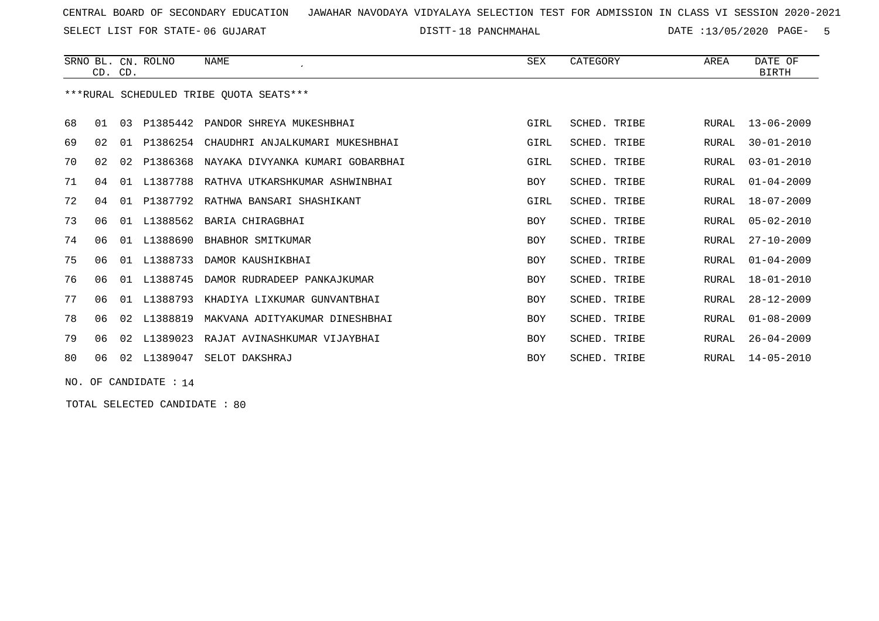CENTRAL BOARD OF SECONDARY EDUCATION JAWAHAR NAVODAYA VIDYALAYA SELECTION TEST FOR ADMISSION IN CLASS VI SESSION 2020-2021

SELECT LIST FOR STATE- 06 GUJARAT DISTT- 18 PANCHMAHAL DATE :13/05/2020

| SRNO | BL. CD. | CN. CD. | ROLNO | NAME | SEX | CATEGORY | AREA | DATE OF BIRTH |
|---|---|---|---|---|---|---|---|---|

***RURAL SCHEDULED TRIBE QUOTA SEATS***

| SRNO | BL. CD. | CN. CD. | ROLNO | NAME | SEX | CATEGORY | AREA | DATE OF BIRTH |
|---|---|---|---|---|---|---|---|---|
| 68 | 01 | 03 | P1385442 | PANDOR SHREYA MUKESHBHAI | GIRL | SCHED. TRIBE | RURAL | 13-06-2009 |
| 69 | 02 | 01 | P1386254 | CHAUDHRI ANJALKUMARI MUKESHBHAI | GIRL | SCHED. TRIBE | RURAL | 30-01-2010 |
| 70 | 02 | 02 | P1386368 | NAYAKA DIVYANKA KUMARI GOBARBHAI | GIRL | SCHED. TRIBE | RURAL | 03-01-2010 |
| 71 | 04 | 01 | L1387788 | RATHVA UTKARSHKUMAR ASHWINBHAI | BOY | SCHED. TRIBE | RURAL | 01-04-2009 |
| 72 | 04 | 01 | P1387792 | RATHWA BANSARI SHASHIKANT | GIRL | SCHED. TRIBE | RURAL | 18-07-2009 |
| 73 | 06 | 01 | L1388562 | BARIA CHIRAGBHAI | BOY | SCHED. TRIBE | RURAL | 05-02-2010 |
| 74 | 06 | 01 | L1388690 | BHABHOR SMITKUMAR | BOY | SCHED. TRIBE | RURAL | 27-10-2009 |
| 75 | 06 | 01 | L1388733 | DAMOR KAUSHIKBHAI | BOY | SCHED. TRIBE | RURAL | 01-04-2009 |
| 76 | 06 | 01 | L1388745 | DAMOR RUDRADEEP PANKAJKUMAR | BOY | SCHED. TRIBE | RURAL | 18-01-2010 |
| 77 | 06 | 01 | L1388793 | KHADIYA LIXKUMAR GUNVANTBHAI | BOY | SCHED. TRIBE | RURAL | 28-12-2009 |
| 78 | 06 | 02 | L1388819 | MAKVANA ADITYAKUMAR DINESHBHAI | BOY | SCHED. TRIBE | RURAL | 01-08-2009 |
| 79 | 06 | 02 | L1389023 | RAJAT AVINASHKUMAR VIJAYBHAI | BOY | SCHED. TRIBE | RURAL | 26-04-2009 |
| 80 | 06 | 02 | L1389047 | SELOT DAKSHRAJ | BOY | SCHED. TRIBE | RURAL | 14-05-2010 |

NO. OF CANDIDATE : 14

TOTAL SELECTED CANDIDATE : 80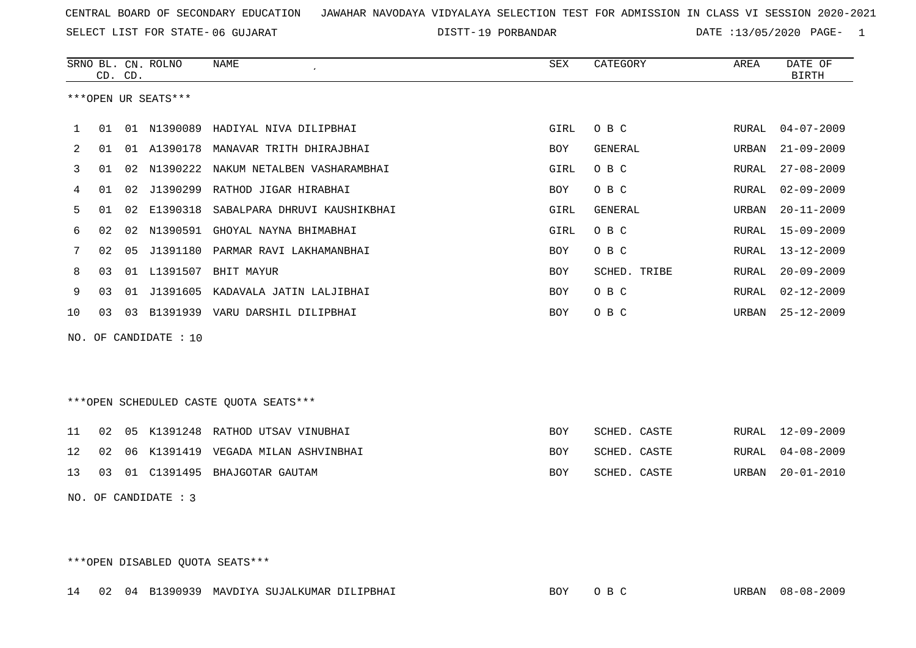CENTRAL BOARD OF SECONDARY EDUCATION JAWAHAR NAVODAYA VIDYALAYA SELECTION TEST FOR ADMISSION IN CLASS VI SESSION 2020-2021

SELECT LIST FOR STATE- 06 GUJARAT DISTT- 19 PORBANDAR DATE :13/05/2020 PAGE- 1

***OPEN UR SEATS***

| SRNO | BL. CD. | CN. CD. | ROLNO | NAME | SEX | CATEGORY | AREA | DATE OF BIRTH |
|---|---|---|---|---|---|---|---|---|
| 1 | 01 | 01 | N1390089 | HADIYAL NIVA DILIPBHAI | GIRL | O B C | RURAL | 04-07-2009 |
| 2 | 01 | 01 | A1390178 | MANAVAR TRITH DHIRAJBHAI | BOY | GENERAL | URBAN | 21-09-2009 |
| 3 | 01 | 02 | N1390222 | NAKUM NETALBEN VASHARAMBHAI | GIRL | O B C | RURAL | 27-08-2009 |
| 4 | 01 | 02 | J1390299 | RATHOD JIGAR HIRABHAI | BOY | O B C | RURAL | 02-09-2009 |
| 5 | 01 | 02 | E1390318 | SABALPARA DHRUVI KAUSHIKBHAI | GIRL | GENERAL | URBAN | 20-11-2009 |
| 6 | 02 | 02 | N1390591 | GHOYAL NAYNA BHIMABHAI | GIRL | O B C | RURAL | 15-09-2009 |
| 7 | 02 | 05 | J1391180 | PARMAR RAVI LAKHAMANBHAI | BOY | O B C | RURAL | 13-12-2009 |
| 8 | 03 | 01 | L1391507 | BHIT MAYUR | BOY | SCHED. TRIBE | RURAL | 20-09-2009 |
| 9 | 03 | 01 | J1391605 | KADAVALA JATIN LALJIBHAI | BOY | O B C | RURAL | 02-12-2009 |
| 10 | 03 | 03 | B1391939 | VARU DARSHIL DILIPBHAI | BOY | O B C | URBAN | 25-12-2009 |

NO. OF CANDIDATE : 10

***OPEN SCHEDULED CASTE QUOTA SEATS***

| SRNO | BL. CD. | CN. CD. | ROLNO | NAME | SEX | CATEGORY | AREA | DATE OF BIRTH |
|---|---|---|---|---|---|---|---|---|
| 11 | 02 | 05 | K1391248 | RATHOD UTSAV VINUBHAI | BOY | SCHED. CASTE | RURAL | 12-09-2009 |
| 12 | 02 | 06 | K1391419 | VEGADA MILAN ASHVINBHAI | BOY | SCHED. CASTE | RURAL | 04-08-2009 |
| 13 | 03 | 01 | C1391495 | BHAJGOTAR GAUTAM | BOY | SCHED. CASTE | URBAN | 20-01-2010 |

NO. OF CANDIDATE : 3

***OPEN DISABLED QUOTA SEATS***

| SRNO | BL. CD. | CN. CD. | ROLNO | NAME | SEX | CATEGORY | AREA | DATE OF BIRTH |
|---|---|---|---|---|---|---|---|---|
| 14 | 02 | 04 | B1390939 | MAVDIYA SUJALKUMAR DILIPBHAI | BOY | O B C | URBAN | 08-08-2009 |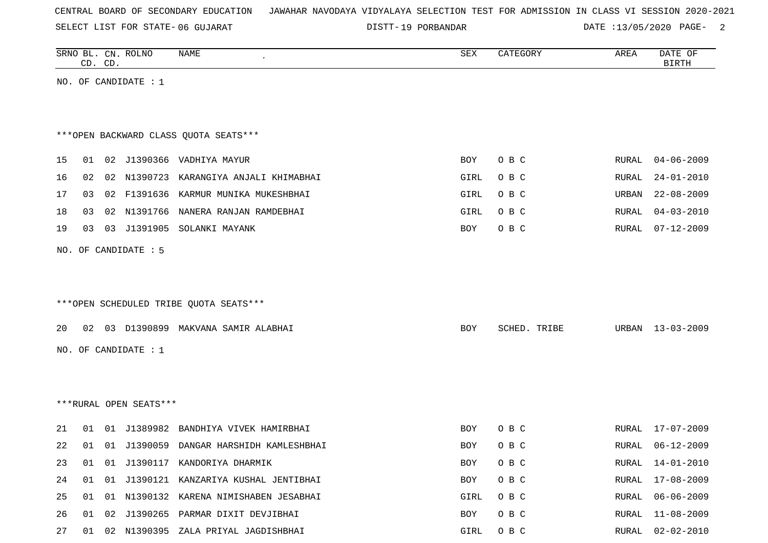CENTRAL BOARD OF SECONDARY EDUCATION   JAWAHAR NAVODAYA VIDYALAYA SELECTION TEST FOR ADMISSION IN CLASS VI SESSION 2020-2021

SELECT LIST FOR STATE- 06 GUJARAT   DISTT- 19 PORBANDAR   DATE :13/05/2020

| SRNO | BL. CD. | CN. CD. | ROLNO | NAME | SEX | CATEGORY | AREA | DATE OF BIRTH |
|---|---|---|---|---|---|---|---|---|

NO. OF CANDIDATE : 1

***OPEN BACKWARD CLASS QUOTA SEATS***

| SRNO | BL. CD. | CN. CD. | ROLNO | NAME | SEX | CATEGORY | AREA | DATE OF BIRTH |
|---|---|---|---|---|---|---|---|---|
| 15 | 01 | 02 | J1390366 | VADHIYA MAYUR | BOY | O B C | RURAL | 04-06-2009 |
| 16 | 02 | 02 | N1390723 | KARANGIYA ANJALI KHIMABHAI | GIRL | O B C | RURAL | 24-01-2010 |
| 17 | 03 | 02 | F1391636 | KARMUR MUNIKA MUKESHBHAI | GIRL | O B C | URBAN | 22-08-2009 |
| 18 | 03 | 02 | N1391766 | NANERA RANJAN RAMDEBHAI | GIRL | O B C | RURAL | 04-03-2010 |
| 19 | 03 | 03 | J1391905 | SOLANKI MAYANK | BOY | O B C | RURAL | 07-12-2009 |

NO. OF CANDIDATE : 5

***OPEN SCHEDULED TRIBE QUOTA SEATS***

| SRNO | BL. CD. | CN. CD. | ROLNO | NAME | SEX | CATEGORY | AREA | DATE OF BIRTH |
|---|---|---|---|---|---|---|---|---|
| 20 | 02 | 03 | D1390899 | MAKVANA SAMIR ALABHAI | BOY | SCHED. TRIBE | URBAN | 13-03-2009 |

NO. OF CANDIDATE : 1

***RURAL OPEN SEATS***

| SRNO | BL. CD. | CN. CD. | ROLNO | NAME | SEX | CATEGORY | AREA | DATE OF BIRTH |
|---|---|---|---|---|---|---|---|---|
| 21 | 01 | 01 | J1389982 | BANDHIYA VIVEK HAMIRBHAI | BOY | O B C | RURAL | 17-07-2009 |
| 22 | 01 | 01 | J1390059 | DANGAR HARSHIDH KAMLESHBHAI | BOY | O B C | RURAL | 06-12-2009 |
| 23 | 01 | 01 | J1390117 | KANDORIYA DHARMIK | BOY | O B C | RURAL | 14-01-2010 |
| 24 | 01 | 01 | J1390121 | KANZARIYA KUSHAL JENTIBHAI | BOY | O B C | RURAL | 17-08-2009 |
| 25 | 01 | 01 | N1390132 | KARENA NIMISHABEN JESABHAI | GIRL | O B C | RURAL | 06-06-2009 |
| 26 | 01 | 02 | J1390265 | PARMAR DIXIT DEVJIBHAI | BOY | O B C | RURAL | 11-08-2009 |
| 27 | 01 | 02 | N1390395 | ZALA PRIYAL JAGDISHBHAI | GIRL | O B C | RURAL | 02-02-2010 |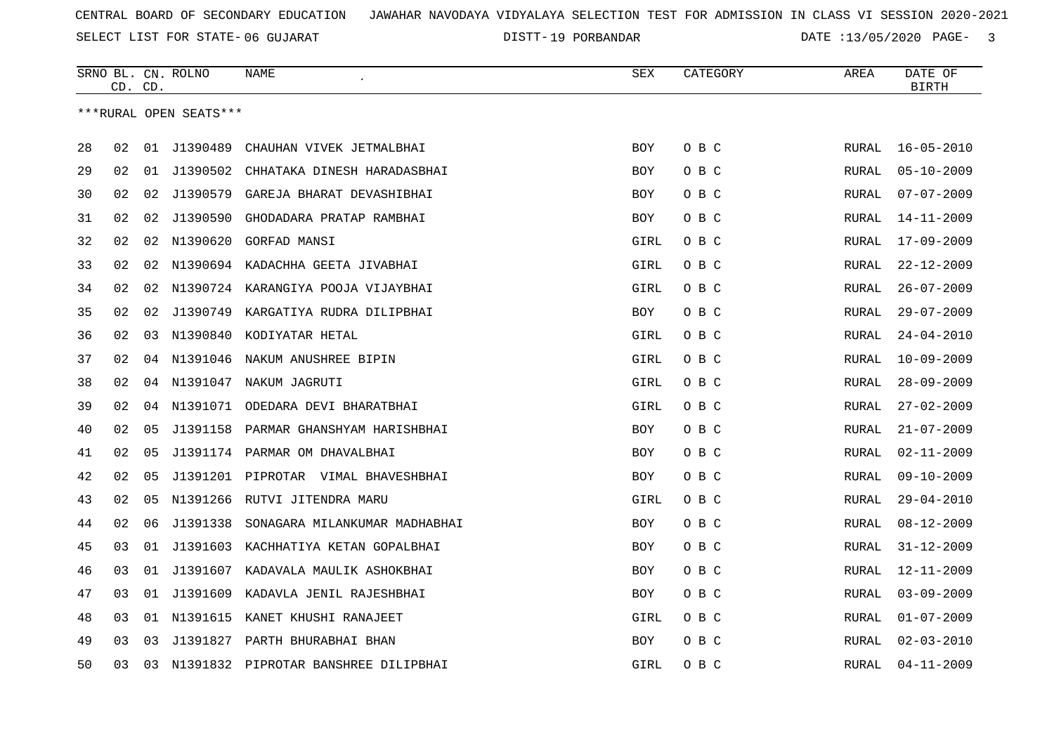CENTRAL BOARD OF SECONDARY EDUCATION JAWAHAR NAVODAYA VIDYALAYA SELECTION TEST FOR ADMISSION IN CLASS VI SESSION 2020-2021

SELECT LIST FOR STATE- 06 GUJARAT DISTT-19 PORBANDAR DATE :13/05/2020

***RURAL OPEN SEATS***

| SRNO | BL. CD. | CN. CD. | ROLNO | NAME | SEX | CATEGORY | AREA | DATE OF BIRTH |
|---|---|---|---|---|---|---|---|---|
| 28 | 02 | 01 | J1390489 | CHAUHAN VIVEK JETMALBHAI | BOY | O B C | RURAL | 16-05-2010 |
| 29 | 02 | 01 | J1390502 | CHHATAKA DINESH HARADASBHAI | BOY | O B C | RURAL | 05-10-2009 |
| 30 | 02 | 02 | J1390579 | GAREJA BHARAT DEVASHIBHAI | BOY | O B C | RURAL | 07-07-2009 |
| 31 | 02 | 02 | J1390590 | GHODADARA PRATAP RAMBHAI | BOY | O B C | RURAL | 14-11-2009 |
| 32 | 02 | 02 | N1390620 | GORFAD MANSI | GIRL | O B C | RURAL | 17-09-2009 |
| 33 | 02 | 02 | N1390694 | KADACHHA GEETA JIVABHAI | GIRL | O B C | RURAL | 22-12-2009 |
| 34 | 02 | 02 | N1390724 | KARANGIYA POOJA VIJAYBHAI | GIRL | O B C | RURAL | 26-07-2009 |
| 35 | 02 | 02 | J1390749 | KARGATIYA RUDRA DILIPBHAI | BOY | O B C | RURAL | 29-07-2009 |
| 36 | 02 | 03 | N1390840 | KODIYATAR HETAL | GIRL | O B C | RURAL | 24-04-2010 |
| 37 | 02 | 04 | N1391046 | NAKUM ANUSHREE BIPIN | GIRL | O B C | RURAL | 10-09-2009 |
| 38 | 02 | 04 | N1391047 | NAKUM JAGRUTI | GIRL | O B C | RURAL | 28-09-2009 |
| 39 | 02 | 04 | N1391071 | ODEDARA DEVI BHARATBHAI | GIRL | O B C | RURAL | 27-02-2009 |
| 40 | 02 | 05 | J1391158 | PARMAR GHANSHYAM HARISHBHAI | BOY | O B C | RURAL | 21-07-2009 |
| 41 | 02 | 05 | J1391174 | PARMAR OM DHAVALBHAI | BOY | O B C | RURAL | 02-11-2009 |
| 42 | 02 | 05 | J1391201 | PIPROTAR VIMAL BHAVESHBHAI | BOY | O B C | RURAL | 09-10-2009 |
| 43 | 02 | 05 | N1391266 | RUTVI JITENDRA MARU | GIRL | O B C | RURAL | 29-04-2010 |
| 44 | 02 | 06 | J1391338 | SONAGARA MILANKUMAR MADHABHAI | BOY | O B C | RURAL | 08-12-2009 |
| 45 | 03 | 01 | J1391603 | KACHHATIYA KETAN GOPALBHAI | BOY | O B C | RURAL | 31-12-2009 |
| 46 | 03 | 01 | J1391607 | KADAVALA MAULIK ASHOKBHAI | BOY | O B C | RURAL | 12-11-2009 |
| 47 | 03 | 01 | J1391609 | KADAVLA JENIL RAJESHBHAI | BOY | O B C | RURAL | 03-09-2009 |
| 48 | 03 | 01 | N1391615 | KANET KHUSHI RANAJEET | GIRL | O B C | RURAL | 01-07-2009 |
| 49 | 03 | 03 | J1391827 | PARTH BHURABHAI BHAN | BOY | O B C | RURAL | 02-03-2010 |
| 50 | 03 | 03 | N1391832 | PIPROTAR BANSHREE DILIPBHAI | GIRL | O B C | RURAL | 04-11-2009 |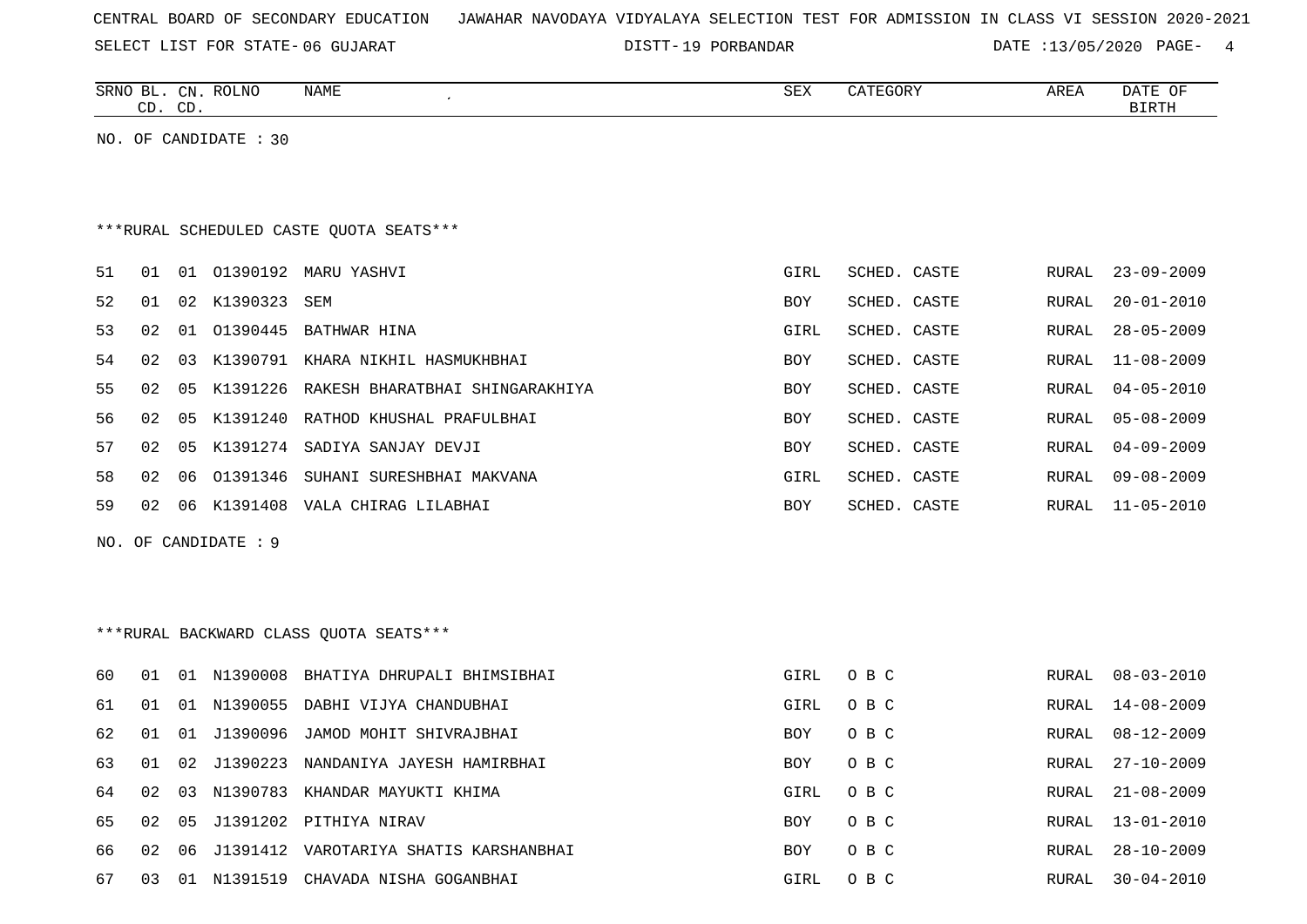CENTRAL BOARD OF SECONDARY EDUCATION JAWAHAR NAVODAYA VIDYALAYA SELECTION TEST FOR ADMISSION IN CLASS VI SESSION 2020-2021

SELECT LIST FOR STATE- 06 GUJARAT DISTT- 19 PORBANDAR DATE :13/05/2020

| SRNO | BL. CD. | CN. CD. | ROLNO | NAME | SEX | CATEGORY | AREA | DATE OF BIRTH |
|---|---|---|---|---|---|---|---|---|

NO. OF CANDIDATE : 30

***RURAL SCHEDULED CASTE QUOTA SEATS***

| SRNO | BL. CD. | CN. CD. | ROLNO | NAME | SEX | CATEGORY | AREA | DATE OF BIRTH |
|---|---|---|---|---|---|---|---|---|
| 51 | 01 | 01 | O1390192 | MARU YASHVI | GIRL | SCHED. CASTE | RURAL | 23-09-2009 |
| 52 | 01 | 02 | K1390323 | SEM | BOY | SCHED. CASTE | RURAL | 20-01-2010 |
| 53 | 02 | 01 | O1390445 | BATHWAR HINA | GIRL | SCHED. CASTE | RURAL | 28-05-2009 |
| 54 | 02 | 03 | K1390791 | KHARA NIKHIL HASMUKHBHAI | BOY | SCHED. CASTE | RURAL | 11-08-2009 |
| 55 | 02 | 05 | K1391226 | RAKESH BHARATBHAI SHINGARAKHIYA | BOY | SCHED. CASTE | RURAL | 04-05-2010 |
| 56 | 02 | 05 | K1391240 | RATHOD KHUSHAL PRAFULBHAI | BOY | SCHED. CASTE | RURAL | 05-08-2009 |
| 57 | 02 | 05 | K1391274 | SADIYA SANJAY DEVJI | BOY | SCHED. CASTE | RURAL | 04-09-2009 |
| 58 | 02 | 06 | O1391346 | SUHANI SURESHBHAI MAKVANA | GIRL | SCHED. CASTE | RURAL | 09-08-2009 |
| 59 | 02 | 06 | K1391408 | VALA CHIRAG LILABHAI | BOY | SCHED. CASTE | RURAL | 11-05-2010 |

NO. OF CANDIDATE : 9

***RURAL BACKWARD CLASS QUOTA SEATS***

| SRNO | BL. CD. | CN. CD. | ROLNO | NAME | SEX | CATEGORY | AREA | DATE OF BIRTH |
|---|---|---|---|---|---|---|---|---|
| 60 | 01 | 01 | N1390008 | BHATIYA DHRUPALI BHIMSIBHAI | GIRL | O B C | RURAL | 08-03-2010 |
| 61 | 01 | 01 | N1390055 | DABHI VIJYA CHANDUBHAI | GIRL | O B C | RURAL | 14-08-2009 |
| 62 | 01 | 01 | J1390096 | JAMOD MOHIT SHIVRAJBHAI | BOY | O B C | RURAL | 08-12-2009 |
| 63 | 01 | 02 | J1390223 | NANDANIYA JAYESH HAMIRBHAI | BOY | O B C | RURAL | 27-10-2009 |
| 64 | 02 | 03 | N1390783 | KHANDAR MAYUKTI KHIMA | GIRL | O B C | RURAL | 21-08-2009 |
| 65 | 02 | 05 | J1391202 | PITHIYA NIRAV | BOY | O B C | RURAL | 13-01-2010 |
| 66 | 02 | 06 | J1391412 | VAROTARIYA SHATIS KARSHANBHAI | BOY | O B C | RURAL | 28-10-2009 |
| 67 | 03 | 01 | N1391519 | CHAVADA NISHA GOGANBHAI | GIRL | O B C | RURAL | 30-04-2010 |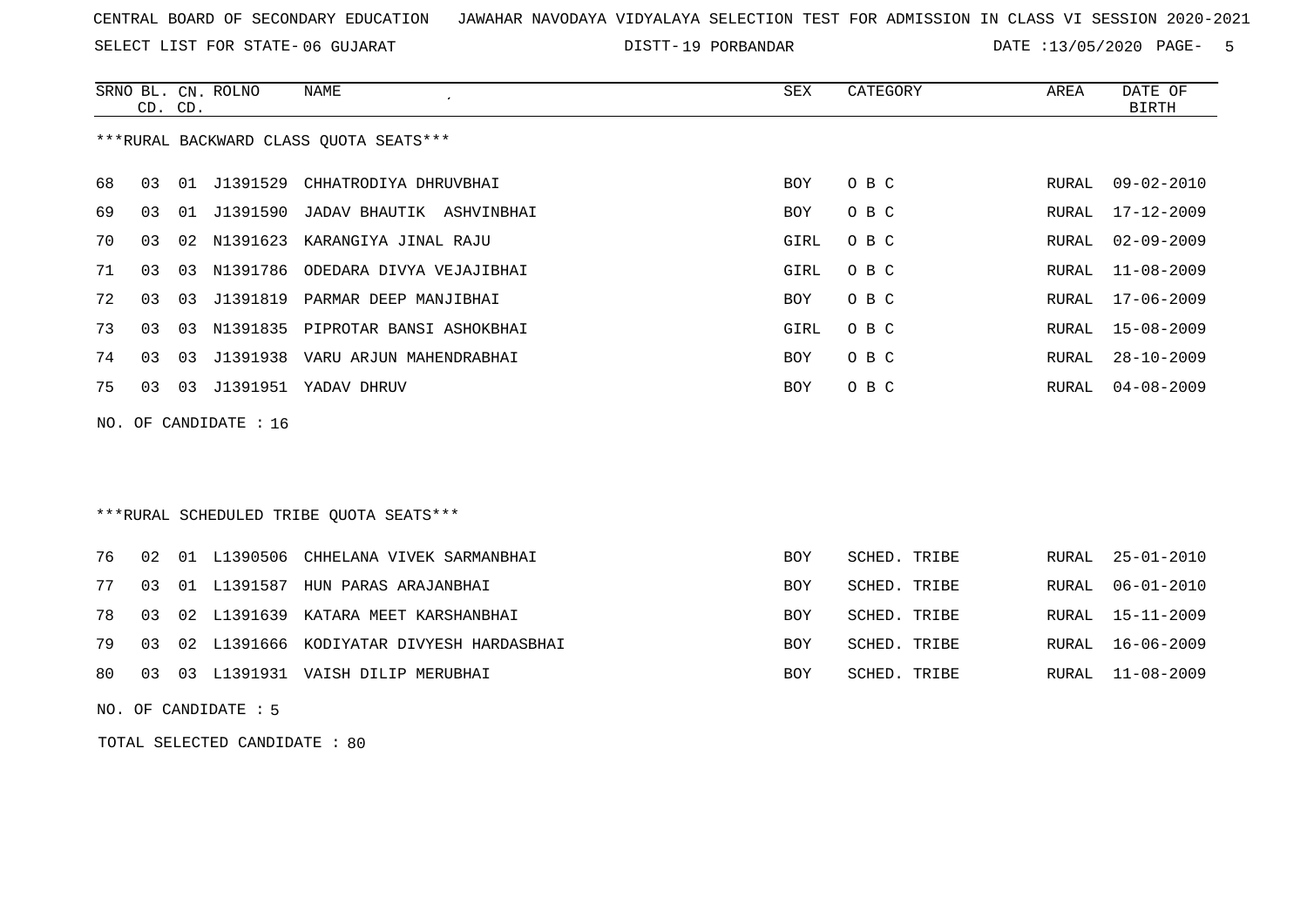CENTRAL BOARD OF SECONDARY EDUCATION JAWAHAR NAVODAYA VIDYALAYA SELECTION TEST FOR ADMISSION IN CLASS VI SESSION 2020-2021

SELECT LIST FOR STATE- 06 GUJARAT DISTT- 19 PORBANDAR DATE :13/05/2020

***RURAL BACKWARD CLASS QUOTA SEATS***

| SRNO | BL. CD. | CN. CD. | ROLNO | NAME | SEX | CATEGORY | AREA | DATE OF BIRTH |
|---|---|---|---|---|---|---|---|---|
| 68 | 03 | 01 | J1391529 | CHHATRODIYA DHRUVBHAI | BOY | O B C | RURAL | 09-02-2010 |
| 69 | 03 | 01 | J1391590 | JADAV BHAUTIK ASHVINBHAI | BOY | O B C | RURAL | 17-12-2009 |
| 70 | 03 | 02 | N1391623 | KARANGIYA JINAL RAJU | GIRL | O B C | RURAL | 02-09-2009 |
| 71 | 03 | 03 | N1391786 | ODEDARA DIVYA VEJAJIBHAI | GIRL | O B C | RURAL | 11-08-2009 |
| 72 | 03 | 03 | J1391819 | PARMAR DEEP MANJIBHAI | BOY | O B C | RURAL | 17-06-2009 |
| 73 | 03 | 03 | N1391835 | PIPROTAR BANSI ASHOKBHAI | GIRL | O B C | RURAL | 15-08-2009 |
| 74 | 03 | 03 | J1391938 | VARU ARJUN MAHENDRABHAI | BOY | O B C | RURAL | 28-10-2009 |
| 75 | 03 | 03 | J1391951 | YADAV DHRUV | BOY | O B C | RURAL | 04-08-2009 |

NO. OF CANDIDATE : 16

***RURAL SCHEDULED TRIBE QUOTA SEATS***

| SRNO | BL. CD. | CN. CD. | ROLNO | NAME | SEX | CATEGORY | AREA | DATE OF BIRTH |
|---|---|---|---|---|---|---|---|---|
| 76 | 02 | 01 | L1390506 | CHHELANA VIVEK SARMANBHAI | BOY | SCHED. TRIBE | RURAL | 25-01-2010 |
| 77 | 03 | 01 | L1391587 | HUN PARAS ARAJANBHAI | BOY | SCHED. TRIBE | RURAL | 06-01-2010 |
| 78 | 03 | 02 | L1391639 | KATARA MEET KARSHANBHAI | BOY | SCHED. TRIBE | RURAL | 15-11-2009 |
| 79 | 03 | 02 | L1391666 | KODIYATAR DIVYESH HARDASBHAI | BOY | SCHED. TRIBE | RURAL | 16-06-2009 |
| 80 | 03 | 03 | L1391931 | VAISH DILIP MERUBHAI | BOY | SCHED. TRIBE | RURAL | 11-08-2009 |

NO. OF CANDIDATE : 5

TOTAL SELECTED CANDIDATE : 80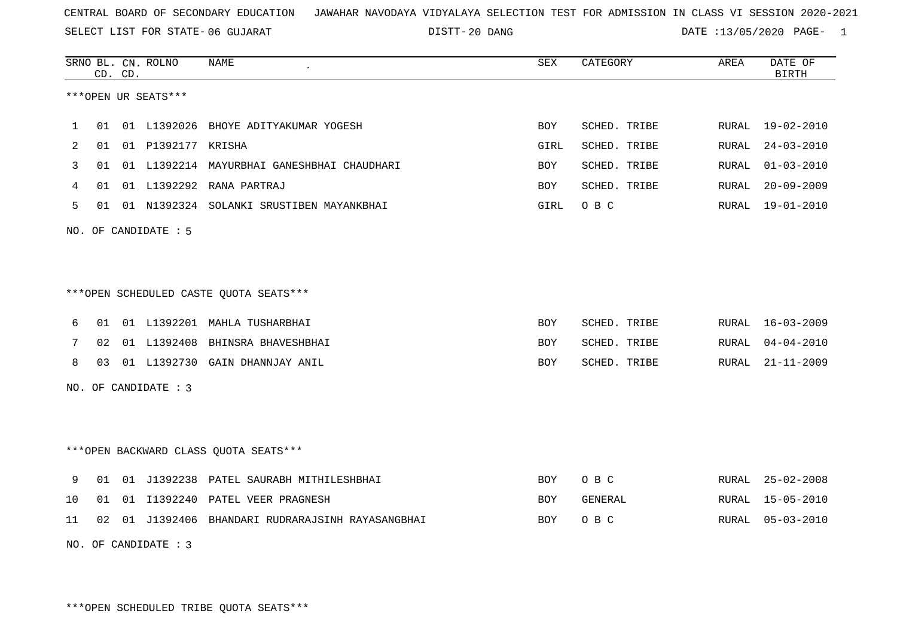CENTRAL BOARD OF SECONDARY EDUCATION   JAWAHAR NAVODAYA VIDYALAYA SELECTION TEST FOR ADMISSION IN CLASS VI SESSION 2020-2021

SELECT LIST FOR STATE- 06 GUJARAT   DISTT- 20 DANG   DATE :13/05/2020 PAGE- 1

***OPEN UR SEATS***

| SRNO | BL. CD. | CN. CD. | ROLNO | NAME | SEX | CATEGORY | AREA | DATE OF BIRTH |
|---|---|---|---|---|---|---|---|---|
| 1 | 01 | 01 | L1392026 | BHOYE ADITYAKUMAR YOGESH | BOY | SCHED. TRIBE | RURAL | 19-02-2010 |
| 2 | 01 | 01 | P1392177 | KRISHA | GIRL | SCHED. TRIBE | RURAL | 24-03-2010 |
| 3 | 01 | 01 | L1392214 | MAYURBHAI GANESHBHAI CHAUDHARI | BOY | SCHED. TRIBE | RURAL | 01-03-2010 |
| 4 | 01 | 01 | L1392292 | RANA PARTRAJ | BOY | SCHED. TRIBE | RURAL | 20-09-2009 |
| 5 | 01 | 01 | N1392324 | SOLANKI SRUSTIBEN MAYANKBHAI | GIRL | O B C | RURAL | 19-01-2010 |

NO. OF CANDIDATE : 5

***OPEN SCHEDULED CASTE QUOTA SEATS***

| SRNO | BL. CD. | CN. CD. | ROLNO | NAME | SEX | CATEGORY | AREA | DATE OF BIRTH |
|---|---|---|---|---|---|---|---|---|
| 6 | 01 | 01 | L1392201 | MAHLA TUSHARBHAI | BOY | SCHED. TRIBE | RURAL | 16-03-2009 |
| 7 | 02 | 01 | L1392408 | BHINSRA BHAVESHBHAI | BOY | SCHED. TRIBE | RURAL | 04-04-2010 |
| 8 | 03 | 01 | L1392730 | GAIN DHANNJAY ANIL | BOY | SCHED. TRIBE | RURAL | 21-11-2009 |

NO. OF CANDIDATE : 3

***OPEN BACKWARD CLASS QUOTA SEATS***

| SRNO | BL. CD. | CN. CD. | ROLNO | NAME | SEX | CATEGORY | AREA | DATE OF BIRTH |
|---|---|---|---|---|---|---|---|---|
| 9 | 01 | 01 | J1392238 | PATEL SAURABH MITHILESHBHAI | BOY | O B C | RURAL | 25-02-2008 |
| 10 | 01 | 01 | I1392240 | PATEL VEER PRAGNESH | BOY | GENERAL | RURAL | 15-05-2010 |
| 11 | 02 | 01 | J1392406 | BHANDARI RUDRARAJSINH RAYASANGBHAI | BOY | O B C | RURAL | 05-03-2010 |

NO. OF CANDIDATE : 3

***OPEN SCHEDULED TRIBE QUOTA SEATS***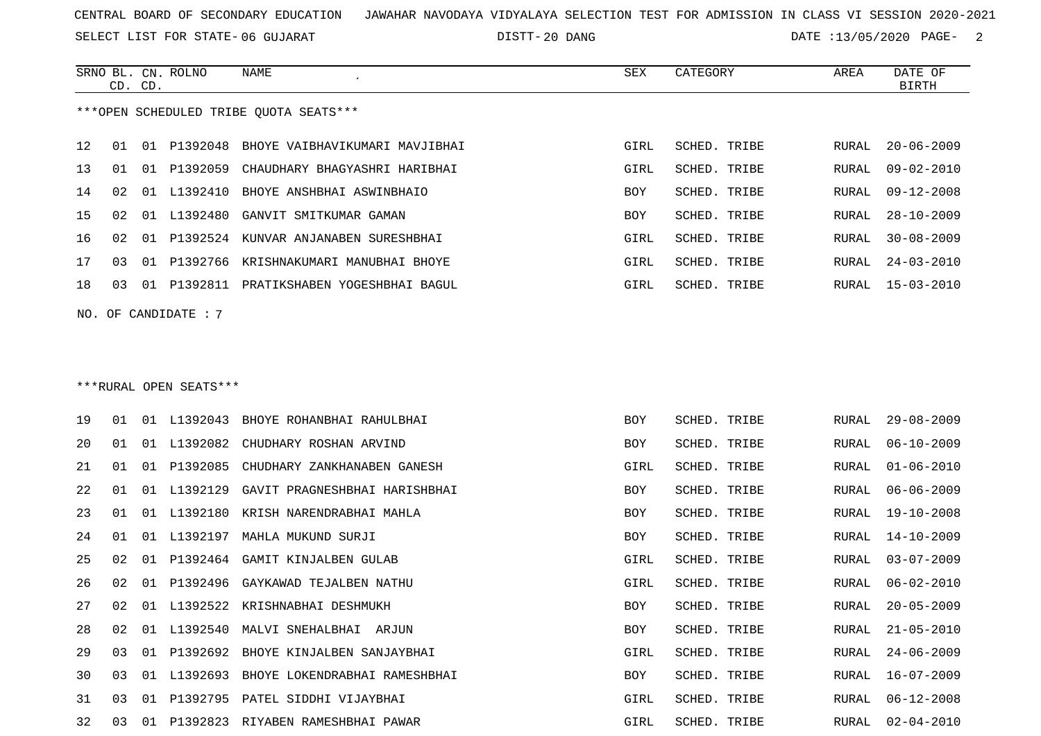CENTRAL BOARD OF SECONDARY EDUCATION JAWAHAR NAVODAYA VIDYALAYA SELECTION TEST FOR ADMISSION IN CLASS VI SESSION 2020-2021

SELECT LIST FOR STATE- 06 GUJARAT DISTT- 20 DANG DATE :13/05/2020

***OPEN SCHEDULED TRIBE QUOTA SEATS***

| SRNO | BL. CD. | CN. CD. | ROLNO | NAME | SEX | CATEGORY | AREA | DATE OF BIRTH |
|---|---|---|---|---|---|---|---|---|
| 12 | 01 | 01 | P1392048 | BHOYE VAIBHAVIKUMARI MAVJIBHAI | GIRL | SCHED. TRIBE | RURAL | 20-06-2009 |
| 13 | 01 | 01 | P1392059 | CHAUDHARY BHAGYASHRI HARIBHAI | GIRL | SCHED. TRIBE | RURAL | 09-02-2010 |
| 14 | 02 | 01 | L1392410 | BHOYE ANSHBHAI ASWINBHAIO | BOY | SCHED. TRIBE | RURAL | 09-12-2008 |
| 15 | 02 | 01 | L1392480 | GANVIT SMITKUMAR GAMAN | BOY | SCHED. TRIBE | RURAL | 28-10-2009 |
| 16 | 02 | 01 | P1392524 | KUNVAR ANJANABEN SURESHBHAI | GIRL | SCHED. TRIBE | RURAL | 30-08-2009 |
| 17 | 03 | 01 | P1392766 | KRISHNAKUMARI MANUBHAI BHOYE | GIRL | SCHED. TRIBE | RURAL | 24-03-2010 |
| 18 | 03 | 01 | P1392811 | PRATIKSHABEN YOGESHBHAI BAGUL | GIRL | SCHED. TRIBE | RURAL | 15-03-2010 |

NO. OF CANDIDATE : 7

***RURAL OPEN SEATS***

| SRNO | BL. CD. | CN. CD. | ROLNO | NAME | SEX | CATEGORY | AREA | DATE OF BIRTH |
|---|---|---|---|---|---|---|---|---|
| 19 | 01 | 01 | L1392043 | BHOYE ROHANBHAI RAHULBHAI | BOY | SCHED. TRIBE | RURAL | 29-08-2009 |
| 20 | 01 | 01 | L1392082 | CHUDHARY ROSHAN ARVIND | BOY | SCHED. TRIBE | RURAL | 06-10-2009 |
| 21 | 01 | 01 | P1392085 | CHUDHARY ZANKHANABEN GANESH | GIRL | SCHED. TRIBE | RURAL | 01-06-2010 |
| 22 | 01 | 01 | L1392129 | GAVIT PRAGNESHBHAI HARISHBHAI | BOY | SCHED. TRIBE | RURAL | 06-06-2009 |
| 23 | 01 | 01 | L1392180 | KRISH NARENDRABHAI MAHLA | BOY | SCHED. TRIBE | RURAL | 19-10-2008 |
| 24 | 01 | 01 | L1392197 | MAHLA MUKUND SURJI | BOY | SCHED. TRIBE | RURAL | 14-10-2009 |
| 25 | 02 | 01 | P1392464 | GAMIT KINJALBEN GULAB | GIRL | SCHED. TRIBE | RURAL | 03-07-2009 |
| 26 | 02 | 01 | P1392496 | GAYKAWAD TEJALBEN NATHU | GIRL | SCHED. TRIBE | RURAL | 06-02-2010 |
| 27 | 02 | 01 | L1392522 | KRISHNABHAI DESHMUKH | BOY | SCHED. TRIBE | RURAL | 20-05-2009 |
| 28 | 02 | 01 | L1392540 | MALVI SNEHALBHAI ARJUN | BOY | SCHED. TRIBE | RURAL | 21-05-2010 |
| 29 | 03 | 01 | P1392692 | BHOYE KINJALBEN SANJAYBHAI | GIRL | SCHED. TRIBE | RURAL | 24-06-2009 |
| 30 | 03 | 01 | L1392693 | BHOYE LOKENDRABHAI RAMESHBHAI | BOY | SCHED. TRIBE | RURAL | 16-07-2009 |
| 31 | 03 | 01 | P1392795 | PATEL SIDDHI VIJAYBHAI | GIRL | SCHED. TRIBE | RURAL | 06-12-2008 |
| 32 | 03 | 01 | P1392823 | RIYABEN RAMESHBHAI PAWAR | GIRL | SCHED. TRIBE | RURAL | 02-04-2010 |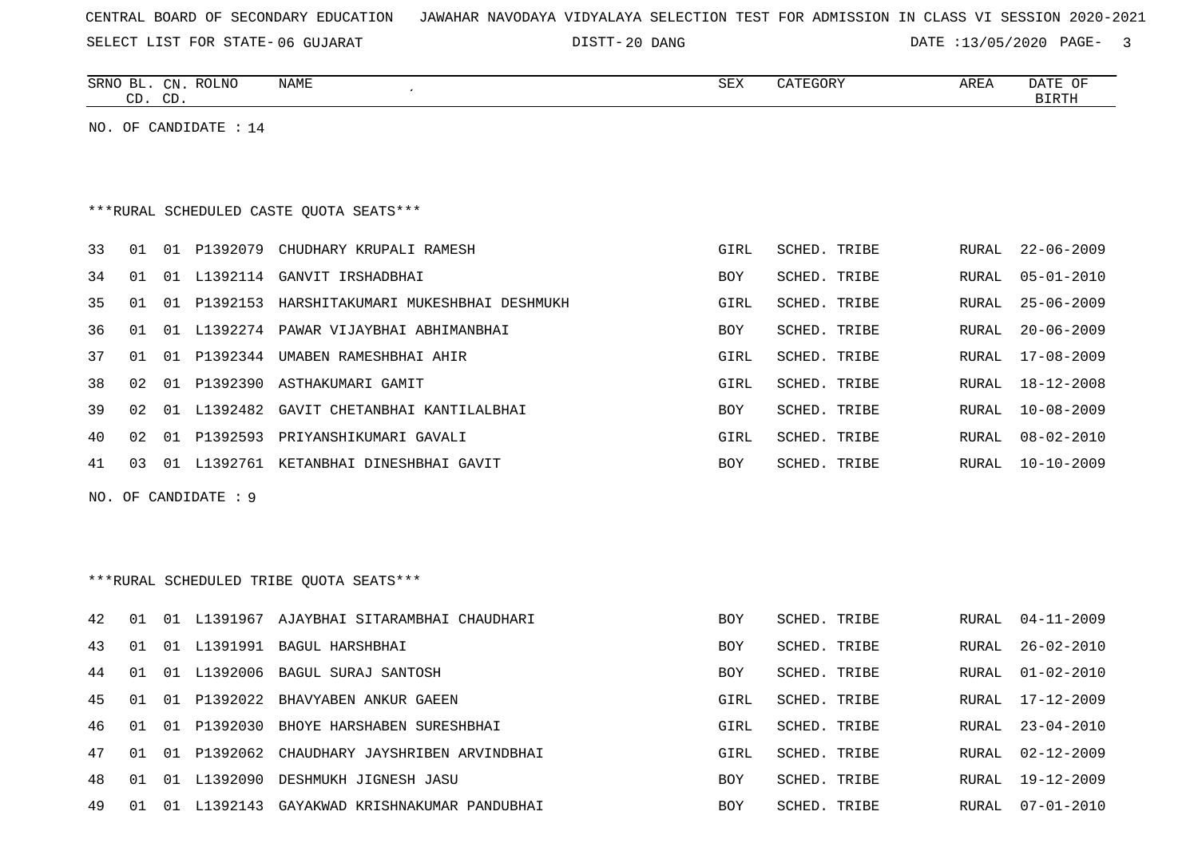| SRNO | BL. CD. | CN. CD. | ROLNO | NAME | SEX | CATEGORY | AREA | DATE OF BIRTH |
|---|---|---|---|---|---|---|---|---|

NO. OF CANDIDATE : 14

***RURAL SCHEDULED CASTE QUOTA SEATS***

| SRNO | BL. CD. | CN. CD. | ROLNO | NAME | SEX | CATEGORY | AREA | DATE OF BIRTH |
|---|---|---|---|---|---|---|---|---|
| 33 | 01 | 01 | P1392079 | CHUDHARY KRUPALI RAMESH | GIRL | SCHED. TRIBE | RURAL | 22-06-2009 |
| 34 | 01 | 01 | L1392114 | GANVIT IRSHADBHAI | BOY | SCHED. TRIBE | RURAL | 05-01-2010 |
| 35 | 01 | 01 | P1392153 | HARSHITAKUMARI MUKESHBHAI DESHMUKH | GIRL | SCHED. TRIBE | RURAL | 25-06-2009 |
| 36 | 01 | 01 | L1392274 | PAWAR VIJAYBHAI ABHIMANBHAI | BOY | SCHED. TRIBE | RURAL | 20-06-2009 |
| 37 | 01 | 01 | P1392344 | UMABEN RAMESHBHAI AHIR | GIRL | SCHED. TRIBE | RURAL | 17-08-2009 |
| 38 | 02 | 01 | P1392390 | ASTHAKUMARI GAMIT | GIRL | SCHED. TRIBE | RURAL | 18-12-2008 |
| 39 | 02 | 01 | L1392482 | GAVIT CHETANBHAI KANTILALBHAI | BOY | SCHED. TRIBE | RURAL | 10-08-2009 |
| 40 | 02 | 01 | P1392593 | PRIYANSHIKUMARI GAVALI | GIRL | SCHED. TRIBE | RURAL | 08-02-2010 |
| 41 | 03 | 01 | L1392761 | KETANBHAI DINESHBHAI GAVIT | BOY | SCHED. TRIBE | RURAL | 10-10-2009 |

NO. OF CANDIDATE : 9

***RURAL SCHEDULED TRIBE QUOTA SEATS***

| SRNO | BL. CD. | CN. CD. | ROLNO | NAME | SEX | CATEGORY | AREA | DATE OF BIRTH |
|---|---|---|---|---|---|---|---|---|
| 42 | 01 | 01 | L1391967 | AJAYBHAI SITARAMBHAI CHAUDHARI | BOY | SCHED. TRIBE | RURAL | 04-11-2009 |
| 43 | 01 | 01 | L1391991 | BAGUL HARSHBHAI | BOY | SCHED. TRIBE | RURAL | 26-02-2010 |
| 44 | 01 | 01 | L1392006 | BAGUL SURAJ SANTOSH | BOY | SCHED. TRIBE | RURAL | 01-02-2010 |
| 45 | 01 | 01 | P1392022 | BHAVYABEN ANKUR GAEEN | GIRL | SCHED. TRIBE | RURAL | 17-12-2009 |
| 46 | 01 | 01 | P1392030 | BHOYE HARSHABEN SURESHBHAI | GIRL | SCHED. TRIBE | RURAL | 23-04-2010 |
| 47 | 01 | 01 | P1392062 | CHAUDHARY JAYSHRIBEN ARVINDBHAI | GIRL | SCHED. TRIBE | RURAL | 02-12-2009 |
| 48 | 01 | 01 | L1392090 | DESHMUKH JIGNESH JASU | BOY | SCHED. TRIBE | RURAL | 19-12-2009 |
| 49 | 01 | 01 | L1392143 | GAYAKWAD KRISHNAKUMAR PANDUBHAI | BOY | SCHED. TRIBE | RURAL | 07-01-2010 |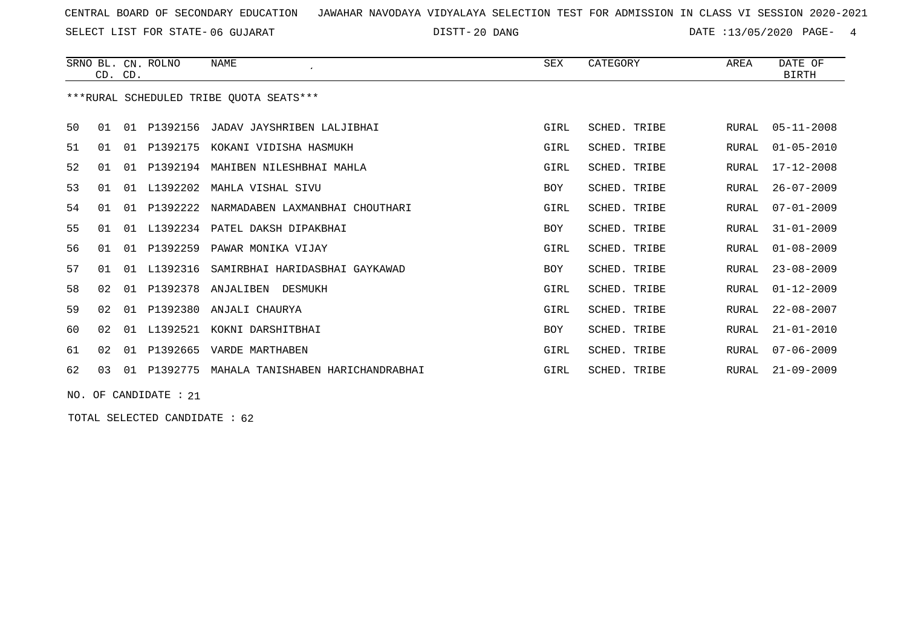CENTRAL BOARD OF SECONDARY EDUCATION JAWAHAR NAVODAYA VIDYALAYA SELECTION TEST FOR ADMISSION IN CLASS VI SESSION 2020-2021

SELECT LIST FOR STATE- 06 GUJARAT DISTT- 20 DANG DATE :13/05/2020

***RURAL SCHEDULED TRIBE QUOTA SEATS***

| SRNO | BL. CD. | CN. CD. | ROLNO | NAME | SEX | CATEGORY | AREA | DATE OF BIRTH |
|---|---|---|---|---|---|---|---|---|
| 50 | 01 | 01 | P1392156 | JADAV JAYSHRIBEN LALJIBHAI | GIRL | SCHED. TRIBE | RURAL | 05-11-2008 |
| 51 | 01 | 01 | P1392175 | KOKANI VIDISHA HASMUKH | GIRL | SCHED. TRIBE | RURAL | 01-05-2010 |
| 52 | 01 | 01 | P1392194 | MAHIBEN NILESHBHAI MAHLA | GIRL | SCHED. TRIBE | RURAL | 17-12-2008 |
| 53 | 01 | 01 | L1392202 | MAHLA VISHAL SIVU | BOY | SCHED. TRIBE | RURAL | 26-07-2009 |
| 54 | 01 | 01 | P1392222 | NARMADABEN LAXMANBHAI CHOUTHARI | GIRL | SCHED. TRIBE | RURAL | 07-01-2009 |
| 55 | 01 | 01 | L1392234 | PATEL DAKSH DIPAKBHAI | BOY | SCHED. TRIBE | RURAL | 31-01-2009 |
| 56 | 01 | 01 | P1392259 | PAWAR MONIKA VIJAY | GIRL | SCHED. TRIBE | RURAL | 01-08-2009 |
| 57 | 01 | 01 | L1392316 | SAMIRBHAI HARIDASBHAI GAYKAWAD | BOY | SCHED. TRIBE | RURAL | 23-08-2009 |
| 58 | 02 | 01 | P1392378 | ANJALIBEN DESMUKH | GIRL | SCHED. TRIBE | RURAL | 01-12-2009 |
| 59 | 02 | 01 | P1392380 | ANJALI CHAURYA | GIRL | SCHED. TRIBE | RURAL | 22-08-2007 |
| 60 | 02 | 01 | L1392521 | KOKNI DARSHITBHAI | BOY | SCHED. TRIBE | RURAL | 21-01-2010 |
| 61 | 02 | 01 | P1392665 | VARDE MARTHABEN | GIRL | SCHED. TRIBE | RURAL | 07-06-2009 |
| 62 | 03 | 01 | P1392775 | MAHALA TANISHABEN HARICHANDRABHAI | GIRL | SCHED. TRIBE | RURAL | 21-09-2009 |

NO. OF CANDIDATE : 21

TOTAL SELECTED CANDIDATE : 62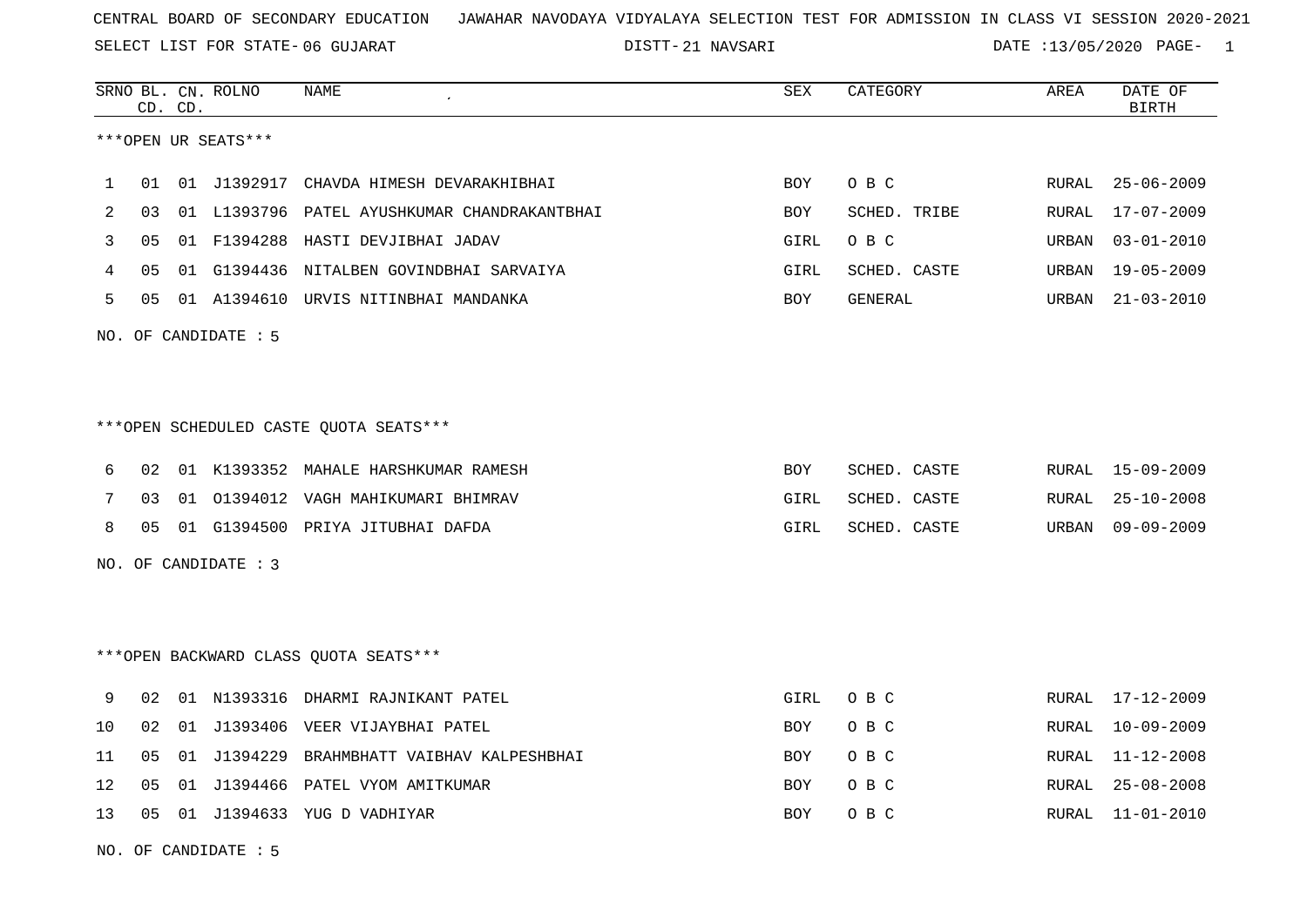CENTRAL BOARD OF SECONDARY EDUCATION JAWAHAR NAVODAYA VIDYALAYA SELECTION TEST FOR ADMISSION IN CLASS VI SESSION 2020-2021

SELECT LIST FOR STATE- 06 GUJARAT DISTT- 21 NAVSARI DATE :13/05/2020

***OPEN UR SEATS***

| SRNO | BL. CD. | CN. CD. | ROLNO | NAME | SEX | CATEGORY | AREA | DATE OF BIRTH |
|---|---|---|---|---|---|---|---|---|
| 1 | 01 | 01 | J1392917 | CHAVDA HIMESH DEVARAKHIBHAI | BOY | O B C | RURAL | 25-06-2009 |
| 2 | 03 | 01 | L1393796 | PATEL AYUSHKUMAR CHANDRAKANTBHAI | BOY | SCHED. TRIBE | RURAL | 17-07-2009 |
| 3 | 05 | 01 | F1394288 | HASTI DEVJIBHAI JADAV | GIRL | O B C | URBAN | 03-01-2010 |
| 4 | 05 | 01 | G1394436 | NITALBEN GOVINDBHAI SARVAIYA | GIRL | SCHED. CASTE | URBAN | 19-05-2009 |
| 5 | 05 | 01 | A1394610 | URVIS NITINBHAI MANDANKA | BOY | GENERAL | URBAN | 21-03-2010 |

NO. OF CANDIDATE : 5

***OPEN SCHEDULED CASTE QUOTA SEATS***

| SRNO | BL. CD. | CN. CD. | ROLNO | NAME | SEX | CATEGORY | AREA | DATE OF BIRTH |
|---|---|---|---|---|---|---|---|---|
| 6 | 02 | 01 | K1393352 | MAHALE HARSHKUMAR RAMESH | BOY | SCHED. CASTE | RURAL | 15-09-2009 |
| 7 | 03 | 01 | O1394012 | VAGH MAHIKUMARI BHIMRAV | GIRL | SCHED. CASTE | RURAL | 25-10-2008 |
| 8 | 05 | 01 | G1394500 | PRIYA JITUBHAI DAFDA | GIRL | SCHED. CASTE | URBAN | 09-09-2009 |

NO. OF CANDIDATE : 3

***OPEN BACKWARD CLASS QUOTA SEATS***

| SRNO | BL. CD. | CN. CD. | ROLNO | NAME | SEX | CATEGORY | AREA | DATE OF BIRTH |
|---|---|---|---|---|---|---|---|---|
| 9 | 02 | 01 | N1393316 | DHARMI RAJNIKANT PATEL | GIRL | O B C | RURAL | 17-12-2009 |
| 10 | 02 | 01 | J1393406 | VEER VIJAYBHAI PATEL | BOY | O B C | RURAL | 10-09-2009 |
| 11 | 05 | 01 | J1394229 | BRAHMBHATT VAIBHAV KALPESHBHAI | BOY | O B C | RURAL | 11-12-2008 |
| 12 | 05 | 01 | J1394466 | PATEL VYOM AMITKUMAR | BOY | O B C | RURAL | 25-08-2008 |
| 13 | 05 | 01 | J1394633 | YUG D VADHIYAR | BOY | O B C | RURAL | 11-01-2010 |

NO. OF CANDIDATE : 5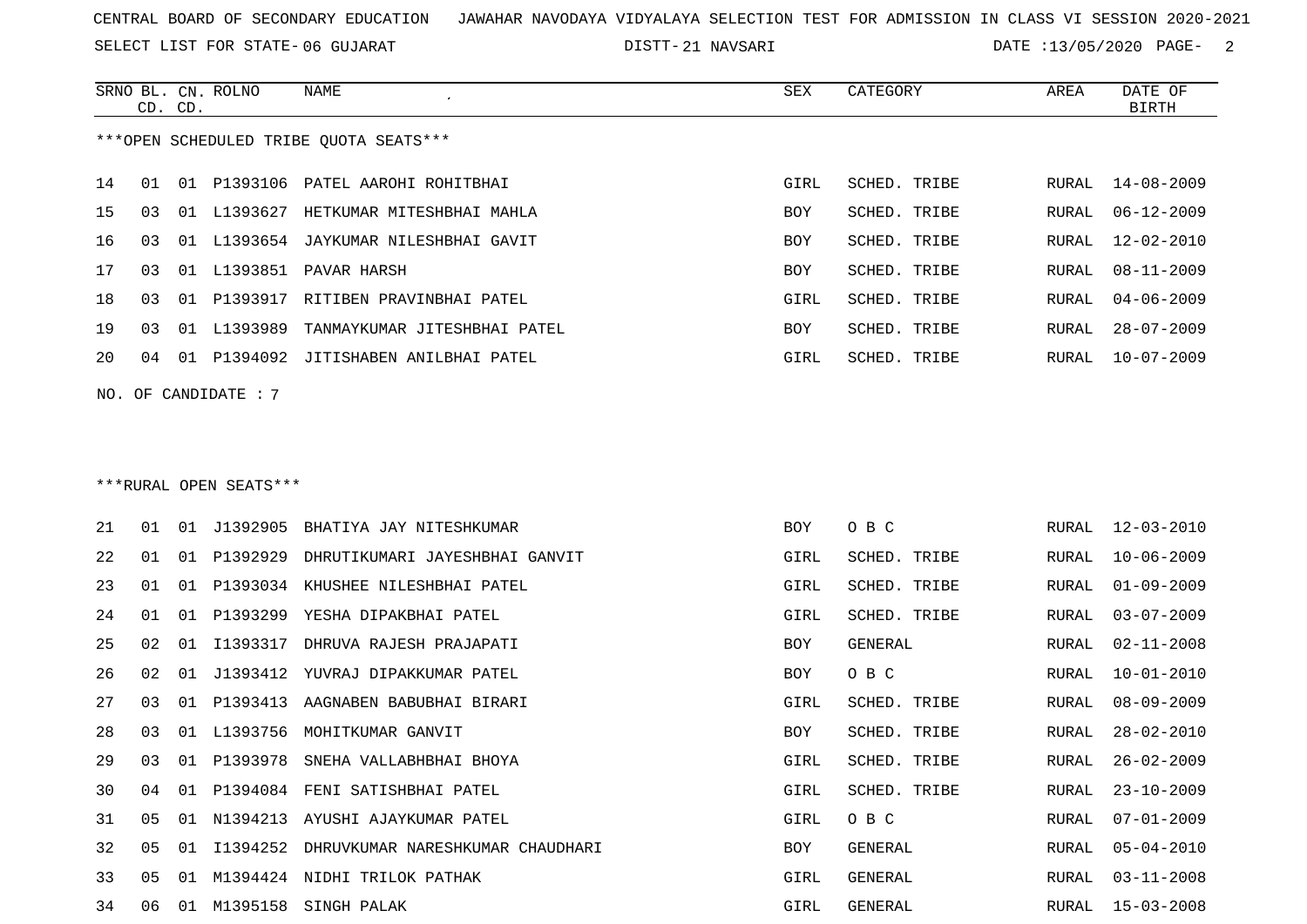CENTRAL BOARD OF SECONDARY EDUCATION JAWAHAR NAVODAYA VIDYALAYA SELECTION TEST FOR ADMISSION IN CLASS VI SESSION 2020-2021

SELECT LIST FOR STATE- 06 GUJARAT DISTT- 21 NAVSARI DATE :13/05/2020

***OPEN SCHEDULED TRIBE QUOTA SEATS***

| SRNO | BL. CD. | CN. CD. | ROLNO | NAME | SEX | CATEGORY | AREA | DATE OF BIRTH |
|---|---|---|---|---|---|---|---|---|
| 14 | 01 | 01 | P1393106 | PATEL AAROHI ROHITBHAI | GIRL | SCHED. TRIBE | RURAL | 14-08-2009 |
| 15 | 03 | 01 | L1393627 | HETKUMAR MITESHBHAI MAHLA | BOY | SCHED. TRIBE | RURAL | 06-12-2009 |
| 16 | 03 | 01 | L1393654 | JAYKUMAR NILESHBHAI GAVIT | BOY | SCHED. TRIBE | RURAL | 12-02-2010 |
| 17 | 03 | 01 | L1393851 | PAVAR HARSH | BOY | SCHED. TRIBE | RURAL | 08-11-2009 |
| 18 | 03 | 01 | P1393917 | RITIBEN PRAVINBHAI PATEL | GIRL | SCHED. TRIBE | RURAL | 04-06-2009 |
| 19 | 03 | 01 | L1393989 | TANMAYKUMAR JITESHBHAI PATEL | BOY | SCHED. TRIBE | RURAL | 28-07-2009 |
| 20 | 04 | 01 | P1394092 | JITISHABEN ANILBHAI PATEL | GIRL | SCHED. TRIBE | RURAL | 10-07-2009 |

NO. OF CANDIDATE : 7

***RURAL OPEN SEATS***

| SRNO | BL. CD. | CN. CD. | ROLNO | NAME | SEX | CATEGORY | AREA | DATE OF BIRTH |
|---|---|---|---|---|---|---|---|---|
| 21 | 01 | 01 | J1392905 | BHATIYA JAY NITESHKUMAR | BOY | O B C | RURAL | 12-03-2010 |
| 22 | 01 | 01 | P1392929 | DHRUTIKUMARI JAYESHBHAI GANVIT | GIRL | SCHED. TRIBE | RURAL | 10-06-2009 |
| 23 | 01 | 01 | P1393034 | KHUSHEE NILESHBHAI PATEL | GIRL | SCHED. TRIBE | RURAL | 01-09-2009 |
| 24 | 01 | 01 | P1393299 | YESHA DIPAKBHAI PATEL | GIRL | SCHED. TRIBE | RURAL | 03-07-2009 |
| 25 | 02 | 01 | I1393317 | DHRUVA RAJESH PRAJAPATI | BOY | GENERAL | RURAL | 02-11-2008 |
| 26 | 02 | 01 | J1393412 | YUVRAJ DIPAKKUMAR PATEL | BOY | O B C | RURAL | 10-01-2010 |
| 27 | 03 | 01 | P1393413 | AAGNABEN BABUBHAI BIRARI | GIRL | SCHED. TRIBE | RURAL | 08-09-2009 |
| 28 | 03 | 01 | L1393756 | MOHITKUMAR GANVIT | BOY | SCHED. TRIBE | RURAL | 28-02-2010 |
| 29 | 03 | 01 | P1393978 | SNEHA VALLABHBHAI BHOYA | GIRL | SCHED. TRIBE | RURAL | 26-02-2009 |
| 30 | 04 | 01 | P1394084 | FENI SATISHBHAI PATEL | GIRL | SCHED. TRIBE | RURAL | 23-10-2009 |
| 31 | 05 | 01 | N1394213 | AYUSHI AJAYKUMAR PATEL | GIRL | O B C | RURAL | 07-01-2009 |
| 32 | 05 | 01 | I1394252 | DHRUVKUMAR NARESHKUMAR CHAUDHARI | BOY | GENERAL | RURAL | 05-04-2010 |
| 33 | 05 | 01 | M1394424 | NIDHI TRILOK PATHAK | GIRL | GENERAL | RURAL | 03-11-2008 |
| 34 | 06 | 01 | M1395158 | SINGH PALAK | GIRL | GENERAL | RURAL | 15-03-2008 |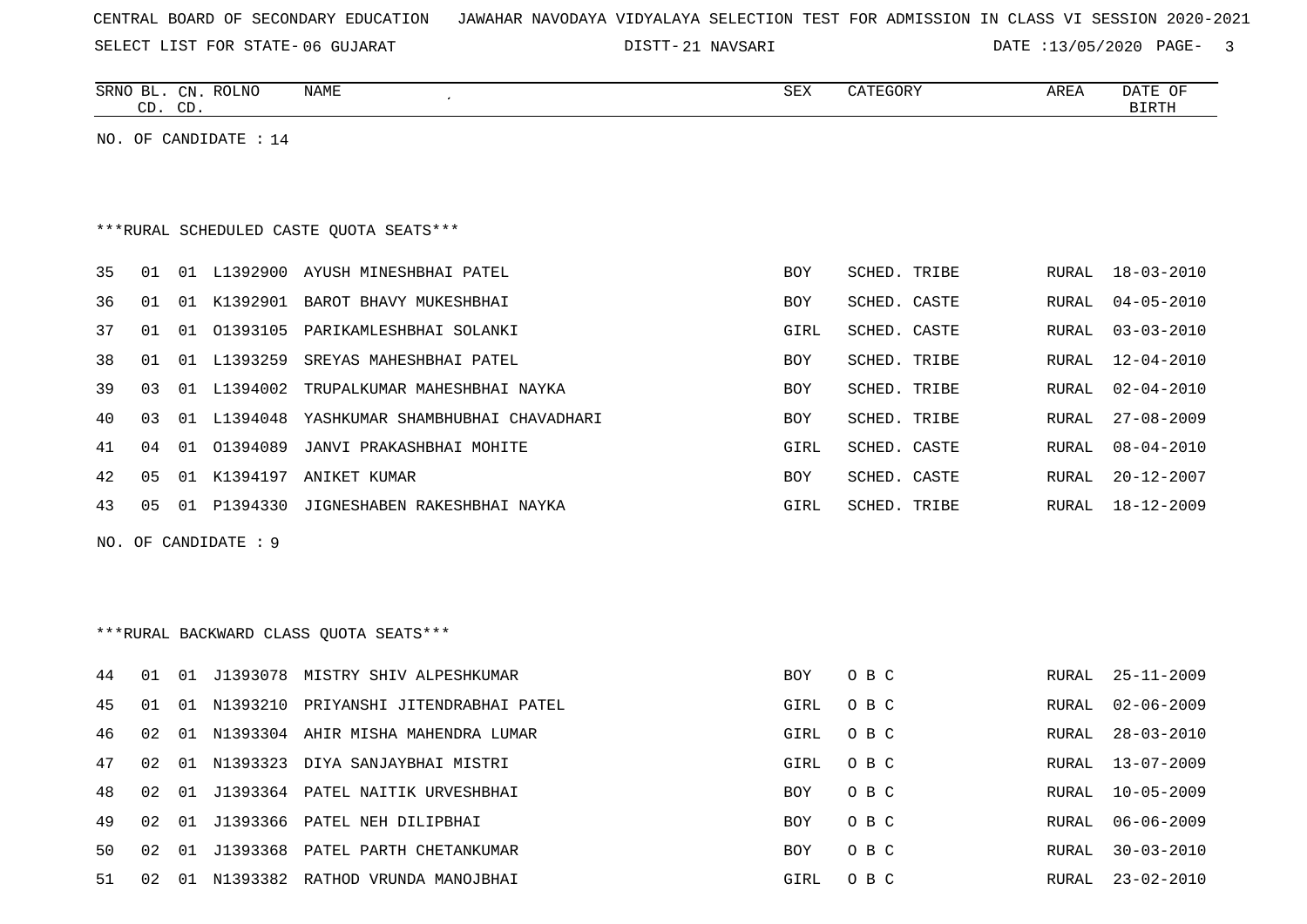CENTRAL BOARD OF SECONDARY EDUCATION JAWAHAR NAVODAYA VIDYALAYA SELECTION TEST FOR ADMISSION IN CLASS VI SESSION 2020-2021

SELECT LIST FOR STATE- 06 GUJARAT DISTT- 21 NAVSARI DATE :13/05/2020

| SRNO | BL. CD. | CN. CD. | ROLNO | NAME | SEX | CATEGORY | AREA | DATE OF BIRTH |
|---|---|---|---|---|---|---|---|---|

NO. OF CANDIDATE : 14

***RURAL SCHEDULED CASTE QUOTA SEATS***

| SRNO | BL. CD. | CN. CD. | ROLNO | NAME | SEX | CATEGORY | AREA | DATE OF BIRTH |
|---|---|---|---|---|---|---|---|---|
| 35 | 01 | 01 | L1392900 | AYUSH MINESHBHAI PATEL | BOY | SCHED. TRIBE | RURAL | 18-03-2010 |
| 36 | 01 | 01 | K1392901 | BAROT BHAVY MUKESHBHAI | BOY | SCHED. CASTE | RURAL | 04-05-2010 |
| 37 | 01 | 01 | O1393105 | PARIKAMLESHBHAI SOLANKI | GIRL | SCHED. CASTE | RURAL | 03-03-2010 |
| 38 | 01 | 01 | L1393259 | SREYAS MAHESHBHAI PATEL | BOY | SCHED. TRIBE | RURAL | 12-04-2010 |
| 39 | 03 | 01 | L1394002 | TRUPALKUMAR MAHESHBHAI NAYKA | BOY | SCHED. TRIBE | RURAL | 02-04-2010 |
| 40 | 03 | 01 | L1394048 | YASHKUMAR SHAMBHUBHAI CHAVADHARI | BOY | SCHED. TRIBE | RURAL | 27-08-2009 |
| 41 | 04 | 01 | O1394089 | JANVI PRAKASHBHAI MOHITE | GIRL | SCHED. CASTE | RURAL | 08-04-2010 |
| 42 | 05 | 01 | K1394197 | ANIKET KUMAR | BOY | SCHED. CASTE | RURAL | 20-12-2007 |
| 43 | 05 | 01 | P1394330 | JIGNESHABEN RAKESHBHAI NAYKA | GIRL | SCHED. TRIBE | RURAL | 18-12-2009 |

NO. OF CANDIDATE : 9

***RURAL BACKWARD CLASS QUOTA SEATS***

| SRNO | BL. CD. | CN. CD. | ROLNO | NAME | SEX | CATEGORY | AREA | DATE OF BIRTH |
|---|---|---|---|---|---|---|---|---|
| 44 | 01 | 01 | J1393078 | MISTRY SHIV ALPESHKUMAR | BOY | O B C | RURAL | 25-11-2009 |
| 45 | 01 | 01 | N1393210 | PRIYANSHI JITENDRABHAI PATEL | GIRL | O B C | RURAL | 02-06-2009 |
| 46 | 02 | 01 | N1393304 | AHIR MISHA MAHENDRA LUMAR | GIRL | O B C | RURAL | 28-03-2010 |
| 47 | 02 | 01 | N1393323 | DIYA SANJAYBHAI MISTRI | GIRL | O B C | RURAL | 13-07-2009 |
| 48 | 02 | 01 | J1393364 | PATEL NAITIK URVESHBHAI | BOY | O B C | RURAL | 10-05-2009 |
| 49 | 02 | 01 | J1393366 | PATEL NEH DILIPBHAI | BOY | O B C | RURAL | 06-06-2009 |
| 50 | 02 | 01 | J1393368 | PATEL PARTH CHETANKUMAR | BOY | O B C | RURAL | 30-03-2010 |
| 51 | 02 | 01 | N1393382 | RATHOD VRUNDA MANOJBHAI | GIRL | O B C | RURAL | 23-02-2010 |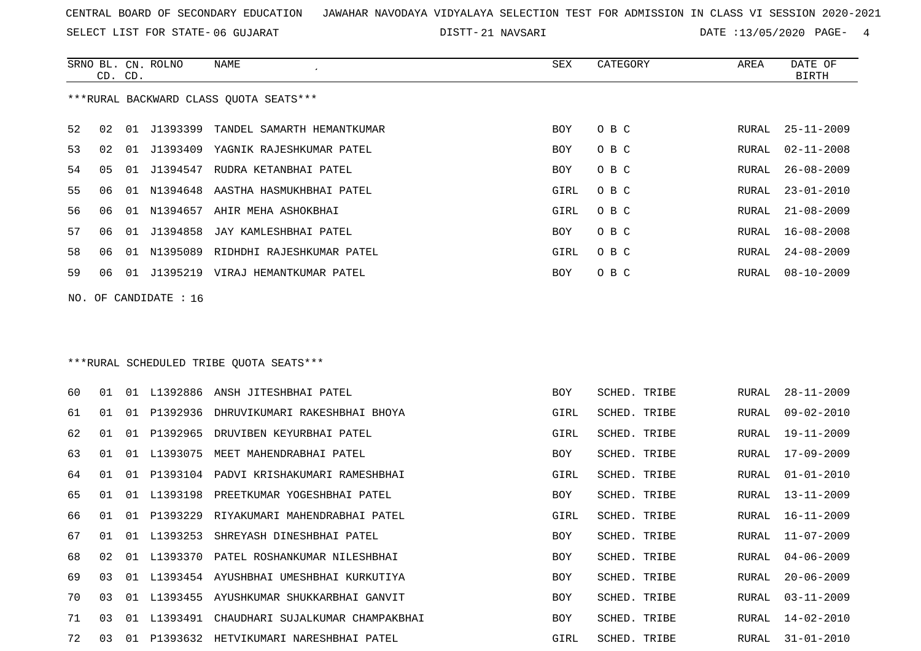CENTRAL BOARD OF SECONDARY EDUCATION   JAWAHAR NAVODAYA VIDYALAYA SELECTION TEST FOR ADMISSION IN CLASS VI SESSION 2020-2021

SELECT LIST FOR STATE- 06 GUJARAT   DISTT- 21 NAVSARI   DATE :13/05/2020 PAGE- 4

***RURAL BACKWARD CLASS QUOTA SEATS***

| SRNO | BL. CD. | CN. CD. | ROLNO | NAME | SEX | CATEGORY | AREA | DATE OF BIRTH |
|---|---|---|---|---|---|---|---|---|
| 52 | 02 | 01 | J1393399 | TANDEL SAMARTH HEMANTKUMAR | BOY | O B C | RURAL | 25-11-2009 |
| 53 | 02 | 01 | J1393409 | YAGNIK RAJESHKUMAR PATEL | BOY | O B C | RURAL | 02-11-2008 |
| 54 | 05 | 01 | J1394547 | RUDRA KETANBHAI PATEL | BOY | O B C | RURAL | 26-08-2009 |
| 55 | 06 | 01 | N1394648 | AASTHA HASMUKHBHAI PATEL | GIRL | O B C | RURAL | 23-01-2010 |
| 56 | 06 | 01 | N1394657 | AHIR MEHA ASHOKBHAI | GIRL | O B C | RURAL | 21-08-2009 |
| 57 | 06 | 01 | J1394858 | JAY KAMLESHBHAI PATEL | BOY | O B C | RURAL | 16-08-2008 |
| 58 | 06 | 01 | N1395089 | RIDHDHI RAJESHKUMAR PATEL | GIRL | O B C | RURAL | 24-08-2009 |
| 59 | 06 | 01 | J1395219 | VIRAJ HEMANTKUMAR PATEL | BOY | O B C | RURAL | 08-10-2009 |

NO. OF CANDIDATE : 16

***RURAL SCHEDULED TRIBE QUOTA SEATS***

| SRNO | BL. CD. | CN. CD. | ROLNO | NAME | SEX | CATEGORY | AREA | DATE OF BIRTH |
|---|---|---|---|---|---|---|---|---|
| 60 | 01 | 01 | L1392886 | ANSH JITESHBHAI PATEL | BOY | SCHED. TRIBE | RURAL | 28-11-2009 |
| 61 | 01 | 01 | P1392936 | DHRUVIKUMARI RAKESHBHAI BHOYA | GIRL | SCHED. TRIBE | RURAL | 09-02-2010 |
| 62 | 01 | 01 | P1392965 | DRUVIBEN KEYURBHAI PATEL | GIRL | SCHED. TRIBE | RURAL | 19-11-2009 |
| 63 | 01 | 01 | L1393075 | MEET MAHENDRABHAI PATEL | BOY | SCHED. TRIBE | RURAL | 17-09-2009 |
| 64 | 01 | 01 | P1393104 | PADVI KRISHAKUMARI RAMESHBHAI | GIRL | SCHED. TRIBE | RURAL | 01-01-2010 |
| 65 | 01 | 01 | L1393198 | PREETKUMAR YOGESHBHAI PATEL | BOY | SCHED. TRIBE | RURAL | 13-11-2009 |
| 66 | 01 | 01 | P1393229 | RIYAKUMARI MAHENDRABHAI PATEL | GIRL | SCHED. TRIBE | RURAL | 16-11-2009 |
| 67 | 01 | 01 | L1393253 | SHREYASH DINESHBHAI PATEL | BOY | SCHED. TRIBE | RURAL | 11-07-2009 |
| 68 | 02 | 01 | L1393370 | PATEL ROSHANKUMAR NILESHBHAI | BOY | SCHED. TRIBE | RURAL | 04-06-2009 |
| 69 | 03 | 01 | L1393454 | AYUSHBHAI UMESHBHAI KURKUTIYA | BOY | SCHED. TRIBE | RURAL | 20-06-2009 |
| 70 | 03 | 01 | L1393455 | AYUSHKUMAR SHUKKARBHAI GANVIT | BOY | SCHED. TRIBE | RURAL | 03-11-2009 |
| 71 | 03 | 01 | L1393491 | CHAUDHARI SUJALKUMAR CHAMPAKBHAI | BOY | SCHED. TRIBE | RURAL | 14-02-2010 |
| 72 | 03 | 01 | P1393632 | HETVIKUMARI NARESHBHAI PATEL | GIRL | SCHED. TRIBE | RURAL | 31-01-2010 |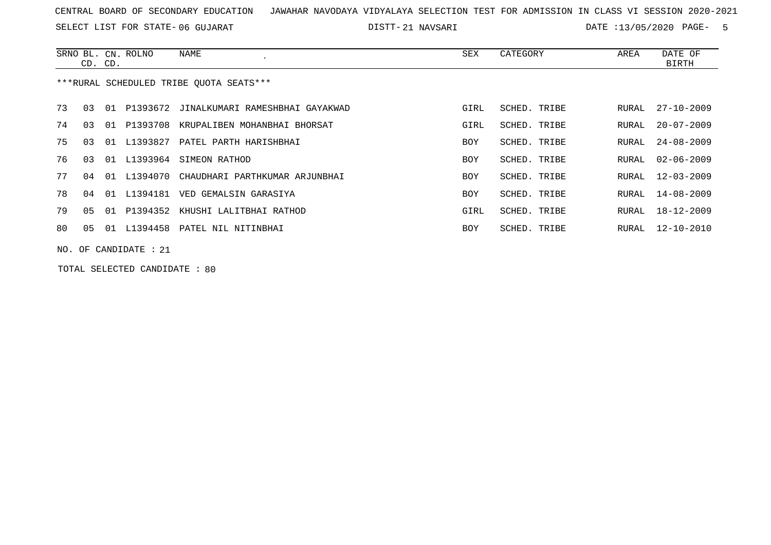CENTRAL BOARD OF SECONDARY EDUCATION JAWAHAR NAVODAYA VIDYALAYA SELECTION TEST FOR ADMISSION IN CLASS VI SESSION 2020-2021

SELECT LIST FOR STATE- 06 GUJARAT DISTT- 21 NAVSARI DATE :13/05/2020 PAGE- 5

***RURAL SCHEDULED TRIBE QUOTA SEATS***

| SRNO | BL. CD. | CN. CD. | ROLNO | NAME | SEX | CATEGORY | AREA | DATE OF BIRTH |
|---|---|---|---|---|---|---|---|---|
| 73 | 03 | 01 | P1393672 | JINALKUMARI RAMESHBHAI GAYAKWAD | GIRL | SCHED. TRIBE | RURAL | 27-10-2009 |
| 74 | 03 | 01 | P1393708 | KRUPALIBEN MOHANBHAI BHORSAT | GIRL | SCHED. TRIBE | RURAL | 20-07-2009 |
| 75 | 03 | 01 | L1393827 | PATEL PARTH HARISHBHAI | BOY | SCHED. TRIBE | RURAL | 24-08-2009 |
| 76 | 03 | 01 | L1393964 | SIMEON RATHOD | BOY | SCHED. TRIBE | RURAL | 02-06-2009 |
| 77 | 04 | 01 | L1394070 | CHAUDHARI PARTHKUMAR ARJUNBHAI | BOY | SCHED. TRIBE | RURAL | 12-03-2009 |
| 78 | 04 | 01 | L1394181 | VED GEMALSIN GARASIYA | BOY | SCHED. TRIBE | RURAL | 14-08-2009 |
| 79 | 05 | 01 | P1394352 | KHUSHI LALITBHAI RATHOD | GIRL | SCHED. TRIBE | RURAL | 18-12-2009 |
| 80 | 05 | 01 | L1394458 | PATEL NIL NITINBHAI | BOY | SCHED. TRIBE | RURAL | 12-10-2010 |

NO. OF CANDIDATE : 21

TOTAL SELECTED CANDIDATE : 80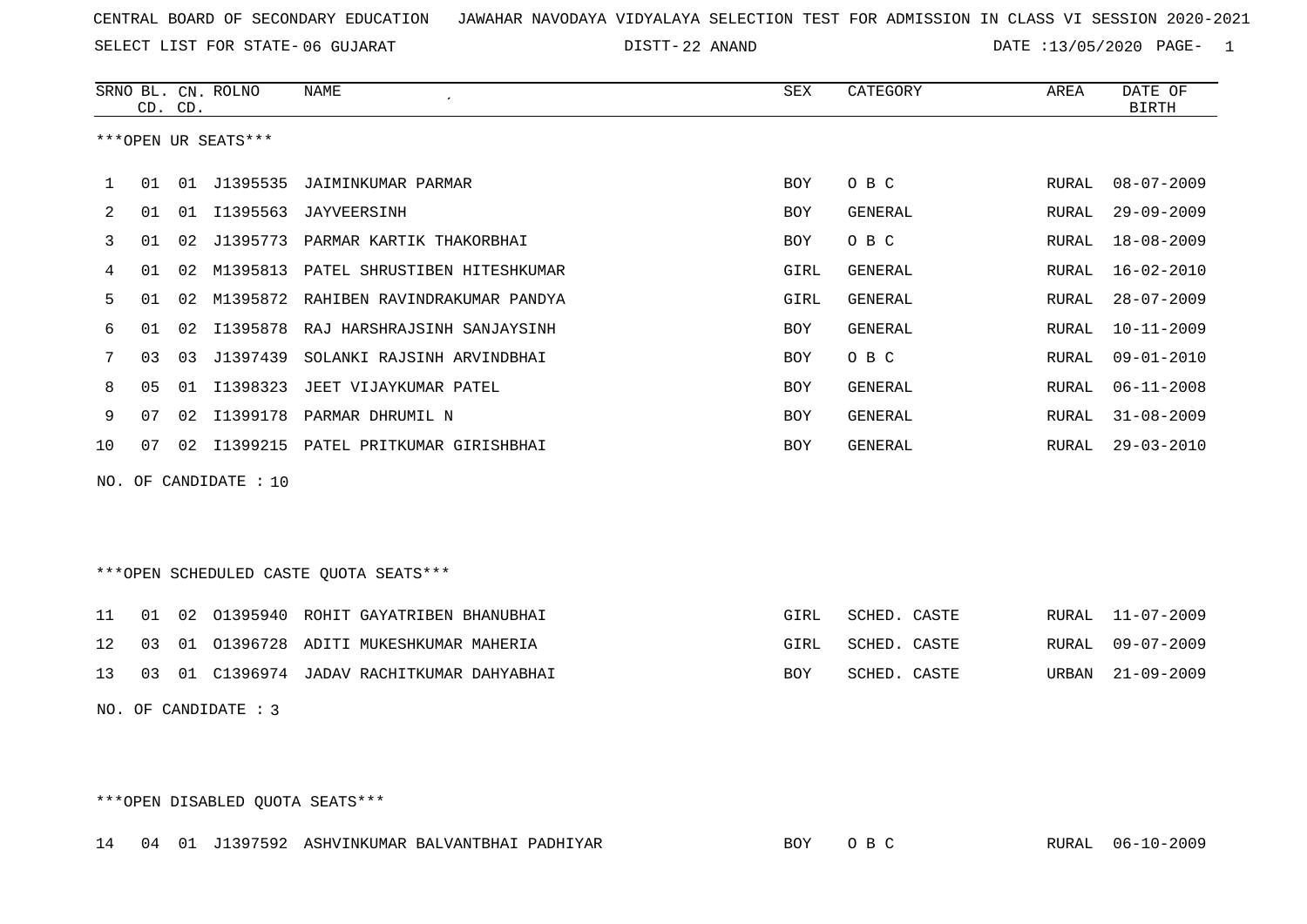CENTRAL BOARD OF SECONDARY EDUCATION JAWAHAR NAVODAYA VIDYALAYA SELECTION TEST FOR ADMISSION IN CLASS VI SESSION 2020-2021

SELECT LIST FOR STATE- 06 GUJARAT DISTT- 22 ANAND DATE :13/05/2020 PAGE- 1

| SRNO | BL. CD. | CN. CD. | ROLNO | NAME | SEX | CATEGORY | AREA | DATE OF BIRTH |
|---|---|---|---|---|---|---|---|---|

***OPEN UR SEATS***

| SRNO | BL. CD. | CN. CD. | ROLNO | NAME | SEX | CATEGORY | AREA | DATE OF BIRTH |
|---|---|---|---|---|---|---|---|---|
| 1 | 01 | 01 | J1395535 | JAIMINKUMAR PARMAR | BOY | O B C | RURAL | 08-07-2009 |
| 2 | 01 | 01 | I1395563 | JAYVEERSINH | BOY | GENERAL | RURAL | 29-09-2009 |
| 3 | 01 | 02 | J1395773 | PARMAR KARTIK THAKORBHAI | BOY | O B C | RURAL | 18-08-2009 |
| 4 | 01 | 02 | M1395813 | PATEL SHRUSTIBEN HITESHKUMAR | GIRL | GENERAL | RURAL | 16-02-2010 |
| 5 | 01 | 02 | M1395872 | RAHIBEN RAVINDRAKUMAR PANDYA | GIRL | GENERAL | RURAL | 28-07-2009 |
| 6 | 01 | 02 | I1395878 | RAJ HARSHRAJSINH SANJAYSINH | BOY | GENERAL | RURAL | 10-11-2009 |
| 7 | 03 | 03 | J1397439 | SOLANKI RAJSINH ARVINDBHAI | BOY | O B C | RURAL | 09-01-2010 |
| 8 | 05 | 01 | I1398323 | JEET VIJAYKUMAR PATEL | BOY | GENERAL | RURAL | 06-11-2008 |
| 9 | 07 | 02 | I1399178 | PARMAR DHRUMIL N | BOY | GENERAL | RURAL | 31-08-2009 |
| 10 | 07 | 02 | I1399215 | PATEL PRITKUMAR GIRISHBHAI | BOY | GENERAL | RURAL | 29-03-2010 |

NO. OF CANDIDATE : 10

***OPEN SCHEDULED CASTE QUOTA SEATS***

| SRNO | BL. CD. | CN. CD. | ROLNO | NAME | SEX | CATEGORY | AREA | DATE OF BIRTH |
|---|---|---|---|---|---|---|---|---|
| 11 | 01 | 02 | O1395940 | ROHIT GAYATRIBEN BHANUBHAI | GIRL | SCHED. CASTE | RURAL | 11-07-2009 |
| 12 | 03 | 01 | O1396728 | ADITI MUKESHKUMAR MAHERIA | GIRL | SCHED. CASTE | RURAL | 09-07-2009 |
| 13 | 03 | 01 | C1396974 | JADAV RACHITKUMAR DAHYABHAI | BOY | SCHED. CASTE | URBAN | 21-09-2009 |

NO. OF CANDIDATE : 3

***OPEN DISABLED QUOTA SEATS***

| SRNO | BL. CD. | CN. CD. | ROLNO | NAME | SEX | CATEGORY | AREA | DATE OF BIRTH |
|---|---|---|---|---|---|---|---|---|
| 14 | 04 | 01 | J1397592 | ASHVINKUMAR BALVANTBHAI PADHIYAR | BOY | O B C | RURAL | 06-10-2009 |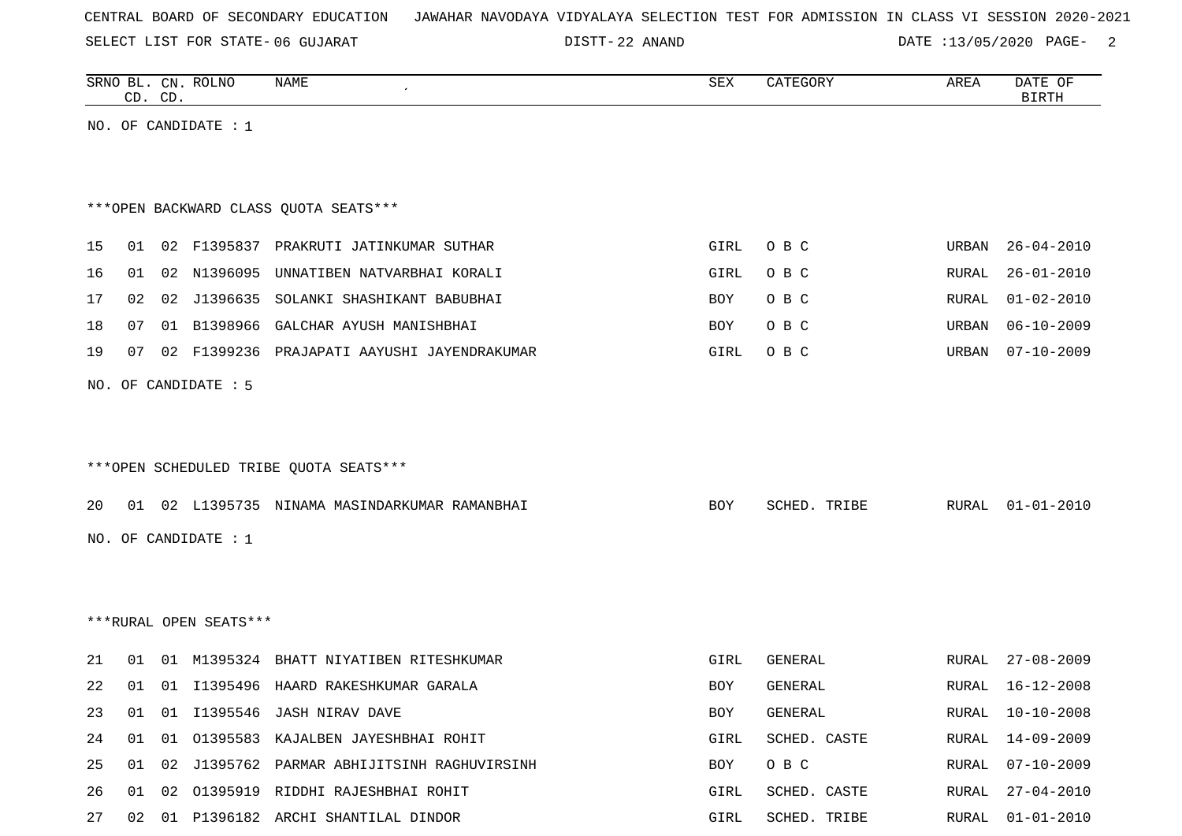CENTRAL BOARD OF SECONDARY EDUCATION JAWAHAR NAVODAYA VIDYALAYA SELECTION TEST FOR ADMISSION IN CLASS VI SESSION 2020-2021

SELECT LIST FOR STATE- 06 GUJARAT DISTT- 22 ANAND DATE :13/05/2020

| SRNO | BL. CD. | CN. CD. | ROLNO | NAME | SEX | CATEGORY | AREA | DATE OF BIRTH |
|---|---|---|---|---|---|---|---|---|

NO. OF CANDIDATE : 1

***OPEN BACKWARD CLASS QUOTA SEATS***

| SRNO | BL. CD. | CN. CD. | ROLNO | NAME | SEX | CATEGORY | AREA | DATE OF BIRTH |
|---|---|---|---|---|---|---|---|---|
| 15 | 01 | 02 | F1395837 | PRAKRUTI JATINKUMAR SUTHAR | GIRL | O B C | URBAN | 26-04-2010 |
| 16 | 01 | 02 | N1396095 | UNNATIBEN NATVARBHAI KORALI | GIRL | O B C | RURAL | 26-01-2010 |
| 17 | 02 | 02 | J1396635 | SOLANKI SHASHIKANT BABUBHAI | BOY | O B C | RURAL | 01-02-2010 |
| 18 | 07 | 01 | B1398966 | GALCHAR AYUSH MANISHBHAI | BOY | O B C | URBAN | 06-10-2009 |
| 19 | 07 | 02 | F1399236 | PRAJAPATI AAYUSHI JAYENDRAKUMAR | GIRL | O B C | URBAN | 07-10-2009 |

NO. OF CANDIDATE : 5

***OPEN SCHEDULED TRIBE QUOTA SEATS***

| SRNO | BL. CD. | CN. CD. | ROLNO | NAME | SEX | CATEGORY | AREA | DATE OF BIRTH |
|---|---|---|---|---|---|---|---|---|
| 20 | 01 | 02 | L1395735 | NINAMA MASINDARKUMAR RAMANBHAI | BOY | SCHED. TRIBE | RURAL | 01-01-2010 |

NO. OF CANDIDATE : 1

***RURAL OPEN SEATS***

| SRNO | BL. CD. | CN. CD. | ROLNO | NAME | SEX | CATEGORY | AREA | DATE OF BIRTH |
|---|---|---|---|---|---|---|---|---|
| 21 | 01 | 01 | M1395324 | BHATT NIYATIBEN RITESHKUMAR | GIRL | GENERAL | RURAL | 27-08-2009 |
| 22 | 01 | 01 | I1395496 | HAARD RAKESHKUMAR GARALA | BOY | GENERAL | RURAL | 16-12-2008 |
| 23 | 01 | 01 | I1395546 | JASH NIRAV DAVE | BOY | GENERAL | RURAL | 10-10-2008 |
| 24 | 01 | 01 | O1395583 | KAJALBEN JAYESHBHAI ROHIT | GIRL | SCHED. CASTE | RURAL | 14-09-2009 |
| 25 | 01 | 02 | J1395762 | PARMAR ABHIJITSINH RAGHUVIRSINH | BOY | O B C | RURAL | 07-10-2009 |
| 26 | 01 | 02 | O1395919 | RIDDHI RAJESHBHAI ROHIT | GIRL | SCHED. CASTE | RURAL | 27-04-2010 |
| 27 | 02 | 01 | P1396182 | ARCHI SHANTILAL DINDOR | GIRL | SCHED. TRIBE | RURAL | 01-01-2010 |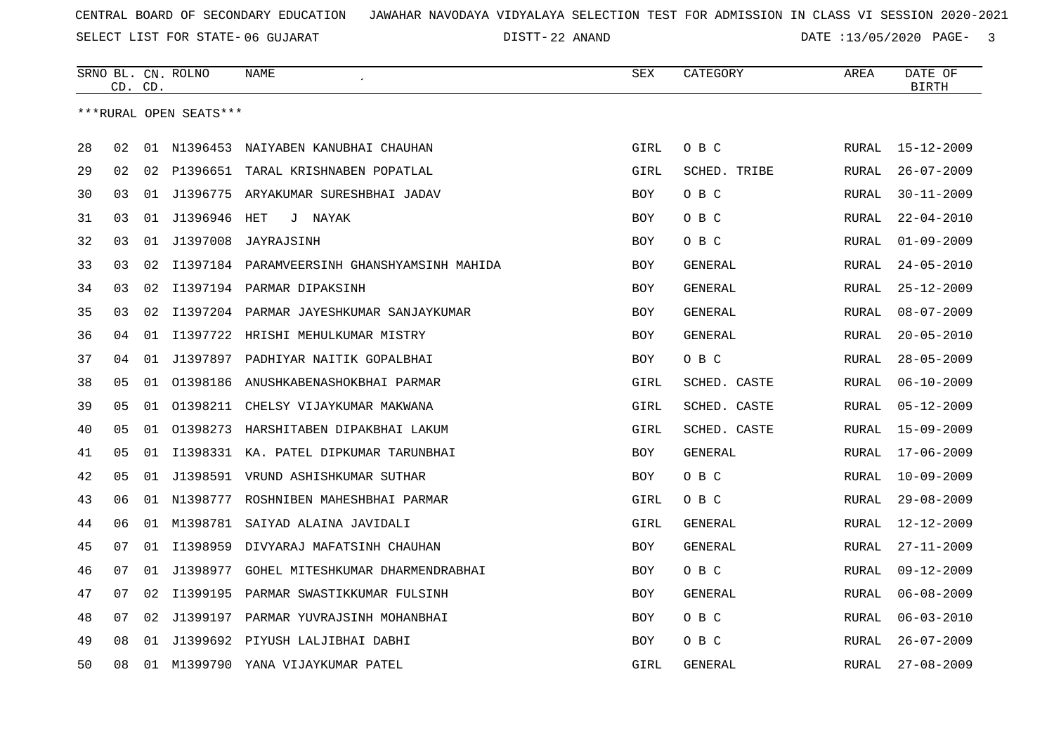CENTRAL BOARD OF SECONDARY EDUCATION JAWAHAR NAVODAYA VIDYALAYA SELECTION TEST FOR ADMISSION IN CLASS VI SESSION 2020-2021

SELECT LIST FOR STATE- 06 GUJARAT DISTT- 22 ANAND DATE :13/05/2020

***RURAL OPEN SEATS***

| SRNO | BL. CD. | CN. CD. | ROLNO | NAME | SEX | CATEGORY | AREA | DATE OF BIRTH |
|---|---|---|---|---|---|---|---|---|
| 28 | 02 | 01 | N1396453 | NAIYABEN KANUBHAI CHAUHAN | GIRL | O B C | RURAL | 15-12-2009 |
| 29 | 02 | 02 | P1396651 | TARAL KRISHNABEN POPATLAL | GIRL | SCHED. TRIBE | RURAL | 26-07-2009 |
| 30 | 03 | 01 | J1396775 | ARYAKUMAR SURESHBHAI JADAV | BOY | O B C | RURAL | 30-11-2009 |
| 31 | 03 | 01 | J1396946 | HET J NAYAK | BOY | O B C | RURAL | 22-04-2010 |
| 32 | 03 | 01 | J1397008 | JAYRAJSINH | BOY | O B C | RURAL | 01-09-2009 |
| 33 | 03 | 02 | I1397184 | PARAMVEERSINH GHANSHYAMSINH MAHIDA | BOY | GENERAL | RURAL | 24-05-2010 |
| 34 | 03 | 02 | I1397194 | PARMAR DIPAKSINH | BOY | GENERAL | RURAL | 25-12-2009 |
| 35 | 03 | 02 | I1397204 | PARMAR JAYESHKUMAR SANJAYKUMAR | BOY | GENERAL | RURAL | 08-07-2009 |
| 36 | 04 | 01 | I1397722 | HRISHI MEHULKUMAR MISTRY | BOY | GENERAL | RURAL | 20-05-2010 |
| 37 | 04 | 01 | J1397897 | PADHIYAR NAITIK GOPALBHAI | BOY | O B C | RURAL | 28-05-2009 |
| 38 | 05 | 01 | O1398186 | ANUSHKABENASHOKBHAI PARMAR | GIRL | SCHED. CASTE | RURAL | 06-10-2009 |
| 39 | 05 | 01 | O1398211 | CHELSY VIJAYKUMAR MAKWANA | GIRL | SCHED. CASTE | RURAL | 05-12-2009 |
| 40 | 05 | 01 | O1398273 | HARSHITABEN DIPAKBHAI LAKUM | GIRL | SCHED. CASTE | RURAL | 15-09-2009 |
| 41 | 05 | 01 | I1398331 | KA. PATEL DIPKUMAR TARUNBHAI | BOY | GENERAL | RURAL | 17-06-2009 |
| 42 | 05 | 01 | J1398591 | VRUND ASHISHKUMAR SUTHAR | BOY | O B C | RURAL | 10-09-2009 |
| 43 | 06 | 01 | N1398777 | ROSHNIBEN MAHESHBHAI PARMAR | GIRL | O B C | RURAL | 29-08-2009 |
| 44 | 06 | 01 | M1398781 | SAIYAD ALAINA JAVIDALI | GIRL | GENERAL | RURAL | 12-12-2009 |
| 45 | 07 | 01 | I1398959 | DIVYARAJ MAFATSINH CHAUHAN | BOY | GENERAL | RURAL | 27-11-2009 |
| 46 | 07 | 01 | J1398977 | GOHEL MITESHKUMAR DHARMENDRABHAI | BOY | O B C | RURAL | 09-12-2009 |
| 47 | 07 | 02 | I1399195 | PARMAR SWASTIKKUMAR FULSINH | BOY | GENERAL | RURAL | 06-08-2009 |
| 48 | 07 | 02 | J1399197 | PARMAR YUVRAJSINH MOHANBHAI | BOY | O B C | RURAL | 06-03-2010 |
| 49 | 08 | 01 | J1399692 | PIYUSH LALJIBHAI DABHI | BOY | O B C | RURAL | 26-07-2009 |
| 50 | 08 | 01 | M1399790 | YANA VIJAYKUMAR PATEL | GIRL | GENERAL | RURAL | 27-08-2009 |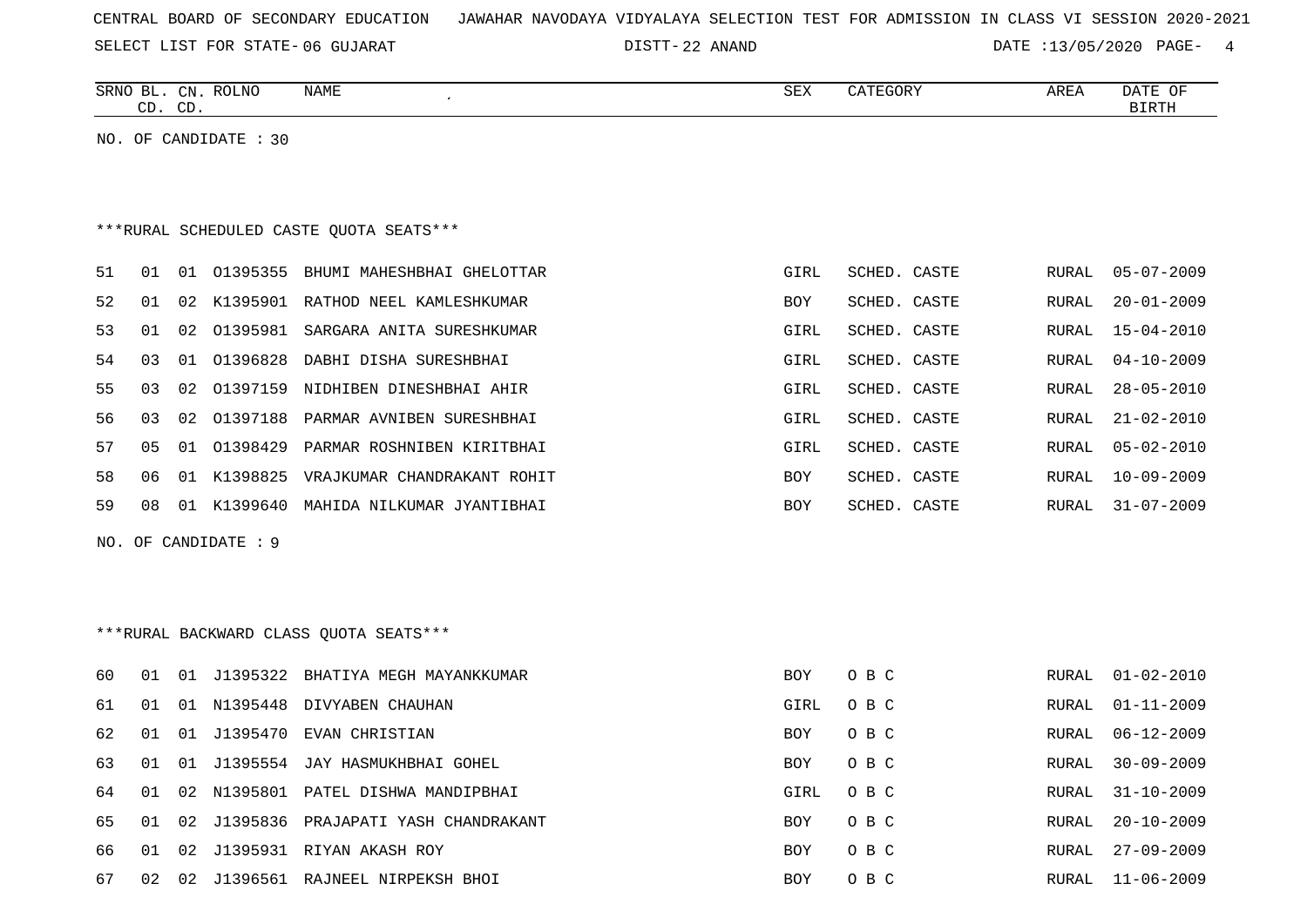CENTRAL BOARD OF SECONDARY EDUCATION JAWAHAR NAVODAYA VIDYALAYA SELECTION TEST FOR ADMISSION IN CLASS VI SESSION 2020-2021

SELECT LIST FOR STATE- 06 GUJARAT DISTT- 22 ANAND DATE :13/05/2020

NO. OF CANDIDATE : 30

***RURAL SCHEDULED CASTE QUOTA SEATS***

| SRNO | BL. CD. | CN. CD. | ROLNO | NAME | SEX | CATEGORY | AREA | DATE OF BIRTH |
|---|---|---|---|---|---|---|---|---|
| 51 | 01 | 01 | O1395355 | BHUMI MAHESHBHAI GHELOTTAR | GIRL | SCHED. CASTE | RURAL | 05-07-2009 |
| 52 | 01 | 02 | K1395901 | RATHOD NEEL KAMLESHKUMAR | BOY | SCHED. CASTE | RURAL | 20-01-2009 |
| 53 | 01 | 02 | O1395981 | SARGARA ANITA SURESHKUMAR | GIRL | SCHED. CASTE | RURAL | 15-04-2010 |
| 54 | 03 | 01 | O1396828 | DABHI DISHA SURESHBHAI | GIRL | SCHED. CASTE | RURAL | 04-10-2009 |
| 55 | 03 | 02 | O1397159 | NIDHIBEN DINESHBHAI AHIR | GIRL | SCHED. CASTE | RURAL | 28-05-2010 |
| 56 | 03 | 02 | O1397188 | PARMAR AVNIBEN SURESHBHAI | GIRL | SCHED. CASTE | RURAL | 21-02-2010 |
| 57 | 05 | 01 | O1398429 | PARMAR ROSHNIBEN KIRITBHAI | GIRL | SCHED. CASTE | RURAL | 05-02-2010 |
| 58 | 06 | 01 | K1398825 | VRAJKUMAR CHANDRAKANT ROHIT | BOY | SCHED. CASTE | RURAL | 10-09-2009 |
| 59 | 08 | 01 | K1399640 | MAHIDA NILKUMAR JYANTIBHAI | BOY | SCHED. CASTE | RURAL | 31-07-2009 |

NO. OF CANDIDATE : 9

***RURAL BACKWARD CLASS QUOTA SEATS***

| SRNO | BL. CD. | CN. CD. | ROLNO | NAME | SEX | CATEGORY | AREA | DATE OF BIRTH |
|---|---|---|---|---|---|---|---|---|
| 60 | 01 | 01 | J1395322 | BHATIYA MEGH MAYANKKUMAR | BOY | O B C | RURAL | 01-02-2010 |
| 61 | 01 | 01 | N1395448 | DIVYABEN CHAUHAN | GIRL | O B C | RURAL | 01-11-2009 |
| 62 | 01 | 01 | J1395470 | EVAN CHRISTIAN | BOY | O B C | RURAL | 06-12-2009 |
| 63 | 01 | 01 | J1395554 | JAY HASMUKHBHAI GOHEL | BOY | O B C | RURAL | 30-09-2009 |
| 64 | 01 | 02 | N1395801 | PATEL DISHWA MANDIPBHAI | GIRL | O B C | RURAL | 31-10-2009 |
| 65 | 01 | 02 | J1395836 | PRAJAPATI YASH CHANDRAKANT | BOY | O B C | RURAL | 20-10-2009 |
| 66 | 01 | 02 | J1395931 | RIYAN AKASH ROY | BOY | O B C | RURAL | 27-09-2009 |
| 67 | 02 | 02 | J1396561 | RAJNEEL NIRPEKSH BHOI | BOY | O B C | RURAL | 11-06-2009 |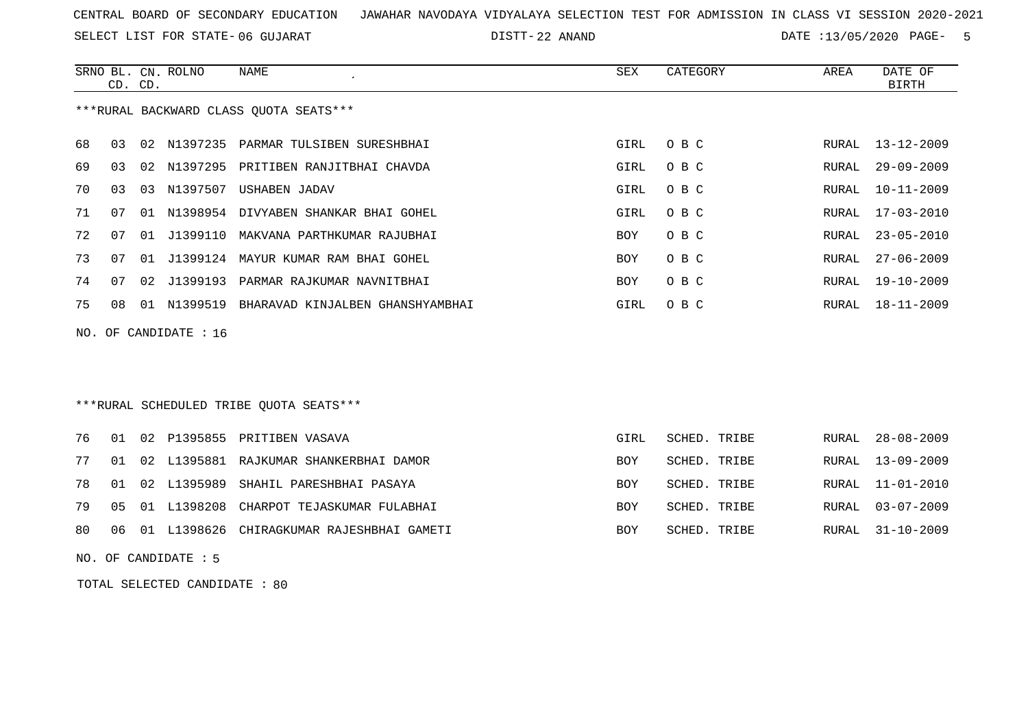CENTRAL BOARD OF SECONDARY EDUCATION JAWAHAR NAVODAYA VIDYALAYA SELECTION TEST FOR ADMISSION IN CLASS VI SESSION 2020-2021

SELECT LIST FOR STATE- 06 GUJARAT DISTT- 22 ANAND DATE :13/05/2020

***RURAL BACKWARD CLASS QUOTA SEATS***

| SRNO | BL. CD. | CN. CD. | ROLNO | NAME | SEX | CATEGORY | AREA | DATE OF BIRTH |
|---|---|---|---|---|---|---|---|---|
| 68 | 03 | 02 | N1397235 | PARMAR TULSIBEN SURESHBHAI | GIRL | O B C | RURAL | 13-12-2009 |
| 69 | 03 | 02 | N1397295 | PRITIBEN RANJITBHAI CHAVDA | GIRL | O B C | RURAL | 29-09-2009 |
| 70 | 03 | 03 | N1397507 | USHABEN JADAV | GIRL | O B C | RURAL | 10-11-2009 |
| 71 | 07 | 01 | N1398954 | DIVYABEN SHANKAR BHAI GOHEL | GIRL | O B C | RURAL | 17-03-2010 |
| 72 | 07 | 01 | J1399110 | MAKVANA PARTHKUMAR RAJUBHAI | BOY | O B C | RURAL | 23-05-2010 |
| 73 | 07 | 01 | J1399124 | MAYUR KUMAR RAM BHAI GOHEL | BOY | O B C | RURAL | 27-06-2009 |
| 74 | 07 | 02 | J1399193 | PARMAR RAJKUMAR NAVNITBHAI | BOY | O B C | RURAL | 19-10-2009 |
| 75 | 08 | 01 | N1399519 | BHARAVAD KINJALBEN GHANSHYAMBHAI | GIRL | O B C | RURAL | 18-11-2009 |

NO. OF CANDIDATE : 16

***RURAL SCHEDULED TRIBE QUOTA SEATS***

| SRNO | BL. CD. | CN. CD. | ROLNO | NAME | SEX | CATEGORY | AREA | DATE OF BIRTH |
|---|---|---|---|---|---|---|---|---|
| 76 | 01 | 02 | P1395855 | PRITIBEN VASAVA | GIRL | SCHED. TRIBE | RURAL | 28-08-2009 |
| 77 | 01 | 02 | L1395881 | RAJKUMAR SHANKERBHAI DAMOR | BOY | SCHED. TRIBE | RURAL | 13-09-2009 |
| 78 | 01 | 02 | L1395989 | SHAHIL PARESHBHAI PASAYA | BOY | SCHED. TRIBE | RURAL | 11-01-2010 |
| 79 | 05 | 01 | L1398208 | CHARPOT TEJASKUMAR FULABHAI | BOY | SCHED. TRIBE | RURAL | 03-07-2009 |
| 80 | 06 | 01 | L1398626 | CHIRAGKUMAR RAJESHBHAI GAMETI | BOY | SCHED. TRIBE | RURAL | 31-10-2009 |

NO. OF CANDIDATE : 5

TOTAL SELECTED CANDIDATE : 80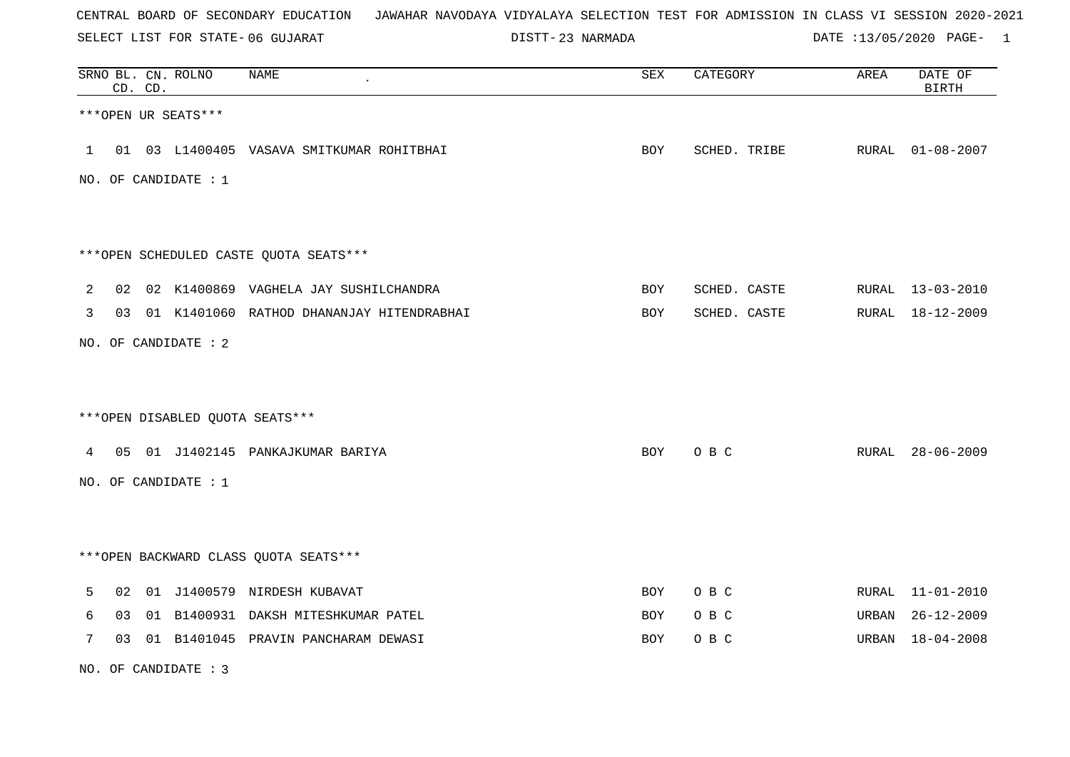CENTRAL BOARD OF SECONDARY EDUCATION JAWAHAR NAVODAYA VIDYALAYA SELECTION TEST FOR ADMISSION IN CLASS VI SESSION 2020-2021

SELECT LIST FOR STATE- 06 GUJARAT DISTT- 23 NARMADA DATE :13/05/2020

| SRNO | BL. CD. | CN. CD. | ROLNO | NAME | SEX | CATEGORY | AREA | DATE OF BIRTH |
|---|---|---|---|---|---|---|---|---|

***OPEN UR SEATS***

| SRNO | BL. CD. | CN. CD. | ROLNO | NAME | SEX | CATEGORY | AREA | DATE OF BIRTH |
|---|---|---|---|---|---|---|---|---|
| 1 | 01 | 03 | L1400405 | VASAVA SMITKUMAR ROHITBHAI | BOY | SCHED. TRIBE | RURAL | 01-08-2007 |

NO. OF CANDIDATE : 1

***OPEN SCHEDULED CASTE QUOTA SEATS***

| SRNO | BL. CD. | CN. CD. | ROLNO | NAME | SEX | CATEGORY | AREA | DATE OF BIRTH |
|---|---|---|---|---|---|---|---|---|
| 2 | 02 | 02 | K1400869 | VAGHELA JAY SUSHILCHANDRA | BOY | SCHED. CASTE | RURAL | 13-03-2010 |
| 3 | 03 | 01 | K1401060 | RATHOD DHANANJAY HITENDRABHAI | BOY | SCHED. CASTE | RURAL | 18-12-2009 |

NO. OF CANDIDATE : 2

***OPEN DISABLED QUOTA SEATS***

| SRNO | BL. CD. | CN. CD. | ROLNO | NAME | SEX | CATEGORY | AREA | DATE OF BIRTH |
|---|---|---|---|---|---|---|---|---|
| 4 | 05 | 01 | J1402145 | PANKAJKUMAR BARIYA | BOY | O B C | RURAL | 28-06-2009 |

NO. OF CANDIDATE : 1

***OPEN BACKWARD CLASS QUOTA SEATS***

| SRNO | BL. CD. | CN. CD. | ROLNO | NAME | SEX | CATEGORY | AREA | DATE OF BIRTH |
|---|---|---|---|---|---|---|---|---|
| 5 | 02 | 01 | J1400579 | NIRDESH KUBAVAT | BOY | O B C | RURAL | 11-01-2010 |
| 6 | 03 | 01 | B1400931 | DAKSH MITESHKUMAR PATEL | BOY | O B C | URBAN | 26-12-2009 |
| 7 | 03 | 01 | B1401045 | PRAVIN PANCHARAM DEWASI | BOY | O B C | URBAN | 18-04-2008 |

NO. OF CANDIDATE : 3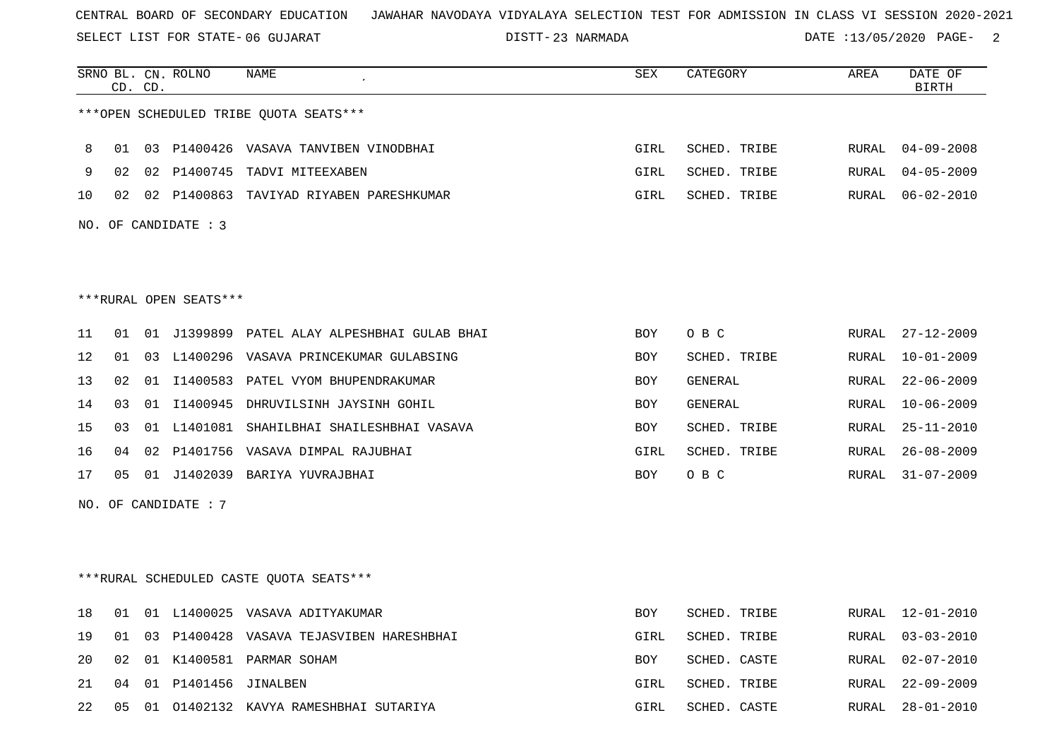CENTRAL BOARD OF SECONDARY EDUCATION JAWAHAR NAVODAYA VIDYALAYA SELECTION TEST FOR ADMISSION IN CLASS VI SESSION 2020-2021

SELECT LIST FOR STATE- 06 GUJARAT DISTT- 23 NARMADA DATE :13/05/2020

| SRNO | BL. CD. | CN. CD. | ROLNO | NAME | SEX | CATEGORY | AREA | DATE OF BIRTH |
|---|---|---|---|---|---|---|---|---|

***OPEN SCHEDULED TRIBE QUOTA SEATS***

| SRNO | BL. CD. | CN. CD. | ROLNO | NAME | SEX | CATEGORY | AREA | DATE OF BIRTH |
|---|---|---|---|---|---|---|---|---|
| 8 | 01 | 03 | P1400426 | VASAVA TANVIBEN VINODBHAI | GIRL | SCHED. TRIBE | RURAL | 04-09-2008 |
| 9 | 02 | 02 | P1400745 | TADVI MITEEXABEN | GIRL | SCHED. TRIBE | RURAL | 04-05-2009 |
| 10 | 02 | 02 | P1400863 | TAVIYAD RIYABEN PARESHKUMAR | GIRL | SCHED. TRIBE | RURAL | 06-02-2010 |

NO. OF CANDIDATE : 3

***RURAL OPEN SEATS***

| SRNO | BL. CD. | CN. CD. | ROLNO | NAME | SEX | CATEGORY | AREA | DATE OF BIRTH |
|---|---|---|---|---|---|---|---|---|
| 11 | 01 | 01 | J1399899 | PATEL ALAY ALPESHBHAI GULAB BHAI | BOY | O B C | RURAL | 27-12-2009 |
| 12 | 01 | 03 | L1400296 | VASAVA PRINCEKUMAR GULABSING | BOY | SCHED. TRIBE | RURAL | 10-01-2009 |
| 13 | 02 | 01 | I1400583 | PATEL VYOM BHUPENDRAKUMAR | BOY | GENERAL | RURAL | 22-06-2009 |
| 14 | 03 | 01 | I1400945 | DHRUVILSINH JAYSINH GOHIL | BOY | GENERAL | RURAL | 10-06-2009 |
| 15 | 03 | 01 | L1401081 | SHAHILBHAI SHAILESHBHAI VASAVA | BOY | SCHED. TRIBE | RURAL | 25-11-2010 |
| 16 | 04 | 02 | P1401756 | VASAVA DIMPAL RAJUBHAI | GIRL | SCHED. TRIBE | RURAL | 26-08-2009 |
| 17 | 05 | 01 | J1402039 | BARIYA YUVRAJBHAI | BOY | O B C | RURAL | 31-07-2009 |

NO. OF CANDIDATE : 7

***RURAL SCHEDULED CASTE QUOTA SEATS***

| SRNO | BL. CD. | CN. CD. | ROLNO | NAME | SEX | CATEGORY | AREA | DATE OF BIRTH |
|---|---|---|---|---|---|---|---|---|
| 18 | 01 | 01 | L1400025 | VASAVA ADITYAKUMAR | BOY | SCHED. TRIBE | RURAL | 12-01-2010 |
| 19 | 01 | 03 | P1400428 | VASAVA TEJASVIBEN HARESHBHAI | GIRL | SCHED. TRIBE | RURAL | 03-03-2010 |
| 20 | 02 | 01 | K1400581 | PARMAR SOHAM | BOY | SCHED. CASTE | RURAL | 02-07-2010 |
| 21 | 04 | 01 | P1401456 | JINALBEN | GIRL | SCHED. TRIBE | RURAL | 22-09-2009 |
| 22 | 05 | 01 | O1402132 | KAVYA RAMESHBHAI SUTARIYA | GIRL | SCHED. CASTE | RURAL | 28-01-2010 |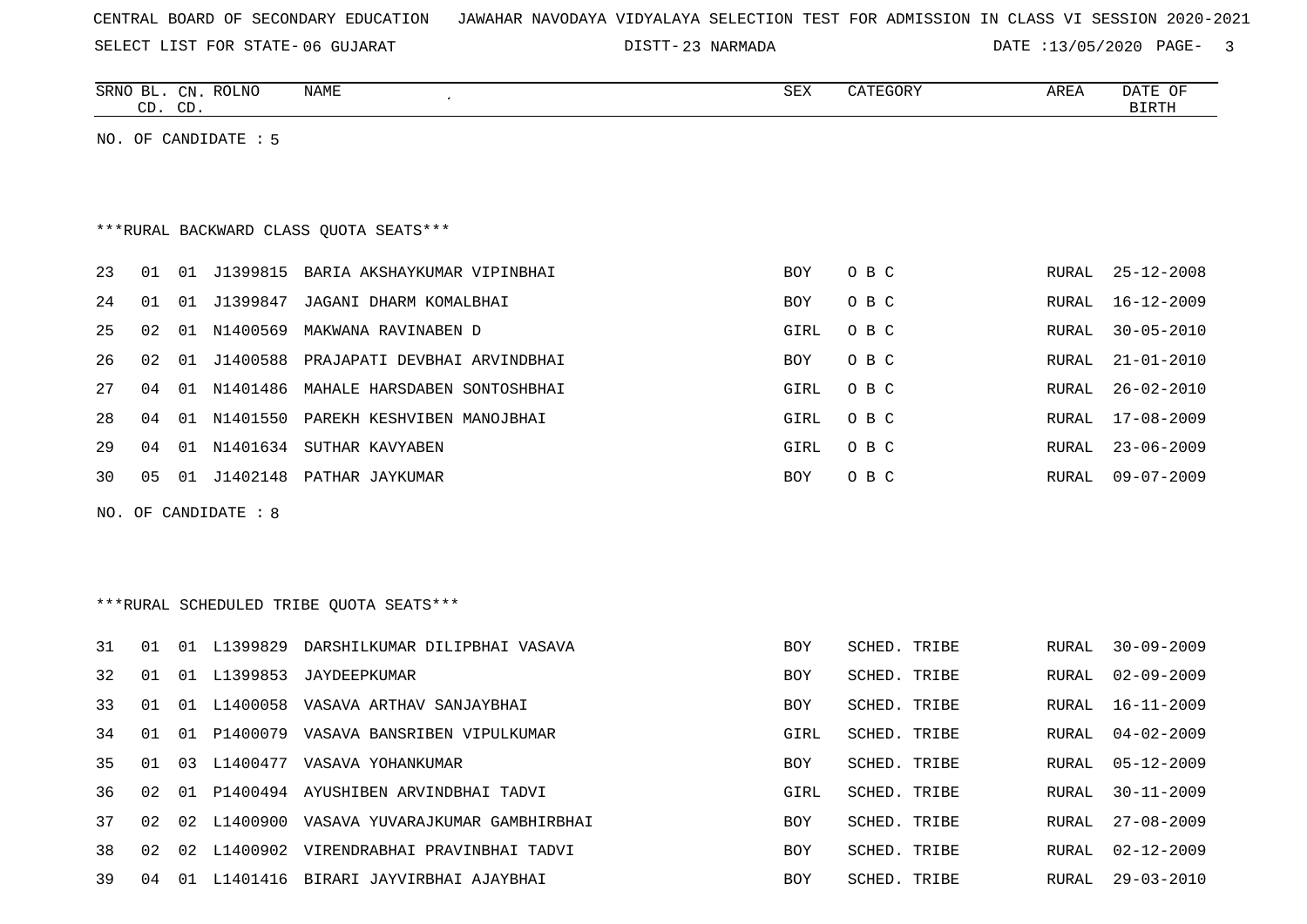CENTRAL BOARD OF SECONDARY EDUCATION JAWAHAR NAVODAYA VIDYALAYA SELECTION TEST FOR ADMISSION IN CLASS VI SESSION 2020-2021

SELECT LIST FOR STATE- 06 GUJARAT DISTT- 23 NARMADA DATE :13/05/2020

| SRNO | BL. CD. | CN. CD. | ROLNO | NAME | SEX | CATEGORY | AREA | DATE OF BIRTH |
|---|---|---|---|---|---|---|---|---|

NO. OF CANDIDATE : 5

***RURAL BACKWARD CLASS QUOTA SEATS***

| SRNO | BL. CD. | CN. CD. | ROLNO | NAME | SEX | CATEGORY | AREA | DATE OF BIRTH |
|---|---|---|---|---|---|---|---|---|
| 23 | 01 | 01 | J1399815 | BARIA AKSHAYKUMAR VIPINBHAI | BOY | O B C | RURAL | 25-12-2008 |
| 24 | 01 | 01 | J1399847 | JAGANI DHARM KOMALBHAI | BOY | O B C | RURAL | 16-12-2009 |
| 25 | 02 | 01 | N1400569 | MAKWANA RAVINABEN D | GIRL | O B C | RURAL | 30-05-2010 |
| 26 | 02 | 01 | J1400588 | PRAJAPATI DEVBHAI ARVINDBHAI | BOY | O B C | RURAL | 21-01-2010 |
| 27 | 04 | 01 | N1401486 | MAHALE HARSDABEN SONTOSHBHAI | GIRL | O B C | RURAL | 26-02-2010 |
| 28 | 04 | 01 | N1401550 | PAREKH KESHVIBEN MANOJBHAI | GIRL | O B C | RURAL | 17-08-2009 |
| 29 | 04 | 01 | N1401634 | SUTHAR KAVYABEN | GIRL | O B C | RURAL | 23-06-2009 |
| 30 | 05 | 01 | J1402148 | PATHAR JAYKUMAR | BOY | O B C | RURAL | 09-07-2009 |

NO. OF CANDIDATE : 8

***RURAL SCHEDULED TRIBE QUOTA SEATS***

| SRNO | BL. CD. | CN. CD. | ROLNO | NAME | SEX | CATEGORY | AREA | DATE OF BIRTH |
|---|---|---|---|---|---|---|---|---|
| 31 | 01 | 01 | L1399829 | DARSHILKUMAR DILIPBHAI VASAVA | BOY | SCHED. TRIBE | RURAL | 30-09-2009 |
| 32 | 01 | 01 | L1399853 | JAYDEEPKUMAR | BOY | SCHED. TRIBE | RURAL | 02-09-2009 |
| 33 | 01 | 01 | L1400058 | VASAVA ARTHAV SANJAYBHAI | BOY | SCHED. TRIBE | RURAL | 16-11-2009 |
| 34 | 01 | 01 | P1400079 | VASAVA BANSRIBEN VIPULKUMAR | GIRL | SCHED. TRIBE | RURAL | 04-02-2009 |
| 35 | 01 | 03 | L1400477 | VASAVA YOHANKUMAR | BOY | SCHED. TRIBE | RURAL | 05-12-2009 |
| 36 | 02 | 01 | P1400494 | AYUSHIBEN ARVINDBHAI TADVI | GIRL | SCHED. TRIBE | RURAL | 30-11-2009 |
| 37 | 02 | 02 | L1400900 | VASAVA YUVARAJKUMAR GAMBHIRBHAI | BOY | SCHED. TRIBE | RURAL | 27-08-2009 |
| 38 | 02 | 02 | L1400902 | VIRENDRABHAI PRAVINBHAI TADVI | BOY | SCHED. TRIBE | RURAL | 02-12-2009 |
| 39 | 04 | 01 | L1401416 | BIRARI JAYVIRBHAI AJAYBHAI | BOY | SCHED. TRIBE | RURAL | 29-03-2010 |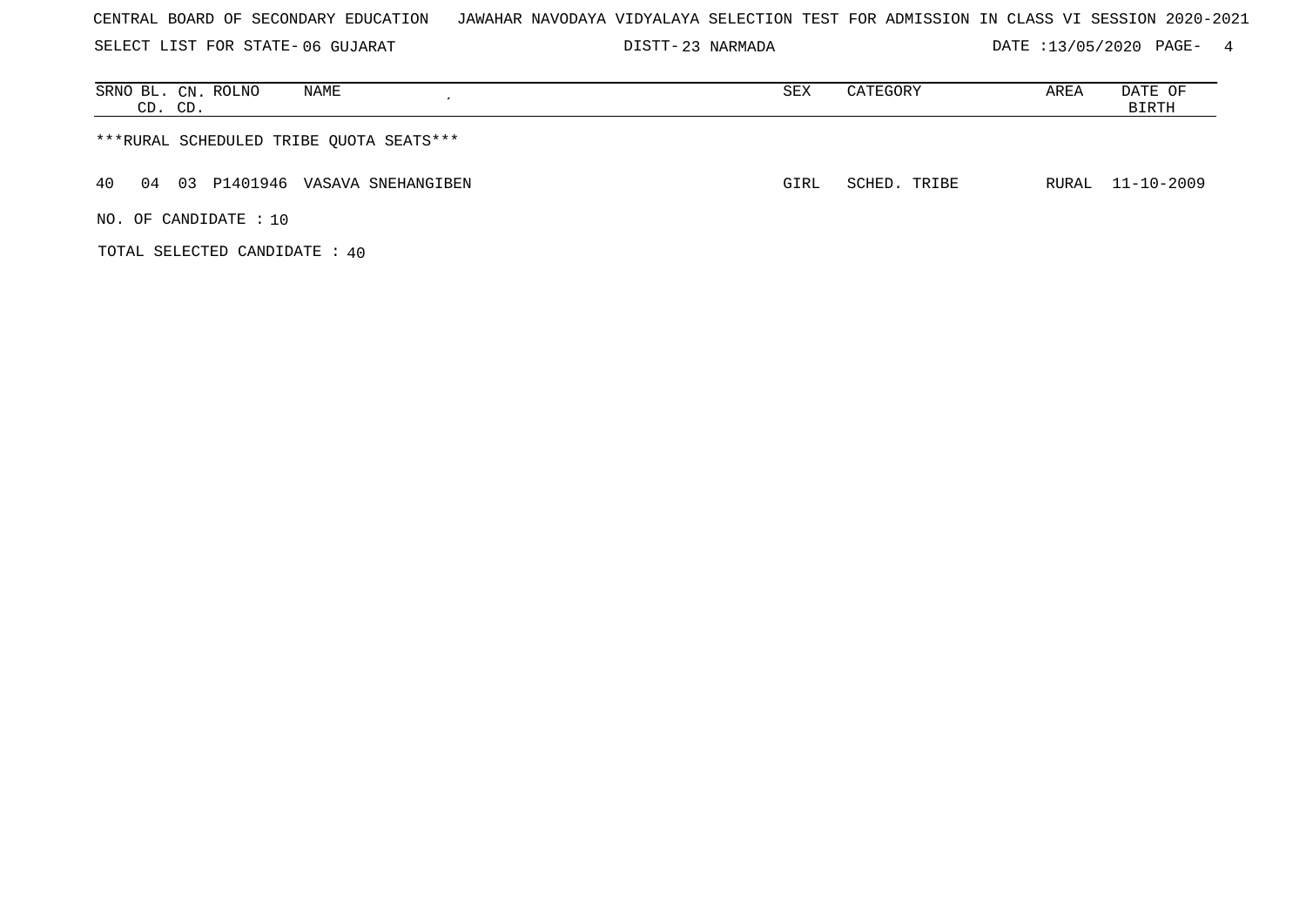CENTRAL BOARD OF SECONDARY EDUCATION JAWAHAR NAVODAYA VIDYALAYA SELECTION TEST FOR ADMISSION IN CLASS VI SESSION 2020-2021

SELECT LIST FOR STATE- 06 GUJARAT DISTT- 23 NARMADA DATE :13/05/2020

| SRNO | BL. CD. | CN. CD. | ROLNO | NAME | SEX | CATEGORY | AREA | DATE OF BIRTH |
|---|---|---|---|---|---|---|---|---|

***RURAL SCHEDULED TRIBE QUOTA SEATS***

| SRNO | BL. CD. | CN. CD. | ROLNO | NAME | SEX | CATEGORY | AREA | DATE OF BIRTH |
|---|---|---|---|---|---|---|---|---|
| 40 | 04 | 03 | P1401946 | VASAVA SNEHANGIBEN | GIRL | SCHED. TRIBE | RURAL | 11-10-2009 |

NO. OF CANDIDATE : 10

TOTAL SELECTED CANDIDATE : 40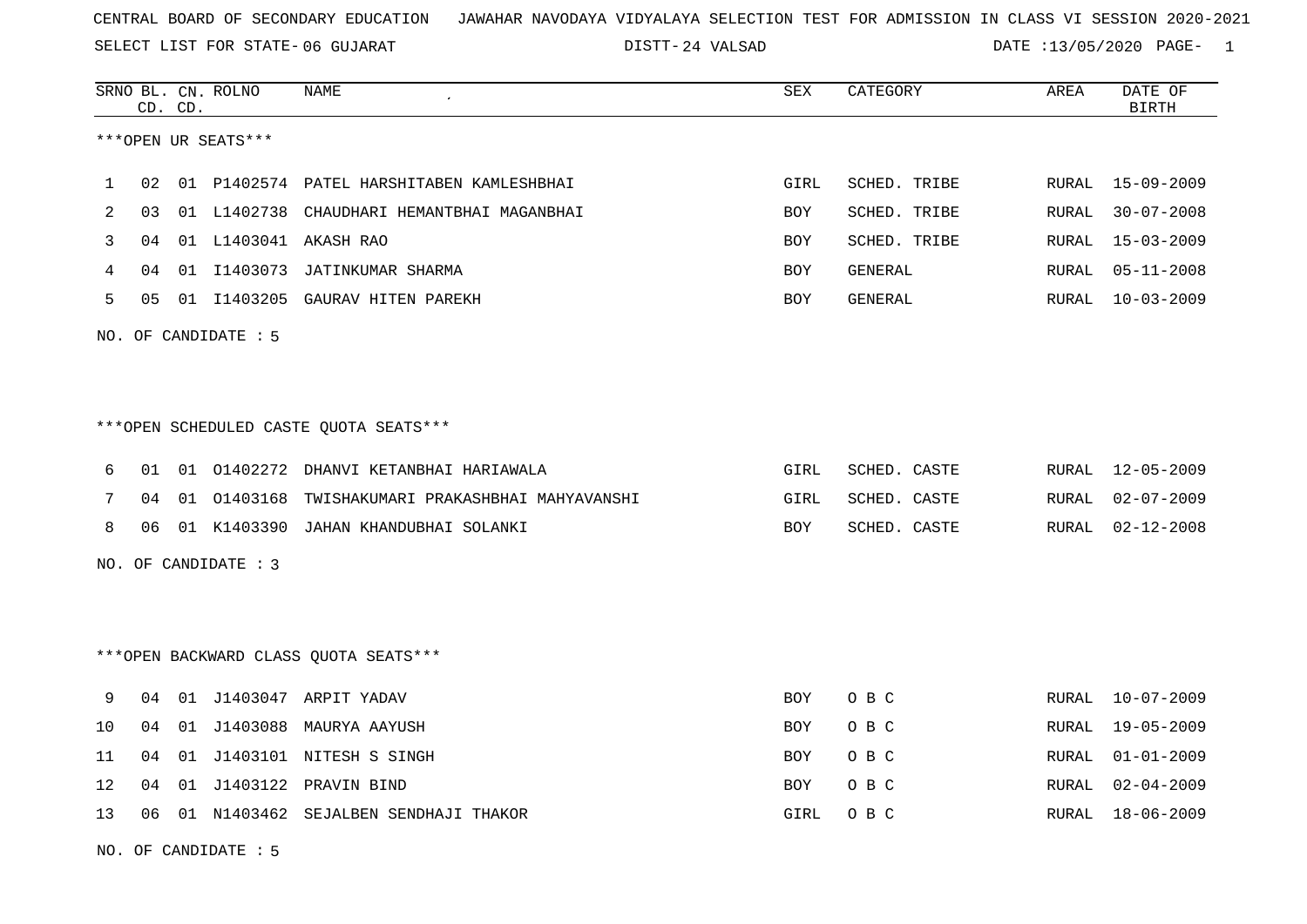CENTRAL BOARD OF SECONDARY EDUCATION   JAWAHAR NAVODAYA VIDYALAYA SELECTION TEST FOR ADMISSION IN CLASS VI SESSION 2020-2021

SELECT LIST FOR STATE- 06 GUJARAT   DISTT- 24 VALSAD   DATE :13/05/2020

***OPEN UR SEATS***

| SRNO | BL. CD. | CN. CD. | ROLNO | NAME | SEX | CATEGORY | AREA | DATE OF BIRTH |
|---|---|---|---|---|---|---|---|---|
| 1 | 02 | 01 | P1402574 | PATEL HARSHITABEN KAMLESHBHAI | GIRL | SCHED. TRIBE | RURAL | 15-09-2009 |
| 2 | 03 | 01 | L1402738 | CHAUDHARI HEMANTBHAI MAGANBHAI | BOY | SCHED. TRIBE | RURAL | 30-07-2008 |
| 3 | 04 | 01 | L1403041 | AKASH RAO | BOY | SCHED. TRIBE | RURAL | 15-03-2009 |
| 4 | 04 | 01 | I1403073 | JATINKUMAR SHARMA | BOY | GENERAL | RURAL | 05-11-2008 |
| 5 | 05 | 01 | I1403205 | GAURAV HITEN PAREKH | BOY | GENERAL | RURAL | 10-03-2009 |

NO. OF CANDIDATE : 5

***OPEN SCHEDULED CASTE QUOTA SEATS***

| SRNO | BL. CD. | CN. CD. | ROLNO | NAME | SEX | CATEGORY | AREA | DATE OF BIRTH |
|---|---|---|---|---|---|---|---|---|
| 6 | 01 | 01 | O1402272 | DHANVI KETANBHAI HARIAWALA | GIRL | SCHED. CASTE | RURAL | 12-05-2009 |
| 7 | 04 | 01 | O1403168 | TWISHAKUMARI PRAKASHBHAI MAHYAVANSHI | GIRL | SCHED. CASTE | RURAL | 02-07-2009 |
| 8 | 06 | 01 | K1403390 | JAHAN KHANDUBHAI SOLANKI | BOY | SCHED. CASTE | RURAL | 02-12-2008 |

NO. OF CANDIDATE : 3

***OPEN BACKWARD CLASS QUOTA SEATS***

| SRNO | BL. CD. | CN. CD. | ROLNO | NAME | SEX | CATEGORY | AREA | DATE OF BIRTH |
|---|---|---|---|---|---|---|---|---|
| 9 | 04 | 01 | J1403047 | ARPIT YADAV | BOY | O B C | RURAL | 10-07-2009 |
| 10 | 04 | 01 | J1403088 | MAURYA AAYUSH | BOY | O B C | RURAL | 19-05-2009 |
| 11 | 04 | 01 | J1403101 | NITESH S SINGH | BOY | O B C | RURAL | 01-01-2009 |
| 12 | 04 | 01 | J1403122 | PRAVIN BIND | BOY | O B C | RURAL | 02-04-2009 |
| 13 | 06 | 01 | N1403462 | SEJALBEN SENDHAJI THAKOR | GIRL | O B C | RURAL | 18-06-2009 |

NO. OF CANDIDATE : 5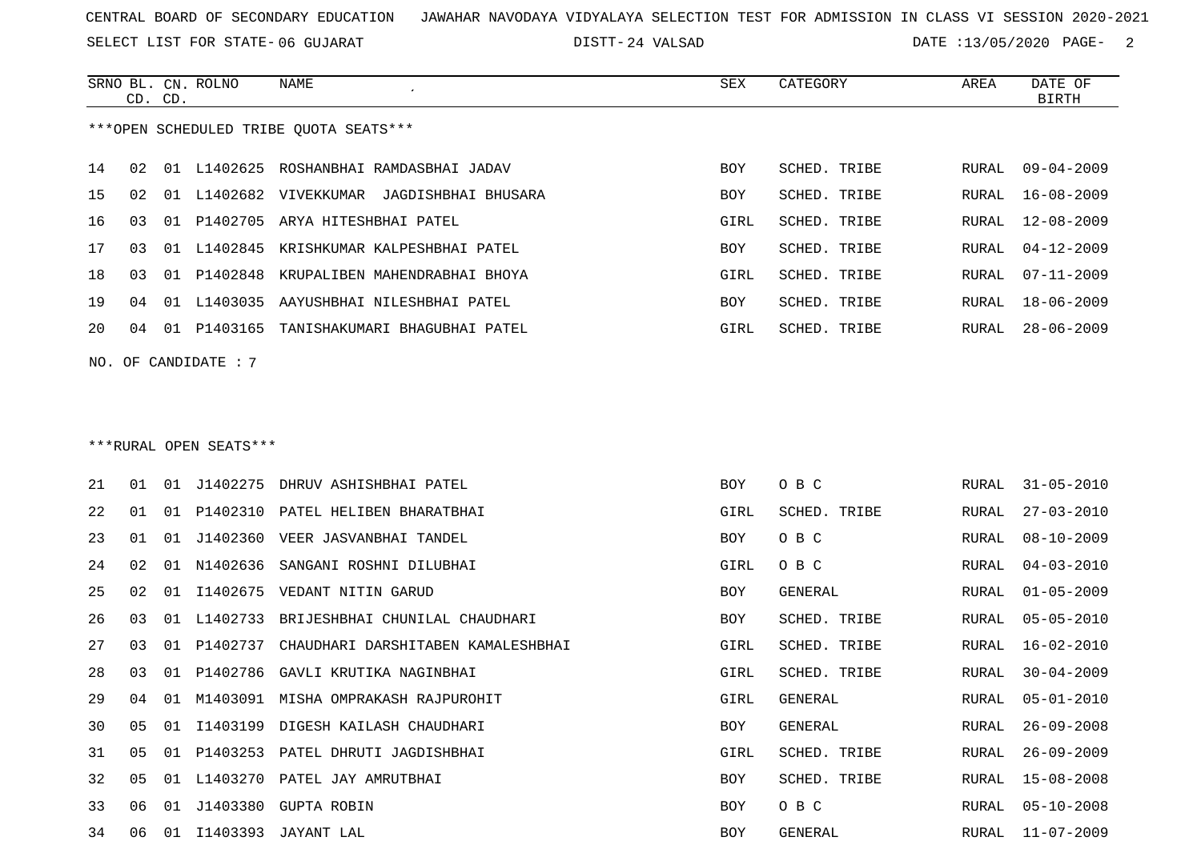CENTRAL BOARD OF SECONDARY EDUCATION JAWAHAR NAVODAYA VIDYALAYA SELECTION TEST FOR ADMISSION IN CLASS VI SESSION 2020-2021

SELECT LIST FOR STATE- 06 GUJARAT DISTT- 24 VALSAD DATE :13/05/2020

***OPEN SCHEDULED TRIBE QUOTA SEATS***

| SRNO | BL. CD. | CN. CD. | ROLNO | NAME | SEX | CATEGORY | AREA | DATE OF BIRTH |
|---|---|---|---|---|---|---|---|---|
| 14 | 02 | 01 | L1402625 | ROSHANBHAI RAMDASBHAI JADAV | BOY | SCHED. TRIBE | RURAL | 09-04-2009 |
| 15 | 02 | 01 | L1402682 | VIVEKKUMAR JAGDISHBHAI BHUSARA | BOY | SCHED. TRIBE | RURAL | 16-08-2009 |
| 16 | 03 | 01 | P1402705 | ARYA HITESHBHAI PATEL | GIRL | SCHED. TRIBE | RURAL | 12-08-2009 |
| 17 | 03 | 01 | L1402845 | KRISHKUMAR KALPESHBHAI PATEL | BOY | SCHED. TRIBE | RURAL | 04-12-2009 |
| 18 | 03 | 01 | P1402848 | KRUPALIBEN MAHENDRABHAI BHOYA | GIRL | SCHED. TRIBE | RURAL | 07-11-2009 |
| 19 | 04 | 01 | L1403035 | AAYUSHBHAI NILESHBHAI PATEL | BOY | SCHED. TRIBE | RURAL | 18-06-2009 |
| 20 | 04 | 01 | P1403165 | TANISHAKUMARI BHAGUBHAI PATEL | GIRL | SCHED. TRIBE | RURAL | 28-06-2009 |

NO. OF CANDIDATE : 7

***RURAL OPEN SEATS***

| SRNO | BL. CD. | CN. CD. | ROLNO | NAME | SEX | CATEGORY | AREA | DATE OF BIRTH |
|---|---|---|---|---|---|---|---|---|
| 21 | 01 | 01 | J1402275 | DHRUV ASHISHBHAI PATEL | BOY | O B C | RURAL | 31-05-2010 |
| 22 | 01 | 01 | P1402310 | PATEL HELIBEN BHARATBHAI | GIRL | SCHED. TRIBE | RURAL | 27-03-2010 |
| 23 | 01 | 01 | J1402360 | VEER JASVANBHAI TANDEL | BOY | O B C | RURAL | 08-10-2009 |
| 24 | 02 | 01 | N1402636 | SANGANI ROSHNI DILUBHAI | GIRL | O B C | RURAL | 04-03-2010 |
| 25 | 02 | 01 | I1402675 | VEDANT NITIN GARUD | BOY | GENERAL | RURAL | 01-05-2009 |
| 26 | 03 | 01 | L1402733 | BRIJESHBHAI CHUNILAL CHAUDHARI | BOY | SCHED. TRIBE | RURAL | 05-05-2010 |
| 27 | 03 | 01 | P1402737 | CHAUDHARI DARSHITABEN KAMALESHBHAI | GIRL | SCHED. TRIBE | RURAL | 16-02-2010 |
| 28 | 03 | 01 | P1402786 | GAVLI KRUTIKA NAGINBHAI | GIRL | SCHED. TRIBE | RURAL | 30-04-2009 |
| 29 | 04 | 01 | M1403091 | MISHA OMPRAKASH RAJPUROHIT | GIRL | GENERAL | RURAL | 05-01-2010 |
| 30 | 05 | 01 | I1403199 | DIGESH KAILASH CHAUDHARI | BOY | GENERAL | RURAL | 26-09-2008 |
| 31 | 05 | 01 | P1403253 | PATEL DHRUTI JAGDISHBHAI | GIRL | SCHED. TRIBE | RURAL | 26-09-2009 |
| 32 | 05 | 01 | L1403270 | PATEL JAY AMRUTBHAI | BOY | SCHED. TRIBE | RURAL | 15-08-2008 |
| 33 | 06 | 01 | J1403380 | GUPTA ROBIN | BOY | O B C | RURAL | 05-10-2008 |
| 34 | 06 | 01 | I1403393 | JAYANT LAL | BOY | GENERAL | RURAL | 11-07-2009 |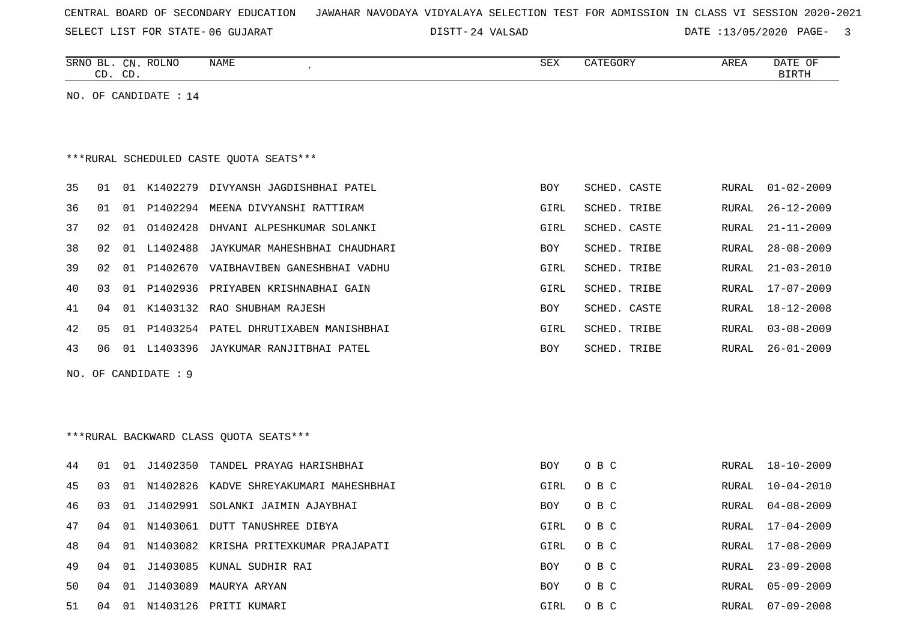CENTRAL BOARD OF SECONDARY EDUCATION   JAWAHAR NAVODAYA VIDYALAYA SELECTION TEST FOR ADMISSION IN CLASS VI SESSION 2020-2021

SELECT LIST FOR STATE- 06 GUJARAT   DISTT- 24 VALSAD   DATE :13/05/2020

| SRNO | BL. CD. | CN. CD. | ROLNO | NAME | SEX | CATEGORY | AREA | DATE OF BIRTH |
|---|---|---|---|---|---|---|---|---|

NO. OF CANDIDATE : 14

***RURAL SCHEDULED CASTE QUOTA SEATS***

| SRNO | BL. CD. | CN. CD. | ROLNO | NAME | SEX | CATEGORY | AREA | DATE OF BIRTH |
|---|---|---|---|---|---|---|---|---|
| 35 | 01 | 01 | K1402279 | DIVYANSH JAGDISHBHAI PATEL | BOY | SCHED. CASTE | RURAL | 01-02-2009 |
| 36 | 01 | 01 | P1402294 | MEENA DIVYANSHI RATTIRAM | GIRL | SCHED. TRIBE | RURAL | 26-12-2009 |
| 37 | 02 | 01 | O1402428 | DHVANI ALPESHKUMAR SOLANKI | GIRL | SCHED. CASTE | RURAL | 21-11-2009 |
| 38 | 02 | 01 | L1402488 | JAYKUMAR MAHESHBHAI CHAUDHARI | BOY | SCHED. TRIBE | RURAL | 28-08-2009 |
| 39 | 02 | 01 | P1402670 | VAIBHAVIBEN GANESHBHAI VADHU | GIRL | SCHED. TRIBE | RURAL | 21-03-2010 |
| 40 | 03 | 01 | P1402936 | PRIYABEN KRISHNABHAI GAIN | GIRL | SCHED. TRIBE | RURAL | 17-07-2009 |
| 41 | 04 | 01 | K1403132 | RAO SHUBHAM RAJESH | BOY | SCHED. CASTE | RURAL | 18-12-2008 |
| 42 | 05 | 01 | P1403254 | PATEL DHRUTIXABEN MANISHBHAI | GIRL | SCHED. TRIBE | RURAL | 03-08-2009 |
| 43 | 06 | 01 | L1403396 | JAYKUMAR RANJITBHAI PATEL | BOY | SCHED. TRIBE | RURAL | 26-01-2009 |

NO. OF CANDIDATE : 9

***RURAL BACKWARD CLASS QUOTA SEATS***

| SRNO | BL. CD. | CN. CD. | ROLNO | NAME | SEX | CATEGORY | AREA | DATE OF BIRTH |
|---|---|---|---|---|---|---|---|---|
| 44 | 01 | 01 | J1402350 | TANDEL PRAYAG HARISHBHAI | BOY | O B C | RURAL | 18-10-2009 |
| 45 | 03 | 01 | N1402826 | KADVE SHREYAKUMARI MAHESHBHAI | GIRL | O B C | RURAL | 10-04-2010 |
| 46 | 03 | 01 | J1402991 | SOLANKI JAIMIN AJAYBHAI | BOY | O B C | RURAL | 04-08-2009 |
| 47 | 04 | 01 | N1403061 | DUTT TANUSHREE DIBYA | GIRL | O B C | RURAL | 17-04-2009 |
| 48 | 04 | 01 | N1403082 | KRISHA PRITEXKUMAR PRAJAPATI | GIRL | O B C | RURAL | 17-08-2009 |
| 49 | 04 | 01 | J1403085 | KUNAL SUDHIR RAI | BOY | O B C | RURAL | 23-09-2008 |
| 50 | 04 | 01 | J1403089 | MAURYA ARYAN | BOY | O B C | RURAL | 05-09-2009 |
| 51 | 04 | 01 | N1403126 | PRITI KUMARI | GIRL | O B C | RURAL | 07-09-2008 |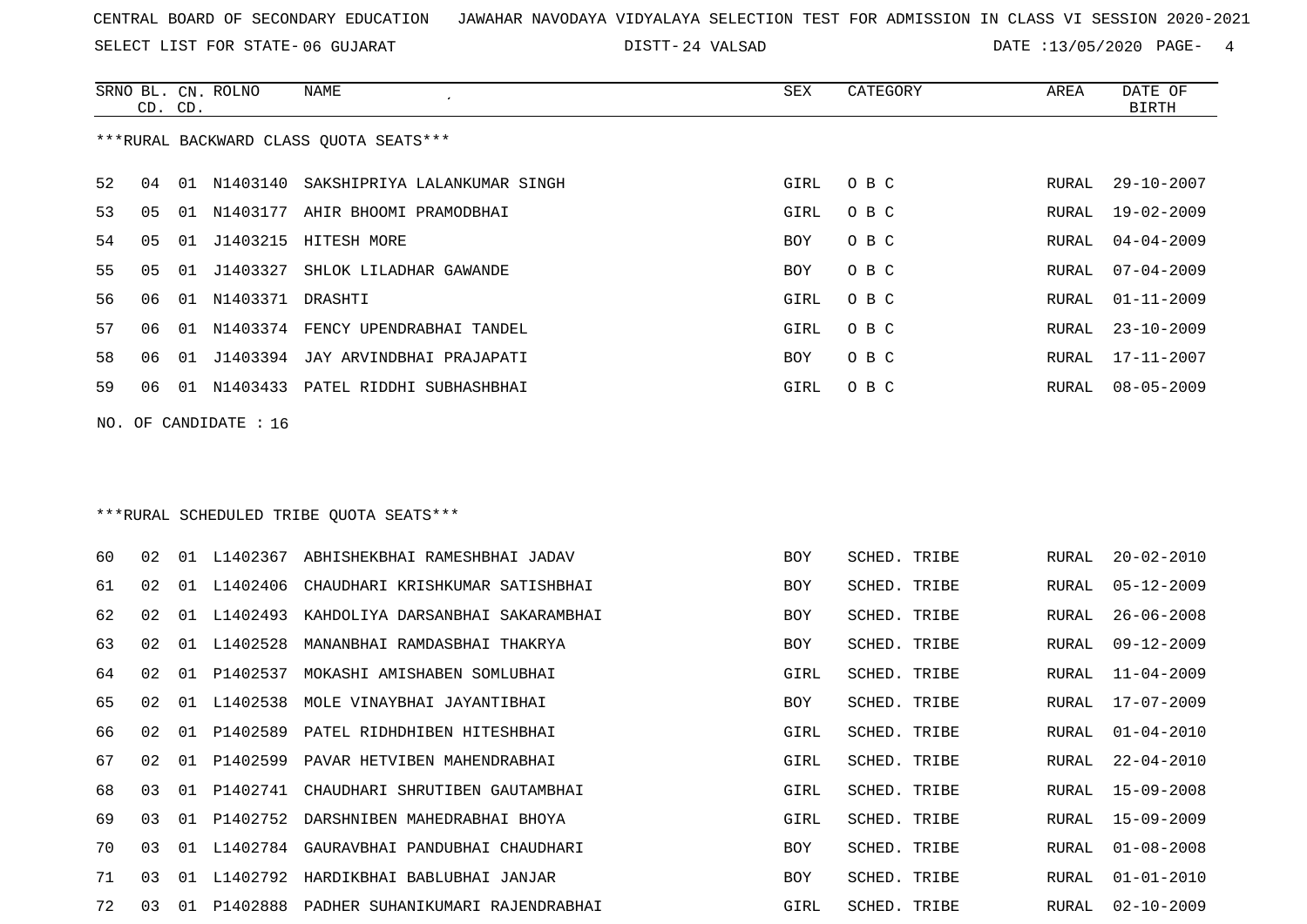CENTRAL BOARD OF SECONDARY EDUCATION JAWAHAR NAVODAYA VIDYALAYA SELECTION TEST FOR ADMISSION IN CLASS VI SESSION 2020-2021

SELECT LIST FOR STATE- 06 GUJARAT DISTT- 24 VALSAD DATE :13/05/2020

***RURAL BACKWARD CLASS QUOTA SEATS***

| SRNO | BL. CD. | CN. CD. | ROLNO | NAME | SEX | CATEGORY | AREA | DATE OF BIRTH |
|---|---|---|---|---|---|---|---|---|
| 52 | 04 | 01 | N1403140 | SAKSHIPRIYA LALANKUMAR SINGH | GIRL | O B C | RURAL | 29-10-2007 |
| 53 | 05 | 01 | N1403177 | AHIR BHOOMI PRAMODBHAI | GIRL | O B C | RURAL | 19-02-2009 |
| 54 | 05 | 01 | J1403215 | HITESH MORE | BOY | O B C | RURAL | 04-04-2009 |
| 55 | 05 | 01 | J1403327 | SHLOK LILADHAR GAWANDE | BOY | O B C | RURAL | 07-04-2009 |
| 56 | 06 | 01 | N1403371 | DRASHTI | GIRL | O B C | RURAL | 01-11-2009 |
| 57 | 06 | 01 | N1403374 | FENCY UPENDRABHAI TANDEL | GIRL | O B C | RURAL | 23-10-2009 |
| 58 | 06 | 01 | J1403394 | JAY ARVINDBHAI PRAJAPATI | BOY | O B C | RURAL | 17-11-2007 |
| 59 | 06 | 01 | N1403433 | PATEL RIDDHI SUBHASHBHAI | GIRL | O B C | RURAL | 08-05-2009 |

NO. OF CANDIDATE : 16

***RURAL SCHEDULED TRIBE QUOTA SEATS***

| SRNO | BL. CD. | CN. CD. | ROLNO | NAME | SEX | CATEGORY | AREA | DATE OF BIRTH |
|---|---|---|---|---|---|---|---|---|
| 60 | 02 | 01 | L1402367 | ABHISHEKBHAI RAMESHBHAI JADAV | BOY | SCHED. TRIBE | RURAL | 20-02-2010 |
| 61 | 02 | 01 | L1402406 | CHAUDHARI KRISHKUMAR SATISHBHAI | BOY | SCHED. TRIBE | RURAL | 05-12-2009 |
| 62 | 02 | 01 | L1402493 | KAHDOLIYA DARSANBHAI SAKARAMBHAI | BOY | SCHED. TRIBE | RURAL | 26-06-2008 |
| 63 | 02 | 01 | L1402528 | MANANBHAI RAMDASBHAI THAKRYA | BOY | SCHED. TRIBE | RURAL | 09-12-2009 |
| 64 | 02 | 01 | P1402537 | MOKASHI AMISHABEN SOMLUBHAI | GIRL | SCHED. TRIBE | RURAL | 11-04-2009 |
| 65 | 02 | 01 | L1402538 | MOLE VINAYBHAI JAYANTIBHAI | BOY | SCHED. TRIBE | RURAL | 17-07-2009 |
| 66 | 02 | 01 | P1402589 | PATEL RIDHDHIBEN HITESHBHAI | GIRL | SCHED. TRIBE | RURAL | 01-04-2010 |
| 67 | 02 | 01 | P1402599 | PAVAR HETVIBEN MAHENDRABHAI | GIRL | SCHED. TRIBE | RURAL | 22-04-2010 |
| 68 | 03 | 01 | P1402741 | CHAUDHARI SHRUTIBEN GAUTAMBHAI | GIRL | SCHED. TRIBE | RURAL | 15-09-2008 |
| 69 | 03 | 01 | P1402752 | DARSHNIBEN MAHEDRABHAI BHOYA | GIRL | SCHED. TRIBE | RURAL | 15-09-2009 |
| 70 | 03 | 01 | L1402784 | GAURAVBHAI PANDUBHAI CHAUDHARI | BOY | SCHED. TRIBE | RURAL | 01-08-2008 |
| 71 | 03 | 01 | L1402792 | HARDIKBHAI BABLUBHAI JANJAR | BOY | SCHED. TRIBE | RURAL | 01-01-2010 |
| 72 | 03 | 01 | P1402888 | PADHER SUHANIKUMARI RAJENDRABHAI | GIRL | SCHED. TRIBE | RURAL | 02-10-2009 |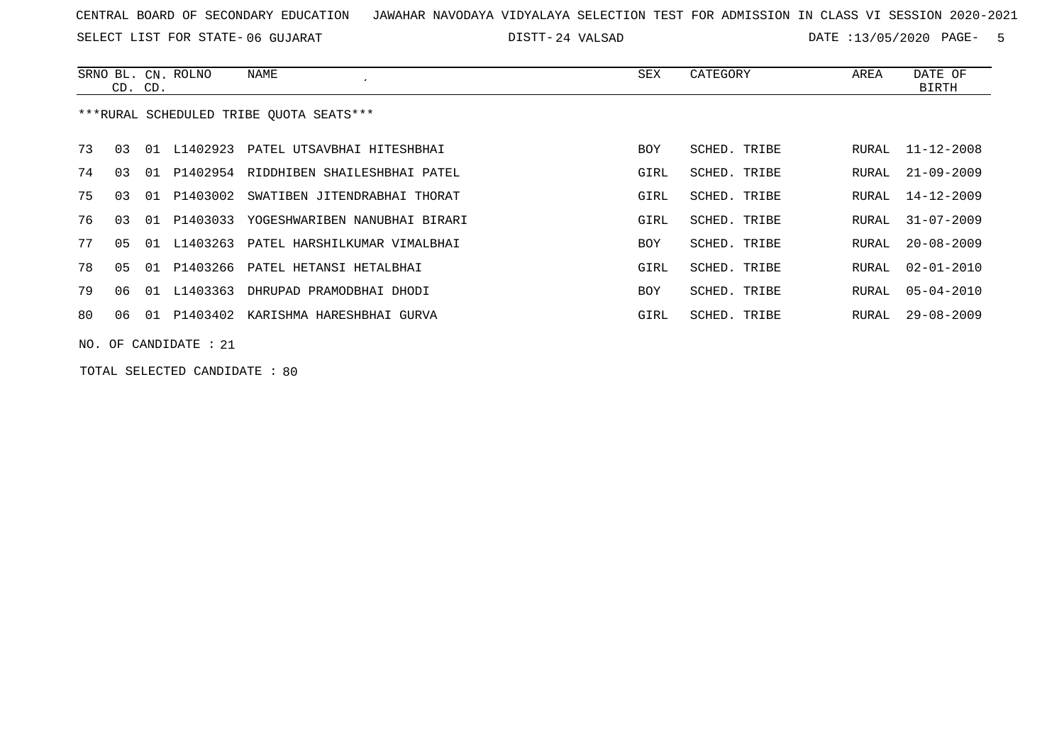CENTRAL BOARD OF SECONDARY EDUCATION JAWAHAR NAVODAYA VIDYALAYA SELECTION TEST FOR ADMISSION IN CLASS VI SESSION 2020-2021

SELECT LIST FOR STATE- 06 GUJARAT DISTT- 24 VALSAD DATE :13/05/2020 PAGE- 5

| SRNO | BL. CD. | CN. CD. | ROLNO | NAME | SEX | CATEGORY | AREA | DATE OF BIRTH |
|---|---|---|---|---|---|---|---|---|

***RURAL SCHEDULED TRIBE QUOTA SEATS***

| SRNO | BL. CD. | CN. CD. | ROLNO | NAME | SEX | CATEGORY | AREA | DATE OF BIRTH |
|---|---|---|---|---|---|---|---|---|
| 73 | 03 | 01 | L1402923 | PATEL UTSAVBHAI HITESHBHAI | BOY | SCHED. TRIBE | RURAL | 11-12-2008 |
| 74 | 03 | 01 | P1402954 | RIDDHIBEN SHAILESHBHAI PATEL | GIRL | SCHED. TRIBE | RURAL | 21-09-2009 |
| 75 | 03 | 01 | P1403002 | SWATIBEN JITENDRABHAI THORAT | GIRL | SCHED. TRIBE | RURAL | 14-12-2009 |
| 76 | 03 | 01 | P1403033 | YOGESHWARIBEN NANUBHAI BIRARI | GIRL | SCHED. TRIBE | RURAL | 31-07-2009 |
| 77 | 05 | 01 | L1403263 | PATEL HARSHILKUMAR VIMALBHAI | BOY | SCHED. TRIBE | RURAL | 20-08-2009 |
| 78 | 05 | 01 | P1403266 | PATEL HETANSI HETALBHAI | GIRL | SCHED. TRIBE | RURAL | 02-01-2010 |
| 79 | 06 | 01 | L1403363 | DHRUPAD PRAMODBHAI DHODI | BOY | SCHED. TRIBE | RURAL | 05-04-2010 |
| 80 | 06 | 01 | P1403402 | KARISHMA HARESHBHAI GURVA | GIRL | SCHED. TRIBE | RURAL | 29-08-2009 |

NO. OF CANDIDATE : 21

TOTAL SELECTED CANDIDATE : 80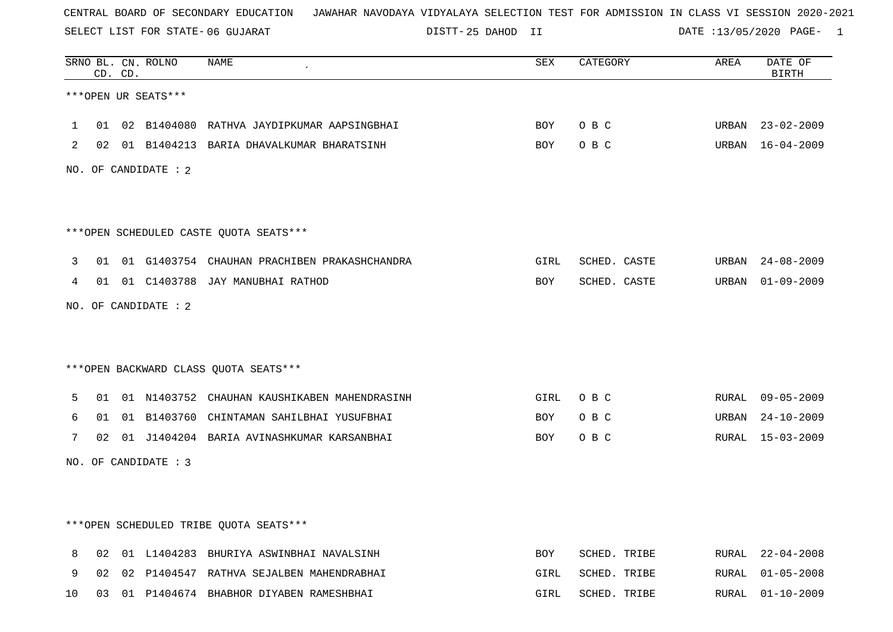CENTRAL BOARD OF SECONDARY EDUCATION JAWAHAR NAVODAYA VIDYALAYA SELECTION TEST FOR ADMISSION IN CLASS VI SESSION 2020-2021

SELECT LIST FOR STATE- 06 GUJARAT DISTT- 25 DAHOD II DATE :13/05/2020

| SRNO | BL. CD. | CN. CD. | ROLNO | NAME | SEX | CATEGORY | AREA | DATE OF BIRTH |
|---|---|---|---|---|---|---|---|---|

***OPEN UR SEATS***

| SRNO | BL. CD. | CN. CD. | ROLNO | NAME | SEX | CATEGORY | AREA | DATE OF BIRTH |
|---|---|---|---|---|---|---|---|---|
| 1 | 01 | 02 | B1404080 | RATHVA JAYDIPKUMAR AAPSINGBHAI | BOY | O B C | URBAN | 23-02-2009 |
| 2 | 02 | 01 | B1404213 | BARIA DHAVALKUMAR BHARATSINH | BOY | O B C | URBAN | 16-04-2009 |

NO. OF CANDIDATE : 2

***OPEN SCHEDULED CASTE QUOTA SEATS***

| SRNO | BL. CD. | CN. CD. | ROLNO | NAME | SEX | CATEGORY | AREA | DATE OF BIRTH |
|---|---|---|---|---|---|---|---|---|
| 3 | 01 | 01 | G1403754 | CHAUHAN PRACHIBEN PRAKASHCHANDRA | GIRL | SCHED. CASTE | URBAN | 24-08-2009 |
| 4 | 01 | 01 | C1403788 | JAY MANUBHAI RATHOD | BOY | SCHED. CASTE | URBAN | 01-09-2009 |

NO. OF CANDIDATE : 2

***OPEN BACKWARD CLASS QUOTA SEATS***

| SRNO | BL. CD. | CN. CD. | ROLNO | NAME | SEX | CATEGORY | AREA | DATE OF BIRTH |
|---|---|---|---|---|---|---|---|---|
| 5 | 01 | 01 | N1403752 | CHAUHAN KAUSHIKABEN MAHENDRASINH | GIRL | O B C | RURAL | 09-05-2009 |
| 6 | 01 | 01 | B1403760 | CHINTAMAN SAHILBHAI YUSUFBHAI | BOY | O B C | URBAN | 24-10-2009 |
| 7 | 02 | 01 | J1404204 | BARIA AVINASHKUMAR KARSANBHAI | BOY | O B C | RURAL | 15-03-2009 |

NO. OF CANDIDATE : 3

***OPEN SCHEDULED TRIBE QUOTA SEATS***

| SRNO | BL. CD. | CN. CD. | ROLNO | NAME | SEX | CATEGORY | AREA | DATE OF BIRTH |
|---|---|---|---|---|---|---|---|---|
| 8 | 02 | 01 | L1404283 | BHURIYA ASWINBHAI NAVALSINH | BOY | SCHED. TRIBE | RURAL | 22-04-2008 |
| 9 | 02 | 02 | P1404547 | RATHVA SEJALBEN MAHENDRABHAI | GIRL | SCHED. TRIBE | RURAL | 01-05-2008 |
| 10 | 03 | 01 | P1404674 | BHABHOR DIYABEN RAMESHBHAI | GIRL | SCHED. TRIBE | RURAL | 01-10-2009 |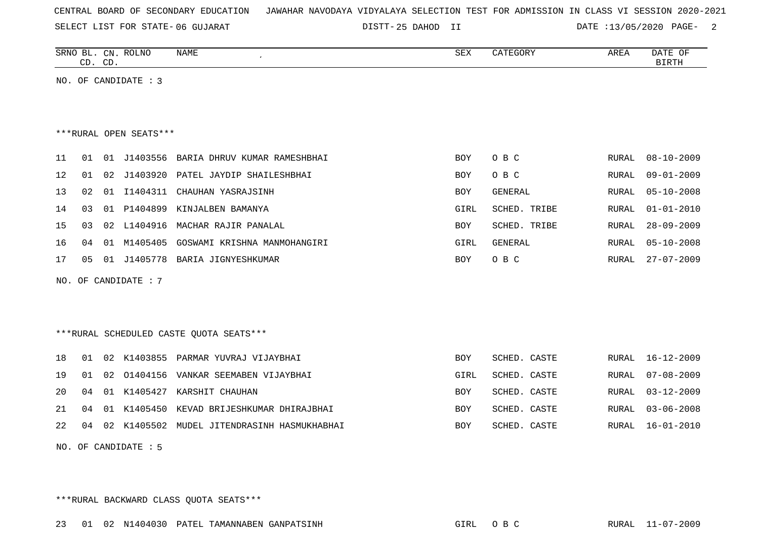CENTRAL BOARD OF SECONDARY EDUCATION JAWAHAR NAVODAYA VIDYALAYA SELECTION TEST FOR ADMISSION IN CLASS VI SESSION 2020-2021

SELECT LIST FOR STATE- 06 GUJARAT DISTT- 25 DAHOD II DATE :13/05/2020

| SRNO | BL. CD. | CN. CD. | ROLNO | NAME | SEX | CATEGORY | AREA | DATE OF BIRTH |
|---|---|---|---|---|---|---|---|---|

NO. OF CANDIDATE : 3

***RURAL OPEN SEATS***

| SRNO | BL. CD. | CN. CD. | ROLNO | NAME | SEX | CATEGORY | AREA | DATE OF BIRTH |
|---|---|---|---|---|---|---|---|---|
| 11 | 01 | 01 | J1403556 | BARIA DHRUV KUMAR RAMESHBHAI | BOY | O B C | RURAL | 08-10-2009 |
| 12 | 01 | 02 | J1403920 | PATEL JAYDIP SHAILESHBHAI | BOY | O B C | RURAL | 09-01-2009 |
| 13 | 02 | 01 | I1404311 | CHAUHAN YASRAJSINH | BOY | GENERAL | RURAL | 05-10-2008 |
| 14 | 03 | 01 | P1404899 | KINJALBEN BAMANYA | GIRL | SCHED. TRIBE | RURAL | 01-01-2010 |
| 15 | 03 | 02 | L1404916 | MACHAR RAJIR PANALAL | BOY | SCHED. TRIBE | RURAL | 28-09-2009 |
| 16 | 04 | 01 | M1405405 | GOSWAMI KRISHNA MANMOHANGIRI | GIRL | GENERAL | RURAL | 05-10-2008 |
| 17 | 05 | 01 | J1405778 | BARIA JIGNYESHKUMAR | BOY | O B C | RURAL | 27-07-2009 |

NO. OF CANDIDATE : 7

***RURAL SCHEDULED CASTE QUOTA SEATS***

| SRNO | BL. CD. | CN. CD. | ROLNO | NAME | SEX | CATEGORY | AREA | DATE OF BIRTH |
|---|---|---|---|---|---|---|---|---|
| 18 | 01 | 02 | K1403855 | PARMAR YUVRAJ VIJAYBHAI | BOY | SCHED. CASTE | RURAL | 16-12-2009 |
| 19 | 01 | 02 | O1404156 | VANKAR SEEMABEN VIJAYBHAI | GIRL | SCHED. CASTE | RURAL | 07-08-2009 |
| 20 | 04 | 01 | K1405427 | KARSHIT CHAUHAN | BOY | SCHED. CASTE | RURAL | 03-12-2009 |
| 21 | 04 | 01 | K1405450 | KEVAD BRIJESHKUMAR DHIRAJBHAI | BOY | SCHED. CASTE | RURAL | 03-06-2008 |
| 22 | 04 | 02 | K1405502 | MUDEL JITENDRASINH HASMUKHABHAI | BOY | SCHED. CASTE | RURAL | 16-01-2010 |

NO. OF CANDIDATE : 5

***RURAL BACKWARD CLASS QUOTA SEATS***

| SRNO | BL. CD. | CN. CD. | ROLNO | NAME | SEX | CATEGORY | AREA | DATE OF BIRTH |
|---|---|---|---|---|---|---|---|---|
| 23 | 01 | 02 | N1404030 | PATEL TAMANNABEN GANPATSINH | GIRL | O B C | RURAL | 11-07-2009 |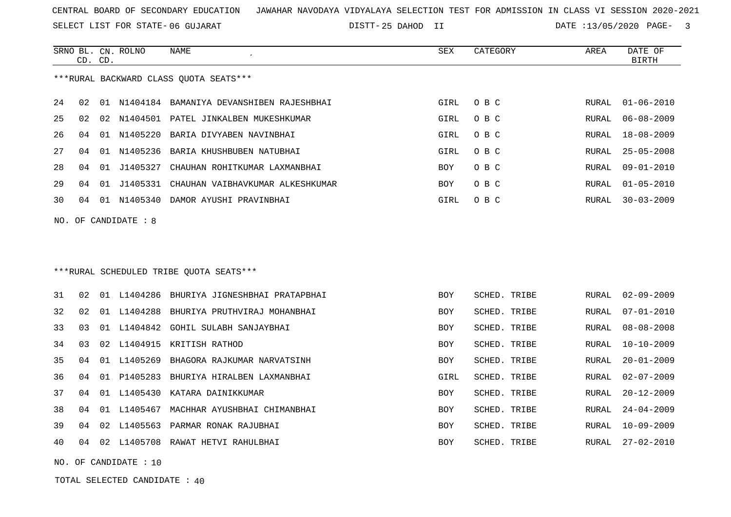CENTRAL BOARD OF SECONDARY EDUCATION JAWAHAR NAVODAYA VIDYALAYA SELECTION TEST FOR ADMISSION IN CLASS VI SESSION 2020-2021

SELECT LIST FOR STATE- 06 GUJARAT DISTT- 25 DAHOD II DATE :13/05/2020

***RURAL BACKWARD CLASS QUOTA SEATS***

| SRNO | BL. CD. | CN. CD. | ROLNO | NAME | SEX | CATEGORY | AREA | DATE OF BIRTH |
|---|---|---|---|---|---|---|---|---|
| 24 | 02 | 01 | N1404184 | BAMANIYA DEVANSHIBEN RAJESHBHAI | GIRL | O B C | RURAL | 01-06-2010 |
| 25 | 02 | 02 | N1404501 | PATEL JINKALBEN MUKESHKUMAR | GIRL | O B C | RURAL | 06-08-2009 |
| 26 | 04 | 01 | N1405220 | BARIA DIVYABEN NAVINBHAI | GIRL | O B C | RURAL | 18-08-2009 |
| 27 | 04 | 01 | N1405236 | BARIA KHUSHBUBEN NATUBHAI | GIRL | O B C | RURAL | 25-05-2008 |
| 28 | 04 | 01 | J1405327 | CHAUHAN ROHITKUMAR LAXMANBHAI | BOY | O B C | RURAL | 09-01-2010 |
| 29 | 04 | 01 | J1405331 | CHAUHAN VAIBHAVKUMAR ALKESHKUMAR | BOY | O B C | RURAL | 01-05-2010 |
| 30 | 04 | 01 | N1405340 | DAMOR AYUSHI PRAVINBHAI | GIRL | O B C | RURAL | 30-03-2009 |

NO. OF CANDIDATE : 8

***RURAL SCHEDULED TRIBE QUOTA SEATS***

| SRNO | BL. CD. | CN. CD. | ROLNO | NAME | SEX | CATEGORY | AREA | DATE OF BIRTH |
|---|---|---|---|---|---|---|---|---|
| 31 | 02 | 01 | L1404286 | BHURIYA JIGNESHBHAI PRATAPBHAI | BOY | SCHED. TRIBE | RURAL | 02-09-2009 |
| 32 | 02 | 01 | L1404288 | BHURIYA PRUTHVIRAJ MOHANBHAI | BOY | SCHED. TRIBE | RURAL | 07-01-2010 |
| 33 | 03 | 01 | L1404842 | GOHIL SULABH SANJAYBHAI | BOY | SCHED. TRIBE | RURAL | 08-08-2008 |
| 34 | 03 | 02 | L1404915 | KRITISH RATHOD | BOY | SCHED. TRIBE | RURAL | 10-10-2009 |
| 35 | 04 | 01 | L1405269 | BHAGORA RAJKUMAR NARVATSINH | BOY | SCHED. TRIBE | RURAL | 20-01-2009 |
| 36 | 04 | 01 | P1405283 | BHURIYA HIRALBEN LAXMANBHAI | GIRL | SCHED. TRIBE | RURAL | 02-07-2009 |
| 37 | 04 | 01 | L1405430 | KATARA DAINIKKUMAR | BOY | SCHED. TRIBE | RURAL | 20-12-2009 |
| 38 | 04 | 01 | L1405467 | MACHHAR AYUSHBHAI CHIMANBHAI | BOY | SCHED. TRIBE | RURAL | 24-04-2009 |
| 39 | 04 | 02 | L1405563 | PARMAR RONAK RAJUBHAI | BOY | SCHED. TRIBE | RURAL | 10-09-2009 |
| 40 | 04 | 02 | L1405708 | RAWAT HETVI RAHULBHAI | BOY | SCHED. TRIBE | RURAL | 27-02-2010 |

NO. OF CANDIDATE : 10

TOTAL SELECTED CANDIDATE : 40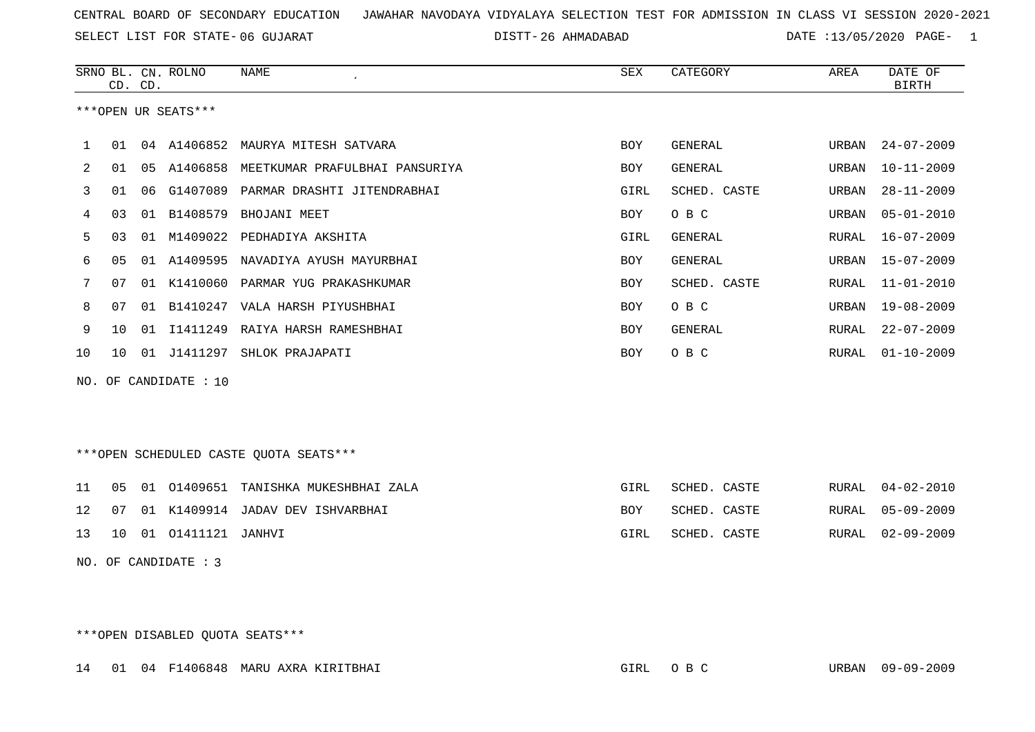CENTRAL BOARD OF SECONDARY EDUCATION JAWAHAR NAVODAYA VIDYALAYA SELECTION TEST FOR ADMISSION IN CLASS VI SESSION 2020-2021

SELECT LIST FOR STATE- 06 GUJARAT DISTT- 26 AHMADABAD DATE :13/05/2020

| SRNO | BL. CD. | CN. CD. | ROLNO | NAME | SEX | CATEGORY | AREA | DATE OF BIRTH |
|---|---|---|---|---|---|---|---|---|

***OPEN UR SEATS***

| SRNO | BL. CD. | CN. CD. | ROLNO | NAME | SEX | CATEGORY | AREA | DATE OF BIRTH |
|---|---|---|---|---|---|---|---|---|
| 1 | 01 | 04 | A1406852 | MAURYA MITESH SATVARA | BOY | GENERAL | URBAN | 24-07-2009 |
| 2 | 01 | 05 | A1406858 | MEETKUMAR PRAFULBHAI PANSURIYA | BOY | GENERAL | URBAN | 10-11-2009 |
| 3 | 01 | 06 | G1407089 | PARMAR DRASHTI JITENDRABHAI | GIRL | SCHED. CASTE | URBAN | 28-11-2009 |
| 4 | 03 | 01 | B1408579 | BHOJANI MEET | BOY | O B C | URBAN | 05-01-2010 |
| 5 | 03 | 01 | M1409022 | PEDHADIYA AKSHITA | GIRL | GENERAL | RURAL | 16-07-2009 |
| 6 | 05 | 01 | A1409595 | NAVADIYA AYUSH MAYURBHAI | BOY | GENERAL | URBAN | 15-07-2009 |
| 7 | 07 | 01 | K1410060 | PARMAR YUG PRAKASHKUMAR | BOY | SCHED. CASTE | RURAL | 11-01-2010 |
| 8 | 07 | 01 | B1410247 | VALA HARSH PIYUSHBHAI | BOY | O B C | URBAN | 19-08-2009 |
| 9 | 10 | 01 | I1411249 | RAIYA HARSH RAMESHBHAI | BOY | GENERAL | RURAL | 22-07-2009 |
| 10 | 10 | 01 | J1411297 | SHLOK PRAJAPATI | BOY | O B C | RURAL | 01-10-2009 |

NO. OF CANDIDATE : 10

***OPEN SCHEDULED CASTE QUOTA SEATS***

| SRNO | BL. CD. | CN. CD. | ROLNO | NAME | SEX | CATEGORY | AREA | DATE OF BIRTH |
|---|---|---|---|---|---|---|---|---|
| 11 | 05 | 01 | O1409651 | TANISHKA MUKESHBHAI ZALA | GIRL | SCHED. CASTE | RURAL | 04-02-2010 |
| 12 | 07 | 01 | K1409914 | JADAV DEV ISHVARBHAI | BOY | SCHED. CASTE | RURAL | 05-09-2009 |
| 13 | 10 | 01 | O1411121 | JANHVI | GIRL | SCHED. CASTE | RURAL | 02-09-2009 |

NO. OF CANDIDATE : 3

***OPEN DISABLED QUOTA SEATS***

| SRNO | BL. CD. | CN. CD. | ROLNO | NAME | SEX | CATEGORY | AREA | DATE OF BIRTH |
|---|---|---|---|---|---|---|---|---|
| 14 | 01 | 04 | F1406848 | MARU AXRA KIRITBHAI | GIRL | O B C | URBAN | 09-09-2009 |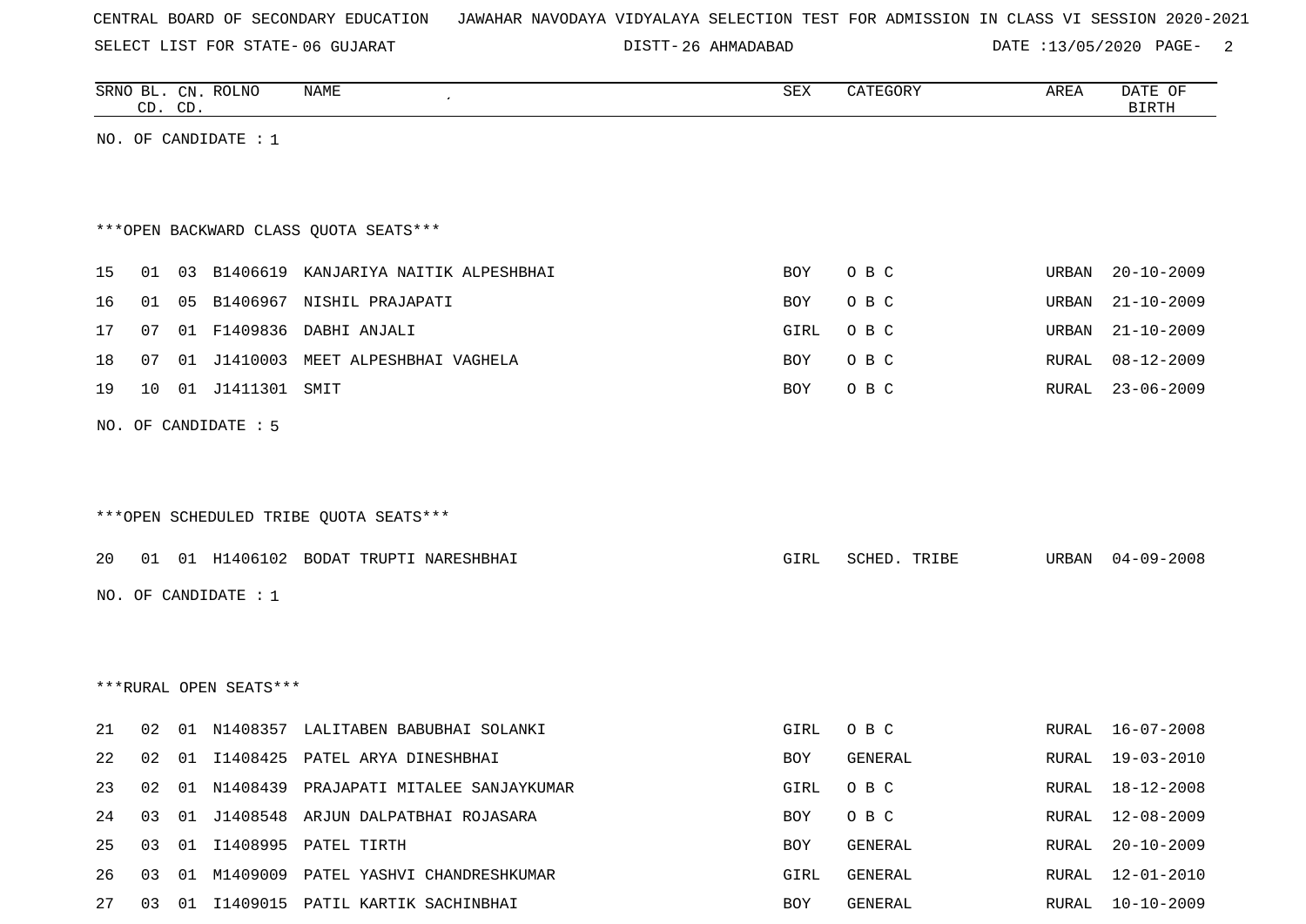CENTRAL BOARD OF SECONDARY EDUCATION JAWAHAR NAVODAYA VIDYALAYA SELECTION TEST FOR ADMISSION IN CLASS VI SESSION 2020-2021

SELECT LIST FOR STATE- 06 GUJARAT DISTT- 26 AHMADABAD DATE :13/05/2020

| SRNO | BL. CD. | CN. CD. | ROLNO | NAME | SEX | CATEGORY | AREA | DATE OF BIRTH |
|---|---|---|---|---|---|---|---|---|

NO. OF CANDIDATE : 1

***OPEN BACKWARD CLASS QUOTA SEATS***

| SRNO | BL. CD. | CN. CD. | ROLNO | NAME | SEX | CATEGORY | AREA | DATE OF BIRTH |
|---|---|---|---|---|---|---|---|---|
| 15 | 01 | 03 | B1406619 | KANJARIYA NAITIK ALPESHBHAI | BOY | O B C | URBAN | 20-10-2009 |
| 16 | 01 | 05 | B1406967 | NISHIL PRAJAPATI | BOY | O B C | URBAN | 21-10-2009 |
| 17 | 07 | 01 | F1409836 | DABHI ANJALI | GIRL | O B C | URBAN | 21-10-2009 |
| 18 | 07 | 01 | J1410003 | MEET ALPESHBHAI VAGHELA | BOY | O B C | RURAL | 08-12-2009 |
| 19 | 10 | 01 | J1411301 | SMIT | BOY | O B C | RURAL | 23-06-2009 |

NO. OF CANDIDATE : 5

***OPEN SCHEDULED TRIBE QUOTA SEATS***

| SRNO | BL. CD. | CN. CD. | ROLNO | NAME | SEX | CATEGORY | AREA | DATE OF BIRTH |
|---|---|---|---|---|---|---|---|---|
| 20 | 01 | 01 | H1406102 | BODAT TRUPTI NARESHBHAI | GIRL | SCHED. TRIBE | URBAN | 04-09-2008 |

NO. OF CANDIDATE : 1

***RURAL OPEN SEATS***

| SRNO | BL. CD. | CN. CD. | ROLNO | NAME | SEX | CATEGORY | AREA | DATE OF BIRTH |
|---|---|---|---|---|---|---|---|---|
| 21 | 02 | 01 | N1408357 | LALITABEN BABUBHAI SOLANKI | GIRL | O B C | RURAL | 16-07-2008 |
| 22 | 02 | 01 | I1408425 | PATEL ARYA DINESHBHAI | BOY | GENERAL | RURAL | 19-03-2010 |
| 23 | 02 | 01 | N1408439 | PRAJAPATI MITALEE SANJAYKUMAR | GIRL | O B C | RURAL | 18-12-2008 |
| 24 | 03 | 01 | J1408548 | ARJUN DALPATBHAI ROJASARA | BOY | O B C | RURAL | 12-08-2009 |
| 25 | 03 | 01 | I1408995 | PATEL TIRTH | BOY | GENERAL | RURAL | 20-10-2009 |
| 26 | 03 | 01 | M1409009 | PATEL YASHVI CHANDRESHKUMAR | GIRL | GENERAL | RURAL | 12-01-2010 |
| 27 | 03 | 01 | I1409015 | PATIL KARTIK SACHINBHAI | BOY | GENERAL | RURAL | 10-10-2009 |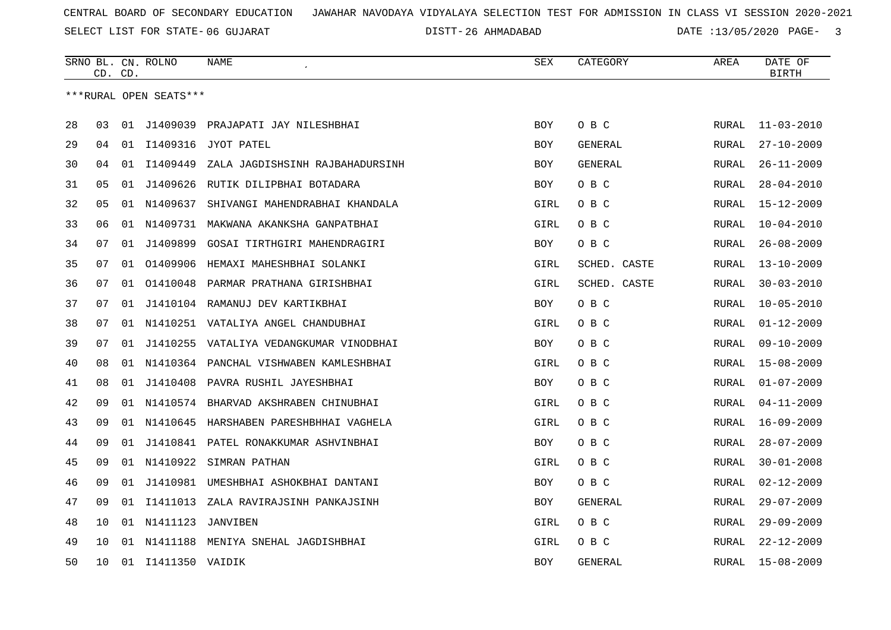CENTRAL BOARD OF SECONDARY EDUCATION JAWAHAR NAVODAYA VIDYALAYA SELECTION TEST FOR ADMISSION IN CLASS VI SESSION 2020-2021

SELECT LIST FOR STATE- 06 GUJARAT DISTT- 26 AHMADABAD DATE :13/05/2020

***RURAL OPEN SEATS***

| SRNO | BL. CD. | CN. CD. | ROLNO | NAME | SEX | CATEGORY | AREA | DATE OF BIRTH |
|---|---|---|---|---|---|---|---|---|
| 28 | 03 | 01 | J1409039 | PRAJAPATI JAY NILESHBHAI | BOY | O B C | RURAL | 11-03-2010 |
| 29 | 04 | 01 | I1409316 | JYOT PATEL | BOY | GENERAL | RURAL | 27-10-2009 |
| 30 | 04 | 01 | I1409449 | ZALA JAGDISHSINH RAJBAHADURSINH | BOY | GENERAL | RURAL | 26-11-2009 |
| 31 | 05 | 01 | J1409626 | RUTIK DILIPBHAI BOTADARA | BOY | O B C | RURAL | 28-04-2010 |
| 32 | 05 | 01 | N1409637 | SHIVANGI MAHENDRABHAI KHANDALA | GIRL | O B C | RURAL | 15-12-2009 |
| 33 | 06 | 01 | N1409731 | MAKWANA AKANKSHA GANPATBHAI | GIRL | O B C | RURAL | 10-04-2010 |
| 34 | 07 | 01 | J1409899 | GOSAI TIRTHGIRI MAHENDRAGIRI | BOY | O B C | RURAL | 26-08-2009 |
| 35 | 07 | 01 | O1409906 | HEMAXI MAHESHBHAI SOLANKI | GIRL | SCHED. CASTE | RURAL | 13-10-2009 |
| 36 | 07 | 01 | O1410048 | PARMAR PRATHANA GIRISHBHAI | GIRL | SCHED. CASTE | RURAL | 30-03-2010 |
| 37 | 07 | 01 | J1410104 | RAMANUJ DEV KARTIKBHAI | BOY | O B C | RURAL | 10-05-2010 |
| 38 | 07 | 01 | N1410251 | VATALIYA ANGEL CHANDUBHAI | GIRL | O B C | RURAL | 01-12-2009 |
| 39 | 07 | 01 | J1410255 | VATALIYA VEDANGKUMAR VINODBHAI | BOY | O B C | RURAL | 09-10-2009 |
| 40 | 08 | 01 | N1410364 | PANCHAL VISHWABEN KAMLESHBHAI | GIRL | O B C | RURAL | 15-08-2009 |
| 41 | 08 | 01 | J1410408 | PAVRA RUSHIL JAYESHBHAI | BOY | O B C | RURAL | 01-07-2009 |
| 42 | 09 | 01 | N1410574 | BHARVAD AKSHRABEN CHINUBHAI | GIRL | O B C | RURAL | 04-11-2009 |
| 43 | 09 | 01 | N1410645 | HARSHABEN PARESHBHHAI VAGHELA | GIRL | O B C | RURAL | 16-09-2009 |
| 44 | 09 | 01 | J1410841 | PATEL RONAKKUMAR ASHVINBHAI | BOY | O B C | RURAL | 28-07-2009 |
| 45 | 09 | 01 | N1410922 | SIMRAN PATHAN | GIRL | O B C | RURAL | 30-01-2008 |
| 46 | 09 | 01 | J1410981 | UMESHBHAI ASHOKBHAI DANTANI | BOY | O B C | RURAL | 02-12-2009 |
| 47 | 09 | 01 | I1411013 | ZALA RAVIRAJSINH PANKAJSINH | BOY | GENERAL | RURAL | 29-07-2009 |
| 48 | 10 | 01 | N1411123 | JANVIBEN | GIRL | O B C | RURAL | 29-09-2009 |
| 49 | 10 | 01 | N1411188 | MENIYA SNEHAL JAGDISHBHAI | GIRL | O B C | RURAL | 22-12-2009 |
| 50 | 10 | 01 | I1411350 | VAIDIK | BOY | GENERAL | RURAL | 15-08-2009 |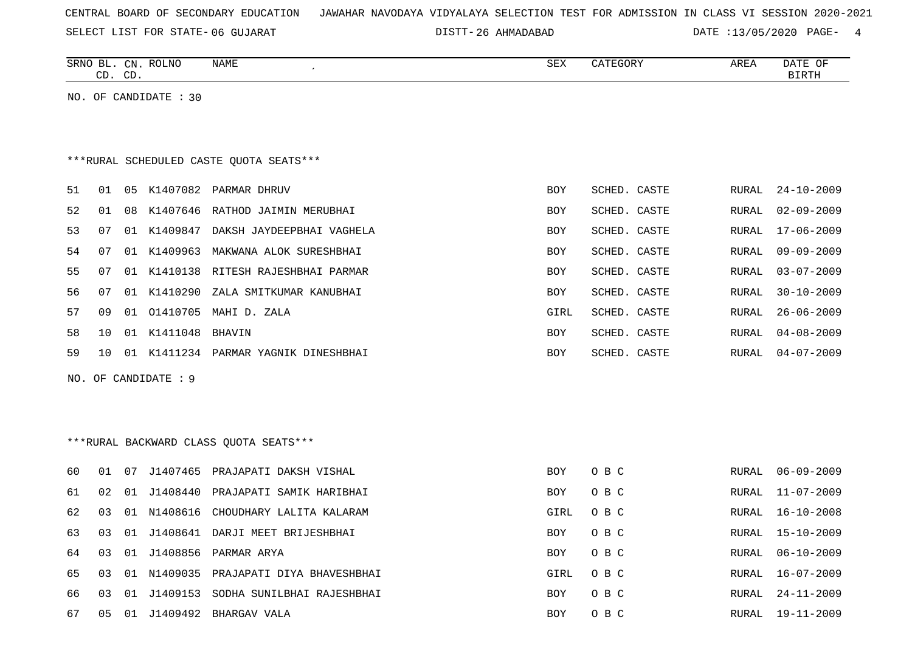CENTRAL BOARD OF SECONDARY EDUCATION   JAWAHAR NAVODAYA VIDYALAYA SELECTION TEST FOR ADMISSION IN CLASS VI SESSION 2020-2021

SELECT LIST FOR STATE- 06 GUJARAT   DISTT- 26 AHMADABAD   DATE :13/05/2020

NO. OF CANDIDATE : 30

***RURAL SCHEDULED CASTE QUOTA SEATS***

| SRNO | BL. CD. | CN. CD. | ROLNO | NAME | SEX | CATEGORY | AREA | DATE OF BIRTH |
|---|---|---|---|---|---|---|---|---|
| 51 | 01 | 05 | K1407082 | PARMAR DHRUV | BOY | SCHED. CASTE | RURAL | 24-10-2009 |
| 52 | 01 | 08 | K1407646 | RATHOD JAIMIN MERUBHAI | BOY | SCHED. CASTE | RURAL | 02-09-2009 |
| 53 | 07 | 01 | K1409847 | DAKSH JAYDEEPBHAI VAGHELA | BOY | SCHED. CASTE | RURAL | 17-06-2009 |
| 54 | 07 | 01 | K1409963 | MAKWANA ALOK SURESHBHAI | BOY | SCHED. CASTE | RURAL | 09-09-2009 |
| 55 | 07 | 01 | K1410138 | RITESH RAJESHBHAI PARMAR | BOY | SCHED. CASTE | RURAL | 03-07-2009 |
| 56 | 07 | 01 | K1410290 | ZALA SMITKUMAR KANUBHAI | BOY | SCHED. CASTE | RURAL | 30-10-2009 |
| 57 | 09 | 01 | O1410705 | MAHI D. ZALA | GIRL | SCHED. CASTE | RURAL | 26-06-2009 |
| 58 | 10 | 01 | K1411048 | BHAVIN | BOY | SCHED. CASTE | RURAL | 04-08-2009 |
| 59 | 10 | 01 | K1411234 | PARMAR YAGNIK DINESHBHAI | BOY | SCHED. CASTE | RURAL | 04-07-2009 |

NO. OF CANDIDATE : 9

***RURAL BACKWARD CLASS QUOTA SEATS***

| SRNO | BL. CD. | CN. CD. | ROLNO | NAME | SEX | CATEGORY | AREA | DATE OF BIRTH |
|---|---|---|---|---|---|---|---|---|
| 60 | 01 | 07 | J1407465 | PRAJAPATI DAKSH VISHAL | BOY | O B C | RURAL | 06-09-2009 |
| 61 | 02 | 01 | J1408440 | PRAJAPATI SAMIK HARIBHAI | BOY | O B C | RURAL | 11-07-2009 |
| 62 | 03 | 01 | N1408616 | CHOUDHARY LALITA KALARAM | GIRL | O B C | RURAL | 16-10-2008 |
| 63 | 03 | 01 | J1408641 | DARJI MEET BRIJESHBHAI | BOY | O B C | RURAL | 15-10-2009 |
| 64 | 03 | 01 | J1408856 | PARMAR ARYA | BOY | O B C | RURAL | 06-10-2009 |
| 65 | 03 | 01 | N1409035 | PRAJAPATI DIYA BHAVESHBHAI | GIRL | O B C | RURAL | 16-07-2009 |
| 66 | 03 | 01 | J1409153 | SODHA SUNILBHAI RAJESHBHAI | BOY | O B C | RURAL | 24-11-2009 |
| 67 | 05 | 01 | J1409492 | BHARGAV VALA | BOY | O B C | RURAL | 19-11-2009 |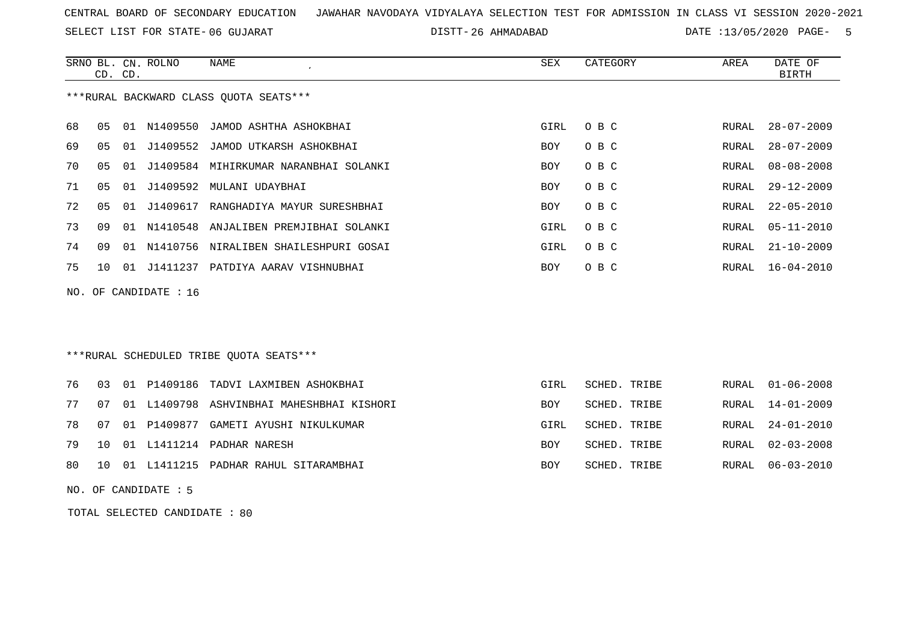CENTRAL BOARD OF SECONDARY EDUCATION JAWAHAR NAVODAYA VIDYALAYA SELECTION TEST FOR ADMISSION IN CLASS VI SESSION 2020-2021

SELECT LIST FOR STATE- 06 GUJARAT DISTT- 26 AHMADABAD DATE :13/05/2020

***RURAL BACKWARD CLASS QUOTA SEATS***

| SRNO | BL. CD. | CN. CD. | ROLNO | NAME | SEX | CATEGORY | AREA | DATE OF BIRTH |
|---|---|---|---|---|---|---|---|---|
| 68 | 05 | 01 | N1409550 | JAMOD ASHTHA ASHOKBHAI | GIRL | O B C | RURAL | 28-07-2009 |
| 69 | 05 | 01 | J1409552 | JAMOD UTKARSH ASHOKBHAI | BOY | O B C | RURAL | 28-07-2009 |
| 70 | 05 | 01 | J1409584 | MIHIRKUMAR NARANBHAI SOLANKI | BOY | O B C | RURAL | 08-08-2008 |
| 71 | 05 | 01 | J1409592 | MULANI UDAYBHAI | BOY | O B C | RURAL | 29-12-2009 |
| 72 | 05 | 01 | J1409617 | RANGHADIYA MAYUR SURESHBHAI | BOY | O B C | RURAL | 22-05-2010 |
| 73 | 09 | 01 | N1410548 | ANJALIBEN PREMJIBHAI SOLANKI | GIRL | O B C | RURAL | 05-11-2010 |
| 74 | 09 | 01 | N1410756 | NIRALIBEN SHAILESHPURI GOSAI | GIRL | O B C | RURAL | 21-10-2009 |
| 75 | 10 | 01 | J1411237 | PATDIYA AARAV VISHNUBHAI | BOY | O B C | RURAL | 16-04-2010 |

NO. OF CANDIDATE : 16

***RURAL SCHEDULED TRIBE QUOTA SEATS***

| SRNO | BL. CD. | CN. CD. | ROLNO | NAME | SEX | CATEGORY | AREA | DATE OF BIRTH |
|---|---|---|---|---|---|---|---|---|
| 76 | 03 | 01 | P1409186 | TADVI LAXMIBEN ASHOKBHAI | GIRL | SCHED. TRIBE | RURAL | 01-06-2008 |
| 77 | 07 | 01 | L1409798 | ASHVINBHAI MAHESHBHAI KISHORI | BOY | SCHED. TRIBE | RURAL | 14-01-2009 |
| 78 | 07 | 01 | P1409877 | GAMETI AYUSHI NIKULKUMAR | GIRL | SCHED. TRIBE | RURAL | 24-01-2010 |
| 79 | 10 | 01 | L1411214 | PADHAR NARESH | BOY | SCHED. TRIBE | RURAL | 02-03-2008 |
| 80 | 10 | 01 | L1411215 | PADHAR RAHUL SITARAMBHAI | BOY | SCHED. TRIBE | RURAL | 06-03-2010 |

NO. OF CANDIDATE : 5

TOTAL SELECTED CANDIDATE : 80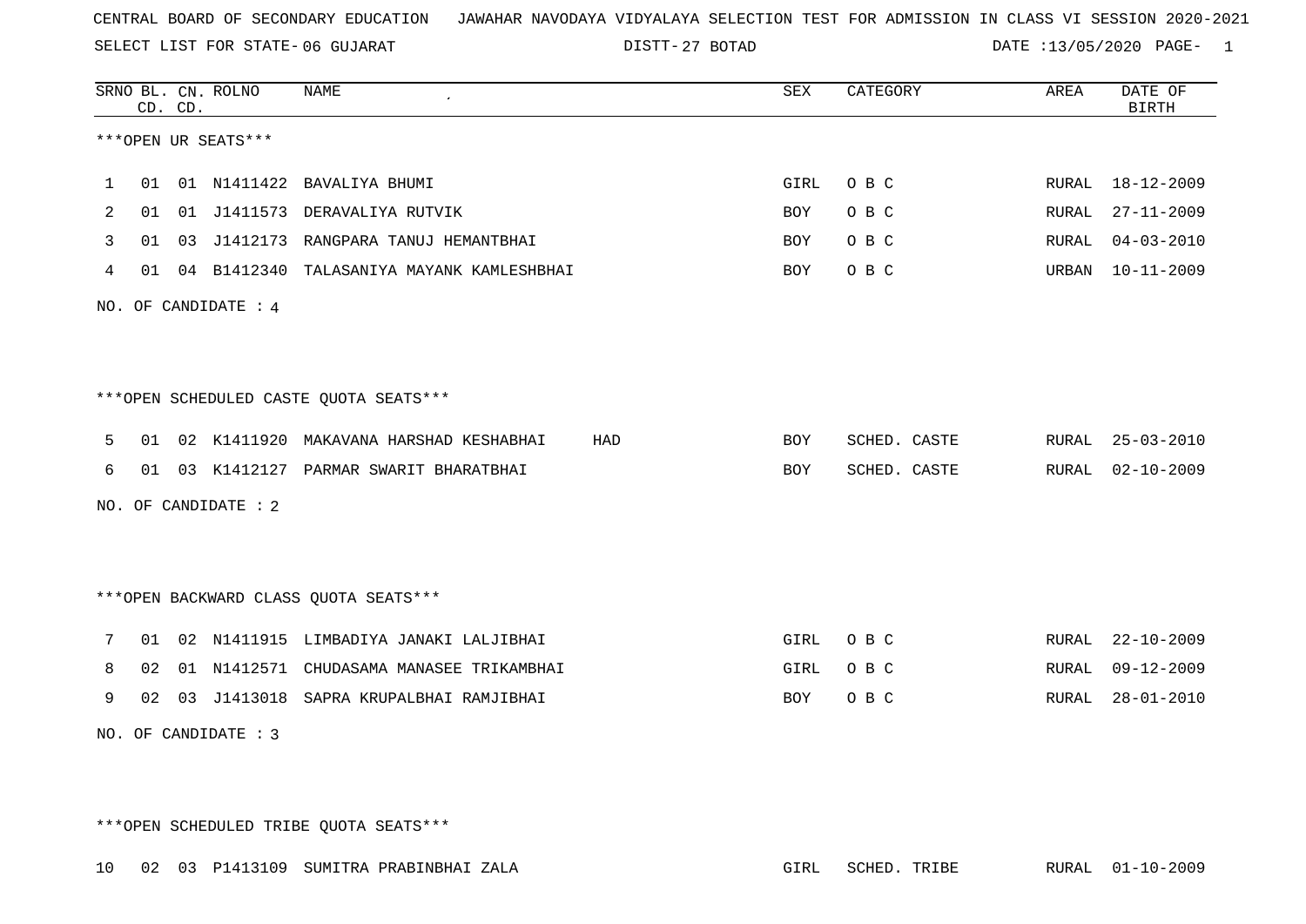CENTRAL BOARD OF SECONDARY EDUCATION JAWAHAR NAVODAYA VIDYALAYA SELECTION TEST FOR ADMISSION IN CLASS VI SESSION 2020-2021

SELECT LIST FOR STATE- 06 GUJARAT DISTT- 27 BOTAD DATE :13/05/2020

| SRNO | BL. CD. | CN. CD. | ROLNO | NAME | | SEX | CATEGORY | AREA | DATE OF BIRTH |
|---|---|---|---|---|---|---|---|---|---|
| ***OPEN UR SEATS*** | | | | | | | | | |
| 1 | 01 | 01 | N1411422 | BAVALIYA BHUMI | | GIRL | O B C | RURAL | 18-12-2009 |
| 2 | 01 | 01 | J1411573 | DERAVALIYA RUTVIK | | BOY | O B C | RURAL | 27-11-2009 |
| 3 | 01 | 03 | J1412173 | RANGPARA TANUJ HEMANTBHAI | | BOY | O B C | RURAL | 04-03-2010 |
| 4 | 01 | 04 | B1412340 | TALASANIYA MAYANK KAMLESHBHAI | | BOY | O B C | URBAN | 10-11-2009 |

NO. OF CANDIDATE : 4

| SRNO | BL. CD. | CN. CD. | ROLNO | NAME | | SEX | CATEGORY | AREA | DATE OF BIRTH |
|---|---|---|---|---|---|---|---|---|---|
| ***OPEN SCHEDULED CASTE QUOTA SEATS*** | | | | | | | | | |
| 5 | 01 | 02 | K1411920 | MAKAVANA HARSHAD KESHABHAI | HAD | BOY | SCHED. CASTE | RURAL | 25-03-2010 |
| 6 | 01 | 03 | K1412127 | PARMAR SWARIT BHARATBHAI | | BOY | SCHED. CASTE | RURAL | 02-10-2009 |

NO. OF CANDIDATE : 2

| SRNO | BL. CD. | CN. CD. | ROLNO | NAME | | SEX | CATEGORY | AREA | DATE OF BIRTH |
|---|---|---|---|---|---|---|---|---|---|
| ***OPEN BACKWARD CLASS QUOTA SEATS*** | | | | | | | | | |
| 7 | 01 | 02 | N1411915 | LIMBADIYA JANAKI LALJIBHAI | | GIRL | O B C | RURAL | 22-10-2009 |
| 8 | 02 | 01 | N1412571 | CHUDASAMA MANASEE TRIKAMBHAI | | GIRL | O B C | RURAL | 09-12-2009 |
| 9 | 02 | 03 | J1413018 | SAPRA KRUPALBHAI RAMJIBHAI | | BOY | O B C | RURAL | 28-01-2010 |

NO. OF CANDIDATE : 3

| SRNO | BL. CD. | CN. CD. | ROLNO | NAME | | SEX | CATEGORY | AREA | DATE OF BIRTH |
|---|---|---|---|---|---|---|---|---|---|
| ***OPEN SCHEDULED TRIBE QUOTA SEATS*** | | | | | | | | | |
| 10 | 02 | 03 | P1413109 | SUMITRA PRABINBHAI ZALA | | GIRL | SCHED. TRIBE | RURAL | 01-10-2009 |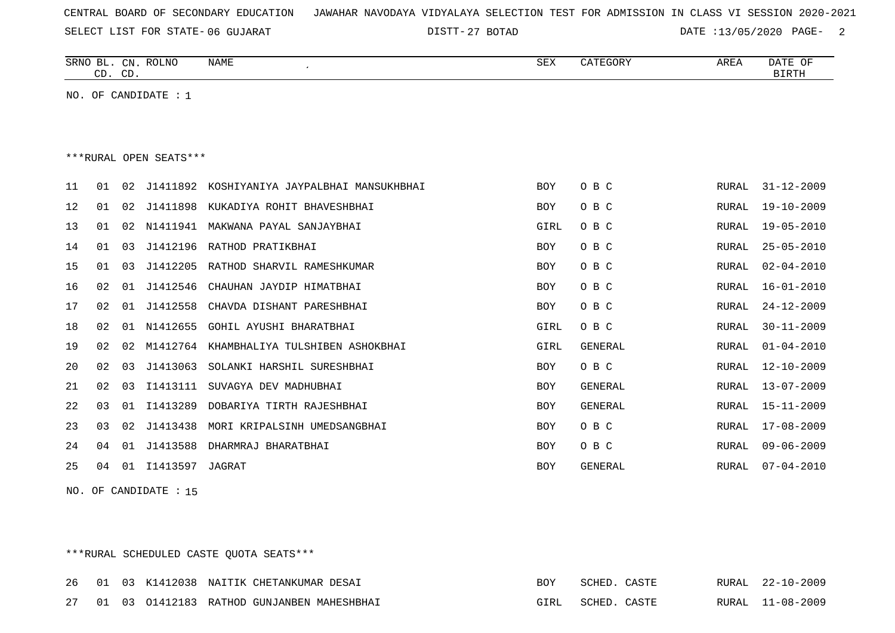CENTRAL BOARD OF SECONDARY EDUCATION JAWAHAR NAVODAYA VIDYALAYA SELECTION TEST FOR ADMISSION IN CLASS VI SESSION 2020-2021

SELECT LIST FOR STATE- 06 GUJARAT DISTT- 27 BOTAD DATE :13/05/2020

| SRNO | BL. CD. | CN. CD. | ROLNO | NAME | SEX | CATEGORY | AREA | DATE OF BIRTH |
|---|---|---|---|---|---|---|---|---|

NO. OF CANDIDATE : 1

***RURAL OPEN SEATS***

| SRNO | BL. CD. | CN. CD. | ROLNO | NAME | SEX | CATEGORY | AREA | DATE OF BIRTH |
|---|---|---|---|---|---|---|---|---|
| 11 | 01 | 02 | J1411892 | KOSHIYANIYA JAYPALBHAI MANSUKHBHAI | BOY | O B C | RURAL | 31-12-2009 |
| 12 | 01 | 02 | J1411898 | KUKADIYA ROHIT BHAVESHBHAI | BOY | O B C | RURAL | 19-10-2009 |
| 13 | 01 | 02 | N1411941 | MAKWANA PAYAL SANJAYBHAI | GIRL | O B C | RURAL | 19-05-2010 |
| 14 | 01 | 03 | J1412196 | RATHOD PRATIKBHAI | BOY | O B C | RURAL | 25-05-2010 |
| 15 | 01 | 03 | J1412205 | RATHOD SHARVIL RAMESHKUMAR | BOY | O B C | RURAL | 02-04-2010 |
| 16 | 02 | 01 | J1412546 | CHAUHAN JAYDIP HIMATBHAI | BOY | O B C | RURAL | 16-01-2010 |
| 17 | 02 | 01 | J1412558 | CHAVDA DISHANT PARESHBHAI | BOY | O B C | RURAL | 24-12-2009 |
| 18 | 02 | 01 | N1412655 | GOHIL AYUSHI BHARATBHAI | GIRL | O B C | RURAL | 30-11-2009 |
| 19 | 02 | 02 | M1412764 | KHAMBHALIYA TULSHIBEN ASHOKBHAI | GIRL | GENERAL | RURAL | 01-04-2010 |
| 20 | 02 | 03 | J1413063 | SOLANKI HARSHIL SURESHBHAI | BOY | O B C | RURAL | 12-10-2009 |
| 21 | 02 | 03 | I1413111 | SUVAGYA DEV MADHUBHAI | BOY | GENERAL | RURAL | 13-07-2009 |
| 22 | 03 | 01 | I1413289 | DOBARIYA TIRTH RAJESHBHAI | BOY | GENERAL | RURAL | 15-11-2009 |
| 23 | 03 | 02 | J1413438 | MORI KRIPALSINH UMEDSANGBHAI | BOY | O B C | RURAL | 17-08-2009 |
| 24 | 04 | 01 | J1413588 | DHARMRAJ BHARATBHAI | BOY | O B C | RURAL | 09-06-2009 |
| 25 | 04 | 01 | I1413597 | JAGRAT | BOY | GENERAL | RURAL | 07-04-2010 |

NO. OF CANDIDATE : 15

***RURAL SCHEDULED CASTE QUOTA SEATS***

| SRNO | BL. CD. | CN. CD. | ROLNO | NAME | SEX | CATEGORY | AREA | DATE OF BIRTH |
|---|---|---|---|---|---|---|---|---|
| 26 | 01 | 03 | K1412038 | NAITIK CHETANKUMAR DESAI | BOY | SCHED. CASTE | RURAL | 22-10-2009 |
| 27 | 01 | 03 | O1412183 | RATHOD GUNJANBEN MAHESHBHAI | GIRL | SCHED. CASTE | RURAL | 11-08-2009 |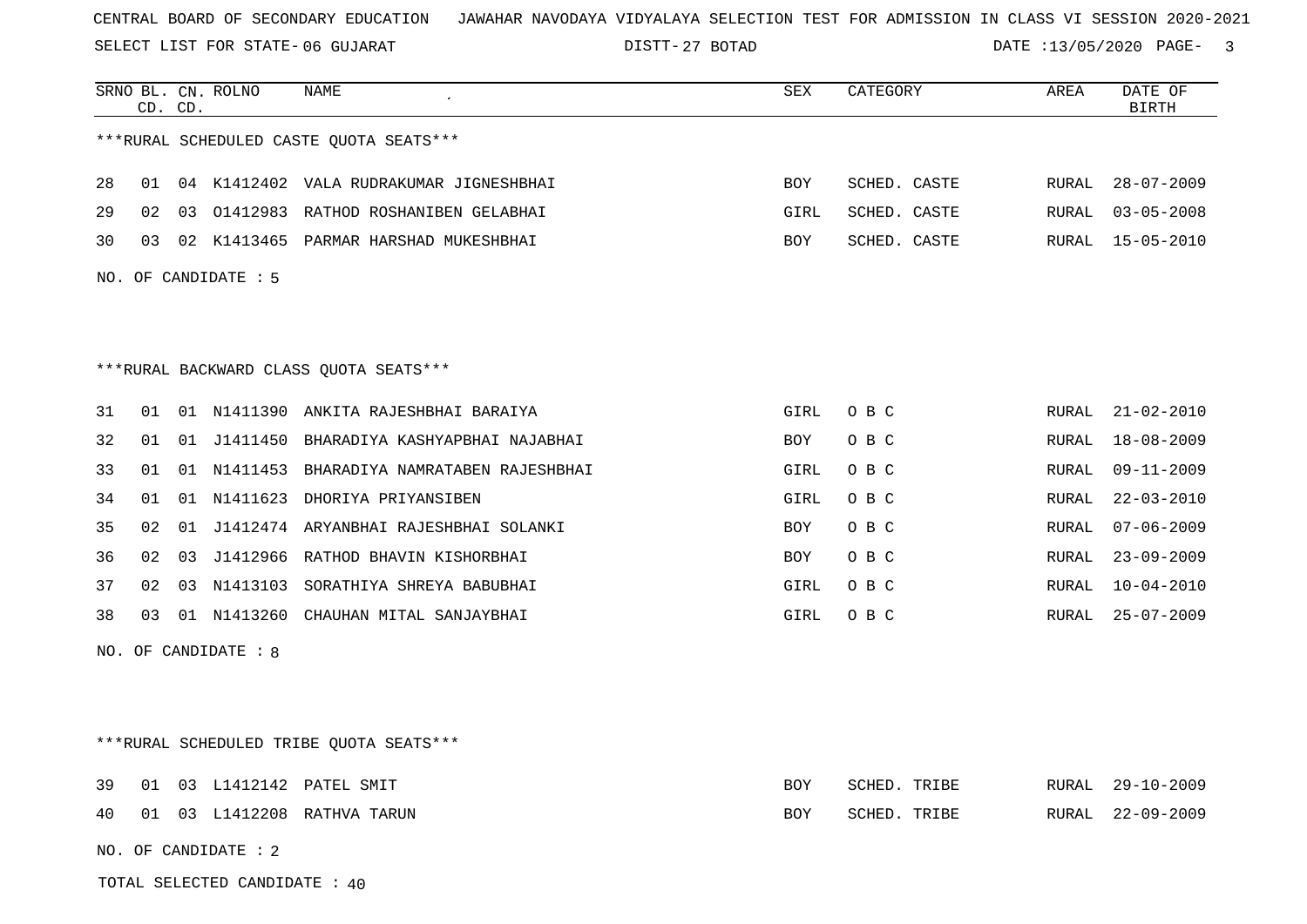CENTRAL BOARD OF SECONDARY EDUCATION JAWAHAR NAVODAYA VIDYALAYA SELECTION TEST FOR ADMISSION IN CLASS VI SESSION 2020-2021

SELECT LIST FOR STATE- 06 GUJARAT DISTT- 27 BOTAD DATE :13/05/2020

| SRNO | BL. CD. | CN. CD. | ROLNO | NAME | SEX | CATEGORY | AREA | DATE OF BIRTH |
|---|---|---|---|---|---|---|---|---|

***RURAL SCHEDULED CASTE QUOTA SEATS***

| SRNO | BL. CD. | CN. CD. | ROLNO | NAME | SEX | CATEGORY | AREA | DATE OF BIRTH |
|---|---|---|---|---|---|---|---|---|
| 28 | 01 | 04 | K1412402 | VALA RUDRAKUMAR JIGNESHBHAI | BOY | SCHED. CASTE | RURAL | 28-07-2009 |
| 29 | 02 | 03 | O1412983 | RATHOD ROSHANIBEN GELABHAI | GIRL | SCHED. CASTE | RURAL | 03-05-2008 |
| 30 | 03 | 02 | K1413465 | PARMAR HARSHAD MUKESHBHAI | BOY | SCHED. CASTE | RURAL | 15-05-2010 |

NO. OF CANDIDATE : 5

***RURAL BACKWARD CLASS QUOTA SEATS***

| SRNO | BL. CD. | CN. CD. | ROLNO | NAME | SEX | CATEGORY | AREA | DATE OF BIRTH |
|---|---|---|---|---|---|---|---|---|
| 31 | 01 | 01 | N1411390 | ANKITA RAJESHBHAI BARAIYA | GIRL | O B C | RURAL | 21-02-2010 |
| 32 | 01 | 01 | J1411450 | BHARADIYA KASHYAPBHAI NAJABHAI | BOY | O B C | RURAL | 18-08-2009 |
| 33 | 01 | 01 | N1411453 | BHARADIYA NAMRATABEN RAJESHBHAI | GIRL | O B C | RURAL | 09-11-2009 |
| 34 | 01 | 01 | N1411623 | DHORIYA PRIYANSIBEN | GIRL | O B C | RURAL | 22-03-2010 |
| 35 | 02 | 01 | J1412474 | ARYANBHAI RAJESHBHAI SOLANKI | BOY | O B C | RURAL | 07-06-2009 |
| 36 | 02 | 03 | J1412966 | RATHOD BHAVIN KISHORBHAI | BOY | O B C | RURAL | 23-09-2009 |
| 37 | 02 | 03 | N1413103 | SORATHIYA SHREYA BABUBHAI | GIRL | O B C | RURAL | 10-04-2010 |
| 38 | 03 | 01 | N1413260 | CHAUHAN MITAL SANJAYBHAI | GIRL | O B C | RURAL | 25-07-2009 |

NO. OF CANDIDATE : 8

***RURAL SCHEDULED TRIBE QUOTA SEATS***

| SRNO | BL. CD. | CN. CD. | ROLNO | NAME | SEX | CATEGORY | AREA | DATE OF BIRTH |
|---|---|---|---|---|---|---|---|---|
| 39 | 01 | 03 | L1412142 | PATEL SMIT | BOY | SCHED. TRIBE | RURAL | 29-10-2009 |
| 40 | 01 | 03 | L1412208 | RATHVA TARUN | BOY | SCHED. TRIBE | RURAL | 22-09-2009 |

NO. OF CANDIDATE : 2

TOTAL SELECTED CANDIDATE : 40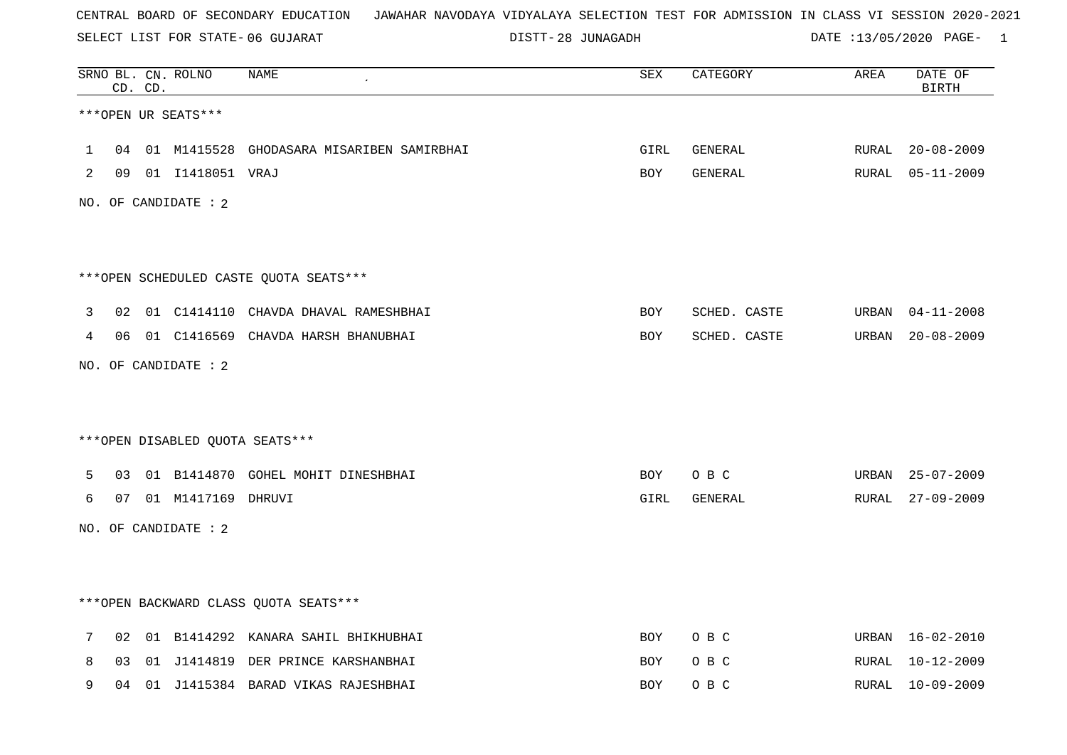CENTRAL BOARD OF SECONDARY EDUCATION JAWAHAR NAVODAYA VIDYALAYA SELECTION TEST FOR ADMISSION IN CLASS VI SESSION 2020-2021

SELECT LIST FOR STATE- 06 GUJARAT DISTT- 28 JUNAGADH DATE :13/05/2020 PAGE- 1

| SRNO | BL. CD. | CN. CD. | ROLNO | NAME | SEX | CATEGORY | AREA | DATE OF BIRTH |
|---|---|---|---|---|---|---|---|---|
| ***OPEN UR SEATS*** | | | | | | | | |
| 1 | 04 | 01 | M1415528 | GHODASARA MISARIBEN SAMIRBHAI | GIRL | GENERAL | RURAL | 20-08-2009 |
| 2 | 09 | 01 | I1418051 | VRAJ | BOY | GENERAL | RURAL | 05-11-2009 |
| NO. OF CANDIDATE : 2 | | | | | | | | |
| ***OPEN SCHEDULED CASTE QUOTA SEATS*** | | | | | | | | |
| 3 | 02 | 01 | C1414110 | CHAVDA DHAVAL RAMESHBHAI | BOY | SCHED. CASTE | URBAN | 04-11-2008 |
| 4 | 06 | 01 | C1416569 | CHAVDA HARSH BHANUBHAI | BOY | SCHED. CASTE | URBAN | 20-08-2009 |
| NO. OF CANDIDATE : 2 | | | | | | | | |
| ***OPEN DISABLED QUOTA SEATS*** | | | | | | | | |
| 5 | 03 | 01 | B1414870 | GOHEL MOHIT DINESHBHAI | BOY | O B C | URBAN | 25-07-2009 |
| 6 | 07 | 01 | M1417169 | DHRUVI | GIRL | GENERAL | RURAL | 27-09-2009 |
| NO. OF CANDIDATE : 2 | | | | | | | | |
| ***OPEN BACKWARD CLASS QUOTA SEATS*** | | | | | | | | |
| 7 | 02 | 01 | B1414292 | KANARA SAHIL BHIKHUBHAI | BOY | O B C | URBAN | 16-02-2010 |
| 8 | 03 | 01 | J1414819 | DER PRINCE KARSHANBHAI | BOY | O B C | RURAL | 10-12-2009 |
| 9 | 04 | 01 | J1415384 | BARAD VIKAS RAJESHBHAI | BOY | O B C | RURAL | 10-09-2009 |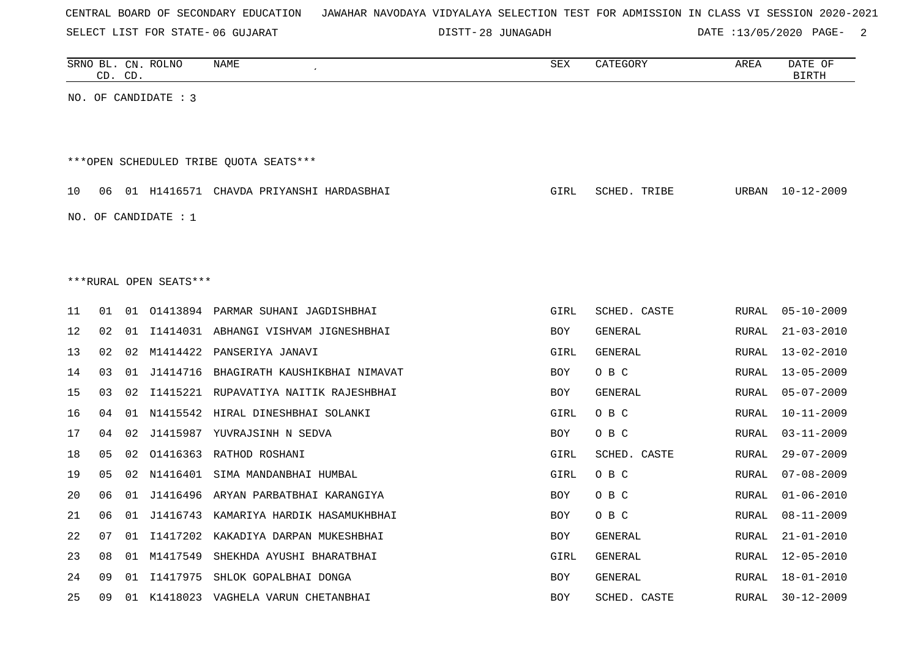NO. OF CANDIDATE : 3

***OPEN SCHEDULED TRIBE QUOTA SEATS***

| SRNO | BL. CD. | CN. CD. | ROLNO | NAME | SEX | CATEGORY | AREA | DATE OF BIRTH |
|---|---|---|---|---|---|---|---|---|
| 10 | 06 | 01 | H1416571 | CHAVDA PRIYANSHI HARDASBHAI | GIRL | SCHED. TRIBE | URBAN | 10-12-2009 |

NO. OF CANDIDATE : 1

***RURAL OPEN SEATS***

| SRNO | BL. CD. | CN. CD. | ROLNO | NAME | SEX | CATEGORY | AREA | DATE OF BIRTH |
|---|---|---|---|---|---|---|---|---|
| 11 | 01 | 01 | O1413894 | PARMAR SUHANI JAGDISHBHAI | GIRL | SCHED. CASTE | RURAL | 05-10-2009 |
| 12 | 02 | 01 | I1414031 | ABHANGI VISHVAM JIGNESHBHAI | BOY | GENERAL | RURAL | 21-03-2010 |
| 13 | 02 | 02 | M1414422 | PANSERIYA JANAVI | GIRL | GENERAL | RURAL | 13-02-2010 |
| 14 | 03 | 01 | J1414716 | BHAGIRATH KAUSHIKBHAI NIMAVAT | BOY | O B C | RURAL | 13-05-2009 |
| 15 | 03 | 02 | I1415221 | RUPAVATIYA NAITIK RAJESHBHAI | BOY | GENERAL | RURAL | 05-07-2009 |
| 16 | 04 | 01 | N1415542 | HIRAL DINESHBHAI SOLANKI | GIRL | O B C | RURAL | 10-11-2009 |
| 17 | 04 | 02 | J1415987 | YUVRAJSINH N SEDVA | BOY | O B C | RURAL | 03-11-2009 |
| 18 | 05 | 02 | O1416363 | RATHOD ROSHANI | GIRL | SCHED. CASTE | RURAL | 29-07-2009 |
| 19 | 05 | 02 | N1416401 | SIMA MANDANBHAI HUMBAL | GIRL | O B C | RURAL | 07-08-2009 |
| 20 | 06 | 01 | J1416496 | ARYAN PARBATBHAI KARANGIYA | BOY | O B C | RURAL | 01-06-2010 |
| 21 | 06 | 01 | J1416743 | KAMARIYA HARDIK HASAMUKHBHAI | BOY | O B C | RURAL | 08-11-2009 |
| 22 | 07 | 01 | I1417202 | KAKADIYA DARPAN MUKESHBHAI | BOY | GENERAL | RURAL | 21-01-2010 |
| 23 | 08 | 01 | M1417549 | SHEKHDA AYUSHI BHARATBHAI | GIRL | GENERAL | RURAL | 12-05-2010 |
| 24 | 09 | 01 | I1417975 | SHLOK GOPALBHAI DONGA | BOY | GENERAL | RURAL | 18-01-2010 |
| 25 | 09 | 01 | K1418023 | VAGHELA VARUN CHETANBHAI | BOY | SCHED. CASTE | RURAL | 30-12-2009 |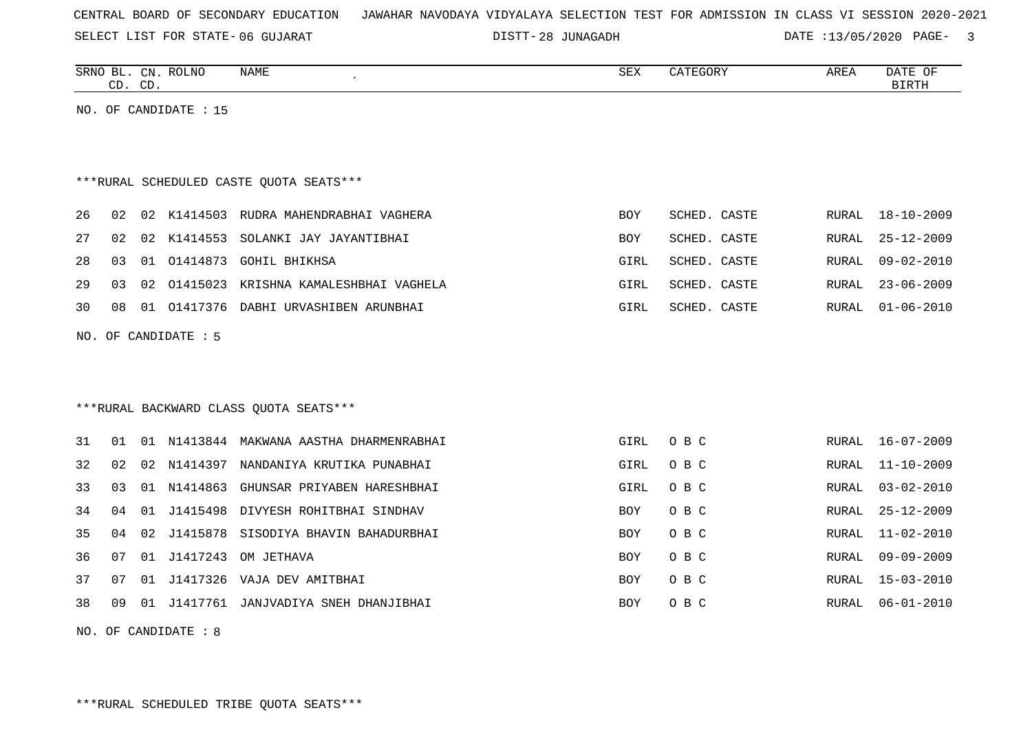CENTRAL BOARD OF SECONDARY EDUCATION JAWAHAR NAVODAYA VIDYALAYA SELECTION TEST FOR ADMISSION IN CLASS VI SESSION 2020-2021

SELECT LIST FOR STATE- 06 GUJARAT DISTT- 28 JUNAGADH DATE :13/05/2020

| SRNO | BL. CD. | CN. CD. | ROLNO | NAME | SEX | CATEGORY | AREA | DATE OF BIRTH |
|---|---|---|---|---|---|---|---|---|

NO. OF CANDIDATE : 15

***RURAL SCHEDULED CASTE QUOTA SEATS***

| SRNO | BL. CD. | CN. CD. | ROLNO | NAME | SEX | CATEGORY | AREA | DATE OF BIRTH |
|---|---|---|---|---|---|---|---|---|
| 26 | 02 | 02 | K1414503 | RUDRA MAHENDRABHAI VAGHERA | BOY | SCHED. CASTE | RURAL | 18-10-2009 |
| 27 | 02 | 02 | K1414553 | SOLANKI JAY JAYANTIBHAI | BOY | SCHED. CASTE | RURAL | 25-12-2009 |
| 28 | 03 | 01 | O1414873 | GOHIL BHIKHSA | GIRL | SCHED. CASTE | RURAL | 09-02-2010 |
| 29 | 03 | 02 | O1415023 | KRISHNA KAMALESHBHAI VAGHELA | GIRL | SCHED. CASTE | RURAL | 23-06-2009 |
| 30 | 08 | 01 | O1417376 | DABHI URVASHIBEN ARUNBHAI | GIRL | SCHED. CASTE | RURAL | 01-06-2010 |

NO. OF CANDIDATE : 5

***RURAL BACKWARD CLASS QUOTA SEATS***

| SRNO | BL. CD. | CN. CD. | ROLNO | NAME | SEX | CATEGORY | AREA | DATE OF BIRTH |
|---|---|---|---|---|---|---|---|---|
| 31 | 01 | 01 | N1413844 | MAKWANA AASTHA DHARMENRABHAI | GIRL | O B C | RURAL | 16-07-2009 |
| 32 | 02 | 02 | N1414397 | NANDANIYA KRUTIKA PUNABHAI | GIRL | O B C | RURAL | 11-10-2009 |
| 33 | 03 | 01 | N1414863 | GHUNSAR PRIYABEN HARESHBHAI | GIRL | O B C | RURAL | 03-02-2010 |
| 34 | 04 | 01 | J1415498 | DIVYESH ROHITBHAI SINDHAV | BOY | O B C | RURAL | 25-12-2009 |
| 35 | 04 | 02 | J1415878 | SISODIYA BHAVIN BAHADURBHAI | BOY | O B C | RURAL | 11-02-2010 |
| 36 | 07 | 01 | J1417243 | OM JETHAVA | BOY | O B C | RURAL | 09-09-2009 |
| 37 | 07 | 01 | J1417326 | VAJA DEV AMITBHAI | BOY | O B C | RURAL | 15-03-2010 |
| 38 | 09 | 01 | J1417761 | JANJVADIYA SNEH DHANJIBHAI | BOY | O B C | RURAL | 06-01-2010 |

NO. OF CANDIDATE : 8

***RURAL SCHEDULED TRIBE QUOTA SEATS***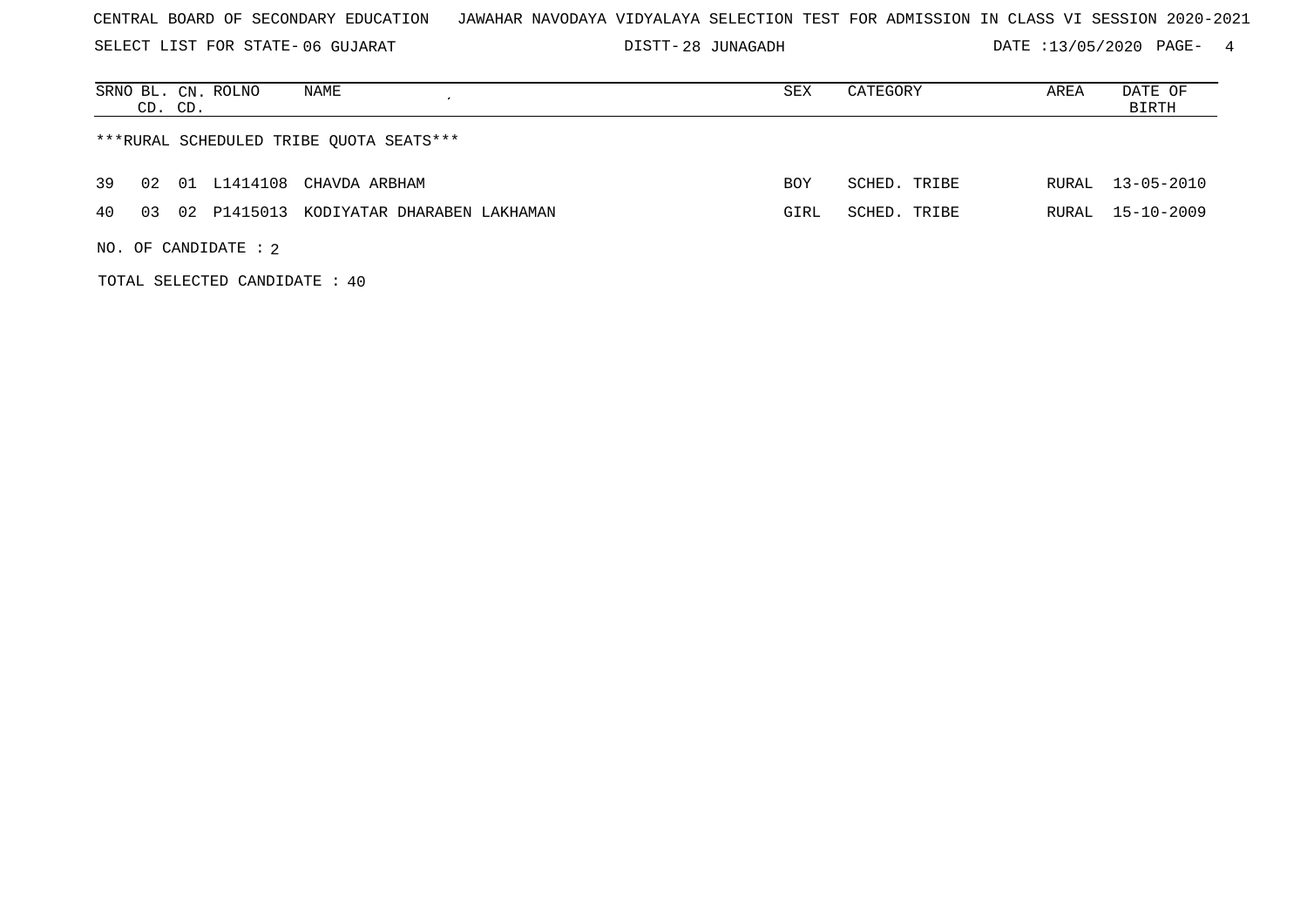CENTRAL BOARD OF SECONDARY EDUCATION JAWAHAR NAVODAYA VIDYALAYA SELECTION TEST FOR ADMISSION IN CLASS VI SESSION 2020-2021

SELECT LIST FOR STATE- 06 GUJARAT DISTT- 28 JUNAGADH DATE :13/05/2020 PAGE- 4

| SRNO | BL. CD. | CN. CD. | ROLNO | NAME | SEX | CATEGORY | AREA | DATE OF BIRTH |
|---|---|---|---|---|---|---|---|---|

***RURAL SCHEDULED TRIBE QUOTA SEATS***

| SRNO | BL. CD. | CN. CD. | ROLNO | NAME | SEX | CATEGORY | AREA | DATE OF BIRTH |
|---|---|---|---|---|---|---|---|---|
| 39 | 02 | 01 | L1414108 | CHAVDA ARBHAM | BOY | SCHED. TRIBE | RURAL | 13-05-2010 |
| 40 | 03 | 02 | P1415013 | KODIYATAR DHARABEN LAKHAMAN | GIRL | SCHED. TRIBE | RURAL | 15-10-2009 |

NO. OF CANDIDATE : 2

TOTAL SELECTED CANDIDATE : 40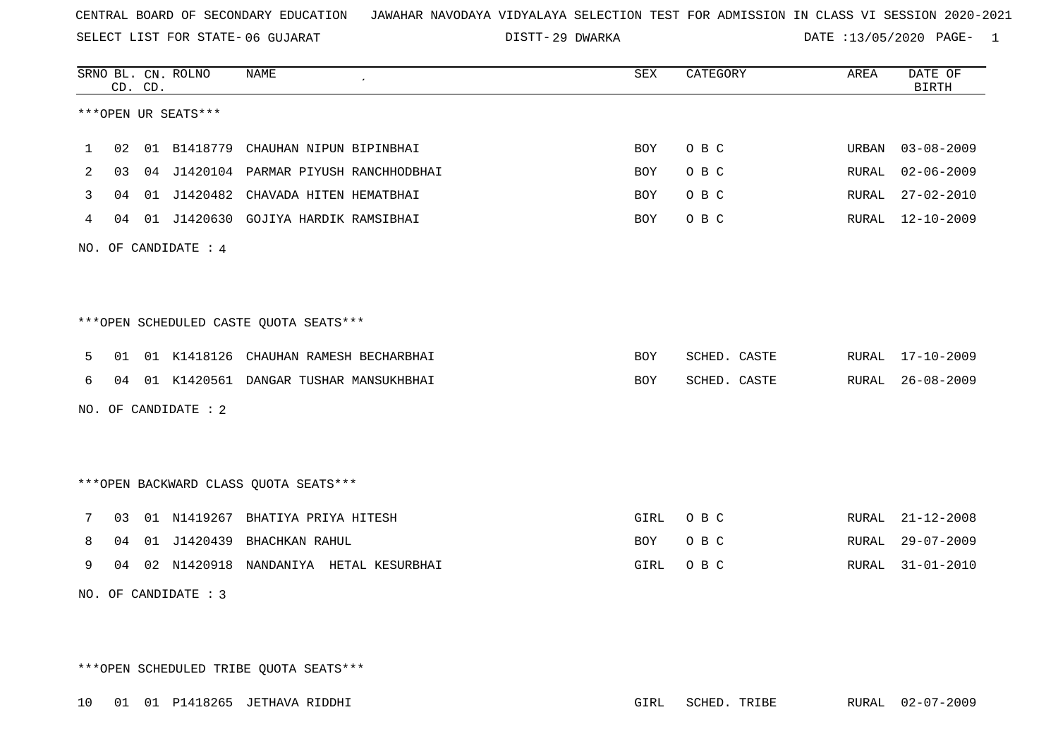CENTRAL BOARD OF SECONDARY EDUCATION JAWAHAR NAVODAYA VIDYALAYA SELECTION TEST FOR ADMISSION IN CLASS VI SESSION 2020-2021

SELECT LIST FOR STATE- 06 GUJARAT DISTT- 29 DWARKA DATE :13/05/2020 PAGE- 1

| SRNO | BL. CD. | CN. CD. | ROLNO | NAME | SEX | CATEGORY | AREA | DATE OF BIRTH |
|---|---|---|---|---|---|---|---|---|

***OPEN UR SEATS***

| SRNO | BL. CD. | CN. CD. | ROLNO | NAME | SEX | CATEGORY | AREA | DATE OF BIRTH |
|---|---|---|---|---|---|---|---|---|
| 1 | 02 | 01 | B1418779 | CHAUHAN NIPUN BIPINBHAI | BOY | O B C | URBAN | 03-08-2009 |
| 2 | 03 | 04 | J1420104 | PARMAR PIYUSH RANCHHODBHAI | BOY | O B C | RURAL | 02-06-2009 |
| 3 | 04 | 01 | J1420482 | CHAVADA HITEN HEMATBHAI | BOY | O B C | RURAL | 27-02-2010 |
| 4 | 04 | 01 | J1420630 | GOJIYA HARDIK RAMSIBHAI | BOY | O B C | RURAL | 12-10-2009 |

NO. OF CANDIDATE : 4

***OPEN SCHEDULED CASTE QUOTA SEATS***

| SRNO | BL. CD. | CN. CD. | ROLNO | NAME | SEX | CATEGORY | AREA | DATE OF BIRTH |
|---|---|---|---|---|---|---|---|---|
| 5 | 01 | 01 | K1418126 | CHAUHAN RAMESH BECHARBHAI | BOY | SCHED. CASTE | RURAL | 17-10-2009 |
| 6 | 04 | 01 | K1420561 | DANGAR TUSHAR MANSUKHBHAI | BOY | SCHED. CASTE | RURAL | 26-08-2009 |

NO. OF CANDIDATE : 2

***OPEN BACKWARD CLASS QUOTA SEATS***

| SRNO | BL. CD. | CN. CD. | ROLNO | NAME | SEX | CATEGORY | AREA | DATE OF BIRTH |
|---|---|---|---|---|---|---|---|---|
| 7 | 03 | 01 | N1419267 | BHATIYA PRIYA HITESH | GIRL | O B C | RURAL | 21-12-2008 |
| 8 | 04 | 01 | J1420439 | BHACHKAN RAHUL | BOY | O B C | RURAL | 29-07-2009 |
| 9 | 04 | 02 | N1420918 | NANDANIYA HETAL KESURBHAI | GIRL | O B C | RURAL | 31-01-2010 |

NO. OF CANDIDATE : 3

***OPEN SCHEDULED TRIBE QUOTA SEATS***

| SRNO | BL. CD. | CN. CD. | ROLNO | NAME | SEX | CATEGORY | AREA | DATE OF BIRTH |
|---|---|---|---|---|---|---|---|---|
| 10 | 01 | 01 | P1418265 | JETHAVA RIDDHI | GIRL | SCHED. TRIBE | RURAL | 02-07-2009 |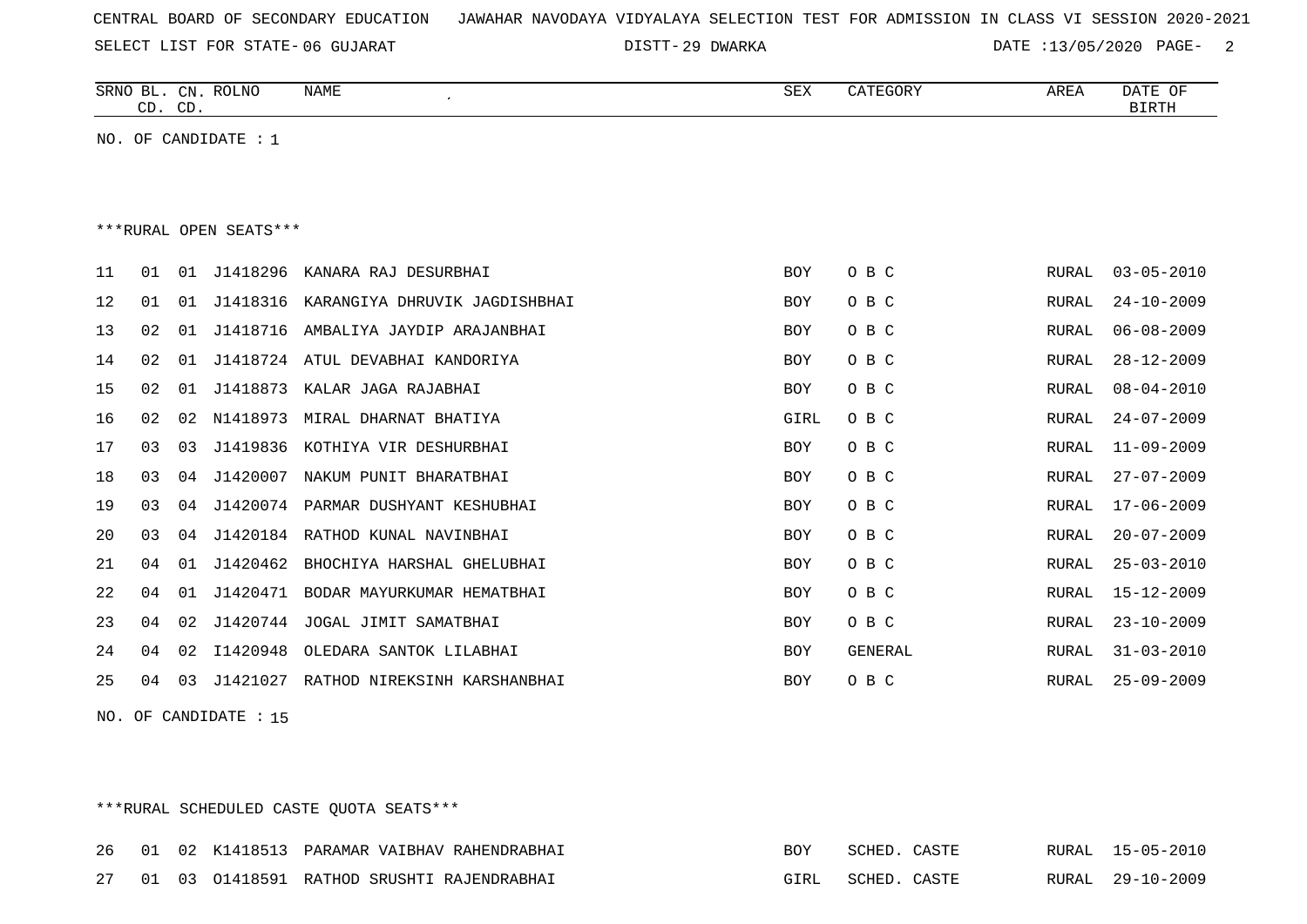CENTRAL BOARD OF SECONDARY EDUCATION JAWAHAR NAVODAYA VIDYALAYA SELECTION TEST FOR ADMISSION IN CLASS VI SESSION 2020-2021

SELECT LIST FOR STATE- 06 GUJARAT DISTT- 29 DWARKA DATE :13/05/2020

| SRNO | BL. CD. | CN. CD. | ROLNO | NAME | SEX | CATEGORY | AREA | DATE OF BIRTH |
|---|---|---|---|---|---|---|---|---|

NO. OF CANDIDATE : 1

***RURAL OPEN SEATS***

| SRNO | BL. CD. | CN. CD. | ROLNO | NAME | SEX | CATEGORY | AREA | DATE OF BIRTH |
|---|---|---|---|---|---|---|---|---|
| 11 | 01 | 01 | J1418296 | KANARA RAJ DESURBHAI | BOY | O B C | RURAL | 03-05-2010 |
| 12 | 01 | 01 | J1418316 | KARANGIYA DHRUVIK JAGDISHBHAI | BOY | O B C | RURAL | 24-10-2009 |
| 13 | 02 | 01 | J1418716 | AMBALIYA JAYDIP ARAJANBHAI | BOY | O B C | RURAL | 06-08-2009 |
| 14 | 02 | 01 | J1418724 | ATUL DEVABHAI KANDORIYA | BOY | O B C | RURAL | 28-12-2009 |
| 15 | 02 | 01 | J1418873 | KALAR JAGA RAJABHAI | BOY | O B C | RURAL | 08-04-2010 |
| 16 | 02 | 02 | N1418973 | MIRAL DHARNAT BHATIYA | GIRL | O B C | RURAL | 24-07-2009 |
| 17 | 03 | 03 | J1419836 | KOTHIYA VIR DESHURBHAI | BOY | O B C | RURAL | 11-09-2009 |
| 18 | 03 | 04 | J1420007 | NAKUM PUNIT BHARATBHAI | BOY | O B C | RURAL | 27-07-2009 |
| 19 | 03 | 04 | J1420074 | PARMAR DUSHYANT KESHUBHAI | BOY | O B C | RURAL | 17-06-2009 |
| 20 | 03 | 04 | J1420184 | RATHOD KUNAL NAVINBHAI | BOY | O B C | RURAL | 20-07-2009 |
| 21 | 04 | 01 | J1420462 | BHOCHIYA HARSHAL GHELUBHAI | BOY | O B C | RURAL | 25-03-2010 |
| 22 | 04 | 01 | J1420471 | BODAR MAYURKUMAR HEMATBHAI | BOY | O B C | RURAL | 15-12-2009 |
| 23 | 04 | 02 | J1420744 | JOGAL JIMIT SAMATBHAI | BOY | O B C | RURAL | 23-10-2009 |
| 24 | 04 | 02 | I1420948 | OLEDARA SANTOK LILABHAI | BOY | GENERAL | RURAL | 31-03-2010 |
| 25 | 04 | 03 | J1421027 | RATHOD NIREKSINH KARSHANBHAI | BOY | O B C | RURAL | 25-09-2009 |

NO. OF CANDIDATE : 15

***RURAL SCHEDULED CASTE QUOTA SEATS***

| SRNO | BL. CD. | CN. CD. | ROLNO | NAME | SEX | CATEGORY | AREA | DATE OF BIRTH |
|---|---|---|---|---|---|---|---|---|
| 26 | 01 | 02 | K1418513 | PARAMAR VAIBHAV RAHENDRABHAI | BOY | SCHED. CASTE | RURAL | 15-05-2010 |
| 27 | 01 | 03 | O1418591 | RATHOD SRUSHTI RAJENDRABHAI | GIRL | SCHED. CASTE | RURAL | 29-10-2009 |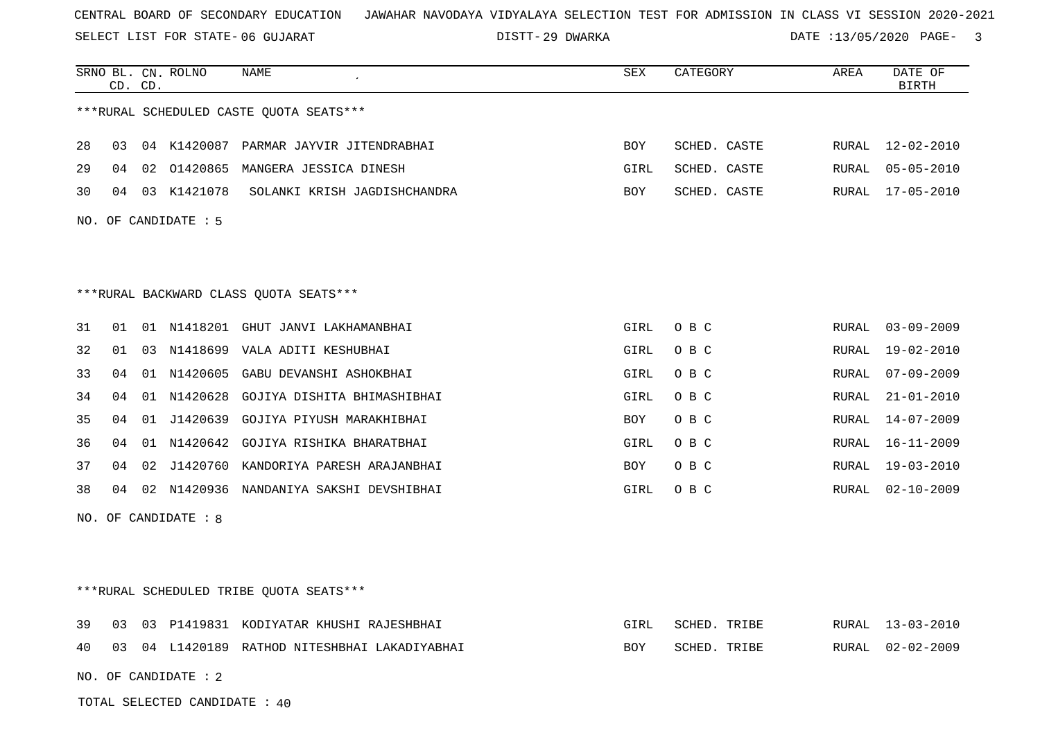CENTRAL BOARD OF SECONDARY EDUCATION   JAWAHAR NAVODAYA VIDYALAYA SELECTION TEST FOR ADMISSION IN CLASS VI SESSION 2020-2021

SELECT LIST FOR STATE- 06 GUJARAT   DISTT- 29 DWARKA   DATE :13/05/2020

***RURAL SCHEDULED CASTE QUOTA SEATS***

| SRNO | BL. CD. | CN. CD. | ROLNO | NAME | SEX | CATEGORY | AREA | DATE OF BIRTH |
|---|---|---|---|---|---|---|---|---|
| 28 | 03 | 04 | K1420087 | PARMAR JAYVIR JITENDRABHAI | BOY | SCHED. CASTE | RURAL | 12-02-2010 |
| 29 | 04 | 02 | O1420865 | MANGERA JESSICA DINESH | GIRL | SCHED. CASTE | RURAL | 05-05-2010 |
| 30 | 04 | 03 | K1421078 | SOLANKI KRISH JAGDISHCHANDRA | BOY | SCHED. CASTE | RURAL | 17-05-2010 |

NO. OF CANDIDATE : 5

***RURAL BACKWARD CLASS QUOTA SEATS***

| SRNO | BL. CD. | CN. CD. | ROLNO | NAME | SEX | CATEGORY | AREA | DATE OF BIRTH |
|---|---|---|---|---|---|---|---|---|
| 31 | 01 | 01 | N1418201 | GHUT JANVI LAKHAMANBHAI | GIRL | O B C | RURAL | 03-09-2009 |
| 32 | 01 | 03 | N1418699 | VALA ADITI KESHUBHAI | GIRL | O B C | RURAL | 19-02-2010 |
| 33 | 04 | 01 | N1420605 | GABU DEVANSHI ASHOKBHAI | GIRL | O B C | RURAL | 07-09-2009 |
| 34 | 04 | 01 | N1420628 | GOJIYA DISHITA BHIMASHIBHAI | GIRL | O B C | RURAL | 21-01-2010 |
| 35 | 04 | 01 | J1420639 | GOJIYA PIYUSH MARAKHIBHAI | BOY | O B C | RURAL | 14-07-2009 |
| 36 | 04 | 01 | N1420642 | GOJIYA RISHIKA BHARATBHAI | GIRL | O B C | RURAL | 16-11-2009 |
| 37 | 04 | 02 | J1420760 | KANDORIYA PARESH ARAJANBHAI | BOY | O B C | RURAL | 19-03-2010 |
| 38 | 04 | 02 | N1420936 | NANDANIYA SAKSHI DEVSHIBHAI | GIRL | O B C | RURAL | 02-10-2009 |

NO. OF CANDIDATE : 8

***RURAL SCHEDULED TRIBE QUOTA SEATS***

| SRNO | BL. CD. | CN. CD. | ROLNO | NAME | SEX | CATEGORY | AREA | DATE OF BIRTH |
|---|---|---|---|---|---|---|---|---|
| 39 | 03 | 03 | P1419831 | KODIYATAR KHUSHI RAJESHBHAI | GIRL | SCHED. TRIBE | RURAL | 13-03-2010 |
| 40 | 03 | 04 | L1420189 | RATHOD NITESHBHAI LAKADIYABHAI | BOY | SCHED. TRIBE | RURAL | 02-02-2009 |

NO. OF CANDIDATE : 2

TOTAL SELECTED CANDIDATE : 40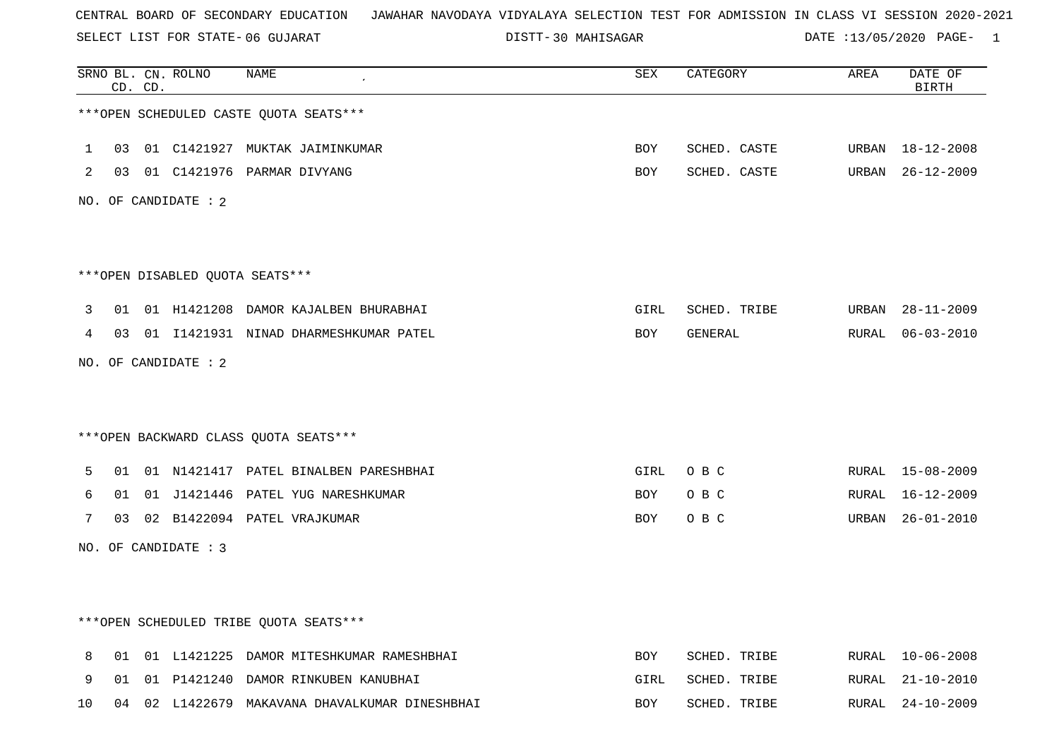CENTRAL BOARD OF SECONDARY EDUCATION JAWAHAR NAVODAYA VIDYALAYA SELECTION TEST FOR ADMISSION IN CLASS VI SESSION 2020-2021

SELECT LIST FOR STATE- 06 GUJARAT DISTT- 30 MAHISAGAR DATE :13/05/2020

***OPEN SCHEDULED CASTE QUOTA SEATS***

| SRNO | BL. CD. | CN. CD. | ROLNO | NAME | SEX | CATEGORY | AREA | DATE OF BIRTH |
|---|---|---|---|---|---|---|---|---|
| 1 | 03 | 01 | C1421927 | MUKTAK JAIMINKUMAR | BOY | SCHED. CASTE | URBAN | 18-12-2008 |
| 2 | 03 | 01 | C1421976 | PARMAR DIVYANG | BOY | SCHED. CASTE | URBAN | 26-12-2009 |

NO. OF CANDIDATE : 2

***OPEN DISABLED QUOTA SEATS***

| SRNO | BL. CD. | CN. CD. | ROLNO | NAME | SEX | CATEGORY | AREA | DATE OF BIRTH |
|---|---|---|---|---|---|---|---|---|
| 3 | 01 | 01 | H1421208 | DAMOR KAJALBEN BHURABHAI | GIRL | SCHED. TRIBE | URBAN | 28-11-2009 |
| 4 | 03 | 01 | I1421931 | NINAD DHARMESHKUMAR PATEL | BOY | GENERAL | RURAL | 06-03-2010 |

NO. OF CANDIDATE : 2

***OPEN BACKWARD CLASS QUOTA SEATS***

| SRNO | BL. CD. | CN. CD. | ROLNO | NAME | SEX | CATEGORY | AREA | DATE OF BIRTH |
|---|---|---|---|---|---|---|---|---|
| 5 | 01 | 01 | N1421417 | PATEL BINALBEN PARESHBHAI | GIRL | O B C | RURAL | 15-08-2009 |
| 6 | 01 | 01 | J1421446 | PATEL YUG NARESHKUMAR | BOY | O B C | RURAL | 16-12-2009 |
| 7 | 03 | 02 | B1422094 | PATEL VRAJKUMAR | BOY | O B C | URBAN | 26-01-2010 |

NO. OF CANDIDATE : 3

***OPEN SCHEDULED TRIBE QUOTA SEATS***

| SRNO | BL. CD. | CN. CD. | ROLNO | NAME | SEX | CATEGORY | AREA | DATE OF BIRTH |
|---|---|---|---|---|---|---|---|---|
| 8 | 01 | 01 | L1421225 | DAMOR MITESHKUMAR RAMESHBHAI | BOY | SCHED. TRIBE | RURAL | 10-06-2008 |
| 9 | 01 | 01 | P1421240 | DAMOR RINKUBEN KANUBHAI | GIRL | SCHED. TRIBE | RURAL | 21-10-2010 |
| 10 | 04 | 02 | L1422679 | MAKAVANA DHAVALKUMAR DINESHBHAI | BOY | SCHED. TRIBE | RURAL | 24-10-2009 |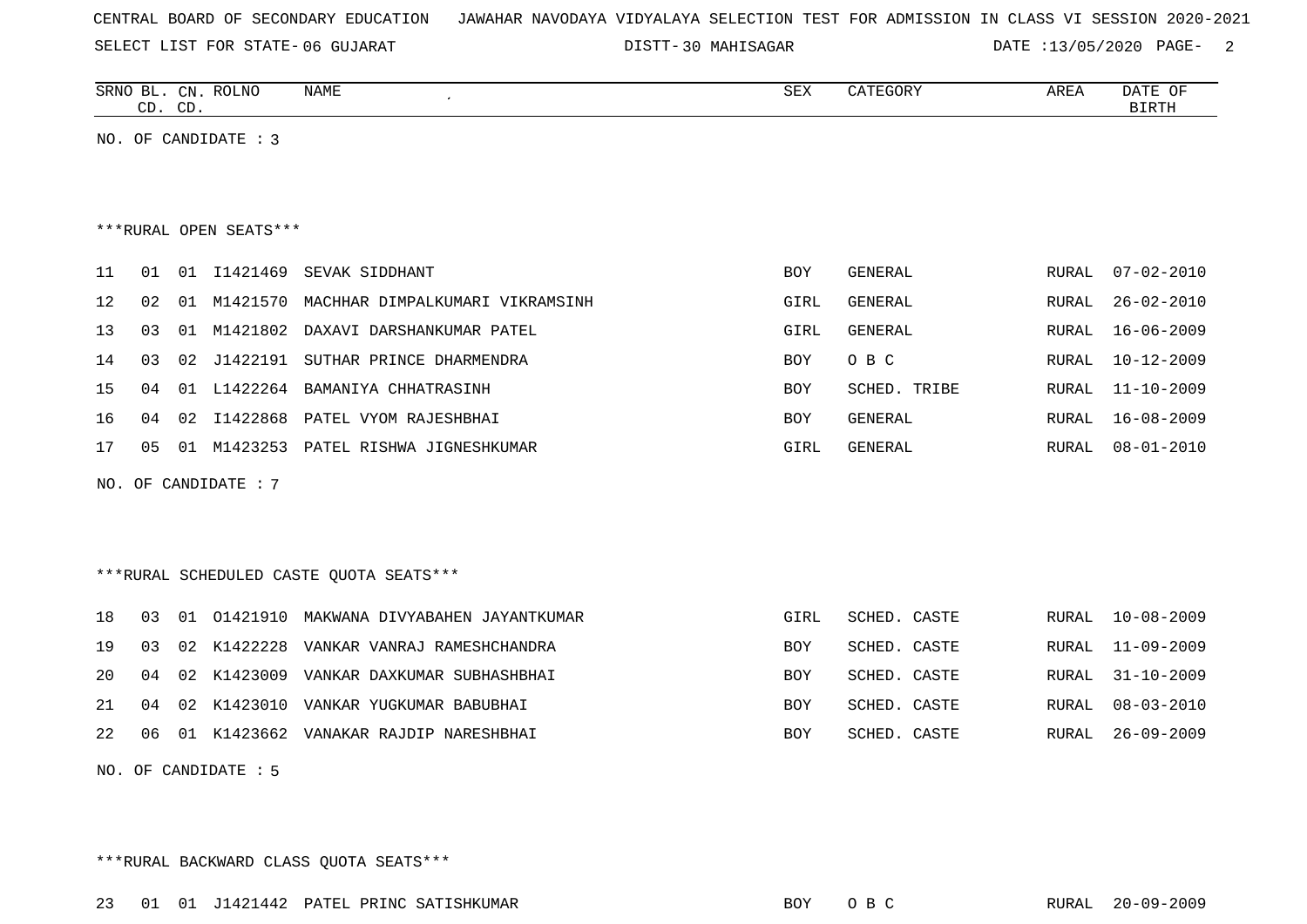CENTRAL BOARD OF SECONDARY EDUCATION JAWAHAR NAVODAYA VIDYALAYA SELECTION TEST FOR ADMISSION IN CLASS VI SESSION 2020-2021

SELECT LIST FOR STATE- 06 GUJARAT DISTT- 30 MAHISAGAR DATE :13/05/2020

| SRNO | BL. CD. | CN. CD. | ROLNO | NAME | SEX | CATEGORY | AREA | DATE OF BIRTH |
|---|---|---|---|---|---|---|---|---|

NO. OF CANDIDATE : 3

***RURAL OPEN SEATS***

| SRNO | BL. CD. | CN. CD. | ROLNO | NAME | SEX | CATEGORY | AREA | DATE OF BIRTH |
|---|---|---|---|---|---|---|---|---|
| 11 | 01 | 01 | I1421469 | SEVAK SIDDHANT | BOY | GENERAL | RURAL | 07-02-2010 |
| 12 | 02 | 01 | M1421570 | MACHHAR DIMPALKUMARI VIKRAMSINH | GIRL | GENERAL | RURAL | 26-02-2010 |
| 13 | 03 | 01 | M1421802 | DAXAVI DARSHANKUMAR PATEL | GIRL | GENERAL | RURAL | 16-06-2009 |
| 14 | 03 | 02 | J1422191 | SUTHAR PRINCE DHARMENDRA | BOY | O B C | RURAL | 10-12-2009 |
| 15 | 04 | 01 | L1422264 | BAMANIYA CHHATRASINH | BOY | SCHED. TRIBE | RURAL | 11-10-2009 |
| 16 | 04 | 02 | I1422868 | PATEL VYOM RAJESHBHAI | BOY | GENERAL | RURAL | 16-08-2009 |
| 17 | 05 | 01 | M1423253 | PATEL RISHWA JIGNESHKUMAR | GIRL | GENERAL | RURAL | 08-01-2010 |

NO. OF CANDIDATE : 7

***RURAL SCHEDULED CASTE QUOTA SEATS***

| SRNO | BL. CD. | CN. CD. | ROLNO | NAME | SEX | CATEGORY | AREA | DATE OF BIRTH |
|---|---|---|---|---|---|---|---|---|
| 18 | 03 | 01 | O1421910 | MAKWANA DIVYABAHEN JAYANTKUMAR | GIRL | SCHED. CASTE | RURAL | 10-08-2009 |
| 19 | 03 | 02 | K1422228 | VANKAR VANRAJ RAMESHCHANDRA | BOY | SCHED. CASTE | RURAL | 11-09-2009 |
| 20 | 04 | 02 | K1423009 | VANKAR DAXKUMAR SUBHASHBHAI | BOY | SCHED. CASTE | RURAL | 31-10-2009 |
| 21 | 04 | 02 | K1423010 | VANKAR YUGKUMAR BABUBHAI | BOY | SCHED. CASTE | RURAL | 08-03-2010 |
| 22 | 06 | 01 | K1423662 | VANAKAR RAJDIP NARESHBHAI | BOY | SCHED. CASTE | RURAL | 26-09-2009 |

NO. OF CANDIDATE : 5

***RURAL BACKWARD CLASS QUOTA SEATS***

| SRNO | BL. CD. | CN. CD. | ROLNO | NAME | SEX | CATEGORY | AREA | DATE OF BIRTH |
|---|---|---|---|---|---|---|---|---|
| 23 | 01 | 01 | J1421442 | PATEL PRINC SATISHKUMAR | BOY | O B C | RURAL | 20-09-2009 |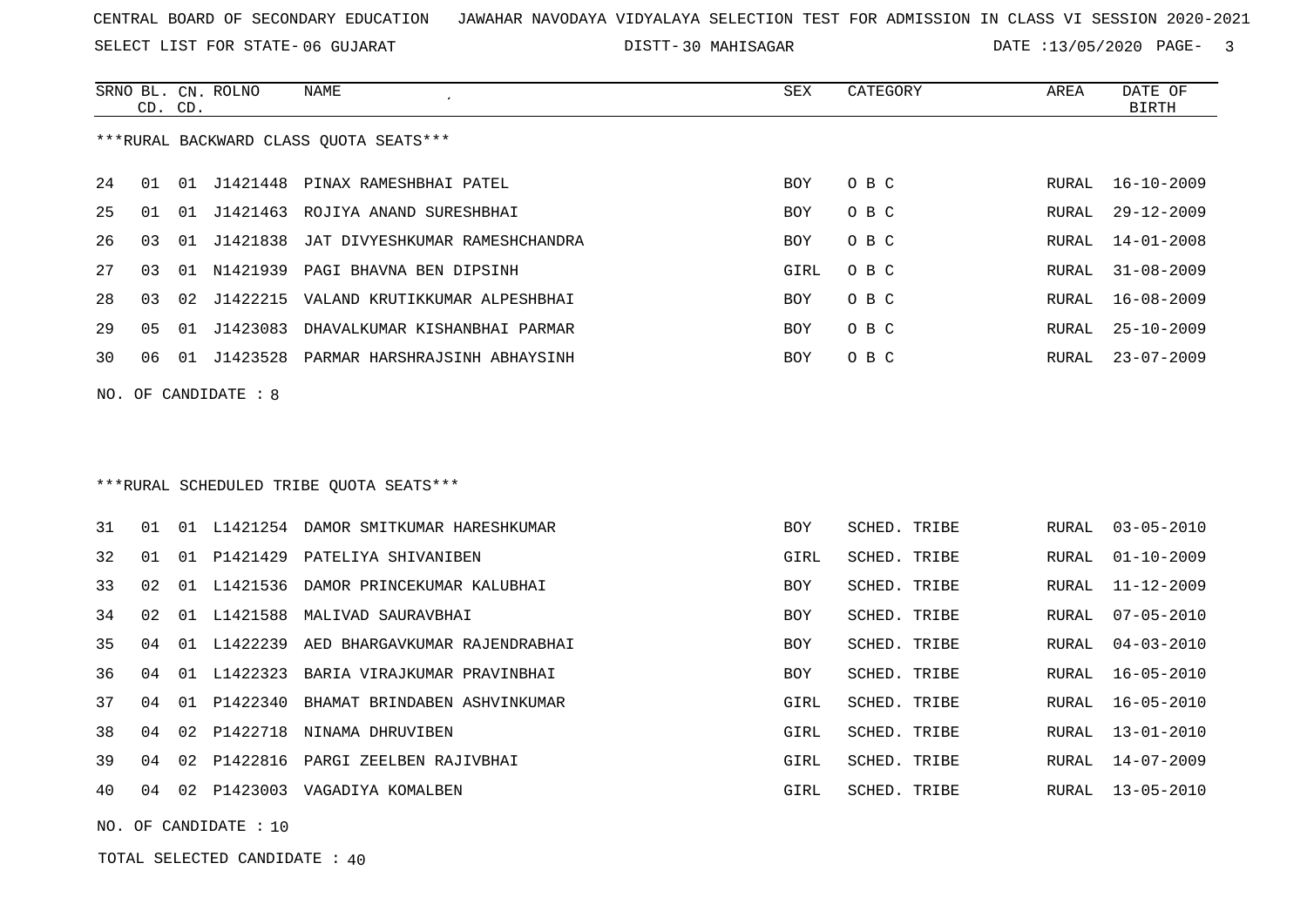CENTRAL BOARD OF SECONDARY EDUCATION JAWAHAR NAVODAYA VIDYALAYA SELECTION TEST FOR ADMISSION IN CLASS VI SESSION 2020-2021

SELECT LIST FOR STATE- 06 GUJARAT DISTT- 30 MAHISAGAR DATE :13/05/2020

***RURAL BACKWARD CLASS QUOTA SEATS***

| SRNO | BL. CD. | CN. CD. | ROLNO | NAME | SEX | CATEGORY | AREA | DATE OF BIRTH |
|---|---|---|---|---|---|---|---|---|
| 24 | 01 | 01 | J1421448 | PINAX RAMESHBHAI PATEL | BOY | O B C | RURAL | 16-10-2009 |
| 25 | 01 | 01 | J1421463 | ROJIYA ANAND SURESHBHAI | BOY | O B C | RURAL | 29-12-2009 |
| 26 | 03 | 01 | J1421838 | JAT DIVYESHKUMAR RAMESHCHANDRA | BOY | O B C | RURAL | 14-01-2008 |
| 27 | 03 | 01 | N1421939 | PAGI BHAVNA BEN DIPSINH | GIRL | O B C | RURAL | 31-08-2009 |
| 28 | 03 | 02 | J1422215 | VALAND KRUTIKKUMAR ALPESHBHAI | BOY | O B C | RURAL | 16-08-2009 |
| 29 | 05 | 01 | J1423083 | DHAVALKUMAR KISHANBHAI PARMAR | BOY | O B C | RURAL | 25-10-2009 |
| 30 | 06 | 01 | J1423528 | PARMAR HARSHRAJSINH ABHAYSINH | BOY | O B C | RURAL | 23-07-2009 |

NO. OF CANDIDATE : 8

***RURAL SCHEDULED TRIBE QUOTA SEATS***

| SRNO | BL. CD. | CN. CD. | ROLNO | NAME | SEX | CATEGORY | AREA | DATE OF BIRTH |
|---|---|---|---|---|---|---|---|---|
| 31 | 01 | 01 | L1421254 | DAMOR SMITKUMAR HARESHKUMAR | BOY | SCHED. TRIBE | RURAL | 03-05-2010 |
| 32 | 01 | 01 | P1421429 | PATELIYA SHIVANIBEN | GIRL | SCHED. TRIBE | RURAL | 01-10-2009 |
| 33 | 02 | 01 | L1421536 | DAMOR PRINCEKUMAR KALUBHAI | BOY | SCHED. TRIBE | RURAL | 11-12-2009 |
| 34 | 02 | 01 | L1421588 | MALIVAD SAURAVBHAI | BOY | SCHED. TRIBE | RURAL | 07-05-2010 |
| 35 | 04 | 01 | L1422239 | AED BHARGAVKUMAR RAJENDRABHAI | BOY | SCHED. TRIBE | RURAL | 04-03-2010 |
| 36 | 04 | 01 | L1422323 | BARIA VIRAJKUMAR PRAVINBHAI | BOY | SCHED. TRIBE | RURAL | 16-05-2010 |
| 37 | 04 | 01 | P1422340 | BHAMAT BRINDABEN ASHVINKUMAR | GIRL | SCHED. TRIBE | RURAL | 16-05-2010 |
| 38 | 04 | 02 | P1422718 | NINAMA DHRUVIBEN | GIRL | SCHED. TRIBE | RURAL | 13-01-2010 |
| 39 | 04 | 02 | P1422816 | PARGI ZEELBEN RAJIVBHAI | GIRL | SCHED. TRIBE | RURAL | 14-07-2009 |
| 40 | 04 | 02 | P1423003 | VAGADIYA KOMALBEN | GIRL | SCHED. TRIBE | RURAL | 13-05-2010 |

NO. OF CANDIDATE : 10

TOTAL SELECTED CANDIDATE : 40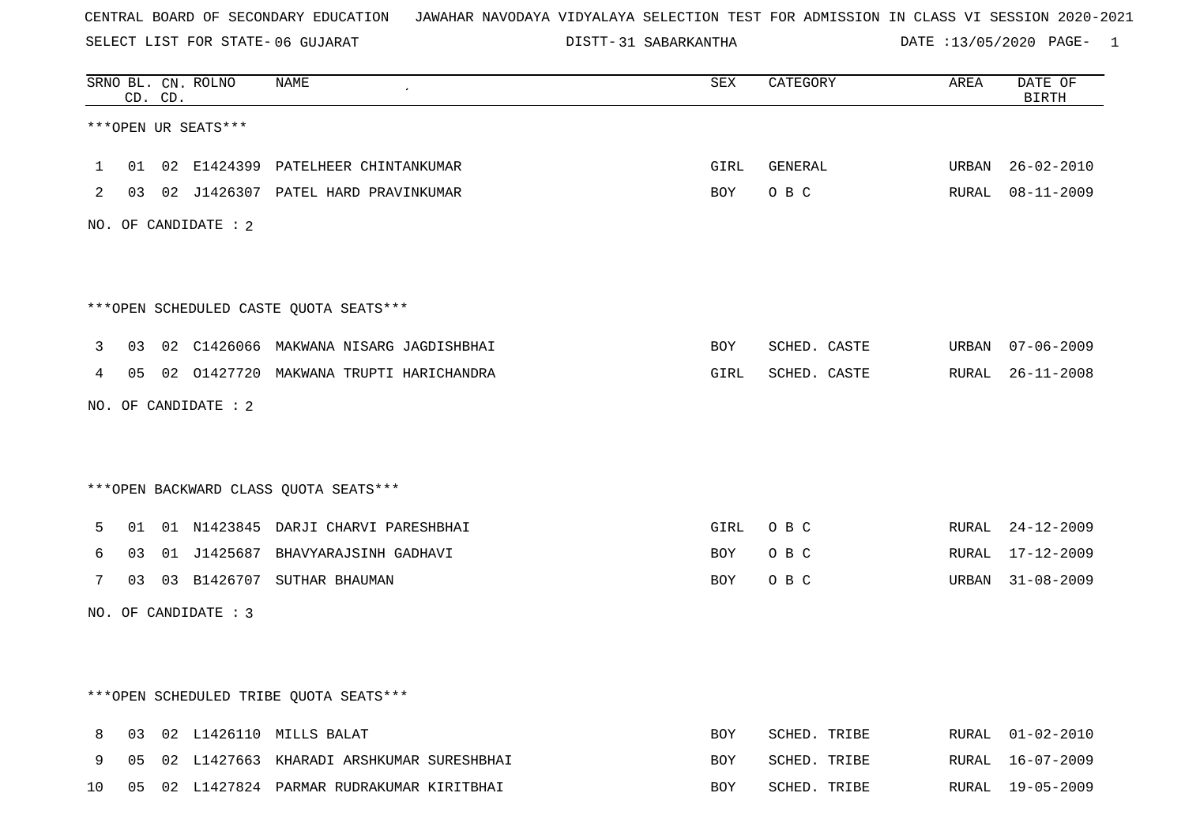CENTRAL BOARD OF SECONDARY EDUCATION JAWAHAR NAVODAYA VIDYALAYA SELECTION TEST FOR ADMISSION IN CLASS VI SESSION 2020-2021

SELECT LIST FOR STATE- 06 GUJARAT DISTT- 31 SABARKANTHA DATE :13/05/2020 PAGE- 1

| SRNO | BL. CD. | CN. CD. | ROLNO | NAME | SEX | CATEGORY | AREA | DATE OF BIRTH |
|---|---|---|---|---|---|---|---|---|

***OPEN UR SEATS***

| SRNO | BL. CD. | CN. CD. | ROLNO | NAME | SEX | CATEGORY | AREA | DATE OF BIRTH |
|---|---|---|---|---|---|---|---|---|
| 1 | 01 | 02 | E1424399 | PATELHEER CHINTANKUMAR | GIRL | GENERAL | URBAN | 26-02-2010 |
| 2 | 03 | 02 | J1426307 | PATEL HARD PRAVINKUMAR | BOY | O B C | RURAL | 08-11-2009 |

NO. OF CANDIDATE : 2

***OPEN SCHEDULED CASTE QUOTA SEATS***

| SRNO | BL. CD. | CN. CD. | ROLNO | NAME | SEX | CATEGORY | AREA | DATE OF BIRTH |
|---|---|---|---|---|---|---|---|---|
| 3 | 03 | 02 | C1426066 | MAKWANA NISARG JAGDISHBHAI | BOY | SCHED. CASTE | URBAN | 07-06-2009 |
| 4 | 05 | 02 | O1427720 | MAKWANA TRUPTI HARICHANDRA | GIRL | SCHED. CASTE | RURAL | 26-11-2008 |

NO. OF CANDIDATE : 2

***OPEN BACKWARD CLASS QUOTA SEATS***

| SRNO | BL. CD. | CN. CD. | ROLNO | NAME | SEX | CATEGORY | AREA | DATE OF BIRTH |
|---|---|---|---|---|---|---|---|---|
| 5 | 01 | 01 | N1423845 | DARJI CHARVI PARESHBHAI | GIRL | O B C | RURAL | 24-12-2009 |
| 6 | 03 | 01 | J1425687 | BHAVYARAJSINH GADHAVI | BOY | O B C | RURAL | 17-12-2009 |
| 7 | 03 | 03 | B1426707 | SUTHAR BHAUMAN | BOY | O B C | URBAN | 31-08-2009 |

NO. OF CANDIDATE : 3

***OPEN SCHEDULED TRIBE QUOTA SEATS***

| SRNO | BL. CD. | CN. CD. | ROLNO | NAME | SEX | CATEGORY | AREA | DATE OF BIRTH |
|---|---|---|---|---|---|---|---|---|
| 8 | 03 | 02 | L1426110 | MILLS BALAT | BOY | SCHED. TRIBE | RURAL | 01-02-2010 |
| 9 | 05 | 02 | L1427663 | KHARADI ARSHKUMAR SURESHBHAI | BOY | SCHED. TRIBE | RURAL | 16-07-2009 |
| 10 | 05 | 02 | L1427824 | PARMAR RUDRAKUMAR KIRITBHAI | BOY | SCHED. TRIBE | RURAL | 19-05-2009 |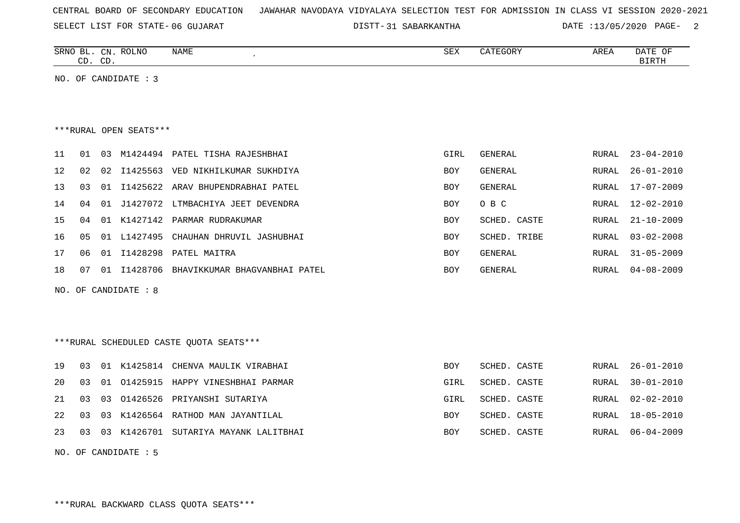CENTRAL BOARD OF SECONDARY EDUCATION   JAWAHAR NAVODAYA VIDYALAYA SELECTION TEST FOR ADMISSION IN CLASS VI SESSION 2020-2021

SELECT LIST FOR STATE- 06 GUJARAT   DISTT- 31 SABARKANTHA   DATE :13/05/2020

| SRNO | BL. CD. | CN. CD. | ROLNO | NAME | SEX | CATEGORY | AREA | DATE OF BIRTH |
|---|---|---|---|---|---|---|---|---|

NO. OF CANDIDATE : 3

***RURAL OPEN SEATS***

| SRNO | BL. CD. | CN. CD. | ROLNO | NAME | SEX | CATEGORY | AREA | DATE OF BIRTH |
|---|---|---|---|---|---|---|---|---|
| 11 | 01 | 03 | M1424494 | PATEL TISHA RAJESHBHAI | GIRL | GENERAL | RURAL | 23-04-2010 |
| 12 | 02 | 02 | I1425563 | VED NIKHILKUMAR SUKHDIYA | BOY | GENERAL | RURAL | 26-01-2010 |
| 13 | 03 | 01 | I1425622 | ARAV BHUPENDRABHAI PATEL | BOY | GENERAL | RURAL | 17-07-2009 |
| 14 | 04 | 01 | J1427072 | LTMBACHIYA JEET DEVENDRA | BOY | O B C | RURAL | 12-02-2010 |
| 15 | 04 | 01 | K1427142 | PARMAR RUDRAKUMAR | BOY | SCHED. CASTE | RURAL | 21-10-2009 |
| 16 | 05 | 01 | L1427495 | CHAUHAN DHRUVIL JASHUBHAI | BOY | SCHED. TRIBE | RURAL | 03-02-2008 |
| 17 | 06 | 01 | I1428298 | PATEL MAITRA | BOY | GENERAL | RURAL | 31-05-2009 |
| 18 | 07 | 01 | I1428706 | BHAVIKKUMAR BHAGVANBHAI PATEL | BOY | GENERAL | RURAL | 04-08-2009 |

NO. OF CANDIDATE : 8

***RURAL SCHEDULED CASTE QUOTA SEATS***

| SRNO | BL. CD. | CN. CD. | ROLNO | NAME | SEX | CATEGORY | AREA | DATE OF BIRTH |
|---|---|---|---|---|---|---|---|---|
| 19 | 03 | 01 | K1425814 | CHENVA MAULIK VIRABHAI | BOY | SCHED. CASTE | RURAL | 26-01-2010 |
| 20 | 03 | 01 | O1425915 | HAPPY VINESHBHAI PARMAR | GIRL | SCHED. CASTE | RURAL | 30-01-2010 |
| 21 | 03 | 03 | O1426526 | PRIYANSHI SUTARIYA | GIRL | SCHED. CASTE | RURAL | 02-02-2010 |
| 22 | 03 | 03 | K1426564 | RATHOD MAN JAYANTILAL | BOY | SCHED. CASTE | RURAL | 18-05-2010 |
| 23 | 03 | 03 | K1426701 | SUTARIYA MAYANK LALITBHAI | BOY | SCHED. CASTE | RURAL | 06-04-2009 |

NO. OF CANDIDATE : 5

***RURAL BACKWARD CLASS QUOTA SEATS***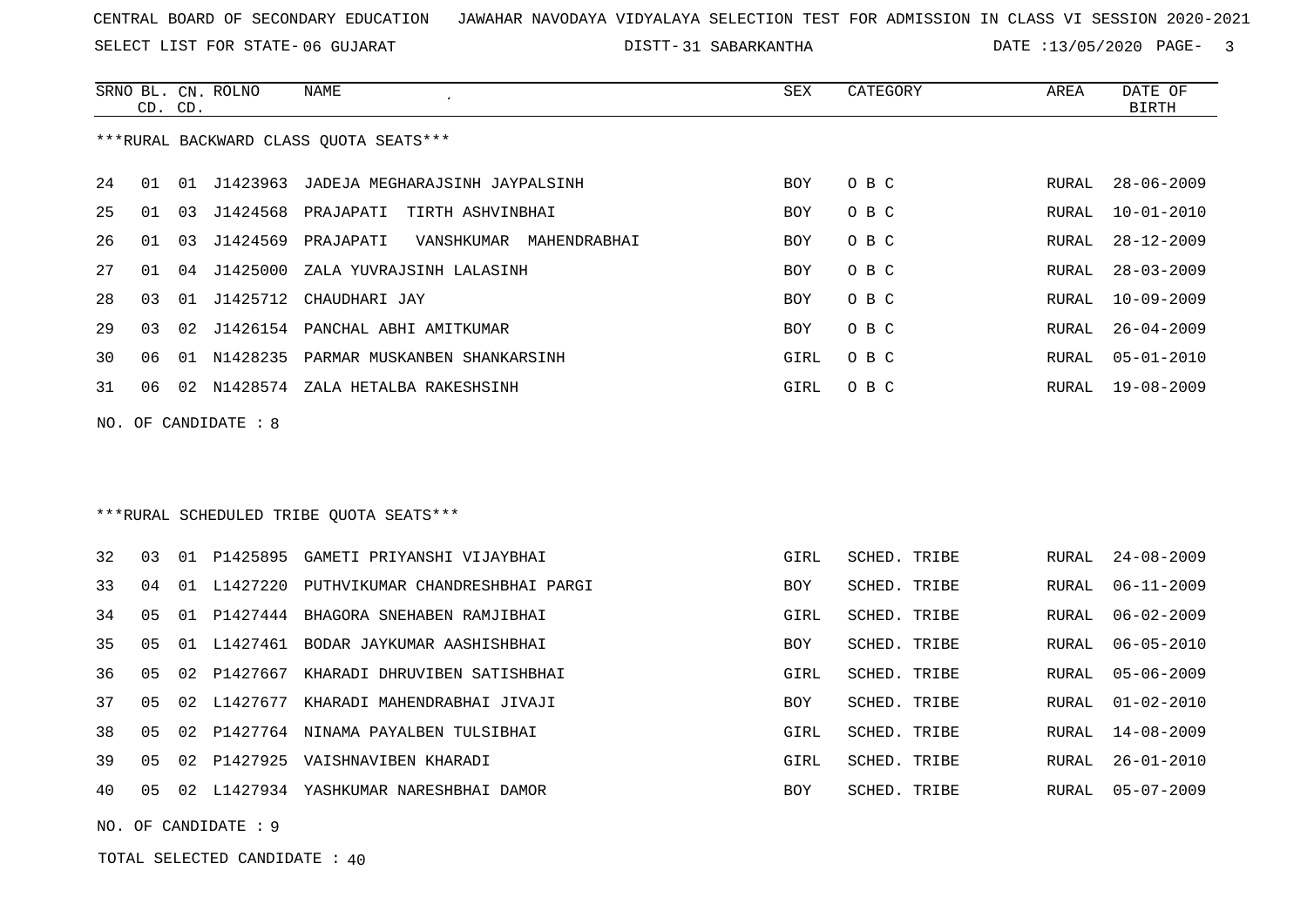CENTRAL BOARD OF SECONDARY EDUCATION JAWAHAR NAVODAYA VIDYALAYA SELECTION TEST FOR ADMISSION IN CLASS VI SESSION 2020-2021

SELECT LIST FOR STATE- 06 GUJARAT DISTT- 31 SABARKANTHA DATE :13/05/2020

***RURAL BACKWARD CLASS QUOTA SEATS***

| SRNO | BL. CD. | CN. CD. | ROLNO | NAME | SEX | CATEGORY | AREA | DATE OF BIRTH |
|---|---|---|---|---|---|---|---|---|
| 24 | 01 | 01 | J1423963 | JADEJA MEGHARAJSINH JAYPALSINH | BOY | O B C | RURAL | 28-06-2009 |
| 25 | 01 | 03 | J1424568 | PRAJAPATI TIRTH ASHVINBHAI | BOY | O B C | RURAL | 10-01-2010 |
| 26 | 01 | 03 | J1424569 | PRAJAPATI VANSHKUMAR MAHENDRABHAI | BOY | O B C | RURAL | 28-12-2009 |
| 27 | 01 | 04 | J1425000 | ZALA YUVRAJSINH LALASINH | BOY | O B C | RURAL | 28-03-2009 |
| 28 | 03 | 01 | J1425712 | CHAUDHARI JAY | BOY | O B C | RURAL | 10-09-2009 |
| 29 | 03 | 02 | J1426154 | PANCHAL ABHI AMITKUMAR | BOY | O B C | RURAL | 26-04-2009 |
| 30 | 06 | 01 | N1428235 | PARMAR MUSKANBEN SHANKARSINH | GIRL | O B C | RURAL | 05-01-2010 |
| 31 | 06 | 02 | N1428574 | ZALA HETALBA RAKESHSINH | GIRL | O B C | RURAL | 19-08-2009 |

NO. OF CANDIDATE : 8

***RURAL SCHEDULED TRIBE QUOTA SEATS***

| SRNO | BL. CD. | CN. CD. | ROLNO | NAME | SEX | CATEGORY | AREA | DATE OF BIRTH |
|---|---|---|---|---|---|---|---|---|
| 32 | 03 | 01 | P1425895 | GAMETI PRIYANSHI VIJAYBHAI | GIRL | SCHED. TRIBE | RURAL | 24-08-2009 |
| 33 | 04 | 01 | L1427220 | PUTHVIKUMAR CHANDRESHBHAI PARGI | BOY | SCHED. TRIBE | RURAL | 06-11-2009 |
| 34 | 05 | 01 | P1427444 | BHAGORA SNEHABEN RAMJIBHAI | GIRL | SCHED. TRIBE | RURAL | 06-02-2009 |
| 35 | 05 | 01 | L1427461 | BODAR JAYKUMAR AASHISHBHAI | BOY | SCHED. TRIBE | RURAL | 06-05-2010 |
| 36 | 05 | 02 | P1427667 | KHARADI DHRUVIBEN SATISHBHAI | GIRL | SCHED. TRIBE | RURAL | 05-06-2009 |
| 37 | 05 | 02 | L1427677 | KHARADI MAHENDRABHAI JIVAJI | BOY | SCHED. TRIBE | RURAL | 01-02-2010 |
| 38 | 05 | 02 | P1427764 | NINAMA PAYALBEN TULSIBHAI | GIRL | SCHED. TRIBE | RURAL | 14-08-2009 |
| 39 | 05 | 02 | P1427925 | VAISHNAVIBEN KHARADI | GIRL | SCHED. TRIBE | RURAL | 26-01-2010 |
| 40 | 05 | 02 | L1427934 | YASHKUMAR NARESHBHAI DAMOR | BOY | SCHED. TRIBE | RURAL | 05-07-2009 |

NO. OF CANDIDATE : 9

TOTAL SELECTED CANDIDATE : 40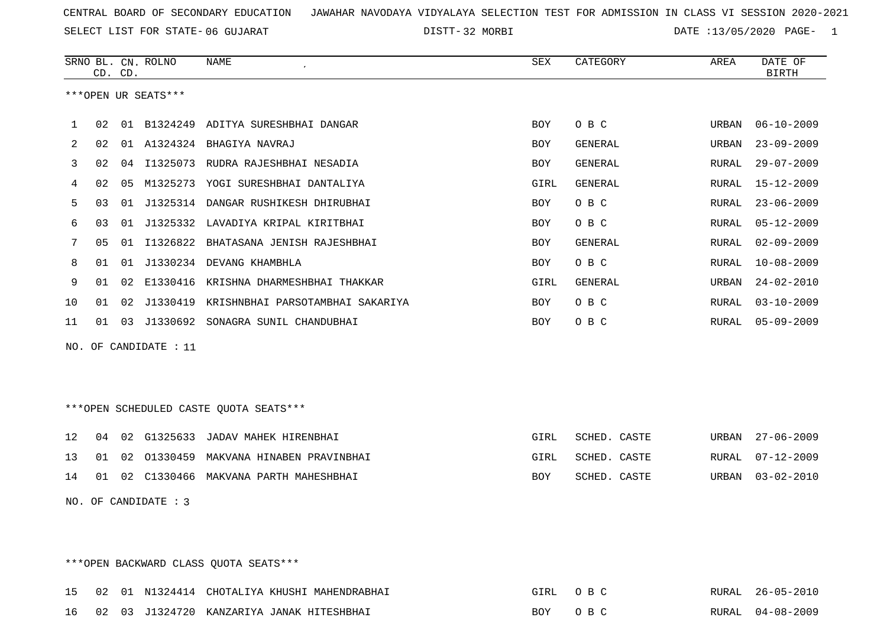CENTRAL BOARD OF SECONDARY EDUCATION JAWAHAR NAVODAYA VIDYALAYA SELECTION TEST FOR ADMISSION IN CLASS VI SESSION 2020-2021

SELECT LIST FOR STATE- 06 GUJARAT DISTT- 32 MORBI DATE :13/05/2020

***OPEN UR SEATS***

| SRNO | BL. CD. | CN. CD. | ROLNO | NAME | SEX | CATEGORY | AREA | DATE OF BIRTH |
|---|---|---|---|---|---|---|---|---|
| 1 | 02 | 01 | B1324249 | ADITYA SURESHBHAI DANGAR | BOY | O B C | URBAN | 06-10-2009 |
| 2 | 02 | 01 | A1324324 | BHAGIYA NAVRAJ | BOY | GENERAL | URBAN | 23-09-2009 |
| 3 | 02 | 04 | I1325073 | RUDRA RAJESHBHAI NESADIA | BOY | GENERAL | RURAL | 29-07-2009 |
| 4 | 02 | 05 | M1325273 | YOGI SURESHBHAI DANTALIYA | GIRL | GENERAL | RURAL | 15-12-2009 |
| 5 | 03 | 01 | J1325314 | DANGAR RUSHIKESH DHIRUBHAI | BOY | O B C | RURAL | 23-06-2009 |
| 6 | 03 | 01 | J1325332 | LAVADIYA KRIPAL KIRITBHAI | BOY | O B C | RURAL | 05-12-2009 |
| 7 | 05 | 01 | I1326822 | BHATASANA JENISH RAJESHBHAI | BOY | GENERAL | RURAL | 02-09-2009 |
| 8 | 01 | 01 | J1330234 | DEVANG KHAMBHLA | BOY | O B C | RURAL | 10-08-2009 |
| 9 | 01 | 02 | E1330416 | KRISHNA DHARMESHBHAI THAKKAR | GIRL | GENERAL | URBAN | 24-02-2010 |
| 10 | 01 | 02 | J1330419 | KRISHNBHAI PARSOTAMBHAI SAKARIYA | BOY | O B C | RURAL | 03-10-2009 |
| 11 | 01 | 03 | J1330692 | SONAGRA SUNIL CHANDUBHAI | BOY | O B C | RURAL | 05-09-2009 |

NO. OF CANDIDATE : 11

***OPEN SCHEDULED CASTE QUOTA SEATS***

| SRNO | BL. CD. | CN. CD. | ROLNO | NAME | SEX | CATEGORY | AREA | DATE OF BIRTH |
|---|---|---|---|---|---|---|---|---|
| 12 | 04 | 02 | G1325633 | JADAV MAHEK HIRENBHAI | GIRL | SCHED. CASTE | URBAN | 27-06-2009 |
| 13 | 01 | 02 | O1330459 | MAKVANA HINABEN PRAVINBHAI | GIRL | SCHED. CASTE | RURAL | 07-12-2009 |
| 14 | 01 | 02 | C1330466 | MAKVANA PARTH MAHESHBHAI | BOY | SCHED. CASTE | URBAN | 03-02-2010 |

NO. OF CANDIDATE : 3

***OPEN BACKWARD CLASS QUOTA SEATS***

| SRNO | BL. CD. | CN. CD. | ROLNO | NAME | SEX | CATEGORY | AREA | DATE OF BIRTH |
|---|---|---|---|---|---|---|---|---|
| 15 | 02 | 01 | N1324414 | CHOTALIYA KHUSHI MAHENDRABHAI | GIRL | O B C | RURAL | 26-05-2010 |
| 16 | 02 | 03 | J1324720 | KANZARIYA JANAK HITESHBHAI | BOY | O B C | RURAL | 04-08-2009 |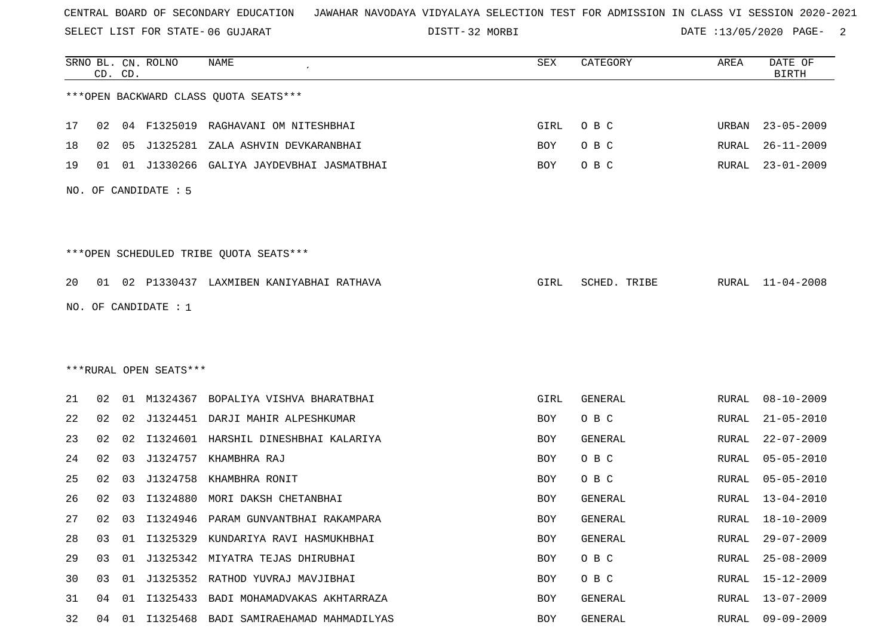CENTRAL BOARD OF SECONDARY EDUCATION JAWAHAR NAVODAYA VIDYALAYA SELECTION TEST FOR ADMISSION IN CLASS VI SESSION 2020-2021

SELECT LIST FOR STATE- 06 GUJARAT DISTT- 32 MORBI DATE :13/05/2020

***OPEN BACKWARD CLASS QUOTA SEATS***

| SRNO | BL. CD. | CN. CD. | ROLNO | NAME | SEX | CATEGORY | AREA | DATE OF BIRTH |
|---|---|---|---|---|---|---|---|---|
| 17 | 02 | 04 | F1325019 | RAGHAVANI OM NITESHBHAI | GIRL | O B C | URBAN | 23-05-2009 |
| 18 | 02 | 05 | J1325281 | ZALA ASHVIN DEVKARANBHAI | BOY | O B C | RURAL | 26-11-2009 |
| 19 | 01 | 01 | J1330266 | GALIYA JAYDEVBHAI JASMATBHAI | BOY | O B C | RURAL | 23-01-2009 |

NO. OF CANDIDATE : 5

***OPEN SCHEDULED TRIBE QUOTA SEATS***

| SRNO | BL. CD. | CN. CD. | ROLNO | NAME | SEX | CATEGORY | AREA | DATE OF BIRTH |
|---|---|---|---|---|---|---|---|---|
| 20 | 01 | 02 | P1330437 | LAXMIBEN KANIYABHAI RATHAVA | GIRL | SCHED. TRIBE | RURAL | 11-04-2008 |

NO. OF CANDIDATE : 1

***RURAL OPEN SEATS***

| SRNO | BL. CD. | CN. CD. | ROLNO | NAME | SEX | CATEGORY | AREA | DATE OF BIRTH |
|---|---|---|---|---|---|---|---|---|
| 21 | 02 | 01 | M1324367 | BOPALIYA VISHVA BHARATBHAI | GIRL | GENERAL | RURAL | 08-10-2009 |
| 22 | 02 | 02 | J1324451 | DARJI MAHIR ALPESHKUMAR | BOY | O B C | RURAL | 21-05-2010 |
| 23 | 02 | 02 | I1324601 | HARSHIL DINESHBHAI KALARIYA | BOY | GENERAL | RURAL | 22-07-2009 |
| 24 | 02 | 03 | J1324757 | KHAMBHRA RAJ | BOY | O B C | RURAL | 05-05-2010 |
| 25 | 02 | 03 | J1324758 | KHAMBHRA RONIT | BOY | O B C | RURAL | 05-05-2010 |
| 26 | 02 | 03 | I1324880 | MORI DAKSH CHETANBHAI | BOY | GENERAL | RURAL | 13-04-2010 |
| 27 | 02 | 03 | I1324946 | PARAM GUNVANTBHAI RAKAMPARA | BOY | GENERAL | RURAL | 18-10-2009 |
| 28 | 03 | 01 | I1325329 | KUNDARIYA RAVI HASMUKHBHAI | BOY | GENERAL | RURAL | 29-07-2009 |
| 29 | 03 | 01 | J1325342 | MIYATRA TEJAS DHIRUBHAI | BOY | O B C | RURAL | 25-08-2009 |
| 30 | 03 | 01 | J1325352 | RATHOD YUVRAJ MAVJIBHAI | BOY | O B C | RURAL | 15-12-2009 |
| 31 | 04 | 01 | I1325433 | BADI MOHAMADVAKAS AKHTARRAZA | BOY | GENERAL | RURAL | 13-07-2009 |
| 32 | 04 | 01 | I1325468 | BADI SAMIRAEHAMAD MAHMADILYAS | BOY | GENERAL | RURAL | 09-09-2009 |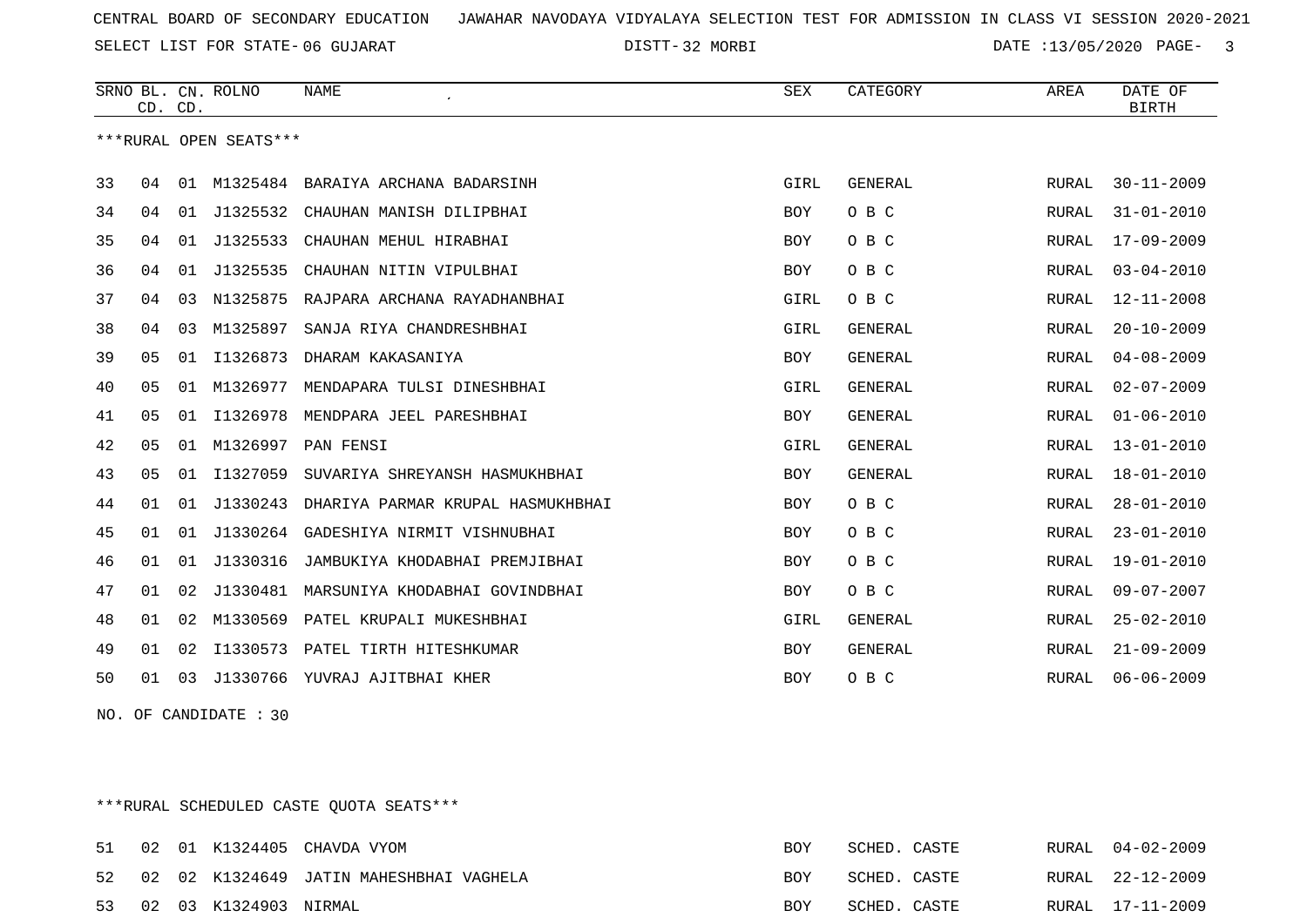CENTRAL BOARD OF SECONDARY EDUCATION JAWAHAR NAVODAYA VIDYALAYA SELECTION TEST FOR ADMISSION IN CLASS VI SESSION 2020-2021

SELECT LIST FOR STATE- 06 GUJARAT DISTT- 32 MORBI DATE :13/05/2020

***RURAL OPEN SEATS***

| SRNO | BL. CD. | CN. CD. | ROLNO | NAME | SEX | CATEGORY | AREA | DATE OF BIRTH |
|---|---|---|---|---|---|---|---|---|
| 33 | 04 | 01 | M1325484 | BARAIYA ARCHANA BADARSINH | GIRL | GENERAL | RURAL | 30-11-2009 |
| 34 | 04 | 01 | J1325532 | CHAUHAN MANISH DILIPBHAI | BOY | O B C | RURAL | 31-01-2010 |
| 35 | 04 | 01 | J1325533 | CHAUHAN MEHUL HIRABHAI | BOY | O B C | RURAL | 17-09-2009 |
| 36 | 04 | 01 | J1325535 | CHAUHAN NITIN VIPULBHAI | BOY | O B C | RURAL | 03-04-2010 |
| 37 | 04 | 03 | N1325875 | RAJPARA ARCHANA RAYADHANBHAI | GIRL | O B C | RURAL | 12-11-2008 |
| 38 | 04 | 03 | M1325897 | SANJA RIYA CHANDRESHBHAI | GIRL | GENERAL | RURAL | 20-10-2009 |
| 39 | 05 | 01 | I1326873 | DHARAM KAKASANIYA | BOY | GENERAL | RURAL | 04-08-2009 |
| 40 | 05 | 01 | M1326977 | MENDAPARA TULSI DINESHBHAI | GIRL | GENERAL | RURAL | 02-07-2009 |
| 41 | 05 | 01 | I1326978 | MENDPARA JEEL PARESHBHAI | BOY | GENERAL | RURAL | 01-06-2010 |
| 42 | 05 | 01 | M1326997 | PAN FENSI | GIRL | GENERAL | RURAL | 13-01-2010 |
| 43 | 05 | 01 | I1327059 | SUVARIYA SHREYANSH HASMUKHBHAI | BOY | GENERAL | RURAL | 18-01-2010 |
| 44 | 01 | 01 | J1330243 | DHARIYA PARMAR KRUPAL HASMUKHBHAI | BOY | O B C | RURAL | 28-01-2010 |
| 45 | 01 | 01 | J1330264 | GADESHIYA NIRMIT VISHNUBHAI | BOY | O B C | RURAL | 23-01-2010 |
| 46 | 01 | 01 | J1330316 | JAMBUKIYA KHODABHAI PREMJIBHAI | BOY | O B C | RURAL | 19-01-2010 |
| 47 | 01 | 02 | J1330481 | MARSUNIYA KHODABHAI GOVINDBHAI | BOY | O B C | RURAL | 09-07-2007 |
| 48 | 01 | 02 | M1330569 | PATEL KRUPALI MUKESHBHAI | GIRL | GENERAL | RURAL | 25-02-2010 |
| 49 | 01 | 02 | I1330573 | PATEL TIRTH HITESHKUMAR | BOY | GENERAL | RURAL | 21-09-2009 |
| 50 | 01 | 03 | J1330766 | YUVRAJ AJITBHAI KHER | BOY | O B C | RURAL | 06-06-2009 |

NO. OF CANDIDATE : 30

***RURAL SCHEDULED CASTE QUOTA SEATS***

| SRNO | BL. CD. | CN. CD. | ROLNO | NAME | SEX | CATEGORY | AREA | DATE OF BIRTH |
|---|---|---|---|---|---|---|---|---|
| 51 | 02 | 01 | K1324405 | CHAVDA VYOM | BOY | SCHED. CASTE | RURAL | 04-02-2009 |
| 52 | 02 | 02 | K1324649 | JATIN MAHESHBHAI VAGHELA | BOY | SCHED. CASTE | RURAL | 22-12-2009 |
| 53 | 02 | 03 | K1324903 | NIRMAL | BOY | SCHED. CASTE | RURAL | 17-11-2009 |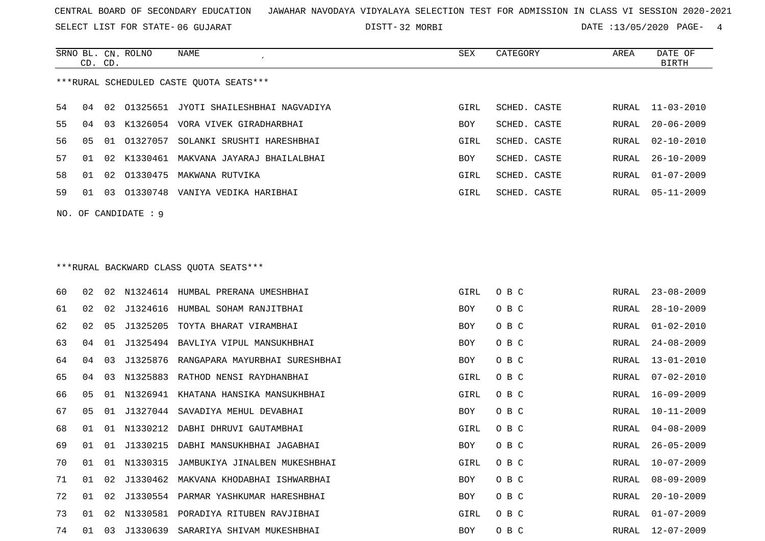CENTRAL BOARD OF SECONDARY EDUCATION JAWAHAR NAVODAYA VIDYALAYA SELECTION TEST FOR ADMISSION IN CLASS VI SESSION 2020-2021

SELECT LIST FOR STATE- 06 GUJARAT DISTT- 32 MORBI DATE :13/05/2020

***RURAL SCHEDULED CASTE QUOTA SEATS***

| SRNO | BL. CD. | CN. CD. | ROLNO | NAME | SEX | CATEGORY | AREA | DATE OF BIRTH |
|---|---|---|---|---|---|---|---|---|
| 54 | 04 | 02 | O1325651 | JYOTI SHAILESHBHAI NAGVADIYA | GIRL | SCHED. CASTE | RURAL | 11-03-2010 |
| 55 | 04 | 03 | K1326054 | VORA VIVEK GIRADHARBHAI | BOY | SCHED. CASTE | RURAL | 20-06-2009 |
| 56 | 05 | 01 | O1327057 | SOLANKI SRUSHTI HARESHBHAI | GIRL | SCHED. CASTE | RURAL | 02-10-2010 |
| 57 | 01 | 02 | K1330461 | MAKVANA JAYARAJ BHAILALBHAI | BOY | SCHED. CASTE | RURAL | 26-10-2009 |
| 58 | 01 | 02 | O1330475 | MAKWANA RUTVIKA | GIRL | SCHED. CASTE | RURAL | 01-07-2009 |
| 59 | 01 | 03 | O1330748 | VANIYA VEDIKA HARIBHAI | GIRL | SCHED. CASTE | RURAL | 05-11-2009 |

NO. OF CANDIDATE : 9

***RURAL BACKWARD CLASS QUOTA SEATS***

| SRNO | BL. CD. | CN. CD. | ROLNO | NAME | SEX | CATEGORY | AREA | DATE OF BIRTH |
|---|---|---|---|---|---|---|---|---|
| 60 | 02 | 02 | N1324614 | HUMBAL PRERANA UMESHBHAI | GIRL | O B C | RURAL | 23-08-2009 |
| 61 | 02 | 02 | J1324616 | HUMBAL SOHAM RANJITBHAI | BOY | O B C | RURAL | 28-10-2009 |
| 62 | 02 | 05 | J1325205 | TOYTA BHARAT VIRAMBHAI | BOY | O B C | RURAL | 01-02-2010 |
| 63 | 04 | 01 | J1325494 | BAVLIYA VIPUL MANSUKHBHAI | BOY | O B C | RURAL | 24-08-2009 |
| 64 | 04 | 03 | J1325876 | RANGAPARA MAYURBHAI SURESHBHAI | BOY | O B C | RURAL | 13-01-2010 |
| 65 | 04 | 03 | N1325883 | RATHOD NENSI RAYDHANBHAI | GIRL | O B C | RURAL | 07-02-2010 |
| 66 | 05 | 01 | N1326941 | KHATANA HANSIKA MANSUKHBHAI | GIRL | O B C | RURAL | 16-09-2009 |
| 67 | 05 | 01 | J1327044 | SAVADIYA MEHUL DEVABHAI | BOY | O B C | RURAL | 10-11-2009 |
| 68 | 01 | 01 | N1330212 | DABHI DHRUVI GAUTAMBHAI | GIRL | O B C | RURAL | 04-08-2009 |
| 69 | 01 | 01 | J1330215 | DABHI MANSUKHBHAI JAGABHAI | BOY | O B C | RURAL | 26-05-2009 |
| 70 | 01 | 01 | N1330315 | JAMBUKIYA JINALBEN MUKESHBHAI | GIRL | O B C | RURAL | 10-07-2009 |
| 71 | 01 | 02 | J1330462 | MAKVANA KHODABHAI ISHWARBHAI | BOY | O B C | RURAL | 08-09-2009 |
| 72 | 01 | 02 | J1330554 | PARMAR YASHKUMAR HARESHBHAI | BOY | O B C | RURAL | 20-10-2009 |
| 73 | 01 | 02 | N1330581 | PORADIYA RITUBEN RAVJIBHAI | GIRL | O B C | RURAL | 01-07-2009 |
| 74 | 01 | 03 | J1330639 | SARARIYA SHIVAM MUKESHBHAI | BOY | O B C | RURAL | 12-07-2009 |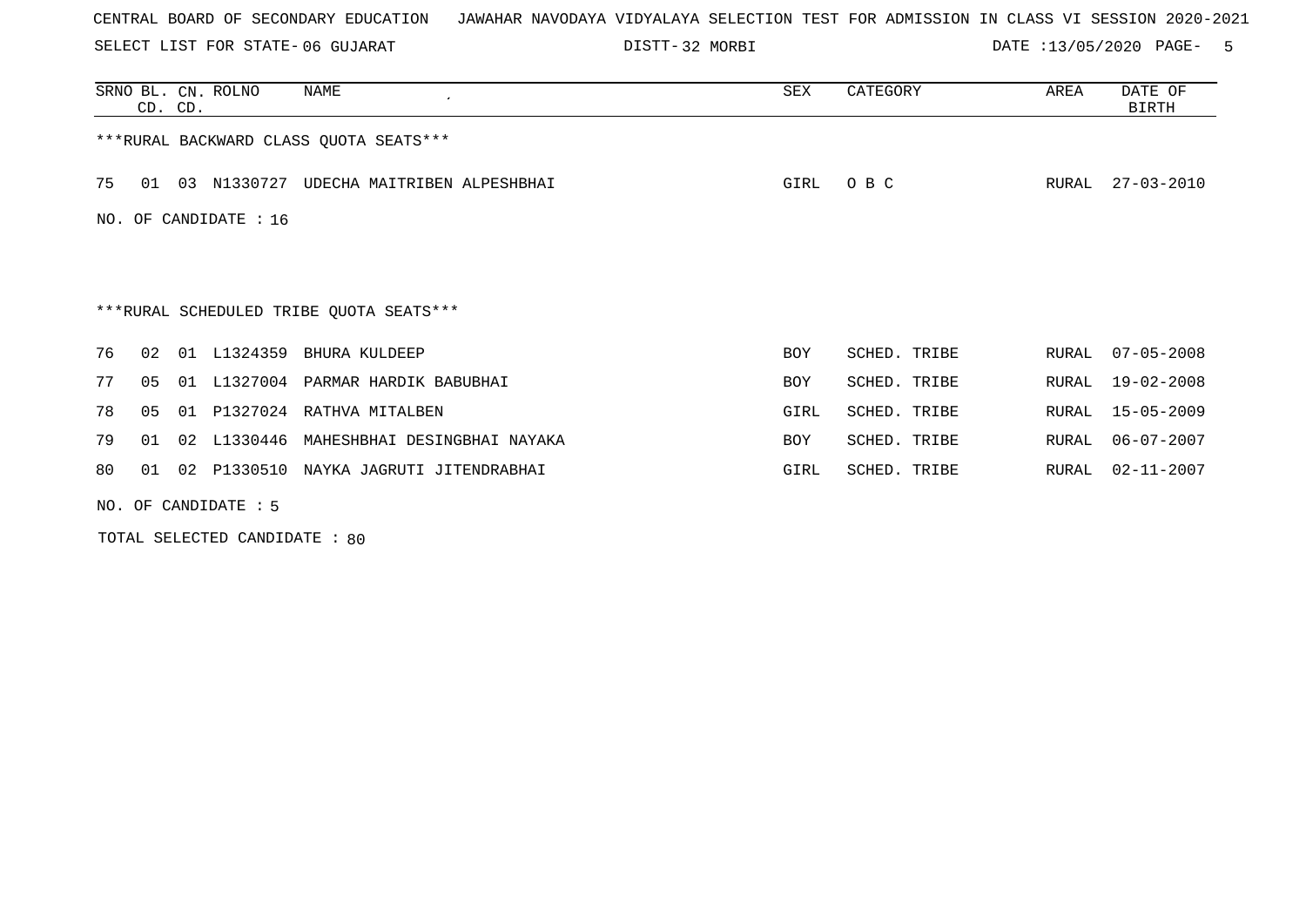CENTRAL BOARD OF SECONDARY EDUCATION JAWAHAR NAVODAYA VIDYALAYA SELECTION TEST FOR ADMISSION IN CLASS VI SESSION 2020-2021

SELECT LIST FOR STATE- 06 GUJARAT DISTT- 32 MORBI DATE :13/05/2020

| SRNO | BL. CD. | CN. CD. | ROLNO | NAME | SEX | CATEGORY | AREA | DATE OF BIRTH |
|---|---|---|---|---|---|---|---|---|
| ***RURAL BACKWARD CLASS QUOTA SEATS*** | | | | | | | | |
| 75 | 01 | 03 | N1330727 | UDECHA MAITRIBEN ALPESHBHAI | GIRL | O B C | RURAL | 27-03-2010 |

NO. OF CANDIDATE : 16

***RURAL SCHEDULED TRIBE QUOTA SEATS***

| SRNO | BL. CD. | CN. CD. | ROLNO | NAME | SEX | CATEGORY | AREA | DATE OF BIRTH |
|---|---|---|---|---|---|---|---|---|
| 76 | 02 | 01 | L1324359 | BHURA KULDEEP | BOY | SCHED. TRIBE | RURAL | 07-05-2008 |
| 77 | 05 | 01 | L1327004 | PARMAR HARDIK BABUBHAI | BOY | SCHED. TRIBE | RURAL | 19-02-2008 |
| 78 | 05 | 01 | P1327024 | RATHVA MITALBEN | GIRL | SCHED. TRIBE | RURAL | 15-05-2009 |
| 79 | 01 | 02 | L1330446 | MAHESHBHAI DESINGBHAI NAYAKA | BOY | SCHED. TRIBE | RURAL | 06-07-2007 |
| 80 | 01 | 02 | P1330510 | NAYKA JAGRUTI JITENDRABHAI | GIRL | SCHED. TRIBE | RURAL | 02-11-2007 |

NO. OF CANDIDATE : 5

TOTAL SELECTED CANDIDATE : 80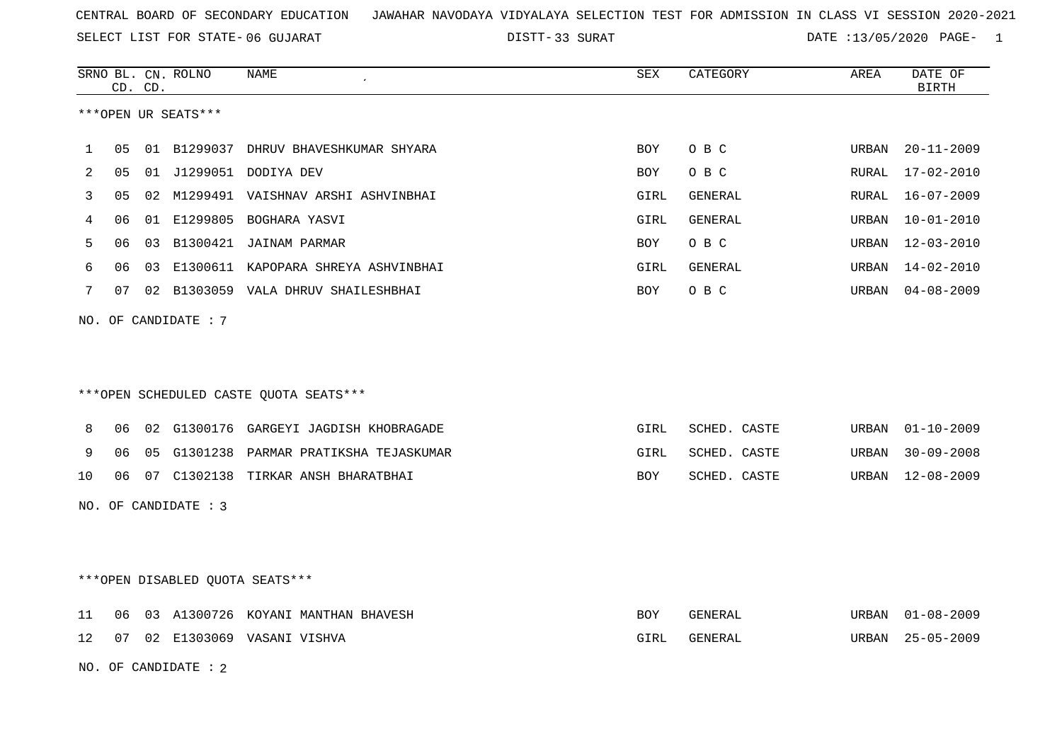CENTRAL BOARD OF SECONDARY EDUCATION JAWAHAR NAVODAYA VIDYALAYA SELECTION TEST FOR ADMISSION IN CLASS VI SESSION 2020-2021

SELECT LIST FOR STATE- 06 GUJARAT DISTT- 33 SURAT DATE :13/05/2020

***OPEN UR SEATS***

| SRNO | BL. CD. | CN. CD. | ROLNO | NAME | SEX | CATEGORY | AREA | DATE OF BIRTH |
|---|---|---|---|---|---|---|---|---|
| 1 | 05 | 01 | B1299037 | DHRUV BHAVESHKUMAR SHYARA | BOY | O B C | URBAN | 20-11-2009 |
| 2 | 05 | 01 | J1299051 | DODIYA DEV | BOY | O B C | RURAL | 17-02-2010 |
| 3 | 05 | 02 | M1299491 | VAISHNAV ARSHI ASHVINBHAI | GIRL | GENERAL | RURAL | 16-07-2009 |
| 4 | 06 | 01 | E1299805 | BOGHARA YASVI | GIRL | GENERAL | URBAN | 10-01-2010 |
| 5 | 06 | 03 | B1300421 | JAINAM PARMAR | BOY | O B C | URBAN | 12-03-2010 |
| 6 | 06 | 03 | E1300611 | KAPOPARA SHREYA ASHVINBHAI | GIRL | GENERAL | URBAN | 14-02-2010 |
| 7 | 07 | 02 | B1303059 | VALA DHRUV SHAILESHBHAI | BOY | O B C | URBAN | 04-08-2009 |

NO. OF CANDIDATE : 7

***OPEN SCHEDULED CASTE QUOTA SEATS***

| SRNO | BL. CD. | CN. CD. | ROLNO | NAME | SEX | CATEGORY | AREA | DATE OF BIRTH |
|---|---|---|---|---|---|---|---|---|
| 8 | 06 | 02 | G1300176 | GARGEYI JAGDISH KHOBRAGADE | GIRL | SCHED. CASTE | URBAN | 01-10-2009 |
| 9 | 06 | 05 | G1301238 | PARMAR PRATIKSHA TEJASKUMAR | GIRL | SCHED. CASTE | URBAN | 30-09-2008 |
| 10 | 06 | 07 | C1302138 | TIRKAR ANSH BHARATBHAI | BOY | SCHED. CASTE | URBAN | 12-08-2009 |

NO. OF CANDIDATE : 3

***OPEN DISABLED QUOTA SEATS***

| SRNO | BL. CD. | CN. CD. | ROLNO | NAME | SEX | CATEGORY | AREA | DATE OF BIRTH |
|---|---|---|---|---|---|---|---|---|
| 11 | 06 | 03 | A1300726 | KOYANI MANTHAN BHAVESH | BOY | GENERAL | URBAN | 01-08-2009 |
| 12 | 07 | 02 | E1303069 | VASANI VISHVA | GIRL | GENERAL | URBAN | 25-05-2009 |

NO. OF CANDIDATE : 2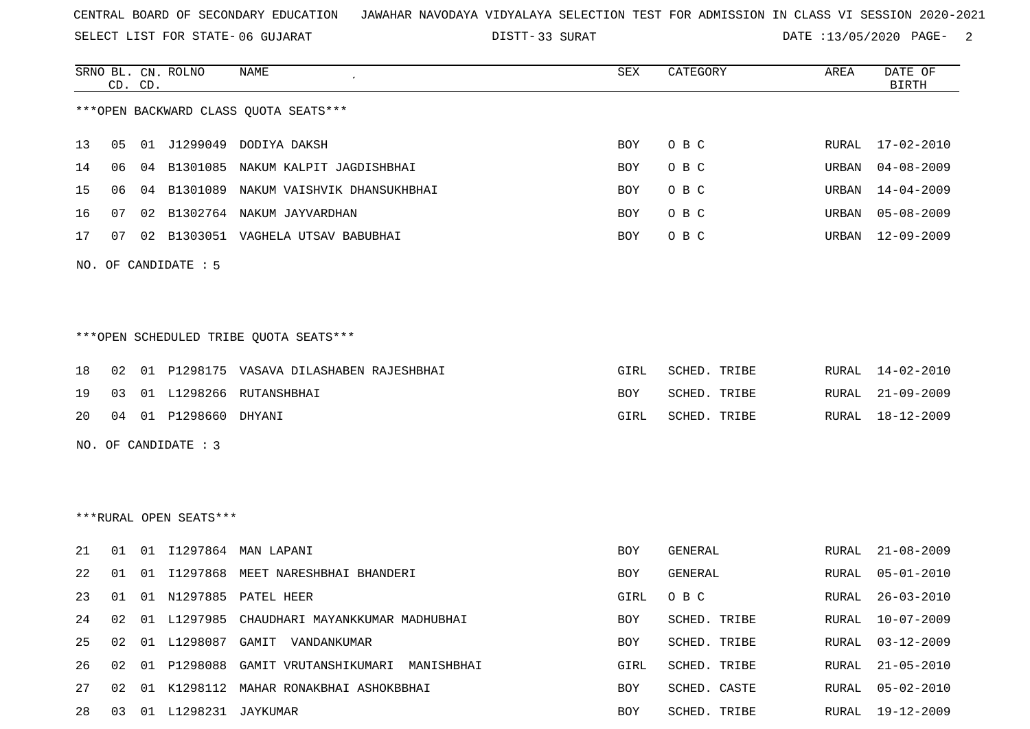CENTRAL BOARD OF SECONDARY EDUCATION JAWAHAR NAVODAYA VIDYALAYA SELECTION TEST FOR ADMISSION IN CLASS VI SESSION 2020-2021

SELECT LIST FOR STATE- 06 GUJARAT DISTT- 33 SURAT DATE :13/05/2020

| SRNO | BL. CD. | CN. CD. | ROLNO | NAME | SEX | CATEGORY | AREA | DATE OF BIRTH |
|---|---|---|---|---|---|---|---|---|

***OPEN BACKWARD CLASS QUOTA SEATS***

| SRNO | BL. CD. | CN. CD. | ROLNO | NAME | SEX | CATEGORY | AREA | DATE OF BIRTH |
|---|---|---|---|---|---|---|---|---|
| 13 | 05 | 01 | J1299049 | DODIYA DAKSH | BOY | O B C | RURAL | 17-02-2010 |
| 14 | 06 | 04 | B1301085 | NAKUM KALPIT JAGDISHBHAI | BOY | O B C | URBAN | 04-08-2009 |
| 15 | 06 | 04 | B1301089 | NAKUM VAISHVIK DHANSUKHBHAI | BOY | O B C | URBAN | 14-04-2009 |
| 16 | 07 | 02 | B1302764 | NAKUM JAYVARDHAN | BOY | O B C | URBAN | 05-08-2009 |
| 17 | 07 | 02 | B1303051 | VAGHELA UTSAV BABUBHAI | BOY | O B C | URBAN | 12-09-2009 |

NO. OF CANDIDATE : 5

***OPEN SCHEDULED TRIBE QUOTA SEATS***

| SRNO | BL. CD. | CN. CD. | ROLNO | NAME | SEX | CATEGORY | AREA | DATE OF BIRTH |
|---|---|---|---|---|---|---|---|---|
| 18 | 02 | 01 | P1298175 | VASAVA DILASHABEN RAJESHBHAI | GIRL | SCHED. TRIBE | RURAL | 14-02-2010 |
| 19 | 03 | 01 | L1298266 | RUTANSHBHAI | BOY | SCHED. TRIBE | RURAL | 21-09-2009 |
| 20 | 04 | 01 | P1298660 | DHYANI | GIRL | SCHED. TRIBE | RURAL | 18-12-2009 |

NO. OF CANDIDATE : 3

***RURAL OPEN SEATS***

| SRNO | BL. CD. | CN. CD. | ROLNO | NAME | SEX | CATEGORY | AREA | DATE OF BIRTH |
|---|---|---|---|---|---|---|---|---|
| 21 | 01 | 01 | I1297864 | MAN LAPANI | BOY | GENERAL | RURAL | 21-08-2009 |
| 22 | 01 | 01 | I1297868 | MEET NARESHBHAI BHANDERI | BOY | GENERAL | RURAL | 05-01-2010 |
| 23 | 01 | 01 | N1297885 | PATEL HEER | GIRL | O B C | RURAL | 26-03-2010 |
| 24 | 02 | 01 | L1297985 | CHAUDHARI MAYANKKUMAR MADHUBHAI | BOY | SCHED. TRIBE | RURAL | 10-07-2009 |
| 25 | 02 | 01 | L1298087 | GAMIT VANDANKUMAR | BOY | SCHED. TRIBE | RURAL | 03-12-2009 |
| 26 | 02 | 01 | P1298088 | GAMIT VRUTANSHIKUMARI MANISHBHAI | GIRL | SCHED. TRIBE | RURAL | 21-05-2010 |
| 27 | 02 | 01 | K1298112 | MAHAR RONAKBHAI ASHOKBBHAI | BOY | SCHED. CASTE | RURAL | 05-02-2010 |
| 28 | 03 | 01 | L1298231 | JAYKUMAR | BOY | SCHED. TRIBE | RURAL | 19-12-2009 |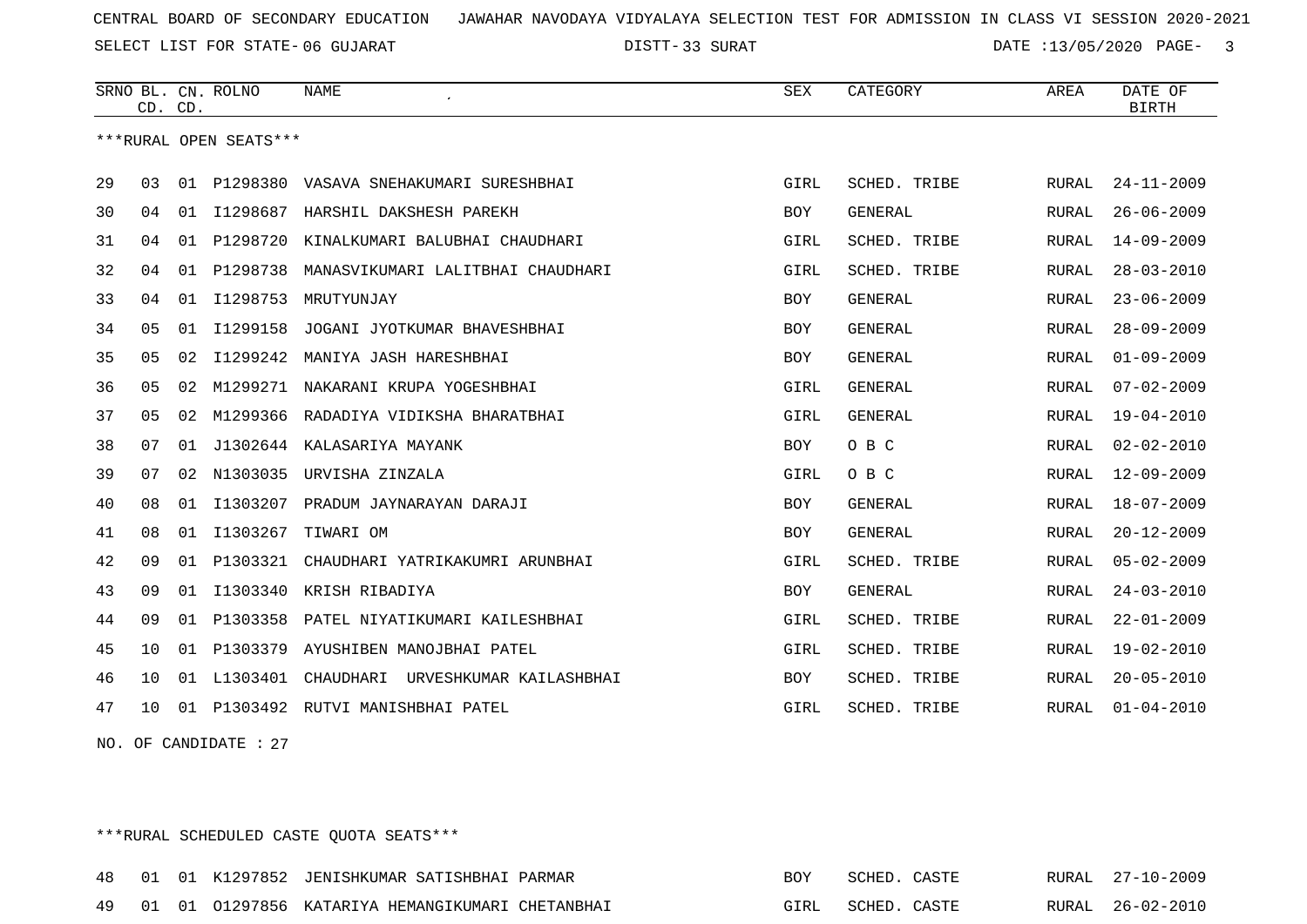CENTRAL BOARD OF SECONDARY EDUCATION JAWAHAR NAVODAYA VIDYALAYA SELECTION TEST FOR ADMISSION IN CLASS VI SESSION 2020-2021

SELECT LIST FOR STATE- 06 GUJARAT DISTT- 33 SURAT DATE :13/05/2020

***RURAL OPEN SEATS***

| SRNO | BL. CD. | CN. CD. | ROLNO | NAME | SEX | CATEGORY | AREA | DATE OF BIRTH |
|---|---|---|---|---|---|---|---|---|
| 29 | 03 | 01 | P1298380 | VASAVA SNEHAKUMARI SURESHBHAI | GIRL | SCHED. TRIBE | RURAL | 24-11-2009 |
| 30 | 04 | 01 | I1298687 | HARSHIL DAKSHESH PAREKH | BOY | GENERAL | RURAL | 26-06-2009 |
| 31 | 04 | 01 | P1298720 | KINALKUMARI BALUBHAI CHAUDHARI | GIRL | SCHED. TRIBE | RURAL | 14-09-2009 |
| 32 | 04 | 01 | P1298738 | MANASVIKUMARI LALITBHAI CHAUDHARI | GIRL | SCHED. TRIBE | RURAL | 28-03-2010 |
| 33 | 04 | 01 | I1298753 | MRUTYUNJAY | BOY | GENERAL | RURAL | 23-06-2009 |
| 34 | 05 | 01 | I1299158 | JOGANI JYOTKUMAR BHAVESHBHAI | BOY | GENERAL | RURAL | 28-09-2009 |
| 35 | 05 | 02 | I1299242 | MANIYA JASH HARESHBHAI | BOY | GENERAL | RURAL | 01-09-2009 |
| 36 | 05 | 02 | M1299271 | NAKARANI KRUPA YOGESHBHAI | GIRL | GENERAL | RURAL | 07-02-2009 |
| 37 | 05 | 02 | M1299366 | RADADIYA VIDIKSHA BHARATBHAI | GIRL | GENERAL | RURAL | 19-04-2010 |
| 38 | 07 | 01 | J1302644 | KALASARIYA MAYANK | BOY | O B C | RURAL | 02-02-2010 |
| 39 | 07 | 02 | N1303035 | URVISHA ZINZALA | GIRL | O B C | RURAL | 12-09-2009 |
| 40 | 08 | 01 | I1303207 | PRADUM JAYNARAYAN DARAJI | BOY | GENERAL | RURAL | 18-07-2009 |
| 41 | 08 | 01 | I1303267 | TIWARI OM | BOY | GENERAL | RURAL | 20-12-2009 |
| 42 | 09 | 01 | P1303321 | CHAUDHARI YATRIKAKUMRI ARUNBHAI | GIRL | SCHED. TRIBE | RURAL | 05-02-2009 |
| 43 | 09 | 01 | I1303340 | KRISH RIBADIYA | BOY | GENERAL | RURAL | 24-03-2010 |
| 44 | 09 | 01 | P1303358 | PATEL NIYATIKUMARI KAILESHBHAI | GIRL | SCHED. TRIBE | RURAL | 22-01-2009 |
| 45 | 10 | 01 | P1303379 | AYUSHIBEN MANOJBHAI PATEL | GIRL | SCHED. TRIBE | RURAL | 19-02-2010 |
| 46 | 10 | 01 | L1303401 | CHAUDHARI URVESHKUMAR KAILASHBHAI | BOY | SCHED. TRIBE | RURAL | 20-05-2010 |
| 47 | 10 | 01 | P1303492 | RUTVI MANISHBHAI PATEL | GIRL | SCHED. TRIBE | RURAL | 01-04-2010 |

NO. OF CANDIDATE : 27

***RURAL SCHEDULED CASTE QUOTA SEATS***

| SRNO | BL. CD. | CN. CD. | ROLNO | NAME | SEX | CATEGORY | AREA | DATE OF BIRTH |
|---|---|---|---|---|---|---|---|---|
| 48 | 01 | 01 | K1297852 | JENISHKUMAR SATISHBHAI PARMAR | BOY | SCHED. CASTE | RURAL | 27-10-2009 |
| 49 | 01 | 01 | O1297856 | KATARIYA HEMANGIKUMARI CHETANBHAI | GIRL | SCHED. CASTE | RURAL | 26-02-2010 |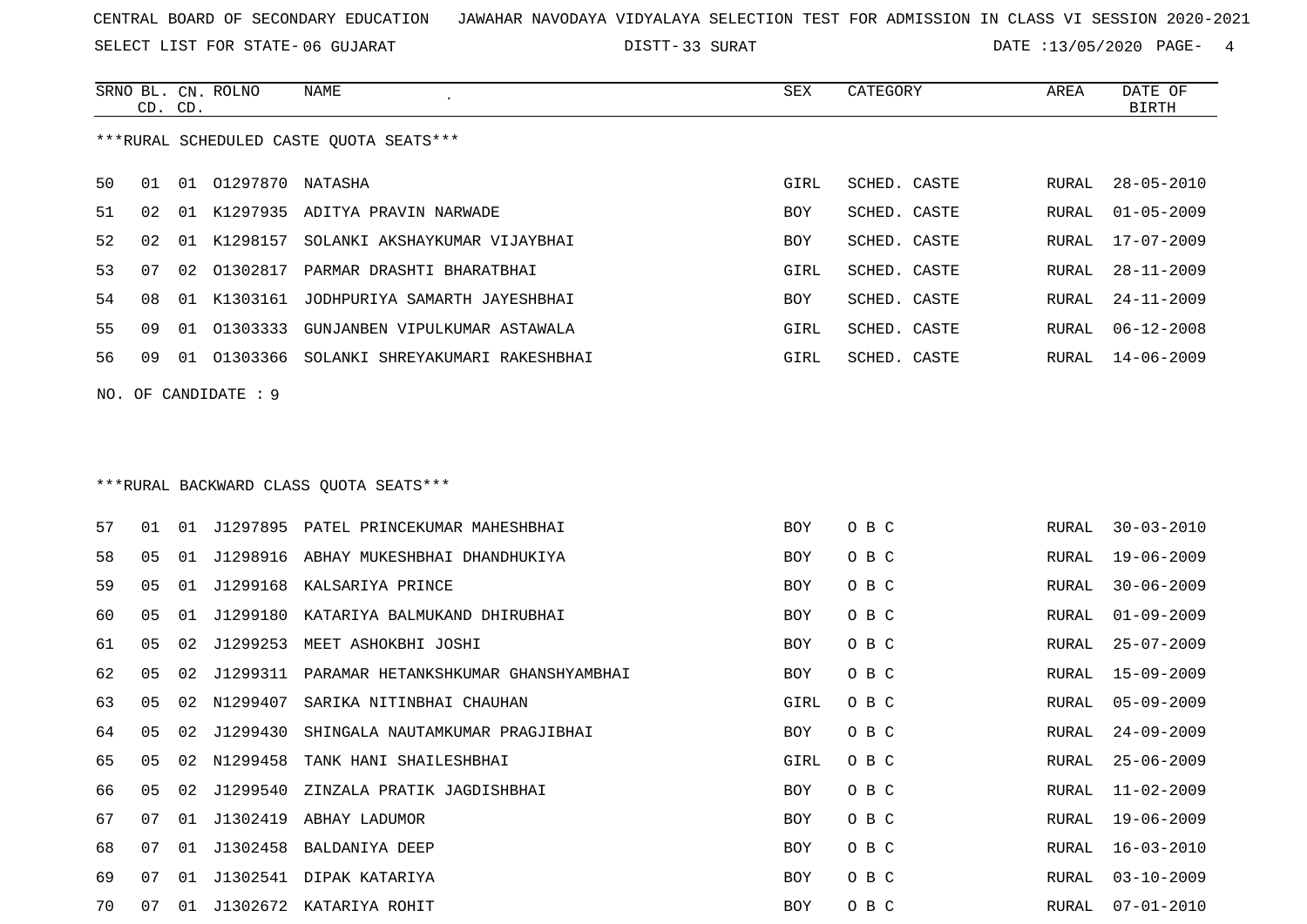CENTRAL BOARD OF SECONDARY EDUCATION JAWAHAR NAVODAYA VIDYALAYA SELECTION TEST FOR ADMISSION IN CLASS VI SESSION 2020-2021

SELECT LIST FOR STATE- 06 GUJARAT DISTT- 33 SURAT DATE :13/05/2020

***RURAL SCHEDULED CASTE QUOTA SEATS***

| SRNO | BL. CD. | CN. CD. | ROLNO | NAME | SEX | CATEGORY | AREA | DATE OF BIRTH |
|---|---|---|---|---|---|---|---|---|
| 50 | 01 | 01 | O1297870 | NATASHA | GIRL | SCHED. CASTE | RURAL | 28-05-2010 |
| 51 | 02 | 01 | K1297935 | ADITYA PRAVIN NARWADE | BOY | SCHED. CASTE | RURAL | 01-05-2009 |
| 52 | 02 | 01 | K1298157 | SOLANKI AKSHAYKUMAR VIJAYBHAI | BOY | SCHED. CASTE | RURAL | 17-07-2009 |
| 53 | 07 | 02 | O1302817 | PARMAR DRASHTI BHARATBHAI | GIRL | SCHED. CASTE | RURAL | 28-11-2009 |
| 54 | 08 | 01 | K1303161 | JODHPURIYA SAMARTH JAYESHBHAI | BOY | SCHED. CASTE | RURAL | 24-11-2009 |
| 55 | 09 | 01 | O1303333 | GUNJANBEN VIPULKUMAR ASTAWALA | GIRL | SCHED. CASTE | RURAL | 06-12-2008 |
| 56 | 09 | 01 | O1303366 | SOLANKI SHREYAKUMARI RAKESHBHAI | GIRL | SCHED. CASTE | RURAL | 14-06-2009 |

NO. OF CANDIDATE : 9

***RURAL BACKWARD CLASS QUOTA SEATS***

| SRNO | BL. CD. | CN. CD. | ROLNO | NAME | SEX | CATEGORY | AREA | DATE OF BIRTH |
|---|---|---|---|---|---|---|---|---|
| 57 | 01 | 01 | J1297895 | PATEL PRINCEKUMAR MAHESHBHAI | BOY | O B C | RURAL | 30-03-2010 |
| 58 | 05 | 01 | J1298916 | ABHAY MUKESHBHAI DHANDHUKIYA | BOY | O B C | RURAL | 19-06-2009 |
| 59 | 05 | 01 | J1299168 | KALSARIYA PRINCE | BOY | O B C | RURAL | 30-06-2009 |
| 60 | 05 | 01 | J1299180 | KATARIYA BALMUKAND DHIRUBHAI | BOY | O B C | RURAL | 01-09-2009 |
| 61 | 05 | 02 | J1299253 | MEET ASHOKBHI JOSHI | BOY | O B C | RURAL | 25-07-2009 |
| 62 | 05 | 02 | J1299311 | PARAMAR HETANKSHKUMAR GHANSHYAMBHAI | BOY | O B C | RURAL | 15-09-2009 |
| 63 | 05 | 02 | N1299407 | SARIKA NITINBHAI CHAUHAN | GIRL | O B C | RURAL | 05-09-2009 |
| 64 | 05 | 02 | J1299430 | SHINGALA NAUTAMKUMAR PRAGJIBHAI | BOY | O B C | RURAL | 24-09-2009 |
| 65 | 05 | 02 | N1299458 | TANK HANI SHAILESHBHAI | GIRL | O B C | RURAL | 25-06-2009 |
| 66 | 05 | 02 | J1299540 | ZINZALA PRATIK JAGDISHBHAI | BOY | O B C | RURAL | 11-02-2009 |
| 67 | 07 | 01 | J1302419 | ABHAY LADUMOR | BOY | O B C | RURAL | 19-06-2009 |
| 68 | 07 | 01 | J1302458 | BALDANIYA DEEP | BOY | O B C | RURAL | 16-03-2010 |
| 69 | 07 | 01 | J1302541 | DIPAK KATARIYA | BOY | O B C | RURAL | 03-10-2009 |
| 70 | 07 | 01 | J1302672 | KATARIYA ROHIT | BOY | O B C | RURAL | 07-01-2010 |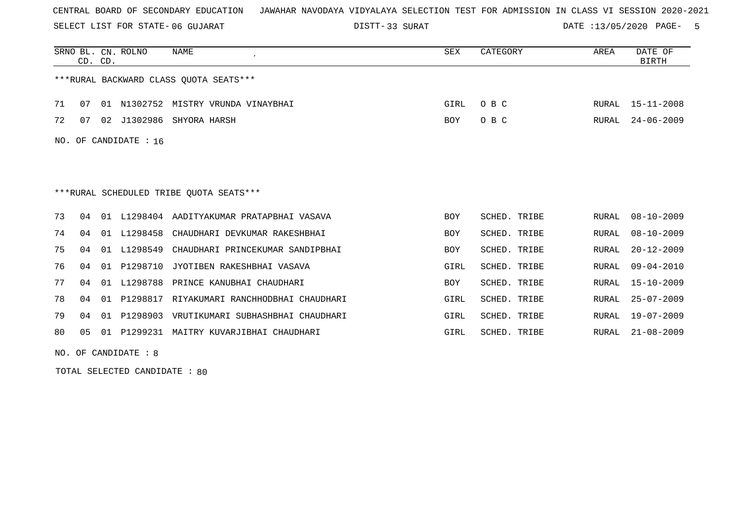CENTRAL BOARD OF SECONDARY EDUCATION JAWAHAR NAVODAYA VIDYALAYA SELECTION TEST FOR ADMISSION IN CLASS VI SESSION 2020-2021

SELECT LIST FOR STATE- 06 GUJARAT DISTT- 33 SURAT DATE :13/05/2020

***RURAL BACKWARD CLASS QUOTA SEATS***

| SRNO | BL. CD. | CN. CD. | ROLNO | NAME | SEX | CATEGORY | AREA | DATE OF BIRTH |
|---|---|---|---|---|---|---|---|---|
| 71 | 07 | 01 | N1302752 | MISTRY VRUNDA VINAYBHAI | GIRL | O B C | RURAL | 15-11-2008 |
| 72 | 07 | 02 | J1302986 | SHYORA HARSH | BOY | O B C | RURAL | 24-06-2009 |

NO. OF CANDIDATE : 16

***RURAL SCHEDULED TRIBE QUOTA SEATS***

| SRNO | BL. CD. | CN. CD. | ROLNO | NAME | SEX | CATEGORY | AREA | DATE OF BIRTH |
|---|---|---|---|---|---|---|---|---|
| 73 | 04 | 01 | L1298404 | AADITYAKUMAR PRATAPBHAI VASAVA | BOY | SCHED. TRIBE | RURAL | 08-10-2009 |
| 74 | 04 | 01 | L1298458 | CHAUDHARI DEVKUMAR RAKESHBHAI | BOY | SCHED. TRIBE | RURAL | 08-10-2009 |
| 75 | 04 | 01 | L1298549 | CHAUDHARI PRINCEKUMAR SANDIPBHAI | BOY | SCHED. TRIBE | RURAL | 20-12-2009 |
| 76 | 04 | 01 | P1298710 | JYOTIBEN RAKESHBHAI VASAVA | GIRL | SCHED. TRIBE | RURAL | 09-04-2010 |
| 77 | 04 | 01 | L1298788 | PRINCE KANUBHAI CHAUDHARI | BOY | SCHED. TRIBE | RURAL | 15-10-2009 |
| 78 | 04 | 01 | P1298817 | RIYAKUMARI RANCHHODBHAI CHAUDHARI | GIRL | SCHED. TRIBE | RURAL | 25-07-2009 |
| 79 | 04 | 01 | P1298903 | VRUTIKUMARI SUBHASHBHAI CHAUDHARI | GIRL | SCHED. TRIBE | RURAL | 19-07-2009 |
| 80 | 05 | 01 | P1299231 | MAITRY KUVARJIBHAI CHAUDHARI | GIRL | SCHED. TRIBE | RURAL | 21-08-2009 |

NO. OF CANDIDATE : 8

TOTAL SELECTED CANDIDATE : 80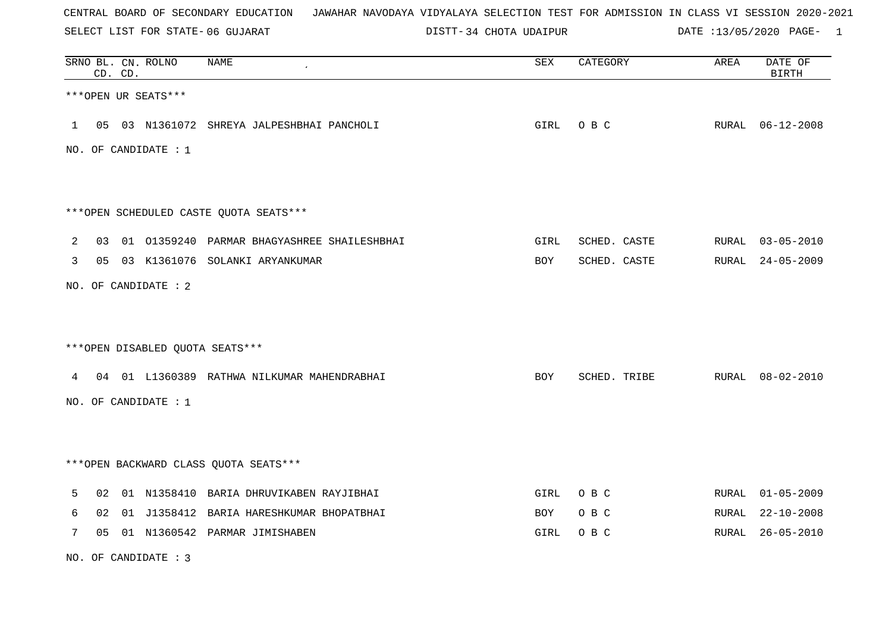CENTRAL BOARD OF SECONDARY EDUCATION JAWAHAR NAVODAYA VIDYALAYA SELECTION TEST FOR ADMISSION IN CLASS VI SESSION 2020-2021

SELECT LIST FOR STATE- 06 GUJARAT DISTT- 34 CHOTA UDAIPUR DATE :13/05/2020

***OPEN UR SEATS***

| SRNO | BL. CD. | CN. CD. | ROLNO | NAME | SEX | CATEGORY | AREA | DATE OF BIRTH |
|---|---|---|---|---|---|---|---|---|
| 1 | 05 | 03 | N1361072 | SHREYA JALPESHBHAI PANCHOLI | GIRL | O B C | RURAL | 06-12-2008 |

NO. OF CANDIDATE : 1

***OPEN SCHEDULED CASTE QUOTA SEATS***

| SRNO | BL. CD. | CN. CD. | ROLNO | NAME | SEX | CATEGORY | AREA | DATE OF BIRTH |
|---|---|---|---|---|---|---|---|---|
| 2 | 03 | 01 | O1359240 | PARMAR BHAGYASHREE SHAILESHBHAI | GIRL | SCHED. CASTE | RURAL | 03-05-2010 |
| 3 | 05 | 03 | K1361076 | SOLANKI ARYANKUMAR | BOY | SCHED. CASTE | RURAL | 24-05-2009 |

NO. OF CANDIDATE : 2

***OPEN DISABLED QUOTA SEATS***

| SRNO | BL. CD. | CN. CD. | ROLNO | NAME | SEX | CATEGORY | AREA | DATE OF BIRTH |
|---|---|---|---|---|---|---|---|---|
| 4 | 04 | 01 | L1360389 | RATHWA NILKUMAR MAHENDRABHAI | BOY | SCHED. TRIBE | RURAL | 08-02-2010 |

NO. OF CANDIDATE : 1

***OPEN BACKWARD CLASS QUOTA SEATS***

| SRNO | BL. CD. | CN. CD. | ROLNO | NAME | SEX | CATEGORY | AREA | DATE OF BIRTH |
|---|---|---|---|---|---|---|---|---|
| 5 | 02 | 01 | N1358410 | BARIA DHRUVIKABEN RAYJIBHAI | GIRL | O B C | RURAL | 01-05-2009 |
| 6 | 02 | 01 | J1358412 | BARIA HARESHKUMAR BHOPATBHAI | BOY | O B C | RURAL | 22-10-2008 |
| 7 | 05 | 01 | N1360542 | PARMAR JIMISHABEN | GIRL | O B C | RURAL | 26-05-2010 |

NO. OF CANDIDATE : 3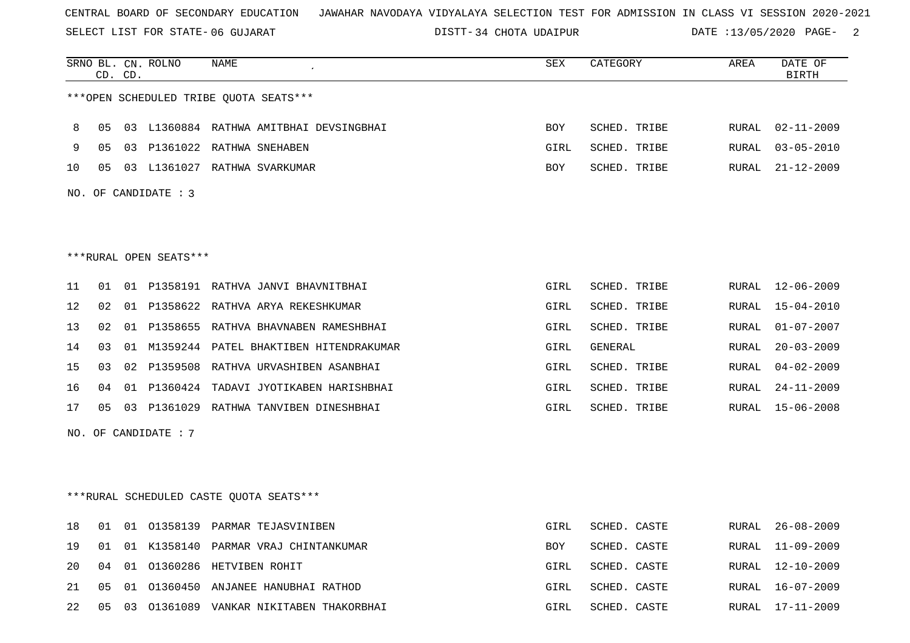CENTRAL BOARD OF SECONDARY EDUCATION JAWAHAR NAVODAYA VIDYALAYA SELECTION TEST FOR ADMISSION IN CLASS VI SESSION 2020-2021

SELECT LIST FOR STATE- 06 GUJARAT DISTT- 34 CHOTA UDAIPUR DATE :13/05/2020

***OPEN SCHEDULED TRIBE QUOTA SEATS***

| SRNO | BL. CD. | CN. CD. | ROLNO | NAME | SEX | CATEGORY | AREA | DATE OF BIRTH |
|---|---|---|---|---|---|---|---|---|
| 8 | 05 | 03 | L1360884 | RATHWA AMITBHAI DEVSINGBHAI | BOY | SCHED. TRIBE | RURAL | 02-11-2009 |
| 9 | 05 | 03 | P1361022 | RATHWA SNEHABEN | GIRL | SCHED. TRIBE | RURAL | 03-05-2010 |
| 10 | 05 | 03 | L1361027 | RATHWA SVARKUMAR | BOY | SCHED. TRIBE | RURAL | 21-12-2009 |

NO. OF CANDIDATE : 3

***RURAL OPEN SEATS***

| SRNO | BL. CD. | CN. CD. | ROLNO | NAME | SEX | CATEGORY | AREA | DATE OF BIRTH |
|---|---|---|---|---|---|---|---|---|
| 11 | 01 | 01 | P1358191 | RATHVA JANVI BHAVNITBHAI | GIRL | SCHED. TRIBE | RURAL | 12-06-2009 |
| 12 | 02 | 01 | P1358622 | RATHVA ARYA REKESHKUMAR | GIRL | SCHED. TRIBE | RURAL | 15-04-2010 |
| 13 | 02 | 01 | P1358655 | RATHVA BHAVNABEN RAMESHBHAI | GIRL | SCHED. TRIBE | RURAL | 01-07-2007 |
| 14 | 03 | 01 | M1359244 | PATEL BHAKTIBEN HITENDRAKUMAR | GIRL | GENERAL | RURAL | 20-03-2009 |
| 15 | 03 | 02 | P1359508 | RATHVA URVASHIBEN ASANBHAI | GIRL | SCHED. TRIBE | RURAL | 04-02-2009 |
| 16 | 04 | 01 | P1360424 | TADAVI JYOTIKABEN HARISHBHAI | GIRL | SCHED. TRIBE | RURAL | 24-11-2009 |
| 17 | 05 | 03 | P1361029 | RATHWA TANVIBEN DINESHBHAI | GIRL | SCHED. TRIBE | RURAL | 15-06-2008 |

NO. OF CANDIDATE : 7

***RURAL SCHEDULED CASTE QUOTA SEATS***

| SRNO | BL. CD. | CN. CD. | ROLNO | NAME | SEX | CATEGORY | AREA | DATE OF BIRTH |
|---|---|---|---|---|---|---|---|---|
| 18 | 01 | 01 | O1358139 | PARMAR TEJASVINIBEN | GIRL | SCHED. CASTE | RURAL | 26-08-2009 |
| 19 | 01 | 01 | K1358140 | PARMAR VRAJ CHINTANKUMAR | BOY | SCHED. CASTE | RURAL | 11-09-2009 |
| 20 | 04 | 01 | O1360286 | HETVIBEN ROHIT | GIRL | SCHED. CASTE | RURAL | 12-10-2009 |
| 21 | 05 | 01 | O1360450 | ANJANEE HANUBHAI RATHOD | GIRL | SCHED. CASTE | RURAL | 16-07-2009 |
| 22 | 05 | 03 | O1361089 | VANKAR NIKITABEN THAKORBHAI | GIRL | SCHED. CASTE | RURAL | 17-11-2009 |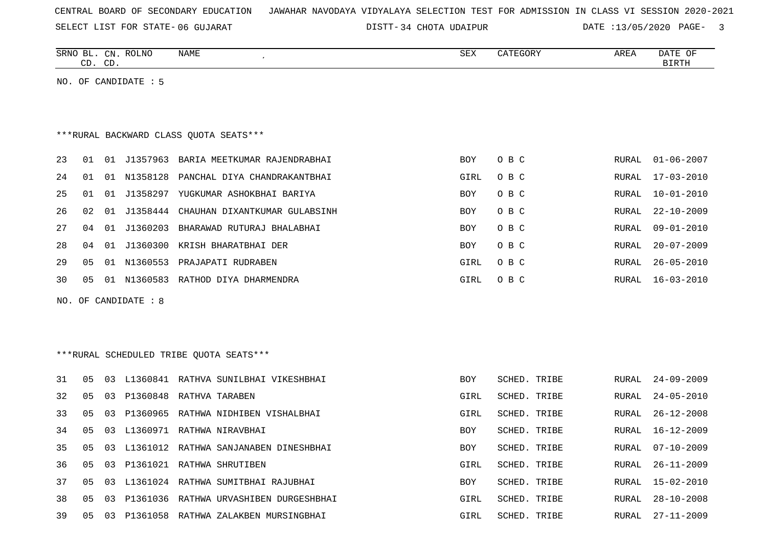CENTRAL BOARD OF SECONDARY EDUCATION JAWAHAR NAVODAYA VIDYALAYA SELECTION TEST FOR ADMISSION IN CLASS VI SESSION 2020-2021

SELECT LIST FOR STATE- 06 GUJARAT DISTT- 34 CHOTA UDAIPUR DATE :13/05/2020

| SRNO | BL. CD. | CN. CD. | ROLNO | NAME | SEX | CATEGORY | AREA | DATE OF BIRTH |
|---|---|---|---|---|---|---|---|---|

NO. OF CANDIDATE : 5

***RURAL BACKWARD CLASS QUOTA SEATS***

| SRNO | BL. CD. | CN. CD. | ROLNO | NAME | SEX | CATEGORY | AREA | DATE OF BIRTH |
|---|---|---|---|---|---|---|---|---|
| 23 | 01 | 01 | J1357963 | BARIA MEETKUMAR RAJENDRABHAI | BOY | O B C | RURAL | 01-06-2007 |
| 24 | 01 | 01 | N1358128 | PANCHAL DIYA CHANDRAKANTBHAI | GIRL | O B C | RURAL | 17-03-2010 |
| 25 | 01 | 01 | J1358297 | YUGKUMAR ASHOKBHAI BARIYA | BOY | O B C | RURAL | 10-01-2010 |
| 26 | 02 | 01 | J1358444 | CHAUHAN DIXANTKUMAR GULABSINH | BOY | O B C | RURAL | 22-10-2009 |
| 27 | 04 | 01 | J1360203 | BHARAWAD RUTURAJ BHALABHAI | BOY | O B C | RURAL | 09-01-2010 |
| 28 | 04 | 01 | J1360300 | KRISH BHARATBHAI DER | BOY | O B C | RURAL | 20-07-2009 |
| 29 | 05 | 01 | N1360553 | PRAJAPATI RUDRABEN | GIRL | O B C | RURAL | 26-05-2010 |
| 30 | 05 | 01 | N1360583 | RATHOD DIYA DHARMENDRA | GIRL | O B C | RURAL | 16-03-2010 |

NO. OF CANDIDATE : 8

***RURAL SCHEDULED TRIBE QUOTA SEATS***

| SRNO | BL. CD. | CN. CD. | ROLNO | NAME | SEX | CATEGORY | AREA | DATE OF BIRTH |
|---|---|---|---|---|---|---|---|---|
| 31 | 05 | 03 | L1360841 | RATHVA SUNILBHAI VIKESHBHAI | BOY | SCHED. TRIBE | RURAL | 24-09-2009 |
| 32 | 05 | 03 | P1360848 | RATHVA TARABEN | GIRL | SCHED. TRIBE | RURAL | 24-05-2010 |
| 33 | 05 | 03 | P1360965 | RATHWA NIDHIBEN VISHALBHAI | GIRL | SCHED. TRIBE | RURAL | 26-12-2008 |
| 34 | 05 | 03 | L1360971 | RATHWA NIRAVBHAI | BOY | SCHED. TRIBE | RURAL | 16-12-2009 |
| 35 | 05 | 03 | L1361012 | RATHWA SANJANABEN DINESHBHAI | BOY | SCHED. TRIBE | RURAL | 07-10-2009 |
| 36 | 05 | 03 | P1361021 | RATHWA SHRUTIBEN | GIRL | SCHED. TRIBE | RURAL | 26-11-2009 |
| 37 | 05 | 03 | L1361024 | RATHWA SUMITBHAI RAJUBHAI | BOY | SCHED. TRIBE | RURAL | 15-02-2010 |
| 38 | 05 | 03 | P1361036 | RATHWA URVASHIBEN DURGESHBHAI | GIRL | SCHED. TRIBE | RURAL | 28-10-2008 |
| 39 | 05 | 03 | P1361058 | RATHWA ZALAKBEN MURSINGBHAI | GIRL | SCHED. TRIBE | RURAL | 27-11-2009 |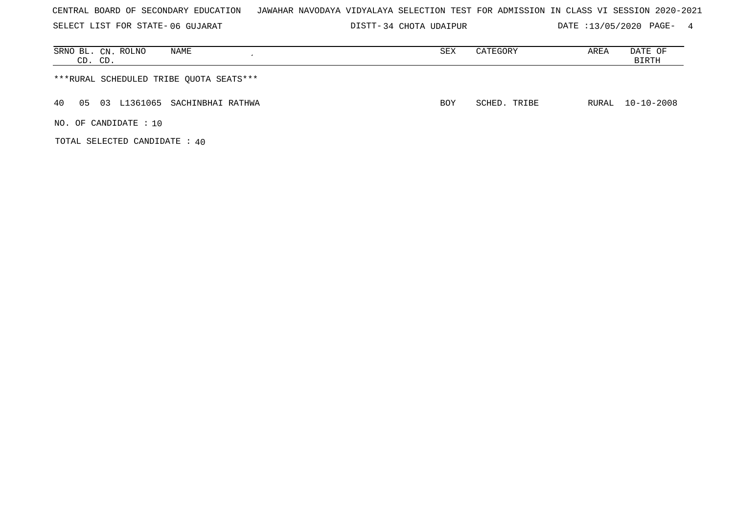CENTRAL BOARD OF SECONDARY EDUCATION   JAWAHAR NAVODAYA VIDYALAYA SELECTION TEST FOR ADMISSION IN CLASS VI SESSION 2020-2021

SELECT LIST FOR STATE- 06 GUJARAT   DISTT- 34 CHOTA UDAIPUR   DATE :13/05/2020 PAGE- 4

| SRNO | BL. CD. | CN. CD. | ROLNO | NAME | SEX | CATEGORY | AREA | DATE OF BIRTH |
|---|---|---|---|---|---|---|---|---|
| ***RURAL SCHEDULED TRIBE QUOTA SEATS*** | | | | | | | | |
| 40 | 05 | 03 | L1361065 | SACHINBHAI RATHWA | BOY | SCHED. TRIBE | RURAL | 10-10-2008 |

NO. OF CANDIDATE : 10

TOTAL SELECTED CANDIDATE : 40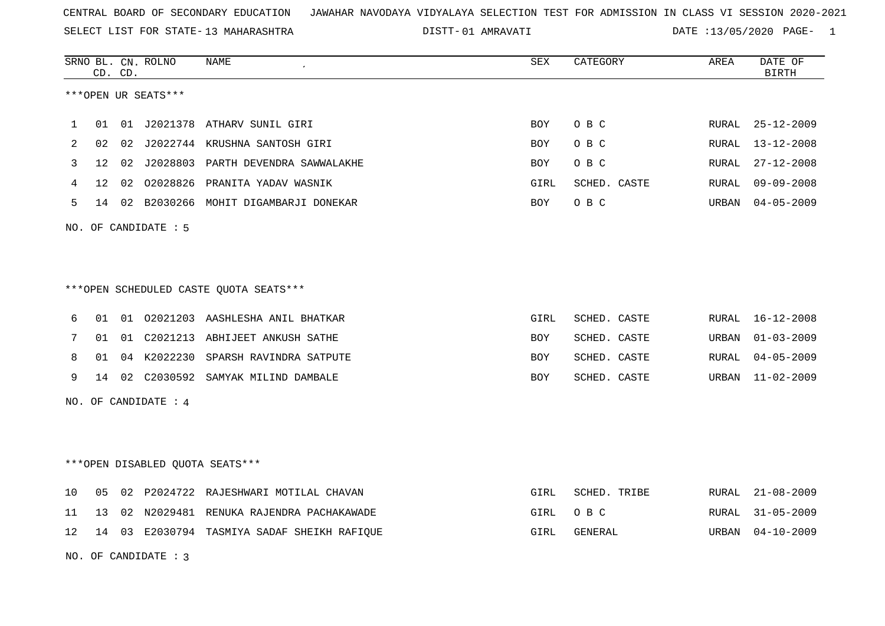CENTRAL BOARD OF SECONDARY EDUCATION JAWAHAR NAVODAYA VIDYALAYA SELECTION TEST FOR ADMISSION IN CLASS VI SESSION 2020-2021

SELECT LIST FOR STATE- 13 MAHARASHTRA DISTT- 01 AMRAVATI DATE :13/05/2020 PAGE- 1

***OPEN UR SEATS***

| SRNO | BL. CD. | CN. CD. | ROLNO | NAME | SEX | CATEGORY | AREA | DATE OF BIRTH |
|---|---|---|---|---|---|---|---|---|
| 1 | 01 | 01 | J2021378 | ATHARV SUNIL GIRI | BOY | O B C | RURAL | 25-12-2009 |
| 2 | 02 | 02 | J2022744 | KRUSHNA SANTOSH GIRI | BOY | O B C | RURAL | 13-12-2008 |
| 3 | 12 | 02 | J2028803 | PARTH DEVENDRA SAWWALAKHE | BOY | O B C | RURAL | 27-12-2008 |
| 4 | 12 | 02 | O2028826 | PRANITA YADAV WASNIK | GIRL | SCHED. CASTE | RURAL | 09-09-2008 |
| 5 | 14 | 02 | B2030266 | MOHIT DIGAMBARJI DONEKAR | BOY | O B C | URBAN | 04-05-2009 |

NO. OF CANDIDATE : 5

***OPEN SCHEDULED CASTE QUOTA SEATS***

| SRNO | BL. CD. | CN. CD. | ROLNO | NAME | SEX | CATEGORY | AREA | DATE OF BIRTH |
|---|---|---|---|---|---|---|---|---|
| 6 | 01 | 01 | O2021203 | AASHLESHA ANIL BHATKAR | GIRL | SCHED. CASTE | RURAL | 16-12-2008 |
| 7 | 01 | 01 | C2021213 | ABHIJEET ANKUSH SATHE | BOY | SCHED. CASTE | URBAN | 01-03-2009 |
| 8 | 01 | 04 | K2022230 | SPARSH RAVINDRA SATPUTE | BOY | SCHED. CASTE | RURAL | 04-05-2009 |
| 9 | 14 | 02 | C2030592 | SAMYAK MILIND DAMBALE | BOY | SCHED. CASTE | URBAN | 11-02-2009 |

NO. OF CANDIDATE : 4

***OPEN DISABLED QUOTA SEATS***

| SRNO | BL. CD. | CN. CD. | ROLNO | NAME | SEX | CATEGORY | AREA | DATE OF BIRTH |
|---|---|---|---|---|---|---|---|---|
| 10 | 05 | 02 | P2024722 | RAJESHWARI MOTILAL CHAVAN | GIRL | SCHED. TRIBE | RURAL | 21-08-2009 |
| 11 | 13 | 02 | N2029481 | RENUKA RAJENDRA PACHAKAWADE | GIRL | O B C | RURAL | 31-05-2009 |
| 12 | 14 | 03 | E2030794 | TASMIYA SADAF SHEIKH RAFIQUE | GIRL | GENERAL | URBAN | 04-10-2009 |

NO. OF CANDIDATE : 3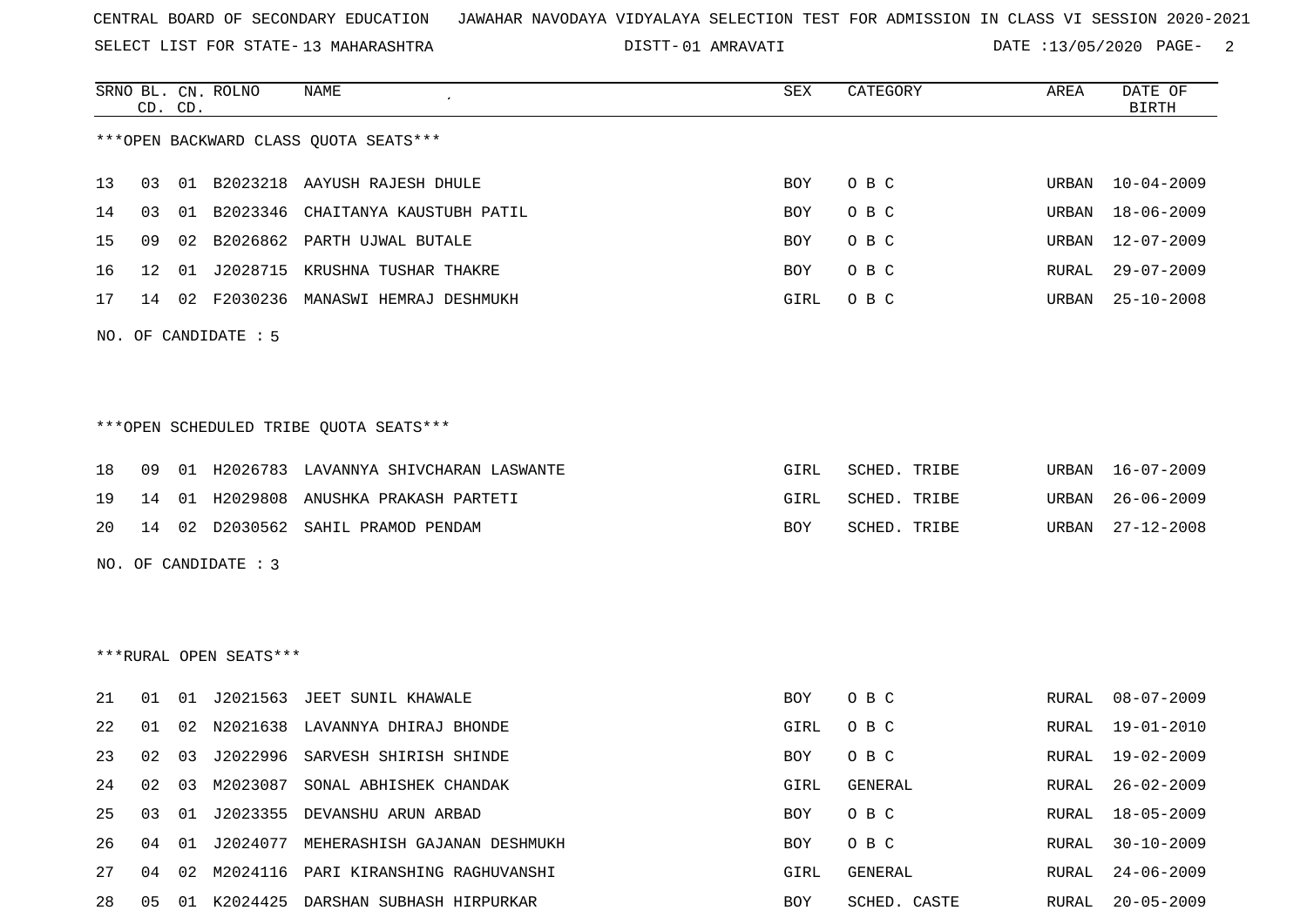CENTRAL BOARD OF SECONDARY EDUCATION JAWAHAR NAVODAYA VIDYALAYA SELECTION TEST FOR ADMISSION IN CLASS VI SESSION 2020-2021

SELECT LIST FOR STATE- 13 MAHARASHTRA DISTT- 01 AMRAVATI DATE :13/05/2020

***OPEN BACKWARD CLASS QUOTA SEATS***

| SRNO | BL. CD. | CN. CD. | ROLNO | NAME | SEX | CATEGORY | AREA | DATE OF BIRTH |
|---|---|---|---|---|---|---|---|---|
| 13 | 03 | 01 | B2023218 | AAYUSH RAJESH DHULE | BOY | O B C | URBAN | 10-04-2009 |
| 14 | 03 | 01 | B2023346 | CHAITANYA KAUSTUBH PATIL | BOY | O B C | URBAN | 18-06-2009 |
| 15 | 09 | 02 | B2026862 | PARTH UJWAL BUTALE | BOY | O B C | URBAN | 12-07-2009 |
| 16 | 12 | 01 | J2028715 | KRUSHNA TUSHAR THAKRE | BOY | O B C | RURAL | 29-07-2009 |
| 17 | 14 | 02 | F2030236 | MANASWI HEMRAJ DESHMUKH | GIRL | O B C | URBAN | 25-10-2008 |

NO. OF CANDIDATE : 5

***OPEN SCHEDULED TRIBE QUOTA SEATS***

| SRNO | BL. CD. | CN. CD. | ROLNO | NAME | SEX | CATEGORY | AREA | DATE OF BIRTH |
|---|---|---|---|---|---|---|---|---|
| 18 | 09 | 01 | H2026783 | LAVANNYA SHIVCHARAN LASWANTE | GIRL | SCHED. TRIBE | URBAN | 16-07-2009 |
| 19 | 14 | 01 | H2029808 | ANUSHKA PRAKASH PARTETI | GIRL | SCHED. TRIBE | URBAN | 26-06-2009 |
| 20 | 14 | 02 | D2030562 | SAHIL PRAMOD PENDAM | BOY | SCHED. TRIBE | URBAN | 27-12-2008 |

NO. OF CANDIDATE : 3

***RURAL OPEN SEATS***

| SRNO | BL. CD. | CN. CD. | ROLNO | NAME | SEX | CATEGORY | AREA | DATE OF BIRTH |
|---|---|---|---|---|---|---|---|---|
| 21 | 01 | 01 | J2021563 | JEET SUNIL KHAWALE | BOY | O B C | RURAL | 08-07-2009 |
| 22 | 01 | 02 | N2021638 | LAVANNYA DHIRAJ BHONDE | GIRL | O B C | RURAL | 19-01-2010 |
| 23 | 02 | 03 | J2022996 | SARVESH SHIRISH SHINDE | BOY | O B C | RURAL | 19-02-2009 |
| 24 | 02 | 03 | M2023087 | SONAL ABHISHEK CHANDAK | GIRL | GENERAL | RURAL | 26-02-2009 |
| 25 | 03 | 01 | J2023355 | DEVANSHU ARUN ARBAD | BOY | O B C | RURAL | 18-05-2009 |
| 26 | 04 | 01 | J2024077 | MEHERASHISH GAJANAN DESHMUKH | BOY | O B C | RURAL | 30-10-2009 |
| 27 | 04 | 02 | M2024116 | PARI KIRANSHING RAGHUVANSHI | GIRL | GENERAL | RURAL | 24-06-2009 |
| 28 | 05 | 01 | K2024425 | DARSHAN SUBHASH HIRPURKAR | BOY | SCHED. CASTE | RURAL | 20-05-2009 |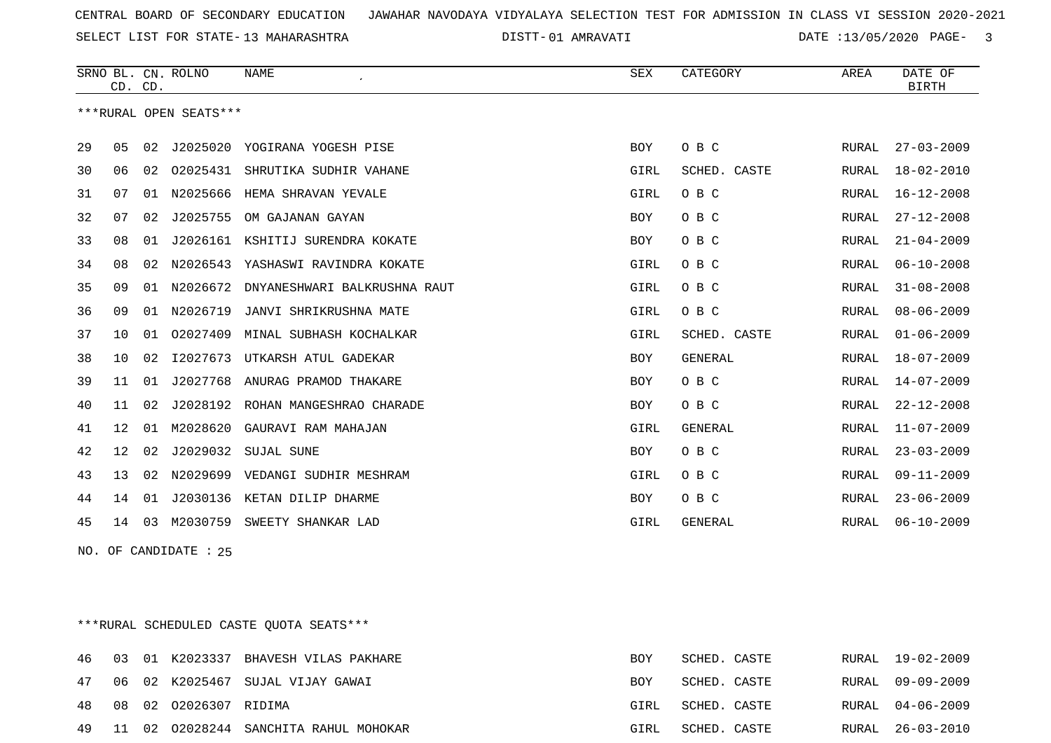CENTRAL BOARD OF SECONDARY EDUCATION JAWAHAR NAVODAYA VIDYALAYA SELECTION TEST FOR ADMISSION IN CLASS VI SESSION 2020-2021

SELECT LIST FOR STATE- 13 MAHARASHTRA DISTT- 01 AMRAVATI DATE :13/05/2020

***RURAL OPEN SEATS***

| SRNO | BL. CD. | CN. CD. | ROLNO | NAME | SEX | CATEGORY | AREA | DATE OF BIRTH |
|---|---|---|---|---|---|---|---|---|
| 29 | 05 | 02 | J2025020 | YOGIRANA YOGESH PISE | BOY | O B C | RURAL | 27-03-2009 |
| 30 | 06 | 02 | O2025431 | SHRUTIKA SUDHIR VAHANE | GIRL | SCHED. CASTE | RURAL | 18-02-2010 |
| 31 | 07 | 01 | N2025666 | HEMA SHRAVAN YEVALE | GIRL | O B C | RURAL | 16-12-2008 |
| 32 | 07 | 02 | J2025755 | OM GAJANAN GAYAN | BOY | O B C | RURAL | 27-12-2008 |
| 33 | 08 | 01 | J2026161 | KSHITIJ SURENDRA KOKATE | BOY | O B C | RURAL | 21-04-2009 |
| 34 | 08 | 02 | N2026543 | YASHASWI RAVINDRA KOKATE | GIRL | O B C | RURAL | 06-10-2008 |
| 35 | 09 | 01 | N2026672 | DNYANESHWARI BALKRUSHNA RAUT | GIRL | O B C | RURAL | 31-08-2008 |
| 36 | 09 | 01 | N2026719 | JANVI SHRIKRUSHNA MATE | GIRL | O B C | RURAL | 08-06-2009 |
| 37 | 10 | 01 | O2027409 | MINAL SUBHASH KOCHALKAR | GIRL | SCHED. CASTE | RURAL | 01-06-2009 |
| 38 | 10 | 02 | I2027673 | UTKARSH ATUL GADEKAR | BOY | GENERAL | RURAL | 18-07-2009 |
| 39 | 11 | 01 | J2027768 | ANURAG PRAMOD THAKARE | BOY | O B C | RURAL | 14-07-2009 |
| 40 | 11 | 02 | J2028192 | ROHAN MANGESHRAO CHARADE | BOY | O B C | RURAL | 22-12-2008 |
| 41 | 12 | 01 | M2028620 | GAURAVI RAM MAHAJAN | GIRL | GENERAL | RURAL | 11-07-2009 |
| 42 | 12 | 02 | J2029032 | SUJAL SUNE | BOY | O B C | RURAL | 23-03-2009 |
| 43 | 13 | 02 | N2029699 | VEDANGI SUDHIR MESHRAM | GIRL | O B C | RURAL | 09-11-2009 |
| 44 | 14 | 01 | J2030136 | KETAN DILIP DHARME | BOY | O B C | RURAL | 23-06-2009 |
| 45 | 14 | 03 | M2030759 | SWEETY SHANKAR LAD | GIRL | GENERAL | RURAL | 06-10-2009 |

NO. OF CANDIDATE : 25

***RURAL SCHEDULED CASTE QUOTA SEATS***

| SRNO | BL. CD. | CN. CD. | ROLNO | NAME | SEX | CATEGORY | AREA | DATE OF BIRTH |
|---|---|---|---|---|---|---|---|---|
| 46 | 03 | 01 | K2023337 | BHAVESH VILAS PAKHARE | BOY | SCHED. CASTE | RURAL | 19-02-2009 |
| 47 | 06 | 02 | K2025467 | SUJAL VIJAY GAWAI | BOY | SCHED. CASTE | RURAL | 09-09-2009 |
| 48 | 08 | 02 | O2026307 | RIDIMA | GIRL | SCHED. CASTE | RURAL | 04-06-2009 |
| 49 | 11 | 02 | O2028244 | SANCHITA RAHUL MOHOKAR | GIRL | SCHED. CASTE | RURAL | 26-03-2010 |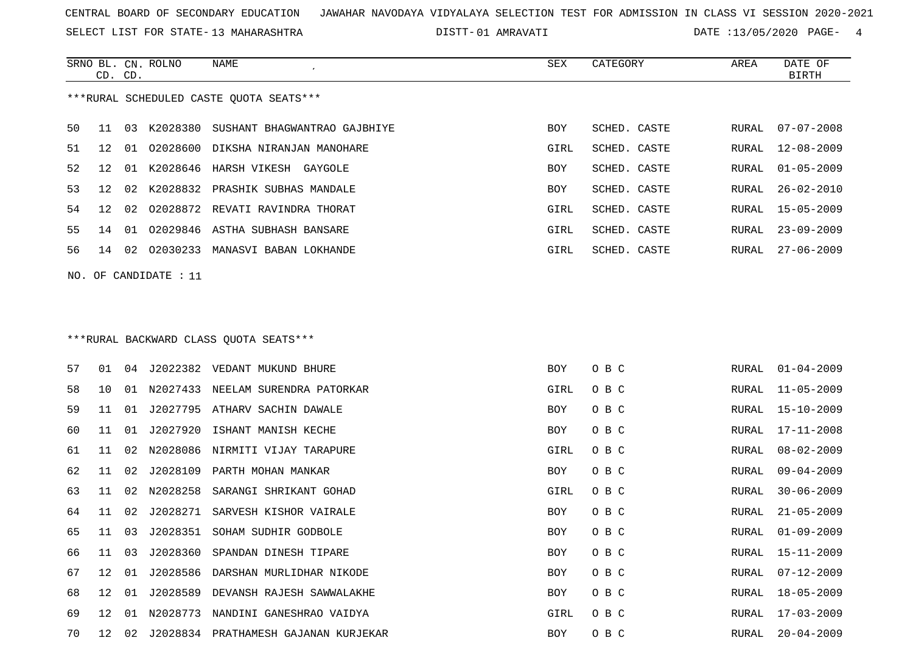CENTRAL BOARD OF SECONDARY EDUCATION JAWAHAR NAVODAYA VIDYALAYA SELECTION TEST FOR ADMISSION IN CLASS VI SESSION 2020-2021

SELECT LIST FOR STATE- 13 MAHARASHTRA DISTT- 01 AMRAVATI DATE :13/05/2020

***RURAL SCHEDULED CASTE QUOTA SEATS***

| SRNO | BL. CD. | CN. CD. | ROLNO | NAME | SEX | CATEGORY | AREA | DATE OF BIRTH |
|---|---|---|---|---|---|---|---|---|
| 50 | 11 | 03 | K2028380 | SUSHANT BHAGWANTRAO GAJBHIYE | BOY | SCHED. CASTE | RURAL | 07-07-2008 |
| 51 | 12 | 01 | O2028600 | DIKSHA NIRANJAN MANOHARE | GIRL | SCHED. CASTE | RURAL | 12-08-2009 |
| 52 | 12 | 01 | K2028646 | HARSH VIKESH GAYGOLE | BOY | SCHED. CASTE | RURAL | 01-05-2009 |
| 53 | 12 | 02 | K2028832 | PRASHIK SUBHAS MANDALE | BOY | SCHED. CASTE | RURAL | 26-02-2010 |
| 54 | 12 | 02 | O2028872 | REVATI RAVINDRA THORAT | GIRL | SCHED. CASTE | RURAL | 15-05-2009 |
| 55 | 14 | 01 | O2029846 | ASTHA SUBHASH BANSARE | GIRL | SCHED. CASTE | RURAL | 23-09-2009 |
| 56 | 14 | 02 | O2030233 | MANASVI BABAN LOKHANDE | GIRL | SCHED. CASTE | RURAL | 27-06-2009 |

NO. OF CANDIDATE : 11

***RURAL BACKWARD CLASS QUOTA SEATS***

| SRNO | BL. CD. | CN. CD. | ROLNO | NAME | SEX | CATEGORY | AREA | DATE OF BIRTH |
|---|---|---|---|---|---|---|---|---|
| 57 | 01 | 04 | J2022382 | VEDANT MUKUND BHURE | BOY | O B C | RURAL | 01-04-2009 |
| 58 | 10 | 01 | N2027433 | NEELAM SURENDRA PATORKAR | GIRL | O B C | RURAL | 11-05-2009 |
| 59 | 11 | 01 | J2027795 | ATHARV SACHIN DAWALE | BOY | O B C | RURAL | 15-10-2009 |
| 60 | 11 | 01 | J2027920 | ISHANT MANISH KECHE | BOY | O B C | RURAL | 17-11-2008 |
| 61 | 11 | 02 | N2028086 | NIRMITI VIJAY TARAPURE | GIRL | O B C | RURAL | 08-02-2009 |
| 62 | 11 | 02 | J2028109 | PARTH MOHAN MANKAR | BOY | O B C | RURAL | 09-04-2009 |
| 63 | 11 | 02 | N2028258 | SARANGI SHRIKANT GOHAD | GIRL | O B C | RURAL | 30-06-2009 |
| 64 | 11 | 02 | J2028271 | SARVESH KISHOR VAIRALE | BOY | O B C | RURAL | 21-05-2009 |
| 65 | 11 | 03 | J2028351 | SOHAM SUDHIR GODBOLE | BOY | O B C | RURAL | 01-09-2009 |
| 66 | 11 | 03 | J2028360 | SPANDAN DINESH TIPARE | BOY | O B C | RURAL | 15-11-2009 |
| 67 | 12 | 01 | J2028586 | DARSHAN MURLIDHAR NIKODE | BOY | O B C | RURAL | 07-12-2009 |
| 68 | 12 | 01 | J2028589 | DEVANSH RAJESH SAWWALAKHE | BOY | O B C | RURAL | 18-05-2009 |
| 69 | 12 | 01 | N2028773 | NANDINI GANESHRAO VAIDYA | GIRL | O B C | RURAL | 17-03-2009 |
| 70 | 12 | 02 | J2028834 | PRATHAMESH GAJANAN KURJEKAR | BOY | O B C | RURAL | 20-04-2009 |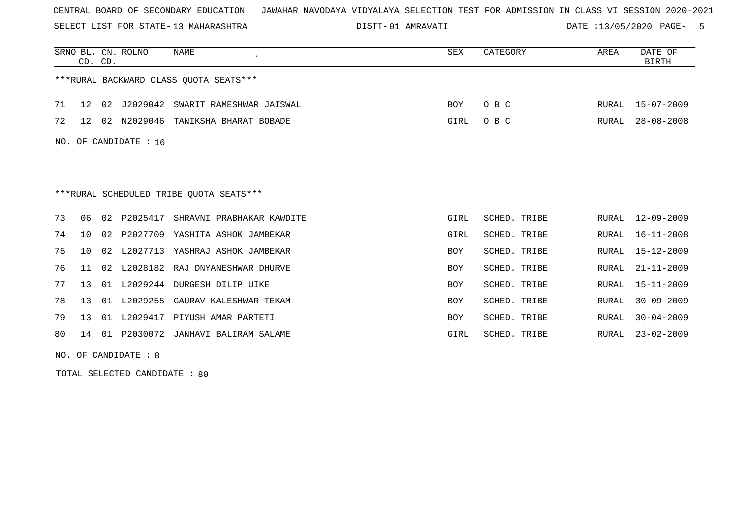CENTRAL BOARD OF SECONDARY EDUCATION JAWAHAR NAVODAYA VIDYALAYA SELECTION TEST FOR ADMISSION IN CLASS VI SESSION 2020-2021

SELECT LIST FOR STATE- 13 MAHARASHTRA DISTT- 01 AMRAVATI DATE :13/05/2020 PAGE- 5

***RURAL BACKWARD CLASS QUOTA SEATS***

| SRNO | BL. CD. | CN. CD. | ROLNO | NAME | SEX | CATEGORY | AREA | DATE OF BIRTH |
|---|---|---|---|---|---|---|---|---|
| 71 | 12 | 02 | J2029042 | SWARIT RAMESHWAR JAISWAL | BOY | O B C | RURAL | 15-07-2009 |
| 72 | 12 | 02 | N2029046 | TANIKSHA BHARAT BOBADE | GIRL | O B C | RURAL | 28-08-2008 |

NO. OF CANDIDATE : 16

***RURAL SCHEDULED TRIBE QUOTA SEATS***

| SRNO | BL. CD. | CN. CD. | ROLNO | NAME | SEX | CATEGORY | AREA | DATE OF BIRTH |
|---|---|---|---|---|---|---|---|---|
| 73 | 06 | 02 | P2025417 | SHRAVNI PRABHAKAR KAWDITE | GIRL | SCHED. TRIBE | RURAL | 12-09-2009 |
| 74 | 10 | 02 | P2027709 | YASHITA ASHOK JAMBEKAR | GIRL | SCHED. TRIBE | RURAL | 16-11-2008 |
| 75 | 10 | 02 | L2027713 | YASHRAJ ASHOK JAMBEKAR | BOY | SCHED. TRIBE | RURAL | 15-12-2009 |
| 76 | 11 | 02 | L2028182 | RAJ DNYANESHWAR DHURVE | BOY | SCHED. TRIBE | RURAL | 21-11-2009 |
| 77 | 13 | 01 | L2029244 | DURGESH DILIP UIKE | BOY | SCHED. TRIBE | RURAL | 15-11-2009 |
| 78 | 13 | 01 | L2029255 | GAURAV KALESHWAR TEKAM | BOY | SCHED. TRIBE | RURAL | 30-09-2009 |
| 79 | 13 | 01 | L2029417 | PIYUSH AMAR PARTETI | BOY | SCHED. TRIBE | RURAL | 30-04-2009 |
| 80 | 14 | 01 | P2030072 | JANHAVI BALIRAM SALAME | GIRL | SCHED. TRIBE | RURAL | 23-02-2009 |

NO. OF CANDIDATE : 8

TOTAL SELECTED CANDIDATE : 80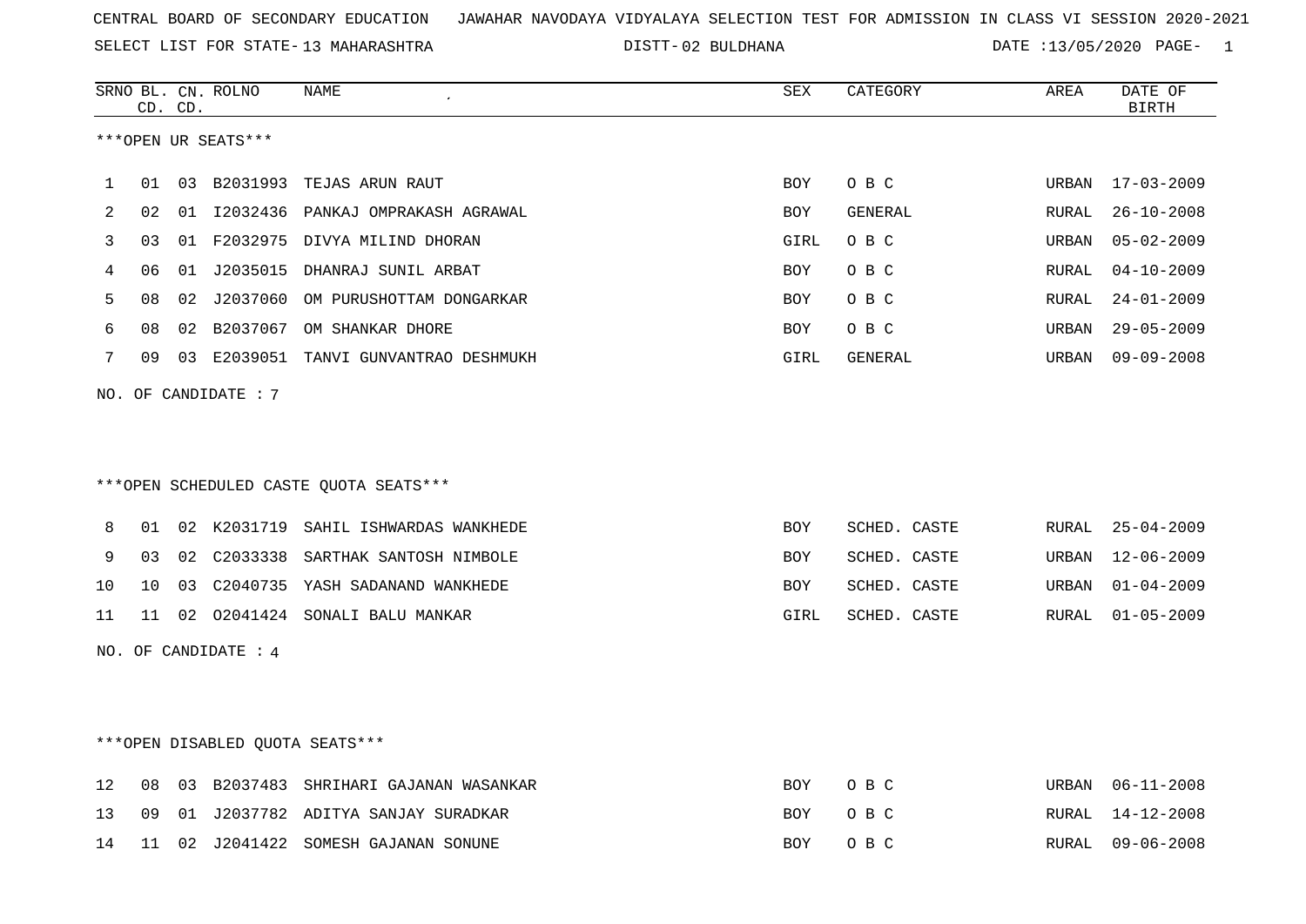CENTRAL BOARD OF SECONDARY EDUCATION JAWAHAR NAVODAYA VIDYALAYA SELECTION TEST FOR ADMISSION IN CLASS VI SESSION 2020-2021

SELECT LIST FOR STATE- 13 MAHARASHTRA DISTT- 02 BULDHANA DATE :13/05/2020 PAGE- 1

***OPEN UR SEATS***

| SRNO | BL. CD. | CN. CD. | ROLNO | NAME | SEX | CATEGORY | AREA | DATE OF BIRTH |
|---|---|---|---|---|---|---|---|---|
| 1 | 01 | 03 | B2031993 | TEJAS ARUN RAUT | BOY | O B C | URBAN | 17-03-2009 |
| 2 | 02 | 01 | I2032436 | PANKAJ OMPRAKASH AGRAWAL | BOY | GENERAL | RURAL | 26-10-2008 |
| 3 | 03 | 01 | F2032975 | DIVYA MILIND DHORAN | GIRL | O B C | URBAN | 05-02-2009 |
| 4 | 06 | 01 | J2035015 | DHANRAJ SUNIL ARBAT | BOY | O B C | RURAL | 04-10-2009 |
| 5 | 08 | 02 | J2037060 | OM PURUSHOTTAM DONGARKAR | BOY | O B C | RURAL | 24-01-2009 |
| 6 | 08 | 02 | B2037067 | OM SHANKAR DHORE | BOY | O B C | URBAN | 29-05-2009 |
| 7 | 09 | 03 | E2039051 | TANVI GUNVANTRAO DESHMUKH | GIRL | GENERAL | URBAN | 09-09-2008 |

NO. OF CANDIDATE : 7

***OPEN SCHEDULED CASTE QUOTA SEATS***

| SRNO | BL. CD. | CN. CD. | ROLNO | NAME | SEX | CATEGORY | AREA | DATE OF BIRTH |
|---|---|---|---|---|---|---|---|---|
| 8 | 01 | 02 | K2031719 | SAHIL ISHWARDAS WANKHEDE | BOY | SCHED. CASTE | RURAL | 25-04-2009 |
| 9 | 03 | 02 | C2033338 | SARTHAK SANTOSH NIMBOLE | BOY | SCHED. CASTE | URBAN | 12-06-2009 |
| 10 | 10 | 03 | C2040735 | YASH SADANAND WANKHEDE | BOY | SCHED. CASTE | URBAN | 01-04-2009 |
| 11 | 11 | 02 | O2041424 | SONALI BALU MANKAR | GIRL | SCHED. CASTE | RURAL | 01-05-2009 |

NO. OF CANDIDATE : 4

***OPEN DISABLED QUOTA SEATS***

| SRNO | BL. CD. | CN. CD. | ROLNO | NAME | SEX | CATEGORY | AREA | DATE OF BIRTH |
|---|---|---|---|---|---|---|---|---|
| 12 | 08 | 03 | B2037483 | SHRIHARI GAJANAN WASANKAR | BOY | O B C | URBAN | 06-11-2008 |
| 13 | 09 | 01 | J2037782 | ADITYA SANJAY SURADKAR | BOY | O B C | RURAL | 14-12-2008 |
| 14 | 11 | 02 | J2041422 | SOMESH GAJANAN SONUNE | BOY | O B C | RURAL | 09-06-2008 |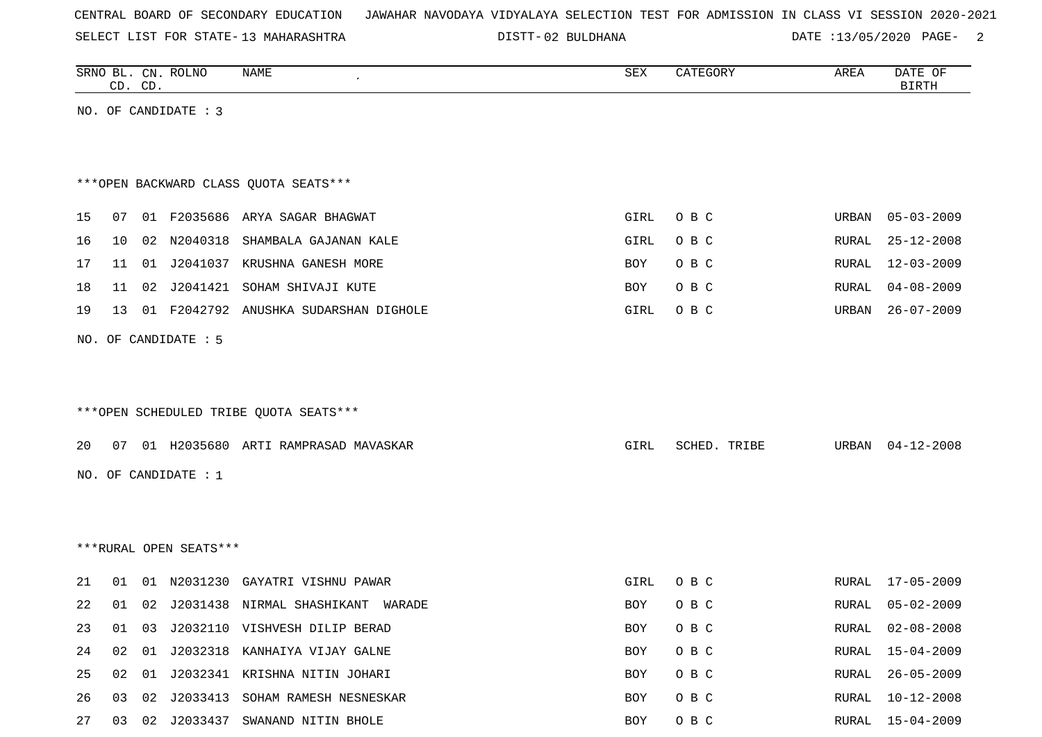CENTRAL BOARD OF SECONDARY EDUCATION JAWAHAR NAVODAYA VIDYALAYA SELECTION TEST FOR ADMISSION IN CLASS VI SESSION 2020-2021

SELECT LIST FOR STATE- 13 MAHARASHTRA DISTT- 02 BULDHANA DATE :13/05/2020

| SRNO | BL. CD. | CN. CD. | ROLNO | NAME | SEX | CATEGORY | AREA | DATE OF BIRTH |
|---|---|---|---|---|---|---|---|---|

NO. OF CANDIDATE : 3

***OPEN BACKWARD CLASS QUOTA SEATS***

| SRNO | BL. CD. | CN. CD. | ROLNO | NAME | SEX | CATEGORY | AREA | DATE OF BIRTH |
|---|---|---|---|---|---|---|---|---|
| 15 | 07 | 01 | F2035686 | ARYA SAGAR BHAGWAT | GIRL | O B C | URBAN | 05-03-2009 |
| 16 | 10 | 02 | N2040318 | SHAMBALA GAJANAN KALE | GIRL | O B C | RURAL | 25-12-2008 |
| 17 | 11 | 01 | J2041037 | KRUSHNA GANESH MORE | BOY | O B C | RURAL | 12-03-2009 |
| 18 | 11 | 02 | J2041421 | SOHAM SHIVAJI KUTE | BOY | O B C | RURAL | 04-08-2009 |
| 19 | 13 | 01 | F2042792 | ANUSHKA SUDARSHAN DIGHOLE | GIRL | O B C | URBAN | 26-07-2009 |

NO. OF CANDIDATE : 5

***OPEN SCHEDULED TRIBE QUOTA SEATS***

| SRNO | BL. CD. | CN. CD. | ROLNO | NAME | SEX | CATEGORY | AREA | DATE OF BIRTH |
|---|---|---|---|---|---|---|---|---|
| 20 | 07 | 01 | H2035680 | ARTI RAMPRASAD MAVASKAR | GIRL | SCHED. TRIBE | URBAN | 04-12-2008 |

NO. OF CANDIDATE : 1

***RURAL OPEN SEATS***

| SRNO | BL. CD. | CN. CD. | ROLNO | NAME | SEX | CATEGORY | AREA | DATE OF BIRTH |
|---|---|---|---|---|---|---|---|---|
| 21 | 01 | 01 | N2031230 | GAYATRI VISHNU PAWAR | GIRL | O B C | RURAL | 17-05-2009 |
| 22 | 01 | 02 | J2031438 | NIRMAL SHASHIKANT WARADE | BOY | O B C | RURAL | 05-02-2009 |
| 23 | 01 | 03 | J2032110 | VISHVESH DILIP BERAD | BOY | O B C | RURAL | 02-08-2008 |
| 24 | 02 | 01 | J2032318 | KANHAIYA VIJAY GALNE | BOY | O B C | RURAL | 15-04-2009 |
| 25 | 02 | 01 | J2032341 | KRISHNA NITIN JOHARI | BOY | O B C | RURAL | 26-05-2009 |
| 26 | 03 | 02 | J2033413 | SOHAM RAMESH NESNESKAR | BOY | O B C | RURAL | 10-12-2008 |
| 27 | 03 | 02 | J2033437 | SWANAND NITIN BHOLE | BOY | O B C | RURAL | 15-04-2009 |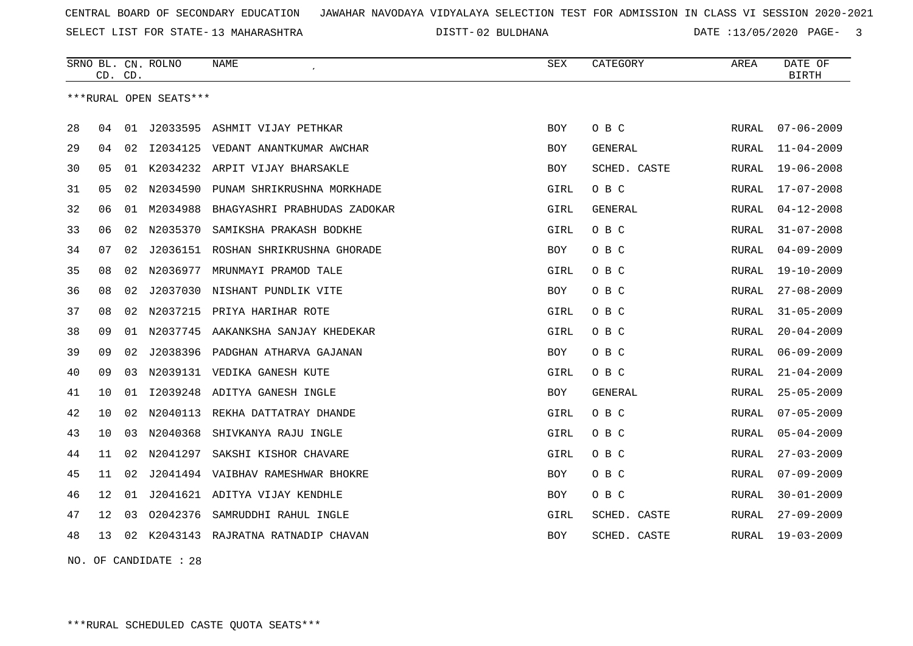CENTRAL BOARD OF SECONDARY EDUCATION JAWAHAR NAVODAYA VIDYALAYA SELECTION TEST FOR ADMISSION IN CLASS VI SESSION 2020-2021

SELECT LIST FOR STATE- 13 MAHARASHTRA DISTT- 02 BULDHANA DATE :13/05/2020

| SRNO | BL. CD. | CN. CD. | ROLNO | NAME | SEX | CATEGORY | AREA | DATE OF BIRTH |
|---|---|---|---|---|---|---|---|---|

***RURAL OPEN SEATS***

| SRNO | BL. CD. | CN. CD. | ROLNO | NAME | SEX | CATEGORY | AREA | DATE OF BIRTH |
|---|---|---|---|---|---|---|---|---|
| 28 | 04 | 01 | J2033595 | ASHMIT VIJAY PETHKAR | BOY | O B C | RURAL | 07-06-2009 |
| 29 | 04 | 02 | I2034125 | VEDANT ANANTKUMAR AWCHAR | BOY | GENERAL | RURAL | 11-04-2009 |
| 30 | 05 | 01 | K2034232 | ARPIT VIJAY BHARSAKLE | BOY | SCHED. CASTE | RURAL | 19-06-2008 |
| 31 | 05 | 02 | N2034590 | PUNAM SHRIKRUSHNA MORKHADE | GIRL | O B C | RURAL | 17-07-2008 |
| 32 | 06 | 01 | M2034988 | BHAGYASHRI PRABHUDAS ZADOKAR | GIRL | GENERAL | RURAL | 04-12-2008 |
| 33 | 06 | 02 | N2035370 | SAMIKSHA PRAKASH BODKHE | GIRL | O B C | RURAL | 31-07-2008 |
| 34 | 07 | 02 | J2036151 | ROSHAN SHRIKRUSHNA GHORADE | BOY | O B C | RURAL | 04-09-2009 |
| 35 | 08 | 02 | N2036977 | MRUNMAYI PRAMOD TALE | GIRL | O B C | RURAL | 19-10-2009 |
| 36 | 08 | 02 | J2037030 | NISHANT PUNDLIK VITE | BOY | O B C | RURAL | 27-08-2009 |
| 37 | 08 | 02 | N2037215 | PRIYA HARIHAR ROTE | GIRL | O B C | RURAL | 31-05-2009 |
| 38 | 09 | 01 | N2037745 | AAKANKSHA SANJAY KHEDEKAR | GIRL | O B C | RURAL | 20-04-2009 |
| 39 | 09 | 02 | J2038396 | PADGHAN ATHARVA GAJANAN | BOY | O B C | RURAL | 06-09-2009 |
| 40 | 09 | 03 | N2039131 | VEDIKA GANESH KUTE | GIRL | O B C | RURAL | 21-04-2009 |
| 41 | 10 | 01 | I2039248 | ADITYA GANESH INGLE | BOY | GENERAL | RURAL | 25-05-2009 |
| 42 | 10 | 02 | N2040113 | REKHA DATTATRAY DHANDE | GIRL | O B C | RURAL | 07-05-2009 |
| 43 | 10 | 03 | N2040368 | SHIVKANYA RAJU INGLE | GIRL | O B C | RURAL | 05-04-2009 |
| 44 | 11 | 02 | N2041297 | SAKSHI KISHOR CHAVARE | GIRL | O B C | RURAL | 27-03-2009 |
| 45 | 11 | 02 | J2041494 | VAIBHAV RAMESHWAR BHOKRE | BOY | O B C | RURAL | 07-09-2009 |
| 46 | 12 | 01 | J2041621 | ADITYA VIJAY KENDHLE | BOY | O B C | RURAL | 30-01-2009 |
| 47 | 12 | 03 | O2042376 | SAMRUDDHI RAHUL INGLE | GIRL | SCHED. CASTE | RURAL | 27-09-2009 |
| 48 | 13 | 02 | K2043143 | RAJRATNA RATNADIP CHAVAN | BOY | SCHED. CASTE | RURAL | 19-03-2009 |

NO. OF CANDIDATE : 28

***RURAL SCHEDULED CASTE QUOTA SEATS***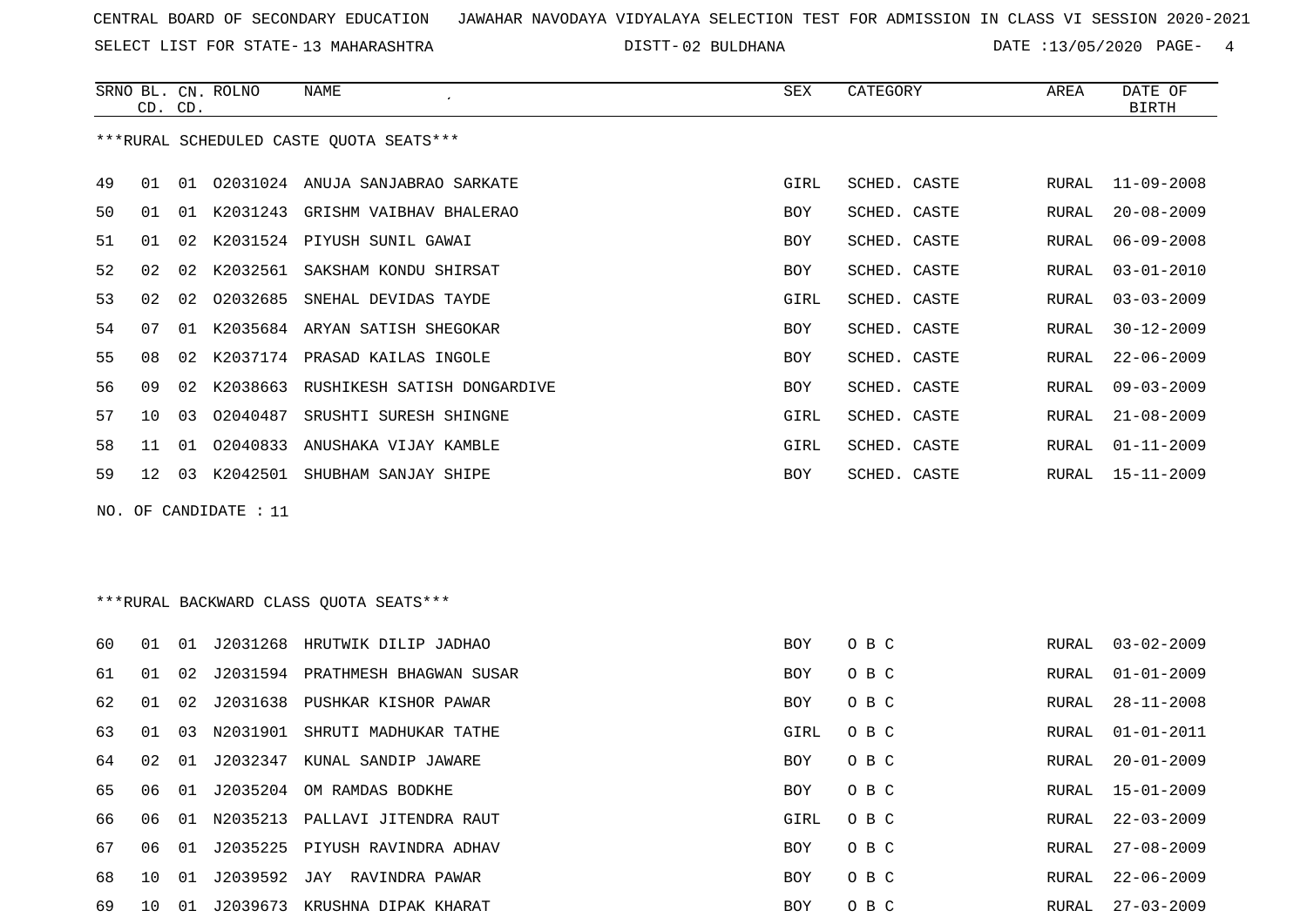CENTRAL BOARD OF SECONDARY EDUCATION JAWAHAR NAVODAYA VIDYALAYA SELECTION TEST FOR ADMISSION IN CLASS VI SESSION 2020-2021

SELECT LIST FOR STATE- 13 MAHARASHTRA DISTT- 02 BULDHANA DATE :13/05/2020

***RURAL SCHEDULED CASTE QUOTA SEATS***

| SRNO | BL. CD. | CN. CD. | ROLNO | NAME | SEX | CATEGORY | AREA | DATE OF BIRTH |
|---|---|---|---|---|---|---|---|---|
| 49 | 01 | 01 | O2031024 | ANUJA SANJABRAO SARKATE | GIRL | SCHED. CASTE | RURAL | 11-09-2008 |
| 50 | 01 | 01 | K2031243 | GRISHM VAIBHAV BHALERAO | BOY | SCHED. CASTE | RURAL | 20-08-2009 |
| 51 | 01 | 02 | K2031524 | PIYUSH SUNIL GAWAI | BOY | SCHED. CASTE | RURAL | 06-09-2008 |
| 52 | 02 | 02 | K2032561 | SAKSHAM KONDU SHIRSAT | BOY | SCHED. CASTE | RURAL | 03-01-2010 |
| 53 | 02 | 02 | O2032685 | SNEHAL DEVIDAS TAYDE | GIRL | SCHED. CASTE | RURAL | 03-03-2009 |
| 54 | 07 | 01 | K2035684 | ARYAN SATISH SHEGOKAR | BOY | SCHED. CASTE | RURAL | 30-12-2009 |
| 55 | 08 | 02 | K2037174 | PRASAD KAILAS INGOLE | BOY | SCHED. CASTE | RURAL | 22-06-2009 |
| 56 | 09 | 02 | K2038663 | RUSHIKESH SATISH DONGARDIVE | BOY | SCHED. CASTE | RURAL | 09-03-2009 |
| 57 | 10 | 03 | O2040487 | SRUSHTI SURESH SHINGNE | GIRL | SCHED. CASTE | RURAL | 21-08-2009 |
| 58 | 11 | 01 | O2040833 | ANUSHAKA VIJAY KAMBLE | GIRL | SCHED. CASTE | RURAL | 01-11-2009 |
| 59 | 12 | 03 | K2042501 | SHUBHAM SANJAY SHIPE | BOY | SCHED. CASTE | RURAL | 15-11-2009 |

NO. OF CANDIDATE : 11

***RURAL BACKWARD CLASS QUOTA SEATS***

| SRNO | BL. CD. | CN. CD. | ROLNO | NAME | SEX | CATEGORY | AREA | DATE OF BIRTH |
|---|---|---|---|---|---|---|---|---|
| 60 | 01 | 01 | J2031268 | HRUTWIK DILIP JADHAO | BOY | O B C | RURAL | 03-02-2009 |
| 61 | 01 | 02 | J2031594 | PRATHMESH BHAGWAN SUSAR | BOY | O B C | RURAL | 01-01-2009 |
| 62 | 01 | 02 | J2031638 | PUSHKAR KISHOR PAWAR | BOY | O B C | RURAL | 28-11-2008 |
| 63 | 01 | 03 | N2031901 | SHRUTI MADHUKAR TATHE | GIRL | O B C | RURAL | 01-01-2011 |
| 64 | 02 | 01 | J2032347 | KUNAL SANDIP JAWARE | BOY | O B C | RURAL | 20-01-2009 |
| 65 | 06 | 01 | J2035204 | OM RAMDAS BODKHE | BOY | O B C | RURAL | 15-01-2009 |
| 66 | 06 | 01 | N2035213 | PALLAVI JITENDRA RAUT | GIRL | O B C | RURAL | 22-03-2009 |
| 67 | 06 | 01 | J2035225 | PIYUSH RAVINDRA ADHAV | BOY | O B C | RURAL | 27-08-2009 |
| 68 | 10 | 01 | J2039592 | JAY RAVINDRA PAWAR | BOY | O B C | RURAL | 22-06-2009 |
| 69 | 10 | 01 | J2039673 | KRUSHNA DIPAK KHARAT | BOY | O B C | RURAL | 27-03-2009 |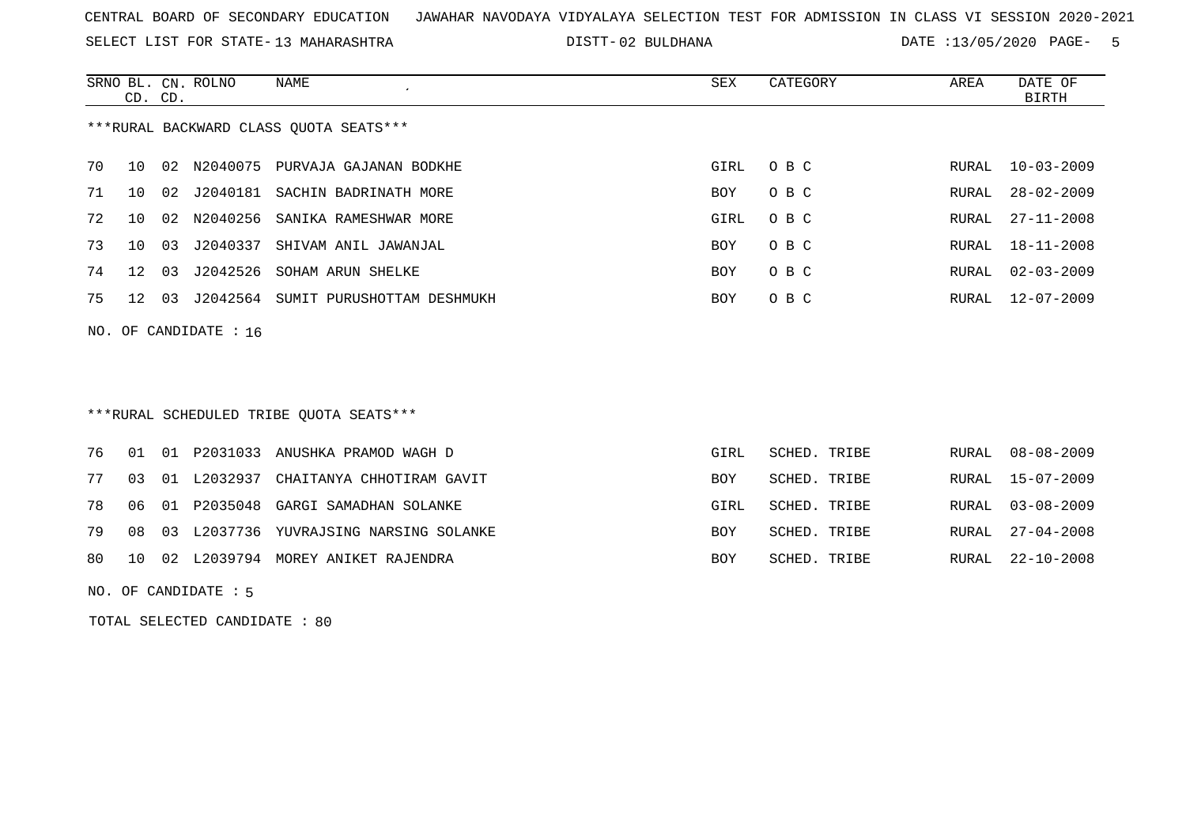CENTRAL BOARD OF SECONDARY EDUCATION JAWAHAR NAVODAYA VIDYALAYA SELECTION TEST FOR ADMISSION IN CLASS VI SESSION 2020-2021

SELECT LIST FOR STATE- 13 MAHARASHTRA DISTT- 02 BULDHANA DATE :13/05/2020

***RURAL BACKWARD CLASS QUOTA SEATS***

| SRNO | BL. CD. | CN. CD. | ROLNO | NAME | SEX | CATEGORY | AREA | DATE OF BIRTH |
|---|---|---|---|---|---|---|---|---|
| 70 | 10 | 02 | N2040075 | PURVAJA GAJANAN BODKHE | GIRL | O B C | RURAL | 10-03-2009 |
| 71 | 10 | 02 | J2040181 | SACHIN BADRINATH MORE | BOY | O B C | RURAL | 28-02-2009 |
| 72 | 10 | 02 | N2040256 | SANIKA RAMESHWAR MORE | GIRL | O B C | RURAL | 27-11-2008 |
| 73 | 10 | 03 | J2040337 | SHIVAM ANIL JAWANJAL | BOY | O B C | RURAL | 18-11-2008 |
| 74 | 12 | 03 | J2042526 | SOHAM ARUN SHELKE | BOY | O B C | RURAL | 02-03-2009 |
| 75 | 12 | 03 | J2042564 | SUMIT PURUSHOTTAM DESHMUKH | BOY | O B C | RURAL | 12-07-2009 |

NO. OF CANDIDATE : 16

***RURAL SCHEDULED TRIBE QUOTA SEATS***

| SRNO | BL. CD. | CN. CD. | ROLNO | NAME | SEX | CATEGORY | AREA | DATE OF BIRTH |
|---|---|---|---|---|---|---|---|---|
| 76 | 01 | 01 | P2031033 | ANUSHKA PRAMOD WAGH D | GIRL | SCHED. TRIBE | RURAL | 08-08-2009 |
| 77 | 03 | 01 | L2032937 | CHAITANYA CHHOTIRAM GAVIT | BOY | SCHED. TRIBE | RURAL | 15-07-2009 |
| 78 | 06 | 01 | P2035048 | GARGI SAMADHAN SOLANKE | GIRL | SCHED. TRIBE | RURAL | 03-08-2009 |
| 79 | 08 | 03 | L2037736 | YUVRAJSING NARSING SOLANKE | BOY | SCHED. TRIBE | RURAL | 27-04-2008 |
| 80 | 10 | 02 | L2039794 | MOREY ANIKET RAJENDRA | BOY | SCHED. TRIBE | RURAL | 22-10-2008 |

NO. OF CANDIDATE : 5

TOTAL SELECTED CANDIDATE : 80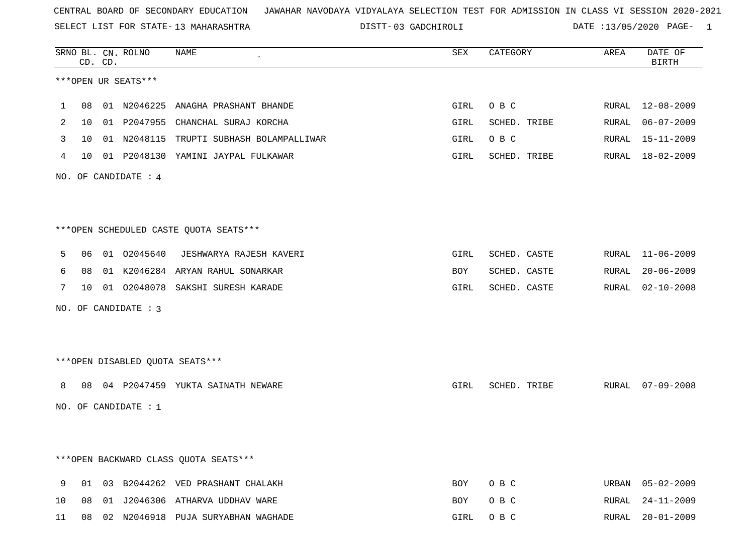CENTRAL BOARD OF SECONDARY EDUCATION JAWAHAR NAVODAYA VIDYALAYA SELECTION TEST FOR ADMISSION IN CLASS VI SESSION 2020-2021

SELECT LIST FOR STATE- 13 MAHARASHTRA DISTT- 03 GADCHIROLI DATE :13/05/2020

| SRNO | BL. CD. | CN. CD. | ROLNO | NAME | SEX | CATEGORY | AREA | DATE OF BIRTH |
|---|---|---|---|---|---|---|---|---|

***OPEN UR SEATS***

| SRNO | BL. CD. | CN. CD. | ROLNO | NAME | SEX | CATEGORY | AREA | DATE OF BIRTH |
|---|---|---|---|---|---|---|---|---|
| 1 | 08 | 01 | N2046225 | ANAGHA PRASHANT BHANDE | GIRL | O B C | RURAL | 12-08-2009 |
| 2 | 10 | 01 | P2047955 | CHANCHAL SURAJ KORCHA | GIRL | SCHED. TRIBE | RURAL | 06-07-2009 |
| 3 | 10 | 01 | N2048115 | TRUPTI SUBHASH BOLAMPALLIWAR | GIRL | O B C | RURAL | 15-11-2009 |
| 4 | 10 | 01 | P2048130 | YAMINI JAYPAL FULKAWAR | GIRL | SCHED. TRIBE | RURAL | 18-02-2009 |

NO. OF CANDIDATE : 4

***OPEN SCHEDULED CASTE QUOTA SEATS***

| SRNO | BL. CD. | CN. CD. | ROLNO | NAME | SEX | CATEGORY | AREA | DATE OF BIRTH |
|---|---|---|---|---|---|---|---|---|
| 5 | 06 | 01 | O2045640 | JESHWARYA RAJESH KAVERI | GIRL | SCHED. CASTE | RURAL | 11-06-2009 |
| 6 | 08 | 01 | K2046284 | ARYAN RAHUL SONARKAR | BOY | SCHED. CASTE | RURAL | 20-06-2009 |
| 7 | 10 | 01 | O2048078 | SAKSHI SURESH KARADE | GIRL | SCHED. CASTE | RURAL | 02-10-2008 |

NO. OF CANDIDATE : 3

***OPEN DISABLED QUOTA SEATS***

| SRNO | BL. CD. | CN. CD. | ROLNO | NAME | SEX | CATEGORY | AREA | DATE OF BIRTH |
|---|---|---|---|---|---|---|---|---|
| 8 | 08 | 04 | P2047459 | YUKTA SAINATH NEWARE | GIRL | SCHED. TRIBE | RURAL | 07-09-2008 |

NO. OF CANDIDATE : 1

***OPEN BACKWARD CLASS QUOTA SEATS***

| SRNO | BL. CD. | CN. CD. | ROLNO | NAME | SEX | CATEGORY | AREA | DATE OF BIRTH |
|---|---|---|---|---|---|---|---|---|
| 9 | 01 | 03 | B2044262 | VED PRASHANT CHALAKH | BOY | O B C | URBAN | 05-02-2009 |
| 10 | 08 | 01 | J2046306 | ATHARVA UDDHAV WARE | BOY | O B C | RURAL | 24-11-2009 |
| 11 | 08 | 02 | N2046918 | PUJA SURYABHAN WAGHADE | GIRL | O B C | RURAL | 20-01-2009 |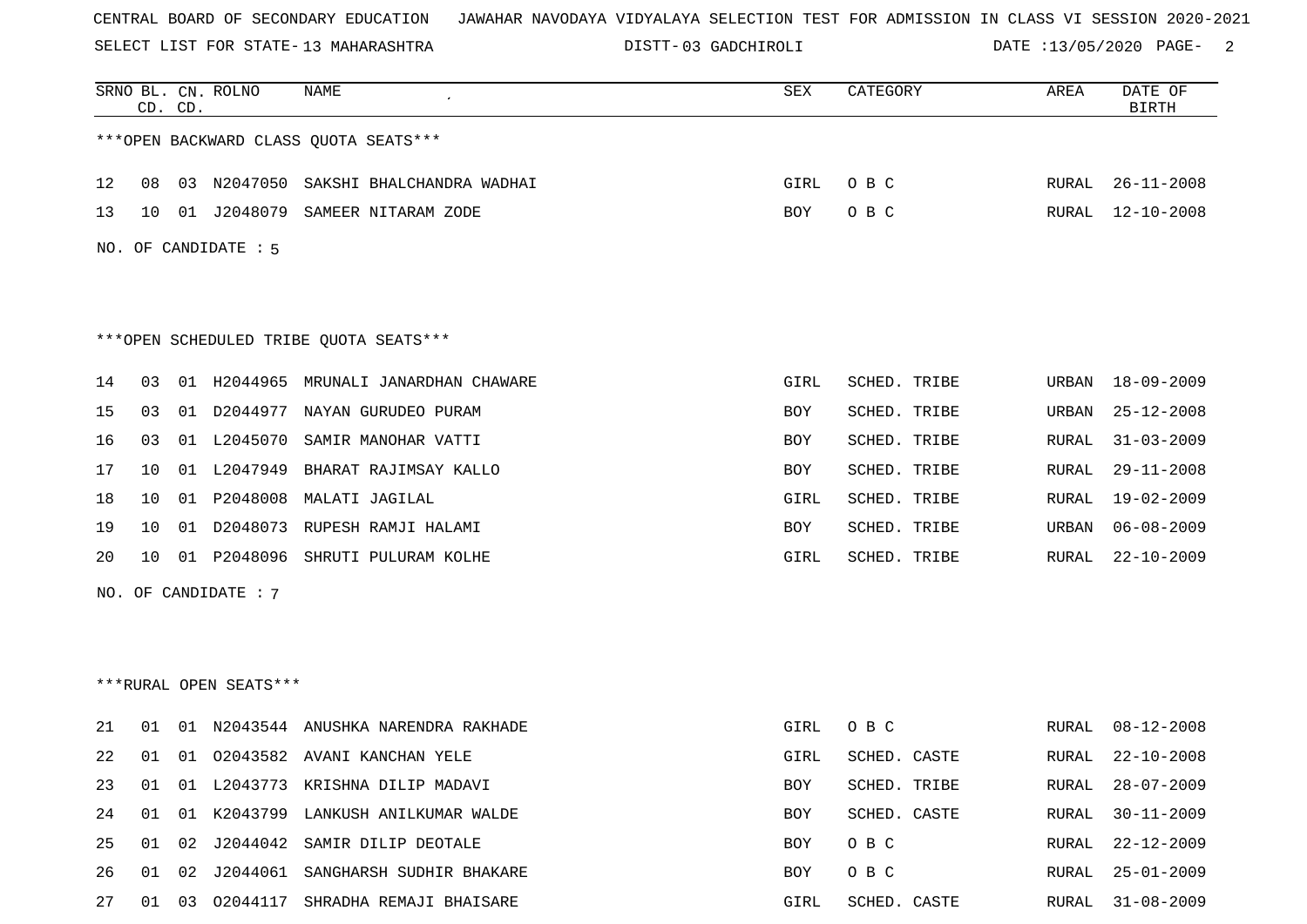CENTRAL BOARD OF SECONDARY EDUCATION JAWAHAR NAVODAYA VIDYALAYA SELECTION TEST FOR ADMISSION IN CLASS VI SESSION 2020-2021

SELECT LIST FOR STATE- 13 MAHARASHTRA DISTT- 03 GADCHIROLI DATE :13/05/2020 PAGE- 2

***OPEN BACKWARD CLASS QUOTA SEATS***

| SRNO | BL. CD. | CN. CD. | ROLNO | NAME | SEX | CATEGORY | AREA | DATE OF BIRTH |
|---|---|---|---|---|---|---|---|---|
| 12 | 08 | 03 | N2047050 | SAKSHI BHALCHANDRA WADHAI | GIRL | O B C | RURAL | 26-11-2008 |
| 13 | 10 | 01 | J2048079 | SAMEER NITARAM ZODE | BOY | O B C | RURAL | 12-10-2008 |

NO. OF CANDIDATE : 5

***OPEN SCHEDULED TRIBE QUOTA SEATS***

| SRNO | BL. CD. | CN. CD. | ROLNO | NAME | SEX | CATEGORY | AREA | DATE OF BIRTH |
|---|---|---|---|---|---|---|---|---|
| 14 | 03 | 01 | H2044965 | MRUNALI JANARDHAN CHAWARE | GIRL | SCHED. TRIBE | URBAN | 18-09-2009 |
| 15 | 03 | 01 | D2044977 | NAYAN GURUDEO PURAM | BOY | SCHED. TRIBE | URBAN | 25-12-2008 |
| 16 | 03 | 01 | L2045070 | SAMIR MANOHAR VATTI | BOY | SCHED. TRIBE | RURAL | 31-03-2009 |
| 17 | 10 | 01 | L2047949 | BHARAT RAJIMSAY KALLO | BOY | SCHED. TRIBE | RURAL | 29-11-2008 |
| 18 | 10 | 01 | P2048008 | MALATI JAGILAL | GIRL | SCHED. TRIBE | RURAL | 19-02-2009 |
| 19 | 10 | 01 | D2048073 | RUPESH RAMJI HALAMI | BOY | SCHED. TRIBE | URBAN | 06-08-2009 |
| 20 | 10 | 01 | P2048096 | SHRUTI PULURAM KOLHE | GIRL | SCHED. TRIBE | RURAL | 22-10-2009 |

NO. OF CANDIDATE : 7

***RURAL OPEN SEATS***

| SRNO | BL. CD. | CN. CD. | ROLNO | NAME | SEX | CATEGORY | AREA | DATE OF BIRTH |
|---|---|---|---|---|---|---|---|---|
| 21 | 01 | 01 | N2043544 | ANUSHKA NARENDRA RAKHADE | GIRL | O B C | RURAL | 08-12-2008 |
| 22 | 01 | 01 | O2043582 | AVANI KANCHAN YELE | GIRL | SCHED. CASTE | RURAL | 22-10-2008 |
| 23 | 01 | 01 | L2043773 | KRISHNA DILIP MADAVI | BOY | SCHED. TRIBE | RURAL | 28-07-2009 |
| 24 | 01 | 01 | K2043799 | LANKUSH ANILKUMAR WALDE | BOY | SCHED. CASTE | RURAL | 30-11-2009 |
| 25 | 01 | 02 | J2044042 | SAMIR DILIP DEOTALE | BOY | O B C | RURAL | 22-12-2009 |
| 26 | 01 | 02 | J2044061 | SANGHARSH SUDHIR BHAKARE | BOY | O B C | RURAL | 25-01-2009 |
| 27 | 01 | 03 | O2044117 | SHRADHA REMAJI BHAISARE | GIRL | SCHED. CASTE | RURAL | 31-08-2009 |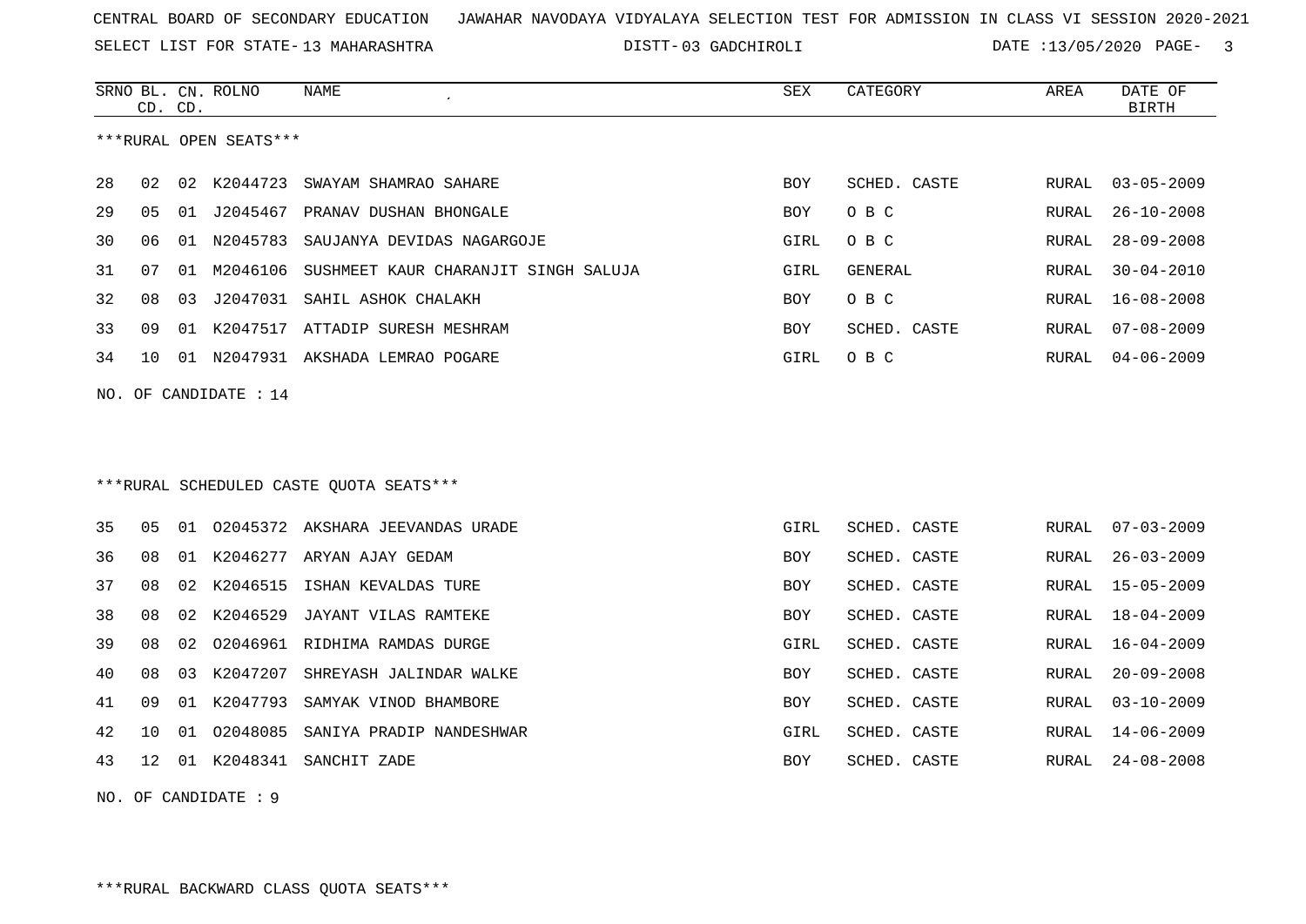CENTRAL BOARD OF SECONDARY EDUCATION JAWAHAR NAVODAYA VIDYALAYA SELECTION TEST FOR ADMISSION IN CLASS VI SESSION 2020-2021

SELECT LIST FOR STATE- 13 MAHARASHTRA DISTT- 03 GADCHIROLI DATE :13/05/2020

***RURAL OPEN SEATS***

| SRNO | BL. CD. | CN. CD. | ROLNO | NAME | SEX | CATEGORY | AREA | DATE OF BIRTH |
|---|---|---|---|---|---|---|---|---|
| 28 | 02 | 02 | K2044723 | SWAYAM SHAMRAO SAHARE | BOY | SCHED. CASTE | RURAL | 03-05-2009 |
| 29 | 05 | 01 | J2045467 | PRANAV DUSHAN BHONGALE | BOY | O B C | RURAL | 26-10-2008 |
| 30 | 06 | 01 | N2045783 | SAUJANYA DEVIDAS NAGARGOJE | GIRL | O B C | RURAL | 28-09-2008 |
| 31 | 07 | 01 | M2046106 | SUSHMEET KAUR CHARANJIT SINGH SALUJA | GIRL | GENERAL | RURAL | 30-04-2010 |
| 32 | 08 | 03 | J2047031 | SAHIL ASHOK CHALAKH | BOY | O B C | RURAL | 16-08-2008 |
| 33 | 09 | 01 | K2047517 | ATTADIP SURESH MESHRAM | BOY | SCHED. CASTE | RURAL | 07-08-2009 |
| 34 | 10 | 01 | N2047931 | AKSHADA LEMRAO POGARE | GIRL | O B C | RURAL | 04-06-2009 |

NO. OF CANDIDATE : 14

***RURAL SCHEDULED CASTE QUOTA SEATS***

| SRNO | BL. CD. | CN. CD. | ROLNO | NAME | SEX | CATEGORY | AREA | DATE OF BIRTH |
|---|---|---|---|---|---|---|---|---|
| 35 | 05 | 01 | O2045372 | AKSHARA JEEVANDAS URADE | GIRL | SCHED. CASTE | RURAL | 07-03-2009 |
| 36 | 08 | 01 | K2046277 | ARYAN AJAY GEDAM | BOY | SCHED. CASTE | RURAL | 26-03-2009 |
| 37 | 08 | 02 | K2046515 | ISHAN KEVALDAS TURE | BOY | SCHED. CASTE | RURAL | 15-05-2009 |
| 38 | 08 | 02 | K2046529 | JAYANT VILAS RAMTEKE | BOY | SCHED. CASTE | RURAL | 18-04-2009 |
| 39 | 08 | 02 | O2046961 | RIDHIMA RAMDAS DURGE | GIRL | SCHED. CASTE | RURAL | 16-04-2009 |
| 40 | 08 | 03 | K2047207 | SHREYASH JALINDAR WALKE | BOY | SCHED. CASTE | RURAL | 20-09-2008 |
| 41 | 09 | 01 | K2047793 | SAMYAK VINOD BHAMBORE | BOY | SCHED. CASTE | RURAL | 03-10-2009 |
| 42 | 10 | 01 | O2048085 | SANIYA PRADIP NANDESHWAR | GIRL | SCHED. CASTE | RURAL | 14-06-2009 |
| 43 | 12 | 01 | K2048341 | SANCHIT ZADE | BOY | SCHED. CASTE | RURAL | 24-08-2008 |

NO. OF CANDIDATE : 9

***RURAL BACKWARD CLASS QUOTA SEATS***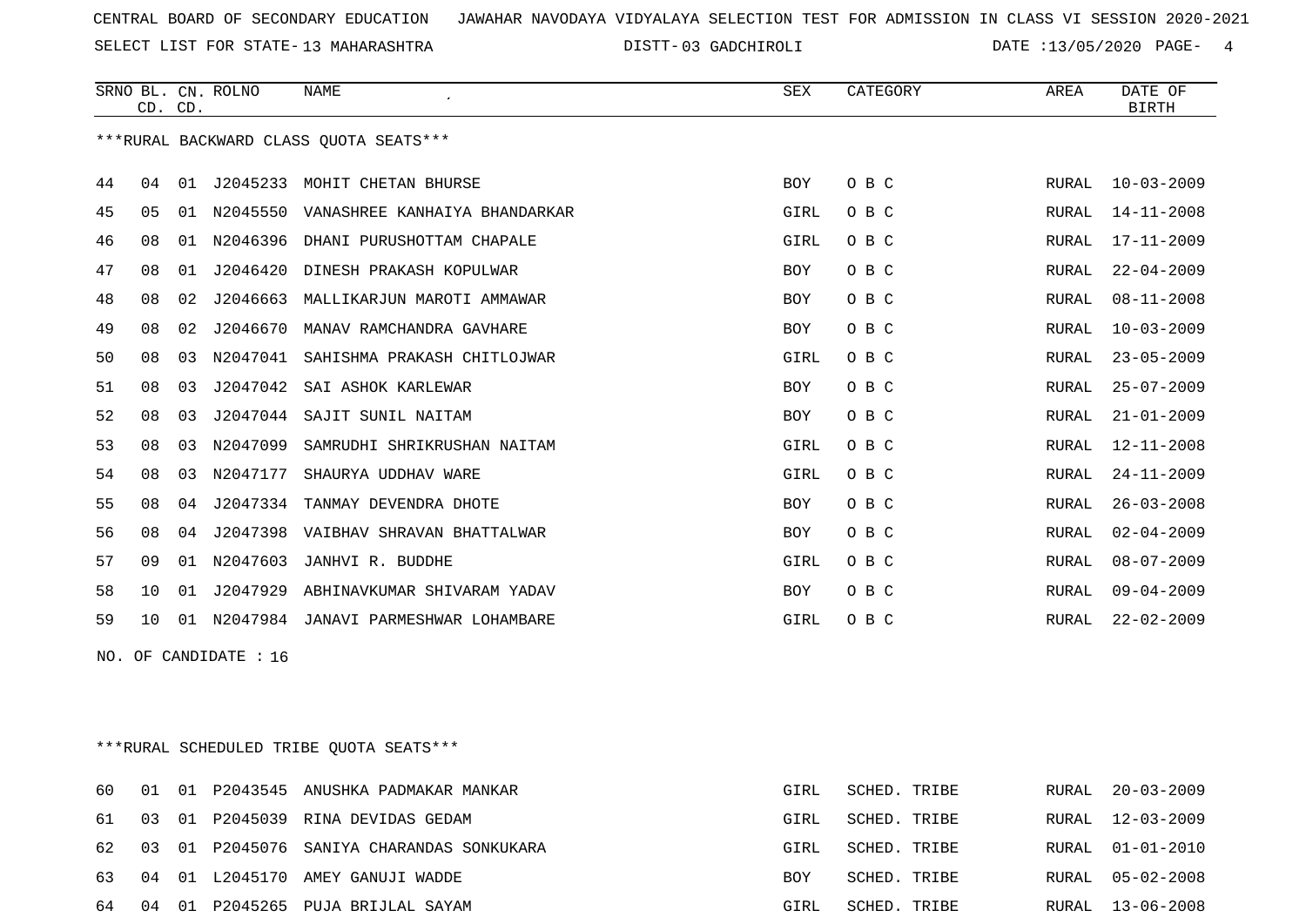CENTRAL BOARD OF SECONDARY EDUCATION JAWAHAR NAVODAYA VIDYALAYA SELECTION TEST FOR ADMISSION IN CLASS VI SESSION 2020-2021

SELECT LIST FOR STATE- 13 MAHARASHTRA DISTT- 03 GADCHIROLI DATE :13/05/2020

***RURAL BACKWARD CLASS QUOTA SEATS***

| SRNO | BL. CD. | CN. CD. | ROLNO | NAME | SEX | CATEGORY | AREA | DATE OF BIRTH |
|---|---|---|---|---|---|---|---|---|
| 44 | 04 | 01 | J2045233 | MOHIT CHETAN BHURSE | BOY | O B C | RURAL | 10-03-2009 |
| 45 | 05 | 01 | N2045550 | VANASHREE KANHAIYA BHANDARKAR | GIRL | O B C | RURAL | 14-11-2008 |
| 46 | 08 | 01 | N2046396 | DHANI PURUSHOTTAM CHAPALE | GIRL | O B C | RURAL | 17-11-2009 |
| 47 | 08 | 01 | J2046420 | DINESH PRAKASH KOPULWAR | BOY | O B C | RURAL | 22-04-2009 |
| 48 | 08 | 02 | J2046663 | MALLIKARJUN MAROTI AMMAWAR | BOY | O B C | RURAL | 08-11-2008 |
| 49 | 08 | 02 | J2046670 | MANAV RAMCHANDRA GAVHARE | BOY | O B C | RURAL | 10-03-2009 |
| 50 | 08 | 03 | N2047041 | SAHISHMA PRAKASH CHITLOJWAR | GIRL | O B C | RURAL | 23-05-2009 |
| 51 | 08 | 03 | J2047042 | SAI ASHOK KARLEWAR | BOY | O B C | RURAL | 25-07-2009 |
| 52 | 08 | 03 | J2047044 | SAJIT SUNIL NAITAM | BOY | O B C | RURAL | 21-01-2009 |
| 53 | 08 | 03 | N2047099 | SAMRUDHI SHRIKRUSHAN NAITAM | GIRL | O B C | RURAL | 12-11-2008 |
| 54 | 08 | 03 | N2047177 | SHAURYA UDDHAV WARE | GIRL | O B C | RURAL | 24-11-2009 |
| 55 | 08 | 04 | J2047334 | TANMAY DEVENDRA DHOTE | BOY | O B C | RURAL | 26-03-2008 |
| 56 | 08 | 04 | J2047398 | VAIBHAV SHRAVAN BHATTALWAR | BOY | O B C | RURAL | 02-04-2009 |
| 57 | 09 | 01 | N2047603 | JANHVI R. BUDDHE | GIRL | O B C | RURAL | 08-07-2009 |
| 58 | 10 | 01 | J2047929 | ABHINAVKUMAR SHIVARAM YADAV | BOY | O B C | RURAL | 09-04-2009 |
| 59 | 10 | 01 | N2047984 | JANAVI PARMESHWAR LOHAMBARE | GIRL | O B C | RURAL | 22-02-2009 |

NO. OF CANDIDATE : 16

***RURAL SCHEDULED TRIBE QUOTA SEATS***

| SRNO | BL. CD. | CN. CD. | ROLNO | NAME | SEX | CATEGORY | AREA | DATE OF BIRTH |
|---|---|---|---|---|---|---|---|---|
| 60 | 01 | 01 | P2043545 | ANUSHKA PADMAKAR MANKAR | GIRL | SCHED. TRIBE | RURAL | 20-03-2009 |
| 61 | 03 | 01 | P2045039 | RINA DEVIDAS GEDAM | GIRL | SCHED. TRIBE | RURAL | 12-03-2009 |
| 62 | 03 | 01 | P2045076 | SANIYA CHARANDAS SONKUKARA | GIRL | SCHED. TRIBE | RURAL | 01-01-2010 |
| 63 | 04 | 01 | L2045170 | AMEY GANUJI WADDE | BOY | SCHED. TRIBE | RURAL | 05-02-2008 |
| 64 | 04 | 01 | P2045265 | PUJA BRIJLAL SAYAM | GIRL | SCHED. TRIBE | RURAL | 13-06-2008 |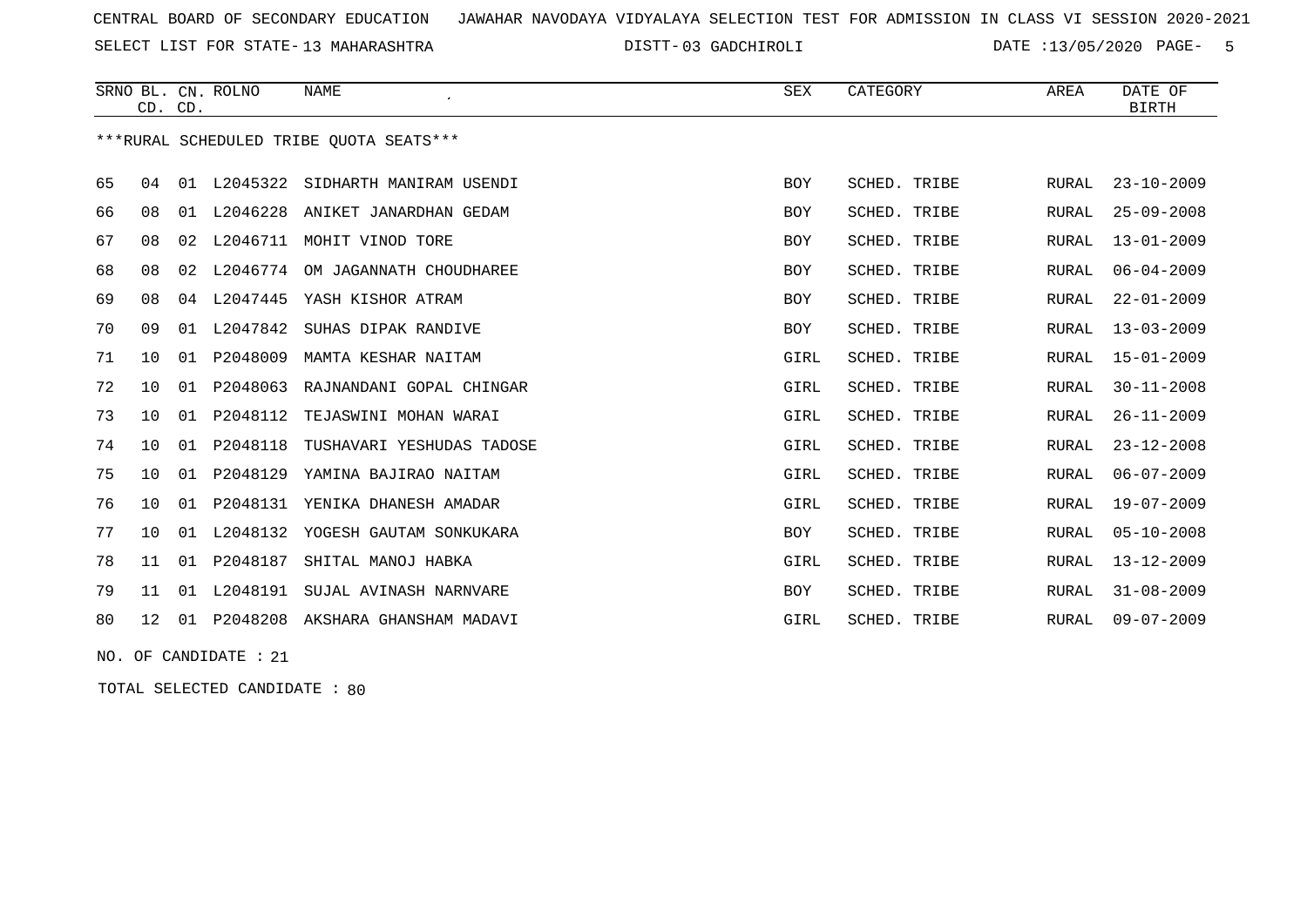CENTRAL BOARD OF SECONDARY EDUCATION JAWAHAR NAVODAYA VIDYALAYA SELECTION TEST FOR ADMISSION IN CLASS VI SESSION 2020-2021

SELECT LIST FOR STATE- 13 MAHARASHTRA DISTT- 03 GADCHIROLI DATE :13/05/2020

| SRNO | BL. CD. | CN. CD. | ROLNO | NAME | SEX | CATEGORY | AREA | DATE OF BIRTH |
|---|---|---|---|---|---|---|---|---|
| ***RURAL SCHEDULED TRIBE QUOTA SEATS*** | | | | | | | | |
| 65 | 04 | 01 | L2045322 | SIDHARTH MANIRAM USENDI | BOY | SCHED. TRIBE | RURAL | 23-10-2009 |
| 66 | 08 | 01 | L2046228 | ANIKET JANARDHAN GEDAM | BOY | SCHED. TRIBE | RURAL | 25-09-2008 |
| 67 | 08 | 02 | L2046711 | MOHIT VINOD TORE | BOY | SCHED. TRIBE | RURAL | 13-01-2009 |
| 68 | 08 | 02 | L2046774 | OM JAGANNATH CHOUDHAREE | BOY | SCHED. TRIBE | RURAL | 06-04-2009 |
| 69 | 08 | 04 | L2047445 | YASH KISHOR ATRAM | BOY | SCHED. TRIBE | RURAL | 22-01-2009 |
| 70 | 09 | 01 | L2047842 | SUHAS DIPAK RANDIVE | BOY | SCHED. TRIBE | RURAL | 13-03-2009 |
| 71 | 10 | 01 | P2048009 | MAMTA KESHAR NAITAM | GIRL | SCHED. TRIBE | RURAL | 15-01-2009 |
| 72 | 10 | 01 | P2048063 | RAJNANDANI GOPAL CHINGAR | GIRL | SCHED. TRIBE | RURAL | 30-11-2008 |
| 73 | 10 | 01 | P2048112 | TEJASWINI MOHAN WARAI | GIRL | SCHED. TRIBE | RURAL | 26-11-2009 |
| 74 | 10 | 01 | P2048118 | TUSHAVARI YESHUDAS TADOSE | GIRL | SCHED. TRIBE | RURAL | 23-12-2008 |
| 75 | 10 | 01 | P2048129 | YAMINA BAJIRAO NAITAM | GIRL | SCHED. TRIBE | RURAL | 06-07-2009 |
| 76 | 10 | 01 | P2048131 | YENIKA DHANESH AMADAR | GIRL | SCHED. TRIBE | RURAL | 19-07-2009 |
| 77 | 10 | 01 | L2048132 | YOGESH GAUTAM SONKUKARA | BOY | SCHED. TRIBE | RURAL | 05-10-2008 |
| 78 | 11 | 01 | P2048187 | SHITAL MANOJ HABKA | GIRL | SCHED. TRIBE | RURAL | 13-12-2009 |
| 79 | 11 | 01 | L2048191 | SUJAL AVINASH NARNVARE | BOY | SCHED. TRIBE | RURAL | 31-08-2009 |
| 80 | 12 | 01 | P2048208 | AKSHARA GHANSHAM MADAVI | GIRL | SCHED. TRIBE | RURAL | 09-07-2009 |

NO. OF CANDIDATE : 21

TOTAL SELECTED CANDIDATE : 80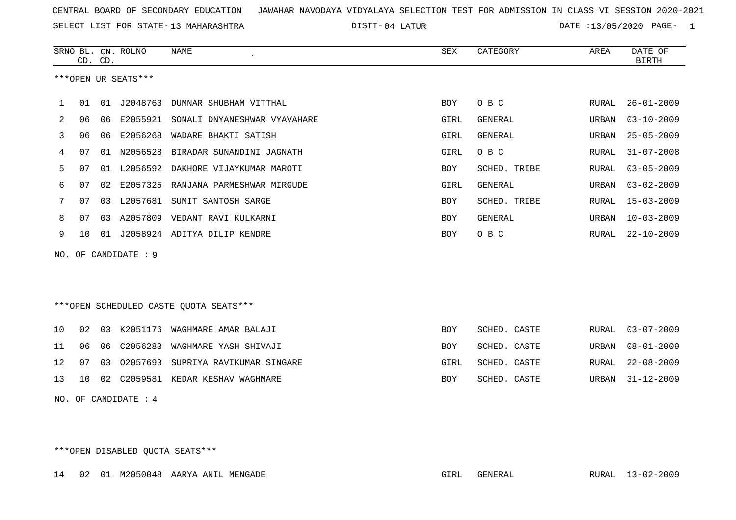CENTRAL BOARD OF SECONDARY EDUCATION JAWAHAR NAVODAYA VIDYALAYA SELECTION TEST FOR ADMISSION IN CLASS VI SESSION 2020-2021

SELECT LIST FOR STATE- 13 MAHARASHTRA DISTT- 04 LATUR DATE :13/05/2020

***OPEN UR SEATS***

| SRNO | BL. CD. | CN. CD. | ROLNO | NAME | SEX | CATEGORY | AREA | DATE OF BIRTH |
|---|---|---|---|---|---|---|---|---|
| 1 | 01 | 01 | J2048763 | DUMNAR SHUBHAM VITTHAL | BOY | O B C | RURAL | 26-01-2009 |
| 2 | 06 | 06 | E2055921 | SONALI DNYANESHWAR VYAVAHARE | GIRL | GENERAL | URBAN | 03-10-2009 |
| 3 | 06 | 06 | E2056268 | WADARE BHAKTI SATISH | GIRL | GENERAL | URBAN | 25-05-2009 |
| 4 | 07 | 01 | N2056528 | BIRADAR SUNANDINI JAGNATH | GIRL | O B C | RURAL | 31-07-2008 |
| 5 | 07 | 01 | L2056592 | DAKHORE VIJAYKUMAR MAROTI | BOY | SCHED. TRIBE | RURAL | 03-05-2009 |
| 6 | 07 | 02 | E2057325 | RANJANA PARMESHWAR MIRGUDE | GIRL | GENERAL | URBAN | 03-02-2009 |
| 7 | 07 | 03 | L2057681 | SUMIT SANTOSH SARGE | BOY | SCHED. TRIBE | RURAL | 15-03-2009 |
| 8 | 07 | 03 | A2057809 | VEDANT RAVI KULKARNI | BOY | GENERAL | URBAN | 10-03-2009 |
| 9 | 10 | 01 | J2058924 | ADITYA DILIP KENDRE | BOY | O B C | RURAL | 22-10-2009 |

NO. OF CANDIDATE : 9

***OPEN SCHEDULED CASTE QUOTA SEATS***

| SRNO | BL. CD. | CN. CD. | ROLNO | NAME | SEX | CATEGORY | AREA | DATE OF BIRTH |
|---|---|---|---|---|---|---|---|---|
| 10 | 02 | 03 | K2051176 | WAGHMARE AMAR BALAJI | BOY | SCHED. CASTE | RURAL | 03-07-2009 |
| 11 | 06 | 06 | C2056283 | WAGHMARE YASH SHIVAJI | BOY | SCHED. CASTE | URBAN | 08-01-2009 |
| 12 | 07 | 03 | O2057693 | SUPRIYA RAVIKUMAR SINGARE | GIRL | SCHED. CASTE | RURAL | 22-08-2009 |
| 13 | 10 | 02 | C2059581 | KEDAR KESHAV WAGHMARE | BOY | SCHED. CASTE | URBAN | 31-12-2009 |

NO. OF CANDIDATE : 4

***OPEN DISABLED QUOTA SEATS***

| SRNO | BL. CD. | CN. CD. | ROLNO | NAME | SEX | CATEGORY | AREA | DATE OF BIRTH |
|---|---|---|---|---|---|---|---|---|
| 14 | 02 | 01 | M2050048 | AARYA ANIL MENGADE | GIRL | GENERAL | RURAL | 13-02-2009 |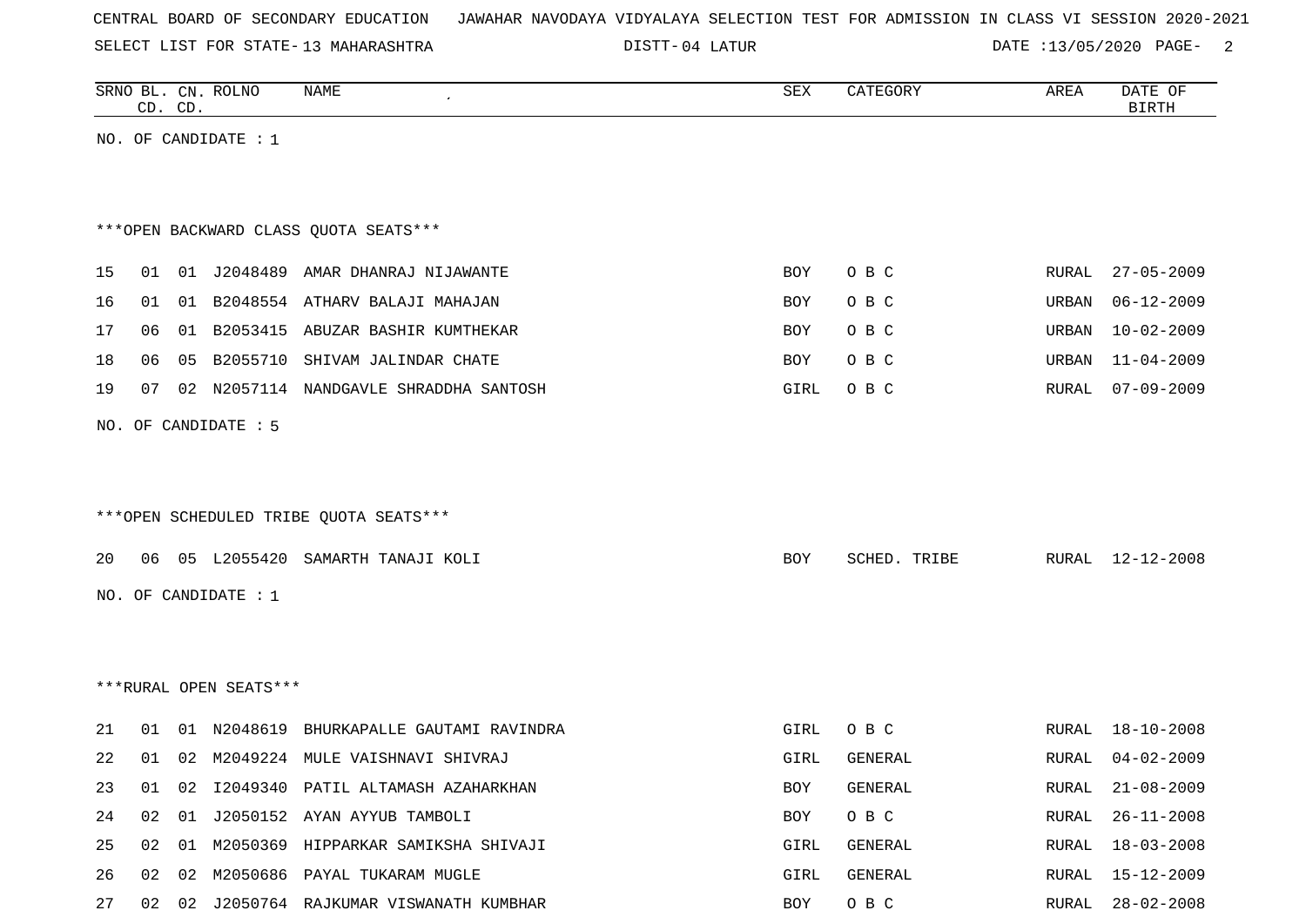CENTRAL BOARD OF SECONDARY EDUCATION JAWAHAR NAVODAYA VIDYALAYA SELECTION TEST FOR ADMISSION IN CLASS VI SESSION 2020-2021

SELECT LIST FOR STATE- 13 MAHARASHTRA DISTT- 04 LATUR DATE :13/05/2020

| SRNO | BL. CD. | CN. CD. | ROLNO | NAME | SEX | CATEGORY | AREA | DATE OF BIRTH |
|---|---|---|---|---|---|---|---|---|

NO. OF CANDIDATE : 1

***OPEN BACKWARD CLASS QUOTA SEATS***

| SRNO | BL. CD. | CN. CD. | ROLNO | NAME | SEX | CATEGORY | AREA | DATE OF BIRTH |
|---|---|---|---|---|---|---|---|---|
| 15 | 01 | 01 | J2048489 | AMAR DHANRAJ NIJAWANTE | BOY | O B C | RURAL | 27-05-2009 |
| 16 | 01 | 01 | B2048554 | ATHARV BALAJI MAHAJAN | BOY | O B C | URBAN | 06-12-2009 |
| 17 | 06 | 01 | B2053415 | ABUZAR BASHIR KUMTHEKAR | BOY | O B C | URBAN | 10-02-2009 |
| 18 | 06 | 05 | B2055710 | SHIVAM JALINDAR CHATE | BOY | O B C | URBAN | 11-04-2009 |
| 19 | 07 | 02 | N2057114 | NANDGAVLE SHRADDHA SANTOSH | GIRL | O B C | RURAL | 07-09-2009 |

NO. OF CANDIDATE : 5

***OPEN SCHEDULED TRIBE QUOTA SEATS***

| SRNO | BL. CD. | CN. CD. | ROLNO | NAME | SEX | CATEGORY | AREA | DATE OF BIRTH |
|---|---|---|---|---|---|---|---|---|
| 20 | 06 | 05 | L2055420 | SAMARTH TANAJI KOLI | BOY | SCHED. TRIBE | RURAL | 12-12-2008 |

NO. OF CANDIDATE : 1

***RURAL OPEN SEATS***

| SRNO | BL. CD. | CN. CD. | ROLNO | NAME | SEX | CATEGORY | AREA | DATE OF BIRTH |
|---|---|---|---|---|---|---|---|---|
| 21 | 01 | 01 | N2048619 | BHURKAPALLE GAUTAMI RAVINDRA | GIRL | O B C | RURAL | 18-10-2008 |
| 22 | 01 | 02 | M2049224 | MULE VAISHNAVI SHIVRAJ | GIRL | GENERAL | RURAL | 04-02-2009 |
| 23 | 01 | 02 | I2049340 | PATIL ALTAMASH AZAHARKHAN | BOY | GENERAL | RURAL | 21-08-2009 |
| 24 | 02 | 01 | J2050152 | AYAN AYYUB TAMBOLI | BOY | O B C | RURAL | 26-11-2008 |
| 25 | 02 | 01 | M2050369 | HIPPARKAR SAMIKSHA SHIVAJI | GIRL | GENERAL | RURAL | 18-03-2008 |
| 26 | 02 | 02 | M2050686 | PAYAL TUKARAM MUGLE | GIRL | GENERAL | RURAL | 15-12-2009 |
| 27 | 02 | 02 | J2050764 | RAJKUMAR VISWANATH KUMBHAR | BOY | O B C | RURAL | 28-02-2008 |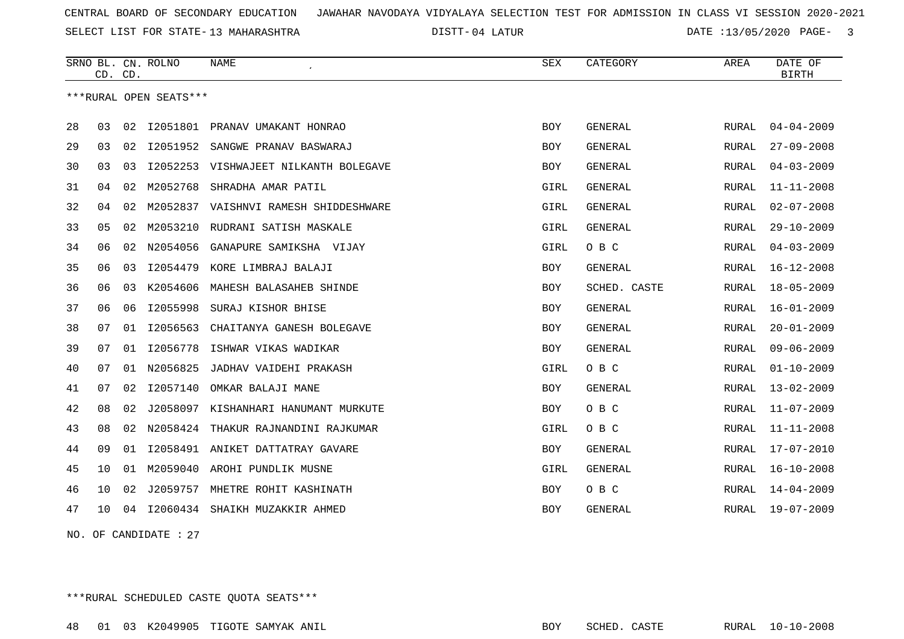CENTRAL BOARD OF SECONDARY EDUCATION JAWAHAR NAVODAYA VIDYALAYA SELECTION TEST FOR ADMISSION IN CLASS VI SESSION 2020-2021

SELECT LIST FOR STATE- 13 MAHARASHTRA DISTT- 04 LATUR DATE :13/05/2020

| SRNO | BL. CD. | CN. CD. | ROLNO | NAME | SEX | CATEGORY | AREA | DATE OF BIRTH |
|---|---|---|---|---|---|---|---|---|

***RURAL OPEN SEATS***

| SRNO | BL. CD. | CN. CD. | ROLNO | NAME | SEX | CATEGORY | AREA | DATE OF BIRTH |
|---|---|---|---|---|---|---|---|---|
| 28 | 03 | 02 | I2051801 | PRANAV UMAKANT HONRAO | BOY | GENERAL | RURAL | 04-04-2009 |
| 29 | 03 | 02 | I2051952 | SANGWE PRANAV BASWARAJ | BOY | GENERAL | RURAL | 27-09-2008 |
| 30 | 03 | 03 | I2052253 | VISHWAJEET NILKANTH BOLEGAVE | BOY | GENERAL | RURAL | 04-03-2009 |
| 31 | 04 | 02 | M2052768 | SHRADHA AMAR PATIL | GIRL | GENERAL | RURAL | 11-11-2008 |
| 32 | 04 | 02 | M2052837 | VAISHNVI RAMESH SHIDDESHWARE | GIRL | GENERAL | RURAL | 02-07-2008 |
| 33 | 05 | 02 | M2053210 | RUDRANI SATISH MASKALE | GIRL | GENERAL | RURAL | 29-10-2009 |
| 34 | 06 | 02 | N2054056 | GANAPURE SAMIKSHA VIJAY | GIRL | O B C | RURAL | 04-03-2009 |
| 35 | 06 | 03 | I2054479 | KORE LIMBRAJ BALAJI | BOY | GENERAL | RURAL | 16-12-2008 |
| 36 | 06 | 03 | K2054606 | MAHESH BALASAHEB SHINDE | BOY | SCHED. CASTE | RURAL | 18-05-2009 |
| 37 | 06 | 06 | I2055998 | SURAJ KISHOR BHISE | BOY | GENERAL | RURAL | 16-01-2009 |
| 38 | 07 | 01 | I2056563 | CHAITANYA GANESH BOLEGAVE | BOY | GENERAL | RURAL | 20-01-2009 |
| 39 | 07 | 01 | I2056778 | ISHWAR VIKAS WADIKAR | BOY | GENERAL | RURAL | 09-06-2009 |
| 40 | 07 | 01 | N2056825 | JADHAV VAIDEHI PRAKASH | GIRL | O B C | RURAL | 01-10-2009 |
| 41 | 07 | 02 | I2057140 | OMKAR BALAJI MANE | BOY | GENERAL | RURAL | 13-02-2009 |
| 42 | 08 | 02 | J2058097 | KISHANHARI HANUMANT MURKUTE | BOY | O B C | RURAL | 11-07-2009 |
| 43 | 08 | 02 | N2058424 | THAKUR RAJNANDINI RAJKUMAR | GIRL | O B C | RURAL | 11-11-2008 |
| 44 | 09 | 01 | I2058491 | ANIKET DATTATRAY GAVARE | BOY | GENERAL | RURAL | 17-07-2010 |
| 45 | 10 | 01 | M2059040 | AROHI PUNDLIK MUSNE | GIRL | GENERAL | RURAL | 16-10-2008 |
| 46 | 10 | 02 | J2059757 | MHETRE ROHIT KASHINATH | BOY | O B C | RURAL | 14-04-2009 |
| 47 | 10 | 04 | I2060434 | SHAIKH MUZAKKIR AHMED | BOY | GENERAL | RURAL | 19-07-2009 |

NO. OF CANDIDATE : 27

***RURAL SCHEDULED CASTE QUOTA SEATS***

| SRNO | BL. CD. | CN. CD. | ROLNO | NAME | SEX | CATEGORY | AREA | DATE OF BIRTH |
|---|---|---|---|---|---|---|---|---|
| 48 | 01 | 03 | K2049905 | TIGOTE SAMYAK ANIL | BOY | SCHED. CASTE | RURAL | 10-10-2008 |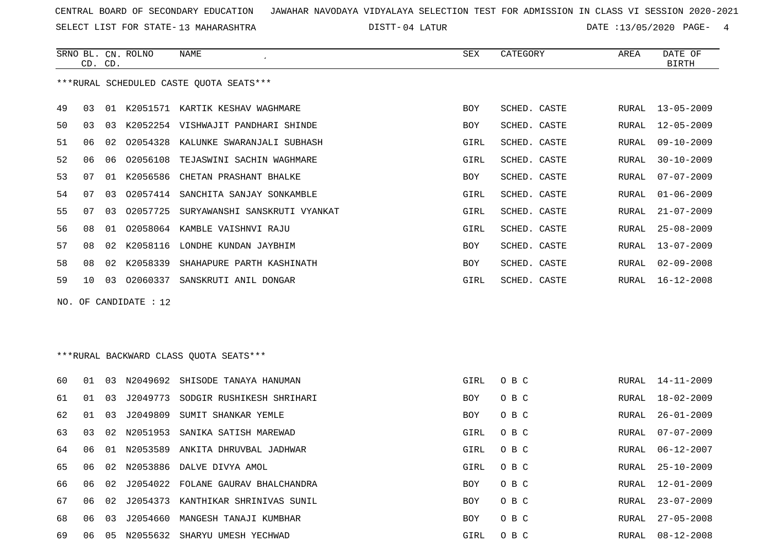CENTRAL BOARD OF SECONDARY EDUCATION JAWAHAR NAVODAYA VIDYALAYA SELECTION TEST FOR ADMISSION IN CLASS VI SESSION 2020-2021

SELECT LIST FOR STATE- 13 MAHARASHTRA DISTT- 04 LATUR DATE :13/05/2020

***RURAL SCHEDULED CASTE QUOTA SEATS***

| SRNO | BL. CD. | CN. CD. | ROLNO | NAME | SEX | CATEGORY | AREA | DATE OF BIRTH |
|---|---|---|---|---|---|---|---|---|
| 49 | 03 | 01 | K2051571 | KARTIK KESHAV WAGHMARE | BOY | SCHED. CASTE | RURAL | 13-05-2009 |
| 50 | 03 | 03 | K2052254 | VISHWAJIT PANDHARI SHINDE | BOY | SCHED. CASTE | RURAL | 12-05-2009 |
| 51 | 06 | 02 | O2054328 | KALUNKE SWARANJALI SUBHASH | GIRL | SCHED. CASTE | RURAL | 09-10-2009 |
| 52 | 06 | 06 | O2056108 | TEJASWINI SACHIN WAGHMARE | GIRL | SCHED. CASTE | RURAL | 30-10-2009 |
| 53 | 07 | 01 | K2056586 | CHETAN PRASHANT BHALKE | BOY | SCHED. CASTE | RURAL | 07-07-2009 |
| 54 | 07 | 03 | O2057414 | SANCHITA SANJAY SONKAMBLE | GIRL | SCHED. CASTE | RURAL | 01-06-2009 |
| 55 | 07 | 03 | O2057725 | SURYAWANSHI SANSKRUTI VYANKAT | GIRL | SCHED. CASTE | RURAL | 21-07-2009 |
| 56 | 08 | 01 | O2058064 | KAMBLE VAISHNVI RAJU | GIRL | SCHED. CASTE | RURAL | 25-08-2009 |
| 57 | 08 | 02 | K2058116 | LONDHE KUNDAN JAYBHIM | BOY | SCHED. CASTE | RURAL | 13-07-2009 |
| 58 | 08 | 02 | K2058339 | SHAHAPURE PARTH KASHINATH | BOY | SCHED. CASTE | RURAL | 02-09-2008 |
| 59 | 10 | 03 | O2060337 | SANSKRUTI ANIL DONGAR | GIRL | SCHED. CASTE | RURAL | 16-12-2008 |

NO. OF CANDIDATE : 12

***RURAL BACKWARD CLASS QUOTA SEATS***

| SRNO | BL. CD. | CN. CD. | ROLNO | NAME | SEX | CATEGORY | AREA | DATE OF BIRTH |
|---|---|---|---|---|---|---|---|---|
| 60 | 01 | 03 | N2049692 | SHISODE TANAYA HANUMAN | GIRL | O B C | RURAL | 14-11-2009 |
| 61 | 01 | 03 | J2049773 | SODGIR RUSHIKESH SHRIHARI | BOY | O B C | RURAL | 18-02-2009 |
| 62 | 01 | 03 | J2049809 | SUMIT SHANKAR YEMLE | BOY | O B C | RURAL | 26-01-2009 |
| 63 | 03 | 02 | N2051953 | SANIKA SATISH MAREWAD | GIRL | O B C | RURAL | 07-07-2009 |
| 64 | 06 | 01 | N2053589 | ANKITA DHRUVBAL JADHWAR | GIRL | O B C | RURAL | 06-12-2007 |
| 65 | 06 | 02 | N2053886 | DALVE DIVYA AMOL | GIRL | O B C | RURAL | 25-10-2009 |
| 66 | 06 | 02 | J2054022 | FOLANE GAURAV BHALCHANDRA | BOY | O B C | RURAL | 12-01-2009 |
| 67 | 06 | 02 | J2054373 | KANTHIKAR SHRINIVAS SUNIL | BOY | O B C | RURAL | 23-07-2009 |
| 68 | 06 | 03 | J2054660 | MANGESH TANAJI KUMBHAR | BOY | O B C | RURAL | 27-05-2008 |
| 69 | 06 | 05 | N2055632 | SHARYU UMESH YECHWAD | GIRL | O B C | RURAL | 08-12-2008 |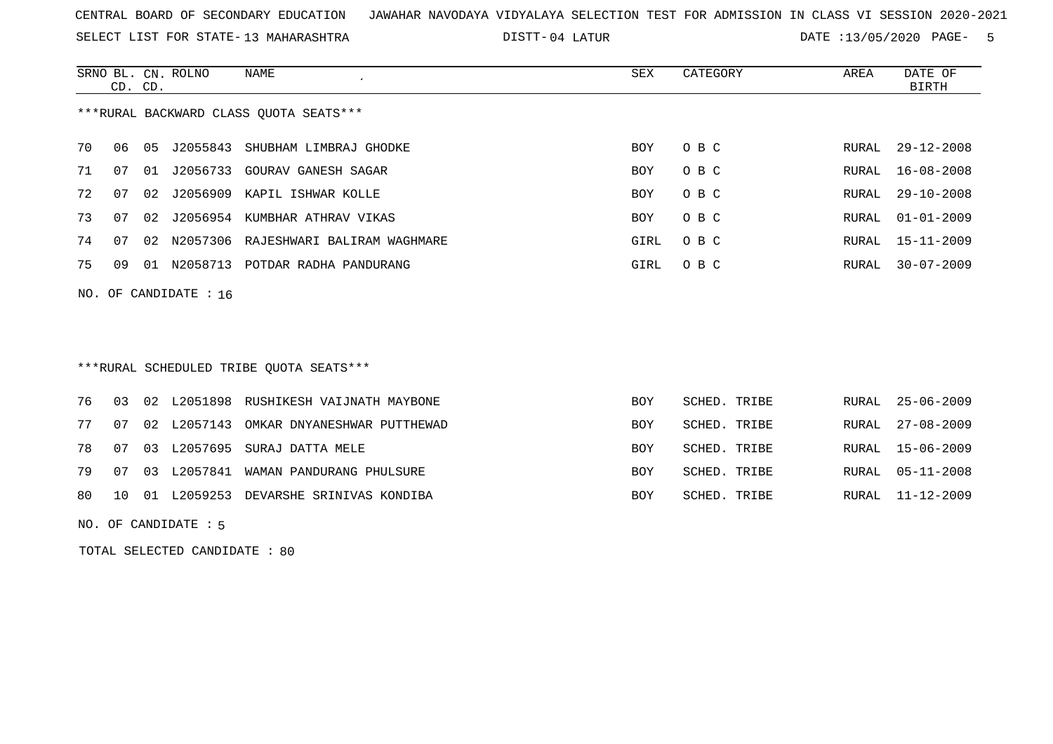CENTRAL BOARD OF SECONDARY EDUCATION JAWAHAR NAVODAYA VIDYALAYA SELECTION TEST FOR ADMISSION IN CLASS VI SESSION 2020-2021

SELECT LIST FOR STATE- 13 MAHARASHTRA DISTT- 04 LATUR DATE :13/05/2020

***RURAL BACKWARD CLASS QUOTA SEATS***

| SRNO | BL. CD. | CN. CD. | ROLNO | NAME | SEX | CATEGORY | AREA | DATE OF BIRTH |
|---|---|---|---|---|---|---|---|---|
| 70 | 06 | 05 | J2055843 | SHUBHAM LIMBRAJ GHODKE | BOY | O B C | RURAL | 29-12-2008 |
| 71 | 07 | 01 | J2056733 | GOURAV GANESH SAGAR | BOY | O B C | RURAL | 16-08-2008 |
| 72 | 07 | 02 | J2056909 | KAPIL ISHWAR KOLLE | BOY | O B C | RURAL | 29-10-2008 |
| 73 | 07 | 02 | J2056954 | KUMBHAR ATHRAV VIKAS | BOY | O B C | RURAL | 01-01-2009 |
| 74 | 07 | 02 | N2057306 | RAJESHWARI BALIRAM WAGHMARE | GIRL | O B C | RURAL | 15-11-2009 |
| 75 | 09 | 01 | N2058713 | POTDAR RADHA PANDURANG | GIRL | O B C | RURAL | 30-07-2009 |

NO. OF CANDIDATE : 16

***RURAL SCHEDULED TRIBE QUOTA SEATS***

| SRNO | BL. CD. | CN. CD. | ROLNO | NAME | SEX | CATEGORY | AREA | DATE OF BIRTH |
|---|---|---|---|---|---|---|---|---|
| 76 | 03 | 02 | L2051898 | RUSHIKESH VAIJNATH MAYBONE | BOY | SCHED. TRIBE | RURAL | 25-06-2009 |
| 77 | 07 | 02 | L2057143 | OMKAR DNYANESHWAR PUTTHEWAD | BOY | SCHED. TRIBE | RURAL | 27-08-2009 |
| 78 | 07 | 03 | L2057695 | SURAJ DATTA MELE | BOY | SCHED. TRIBE | RURAL | 15-06-2009 |
| 79 | 07 | 03 | L2057841 | WAMAN PANDURANG PHULSURE | BOY | SCHED. TRIBE | RURAL | 05-11-2008 |
| 80 | 10 | 01 | L2059253 | DEVARSHE SRINIVAS KONDIBA | BOY | SCHED. TRIBE | RURAL | 11-12-2009 |

NO. OF CANDIDATE : 5

TOTAL SELECTED CANDIDATE : 80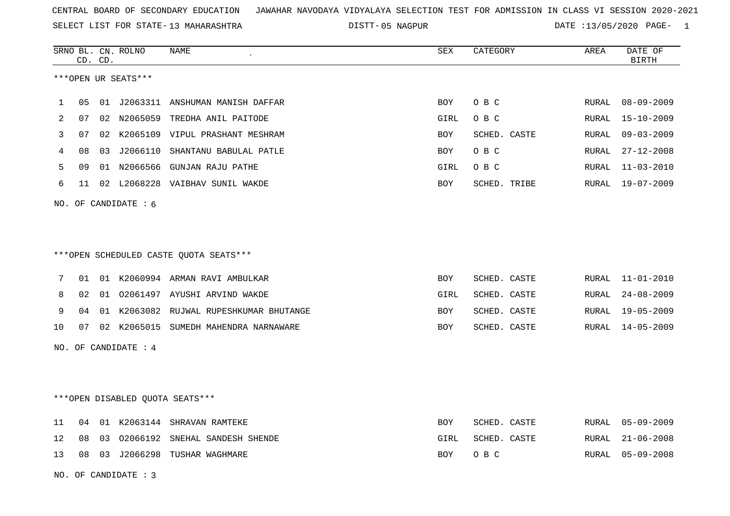CENTRAL BOARD OF SECONDARY EDUCATION JAWAHAR NAVODAYA VIDYALAYA SELECTION TEST FOR ADMISSION IN CLASS VI SESSION 2020-2021

SELECT LIST FOR STATE- 13 MAHARASHTRA DISTT- 05 NAGPUR DATE :13/05/2020

***OPEN UR SEATS***

| SRNO | BL. CD. | CN. CD. | ROLNO | NAME | SEX | CATEGORY | AREA | DATE OF BIRTH |
|---|---|---|---|---|---|---|---|---|
| 1 | 05 | 01 | J2063311 | ANSHUMAN MANISH DAFFAR | BOY | O B C | RURAL | 08-09-2009 |
| 2 | 07 | 02 | N2065059 | TREDHA ANIL PAITODE | GIRL | O B C | RURAL | 15-10-2009 |
| 3 | 07 | 02 | K2065109 | VIPUL PRASHANT MESHRAM | BOY | SCHED. CASTE | RURAL | 09-03-2009 |
| 4 | 08 | 03 | J2066110 | SHANTANU BABULAL PATLE | BOY | O B C | RURAL | 27-12-2008 |
| 5 | 09 | 01 | N2066566 | GUNJAN RAJU PATHE | GIRL | O B C | RURAL | 11-03-2010 |
| 6 | 11 | 02 | L2068228 | VAIBHAV SUNIL WAKDE | BOY | SCHED. TRIBE | RURAL | 19-07-2009 |

NO. OF CANDIDATE : 6

***OPEN SCHEDULED CASTE QUOTA SEATS***

| SRNO | BL. CD. | CN. CD. | ROLNO | NAME | SEX | CATEGORY | AREA | DATE OF BIRTH |
|---|---|---|---|---|---|---|---|---|
| 7 | 01 | 01 | K2060994 | ARMAN RAVI AMBULKAR | BOY | SCHED. CASTE | RURAL | 11-01-2010 |
| 8 | 02 | 01 | O2061497 | AYUSHI ARVIND WAKDE | GIRL | SCHED. CASTE | RURAL | 24-08-2009 |
| 9 | 04 | 01 | K2063082 | RUJWAL RUPESHKUMAR BHUTANGE | BOY | SCHED. CASTE | RURAL | 19-05-2009 |
| 10 | 07 | 02 | K2065015 | SUMEDH MAHENDRA NARNAWARE | BOY | SCHED. CASTE | RURAL | 14-05-2009 |

NO. OF CANDIDATE : 4

***OPEN DISABLED QUOTA SEATS***

| SRNO | BL. CD. | CN. CD. | ROLNO | NAME | SEX | CATEGORY | AREA | DATE OF BIRTH |
|---|---|---|---|---|---|---|---|---|
| 11 | 04 | 01 | K2063144 | SHRAVAN RAMTEKE | BOY | SCHED. CASTE | RURAL | 05-09-2009 |
| 12 | 08 | 03 | O2066192 | SNEHAL SANDESH SHENDE | GIRL | SCHED. CASTE | RURAL | 21-06-2008 |
| 13 | 08 | 03 | J2066298 | TUSHAR WAGHMARE | BOY | O B C | RURAL | 05-09-2008 |

NO. OF CANDIDATE : 3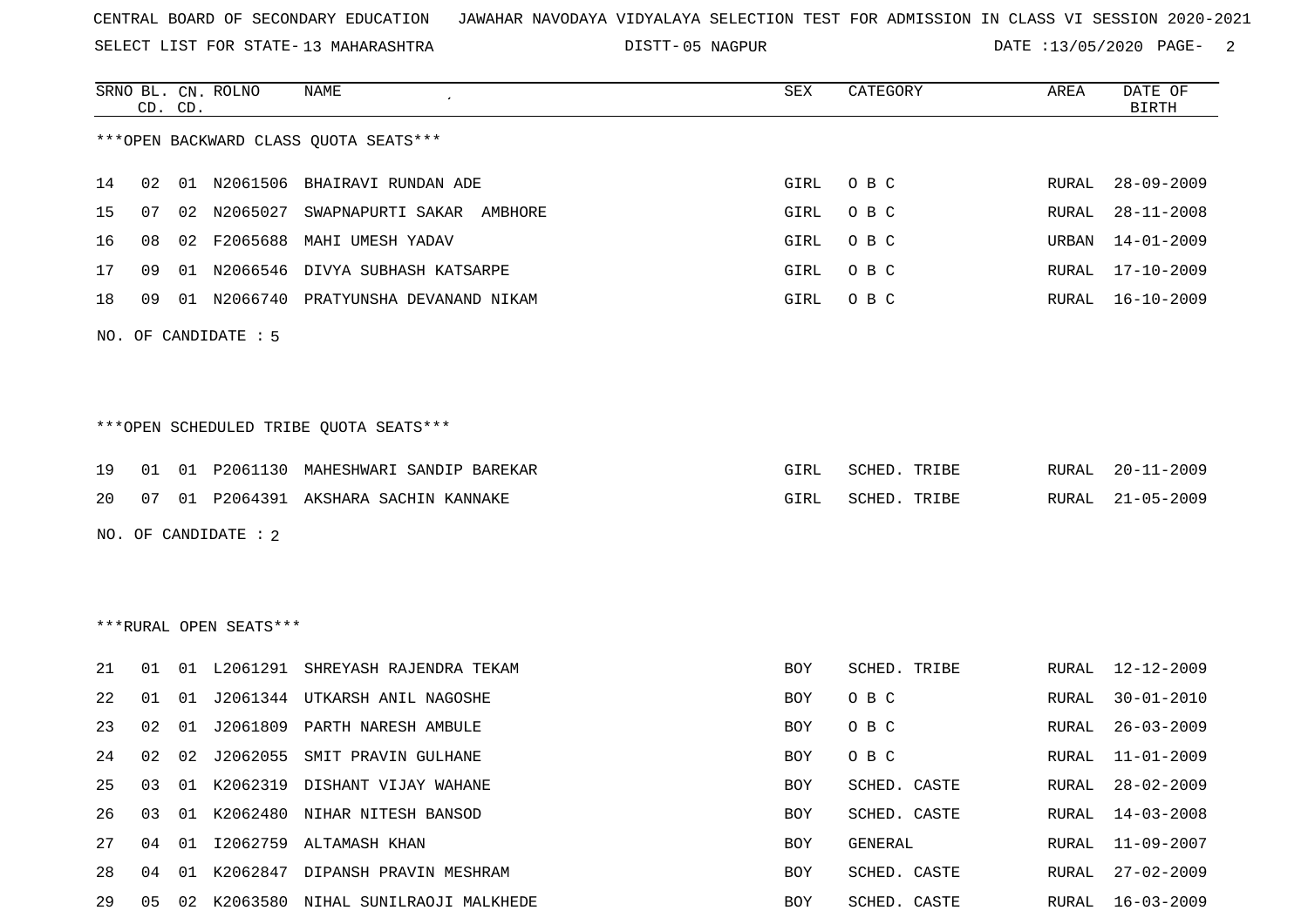CENTRAL BOARD OF SECONDARY EDUCATION JAWAHAR NAVODAYA VIDYALAYA SELECTION TEST FOR ADMISSION IN CLASS VI SESSION 2020-2021

SELECT LIST FOR STATE- 13 MAHARASHTRA DISTT- 05 NAGPUR DATE :13/05/2020

***OPEN BACKWARD CLASS QUOTA SEATS***

| SRNO | BL. CD. | CN. CD. | ROLNO | NAME | SEX | CATEGORY | AREA | DATE OF BIRTH |
|---|---|---|---|---|---|---|---|---|
| 14 | 02 | 01 | N2061506 | BHAIRAVI RUNDAN ADE | GIRL | O B C | RURAL | 28-09-2009 |
| 15 | 07 | 02 | N2065027 | SWAPNAPURTI SAKAR AMBHORE | GIRL | O B C | RURAL | 28-11-2008 |
| 16 | 08 | 02 | F2065688 | MAHI UMESH YADAV | GIRL | O B C | URBAN | 14-01-2009 |
| 17 | 09 | 01 | N2066546 | DIVYA SUBHASH KATSARPE | GIRL | O B C | RURAL | 17-10-2009 |
| 18 | 09 | 01 | N2066740 | PRATYUNSHA DEVANAND NIKAM | GIRL | O B C | RURAL | 16-10-2009 |

NO. OF CANDIDATE : 5

***OPEN SCHEDULED TRIBE QUOTA SEATS***

| SRNO | BL. CD. | CN. CD. | ROLNO | NAME | SEX | CATEGORY | AREA | DATE OF BIRTH |
|---|---|---|---|---|---|---|---|---|
| 19 | 01 | 01 | P2061130 | MAHESHWARI SANDIP BAREKAR | GIRL | SCHED. TRIBE | RURAL | 20-11-2009 |
| 20 | 07 | 01 | P2064391 | AKSHARA SACHIN KANNAKE | GIRL | SCHED. TRIBE | RURAL | 21-05-2009 |

NO. OF CANDIDATE : 2

***RURAL OPEN SEATS***

| SRNO | BL. CD. | CN. CD. | ROLNO | NAME | SEX | CATEGORY | AREA | DATE OF BIRTH |
|---|---|---|---|---|---|---|---|---|
| 21 | 01 | 01 | L2061291 | SHREYASH RAJENDRA TEKAM | BOY | SCHED. TRIBE | RURAL | 12-12-2009 |
| 22 | 01 | 01 | J2061344 | UTKARSH ANIL NAGOSHE | BOY | O B C | RURAL | 30-01-2010 |
| 23 | 02 | 01 | J2061809 | PARTH NARESH AMBULE | BOY | O B C | RURAL | 26-03-2009 |
| 24 | 02 | 02 | J2062055 | SMIT PRAVIN GULHANE | BOY | O B C | RURAL | 11-01-2009 |
| 25 | 03 | 01 | K2062319 | DISHANT VIJAY WAHANE | BOY | SCHED. CASTE | RURAL | 28-02-2009 |
| 26 | 03 | 01 | K2062480 | NIHAR NITESH BANSOD | BOY | SCHED. CASTE | RURAL | 14-03-2008 |
| 27 | 04 | 01 | I2062759 | ALTAMASH KHAN | BOY | GENERAL | RURAL | 11-09-2007 |
| 28 | 04 | 01 | K2062847 | DIPANSH PRAVIN MESHRAM | BOY | SCHED. CASTE | RURAL | 27-02-2009 |
| 29 | 05 | 02 | K2063580 | NIHAL SUNILRAOJI MALKHEDE | BOY | SCHED. CASTE | RURAL | 16-03-2009 |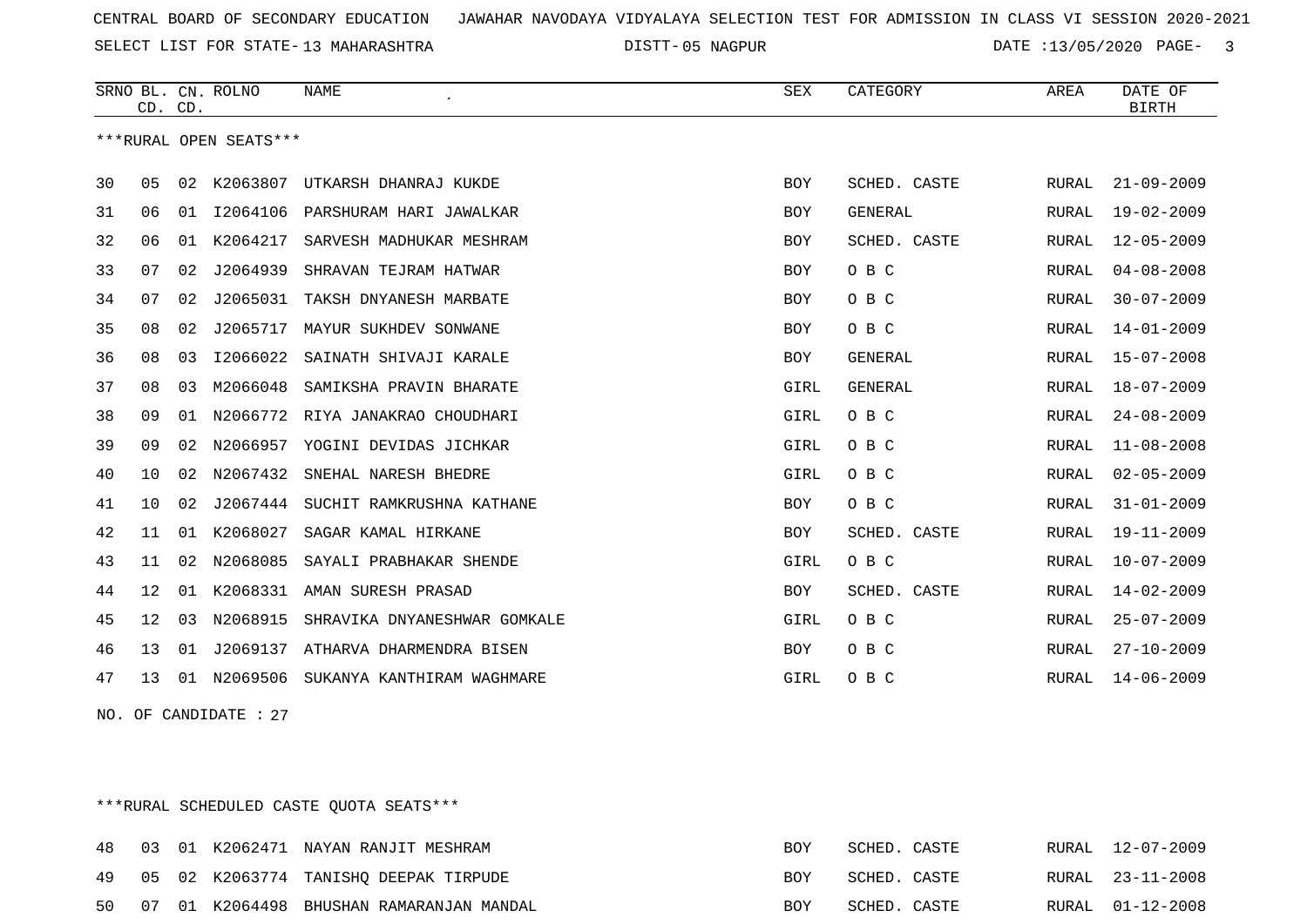CENTRAL BOARD OF SECONDARY EDUCATION JAWAHAR NAVODAYA VIDYALAYA SELECTION TEST FOR ADMISSION IN CLASS VI SESSION 2020-2021

SELECT LIST FOR STATE- 13 MAHARASHTRA DISTT- 05 NAGPUR DATE :13/05/2020

***RURAL OPEN SEATS***

| SRNO | BL. CD. | CN. CD. | ROLNO | NAME | SEX | CATEGORY | AREA | DATE OF BIRTH |
|---|---|---|---|---|---|---|---|---|
| 30 | 05 | 02 | K2063807 | UTKARSH DHANRAJ KUKDE | BOY | SCHED. CASTE | RURAL | 21-09-2009 |
| 31 | 06 | 01 | I2064106 | PARSHURAM HARI JAWALKAR | BOY | GENERAL | RURAL | 19-02-2009 |
| 32 | 06 | 01 | K2064217 | SARVESH MADHUKAR MESHRAM | BOY | SCHED. CASTE | RURAL | 12-05-2009 |
| 33 | 07 | 02 | J2064939 | SHRAVAN TEJRAM HATWAR | BOY | O B C | RURAL | 04-08-2008 |
| 34 | 07 | 02 | J2065031 | TAKSH DNYANESH MARBATE | BOY | O B C | RURAL | 30-07-2009 |
| 35 | 08 | 02 | J2065717 | MAYUR SUKHDEV SONWANE | BOY | O B C | RURAL | 14-01-2009 |
| 36 | 08 | 03 | I2066022 | SAINATH SHIVAJI KARALE | BOY | GENERAL | RURAL | 15-07-2008 |
| 37 | 08 | 03 | M2066048 | SAMIKSHA PRAVIN BHARATE | GIRL | GENERAL | RURAL | 18-07-2009 |
| 38 | 09 | 01 | N2066772 | RIYA JANAKRAO CHOUDHARI | GIRL | O B C | RURAL | 24-08-2009 |
| 39 | 09 | 02 | N2066957 | YOGINI DEVIDAS JICHKAR | GIRL | O B C | RURAL | 11-08-2008 |
| 40 | 10 | 02 | N2067432 | SNEHAL NARESH BHEDRE | GIRL | O B C | RURAL | 02-05-2009 |
| 41 | 10 | 02 | J2067444 | SUCHIT RAMKRUSHNA KATHANE | BOY | O B C | RURAL | 31-01-2009 |
| 42 | 11 | 01 | K2068027 | SAGAR KAMAL HIRKANE | BOY | SCHED. CASTE | RURAL | 19-11-2009 |
| 43 | 11 | 02 | N2068085 | SAYALI PRABHAKAR SHENDE | GIRL | O B C | RURAL | 10-07-2009 |
| 44 | 12 | 01 | K2068331 | AMAN SURESH PRASAD | BOY | SCHED. CASTE | RURAL | 14-02-2009 |
| 45 | 12 | 03 | N2068915 | SHRAVIKA DNYANESHWAR GOMKALE | GIRL | O B C | RURAL | 25-07-2009 |
| 46 | 13 | 01 | J2069137 | ATHARVA DHARMENDRA BISEN | BOY | O B C | RURAL | 27-10-2009 |
| 47 | 13 | 01 | N2069506 | SUKANYA KANTHIRAM WAGHMARE | GIRL | O B C | RURAL | 14-06-2009 |

NO. OF CANDIDATE : 27

***RURAL SCHEDULED CASTE QUOTA SEATS***

| SRNO | BL. CD. | CN. CD. | ROLNO | NAME | SEX | CATEGORY | AREA | DATE OF BIRTH |
|---|---|---|---|---|---|---|---|---|
| 48 | 03 | 01 | K2062471 | NAYAN RANJIT MESHRAM | BOY | SCHED. CASTE | RURAL | 12-07-2009 |
| 49 | 05 | 02 | K2063774 | TANISHQ DEEPAK TIRPUDE | BOY | SCHED. CASTE | RURAL | 23-11-2008 |
| 50 | 07 | 01 | K2064498 | BHUSHAN RAMARANJAN MANDAL | BOY | SCHED. CASTE | RURAL | 01-12-2008 |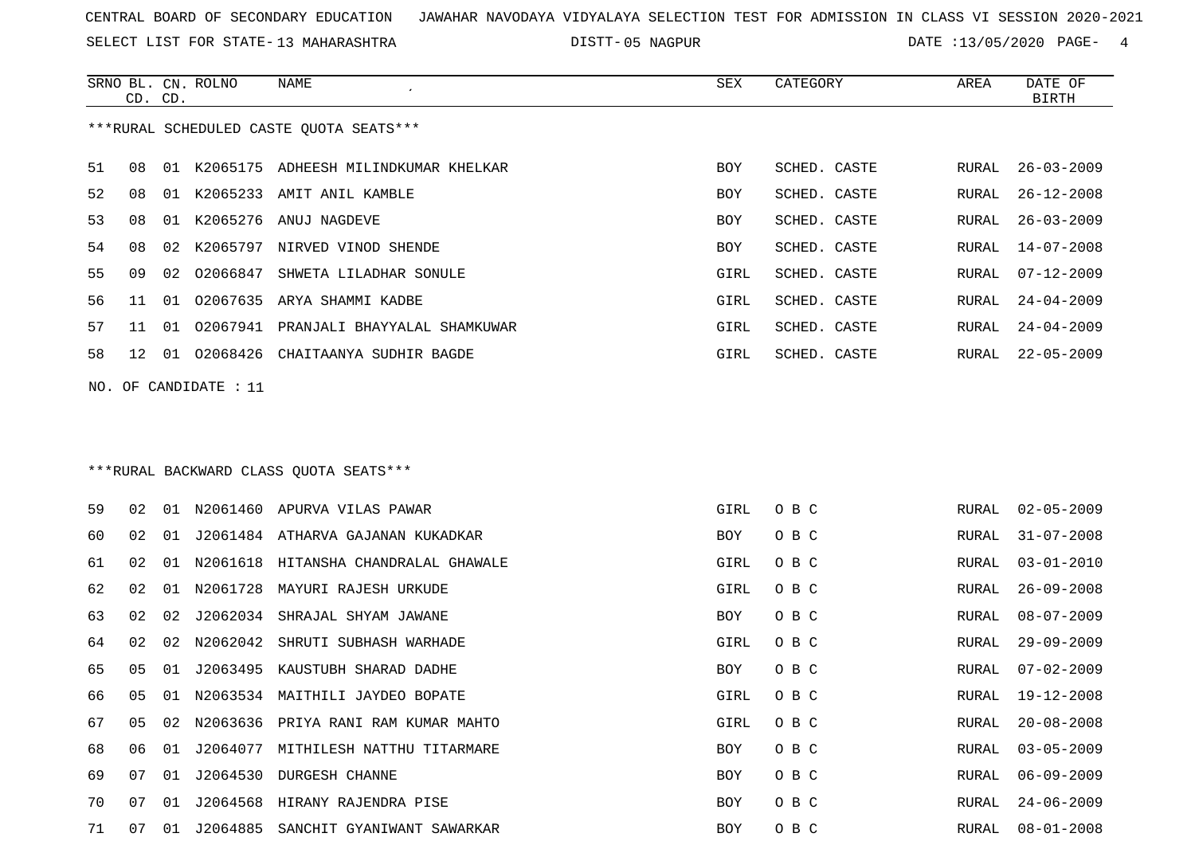CENTRAL BOARD OF SECONDARY EDUCATION JAWAHAR NAVODAYA VIDYALAYA SELECTION TEST FOR ADMISSION IN CLASS VI SESSION 2020-2021

SELECT LIST FOR STATE- 13 MAHARASHTRA DISTT- 05 NAGPUR DATE :13/05/2020

| SRNO | BL. CD. | CN. CD. | ROLNO | NAME | SEX | CATEGORY | AREA | DATE OF BIRTH |
|---|---|---|---|---|---|---|---|---|

***RURAL SCHEDULED CASTE QUOTA SEATS***

| SRNO | BL. CD. | CN. CD. | ROLNO | NAME | SEX | CATEGORY | AREA | DATE OF BIRTH |
|---|---|---|---|---|---|---|---|---|
| 51 | 08 | 01 | K2065175 | ADHEESH MILINDKUMAR KHELKAR | BOY | SCHED. CASTE | RURAL | 26-03-2009 |
| 52 | 08 | 01 | K2065233 | AMIT ANIL KAMBLE | BOY | SCHED. CASTE | RURAL | 26-12-2008 |
| 53 | 08 | 01 | K2065276 | ANUJ NAGDEVE | BOY | SCHED. CASTE | RURAL | 26-03-2009 |
| 54 | 08 | 02 | K2065797 | NIRVED VINOD SHENDE | BOY | SCHED. CASTE | RURAL | 14-07-2008 |
| 55 | 09 | 02 | O2066847 | SHWETA LILADHAR SONULE | GIRL | SCHED. CASTE | RURAL | 07-12-2009 |
| 56 | 11 | 01 | O2067635 | ARYA SHAMMI KADBE | GIRL | SCHED. CASTE | RURAL | 24-04-2009 |
| 57 | 11 | 01 | O2067941 | PRANJALI BHAYYALAL SHAMKUWAR | GIRL | SCHED. CASTE | RURAL | 24-04-2009 |
| 58 | 12 | 01 | O2068426 | CHAITAANYA SUDHIR BAGDE | GIRL | SCHED. CASTE | RURAL | 22-05-2009 |

NO. OF CANDIDATE : 11

***RURAL BACKWARD CLASS QUOTA SEATS***

| SRNO | BL. CD. | CN. CD. | ROLNO | NAME | SEX | CATEGORY | AREA | DATE OF BIRTH |
|---|---|---|---|---|---|---|---|---|
| 59 | 02 | 01 | N2061460 | APURVA VILAS PAWAR | GIRL | O B C | RURAL | 02-05-2009 |
| 60 | 02 | 01 | J2061484 | ATHARVA GAJANAN KUKADKAR | BOY | O B C | RURAL | 31-07-2008 |
| 61 | 02 | 01 | N2061618 | HITANSHA CHANDRALAL GHAWALE | GIRL | O B C | RURAL | 03-01-2010 |
| 62 | 02 | 01 | N2061728 | MAYURI RAJESH URKUDE | GIRL | O B C | RURAL | 26-09-2008 |
| 63 | 02 | 02 | J2062034 | SHRAJAL SHYAM JAWANE | BOY | O B C | RURAL | 08-07-2009 |
| 64 | 02 | 02 | N2062042 | SHRUTI SUBHASH WARHADE | GIRL | O B C | RURAL | 29-09-2009 |
| 65 | 05 | 01 | J2063495 | KAUSTUBH SHARAD DADHE | BOY | O B C | RURAL | 07-02-2009 |
| 66 | 05 | 01 | N2063534 | MAITHILI JAYDEO BOPATE | GIRL | O B C | RURAL | 19-12-2008 |
| 67 | 05 | 02 | N2063636 | PRIYA RANI RAM KUMAR MAHTO | GIRL | O B C | RURAL | 20-08-2008 |
| 68 | 06 | 01 | J2064077 | MITHILESH NATTHU TITARMARE | BOY | O B C | RURAL | 03-05-2009 |
| 69 | 07 | 01 | J2064530 | DURGESH CHANNE | BOY | O B C | RURAL | 06-09-2009 |
| 70 | 07 | 01 | J2064568 | HIRANY RAJENDRA PISE | BOY | O B C | RURAL | 24-06-2009 |
| 71 | 07 | 01 | J2064885 | SANCHIT GYANIWANT SAWARKAR | BOY | O B C | RURAL | 08-01-2008 |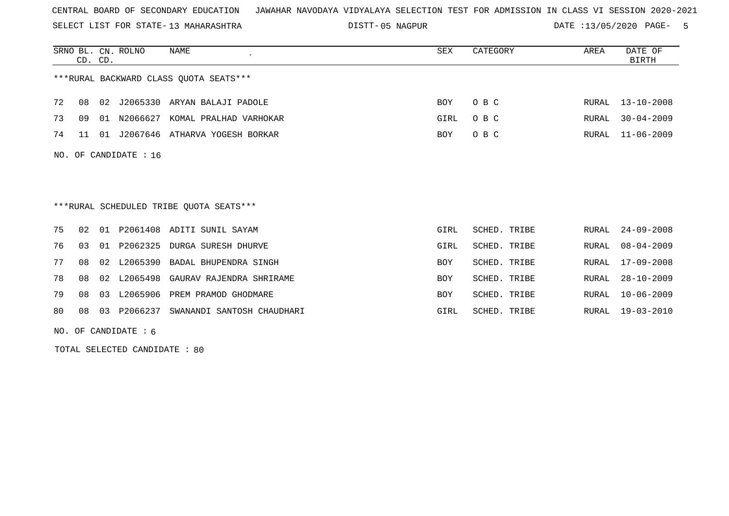CENTRAL BOARD OF SECONDARY EDUCATION JAWAHAR NAVODAYA VIDYALAYA SELECTION TEST FOR ADMISSION IN CLASS VI SESSION 2020-2021

SELECT LIST FOR STATE- 13 MAHARASHTRA DISTT- 05 NAGPUR DATE :13/05/2020

***RURAL BACKWARD CLASS QUOTA SEATS***

| SRNO | BL. CD. | CN. CD. | ROLNO | NAME | SEX | CATEGORY | AREA | DATE OF BIRTH |
|---|---|---|---|---|---|---|---|---|
| 72 | 08 | 02 | J2065330 | ARYAN BALAJI PADOLE | BOY | O B C | RURAL | 13-10-2008 |
| 73 | 09 | 01 | N2066627 | KOMAL PRALHAD VARHOKAR | GIRL | O B C | RURAL | 30-04-2009 |
| 74 | 11 | 01 | J2067646 | ATHARVA YOGESH BORKAR | BOY | O B C | RURAL | 11-06-2009 |

NO. OF CANDIDATE : 16

***RURAL SCHEDULED TRIBE QUOTA SEATS***

| SRNO | BL. CD. | CN. CD. | ROLNO | NAME | SEX | CATEGORY | AREA | DATE OF BIRTH |
|---|---|---|---|---|---|---|---|---|
| 75 | 02 | 01 | P2061408 | ADITI SUNIL SAYAM | GIRL | SCHED. TRIBE | RURAL | 24-09-2008 |
| 76 | 03 | 01 | P2062325 | DURGA SURESH DHURVE | GIRL | SCHED. TRIBE | RURAL | 08-04-2009 |
| 77 | 08 | 02 | L2065390 | BADAL BHUPENDRA SINGH | BOY | SCHED. TRIBE | RURAL | 17-09-2008 |
| 78 | 08 | 02 | L2065498 | GAURAV RAJENDRA SHRIRAME | BOY | SCHED. TRIBE | RURAL | 28-10-2009 |
| 79 | 08 | 03 | L2065906 | PREM PRAMOD GHODMARE | BOY | SCHED. TRIBE | RURAL | 10-06-2009 |
| 80 | 08 | 03 | P2066237 | SWANANDI SANTOSH CHAUDHARI | GIRL | SCHED. TRIBE | RURAL | 19-03-2010 |

NO. OF CANDIDATE : 6

TOTAL SELECTED CANDIDATE : 80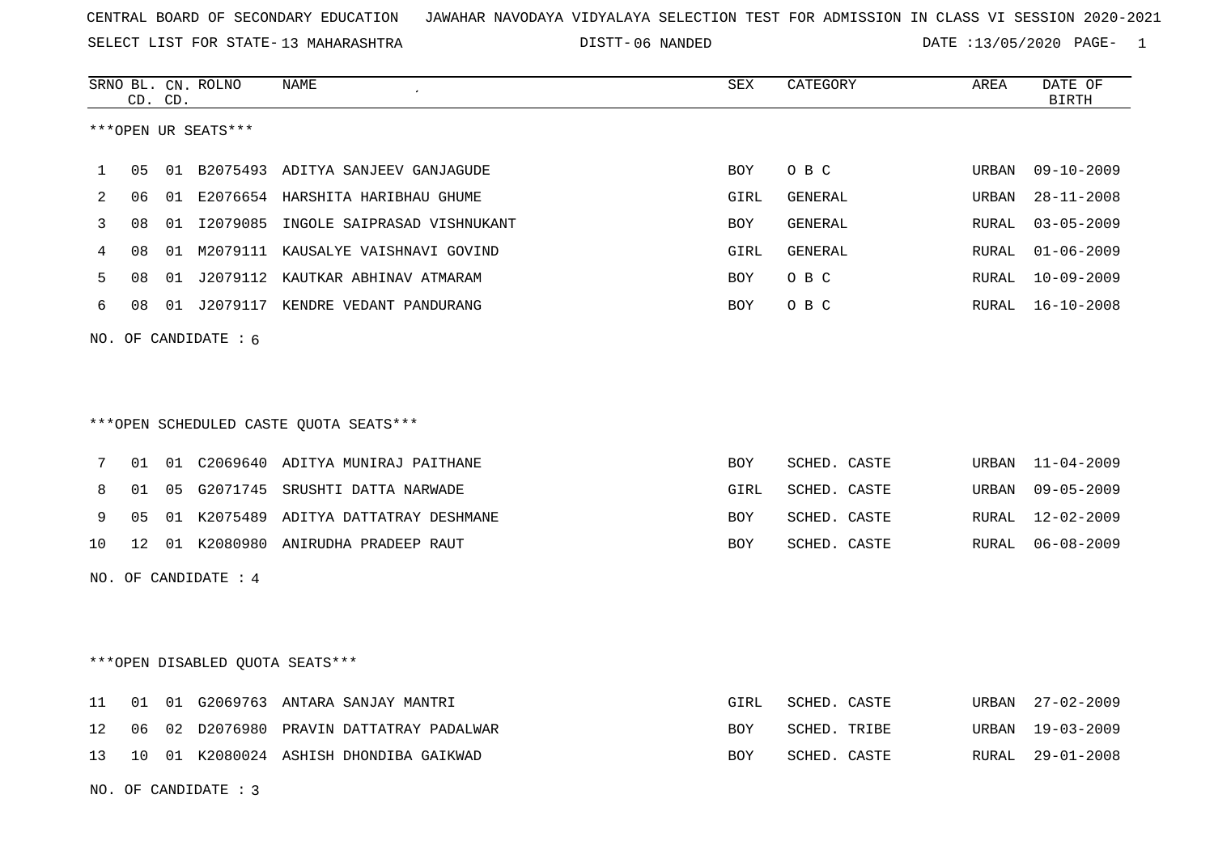CENTRAL BOARD OF SECONDARY EDUCATION JAWAHAR NAVODAYA VIDYALAYA SELECTION TEST FOR ADMISSION IN CLASS VI SESSION 2020-2021

SELECT LIST FOR STATE- 13 MAHARASHTRA DISTT- 06 NANDED DATE :13/05/2020

***OPEN UR SEATS***

| SRNO | BL. CD. | CN. CD. | ROLNO | NAME | SEX | CATEGORY | AREA | DATE OF BIRTH |
|---|---|---|---|---|---|---|---|---|
| 1 | 05 | 01 | B2075493 | ADITYA SANJEEV GANJAGUDE | BOY | O B C | URBAN | 09-10-2009 |
| 2 | 06 | 01 | E2076654 | HARSHITA HARIBHAU GHUME | GIRL | GENERAL | URBAN | 28-11-2008 |
| 3 | 08 | 01 | I2079085 | INGOLE SAIPRASAD VISHNUKANT | BOY | GENERAL | RURAL | 03-05-2009 |
| 4 | 08 | 01 | M2079111 | KAUSALYE VAISHNAVI GOVIND | GIRL | GENERAL | RURAL | 01-06-2009 |
| 5 | 08 | 01 | J2079112 | KAUTKAR ABHINAV ATMARAM | BOY | O B C | RURAL | 10-09-2009 |
| 6 | 08 | 01 | J2079117 | KENDRE VEDANT PANDURANG | BOY | O B C | RURAL | 16-10-2008 |

NO. OF CANDIDATE : 6

***OPEN SCHEDULED CASTE QUOTA SEATS***

| SRNO | BL. CD. | CN. CD. | ROLNO | NAME | SEX | CATEGORY | AREA | DATE OF BIRTH |
|---|---|---|---|---|---|---|---|---|
| 7 | 01 | 01 | C2069640 | ADITYA MUNIRAJ PAITHANE | BOY | SCHED. CASTE | URBAN | 11-04-2009 |
| 8 | 01 | 05 | G2071745 | SRUSHTI DATTA NARWADE | GIRL | SCHED. CASTE | URBAN | 09-05-2009 |
| 9 | 05 | 01 | K2075489 | ADITYA DATTATRAY DESHMANE | BOY | SCHED. CASTE | RURAL | 12-02-2009 |
| 10 | 12 | 01 | K2080980 | ANIRUDHA PRADEEP RAUT | BOY | SCHED. CASTE | RURAL | 06-08-2009 |

NO. OF CANDIDATE : 4

***OPEN DISABLED QUOTA SEATS***

| SRNO | BL. CD. | CN. CD. | ROLNO | NAME | SEX | CATEGORY | AREA | DATE OF BIRTH |
|---|---|---|---|---|---|---|---|---|
| 11 | 01 | 01 | G2069763 | ANTARA SANJAY MANTRI | GIRL | SCHED. CASTE | URBAN | 27-02-2009 |
| 12 | 06 | 02 | D2076980 | PRAVIN DATTATRAY PADALWAR | BOY | SCHED. TRIBE | URBAN | 19-03-2009 |
| 13 | 10 | 01 | K2080024 | ASHISH DHONDIBA GAIKWAD | BOY | SCHED. CASTE | RURAL | 29-01-2008 |

NO. OF CANDIDATE : 3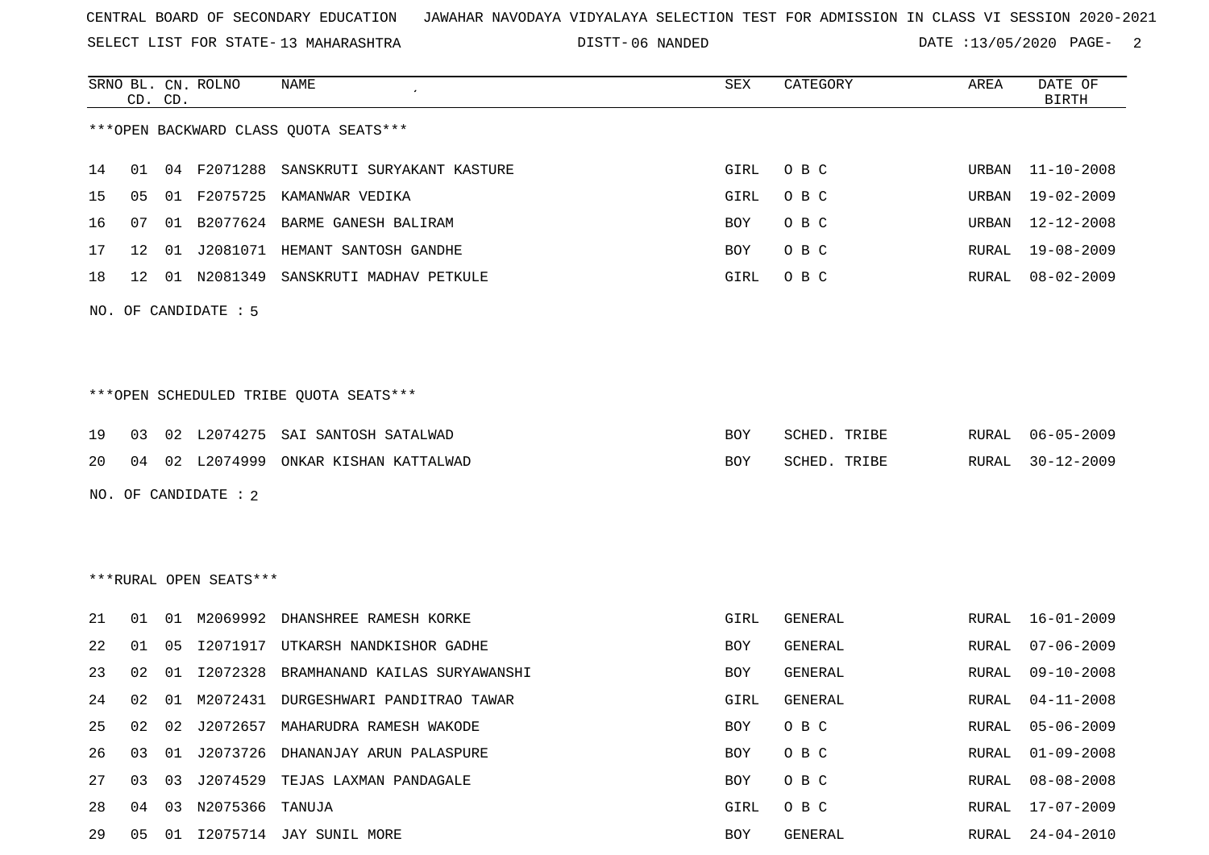CENTRAL BOARD OF SECONDARY EDUCATION JAWAHAR NAVODAYA VIDYALAYA SELECTION TEST FOR ADMISSION IN CLASS VI SESSION 2020-2021

SELECT LIST FOR STATE- 13 MAHARASHTRA DISTT- 06 NANDED DATE :13/05/2020

***OPEN BACKWARD CLASS QUOTA SEATS***

| SRNO | BL. CD. | CN. CD. | ROLNO | NAME | SEX | CATEGORY | AREA | DATE OF BIRTH |
|---|---|---|---|---|---|---|---|---|
| 14 | 01 | 04 | F2071288 | SANSKRUTI SURYAKANT KASTURE | GIRL | O B C | URBAN | 11-10-2008 |
| 15 | 05 | 01 | F2075725 | KAMANWAR VEDIKA | GIRL | O B C | URBAN | 19-02-2009 |
| 16 | 07 | 01 | B2077624 | BARME GANESH BALIRAM | BOY | O B C | URBAN | 12-12-2008 |
| 17 | 12 | 01 | J2081071 | HEMANT SANTOSH GANDHE | BOY | O B C | RURAL | 19-08-2009 |
| 18 | 12 | 01 | N2081349 | SANSKRUTI MADHAV PETKULE | GIRL | O B C | RURAL | 08-02-2009 |

NO. OF CANDIDATE : 5

***OPEN SCHEDULED TRIBE QUOTA SEATS***

| SRNO | BL. CD. | CN. CD. | ROLNO | NAME | SEX | CATEGORY | AREA | DATE OF BIRTH |
|---|---|---|---|---|---|---|---|---|
| 19 | 03 | 02 | L2074275 | SAI SANTOSH SATALWAD | BOY | SCHED. TRIBE | RURAL | 06-05-2009 |
| 20 | 04 | 02 | L2074999 | ONKAR KISHAN KATTALWAD | BOY | SCHED. TRIBE | RURAL | 30-12-2009 |

NO. OF CANDIDATE : 2

***RURAL OPEN SEATS***

| SRNO | BL. CD. | CN. CD. | ROLNO | NAME | SEX | CATEGORY | AREA | DATE OF BIRTH |
|---|---|---|---|---|---|---|---|---|
| 21 | 01 | 01 | M2069992 | DHANSHREE RAMESH KORKE | GIRL | GENERAL | RURAL | 16-01-2009 |
| 22 | 01 | 05 | I2071917 | UTKARSH NANDKISHOR GADHE | BOY | GENERAL | RURAL | 07-06-2009 |
| 23 | 02 | 01 | I2072328 | BRAMHANAND KAILAS SURYAWANSHI | BOY | GENERAL | RURAL | 09-10-2008 |
| 24 | 02 | 01 | M2072431 | DURGESHWARI PANDITRAO TAWAR | GIRL | GENERAL | RURAL | 04-11-2008 |
| 25 | 02 | 02 | J2072657 | MAHARUDRA RAMESH WAKODE | BOY | O B C | RURAL | 05-06-2009 |
| 26 | 03 | 01 | J2073726 | DHANANJAY ARUN PALASPURE | BOY | O B C | RURAL | 01-09-2008 |
| 27 | 03 | 03 | J2074529 | TEJAS LAXMAN PANDAGALE | BOY | O B C | RURAL | 08-08-2008 |
| 28 | 04 | 03 | N2075366 | TANUJA | GIRL | O B C | RURAL | 17-07-2009 |
| 29 | 05 | 01 | I2075714 | JAY SUNIL MORE | BOY | GENERAL | RURAL | 24-04-2010 |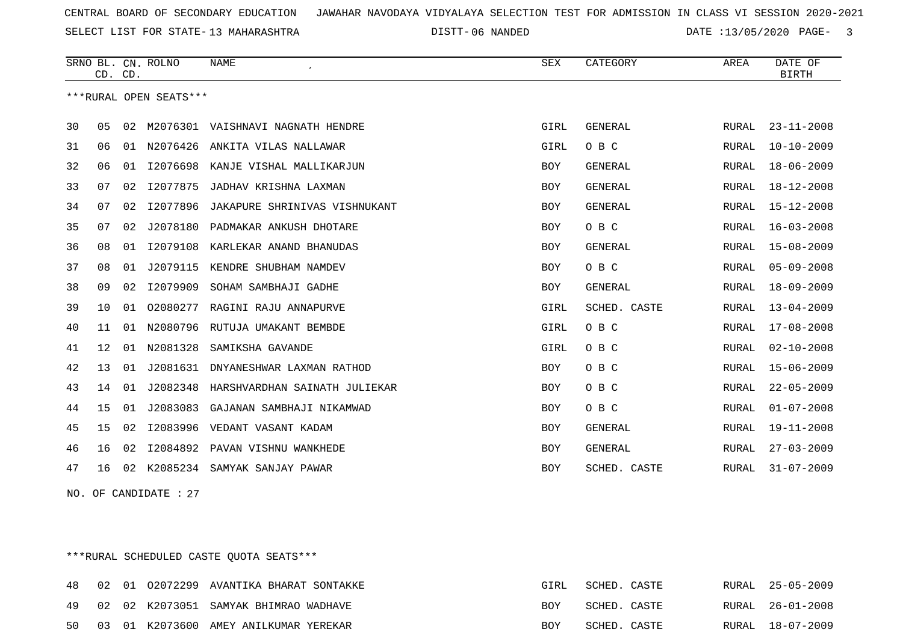CENTRAL BOARD OF SECONDARY EDUCATION JAWAHAR NAVODAYA VIDYALAYA SELECTION TEST FOR ADMISSION IN CLASS VI SESSION 2020-2021

SELECT LIST FOR STATE- 13 MAHARASHTRA DISTT- 06 NANDED DATE :13/05/2020

***RURAL OPEN SEATS***

| SRNO | BL. CD. | CN. CD. | ROLNO | NAME | SEX | CATEGORY | AREA | DATE OF BIRTH |
|---|---|---|---|---|---|---|---|---|
| 30 | 05 | 02 | M2076301 | VAISHNAVI NAGNATH HENDRE | GIRL | GENERAL | RURAL | 23-11-2008 |
| 31 | 06 | 01 | N2076426 | ANKITA VILAS NALLAWAR | GIRL | O B C | RURAL | 10-10-2009 |
| 32 | 06 | 01 | I2076698 | KANJE VISHAL MALLIKARJUN | BOY | GENERAL | RURAL | 18-06-2009 |
| 33 | 07 | 02 | I2077875 | JADHAV KRISHNA LAXMAN | BOY | GENERAL | RURAL | 18-12-2008 |
| 34 | 07 | 02 | I2077896 | JAKAPURE SHRINIVAS VISHNUKANT | BOY | GENERAL | RURAL | 15-12-2008 |
| 35 | 07 | 02 | J2078180 | PADMAKAR ANKUSH DHOTARE | BOY | O B C | RURAL | 16-03-2008 |
| 36 | 08 | 01 | I2079108 | KARLEKAR ANAND BHANUDAS | BOY | GENERAL | RURAL | 15-08-2009 |
| 37 | 08 | 01 | J2079115 | KENDRE SHUBHAM NAMDEV | BOY | O B C | RURAL | 05-09-2008 |
| 38 | 09 | 02 | I2079909 | SOHAM SAMBHAJI GADHE | BOY | GENERAL | RURAL | 18-09-2009 |
| 39 | 10 | 01 | O2080277 | RAGINI RAJU ANNAPURVE | GIRL | SCHED. CASTE | RURAL | 13-04-2009 |
| 40 | 11 | 01 | N2080796 | RUTUJA UMAKANT BEMBDE | GIRL | O B C | RURAL | 17-08-2008 |
| 41 | 12 | 01 | N2081328 | SAMIKSHA GAVANDE | GIRL | O B C | RURAL | 02-10-2008 |
| 42 | 13 | 01 | J2081631 | DNYANESHWAR LAXMAN RATHOD | BOY | O B C | RURAL | 15-06-2009 |
| 43 | 14 | 01 | J2082348 | HARSHVARDHAN SAINATH JULIEKAR | BOY | O B C | RURAL | 22-05-2009 |
| 44 | 15 | 01 | J2083083 | GAJANAN SAMBHAJI NIKAMWAD | BOY | O B C | RURAL | 01-07-2008 |
| 45 | 15 | 02 | I2083996 | VEDANT VASANT KADAM | BOY | GENERAL | RURAL | 19-11-2008 |
| 46 | 16 | 02 | I2084892 | PAVAN VISHNU WANKHEDE | BOY | GENERAL | RURAL | 27-03-2009 |
| 47 | 16 | 02 | K2085234 | SAMYAK SANJAY PAWAR | BOY | SCHED. CASTE | RURAL | 31-07-2009 |

NO. OF CANDIDATE : 27

***RURAL SCHEDULED CASTE QUOTA SEATS***

| SRNO | BL. CD. | CN. CD. | ROLNO | NAME | SEX | CATEGORY | AREA | DATE OF BIRTH |
|---|---|---|---|---|---|---|---|---|
| 48 | 02 | 01 | O2072299 | AVANTIKA BHARAT SONTAKKE | GIRL | SCHED. CASTE | RURAL | 25-05-2009 |
| 49 | 02 | 02 | K2073051 | SAMYAK BHIMRAO WADHAVE | BOY | SCHED. CASTE | RURAL | 26-01-2008 |
| 50 | 03 | 01 | K2073600 | AMEY ANILKUMAR YEREKAR | BOY | SCHED. CASTE | RURAL | 18-07-2009 |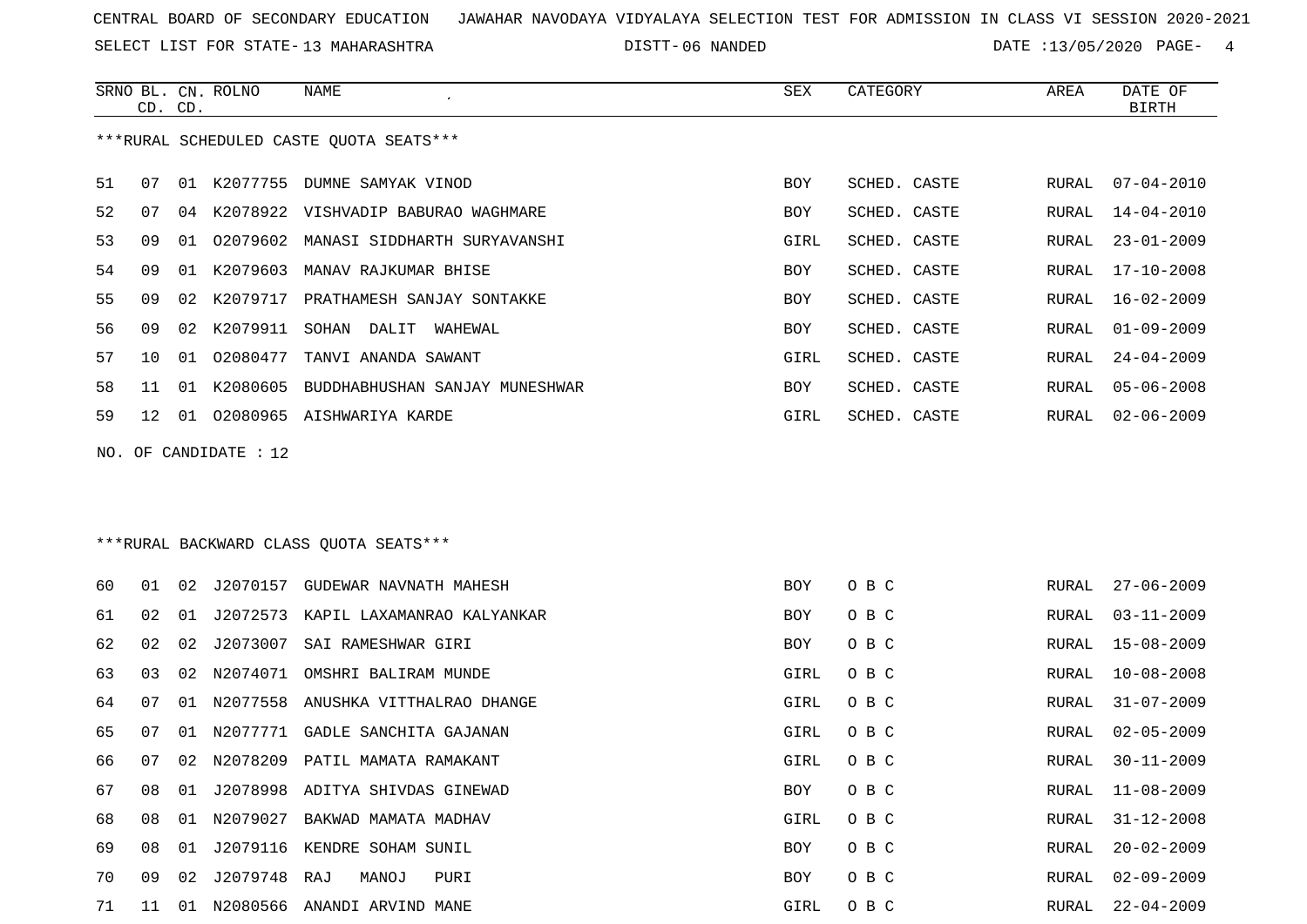CENTRAL BOARD OF SECONDARY EDUCATION JAWAHAR NAVODAYA VIDYALAYA SELECTION TEST FOR ADMISSION IN CLASS VI SESSION 2020-2021

SELECT LIST FOR STATE- 13 MAHARASHTRA DISTT- 06 NANDED DATE :13/05/2020

***RURAL SCHEDULED CASTE QUOTA SEATS***

| SRNO | BL. CD. | CN. CD. | ROLNO | NAME | SEX | CATEGORY | AREA | DATE OF BIRTH |
|---|---|---|---|---|---|---|---|---|
| 51 | 07 | 01 | K2077755 | DUMNE SAMYAK VINOD | BOY | SCHED. CASTE | RURAL | 07-04-2010 |
| 52 | 07 | 04 | K2078922 | VISHVADIP BABURAO WAGHMARE | BOY | SCHED. CASTE | RURAL | 14-04-2010 |
| 53 | 09 | 01 | O2079602 | MANASI SIDDHARTH SURYAVANSHI | GIRL | SCHED. CASTE | RURAL | 23-01-2009 |
| 54 | 09 | 01 | K2079603 | MANAV RAJKUMAR BHISE | BOY | SCHED. CASTE | RURAL | 17-10-2008 |
| 55 | 09 | 02 | K2079717 | PRATHAMESH SANJAY SONTAKKE | BOY | SCHED. CASTE | RURAL | 16-02-2009 |
| 56 | 09 | 02 | K2079911 | SOHAN DALIT WAHEWAL | BOY | SCHED. CASTE | RURAL | 01-09-2009 |
| 57 | 10 | 01 | O2080477 | TANVI ANANDA SAWANT | GIRL | SCHED. CASTE | RURAL | 24-04-2009 |
| 58 | 11 | 01 | K2080605 | BUDDHABHUSHAN SANJAY MUNESHWAR | BOY | SCHED. CASTE | RURAL | 05-06-2008 |
| 59 | 12 | 01 | O2080965 | AISHWARIYA KARDE | GIRL | SCHED. CASTE | RURAL | 02-06-2009 |

NO. OF CANDIDATE : 12

***RURAL BACKWARD CLASS QUOTA SEATS***

| SRNO | BL. CD. | CN. CD. | ROLNO | NAME | SEX | CATEGORY | AREA | DATE OF BIRTH |
|---|---|---|---|---|---|---|---|---|
| 60 | 01 | 02 | J2070157 | GUDEWAR NAVNATH MAHESH | BOY | O B C | RURAL | 27-06-2009 |
| 61 | 02 | 01 | J2072573 | KAPIL LAXAMANRAO KALYANKAR | BOY | O B C | RURAL | 03-11-2009 |
| 62 | 02 | 02 | J2073007 | SAI RAMESHWAR GIRI | BOY | O B C | RURAL | 15-08-2009 |
| 63 | 03 | 02 | N2074071 | OMSHRI BALIRAM MUNDE | GIRL | O B C | RURAL | 10-08-2008 |
| 64 | 07 | 01 | N2077558 | ANUSHKA VITTHALRAO DHANGE | GIRL | O B C | RURAL | 31-07-2009 |
| 65 | 07 | 01 | N2077771 | GADLE SANCHITA GAJANAN | GIRL | O B C | RURAL | 02-05-2009 |
| 66 | 07 | 02 | N2078209 | PATIL MAMATA RAMAKANT | GIRL | O B C | RURAL | 30-11-2009 |
| 67 | 08 | 01 | J2078998 | ADITYA SHIVDAS GINEWAD | BOY | O B C | RURAL | 11-08-2009 |
| 68 | 08 | 01 | N2079027 | BAKWAD MAMATA MADHAV | GIRL | O B C | RURAL | 31-12-2008 |
| 69 | 08 | 01 | J2079116 | KENDRE SOHAM SUNIL | BOY | O B C | RURAL | 20-02-2009 |
| 70 | 09 | 02 | J2079748 | RAJ MANOJ PURI | BOY | O B C | RURAL | 02-09-2009 |
| 71 | 11 | 01 | N2080566 | ANANDI ARVIND MANE | GIRL | O B C | RURAL | 22-04-2009 |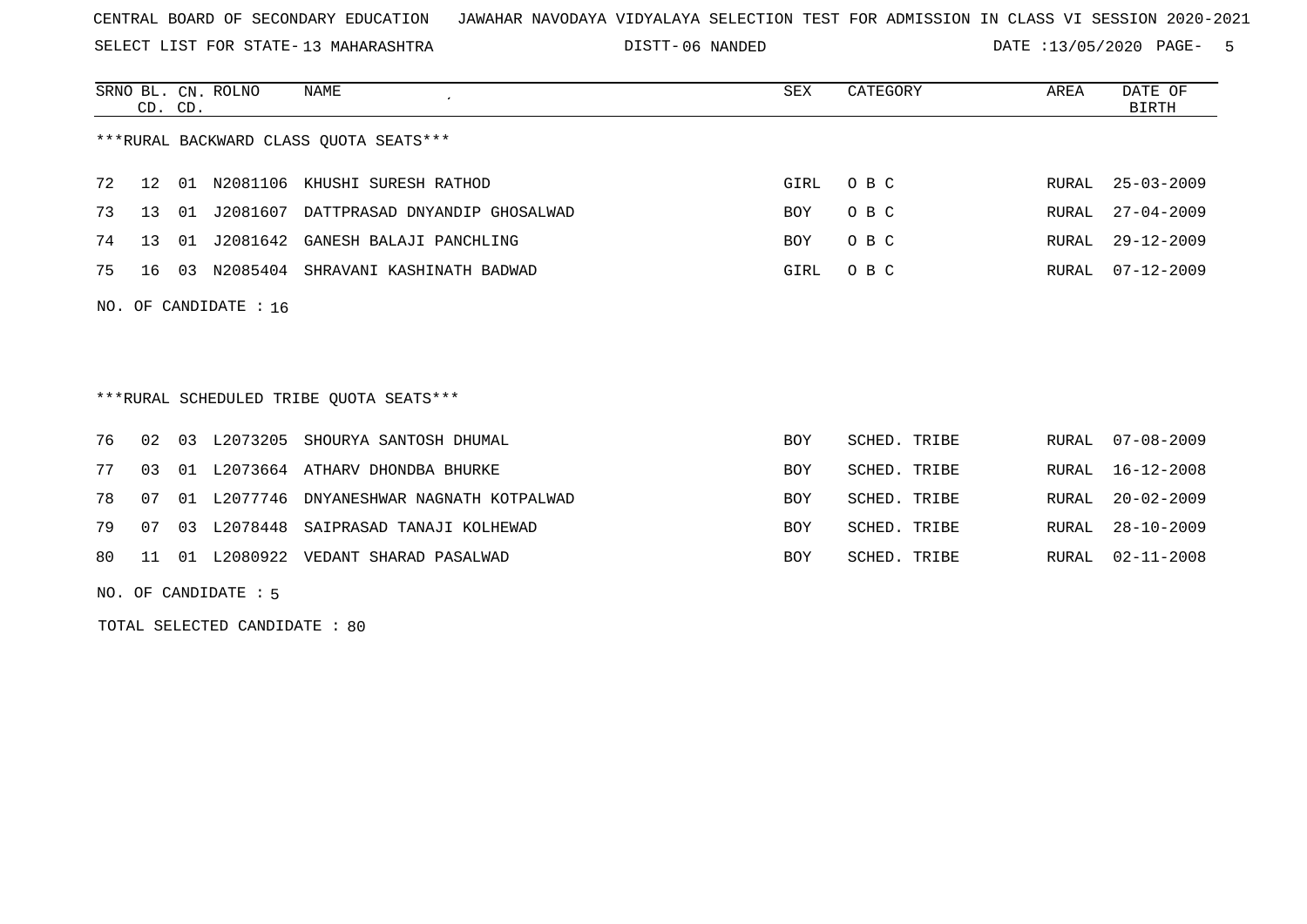CENTRAL BOARD OF SECONDARY EDUCATION   JAWAHAR NAVODAYA VIDYALAYA SELECTION TEST FOR ADMISSION IN CLASS VI SESSION 2020-2021

SELECT LIST FOR STATE- 13 MAHARASHTRA   DISTT- 06 NANDED   DATE :13/05/2020

***RURAL BACKWARD CLASS QUOTA SEATS***

| SRNO | BL. CD. | CN. CD. | ROLNO | NAME | SEX | CATEGORY | AREA | DATE OF BIRTH |
|---|---|---|---|---|---|---|---|---|
| 72 | 12 | 01 | N2081106 | KHUSHI SURESH RATHOD | GIRL | O B C | RURAL | 25-03-2009 |
| 73 | 13 | 01 | J2081607 | DATTPRASAD DNYANDIP GHOSALWAD | BOY | O B C | RURAL | 27-04-2009 |
| 74 | 13 | 01 | J2081642 | GANESH BALAJI PANCHLING | BOY | O B C | RURAL | 29-12-2009 |
| 75 | 16 | 03 | N2085404 | SHRAVANI KASHINATH BADWAD | GIRL | O B C | RURAL | 07-12-2009 |

NO. OF CANDIDATE : 16

***RURAL SCHEDULED TRIBE QUOTA SEATS***

| SRNO | BL. CD. | CN. CD. | ROLNO | NAME | SEX | CATEGORY | AREA | DATE OF BIRTH |
|---|---|---|---|---|---|---|---|---|
| 76 | 02 | 03 | L2073205 | SHOURYA SANTOSH DHUMAL | BOY | SCHED. TRIBE | RURAL | 07-08-2009 |
| 77 | 03 | 01 | L2073664 | ATHARV DHONDBA BHURKE | BOY | SCHED. TRIBE | RURAL | 16-12-2008 |
| 78 | 07 | 01 | L2077746 | DNYANESHWAR NAGNATH KOTPALWAD | BOY | SCHED. TRIBE | RURAL | 20-02-2009 |
| 79 | 07 | 03 | L2078448 | SAIPRASAD TANAJI KOLHEWAD | BOY | SCHED. TRIBE | RURAL | 28-10-2009 |
| 80 | 11 | 01 | L2080922 | VEDANT SHARAD PASALWAD | BOY | SCHED. TRIBE | RURAL | 02-11-2008 |

NO. OF CANDIDATE : 5

TOTAL SELECTED CANDIDATE : 80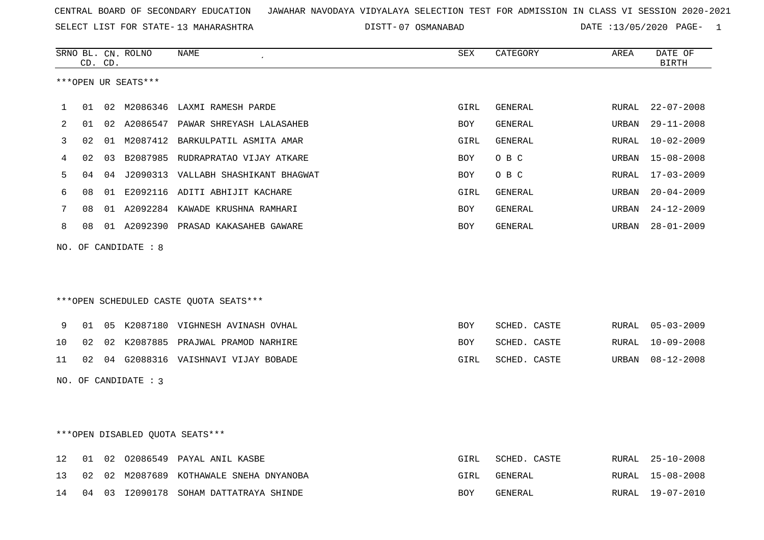CENTRAL BOARD OF SECONDARY EDUCATION   JAWAHAR NAVODAYA VIDYALAYA SELECTION TEST FOR ADMISSION IN CLASS VI SESSION 2020-2021

SELECT LIST FOR STATE- 13 MAHARASHTRA   DISTT- 07 OSMANABAD   DATE :13/05/2020 PAGE- 1

***OPEN UR SEATS***

| SRNO | BL. CD. | CN. CD. | ROLNO | NAME | SEX | CATEGORY | AREA | DATE OF BIRTH |
|---|---|---|---|---|---|---|---|---|
| 1 | 01 | 02 | M2086346 | LAXMI RAMESH PARDE | GIRL | GENERAL | RURAL | 22-07-2008 |
| 2 | 01 | 02 | A2086547 | PAWAR SHREYASH LALASAHEB | BOY | GENERAL | URBAN | 29-11-2008 |
| 3 | 02 | 01 | M2087412 | BARKULPATIL ASMITA AMAR | GIRL | GENERAL | RURAL | 10-02-2009 |
| 4 | 02 | 03 | B2087985 | RUDRAPRATAO VIJAY ATKARE | BOY | O B C | URBAN | 15-08-2008 |
| 5 | 04 | 04 | J2090313 | VALLABH SHASHIKANT BHAGWAT | BOY | O B C | RURAL | 17-03-2009 |
| 6 | 08 | 01 | E2092116 | ADITI ABHIJIT KACHARE | GIRL | GENERAL | URBAN | 20-04-2009 |
| 7 | 08 | 01 | A2092284 | KAWADE KRUSHNA RAMHARI | BOY | GENERAL | URBAN | 24-12-2009 |
| 8 | 08 | 01 | A2092390 | PRASAD KAKASAHEB GAWARE | BOY | GENERAL | URBAN | 28-01-2009 |

NO. OF CANDIDATE : 8

***OPEN SCHEDULED CASTE QUOTA SEATS***

| SRNO | BL. CD. | CN. CD. | ROLNO | NAME | SEX | CATEGORY | AREA | DATE OF BIRTH |
|---|---|---|---|---|---|---|---|---|
| 9 | 01 | 05 | K2087180 | VIGHNESH AVINASH OVHAL | BOY | SCHED. CASTE | RURAL | 05-03-2009 |
| 10 | 02 | 02 | K2087885 | PRAJWAL PRAMOD NARHIRE | BOY | SCHED. CASTE | RURAL | 10-09-2008 |
| 11 | 02 | 04 | G2088316 | VAISHNAVI VIJAY BOBADE | GIRL | SCHED. CASTE | URBAN | 08-12-2008 |

NO. OF CANDIDATE : 3

***OPEN DISABLED QUOTA SEATS***

| SRNO | BL. CD. | CN. CD. | ROLNO | NAME | SEX | CATEGORY | AREA | DATE OF BIRTH |
|---|---|---|---|---|---|---|---|---|
| 12 | 01 | 02 | O2086549 | PAYAL ANIL KASBE | GIRL | SCHED. CASTE | RURAL | 25-10-2008 |
| 13 | 02 | 02 | M2087689 | KOTHAWALE SNEHA DNYANOBA | GIRL | GENERAL | RURAL | 15-08-2008 |
| 14 | 04 | 03 | I2090178 | SOHAM DATTATRAYA SHINDE | BOY | GENERAL | RURAL | 19-07-2010 |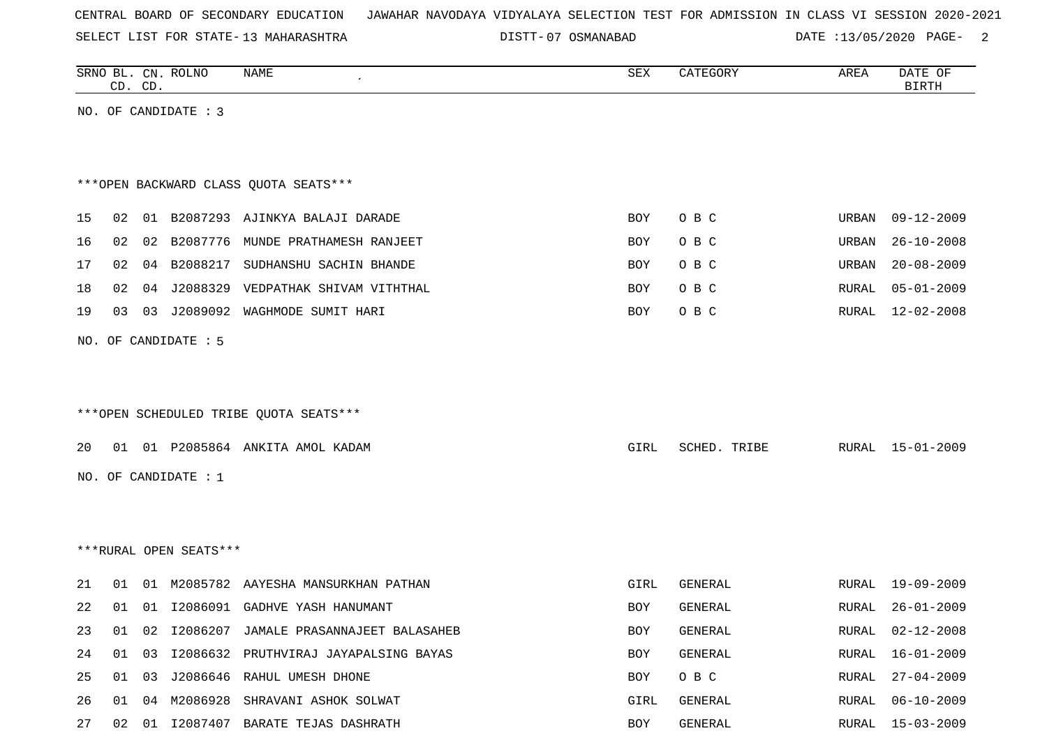CENTRAL BOARD OF SECONDARY EDUCATION JAWAHAR NAVODAYA VIDYALAYA SELECTION TEST FOR ADMISSION IN CLASS VI SESSION 2020-2021

SELECT LIST FOR STATE- 13 MAHARASHTRA DISTT- 07 OSMANABAD DATE :13/05/2020

| SRNO | BL. CD. | CN. CD. | ROLNO | NAME | SEX | CATEGORY | AREA | DATE OF BIRTH |
|---|---|---|---|---|---|---|---|---|

NO. OF CANDIDATE : 3

***OPEN BACKWARD CLASS QUOTA SEATS***

| SRNO | BL. CD. | CN. CD. | ROLNO | NAME | SEX | CATEGORY | AREA | DATE OF BIRTH |
|---|---|---|---|---|---|---|---|---|
| 15 | 02 | 01 | B2087293 | AJINKYA BALAJI DARADE | BOY | O B C | URBAN | 09-12-2009 |
| 16 | 02 | 02 | B2087776 | MUNDE PRATHAMESH RANJEET | BOY | O B C | URBAN | 26-10-2008 |
| 17 | 02 | 04 | B2088217 | SUDHANSHU SACHIN BHANDE | BOY | O B C | URBAN | 20-08-2009 |
| 18 | 02 | 04 | J2088329 | VEDPATHAK SHIVAM VITHTHAL | BOY | O B C | RURAL | 05-01-2009 |
| 19 | 03 | 03 | J2089092 | WAGHMODE SUMIT HARI | BOY | O B C | RURAL | 12-02-2008 |

NO. OF CANDIDATE : 5

***OPEN SCHEDULED TRIBE QUOTA SEATS***

| SRNO | BL. CD. | CN. CD. | ROLNO | NAME | SEX | CATEGORY | AREA | DATE OF BIRTH |
|---|---|---|---|---|---|---|---|---|
| 20 | 01 | 01 | P2085864 | ANKITA AMOL KADAM | GIRL | SCHED. TRIBE | RURAL | 15-01-2009 |

NO. OF CANDIDATE : 1

***RURAL OPEN SEATS***

| SRNO | BL. CD. | CN. CD. | ROLNO | NAME | SEX | CATEGORY | AREA | DATE OF BIRTH |
|---|---|---|---|---|---|---|---|---|
| 21 | 01 | 01 | M2085782 | AAYESHA MANSURKHAN PATHAN | GIRL | GENERAL | RURAL | 19-09-2009 |
| 22 | 01 | 01 | I2086091 | GADHVE YASH HANUMANT | BOY | GENERAL | RURAL | 26-01-2009 |
| 23 | 01 | 02 | I2086207 | JAMALE PRASANNAJEET BALASAHEB | BOY | GENERAL | RURAL | 02-12-2008 |
| 24 | 01 | 03 | I2086632 | PRUTHVIRAJ JAYAPALSING BAYAS | BOY | GENERAL | RURAL | 16-01-2009 |
| 25 | 01 | 03 | J2086646 | RAHUL UMESH DHONE | BOY | O B C | RURAL | 27-04-2009 |
| 26 | 01 | 04 | M2086928 | SHRAVANI ASHOK SOLWAT | GIRL | GENERAL | RURAL | 06-10-2009 |
| 27 | 02 | 01 | I2087407 | BARATE TEJAS DASHRATH | BOY | GENERAL | RURAL | 15-03-2009 |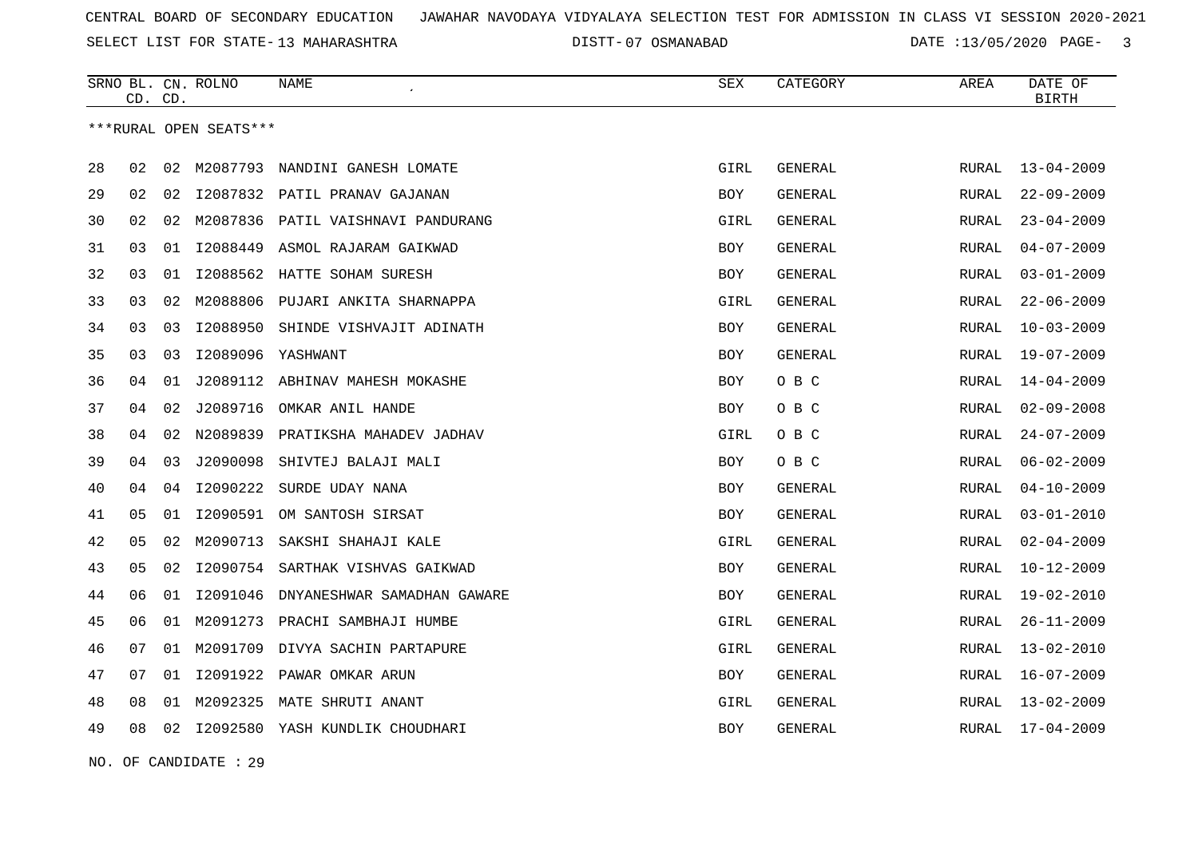CENTRAL BOARD OF SECONDARY EDUCATION JAWAHAR NAVODAYA VIDYALAYA SELECTION TEST FOR ADMISSION IN CLASS VI SESSION 2020-2021

SELECT LIST FOR STATE- 13 MAHARASHTRA DISTT- 07 OSMANABAD DATE :13/05/2020

| SRNO | BL. CD. | CN. CD. | ROLNO | NAME | SEX | CATEGORY | AREA | DATE OF BIRTH |
|---|---|---|---|---|---|---|---|---|
| ***RURAL OPEN SEATS*** | | | | | | | | |
| 28 | 02 | 02 | M2087793 | NANDINI GANESH LOMATE | GIRL | GENERAL | RURAL | 13-04-2009 |
| 29 | 02 | 02 | I2087832 | PATIL PRANAV GAJANAN | BOY | GENERAL | RURAL | 22-09-2009 |
| 30 | 02 | 02 | M2087836 | PATIL VAISHNAVI PANDURANG | GIRL | GENERAL | RURAL | 23-04-2009 |
| 31 | 03 | 01 | I2088449 | ASMOL RAJARAM GAIKWAD | BOY | GENERAL | RURAL | 04-07-2009 |
| 32 | 03 | 01 | I2088562 | HATTE SOHAM SURESH | BOY | GENERAL | RURAL | 03-01-2009 |
| 33 | 03 | 02 | M2088806 | PUJARI ANKITA SHARNAPPA | GIRL | GENERAL | RURAL | 22-06-2009 |
| 34 | 03 | 03 | I2088950 | SHINDE VISHVAJIT ADINATH | BOY | GENERAL | RURAL | 10-03-2009 |
| 35 | 03 | 03 | I2089096 | YASHWANT | BOY | GENERAL | RURAL | 19-07-2009 |
| 36 | 04 | 01 | J2089112 | ABHINAV MAHESH MOKASHE | BOY | O B C | RURAL | 14-04-2009 |
| 37 | 04 | 02 | J2089716 | OMKAR ANIL HANDE | BOY | O B C | RURAL | 02-09-2008 |
| 38 | 04 | 02 | N2089839 | PRATIKSHA MAHADEV JADHAV | GIRL | O B C | RURAL | 24-07-2009 |
| 39 | 04 | 03 | J2090098 | SHIVTEJ BALAJI MALI | BOY | O B C | RURAL | 06-02-2009 |
| 40 | 04 | 04 | I2090222 | SURDE UDAY NANA | BOY | GENERAL | RURAL | 04-10-2009 |
| 41 | 05 | 01 | I2090591 | OM SANTOSH SIRSAT | BOY | GENERAL | RURAL | 03-01-2010 |
| 42 | 05 | 02 | M2090713 | SAKSHI SHAHAJI KALE | GIRL | GENERAL | RURAL | 02-04-2009 |
| 43 | 05 | 02 | I2090754 | SARTHAK VISHVAS GAIKWAD | BOY | GENERAL | RURAL | 10-12-2009 |
| 44 | 06 | 01 | I2091046 | DNYANESHWAR SAMADHAN GAWARE | BOY | GENERAL | RURAL | 19-02-2010 |
| 45 | 06 | 01 | M2091273 | PRACHI SAMBHAJI HUMBE | GIRL | GENERAL | RURAL | 26-11-2009 |
| 46 | 07 | 01 | M2091709 | DIVYA SACHIN PARTAPURE | GIRL | GENERAL | RURAL | 13-02-2010 |
| 47 | 07 | 01 | I2091922 | PAWAR OMKAR ARUN | BOY | GENERAL | RURAL | 16-07-2009 |
| 48 | 08 | 01 | M2092325 | MATE SHRUTI ANANT | GIRL | GENERAL | RURAL | 13-02-2009 |
| 49 | 08 | 02 | I2092580 | YASH KUNDLIK CHOUDHARI | BOY | GENERAL | RURAL | 17-04-2009 |

NO. OF CANDIDATE : 29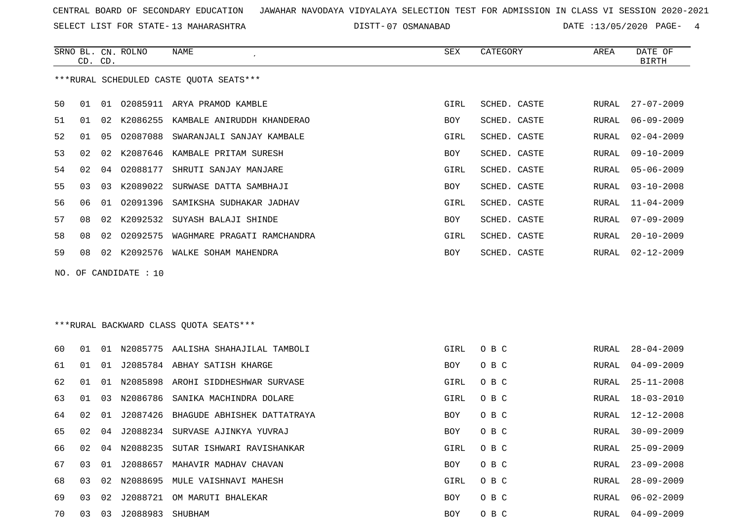CENTRAL BOARD OF SECONDARY EDUCATION JAWAHAR NAVODAYA VIDYALAYA SELECTION TEST FOR ADMISSION IN CLASS VI SESSION 2020-2021

SELECT LIST FOR STATE- 13 MAHARASHTRA DISTT- 07 OSMANABAD DATE :13/05/2020

***RURAL SCHEDULED CASTE QUOTA SEATS***

| SRNO | BL. CD. | CN. CD. | ROLNO | NAME | SEX | CATEGORY | AREA | DATE OF BIRTH |
|---|---|---|---|---|---|---|---|---|
| 50 | 01 | 01 | O2085911 | ARYA PRAMOD KAMBLE | GIRL | SCHED. CASTE | RURAL | 27-07-2009 |
| 51 | 01 | 02 | K2086255 | KAMBALE ANIRUDDH KHANDERAO | BOY | SCHED. CASTE | RURAL | 06-09-2009 |
| 52 | 01 | 05 | O2087088 | SWARANJALI SANJAY KAMBALE | GIRL | SCHED. CASTE | RURAL | 02-04-2009 |
| 53 | 02 | 02 | K2087646 | KAMBALE PRITAM SURESH | BOY | SCHED. CASTE | RURAL | 09-10-2009 |
| 54 | 02 | 04 | O2088177 | SHRUTI SANJAY MANJARE | GIRL | SCHED. CASTE | RURAL | 05-06-2009 |
| 55 | 03 | 03 | K2089022 | SURWASE DATTA SAMBHAJI | BOY | SCHED. CASTE | RURAL | 03-10-2008 |
| 56 | 06 | 01 | O2091396 | SAMIKSHA SUDHAKAR JADHAV | GIRL | SCHED. CASTE | RURAL | 11-04-2009 |
| 57 | 08 | 02 | K2092532 | SUYASH BALAJI SHINDE | BOY | SCHED. CASTE | RURAL | 07-09-2009 |
| 58 | 08 | 02 | O2092575 | WAGHMARE PRAGATI RAMCHANDRA | GIRL | SCHED. CASTE | RURAL | 20-10-2009 |
| 59 | 08 | 02 | K2092576 | WALKE SOHAM MAHENDRA | BOY | SCHED. CASTE | RURAL | 02-12-2009 |

NO. OF CANDIDATE : 10

***RURAL BACKWARD CLASS QUOTA SEATS***

| SRNO | BL. CD. | CN. CD. | ROLNO | NAME | SEX | CATEGORY | AREA | DATE OF BIRTH |
|---|---|---|---|---|---|---|---|---|
| 60 | 01 | 01 | N2085775 | AALISHA SHAHAJILAL TAMBOLI | GIRL | O B C | RURAL | 28-04-2009 |
| 61 | 01 | 01 | J2085784 | ABHAY SATISH KHARGE | BOY | O B C | RURAL | 04-09-2009 |
| 62 | 01 | 01 | N2085898 | AROHI SIDDHESHWAR SURVASE | GIRL | O B C | RURAL | 25-11-2008 |
| 63 | 01 | 03 | N2086786 | SANIKA MACHINDRA DOLARE | GIRL | O B C | RURAL | 18-03-2010 |
| 64 | 02 | 01 | J2087426 | BHAGUDE ABHISHEK DATTATRAYA | BOY | O B C | RURAL | 12-12-2008 |
| 65 | 02 | 04 | J2088234 | SURVASE AJINKYA YUVRAJ | BOY | O B C | RURAL | 30-09-2009 |
| 66 | 02 | 04 | N2088235 | SUTAR ISHWARI RAVISHANKAR | GIRL | O B C | RURAL | 25-09-2009 |
| 67 | 03 | 01 | J2088657 | MAHAVIR MADHAV CHAVAN | BOY | O B C | RURAL | 23-09-2008 |
| 68 | 03 | 02 | N2088695 | MULE VAISHNAVI MAHESH | GIRL | O B C | RURAL | 28-09-2009 |
| 69 | 03 | 02 | J2088721 | OM MARUTI BHALEKAR | BOY | O B C | RURAL | 06-02-2009 |
| 70 | 03 | 03 | J2088983 | SHUBHAM | BOY | O B C | RURAL | 04-09-2009 |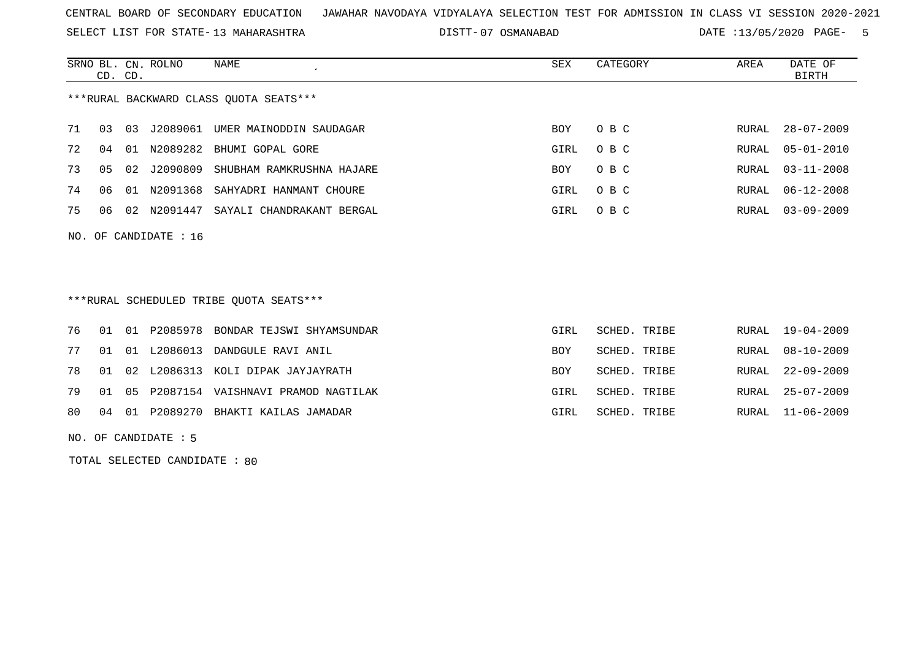CENTRAL BOARD OF SECONDARY EDUCATION   JAWAHAR NAVODAYA VIDYALAYA SELECTION TEST FOR ADMISSION IN CLASS VI SESSION 2020-2021

SELECT LIST FOR STATE- 13 MAHARASHTRA   DISTT- 07 OSMANABAD   DATE :13/05/2020

***RURAL BACKWARD CLASS QUOTA SEATS***

| SRNO | BL. CD. | CN. CD. | ROLNO | NAME | SEX | CATEGORY | AREA | DATE OF BIRTH |
|---|---|---|---|---|---|---|---|---|
| 71 | 03 | 03 | J2089061 | UMER MAINODDIN SAUDAGAR | BOY | O B C | RURAL | 28-07-2009 |
| 72 | 04 | 01 | N2089282 | BHUMI GOPAL GORE | GIRL | O B C | RURAL | 05-01-2010 |
| 73 | 05 | 02 | J2090809 | SHUBHAM RAMKRUSHNA HAJARE | BOY | O B C | RURAL | 03-11-2008 |
| 74 | 06 | 01 | N2091368 | SAHYADRI HANMANT CHOURE | GIRL | O B C | RURAL | 06-12-2008 |
| 75 | 06 | 02 | N2091447 | SAYALI CHANDRAKANT BERGAL | GIRL | O B C | RURAL | 03-09-2009 |

NO. OF CANDIDATE : 16

***RURAL SCHEDULED TRIBE QUOTA SEATS***

| SRNO | BL. CD. | CN. CD. | ROLNO | NAME | SEX | CATEGORY | AREA | DATE OF BIRTH |
|---|---|---|---|---|---|---|---|---|
| 76 | 01 | 01 | P2085978 | BONDAR TEJSWI SHYAMSUNDAR | GIRL | SCHED. TRIBE | RURAL | 19-04-2009 |
| 77 | 01 | 01 | L2086013 | DANDGULE RAVI ANIL | BOY | SCHED. TRIBE | RURAL | 08-10-2009 |
| 78 | 01 | 02 | L2086313 | KOLI DIPAK JAYJAYRATH | BOY | SCHED. TRIBE | RURAL | 22-09-2009 |
| 79 | 01 | 05 | P2087154 | VAISHNAVI PRAMOD NAGTILAK | GIRL | SCHED. TRIBE | RURAL | 25-07-2009 |
| 80 | 04 | 01 | P2089270 | BHAKTI KAILAS JAMADAR | GIRL | SCHED. TRIBE | RURAL | 11-06-2009 |

NO. OF CANDIDATE : 5

TOTAL SELECTED CANDIDATE : 80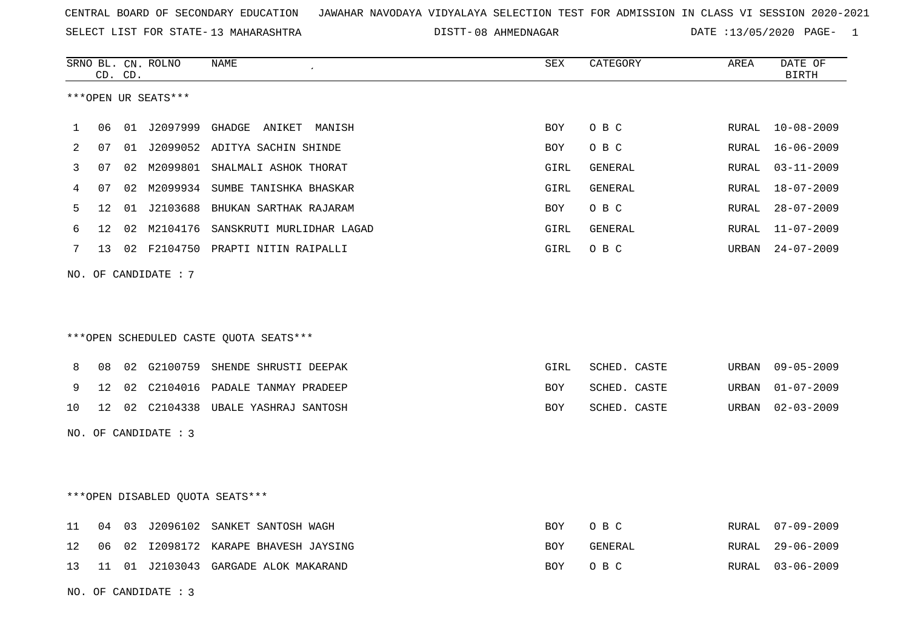CENTRAL BOARD OF SECONDARY EDUCATION JAWAHAR NAVODAYA VIDYALAYA SELECTION TEST FOR ADMISSION IN CLASS VI SESSION 2020-2021

SELECT LIST FOR STATE- 13 MAHARASHTRA DISTT- 08 AHMEDNAGAR DATE :13/05/2020

***OPEN UR SEATS***

| SRNO | BL. CD. | CN. CD. | ROLNO | NAME | SEX | CATEGORY | AREA | DATE OF BIRTH |
|---|---|---|---|---|---|---|---|---|
| 1 | 06 | 01 | J2097999 | GHADGE ANIKET MANISH | BOY | O B C | RURAL | 10-08-2009 |
| 2 | 07 | 01 | J2099052 | ADITYA SACHIN SHINDE | BOY | O B C | RURAL | 16-06-2009 |
| 3 | 07 | 02 | M2099801 | SHALMALI ASHOK THORAT | GIRL | GENERAL | RURAL | 03-11-2009 |
| 4 | 07 | 02 | M2099934 | SUMBE TANISHKA BHASKAR | GIRL | GENERAL | RURAL | 18-07-2009 |
| 5 | 12 | 01 | J2103688 | BHUKAN SARTHAK RAJARAM | BOY | O B C | RURAL | 28-07-2009 |
| 6 | 12 | 02 | M2104176 | SANSKRUTI MURLIDHAR LAGAD | GIRL | GENERAL | RURAL | 11-07-2009 |
| 7 | 13 | 02 | F2104750 | PRAPTI NITIN RAIPALLI | GIRL | O B C | URBAN | 24-07-2009 |

NO. OF CANDIDATE : 7

***OPEN SCHEDULED CASTE QUOTA SEATS***

| SRNO | BL. CD. | CN. CD. | ROLNO | NAME | SEX | CATEGORY | AREA | DATE OF BIRTH |
|---|---|---|---|---|---|---|---|---|
| 8 | 08 | 02 | G2100759 | SHENDE SHRUSTI DEEPAK | GIRL | SCHED. CASTE | URBAN | 09-05-2009 |
| 9 | 12 | 02 | C2104016 | PADALE TANMAY PRADEEP | BOY | SCHED. CASTE | URBAN | 01-07-2009 |
| 10 | 12 | 02 | C2104338 | UBALE YASHRAJ SANTOSH | BOY | SCHED. CASTE | URBAN | 02-03-2009 |

NO. OF CANDIDATE : 3

***OPEN DISABLED QUOTA SEATS***

| SRNO | BL. CD. | CN. CD. | ROLNO | NAME | SEX | CATEGORY | AREA | DATE OF BIRTH |
|---|---|---|---|---|---|---|---|---|
| 11 | 04 | 03 | J2096102 | SANKET SANTOSH WAGH | BOY | O B C | RURAL | 07-09-2009 |
| 12 | 06 | 02 | I2098172 | KARAPE BHAVESH JAYSING | BOY | GENERAL | RURAL | 29-06-2009 |
| 13 | 11 | 01 | J2103043 | GARGADE ALOK MAKARAND | BOY | O B C | RURAL | 03-06-2009 |

NO. OF CANDIDATE : 3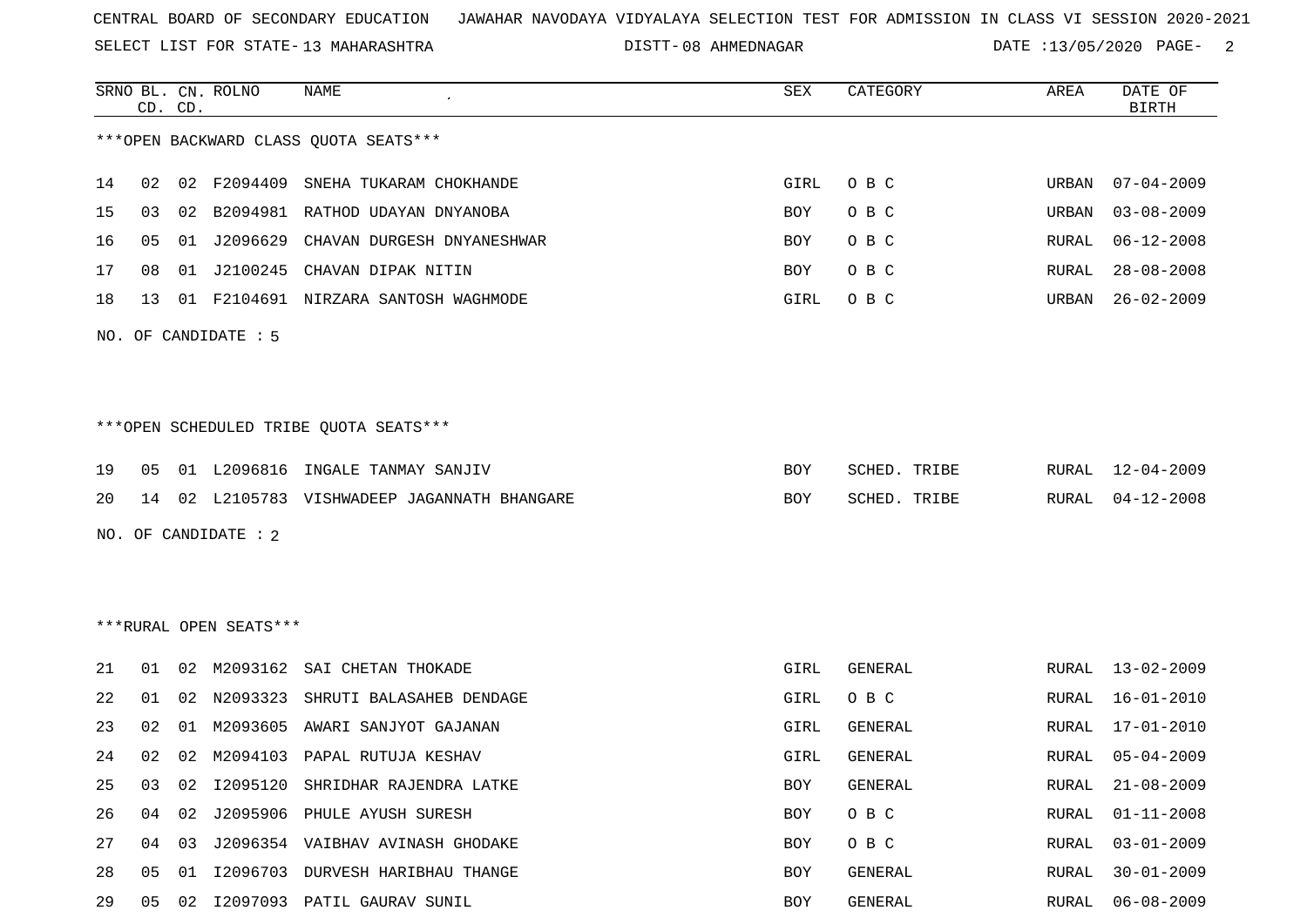CENTRAL BOARD OF SECONDARY EDUCATION JAWAHAR NAVODAYA VIDYALAYA SELECTION TEST FOR ADMISSION IN CLASS VI SESSION 2020-2021

SELECT LIST FOR STATE- 13 MAHARASHTRA DISTT- 08 AHMEDNAGAR DATE :13/05/2020

| SRNO | BL. CD. | CN. CD. | ROLNO | NAME | SEX | CATEGORY | AREA | DATE OF BIRTH |
|---|---|---|---|---|---|---|---|---|

***OPEN BACKWARD CLASS QUOTA SEATS***

| SRNO | BL. CD. | CN. CD. | ROLNO | NAME | SEX | CATEGORY | AREA | DATE OF BIRTH |
|---|---|---|---|---|---|---|---|---|
| 14 | 02 | 02 | F2094409 | SNEHA TUKARAM CHOKHANDE | GIRL | O B C | URBAN | 07-04-2009 |
| 15 | 03 | 02 | B2094981 | RATHOD UDAYAN DNYANOBA | BOY | O B C | URBAN | 03-08-2009 |
| 16 | 05 | 01 | J2096629 | CHAVAN DURGESH DNYANESHWAR | BOY | O B C | RURAL | 06-12-2008 |
| 17 | 08 | 01 | J2100245 | CHAVAN DIPAK NITIN | BOY | O B C | RURAL | 28-08-2008 |
| 18 | 13 | 01 | F2104691 | NIRZARA SANTOSH WAGHMODE | GIRL | O B C | URBAN | 26-02-2009 |

NO. OF CANDIDATE : 5

***OPEN SCHEDULED TRIBE QUOTA SEATS***

| SRNO | BL. CD. | CN. CD. | ROLNO | NAME | SEX | CATEGORY | AREA | DATE OF BIRTH |
|---|---|---|---|---|---|---|---|---|
| 19 | 05 | 01 | L2096816 | INGALE TANMAY SANJIV | BOY | SCHED. TRIBE | RURAL | 12-04-2009 |
| 20 | 14 | 02 | L2105783 | VISHWADEEP JAGANNATH BHANGARE | BOY | SCHED. TRIBE | RURAL | 04-12-2008 |

NO. OF CANDIDATE : 2

***RURAL OPEN SEATS***

| SRNO | BL. CD. | CN. CD. | ROLNO | NAME | SEX | CATEGORY | AREA | DATE OF BIRTH |
|---|---|---|---|---|---|---|---|---|
| 21 | 01 | 02 | M2093162 | SAI CHETAN THOKADE | GIRL | GENERAL | RURAL | 13-02-2009 |
| 22 | 01 | 02 | N2093323 | SHRUTI BALASAHEB DENDAGE | GIRL | O B C | RURAL | 16-01-2010 |
| 23 | 02 | 01 | M2093605 | AWARI SANJYOT GAJANAN | GIRL | GENERAL | RURAL | 17-01-2010 |
| 24 | 02 | 02 | M2094103 | PAPAL RUTUJA KESHAV | GIRL | GENERAL | RURAL | 05-04-2009 |
| 25 | 03 | 02 | I2095120 | SHRIDHAR RAJENDRA LATKE | BOY | GENERAL | RURAL | 21-08-2009 |
| 26 | 04 | 02 | J2095906 | PHULE AYUSH SURESH | BOY | O B C | RURAL | 01-11-2008 |
| 27 | 04 | 03 | J2096354 | VAIBHAV AVINASH GHODAKE | BOY | O B C | RURAL | 03-01-2009 |
| 28 | 05 | 01 | I2096703 | DURVESH HARIBHAU THANGE | BOY | GENERAL | RURAL | 30-01-2009 |
| 29 | 05 | 02 | I2097093 | PATIL GAURAV SUNIL | BOY | GENERAL | RURAL | 06-08-2009 |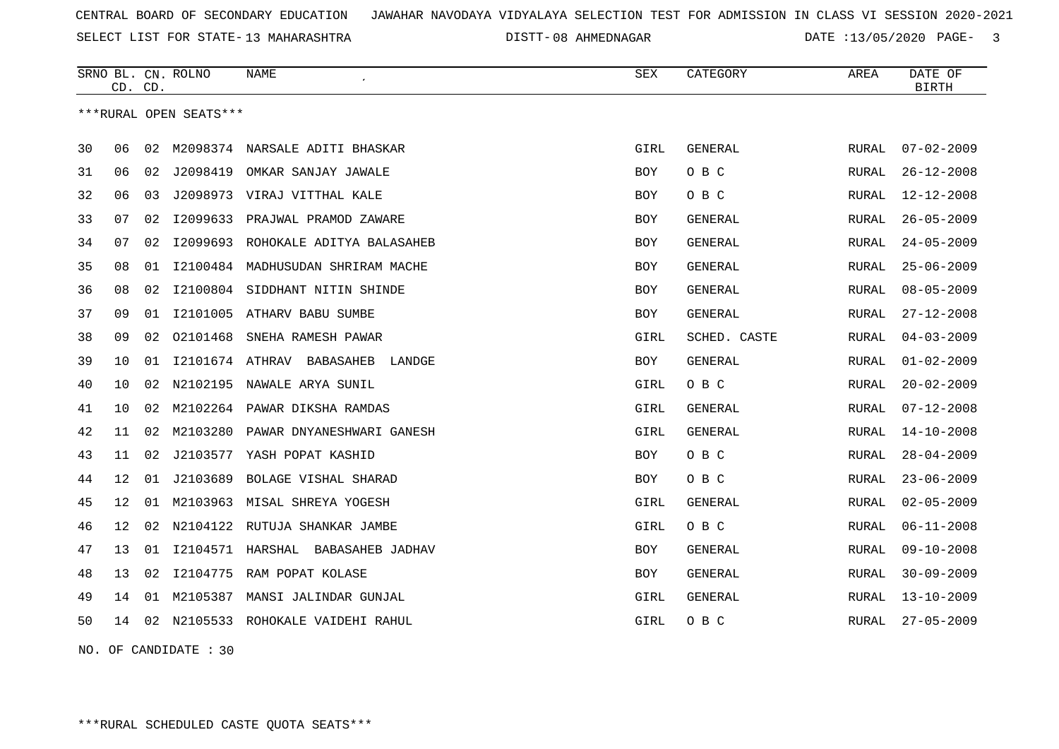CENTRAL BOARD OF SECONDARY EDUCATION JAWAHAR NAVODAYA VIDYALAYA SELECTION TEST FOR ADMISSION IN CLASS VI SESSION 2020-2021

SELECT LIST FOR STATE- 13 MAHARASHTRA DISTT- 08 AHMEDNAGAR DATE :13/05/2020

***RURAL OPEN SEATS***

| SRNO | BL. CD. | CN. CD. | ROLNO | NAME | SEX | CATEGORY | AREA | DATE OF BIRTH |
|---|---|---|---|---|---|---|---|---|
| 30 | 06 | 02 | M2098374 | NARSALE ADITI BHASKAR | GIRL | GENERAL | RURAL | 07-02-2009 |
| 31 | 06 | 02 | J2098419 | OMKAR SANJAY JAWALE | BOY | O B C | RURAL | 26-12-2008 |
| 32 | 06 | 03 | J2098973 | VIRAJ VITTHAL KALE | BOY | O B C | RURAL | 12-12-2008 |
| 33 | 07 | 02 | I2099633 | PRAJWAL PRAMOD ZAWARE | BOY | GENERAL | RURAL | 26-05-2009 |
| 34 | 07 | 02 | I2099693 | ROHOKALE ADITYA BALASAHEB | BOY | GENERAL | RURAL | 24-05-2009 |
| 35 | 08 | 01 | I2100484 | MADHUSUDAN SHRIRAM MACHE | BOY | GENERAL | RURAL | 25-06-2009 |
| 36 | 08 | 02 | I2100804 | SIDDHANT NITIN SHINDE | BOY | GENERAL | RURAL | 08-05-2009 |
| 37 | 09 | 01 | I2101005 | ATHARV BABU SUMBE | BOY | GENERAL | RURAL | 27-12-2008 |
| 38 | 09 | 02 | O2101468 | SNEHA RAMESH PAWAR | GIRL | SCHED. CASTE | RURAL | 04-03-2009 |
| 39 | 10 | 01 | I2101674 | ATHRAV BABASAHEB LANDGE | BOY | GENERAL | RURAL | 01-02-2009 |
| 40 | 10 | 02 | N2102195 | NAWALE ARYA SUNIL | GIRL | O B C | RURAL | 20-02-2009 |
| 41 | 10 | 02 | M2102264 | PAWAR DIKSHA RAMDAS | GIRL | GENERAL | RURAL | 07-12-2008 |
| 42 | 11 | 02 | M2103280 | PAWAR DNYANESHWARI GANESH | GIRL | GENERAL | RURAL | 14-10-2008 |
| 43 | 11 | 02 | J2103577 | YASH POPAT KASHID | BOY | O B C | RURAL | 28-04-2009 |
| 44 | 12 | 01 | J2103689 | BOLAGE VISHAL SHARAD | BOY | O B C | RURAL | 23-06-2009 |
| 45 | 12 | 01 | M2103963 | MISAL SHREYA YOGESH | GIRL | GENERAL | RURAL | 02-05-2009 |
| 46 | 12 | 02 | N2104122 | RUTUJA SHANKAR JAMBE | GIRL | O B C | RURAL | 06-11-2008 |
| 47 | 13 | 01 | I2104571 | HARSHAL BABASAHEB JADHAV | BOY | GENERAL | RURAL | 09-10-2008 |
| 48 | 13 | 02 | I2104775 | RAM POPAT KOLASE | BOY | GENERAL | RURAL | 30-09-2009 |
| 49 | 14 | 01 | M2105387 | MANSI JALINDAR GUNJAL | GIRL | GENERAL | RURAL | 13-10-2009 |
| 50 | 14 | 02 | N2105533 | ROHOKALE VAIDEHI RAHUL | GIRL | O B C | RURAL | 27-05-2009 |

NO. OF CANDIDATE : 30

***RURAL SCHEDULED CASTE QUOTA SEATS***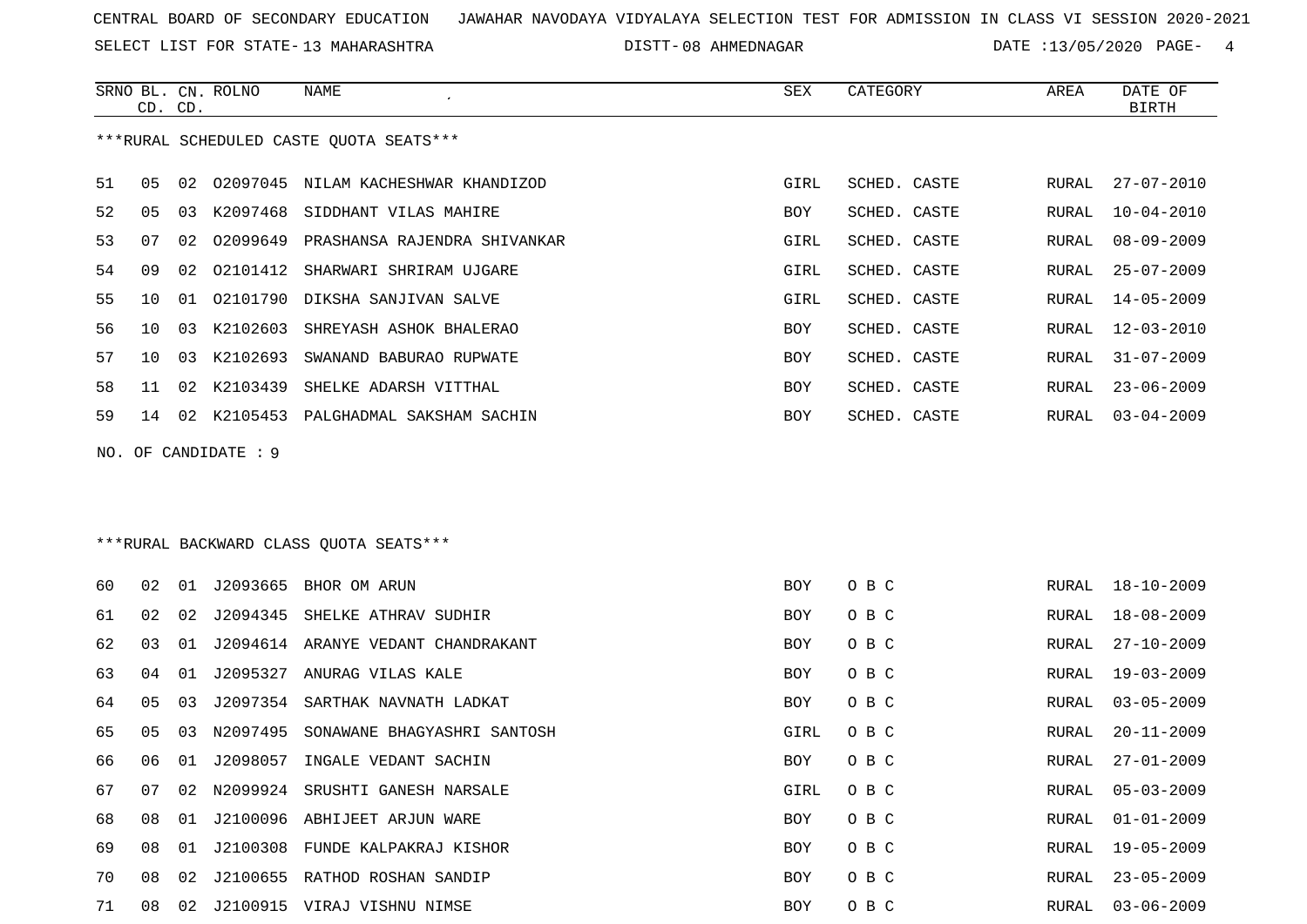CENTRAL BOARD OF SECONDARY EDUCATION   JAWAHAR NAVODAYA VIDYALAYA SELECTION TEST FOR ADMISSION IN CLASS VI SESSION 2020-2021

SELECT LIST FOR STATE- 13 MAHARASHTRA   DISTT- 08 AHMEDNAGAR   DATE :13/05/2020

***RURAL SCHEDULED CASTE QUOTA SEATS***

| SRNO | BL. CD. | CN. CD. | ROLNO | NAME | SEX | CATEGORY | AREA | DATE OF BIRTH |
|---|---|---|---|---|---|---|---|---|
| 51 | 05 | 02 | O2097045 | NILAM KACHESHWAR KHANDIZOD | GIRL | SCHED. CASTE | RURAL | 27-07-2010 |
| 52 | 05 | 03 | K2097468 | SIDDHANT VILAS MAHIRE | BOY | SCHED. CASTE | RURAL | 10-04-2010 |
| 53 | 07 | 02 | O2099649 | PRASHANSA RAJENDRA SHIVANKAR | GIRL | SCHED. CASTE | RURAL | 08-09-2009 |
| 54 | 09 | 02 | O2101412 | SHARWARI SHRIRAM UJGARE | GIRL | SCHED. CASTE | RURAL | 25-07-2009 |
| 55 | 10 | 01 | O2101790 | DIKSHA SANJIVAN SALVE | GIRL | SCHED. CASTE | RURAL | 14-05-2009 |
| 56 | 10 | 03 | K2102603 | SHREYASH ASHOK BHALERAO | BOY | SCHED. CASTE | RURAL | 12-03-2010 |
| 57 | 10 | 03 | K2102693 | SWANAND BABURAO RUPWATE | BOY | SCHED. CASTE | RURAL | 31-07-2009 |
| 58 | 11 | 02 | K2103439 | SHELKE ADARSH VITTHAL | BOY | SCHED. CASTE | RURAL | 23-06-2009 |
| 59 | 14 | 02 | K2105453 | PALGHADMAL SAKSHAM SACHIN | BOY | SCHED. CASTE | RURAL | 03-04-2009 |

NO. OF CANDIDATE : 9

***RURAL BACKWARD CLASS QUOTA SEATS***

| SRNO | BL. CD. | CN. CD. | ROLNO | NAME | SEX | CATEGORY | AREA | DATE OF BIRTH |
|---|---|---|---|---|---|---|---|---|
| 60 | 02 | 01 | J2093665 | BHOR OM ARUN | BOY | O B C | RURAL | 18-10-2009 |
| 61 | 02 | 02 | J2094345 | SHELKE ATHRAV SUDHIR | BOY | O B C | RURAL | 18-08-2009 |
| 62 | 03 | 01 | J2094614 | ARANYE VEDANT CHANDRAKANT | BOY | O B C | RURAL | 27-10-2009 |
| 63 | 04 | 01 | J2095327 | ANURAG VILAS KALE | BOY | O B C | RURAL | 19-03-2009 |
| 64 | 05 | 03 | J2097354 | SARTHAK NAVNATH LADKAT | BOY | O B C | RURAL | 03-05-2009 |
| 65 | 05 | 03 | N2097495 | SONAWANE BHAGYASHRI SANTOSH | GIRL | O B C | RURAL | 20-11-2009 |
| 66 | 06 | 01 | J2098057 | INGALE VEDANT SACHIN | BOY | O B C | RURAL | 27-01-2009 |
| 67 | 07 | 02 | N2099924 | SRUSHTI GANESH NARSALE | GIRL | O B C | RURAL | 05-03-2009 |
| 68 | 08 | 01 | J2100096 | ABHIJEET ARJUN WARE | BOY | O B C | RURAL | 01-01-2009 |
| 69 | 08 | 01 | J2100308 | FUNDE KALPAKRAJ KISHOR | BOY | O B C | RURAL | 19-05-2009 |
| 70 | 08 | 02 | J2100655 | RATHOD ROSHAN SANDIP | BOY | O B C | RURAL | 23-05-2009 |
| 71 | 08 | 02 | J2100915 | VIRAJ VISHNU NIMSE | BOY | O B C | RURAL | 03-06-2009 |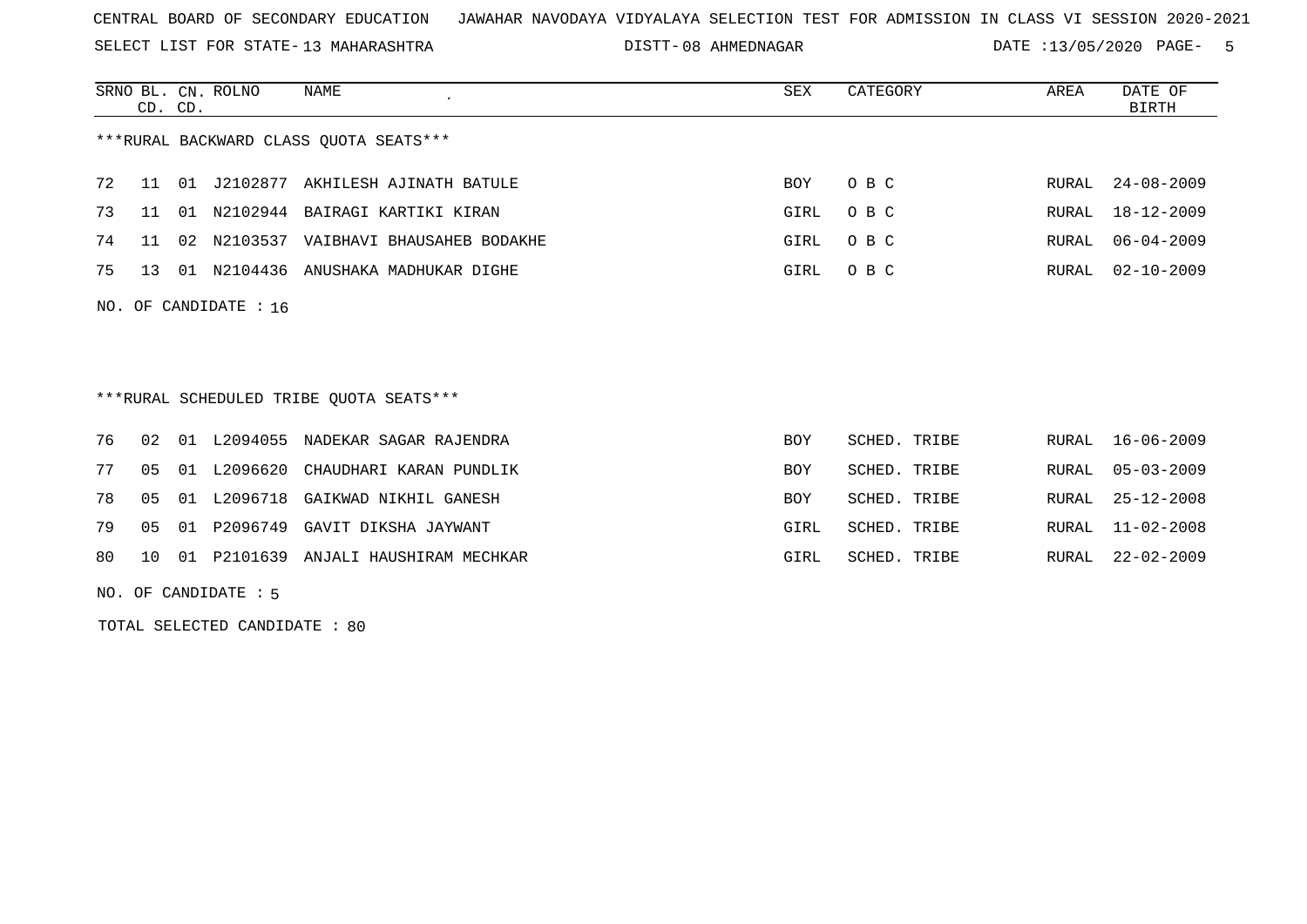CENTRAL BOARD OF SECONDARY EDUCATION JAWAHAR NAVODAYA VIDYALAYA SELECTION TEST FOR ADMISSION IN CLASS VI SESSION 2020-2021

SELECT LIST FOR STATE- 13 MAHARASHTRA DISTT- 08 AHMEDNAGAR DATE :13/05/2020

***RURAL BACKWARD CLASS QUOTA SEATS***

| SRNO | BL. CD. | CN. CD. | ROLNO | NAME | SEX | CATEGORY | AREA | DATE OF BIRTH |
|---|---|---|---|---|---|---|---|---|
| 72 | 11 | 01 | J2102877 | AKHILESH AJINATH BATULE | BOY | O B C | RURAL | 24-08-2009 |
| 73 | 11 | 01 | N2102944 | BAIRAGI KARTIKI KIRAN | GIRL | O B C | RURAL | 18-12-2009 |
| 74 | 11 | 02 | N2103537 | VAIBHAVI BHAUSAHEB BODAKHE | GIRL | O B C | RURAL | 06-04-2009 |
| 75 | 13 | 01 | N2104436 | ANUSHAKA MADHUKAR DIGHE | GIRL | O B C | RURAL | 02-10-2009 |

NO. OF CANDIDATE : 16

***RURAL SCHEDULED TRIBE QUOTA SEATS***

| SRNO | BL. CD. | CN. CD. | ROLNO | NAME | SEX | CATEGORY | AREA | DATE OF BIRTH |
|---|---|---|---|---|---|---|---|---|
| 76 | 02 | 01 | L2094055 | NADEKAR SAGAR RAJENDRA | BOY | SCHED. TRIBE | RURAL | 16-06-2009 |
| 77 | 05 | 01 | L2096620 | CHAUDHARI KARAN PUNDLIK | BOY | SCHED. TRIBE | RURAL | 05-03-2009 |
| 78 | 05 | 01 | L2096718 | GAIKWAD NIKHIL GANESH | BOY | SCHED. TRIBE | RURAL | 25-12-2008 |
| 79 | 05 | 01 | P2096749 | GAVIT DIKSHA JAYWANT | GIRL | SCHED. TRIBE | RURAL | 11-02-2008 |
| 80 | 10 | 01 | P2101639 | ANJALI HAUSHIRAM MECHKAR | GIRL | SCHED. TRIBE | RURAL | 22-02-2009 |

NO. OF CANDIDATE : 5

TOTAL SELECTED CANDIDATE : 80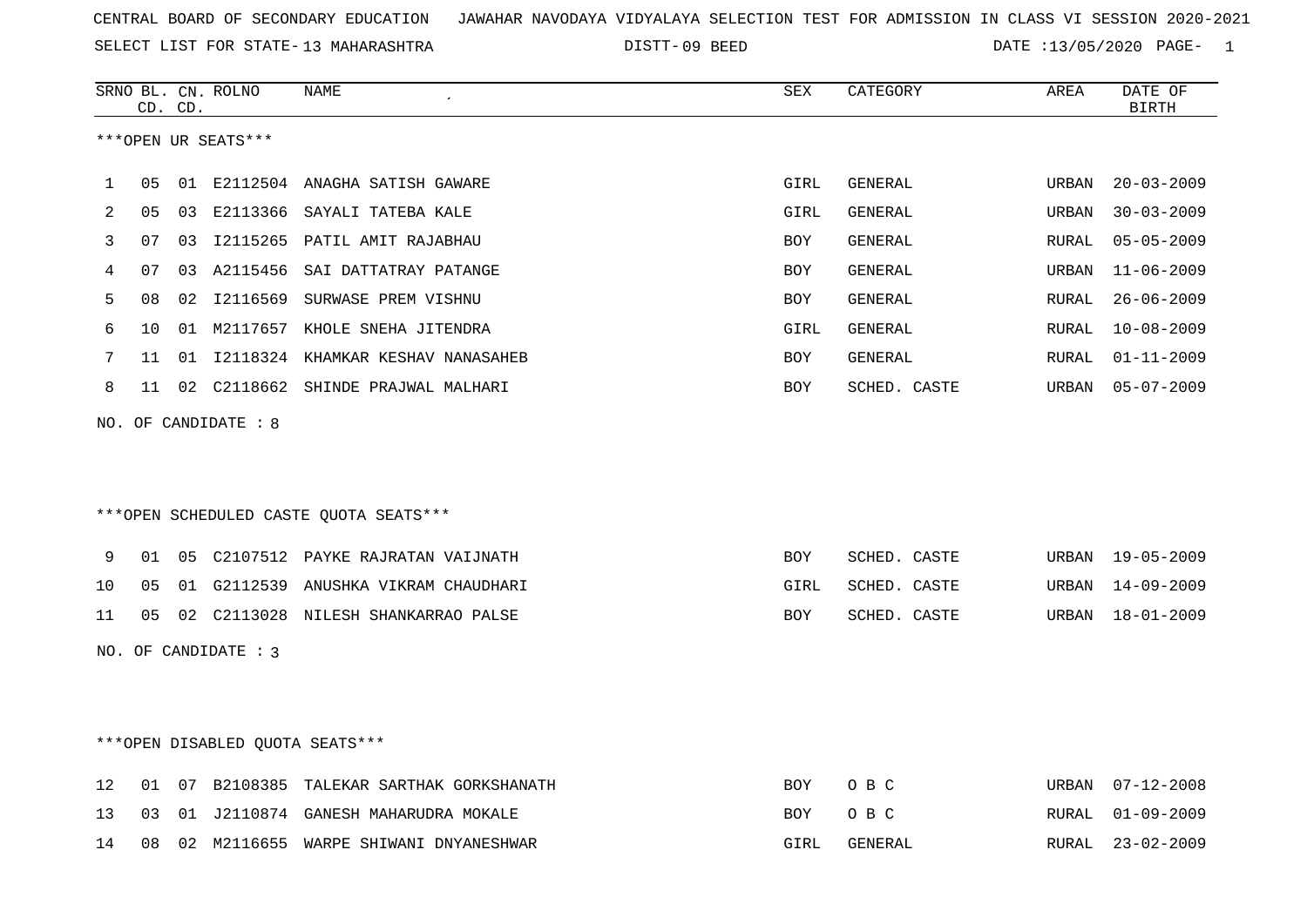CENTRAL BOARD OF SECONDARY EDUCATION JAWAHAR NAVODAYA VIDYALAYA SELECTION TEST FOR ADMISSION IN CLASS VI SESSION 2020-2021

SELECT LIST FOR STATE- 13 MAHARASHTRA DISTT- 09 BEED DATE :13/05/2020

***OPEN UR SEATS***

| SRNO | BL. CD. | CN. CD. | ROLNO | NAME | SEX | CATEGORY | AREA | DATE OF BIRTH |
|---|---|---|---|---|---|---|---|---|
| 1 | 05 | 01 | E2112504 | ANAGHA SATISH GAWARE | GIRL | GENERAL | URBAN | 20-03-2009 |
| 2 | 05 | 03 | E2113366 | SAYALI TATEBA KALE | GIRL | GENERAL | URBAN | 30-03-2009 |
| 3 | 07 | 03 | I2115265 | PATIL AMIT RAJABHAU | BOY | GENERAL | RURAL | 05-05-2009 |
| 4 | 07 | 03 | A2115456 | SAI DATTATRAY PATANGE | BOY | GENERAL | URBAN | 11-06-2009 |
| 5 | 08 | 02 | I2116569 | SURWASE PREM VISHNU | BOY | GENERAL | RURAL | 26-06-2009 |
| 6 | 10 | 01 | M2117657 | KHOLE SNEHA JITENDRA | GIRL | GENERAL | RURAL | 10-08-2009 |
| 7 | 11 | 01 | I2118324 | KHAMKAR KESHAV NANASAHEB | BOY | GENERAL | RURAL | 01-11-2009 |
| 8 | 11 | 02 | C2118662 | SHINDE PRAJWAL MALHARI | BOY | SCHED. CASTE | URBAN | 05-07-2009 |

NO. OF CANDIDATE : 8

***OPEN SCHEDULED CASTE QUOTA SEATS***

| SRNO | BL. CD. | CN. CD. | ROLNO | NAME | SEX | CATEGORY | AREA | DATE OF BIRTH |
|---|---|---|---|---|---|---|---|---|
| 9 | 01 | 05 | C2107512 | PAYKE RAJRATAN VAIJNATH | BOY | SCHED. CASTE | URBAN | 19-05-2009 |
| 10 | 05 | 01 | G2112539 | ANUSHKA VIKRAM CHAUDHARI | GIRL | SCHED. CASTE | URBAN | 14-09-2009 |
| 11 | 05 | 02 | C2113028 | NILESH SHANKARRAO PALSE | BOY | SCHED. CASTE | URBAN | 18-01-2009 |

NO. OF CANDIDATE : 3

***OPEN DISABLED QUOTA SEATS***

| SRNO | BL. CD. | CN. CD. | ROLNO | NAME | SEX | CATEGORY | AREA | DATE OF BIRTH |
|---|---|---|---|---|---|---|---|---|
| 12 | 01 | 07 | B2108385 | TALEKAR SARTHAK GORKSHANATH | BOY | O B C | URBAN | 07-12-2008 |
| 13 | 03 | 01 | J2110874 | GANESH MAHARUDRA MOKALE | BOY | O B C | RURAL | 01-09-2009 |
| 14 | 08 | 02 | M2116655 | WARPE SHIWANI DNYANESHWAR | GIRL | GENERAL | RURAL | 23-02-2009 |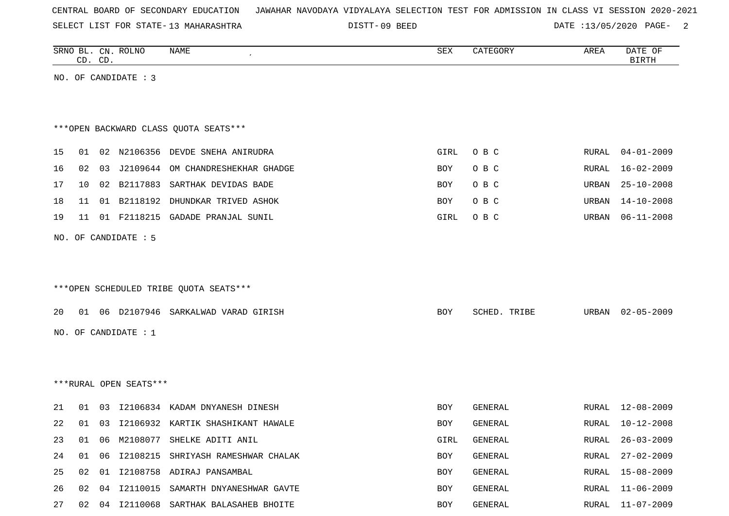CENTRAL BOARD OF SECONDARY EDUCATION JAWAHAR NAVODAYA VIDYALAYA SELECTION TEST FOR ADMISSION IN CLASS VI SESSION 2020-2021

SELECT LIST FOR STATE- 13 MAHARASHTRA DISTT- 09 BEED DATE :13/05/2020

| SRNO | BL. CD. | CN. CD. | ROLNO | NAME | SEX | CATEGORY | AREA | DATE OF BIRTH |
|---|---|---|---|---|---|---|---|---|

NO. OF CANDIDATE : 3

***OPEN BACKWARD CLASS QUOTA SEATS***

| SRNO | BL. CD. | CN. CD. | ROLNO | NAME | SEX | CATEGORY | AREA | DATE OF BIRTH |
|---|---|---|---|---|---|---|---|---|
| 15 | 01 | 02 | N2106356 | DEVDE SNEHA ANIRUDRA | GIRL | O B C | RURAL | 04-01-2009 |
| 16 | 02 | 03 | J2109644 | OM CHANDRESHEKHAR GHADGE | BOY | O B C | RURAL | 16-02-2009 |
| 17 | 10 | 02 | B2117883 | SARTHAK DEVIDAS BADE | BOY | O B C | URBAN | 25-10-2008 |
| 18 | 11 | 01 | B2118192 | DHUNDKAR TRIVED ASHOK | BOY | O B C | URBAN | 14-10-2008 |
| 19 | 11 | 01 | F2118215 | GADADE PRANJAL SUNIL | GIRL | O B C | URBAN | 06-11-2008 |

NO. OF CANDIDATE : 5

***OPEN SCHEDULED TRIBE QUOTA SEATS***

| SRNO | BL. CD. | CN. CD. | ROLNO | NAME | SEX | CATEGORY | AREA | DATE OF BIRTH |
|---|---|---|---|---|---|---|---|---|
| 20 | 01 | 06 | D2107946 | SARKALWAD VARAD GIRISH | BOY | SCHED. TRIBE | URBAN | 02-05-2009 |

NO. OF CANDIDATE : 1

***RURAL OPEN SEATS***

| SRNO | BL. CD. | CN. CD. | ROLNO | NAME | SEX | CATEGORY | AREA | DATE OF BIRTH |
|---|---|---|---|---|---|---|---|---|
| 21 | 01 | 03 | I2106834 | KADAM DNYANESH DINESH | BOY | GENERAL | RURAL | 12-08-2009 |
| 22 | 01 | 03 | I2106932 | KARTIK SHASHIKANT HAWALE | BOY | GENERAL | RURAL | 10-12-2008 |
| 23 | 01 | 06 | M2108077 | SHELKE ADITI ANIL | GIRL | GENERAL | RURAL | 26-03-2009 |
| 24 | 01 | 06 | I2108215 | SHRIYASH RAMESHWAR CHALAK | BOY | GENERAL | RURAL | 27-02-2009 |
| 25 | 02 | 01 | I2108758 | ADIRAJ PANSAMBAL | BOY | GENERAL | RURAL | 15-08-2009 |
| 26 | 02 | 04 | I2110015 | SAMARTH DNYANESHWAR GAVTE | BOY | GENERAL | RURAL | 11-06-2009 |
| 27 | 02 | 04 | I2110068 | SARTHAK BALASAHEB BHOITE | BOY | GENERAL | RURAL | 11-07-2009 |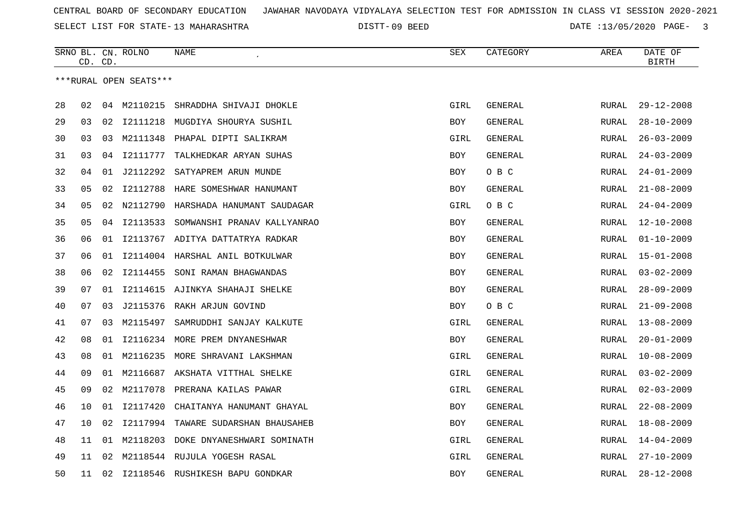CENTRAL BOARD OF SECONDARY EDUCATION JAWAHAR NAVODAYA VIDYALAYA SELECTION TEST FOR ADMISSION IN CLASS VI SESSION 2020-2021

SELECT LIST FOR STATE- 13 MAHARASHTRA DISTT- 09 BEED DATE :13/05/2020

| SRNO | BL. CD. | CN. CD. | ROLNO | NAME | SEX | CATEGORY | AREA | DATE OF BIRTH |
|---|---|---|---|---|---|---|---|---|
| ***RURAL OPEN SEATS*** | | | | | | | | |
| 28 | 02 | 04 | M2110215 | SHRADDHA SHIVAJI DHOKLE | GIRL | GENERAL | RURAL | 29-12-2008 |
| 29 | 03 | 02 | I2111218 | MUGDIYA SHOURYA SUSHIL | BOY | GENERAL | RURAL | 28-10-2009 |
| 30 | 03 | 03 | M2111348 | PHAPAL DIPTI SALIKRAM | GIRL | GENERAL | RURAL | 26-03-2009 |
| 31 | 03 | 04 | I2111777 | TALKHEDKAR ARYAN SUHAS | BOY | GENERAL | RURAL | 24-03-2009 |
| 32 | 04 | 01 | J2112292 | SATYAPREM ARUN MUNDE | BOY | O B C | RURAL | 24-01-2009 |
| 33 | 05 | 02 | I2112788 | HARE SOMESHWAR HANUMANT | BOY | GENERAL | RURAL | 21-08-2009 |
| 34 | 05 | 02 | N2112790 | HARSHADA HANUMANT SAUDAGAR | GIRL | O B C | RURAL | 24-04-2009 |
| 35 | 05 | 04 | I2113533 | SOMWANSHI PRANAV KALLYANRAO | BOY | GENERAL | RURAL | 12-10-2008 |
| 36 | 06 | 01 | I2113767 | ADITYA DATTATRYA RADKAR | BOY | GENERAL | RURAL | 01-10-2009 |
| 37 | 06 | 01 | I2114004 | HARSHAL ANIL BOTKULWAR | BOY | GENERAL | RURAL | 15-01-2008 |
| 38 | 06 | 02 | I2114455 | SONI RAMAN BHAGWANDAS | BOY | GENERAL | RURAL | 03-02-2009 |
| 39 | 07 | 01 | I2114615 | AJINKYA SHAHAJI SHELKE | BOY | GENERAL | RURAL | 28-09-2009 |
| 40 | 07 | 03 | J2115376 | RAKH ARJUN GOVIND | BOY | O B C | RURAL | 21-09-2008 |
| 41 | 07 | 03 | M2115497 | SAMRUDDHI SANJAY KALKUTE | GIRL | GENERAL | RURAL | 13-08-2009 |
| 42 | 08 | 01 | I2116234 | MORE PREM DNYANESHWAR | BOY | GENERAL | RURAL | 20-01-2009 |
| 43 | 08 | 01 | M2116235 | MORE SHRAVANI LAKSHMAN | GIRL | GENERAL | RURAL | 10-08-2009 |
| 44 | 09 | 01 | M2116687 | AKSHATA VITTHAL SHELKE | GIRL | GENERAL | RURAL | 03-02-2009 |
| 45 | 09 | 02 | M2117078 | PRERANA KAILAS PAWAR | GIRL | GENERAL | RURAL | 02-03-2009 |
| 46 | 10 | 01 | I2117420 | CHAITANYA HANUMANT GHAYAL | BOY | GENERAL | RURAL | 22-08-2009 |
| 47 | 10 | 02 | I2117994 | TAWARE SUDARSHAN BHAUSAHEB | BOY | GENERAL | RURAL | 18-08-2009 |
| 48 | 11 | 01 | M2118203 | DOKE DNYANESHWARI SOMINATH | GIRL | GENERAL | RURAL | 14-04-2009 |
| 49 | 11 | 02 | M2118544 | RUJULA YOGESH RASAL | GIRL | GENERAL | RURAL | 27-10-2009 |
| 50 | 11 | 02 | I2118546 | RUSHIKESH BAPU GONDKAR | BOY | GENERAL | RURAL | 28-12-2008 |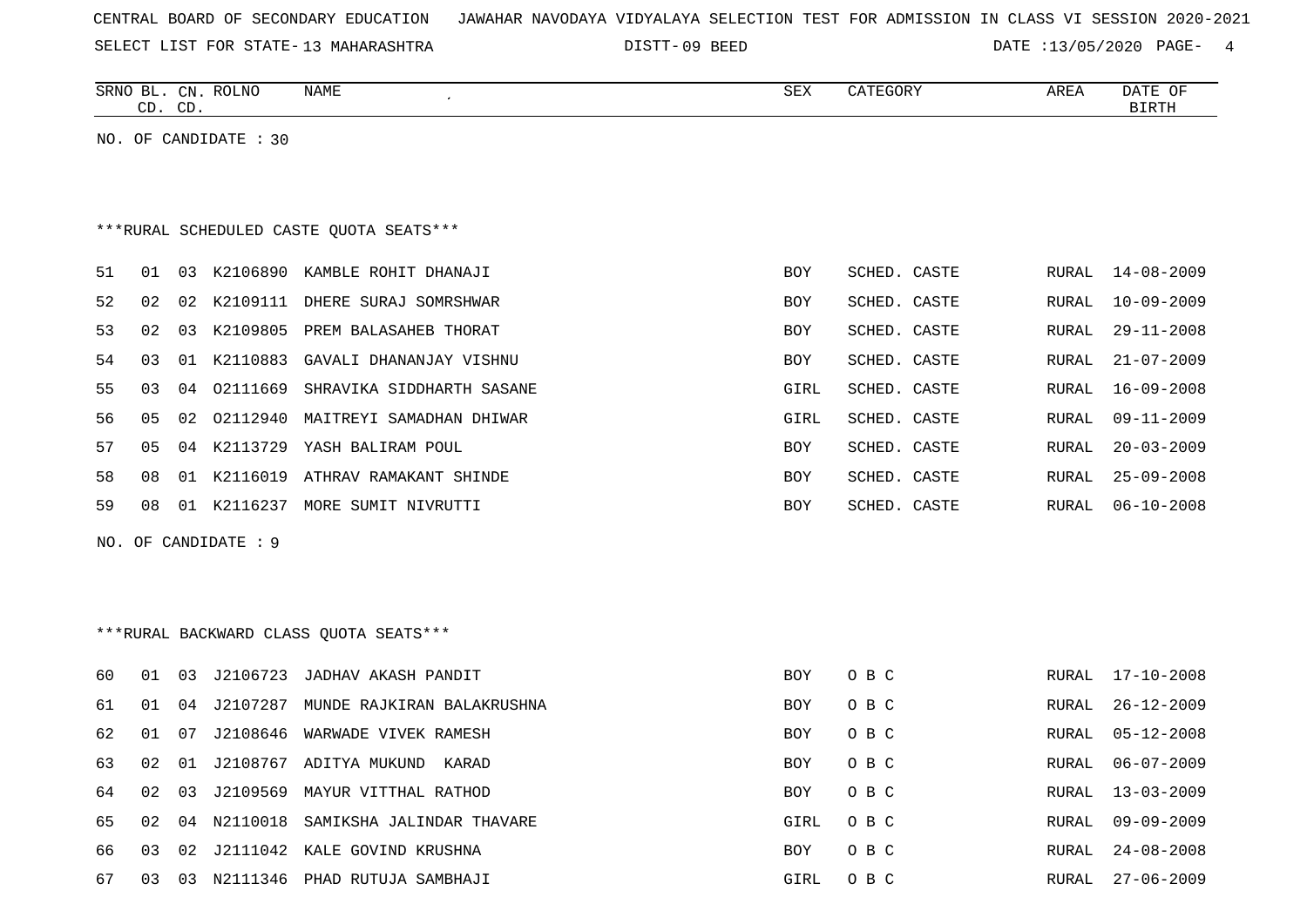CENTRAL BOARD OF SECONDARY EDUCATION JAWAHAR NAVODAYA VIDYALAYA SELECTION TEST FOR ADMISSION IN CLASS VI SESSION 2020-2021

SELECT LIST FOR STATE- 13 MAHARASHTRA DISTT- 09 BEED DATE :13/05/2020

| SRNO | BL. CD. | CN. CD. | ROLNO | NAME | SEX | CATEGORY | AREA | DATE OF BIRTH |
|---|---|---|---|---|---|---|---|---|

NO. OF CANDIDATE : 30

***RURAL SCHEDULED CASTE QUOTA SEATS***

| SRNO | BL. CD. | CN. CD. | ROLNO | NAME | SEX | CATEGORY | AREA | DATE OF BIRTH |
|---|---|---|---|---|---|---|---|---|
| 51 | 01 | 03 | K2106890 | KAMBLE ROHIT DHANAJI | BOY | SCHED. CASTE | RURAL | 14-08-2009 |
| 52 | 02 | 02 | K2109111 | DHERE SURAJ SOMRSHWAR | BOY | SCHED. CASTE | RURAL | 10-09-2009 |
| 53 | 02 | 03 | K2109805 | PREM BALASAHEB THORAT | BOY | SCHED. CASTE | RURAL | 29-11-2008 |
| 54 | 03 | 01 | K2110883 | GAVALI DHANANJAY VISHNU | BOY | SCHED. CASTE | RURAL | 21-07-2009 |
| 55 | 03 | 04 | O2111669 | SHRAVIKA SIDDHARTH SASANE | GIRL | SCHED. CASTE | RURAL | 16-09-2008 |
| 56 | 05 | 02 | O2112940 | MAITREYI SAMADHAN DHIWAR | GIRL | SCHED. CASTE | RURAL | 09-11-2009 |
| 57 | 05 | 04 | K2113729 | YASH BALIRAM POUL | BOY | SCHED. CASTE | RURAL | 20-03-2009 |
| 58 | 08 | 01 | K2116019 | ATHRAV RAMAKANT SHINDE | BOY | SCHED. CASTE | RURAL | 25-09-2008 |
| 59 | 08 | 01 | K2116237 | MORE SUMIT NIVRUTTI | BOY | SCHED. CASTE | RURAL | 06-10-2008 |

NO. OF CANDIDATE : 9

***RURAL BACKWARD CLASS QUOTA SEATS***

| SRNO | BL. CD. | CN. CD. | ROLNO | NAME | SEX | CATEGORY | AREA | DATE OF BIRTH |
|---|---|---|---|---|---|---|---|---|
| 60 | 01 | 03 | J2106723 | JADHAV AKASH PANDIT | BOY | O B C | RURAL | 17-10-2008 |
| 61 | 01 | 04 | J2107287 | MUNDE RAJKIRAN BALAKRUSHNA | BOY | O B C | RURAL | 26-12-2009 |
| 62 | 01 | 07 | J2108646 | WARWADE VIVEK RAMESH | BOY | O B C | RURAL | 05-12-2008 |
| 63 | 02 | 01 | J2108767 | ADITYA MUKUND KARAD | BOY | O B C | RURAL | 06-07-2009 |
| 64 | 02 | 03 | J2109569 | MAYUR VITTHAL RATHOD | BOY | O B C | RURAL | 13-03-2009 |
| 65 | 02 | 04 | N2110018 | SAMIKSHA JALINDAR THAVARE | GIRL | O B C | RURAL | 09-09-2009 |
| 66 | 03 | 02 | J2111042 | KALE GOVIND KRUSHNA | BOY | O B C | RURAL | 24-08-2008 |
| 67 | 03 | 03 | N2111346 | PHAD RUTUJA SAMBHAJI | GIRL | O B C | RURAL | 27-06-2009 |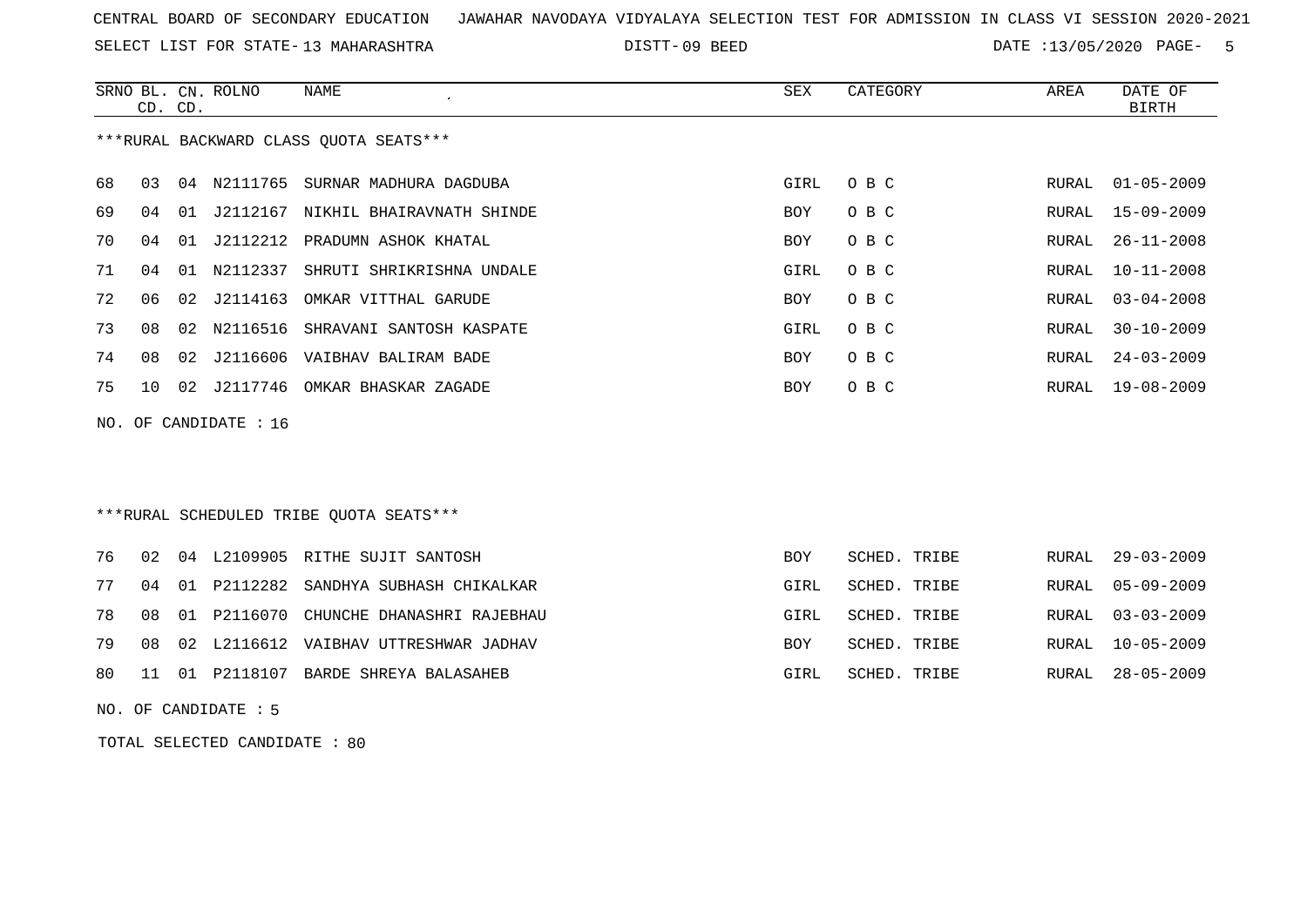CENTRAL BOARD OF SECONDARY EDUCATION JAWAHAR NAVODAYA VIDYALAYA SELECTION TEST FOR ADMISSION IN CLASS VI SESSION 2020-2021

SELECT LIST FOR STATE- 13 MAHARASHTRA DISTT- 09 BEED DATE :13/05/2020

***RURAL BACKWARD CLASS QUOTA SEATS***

| SRNO | BL. CD. | CN. CD. | ROLNO | NAME | SEX | CATEGORY | AREA | DATE OF BIRTH |
|---|---|---|---|---|---|---|---|---|
| 68 | 03 | 04 | N2111765 | SURNAR MADHURA DAGDUBA | GIRL | O B C | RURAL | 01-05-2009 |
| 69 | 04 | 01 | J2112167 | NIKHIL BHAIRAVNATH SHINDE | BOY | O B C | RURAL | 15-09-2009 |
| 70 | 04 | 01 | J2112212 | PRADUMN ASHOK KHATAL | BOY | O B C | RURAL | 26-11-2008 |
| 71 | 04 | 01 | N2112337 | SHRUTI SHRIKRISHNA UNDALE | GIRL | O B C | RURAL | 10-11-2008 |
| 72 | 06 | 02 | J2114163 | OMKAR VITTHAL GARUDE | BOY | O B C | RURAL | 03-04-2008 |
| 73 | 08 | 02 | N2116516 | SHRAVANI SANTOSH KASPATE | GIRL | O B C | RURAL | 30-10-2009 |
| 74 | 08 | 02 | J2116606 | VAIBHAV BALIRAM BADE | BOY | O B C | RURAL | 24-03-2009 |
| 75 | 10 | 02 | J2117746 | OMKAR BHASKAR ZAGADE | BOY | O B C | RURAL | 19-08-2009 |

NO. OF CANDIDATE : 16

***RURAL SCHEDULED TRIBE QUOTA SEATS***

| SRNO | BL. CD. | CN. CD. | ROLNO | NAME | SEX | CATEGORY | AREA | DATE OF BIRTH |
|---|---|---|---|---|---|---|---|---|
| 76 | 02 | 04 | L2109905 | RITHE SUJIT SANTOSH | BOY | SCHED. TRIBE | RURAL | 29-03-2009 |
| 77 | 04 | 01 | P2112282 | SANDHYA SUBHASH CHIKALKAR | GIRL | SCHED. TRIBE | RURAL | 05-09-2009 |
| 78 | 08 | 01 | P2116070 | CHUNCHE DHANASHRI RAJEBHAU | GIRL | SCHED. TRIBE | RURAL | 03-03-2009 |
| 79 | 08 | 02 | L2116612 | VAIBHAV UTTRESHWAR JADHAV | BOY | SCHED. TRIBE | RURAL | 10-05-2009 |
| 80 | 11 | 01 | P2118107 | BARDE SHREYA BALASAHEB | GIRL | SCHED. TRIBE | RURAL | 28-05-2009 |

NO. OF CANDIDATE : 5

TOTAL SELECTED CANDIDATE : 80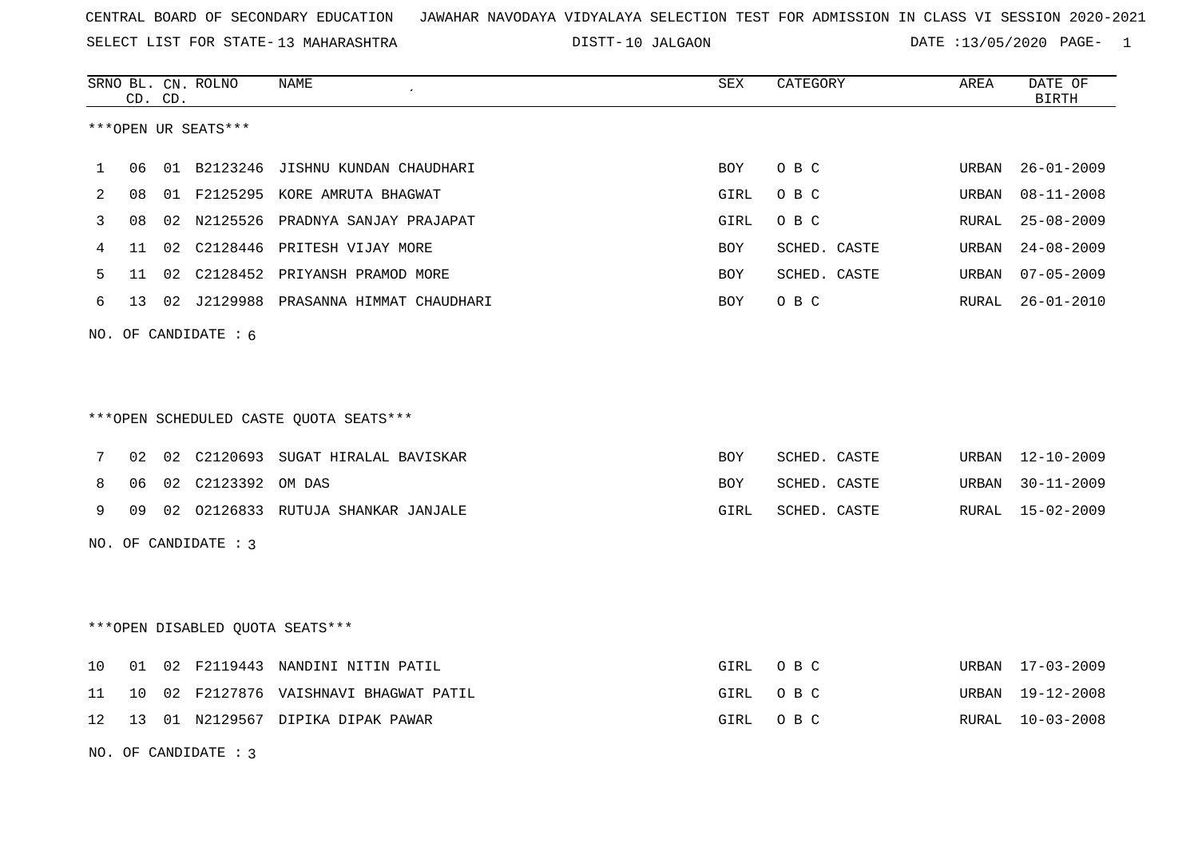CENTRAL BOARD OF SECONDARY EDUCATION JAWAHAR NAVODAYA VIDYALAYA SELECTION TEST FOR ADMISSION IN CLASS VI SESSION 2020-2021

SELECT LIST FOR STATE- 13 MAHARASHTRA DISTT- 10 JALGAON DATE :13/05/2020 PAGE- 1

***OPEN UR SEATS***

| SRNO | BL. CD. | CN. CD. | ROLNO | NAME | SEX | CATEGORY | AREA | DATE OF BIRTH |
|---|---|---|---|---|---|---|---|---|
| 1 | 06 | 01 | B2123246 | JISHNU KUNDAN CHAUDHARI | BOY | O B C | URBAN | 26-01-2009 |
| 2 | 08 | 01 | F2125295 | KORE AMRUTA BHAGWAT | GIRL | O B C | URBAN | 08-11-2008 |
| 3 | 08 | 02 | N2125526 | PRADNYA SANJAY PRAJAPAT | GIRL | O B C | RURAL | 25-08-2009 |
| 4 | 11 | 02 | C2128446 | PRITESH VIJAY MORE | BOY | SCHED. CASTE | URBAN | 24-08-2009 |
| 5 | 11 | 02 | C2128452 | PRIYANSH PRAMOD MORE | BOY | SCHED. CASTE | URBAN | 07-05-2009 |
| 6 | 13 | 02 | J2129988 | PRASANNA HIMMAT CHAUDHARI | BOY | O B C | RURAL | 26-01-2010 |

NO. OF CANDIDATE : 6

***OPEN SCHEDULED CASTE QUOTA SEATS***

| SRNO | BL. CD. | CN. CD. | ROLNO | NAME | SEX | CATEGORY | AREA | DATE OF BIRTH |
|---|---|---|---|---|---|---|---|---|
| 7 | 02 | 02 | C2120693 | SUGAT HIRALAL BAVISKAR | BOY | SCHED. CASTE | URBAN | 12-10-2009 |
| 8 | 06 | 02 | C2123392 | OM DAS | BOY | SCHED. CASTE | URBAN | 30-11-2009 |
| 9 | 09 | 02 | O2126833 | RUTUJA SHANKAR JANJALE | GIRL | SCHED. CASTE | RURAL | 15-02-2009 |

NO. OF CANDIDATE : 3

***OPEN DISABLED QUOTA SEATS***

| SRNO | BL. CD. | CN. CD. | ROLNO | NAME | SEX | CATEGORY | AREA | DATE OF BIRTH |
|---|---|---|---|---|---|---|---|---|
| 10 | 01 | 02 | F2119443 | NANDINI NITIN PATIL | GIRL | O B C | URBAN | 17-03-2009 |
| 11 | 10 | 02 | F2127876 | VAISHNAVI BHAGWAT PATIL | GIRL | O B C | URBAN | 19-12-2008 |
| 12 | 13 | 01 | N2129567 | DIPIKA DIPAK PAWAR | GIRL | O B C | RURAL | 10-03-2008 |

NO. OF CANDIDATE : 3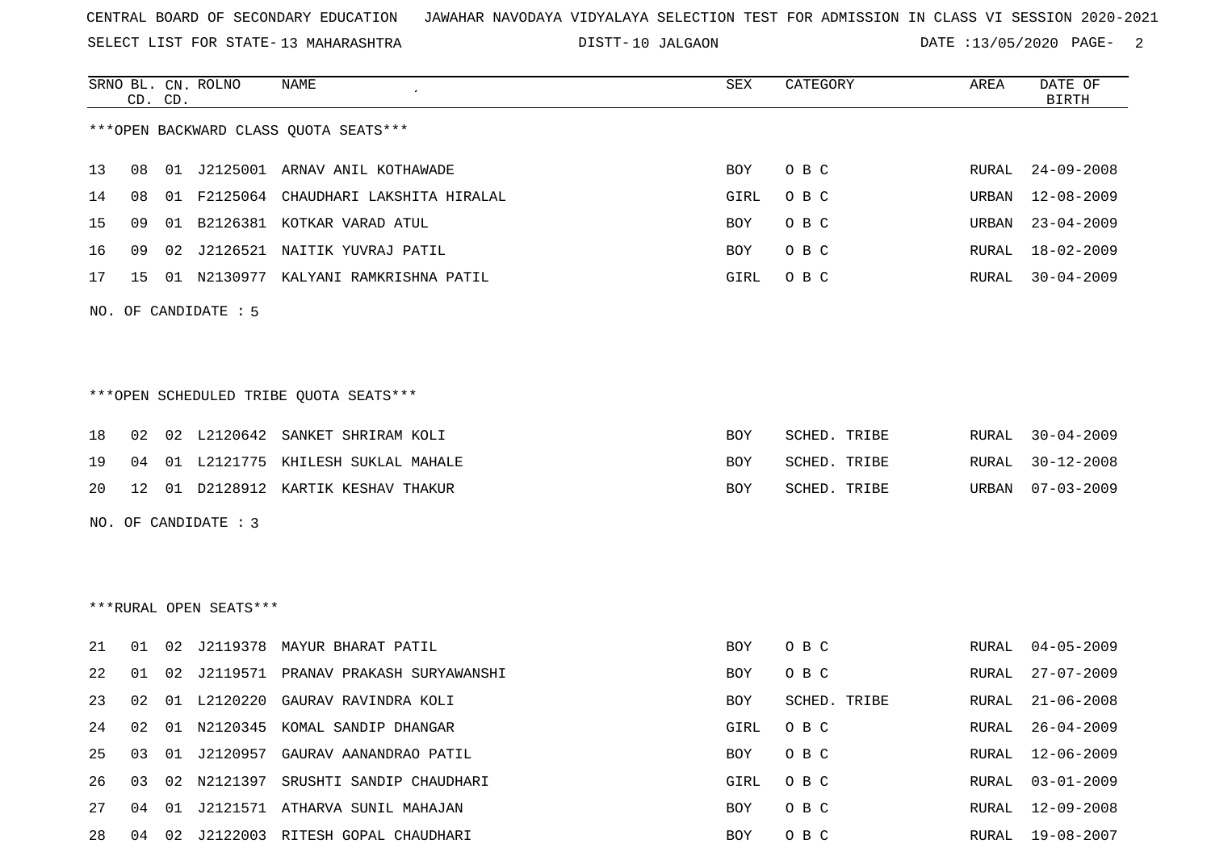CENTRAL BOARD OF SECONDARY EDUCATION   JAWAHAR NAVODAYA VIDYALAYA SELECTION TEST FOR ADMISSION IN CLASS VI SESSION 2020-2021

SELECT LIST FOR STATE- 13 MAHARASHTRA   DISTT- 10 JALGAON   DATE :13/05/2020

***OPEN BACKWARD CLASS QUOTA SEATS***

| SRNO | BL. CD. | CN. CD. | ROLNO | NAME | SEX | CATEGORY | AREA | DATE OF BIRTH |
|---|---|---|---|---|---|---|---|---|
| 13 | 08 | 01 | J2125001 | ARNAV ANIL KOTHAWADE | BOY | O B C | RURAL | 24-09-2008 |
| 14 | 08 | 01 | F2125064 | CHAUDHARI LAKSHITA HIRALAL | GIRL | O B C | URBAN | 12-08-2009 |
| 15 | 09 | 01 | B2126381 | KOTKAR VARAD ATUL | BOY | O B C | URBAN | 23-04-2009 |
| 16 | 09 | 02 | J2126521 | NAITIK YUVRAJ PATIL | BOY | O B C | RURAL | 18-02-2009 |
| 17 | 15 | 01 | N2130977 | KALYANI RAMKRISHNA PATIL | GIRL | O B C | RURAL | 30-04-2009 |

NO. OF CANDIDATE : 5

***OPEN SCHEDULED TRIBE QUOTA SEATS***

| SRNO | BL. CD. | CN. CD. | ROLNO | NAME | SEX | CATEGORY | AREA | DATE OF BIRTH |
|---|---|---|---|---|---|---|---|---|
| 18 | 02 | 02 | L2120642 | SANKET SHRIRAM KOLI | BOY | SCHED. TRIBE | RURAL | 30-04-2009 |
| 19 | 04 | 01 | L2121775 | KHILESH SUKLAL MAHALE | BOY | SCHED. TRIBE | RURAL | 30-12-2008 |
| 20 | 12 | 01 | D2128912 | KARTIK KESHAV THAKUR | BOY | SCHED. TRIBE | URBAN | 07-03-2009 |

NO. OF CANDIDATE : 3

***RURAL OPEN SEATS***

| SRNO | BL. CD. | CN. CD. | ROLNO | NAME | SEX | CATEGORY | AREA | DATE OF BIRTH |
|---|---|---|---|---|---|---|---|---|
| 21 | 01 | 02 | J2119378 | MAYUR BHARAT PATIL | BOY | O B C | RURAL | 04-05-2009 |
| 22 | 01 | 02 | J2119571 | PRANAV PRAKASH SURYAWANSHI | BOY | O B C | RURAL | 27-07-2009 |
| 23 | 02 | 01 | L2120220 | GAURAV RAVINDRA KOLI | BOY | SCHED. TRIBE | RURAL | 21-06-2008 |
| 24 | 02 | 01 | N2120345 | KOMAL SANDIP DHANGAR | GIRL | O B C | RURAL | 26-04-2009 |
| 25 | 03 | 01 | J2120957 | GAURAV AANANDRAO PATIL | BOY | O B C | RURAL | 12-06-2009 |
| 26 | 03 | 02 | N2121397 | SRUSHTI SANDIP CHAUDHARI | GIRL | O B C | RURAL | 03-01-2009 |
| 27 | 04 | 01 | J2121571 | ATHARVA SUNIL MAHAJAN | BOY | O B C | RURAL | 12-09-2008 |
| 28 | 04 | 02 | J2122003 | RITESH GOPAL CHAUDHARI | BOY | O B C | RURAL | 19-08-2007 |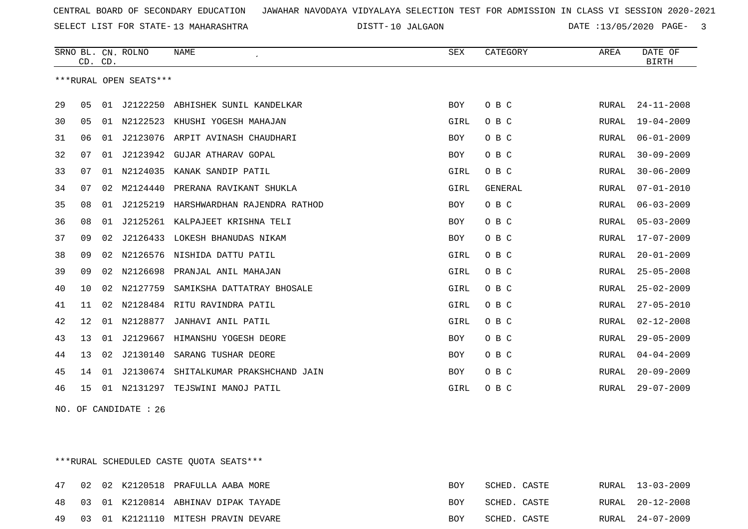CENTRAL BOARD OF SECONDARY EDUCATION JAWAHAR NAVODAYA VIDYALAYA SELECTION TEST FOR ADMISSION IN CLASS VI SESSION 2020-2021

SELECT LIST FOR STATE- 13 MAHARASHTRA DISTT- 10 JALGAON DATE :13/05/2020 PAGE- 3

***RURAL OPEN SEATS***

| SRNO | BL. CD. | CN. CD. | ROLNO | NAME | SEX | CATEGORY | AREA | DATE OF BIRTH |
|---|---|---|---|---|---|---|---|---|
| 29 | 05 | 01 | J2122250 | ABHISHEK SUNIL KANDELKAR | BOY | O B C | RURAL | 24-11-2008 |
| 30 | 05 | 01 | N2122523 | KHUSHI YOGESH MAHAJAN | GIRL | O B C | RURAL | 19-04-2009 |
| 31 | 06 | 01 | J2123076 | ARPIT AVINASH CHAUDHARI | BOY | O B C | RURAL | 06-01-2009 |
| 32 | 07 | 01 | J2123942 | GUJAR ATHARAV GOPAL | BOY | O B C | RURAL | 30-09-2009 |
| 33 | 07 | 01 | N2124035 | KANAK SANDIP PATIL | GIRL | O B C | RURAL | 30-06-2009 |
| 34 | 07 | 02 | M2124440 | PRERANA RAVIKANT SHUKLA | GIRL | GENERAL | RURAL | 07-01-2010 |
| 35 | 08 | 01 | J2125219 | HARSHWARDHAN RAJENDRA RATHOD | BOY | O B C | RURAL | 06-03-2009 |
| 36 | 08 | 01 | J2125261 | KALPAJEET KRISHNA TELI | BOY | O B C | RURAL | 05-03-2009 |
| 37 | 09 | 02 | J2126433 | LOKESH BHANUDAS NIKAM | BOY | O B C | RURAL | 17-07-2009 |
| 38 | 09 | 02 | N2126576 | NISHIDA DATTU PATIL | GIRL | O B C | RURAL | 20-01-2009 |
| 39 | 09 | 02 | N2126698 | PRANJAL ANIL MAHAJAN | GIRL | O B C | RURAL | 25-05-2008 |
| 40 | 10 | 02 | N2127759 | SAMIKSHA DATTATRAY BHOSALE | GIRL | O B C | RURAL | 25-02-2009 |
| 41 | 11 | 02 | N2128484 | RITU RAVINDRA PATIL | GIRL | O B C | RURAL | 27-05-2010 |
| 42 | 12 | 01 | N2128877 | JANHAVI ANIL PATIL | GIRL | O B C | RURAL | 02-12-2008 |
| 43 | 13 | 01 | J2129667 | HIMANSHU YOGESH DEORE | BOY | O B C | RURAL | 29-05-2009 |
| 44 | 13 | 02 | J2130140 | SARANG TUSHAR DEORE | BOY | O B C | RURAL | 04-04-2009 |
| 45 | 14 | 01 | J2130674 | SHITALKUMAR PRAKSHCHAND JAIN | BOY | O B C | RURAL | 20-09-2009 |
| 46 | 15 | 01 | N2131297 | TEJSWINI MANOJ PATIL | GIRL | O B C | RURAL | 29-07-2009 |

NO. OF CANDIDATE : 26

***RURAL SCHEDULED CASTE QUOTA SEATS***

| SRNO | BL. CD. | CN. CD. | ROLNO | NAME | SEX | CATEGORY | AREA | DATE OF BIRTH |
|---|---|---|---|---|---|---|---|---|
| 47 | 02 | 02 | K2120518 | PRAFULLA AABA MORE | BOY | SCHED. CASTE | RURAL | 13-03-2009 |
| 48 | 03 | 01 | K2120814 | ABHINAV DIPAK TAYADE | BOY | SCHED. CASTE | RURAL | 20-12-2008 |
| 49 | 03 | 01 | K2121110 | MITESH PRAVIN DEVARE | BOY | SCHED. CASTE | RURAL | 24-07-2009 |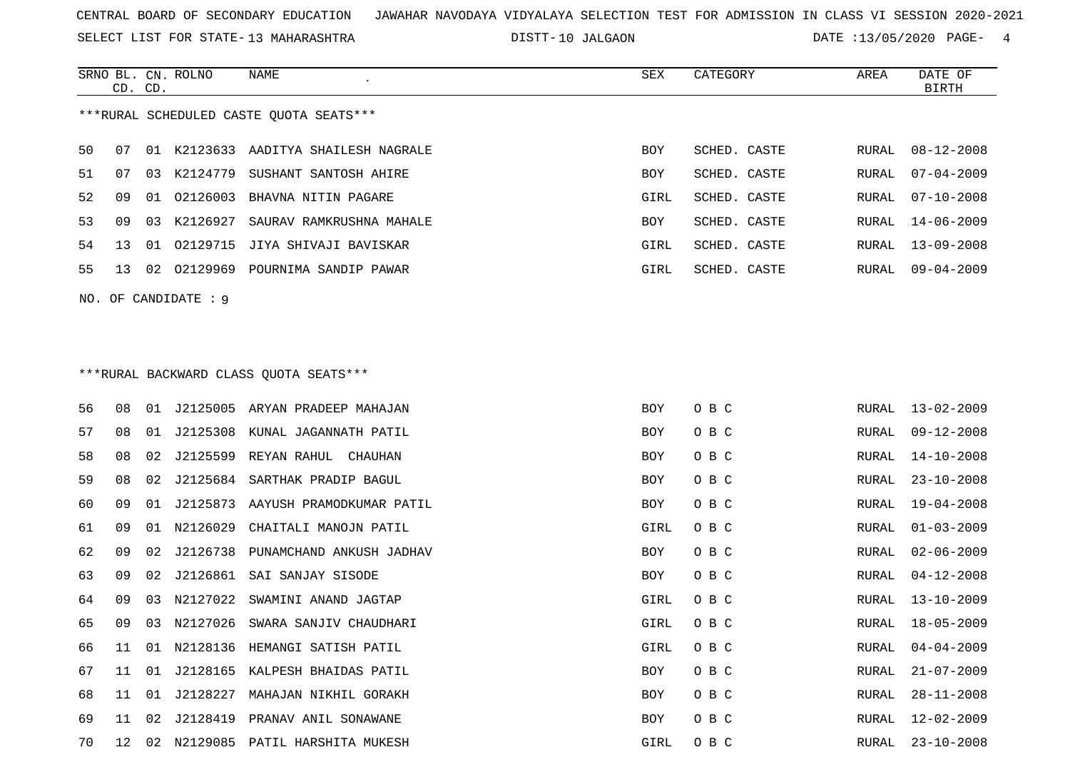CENTRAL BOARD OF SECONDARY EDUCATION JAWAHAR NAVODAYA VIDYALAYA SELECTION TEST FOR ADMISSION IN CLASS VI SESSION 2020-2021

SELECT LIST FOR STATE- 13 MAHARASHTRA DISTT- 10 JALGAON DATE :13/05/2020

| SRNO | BL. CD. | CN. CD. | ROLNO | NAME | SEX | CATEGORY | AREA | DATE OF BIRTH |
|---|---|---|---|---|---|---|---|---|

***RURAL SCHEDULED CASTE QUOTA SEATS***

| SRNO | BL. CD. | CN. CD. | ROLNO | NAME | SEX | CATEGORY | AREA | DATE OF BIRTH |
|---|---|---|---|---|---|---|---|---|
| 50 | 07 | 01 | K2123633 | AADITYA SHAILESH NAGRALE | BOY | SCHED. CASTE | RURAL | 08-12-2008 |
| 51 | 07 | 03 | K2124779 | SUSHANT SANTOSH AHIRE | BOY | SCHED. CASTE | RURAL | 07-04-2009 |
| 52 | 09 | 01 | O2126003 | BHAVNA NITIN PAGARE | GIRL | SCHED. CASTE | RURAL | 07-10-2008 |
| 53 | 09 | 03 | K2126927 | SAURAV RAMKRUSHNA MAHALE | BOY | SCHED. CASTE | RURAL | 14-06-2009 |
| 54 | 13 | 01 | O2129715 | JIYA SHIVAJI BAVISKAR | GIRL | SCHED. CASTE | RURAL | 13-09-2008 |
| 55 | 13 | 02 | O2129969 | POURNIMA SANDIP PAWAR | GIRL | SCHED. CASTE | RURAL | 09-04-2009 |

NO. OF CANDIDATE : 9

***RURAL BACKWARD CLASS QUOTA SEATS***

| SRNO | BL. CD. | CN. CD. | ROLNO | NAME | SEX | CATEGORY | AREA | DATE OF BIRTH |
|---|---|---|---|---|---|---|---|---|
| 56 | 08 | 01 | J2125005 | ARYAN PRADEEP MAHAJAN | BOY | O B C | RURAL | 13-02-2009 |
| 57 | 08 | 01 | J2125308 | KUNAL JAGANNATH PATIL | BOY | O B C | RURAL | 09-12-2008 |
| 58 | 08 | 02 | J2125599 | REYAN RAHUL CHAUHAN | BOY | O B C | RURAL | 14-10-2008 |
| 59 | 08 | 02 | J2125684 | SARTHAK PRADIP BAGUL | BOY | O B C | RURAL | 23-10-2008 |
| 60 | 09 | 01 | J2125873 | AAYUSH PRAMODKUMAR PATIL | BOY | O B C | RURAL | 19-04-2008 |
| 61 | 09 | 01 | N2126029 | CHAITALI MANOJN PATIL | GIRL | O B C | RURAL | 01-03-2009 |
| 62 | 09 | 02 | J2126738 | PUNAMCHAND ANKUSH JADHAV | BOY | O B C | RURAL | 02-06-2009 |
| 63 | 09 | 02 | J2126861 | SAI SANJAY SISODE | BOY | O B C | RURAL | 04-12-2008 |
| 64 | 09 | 03 | N2127022 | SWAMINI ANAND JAGTAP | GIRL | O B C | RURAL | 13-10-2009 |
| 65 | 09 | 03 | N2127026 | SWARA SANJIV CHAUDHARI | GIRL | O B C | RURAL | 18-05-2009 |
| 66 | 11 | 01 | N2128136 | HEMANGI SATISH PATIL | GIRL | O B C | RURAL | 04-04-2009 |
| 67 | 11 | 01 | J2128165 | KALPESH BHAIDAS PATIL | BOY | O B C | RURAL | 21-07-2009 |
| 68 | 11 | 01 | J2128227 | MAHAJAN NIKHIL GORAKH | BOY | O B C | RURAL | 28-11-2008 |
| 69 | 11 | 02 | J2128419 | PRANAV ANIL SONAWANE | BOY | O B C | RURAL | 12-02-2009 |
| 70 | 12 | 02 | N2129085 | PATIL HARSHITA MUKESH | GIRL | O B C | RURAL | 23-10-2008 |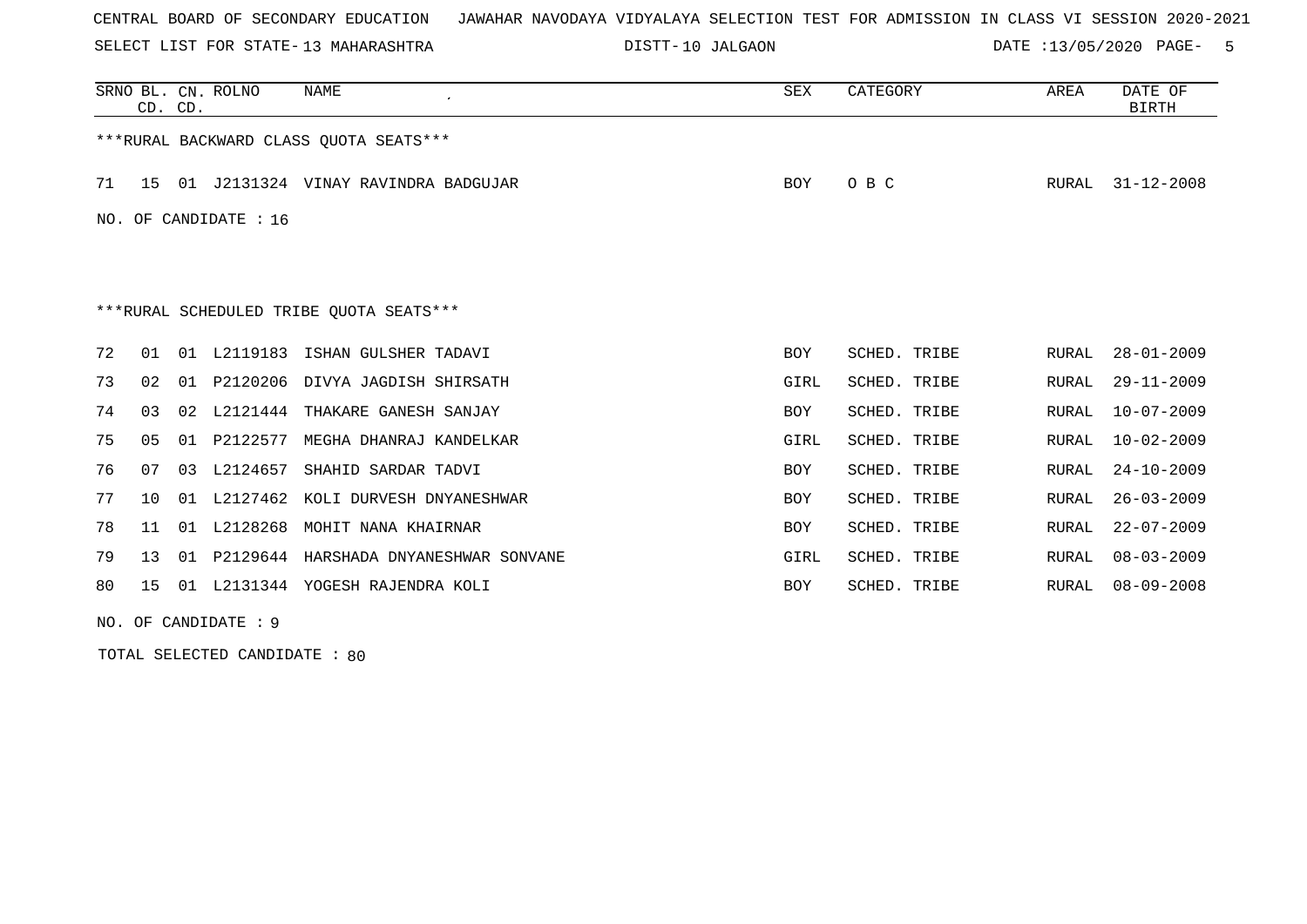CENTRAL BOARD OF SECONDARY EDUCATION   JAWAHAR NAVODAYA VIDYALAYA SELECTION TEST FOR ADMISSION IN CLASS VI SESSION 2020-2021

SELECT LIST FOR STATE- 13 MAHARASHTRA   DISTT- 10 JALGAON   DATE :13/05/2020

| SRNO | BL. CD. | CN. CD. | ROLNO | NAME | SEX | CATEGORY | AREA | DATE OF BIRTH |
|---|---|---|---|---|---|---|---|---|
| ***RURAL BACKWARD CLASS QUOTA SEATS*** | | | | | | | | |
| 71 | 15 | 01 | J2131324 | VINAY RAVINDRA BADGUJAR | BOY | O B C | RURAL | 31-12-2008 |

NO. OF CANDIDATE : 16

***RURAL SCHEDULED TRIBE QUOTA SEATS***

| SRNO | BL. CD. | CN. CD. | ROLNO | NAME | SEX | CATEGORY | AREA | DATE OF BIRTH |
|---|---|---|---|---|---|---|---|---|
| 72 | 01 | 01 | L2119183 | ISHAN GULSHER TADAVI | BOY | SCHED. TRIBE | RURAL | 28-01-2009 |
| 73 | 02 | 01 | P2120206 | DIVYA JAGDISH SHIRSATH | GIRL | SCHED. TRIBE | RURAL | 29-11-2009 |
| 74 | 03 | 02 | L2121444 | THAKARE GANESH SANJAY | BOY | SCHED. TRIBE | RURAL | 10-07-2009 |
| 75 | 05 | 01 | P2122577 | MEGHA DHANRAJ KANDELKAR | GIRL | SCHED. TRIBE | RURAL | 10-02-2009 |
| 76 | 07 | 03 | L2124657 | SHAHID SARDAR TADVI | BOY | SCHED. TRIBE | RURAL | 24-10-2009 |
| 77 | 10 | 01 | L2127462 | KOLI DURVESH DNYANESHWAR | BOY | SCHED. TRIBE | RURAL | 26-03-2009 |
| 78 | 11 | 01 | L2128268 | MOHIT NANA KHAIRNAR | BOY | SCHED. TRIBE | RURAL | 22-07-2009 |
| 79 | 13 | 01 | P2129644 | HARSHADA DNYANESHWAR SONVANE | GIRL | SCHED. TRIBE | RURAL | 08-03-2009 |
| 80 | 15 | 01 | L2131344 | YOGESH RAJENDRA KOLI | BOY | SCHED. TRIBE | RURAL | 08-09-2008 |

NO. OF CANDIDATE : 9

TOTAL SELECTED CANDIDATE : 80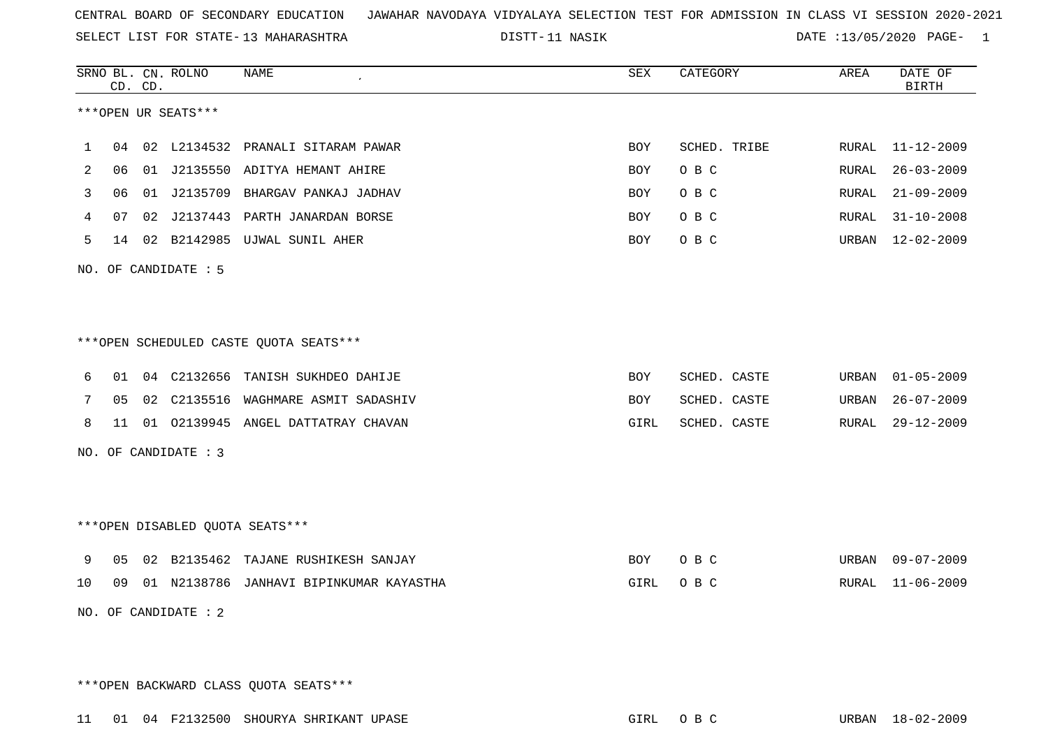CENTRAL BOARD OF SECONDARY EDUCATION JAWAHAR NAVODAYA VIDYALAYA SELECTION TEST FOR ADMISSION IN CLASS VI SESSION 2020-2021

SELECT LIST FOR STATE- 13 MAHARASHTRA DISTT- 11 NASIK DATE :13/05/2020

| SRNO | BL. CD. | CN. CD. | ROLNO | NAME | SEX | CATEGORY | AREA | DATE OF BIRTH |
|---|---|---|---|---|---|---|---|---|

***OPEN UR SEATS***

| SRNO | BL. CD. | CN. CD. | ROLNO | NAME | SEX | CATEGORY | AREA | DATE OF BIRTH |
|---|---|---|---|---|---|---|---|---|
| 1 | 04 | 02 | L2134532 | PRANALI SITARAM PAWAR | BOY | SCHED. TRIBE | RURAL | 11-12-2009 |
| 2 | 06 | 01 | J2135550 | ADITYA HEMANT AHIRE | BOY | O B C | RURAL | 26-03-2009 |
| 3 | 06 | 01 | J2135709 | BHARGAV PANKAJ JADHAV | BOY | O B C | RURAL | 21-09-2009 |
| 4 | 07 | 02 | J2137443 | PARTH JANARDAN BORSE | BOY | O B C | RURAL | 31-10-2008 |
| 5 | 14 | 02 | B2142985 | UJWAL SUNIL AHER | BOY | O B C | URBAN | 12-02-2009 |

NO. OF CANDIDATE : 5

***OPEN SCHEDULED CASTE QUOTA SEATS***

| SRNO | BL. CD. | CN. CD. | ROLNO | NAME | SEX | CATEGORY | AREA | DATE OF BIRTH |
|---|---|---|---|---|---|---|---|---|
| 6 | 01 | 04 | C2132656 | TANISH SUKHDEO DAHIJE | BOY | SCHED. CASTE | URBAN | 01-05-2009 |
| 7 | 05 | 02 | C2135516 | WAGHMARE ASMIT SADASHIV | BOY | SCHED. CASTE | URBAN | 26-07-2009 |
| 8 | 11 | 01 | O2139945 | ANGEL DATTATRAY CHAVAN | GIRL | SCHED. CASTE | RURAL | 29-12-2009 |

NO. OF CANDIDATE : 3

***OPEN DISABLED QUOTA SEATS***

| SRNO | BL. CD. | CN. CD. | ROLNO | NAME | SEX | CATEGORY | AREA | DATE OF BIRTH |
|---|---|---|---|---|---|---|---|---|
| 9 | 05 | 02 | B2135462 | TAJANE RUSHIKESH SANJAY | BOY | O B C | URBAN | 09-07-2009 |
| 10 | 09 | 01 | N2138786 | JANHAVI BIPINKUMAR KAYASTHA | GIRL | O B C | RURAL | 11-06-2009 |

NO. OF CANDIDATE : 2

***OPEN BACKWARD CLASS QUOTA SEATS***

| SRNO | BL. CD. | CN. CD. | ROLNO | NAME | SEX | CATEGORY | AREA | DATE OF BIRTH |
|---|---|---|---|---|---|---|---|---|
| 11 | 01 | 04 | F2132500 | SHOURYA SHRIKANT UPASE | GIRL | O B C | URBAN | 18-02-2009 |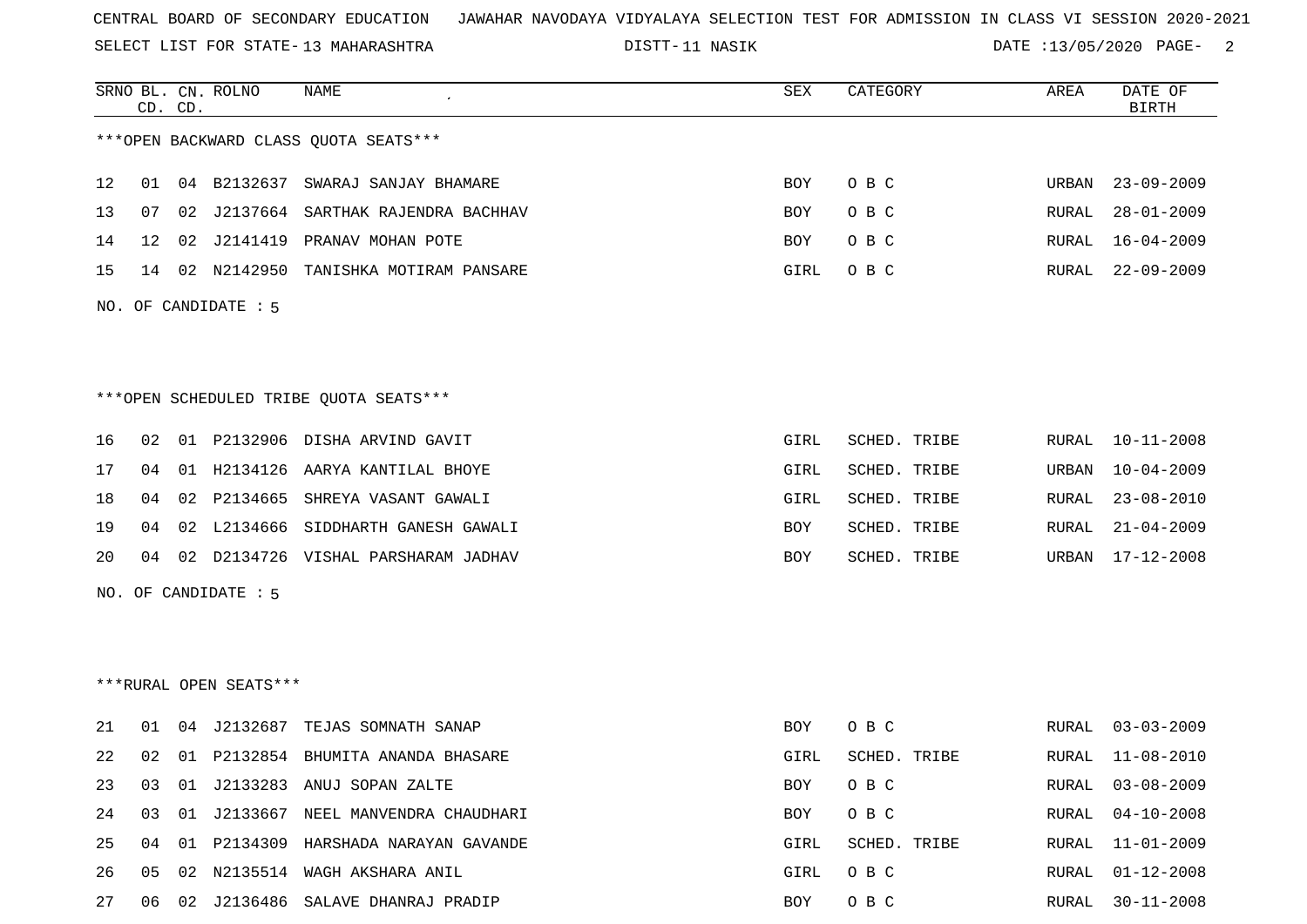CENTRAL BOARD OF SECONDARY EDUCATION JAWAHAR NAVODAYA VIDYALAYA SELECTION TEST FOR ADMISSION IN CLASS VI SESSION 2020-2021

SELECT LIST FOR STATE- 13 MAHARASHTRA DISTT- 11 NASIK DATE :13/05/2020

***OPEN BACKWARD CLASS QUOTA SEATS***

| SRNO | BL. CD. | CN. CD. | ROLNO | NAME | SEX | CATEGORY | AREA | DATE OF BIRTH |
|---|---|---|---|---|---|---|---|---|
| 12 | 01 | 04 | B2132637 | SWARAJ SANJAY BHAMARE | BOY | O B C | URBAN | 23-09-2009 |
| 13 | 07 | 02 | J2137664 | SARTHAK RAJENDRA BACHHAV | BOY | O B C | RURAL | 28-01-2009 |
| 14 | 12 | 02 | J2141419 | PRANAV MOHAN POTE | BOY | O B C | RURAL | 16-04-2009 |
| 15 | 14 | 02 | N2142950 | TANISHKA MOTIRAM PANSARE | GIRL | O B C | RURAL | 22-09-2009 |

NO. OF CANDIDATE : 5

***OPEN SCHEDULED TRIBE QUOTA SEATS***

| SRNO | BL. CD. | CN. CD. | ROLNO | NAME | SEX | CATEGORY | AREA | DATE OF BIRTH |
|---|---|---|---|---|---|---|---|---|
| 16 | 02 | 01 | P2132906 | DISHA ARVIND GAVIT | GIRL | SCHED. TRIBE | RURAL | 10-11-2008 |
| 17 | 04 | 01 | H2134126 | AARYA KANTILAL BHOYE | GIRL | SCHED. TRIBE | URBAN | 10-04-2009 |
| 18 | 04 | 02 | P2134665 | SHREYA VASANT GAWALI | GIRL | SCHED. TRIBE | RURAL | 23-08-2010 |
| 19 | 04 | 02 | L2134666 | SIDDHARTH GANESH GAWALI | BOY | SCHED. TRIBE | RURAL | 21-04-2009 |
| 20 | 04 | 02 | D2134726 | VISHAL PARSHARAM JADHAV | BOY | SCHED. TRIBE | URBAN | 17-12-2008 |

NO. OF CANDIDATE : 5

***RURAL OPEN SEATS***

| SRNO | BL. CD. | CN. CD. | ROLNO | NAME | SEX | CATEGORY | AREA | DATE OF BIRTH |
|---|---|---|---|---|---|---|---|---|
| 21 | 01 | 04 | J2132687 | TEJAS SOMNATH SANAP | BOY | O B C | RURAL | 03-03-2009 |
| 22 | 02 | 01 | P2132854 | BHUMITA ANANDA BHASARE | GIRL | SCHED. TRIBE | RURAL | 11-08-2010 |
| 23 | 03 | 01 | J2133283 | ANUJ SOPAN ZALTE | BOY | O B C | RURAL | 03-08-2009 |
| 24 | 03 | 01 | J2133667 | NEEL MANVENDRA CHAUDHARI | BOY | O B C | RURAL | 04-10-2008 |
| 25 | 04 | 01 | P2134309 | HARSHADA NARAYAN GAVANDE | GIRL | SCHED. TRIBE | RURAL | 11-01-2009 |
| 26 | 05 | 02 | N2135514 | WAGH AKSHARA ANIL | GIRL | O B C | RURAL | 01-12-2008 |
| 27 | 06 | 02 | J2136486 | SALAVE DHANRAJ PRADIP | BOY | O B C | RURAL | 30-11-2008 |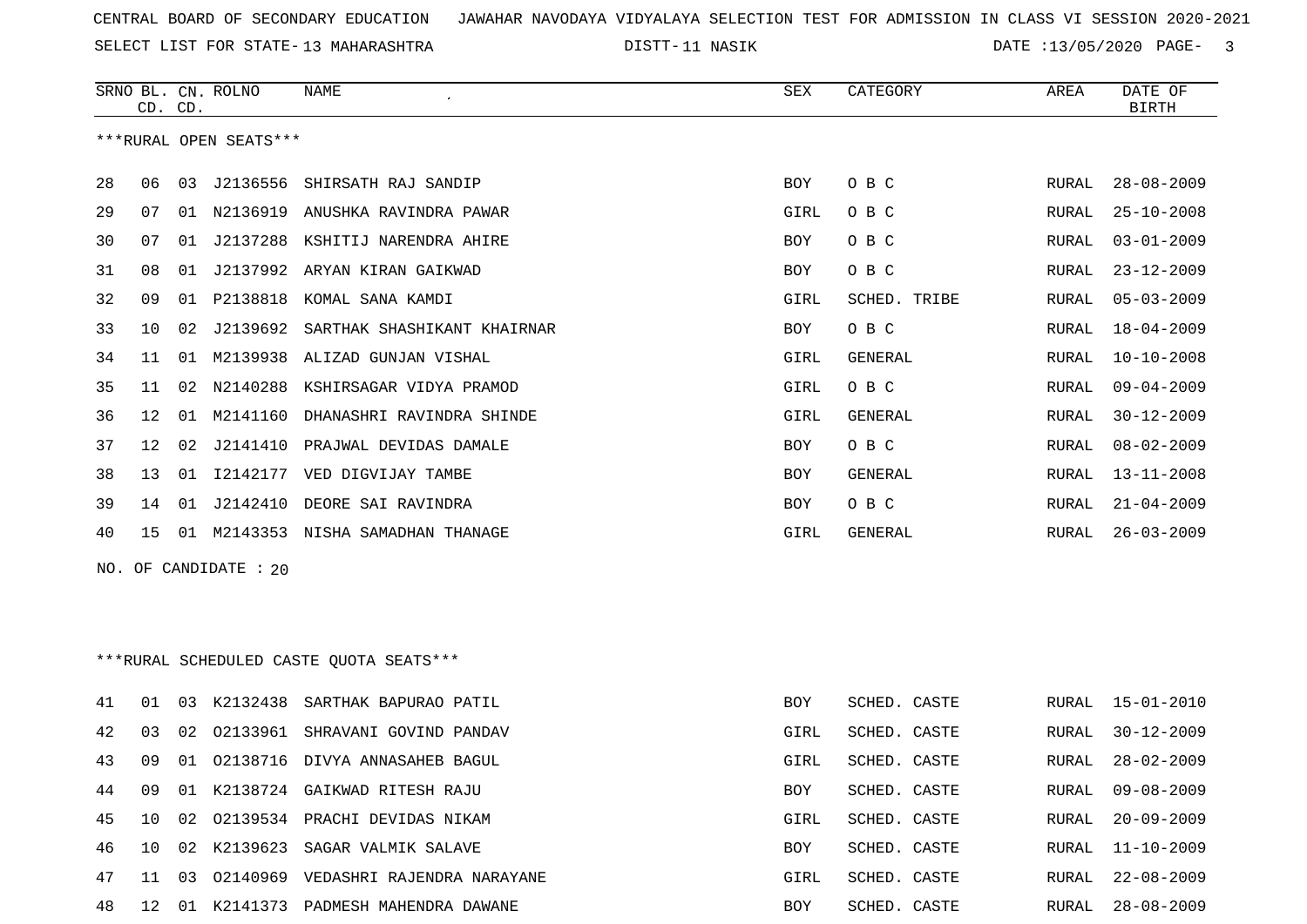CENTRAL BOARD OF SECONDARY EDUCATION   JAWAHAR NAVODAYA VIDYALAYA SELECTION TEST FOR ADMISSION IN CLASS VI SESSION 2020-2021

SELECT LIST FOR STATE- 13 MAHARASHTRA   DISTT- 11 NASIK   DATE :13/05/2020

***RURAL OPEN SEATS***

| SRNO | BL. CD. | CN. CD. | ROLNO | NAME | SEX | CATEGORY | AREA | DATE OF BIRTH |
|---|---|---|---|---|---|---|---|---|
| 28 | 06 | 03 | J2136556 | SHIRSATH RAJ SANDIP | BOY | O B C | RURAL | 28-08-2009 |
| 29 | 07 | 01 | N2136919 | ANUSHKA RAVINDRA PAWAR | GIRL | O B C | RURAL | 25-10-2008 |
| 30 | 07 | 01 | J2137288 | KSHITIJ NARENDRA AHIRE | BOY | O B C | RURAL | 03-01-2009 |
| 31 | 08 | 01 | J2137992 | ARYAN KIRAN GAIKWAD | BOY | O B C | RURAL | 23-12-2009 |
| 32 | 09 | 01 | P2138818 | KOMAL SANA KAMDI | GIRL | SCHED. TRIBE | RURAL | 05-03-2009 |
| 33 | 10 | 02 | J2139692 | SARTHAK SHASHIKANT KHAIRNAR | BOY | O B C | RURAL | 18-04-2009 |
| 34 | 11 | 01 | M2139938 | ALIZAD GUNJAN VISHAL | GIRL | GENERAL | RURAL | 10-10-2008 |
| 35 | 11 | 02 | N2140288 | KSHIRSAGAR VIDYA PRAMOD | GIRL | O B C | RURAL | 09-04-2009 |
| 36 | 12 | 01 | M2141160 | DHANASHRI RAVINDRA SHINDE | GIRL | GENERAL | RURAL | 30-12-2009 |
| 37 | 12 | 02 | J2141410 | PRAJWAL DEVIDAS DAMALE | BOY | O B C | RURAL | 08-02-2009 |
| 38 | 13 | 01 | I2142177 | VED DIGVIJAY TAMBE | BOY | GENERAL | RURAL | 13-11-2008 |
| 39 | 14 | 01 | J2142410 | DEORE SAI RAVINDRA | BOY | O B C | RURAL | 21-04-2009 |
| 40 | 15 | 01 | M2143353 | NISHA SAMADHAN THANAGE | GIRL | GENERAL | RURAL | 26-03-2009 |

NO. OF CANDIDATE : 20

***RURAL SCHEDULED CASTE QUOTA SEATS***

| SRNO | BL. CD. | CN. CD. | ROLNO | NAME | SEX | CATEGORY | AREA | DATE OF BIRTH |
|---|---|---|---|---|---|---|---|---|
| 41 | 01 | 03 | K2132438 | SARTHAK BAPURAO PATIL | BOY | SCHED. CASTE | RURAL | 15-01-2010 |
| 42 | 03 | 02 | O2133961 | SHRAVANI GOVIND PANDAV | GIRL | SCHED. CASTE | RURAL | 30-12-2009 |
| 43 | 09 | 01 | O2138716 | DIVYA ANNASAHEB BAGUL | GIRL | SCHED. CASTE | RURAL | 28-02-2009 |
| 44 | 09 | 01 | K2138724 | GAIKWAD RITESH RAJU | BOY | SCHED. CASTE | RURAL | 09-08-2009 |
| 45 | 10 | 02 | O2139534 | PRACHI DEVIDAS NIKAM | GIRL | SCHED. CASTE | RURAL | 20-09-2009 |
| 46 | 10 | 02 | K2139623 | SAGAR VALMIK SALAVE | BOY | SCHED. CASTE | RURAL | 11-10-2009 |
| 47 | 11 | 03 | O2140969 | VEDASHRI RAJENDRA NARAYANE | GIRL | SCHED. CASTE | RURAL | 22-08-2009 |
| 48 | 12 | 01 | K2141373 | PADMESH MAHENDRA DAWANE | BOY | SCHED. CASTE | RURAL | 28-08-2009 |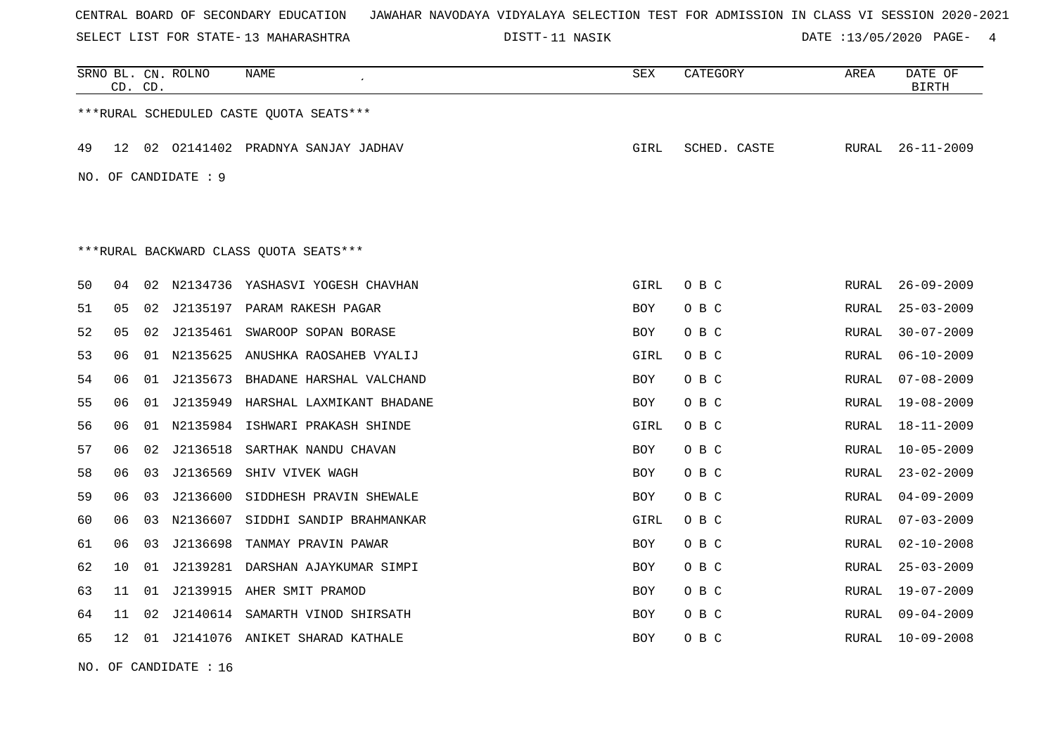CENTRAL BOARD OF SECONDARY EDUCATION JAWAHAR NAVODAYA VIDYALAYA SELECTION TEST FOR ADMISSION IN CLASS VI SESSION 2020-2021

SELECT LIST FOR STATE- 13 MAHARASHTRA DISTT- 11 NASIK DATE :13/05/2020

| SRNO | BL. CD. | CN. CD. | ROLNO | NAME | SEX | CATEGORY | AREA | DATE OF BIRTH |
|---|---|---|---|---|---|---|---|---|

***RURAL SCHEDULED CASTE QUOTA SEATS***

| SRNO | BL. CD. | CN. CD. | ROLNO | NAME | SEX | CATEGORY | AREA | DATE OF BIRTH |
|---|---|---|---|---|---|---|---|---|
| 49 | 12 | 02 | O2141402 | PRADNYA SANJAY JADHAV | GIRL | SCHED. CASTE | RURAL | 26-11-2009 |

NO. OF CANDIDATE : 9

***RURAL BACKWARD CLASS QUOTA SEATS***

| SRNO | BL. CD. | CN. CD. | ROLNO | NAME | SEX | CATEGORY | AREA | DATE OF BIRTH |
|---|---|---|---|---|---|---|---|---|
| 50 | 04 | 02 | N2134736 | YASHASVI YOGESH CHAVHAN | GIRL | O B C | RURAL | 26-09-2009 |
| 51 | 05 | 02 | J2135197 | PARAM RAKESH PAGAR | BOY | O B C | RURAL | 25-03-2009 |
| 52 | 05 | 02 | J2135461 | SWAROOP SOPAN BORASE | BOY | O B C | RURAL | 30-07-2009 |
| 53 | 06 | 01 | N2135625 | ANUSHKA RAOSAHEB VYALIJ | GIRL | O B C | RURAL | 06-10-2009 |
| 54 | 06 | 01 | J2135673 | BHADANE HARSHAL VALCHAND | BOY | O B C | RURAL | 07-08-2009 |
| 55 | 06 | 01 | J2135949 | HARSHAL LAXMIKANT BHADANE | BOY | O B C | RURAL | 19-08-2009 |
| 56 | 06 | 01 | N2135984 | ISHWARI PRAKASH SHINDE | GIRL | O B C | RURAL | 18-11-2009 |
| 57 | 06 | 02 | J2136518 | SARTHAK NANDU CHAVAN | BOY | O B C | RURAL | 10-05-2009 |
| 58 | 06 | 03 | J2136569 | SHIV VIVEK WAGH | BOY | O B C | RURAL | 23-02-2009 |
| 59 | 06 | 03 | J2136600 | SIDDHESH PRAVIN SHEWALE | BOY | O B C | RURAL | 04-09-2009 |
| 60 | 06 | 03 | N2136607 | SIDDHI SANDIP BRAHMANKAR | GIRL | O B C | RURAL | 07-03-2009 |
| 61 | 06 | 03 | J2136698 | TANMAY PRAVIN PAWAR | BOY | O B C | RURAL | 02-10-2008 |
| 62 | 10 | 01 | J2139281 | DARSHAN AJAYKUMAR SIMPI | BOY | O B C | RURAL | 25-03-2009 |
| 63 | 11 | 01 | J2139915 | AHER SMIT PRAMOD | BOY | O B C | RURAL | 19-07-2009 |
| 64 | 11 | 02 | J2140614 | SAMARTH VINOD SHIRSATH | BOY | O B C | RURAL | 09-04-2009 |
| 65 | 12 | 01 | J2141076 | ANIKET SHARAD KATHALE | BOY | O B C | RURAL | 10-09-2008 |

NO. OF CANDIDATE : 16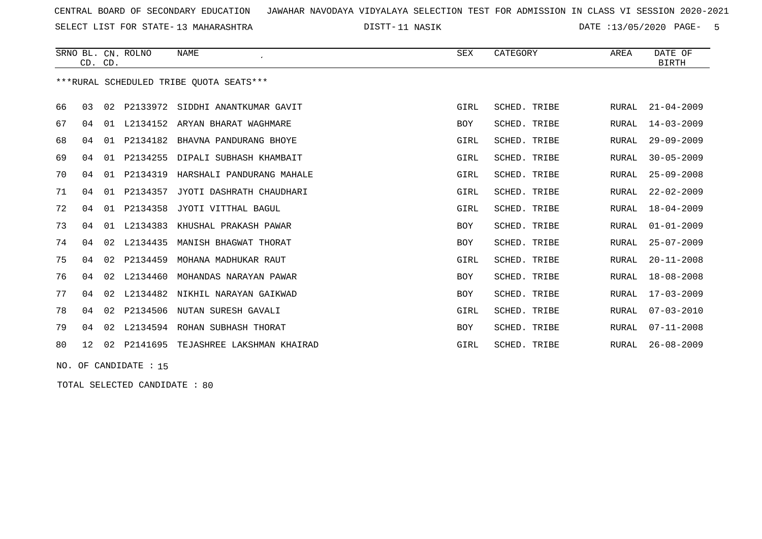CENTRAL BOARD OF SECONDARY EDUCATION JAWAHAR NAVODAYA VIDYALAYA SELECTION TEST FOR ADMISSION IN CLASS VI SESSION 2020-2021

SELECT LIST FOR STATE- 13 MAHARASHTRA DISTT- 11 NASIK DATE :13/05/2020

| SRNO | BL. CD. | CN. CD. | ROLNO | NAME | SEX | CATEGORY | AREA | DATE OF BIRTH |
|---|---|---|---|---|---|---|---|---|

***RURAL SCHEDULED TRIBE QUOTA SEATS***

| SRNO | BL. CD. | CN. CD. | ROLNO | NAME | SEX | CATEGORY | AREA | DATE OF BIRTH |
|---|---|---|---|---|---|---|---|---|
| 66 | 03 | 02 | P2133972 | SIDDHI ANANTKUMAR GAVIT | GIRL | SCHED. TRIBE | RURAL | 21-04-2009 |
| 67 | 04 | 01 | L2134152 | ARYAN BHARAT WAGHMARE | BOY | SCHED. TRIBE | RURAL | 14-03-2009 |
| 68 | 04 | 01 | P2134182 | BHAVNA PANDURANG BHOYE | GIRL | SCHED. TRIBE | RURAL | 29-09-2009 |
| 69 | 04 | 01 | P2134255 | DIPALI SUBHASH KHAMBAIT | GIRL | SCHED. TRIBE | RURAL | 30-05-2009 |
| 70 | 04 | 01 | P2134319 | HARSHALI PANDURANG MAHALE | GIRL | SCHED. TRIBE | RURAL | 25-09-2008 |
| 71 | 04 | 01 | P2134357 | JYOTI DASHRATH CHAUDHARI | GIRL | SCHED. TRIBE | RURAL | 22-02-2009 |
| 72 | 04 | 01 | P2134358 | JYOTI VITTHAL BAGUL | GIRL | SCHED. TRIBE | RURAL | 18-04-2009 |
| 73 | 04 | 01 | L2134383 | KHUSHAL PRAKASH PAWAR | BOY | SCHED. TRIBE | RURAL | 01-01-2009 |
| 74 | 04 | 02 | L2134435 | MANISH BHAGWAT THORAT | BOY | SCHED. TRIBE | RURAL | 25-07-2009 |
| 75 | 04 | 02 | P2134459 | MOHANA MADHUKAR RAUT | GIRL | SCHED. TRIBE | RURAL | 20-11-2008 |
| 76 | 04 | 02 | L2134460 | MOHANDAS NARAYAN PAWAR | BOY | SCHED. TRIBE | RURAL | 18-08-2008 |
| 77 | 04 | 02 | L2134482 | NIKHIL NARAYAN GAIKWAD | BOY | SCHED. TRIBE | RURAL | 17-03-2009 |
| 78 | 04 | 02 | P2134506 | NUTAN SURESH GAVALI | GIRL | SCHED. TRIBE | RURAL | 07-03-2010 |
| 79 | 04 | 02 | L2134594 | ROHAN SUBHASH THORAT | BOY | SCHED. TRIBE | RURAL | 07-11-2008 |
| 80 | 12 | 02 | P2141695 | TEJASHREE LAKSHMAN KHAIRAD | GIRL | SCHED. TRIBE | RURAL | 26-08-2009 |

NO. OF CANDIDATE : 15

TOTAL SELECTED CANDIDATE : 80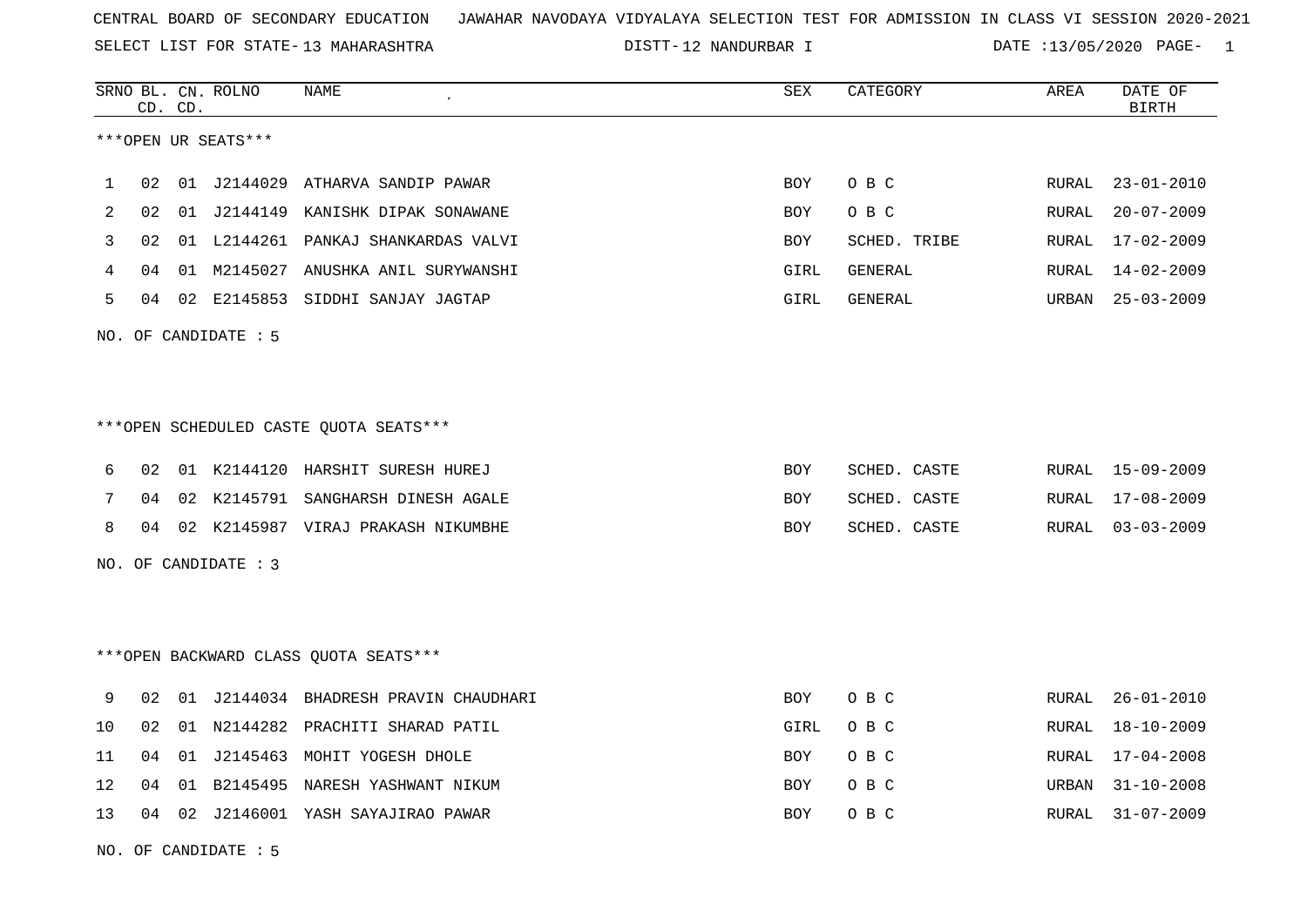CENTRAL BOARD OF SECONDARY EDUCATION JAWAHAR NAVODAYA VIDYALAYA SELECTION TEST FOR ADMISSION IN CLASS VI SESSION 2020-2021

SELECT LIST FOR STATE- 13 MAHARASHTRA DISTT- 12 NANDURBAR I DATE :13/05/2020 PAGE- 1

***OPEN UR SEATS***

| SRNO | BL. CD. | CN. CD. | ROLNO | NAME | SEX | CATEGORY | AREA | DATE OF BIRTH |
|---|---|---|---|---|---|---|---|---|
| 1 | 02 | 01 | J2144029 | ATHARVA SANDIP PAWAR | BOY | O B C | RURAL | 23-01-2010 |
| 2 | 02 | 01 | J2144149 | KANISHK DIPAK SONAWANE | BOY | O B C | RURAL | 20-07-2009 |
| 3 | 02 | 01 | L2144261 | PANKAJ SHANKARDAS VALVI | BOY | SCHED. TRIBE | RURAL | 17-02-2009 |
| 4 | 04 | 01 | M2145027 | ANUSHKA ANIL SURYWANSHI | GIRL | GENERAL | RURAL | 14-02-2009 |
| 5 | 04 | 02 | E2145853 | SIDDHI SANJAY JAGTAP | GIRL | GENERAL | URBAN | 25-03-2009 |

NO. OF CANDIDATE : 5

***OPEN SCHEDULED CASTE QUOTA SEATS***

| SRNO | BL. CD. | CN. CD. | ROLNO | NAME | SEX | CATEGORY | AREA | DATE OF BIRTH |
|---|---|---|---|---|---|---|---|---|
| 6 | 02 | 01 | K2144120 | HARSHIT SURESH HUREJ | BOY | SCHED. CASTE | RURAL | 15-09-2009 |
| 7 | 04 | 02 | K2145791 | SANGHARSH DINESH AGALE | BOY | SCHED. CASTE | RURAL | 17-08-2009 |
| 8 | 04 | 02 | K2145987 | VIRAJ PRAKASH NIKUMBHE | BOY | SCHED. CASTE | RURAL | 03-03-2009 |

NO. OF CANDIDATE : 3

***OPEN BACKWARD CLASS QUOTA SEATS***

| SRNO | BL. CD. | CN. CD. | ROLNO | NAME | SEX | CATEGORY | AREA | DATE OF BIRTH |
|---|---|---|---|---|---|---|---|---|
| 9 | 02 | 01 | J2144034 | BHADRESH PRAVIN CHAUDHARI | BOY | O B C | RURAL | 26-01-2010 |
| 10 | 02 | 01 | N2144282 | PRACHITI SHARAD PATIL | GIRL | O B C | RURAL | 18-10-2009 |
| 11 | 04 | 01 | J2145463 | MOHIT YOGESH DHOLE | BOY | O B C | RURAL | 17-04-2008 |
| 12 | 04 | 01 | B2145495 | NARESH YASHWANT NIKUM | BOY | O B C | URBAN | 31-10-2008 |
| 13 | 04 | 02 | J2146001 | YASH SAYAJIRAO PAWAR | BOY | O B C | RURAL | 31-07-2009 |

NO. OF CANDIDATE : 5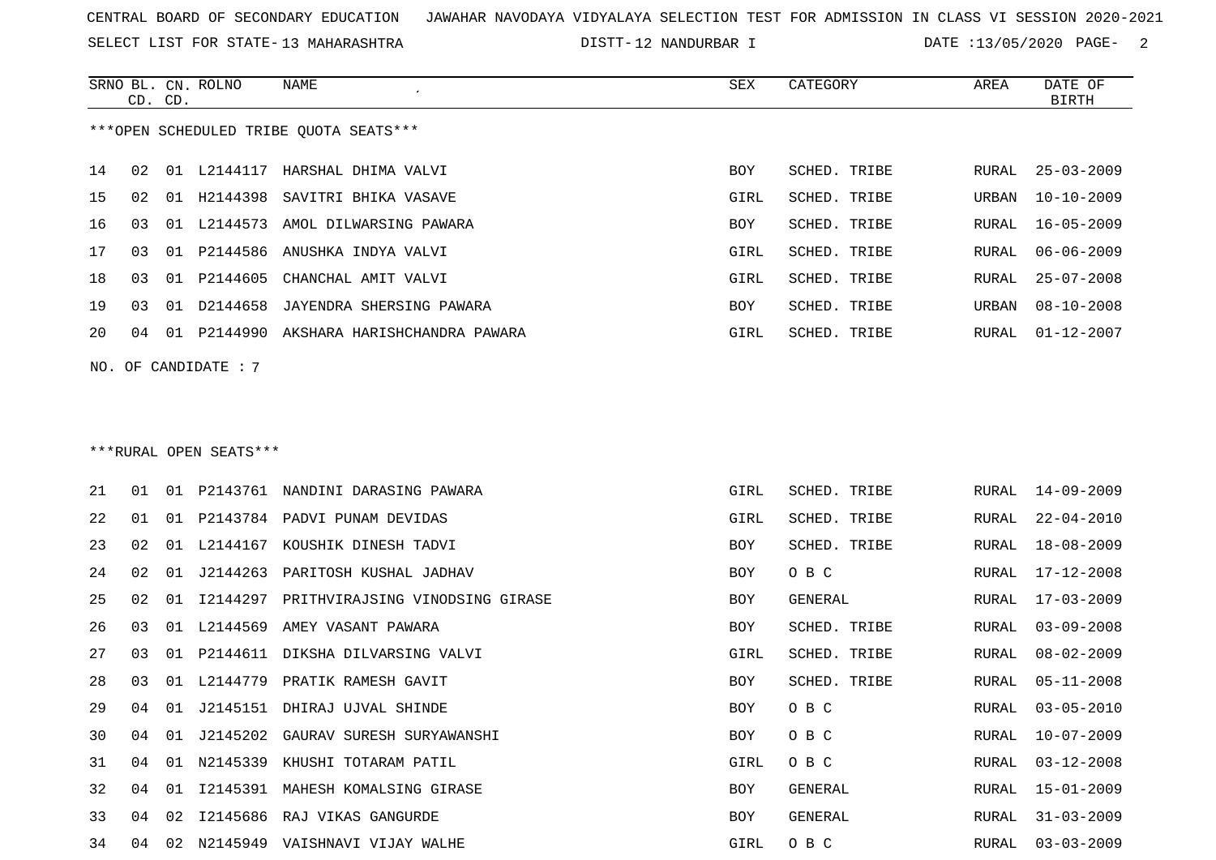CENTRAL BOARD OF SECONDARY EDUCATION JAWAHAR NAVODAYA VIDYALAYA SELECTION TEST FOR ADMISSION IN CLASS VI SESSION 2020-2021

SELECT LIST FOR STATE- 13 MAHARASHTRA DISTT- 12 NANDURBAR I DATE :13/05/2020

***OPEN SCHEDULED TRIBE QUOTA SEATS***

| SRNO | BL. CD. | CN. CD. | ROLNO | NAME | SEX | CATEGORY | AREA | DATE OF BIRTH |
|---|---|---|---|---|---|---|---|---|
| 14 | 02 | 01 | L2144117 | HARSHAL DHIMA VALVI | BOY | SCHED. TRIBE | RURAL | 25-03-2009 |
| 15 | 02 | 01 | H2144398 | SAVITRI BHIKA VASAVE | GIRL | SCHED. TRIBE | URBAN | 10-10-2009 |
| 16 | 03 | 01 | L2144573 | AMOL DILWARSING PAWARA | BOY | SCHED. TRIBE | RURAL | 16-05-2009 |
| 17 | 03 | 01 | P2144586 | ANUSHKA INDYA VALVI | GIRL | SCHED. TRIBE | RURAL | 06-06-2009 |
| 18 | 03 | 01 | P2144605 | CHANCHAL AMIT VALVI | GIRL | SCHED. TRIBE | RURAL | 25-07-2008 |
| 19 | 03 | 01 | D2144658 | JAYENDRA SHERSING PAWARA | BOY | SCHED. TRIBE | URBAN | 08-10-2008 |
| 20 | 04 | 01 | P2144990 | AKSHARA HARISHCHANDRA PAWARA | GIRL | SCHED. TRIBE | RURAL | 01-12-2007 |

NO. OF CANDIDATE : 7

***RURAL OPEN SEATS***

| SRNO | BL. CD. | CN. CD. | ROLNO | NAME | SEX | CATEGORY | AREA | DATE OF BIRTH |
|---|---|---|---|---|---|---|---|---|
| 21 | 01 | 01 | P2143761 | NANDINI DARASING PAWARA | GIRL | SCHED. TRIBE | RURAL | 14-09-2009 |
| 22 | 01 | 01 | P2143784 | PADVI PUNAM DEVIDAS | GIRL | SCHED. TRIBE | RURAL | 22-04-2010 |
| 23 | 02 | 01 | L2144167 | KOUSHIK DINESH TADVI | BOY | SCHED. TRIBE | RURAL | 18-08-2009 |
| 24 | 02 | 01 | J2144263 | PARITOSH KUSHAL JADHAV | BOY | O B C | RURAL | 17-12-2008 |
| 25 | 02 | 01 | I2144297 | PRITHVIRAJSING VINODSING GIRASE | BOY | GENERAL | RURAL | 17-03-2009 |
| 26 | 03 | 01 | L2144569 | AMEY VASANT PAWARA | BOY | SCHED. TRIBE | RURAL | 03-09-2008 |
| 27 | 03 | 01 | P2144611 | DIKSHA DILVARSING VALVI | GIRL | SCHED. TRIBE | RURAL | 08-02-2009 |
| 28 | 03 | 01 | L2144779 | PRATIK RAMESH GAVIT | BOY | SCHED. TRIBE | RURAL | 05-11-2008 |
| 29 | 04 | 01 | J2145151 | DHIRAJ UJVAL SHINDE | BOY | O B C | RURAL | 03-05-2010 |
| 30 | 04 | 01 | J2145202 | GAURAV SURESH SURYAWANSHI | BOY | O B C | RURAL | 10-07-2009 |
| 31 | 04 | 01 | N2145339 | KHUSHI TOTARAM PATIL | GIRL | O B C | RURAL | 03-12-2008 |
| 32 | 04 | 01 | I2145391 | MAHESH KOMALSING GIRASE | BOY | GENERAL | RURAL | 15-01-2009 |
| 33 | 04 | 02 | I2145686 | RAJ VIKAS GANGURDE | BOY | GENERAL | RURAL | 31-03-2009 |
| 34 | 04 | 02 | N2145949 | VAISHNAVI VIJAY WALHE | GIRL | O B C | RURAL | 03-03-2009 |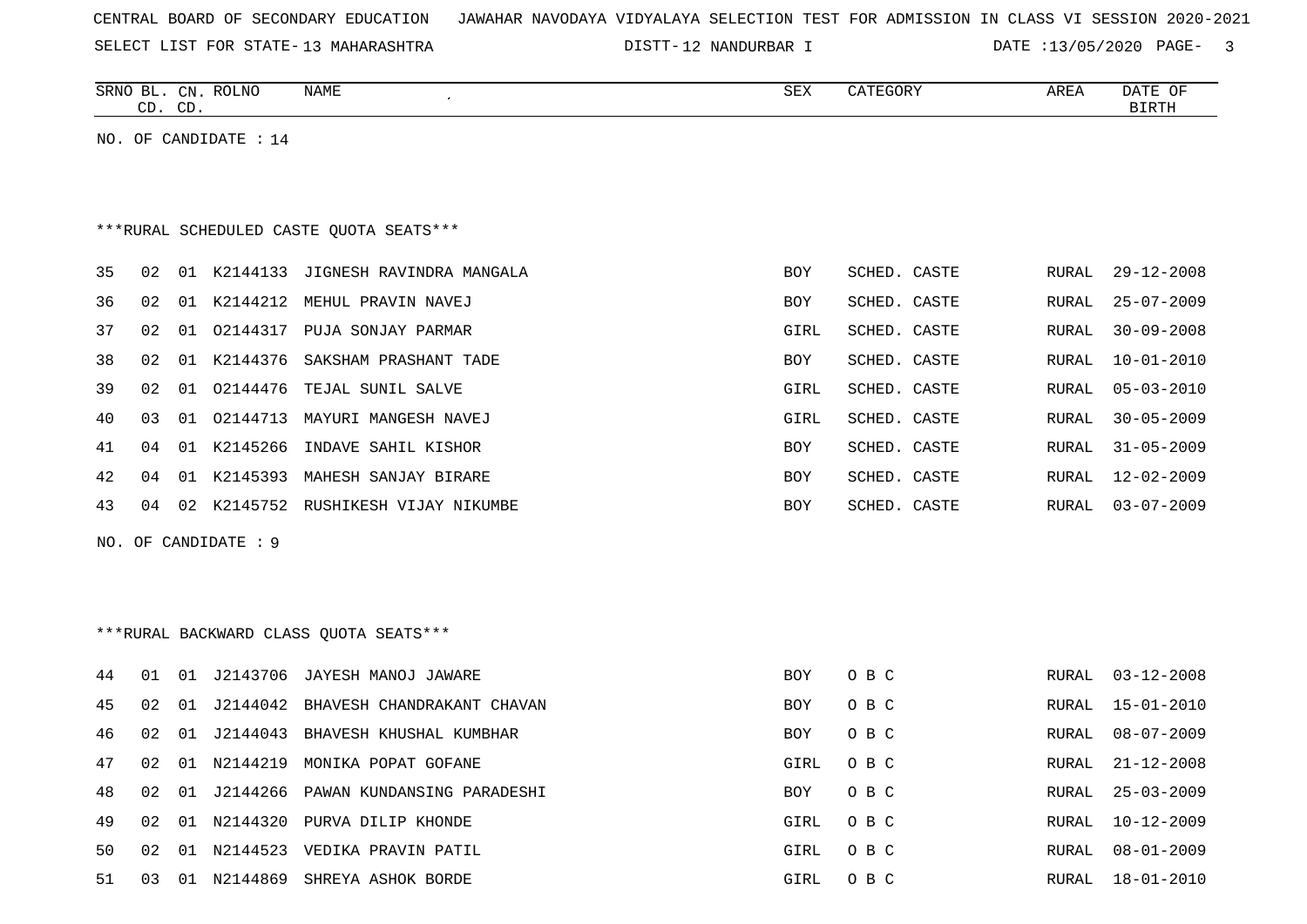| SRNO | BL. CD. | CN. CD. | ROLNO | NAME | SEX | CATEGORY | AREA | DATE OF BIRTH |
|---|---|---|---|---|---|---|---|---|

NO. OF CANDIDATE : 14

***RURAL SCHEDULED CASTE QUOTA SEATS***

| SRNO | BL. CD. | CN. CD. | ROLNO | NAME | SEX | CATEGORY | AREA | DATE OF BIRTH |
|---|---|---|---|---|---|---|---|---|
| 35 | 02 | 01 | K2144133 | JIGNESH RAVINDRA MANGALA | BOY | SCHED. CASTE | RURAL | 29-12-2008 |
| 36 | 02 | 01 | K2144212 | MEHUL PRAVIN NAVEJ | BOY | SCHED. CASTE | RURAL | 25-07-2009 |
| 37 | 02 | 01 | O2144317 | PUJA SONJAY PARMAR | GIRL | SCHED. CASTE | RURAL | 30-09-2008 |
| 38 | 02 | 01 | K2144376 | SAKSHAM PRASHANT TADE | BOY | SCHED. CASTE | RURAL | 10-01-2010 |
| 39 | 02 | 01 | O2144476 | TEJAL SUNIL SALVE | GIRL | SCHED. CASTE | RURAL | 05-03-2010 |
| 40 | 03 | 01 | O2144713 | MAYURI MANGESH NAVEJ | GIRL | SCHED. CASTE | RURAL | 30-05-2009 |
| 41 | 04 | 01 | K2145266 | INDAVE SAHIL KISHOR | BOY | SCHED. CASTE | RURAL | 31-05-2009 |
| 42 | 04 | 01 | K2145393 | MAHESH SANJAY BIRARE | BOY | SCHED. CASTE | RURAL | 12-02-2009 |
| 43 | 04 | 02 | K2145752 | RUSHIKESH VIJAY NIKUMBE | BOY | SCHED. CASTE | RURAL | 03-07-2009 |

NO. OF CANDIDATE : 9

***RURAL BACKWARD CLASS QUOTA SEATS***

| SRNO | BL. CD. | CN. CD. | ROLNO | NAME | SEX | CATEGORY | AREA | DATE OF BIRTH |
|---|---|---|---|---|---|---|---|---|
| 44 | 01 | 01 | J2143706 | JAYESH MANOJ JAWARE | BOY | O B C | RURAL | 03-12-2008 |
| 45 | 02 | 01 | J2144042 | BHAVESH CHANDRAKANT CHAVAN | BOY | O B C | RURAL | 15-01-2010 |
| 46 | 02 | 01 | J2144043 | BHAVESH KHUSHAL KUMBHAR | BOY | O B C | RURAL | 08-07-2009 |
| 47 | 02 | 01 | N2144219 | MONIKA POPAT GOFANE | GIRL | O B C | RURAL | 21-12-2008 |
| 48 | 02 | 01 | J2144266 | PAWAN KUNDANSING PARADESHI | BOY | O B C | RURAL | 25-03-2009 |
| 49 | 02 | 01 | N2144320 | PURVA DILIP KHONDE | GIRL | O B C | RURAL | 10-12-2009 |
| 50 | 02 | 01 | N2144523 | VEDIKA PRAVIN PATIL | GIRL | O B C | RURAL | 08-01-2009 |
| 51 | 03 | 01 | N2144869 | SHREYA ASHOK BORDE | GIRL | O B C | RURAL | 18-01-2010 |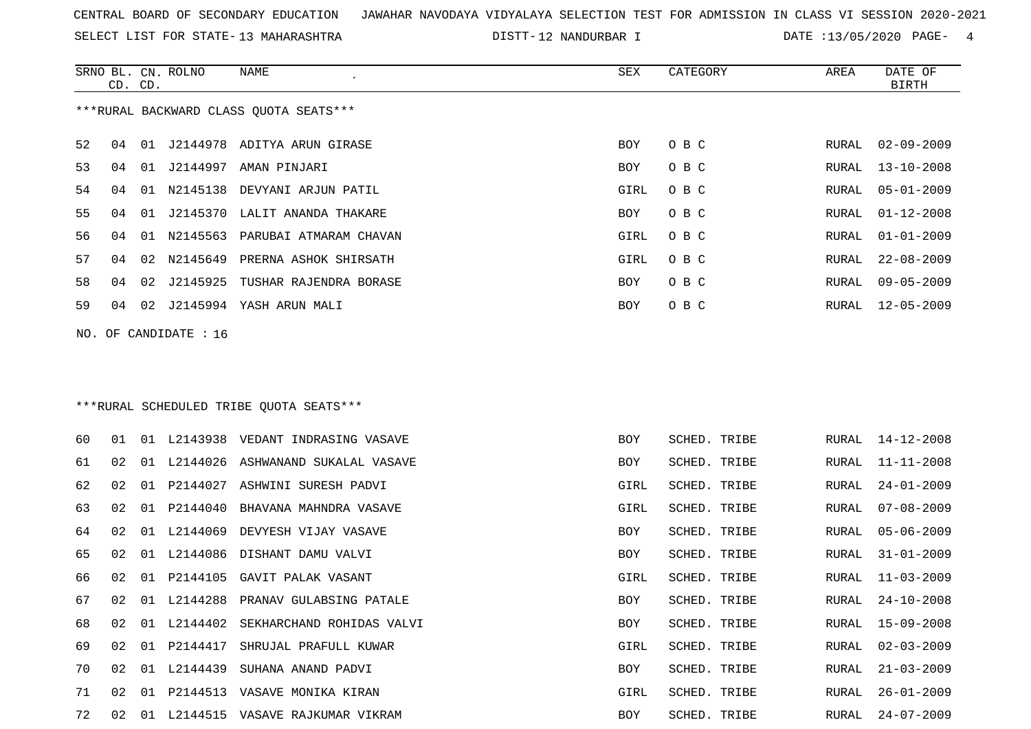CENTRAL BOARD OF SECONDARY EDUCATION JAWAHAR NAVODAYA VIDYALAYA SELECTION TEST FOR ADMISSION IN CLASS VI SESSION 2020-2021

SELECT LIST FOR STATE- 13 MAHARASHTRA DISTT- 12 NANDURBAR I DATE :13/05/2020

***RURAL BACKWARD CLASS QUOTA SEATS***

| SRNO | BL. CD. | CN. CD. | ROLNO | NAME | SEX | CATEGORY | AREA | DATE OF BIRTH |
|---|---|---|---|---|---|---|---|---|
| 52 | 04 | 01 | J2144978 | ADITYA ARUN GIRASE | BOY | O B C | RURAL | 02-09-2009 |
| 53 | 04 | 01 | J2144997 | AMAN PINJARI | BOY | O B C | RURAL | 13-10-2008 |
| 54 | 04 | 01 | N2145138 | DEVYANI ARJUN PATIL | GIRL | O B C | RURAL | 05-01-2009 |
| 55 | 04 | 01 | J2145370 | LALIT ANANDA THAKARE | BOY | O B C | RURAL | 01-12-2008 |
| 56 | 04 | 01 | N2145563 | PARUBAI ATMARAM CHAVAN | GIRL | O B C | RURAL | 01-01-2009 |
| 57 | 04 | 02 | N2145649 | PRERNA ASHOK SHIRSATH | GIRL | O B C | RURAL | 22-08-2009 |
| 58 | 04 | 02 | J2145925 | TUSHAR RAJENDRA BORASE | BOY | O B C | RURAL | 09-05-2009 |
| 59 | 04 | 02 | J2145994 | YASH ARUN MALI | BOY | O B C | RURAL | 12-05-2009 |

NO. OF CANDIDATE : 16

***RURAL SCHEDULED TRIBE QUOTA SEATS***

| SRNO | BL. CD. | CN. CD. | ROLNO | NAME | SEX | CATEGORY | AREA | DATE OF BIRTH |
|---|---|---|---|---|---|---|---|---|
| 60 | 01 | 01 | L2143938 | VEDANT INDRASING VASAVE | BOY | SCHED. TRIBE | RURAL | 14-12-2008 |
| 61 | 02 | 01 | L2144026 | ASHWANAND SUKALAL VASAVE | BOY | SCHED. TRIBE | RURAL | 11-11-2008 |
| 62 | 02 | 01 | P2144027 | ASHWINI SURESH PADVI | GIRL | SCHED. TRIBE | RURAL | 24-01-2009 |
| 63 | 02 | 01 | P2144040 | BHAVANA MAHNDRA VASAVE | GIRL | SCHED. TRIBE | RURAL | 07-08-2009 |
| 64 | 02 | 01 | L2144069 | DEVYESH VIJAY VASAVE | BOY | SCHED. TRIBE | RURAL | 05-06-2009 |
| 65 | 02 | 01 | L2144086 | DISHANT DAMU VALVI | BOY | SCHED. TRIBE | RURAL | 31-01-2009 |
| 66 | 02 | 01 | P2144105 | GAVIT PALAK VASANT | GIRL | SCHED. TRIBE | RURAL | 11-03-2009 |
| 67 | 02 | 01 | L2144288 | PRANAV GULABSING PATALE | BOY | SCHED. TRIBE | RURAL | 24-10-2008 |
| 68 | 02 | 01 | L2144402 | SEKHARCHAND ROHIDAS VALVI | BOY | SCHED. TRIBE | RURAL | 15-09-2008 |
| 69 | 02 | 01 | P2144417 | SHRUJAL PRAFULL KUWAR | GIRL | SCHED. TRIBE | RURAL | 02-03-2009 |
| 70 | 02 | 01 | L2144439 | SUHANA ANAND PADVI | BOY | SCHED. TRIBE | RURAL | 21-03-2009 |
| 71 | 02 | 01 | P2144513 | VASAVE MONIKA KIRAN | GIRL | SCHED. TRIBE | RURAL | 26-01-2009 |
| 72 | 02 | 01 | L2144515 | VASAVE RAJKUMAR VIKRAM | BOY | SCHED. TRIBE | RURAL | 24-07-2009 |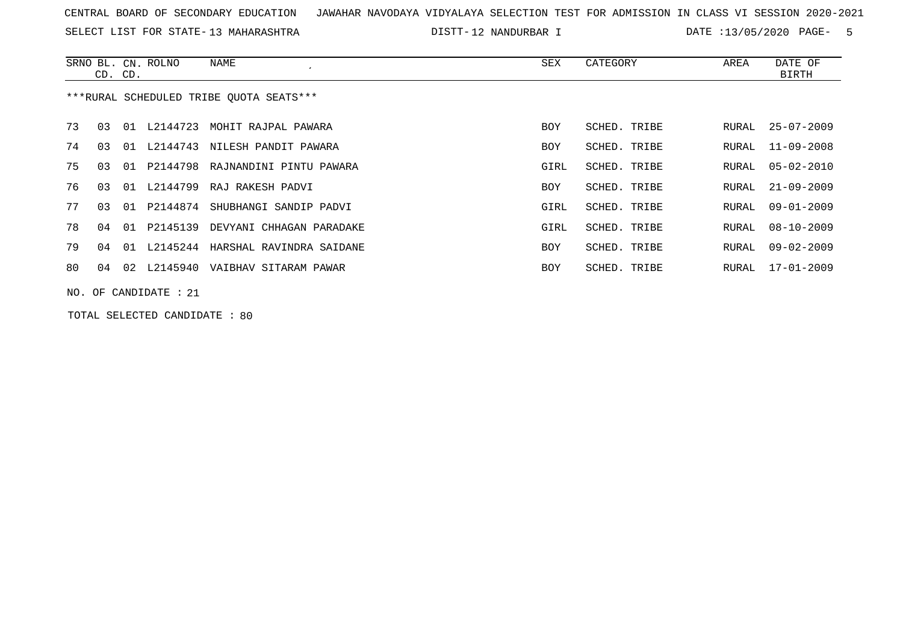CENTRAL BOARD OF SECONDARY EDUCATION JAWAHAR NAVODAYA VIDYALAYA SELECTION TEST FOR ADMISSION IN CLASS VI SESSION 2020-2021

SELECT LIST FOR STATE- 13 MAHARASHTRA DISTT- 12 NANDURBAR I DATE :13/05/2020

| SRNO | BL. CD. | CN. CD. | ROLNO | NAME | SEX | CATEGORY | AREA | DATE OF BIRTH |
|---|---|---|---|---|---|---|---|---|

***RURAL SCHEDULED TRIBE QUOTA SEATS***

| SRNO | BL. CD. | CN. CD. | ROLNO | NAME | SEX | CATEGORY | AREA | DATE OF BIRTH |
|---|---|---|---|---|---|---|---|---|
| 73 | 03 | 01 | L2144723 | MOHIT RAJPAL PAWARA | BOY | SCHED. TRIBE | RURAL | 25-07-2009 |
| 74 | 03 | 01 | L2144743 | NILESH PANDIT PAWARA | BOY | SCHED. TRIBE | RURAL | 11-09-2008 |
| 75 | 03 | 01 | P2144798 | RAJNANDINI PINTU PAWARA | GIRL | SCHED. TRIBE | RURAL | 05-02-2010 |
| 76 | 03 | 01 | L2144799 | RAJ RAKESH PADVI | BOY | SCHED. TRIBE | RURAL | 21-09-2009 |
| 77 | 03 | 01 | P2144874 | SHUBHANGI SANDIP PADVI | GIRL | SCHED. TRIBE | RURAL | 09-01-2009 |
| 78 | 04 | 01 | P2145139 | DEVYANI CHHAGAN PARADAKE | GIRL | SCHED. TRIBE | RURAL | 08-10-2009 |
| 79 | 04 | 01 | L2145244 | HARSHAL RAVINDRA SAIDANE | BOY | SCHED. TRIBE | RURAL | 09-02-2009 |
| 80 | 04 | 02 | L2145940 | VAIBHAV SITARAM PAWAR | BOY | SCHED. TRIBE | RURAL | 17-01-2009 |

NO. OF CANDIDATE : 21

TOTAL SELECTED CANDIDATE : 80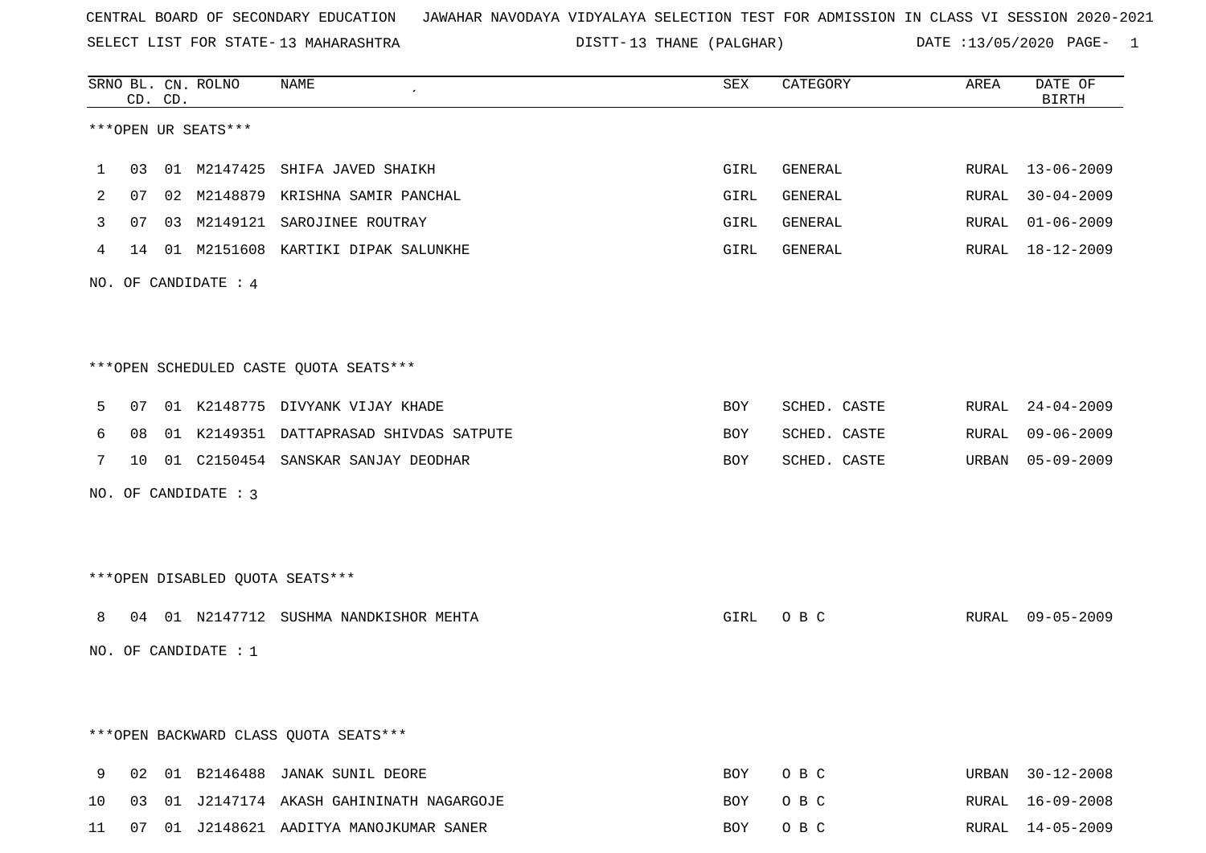CENTRAL BOARD OF SECONDARY EDUCATION JAWAHAR NAVODAYA VIDYALAYA SELECTION TEST FOR ADMISSION IN CLASS VI SESSION 2020-2021

SELECT LIST FOR STATE- 13 MAHARASHTRA DISTT- 13 THANE (PALGHAR) DATE :13/05/2020

| SRNO | BL. CD. | CN. CD. | ROLNO | NAME | SEX | CATEGORY | AREA | DATE OF BIRTH |
|---|---|---|---|---|---|---|---|---|

***OPEN UR SEATS***

| SRNO | BL. CD. | CN. CD. | ROLNO | NAME | SEX | CATEGORY | AREA | DATE OF BIRTH |
|---|---|---|---|---|---|---|---|---|
| 1 | 03 | 01 | M2147425 | SHIFA JAVED SHAIKH | GIRL | GENERAL | RURAL | 13-06-2009 |
| 2 | 07 | 02 | M2148879 | KRISHNA SAMIR PANCHAL | GIRL | GENERAL | RURAL | 30-04-2009 |
| 3 | 07 | 03 | M2149121 | SAROJINEE ROUTRAY | GIRL | GENERAL | RURAL | 01-06-2009 |
| 4 | 14 | 01 | M2151608 | KARTIKI DIPAK SALUNKHE | GIRL | GENERAL | RURAL | 18-12-2009 |

NO. OF CANDIDATE : 4

***OPEN SCHEDULED CASTE QUOTA SEATS***

| SRNO | BL. CD. | CN. CD. | ROLNO | NAME | SEX | CATEGORY | AREA | DATE OF BIRTH |
|---|---|---|---|---|---|---|---|---|
| 5 | 07 | 01 | K2148775 | DIVYANK VIJAY KHADE | BOY | SCHED. CASTE | RURAL | 24-04-2009 |
| 6 | 08 | 01 | K2149351 | DATTAPRASAD SHIVDAS SATPUTE | BOY | SCHED. CASTE | RURAL | 09-06-2009 |
| 7 | 10 | 01 | C2150454 | SANSKAR SANJAY DEODHAR | BOY | SCHED. CASTE | URBAN | 05-09-2009 |

NO. OF CANDIDATE : 3

***OPEN DISABLED QUOTA SEATS***

| SRNO | BL. CD. | CN. CD. | ROLNO | NAME | SEX | CATEGORY | AREA | DATE OF BIRTH |
|---|---|---|---|---|---|---|---|---|
| 8 | 04 | 01 | N2147712 | SUSHMA NANDKISHOR MEHTA | GIRL | O B C | RURAL | 09-05-2009 |

NO. OF CANDIDATE : 1

***OPEN BACKWARD CLASS QUOTA SEATS***

| SRNO | BL. CD. | CN. CD. | ROLNO | NAME | SEX | CATEGORY | AREA | DATE OF BIRTH |
|---|---|---|---|---|---|---|---|---|
| 9 | 02 | 01 | B2146488 | JANAK SUNIL DEORE | BOY | O B C | URBAN | 30-12-2008 |
| 10 | 03 | 01 | J2147174 | AKASH GAHININATH NAGARGOJE | BOY | O B C | RURAL | 16-09-2008 |
| 11 | 07 | 01 | J2148621 | AADITYA MANOJKUMAR SANER | BOY | O B C | RURAL | 14-05-2009 |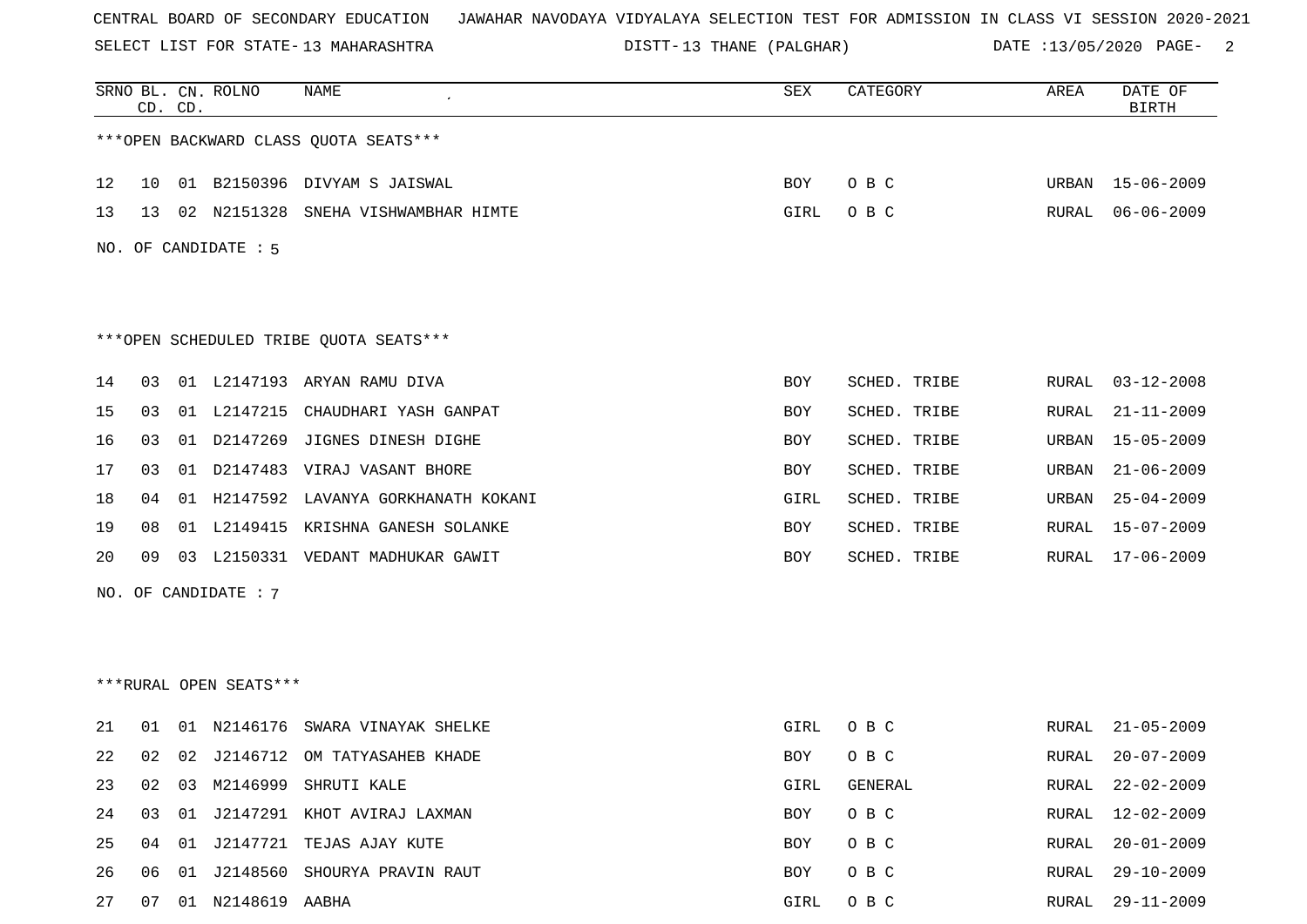CENTRAL BOARD OF SECONDARY EDUCATION JAWAHAR NAVODAYA VIDYALAYA SELECTION TEST FOR ADMISSION IN CLASS VI SESSION 2020-2021

SELECT LIST FOR STATE- 13 MAHARASHTRA DISTT- 13 THANE (PALGHAR) DATE :13/05/2020

| SRNO | BL. CD. | CN. CD. | ROLNO | NAME | SEX | CATEGORY | AREA | DATE OF BIRTH |
|---|---|---|---|---|---|---|---|---|

***OPEN BACKWARD CLASS QUOTA SEATS***

| SRNO | BL. CD. | CN. CD. | ROLNO | NAME | SEX | CATEGORY | AREA | DATE OF BIRTH |
|---|---|---|---|---|---|---|---|---|
| 12 | 10 | 01 | B2150396 | DIVYAM S JAISWAL | BOY | O B C | URBAN | 15-06-2009 |
| 13 | 13 | 02 | N2151328 | SNEHA VISHWAMBHAR HIMTE | GIRL | O B C | RURAL | 06-06-2009 |

NO. OF CANDIDATE : 5

***OPEN SCHEDULED TRIBE QUOTA SEATS***

| SRNO | BL. CD. | CN. CD. | ROLNO | NAME | SEX | CATEGORY | AREA | DATE OF BIRTH |
|---|---|---|---|---|---|---|---|---|
| 14 | 03 | 01 | L2147193 | ARYAN RAMU DIVA | BOY | SCHED. TRIBE | RURAL | 03-12-2008 |
| 15 | 03 | 01 | L2147215 | CHAUDHARI YASH GANPAT | BOY | SCHED. TRIBE | RURAL | 21-11-2009 |
| 16 | 03 | 01 | D2147269 | JIGNES DINESH DIGHE | BOY | SCHED. TRIBE | URBAN | 15-05-2009 |
| 17 | 03 | 01 | D2147483 | VIRAJ VASANT BHORE | BOY | SCHED. TRIBE | URBAN | 21-06-2009 |
| 18 | 04 | 01 | H2147592 | LAVANYA GORKHANATH KOKANI | GIRL | SCHED. TRIBE | URBAN | 25-04-2009 |
| 19 | 08 | 01 | L2149415 | KRISHNA GANESH SOLANKE | BOY | SCHED. TRIBE | RURAL | 15-07-2009 |
| 20 | 09 | 03 | L2150331 | VEDANT MADHUKAR GAWIT | BOY | SCHED. TRIBE | RURAL | 17-06-2009 |

NO. OF CANDIDATE : 7

***RURAL OPEN SEATS***

| SRNO | BL. CD. | CN. CD. | ROLNO | NAME | SEX | CATEGORY | AREA | DATE OF BIRTH |
|---|---|---|---|---|---|---|---|---|
| 21 | 01 | 01 | N2146176 | SWARA VINAYAK SHELKE | GIRL | O B C | RURAL | 21-05-2009 |
| 22 | 02 | 02 | J2146712 | OM TATYASAHEB KHADE | BOY | O B C | RURAL | 20-07-2009 |
| 23 | 02 | 03 | M2146999 | SHRUTI KALE | GIRL | GENERAL | RURAL | 22-02-2009 |
| 24 | 03 | 01 | J2147291 | KHOT AVIRAJ LAXMAN | BOY | O B C | RURAL | 12-02-2009 |
| 25 | 04 | 01 | J2147721 | TEJAS AJAY KUTE | BOY | O B C | RURAL | 20-01-2009 |
| 26 | 06 | 01 | J2148560 | SHOURYA PRAVIN RAUT | BOY | O B C | RURAL | 29-10-2009 |
| 27 | 07 | 01 | N2148619 | AABHA | GIRL | O B C | RURAL | 29-11-2009 |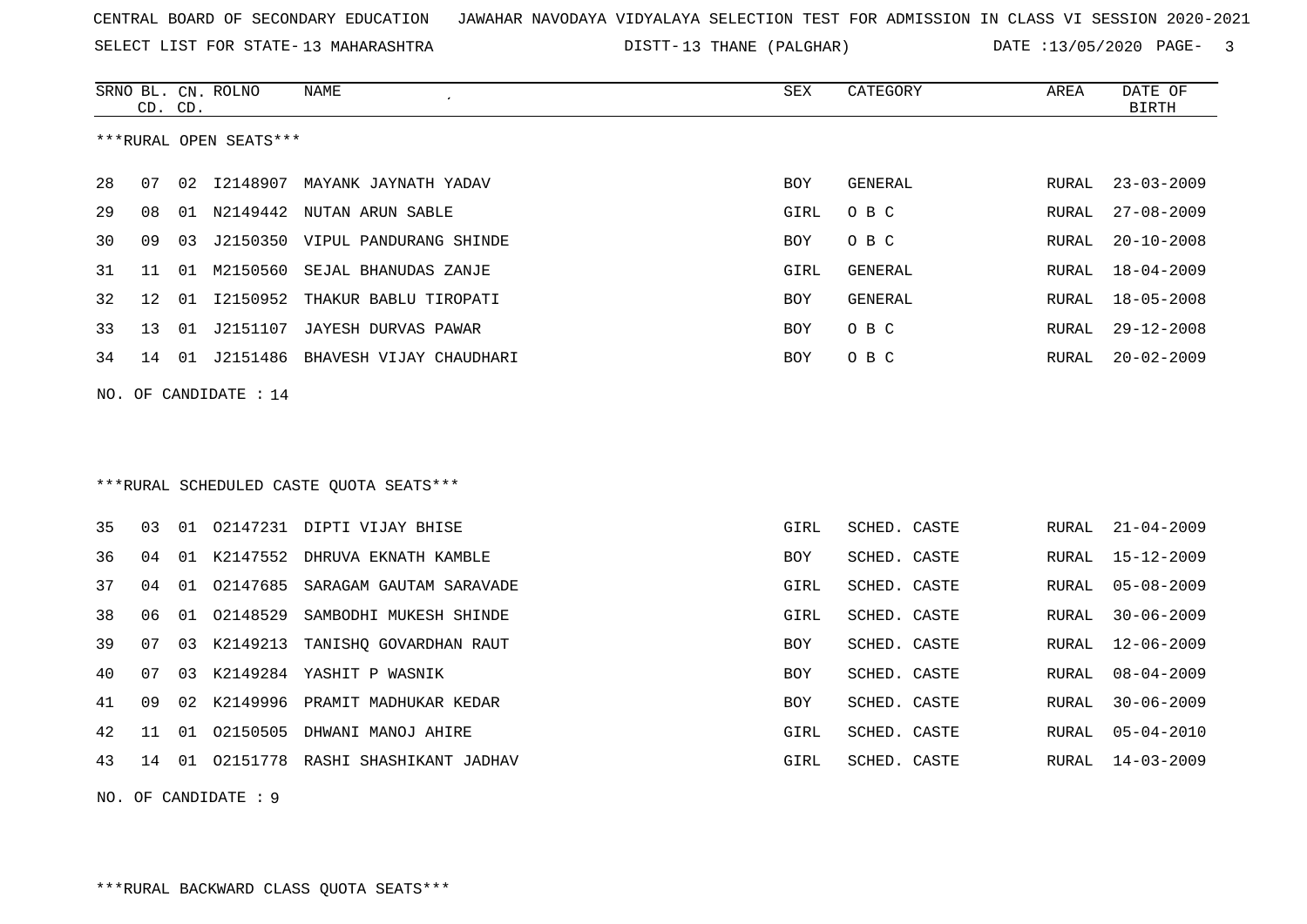CENTRAL BOARD OF SECONDARY EDUCATION JAWAHAR NAVODAYA VIDYALAYA SELECTION TEST FOR ADMISSION IN CLASS VI SESSION 2020-2021

SELECT LIST FOR STATE- 13 MAHARASHTRA DISTT- 13 THANE (PALGHAR) DATE :13/05/2020

***RURAL OPEN SEATS***

| SRNO | BL. CD. | CN. CD. | ROLNO | NAME | SEX | CATEGORY | AREA | DATE OF BIRTH |
|---|---|---|---|---|---|---|---|---|
| 28 | 07 | 02 | I2148907 | MAYANK JAYNATH YADAV | BOY | GENERAL | RURAL | 23-03-2009 |
| 29 | 08 | 01 | N2149442 | NUTAN ARUN SABLE | GIRL | O B C | RURAL | 27-08-2009 |
| 30 | 09 | 03 | J2150350 | VIPUL PANDURANG SHINDE | BOY | O B C | RURAL | 20-10-2008 |
| 31 | 11 | 01 | M2150560 | SEJAL BHANUDAS ZANJE | GIRL | GENERAL | RURAL | 18-04-2009 |
| 32 | 12 | 01 | I2150952 | THAKUR BABLU TIROPATI | BOY | GENERAL | RURAL | 18-05-2008 |
| 33 | 13 | 01 | J2151107 | JAYESH DURVAS PAWAR | BOY | O B C | RURAL | 29-12-2008 |
| 34 | 14 | 01 | J2151486 | BHAVESH VIJAY CHAUDHARI | BOY | O B C | RURAL | 20-02-2009 |

NO. OF CANDIDATE : 14

***RURAL SCHEDULED CASTE QUOTA SEATS***

| SRNO | BL. CD. | CN. CD. | ROLNO | NAME | SEX | CATEGORY | AREA | DATE OF BIRTH |
|---|---|---|---|---|---|---|---|---|
| 35 | 03 | 01 | O2147231 | DIPTI VIJAY BHISE | GIRL | SCHED. CASTE | RURAL | 21-04-2009 |
| 36 | 04 | 01 | K2147552 | DHRUVA EKNATH KAMBLE | BOY | SCHED. CASTE | RURAL | 15-12-2009 |
| 37 | 04 | 01 | O2147685 | SARAGAM GAUTAM SARAVADE | GIRL | SCHED. CASTE | RURAL | 05-08-2009 |
| 38 | 06 | 01 | O2148529 | SAMBODHI MUKESH SHINDE | GIRL | SCHED. CASTE | RURAL | 30-06-2009 |
| 39 | 07 | 03 | K2149213 | TANISHQ GOVARDHAN RAUT | BOY | SCHED. CASTE | RURAL | 12-06-2009 |
| 40 | 07 | 03 | K2149284 | YASHIT P WASNIK | BOY | SCHED. CASTE | RURAL | 08-04-2009 |
| 41 | 09 | 02 | K2149996 | PRAMIT MADHUKAR KEDAR | BOY | SCHED. CASTE | RURAL | 30-06-2009 |
| 42 | 11 | 01 | O2150505 | DHWANI MANOJ AHIRE | GIRL | SCHED. CASTE | RURAL | 05-04-2010 |
| 43 | 14 | 01 | O2151778 | RASHI SHASHIKANT JADHAV | GIRL | SCHED. CASTE | RURAL | 14-03-2009 |

NO. OF CANDIDATE : 9

***RURAL BACKWARD CLASS QUOTA SEATS***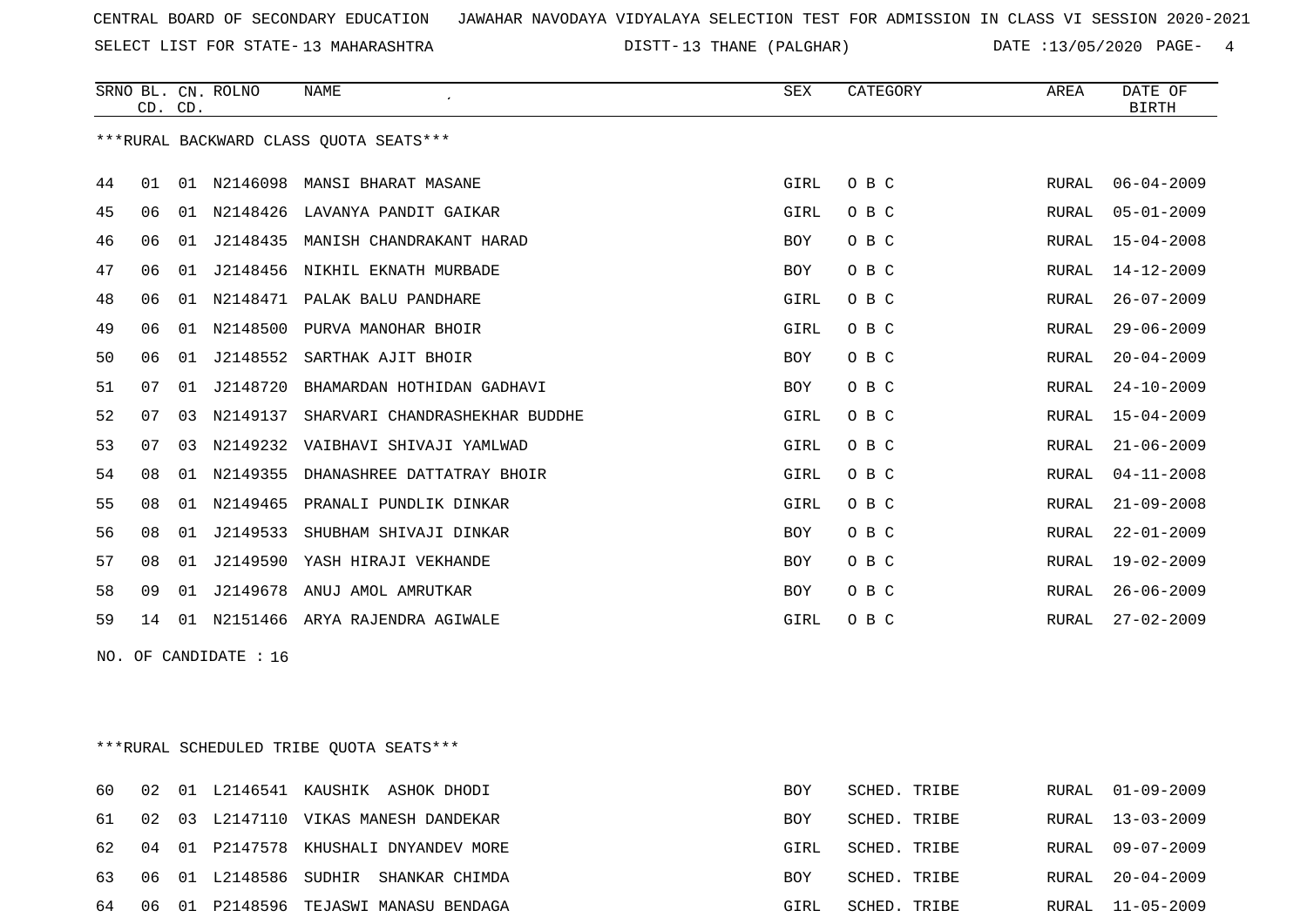CENTRAL BOARD OF SECONDARY EDUCATION JAWAHAR NAVODAYA VIDYALAYA SELECTION TEST FOR ADMISSION IN CLASS VI SESSION 2020-2021

SELECT LIST FOR STATE- 13 MAHARASHTRA DISTT- 13 THANE (PALGHAR) DATE :13/05/2020

***RURAL BACKWARD CLASS QUOTA SEATS***

| SRNO | BL. CD. | CN. CD. | ROLNO | NAME | SEX | CATEGORY | AREA | DATE OF BIRTH |
|---|---|---|---|---|---|---|---|---|
| 44 | 01 | 01 | N2146098 | MANSI BHARAT MASANE | GIRL | O B C | RURAL | 06-04-2009 |
| 45 | 06 | 01 | N2148426 | LAVANYA PANDIT GAIKAR | GIRL | O B C | RURAL | 05-01-2009 |
| 46 | 06 | 01 | J2148435 | MANISH CHANDRAKANT HARAD | BOY | O B C | RURAL | 15-04-2008 |
| 47 | 06 | 01 | J2148456 | NIKHIL EKNATH MURBADE | BOY | O B C | RURAL | 14-12-2009 |
| 48 | 06 | 01 | N2148471 | PALAK BALU PANDHARE | GIRL | O B C | RURAL | 26-07-2009 |
| 49 | 06 | 01 | N2148500 | PURVA MANOHAR BHOIR | GIRL | O B C | RURAL | 29-06-2009 |
| 50 | 06 | 01 | J2148552 | SARTHAK AJIT BHOIR | BOY | O B C | RURAL | 20-04-2009 |
| 51 | 07 | 01 | J2148720 | BHAMARDAN HOTHIDAN GADHAVI | BOY | O B C | RURAL | 24-10-2009 |
| 52 | 07 | 03 | N2149137 | SHARVARI CHANDRASHEKHAR BUDDHE | GIRL | O B C | RURAL | 15-04-2009 |
| 53 | 07 | 03 | N2149232 | VAIBHAVI SHIVAJI YAMLWAD | GIRL | O B C | RURAL | 21-06-2009 |
| 54 | 08 | 01 | N2149355 | DHANASHREE DATTATRAY BHOIR | GIRL | O B C | RURAL | 04-11-2008 |
| 55 | 08 | 01 | N2149465 | PRANALI PUNDLIK DINKAR | GIRL | O B C | RURAL | 21-09-2008 |
| 56 | 08 | 01 | J2149533 | SHUBHAM SHIVAJI DINKAR | BOY | O B C | RURAL | 22-01-2009 |
| 57 | 08 | 01 | J2149590 | YASH HIRAJI VEKHANDE | BOY | O B C | RURAL | 19-02-2009 |
| 58 | 09 | 01 | J2149678 | ANUJ AMOL AMRUTKAR | BOY | O B C | RURAL | 26-06-2009 |
| 59 | 14 | 01 | N2151466 | ARYA RAJENDRA AGIWALE | GIRL | O B C | RURAL | 27-02-2009 |

NO. OF CANDIDATE : 16

***RURAL SCHEDULED TRIBE QUOTA SEATS***

| SRNO | BL. CD. | CN. CD. | ROLNO | NAME | SEX | CATEGORY | AREA | DATE OF BIRTH |
|---|---|---|---|---|---|---|---|---|
| 60 | 02 | 01 | L2146541 | KAUSHIK ASHOK DHODI | BOY | SCHED. TRIBE | RURAL | 01-09-2009 |
| 61 | 02 | 03 | L2147110 | VIKAS MANESH DANDEKAR | BOY | SCHED. TRIBE | RURAL | 13-03-2009 |
| 62 | 04 | 01 | P2147578 | KHUSHALI DNYANDEV MORE | GIRL | SCHED. TRIBE | RURAL | 09-07-2009 |
| 63 | 06 | 01 | L2148586 | SUDHIR SHANKAR CHIMDA | BOY | SCHED. TRIBE | RURAL | 20-04-2009 |
| 64 | 06 | 01 | P2148596 | TEJASWI MANASU BENDAGA | GIRL | SCHED. TRIBE | RURAL | 11-05-2009 |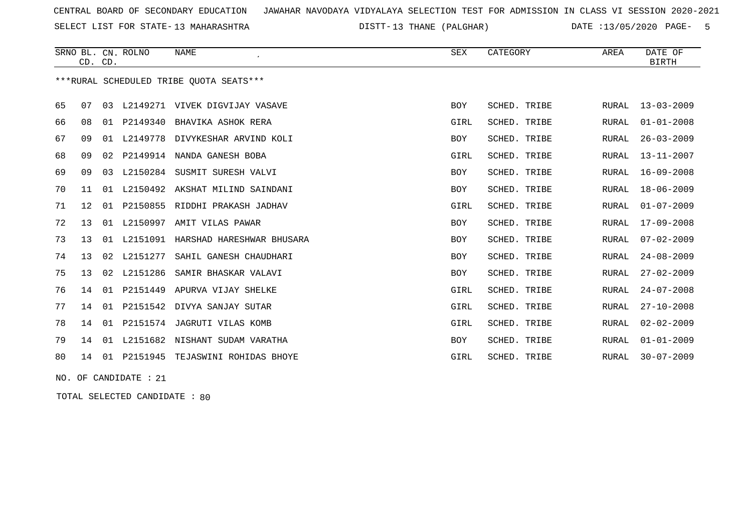CENTRAL BOARD OF SECONDARY EDUCATION JAWAHAR NAVODAYA VIDYALAYA SELECTION TEST FOR ADMISSION IN CLASS VI SESSION 2020-2021

SELECT LIST FOR STATE- 13 MAHARASHTRA DISTT- 13 THANE (PALGHAR) DATE :13/05/2020

| SRNO | BL. CD. | CN. CD. | ROLNO | NAME | SEX | CATEGORY | AREA | DATE OF BIRTH |
|---|---|---|---|---|---|---|---|---|

***RURAL SCHEDULED TRIBE QUOTA SEATS***

| SRNO | BL. CD. | CN. CD. | ROLNO | NAME | SEX | CATEGORY | AREA | DATE OF BIRTH |
|---|---|---|---|---|---|---|---|---|
| 65 | 07 | 03 | L2149271 | VIVEK DIGVIJAY VASAVE | BOY | SCHED. TRIBE | RURAL | 13-03-2009 |
| 66 | 08 | 01 | P2149340 | BHAVIKA ASHOK RERA | GIRL | SCHED. TRIBE | RURAL | 01-01-2008 |
| 67 | 09 | 01 | L2149778 | DIVYKESHAR ARVIND KOLI | BOY | SCHED. TRIBE | RURAL | 26-03-2009 |
| 68 | 09 | 02 | P2149914 | NANDA GANESH BOBA | GIRL | SCHED. TRIBE | RURAL | 13-11-2007 |
| 69 | 09 | 03 | L2150284 | SUSMIT SURESH VALVI | BOY | SCHED. TRIBE | RURAL | 16-09-2008 |
| 70 | 11 | 01 | L2150492 | AKSHAT MILIND SAINDANI | BOY | SCHED. TRIBE | RURAL | 18-06-2009 |
| 71 | 12 | 01 | P2150855 | RIDDHI PRAKASH JADHAV | GIRL | SCHED. TRIBE | RURAL | 01-07-2009 |
| 72 | 13 | 01 | L2150997 | AMIT VILAS PAWAR | BOY | SCHED. TRIBE | RURAL | 17-09-2008 |
| 73 | 13 | 01 | L2151091 | HARSHAD HARESHWAR BHUSARA | BOY | SCHED. TRIBE | RURAL | 07-02-2009 |
| 74 | 13 | 02 | L2151277 | SAHIL GANESH CHAUDHARI | BOY | SCHED. TRIBE | RURAL | 24-08-2009 |
| 75 | 13 | 02 | L2151286 | SAMIR BHASKAR VALAVI | BOY | SCHED. TRIBE | RURAL | 27-02-2009 |
| 76 | 14 | 01 | P2151449 | APURVA VIJAY SHELKE | GIRL | SCHED. TRIBE | RURAL | 24-07-2008 |
| 77 | 14 | 01 | P2151542 | DIVYA SANJAY SUTAR | GIRL | SCHED. TRIBE | RURAL | 27-10-2008 |
| 78 | 14 | 01 | P2151574 | JAGRUTI VILAS KOMB | GIRL | SCHED. TRIBE | RURAL | 02-02-2009 |
| 79 | 14 | 01 | L2151682 | NISHANT SUDAM VARATHA | BOY | SCHED. TRIBE | RURAL | 01-01-2009 |
| 80 | 14 | 01 | P2151945 | TEJASWINI ROHIDAS BHOYE | GIRL | SCHED. TRIBE | RURAL | 30-07-2009 |

NO. OF CANDIDATE : 21

TOTAL SELECTED CANDIDATE : 80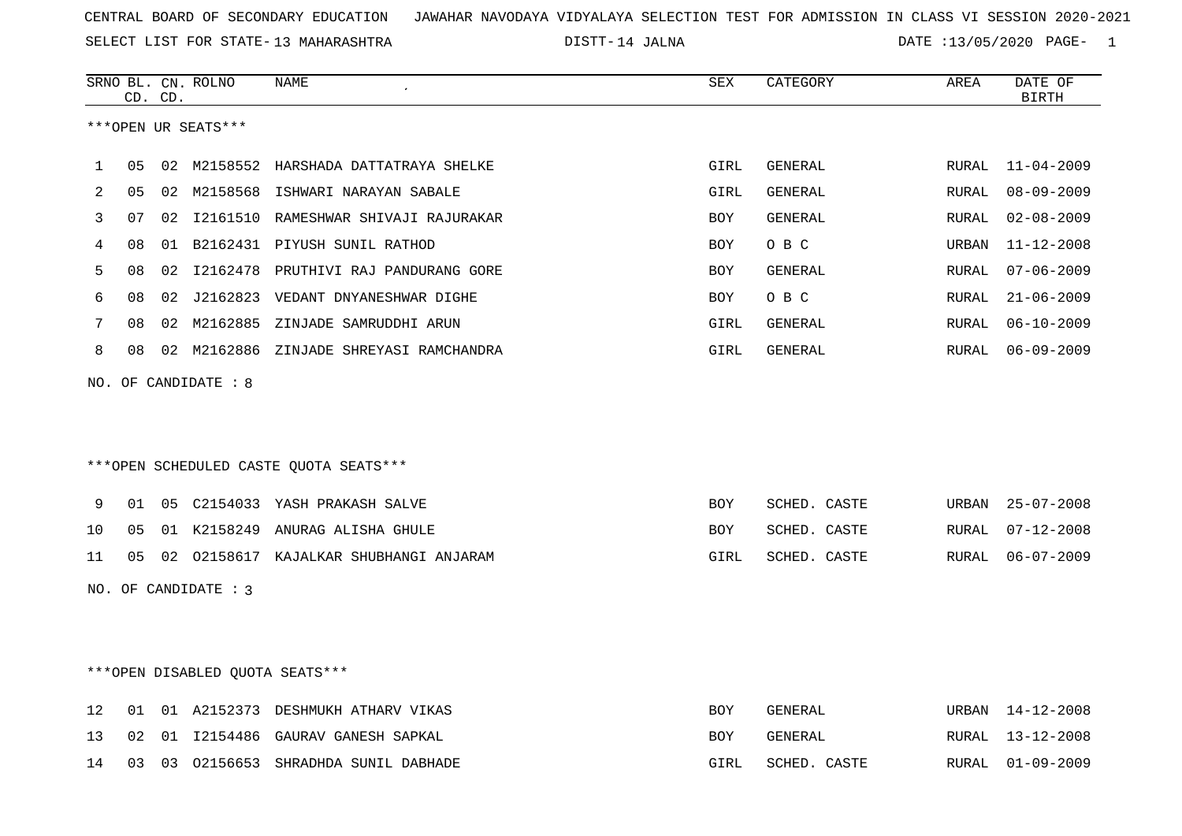CENTRAL BOARD OF SECONDARY EDUCATION JAWAHAR NAVODAYA VIDYALAYA SELECTION TEST FOR ADMISSION IN CLASS VI SESSION 2020-2021

SELECT LIST FOR STATE- 13 MAHARASHTRA DISTT- 14 JALNA DATE :13/05/2020

***OPEN UR SEATS***

| SRNO | BL. CD. | CN. CD. | ROLNO | NAME | SEX | CATEGORY | AREA | DATE OF BIRTH |
|---|---|---|---|---|---|---|---|---|
| 1 | 05 | 02 | M2158552 | HARSHADA DATTATRAYA SHELKE | GIRL | GENERAL | RURAL | 11-04-2009 |
| 2 | 05 | 02 | M2158568 | ISHWARI NARAYAN SABALE | GIRL | GENERAL | RURAL | 08-09-2009 |
| 3 | 07 | 02 | I2161510 | RAMESHWAR SHIVAJI RAJURAKAR | BOY | GENERAL | RURAL | 02-08-2009 |
| 4 | 08 | 01 | B2162431 | PIYUSH SUNIL RATHOD | BOY | O B C | URBAN | 11-12-2008 |
| 5 | 08 | 02 | I2162478 | PRUTHIVI RAJ PANDURANG GORE | BOY | GENERAL | RURAL | 07-06-2009 |
| 6 | 08 | 02 | J2162823 | VEDANT DNYANESHWAR DIGHE | BOY | O B C | RURAL | 21-06-2009 |
| 7 | 08 | 02 | M2162885 | ZINJADE SAMRUDDHI ARUN | GIRL | GENERAL | RURAL | 06-10-2009 |
| 8 | 08 | 02 | M2162886 | ZINJADE SHREYASI RAMCHANDRA | GIRL | GENERAL | RURAL | 06-09-2009 |

NO. OF CANDIDATE : 8

***OPEN SCHEDULED CASTE QUOTA SEATS***

| SRNO | BL. CD. | CN. CD. | ROLNO | NAME | SEX | CATEGORY | AREA | DATE OF BIRTH |
|---|---|---|---|---|---|---|---|---|
| 9 | 01 | 05 | C2154033 | YASH PRAKASH SALVE | BOY | SCHED. CASTE | URBAN | 25-07-2008 |
| 10 | 05 | 01 | K2158249 | ANURAG ALISHA GHULE | BOY | SCHED. CASTE | RURAL | 07-12-2008 |
| 11 | 05 | 02 | O2158617 | KAJALKAR SHUBHANGI ANJARAM | GIRL | SCHED. CASTE | RURAL | 06-07-2009 |

NO. OF CANDIDATE : 3

***OPEN DISABLED QUOTA SEATS***

| SRNO | BL. CD. | CN. CD. | ROLNO | NAME | SEX | CATEGORY | AREA | DATE OF BIRTH |
|---|---|---|---|---|---|---|---|---|
| 12 | 01 | 01 | A2152373 | DESHMUKH ATHARV VIKAS | BOY | GENERAL | URBAN | 14-12-2008 |
| 13 | 02 | 01 | I2154486 | GAURAV GANESH SAPKAL | BOY | GENERAL | RURAL | 13-12-2008 |
| 14 | 03 | 03 | O2156653 | SHRADHDA SUNIL DABHADE | GIRL | SCHED. CASTE | RURAL | 01-09-2009 |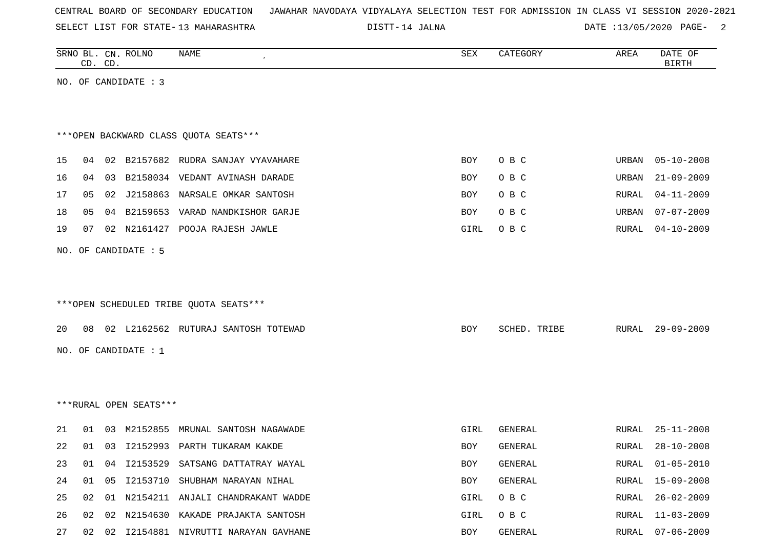CENTRAL BOARD OF SECONDARY EDUCATION   JAWAHAR NAVODAYA VIDYALAYA SELECTION TEST FOR ADMISSION IN CLASS VI SESSION 2020-2021

SELECT LIST FOR STATE- 13 MAHARASHTRA   DISTT- 14 JALNA   DATE :13/05/2020

| SRNO | BL. CD. | CN. CD. | ROLNO | NAME | SEX | CATEGORY | AREA | DATE OF BIRTH |
|---|---|---|---|---|---|---|---|---|

NO. OF CANDIDATE : 3

***OPEN BACKWARD CLASS QUOTA SEATS***

| SRNO | BL. CD. | CN. CD. | ROLNO | NAME | SEX | CATEGORY | AREA | DATE OF BIRTH |
|---|---|---|---|---|---|---|---|---|
| 15 | 04 | 02 | B2157682 | RUDRA SANJAY VYAVAHARE | BOY | O B C | URBAN | 05-10-2008 |
| 16 | 04 | 03 | B2158034 | VEDANT AVINASH DARADE | BOY | O B C | URBAN | 21-09-2009 |
| 17 | 05 | 02 | J2158863 | NARSALE OMKAR SANTOSH | BOY | O B C | RURAL | 04-11-2009 |
| 18 | 05 | 04 | B2159653 | VARAD NANDKISHOR GARJE | BOY | O B C | URBAN | 07-07-2009 |
| 19 | 07 | 02 | N2161427 | POOJA RAJESH JAWLE | GIRL | O B C | RURAL | 04-10-2009 |

NO. OF CANDIDATE : 5

***OPEN SCHEDULED TRIBE QUOTA SEATS***

| SRNO | BL. CD. | CN. CD. | ROLNO | NAME | SEX | CATEGORY | AREA | DATE OF BIRTH |
|---|---|---|---|---|---|---|---|---|
| 20 | 08 | 02 | L2162562 | RUTURAJ SANTOSH TOTEWAD | BOY | SCHED. TRIBE | RURAL | 29-09-2009 |

NO. OF CANDIDATE : 1

***RURAL OPEN SEATS***

| SRNO | BL. CD. | CN. CD. | ROLNO | NAME | SEX | CATEGORY | AREA | DATE OF BIRTH |
|---|---|---|---|---|---|---|---|---|
| 21 | 01 | 03 | M2152855 | MRUNAL SANTOSH NAGAWADE | GIRL | GENERAL | RURAL | 25-11-2008 |
| 22 | 01 | 03 | I2152993 | PARTH TUKARAM KAKDE | BOY | GENERAL | RURAL | 28-10-2008 |
| 23 | 01 | 04 | I2153529 | SATSANG DATTATRAY WAYAL | BOY | GENERAL | RURAL | 01-05-2010 |
| 24 | 01 | 05 | I2153710 | SHUBHAM NARAYAN NIHAL | BOY | GENERAL | RURAL | 15-09-2008 |
| 25 | 02 | 01 | N2154211 | ANJALI CHANDRAKANT WADDE | GIRL | O B C | RURAL | 26-02-2009 |
| 26 | 02 | 02 | N2154630 | KAKADE PRAJAKTA SANTOSH | GIRL | O B C | RURAL | 11-03-2009 |
| 27 | 02 | 02 | I2154881 | NIVRUTTI NARAYAN GAVHANE | BOY | GENERAL | RURAL | 07-06-2009 |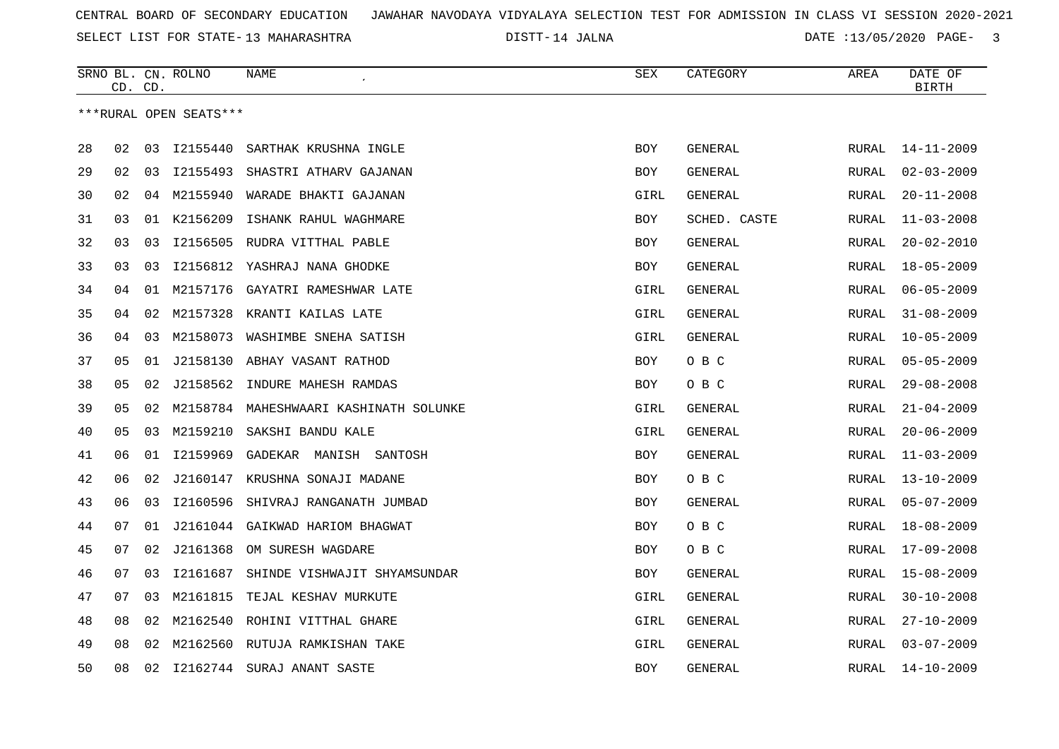CENTRAL BOARD OF SECONDARY EDUCATION JAWAHAR NAVODAYA VIDYALAYA SELECTION TEST FOR ADMISSION IN CLASS VI SESSION 2020-2021

SELECT LIST FOR STATE-13 MAHARASHTRA DISTT-14 JALNA DATE :13/05/2020

***RURAL OPEN SEATS***

| SRNO | BL. CD. | CN. CD. | ROLNO | NAME | SEX | CATEGORY | AREA | DATE OF BIRTH |
|---|---|---|---|---|---|---|---|---|
| 28 | 02 | 03 | I2155440 | SARTHAK KRUSHNA INGLE | BOY | GENERAL | RURAL | 14-11-2009 |
| 29 | 02 | 03 | I2155493 | SHASTRI ATHARV GAJANAN | BOY | GENERAL | RURAL | 02-03-2009 |
| 30 | 02 | 04 | M2155940 | WARADE BHAKTI GAJANAN | GIRL | GENERAL | RURAL | 20-11-2008 |
| 31 | 03 | 01 | K2156209 | ISHANK RAHUL WAGHMARE | BOY | SCHED. CASTE | RURAL | 11-03-2008 |
| 32 | 03 | 03 | I2156505 | RUDRA VITTHAL PABLE | BOY | GENERAL | RURAL | 20-02-2010 |
| 33 | 03 | 03 | I2156812 | YASHRAJ NANA GHODKE | BOY | GENERAL | RURAL | 18-05-2009 |
| 34 | 04 | 01 | M2157176 | GAYATRI RAMESHWAR LATE | GIRL | GENERAL | RURAL | 06-05-2009 |
| 35 | 04 | 02 | M2157328 | KRANTI KAILAS LATE | GIRL | GENERAL | RURAL | 31-08-2009 |
| 36 | 04 | 03 | M2158073 | WASHIMBE SNEHA SATISH | GIRL | GENERAL | RURAL | 10-05-2009 |
| 37 | 05 | 01 | J2158130 | ABHAY VASANT RATHOD | BOY | O B C | RURAL | 05-05-2009 |
| 38 | 05 | 02 | J2158562 | INDURE MAHESH RAMDAS | BOY | O B C | RURAL | 29-08-2008 |
| 39 | 05 | 02 | M2158784 | MAHESHWAARI KASHINATH SOLUNKE | GIRL | GENERAL | RURAL | 21-04-2009 |
| 40 | 05 | 03 | M2159210 | SAKSHI BANDU KALE | GIRL | GENERAL | RURAL | 20-06-2009 |
| 41 | 06 | 01 | I2159969 | GADEKAR MANISH SANTOSH | BOY | GENERAL | RURAL | 11-03-2009 |
| 42 | 06 | 02 | J2160147 | KRUSHNA SONAJI MADANE | BOY | O B C | RURAL | 13-10-2009 |
| 43 | 06 | 03 | I2160596 | SHIVRAJ RANGANATH JUMBAD | BOY | GENERAL | RURAL | 05-07-2009 |
| 44 | 07 | 01 | J2161044 | GAIKWAD HARIOM BHAGWAT | BOY | O B C | RURAL | 18-08-2009 |
| 45 | 07 | 02 | J2161368 | OM SURESH WAGDARE | BOY | O B C | RURAL | 17-09-2008 |
| 46 | 07 | 03 | I2161687 | SHINDE VISHWAJIT SHYAMSUNDAR | BOY | GENERAL | RURAL | 15-08-2009 |
| 47 | 07 | 03 | M2161815 | TEJAL KESHAV MURKUTE | GIRL | GENERAL | RURAL | 30-10-2008 |
| 48 | 08 | 02 | M2162540 | ROHINI VITTHAL GHARE | GIRL | GENERAL | RURAL | 27-10-2009 |
| 49 | 08 | 02 | M2162560 | RUTUJA RAMKISHAN TAKE | GIRL | GENERAL | RURAL | 03-07-2009 |
| 50 | 08 | 02 | I2162744 | SURAJ ANANT SASTE | BOY | GENERAL | RURAL | 14-10-2009 |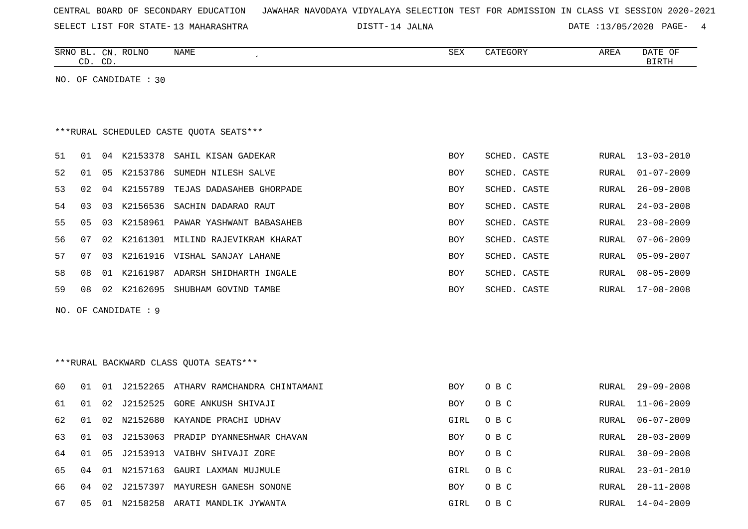CENTRAL BOARD OF SECONDARY EDUCATION JAWAHAR NAVODAYA VIDYALAYA SELECTION TEST FOR ADMISSION IN CLASS VI SESSION 2020-2021

SELECT LIST FOR STATE- 13 MAHARASHTRA DISTT- 14 JALNA DATE :13/05/2020

| SRNO | BL. CD. | CN. CD. | ROLNO | NAME | SEX | CATEGORY | AREA | DATE OF BIRTH |
|---|---|---|---|---|---|---|---|---|

NO. OF CANDIDATE : 30

***RURAL SCHEDULED CASTE QUOTA SEATS***

| SRNO | BL. CD. | CN. CD. | ROLNO | NAME | SEX | CATEGORY | AREA | DATE OF BIRTH |
|---|---|---|---|---|---|---|---|---|
| 51 | 01 | 04 | K2153378 | SAHIL KISAN GADEKAR | BOY | SCHED. CASTE | RURAL | 13-03-2010 |
| 52 | 01 | 05 | K2153786 | SUMEDH NILESH SALVE | BOY | SCHED. CASTE | RURAL | 01-07-2009 |
| 53 | 02 | 04 | K2155789 | TEJAS DADASAHEB GHORPADE | BOY | SCHED. CASTE | RURAL | 26-09-2008 |
| 54 | 03 | 03 | K2156536 | SACHIN DADARAO RAUT | BOY | SCHED. CASTE | RURAL | 24-03-2008 |
| 55 | 05 | 03 | K2158961 | PAWAR YASHWANT BABASAHEB | BOY | SCHED. CASTE | RURAL | 23-08-2009 |
| 56 | 07 | 02 | K2161301 | MILIND RAJEVIKRAM KHARAT | BOY | SCHED. CASTE | RURAL | 07-06-2009 |
| 57 | 07 | 03 | K2161916 | VISHAL SANJAY LAHANE | BOY | SCHED. CASTE | RURAL | 05-09-2007 |
| 58 | 08 | 01 | K2161987 | ADARSH SHIDHARTH INGALE | BOY | SCHED. CASTE | RURAL | 08-05-2009 |
| 59 | 08 | 02 | K2162695 | SHUBHAM GOVIND TAMBE | BOY | SCHED. CASTE | RURAL | 17-08-2008 |

NO. OF CANDIDATE : 9

***RURAL BACKWARD CLASS QUOTA SEATS***

| SRNO | BL. CD. | CN. CD. | ROLNO | NAME | SEX | CATEGORY | AREA | DATE OF BIRTH |
|---|---|---|---|---|---|---|---|---|
| 60 | 01 | 01 | J2152265 | ATHARV RAMCHANDRA CHINTAMANI | BOY | O B C | RURAL | 29-09-2008 |
| 61 | 01 | 02 | J2152525 | GORE ANKUSH SHIVAJI | BOY | O B C | RURAL | 11-06-2009 |
| 62 | 01 | 02 | N2152680 | KAYANDE PRACHI UDHAV | GIRL | O B C | RURAL | 06-07-2009 |
| 63 | 01 | 03 | J2153063 | PRADIP DYANNESHWAR CHAVAN | BOY | O B C | RURAL | 20-03-2009 |
| 64 | 01 | 05 | J2153913 | VAIBHV SHIVAJI ZORE | BOY | O B C | RURAL | 30-09-2008 |
| 65 | 04 | 01 | N2157163 | GAURI LAXMAN MUJMULE | GIRL | O B C | RURAL | 23-01-2010 |
| 66 | 04 | 02 | J2157397 | MAYURESH GANESH SONONE | BOY | O B C | RURAL | 20-11-2008 |
| 67 | 05 | 01 | N2158258 | ARATI MANDLIK JYWANTA | GIRL | O B C | RURAL | 14-04-2009 |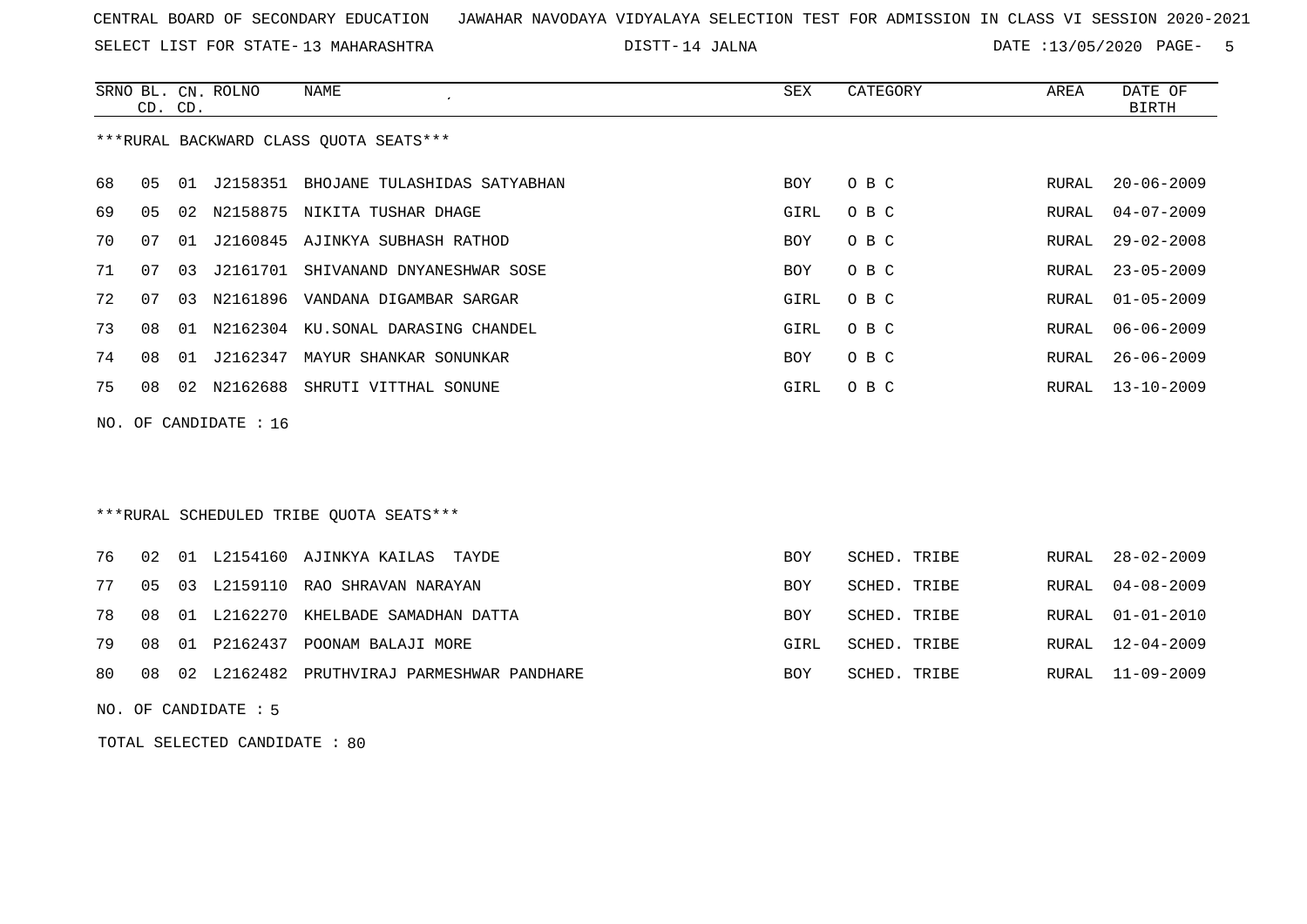CENTRAL BOARD OF SECONDARY EDUCATION JAWAHAR NAVODAYA VIDYALAYA SELECTION TEST FOR ADMISSION IN CLASS VI SESSION 2020-2021

SELECT LIST FOR STATE- 13 MAHARASHTRA DISTT- 14 JALNA DATE :13/05/2020 PAGE- 5

***RURAL BACKWARD CLASS QUOTA SEATS***

| SRNO | BL. CD. | CN. CD. | ROLNO | NAME | SEX | CATEGORY | AREA | DATE OF BIRTH |
|---|---|---|---|---|---|---|---|---|
| 68 | 05 | 01 | J2158351 | BHOJANE TULASHIDAS SATYABHAN | BOY | O B C | RURAL | 20-06-2009 |
| 69 | 05 | 02 | N2158875 | NIKITA TUSHAR DHAGE | GIRL | O B C | RURAL | 04-07-2009 |
| 70 | 07 | 01 | J2160845 | AJINKYA SUBHASH RATHOD | BOY | O B C | RURAL | 29-02-2008 |
| 71 | 07 | 03 | J2161701 | SHIVANAND DNYANESHWAR SOSE | BOY | O B C | RURAL | 23-05-2009 |
| 72 | 07 | 03 | N2161896 | VANDANA DIGAMBAR SARGAR | GIRL | O B C | RURAL | 01-05-2009 |
| 73 | 08 | 01 | N2162304 | KU.SONAL DARASING CHANDEL | GIRL | O B C | RURAL | 06-06-2009 |
| 74 | 08 | 01 | J2162347 | MAYUR SHANKAR SONUNKAR | BOY | O B C | RURAL | 26-06-2009 |
| 75 | 08 | 02 | N2162688 | SHRUTI VITTHAL SONUNE | GIRL | O B C | RURAL | 13-10-2009 |

NO. OF CANDIDATE : 16

***RURAL SCHEDULED TRIBE QUOTA SEATS***

| SRNO | BL. CD. | CN. CD. | ROLNO | NAME | SEX | CATEGORY | AREA | DATE OF BIRTH |
|---|---|---|---|---|---|---|---|---|
| 76 | 02 | 01 | L2154160 | AJINKYA KAILAS TAYDE | BOY | SCHED. TRIBE | RURAL | 28-02-2009 |
| 77 | 05 | 03 | L2159110 | RAO SHRAVAN NARAYAN | BOY | SCHED. TRIBE | RURAL | 04-08-2009 |
| 78 | 08 | 01 | L2162270 | KHELBADE SAMADHAN DATTA | BOY | SCHED. TRIBE | RURAL | 01-01-2010 |
| 79 | 08 | 01 | P2162437 | POONAM BALAJI MORE | GIRL | SCHED. TRIBE | RURAL | 12-04-2009 |
| 80 | 08 | 02 | L2162482 | PRUTHVIRAJ PARMESHWAR PANDHARE | BOY | SCHED. TRIBE | RURAL | 11-09-2009 |

NO. OF CANDIDATE : 5

TOTAL SELECTED CANDIDATE : 80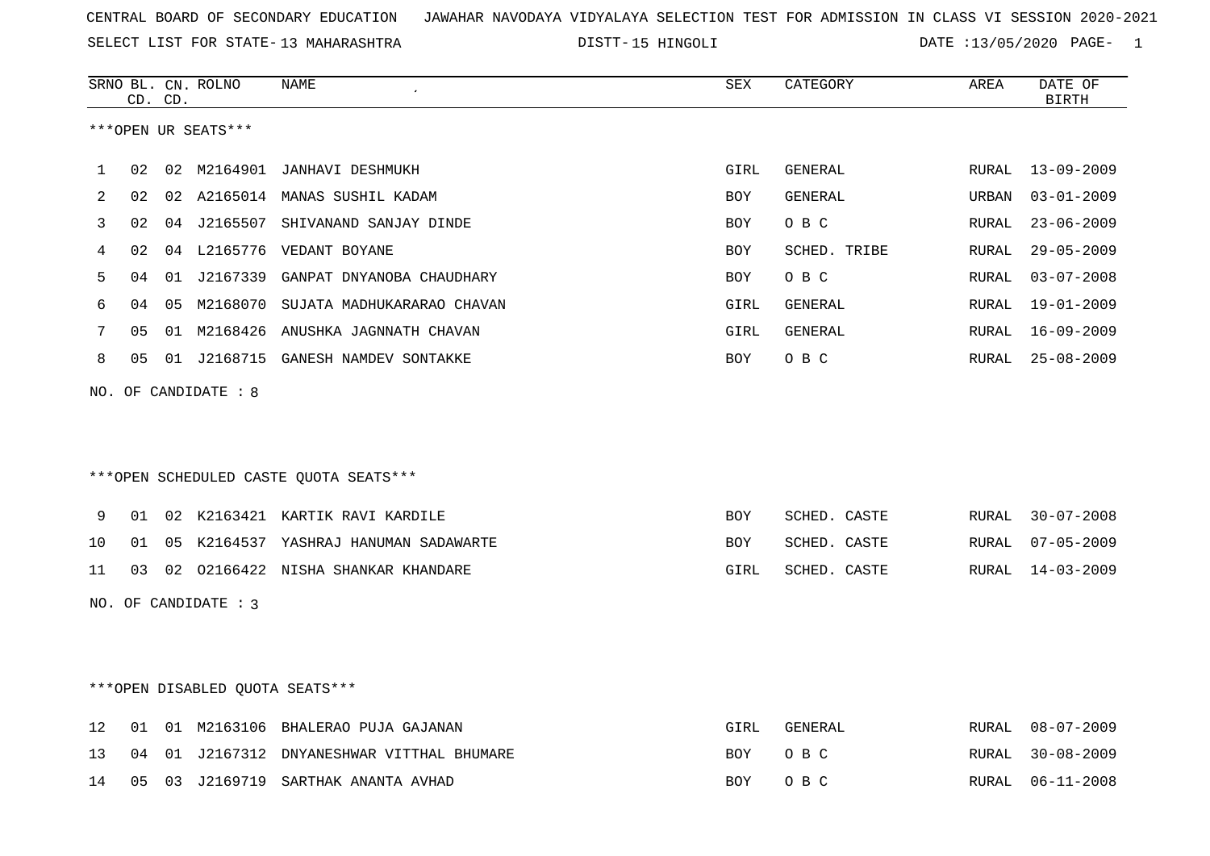CENTRAL BOARD OF SECONDARY EDUCATION JAWAHAR NAVODAYA VIDYALAYA SELECTION TEST FOR ADMISSION IN CLASS VI SESSION 2020-2021

SELECT LIST FOR STATE- 13 MAHARASHTRA DISTT- 15 HINGOLI DATE :13/05/2020

***OPEN UR SEATS***

| SRNO | BL. CD. | CN. CD. | ROLNO | NAME | SEX | CATEGORY | AREA | DATE OF BIRTH |
|---|---|---|---|---|---|---|---|---|
| 1 | 02 | 02 | M2164901 | JANHAVI DESHMUKH | GIRL | GENERAL | RURAL | 13-09-2009 |
| 2 | 02 | 02 | A2165014 | MANAS SUSHIL KADAM | BOY | GENERAL | URBAN | 03-01-2009 |
| 3 | 02 | 04 | J2165507 | SHIVANAND SANJAY DINDE | BOY | O B C | RURAL | 23-06-2009 |
| 4 | 02 | 04 | L2165776 | VEDANT BOYANE | BOY | SCHED. TRIBE | RURAL | 29-05-2009 |
| 5 | 04 | 01 | J2167339 | GANPAT DNYANOBA CHAUDHARY | BOY | O B C | RURAL | 03-07-2008 |
| 6 | 04 | 05 | M2168070 | SUJATA MADHUKARARAO CHAVAN | GIRL | GENERAL | RURAL | 19-01-2009 |
| 7 | 05 | 01 | M2168426 | ANUSHKA JAGNNATH CHAVAN | GIRL | GENERAL | RURAL | 16-09-2009 |
| 8 | 05 | 01 | J2168715 | GANESH NAMDEV SONTAKKE | BOY | O B C | RURAL | 25-08-2009 |

NO. OF CANDIDATE : 8

***OPEN SCHEDULED CASTE QUOTA SEATS***

| SRNO | BL. CD. | CN. CD. | ROLNO | NAME | SEX | CATEGORY | AREA | DATE OF BIRTH |
|---|---|---|---|---|---|---|---|---|
| 9 | 01 | 02 | K2163421 | KARTIK RAVI KARDILE | BOY | SCHED. CASTE | RURAL | 30-07-2008 |
| 10 | 01 | 05 | K2164537 | YASHRAJ HANUMAN SADAWARTE | BOY | SCHED. CASTE | RURAL | 07-05-2009 |
| 11 | 03 | 02 | O2166422 | NISHA SHANKAR KHANDARE | GIRL | SCHED. CASTE | RURAL | 14-03-2009 |

NO. OF CANDIDATE : 3

***OPEN DISABLED QUOTA SEATS***

| SRNO | BL. CD. | CN. CD. | ROLNO | NAME | SEX | CATEGORY | AREA | DATE OF BIRTH |
|---|---|---|---|---|---|---|---|---|
| 12 | 01 | 01 | M2163106 | BHALERAO PUJA GAJANAN | GIRL | GENERAL | RURAL | 08-07-2009 |
| 13 | 04 | 01 | J2167312 | DNYANESHWAR VITTHAL BHUMARE | BOY | O B C | RURAL | 30-08-2009 |
| 14 | 05 | 03 | J2169719 | SARTHAK ANANTA AVHAD | BOY | O B C | RURAL | 06-11-2008 |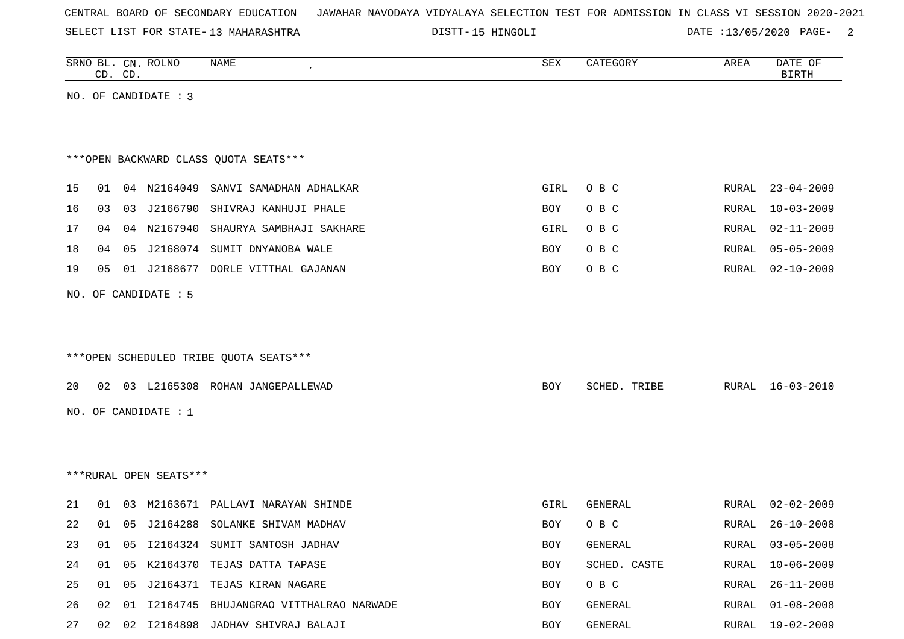CENTRAL BOARD OF SECONDARY EDUCATION JAWAHAR NAVODAYA VIDYALAYA SELECTION TEST FOR ADMISSION IN CLASS VI SESSION 2020-2021

SELECT LIST FOR STATE- 13 MAHARASHTRA DISTT- 15 HINGOLI DATE :13/05/2020

| SRNO | BL. CD. | CN. CD. | ROLNO | NAME | SEX | CATEGORY | AREA | DATE OF BIRTH |
|---|---|---|---|---|---|---|---|---|

NO. OF CANDIDATE : 3

***OPEN BACKWARD CLASS QUOTA SEATS***

| SRNO | BL. CD. | CN. CD. | ROLNO | NAME | SEX | CATEGORY | AREA | DATE OF BIRTH |
|---|---|---|---|---|---|---|---|---|
| 15 | 01 | 04 | N2164049 | SANVI SAMADHAN ADHALKAR | GIRL | O B C | RURAL | 23-04-2009 |
| 16 | 03 | 03 | J2166790 | SHIVRAJ KANHUJI PHALE | BOY | O B C | RURAL | 10-03-2009 |
| 17 | 04 | 04 | N2167940 | SHAURYA SAMBHAJI SAKHARE | GIRL | O B C | RURAL | 02-11-2009 |
| 18 | 04 | 05 | J2168074 | SUMIT DNYANOBA WALE | BOY | O B C | RURAL | 05-05-2009 |
| 19 | 05 | 01 | J2168677 | DORLE VITTHAL GAJANAN | BOY | O B C | RURAL | 02-10-2009 |

NO. OF CANDIDATE : 5

***OPEN SCHEDULED TRIBE QUOTA SEATS***

| SRNO | BL. CD. | CN. CD. | ROLNO | NAME | SEX | CATEGORY | AREA | DATE OF BIRTH |
|---|---|---|---|---|---|---|---|---|
| 20 | 02 | 03 | L2165308 | ROHAN JANGEPALLEWAD | BOY | SCHED. TRIBE | RURAL | 16-03-2010 |

NO. OF CANDIDATE : 1

***RURAL OPEN SEATS***

| SRNO | BL. CD. | CN. CD. | ROLNO | NAME | SEX | CATEGORY | AREA | DATE OF BIRTH |
|---|---|---|---|---|---|---|---|---|
| 21 | 01 | 03 | M2163671 | PALLAVI NARAYAN SHINDE | GIRL | GENERAL | RURAL | 02-02-2009 |
| 22 | 01 | 05 | J2164288 | SOLANKE SHIVAM MADHAV | BOY | O B C | RURAL | 26-10-2008 |
| 23 | 01 | 05 | I2164324 | SUMIT SANTOSH JADHAV | BOY | GENERAL | RURAL | 03-05-2008 |
| 24 | 01 | 05 | K2164370 | TEJAS DATTA TAPASE | BOY | SCHED. CASTE | RURAL | 10-06-2009 |
| 25 | 01 | 05 | J2164371 | TEJAS KIRAN NAGARE | BOY | O B C | RURAL | 26-11-2008 |
| 26 | 02 | 01 | I2164745 | BHUJANGRAO VITTHALRAO NARWADE | BOY | GENERAL | RURAL | 01-08-2008 |
| 27 | 02 | 02 | I2164898 | JADHAV SHIVRAJ BALAJI | BOY | GENERAL | RURAL | 19-02-2009 |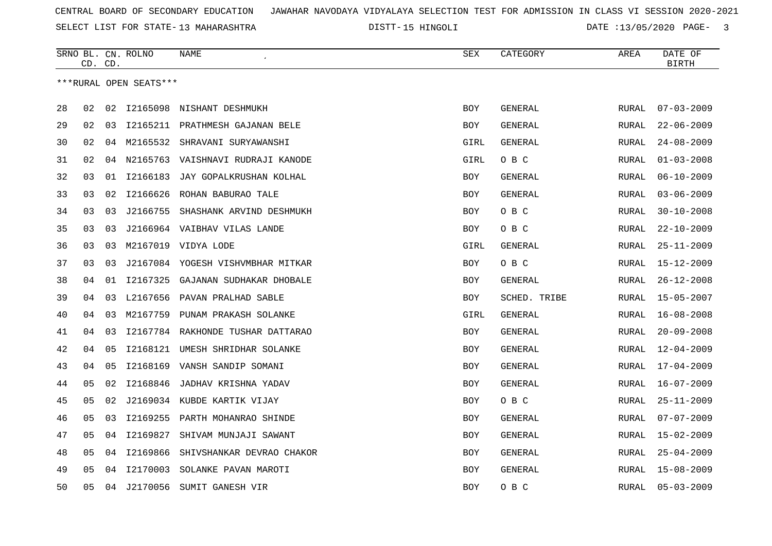CENTRAL BOARD OF SECONDARY EDUCATION JAWAHAR NAVODAYA VIDYALAYA SELECTION TEST FOR ADMISSION IN CLASS VI SESSION 2020-2021

SELECT LIST FOR STATE- 13 MAHARASHTRA DISTT- 15 HINGOLI DATE :13/05/2020

| SRNO | BL. CD. | CN. CD. | ROLNO | NAME | SEX | CATEGORY | AREA | DATE OF BIRTH |
|---|---|---|---|---|---|---|---|---|

***RURAL OPEN SEATS***

| SRNO | BL. CD. | CN. CD. | ROLNO | NAME | SEX | CATEGORY | AREA | DATE OF BIRTH |
|---|---|---|---|---|---|---|---|---|
| 28 | 02 | 02 | I2165098 | NISHANT DESHMUKH | BOY | GENERAL | RURAL | 07-03-2009 |
| 29 | 02 | 03 | I2165211 | PRATHMESH GAJANAN BELE | BOY | GENERAL | RURAL | 22-06-2009 |
| 30 | 02 | 04 | M2165532 | SHRAVANI SURYAWANSHI | GIRL | GENERAL | RURAL | 24-08-2009 |
| 31 | 02 | 04 | N2165763 | VAISHNAVI RUDRAJI KANODE | GIRL | O B C | RURAL | 01-03-2008 |
| 32 | 03 | 01 | I2166183 | JAY GOPALKRUSHAN KOLHAL | BOY | GENERAL | RURAL | 06-10-2009 |
| 33 | 03 | 02 | I2166626 | ROHAN BABURAO TALE | BOY | GENERAL | RURAL | 03-06-2009 |
| 34 | 03 | 03 | J2166755 | SHASHANK ARVIND DESHMUKH | BOY | O B C | RURAL | 30-10-2008 |
| 35 | 03 | 03 | J2166964 | VAIBHAV VILAS LANDE | BOY | O B C | RURAL | 22-10-2009 |
| 36 | 03 | 03 | M2167019 | VIDYA LODE | GIRL | GENERAL | RURAL | 25-11-2009 |
| 37 | 03 | 03 | J2167084 | YOGESH VISHVMBHAR MITKAR | BOY | O B C | RURAL | 15-12-2009 |
| 38 | 04 | 01 | I2167325 | GAJANAN SUDHAKAR DHOBALE | BOY | GENERAL | RURAL | 26-12-2008 |
| 39 | 04 | 03 | L2167656 | PAVAN PRALHAD SABLE | BOY | SCHED. TRIBE | RURAL | 15-05-2007 |
| 40 | 04 | 03 | M2167759 | PUNAM PRAKASH SOLANKE | GIRL | GENERAL | RURAL | 16-08-2008 |
| 41 | 04 | 03 | I2167784 | RAKHONDE TUSHAR DATTARAO | BOY | GENERAL | RURAL | 20-09-2008 |
| 42 | 04 | 05 | I2168121 | UMESH SHRIDHAR SOLANKE | BOY | GENERAL | RURAL | 12-04-2009 |
| 43 | 04 | 05 | I2168169 | VANSH SANDIP SOMANI | BOY | GENERAL | RURAL | 17-04-2009 |
| 44 | 05 | 02 | I2168846 | JADHAV KRISHNA YADAV | BOY | GENERAL | RURAL | 16-07-2009 |
| 45 | 05 | 02 | J2169034 | KUBDE KARTIK VIJAY | BOY | O B C | RURAL | 25-11-2009 |
| 46 | 05 | 03 | I2169255 | PARTH MOHANRAO SHINDE | BOY | GENERAL | RURAL | 07-07-2009 |
| 47 | 05 | 04 | I2169827 | SHIVAM MUNJAJI SAWANT | BOY | GENERAL | RURAL | 15-02-2009 |
| 48 | 05 | 04 | I2169866 | SHIVSHANKAR DEVRAO CHAKOR | BOY | GENERAL | RURAL | 25-04-2009 |
| 49 | 05 | 04 | I2170003 | SOLANKE PAVAN MAROTI | BOY | GENERAL | RURAL | 15-08-2009 |
| 50 | 05 | 04 | J2170056 | SUMIT GANESH VIR | BOY | O B C | RURAL | 05-03-2009 |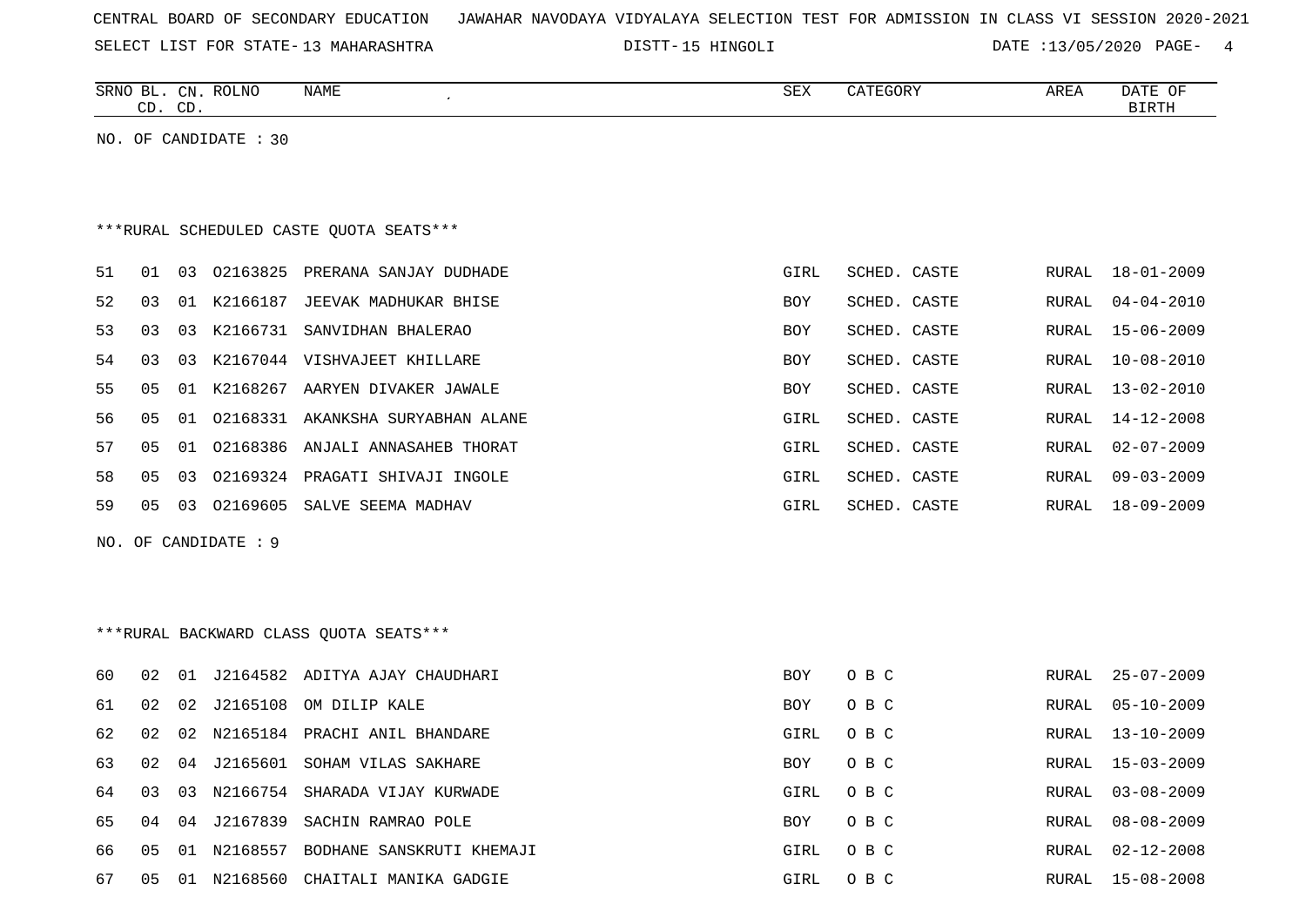CENTRAL BOARD OF SECONDARY EDUCATION JAWAHAR NAVODAYA VIDYALAYA SELECTION TEST FOR ADMISSION IN CLASS VI SESSION 2020-2021

SELECT LIST FOR STATE- 13 MAHARASHTRA DISTT- 15 HINGOLI DATE :13/05/2020

| SRNO | BL. CD. | CN. CD. | ROLNO | NAME | SEX | CATEGORY | AREA | DATE OF BIRTH |
|---|---|---|---|---|---|---|---|---|

NO. OF CANDIDATE : 30

***RURAL SCHEDULED CASTE QUOTA SEATS***

| SRNO | BL. CD. | CN. CD. | ROLNO | NAME | SEX | CATEGORY | AREA | DATE OF BIRTH |
|---|---|---|---|---|---|---|---|---|
| 51 | 01 | 03 | O2163825 | PRERANA SANJAY DUDHADE | GIRL | SCHED. CASTE | RURAL | 18-01-2009 |
| 52 | 03 | 01 | K2166187 | JEEVAK MADHUKAR BHISE | BOY | SCHED. CASTE | RURAL | 04-04-2010 |
| 53 | 03 | 03 | K2166731 | SANVIDHAN BHALERAO | BOY | SCHED. CASTE | RURAL | 15-06-2009 |
| 54 | 03 | 03 | K2167044 | VISHVAJEET KHILLARE | BOY | SCHED. CASTE | RURAL | 10-08-2010 |
| 55 | 05 | 01 | K2168267 | AARYEN DIVAKER JAWALE | BOY | SCHED. CASTE | RURAL | 13-02-2010 |
| 56 | 05 | 01 | O2168331 | AKANKSHA SURYABHAN ALANE | GIRL | SCHED. CASTE | RURAL | 14-12-2008 |
| 57 | 05 | 01 | O2168386 | ANJALI ANNASAHEB THORAT | GIRL | SCHED. CASTE | RURAL | 02-07-2009 |
| 58 | 05 | 03 | O2169324 | PRAGATI SHIVAJI INGOLE | GIRL | SCHED. CASTE | RURAL | 09-03-2009 |
| 59 | 05 | 03 | O2169605 | SALVE SEEMA MADHAV | GIRL | SCHED. CASTE | RURAL | 18-09-2009 |

NO. OF CANDIDATE : 9

***RURAL BACKWARD CLASS QUOTA SEATS***

| SRNO | BL. CD. | CN. CD. | ROLNO | NAME | SEX | CATEGORY | AREA | DATE OF BIRTH |
|---|---|---|---|---|---|---|---|---|
| 60 | 02 | 01 | J2164582 | ADITYA AJAY CHAUDHARI | BOY | O B C | RURAL | 25-07-2009 |
| 61 | 02 | 02 | J2165108 | OM DILIP KALE | BOY | O B C | RURAL | 05-10-2009 |
| 62 | 02 | 02 | N2165184 | PRACHI ANIL BHANDARE | GIRL | O B C | RURAL | 13-10-2009 |
| 63 | 02 | 04 | J2165601 | SOHAM VILAS SAKHARE | BOY | O B C | RURAL | 15-03-2009 |
| 64 | 03 | 03 | N2166754 | SHARADA VIJAY KURWADE | GIRL | O B C | RURAL | 03-08-2009 |
| 65 | 04 | 04 | J2167839 | SACHIN RAMRAO POLE | BOY | O B C | RURAL | 08-08-2009 |
| 66 | 05 | 01 | N2168557 | BODHANE SANSKRUTI KHEMAJI | GIRL | O B C | RURAL | 02-12-2008 |
| 67 | 05 | 01 | N2168560 | CHAITALI MANIKA GADGIE | GIRL | O B C | RURAL | 15-08-2008 |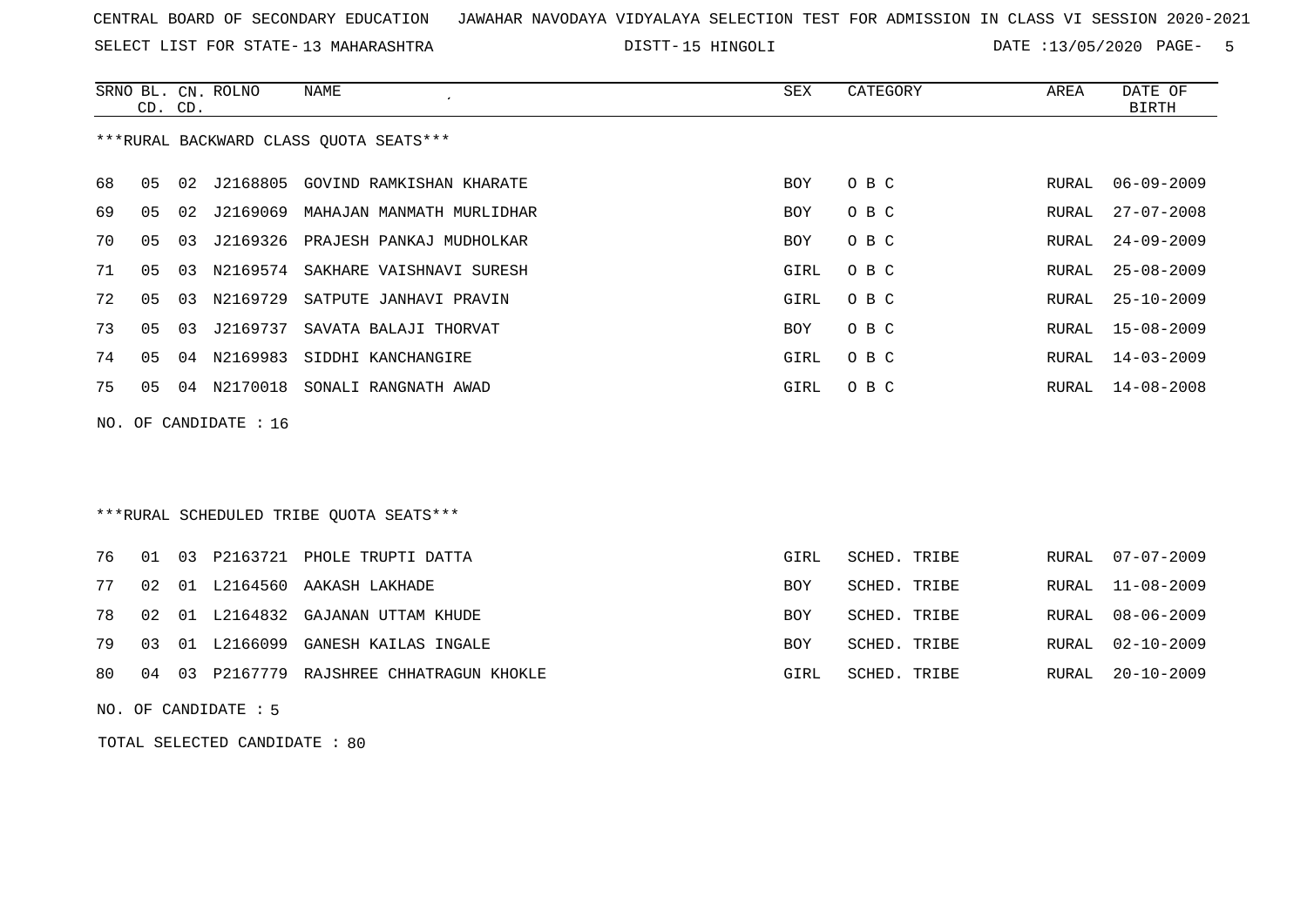CENTRAL BOARD OF SECONDARY EDUCATION JAWAHAR NAVODAYA VIDYALAYA SELECTION TEST FOR ADMISSION IN CLASS VI SESSION 2020-2021

SELECT LIST FOR STATE- 13 MAHARASHTRA DISTT- 15 HINGOLI DATE :13/05/2020

***RURAL BACKWARD CLASS QUOTA SEATS***

| SRNO | BL. CD. | CN. CD. | ROLNO | NAME | SEX | CATEGORY | AREA | DATE OF BIRTH |
|---|---|---|---|---|---|---|---|---|
| 68 | 05 | 02 | J2168805 | GOVIND RAMKISHAN KHARATE | BOY | O B C | RURAL | 06-09-2009 |
| 69 | 05 | 02 | J2169069 | MAHAJAN MANMATH MURLIDHAR | BOY | O B C | RURAL | 27-07-2008 |
| 70 | 05 | 03 | J2169326 | PRAJESH PANKAJ MUDHOLKAR | BOY | O B C | RURAL | 24-09-2009 |
| 71 | 05 | 03 | N2169574 | SAKHARE VAISHNAVI SURESH | GIRL | O B C | RURAL | 25-08-2009 |
| 72 | 05 | 03 | N2169729 | SATPUTE JANHAVI PRAVIN | GIRL | O B C | RURAL | 25-10-2009 |
| 73 | 05 | 03 | J2169737 | SAVATA BALAJI THORVAT | BOY | O B C | RURAL | 15-08-2009 |
| 74 | 05 | 04 | N2169983 | SIDDHI KANCHANGIRE | GIRL | O B C | RURAL | 14-03-2009 |
| 75 | 05 | 04 | N2170018 | SONALI RANGNATH AWAD | GIRL | O B C | RURAL | 14-08-2008 |

NO. OF CANDIDATE : 16

***RURAL SCHEDULED TRIBE QUOTA SEATS***

| SRNO | BL. CD. | CN. CD. | ROLNO | NAME | SEX | CATEGORY | AREA | DATE OF BIRTH |
|---|---|---|---|---|---|---|---|---|
| 76 | 01 | 03 | P2163721 | PHOLE TRUPTI DATTA | GIRL | SCHED. TRIBE | RURAL | 07-07-2009 |
| 77 | 02 | 01 | L2164560 | AAKASH LAKHADE | BOY | SCHED. TRIBE | RURAL | 11-08-2009 |
| 78 | 02 | 01 | L2164832 | GAJANAN UTTAM KHUDE | BOY | SCHED. TRIBE | RURAL | 08-06-2009 |
| 79 | 03 | 01 | L2166099 | GANESH KAILAS INGALE | BOY | SCHED. TRIBE | RURAL | 02-10-2009 |
| 80 | 04 | 03 | P2167779 | RAJSHREE CHHATRAGUN KHOKLE | GIRL | SCHED. TRIBE | RURAL | 20-10-2009 |

NO. OF CANDIDATE : 5

TOTAL SELECTED CANDIDATE : 80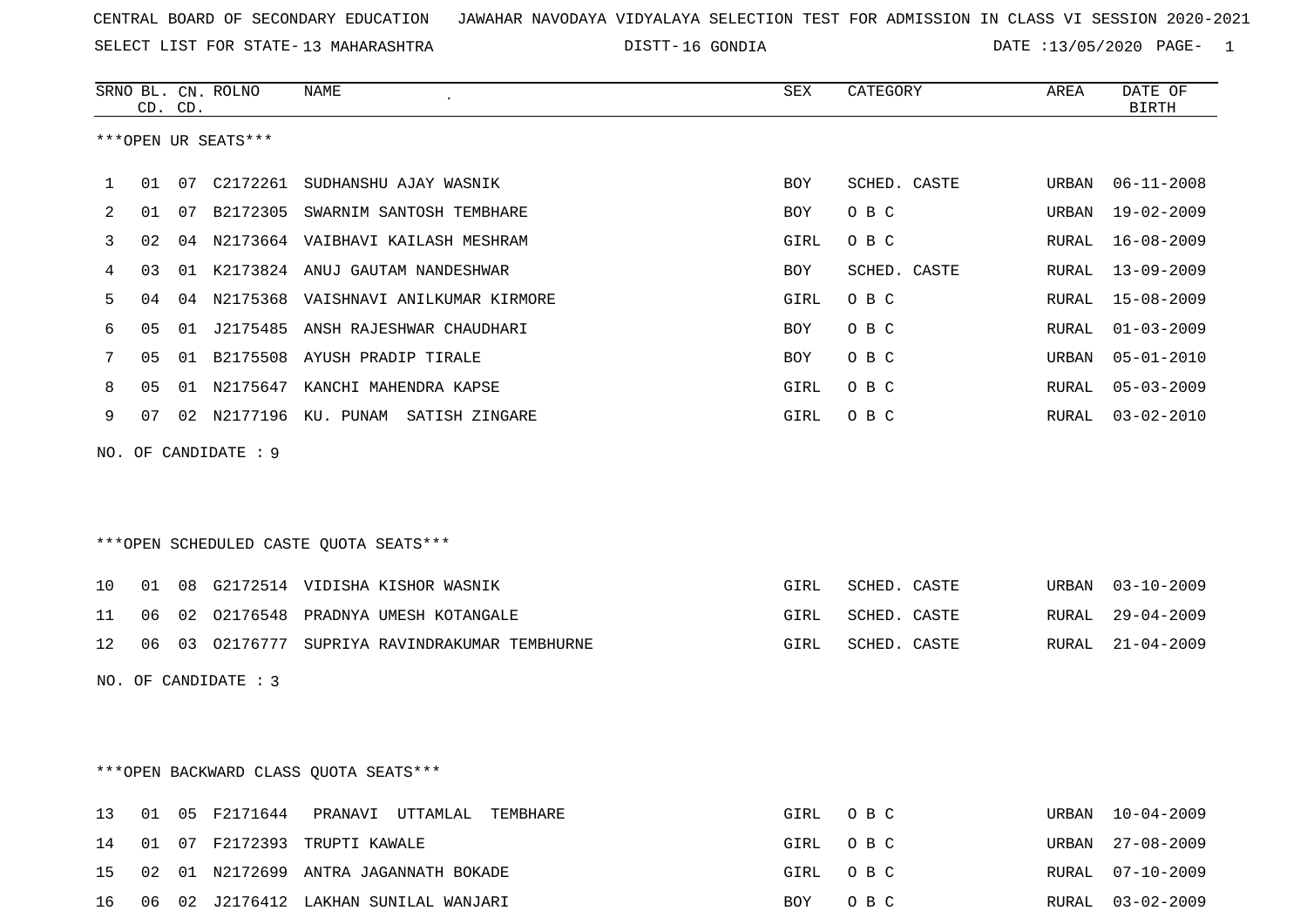CENTRAL BOARD OF SECONDARY EDUCATION JAWAHAR NAVODAYA VIDYALAYA SELECTION TEST FOR ADMISSION IN CLASS VI SESSION 2020-2021

SELECT LIST FOR STATE- 13 MAHARASHTRA DISTT- 16 GONDIA DATE :13/05/2020 PAGE- 1

***OPEN UR SEATS***

| SRNO | BL. CD. | CN. CD. | ROLNO | NAME | SEX | CATEGORY | AREA | DATE OF BIRTH |
|---|---|---|---|---|---|---|---|---|
| 1 | 01 | 07 | C2172261 | SUDHANSHU AJAY WASNIK | BOY | SCHED. CASTE | URBAN | 06-11-2008 |
| 2 | 01 | 07 | B2172305 | SWARNIM SANTOSH TEMBHARE | BOY | O B C | URBAN | 19-02-2009 |
| 3 | 02 | 04 | N2173664 | VAIBHAVI KAILASH MESHRAM | GIRL | O B C | RURAL | 16-08-2009 |
| 4 | 03 | 01 | K2173824 | ANUJ GAUTAM NANDESHWAR | BOY | SCHED. CASTE | RURAL | 13-09-2009 |
| 5 | 04 | 04 | N2175368 | VAISHNAVI ANILKUMAR KIRMORE | GIRL | O B C | RURAL | 15-08-2009 |
| 6 | 05 | 01 | J2175485 | ANSH RAJESHWAR CHAUDHARI | BOY | O B C | RURAL | 01-03-2009 |
| 7 | 05 | 01 | B2175508 | AYUSH PRADIP TIRALE | BOY | O B C | URBAN | 05-01-2010 |
| 8 | 05 | 01 | N2175647 | KANCHI MAHENDRA KAPSE | GIRL | O B C | RURAL | 05-03-2009 |
| 9 | 07 | 02 | N2177196 | KU. PUNAM SATISH ZINGARE | GIRL | O B C | RURAL | 03-02-2010 |

NO. OF CANDIDATE : 9

***OPEN SCHEDULED CASTE QUOTA SEATS***

| SRNO | BL. CD. | CN. CD. | ROLNO | NAME | SEX | CATEGORY | AREA | DATE OF BIRTH |
|---|---|---|---|---|---|---|---|---|
| 10 | 01 | 08 | G2172514 | VIDISHA KISHOR WASNIK | GIRL | SCHED. CASTE | URBAN | 03-10-2009 |
| 11 | 06 | 02 | O2176548 | PRADNYA UMESH KOTANGALE | GIRL | SCHED. CASTE | RURAL | 29-04-2009 |
| 12 | 06 | 03 | O2176777 | SUPRIYA RAVINDRAKUMAR TEMBHURNE | GIRL | SCHED. CASTE | RURAL | 21-04-2009 |

NO. OF CANDIDATE : 3

***OPEN BACKWARD CLASS QUOTA SEATS***

| SRNO | BL. CD. | CN. CD. | ROLNO | NAME | SEX | CATEGORY | AREA | DATE OF BIRTH |
|---|---|---|---|---|---|---|---|---|
| 13 | 01 | 05 | F2171644 | PRANAVI UTTAMLAL TEMBHARE | GIRL | O B C | URBAN | 10-04-2009 |
| 14 | 01 | 07 | F2172393 | TRUPTI KAWALE | GIRL | O B C | URBAN | 27-08-2009 |
| 15 | 02 | 01 | N2172699 | ANTRA JAGANNATH BOKADE | GIRL | O B C | RURAL | 07-10-2009 |
| 16 | 06 | 02 | J2176412 | LAKHAN SUNILAL WANJARI | BOY | O B C | RURAL | 03-02-2009 |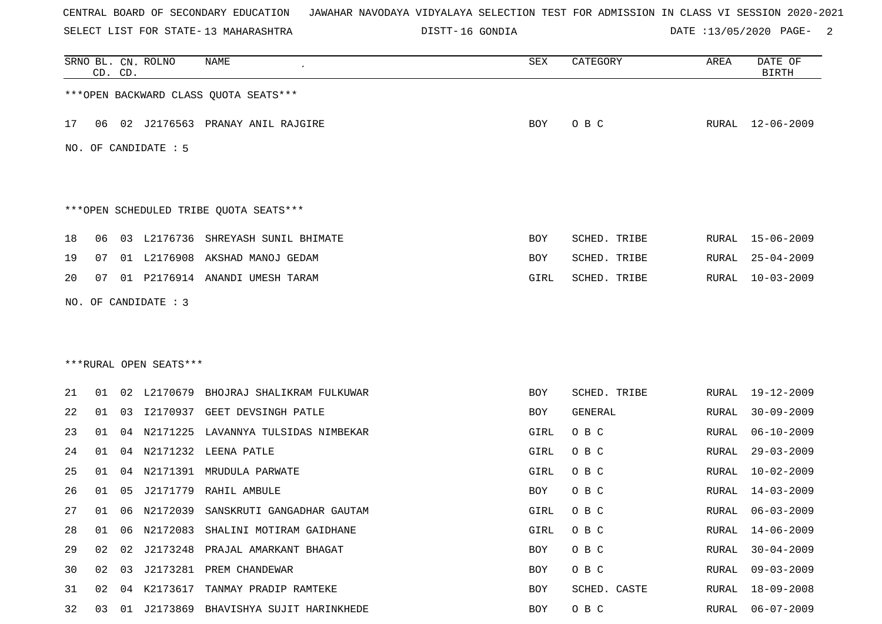CENTRAL BOARD OF SECONDARY EDUCATION JAWAHAR NAVODAYA VIDYALAYA SELECTION TEST FOR ADMISSION IN CLASS VI SESSION 2020-2021

SELECT LIST FOR STATE- 13 MAHARASHTRA DISTT- 16 GONDIA DATE :13/05/2020

***OPEN BACKWARD CLASS QUOTA SEATS***

| SRNO | BL. CD. | CN. CD. | ROLNO | NAME | SEX | CATEGORY | AREA | DATE OF BIRTH |
|---|---|---|---|---|---|---|---|---|
| 17 | 06 | 02 | J2176563 | PRANAY ANIL RAJGIRE | BOY | O B C | RURAL | 12-06-2009 |

NO. OF CANDIDATE : 5

***OPEN SCHEDULED TRIBE QUOTA SEATS***

| SRNO | BL. CD. | CN. CD. | ROLNO | NAME | SEX | CATEGORY | AREA | DATE OF BIRTH |
|---|---|---|---|---|---|---|---|---|
| 18 | 06 | 03 | L2176736 | SHREYASH SUNIL BHIMATE | BOY | SCHED. TRIBE | RURAL | 15-06-2009 |
| 19 | 07 | 01 | L2176908 | AKSHAD MANOJ GEDAM | BOY | SCHED. TRIBE | RURAL | 25-04-2009 |
| 20 | 07 | 01 | P2176914 | ANANDI UMESH TARAM | GIRL | SCHED. TRIBE | RURAL | 10-03-2009 |

NO. OF CANDIDATE : 3

***RURAL OPEN SEATS***

| SRNO | BL. CD. | CN. CD. | ROLNO | NAME | SEX | CATEGORY | AREA | DATE OF BIRTH |
|---|---|---|---|---|---|---|---|---|
| 21 | 01 | 02 | L2170679 | BHOJRAJ SHALIKRAM FULKUWAR | BOY | SCHED. TRIBE | RURAL | 19-12-2009 |
| 22 | 01 | 03 | I2170937 | GEET DEVSINGH PATLE | BOY | GENERAL | RURAL | 30-09-2009 |
| 23 | 01 | 04 | N2171225 | LAVANNYA TULSIDAS NIMBEKAR | GIRL | O B C | RURAL | 06-10-2009 |
| 24 | 01 | 04 | N2171232 | LEENA PATLE | GIRL | O B C | RURAL | 29-03-2009 |
| 25 | 01 | 04 | N2171391 | MRUDULA PARWATE | GIRL | O B C | RURAL | 10-02-2009 |
| 26 | 01 | 05 | J2171779 | RAHIL AMBULE | BOY | O B C | RURAL | 14-03-2009 |
| 27 | 01 | 06 | N2172039 | SANSKRUTI GANGADHAR GAUTAM | GIRL | O B C | RURAL | 06-03-2009 |
| 28 | 01 | 06 | N2172083 | SHALINI MOTIRAM GAIDHANE | GIRL | O B C | RURAL | 14-06-2009 |
| 29 | 02 | 02 | J2173248 | PRAJAL AMARKANT BHAGAT | BOY | O B C | RURAL | 30-04-2009 |
| 30 | 02 | 03 | J2173281 | PREM CHANDEWAR | BOY | O B C | RURAL | 09-03-2009 |
| 31 | 02 | 04 | K2173617 | TANMAY PRADIP RAMTEKE | BOY | SCHED. CASTE | RURAL | 18-09-2008 |
| 32 | 03 | 01 | J2173869 | BHAVISHYA SUJIT HARINKHEDE | BOY | O B C | RURAL | 06-07-2009 |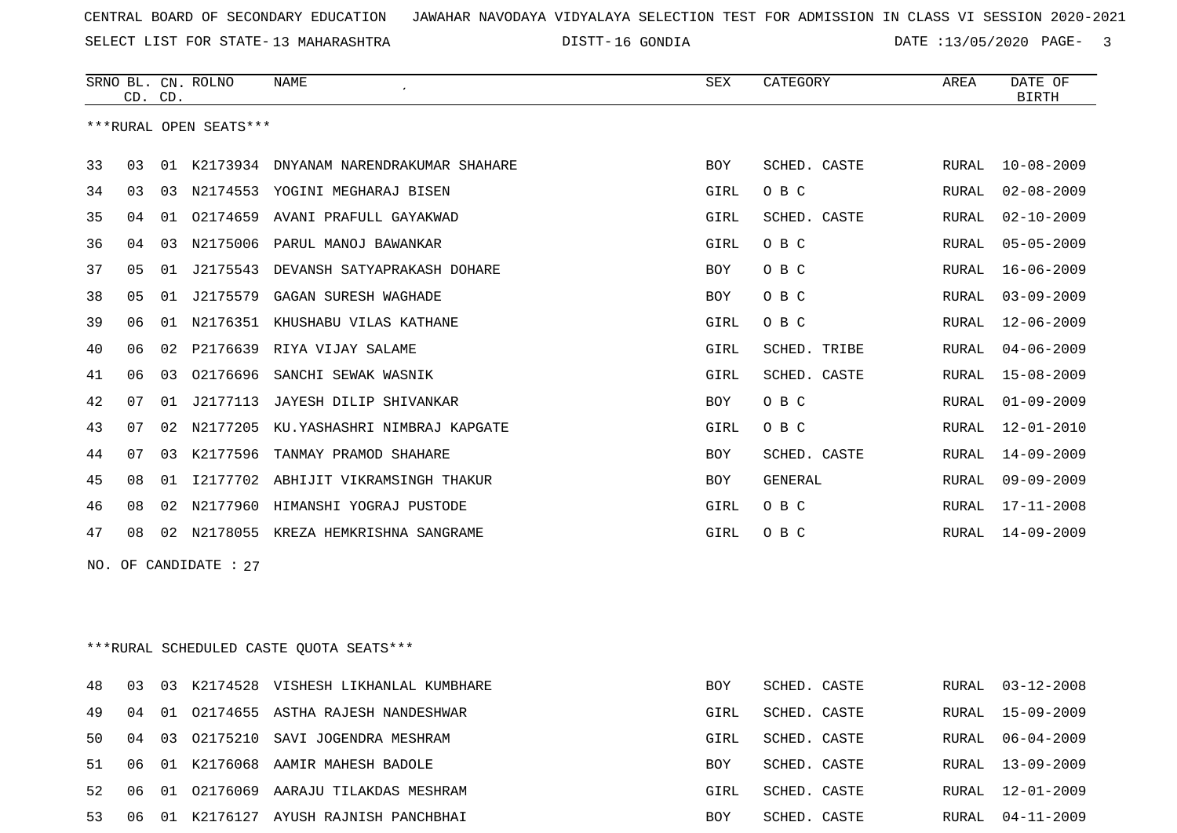CENTRAL BOARD OF SECONDARY EDUCATION   JAWAHAR NAVODAYA VIDYALAYA SELECTION TEST FOR ADMISSION IN CLASS VI SESSION 2020-2021

SELECT LIST FOR STATE- 13 MAHARASHTRA   DISTT- 16 GONDIA   DATE :13/05/2020

***RURAL OPEN SEATS***

| SRNO | BL. CD. | CN. CD. | ROLNO | NAME | SEX | CATEGORY | AREA | DATE OF BIRTH |
|---|---|---|---|---|---|---|---|---|
| 33 | 03 | 01 | K2173934 | DNYANAM NARENDRAKUMAR SHAHARE | BOY | SCHED. CASTE | RURAL | 10-08-2009 |
| 34 | 03 | 03 | N2174553 | YOGINI MEGHARAJ BISEN | GIRL | O B C | RURAL | 02-08-2009 |
| 35 | 04 | 01 | O2174659 | AVANI PRAFULL GAYAKWAD | GIRL | SCHED. CASTE | RURAL | 02-10-2009 |
| 36 | 04 | 03 | N2175006 | PARUL MANOJ BAWANKAR | GIRL | O B C | RURAL | 05-05-2009 |
| 37 | 05 | 01 | J2175543 | DEVANSH SATYAPRAKASH DOHARE | BOY | O B C | RURAL | 16-06-2009 |
| 38 | 05 | 01 | J2175579 | GAGAN SURESH WAGHADE | BOY | O B C | RURAL | 03-09-2009 |
| 39 | 06 | 01 | N2176351 | KHUSHABU VILAS KATHANE | GIRL | O B C | RURAL | 12-06-2009 |
| 40 | 06 | 02 | P2176639 | RIYA VIJAY SALAME | GIRL | SCHED. TRIBE | RURAL | 04-06-2009 |
| 41 | 06 | 03 | O2176696 | SANCHI SEWAK WASNIK | GIRL | SCHED. CASTE | RURAL | 15-08-2009 |
| 42 | 07 | 01 | J2177113 | JAYESH DILIP SHIVANKAR | BOY | O B C | RURAL | 01-09-2009 |
| 43 | 07 | 02 | N2177205 | KU.YASHASHRI NIMBRAJ KAPGATE | GIRL | O B C | RURAL | 12-01-2010 |
| 44 | 07 | 03 | K2177596 | TANMAY PRAMOD SHAHARE | BOY | SCHED. CASTE | RURAL | 14-09-2009 |
| 45 | 08 | 01 | I2177702 | ABHIJIT VIKRAMSINGH THAKUR | BOY | GENERAL | RURAL | 09-09-2009 |
| 46 | 08 | 02 | N2177960 | HIMANSHI YOGRAJ PUSTODE | GIRL | O B C | RURAL | 17-11-2008 |
| 47 | 08 | 02 | N2178055 | KREZA HEMKRISHNA SANGRAME | GIRL | O B C | RURAL | 14-09-2009 |

NO. OF CANDIDATE : 27

***RURAL SCHEDULED CASTE QUOTA SEATS***

| SRNO | BL. CD. | CN. CD. | ROLNO | NAME | SEX | CATEGORY | AREA | DATE OF BIRTH |
|---|---|---|---|---|---|---|---|---|
| 48 | 03 | 03 | K2174528 | VISHESH LIKHANLAL KUMBHARE | BOY | SCHED. CASTE | RURAL | 03-12-2008 |
| 49 | 04 | 01 | O2174655 | ASTHA RAJESH NANDESHWAR | GIRL | SCHED. CASTE | RURAL | 15-09-2009 |
| 50 | 04 | 03 | O2175210 | SAVI JOGENDRA MESHRAM | GIRL | SCHED. CASTE | RURAL | 06-04-2009 |
| 51 | 06 | 01 | K2176068 | AAMIR MAHESH BADOLE | BOY | SCHED. CASTE | RURAL | 13-09-2009 |
| 52 | 06 | 01 | O2176069 | AARAJU TILAKDAS MESHRAM | GIRL | SCHED. CASTE | RURAL | 12-01-2009 |
| 53 | 06 | 01 | K2176127 | AYUSH RAJNISH PANCHBHAI | BOY | SCHED. CASTE | RURAL | 04-11-2009 |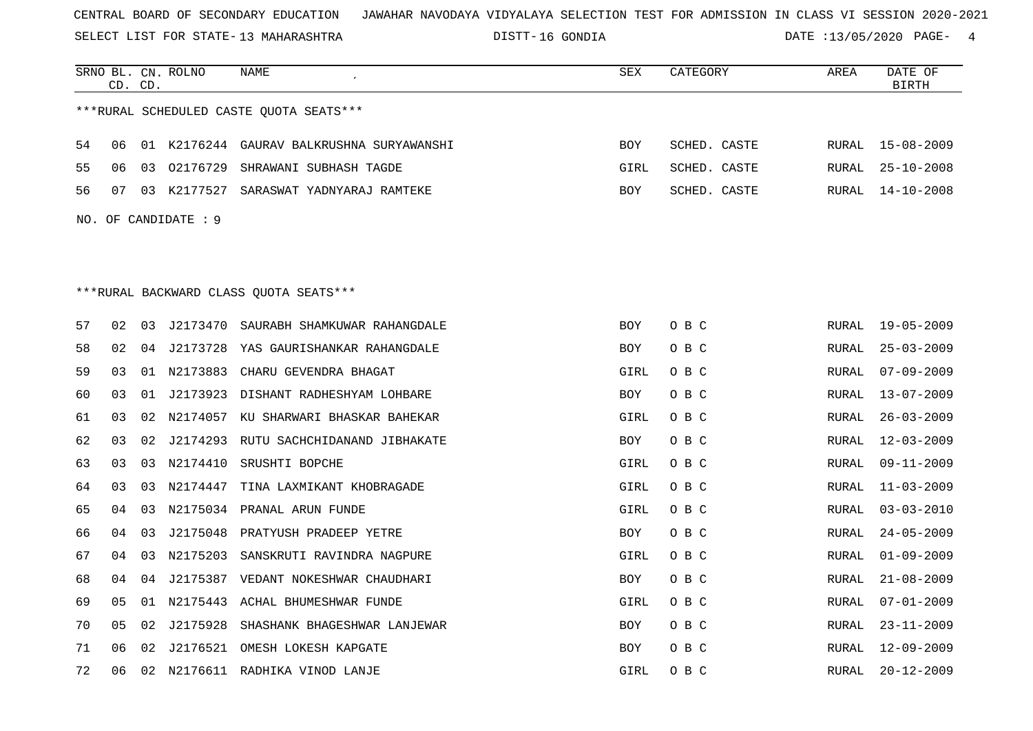CENTRAL BOARD OF SECONDARY EDUCATION JAWAHAR NAVODAYA VIDYALAYA SELECTION TEST FOR ADMISSION IN CLASS VI SESSION 2020-2021

SELECT LIST FOR STATE- 13 MAHARASHTRA DISTT- 16 GONDIA DATE :13/05/2020

| SRNO | BL. CD. | CN. CD. | ROLNO | NAME | SEX | CATEGORY | AREA | DATE OF BIRTH |
|---|---|---|---|---|---|---|---|---|

***RURAL SCHEDULED CASTE QUOTA SEATS***

| SRNO | BL. CD. | CN. CD. | ROLNO | NAME | SEX | CATEGORY | AREA | DATE OF BIRTH |
|---|---|---|---|---|---|---|---|---|
| 54 | 06 | 01 | K2176244 | GAURAV BALKRUSHNA SURYAWANSHI | BOY | SCHED. CASTE | RURAL | 15-08-2009 |
| 55 | 06 | 03 | O2176729 | SHRAWANI SUBHASH TAGDE | GIRL | SCHED. CASTE | RURAL | 25-10-2008 |
| 56 | 07 | 03 | K2177527 | SARASWAT YADNYARAJ RAMTEKE | BOY | SCHED. CASTE | RURAL | 14-10-2008 |

NO. OF CANDIDATE : 9

***RURAL BACKWARD CLASS QUOTA SEATS***

| SRNO | BL. CD. | CN. CD. | ROLNO | NAME | SEX | CATEGORY | AREA | DATE OF BIRTH |
|---|---|---|---|---|---|---|---|---|
| 57 | 02 | 03 | J2173470 | SAURABH SHAMKUWAR RAHANGDALE | BOY | O B C | RURAL | 19-05-2009 |
| 58 | 02 | 04 | J2173728 | YAS GAURISHANKAR RAHANGDALE | BOY | O B C | RURAL | 25-03-2009 |
| 59 | 03 | 01 | N2173883 | CHARU GEVENDRA BHAGAT | GIRL | O B C | RURAL | 07-09-2009 |
| 60 | 03 | 01 | J2173923 | DISHANT RADHESHYAM LOHBARE | BOY | O B C | RURAL | 13-07-2009 |
| 61 | 03 | 02 | N2174057 | KU SHARWARI BHASKAR BAHEKAR | GIRL | O B C | RURAL | 26-03-2009 |
| 62 | 03 | 02 | J2174293 | RUTU SACHCHIDANAND JIBHAKATE | BOY | O B C | RURAL | 12-03-2009 |
| 63 | 03 | 03 | N2174410 | SRUSHTI BOPCHE | GIRL | O B C | RURAL | 09-11-2009 |
| 64 | 03 | 03 | N2174447 | TINA LAXMIKANT KHOBRAGADE | GIRL | O B C | RURAL | 11-03-2009 |
| 65 | 04 | 03 | N2175034 | PRANAL ARUN FUNDE | GIRL | O B C | RURAL | 03-03-2010 |
| 66 | 04 | 03 | J2175048 | PRATYUSH PRADEEP YETRE | BOY | O B C | RURAL | 24-05-2009 |
| 67 | 04 | 03 | N2175203 | SANSKRUTI RAVINDRA NAGPURE | GIRL | O B C | RURAL | 01-09-2009 |
| 68 | 04 | 04 | J2175387 | VEDANT NOKESHWAR CHAUDHARI | BOY | O B C | RURAL | 21-08-2009 |
| 69 | 05 | 01 | N2175443 | ACHAL BHUMESHWAR FUNDE | GIRL | O B C | RURAL | 07-01-2009 |
| 70 | 05 | 02 | J2175928 | SHASHANK BHAGESHWAR LANJEWAR | BOY | O B C | RURAL | 23-11-2009 |
| 71 | 06 | 02 | J2176521 | OMESH LOKESH KAPGATE | BOY | O B C | RURAL | 12-09-2009 |
| 72 | 06 | 02 | N2176611 | RADHIKA VINOD LANJE | GIRL | O B C | RURAL | 20-12-2009 |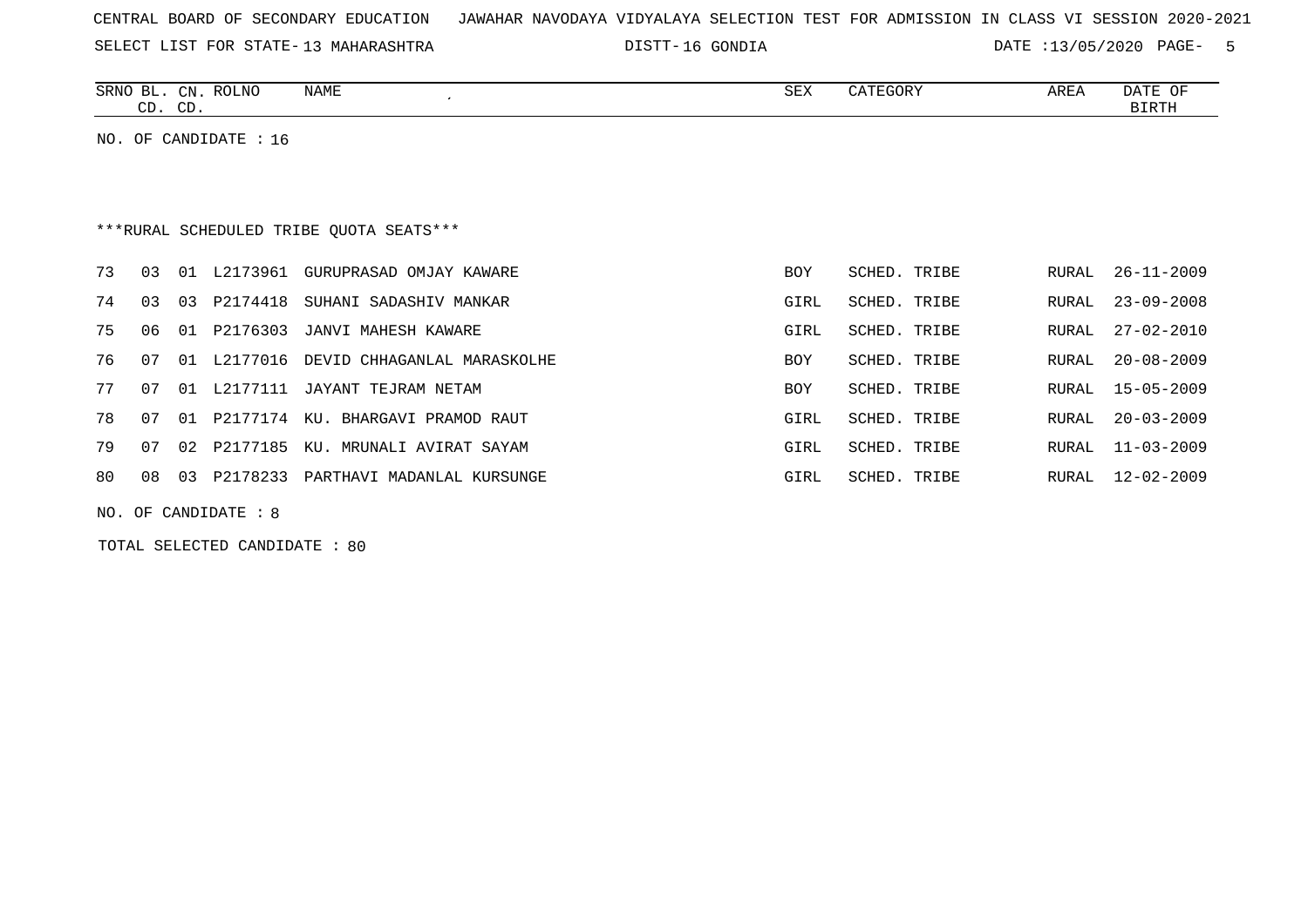CENTRAL BOARD OF SECONDARY EDUCATION JAWAHAR NAVODAYA VIDYALAYA SELECTION TEST FOR ADMISSION IN CLASS VI SESSION 2020-2021

SELECT LIST FOR STATE- 13 MAHARASHTRA DISTT- 16 GONDIA DATE :13/05/2020

NO. OF CANDIDATE : 16

***RURAL SCHEDULED TRIBE QUOTA SEATS***

| SRNO | BL. CD. | CN. CD. | ROLNO | NAME | SEX | CATEGORY | AREA | DATE OF BIRTH |
|---|---|---|---|---|---|---|---|---|
| 73 | 03 | 01 | L2173961 | GURUPRASAD OMJAY KAWARE | BOY | SCHED. TRIBE | RURAL | 26-11-2009 |
| 74 | 03 | 03 | P2174418 | SUHANI SADASHIV MANKAR | GIRL | SCHED. TRIBE | RURAL | 23-09-2008 |
| 75 | 06 | 01 | P2176303 | JANVI MAHESH KAWARE | GIRL | SCHED. TRIBE | RURAL | 27-02-2010 |
| 76 | 07 | 01 | L2177016 | DEVID CHHAGANLAL MARASKOLHE | BOY | SCHED. TRIBE | RURAL | 20-08-2009 |
| 77 | 07 | 01 | L2177111 | JAYANT TEJRAM NETAM | BOY | SCHED. TRIBE | RURAL | 15-05-2009 |
| 78 | 07 | 01 | P2177174 | KU. BHARGAVI PRAMOD RAUT | GIRL | SCHED. TRIBE | RURAL | 20-03-2009 |
| 79 | 07 | 02 | P2177185 | KU. MRUNALI AVIRAT SAYAM | GIRL | SCHED. TRIBE | RURAL | 11-03-2009 |
| 80 | 08 | 03 | P2178233 | PARTHAVI MADANLAL KURSUNGE | GIRL | SCHED. TRIBE | RURAL | 12-02-2009 |

NO. OF CANDIDATE : 8

TOTAL SELECTED CANDIDATE : 80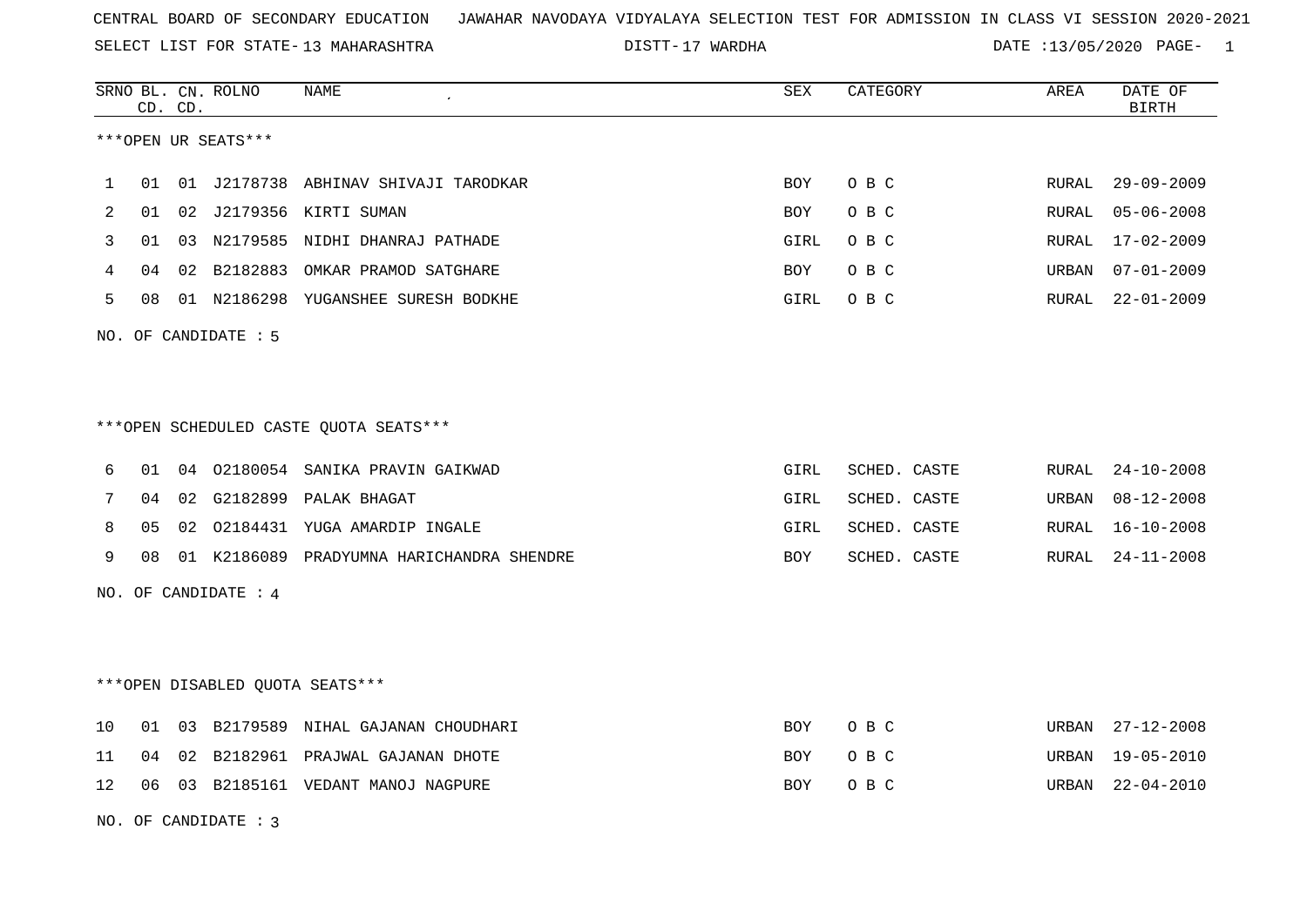CENTRAL BOARD OF SECONDARY EDUCATION JAWAHAR NAVODAYA VIDYALAYA SELECTION TEST FOR ADMISSION IN CLASS VI SESSION 2020-2021

SELECT LIST FOR STATE- 13 MAHARASHTRA DISTT- 17 WARDHA DATE :13/05/2020 PAGE- 1

***OPEN UR SEATS***

| SRNO | BL. CD. | CN. CD. | ROLNO | NAME | SEX | CATEGORY | AREA | DATE OF BIRTH |
|---|---|---|---|---|---|---|---|---|
| 1 | 01 | 01 | J2178738 | ABHINAV SHIVAJI TARODKAR | BOY | O B C | RURAL | 29-09-2009 |
| 2 | 01 | 02 | J2179356 | KIRTI SUMAN | BOY | O B C | RURAL | 05-06-2008 |
| 3 | 01 | 03 | N2179585 | NIDHI DHANRAJ PATHADE | GIRL | O B C | RURAL | 17-02-2009 |
| 4 | 04 | 02 | B2182883 | OMKAR PRAMOD SATGHARE | BOY | O B C | URBAN | 07-01-2009 |
| 5 | 08 | 01 | N2186298 | YUGANSHEE SURESH BODKHE | GIRL | O B C | RURAL | 22-01-2009 |

NO. OF CANDIDATE : 5

***OPEN SCHEDULED CASTE QUOTA SEATS***

| SRNO | BL. CD. | CN. CD. | ROLNO | NAME | SEX | CATEGORY | AREA | DATE OF BIRTH |
|---|---|---|---|---|---|---|---|---|
| 6 | 01 | 04 | O2180054 | SANIKA PRAVIN GAIKWAD | GIRL | SCHED. CASTE | RURAL | 24-10-2008 |
| 7 | 04 | 02 | G2182899 | PALAK BHAGAT | GIRL | SCHED. CASTE | URBAN | 08-12-2008 |
| 8 | 05 | 02 | O2184431 | YUGA AMARDIP INGALE | GIRL | SCHED. CASTE | RURAL | 16-10-2008 |
| 9 | 08 | 01 | K2186089 | PRADYUMNA HARICHANDRA SHENDRE | BOY | SCHED. CASTE | RURAL | 24-11-2008 |

NO. OF CANDIDATE : 4

***OPEN DISABLED QUOTA SEATS***

| SRNO | BL. CD. | CN. CD. | ROLNO | NAME | SEX | CATEGORY | AREA | DATE OF BIRTH |
|---|---|---|---|---|---|---|---|---|
| 10 | 01 | 03 | B2179589 | NIHAL GAJANAN CHOUDHARI | BOY | O B C | URBAN | 27-12-2008 |
| 11 | 04 | 02 | B2182961 | PRAJWAL GAJANAN DHOTE | BOY | O B C | URBAN | 19-05-2010 |
| 12 | 06 | 03 | B2185161 | VEDANT MANOJ NAGPURE | BOY | O B C | URBAN | 22-04-2010 |

NO. OF CANDIDATE : 3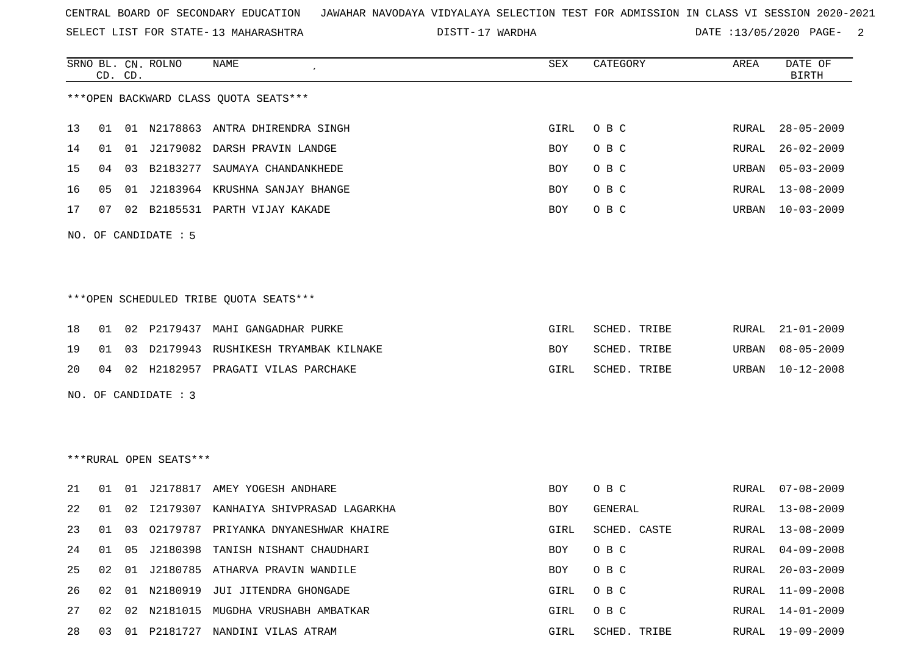CENTRAL BOARD OF SECONDARY EDUCATION JAWAHAR NAVODAYA VIDYALAYA SELECTION TEST FOR ADMISSION IN CLASS VI SESSION 2020-2021

SELECT LIST FOR STATE- 13 MAHARASHTRA DISTT- 17 WARDHA DATE :13/05/2020 PAGE- 2

***OPEN BACKWARD CLASS QUOTA SEATS***

| SRNO | BL. CD. | CN. CD. | ROLNO | NAME | SEX | CATEGORY | AREA | DATE OF BIRTH |
|---|---|---|---|---|---|---|---|---|
| 13 | 01 | 01 | N2178863 | ANTRA DHIRENDRA SINGH | GIRL | O B C | RURAL | 28-05-2009 |
| 14 | 01 | 01 | J2179082 | DARSH PRAVIN LANDGE | BOY | O B C | RURAL | 26-02-2009 |
| 15 | 04 | 03 | B2183277 | SAUMAYA CHANDANKHEDE | BOY | O B C | URBAN | 05-03-2009 |
| 16 | 05 | 01 | J2183964 | KRUSHNA SANJAY BHANGE | BOY | O B C | RURAL | 13-08-2009 |
| 17 | 07 | 02 | B2185531 | PARTH VIJAY KAKADE | BOY | O B C | URBAN | 10-03-2009 |

NO. OF CANDIDATE : 5

***OPEN SCHEDULED TRIBE QUOTA SEATS***

| SRNO | BL. CD. | CN. CD. | ROLNO | NAME | SEX | CATEGORY | AREA | DATE OF BIRTH |
|---|---|---|---|---|---|---|---|---|
| 18 | 01 | 02 | P2179437 | MAHI GANGADHAR PURKE | GIRL | SCHED. TRIBE | RURAL | 21-01-2009 |
| 19 | 01 | 03 | D2179943 | RUSHIKESH TRYAMBAK KILNAKE | BOY | SCHED. TRIBE | URBAN | 08-05-2009 |
| 20 | 04 | 02 | H2182957 | PRAGATI VILAS PARCHAKE | GIRL | SCHED. TRIBE | URBAN | 10-12-2008 |

NO. OF CANDIDATE : 3

***RURAL OPEN SEATS***

| SRNO | BL. CD. | CN. CD. | ROLNO | NAME | SEX | CATEGORY | AREA | DATE OF BIRTH |
|---|---|---|---|---|---|---|---|---|
| 21 | 01 | 01 | J2178817 | AMEY YOGESH ANDHARE | BOY | O B C | RURAL | 07-08-2009 |
| 22 | 01 | 02 | I2179307 | KANHAIYA SHIVPRASAD LAGARKHA | BOY | GENERAL | RURAL | 13-08-2009 |
| 23 | 01 | 03 | O2179787 | PRIYANKA DNYANESHWAR KHAIRE | GIRL | SCHED. CASTE | RURAL | 13-08-2009 |
| 24 | 01 | 05 | J2180398 | TANISH NISHANT CHAUDHARI | BOY | O B C | RURAL | 04-09-2008 |
| 25 | 02 | 01 | J2180785 | ATHARVA PRAVIN WANDILE | BOY | O B C | RURAL | 20-03-2009 |
| 26 | 02 | 01 | N2180919 | JUI JITENDRA GHONGADE | GIRL | O B C | RURAL | 11-09-2008 |
| 27 | 02 | 02 | N2181015 | MUGDHA VRUSHABH AMBATKAR | GIRL | O B C | RURAL | 14-01-2009 |
| 28 | 03 | 01 | P2181727 | NANDINI VILAS ATRAM | GIRL | SCHED. TRIBE | RURAL | 19-09-2009 |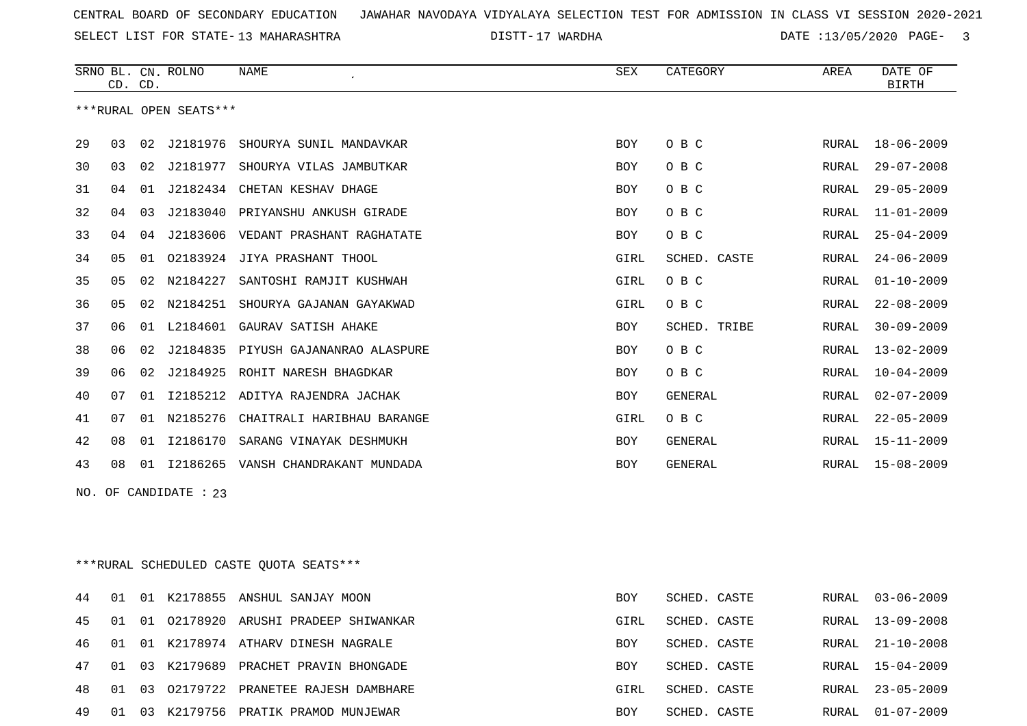CENTRAL BOARD OF SECONDARY EDUCATION JAWAHAR NAVODAYA VIDYALAYA SELECTION TEST FOR ADMISSION IN CLASS VI SESSION 2020-2021

SELECT LIST FOR STATE- 13 MAHARASHTRA DISTT- 17 WARDHA DATE :13/05/2020

***RURAL OPEN SEATS***

| SRNO | BL. CD. | CN. CD. | ROLNO | NAME | SEX | CATEGORY | AREA | DATE OF BIRTH |
|---|---|---|---|---|---|---|---|---|
| 29 | 03 | 02 | J2181976 | SHOURYA SUNIL MANDAVKAR | BOY | O B C | RURAL | 18-06-2009 |
| 30 | 03 | 02 | J2181977 | SHOURYA VILAS JAMBUTKAR | BOY | O B C | RURAL | 29-07-2008 |
| 31 | 04 | 01 | J2182434 | CHETAN KESHAV DHAGE | BOY | O B C | RURAL | 29-05-2009 |
| 32 | 04 | 03 | J2183040 | PRIYANSHU ANKUSH GIRADE | BOY | O B C | RURAL | 11-01-2009 |
| 33 | 04 | 04 | J2183606 | VEDANT PRASHANT RAGHATATE | BOY | O B C | RURAL | 25-04-2009 |
| 34 | 05 | 01 | O2183924 | JIYA PRASHANT THOOL | GIRL | SCHED. CASTE | RURAL | 24-06-2009 |
| 35 | 05 | 02 | N2184227 | SANTOSHI RAMJIT KUSHWAH | GIRL | O B C | RURAL | 01-10-2009 |
| 36 | 05 | 02 | N2184251 | SHOURYA GAJANAN GAYAKWAD | GIRL | O B C | RURAL | 22-08-2009 |
| 37 | 06 | 01 | L2184601 | GAURAV SATISH AHAKE | BOY | SCHED. TRIBE | RURAL | 30-09-2009 |
| 38 | 06 | 02 | J2184835 | PIYUSH GAJANANRAO ALASPURE | BOY | O B C | RURAL | 13-02-2009 |
| 39 | 06 | 02 | J2184925 | ROHIT NARESH BHAGDKAR | BOY | O B C | RURAL | 10-04-2009 |
| 40 | 07 | 01 | I2185212 | ADITYA RAJENDRA JACHAK | BOY | GENERAL | RURAL | 02-07-2009 |
| 41 | 07 | 01 | N2185276 | CHAITRALI HARIBHAU BARANGE | GIRL | O B C | RURAL | 22-05-2009 |
| 42 | 08 | 01 | I2186170 | SARANG VINAYAK DESHMUKH | BOY | GENERAL | RURAL | 15-11-2009 |
| 43 | 08 | 01 | I2186265 | VANSH CHANDRAKANT MUNDADA | BOY | GENERAL | RURAL | 15-08-2009 |

NO. OF CANDIDATE : 23

***RURAL SCHEDULED CASTE QUOTA SEATS***

| SRNO | BL. CD. | CN. CD. | ROLNO | NAME | SEX | CATEGORY | AREA | DATE OF BIRTH |
|---|---|---|---|---|---|---|---|---|
| 44 | 01 | 01 | K2178855 | ANSHUL SANJAY MOON | BOY | SCHED. CASTE | RURAL | 03-06-2009 |
| 45 | 01 | 01 | O2178920 | ARUSHI PRADEEP SHIWANKAR | GIRL | SCHED. CASTE | RURAL | 13-09-2008 |
| 46 | 01 | 01 | K2178974 | ATHARV DINESH NAGRALE | BOY | SCHED. CASTE | RURAL | 21-10-2008 |
| 47 | 01 | 03 | K2179689 | PRACHET PRAVIN BHONGADE | BOY | SCHED. CASTE | RURAL | 15-04-2009 |
| 48 | 01 | 03 | O2179722 | PRANETEE RAJESH DAMBHARE | GIRL | SCHED. CASTE | RURAL | 23-05-2009 |
| 49 | 01 | 03 | K2179756 | PRATIK PRAMOD MUNJEWAR | BOY | SCHED. CASTE | RURAL | 01-07-2009 |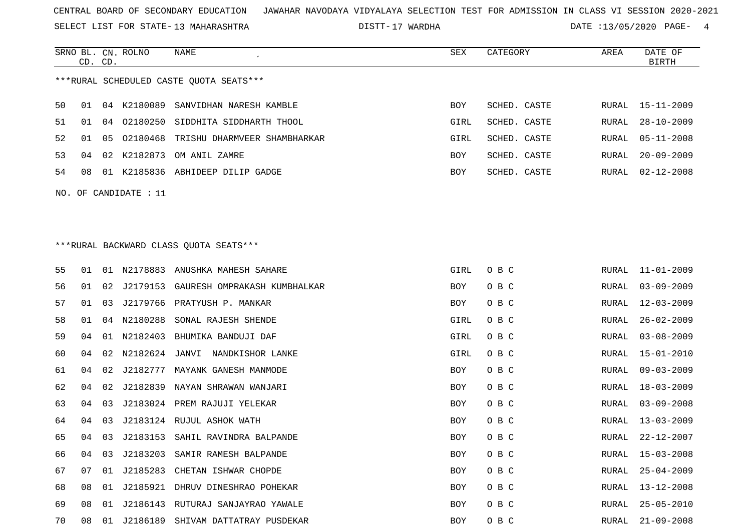CENTRAL BOARD OF SECONDARY EDUCATION JAWAHAR NAVODAYA VIDYALAYA SELECTION TEST FOR ADMISSION IN CLASS VI SESSION 2020-2021

SELECT LIST FOR STATE- 13 MAHARASHTRA DISTT- 17 WARDHA DATE :13/05/2020

***RURAL SCHEDULED CASTE QUOTA SEATS***

| SRNO | BL. CD. | CN. CD. | ROLNO | NAME | SEX | CATEGORY | AREA | DATE OF BIRTH |
|---|---|---|---|---|---|---|---|---|
| 50 | 01 | 04 | K2180089 | SANVIDHAN NARESH KAMBLE | BOY | SCHED. CASTE | RURAL | 15-11-2009 |
| 51 | 01 | 04 | O2180250 | SIDDHITA SIDDHARTH THOOL | GIRL | SCHED. CASTE | RURAL | 28-10-2009 |
| 52 | 01 | 05 | O2180468 | TRISHU DHARMVEER SHAMBHARKAR | GIRL | SCHED. CASTE | RURAL | 05-11-2008 |
| 53 | 04 | 02 | K2182873 | OM ANIL ZAMRE | BOY | SCHED. CASTE | RURAL | 20-09-2009 |
| 54 | 08 | 01 | K2185836 | ABHIDEEP DILIP GADGE | BOY | SCHED. CASTE | RURAL | 02-12-2008 |

NO. OF CANDIDATE : 11

***RURAL BACKWARD CLASS QUOTA SEATS***

| SRNO | BL. CD. | CN. CD. | ROLNO | NAME | SEX | CATEGORY | AREA | DATE OF BIRTH |
|---|---|---|---|---|---|---|---|---|
| 55 | 01 | 01 | N2178883 | ANUSHKA MAHESH SAHARE | GIRL | O B C | RURAL | 11-01-2009 |
| 56 | 01 | 02 | J2179153 | GAURESH OMPRAKASH KUMBHALKAR | BOY | O B C | RURAL | 03-09-2009 |
| 57 | 01 | 03 | J2179766 | PRATYUSH P. MANKAR | BOY | O B C | RURAL | 12-03-2009 |
| 58 | 01 | 04 | N2180288 | SONAL RAJESH SHENDE | GIRL | O B C | RURAL | 26-02-2009 |
| 59 | 04 | 01 | N2182403 | BHUMIKA BANDUJI DAF | GIRL | O B C | RURAL | 03-08-2009 |
| 60 | 04 | 02 | N2182624 | JANVI NANDKISHOR LANKE | GIRL | O B C | RURAL | 15-01-2010 |
| 61 | 04 | 02 | J2182777 | MAYANK GANESH MANMODE | BOY | O B C | RURAL | 09-03-2009 |
| 62 | 04 | 02 | J2182839 | NAYAN SHRAWAN WANJARI | BOY | O B C | RURAL | 18-03-2009 |
| 63 | 04 | 03 | J2183024 | PREM RAJUJI YELEKAR | BOY | O B C | RURAL | 03-09-2008 |
| 64 | 04 | 03 | J2183124 | RUJUL ASHOK WATH | BOY | O B C | RURAL | 13-03-2009 |
| 65 | 04 | 03 | J2183153 | SAHIL RAVINDRA BALPANDE | BOY | O B C | RURAL | 22-12-2007 |
| 66 | 04 | 03 | J2183203 | SAMIR RAMESH BALPANDE | BOY | O B C | RURAL | 15-03-2008 |
| 67 | 07 | 01 | J2185283 | CHETAN ISHWAR CHOPDE | BOY | O B C | RURAL | 25-04-2009 |
| 68 | 08 | 01 | J2185921 | DHRUV DINESHRAO POHEKAR | BOY | O B C | RURAL | 13-12-2008 |
| 69 | 08 | 01 | J2186143 | RUTURAJ SANJAYRAO YAWALE | BOY | O B C | RURAL | 25-05-2010 |
| 70 | 08 | 01 | J2186189 | SHIVAM DATTATRAY PUSDEKAR | BOY | O B C | RURAL | 21-09-2008 |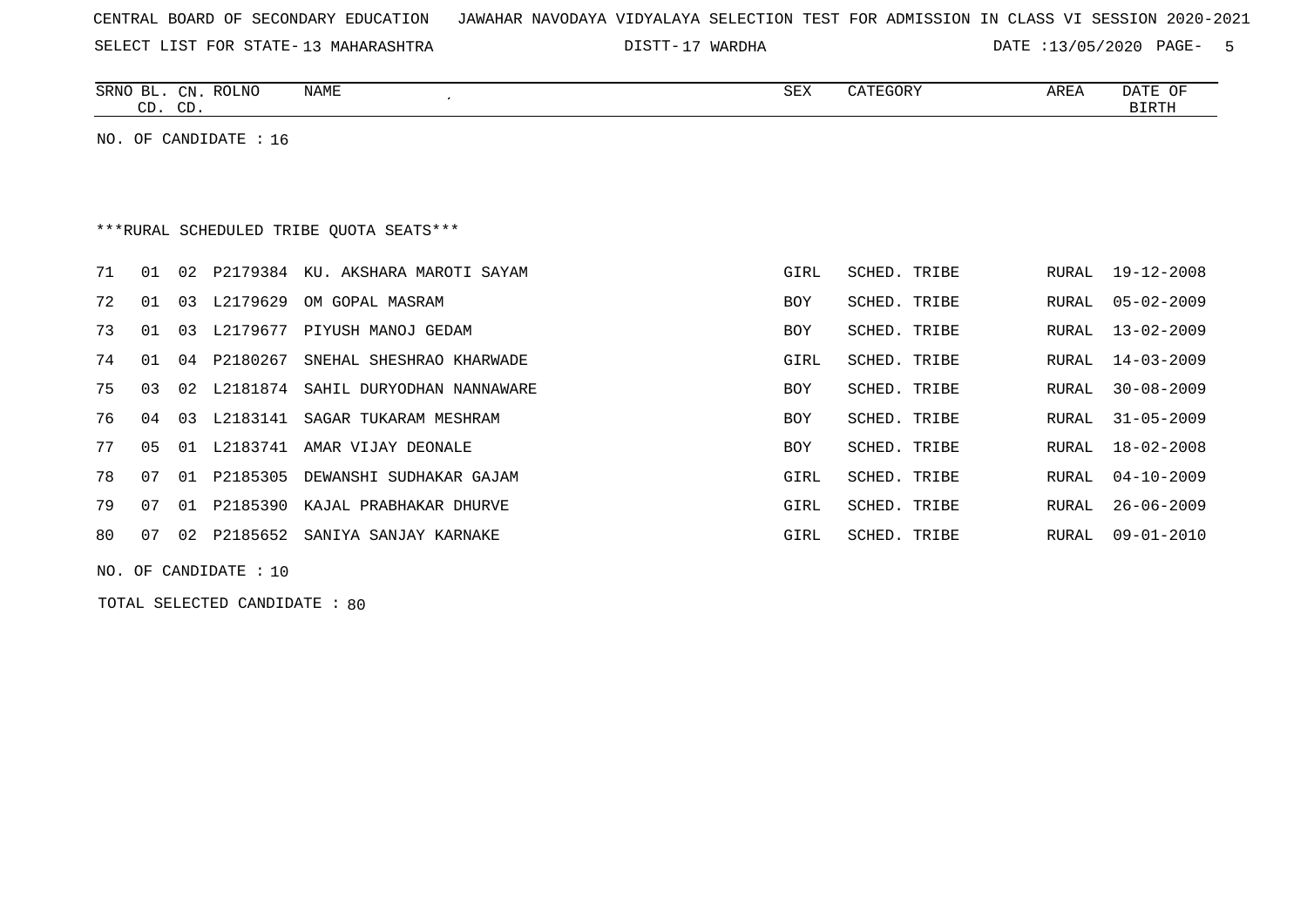CENTRAL BOARD OF SECONDARY EDUCATION   JAWAHAR NAVODAYA VIDYALAYA SELECTION TEST FOR ADMISSION IN CLASS VI SESSION 2020-2021

SELECT LIST FOR STATE- 13 MAHARASHTRA   DISTT- 17 WARDHA   DATE :13/05/2020

| SRNO | BL. CD. | CN. CD. | ROLNO | NAME | SEX | CATEGORY | AREA | DATE OF BIRTH |
|---|---|---|---|---|---|---|---|---|

NO. OF CANDIDATE : 16

***RURAL SCHEDULED TRIBE QUOTA SEATS***

| SRNO | BL. CD. | CN. CD. | ROLNO | NAME | SEX | CATEGORY | AREA | DATE OF BIRTH |
|---|---|---|---|---|---|---|---|---|
| 71 | 01 | 02 | P2179384 | KU. AKSHARA MAROTI SAYAM | GIRL | SCHED. TRIBE | RURAL | 19-12-2008 |
| 72 | 01 | 03 | L2179629 | OM GOPAL MASRAM | BOY | SCHED. TRIBE | RURAL | 05-02-2009 |
| 73 | 01 | 03 | L2179677 | PIYUSH MANOJ GEDAM | BOY | SCHED. TRIBE | RURAL | 13-02-2009 |
| 74 | 01 | 04 | P2180267 | SNEHAL SHESHRAO KHARWADE | GIRL | SCHED. TRIBE | RURAL | 14-03-2009 |
| 75 | 03 | 02 | L2181874 | SAHIL DURYODHAN NANNAWARE | BOY | SCHED. TRIBE | RURAL | 30-08-2009 |
| 76 | 04 | 03 | L2183141 | SAGAR TUKARAM MESHRAM | BOY | SCHED. TRIBE | RURAL | 31-05-2009 |
| 77 | 05 | 01 | L2183741 | AMAR VIJAY DEONALE | BOY | SCHED. TRIBE | RURAL | 18-02-2008 |
| 78 | 07 | 01 | P2185305 | DEWANSHI SUDHAKAR GAJAM | GIRL | SCHED. TRIBE | RURAL | 04-10-2009 |
| 79 | 07 | 01 | P2185390 | KAJAL PRABHAKAR DHURVE | GIRL | SCHED. TRIBE | RURAL | 26-06-2009 |
| 80 | 07 | 02 | P2185652 | SANIYA SANJAY KARNAKE | GIRL | SCHED. TRIBE | RURAL | 09-01-2010 |

NO. OF CANDIDATE : 10

TOTAL SELECTED CANDIDATE : 80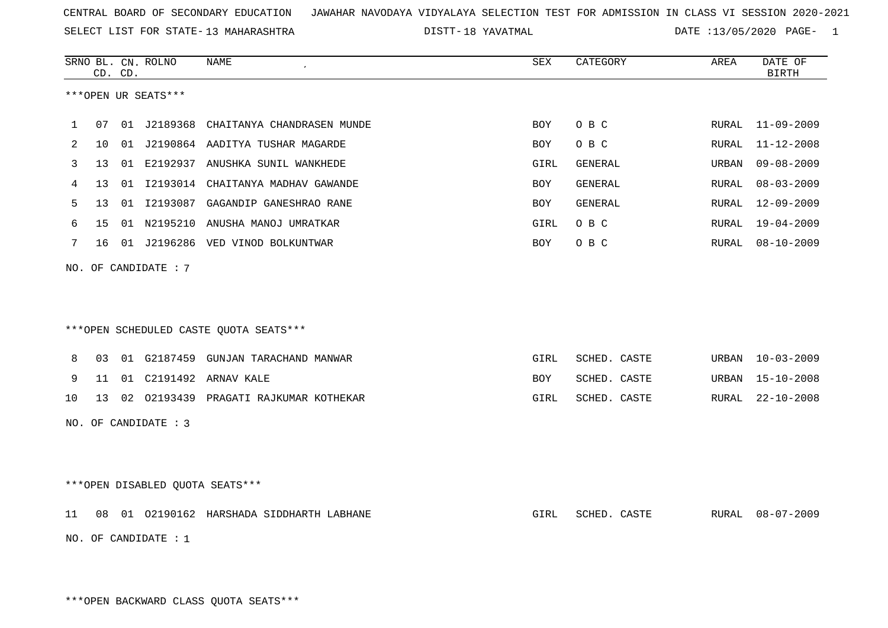CENTRAL BOARD OF SECONDARY EDUCATION JAWAHAR NAVODAYA VIDYALAYA SELECTION TEST FOR ADMISSION IN CLASS VI SESSION 2020-2021

SELECT LIST FOR STATE- 13 MAHARASHTRA DISTT- 18 YAVATMAL DATE :13/05/2020

***OPEN UR SEATS***

| SRNO | BL. CD. | CN. CD. | ROLNO | NAME | SEX | CATEGORY | AREA | DATE OF BIRTH |
|---|---|---|---|---|---|---|---|---|
| 1 | 07 | 01 | J2189368 | CHAITANYA CHANDRASEN MUNDE | BOY | O B C | RURAL | 11-09-2009 |
| 2 | 10 | 01 | J2190864 | AADITYA TUSHAR MAGARDE | BOY | O B C | RURAL | 11-12-2008 |
| 3 | 13 | 01 | E2192937 | ANUSHKA SUNIL WANKHEDE | GIRL | GENERAL | URBAN | 09-08-2009 |
| 4 | 13 | 01 | I2193014 | CHAITANYA MADHAV GAWANDE | BOY | GENERAL | RURAL | 08-03-2009 |
| 5 | 13 | 01 | I2193087 | GAGANDIP GANESHRAO RANE | BOY | GENERAL | RURAL | 12-09-2009 |
| 6 | 15 | 01 | N2195210 | ANUSHA MANOJ UMRATKAR | GIRL | O B C | RURAL | 19-04-2009 |
| 7 | 16 | 01 | J2196286 | VED VINOD BOLKUNTWAR | BOY | O B C | RURAL | 08-10-2009 |

NO. OF CANDIDATE : 7

***OPEN SCHEDULED CASTE QUOTA SEATS***

| SRNO | BL. CD. | CN. CD. | ROLNO | NAME | SEX | CATEGORY | AREA | DATE OF BIRTH |
|---|---|---|---|---|---|---|---|---|
| 8 | 03 | 01 | G2187459 | GUNJAN TARACHAND MANWAR | GIRL | SCHED. CASTE | URBAN | 10-03-2009 |
| 9 | 11 | 01 | C2191492 | ARNAV KALE | BOY | SCHED. CASTE | URBAN | 15-10-2008 |
| 10 | 13 | 02 | O2193439 | PRAGATI RAJKUMAR KOTHEKAR | GIRL | SCHED. CASTE | RURAL | 22-10-2008 |

NO. OF CANDIDATE : 3

***OPEN DISABLED QUOTA SEATS***

| SRNO | BL. CD. | CN. CD. | ROLNO | NAME | SEX | CATEGORY | AREA | DATE OF BIRTH |
|---|---|---|---|---|---|---|---|---|
| 11 | 08 | 01 | O2190162 | HARSHADA SIDDHARTH LABHANE | GIRL | SCHED. CASTE | RURAL | 08-07-2009 |

NO. OF CANDIDATE : 1

***OPEN BACKWARD CLASS QUOTA SEATS***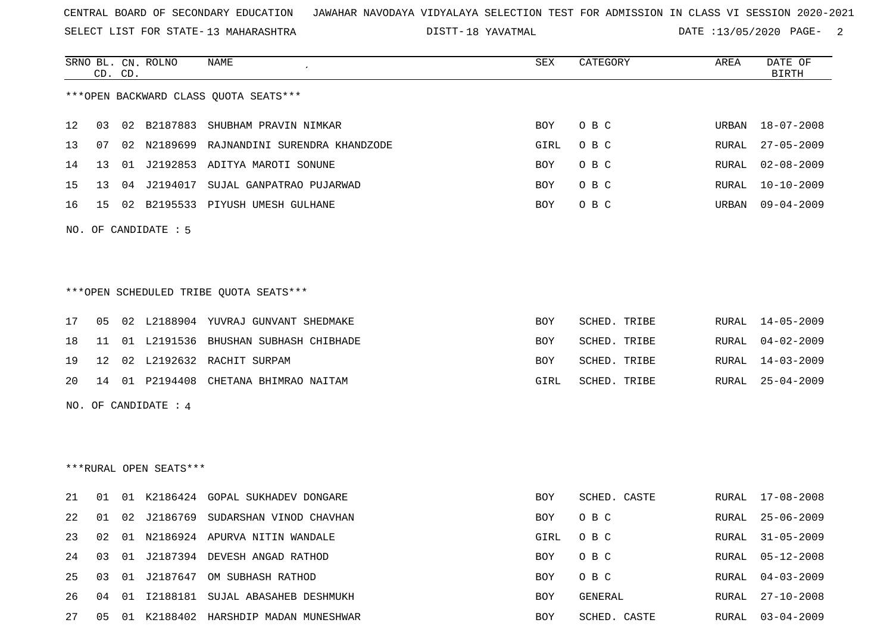CENTRAL BOARD OF SECONDARY EDUCATION   JAWAHAR NAVODAYA VIDYALAYA SELECTION TEST FOR ADMISSION IN CLASS VI SESSION 2020-2021

SELECT LIST FOR STATE- 13 MAHARASHTRA   DISTT- 18 YAVATMAL   DATE :13/05/2020

***OPEN BACKWARD CLASS QUOTA SEATS***

| SRNO | BL. CD. | CN. CD. | ROLNO | NAME | SEX | CATEGORY | AREA | DATE OF BIRTH |
|---|---|---|---|---|---|---|---|---|
| 12 | 03 | 02 | B2187883 | SHUBHAM PRAVIN NIMKAR | BOY | O B C | URBAN | 18-07-2008 |
| 13 | 07 | 02 | N2189699 | RAJNANDINI SURENDRA KHANDZODE | GIRL | O B C | RURAL | 27-05-2009 |
| 14 | 13 | 01 | J2192853 | ADITYA MAROTI SONUNE | BOY | O B C | RURAL | 02-08-2009 |
| 15 | 13 | 04 | J2194017 | SUJAL GANPATRAO PUJARWAD | BOY | O B C | RURAL | 10-10-2009 |
| 16 | 15 | 02 | B2195533 | PIYUSH UMESH GULHANE | BOY | O B C | URBAN | 09-04-2009 |

NO. OF CANDIDATE : 5

***OPEN SCHEDULED TRIBE QUOTA SEATS***

| SRNO | BL. CD. | CN. CD. | ROLNO | NAME | SEX | CATEGORY | AREA | DATE OF BIRTH |
|---|---|---|---|---|---|---|---|---|
| 17 | 05 | 02 | L2188904 | YUVRAJ GUNVANT SHEDMAKE | BOY | SCHED. TRIBE | RURAL | 14-05-2009 |
| 18 | 11 | 01 | L2191536 | BHUSHAN SUBHASH CHIBHADE | BOY | SCHED. TRIBE | RURAL | 04-02-2009 |
| 19 | 12 | 02 | L2192632 | RACHIT SURPAM | BOY | SCHED. TRIBE | RURAL | 14-03-2009 |
| 20 | 14 | 01 | P2194408 | CHETANA BHIMRAO NAITAM | GIRL | SCHED. TRIBE | RURAL | 25-04-2009 |

NO. OF CANDIDATE : 4

***RURAL OPEN SEATS***

| SRNO | BL. CD. | CN. CD. | ROLNO | NAME | SEX | CATEGORY | AREA | DATE OF BIRTH |
|---|---|---|---|---|---|---|---|---|
| 21 | 01 | 01 | K2186424 | GOPAL SUKHADEV DONGARE | BOY | SCHED. CASTE | RURAL | 17-08-2008 |
| 22 | 01 | 02 | J2186769 | SUDARSHAN VINOD CHAVHAN | BOY | O B C | RURAL | 25-06-2009 |
| 23 | 02 | 01 | N2186924 | APURVA NITIN WANDALE | GIRL | O B C | RURAL | 31-05-2009 |
| 24 | 03 | 01 | J2187394 | DEVESH ANGAD RATHOD | BOY | O B C | RURAL | 05-12-2008 |
| 25 | 03 | 01 | J2187647 | OM SUBHASH RATHOD | BOY | O B C | RURAL | 04-03-2009 |
| 26 | 04 | 01 | I2188181 | SUJAL ABASAHEB DESHMUKH | BOY | GENERAL | RURAL | 27-10-2008 |
| 27 | 05 | 01 | K2188402 | HARSHDIP MADAN MUNESHWAR | BOY | SCHED. CASTE | RURAL | 03-04-2009 |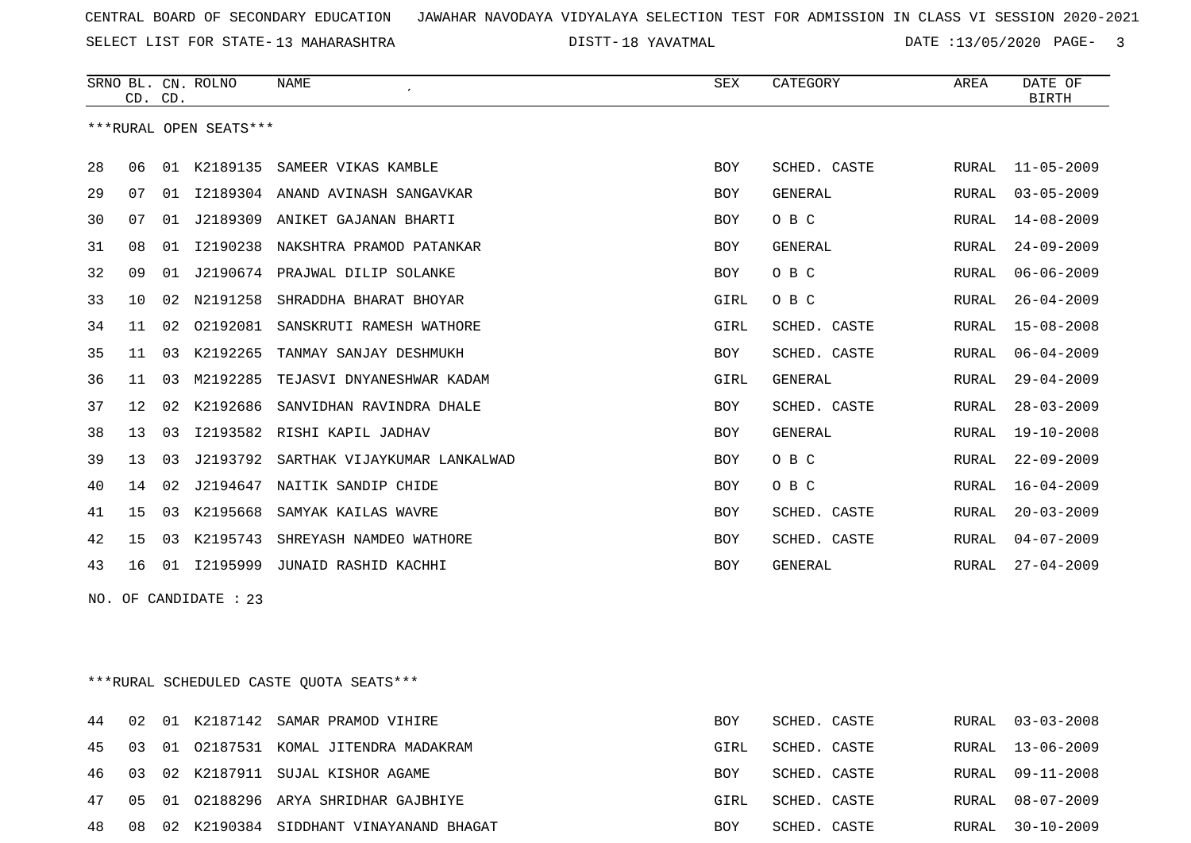CENTRAL BOARD OF SECONDARY EDUCATION JAWAHAR NAVODAYA VIDYALAYA SELECTION TEST FOR ADMISSION IN CLASS VI SESSION 2020-2021

SELECT LIST FOR STATE- 13 MAHARASHTRA DISTT- 18 YAVATMAL DATE :13/05/2020

***RURAL OPEN SEATS***

| SRNO | BL. CD. | CN. CD. | ROLNO | NAME | SEX | CATEGORY | AREA | DATE OF BIRTH |
|---|---|---|---|---|---|---|---|---|
| 28 | 06 | 01 | K2189135 | SAMEER VIKAS KAMBLE | BOY | SCHED. CASTE | RURAL | 11-05-2009 |
| 29 | 07 | 01 | I2189304 | ANAND AVINASH SANGAVKAR | BOY | GENERAL | RURAL | 03-05-2009 |
| 30 | 07 | 01 | J2189309 | ANIKET GAJANAN BHARTI | BOY | O B C | RURAL | 14-08-2009 |
| 31 | 08 | 01 | I2190238 | NAKSHTRA PRAMOD PATANKAR | BOY | GENERAL | RURAL | 24-09-2009 |
| 32 | 09 | 01 | J2190674 | PRAJWAL DILIP SOLANKE | BOY | O B C | RURAL | 06-06-2009 |
| 33 | 10 | 02 | N2191258 | SHRADDHA BHARAT BHOYAR | GIRL | O B C | RURAL | 26-04-2009 |
| 34 | 11 | 02 | O2192081 | SANSKRUTI RAMESH WATHORE | GIRL | SCHED. CASTE | RURAL | 15-08-2008 |
| 35 | 11 | 03 | K2192265 | TANMAY SANJAY DESHMUKH | BOY | SCHED. CASTE | RURAL | 06-04-2009 |
| 36 | 11 | 03 | M2192285 | TEJASVI DNYANESHWAR KADAM | GIRL | GENERAL | RURAL | 29-04-2009 |
| 37 | 12 | 02 | K2192686 | SANVIDHAN RAVINDRA DHALE | BOY | SCHED. CASTE | RURAL | 28-03-2009 |
| 38 | 13 | 03 | I2193582 | RISHI KAPIL JADHAV | BOY | GENERAL | RURAL | 19-10-2008 |
| 39 | 13 | 03 | J2193792 | SARTHAK VIJAYKUMAR LANKALWAD | BOY | O B C | RURAL | 22-09-2009 |
| 40 | 14 | 02 | J2194647 | NAITIK SANDIP CHIDE | BOY | O B C | RURAL | 16-04-2009 |
| 41 | 15 | 03 | K2195668 | SAMYAK KAILAS WAVRE | BOY | SCHED. CASTE | RURAL | 20-03-2009 |
| 42 | 15 | 03 | K2195743 | SHREYASH NAMDEO WATHORE | BOY | SCHED. CASTE | RURAL | 04-07-2009 |
| 43 | 16 | 01 | I2195999 | JUNAID RASHID KACHHI | BOY | GENERAL | RURAL | 27-04-2009 |

NO. OF CANDIDATE : 23

***RURAL SCHEDULED CASTE QUOTA SEATS***

| SRNO | BL. CD. | CN. CD. | ROLNO | NAME | SEX | CATEGORY | AREA | DATE OF BIRTH |
|---|---|---|---|---|---|---|---|---|
| 44 | 02 | 01 | K2187142 | SAMAR PRAMOD VIHIRE | BOY | SCHED. CASTE | RURAL | 03-03-2008 |
| 45 | 03 | 01 | O2187531 | KOMAL JITENDRA MADAKRAM | GIRL | SCHED. CASTE | RURAL | 13-06-2009 |
| 46 | 03 | 02 | K2187911 | SUJAL KISHOR AGAME | BOY | SCHED. CASTE | RURAL | 09-11-2008 |
| 47 | 05 | 01 | O2188296 | ARYA SHRIDHAR GAJBHIYE | GIRL | SCHED. CASTE | RURAL | 08-07-2009 |
| 48 | 08 | 02 | K2190384 | SIDDHANT VINAYANAND BHAGAT | BOY | SCHED. CASTE | RURAL | 30-10-2009 |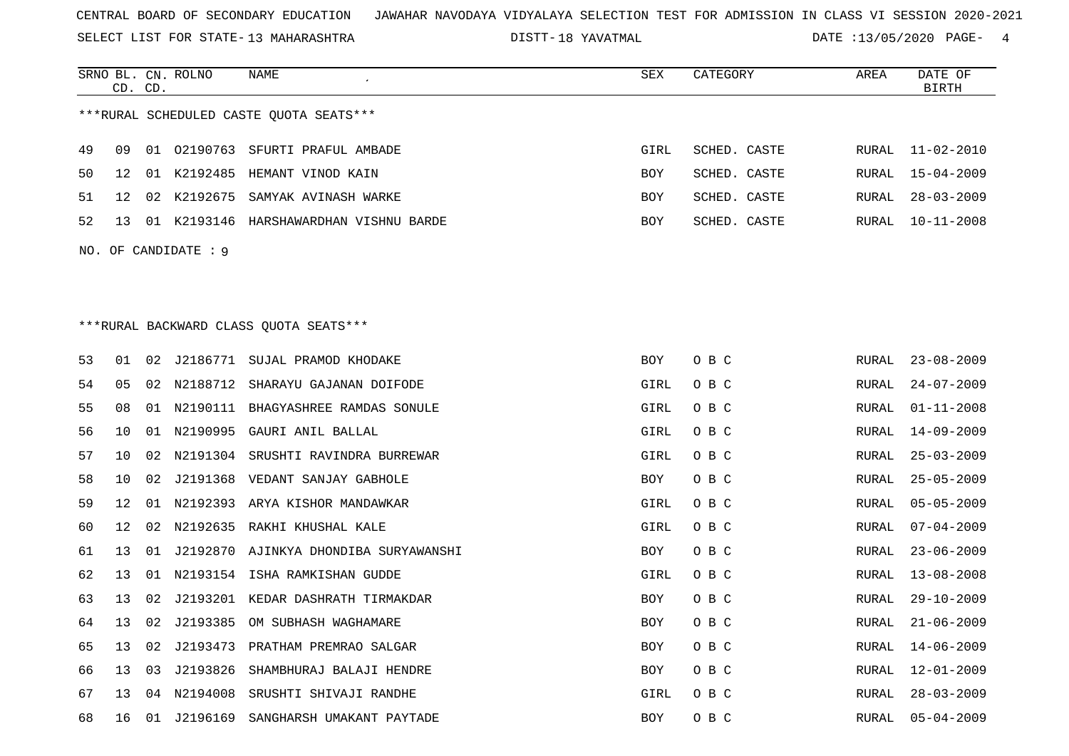CENTRAL BOARD OF SECONDARY EDUCATION JAWAHAR NAVODAYA VIDYALAYA SELECTION TEST FOR ADMISSION IN CLASS VI SESSION 2020-2021

SELECT LIST FOR STATE- 13 MAHARASHTRA DISTT- 18 YAVATMAL DATE :13/05/2020

***RURAL SCHEDULED CASTE QUOTA SEATS***

| SRNO | BL. CD. | CN. CD. | ROLNO | NAME | SEX | CATEGORY | AREA | DATE OF BIRTH |
|---|---|---|---|---|---|---|---|---|
| 49 | 09 | 01 | O2190763 | SFURTI PRAFUL AMBADE | GIRL | SCHED. CASTE | RURAL | 11-02-2010 |
| 50 | 12 | 01 | K2192485 | HEMANT VINOD KAIN | BOY | SCHED. CASTE | RURAL | 15-04-2009 |
| 51 | 12 | 02 | K2192675 | SAMYAK AVINASH WARKE | BOY | SCHED. CASTE | RURAL | 28-03-2009 |
| 52 | 13 | 01 | K2193146 | HARSHAWARDHAN VISHNU BARDE | BOY | SCHED. CASTE | RURAL | 10-11-2008 |

NO. OF CANDIDATE : 9

***RURAL BACKWARD CLASS QUOTA SEATS***

| SRNO | BL. CD. | CN. CD. | ROLNO | NAME | SEX | CATEGORY | AREA | DATE OF BIRTH |
|---|---|---|---|---|---|---|---|---|
| 53 | 01 | 02 | J2186771 | SUJAL PRAMOD KHODAKE | BOY | O B C | RURAL | 23-08-2009 |
| 54 | 05 | 02 | N2188712 | SHARAYU GAJANAN DOIFODE | GIRL | O B C | RURAL | 24-07-2009 |
| 55 | 08 | 01 | N2190111 | BHAGYASHREE RAMDAS SONULE | GIRL | O B C | RURAL | 01-11-2008 |
| 56 | 10 | 01 | N2190995 | GAURI ANIL BALLAL | GIRL | O B C | RURAL | 14-09-2009 |
| 57 | 10 | 02 | N2191304 | SRUSHTI RAVINDRA BURREWAR | GIRL | O B C | RURAL | 25-03-2009 |
| 58 | 10 | 02 | J2191368 | VEDANT SANJAY GABHOLE | BOY | O B C | RURAL | 25-05-2009 |
| 59 | 12 | 01 | N2192393 | ARYA KISHOR MANDAWKAR | GIRL | O B C | RURAL | 05-05-2009 |
| 60 | 12 | 02 | N2192635 | RAKHI KHUSHAL KALE | GIRL | O B C | RURAL | 07-04-2009 |
| 61 | 13 | 01 | J2192870 | AJINKYA DHONDIBA SURYAWANSHI | BOY | O B C | RURAL | 23-06-2009 |
| 62 | 13 | 01 | N2193154 | ISHA RAMKISHAN GUDDE | GIRL | O B C | RURAL | 13-08-2008 |
| 63 | 13 | 02 | J2193201 | KEDAR DASHRATH TIRMAKDAR | BOY | O B C | RURAL | 29-10-2009 |
| 64 | 13 | 02 | J2193385 | OM SUBHASH WAGHAMARE | BOY | O B C | RURAL | 21-06-2009 |
| 65 | 13 | 02 | J2193473 | PRATHAM PREMRAO SALGAR | BOY | O B C | RURAL | 14-06-2009 |
| 66 | 13 | 03 | J2193826 | SHAMBHURAJ BALAJI HENDRE | BOY | O B C | RURAL | 12-01-2009 |
| 67 | 13 | 04 | N2194008 | SRUSHTI SHIVAJI RANDHE | GIRL | O B C | RURAL | 28-03-2009 |
| 68 | 16 | 01 | J2196169 | SANGHARSH UMAKANT PAYTADE | BOY | O B C | RURAL | 05-04-2009 |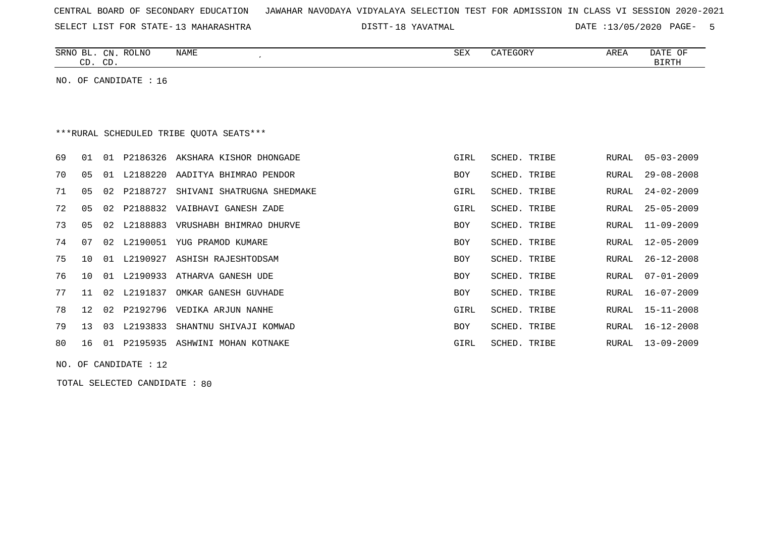NO. OF CANDIDATE : 16

***RURAL SCHEDULED TRIBE QUOTA SEATS***

| SRNO | BL. CD. | CN. CD. | ROLNO | NAME | SEX | CATEGORY | AREA | DATE OF BIRTH |
|---|---|---|---|---|---|---|---|---|
| 69 | 01 | 01 | P2186326 | AKSHARA KISHOR DHONGADE | GIRL | SCHED. TRIBE | RURAL | 05-03-2009 |
| 70 | 05 | 01 | L2188220 | AADITYA BHIMRAO PENDOR | BOY | SCHED. TRIBE | RURAL | 29-08-2008 |
| 71 | 05 | 02 | P2188727 | SHIVANI SHATRUGNA SHEDMAKE | GIRL | SCHED. TRIBE | RURAL | 24-02-2009 |
| 72 | 05 | 02 | P2188832 | VAIBHAVI GANESH ZADE | GIRL | SCHED. TRIBE | RURAL | 25-05-2009 |
| 73 | 05 | 02 | L2188883 | VRUSHABH BHIMRAO DHURVE | BOY | SCHED. TRIBE | RURAL | 11-09-2009 |
| 74 | 07 | 02 | L2190051 | YUG PRAMOD KUMARE | BOY | SCHED. TRIBE | RURAL | 12-05-2009 |
| 75 | 10 | 01 | L2190927 | ASHISH RAJESHTODSAM | BOY | SCHED. TRIBE | RURAL | 26-12-2008 |
| 76 | 10 | 01 | L2190933 | ATHARVA GANESH UDE | BOY | SCHED. TRIBE | RURAL | 07-01-2009 |
| 77 | 11 | 02 | L2191837 | OMKAR GANESH GUVHADE | BOY | SCHED. TRIBE | RURAL | 16-07-2009 |
| 78 | 12 | 02 | P2192796 | VEDIKA ARJUN NANHE | GIRL | SCHED. TRIBE | RURAL | 15-11-2008 |
| 79 | 13 | 03 | L2193833 | SHANTNU SHIVAJI KOMWAD | BOY | SCHED. TRIBE | RURAL | 16-12-2008 |
| 80 | 16 | 01 | P2195935 | ASHWINI MOHAN KOTNAKE | GIRL | SCHED. TRIBE | RURAL | 13-09-2009 |

NO. OF CANDIDATE : 12

TOTAL SELECTED CANDIDATE : 80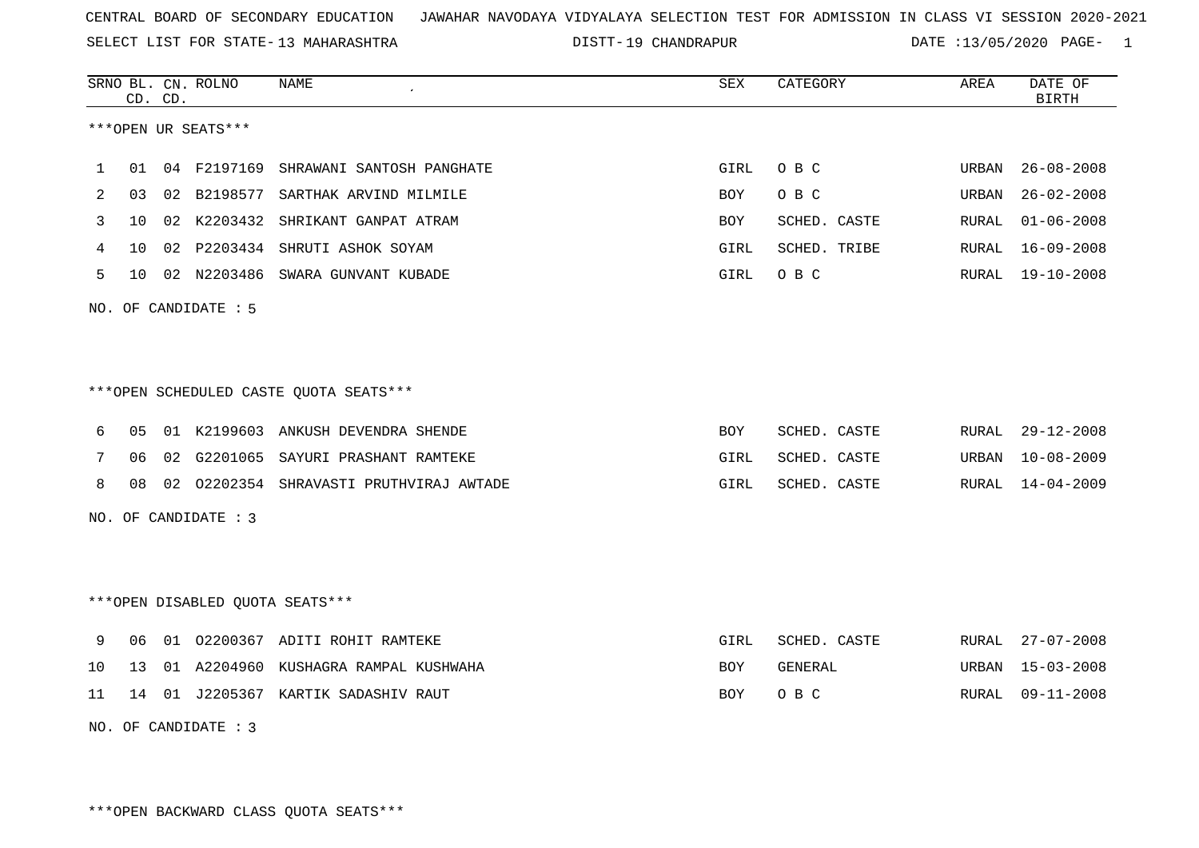CENTRAL BOARD OF SECONDARY EDUCATION JAWAHAR NAVODAYA VIDYALAYA SELECTION TEST FOR ADMISSION IN CLASS VI SESSION 2020-2021

SELECT LIST FOR STATE- 13 MAHARASHTRA DISTT- 19 CHANDRAPUR DATE :13/05/2020 PAGE- 1

***OPEN UR SEATS***

| SRNO | BL. CD. | CN. CD. | ROLNO | NAME | SEX | CATEGORY | AREA | DATE OF BIRTH |
|---|---|---|---|---|---|---|---|---|
| 1 | 01 | 04 | F2197169 | SHRAWANI SANTOSH PANGHATE | GIRL | O B C | URBAN | 26-08-2008 |
| 2 | 03 | 02 | B2198577 | SARTHAK ARVIND MILMILE | BOY | O B C | URBAN | 26-02-2008 |
| 3 | 10 | 02 | K2203432 | SHRIKANT GANPAT ATRAM | BOY | SCHED. CASTE | RURAL | 01-06-2008 |
| 4 | 10 | 02 | P2203434 | SHRUTI ASHOK SOYAM | GIRL | SCHED. TRIBE | RURAL | 16-09-2008 |
| 5 | 10 | 02 | N2203486 | SWARA GUNVANT KUBADE | GIRL | O B C | RURAL | 19-10-2008 |

NO. OF CANDIDATE : 5

***OPEN SCHEDULED CASTE QUOTA SEATS***

| SRNO | BL. CD. | CN. CD. | ROLNO | NAME | SEX | CATEGORY | AREA | DATE OF BIRTH |
|---|---|---|---|---|---|---|---|---|
| 6 | 05 | 01 | K2199603 | ANKUSH DEVENDRA SHENDE | BOY | SCHED. CASTE | RURAL | 29-12-2008 |
| 7 | 06 | 02 | G2201065 | SAYURI PRASHANT RAMTEKE | GIRL | SCHED. CASTE | URBAN | 10-08-2009 |
| 8 | 08 | 02 | O2202354 | SHRAVASTI PRUTHVIRAJ AWTADE | GIRL | SCHED. CASTE | RURAL | 14-04-2009 |

NO. OF CANDIDATE : 3

***OPEN DISABLED QUOTA SEATS***

| SRNO | BL. CD. | CN. CD. | ROLNO | NAME | SEX | CATEGORY | AREA | DATE OF BIRTH |
|---|---|---|---|---|---|---|---|---|
| 9 | 06 | 01 | O2200367 | ADITI ROHIT RAMTEKE | GIRL | SCHED. CASTE | RURAL | 27-07-2008 |
| 10 | 13 | 01 | A2204960 | KUSHAGRA RAMPAL KUSHWAHA | BOY | GENERAL | URBAN | 15-03-2008 |
| 11 | 14 | 01 | J2205367 | KARTIK SADASHIV RAUT | BOY | O B C | RURAL | 09-11-2008 |

NO. OF CANDIDATE : 3

***OPEN BACKWARD CLASS QUOTA SEATS***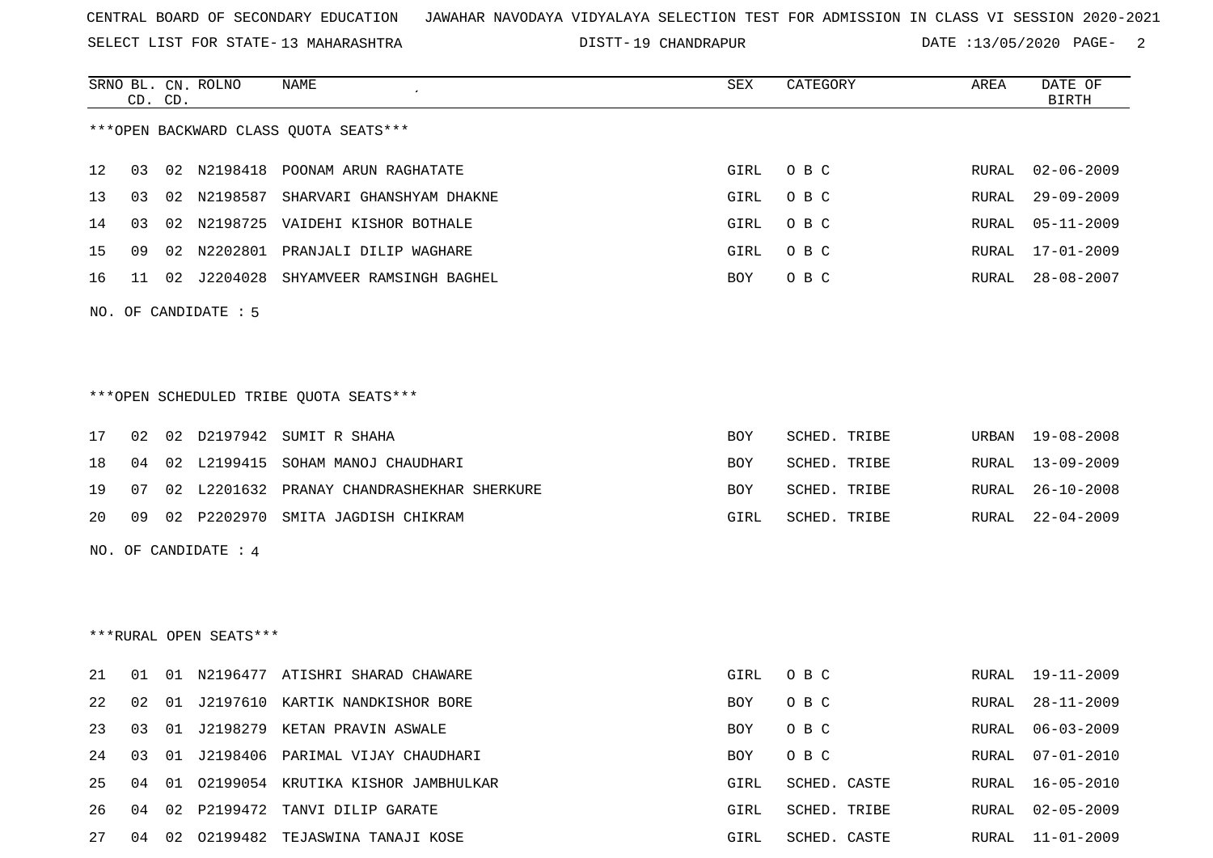CENTRAL BOARD OF SECONDARY EDUCATION JAWAHAR NAVODAYA VIDYALAYA SELECTION TEST FOR ADMISSION IN CLASS VI SESSION 2020-2021

SELECT LIST FOR STATE- 13 MAHARASHTRA DISTT- 19 CHANDRAPUR DATE :13/05/2020

***OPEN BACKWARD CLASS QUOTA SEATS***

| SRNO | BL. CD. | CN. CD. | ROLNO | NAME | SEX | CATEGORY | AREA | DATE OF BIRTH |
|---|---|---|---|---|---|---|---|---|
| 12 | 03 | 02 | N2198418 | POONAM ARUN RAGHATATE | GIRL | O B C | RURAL | 02-06-2009 |
| 13 | 03 | 02 | N2198587 | SHARVARI GHANSHYAM DHAKNE | GIRL | O B C | RURAL | 29-09-2009 |
| 14 | 03 | 02 | N2198725 | VAIDEHI KISHOR BOTHALE | GIRL | O B C | RURAL | 05-11-2009 |
| 15 | 09 | 02 | N2202801 | PRANJALI DILIP WAGHARE | GIRL | O B C | RURAL | 17-01-2009 |
| 16 | 11 | 02 | J2204028 | SHYAMVEER RAMSINGH BAGHEL | BOY | O B C | RURAL | 28-08-2007 |

NO. OF CANDIDATE : 5

***OPEN SCHEDULED TRIBE QUOTA SEATS***

| SRNO | BL. CD. | CN. CD. | ROLNO | NAME | SEX | CATEGORY | AREA | DATE OF BIRTH |
|---|---|---|---|---|---|---|---|---|
| 17 | 02 | 02 | D2197942 | SUMIT R SHAHA | BOY | SCHED. TRIBE | URBAN | 19-08-2008 |
| 18 | 04 | 02 | L2199415 | SOHAM MANOJ CHAUDHARI | BOY | SCHED. TRIBE | RURAL | 13-09-2009 |
| 19 | 07 | 02 | L2201632 | PRANAY CHANDRASHEKHAR SHERKURE | BOY | SCHED. TRIBE | RURAL | 26-10-2008 |
| 20 | 09 | 02 | P2202970 | SMITA JAGDISH CHIKRAM | GIRL | SCHED. TRIBE | RURAL | 22-04-2009 |

NO. OF CANDIDATE : 4

***RURAL OPEN SEATS***

| SRNO | BL. CD. | CN. CD. | ROLNO | NAME | SEX | CATEGORY | AREA | DATE OF BIRTH |
|---|---|---|---|---|---|---|---|---|
| 21 | 01 | 01 | N2196477 | ATISHRI SHARAD CHAWARE | GIRL | O B C | RURAL | 19-11-2009 |
| 22 | 02 | 01 | J2197610 | KARTIK NANDKISHOR BORE | BOY | O B C | RURAL | 28-11-2009 |
| 23 | 03 | 01 | J2198279 | KETAN PRAVIN ASWALE | BOY | O B C | RURAL | 06-03-2009 |
| 24 | 03 | 01 | J2198406 | PARIMAL VIJAY CHAUDHARI | BOY | O B C | RURAL | 07-01-2010 |
| 25 | 04 | 01 | O2199054 | KRUTIKA KISHOR JAMBHULKAR | GIRL | SCHED. CASTE | RURAL | 16-05-2010 |
| 26 | 04 | 02 | P2199472 | TANVI DILIP GARATE | GIRL | SCHED. TRIBE | RURAL | 02-05-2009 |
| 27 | 04 | 02 | O2199482 | TEJASWINA TANAJI KOSE | GIRL | SCHED. CASTE | RURAL | 11-01-2009 |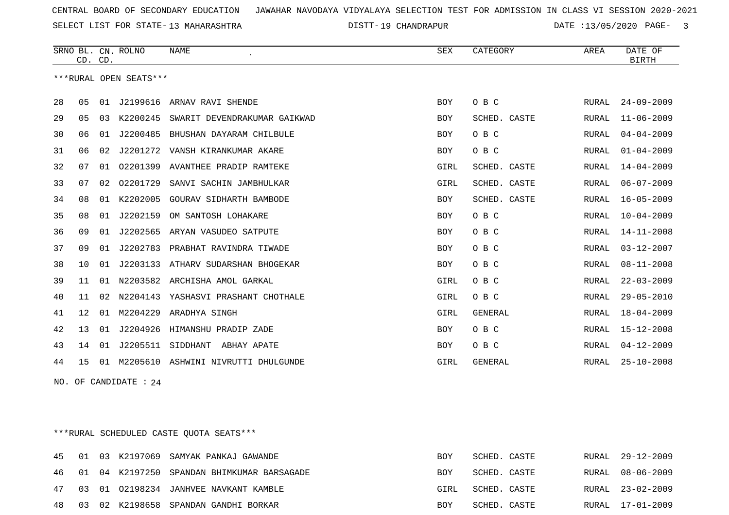CENTRAL BOARD OF SECONDARY EDUCATION JAWAHAR NAVODAYA VIDYALAYA SELECTION TEST FOR ADMISSION IN CLASS VI SESSION 2020-2021

SELECT LIST FOR STATE- 13 MAHARASHTRA DISTT- 19 CHANDRAPUR DATE :13/05/2020

| SRNO | BL. CD. | CN. CD. | ROLNO | NAME | SEX | CATEGORY | AREA | DATE OF BIRTH |
|---|---|---|---|---|---|---|---|---|

***RURAL OPEN SEATS***

| SRNO | BL. CD. | CN. CD. | ROLNO | NAME | SEX | CATEGORY | AREA | DATE OF BIRTH |
|---|---|---|---|---|---|---|---|---|
| 28 | 05 | 01 | J2199616 | ARNAV RAVI SHENDE | BOY | O B C | RURAL | 24-09-2009 |
| 29 | 05 | 03 | K2200245 | SWARIT DEVENDRAKUMAR GAIKWAD | BOY | SCHED. CASTE | RURAL | 11-06-2009 |
| 30 | 06 | 01 | J2200485 | BHUSHAN DAYARAM CHILBULE | BOY | O B C | RURAL | 04-04-2009 |
| 31 | 06 | 02 | J2201272 | VANSH KIRANKUMAR AKARE | BOY | O B C | RURAL | 01-04-2009 |
| 32 | 07 | 01 | O2201399 | AVANTHEE PRADIP RAMTEKE | GIRL | SCHED. CASTE | RURAL | 14-04-2009 |
| 33 | 07 | 02 | O2201729 | SANVI SACHIN JAMBHULKAR | GIRL | SCHED. CASTE | RURAL | 06-07-2009 |
| 34 | 08 | 01 | K2202005 | GOURAV SIDHARTH BAMBODE | BOY | SCHED. CASTE | RURAL | 16-05-2009 |
| 35 | 08 | 01 | J2202159 | OM SANTOSH LOHAKARE | BOY | O B C | RURAL | 10-04-2009 |
| 36 | 09 | 01 | J2202565 | ARYAN VASUDEO SATPUTE | BOY | O B C | RURAL | 14-11-2008 |
| 37 | 09 | 01 | J2202783 | PRABHAT RAVINDRA TIWADE | BOY | O B C | RURAL | 03-12-2007 |
| 38 | 10 | 01 | J2203133 | ATHARV SUDARSHAN BHOGEKAR | BOY | O B C | RURAL | 08-11-2008 |
| 39 | 11 | 01 | N2203582 | ARCHISHA AMOL GARKAL | GIRL | O B C | RURAL | 22-03-2009 |
| 40 | 11 | 02 | N2204143 | YASHASVI PRASHANT CHOTHALE | GIRL | O B C | RURAL | 29-05-2010 |
| 41 | 12 | 01 | M2204229 | ARADHYA SINGH | GIRL | GENERAL | RURAL | 18-04-2009 |
| 42 | 13 | 01 | J2204926 | HIMANSHU PRADIP ZADE | BOY | O B C | RURAL | 15-12-2008 |
| 43 | 14 | 01 | J2205511 | SIDDHANT ABHAY APATE | BOY | O B C | RURAL | 04-12-2009 |
| 44 | 15 | 01 | M2205610 | ASHWINI NIVRUTTI DHULGUNDE | GIRL | GENERAL | RURAL | 25-10-2008 |

NO. OF CANDIDATE : 24

***RURAL SCHEDULED CASTE QUOTA SEATS***

| SRNO | BL. CD. | CN. CD. | ROLNO | NAME | SEX | CATEGORY | AREA | DATE OF BIRTH |
|---|---|---|---|---|---|---|---|---|
| 45 | 01 | 03 | K2197069 | SAMYAK PANKAJ GAWANDE | BOY | SCHED. CASTE | RURAL | 29-12-2009 |
| 46 | 01 | 04 | K2197250 | SPANDAN BHIMKUMAR BARSAGADE | BOY | SCHED. CASTE | RURAL | 08-06-2009 |
| 47 | 03 | 01 | O2198234 | JANHVEE NAVKANT KAMBLE | GIRL | SCHED. CASTE | RURAL | 23-02-2009 |
| 48 | 03 | 02 | K2198658 | SPANDAN GANDHI BORKAR | BOY | SCHED. CASTE | RURAL | 17-01-2009 |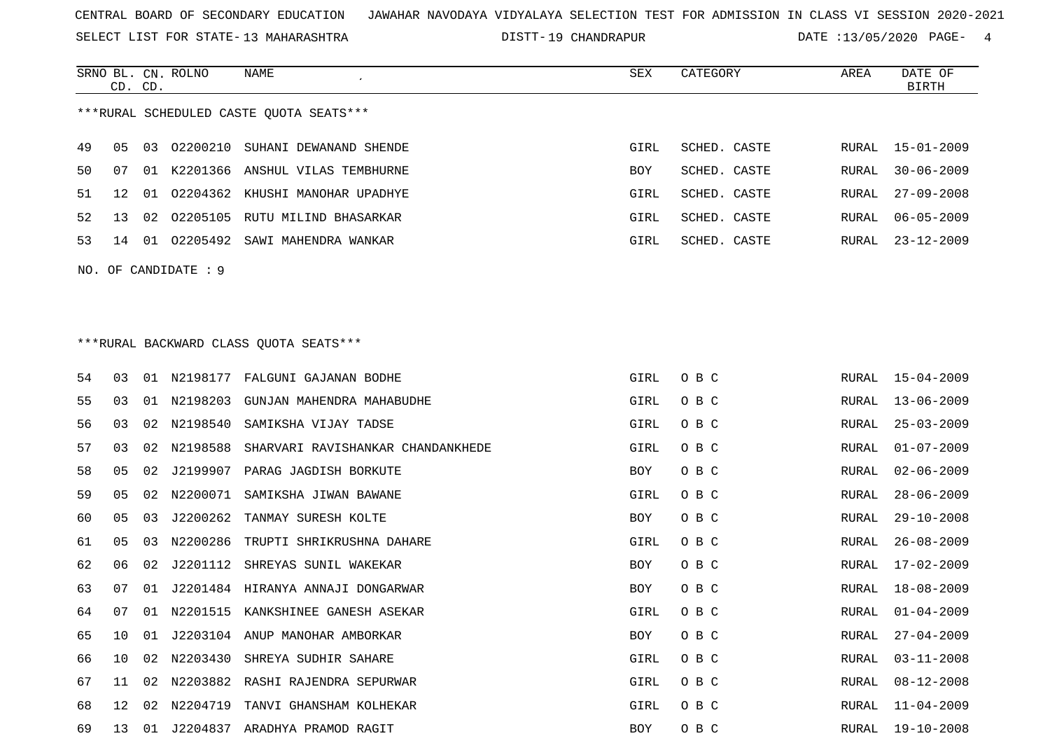CENTRAL BOARD OF SECONDARY EDUCATION JAWAHAR NAVODAYA VIDYALAYA SELECTION TEST FOR ADMISSION IN CLASS VI SESSION 2020-2021

SELECT LIST FOR STATE- 13 MAHARASHTRA DISTT- 19 CHANDRAPUR DATE :13/05/2020

***RURAL SCHEDULED CASTE QUOTA SEATS***

| SRNO | BL. CD. | CN. CD. | ROLNO | NAME | SEX | CATEGORY | AREA | DATE OF BIRTH |
|---|---|---|---|---|---|---|---|---|
| 49 | 05 | 03 | O2200210 | SUHANI DEWANAND SHENDE | GIRL | SCHED. CASTE | RURAL | 15-01-2009 |
| 50 | 07 | 01 | K2201366 | ANSHUL VILAS TEMBHURNE | BOY | SCHED. CASTE | RURAL | 30-06-2009 |
| 51 | 12 | 01 | O2204362 | KHUSHI MANOHAR UPADHYE | GIRL | SCHED. CASTE | RURAL | 27-09-2008 |
| 52 | 13 | 02 | O2205105 | RUTU MILIND BHASARKAR | GIRL | SCHED. CASTE | RURAL | 06-05-2009 |
| 53 | 14 | 01 | O2205492 | SAWI MAHENDRA WANKAR | GIRL | SCHED. CASTE | RURAL | 23-12-2009 |

NO. OF CANDIDATE : 9

***RURAL BACKWARD CLASS QUOTA SEATS***

| SRNO | BL. CD. | CN. CD. | ROLNO | NAME | SEX | CATEGORY | AREA | DATE OF BIRTH |
|---|---|---|---|---|---|---|---|---|
| 54 | 03 | 01 | N2198177 | FALGUNI GAJANAN BODHE | GIRL | O B C | RURAL | 15-04-2009 |
| 55 | 03 | 01 | N2198203 | GUNJAN MAHENDRA MAHABUDHE | GIRL | O B C | RURAL | 13-06-2009 |
| 56 | 03 | 02 | N2198540 | SAMIKSHA VIJAY TADSE | GIRL | O B C | RURAL | 25-03-2009 |
| 57 | 03 | 02 | N2198588 | SHARVARI RAVISHANKAR CHANDANKHEDE | GIRL | O B C | RURAL | 01-07-2009 |
| 58 | 05 | 02 | J2199907 | PARAG JAGDISH BORKUTE | BOY | O B C | RURAL | 02-06-2009 |
| 59 | 05 | 02 | N2200071 | SAMIKSHA JIWAN BAWANE | GIRL | O B C | RURAL | 28-06-2009 |
| 60 | 05 | 03 | J2200262 | TANMAY SURESH KOLTE | BOY | O B C | RURAL | 29-10-2008 |
| 61 | 05 | 03 | N2200286 | TRUPTI SHRIKRUSHNA DAHARE | GIRL | O B C | RURAL | 26-08-2009 |
| 62 | 06 | 02 | J2201112 | SHREYAS SUNIL WAKEKAR | BOY | O B C | RURAL | 17-02-2009 |
| 63 | 07 | 01 | J2201484 | HIRANYA ANNAJI DONGARWAR | BOY | O B C | RURAL | 18-08-2009 |
| 64 | 07 | 01 | N2201515 | KANKSHINEE GANESH ASEKAR | GIRL | O B C | RURAL | 01-04-2009 |
| 65 | 10 | 01 | J2203104 | ANUP MANOHAR AMBORKAR | BOY | O B C | RURAL | 27-04-2009 |
| 66 | 10 | 02 | N2203430 | SHREYA SUDHIR SAHARE | GIRL | O B C | RURAL | 03-11-2008 |
| 67 | 11 | 02 | N2203882 | RASHI RAJENDRA SEPURWAR | GIRL | O B C | RURAL | 08-12-2008 |
| 68 | 12 | 02 | N2204719 | TANVI GHANSHAM KOLHEKAR | GIRL | O B C | RURAL | 11-04-2009 |
| 69 | 13 | 01 | J2204837 | ARADHYA PRAMOD RAGIT | BOY | O B C | RURAL | 19-10-2008 |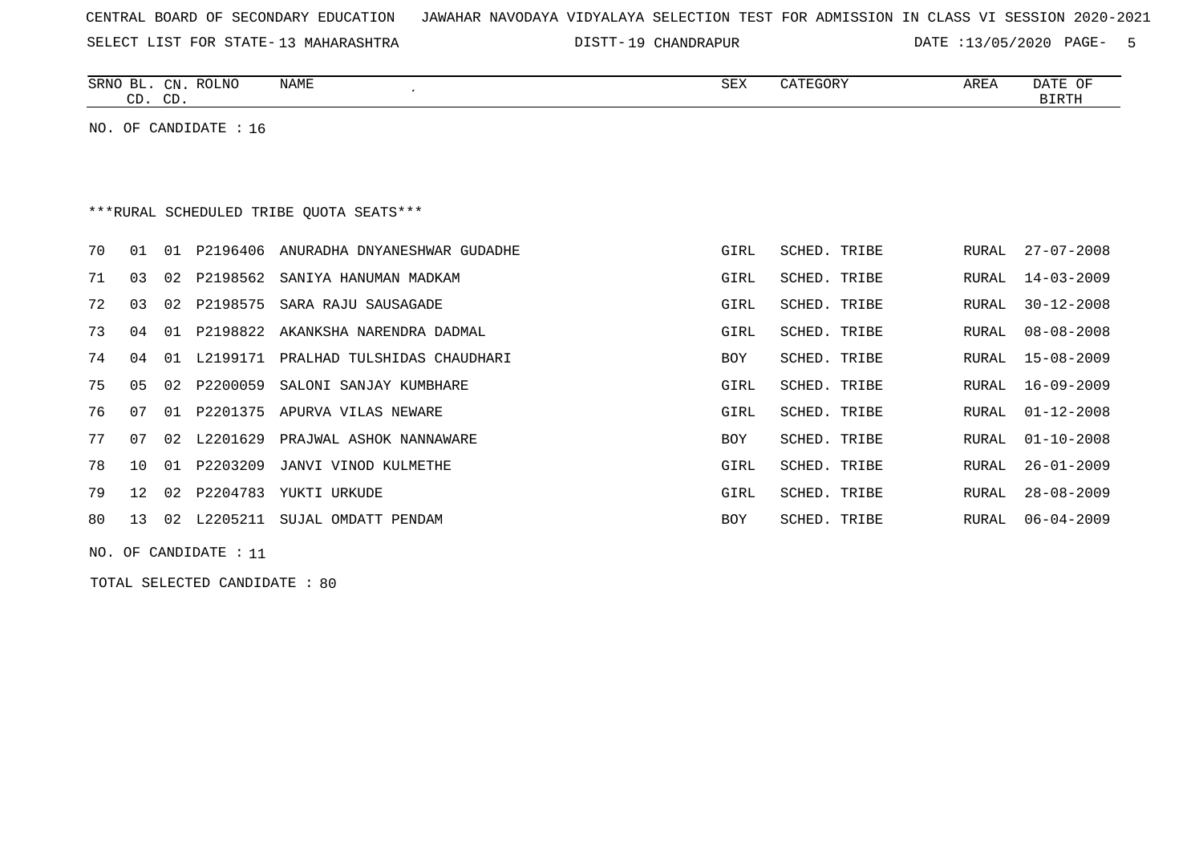CENTRAL BOARD OF SECONDARY EDUCATION JAWAHAR NAVODAYA VIDYALAYA SELECTION TEST FOR ADMISSION IN CLASS VI SESSION 2020-2021

SELECT LIST FOR STATE- 13 MAHARASHTRA DISTT- 19 CHANDRAPUR DATE :13/05/2020 PAGE- 5

NO. OF CANDIDATE : 16

***RURAL SCHEDULED TRIBE QUOTA SEATS***

| SRNO | BL. CD. | CN. CD. | ROLNO | NAME | SEX | CATEGORY | AREA | DATE OF BIRTH |
|---|---|---|---|---|---|---|---|---|
| 70 | 01 | 01 | P2196406 | ANURADHA DNYANESHWAR GUDADHE | GIRL | SCHED. TRIBE | RURAL | 27-07-2008 |
| 71 | 03 | 02 | P2198562 | SANIYA HANUMAN MADKAM | GIRL | SCHED. TRIBE | RURAL | 14-03-2009 |
| 72 | 03 | 02 | P2198575 | SARA RAJU SAUSAGADE | GIRL | SCHED. TRIBE | RURAL | 30-12-2008 |
| 73 | 04 | 01 | P2198822 | AKANKSHA NARENDRA DADMAL | GIRL | SCHED. TRIBE | RURAL | 08-08-2008 |
| 74 | 04 | 01 | L2199171 | PRALHAD TULSHIDAS CHAUDHARI | BOY | SCHED. TRIBE | RURAL | 15-08-2009 |
| 75 | 05 | 02 | P2200059 | SALONI SANJAY KUMBHARE | GIRL | SCHED. TRIBE | RURAL | 16-09-2009 |
| 76 | 07 | 01 | P2201375 | APURVA VILAS NEWARE | GIRL | SCHED. TRIBE | RURAL | 01-12-2008 |
| 77 | 07 | 02 | L2201629 | PRAJWAL ASHOK NANNAWARE | BOY | SCHED. TRIBE | RURAL | 01-10-2008 |
| 78 | 10 | 01 | P2203209 | JANVI VINOD KULMETHE | GIRL | SCHED. TRIBE | RURAL | 26-01-2009 |
| 79 | 12 | 02 | P2204783 | YUKTI URKUDE | GIRL | SCHED. TRIBE | RURAL | 28-08-2009 |
| 80 | 13 | 02 | L2205211 | SUJAL OMDATT PENDAM | BOY | SCHED. TRIBE | RURAL | 06-04-2009 |

NO. OF CANDIDATE : 11

TOTAL SELECTED CANDIDATE : 80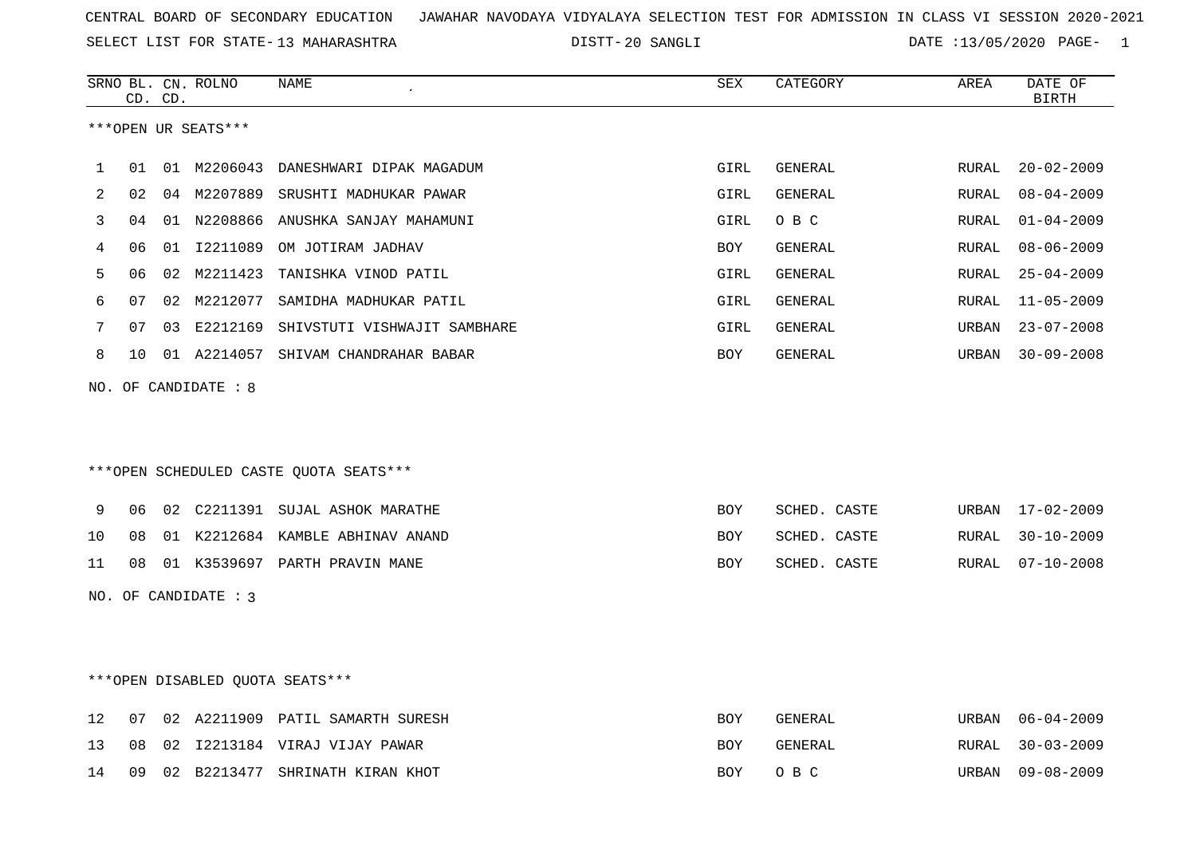CENTRAL BOARD OF SECONDARY EDUCATION JAWAHAR NAVODAYA VIDYALAYA SELECTION TEST FOR ADMISSION IN CLASS VI SESSION 2020-2021

SELECT LIST FOR STATE- 13 MAHARASHTRA DISTT- 20 SANGLI DATE :13/05/2020 PAGE- 1

***OPEN UR SEATS***

| SRNO | BL. CD. | CN. CD. | ROLNO | NAME | SEX | CATEGORY | AREA | DATE OF BIRTH |
|---|---|---|---|---|---|---|---|---|
| 1 | 01 | 01 | M2206043 | DANESHWARI DIPAK MAGADUM | GIRL | GENERAL | RURAL | 20-02-2009 |
| 2 | 02 | 04 | M2207889 | SRUSHTI MADHUKAR PAWAR | GIRL | GENERAL | RURAL | 08-04-2009 |
| 3 | 04 | 01 | N2208866 | ANUSHKA SANJAY MAHAMUNI | GIRL | O B C | RURAL | 01-04-2009 |
| 4 | 06 | 01 | I2211089 | OM JOTIRAM JADHAV | BOY | GENERAL | RURAL | 08-06-2009 |
| 5 | 06 | 02 | M2211423 | TANISHKA VINOD PATIL | GIRL | GENERAL | RURAL | 25-04-2009 |
| 6 | 07 | 02 | M2212077 | SAMIDHA MADHUKAR PATIL | GIRL | GENERAL | RURAL | 11-05-2009 |
| 7 | 07 | 03 | E2212169 | SHIVSTUTI VISHWAJIT SAMBHARE | GIRL | GENERAL | URBAN | 23-07-2008 |
| 8 | 10 | 01 | A2214057 | SHIVAM CHANDRAHAR BABAR | BOY | GENERAL | URBAN | 30-09-2008 |

NO. OF CANDIDATE : 8

***OPEN SCHEDULED CASTE QUOTA SEATS***

| SRNO | BL. CD. | CN. CD. | ROLNO | NAME | SEX | CATEGORY | AREA | DATE OF BIRTH |
|---|---|---|---|---|---|---|---|---|
| 9 | 06 | 02 | C2211391 | SUJAL ASHOK MARATHE | BOY | SCHED. CASTE | URBAN | 17-02-2009 |
| 10 | 08 | 01 | K2212684 | KAMBLE ABHINAV ANAND | BOY | SCHED. CASTE | RURAL | 30-10-2009 |
| 11 | 08 | 01 | K3539697 | PARTH PRAVIN MANE | BOY | SCHED. CASTE | RURAL | 07-10-2008 |

NO. OF CANDIDATE : 3

***OPEN DISABLED QUOTA SEATS***

| SRNO | BL. CD. | CN. CD. | ROLNO | NAME | SEX | CATEGORY | AREA | DATE OF BIRTH |
|---|---|---|---|---|---|---|---|---|
| 12 | 07 | 02 | A2211909 | PATIL SAMARTH SURESH | BOY | GENERAL | URBAN | 06-04-2009 |
| 13 | 08 | 02 | I2213184 | VIRAJ VIJAY PAWAR | BOY | GENERAL | RURAL | 30-03-2009 |
| 14 | 09 | 02 | B2213477 | SHRINATH KIRAN KHOT | BOY | O B C | URBAN | 09-08-2009 |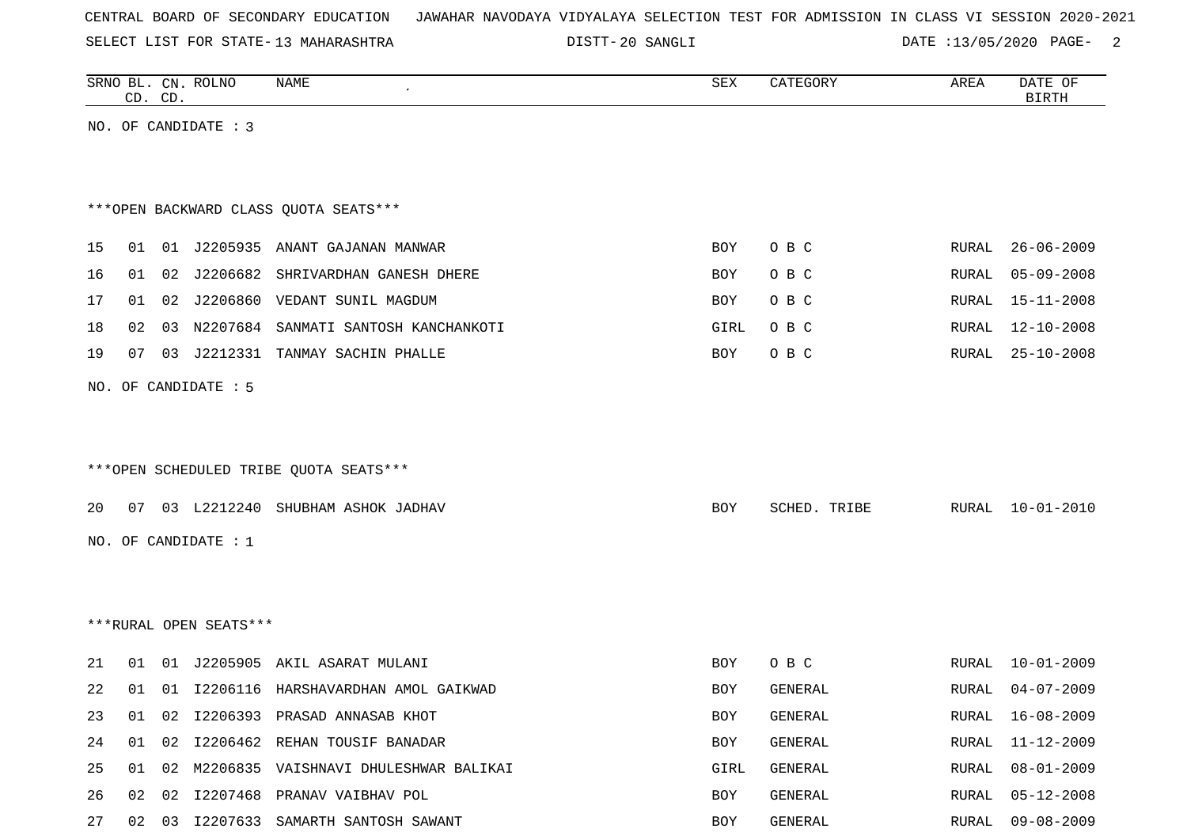CENTRAL BOARD OF SECONDARY EDUCATION JAWAHAR NAVODAYA VIDYALAYA SELECTION TEST FOR ADMISSION IN CLASS VI SESSION 2020-2021

SELECT LIST FOR STATE- 13 MAHARASHTRA DISTT- 20 SANGLI DATE :13/05/2020

| SRNO | BL. CD. | CN. CD. | ROLNO | NAME | SEX | CATEGORY | AREA | DATE OF BIRTH |
|---|---|---|---|---|---|---|---|---|

NO. OF CANDIDATE : 3

***OPEN BACKWARD CLASS QUOTA SEATS***

| SRNO | BL. CD. | CN. CD. | ROLNO | NAME | SEX | CATEGORY | AREA | DATE OF BIRTH |
|---|---|---|---|---|---|---|---|---|
| 15 | 01 | 01 | J2205935 | ANANT GAJANAN MANWAR | BOY | O B C | RURAL | 26-06-2009 |
| 16 | 01 | 02 | J2206682 | SHRIVARDHAN GANESH DHERE | BOY | O B C | RURAL | 05-09-2008 |
| 17 | 01 | 02 | J2206860 | VEDANT SUNIL MAGDUM | BOY | O B C | RURAL | 15-11-2008 |
| 18 | 02 | 03 | N2207684 | SANMATI SANTOSH KANCHANKOTI | GIRL | O B C | RURAL | 12-10-2008 |
| 19 | 07 | 03 | J2212331 | TANMAY SACHIN PHALLE | BOY | O B C | RURAL | 25-10-2008 |

NO. OF CANDIDATE : 5

***OPEN SCHEDULED TRIBE QUOTA SEATS***

| SRNO | BL. CD. | CN. CD. | ROLNO | NAME | SEX | CATEGORY | AREA | DATE OF BIRTH |
|---|---|---|---|---|---|---|---|---|
| 20 | 07 | 03 | L2212240 | SHUBHAM ASHOK JADHAV | BOY | SCHED. TRIBE | RURAL | 10-01-2010 |

NO. OF CANDIDATE : 1

***RURAL OPEN SEATS***

| SRNO | BL. CD. | CN. CD. | ROLNO | NAME | SEX | CATEGORY | AREA | DATE OF BIRTH |
|---|---|---|---|---|---|---|---|---|
| 21 | 01 | 01 | J2205905 | AKIL ASARAT MULANI | BOY | O B C | RURAL | 10-01-2009 |
| 22 | 01 | 01 | I2206116 | HARSHAVARDHAN AMOL GAIKWAD | BOY | GENERAL | RURAL | 04-07-2009 |
| 23 | 01 | 02 | I2206393 | PRASAD ANNASAB KHOT | BOY | GENERAL | RURAL | 16-08-2009 |
| 24 | 01 | 02 | I2206462 | REHAN TOUSIF BANADAR | BOY | GENERAL | RURAL | 11-12-2009 |
| 25 | 01 | 02 | M2206835 | VAISHNAVI DHULESHWAR BALIKAI | GIRL | GENERAL | RURAL | 08-01-2009 |
| 26 | 02 | 02 | I2207468 | PRANAV VAIBHAV POL | BOY | GENERAL | RURAL | 05-12-2008 |
| 27 | 02 | 03 | I2207633 | SAMARTH SANTOSH SAWANT | BOY | GENERAL | RURAL | 09-08-2009 |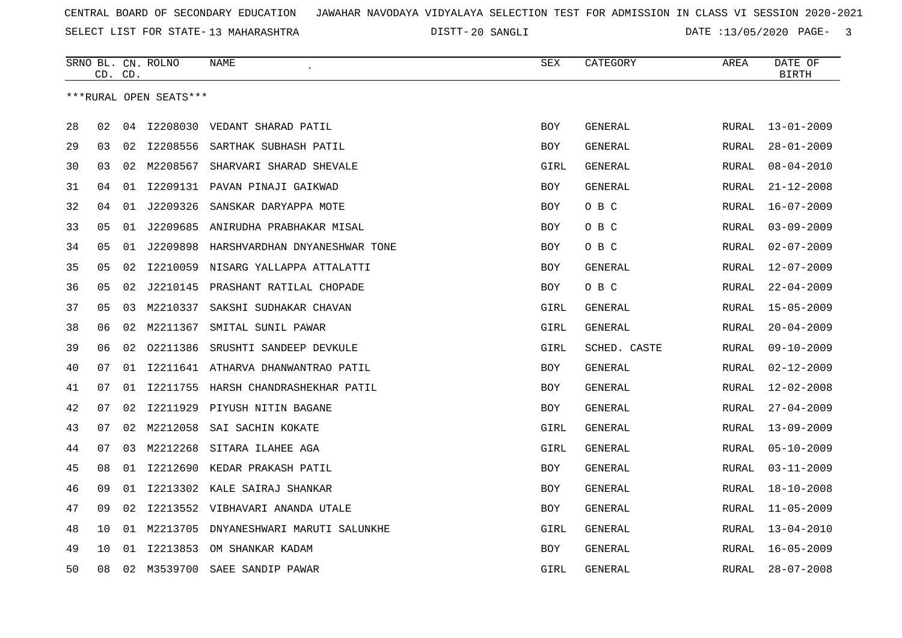CENTRAL BOARD OF SECONDARY EDUCATION JAWAHAR NAVODAYA VIDYALAYA SELECTION TEST FOR ADMISSION IN CLASS VI SESSION 2020-2021

SELECT LIST FOR STATE- 13 MAHARASHTRA DISTT- 20 SANGLI DATE :13/05/2020

| SRNO | BL. CD. | CN. CD. | ROLNO | NAME | SEX | CATEGORY | AREA | DATE OF BIRTH |
|---|---|---|---|---|---|---|---|---|
| ***RURAL OPEN SEATS*** | | | | | | | | |
| 28 | 02 | 04 | I2208030 | VEDANT SHARAD PATIL | BOY | GENERAL | RURAL | 13-01-2009 |
| 29 | 03 | 02 | I2208556 | SARTHAK SUBHASH PATIL | BOY | GENERAL | RURAL | 28-01-2009 |
| 30 | 03 | 02 | M2208567 | SHARVARI SHARAD SHEVALE | GIRL | GENERAL | RURAL | 08-04-2010 |
| 31 | 04 | 01 | I2209131 | PAVAN PINAJI GAIKWAD | BOY | GENERAL | RURAL | 21-12-2008 |
| 32 | 04 | 01 | J2209326 | SANSKAR DARYAPPA MOTE | BOY | O B C | RURAL | 16-07-2009 |
| 33 | 05 | 01 | J2209685 | ANIRUDHA PRABHAKAR MISAL | BOY | O B C | RURAL | 03-09-2009 |
| 34 | 05 | 01 | J2209898 | HARSHVARDHAN DNYANESHWAR TONE | BOY | O B C | RURAL | 02-07-2009 |
| 35 | 05 | 02 | I2210059 | NISARG YALLAPPA ATTALATTI | BOY | GENERAL | RURAL | 12-07-2009 |
| 36 | 05 | 02 | J2210145 | PRASHANT RATILAL CHOPADE | BOY | O B C | RURAL | 22-04-2009 |
| 37 | 05 | 03 | M2210337 | SAKSHI SUDHAKAR CHAVAN | GIRL | GENERAL | RURAL | 15-05-2009 |
| 38 | 06 | 02 | M2211367 | SMITAL SUNIL PAWAR | GIRL | GENERAL | RURAL | 20-04-2009 |
| 39 | 06 | 02 | O2211386 | SRUSHTI SANDEEP DEVKULE | GIRL | SCHED. CASTE | RURAL | 09-10-2009 |
| 40 | 07 | 01 | I2211641 | ATHARVA DHANWANTRAO PATIL | BOY | GENERAL | RURAL | 02-12-2009 |
| 41 | 07 | 01 | I2211755 | HARSH CHANDRASHEKHAR PATIL | BOY | GENERAL | RURAL | 12-02-2008 |
| 42 | 07 | 02 | I2211929 | PIYUSH NITIN BAGANE | BOY | GENERAL | RURAL | 27-04-2009 |
| 43 | 07 | 02 | M2212058 | SAI SACHIN KOKATE | GIRL | GENERAL | RURAL | 13-09-2009 |
| 44 | 07 | 03 | M2212268 | SITARA ILAHEE AGA | GIRL | GENERAL | RURAL | 05-10-2009 |
| 45 | 08 | 01 | I2212690 | KEDAR PRAKASH PATIL | BOY | GENERAL | RURAL | 03-11-2009 |
| 46 | 09 | 01 | I2213302 | KALE SAIRAJ SHANKAR | BOY | GENERAL | RURAL | 18-10-2008 |
| 47 | 09 | 02 | I2213552 | VIBHAVARI ANANDA UTALE | BOY | GENERAL | RURAL | 11-05-2009 |
| 48 | 10 | 01 | M2213705 | DNYANESHWARI MARUTI SALUNKHE | GIRL | GENERAL | RURAL | 13-04-2010 |
| 49 | 10 | 01 | I2213853 | OM SHANKAR KADAM | BOY | GENERAL | RURAL | 16-05-2009 |
| 50 | 08 | 02 | M3539700 | SAEE SANDIP PAWAR | GIRL | GENERAL | RURAL | 28-07-2008 |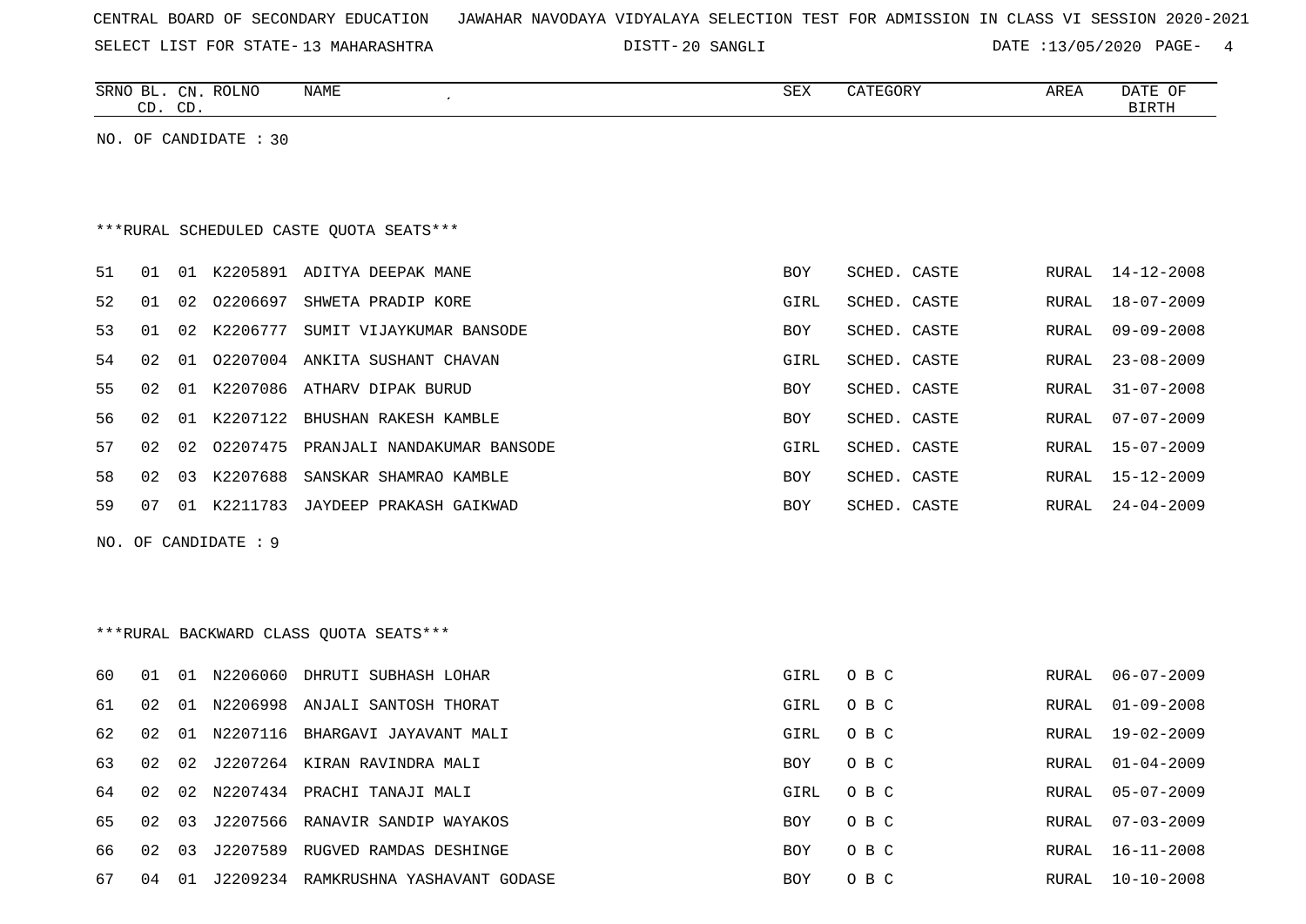CENTRAL BOARD OF SECONDARY EDUCATION JAWAHAR NAVODAYA VIDYALAYA SELECTION TEST FOR ADMISSION IN CLASS VI SESSION 2020-2021

SELECT LIST FOR STATE- 13 MAHARASHTRA DISTT- 20 SANGLI DATE :13/05/2020

| SRNO | BL. CD. | CN. CD. | ROLNO | NAME | SEX | CATEGORY | AREA | DATE OF BIRTH |
|---|---|---|---|---|---|---|---|---|

NO. OF CANDIDATE : 30

***RURAL SCHEDULED CASTE QUOTA SEATS***

| SRNO | BL. CD. | CN. CD. | ROLNO | NAME | SEX | CATEGORY | AREA | DATE OF BIRTH |
|---|---|---|---|---|---|---|---|---|
| 51 | 01 | 01 | K2205891 | ADITYA DEEPAK MANE | BOY | SCHED. CASTE | RURAL | 14-12-2008 |
| 52 | 01 | 02 | O2206697 | SHWETA PRADIP KORE | GIRL | SCHED. CASTE | RURAL | 18-07-2009 |
| 53 | 01 | 02 | K2206777 | SUMIT VIJAYKUMAR BANSODE | BOY | SCHED. CASTE | RURAL | 09-09-2008 |
| 54 | 02 | 01 | O2207004 | ANKITA SUSHANT CHAVAN | GIRL | SCHED. CASTE | RURAL | 23-08-2009 |
| 55 | 02 | 01 | K2207086 | ATHARV DIPAK BURUD | BOY | SCHED. CASTE | RURAL | 31-07-2008 |
| 56 | 02 | 01 | K2207122 | BHUSHAN RAKESH KAMBLE | BOY | SCHED. CASTE | RURAL | 07-07-2009 |
| 57 | 02 | 02 | O2207475 | PRANJALI NANDAKUMAR BANSODE | GIRL | SCHED. CASTE | RURAL | 15-07-2009 |
| 58 | 02 | 03 | K2207688 | SANSKAR SHAMRAO KAMBLE | BOY | SCHED. CASTE | RURAL | 15-12-2009 |
| 59 | 07 | 01 | K2211783 | JAYDEEP PRAKASH GAIKWAD | BOY | SCHED. CASTE | RURAL | 24-04-2009 |

NO. OF CANDIDATE : 9

***RURAL BACKWARD CLASS QUOTA SEATS***

| SRNO | BL. CD. | CN. CD. | ROLNO | NAME | SEX | CATEGORY | AREA | DATE OF BIRTH |
|---|---|---|---|---|---|---|---|---|
| 60 | 01 | 01 | N2206060 | DHRUTI SUBHASH LOHAR | GIRL | O B C | RURAL | 06-07-2009 |
| 61 | 02 | 01 | N2206998 | ANJALI SANTOSH THORAT | GIRL | O B C | RURAL | 01-09-2008 |
| 62 | 02 | 01 | N2207116 | BHARGAVI JAYAVANT MALI | GIRL | O B C | RURAL | 19-02-2009 |
| 63 | 02 | 02 | J2207264 | KIRAN RAVINDRA MALI | BOY | O B C | RURAL | 01-04-2009 |
| 64 | 02 | 02 | N2207434 | PRACHI TANAJI MALI | GIRL | O B C | RURAL | 05-07-2009 |
| 65 | 02 | 03 | J2207566 | RANAVIR SANDIP WAYAKOS | BOY | O B C | RURAL | 07-03-2009 |
| 66 | 02 | 03 | J2207589 | RUGVED RAMDAS DESHINGE | BOY | O B C | RURAL | 16-11-2008 |
| 67 | 04 | 01 | J2209234 | RAMKRUSHNA YASHAVANT GODASE | BOY | O B C | RURAL | 10-10-2008 |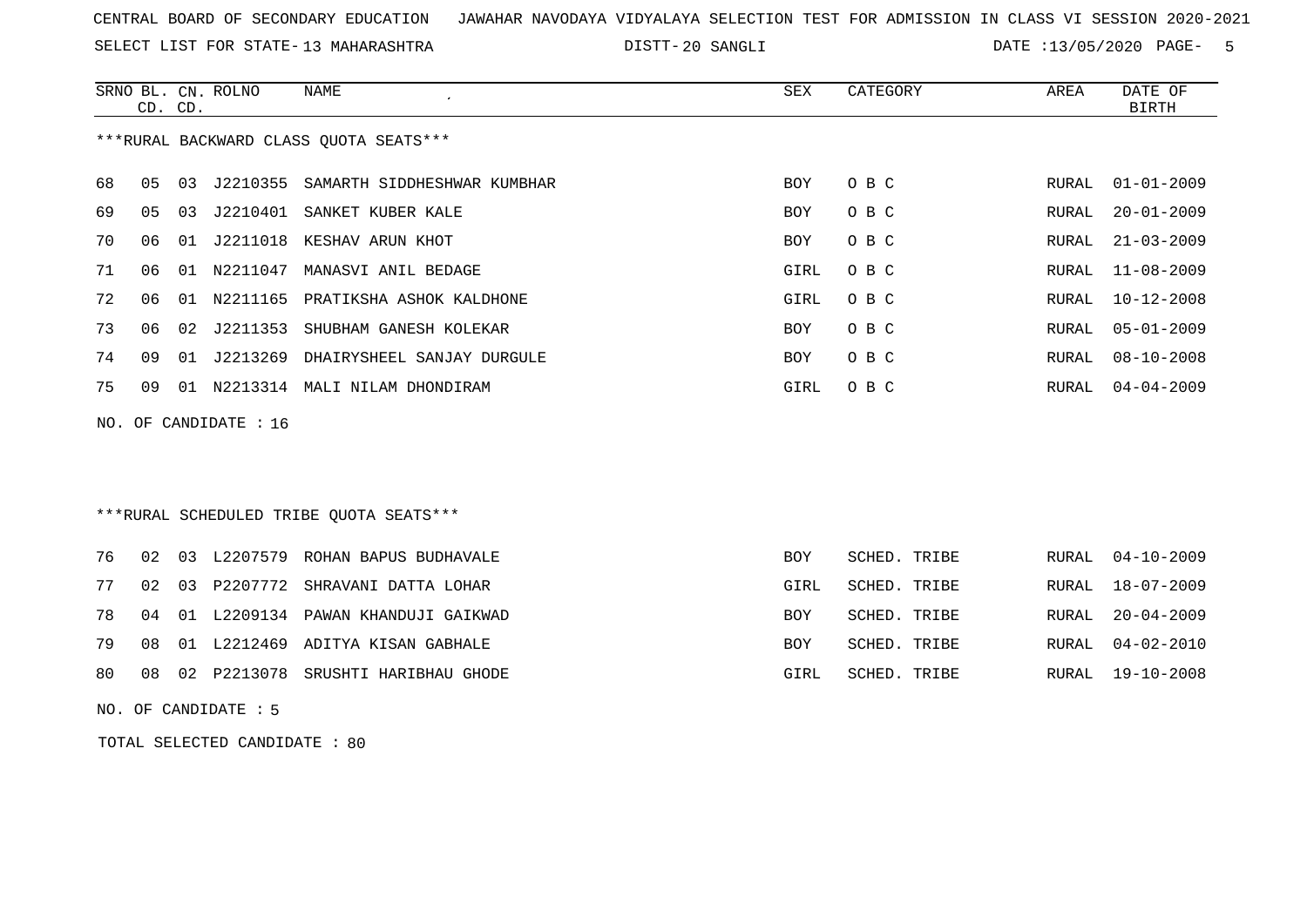CENTRAL BOARD OF SECONDARY EDUCATION JAWAHAR NAVODAYA VIDYALAYA SELECTION TEST FOR ADMISSION IN CLASS VI SESSION 2020-2021

SELECT LIST FOR STATE- 13 MAHARASHTRA DISTT- 20 SANGLI DATE :13/05/2020

***RURAL BACKWARD CLASS QUOTA SEATS***

| SRNO | BL. CD. | CN. CD. | ROLNO | NAME | SEX | CATEGORY | AREA | DATE OF BIRTH |
|---|---|---|---|---|---|---|---|---|
| 68 | 05 | 03 | J2210355 | SAMARTH SIDDHESHWAR KUMBHAR | BOY | O B C | RURAL | 01-01-2009 |
| 69 | 05 | 03 | J2210401 | SANKET KUBER KALE | BOY | O B C | RURAL | 20-01-2009 |
| 70 | 06 | 01 | J2211018 | KESHAV ARUN KHOT | BOY | O B C | RURAL | 21-03-2009 |
| 71 | 06 | 01 | N2211047 | MANASVI ANIL BEDAGE | GIRL | O B C | RURAL | 11-08-2009 |
| 72 | 06 | 01 | N2211165 | PRATIKSHA ASHOK KALDHONE | GIRL | O B C | RURAL | 10-12-2008 |
| 73 | 06 | 02 | J2211353 | SHUBHAM GANESH KOLEKAR | BOY | O B C | RURAL | 05-01-2009 |
| 74 | 09 | 01 | J2213269 | DHAIRYSHEEL SANJAY DURGULE | BOY | O B C | RURAL | 08-10-2008 |
| 75 | 09 | 01 | N2213314 | MALI NILAM DHONDIRAM | GIRL | O B C | RURAL | 04-04-2009 |

NO. OF CANDIDATE : 16

***RURAL SCHEDULED TRIBE QUOTA SEATS***

| SRNO | BL. CD. | CN. CD. | ROLNO | NAME | SEX | CATEGORY | AREA | DATE OF BIRTH |
|---|---|---|---|---|---|---|---|---|
| 76 | 02 | 03 | L2207579 | ROHAN BAPUS BUDHAVALE | BOY | SCHED. TRIBE | RURAL | 04-10-2009 |
| 77 | 02 | 03 | P2207772 | SHRAVANI DATTA LOHAR | GIRL | SCHED. TRIBE | RURAL | 18-07-2009 |
| 78 | 04 | 01 | L2209134 | PAWAN KHANDUJI GAIKWAD | BOY | SCHED. TRIBE | RURAL | 20-04-2009 |
| 79 | 08 | 01 | L2212469 | ADITYA KISAN GABHALE | BOY | SCHED. TRIBE | RURAL | 04-02-2010 |
| 80 | 08 | 02 | P2213078 | SRUSHTI HARIBHAU GHODE | GIRL | SCHED. TRIBE | RURAL | 19-10-2008 |

NO. OF CANDIDATE : 5

TOTAL SELECTED CANDIDATE : 80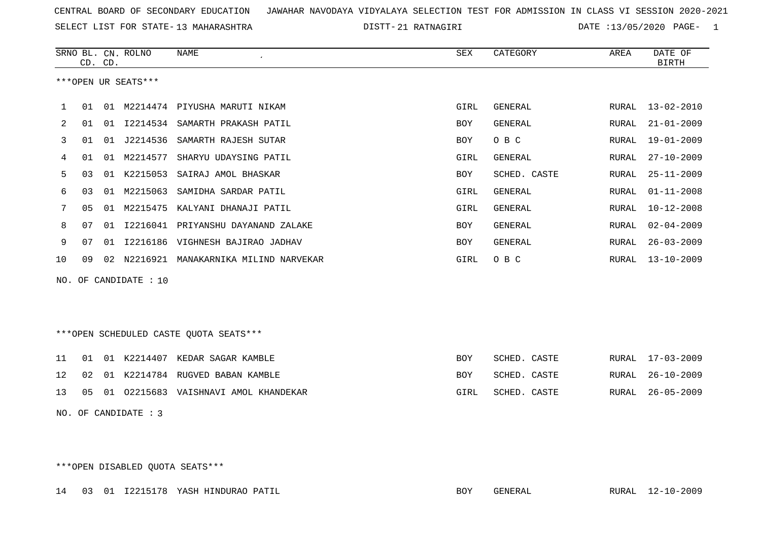CENTRAL BOARD OF SECONDARY EDUCATION JAWAHAR NAVODAYA VIDYALAYA SELECTION TEST FOR ADMISSION IN CLASS VI SESSION 2020-2021

SELECT LIST FOR STATE- 13 MAHARASHTRA DISTT- 21 RATNAGIRI DATE :13/05/2020 PAGE- 1

***OPEN UR SEATS***

| SRNO | BL. CD. | CN. CD. | ROLNO | NAME | SEX | CATEGORY | AREA | DATE OF BIRTH |
|---|---|---|---|---|---|---|---|---|
| 1 | 01 | 01 | M2214474 | PIYUSHA MARUTI NIKAM | GIRL | GENERAL | RURAL | 13-02-2010 |
| 2 | 01 | 01 | I2214534 | SAMARTH PRAKASH PATIL | BOY | GENERAL | RURAL | 21-01-2009 |
| 3 | 01 | 01 | J2214536 | SAMARTH RAJESH SUTAR | BOY | O B C | RURAL | 19-01-2009 |
| 4 | 01 | 01 | M2214577 | SHARYU UDAYSING PATIL | GIRL | GENERAL | RURAL | 27-10-2009 |
| 5 | 03 | 01 | K2215053 | SAIRAJ AMOL BHASKAR | BOY | SCHED. CASTE | RURAL | 25-11-2009 |
| 6 | 03 | 01 | M2215063 | SAMIDHA SARDAR PATIL | GIRL | GENERAL | RURAL | 01-11-2008 |
| 7 | 05 | 01 | M2215475 | KALYANI DHANAJI PATIL | GIRL | GENERAL | RURAL | 10-12-2008 |
| 8 | 07 | 01 | I2216041 | PRIYANSHU DAYANAND ZALAKE | BOY | GENERAL | RURAL | 02-04-2009 |
| 9 | 07 | 01 | I2216186 | VIGHNESH BAJIRAO JADHAV | BOY | GENERAL | RURAL | 26-03-2009 |
| 10 | 09 | 02 | N2216921 | MANAKARNIKA MILIND NARVEKAR | GIRL | O B C | RURAL | 13-10-2009 |

NO. OF CANDIDATE : 10

***OPEN SCHEDULED CASTE QUOTA SEATS***

| SRNO | BL. CD. | CN. CD. | ROLNO | NAME | SEX | CATEGORY | AREA | DATE OF BIRTH |
|---|---|---|---|---|---|---|---|---|
| 11 | 01 | 01 | K2214407 | KEDAR SAGAR KAMBLE | BOY | SCHED. CASTE | RURAL | 17-03-2009 |
| 12 | 02 | 01 | K2214784 | RUGVED BABAN KAMBLE | BOY | SCHED. CASTE | RURAL | 26-10-2009 |
| 13 | 05 | 01 | O2215683 | VAISHNAVI AMOL KHANDEKAR | GIRL | SCHED. CASTE | RURAL | 26-05-2009 |

NO. OF CANDIDATE : 3

***OPEN DISABLED QUOTA SEATS***

| SRNO | BL. CD. | CN. CD. | ROLNO | NAME | SEX | CATEGORY | AREA | DATE OF BIRTH |
|---|---|---|---|---|---|---|---|---|
| 14 | 03 | 01 | I2215178 | YASH HINDURAO PATIL | BOY | GENERAL | RURAL | 12-10-2009 |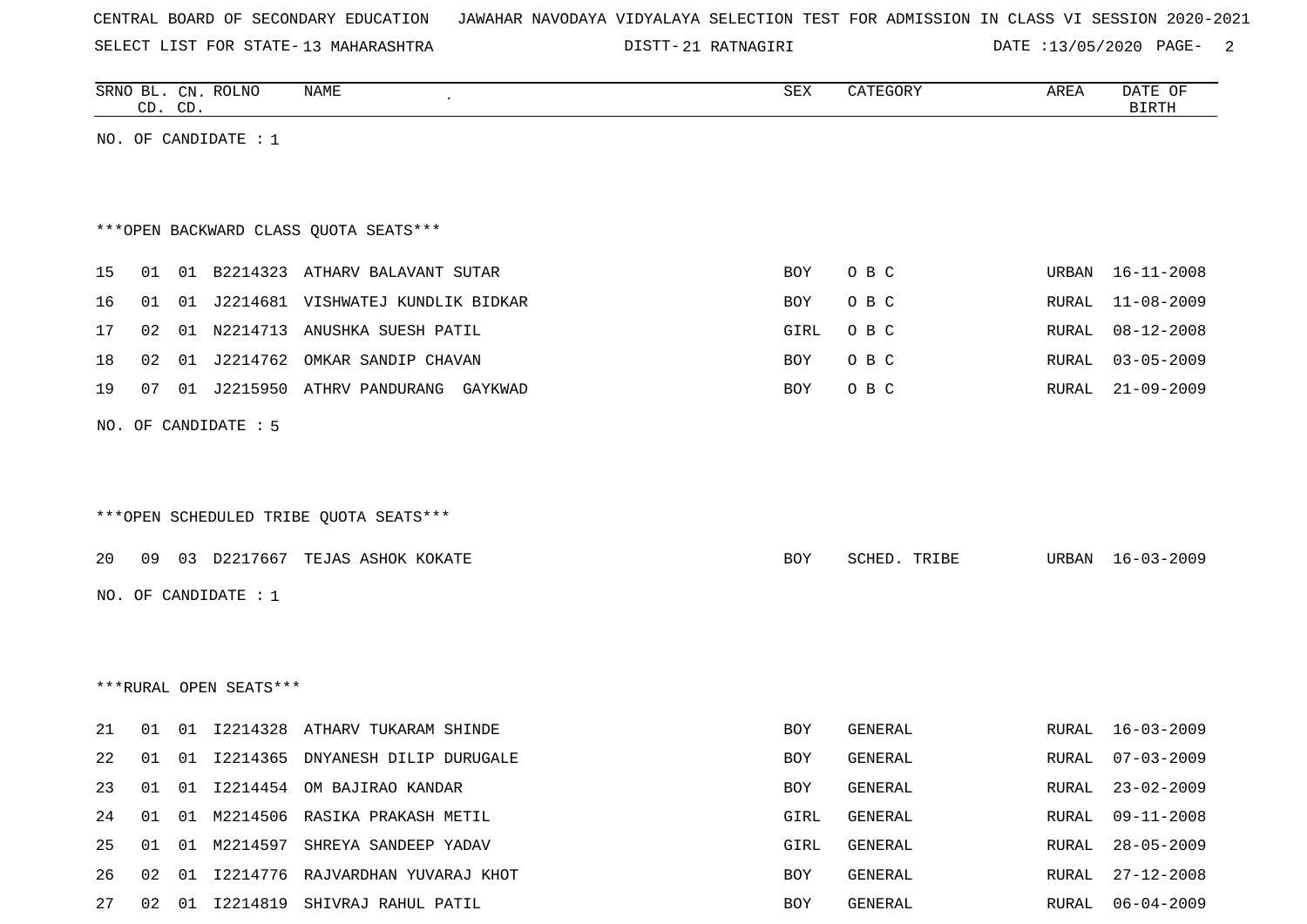CENTRAL BOARD OF SECONDARY EDUCATION   JAWAHAR NAVODAYA VIDYALAYA SELECTION TEST FOR ADMISSION IN CLASS VI SESSION 2020-2021

SELECT LIST FOR STATE- 13 MAHARASHTRA   DISTT- 21 RATNAGIRI   DATE :13/05/2020

| SRNO | BL. CD. | CN. CD. | ROLNO | NAME | SEX | CATEGORY | AREA | DATE OF BIRTH |
|---|---|---|---|---|---|---|---|---|

NO. OF CANDIDATE : 1

***OPEN BACKWARD CLASS QUOTA SEATS***

| SRNO | BL. CD. | CN. CD. | ROLNO | NAME | SEX | CATEGORY | AREA | DATE OF BIRTH |
|---|---|---|---|---|---|---|---|---|
| 15 | 01 | 01 | B2214323 | ATHARV BALAVANT SUTAR | BOY | O B C | URBAN | 16-11-2008 |
| 16 | 01 | 01 | J2214681 | VISHWATEJ KUNDLIK BIDKAR | BOY | O B C | RURAL | 11-08-2009 |
| 17 | 02 | 01 | N2214713 | ANUSHKA SUESH PATIL | GIRL | O B C | RURAL | 08-12-2008 |
| 18 | 02 | 01 | J2214762 | OMKAR SANDIP CHAVAN | BOY | O B C | RURAL | 03-05-2009 |
| 19 | 07 | 01 | J2215950 | ATHRV PANDURANG  GAYKWAD | BOY | O B C | RURAL | 21-09-2009 |

NO. OF CANDIDATE : 5

***OPEN SCHEDULED TRIBE QUOTA SEATS***

| SRNO | BL. CD. | CN. CD. | ROLNO | NAME | SEX | CATEGORY | AREA | DATE OF BIRTH |
|---|---|---|---|---|---|---|---|---|
| 20 | 09 | 03 | D2217667 | TEJAS ASHOK KOKATE | BOY | SCHED. TRIBE | URBAN | 16-03-2009 |

NO. OF CANDIDATE : 1

***RURAL OPEN SEATS***

| SRNO | BL. CD. | CN. CD. | ROLNO | NAME | SEX | CATEGORY | AREA | DATE OF BIRTH |
|---|---|---|---|---|---|---|---|---|
| 21 | 01 | 01 | I2214328 | ATHARV TUKARAM SHINDE | BOY | GENERAL | RURAL | 16-03-2009 |
| 22 | 01 | 01 | I2214365 | DNYANESH DILIP DURUGALE | BOY | GENERAL | RURAL | 07-03-2009 |
| 23 | 01 | 01 | I2214454 | OM BAJIRAO KANDAR | BOY | GENERAL | RURAL | 23-02-2009 |
| 24 | 01 | 01 | M2214506 | RASIKA PRAKASH METIL | GIRL | GENERAL | RURAL | 09-11-2008 |
| 25 | 01 | 01 | M2214597 | SHREYA SANDEEP YADAV | GIRL | GENERAL | RURAL | 28-05-2009 |
| 26 | 02 | 01 | I2214776 | RAJVARDHAN YUVARAJ KHOT | BOY | GENERAL | RURAL | 27-12-2008 |
| 27 | 02 | 01 | I2214819 | SHIVRAJ RAHUL PATIL | BOY | GENERAL | RURAL | 06-04-2009 |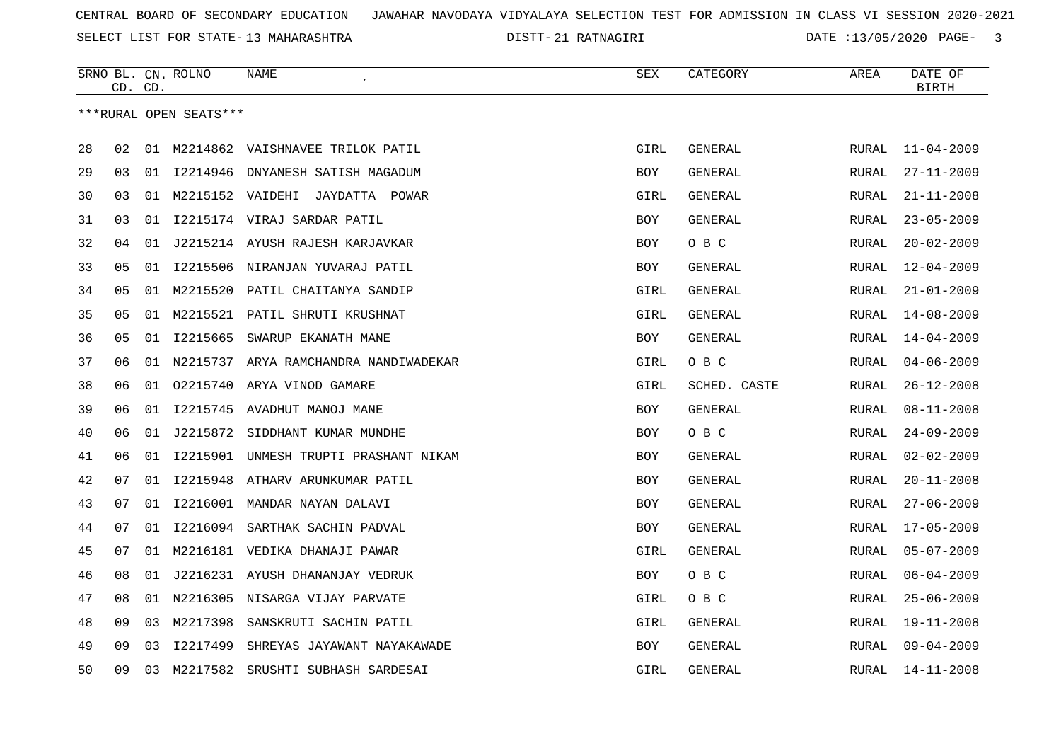CENTRAL BOARD OF SECONDARY EDUCATION JAWAHAR NAVODAYA VIDYALAYA SELECTION TEST FOR ADMISSION IN CLASS VI SESSION 2020-2021

SELECT LIST FOR STATE- 13 MAHARASHTRA DISTT- 21 RATNAGIRI DATE :13/05/2020

***RURAL OPEN SEATS***

| SRNO | BL. CD. | CN. CD. | ROLNO | NAME | SEX | CATEGORY | AREA | DATE OF BIRTH |
|---|---|---|---|---|---|---|---|---|
| 28 | 02 | 01 | M2214862 | VAISHNAVEE TRILOK PATIL | GIRL | GENERAL | RURAL | 11-04-2009 |
| 29 | 03 | 01 | I2214946 | DNYANESH SATISH MAGADUM | BOY | GENERAL | RURAL | 27-11-2009 |
| 30 | 03 | 01 | M2215152 | VAIDEHI JAYDATTA POWAR | GIRL | GENERAL | RURAL | 21-11-2008 |
| 31 | 03 | 01 | I2215174 | VIRAJ SARDAR PATIL | BOY | GENERAL | RURAL | 23-05-2009 |
| 32 | 04 | 01 | J2215214 | AYUSH RAJESH KARJAVKAR | BOY | O B C | RURAL | 20-02-2009 |
| 33 | 05 | 01 | I2215506 | NIRANJAN YUVARAJ PATIL | BOY | GENERAL | RURAL | 12-04-2009 |
| 34 | 05 | 01 | M2215520 | PATIL CHAITANYA SANDIP | GIRL | GENERAL | RURAL | 21-01-2009 |
| 35 | 05 | 01 | M2215521 | PATIL SHRUTI KRUSHNAT | GIRL | GENERAL | RURAL | 14-08-2009 |
| 36 | 05 | 01 | I2215665 | SWARUP EKANATH MANE | BOY | GENERAL | RURAL | 14-04-2009 |
| 37 | 06 | 01 | N2215737 | ARYA RAMCHANDRA NANDIWADEKAR | GIRL | O B C | RURAL | 04-06-2009 |
| 38 | 06 | 01 | O2215740 | ARYA VINOD GAMARE | GIRL | SCHED. CASTE | RURAL | 26-12-2008 |
| 39 | 06 | 01 | I2215745 | AVADHUT MANOJ MANE | BOY | GENERAL | RURAL | 08-11-2008 |
| 40 | 06 | 01 | J2215872 | SIDDHANT KUMAR MUNDHE | BOY | O B C | RURAL | 24-09-2009 |
| 41 | 06 | 01 | I2215901 | UNMESH TRUPTI PRASHANT NIKAM | BOY | GENERAL | RURAL | 02-02-2009 |
| 42 | 07 | 01 | I2215948 | ATHARV ARUNKUMAR PATIL | BOY | GENERAL | RURAL | 20-11-2008 |
| 43 | 07 | 01 | I2216001 | MANDAR NAYAN DALAVI | BOY | GENERAL | RURAL | 27-06-2009 |
| 44 | 07 | 01 | I2216094 | SARTHAK SACHIN PADVAL | BOY | GENERAL | RURAL | 17-05-2009 |
| 45 | 07 | 01 | M2216181 | VEDIKA DHANAJI PAWAR | GIRL | GENERAL | RURAL | 05-07-2009 |
| 46 | 08 | 01 | J2216231 | AYUSH DHANANJAY VEDRUK | BOY | O B C | RURAL | 06-04-2009 |
| 47 | 08 | 01 | N2216305 | NISARGA VIJAY PARVATE | GIRL | O B C | RURAL | 25-06-2009 |
| 48 | 09 | 03 | M2217398 | SANSKRUTI SACHIN PATIL | GIRL | GENERAL | RURAL | 19-11-2008 |
| 49 | 09 | 03 | I2217499 | SHREYAS JAYAWANT NAYAKAWADE | BOY | GENERAL | RURAL | 09-04-2009 |
| 50 | 09 | 03 | M2217582 | SRUSHTI SUBHASH SARDESAI | GIRL | GENERAL | RURAL | 14-11-2008 |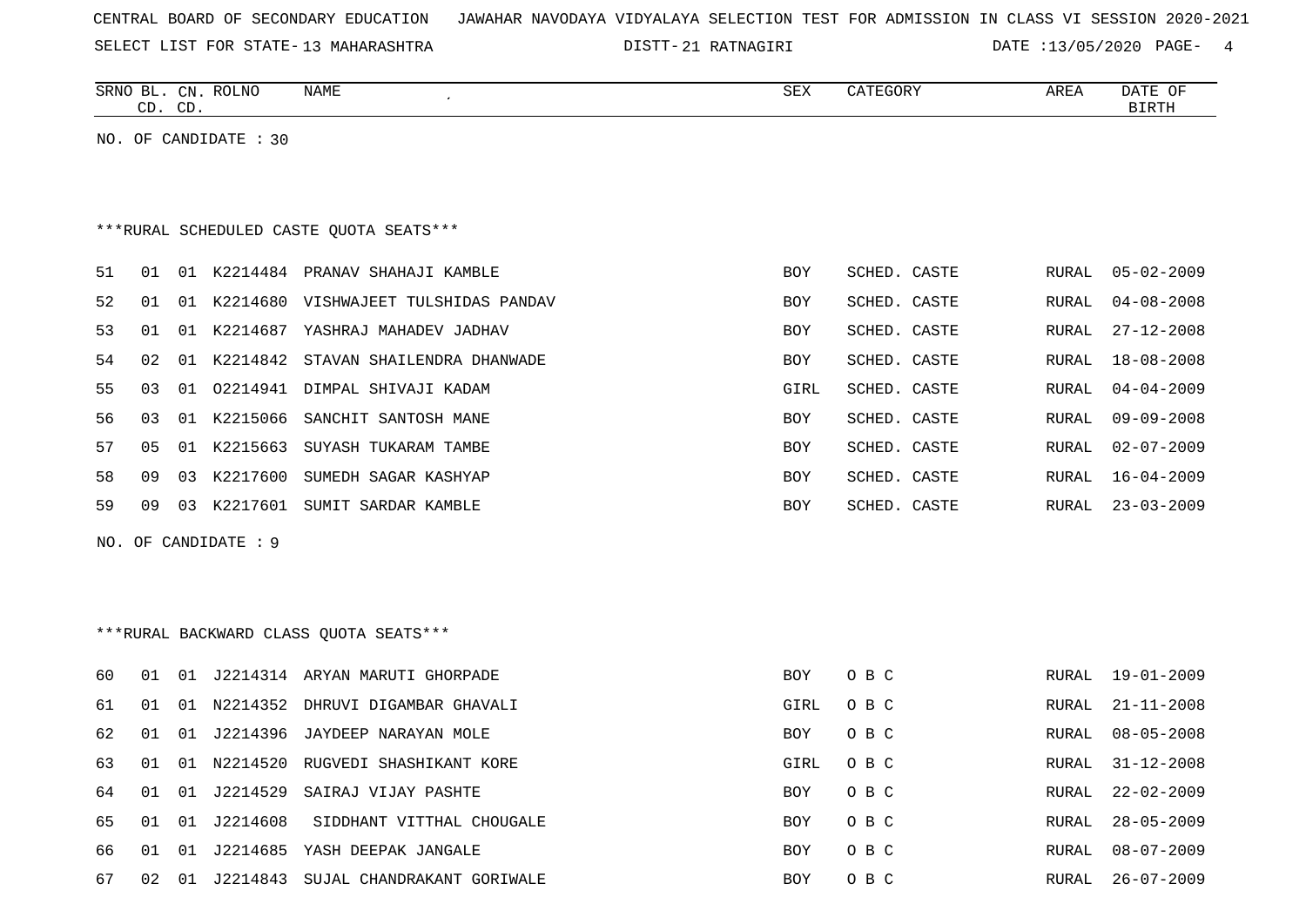CENTRAL BOARD OF SECONDARY EDUCATION   JAWAHAR NAVODAYA VIDYALAYA SELECTION TEST FOR ADMISSION IN CLASS VI SESSION 2020-2021

SELECT LIST FOR STATE- 13 MAHARASHTRA   DISTT- 21 RATNAGIRI   DATE :13/05/2020

| SRNO | BL. CD. | CN. CD. | ROLNO | NAME | SEX | CATEGORY | AREA | DATE OF BIRTH |
|---|---|---|---|---|---|---|---|---|

NO. OF CANDIDATE : 30

***RURAL SCHEDULED CASTE QUOTA SEATS***

| SRNO | BL. CD. | CN. CD. | ROLNO | NAME | SEX | CATEGORY | AREA | DATE OF BIRTH |
|---|---|---|---|---|---|---|---|---|
| 51 | 01 | 01 | K2214484 | PRANAV SHAHAJI KAMBLE | BOY | SCHED. CASTE | RURAL | 05-02-2009 |
| 52 | 01 | 01 | K2214680 | VISHWAJEET TULSHIDAS PANDAV | BOY | SCHED. CASTE | RURAL | 04-08-2008 |
| 53 | 01 | 01 | K2214687 | YASHRAJ MAHADEV JADHAV | BOY | SCHED. CASTE | RURAL | 27-12-2008 |
| 54 | 02 | 01 | K2214842 | STAVAN SHAILENDRA DHANWADE | BOY | SCHED. CASTE | RURAL | 18-08-2008 |
| 55 | 03 | 01 | O2214941 | DIMPAL SHIVAJI KADAM | GIRL | SCHED. CASTE | RURAL | 04-04-2009 |
| 56 | 03 | 01 | K2215066 | SANCHIT SANTOSH MANE | BOY | SCHED. CASTE | RURAL | 09-09-2008 |
| 57 | 05 | 01 | K2215663 | SUYASH TUKARAM TAMBE | BOY | SCHED. CASTE | RURAL | 02-07-2009 |
| 58 | 09 | 03 | K2217600 | SUMEDH SAGAR KASHYAP | BOY | SCHED. CASTE | RURAL | 16-04-2009 |
| 59 | 09 | 03 | K2217601 | SUMIT SARDAR KAMBLE | BOY | SCHED. CASTE | RURAL | 23-03-2009 |

NO. OF CANDIDATE : 9

***RURAL BACKWARD CLASS QUOTA SEATS***

| SRNO | BL. CD. | CN. CD. | ROLNO | NAME | SEX | CATEGORY | AREA | DATE OF BIRTH |
|---|---|---|---|---|---|---|---|---|
| 60 | 01 | 01 | J2214314 | ARYAN MARUTI GHORPADE | BOY | O B C | RURAL | 19-01-2009 |
| 61 | 01 | 01 | N2214352 | DHRUVI DIGAMBAR GHAVALI | GIRL | O B C | RURAL | 21-11-2008 |
| 62 | 01 | 01 | J2214396 | JAYDEEP NARAYAN MOLE | BOY | O B C | RURAL | 08-05-2008 |
| 63 | 01 | 01 | N2214520 | RUGVEDI SHASHIKANT KORE | GIRL | O B C | RURAL | 31-12-2008 |
| 64 | 01 | 01 | J2214529 | SAIRAJ VIJAY PASHTE | BOY | O B C | RURAL | 22-02-2009 |
| 65 | 01 | 01 | J2214608 | SIDDHANT VITTHAL CHOUGALE | BOY | O B C | RURAL | 28-05-2009 |
| 66 | 01 | 01 | J2214685 | YASH DEEPAK JANGALE | BOY | O B C | RURAL | 08-07-2009 |
| 67 | 02 | 01 | J2214843 | SUJAL CHANDRAKANT GORIWALE | BOY | O B C | RURAL | 26-07-2009 |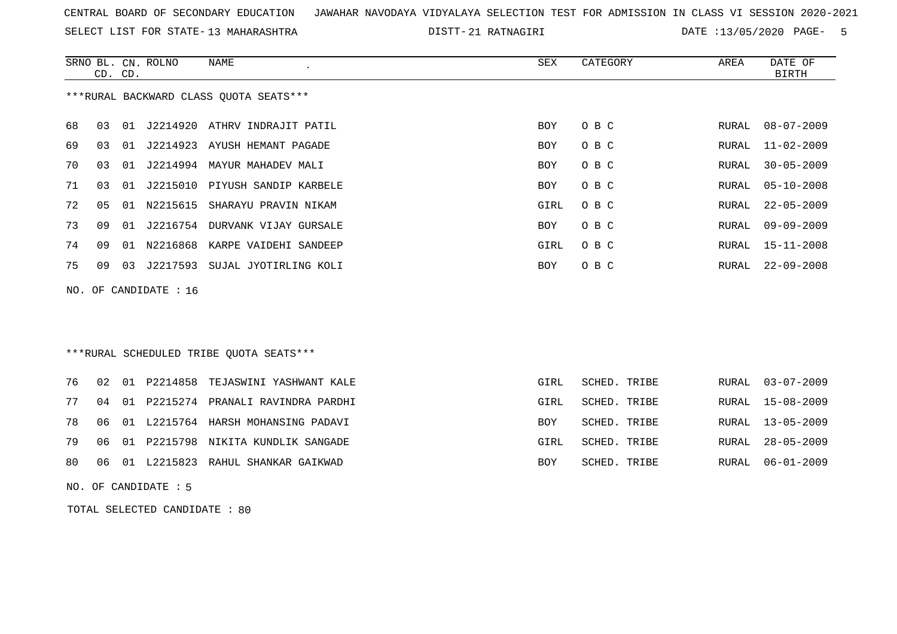CENTRAL BOARD OF SECONDARY EDUCATION JAWAHAR NAVODAYA VIDYALAYA SELECTION TEST FOR ADMISSION IN CLASS VI SESSION 2020-2021

SELECT LIST FOR STATE- 13 MAHARASHTRA DISTT- 21 RATNAGIRI DATE :13/05/2020

***RURAL BACKWARD CLASS QUOTA SEATS***

| SRNO | BL. CD. | CN. CD. | ROLNO | NAME | SEX | CATEGORY | AREA | DATE OF BIRTH |
|---|---|---|---|---|---|---|---|---|
| 68 | 03 | 01 | J2214920 | ATHRV INDRAJIT PATIL | BOY | O B C | RURAL | 08-07-2009 |
| 69 | 03 | 01 | J2214923 | AYUSH HEMANT PAGADE | BOY | O B C | RURAL | 11-02-2009 |
| 70 | 03 | 01 | J2214994 | MAYUR MAHADEV MALI | BOY | O B C | RURAL | 30-05-2009 |
| 71 | 03 | 01 | J2215010 | PIYUSH SANDIP KARBELE | BOY | O B C | RURAL | 05-10-2008 |
| 72 | 05 | 01 | N2215615 | SHARAYU PRAVIN NIKAM | GIRL | O B C | RURAL | 22-05-2009 |
| 73 | 09 | 01 | J2216754 | DURVANK VIJAY GURSALE | BOY | O B C | RURAL | 09-09-2009 |
| 74 | 09 | 01 | N2216868 | KARPE VAIDEHI SANDEEP | GIRL | O B C | RURAL | 15-11-2008 |
| 75 | 09 | 03 | J2217593 | SUJAL JYOTIRLING KOLI | BOY | O B C | RURAL | 22-09-2008 |

NO. OF CANDIDATE : 16

***RURAL SCHEDULED TRIBE QUOTA SEATS***

| SRNO | BL. CD. | CN. CD. | ROLNO | NAME | SEX | CATEGORY | AREA | DATE OF BIRTH |
|---|---|---|---|---|---|---|---|---|
| 76 | 02 | 01 | P2214858 | TEJASWINI YASHWANT KALE | GIRL | SCHED. TRIBE | RURAL | 03-07-2009 |
| 77 | 04 | 01 | P2215274 | PRANALI RAVINDRA PARDHI | GIRL | SCHED. TRIBE | RURAL | 15-08-2009 |
| 78 | 06 | 01 | L2215764 | HARSH MOHANSING PADAVI | BOY | SCHED. TRIBE | RURAL | 13-05-2009 |
| 79 | 06 | 01 | P2215798 | NIKITA KUNDLIK SANGADE | GIRL | SCHED. TRIBE | RURAL | 28-05-2009 |
| 80 | 06 | 01 | L2215823 | RAHUL SHANKAR GAIKWAD | BOY | SCHED. TRIBE | RURAL | 06-01-2009 |

NO. OF CANDIDATE : 5

TOTAL SELECTED CANDIDATE : 80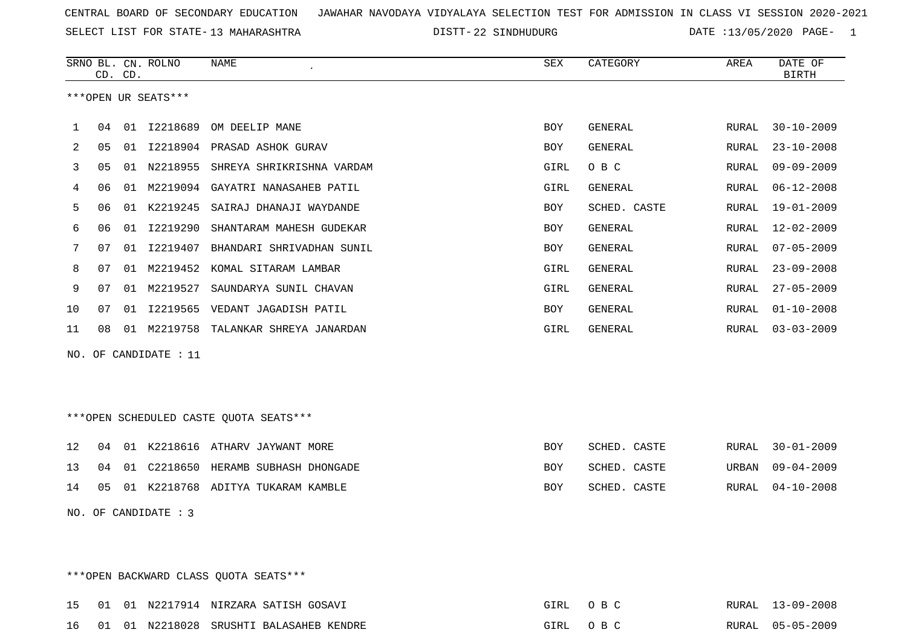CENTRAL BOARD OF SECONDARY EDUCATION JAWAHAR NAVODAYA VIDYALAYA SELECTION TEST FOR ADMISSION IN CLASS VI SESSION 2020-2021

SELECT LIST FOR STATE- 13 MAHARASHTRA DISTT- 22 SINDHUDURG DATE :13/05/2020 PAGE- 1

***OPEN UR SEATS***

| SRNO | BL. CD. | CN. CD. | ROLNO | NAME | SEX | CATEGORY | AREA | DATE OF BIRTH |
|---|---|---|---|---|---|---|---|---|
| 1 | 04 | 01 | I2218689 | OM DEELIP MANE | BOY | GENERAL | RURAL | 30-10-2009 |
| 2 | 05 | 01 | I2218904 | PRASAD ASHOK GURAV | BOY | GENERAL | RURAL | 23-10-2008 |
| 3 | 05 | 01 | N2218955 | SHREYA SHRIKRISHNA VARDAM | GIRL | O B C | RURAL | 09-09-2009 |
| 4 | 06 | 01 | M2219094 | GAYATRI NANASAHEB PATIL | GIRL | GENERAL | RURAL | 06-12-2008 |
| 5 | 06 | 01 | K2219245 | SAIRAJ DHANAJI WAYDANDE | BOY | SCHED. CASTE | RURAL | 19-01-2009 |
| 6 | 06 | 01 | I2219290 | SHANTARAM MAHESH GUDEKAR | BOY | GENERAL | RURAL | 12-02-2009 |
| 7 | 07 | 01 | I2219407 | BHANDARI SHRIVADHAN SUNIL | BOY | GENERAL | RURAL | 07-05-2009 |
| 8 | 07 | 01 | M2219452 | KOMAL SITARAM LAMBAR | GIRL | GENERAL | RURAL | 23-09-2008 |
| 9 | 07 | 01 | M2219527 | SAUNDARYA SUNIL CHAVAN | GIRL | GENERAL | RURAL | 27-05-2009 |
| 10 | 07 | 01 | I2219565 | VEDANT JAGADISH PATIL | BOY | GENERAL | RURAL | 01-10-2008 |
| 11 | 08 | 01 | M2219758 | TALANKAR SHREYA JANARDAN | GIRL | GENERAL | RURAL | 03-03-2009 |

NO. OF CANDIDATE : 11

***OPEN SCHEDULED CASTE QUOTA SEATS***

| SRNO | BL. CD. | CN. CD. | ROLNO | NAME | SEX | CATEGORY | AREA | DATE OF BIRTH |
|---|---|---|---|---|---|---|---|---|
| 12 | 04 | 01 | K2218616 | ATHARV JAYWANT MORE | BOY | SCHED. CASTE | RURAL | 30-01-2009 |
| 13 | 04 | 01 | C2218650 | HERAMB SUBHASH DHONGADE | BOY | SCHED. CASTE | URBAN | 09-04-2009 |
| 14 | 05 | 01 | K2218768 | ADITYA TUKARAM KAMBLE | BOY | SCHED. CASTE | RURAL | 04-10-2008 |

NO. OF CANDIDATE : 3

***OPEN BACKWARD CLASS QUOTA SEATS***

| SRNO | BL. CD. | CN. CD. | ROLNO | NAME | SEX | CATEGORY | AREA | DATE OF BIRTH |
|---|---|---|---|---|---|---|---|---|
| 15 | 01 | 01 | N2217914 | NIRZARA SATISH GOSAVI | GIRL | O B C | RURAL | 13-09-2008 |
| 16 | 01 | 01 | N2218028 | SRUSHTI BALASAHEB KENDRE | GIRL | O B C | RURAL | 05-05-2009 |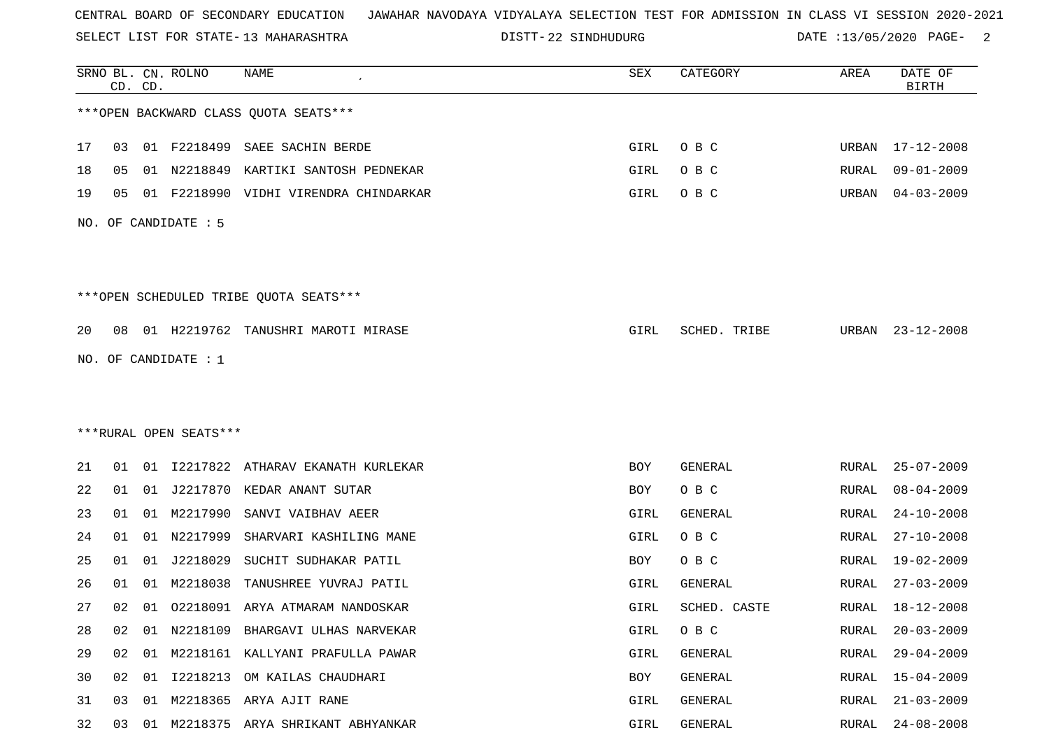CENTRAL BOARD OF SECONDARY EDUCATION JAWAHAR NAVODAYA VIDYALAYA SELECTION TEST FOR ADMISSION IN CLASS VI SESSION 2020-2021

SELECT LIST FOR STATE- 13 MAHARASHTRA DISTT- 22 SINDHUDURG DATE :13/05/2020

***OPEN BACKWARD CLASS QUOTA SEATS***

| SRNO | BL. CD. | CN. CD. | ROLNO | NAME | SEX | CATEGORY | AREA | DATE OF BIRTH |
|---|---|---|---|---|---|---|---|---|
| 17 | 03 | 01 | F2218499 | SAEE SACHIN BERDE | GIRL | O B C | URBAN | 17-12-2008 |
| 18 | 05 | 01 | N2218849 | KARTIKI SANTOSH PEDNEKAR | GIRL | O B C | RURAL | 09-01-2009 |
| 19 | 05 | 01 | F2218990 | VIDHI VIRENDRA CHINDARKAR | GIRL | O B C | URBAN | 04-03-2009 |

NO. OF CANDIDATE : 5

***OPEN SCHEDULED TRIBE QUOTA SEATS***

| SRNO | BL. CD. | CN. CD. | ROLNO | NAME | SEX | CATEGORY | AREA | DATE OF BIRTH |
|---|---|---|---|---|---|---|---|---|
| 20 | 08 | 01 | H2219762 | TANUSHRI MAROTI MIRASE | GIRL | SCHED. TRIBE | URBAN | 23-12-2008 |

NO. OF CANDIDATE : 1

***RURAL OPEN SEATS***

| SRNO | BL. CD. | CN. CD. | ROLNO | NAME | SEX | CATEGORY | AREA | DATE OF BIRTH |
|---|---|---|---|---|---|---|---|---|
| 21 | 01 | 01 | I2217822 | ATHARAV EKANATH KURLEKAR | BOY | GENERAL | RURAL | 25-07-2009 |
| 22 | 01 | 01 | J2217870 | KEDAR ANANT SUTAR | BOY | O B C | RURAL | 08-04-2009 |
| 23 | 01 | 01 | M2217990 | SANVI VAIBHAV AEER | GIRL | GENERAL | RURAL | 24-10-2008 |
| 24 | 01 | 01 | N2217999 | SHARVARI KASHILING MANE | GIRL | O B C | RURAL | 27-10-2008 |
| 25 | 01 | 01 | J2218029 | SUCHIT SUDHAKAR PATIL | BOY | O B C | RURAL | 19-02-2009 |
| 26 | 01 | 01 | M2218038 | TANUSHREE YUVRAJ PATIL | GIRL | GENERAL | RURAL | 27-03-2009 |
| 27 | 02 | 01 | O2218091 | ARYA ATMARAM NANDOSKAR | GIRL | SCHED. CASTE | RURAL | 18-12-2008 |
| 28 | 02 | 01 | N2218109 | BHARGAVI ULHAS NARVEKAR | GIRL | O B C | RURAL | 20-03-2009 |
| 29 | 02 | 01 | M2218161 | KALLYANI PRAFULLA PAWAR | GIRL | GENERAL | RURAL | 29-04-2009 |
| 30 | 02 | 01 | I2218213 | OM KAILAS CHAUDHARI | BOY | GENERAL | RURAL | 15-04-2009 |
| 31 | 03 | 01 | M2218365 | ARYA AJIT RANE | GIRL | GENERAL | RURAL | 21-03-2009 |
| 32 | 03 | 01 | M2218375 | ARYA SHRIKANT ABHYANKAR | GIRL | GENERAL | RURAL | 24-08-2008 |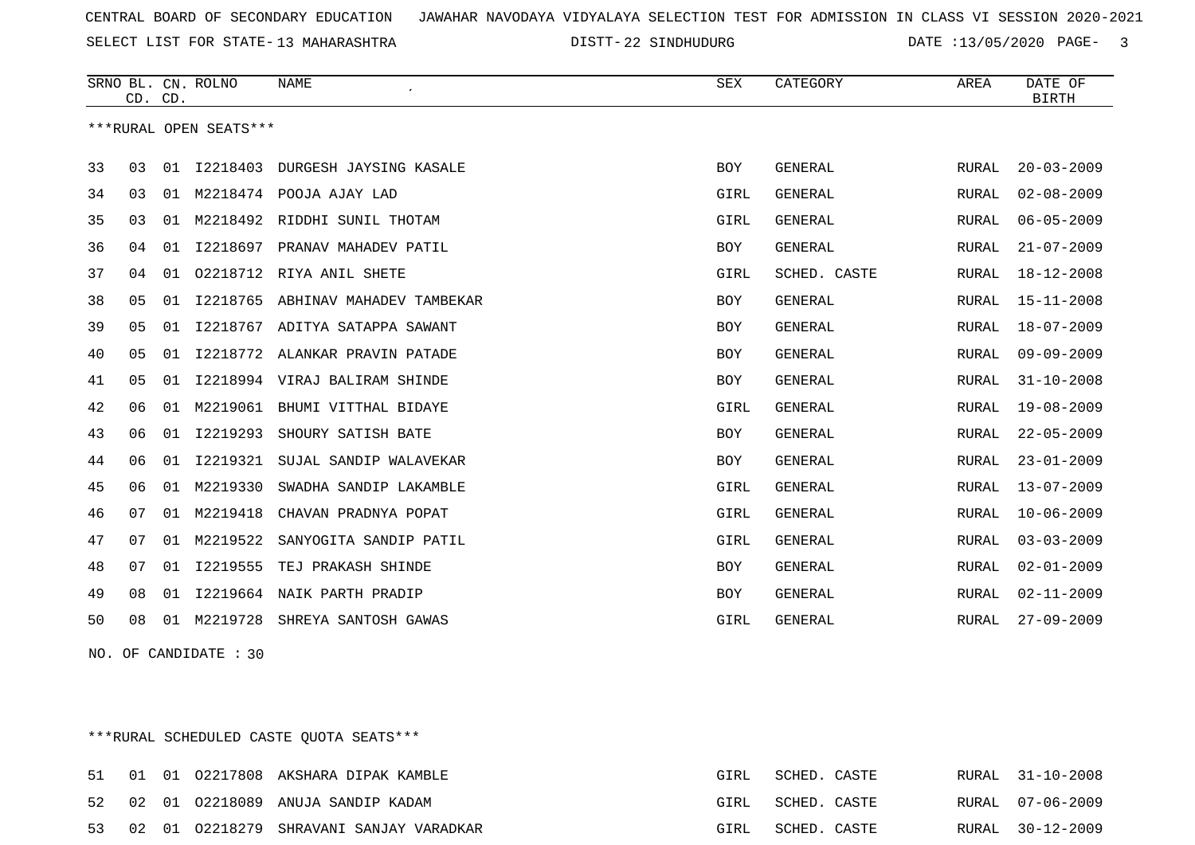CENTRAL BOARD OF SECONDARY EDUCATION   JAWAHAR NAVODAYA VIDYALAYA SELECTION TEST FOR ADMISSION IN CLASS VI SESSION 2020-2021

SELECT LIST FOR STATE- 13 MAHARASHTRA   DISTT- 22 SINDHUDURG   DATE :13/05/2020

***RURAL OPEN SEATS***

| SRNO | BL. CD. | CN. CD. | ROLNO | NAME | SEX | CATEGORY | AREA | DATE OF BIRTH |
|---|---|---|---|---|---|---|---|---|
| 33 | 03 | 01 | I2218403 | DURGESH JAYSING KASALE | BOY | GENERAL | RURAL | 20-03-2009 |
| 34 | 03 | 01 | M2218474 | POOJA AJAY LAD | GIRL | GENERAL | RURAL | 02-08-2009 |
| 35 | 03 | 01 | M2218492 | RIDDHI SUNIL THOTAM | GIRL | GENERAL | RURAL | 06-05-2009 |
| 36 | 04 | 01 | I2218697 | PRANAV MAHADEV PATIL | BOY | GENERAL | RURAL | 21-07-2009 |
| 37 | 04 | 01 | O2218712 | RIYA ANIL SHETE | GIRL | SCHED. CASTE | RURAL | 18-12-2008 |
| 38 | 05 | 01 | I2218765 | ABHINAV MAHADEV TAMBEKAR | BOY | GENERAL | RURAL | 15-11-2008 |
| 39 | 05 | 01 | I2218767 | ADITYA SATAPPA SAWANT | BOY | GENERAL | RURAL | 18-07-2009 |
| 40 | 05 | 01 | I2218772 | ALANKAR PRAVIN PATADE | BOY | GENERAL | RURAL | 09-09-2009 |
| 41 | 05 | 01 | I2218994 | VIRAJ BALIRAM SHINDE | BOY | GENERAL | RURAL | 31-10-2008 |
| 42 | 06 | 01 | M2219061 | BHUMI VITTHAL BIDAYE | GIRL | GENERAL | RURAL | 19-08-2009 |
| 43 | 06 | 01 | I2219293 | SHOURY SATISH BATE | BOY | GENERAL | RURAL | 22-05-2009 |
| 44 | 06 | 01 | I2219321 | SUJAL SANDIP WALAVEKAR | BOY | GENERAL | RURAL | 23-01-2009 |
| 45 | 06 | 01 | M2219330 | SWADHA SANDIP LAKAMBLE | GIRL | GENERAL | RURAL | 13-07-2009 |
| 46 | 07 | 01 | M2219418 | CHAVAN PRADNYA POPAT | GIRL | GENERAL | RURAL | 10-06-2009 |
| 47 | 07 | 01 | M2219522 | SANYOGITA SANDIP PATIL | GIRL | GENERAL | RURAL | 03-03-2009 |
| 48 | 07 | 01 | I2219555 | TEJ PRAKASH SHINDE | BOY | GENERAL | RURAL | 02-01-2009 |
| 49 | 08 | 01 | I2219664 | NAIK PARTH PRADIP | BOY | GENERAL | RURAL | 02-11-2009 |
| 50 | 08 | 01 | M2219728 | SHREYA SANTOSH GAWAS | GIRL | GENERAL | RURAL | 27-09-2009 |

NO. OF CANDIDATE : 30

***RURAL SCHEDULED CASTE QUOTA SEATS***

| SRNO | BL. CD. | CN. CD. | ROLNO | NAME | SEX | CATEGORY | AREA | DATE OF BIRTH |
|---|---|---|---|---|---|---|---|---|
| 51 | 01 | 01 | O2217808 | AKSHARA DIPAK KAMBLE | GIRL | SCHED. CASTE | RURAL | 31-10-2008 |
| 52 | 02 | 01 | O2218089 | ANUJA SANDIP KADAM | GIRL | SCHED. CASTE | RURAL | 07-06-2009 |
| 53 | 02 | 01 | O2218279 | SHRAVANI SANJAY VARADKAR | GIRL | SCHED. CASTE | RURAL | 30-12-2009 |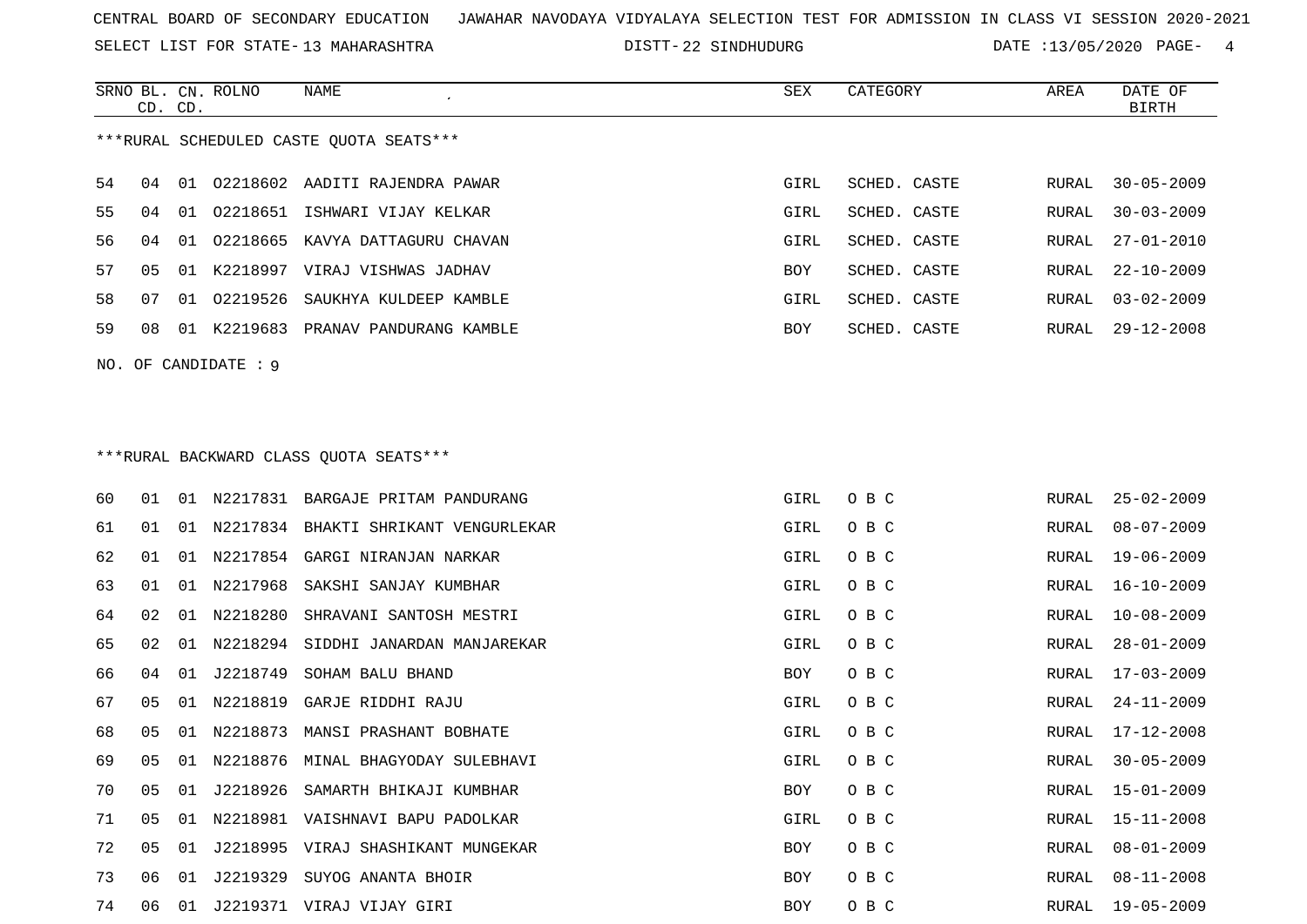CENTRAL BOARD OF SECONDARY EDUCATION JAWAHAR NAVODAYA VIDYALAYA SELECTION TEST FOR ADMISSION IN CLASS VI SESSION 2020-2021

SELECT LIST FOR STATE- 13 MAHARASHTRA DISTT- 22 SINDHUDURG DATE :13/05/2020

***RURAL SCHEDULED CASTE QUOTA SEATS***

| SRNO | BL. CD. | CN. CD. | ROLNO | NAME | SEX | CATEGORY | AREA | DATE OF BIRTH |
|---|---|---|---|---|---|---|---|---|
| 54 | 04 | 01 | O2218602 | AADITI RAJENDRA PAWAR | GIRL | SCHED. CASTE | RURAL | 30-05-2009 |
| 55 | 04 | 01 | O2218651 | ISHWARI VIJAY KELKAR | GIRL | SCHED. CASTE | RURAL | 30-03-2009 |
| 56 | 04 | 01 | O2218665 | KAVYA DATTAGURU CHAVAN | GIRL | SCHED. CASTE | RURAL | 27-01-2010 |
| 57 | 05 | 01 | K2218997 | VIRAJ VISHWAS JADHAV | BOY | SCHED. CASTE | RURAL | 22-10-2009 |
| 58 | 07 | 01 | O2219526 | SAUKHYA KULDEEP KAMBLE | GIRL | SCHED. CASTE | RURAL | 03-02-2009 |
| 59 | 08 | 01 | K2219683 | PRANAV PANDURANG KAMBLE | BOY | SCHED. CASTE | RURAL | 29-12-2008 |

NO. OF CANDIDATE : 9

***RURAL BACKWARD CLASS QUOTA SEATS***

| SRNO | BL. CD. | CN. CD. | ROLNO | NAME | SEX | CATEGORY | AREA | DATE OF BIRTH |
|---|---|---|---|---|---|---|---|---|
| 60 | 01 | 01 | N2217831 | BARGAJE PRITAM PANDURANG | GIRL | O B C | RURAL | 25-02-2009 |
| 61 | 01 | 01 | N2217834 | BHAKTI SHRIKANT VENGURLEKAR | GIRL | O B C | RURAL | 08-07-2009 |
| 62 | 01 | 01 | N2217854 | GARGI NIRANJAN NARKAR | GIRL | O B C | RURAL | 19-06-2009 |
| 63 | 01 | 01 | N2217968 | SAKSHI SANJAY KUMBHAR | GIRL | O B C | RURAL | 16-10-2009 |
| 64 | 02 | 01 | N2218280 | SHRAVANI SANTOSH MESTRI | GIRL | O B C | RURAL | 10-08-2009 |
| 65 | 02 | 01 | N2218294 | SIDDHI JANARDAN MANJAREKAR | GIRL | O B C | RURAL | 28-01-2009 |
| 66 | 04 | 01 | J2218749 | SOHAM BALU BHAND | BOY | O B C | RURAL | 17-03-2009 |
| 67 | 05 | 01 | N2218819 | GARJE RIDDHI RAJU | GIRL | O B C | RURAL | 24-11-2009 |
| 68 | 05 | 01 | N2218873 | MANSI PRASHANT BOBHATE | GIRL | O B C | RURAL | 17-12-2008 |
| 69 | 05 | 01 | N2218876 | MINAL BHAGYODAY SULEBHAVI | GIRL | O B C | RURAL | 30-05-2009 |
| 70 | 05 | 01 | J2218926 | SAMARTH BHIKAJI KUMBHAR | BOY | O B C | RURAL | 15-01-2009 |
| 71 | 05 | 01 | N2218981 | VAISHNAVI BAPU PADOLKAR | GIRL | O B C | RURAL | 15-11-2008 |
| 72 | 05 | 01 | J2218995 | VIRAJ SHASHIKANT MUNGEKAR | BOY | O B C | RURAL | 08-01-2009 |
| 73 | 06 | 01 | J2219329 | SUYOG ANANTA BHOIR | BOY | O B C | RURAL | 08-11-2008 |
| 74 | 06 | 01 | J2219371 | VIRAJ VIJAY GIRI | BOY | O B C | RURAL | 19-05-2009 |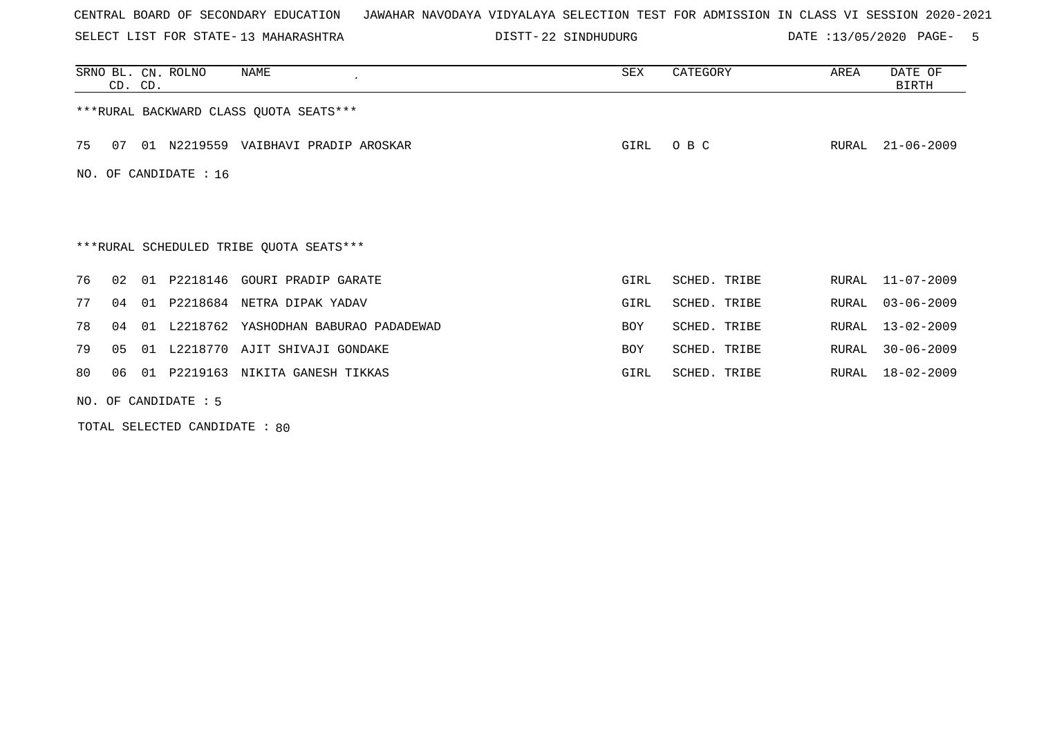CENTRAL BOARD OF SECONDARY EDUCATION   JAWAHAR NAVODAYA VIDYALAYA SELECTION TEST FOR ADMISSION IN CLASS VI SESSION 2020-2021

SELECT LIST FOR STATE- 13 MAHARASHTRA   DISTT- 22 SINDHUDURG   DATE :13/05/2020

| SRNO | BL. CD. | CN. CD. | ROLNO | NAME | SEX | CATEGORY | AREA | DATE OF BIRTH |
|---|---|---|---|---|---|---|---|---|

***RURAL BACKWARD CLASS QUOTA SEATS***

| SRNO | BL. CD. | CN. CD. | ROLNO | NAME | SEX | CATEGORY | AREA | DATE OF BIRTH |
|---|---|---|---|---|---|---|---|---|
| 75 | 07 | 01 | N2219559 | VAIBHAVI PRADIP AROSKAR | GIRL | O B C | RURAL | 21-06-2009 |

NO. OF CANDIDATE : 16

***RURAL SCHEDULED TRIBE QUOTA SEATS***

| SRNO | BL. CD. | CN. CD. | ROLNO | NAME | SEX | CATEGORY | AREA | DATE OF BIRTH |
|---|---|---|---|---|---|---|---|---|
| 76 | 02 | 01 | P2218146 | GOURI PRADIP GARATE | GIRL | SCHED. TRIBE | RURAL | 11-07-2009 |
| 77 | 04 | 01 | P2218684 | NETRA DIPAK YADAV | GIRL | SCHED. TRIBE | RURAL | 03-06-2009 |
| 78 | 04 | 01 | L2218762 | YASHODHAN BABURAO PADADEWAD | BOY | SCHED. TRIBE | RURAL | 13-02-2009 |
| 79 | 05 | 01 | L2218770 | AJIT SHIVAJI GONDAKE | BOY | SCHED. TRIBE | RURAL | 30-06-2009 |
| 80 | 06 | 01 | P2219163 | NIKITA GANESH TIKKAS | GIRL | SCHED. TRIBE | RURAL | 18-02-2009 |

NO. OF CANDIDATE : 5

TOTAL SELECTED CANDIDATE : 80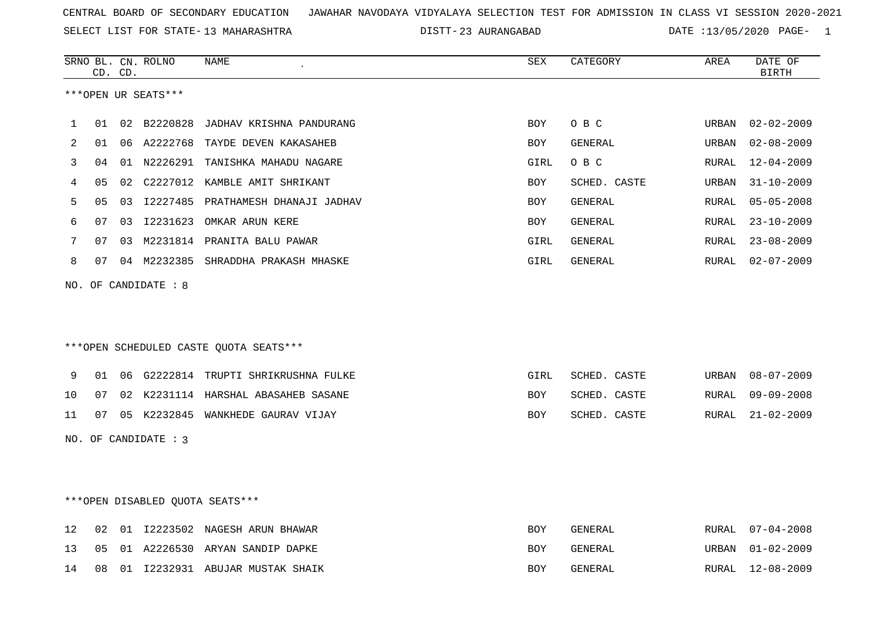CENTRAL BOARD OF SECONDARY EDUCATION JAWAHAR NAVODAYA VIDYALAYA SELECTION TEST FOR ADMISSION IN CLASS VI SESSION 2020-2021

SELECT LIST FOR STATE- 13 MAHARASHTRA DISTT- 23 AURANGABAD DATE :13/05/2020 PAGE- 1

***OPEN UR SEATS***

| SRNO | BL. CD. | CN. CD. | ROLNO | NAME | SEX | CATEGORY | AREA | DATE OF BIRTH |
|---|---|---|---|---|---|---|---|---|
| 1 | 01 | 02 | B2220828 | JADHAV KRISHNA PANDURANG | BOY | O B C | URBAN | 02-02-2009 |
| 2 | 01 | 06 | A2222768 | TAYDE DEVEN KAKASAHEB | BOY | GENERAL | URBAN | 02-08-2009 |
| 3 | 04 | 01 | N2226291 | TANISHKA MAHADU NAGARE | GIRL | O B C | RURAL | 12-04-2009 |
| 4 | 05 | 02 | C2227012 | KAMBLE AMIT SHRIKANT | BOY | SCHED. CASTE | URBAN | 31-10-2009 |
| 5 | 05 | 03 | I2227485 | PRATHAMESH DHANAJI JADHAV | BOY | GENERAL | RURAL | 05-05-2008 |
| 6 | 07 | 03 | I2231623 | OMKAR ARUN KERE | BOY | GENERAL | RURAL | 23-10-2009 |
| 7 | 07 | 03 | M2231814 | PRANITA BALU PAWAR | GIRL | GENERAL | RURAL | 23-08-2009 |
| 8 | 07 | 04 | M2232385 | SHRADDHA PRAKASH MHASKE | GIRL | GENERAL | RURAL | 02-07-2009 |

NO. OF CANDIDATE : 8

***OPEN SCHEDULED CASTE QUOTA SEATS***

| SRNO | BL. CD. | CN. CD. | ROLNO | NAME | SEX | CATEGORY | AREA | DATE OF BIRTH |
|---|---|---|---|---|---|---|---|---|
| 9 | 01 | 06 | G2222814 | TRUPTI SHRIKRUSHNA FULKE | GIRL | SCHED. CASTE | URBAN | 08-07-2009 |
| 10 | 07 | 02 | K2231114 | HARSHAL ABASAHEB SASANE | BOY | SCHED. CASTE | RURAL | 09-09-2008 |
| 11 | 07 | 05 | K2232845 | WANKHEDE GAURAV VIJAY | BOY | SCHED. CASTE | RURAL | 21-02-2009 |

NO. OF CANDIDATE : 3

***OPEN DISABLED QUOTA SEATS***

| SRNO | BL. CD. | CN. CD. | ROLNO | NAME | SEX | CATEGORY | AREA | DATE OF BIRTH |
|---|---|---|---|---|---|---|---|---|
| 12 | 02 | 01 | I2223502 | NAGESH ARUN BHAWAR | BOY | GENERAL | RURAL | 07-04-2008 |
| 13 | 05 | 01 | A2226530 | ARYAN SANDIP DAPKE | BOY | GENERAL | URBAN | 01-02-2009 |
| 14 | 08 | 01 | I2232931 | ABUJAR MUSTAK SHAIK | BOY | GENERAL | RURAL | 12-08-2009 |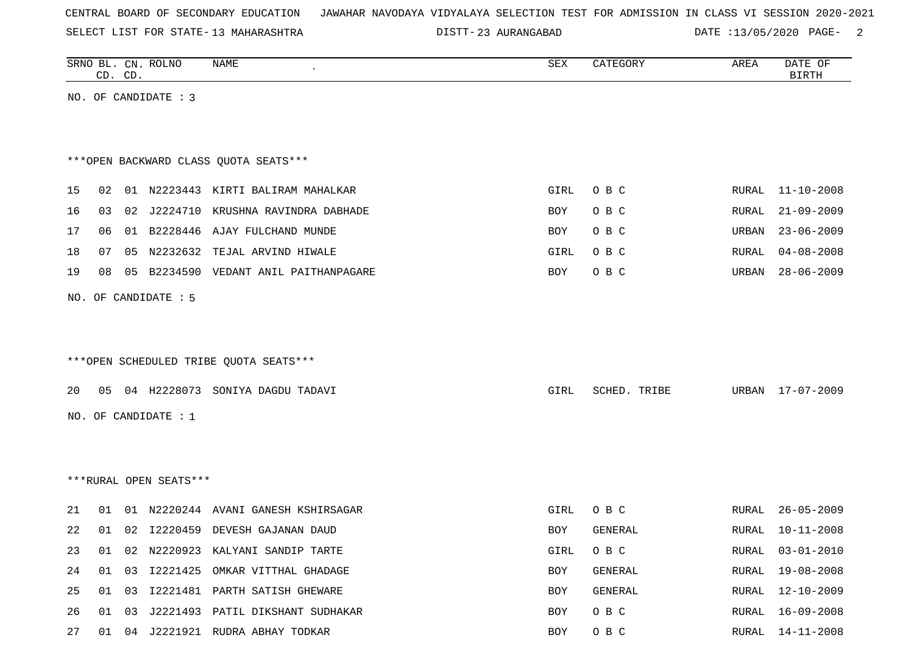CENTRAL BOARD OF SECONDARY EDUCATION JAWAHAR NAVODAYA VIDYALAYA SELECTION TEST FOR ADMISSION IN CLASS VI SESSION 2020-2021

SELECT LIST FOR STATE- 13 MAHARASHTRA DISTT- 23 AURANGABAD DATE :13/05/2020

| SRNO | BL. CD. | CN. CD. | ROLNO | NAME | SEX | CATEGORY | AREA | DATE OF BIRTH |
|---|---|---|---|---|---|---|---|---|

NO. OF CANDIDATE : 3

***OPEN BACKWARD CLASS QUOTA SEATS***

| SRNO | BL. CD. | CN. CD. | ROLNO | NAME | SEX | CATEGORY | AREA | DATE OF BIRTH |
|---|---|---|---|---|---|---|---|---|
| 15 | 02 | 01 | N2223443 | KIRTI BALIRAM MAHALKAR | GIRL | O B C | RURAL | 11-10-2008 |
| 16 | 03 | 02 | J2224710 | KRUSHNA RAVINDRA DABHADE | BOY | O B C | RURAL | 21-09-2009 |
| 17 | 06 | 01 | B2228446 | AJAY FULCHAND MUNDE | BOY | O B C | URBAN | 23-06-2009 |
| 18 | 07 | 05 | N2232632 | TEJAL ARVIND HIWALE | GIRL | O B C | RURAL | 04-08-2008 |
| 19 | 08 | 05 | B2234590 | VEDANT ANIL PAITHANPAGARE | BOY | O B C | URBAN | 28-06-2009 |

NO. OF CANDIDATE : 5

***OPEN SCHEDULED TRIBE QUOTA SEATS***

| SRNO | BL. CD. | CN. CD. | ROLNO | NAME | SEX | CATEGORY | AREA | DATE OF BIRTH |
|---|---|---|---|---|---|---|---|---|
| 20 | 05 | 04 | H2228073 | SONIYA DAGDU TADAVI | GIRL | SCHED. TRIBE | URBAN | 17-07-2009 |

NO. OF CANDIDATE : 1

***RURAL OPEN SEATS***

| SRNO | BL. CD. | CN. CD. | ROLNO | NAME | SEX | CATEGORY | AREA | DATE OF BIRTH |
|---|---|---|---|---|---|---|---|---|
| 21 | 01 | 01 | N2220244 | AVANI GANESH KSHIRSAGAR | GIRL | O B C | RURAL | 26-05-2009 |
| 22 | 01 | 02 | I2220459 | DEVESH GAJANAN DAUD | BOY | GENERAL | RURAL | 10-11-2008 |
| 23 | 01 | 02 | N2220923 | KALYANI SANDIP TARTE | GIRL | O B C | RURAL | 03-01-2010 |
| 24 | 01 | 03 | I2221425 | OMKAR VITTHAL GHADAGE | BOY | GENERAL | RURAL | 19-08-2008 |
| 25 | 01 | 03 | I2221481 | PARTH SATISH GHEWARE | BOY | GENERAL | RURAL | 12-10-2009 |
| 26 | 01 | 03 | J2221493 | PATIL DIKSHANT SUDHAKAR | BOY | O B C | RURAL | 16-09-2008 |
| 27 | 01 | 04 | J2221921 | RUDRA ABHAY TODKAR | BOY | O B C | RURAL | 14-11-2008 |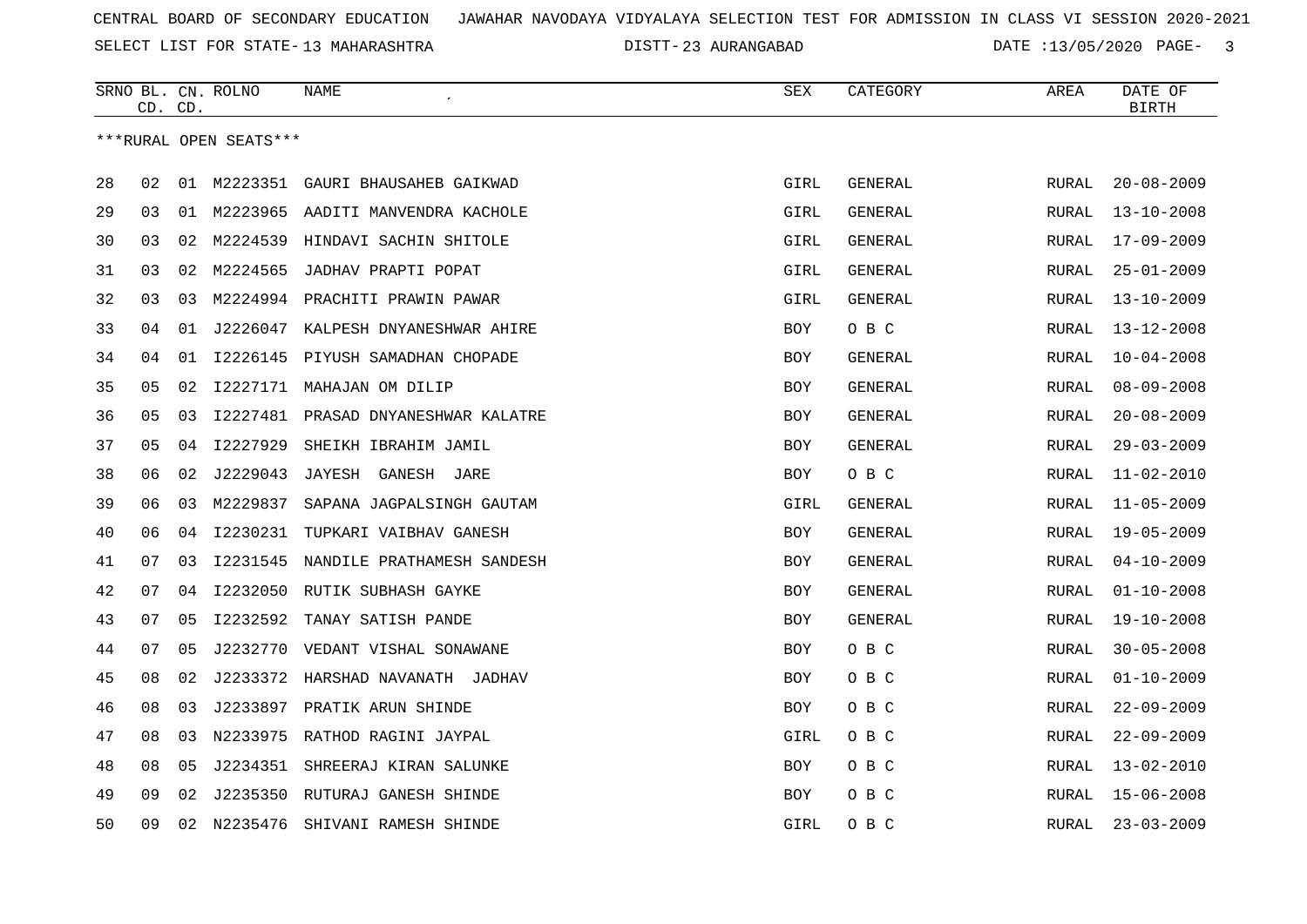CENTRAL BOARD OF SECONDARY EDUCATION JAWAHAR NAVODAYA VIDYALAYA SELECTION TEST FOR ADMISSION IN CLASS VI SESSION 2020-2021

SELECT LIST FOR STATE- 13 MAHARASHTRA DISTT- 23 AURANGABAD DATE :13/05/2020

***RURAL OPEN SEATS***

| SRNO | BL. CD. | CN. CD. | ROLNO | NAME | SEX | CATEGORY | AREA | DATE OF BIRTH |
|---|---|---|---|---|---|---|---|---|
| 28 | 02 | 01 | M2223351 | GAURI BHAUSAHEB GAIKWAD | GIRL | GENERAL | RURAL | 20-08-2009 |
| 29 | 03 | 01 | M2223965 | AADITI MANVENDRA KACHOLE | GIRL | GENERAL | RURAL | 13-10-2008 |
| 30 | 03 | 02 | M2224539 | HINDAVI SACHIN SHITOLE | GIRL | GENERAL | RURAL | 17-09-2009 |
| 31 | 03 | 02 | M2224565 | JADHAV PRAPTI POPAT | GIRL | GENERAL | RURAL | 25-01-2009 |
| 32 | 03 | 03 | M2224994 | PRACHITI PRAWIN PAWAR | GIRL | GENERAL | RURAL | 13-10-2009 |
| 33 | 04 | 01 | J2226047 | KALPESH DNYANESHWAR AHIRE | BOY | O B C | RURAL | 13-12-2008 |
| 34 | 04 | 01 | I2226145 | PIYUSH SAMADHAN CHOPADE | BOY | GENERAL | RURAL | 10-04-2008 |
| 35 | 05 | 02 | I2227171 | MAHAJAN OM DILIP | BOY | GENERAL | RURAL | 08-09-2008 |
| 36 | 05 | 03 | I2227481 | PRASAD DNYANESHWAR KALATRE | BOY | GENERAL | RURAL | 20-08-2009 |
| 37 | 05 | 04 | I2227929 | SHEIKH IBRAHIM JAMIL | BOY | GENERAL | RURAL | 29-03-2009 |
| 38 | 06 | 02 | J2229043 | JAYESH GANESH JARE | BOY | O B C | RURAL | 11-02-2010 |
| 39 | 06 | 03 | M2229837 | SAPANA JAGPALSINGH GAUTAM | GIRL | GENERAL | RURAL | 11-05-2009 |
| 40 | 06 | 04 | I2230231 | TUPKARI VAIBHAV GANESH | BOY | GENERAL | RURAL | 19-05-2009 |
| 41 | 07 | 03 | I2231545 | NANDILE PRATHAMESH SANDESH | BOY | GENERAL | RURAL | 04-10-2009 |
| 42 | 07 | 04 | I2232050 | RUTIK SUBHASH GAYKE | BOY | GENERAL | RURAL | 01-10-2008 |
| 43 | 07 | 05 | I2232592 | TANAY SATISH PANDE | BOY | GENERAL | RURAL | 19-10-2008 |
| 44 | 07 | 05 | J2232770 | VEDANT VISHAL SONAWANE | BOY | O B C | RURAL | 30-05-2008 |
| 45 | 08 | 02 | J2233372 | HARSHAD NAVANATH JADHAV | BOY | O B C | RURAL | 01-10-2009 |
| 46 | 08 | 03 | J2233897 | PRATIK ARUN SHINDE | BOY | O B C | RURAL | 22-09-2009 |
| 47 | 08 | 03 | N2233975 | RATHOD RAGINI JAYPAL | GIRL | O B C | RURAL | 22-09-2009 |
| 48 | 08 | 05 | J2234351 | SHREERAJ KIRAN SALUNKE | BOY | O B C | RURAL | 13-02-2010 |
| 49 | 09 | 02 | J2235350 | RUTURAJ GANESH SHINDE | BOY | O B C | RURAL | 15-06-2008 |
| 50 | 09 | 02 | N2235476 | SHIVANI RAMESH SHINDE | GIRL | O B C | RURAL | 23-03-2009 |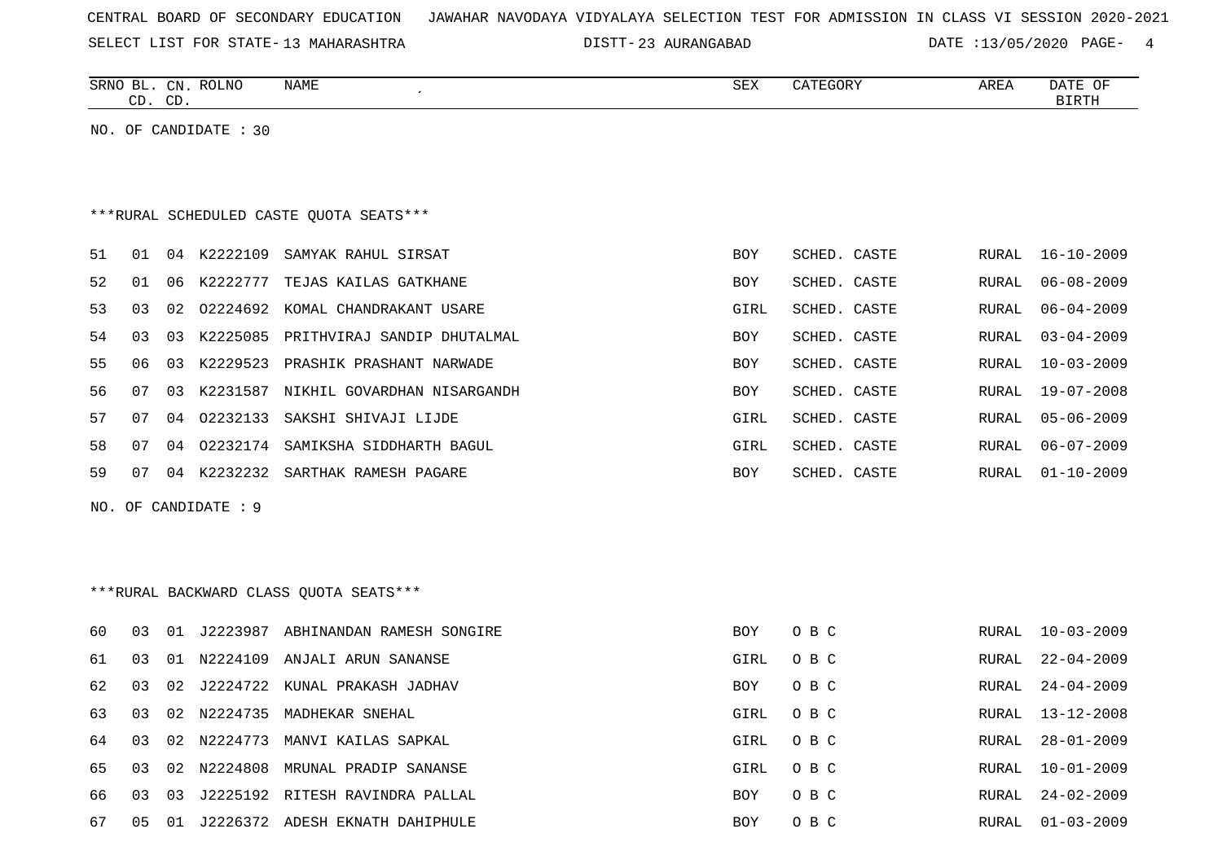CENTRAL BOARD OF SECONDARY EDUCATION JAWAHAR NAVODAYA VIDYALAYA SELECTION TEST FOR ADMISSION IN CLASS VI SESSION 2020-2021

SELECT LIST FOR STATE- 13 MAHARASHTRA DISTT- 23 AURANGABAD DATE :13/05/2020

| SRNO | BL. CD. | CN. CD. | ROLNO | NAME | SEX | CATEGORY | AREA | DATE OF BIRTH |
|---|---|---|---|---|---|---|---|---|

NO. OF CANDIDATE : 30

***RURAL SCHEDULED CASTE QUOTA SEATS***

| SRNO | BL. CD. | CN. CD. | ROLNO | NAME | SEX | CATEGORY | AREA | DATE OF BIRTH |
|---|---|---|---|---|---|---|---|---|
| 51 | 01 | 04 | K2222109 | SAMYAK RAHUL SIRSAT | BOY | SCHED. CASTE | RURAL | 16-10-2009 |
| 52 | 01 | 06 | K2222777 | TEJAS KAILAS GATKHANE | BOY | SCHED. CASTE | RURAL | 06-08-2009 |
| 53 | 03 | 02 | O2224692 | KOMAL CHANDRAKANT USARE | GIRL | SCHED. CASTE | RURAL | 06-04-2009 |
| 54 | 03 | 03 | K2225085 | PRITHVIRAJ SANDIP DHUTALMAL | BOY | SCHED. CASTE | RURAL | 03-04-2009 |
| 55 | 06 | 03 | K2229523 | PRASHIK PRASHANT NARWADE | BOY | SCHED. CASTE | RURAL | 10-03-2009 |
| 56 | 07 | 03 | K2231587 | NIKHIL GOVARDHAN NISARGANDH | BOY | SCHED. CASTE | RURAL | 19-07-2008 |
| 57 | 07 | 04 | O2232133 | SAKSHI SHIVAJI LIJDE | GIRL | SCHED. CASTE | RURAL | 05-06-2009 |
| 58 | 07 | 04 | O2232174 | SAMIKSHA SIDDHARTH BAGUL | GIRL | SCHED. CASTE | RURAL | 06-07-2009 |
| 59 | 07 | 04 | K2232232 | SARTHAK RAMESH PAGARE | BOY | SCHED. CASTE | RURAL | 01-10-2009 |

NO. OF CANDIDATE : 9

***RURAL BACKWARD CLASS QUOTA SEATS***

| SRNO | BL. CD. | CN. CD. | ROLNO | NAME | SEX | CATEGORY | AREA | DATE OF BIRTH |
|---|---|---|---|---|---|---|---|---|
| 60 | 03 | 01 | J2223987 | ABHINANDAN RAMESH SONGIRE | BOY | O B C | RURAL | 10-03-2009 |
| 61 | 03 | 01 | N2224109 | ANJALI ARUN SANANSE | GIRL | O B C | RURAL | 22-04-2009 |
| 62 | 03 | 02 | J2224722 | KUNAL PRAKASH JADHAV | BOY | O B C | RURAL | 24-04-2009 |
| 63 | 03 | 02 | N2224735 | MADHEKAR SNEHAL | GIRL | O B C | RURAL | 13-12-2008 |
| 64 | 03 | 02 | N2224773 | MANVI KAILAS SAPKAL | GIRL | O B C | RURAL | 28-01-2009 |
| 65 | 03 | 02 | N2224808 | MRUNAL PRADIP SANANSE | GIRL | O B C | RURAL | 10-01-2009 |
| 66 | 03 | 03 | J2225192 | RITESH RAVINDRA PALLAL | BOY | O B C | RURAL | 24-02-2009 |
| 67 | 05 | 01 | J2226372 | ADESH EKNATH DAHIPHULE | BOY | O B C | RURAL | 01-03-2009 |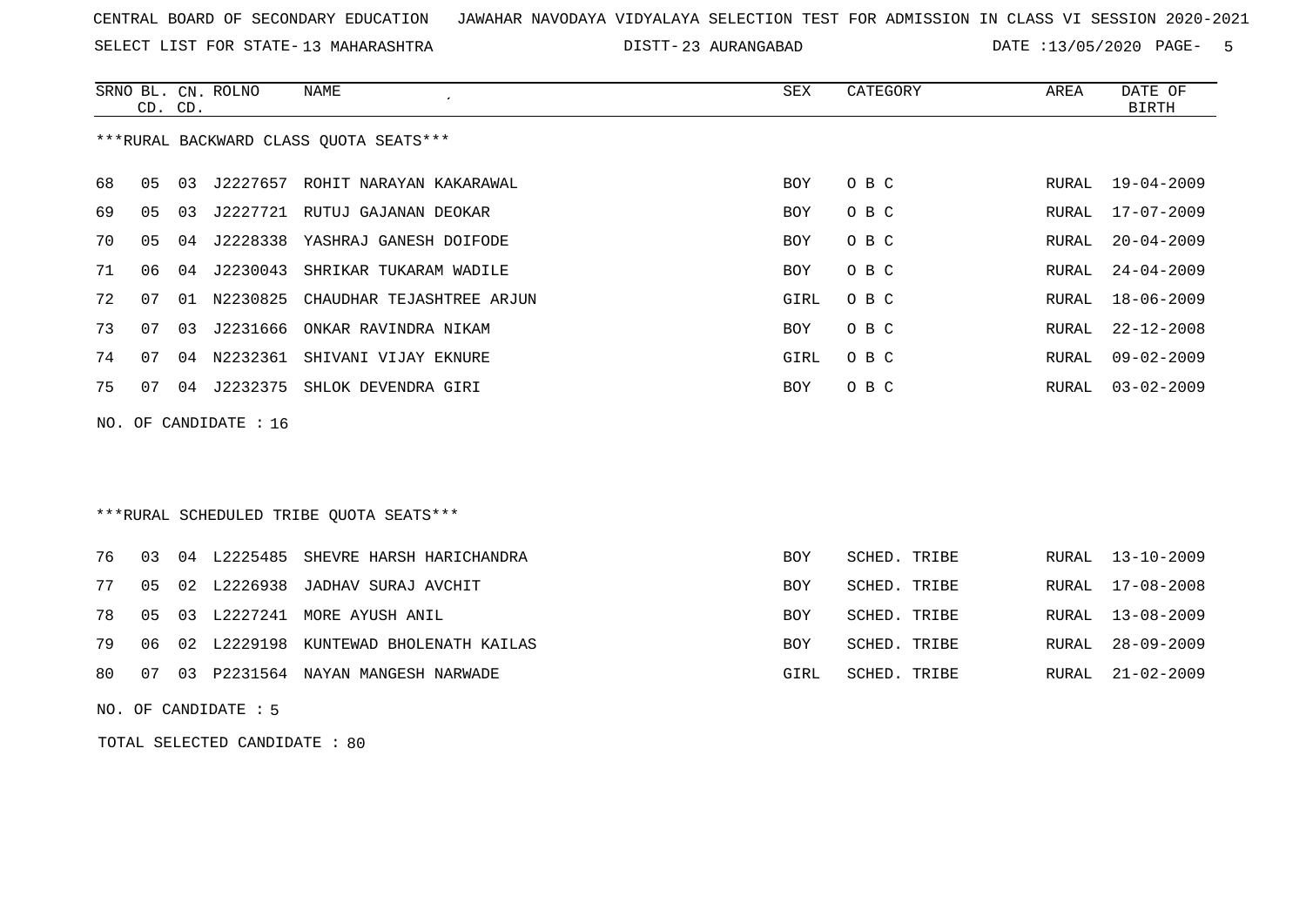CENTRAL BOARD OF SECONDARY EDUCATION JAWAHAR NAVODAYA VIDYALAYA SELECTION TEST FOR ADMISSION IN CLASS VI SESSION 2020-2021

SELECT LIST FOR STATE- 13 MAHARASHTRA DISTT- 23 AURANGABAD DATE :13/05/2020

***RURAL BACKWARD CLASS QUOTA SEATS***

| SRNO | BL. CD. | CN. CD. | ROLNO | NAME | SEX | CATEGORY | AREA | DATE OF BIRTH |
|---|---|---|---|---|---|---|---|---|
| 68 | 05 | 03 | J2227657 | ROHIT NARAYAN KAKARAWAL | BOY | O B C | RURAL | 19-04-2009 |
| 69 | 05 | 03 | J2227721 | RUTUJ GAJANAN DEOKAR | BOY | O B C | RURAL | 17-07-2009 |
| 70 | 05 | 04 | J2228338 | YASHRAJ GANESH DOIFODE | BOY | O B C | RURAL | 20-04-2009 |
| 71 | 06 | 04 | J2230043 | SHRIKAR TUKARAM WADILE | BOY | O B C | RURAL | 24-04-2009 |
| 72 | 07 | 01 | N2230825 | CHAUDHAR TEJASHTREE ARJUN | GIRL | O B C | RURAL | 18-06-2009 |
| 73 | 07 | 03 | J2231666 | ONKAR RAVINDRA NIKAM | BOY | O B C | RURAL | 22-12-2008 |
| 74 | 07 | 04 | N2232361 | SHIVANI VIJAY EKNURE | GIRL | O B C | RURAL | 09-02-2009 |
| 75 | 07 | 04 | J2232375 | SHLOK DEVENDRA GIRI | BOY | O B C | RURAL | 03-02-2009 |

NO. OF CANDIDATE : 16

***RURAL SCHEDULED TRIBE QUOTA SEATS***

| SRNO | BL. CD. | CN. CD. | ROLNO | NAME | SEX | CATEGORY | AREA | DATE OF BIRTH |
|---|---|---|---|---|---|---|---|---|
| 76 | 03 | 04 | L2225485 | SHEVRE HARSH HARICHANDRA | BOY | SCHED. TRIBE | RURAL | 13-10-2009 |
| 77 | 05 | 02 | L2226938 | JADHAV SURAJ AVCHIT | BOY | SCHED. TRIBE | RURAL | 17-08-2008 |
| 78 | 05 | 03 | L2227241 | MORE AYUSH ANIL | BOY | SCHED. TRIBE | RURAL | 13-08-2009 |
| 79 | 06 | 02 | L2229198 | KUNTEWAD BHOLENATH KAILAS | BOY | SCHED. TRIBE | RURAL | 28-09-2009 |
| 80 | 07 | 03 | P2231564 | NAYAN MANGESH NARWADE | GIRL | SCHED. TRIBE | RURAL | 21-02-2009 |

NO. OF CANDIDATE : 5

TOTAL SELECTED CANDIDATE : 80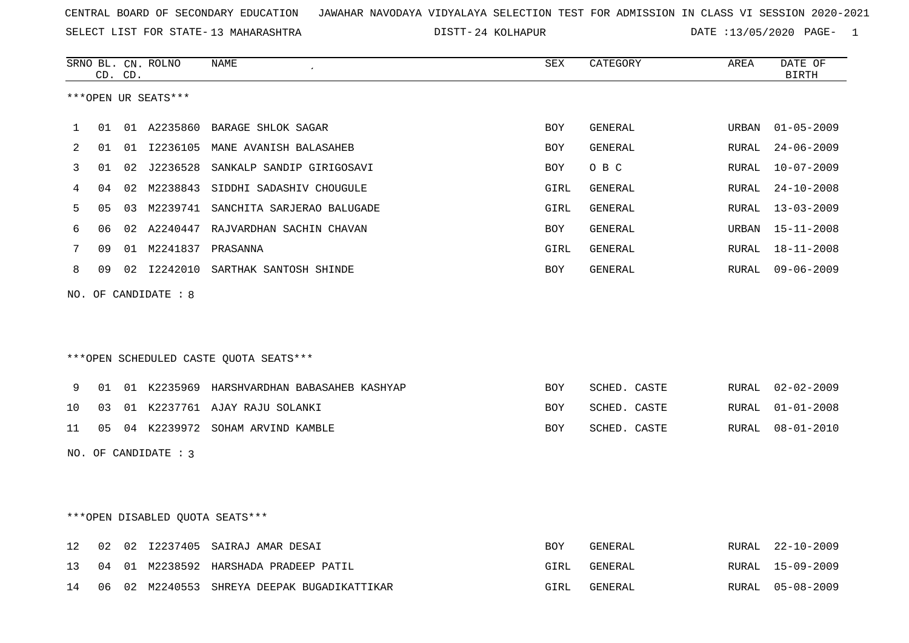CENTRAL BOARD OF SECONDARY EDUCATION JAWAHAR NAVODAYA VIDYALAYA SELECTION TEST FOR ADMISSION IN CLASS VI SESSION 2020-2021

SELECT LIST FOR STATE- 13 MAHARASHTRA DISTT- 24 KOLHAPUR DATE :13/05/2020

***OPEN UR SEATS***

| SRNO | BL. CD. | CN. CD. | ROLNO | NAME | SEX | CATEGORY | AREA | DATE OF BIRTH |
|---|---|---|---|---|---|---|---|---|
| 1 | 01 | 01 | A2235860 | BARAGE SHLOK SAGAR | BOY | GENERAL | URBAN | 01-05-2009 |
| 2 | 01 | 01 | I2236105 | MANE AVANISH BALASAHEB | BOY | GENERAL | RURAL | 24-06-2009 |
| 3 | 01 | 02 | J2236528 | SANKALP SANDIP GIRIGOSAVI | BOY | O B C | RURAL | 10-07-2009 |
| 4 | 04 | 02 | M2238843 | SIDDHI SADASHIV CHOUGULE | GIRL | GENERAL | RURAL | 24-10-2008 |
| 5 | 05 | 03 | M2239741 | SANCHITA SARJERAO BALUGADE | GIRL | GENERAL | RURAL | 13-03-2009 |
| 6 | 06 | 02 | A2240447 | RAJVARDHAN SACHIN CHAVAN | BOY | GENERAL | URBAN | 15-11-2008 |
| 7 | 09 | 01 | M2241837 | PRASANNA | GIRL | GENERAL | RURAL | 18-11-2008 |
| 8 | 09 | 02 | I2242010 | SARTHAK SANTOSH SHINDE | BOY | GENERAL | RURAL | 09-06-2009 |

NO. OF CANDIDATE : 8

***OPEN SCHEDULED CASTE QUOTA SEATS***

| SRNO | BL. CD. | CN. CD. | ROLNO | NAME | SEX | CATEGORY | AREA | DATE OF BIRTH |
|---|---|---|---|---|---|---|---|---|
| 9 | 01 | 01 | K2235969 | HARSHVARDHAN BABASAHEB KASHYAP | BOY | SCHED. CASTE | RURAL | 02-02-2009 |
| 10 | 03 | 01 | K2237761 | AJAY RAJU SOLANKI | BOY | SCHED. CASTE | RURAL | 01-01-2008 |
| 11 | 05 | 04 | K2239972 | SOHAM ARVIND KAMBLE | BOY | SCHED. CASTE | RURAL | 08-01-2010 |

NO. OF CANDIDATE : 3

***OPEN DISABLED QUOTA SEATS***

| SRNO | BL. CD. | CN. CD. | ROLNO | NAME | SEX | CATEGORY | AREA | DATE OF BIRTH |
|---|---|---|---|---|---|---|---|---|
| 12 | 02 | 02 | I2237405 | SAIRAJ AMAR DESAI | BOY | GENERAL | RURAL | 22-10-2009 |
| 13 | 04 | 01 | M2238592 | HARSHADA PRADEEP PATIL | GIRL | GENERAL | RURAL | 15-09-2009 |
| 14 | 06 | 02 | M2240553 | SHREYA DEEPAK BUGADIKATTIKAR | GIRL | GENERAL | RURAL | 05-08-2009 |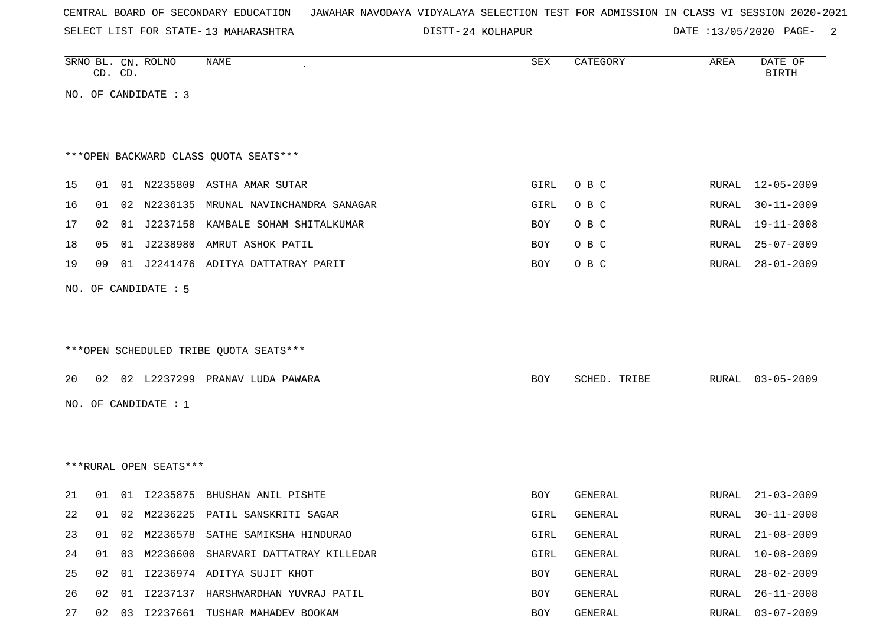CENTRAL BOARD OF SECONDARY EDUCATION JAWAHAR NAVODAYA VIDYALAYA SELECTION TEST FOR ADMISSION IN CLASS VI SESSION 2020-2021

SELECT LIST FOR STATE- 13 MAHARASHTRA DISTT- 24 KOLHAPUR DATE :13/05/2020

| SRNO | BL. CD. | CN. CD. | ROLNO | NAME | SEX | CATEGORY | AREA | DATE OF BIRTH |
|---|---|---|---|---|---|---|---|---|

NO. OF CANDIDATE : 3

***OPEN BACKWARD CLASS QUOTA SEATS***

| SRNO | BL. CD. | CN. CD. | ROLNO | NAME | SEX | CATEGORY | AREA | DATE OF BIRTH |
|---|---|---|---|---|---|---|---|---|
| 15 | 01 | 01 | N2235809 | ASTHA AMAR SUTAR | GIRL | O B C | RURAL | 12-05-2009 |
| 16 | 01 | 02 | N2236135 | MRUNAL NAVINCHANDRA SANAGAR | GIRL | O B C | RURAL | 30-11-2009 |
| 17 | 02 | 01 | J2237158 | KAMBALE SOHAM SHITALKUMAR | BOY | O B C | RURAL | 19-11-2008 |
| 18 | 05 | 01 | J2238980 | AMRUT ASHOK PATIL | BOY | O B C | RURAL | 25-07-2009 |
| 19 | 09 | 01 | J2241476 | ADITYA DATTATRAY PARIT | BOY | O B C | RURAL | 28-01-2009 |

NO. OF CANDIDATE : 5

***OPEN SCHEDULED TRIBE QUOTA SEATS***

| SRNO | BL. CD. | CN. CD. | ROLNO | NAME | SEX | CATEGORY | AREA | DATE OF BIRTH |
|---|---|---|---|---|---|---|---|---|
| 20 | 02 | 02 | L2237299 | PRANAV LUDA PAWARA | BOY | SCHED. TRIBE | RURAL | 03-05-2009 |

NO. OF CANDIDATE : 1

***RURAL OPEN SEATS***

| SRNO | BL. CD. | CN. CD. | ROLNO | NAME | SEX | CATEGORY | AREA | DATE OF BIRTH |
|---|---|---|---|---|---|---|---|---|
| 21 | 01 | 01 | I2235875 | BHUSHAN ANIL PISHTE | BOY | GENERAL | RURAL | 21-03-2009 |
| 22 | 01 | 02 | M2236225 | PATIL SANSKRITI SAGAR | GIRL | GENERAL | RURAL | 30-11-2008 |
| 23 | 01 | 02 | M2236578 | SATHE SAMIKSHA HINDURAO | GIRL | GENERAL | RURAL | 21-08-2009 |
| 24 | 01 | 03 | M2236600 | SHARVARI DATTATRAY KILLEDAR | GIRL | GENERAL | RURAL | 10-08-2009 |
| 25 | 02 | 01 | I2236974 | ADITYA SUJIT KHOT | BOY | GENERAL | RURAL | 28-02-2009 |
| 26 | 02 | 01 | I2237137 | HARSHWARDHAN YUVRAJ PATIL | BOY | GENERAL | RURAL | 26-11-2008 |
| 27 | 02 | 03 | I2237661 | TUSHAR MAHADEV BOOKAM | BOY | GENERAL | RURAL | 03-07-2009 |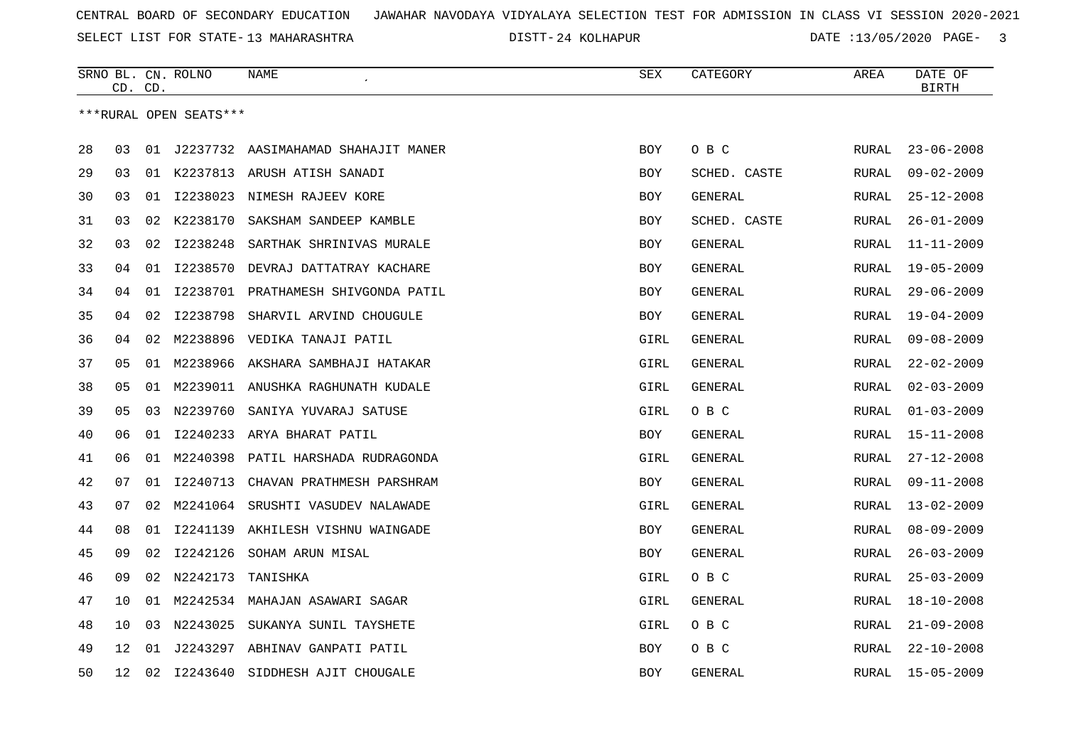CENTRAL BOARD OF SECONDARY EDUCATION JAWAHAR NAVODAYA VIDYALAYA SELECTION TEST FOR ADMISSION IN CLASS VI SESSION 2020-2021

SELECT LIST FOR STATE- 13 MAHARASHTRA DISTT- 24 KOLHAPUR DATE :13/05/2020

***RURAL OPEN SEATS***

| SRNO | BL. CD. | CN. CD. | ROLNO | NAME | SEX | CATEGORY | AREA | DATE OF BIRTH |
|---|---|---|---|---|---|---|---|---|
| 28 | 03 | 01 | J2237732 | AASIMAHAMAD SHAHAJIT MANER | BOY | O B C | RURAL | 23-06-2008 |
| 29 | 03 | 01 | K2237813 | ARUSH ATISH SANADI | BOY | SCHED. CASTE | RURAL | 09-02-2009 |
| 30 | 03 | 01 | I2238023 | NIMESH RAJEEV KORE | BOY | GENERAL | RURAL | 25-12-2008 |
| 31 | 03 | 02 | K2238170 | SAKSHAM SANDEEP KAMBLE | BOY | SCHED. CASTE | RURAL | 26-01-2009 |
| 32 | 03 | 02 | I2238248 | SARTHAK SHRINIVAS MURALE | BOY | GENERAL | RURAL | 11-11-2009 |
| 33 | 04 | 01 | I2238570 | DEVRAJ DATTATRAY KACHARE | BOY | GENERAL | RURAL | 19-05-2009 |
| 34 | 04 | 01 | I2238701 | PRATHAMESH SHIVGONDA PATIL | BOY | GENERAL | RURAL | 29-06-2009 |
| 35 | 04 | 02 | I2238798 | SHARVIL ARVIND CHOUGULE | BOY | GENERAL | RURAL | 19-04-2009 |
| 36 | 04 | 02 | M2238896 | VEDIKA TANAJI PATIL | GIRL | GENERAL | RURAL | 09-08-2009 |
| 37 | 05 | 01 | M2238966 | AKSHARA SAMBHAJI HATAKAR | GIRL | GENERAL | RURAL | 22-02-2009 |
| 38 | 05 | 01 | M2239011 | ANUSHKA RAGHUNATH KUDALE | GIRL | GENERAL | RURAL | 02-03-2009 |
| 39 | 05 | 03 | N2239760 | SANIYA YUVARAJ SATUSE | GIRL | O B C | RURAL | 01-03-2009 |
| 40 | 06 | 01 | I2240233 | ARYA BHARAT PATIL | BOY | GENERAL | RURAL | 15-11-2008 |
| 41 | 06 | 01 | M2240398 | PATIL HARSHADA RUDRAGONDA | GIRL | GENERAL | RURAL | 27-12-2008 |
| 42 | 07 | 01 | I2240713 | CHAVAN PRATHMESH PARSHRAM | BOY | GENERAL | RURAL | 09-11-2008 |
| 43 | 07 | 02 | M2241064 | SRUSHTI VASUDEV NALAWADE | GIRL | GENERAL | RURAL | 13-02-2009 |
| 44 | 08 | 01 | I2241139 | AKHILESH VISHNU WAINGADE | BOY | GENERAL | RURAL | 08-09-2009 |
| 45 | 09 | 02 | I2242126 | SOHAM ARUN MISAL | BOY | GENERAL | RURAL | 26-03-2009 |
| 46 | 09 | 02 | N2242173 | TANISHKA | GIRL | O B C | RURAL | 25-03-2009 |
| 47 | 10 | 01 | M2242534 | MAHAJAN ASAWARI SAGAR | GIRL | GENERAL | RURAL | 18-10-2008 |
| 48 | 10 | 03 | N2243025 | SUKANYA SUNIL TAYSHETE | GIRL | O B C | RURAL | 21-09-2008 |
| 49 | 12 | 01 | J2243297 | ABHINAV GANPATI PATIL | BOY | O B C | RURAL | 22-10-2008 |
| 50 | 12 | 02 | I2243640 | SIDDHESH AJIT CHOUGALE | BOY | GENERAL | RURAL | 15-05-2009 |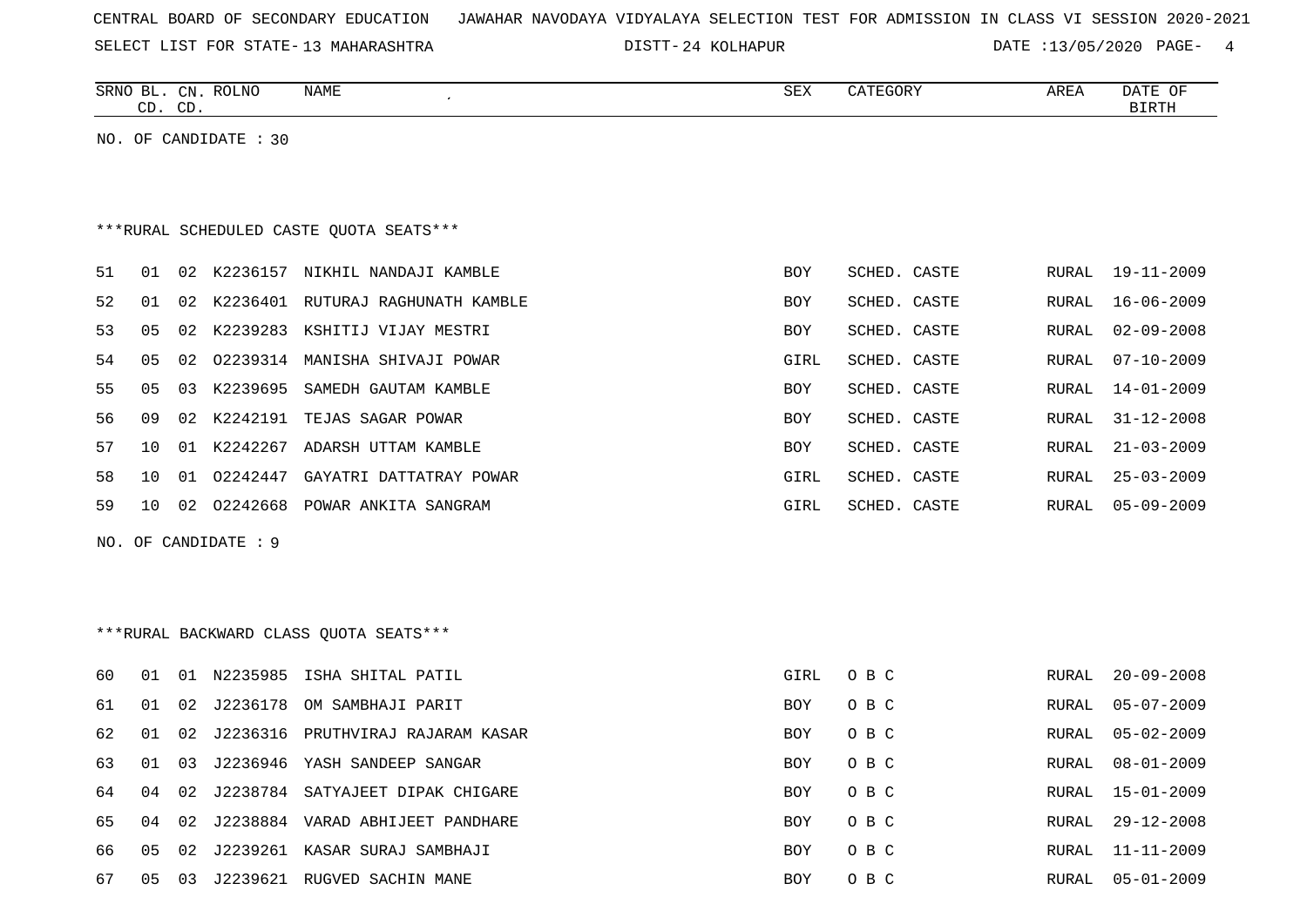CENTRAL BOARD OF SECONDARY EDUCATION   JAWAHAR NAVODAYA VIDYALAYA SELECTION TEST FOR ADMISSION IN CLASS VI SESSION 2020-2021

SELECT LIST FOR STATE- 13 MAHARASHTRA   DISTT- 24 KOLHAPUR   DATE :13/05/2020

| SRNO | BL. CD. | CN. CD. | ROLNO | NAME | SEX | CATEGORY | AREA | DATE OF BIRTH |
|---|---|---|---|---|---|---|---|---|

NO. OF CANDIDATE : 30

***RURAL SCHEDULED CASTE QUOTA SEATS***

| SRNO | BL. CD. | CN. CD. | ROLNO | NAME | SEX | CATEGORY | AREA | DATE OF BIRTH |
|---|---|---|---|---|---|---|---|---|
| 51 | 01 | 02 | K2236157 | NIKHIL NANDAJI KAMBLE | BOY | SCHED. CASTE | RURAL | 19-11-2009 |
| 52 | 01 | 02 | K2236401 | RUTURAJ RAGHUNATH KAMBLE | BOY | SCHED. CASTE | RURAL | 16-06-2009 |
| 53 | 05 | 02 | K2239283 | KSHITIJ VIJAY MESTRI | BOY | SCHED. CASTE | RURAL | 02-09-2008 |
| 54 | 05 | 02 | O2239314 | MANISHA SHIVAJI POWAR | GIRL | SCHED. CASTE | RURAL | 07-10-2009 |
| 55 | 05 | 03 | K2239695 | SAMEDH GAUTAM KAMBLE | BOY | SCHED. CASTE | RURAL | 14-01-2009 |
| 56 | 09 | 02 | K2242191 | TEJAS SAGAR POWAR | BOY | SCHED. CASTE | RURAL | 31-12-2008 |
| 57 | 10 | 01 | K2242267 | ADARSH UTTAM KAMBLE | BOY | SCHED. CASTE | RURAL | 21-03-2009 |
| 58 | 10 | 01 | O2242447 | GAYATRI DATTATRAY POWAR | GIRL | SCHED. CASTE | RURAL | 25-03-2009 |
| 59 | 10 | 02 | O2242668 | POWAR ANKITA SANGRAM | GIRL | SCHED. CASTE | RURAL | 05-09-2009 |

NO. OF CANDIDATE : 9

***RURAL BACKWARD CLASS QUOTA SEATS***

| SRNO | BL. CD. | CN. CD. | ROLNO | NAME | SEX | CATEGORY | AREA | DATE OF BIRTH |
|---|---|---|---|---|---|---|---|---|
| 60 | 01 | 01 | N2235985 | ISHA SHITAL PATIL | GIRL | O B C | RURAL | 20-09-2008 |
| 61 | 01 | 02 | J2236178 | OM SAMBHAJI PARIT | BOY | O B C | RURAL | 05-07-2009 |
| 62 | 01 | 02 | J2236316 | PRUTHVIRAJ RAJARAM KASAR | BOY | O B C | RURAL | 05-02-2009 |
| 63 | 01 | 03 | J2236946 | YASH SANDEEP SANGAR | BOY | O B C | RURAL | 08-01-2009 |
| 64 | 04 | 02 | J2238784 | SATYAJEET DIPAK CHIGARE | BOY | O B C | RURAL | 15-01-2009 |
| 65 | 04 | 02 | J2238884 | VARAD ABHIJEET PANDHARE | BOY | O B C | RURAL | 29-12-2008 |
| 66 | 05 | 02 | J2239261 | KASAR SURAJ SAMBHAJI | BOY | O B C | RURAL | 11-11-2009 |
| 67 | 05 | 03 | J2239621 | RUGVED SACHIN MANE | BOY | O B C | RURAL | 05-01-2009 |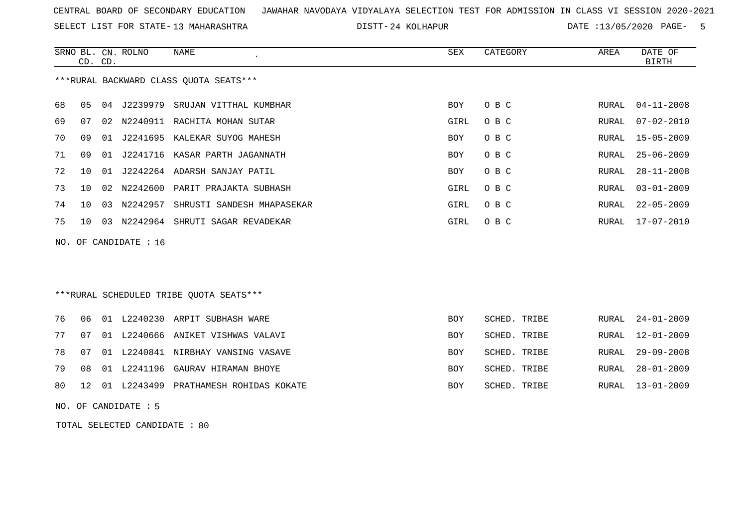CENTRAL BOARD OF SECONDARY EDUCATION JAWAHAR NAVODAYA VIDYALAYA SELECTION TEST FOR ADMISSION IN CLASS VI SESSION 2020-2021

SELECT LIST FOR STATE- 13 MAHARASHTRA DISTT- 24 KOLHAPUR DATE :13/05/2020

***RURAL BACKWARD CLASS QUOTA SEATS***

| SRNO | BL. CD. | CN. CD. | ROLNO | NAME | SEX | CATEGORY | AREA | DATE OF BIRTH |
|---|---|---|---|---|---|---|---|---|
| 68 | 05 | 04 | J2239979 | SRUJAN VITTHAL KUMBHAR | BOY | O B C | RURAL | 04-11-2008 |
| 69 | 07 | 02 | N2240911 | RACHITA MOHAN SUTAR | GIRL | O B C | RURAL | 07-02-2010 |
| 70 | 09 | 01 | J2241695 | KALEKAR SUYOG MAHESH | BOY | O B C | RURAL | 15-05-2009 |
| 71 | 09 | 01 | J2241716 | KASAR PARTH JAGANNATH | BOY | O B C | RURAL | 25-06-2009 |
| 72 | 10 | 01 | J2242264 | ADARSH SANJAY PATIL | BOY | O B C | RURAL | 28-11-2008 |
| 73 | 10 | 02 | N2242600 | PARIT PRAJAKTA SUBHASH | GIRL | O B C | RURAL | 03-01-2009 |
| 74 | 10 | 03 | N2242957 | SHRUSTI SANDESH MHAPASEKAR | GIRL | O B C | RURAL | 22-05-2009 |
| 75 | 10 | 03 | N2242964 | SHRUTI SAGAR REVADEKAR | GIRL | O B C | RURAL | 17-07-2010 |

NO. OF CANDIDATE : 16

***RURAL SCHEDULED TRIBE QUOTA SEATS***

| SRNO | BL. CD. | CN. CD. | ROLNO | NAME | SEX | CATEGORY | AREA | DATE OF BIRTH |
|---|---|---|---|---|---|---|---|---|
| 76 | 06 | 01 | L2240230 | ARPIT SUBHASH WARE | BOY | SCHED. TRIBE | RURAL | 24-01-2009 |
| 77 | 07 | 01 | L2240666 | ANIKET VISHWAS VALAVI | BOY | SCHED. TRIBE | RURAL | 12-01-2009 |
| 78 | 07 | 01 | L2240841 | NIRBHAY VANSING VASAVE | BOY | SCHED. TRIBE | RURAL | 29-09-2008 |
| 79 | 08 | 01 | L2241196 | GAURAV HIRAMAN BHOYE | BOY | SCHED. TRIBE | RURAL | 28-01-2009 |
| 80 | 12 | 01 | L2243499 | PRATHAMESH ROHIDAS KOKATE | BOY | SCHED. TRIBE | RURAL | 13-01-2009 |

NO. OF CANDIDATE : 5

TOTAL SELECTED CANDIDATE : 80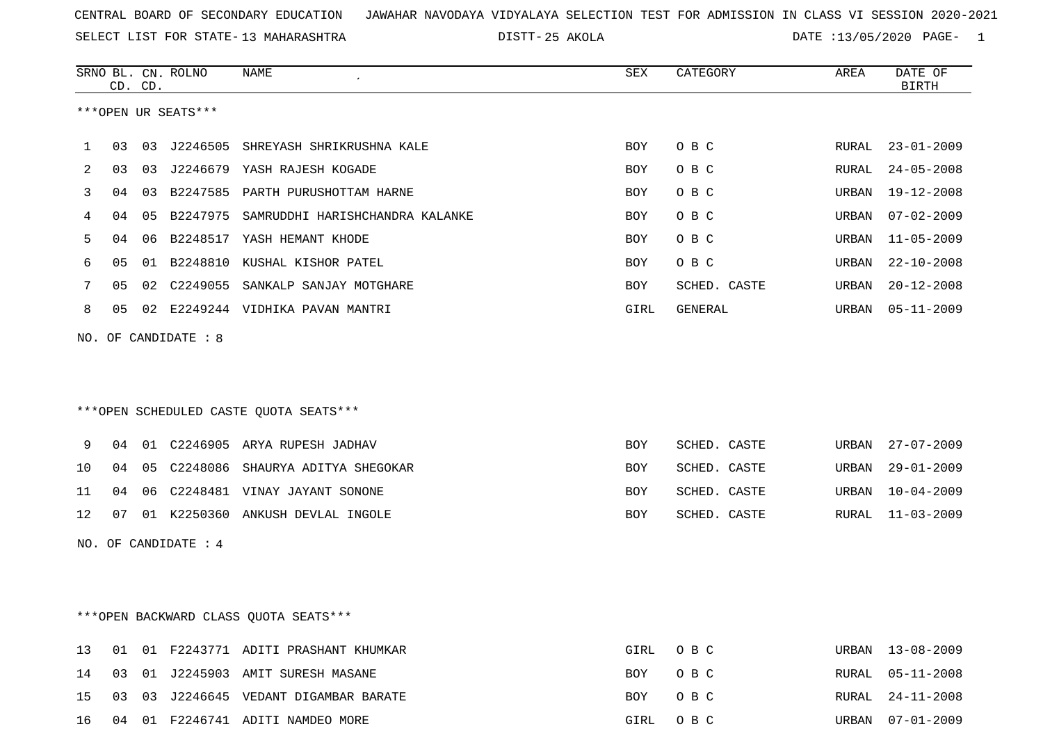CENTRAL BOARD OF SECONDARY EDUCATION JAWAHAR NAVODAYA VIDYALAYA SELECTION TEST FOR ADMISSION IN CLASS VI SESSION 2020-2021

SELECT LIST FOR STATE- 13 MAHARASHTRA DISTT- 25 AKOLA DATE :13/05/2020

***OPEN UR SEATS***

| SRNO | BL. CD. | CN. CD. | ROLNO | NAME | SEX | CATEGORY | AREA | DATE OF BIRTH |
|---|---|---|---|---|---|---|---|---|
| 1 | 03 | 03 | J2246505 | SHREYASH SHRIKRUSHNA KALE | BOY | O B C | RURAL | 23-01-2009 |
| 2 | 03 | 03 | J2246679 | YASH RAJESH KOGADE | BOY | O B C | RURAL | 24-05-2008 |
| 3 | 04 | 03 | B2247585 | PARTH PURUSHOTTAM HARNE | BOY | O B C | URBAN | 19-12-2008 |
| 4 | 04 | 05 | B2247975 | SAMRUDDHI HARISHCHANDRA KALANKE | BOY | O B C | URBAN | 07-02-2009 |
| 5 | 04 | 06 | B2248517 | YASH HEMANT KHODE | BOY | O B C | URBAN | 11-05-2009 |
| 6 | 05 | 01 | B2248810 | KUSHAL KISHOR PATEL | BOY | O B C | URBAN | 22-10-2008 |
| 7 | 05 | 02 | C2249055 | SANKALP SANJAY MOTGHARE | BOY | SCHED. CASTE | URBAN | 20-12-2008 |
| 8 | 05 | 02 | E2249244 | VIDHIKA PAVAN MANTRI | GIRL | GENERAL | URBAN | 05-11-2009 |

NO. OF CANDIDATE : 8

***OPEN SCHEDULED CASTE QUOTA SEATS***

| SRNO | BL. CD. | CN. CD. | ROLNO | NAME | SEX | CATEGORY | AREA | DATE OF BIRTH |
|---|---|---|---|---|---|---|---|---|
| 9 | 04 | 01 | C2246905 | ARYA RUPESH JADHAV | BOY | SCHED. CASTE | URBAN | 27-07-2009 |
| 10 | 04 | 05 | C2248086 | SHAURYA ADITYA SHEGOKAR | BOY | SCHED. CASTE | URBAN | 29-01-2009 |
| 11 | 04 | 06 | C2248481 | VINAY JAYANT SONONE | BOY | SCHED. CASTE | URBAN | 10-04-2009 |
| 12 | 07 | 01 | K2250360 | ANKUSH DEVLAL INGOLE | BOY | SCHED. CASTE | RURAL | 11-03-2009 |

NO. OF CANDIDATE : 4

***OPEN BACKWARD CLASS QUOTA SEATS***

| SRNO | BL. CD. | CN. CD. | ROLNO | NAME | SEX | CATEGORY | AREA | DATE OF BIRTH |
|---|---|---|---|---|---|---|---|---|
| 13 | 01 | 01 | F2243771 | ADITI PRASHANT KHUMKAR | GIRL | O B C | URBAN | 13-08-2009 |
| 14 | 03 | 01 | J2245903 | AMIT SURESH MASANE | BOY | O B C | RURAL | 05-11-2008 |
| 15 | 03 | 03 | J2246645 | VEDANT DIGAMBAR BARATE | BOY | O B C | RURAL | 24-11-2008 |
| 16 | 04 | 01 | F2246741 | ADITI NAMDEO MORE | GIRL | O B C | URBAN | 07-01-2009 |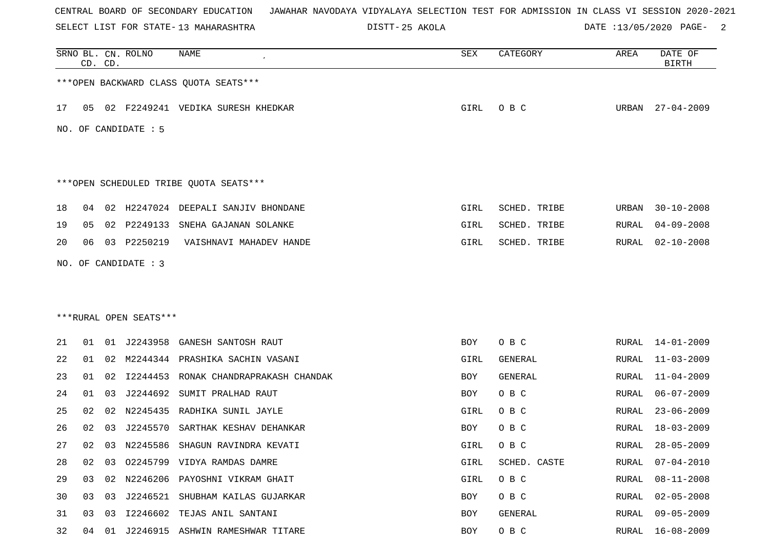CENTRAL BOARD OF SECONDARY EDUCATION JAWAHAR NAVODAYA VIDYALAYA SELECTION TEST FOR ADMISSION IN CLASS VI SESSION 2020-2021

SELECT LIST FOR STATE- 13 MAHARASHTRA DISTT- 25 AKOLA DATE :13/05/2020

| SRNO | BL. CD. | CN. CD. | ROLNO | NAME | SEX | CATEGORY | AREA | DATE OF BIRTH |
|---|---|---|---|---|---|---|---|---|

***OPEN BACKWARD CLASS QUOTA SEATS***

| SRNO | BL. CD. | CN. CD. | ROLNO | NAME | SEX | CATEGORY | AREA | DATE OF BIRTH |
|---|---|---|---|---|---|---|---|---|
| 17 | 05 | 02 | F2249241 | VEDIKA SURESH KHEDKAR | GIRL | O B C | URBAN | 27-04-2009 |

NO. OF CANDIDATE : 5

***OPEN SCHEDULED TRIBE QUOTA SEATS***

| SRNO | BL. CD. | CN. CD. | ROLNO | NAME | SEX | CATEGORY | AREA | DATE OF BIRTH |
|---|---|---|---|---|---|---|---|---|
| 18 | 04 | 02 | H2247024 | DEEPALI SANJIV BHONDANE | GIRL | SCHED. TRIBE | URBAN | 30-10-2008 |
| 19 | 05 | 02 | P2249133 | SNEHA GAJANAN SOLANKE | GIRL | SCHED. TRIBE | RURAL | 04-09-2008 |
| 20 | 06 | 03 | P2250219 | VAISHNAVI MAHADEV HANDE | GIRL | SCHED. TRIBE | RURAL | 02-10-2008 |

NO. OF CANDIDATE : 3

***RURAL OPEN SEATS***

| SRNO | BL. CD. | CN. CD. | ROLNO | NAME | SEX | CATEGORY | AREA | DATE OF BIRTH |
|---|---|---|---|---|---|---|---|---|
| 21 | 01 | 01 | J2243958 | GANESH SANTOSH RAUT | BOY | O B C | RURAL | 14-01-2009 |
| 22 | 01 | 02 | M2244344 | PRASHIKA SACHIN VASANI | GIRL | GENERAL | RURAL | 11-03-2009 |
| 23 | 01 | 02 | I2244453 | RONAK CHANDRAPRAKASH CHANDAK | BOY | GENERAL | RURAL | 11-04-2009 |
| 24 | 01 | 03 | J2244692 | SUMIT PRALHAD RAUT | BOY | O B C | RURAL | 06-07-2009 |
| 25 | 02 | 02 | N2245435 | RADHIKA SUNIL JAYLE | GIRL | O B C | RURAL | 23-06-2009 |
| 26 | 02 | 03 | J2245570 | SARTHAK KESHAV DEHANKAR | BOY | O B C | RURAL | 18-03-2009 |
| 27 | 02 | 03 | N2245586 | SHAGUN RAVINDRA KEVATI | GIRL | O B C | RURAL | 28-05-2009 |
| 28 | 02 | 03 | O2245799 | VIDYA RAMDAS DAMRE | GIRL | SCHED. CASTE | RURAL | 07-04-2010 |
| 29 | 03 | 02 | N2246206 | PAYOSHNI VIKRAM GHAIT | GIRL | O B C | RURAL | 08-11-2008 |
| 30 | 03 | 03 | J2246521 | SHUBHAM KAILAS GUJARKAR | BOY | O B C | RURAL | 02-05-2008 |
| 31 | 03 | 03 | I2246602 | TEJAS ANIL SANTANI | BOY | GENERAL | RURAL | 09-05-2009 |
| 32 | 04 | 01 | J2246915 | ASHWIN RAMESHWAR TITARE | BOY | O B C | RURAL | 16-08-2009 |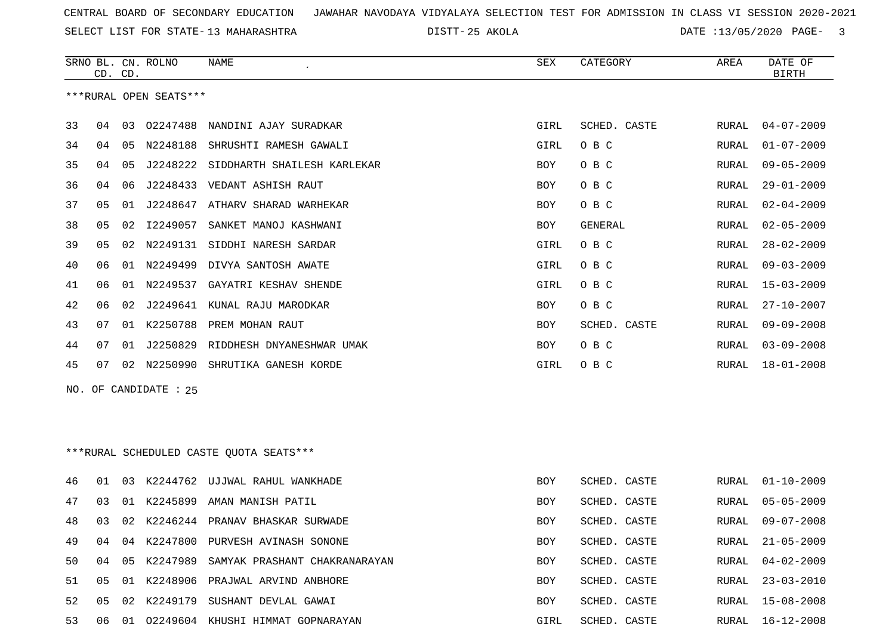CENTRAL BOARD OF SECONDARY EDUCATION JAWAHAR NAVODAYA VIDYALAYA SELECTION TEST FOR ADMISSION IN CLASS VI SESSION 2020-2021

SELECT LIST FOR STATE- 13 MAHARASHTRA DISTT- 25 AKOLA DATE :13/05/2020

***RURAL OPEN SEATS***

| SRNO | BL. CD. | CN. CD. | ROLNO | NAME | SEX | CATEGORY | AREA | DATE OF BIRTH |
|---|---|---|---|---|---|---|---|---|
| 33 | 04 | 03 | O2247488 | NANDINI AJAY SURADKAR | GIRL | SCHED. CASTE | RURAL | 04-07-2009 |
| 34 | 04 | 05 | N2248188 | SHRUSHTI RAMESH GAWALI | GIRL | O B C | RURAL | 01-07-2009 |
| 35 | 04 | 05 | J2248222 | SIDDHARTH SHAILESH KARLEKAR | BOY | O B C | RURAL | 09-05-2009 |
| 36 | 04 | 06 | J2248433 | VEDANT ASHISH RAUT | BOY | O B C | RURAL | 29-01-2009 |
| 37 | 05 | 01 | J2248647 | ATHARV SHARAD WARHEKAR | BOY | O B C | RURAL | 02-04-2009 |
| 38 | 05 | 02 | I2249057 | SANKET MANOJ KASHWANI | BOY | GENERAL | RURAL | 02-05-2009 |
| 39 | 05 | 02 | N2249131 | SIDDHI NARESH SARDAR | GIRL | O B C | RURAL | 28-02-2009 |
| 40 | 06 | 01 | N2249499 | DIVYA SANTOSH AWATE | GIRL | O B C | RURAL | 09-03-2009 |
| 41 | 06 | 01 | N2249537 | GAYATRI KESHAV SHENDE | GIRL | O B C | RURAL | 15-03-2009 |
| 42 | 06 | 02 | J2249641 | KUNAL RAJU MARODKAR | BOY | O B C | RURAL | 27-10-2007 |
| 43 | 07 | 01 | K2250788 | PREM MOHAN RAUT | BOY | SCHED. CASTE | RURAL | 09-09-2008 |
| 44 | 07 | 01 | J2250829 | RIDDHESH DNYANESHWAR UMAK | BOY | O B C | RURAL | 03-09-2008 |
| 45 | 07 | 02 | N2250990 | SHRUTIKA GANESH KORDE | GIRL | O B C | RURAL | 18-01-2008 |

NO. OF CANDIDATE : 25

***RURAL SCHEDULED CASTE QUOTA SEATS***

| SRNO | BL. CD. | CN. CD. | ROLNO | NAME | SEX | CATEGORY | AREA | DATE OF BIRTH |
|---|---|---|---|---|---|---|---|---|
| 46 | 01 | 03 | K2244762 | UJJWAL RAHUL WANKHADE | BOY | SCHED. CASTE | RURAL | 01-10-2009 |
| 47 | 03 | 01 | K2245899 | AMAN MANISH PATIL | BOY | SCHED. CASTE | RURAL | 05-05-2009 |
| 48 | 03 | 02 | K2246244 | PRANAV BHASKAR SURWADE | BOY | SCHED. CASTE | RURAL | 09-07-2008 |
| 49 | 04 | 04 | K2247800 | PURVESH AVINASH SONONE | BOY | SCHED. CASTE | RURAL | 21-05-2009 |
| 50 | 04 | 05 | K2247989 | SAMYAK PRASHANT CHAKRANARAYAN | BOY | SCHED. CASTE | RURAL | 04-02-2009 |
| 51 | 05 | 01 | K2248906 | PRAJWAL ARVIND ANBHORE | BOY | SCHED. CASTE | RURAL | 23-03-2010 |
| 52 | 05 | 02 | K2249179 | SUSHANT DEVLAL GAWAI | BOY | SCHED. CASTE | RURAL | 15-08-2008 |
| 53 | 06 | 01 | O2249604 | KHUSHI HIMMAT GOPNARAYAN | GIRL | SCHED. CASTE | RURAL | 16-12-2008 |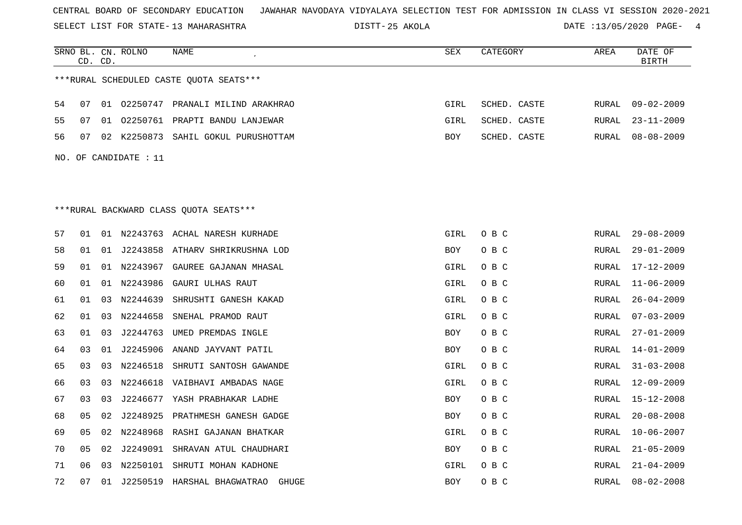CENTRAL BOARD OF SECONDARY EDUCATION   JAWAHAR NAVODAYA VIDYALAYA SELECTION TEST FOR ADMISSION IN CLASS VI SESSION 2020-2021

SELECT LIST FOR STATE- 13 MAHARASHTRA   DISTT- 25 AKOLA   DATE :13/05/2020

| SRNO | BL. CD. | CN. CD. | ROLNO | NAME | SEX | CATEGORY | AREA | DATE OF BIRTH |
|---|---|---|---|---|---|---|---|---|

***RURAL SCHEDULED CASTE QUOTA SEATS***

| SRNO | BL. CD. | CN. CD. | ROLNO | NAME | SEX | CATEGORY | AREA | DATE OF BIRTH |
|---|---|---|---|---|---|---|---|---|
| 54 | 07 | 01 | O2250747 | PRANALI MILIND ARAKHRAO | GIRL | SCHED. CASTE | RURAL | 09-02-2009 |
| 55 | 07 | 01 | O2250761 | PRAPTI BANDU LANJEWAR | GIRL | SCHED. CASTE | RURAL | 23-11-2009 |
| 56 | 07 | 02 | K2250873 | SAHIL GOKUL PURUSHOTTAM | BOY | SCHED. CASTE | RURAL | 08-08-2009 |

NO. OF CANDIDATE : 11

***RURAL BACKWARD CLASS QUOTA SEATS***

| SRNO | BL. CD. | CN. CD. | ROLNO | NAME | SEX | CATEGORY | AREA | DATE OF BIRTH |
|---|---|---|---|---|---|---|---|---|
| 57 | 01 | 01 | N2243763 | ACHAL NARESH KURHADE | GIRL | O B C | RURAL | 29-08-2009 |
| 58 | 01 | 01 | J2243858 | ATHARV SHRIKRUSHNA LOD | BOY | O B C | RURAL | 29-01-2009 |
| 59 | 01 | 01 | N2243967 | GAUREE GAJANAN MHASAL | GIRL | O B C | RURAL | 17-12-2009 |
| 60 | 01 | 01 | N2243986 | GAURI ULHAS RAUT | GIRL | O B C | RURAL | 11-06-2009 |
| 61 | 01 | 03 | N2244639 | SHRUSHTI GANESH KAKAD | GIRL | O B C | RURAL | 26-04-2009 |
| 62 | 01 | 03 | N2244658 | SNEHAL PRAMOD RAUT | GIRL | O B C | RURAL | 07-03-2009 |
| 63 | 01 | 03 | J2244763 | UMED PREMDAS INGLE | BOY | O B C | RURAL | 27-01-2009 |
| 64 | 03 | 01 | J2245906 | ANAND JAYVANT PATIL | BOY | O B C | RURAL | 14-01-2009 |
| 65 | 03 | 03 | N2246518 | SHRUTI SANTOSH GAWANDE | GIRL | O B C | RURAL | 31-03-2008 |
| 66 | 03 | 03 | N2246618 | VAIBHAVI AMBADAS NAGE | GIRL | O B C | RURAL | 12-09-2009 |
| 67 | 03 | 03 | J2246677 | YASH PRABHAKAR LADHE | BOY | O B C | RURAL | 15-12-2008 |
| 68 | 05 | 02 | J2248925 | PRATHMESH GANESH GADGE | BOY | O B C | RURAL | 20-08-2008 |
| 69 | 05 | 02 | N2248968 | RASHI GAJANAN BHATKAR | GIRL | O B C | RURAL | 10-06-2007 |
| 70 | 05 | 02 | J2249091 | SHRAVAN ATUL CHAUDHARI | BOY | O B C | RURAL | 21-05-2009 |
| 71 | 06 | 03 | N2250101 | SHRUTI MOHAN KADHONE | GIRL | O B C | RURAL | 21-04-2009 |
| 72 | 07 | 01 | J2250519 | HARSHAL BHAGWATRAO GHUGE | BOY | O B C | RURAL | 08-02-2008 |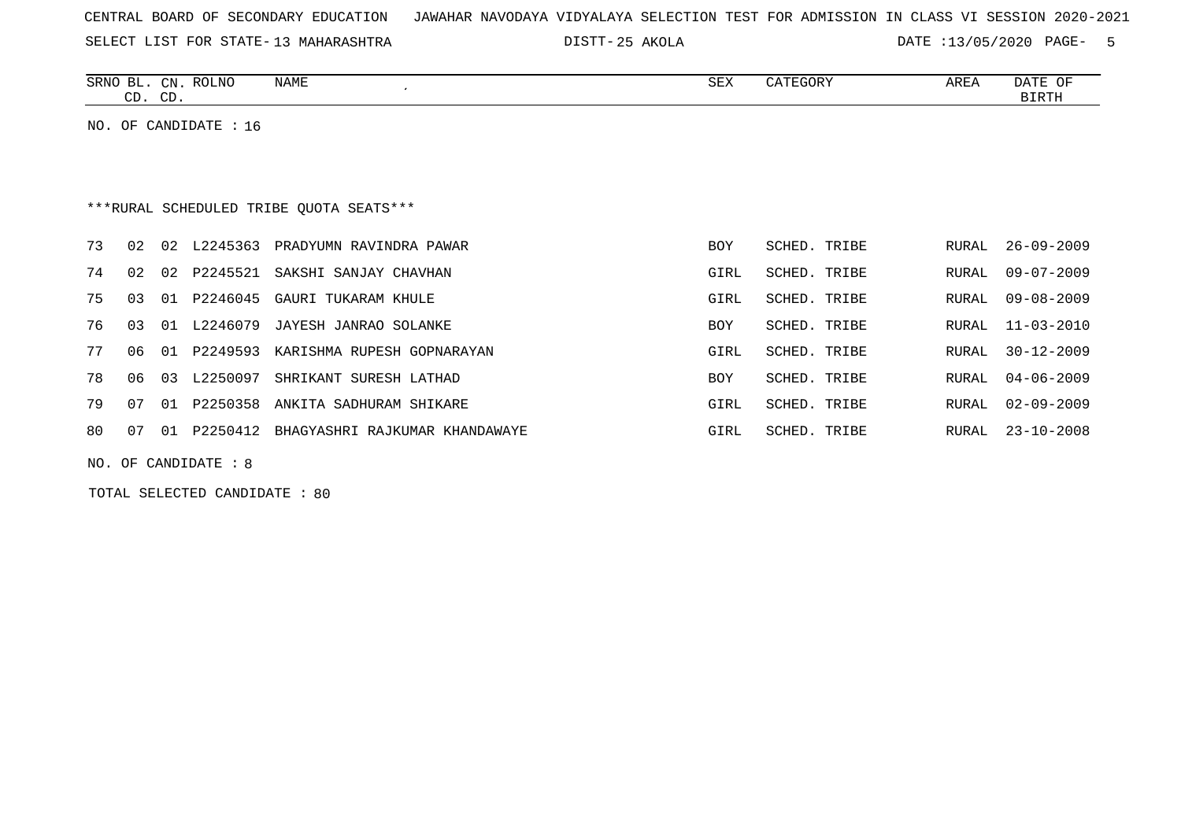CENTRAL BOARD OF SECONDARY EDUCATION JAWAHAR NAVODAYA VIDYALAYA SELECTION TEST FOR ADMISSION IN CLASS VI SESSION 2020-2021

SELECT LIST FOR STATE- 13 MAHARASHTRA DISTT- 25 AKOLA DATE :13/05/2020

| SRNO | BL. CD. | CN. CD. | ROLNO | NAME | SEX | CATEGORY | AREA | DATE OF BIRTH |
|---|---|---|---|---|---|---|---|---|

NO. OF CANDIDATE : 16

***RURAL SCHEDULED TRIBE QUOTA SEATS***

| SRNO | BL. CD. | CN. CD. | ROLNO | NAME | SEX | CATEGORY | AREA | DATE OF BIRTH |
|---|---|---|---|---|---|---|---|---|
| 73 | 02 | 02 | L2245363 | PRADYUMN RAVINDRA PAWAR | BOY | SCHED. TRIBE | RURAL | 26-09-2009 |
| 74 | 02 | 02 | P2245521 | SAKSHI SANJAY CHAVHAN | GIRL | SCHED. TRIBE | RURAL | 09-07-2009 |
| 75 | 03 | 01 | P2246045 | GAURI TUKARAM KHULE | GIRL | SCHED. TRIBE | RURAL | 09-08-2009 |
| 76 | 03 | 01 | L2246079 | JAYESH JANRAO SOLANKE | BOY | SCHED. TRIBE | RURAL | 11-03-2010 |
| 77 | 06 | 01 | P2249593 | KARISHMA RUPESH GOPNARAYAN | GIRL | SCHED. TRIBE | RURAL | 30-12-2009 |
| 78 | 06 | 03 | L2250097 | SHRIKANT SURESH LATHAD | BOY | SCHED. TRIBE | RURAL | 04-06-2009 |
| 79 | 07 | 01 | P2250358 | ANKITA SADHURAM SHIKARE | GIRL | SCHED. TRIBE | RURAL | 02-09-2009 |
| 80 | 07 | 01 | P2250412 | BHAGYASHRI RAJKUMAR KHANDAWAYE | GIRL | SCHED. TRIBE | RURAL | 23-10-2008 |

NO. OF CANDIDATE : 8

TOTAL SELECTED CANDIDATE : 80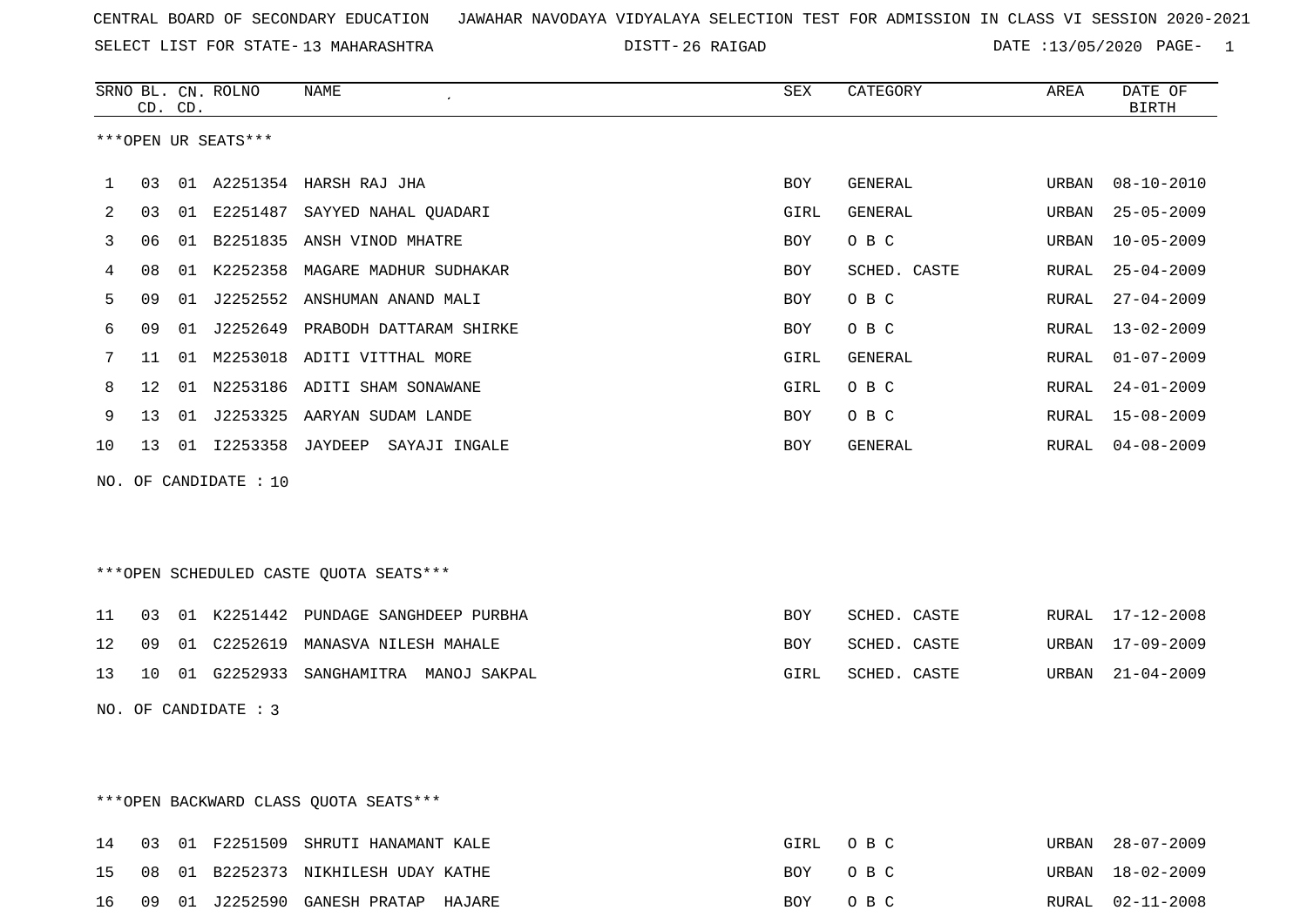CENTRAL BOARD OF SECONDARY EDUCATION   JAWAHAR NAVODAYA VIDYALAYA SELECTION TEST FOR ADMISSION IN CLASS VI SESSION 2020-2021

SELECT LIST FOR STATE- 13 MAHARASHTRA   DISTT- 26 RAIGAD   DATE :13/05/2020

***OPEN UR SEATS***

| SRNO | BL. CD. | CN. CD. | ROLNO | NAME | SEX | CATEGORY | AREA | DATE OF BIRTH |
|---|---|---|---|---|---|---|---|---|
| 1 | 03 | 01 | A2251354 | HARSH RAJ JHA | BOY | GENERAL | URBAN | 08-10-2010 |
| 2 | 03 | 01 | E2251487 | SAYYED NAHAL QUADARI | GIRL | GENERAL | URBAN | 25-05-2009 |
| 3 | 06 | 01 | B2251835 | ANSH VINOD MHATRE | BOY | O B C | URBAN | 10-05-2009 |
| 4 | 08 | 01 | K2252358 | MAGARE MADHUR SUDHAKAR | BOY | SCHED. CASTE | RURAL | 25-04-2009 |
| 5 | 09 | 01 | J2252552 | ANSHUMAN ANAND MALI | BOY | O B C | RURAL | 27-04-2009 |
| 6 | 09 | 01 | J2252649 | PRABODH DATTARAM SHIRKE | BOY | O B C | RURAL | 13-02-2009 |
| 7 | 11 | 01 | M2253018 | ADITI VITTHAL MORE | GIRL | GENERAL | RURAL | 01-07-2009 |
| 8 | 12 | 01 | N2253186 | ADITI SHAM SONAWANE | GIRL | O B C | RURAL | 24-01-2009 |
| 9 | 13 | 01 | J2253325 | AARYAN SUDAM LANDE | BOY | O B C | RURAL | 15-08-2009 |
| 10 | 13 | 01 | I2253358 | JAYDEEP SAYAJI INGALE | BOY | GENERAL | RURAL | 04-08-2009 |

NO. OF CANDIDATE : 10

***OPEN SCHEDULED CASTE QUOTA SEATS***

| SRNO | BL. CD. | CN. CD. | ROLNO | NAME | SEX | CATEGORY | AREA | DATE OF BIRTH |
|---|---|---|---|---|---|---|---|---|
| 11 | 03 | 01 | K2251442 | PUNDAGE SANGHDEEP PURBHA | BOY | SCHED. CASTE | RURAL | 17-12-2008 |
| 12 | 09 | 01 | C2252619 | MANASVA NILESH MAHALE | BOY | SCHED. CASTE | URBAN | 17-09-2009 |
| 13 | 10 | 01 | G2252933 | SANGHAMITRA MANOJ SAKPAL | GIRL | SCHED. CASTE | URBAN | 21-04-2009 |

NO. OF CANDIDATE : 3

***OPEN BACKWARD CLASS QUOTA SEATS***

| SRNO | BL. CD. | CN. CD. | ROLNO | NAME | SEX | CATEGORY | AREA | DATE OF BIRTH |
|---|---|---|---|---|---|---|---|---|
| 14 | 03 | 01 | F2251509 | SHRUTI HANAMANT KALE | GIRL | O B C | URBAN | 28-07-2009 |
| 15 | 08 | 01 | B2252373 | NIKHILESH UDAY KATHE | BOY | O B C | URBAN | 18-02-2009 |
| 16 | 09 | 01 | J2252590 | GANESH PRATAP HAJARE | BOY | O B C | RURAL | 02-11-2008 |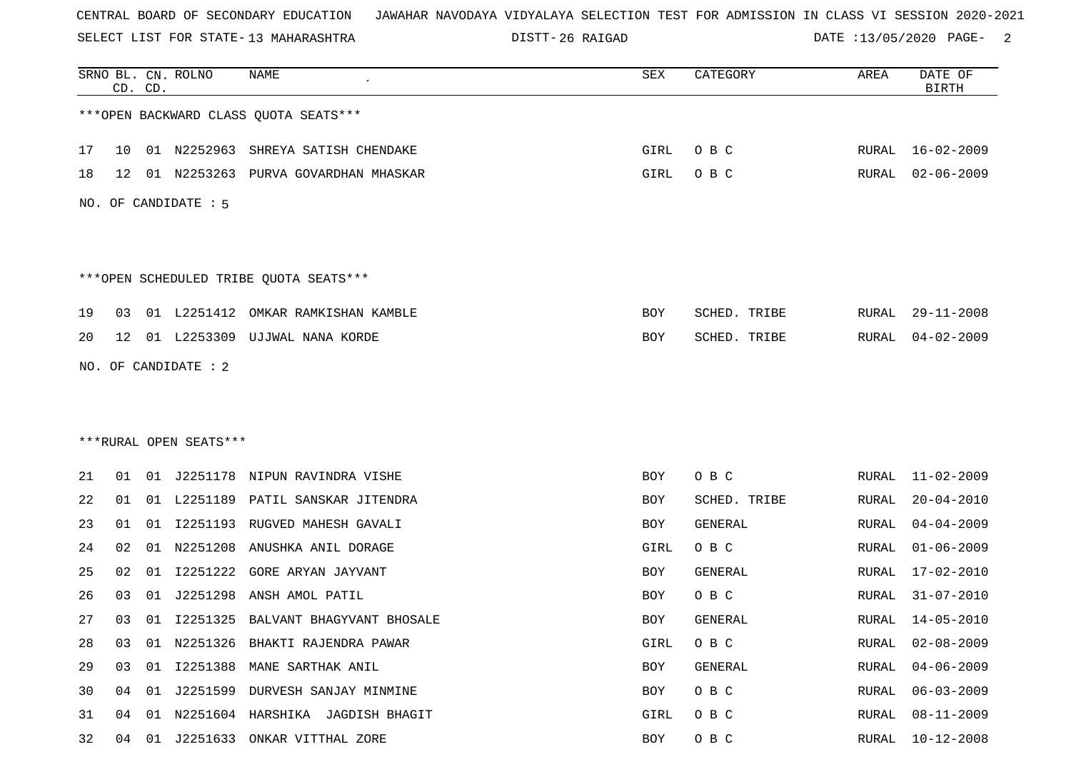CENTRAL BOARD OF SECONDARY EDUCATION JAWAHAR NAVODAYA VIDYALAYA SELECTION TEST FOR ADMISSION IN CLASS VI SESSION 2020-2021

SELECT LIST FOR STATE- 13 MAHARASHTRA DISTT- 26 RAIGAD DATE :13/05/2020 PAGE- 2

| SRNO | BL. CD. | CN. CD. | ROLNO | NAME | SEX | CATEGORY | AREA | DATE OF BIRTH |
|---|---|---|---|---|---|---|---|---|

***OPEN BACKWARD CLASS QUOTA SEATS***

| SRNO | BL. CD. | CN. CD. | ROLNO | NAME | SEX | CATEGORY | AREA | DATE OF BIRTH |
|---|---|---|---|---|---|---|---|---|
| 17 | 10 | 01 | N2252963 | SHREYA SATISH CHENDAKE | GIRL | O B C | RURAL | 16-02-2009 |
| 18 | 12 | 01 | N2253263 | PURVA GOVARDHAN MHASKAR | GIRL | O B C | RURAL | 02-06-2009 |

NO. OF CANDIDATE : 5

***OPEN SCHEDULED TRIBE QUOTA SEATS***

| SRNO | BL. CD. | CN. CD. | ROLNO | NAME | SEX | CATEGORY | AREA | DATE OF BIRTH |
|---|---|---|---|---|---|---|---|---|
| 19 | 03 | 01 | L2251412 | OMKAR RAMKISHAN KAMBLE | BOY | SCHED. TRIBE | RURAL | 29-11-2008 |
| 20 | 12 | 01 | L2253309 | UJJWAL NANA KORDE | BOY | SCHED. TRIBE | RURAL | 04-02-2009 |

NO. OF CANDIDATE : 2

***RURAL OPEN SEATS***

| SRNO | BL. CD. | CN. CD. | ROLNO | NAME | SEX | CATEGORY | AREA | DATE OF BIRTH |
|---|---|---|---|---|---|---|---|---|
| 21 | 01 | 01 | J2251178 | NIPUN RAVINDRA VISHE | BOY | O B C | RURAL | 11-02-2009 |
| 22 | 01 | 01 | L2251189 | PATIL SANSKAR JITENDRA | BOY | SCHED. TRIBE | RURAL | 20-04-2010 |
| 23 | 01 | 01 | I2251193 | RUGVED MAHESH GAVALI | BOY | GENERAL | RURAL | 04-04-2009 |
| 24 | 02 | 01 | N2251208 | ANUSHKA ANIL DORAGE | GIRL | O B C | RURAL | 01-06-2009 |
| 25 | 02 | 01 | I2251222 | GORE ARYAN JAYVANT | BOY | GENERAL | RURAL | 17-02-2010 |
| 26 | 03 | 01 | J2251298 | ANSH AMOL PATIL | BOY | O B C | RURAL | 31-07-2010 |
| 27 | 03 | 01 | I2251325 | BALVANT BHAGYVANT BHOSALE | BOY | GENERAL | RURAL | 14-05-2010 |
| 28 | 03 | 01 | N2251326 | BHAKTI RAJENDRA PAWAR | GIRL | O B C | RURAL | 02-08-2009 |
| 29 | 03 | 01 | I2251388 | MANE SARTHAK ANIL | BOY | GENERAL | RURAL | 04-06-2009 |
| 30 | 04 | 01 | J2251599 | DURVESH SANJAY MINMINE | BOY | O B C | RURAL | 06-03-2009 |
| 31 | 04 | 01 | N2251604 | HARSHIKA JAGDISH BHAGIT | GIRL | O B C | RURAL | 08-11-2009 |
| 32 | 04 | 01 | J2251633 | ONKAR VITTHAL ZORE | BOY | O B C | RURAL | 10-12-2008 |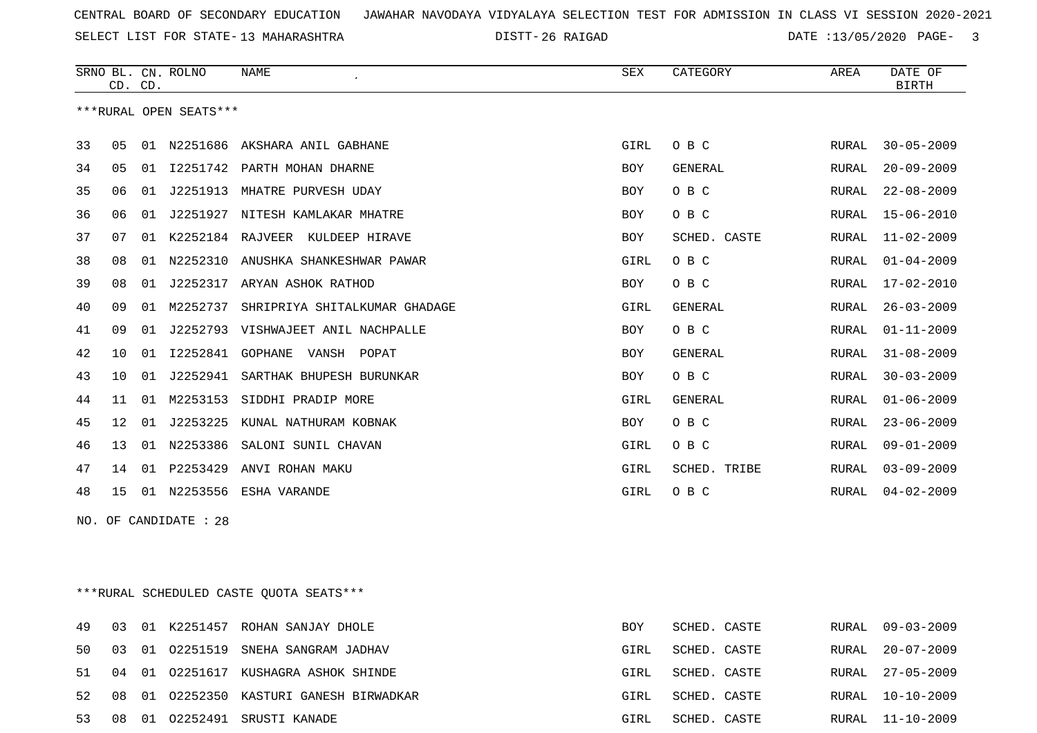CENTRAL BOARD OF SECONDARY EDUCATION JAWAHAR NAVODAYA VIDYALAYA SELECTION TEST FOR ADMISSION IN CLASS VI SESSION 2020-2021

SELECT LIST FOR STATE- 13 MAHARASHTRA DISTT- 26 RAIGAD DATE :13/05/2020

| SRNO | BL. CD. | CN. CD. | ROLNO | NAME | SEX | CATEGORY | AREA | DATE OF BIRTH |
|---|---|---|---|---|---|---|---|---|

***RURAL OPEN SEATS***

| SRNO | BL. CD. | CN. CD. | ROLNO | NAME | SEX | CATEGORY | AREA | DATE OF BIRTH |
|---|---|---|---|---|---|---|---|---|
| 33 | 05 | 01 | N2251686 | AKSHARA ANIL GABHANE | GIRL | O B C | RURAL | 30-05-2009 |
| 34 | 05 | 01 | I2251742 | PARTH MOHAN DHARNE | BOY | GENERAL | RURAL | 20-09-2009 |
| 35 | 06 | 01 | J2251913 | MHATRE PURVESH UDAY | BOY | O B C | RURAL | 22-08-2009 |
| 36 | 06 | 01 | J2251927 | NITESH KAMLAKAR MHATRE | BOY | O B C | RURAL | 15-06-2010 |
| 37 | 07 | 01 | K2252184 | RAJVEER KULDEEP HIRAVE | BOY | SCHED. CASTE | RURAL | 11-02-2009 |
| 38 | 08 | 01 | N2252310 | ANUSHKA SHANKESHWAR PAWAR | GIRL | O B C | RURAL | 01-04-2009 |
| 39 | 08 | 01 | J2252317 | ARYAN ASHOK RATHOD | BOY | O B C | RURAL | 17-02-2010 |
| 40 | 09 | 01 | M2252737 | SHRIPRIYA SHITALKUMAR GHADAGE | GIRL | GENERAL | RURAL | 26-03-2009 |
| 41 | 09 | 01 | J2252793 | VISHWAJEET ANIL NACHPALLE | BOY | O B C | RURAL | 01-11-2009 |
| 42 | 10 | 01 | I2252841 | GOPHANE VANSH POPAT | BOY | GENERAL | RURAL | 31-08-2009 |
| 43 | 10 | 01 | J2252941 | SARTHAK BHUPESH BURUNKAR | BOY | O B C | RURAL | 30-03-2009 |
| 44 | 11 | 01 | M2253153 | SIDDHI PRADIP MORE | GIRL | GENERAL | RURAL | 01-06-2009 |
| 45 | 12 | 01 | J2253225 | KUNAL NATHURAM KOBNAK | BOY | O B C | RURAL | 23-06-2009 |
| 46 | 13 | 01 | N2253386 | SALONI SUNIL CHAVAN | GIRL | O B C | RURAL | 09-01-2009 |
| 47 | 14 | 01 | P2253429 | ANVI ROHAN MAKU | GIRL | SCHED. TRIBE | RURAL | 03-09-2009 |
| 48 | 15 | 01 | N2253556 | ESHA VARANDE | GIRL | O B C | RURAL | 04-02-2009 |

NO. OF CANDIDATE : 28

***RURAL SCHEDULED CASTE QUOTA SEATS***

| SRNO | BL. CD. | CN. CD. | ROLNO | NAME | SEX | CATEGORY | AREA | DATE OF BIRTH |
|---|---|---|---|---|---|---|---|---|
| 49 | 03 | 01 | K2251457 | ROHAN SANJAY DHOLE | BOY | SCHED. CASTE | RURAL | 09-03-2009 |
| 50 | 03 | 01 | O2251519 | SNEHA SANGRAM JADHAV | GIRL | SCHED. CASTE | RURAL | 20-07-2009 |
| 51 | 04 | 01 | O2251617 | KUSHAGRA ASHOK SHINDE | GIRL | SCHED. CASTE | RURAL | 27-05-2009 |
| 52 | 08 | 01 | O2252350 | KASTURI GANESH BIRWADKAR | GIRL | SCHED. CASTE | RURAL | 10-10-2009 |
| 53 | 08 | 01 | O2252491 | SRUSTI KANADE | GIRL | SCHED. CASTE | RURAL | 11-10-2009 |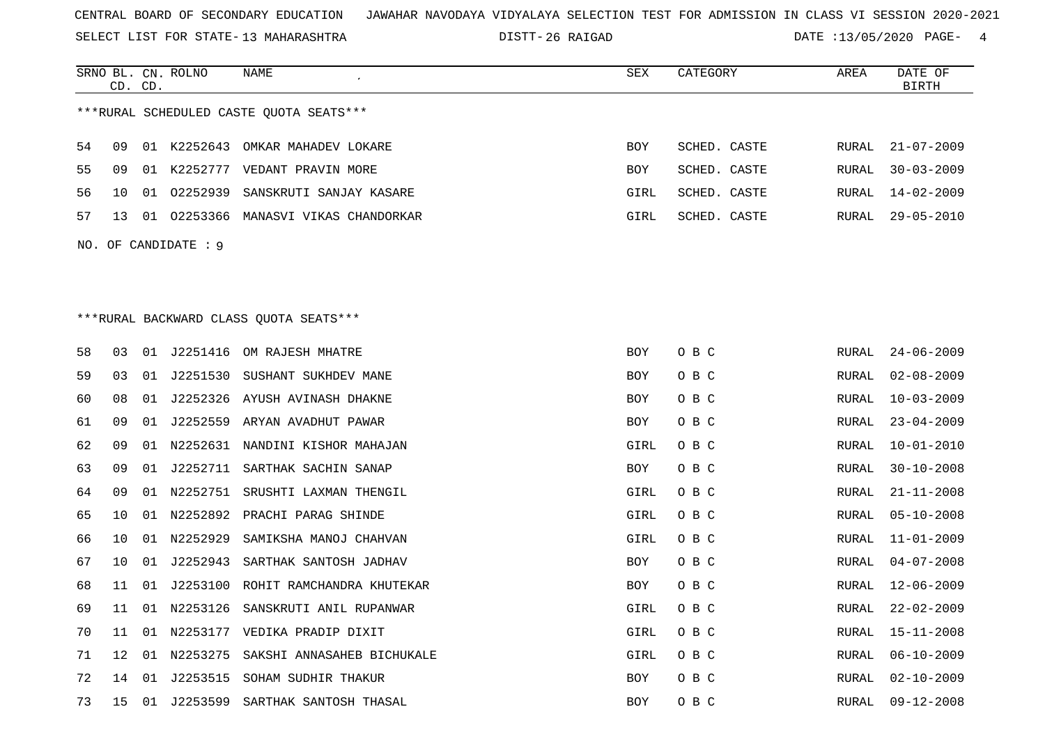CENTRAL BOARD OF SECONDARY EDUCATION JAWAHAR NAVODAYA VIDYALAYA SELECTION TEST FOR ADMISSION IN CLASS VI SESSION 2020-2021

SELECT LIST FOR STATE- 13 MAHARASHTRA DISTT- 26 RAIGAD

***RURAL SCHEDULED CASTE QUOTA SEATS***

| SRNO | BL. CD. | CN. CD. | ROLNO | NAME | SEX | CATEGORY | AREA | DATE OF BIRTH |
|---|---|---|---|---|---|---|---|---|
| 54 | 09 | 01 | K2252643 | OMKAR MAHADEV LOKARE | BOY | SCHED. CASTE | RURAL | 21-07-2009 |
| 55 | 09 | 01 | K2252777 | VEDANT PRAVIN MORE | BOY | SCHED. CASTE | RURAL | 30-03-2009 |
| 56 | 10 | 01 | O2252939 | SANSKRUTI SANJAY KASARE | GIRL | SCHED. CASTE | RURAL | 14-02-2009 |
| 57 | 13 | 01 | O2253366 | MANASVI VIKAS CHANDORKAR | GIRL | SCHED. CASTE | RURAL | 29-05-2010 |

NO. OF CANDIDATE : 9

***RURAL BACKWARD CLASS QUOTA SEATS***

| SRNO | BL. CD. | CN. CD. | ROLNO | NAME | SEX | CATEGORY | AREA | DATE OF BIRTH |
|---|---|---|---|---|---|---|---|---|
| 58 | 03 | 01 | J2251416 | OM RAJESH MHATRE | BOY | O B C | RURAL | 24-06-2009 |
| 59 | 03 | 01 | J2251530 | SUSHANT SUKHDEV MANE | BOY | O B C | RURAL | 02-08-2009 |
| 60 | 08 | 01 | J2252326 | AYUSH AVINASH DHAKNE | BOY | O B C | RURAL | 10-03-2009 |
| 61 | 09 | 01 | J2252559 | ARYAN AVADHUT PAWAR | BOY | O B C | RURAL | 23-04-2009 |
| 62 | 09 | 01 | N2252631 | NANDINI KISHOR MAHAJAN | GIRL | O B C | RURAL | 10-01-2010 |
| 63 | 09 | 01 | J2252711 | SARTHAK SACHIN SANAP | BOY | O B C | RURAL | 30-10-2008 |
| 64 | 09 | 01 | N2252751 | SRUSHTI LAXMAN THENGIL | GIRL | O B C | RURAL | 21-11-2008 |
| 65 | 10 | 01 | N2252892 | PRACHI PARAG SHINDE | GIRL | O B C | RURAL | 05-10-2008 |
| 66 | 10 | 01 | N2252929 | SAMIKSHA MANOJ CHAHVAN | GIRL | O B C | RURAL | 11-01-2009 |
| 67 | 10 | 01 | J2252943 | SARTHAK SANTOSH JADHAV | BOY | O B C | RURAL | 04-07-2008 |
| 68 | 11 | 01 | J2253100 | ROHIT RAMCHANDRA KHUTEKAR | BOY | O B C | RURAL | 12-06-2009 |
| 69 | 11 | 01 | N2253126 | SANSKRUTI ANIL RUPANWAR | GIRL | O B C | RURAL | 22-02-2009 |
| 70 | 11 | 01 | N2253177 | VEDIKA PRADIP DIXIT | GIRL | O B C | RURAL | 15-11-2008 |
| 71 | 12 | 01 | N2253275 | SAKSHI ANNASAHEB BICHUKALE | GIRL | O B C | RURAL | 06-10-2009 |
| 72 | 14 | 01 | J2253515 | SOHAM SUDHIR THAKUR | BOY | O B C | RURAL | 02-10-2009 |
| 73 | 15 | 01 | J2253599 | SARTHAK SANTOSH THASAL | BOY | O B C | RURAL | 09-12-2008 |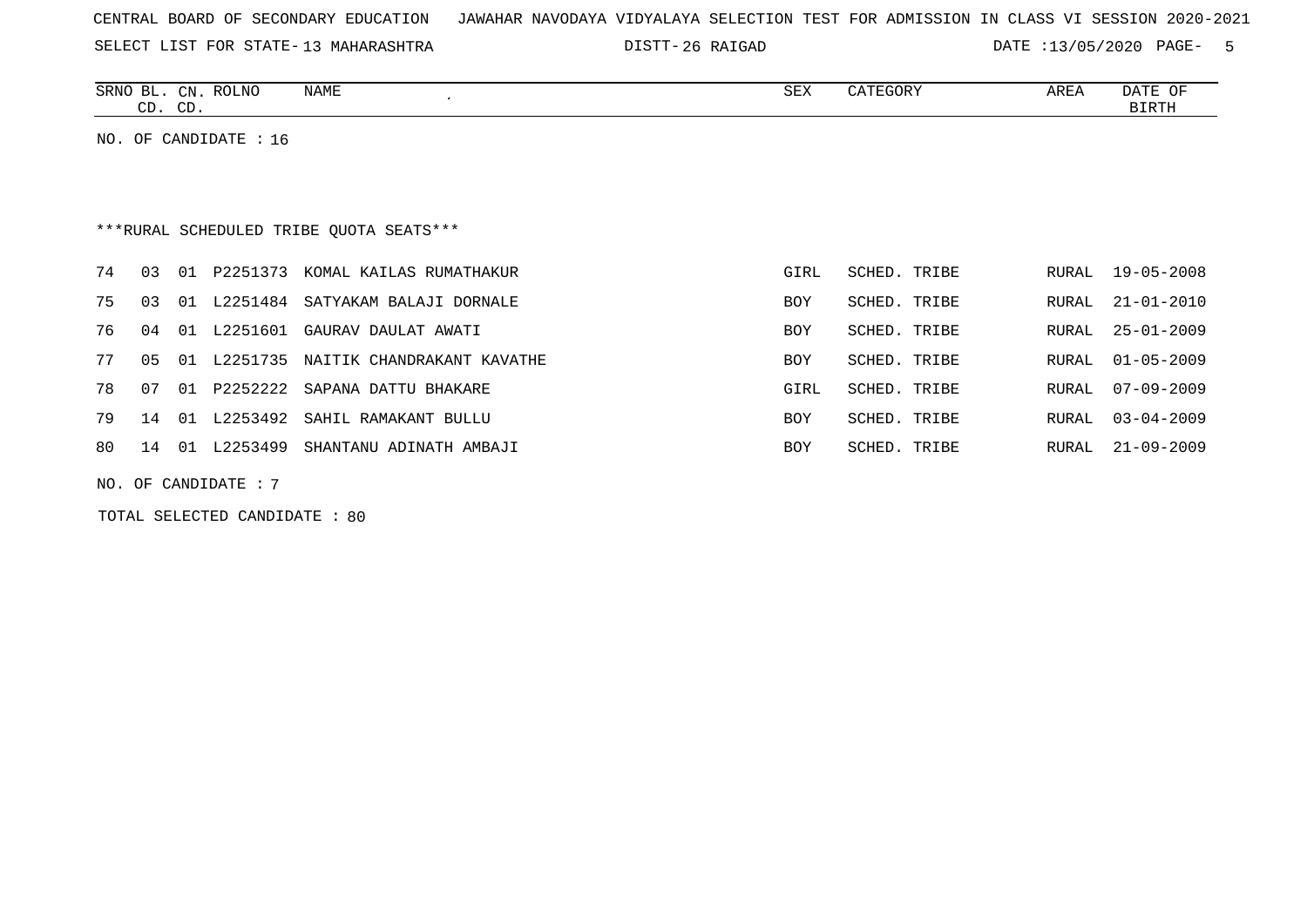CENTRAL BOARD OF SECONDARY EDUCATION JAWAHAR NAVODAYA VIDYALAYA SELECTION TEST FOR ADMISSION IN CLASS VI SESSION 2020-2021

SELECT LIST FOR STATE- 13 MAHARASHTRA DISTT- 26 RAIGAD DATE :13/05/2020

| SRNO | BL. CD. | CN. CD. | ROLNO | NAME | SEX | CATEGORY | AREA | DATE OF BIRTH |
|---|---|---|---|---|---|---|---|---|

NO. OF CANDIDATE : 16

***RURAL SCHEDULED TRIBE QUOTA SEATS***

| SRNO | BL. CD. | CN. CD. | ROLNO | NAME | SEX | CATEGORY | AREA | DATE OF BIRTH |
|---|---|---|---|---|---|---|---|---|
| 74 | 03 | 01 | P2251373 | KOMAL KAILAS RUMATHAKUR | GIRL | SCHED. TRIBE | RURAL | 19-05-2008 |
| 75 | 03 | 01 | L2251484 | SATYAKAM BALAJI DORNALE | BOY | SCHED. TRIBE | RURAL | 21-01-2010 |
| 76 | 04 | 01 | L2251601 | GAURAV DAULAT AWATI | BOY | SCHED. TRIBE | RURAL | 25-01-2009 |
| 77 | 05 | 01 | L2251735 | NAITIK CHANDRAKANT KAVATHE | BOY | SCHED. TRIBE | RURAL | 01-05-2009 |
| 78 | 07 | 01 | P2252222 | SAPANA DATTU BHAKARE | GIRL | SCHED. TRIBE | RURAL | 07-09-2009 |
| 79 | 14 | 01 | L2253492 | SAHIL RAMAKANT BULLU | BOY | SCHED. TRIBE | RURAL | 03-04-2009 |
| 80 | 14 | 01 | L2253499 | SHANTANU ADINATH AMBAJI | BOY | SCHED. TRIBE | RURAL | 21-09-2009 |

NO. OF CANDIDATE : 7

TOTAL SELECTED CANDIDATE : 80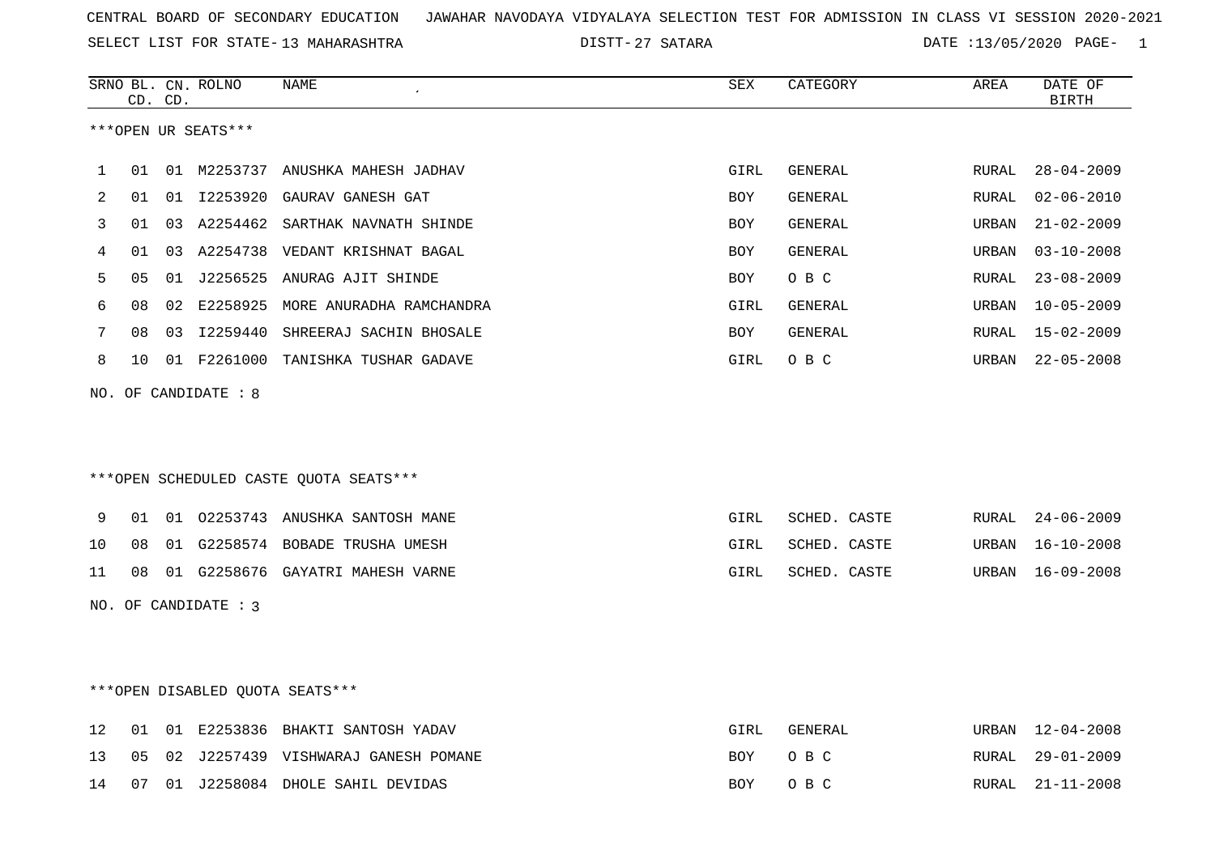CENTRAL BOARD OF SECONDARY EDUCATION   JAWAHAR NAVODAYA VIDYALAYA SELECTION TEST FOR ADMISSION IN CLASS VI SESSION 2020-2021

SELECT LIST FOR STATE- 13 MAHARASHTRA   DISTT- 27 SATARA   DATE :13/05/2020

| SRNO | BL. CD. | CN. CD. | ROLNO | NAME | SEX | CATEGORY | AREA | DATE OF BIRTH |
|---|---|---|---|---|---|---|---|---|

***OPEN UR SEATS***

| SRNO | BL. CD. | CN. CD. | ROLNO | NAME | SEX | CATEGORY | AREA | DATE OF BIRTH |
|---|---|---|---|---|---|---|---|---|
| 1 | 01 | 01 | M2253737 | ANUSHKA MAHESH JADHAV | GIRL | GENERAL | RURAL | 28-04-2009 |
| 2 | 01 | 01 | I2253920 | GAURAV GANESH GAT | BOY | GENERAL | RURAL | 02-06-2010 |
| 3 | 01 | 03 | A2254462 | SARTHAK NAVNATH SHINDE | BOY | GENERAL | URBAN | 21-02-2009 |
| 4 | 01 | 03 | A2254738 | VEDANT KRISHNAT BAGAL | BOY | GENERAL | URBAN | 03-10-2008 |
| 5 | 05 | 01 | J2256525 | ANURAG AJIT SHINDE | BOY | O B C | RURAL | 23-08-2009 |
| 6 | 08 | 02 | E2258925 | MORE ANURADHA RAMCHANDRA | GIRL | GENERAL | URBAN | 10-05-2009 |
| 7 | 08 | 03 | I2259440 | SHREERAJ SACHIN BHOSALE | BOY | GENERAL | RURAL | 15-02-2009 |
| 8 | 10 | 01 | F2261000 | TANISHKA TUSHAR GADAVE | GIRL | O B C | URBAN | 22-05-2008 |

NO. OF CANDIDATE : 8

***OPEN SCHEDULED CASTE QUOTA SEATS***

| SRNO | BL. CD. | CN. CD. | ROLNO | NAME | SEX | CATEGORY | AREA | DATE OF BIRTH |
|---|---|---|---|---|---|---|---|---|
| 9 | 01 | 01 | O2253743 | ANUSHKA SANTOSH MANE | GIRL | SCHED. CASTE | RURAL | 24-06-2009 |
| 10 | 08 | 01 | G2258574 | BOBADE TRUSHA UMESH | GIRL | SCHED. CASTE | URBAN | 16-10-2008 |
| 11 | 08 | 01 | G2258676 | GAYATRI MAHESH VARNE | GIRL | SCHED. CASTE | URBAN | 16-09-2008 |

NO. OF CANDIDATE : 3

***OPEN DISABLED QUOTA SEATS***

| SRNO | BL. CD. | CN. CD. | ROLNO | NAME | SEX | CATEGORY | AREA | DATE OF BIRTH |
|---|---|---|---|---|---|---|---|---|
| 12 | 01 | 01 | E2253836 | BHAKTI SANTOSH YADAV | GIRL | GENERAL | URBAN | 12-04-2008 |
| 13 | 05 | 02 | J2257439 | VISHWARAJ GANESH POMANE | BOY | O B C | RURAL | 29-01-2009 |
| 14 | 07 | 01 | J2258084 | DHOLE SAHIL DEVIDAS | BOY | O B C | RURAL | 21-11-2008 |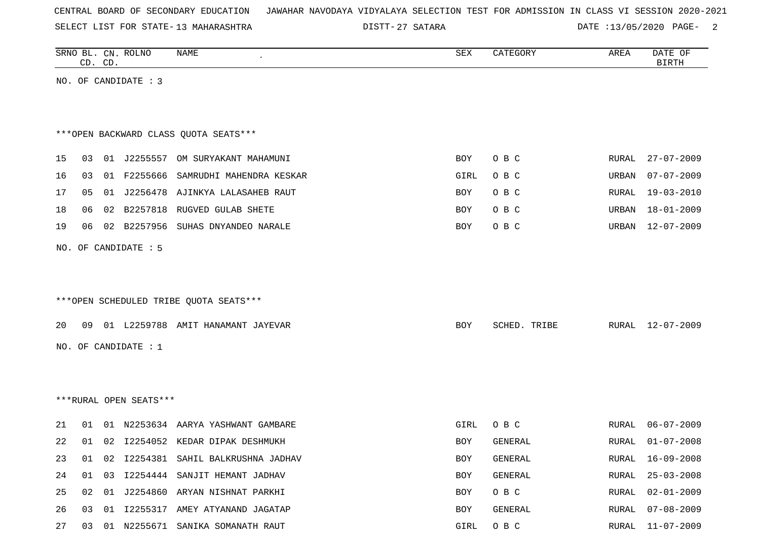CENTRAL BOARD OF SECONDARY EDUCATION   JAWAHAR NAVODAYA VIDYALAYA SELECTION TEST FOR ADMISSION IN CLASS VI SESSION 2020-2021

SELECT LIST FOR STATE- 13 MAHARASHTRA   DISTT- 27 SATARA   DATE :13/05/2020

| SRNO | BL. CD. | CN. CD. | ROLNO | NAME | SEX | CATEGORY | AREA | DATE OF BIRTH |
|---|---|---|---|---|---|---|---|---|

NO. OF CANDIDATE : 3

***OPEN BACKWARD CLASS QUOTA SEATS***

| SRNO | BL. CD. | CN. CD. | ROLNO | NAME | SEX | CATEGORY | AREA | DATE OF BIRTH |
|---|---|---|---|---|---|---|---|---|
| 15 | 03 | 01 | J2255557 | OM SURYAKANT MAHAMUNI | BOY | O B C | RURAL | 27-07-2009 |
| 16 | 03 | 01 | F2255666 | SAMRUDHI MAHENDRA KESKAR | GIRL | O B C | URBAN | 07-07-2009 |
| 17 | 05 | 01 | J2256478 | AJINKYA LALASAHEB RAUT | BOY | O B C | RURAL | 19-03-2010 |
| 18 | 06 | 02 | B2257818 | RUGVED GULAB SHETE | BOY | O B C | URBAN | 18-01-2009 |
| 19 | 06 | 02 | B2257956 | SUHAS DNYANDEO NARALE | BOY | O B C | URBAN | 12-07-2009 |

NO. OF CANDIDATE : 5

***OPEN SCHEDULED TRIBE QUOTA SEATS***

| SRNO | BL. CD. | CN. CD. | ROLNO | NAME | SEX | CATEGORY | AREA | DATE OF BIRTH |
|---|---|---|---|---|---|---|---|---|
| 20 | 09 | 01 | L2259788 | AMIT HANAMANT JAYEVAR | BOY | SCHED. TRIBE | RURAL | 12-07-2009 |

NO. OF CANDIDATE : 1

***RURAL OPEN SEATS***

| SRNO | BL. CD. | CN. CD. | ROLNO | NAME | SEX | CATEGORY | AREA | DATE OF BIRTH |
|---|---|---|---|---|---|---|---|---|
| 21 | 01 | 01 | N2253634 | AARYA YASHWANT GAMBARE | GIRL | O B C | RURAL | 06-07-2009 |
| 22 | 01 | 02 | I2254052 | KEDAR DIPAK DESHMUKH | BOY | GENERAL | RURAL | 01-07-2008 |
| 23 | 01 | 02 | I2254381 | SAHIL BALKRUSHNA JADHAV | BOY | GENERAL | RURAL | 16-09-2008 |
| 24 | 01 | 03 | I2254444 | SANJIT HEMANT JADHAV | BOY | GENERAL | RURAL | 25-03-2008 |
| 25 | 02 | 01 | J2254860 | ARYAN NISHNAT PARKHI | BOY | O B C | RURAL | 02-01-2009 |
| 26 | 03 | 01 | I2255317 | AMEY ATYANAND JAGATAP | BOY | GENERAL | RURAL | 07-08-2009 |
| 27 | 03 | 01 | N2255671 | SANIKA SOMANATH RAUT | GIRL | O B C | RURAL | 11-07-2009 |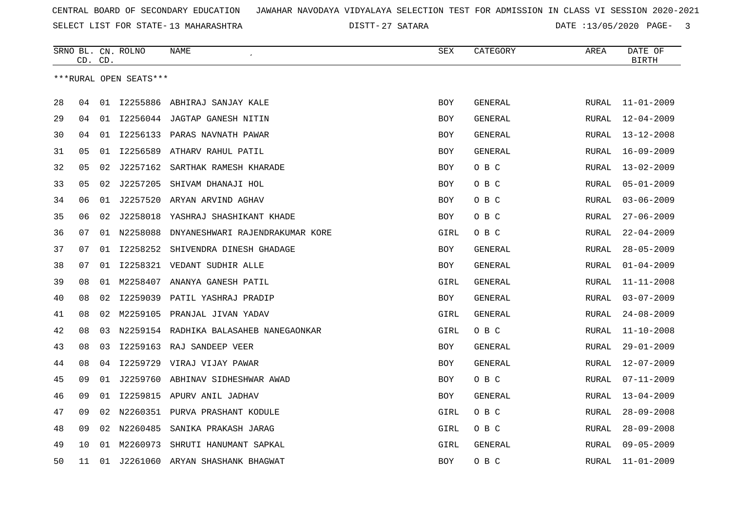CENTRAL BOARD OF SECONDARY EDUCATION JAWAHAR NAVODAYA VIDYALAYA SELECTION TEST FOR ADMISSION IN CLASS VI SESSION 2020-2021

SELECT LIST FOR STATE- 13 MAHARASHTRA DISTT- 27 SATARA DATE :13/05/2020

***RURAL OPEN SEATS***

| SRNO | BL. CD. | CN. CD. | ROLNO | NAME | SEX | CATEGORY | AREA | DATE OF BIRTH |
|---|---|---|---|---|---|---|---|---|
| 28 | 04 | 01 | I2255886 | ABHIRAJ SANJAY KALE | BOY | GENERAL | RURAL | 11-01-2009 |
| 29 | 04 | 01 | I2256044 | JAGTAP GANESH NITIN | BOY | GENERAL | RURAL | 12-04-2009 |
| 30 | 04 | 01 | I2256133 | PARAS NAVNATH PAWAR | BOY | GENERAL | RURAL | 13-12-2008 |
| 31 | 05 | 01 | I2256589 | ATHARV RAHUL PATIL | BOY | GENERAL | RURAL | 16-09-2009 |
| 32 | 05 | 02 | J2257162 | SARTHAK RAMESH KHARADE | BOY | O B C | RURAL | 13-02-2009 |
| 33 | 05 | 02 | J2257205 | SHIVAM DHANAJI HOL | BOY | O B C | RURAL | 05-01-2009 |
| 34 | 06 | 01 | J2257520 | ARYAN ARVIND AGHAV | BOY | O B C | RURAL | 03-06-2009 |
| 35 | 06 | 02 | J2258018 | YASHRAJ SHASHIKANT KHADE | BOY | O B C | RURAL | 27-06-2009 |
| 36 | 07 | 01 | N2258088 | DNYANESHWARI RAJENDRAKUMAR KORE | GIRL | O B C | RURAL | 22-04-2009 |
| 37 | 07 | 01 | I2258252 | SHIVENDRA DINESH GHADAGE | BOY | GENERAL | RURAL | 28-05-2009 |
| 38 | 07 | 01 | I2258321 | VEDANT SUDHIR ALLE | BOY | GENERAL | RURAL | 01-04-2009 |
| 39 | 08 | 01 | M2258407 | ANANYA GANESH PATIL | GIRL | GENERAL | RURAL | 11-11-2008 |
| 40 | 08 | 02 | I2259039 | PATIL YASHRAJ PRADIP | BOY | GENERAL | RURAL | 03-07-2009 |
| 41 | 08 | 02 | M2259105 | PRANJAL JIVAN YADAV | GIRL | GENERAL | RURAL | 24-08-2009 |
| 42 | 08 | 03 | N2259154 | RADHIKA BALASAHEB NANEGAONKAR | GIRL | O B C | RURAL | 11-10-2008 |
| 43 | 08 | 03 | I2259163 | RAJ SANDEEP VEER | BOY | GENERAL | RURAL | 29-01-2009 |
| 44 | 08 | 04 | I2259729 | VIRAJ VIJAY PAWAR | BOY | GENERAL | RURAL | 12-07-2009 |
| 45 | 09 | 01 | J2259760 | ABHINAV SIDHESHWAR AWAD | BOY | O B C | RURAL | 07-11-2009 |
| 46 | 09 | 01 | I2259815 | APURV ANIL JADHAV | BOY | GENERAL | RURAL | 13-04-2009 |
| 47 | 09 | 02 | N2260351 | PURVA PRASHANT KODULE | GIRL | O B C | RURAL | 28-09-2008 |
| 48 | 09 | 02 | N2260485 | SANIKA PRAKASH JARAG | GIRL | O B C | RURAL | 28-09-2008 |
| 49 | 10 | 01 | M2260973 | SHRUTI HANUMANT SAPKAL | GIRL | GENERAL | RURAL | 09-05-2009 |
| 50 | 11 | 01 | J2261060 | ARYAN SHASHANK BHAGWAT | BOY | O B C | RURAL | 11-01-2009 |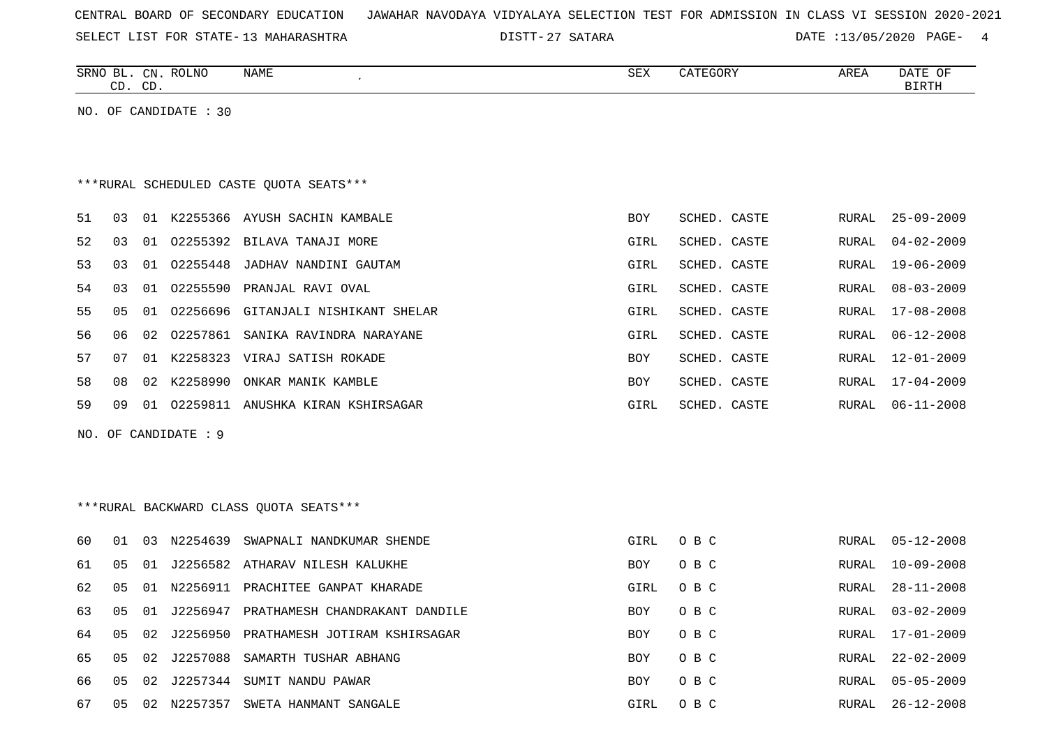CENTRAL BOARD OF SECONDARY EDUCATION JAWAHAR NAVODAYA VIDYALAYA SELECTION TEST FOR ADMISSION IN CLASS VI SESSION 2020-2021

SELECT LIST FOR STATE- 13 MAHARASHTRA DISTT- 27 SATARA DATE :13/05/2020

| SRNO | BL. CD. | CN. CD. | ROLNO | NAME | SEX | CATEGORY | AREA | DATE OF BIRTH |
|---|---|---|---|---|---|---|---|---|

NO. OF CANDIDATE : 30

***RURAL SCHEDULED CASTE QUOTA SEATS***

| SRNO | BL. CD. | CN. CD. | ROLNO | NAME | SEX | CATEGORY | AREA | DATE OF BIRTH |
|---|---|---|---|---|---|---|---|---|
| 51 | 03 | 01 | K2255366 | AYUSH SACHIN KAMBALE | BOY | SCHED. CASTE | RURAL | 25-09-2009 |
| 52 | 03 | 01 | O2255392 | BILAVA TANAJI MORE | GIRL | SCHED. CASTE | RURAL | 04-02-2009 |
| 53 | 03 | 01 | O2255448 | JADHAV NANDINI GAUTAM | GIRL | SCHED. CASTE | RURAL | 19-06-2009 |
| 54 | 03 | 01 | O2255590 | PRANJAL RAVI OVAL | GIRL | SCHED. CASTE | RURAL | 08-03-2009 |
| 55 | 05 | 01 | O2256696 | GITANJALI NISHIKANT SHELAR | GIRL | SCHED. CASTE | RURAL | 17-08-2008 |
| 56 | 06 | 02 | O2257861 | SANIKA RAVINDRA NARAYANE | GIRL | SCHED. CASTE | RURAL | 06-12-2008 |
| 57 | 07 | 01 | K2258323 | VIRAJ SATISH ROKADE | BOY | SCHED. CASTE | RURAL | 12-01-2009 |
| 58 | 08 | 02 | K2258990 | ONKAR MANIK KAMBLE | BOY | SCHED. CASTE | RURAL | 17-04-2009 |
| 59 | 09 | 01 | O2259811 | ANUSHKA KIRAN KSHIRSAGAR | GIRL | SCHED. CASTE | RURAL | 06-11-2008 |

NO. OF CANDIDATE : 9

***RURAL BACKWARD CLASS QUOTA SEATS***

| SRNO | BL. CD. | CN. CD. | ROLNO | NAME | SEX | CATEGORY | AREA | DATE OF BIRTH |
|---|---|---|---|---|---|---|---|---|
| 60 | 01 | 03 | N2254639 | SWAPNALI NANDKUMAR SHENDE | GIRL | O B C | RURAL | 05-12-2008 |
| 61 | 05 | 01 | J2256582 | ATHARAV NILESH KALUKHE | BOY | O B C | RURAL | 10-09-2008 |
| 62 | 05 | 01 | N2256911 | PRACHITEE GANPAT KHARADE | GIRL | O B C | RURAL | 28-11-2008 |
| 63 | 05 | 01 | J2256947 | PRATHAMESH CHANDRAKANT DANDILE | BOY | O B C | RURAL | 03-02-2009 |
| 64 | 05 | 02 | J2256950 | PRATHAMESH JOTIRAM KSHIRSAGAR | BOY | O B C | RURAL | 17-01-2009 |
| 65 | 05 | 02 | J2257088 | SAMARTH TUSHAR ABHANG | BOY | O B C | RURAL | 22-02-2009 |
| 66 | 05 | 02 | J2257344 | SUMIT NANDU PAWAR | BOY | O B C | RURAL | 05-05-2009 |
| 67 | 05 | 02 | N2257357 | SWETA HANMANT SANGALE | GIRL | O B C | RURAL | 26-12-2008 |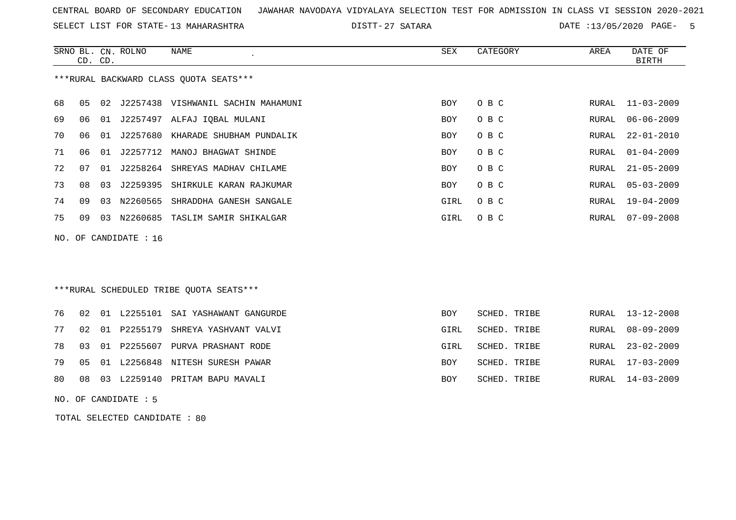CENTRAL BOARD OF SECONDARY EDUCATION JAWAHAR NAVODAYA VIDYALAYA SELECTION TEST FOR ADMISSION IN CLASS VI SESSION 2020-2021

SELECT LIST FOR STATE- 13 MAHARASHTRA DISTT- 27 SATARA DATE :13/05/2020

***RURAL BACKWARD CLASS QUOTA SEATS***

| SRNO | BL. CD. | CN. CD. | ROLNO | NAME | SEX | CATEGORY | AREA | DATE OF BIRTH |
|---|---|---|---|---|---|---|---|---|
| 68 | 05 | 02 | J2257438 | VISHWANIL SACHIN MAHAMUNI | BOY | O B C | RURAL | 11-03-2009 |
| 69 | 06 | 01 | J2257497 | ALFAJ IQBAL MULANI | BOY | O B C | RURAL | 06-06-2009 |
| 70 | 06 | 01 | J2257680 | KHARADE SHUBHAM PUNDALIK | BOY | O B C | RURAL | 22-01-2010 |
| 71 | 06 | 01 | J2257712 | MANOJ BHAGWAT SHINDE | BOY | O B C | RURAL | 01-04-2009 |
| 72 | 07 | 01 | J2258264 | SHREYAS MADHAV CHILAME | BOY | O B C | RURAL | 21-05-2009 |
| 73 | 08 | 03 | J2259395 | SHIRKULE KARAN RAJKUMAR | BOY | O B C | RURAL | 05-03-2009 |
| 74 | 09 | 03 | N2260565 | SHRADDHA GANESH SANGALE | GIRL | O B C | RURAL | 19-04-2009 |
| 75 | 09 | 03 | N2260685 | TASLIM SAMIR SHIKALGAR | GIRL | O B C | RURAL | 07-09-2008 |

NO. OF CANDIDATE : 16

***RURAL SCHEDULED TRIBE QUOTA SEATS***

| SRNO | BL. CD. | CN. CD. | ROLNO | NAME | SEX | CATEGORY | AREA | DATE OF BIRTH |
|---|---|---|---|---|---|---|---|---|
| 76 | 02 | 01 | L2255101 | SAI YASHAWANT GANGURDE | BOY | SCHED. TRIBE | RURAL | 13-12-2008 |
| 77 | 02 | 01 | P2255179 | SHREYA YASHVANT VALVI | GIRL | SCHED. TRIBE | RURAL | 08-09-2009 |
| 78 | 03 | 01 | P2255607 | PURVA PRASHANT RODE | GIRL | SCHED. TRIBE | RURAL | 23-02-2009 |
| 79 | 05 | 01 | L2256848 | NITESH SURESH PAWAR | BOY | SCHED. TRIBE | RURAL | 17-03-2009 |
| 80 | 08 | 03 | L2259140 | PRITAM BAPU MAVALI | BOY | SCHED. TRIBE | RURAL | 14-03-2009 |

NO. OF CANDIDATE : 5

TOTAL SELECTED CANDIDATE : 80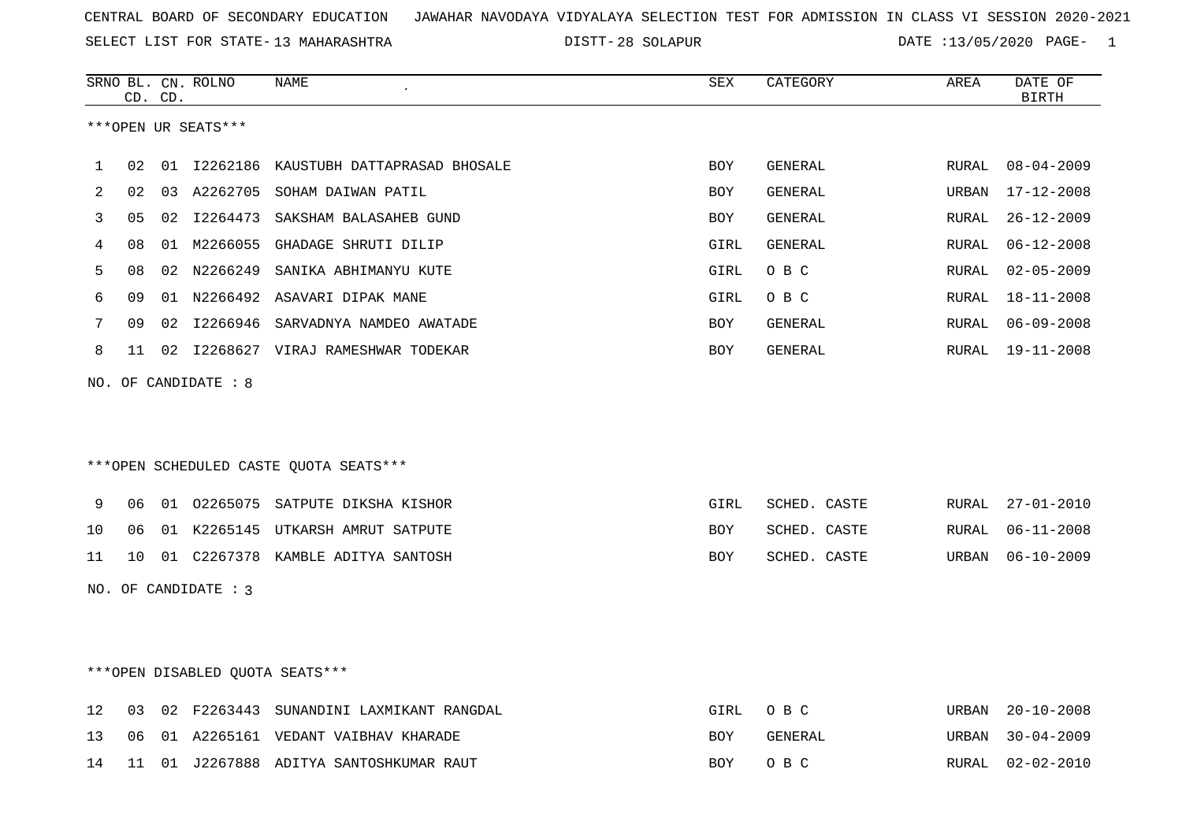CENTRAL BOARD OF SECONDARY EDUCATION JAWAHAR NAVODAYA VIDYALAYA SELECTION TEST FOR ADMISSION IN CLASS VI SESSION 2020-2021

SELECT LIST FOR STATE- 13 MAHARASHTRA DISTT- 28 SOLAPUR DATE :13/05/2020

***OPEN UR SEATS***

| SRNO | BL. CD. | CN. CD. | ROLNO | NAME | SEX | CATEGORY | AREA | DATE OF BIRTH |
|---|---|---|---|---|---|---|---|---|
| 1 | 02 | 01 | I2262186 | KAUSTUBH DATTAPRASAD BHOSALE | BOY | GENERAL | RURAL | 08-04-2009 |
| 2 | 02 | 03 | A2262705 | SOHAM DAIWAN PATIL | BOY | GENERAL | URBAN | 17-12-2008 |
| 3 | 05 | 02 | I2264473 | SAKSHAM BALASAHEB GUND | BOY | GENERAL | RURAL | 26-12-2009 |
| 4 | 08 | 01 | M2266055 | GHADAGE SHRUTI DILIP | GIRL | GENERAL | RURAL | 06-12-2008 |
| 5 | 08 | 02 | N2266249 | SANIKA ABHIMANYU KUTE | GIRL | O B C | RURAL | 02-05-2009 |
| 6 | 09 | 01 | N2266492 | ASAVARI DIPAK MANE | GIRL | O B C | RURAL | 18-11-2008 |
| 7 | 09 | 02 | I2266946 | SARVADNYA NAMDEO AWATADE | BOY | GENERAL | RURAL | 06-09-2008 |
| 8 | 11 | 02 | I2268627 | VIRAJ RAMESHWAR TODEKAR | BOY | GENERAL | RURAL | 19-11-2008 |

NO. OF CANDIDATE : 8

***OPEN SCHEDULED CASTE QUOTA SEATS***

| SRNO | BL. CD. | CN. CD. | ROLNO | NAME | SEX | CATEGORY | AREA | DATE OF BIRTH |
|---|---|---|---|---|---|---|---|---|
| 9 | 06 | 01 | O2265075 | SATPUTE DIKSHA KISHOR | GIRL | SCHED. CASTE | RURAL | 27-01-2010 |
| 10 | 06 | 01 | K2265145 | UTKARSH AMRUT SATPUTE | BOY | SCHED. CASTE | RURAL | 06-11-2008 |
| 11 | 10 | 01 | C2267378 | KAMBLE ADITYA SANTOSH | BOY | SCHED. CASTE | URBAN | 06-10-2009 |

NO. OF CANDIDATE : 3

***OPEN DISABLED QUOTA SEATS***

| SRNO | BL. CD. | CN. CD. | ROLNO | NAME | SEX | CATEGORY | AREA | DATE OF BIRTH |
|---|---|---|---|---|---|---|---|---|
| 12 | 03 | 02 | F2263443 | SUNANDINI LAXMIKANT RANGDAL | GIRL | O B C | URBAN | 20-10-2008 |
| 13 | 06 | 01 | A2265161 | VEDANT VAIBHAV KHARADE | BOY | GENERAL | URBAN | 30-04-2009 |
| 14 | 11 | 01 | J2267888 | ADITYA SANTOSHKUMAR RAUT | BOY | O B C | RURAL | 02-02-2010 |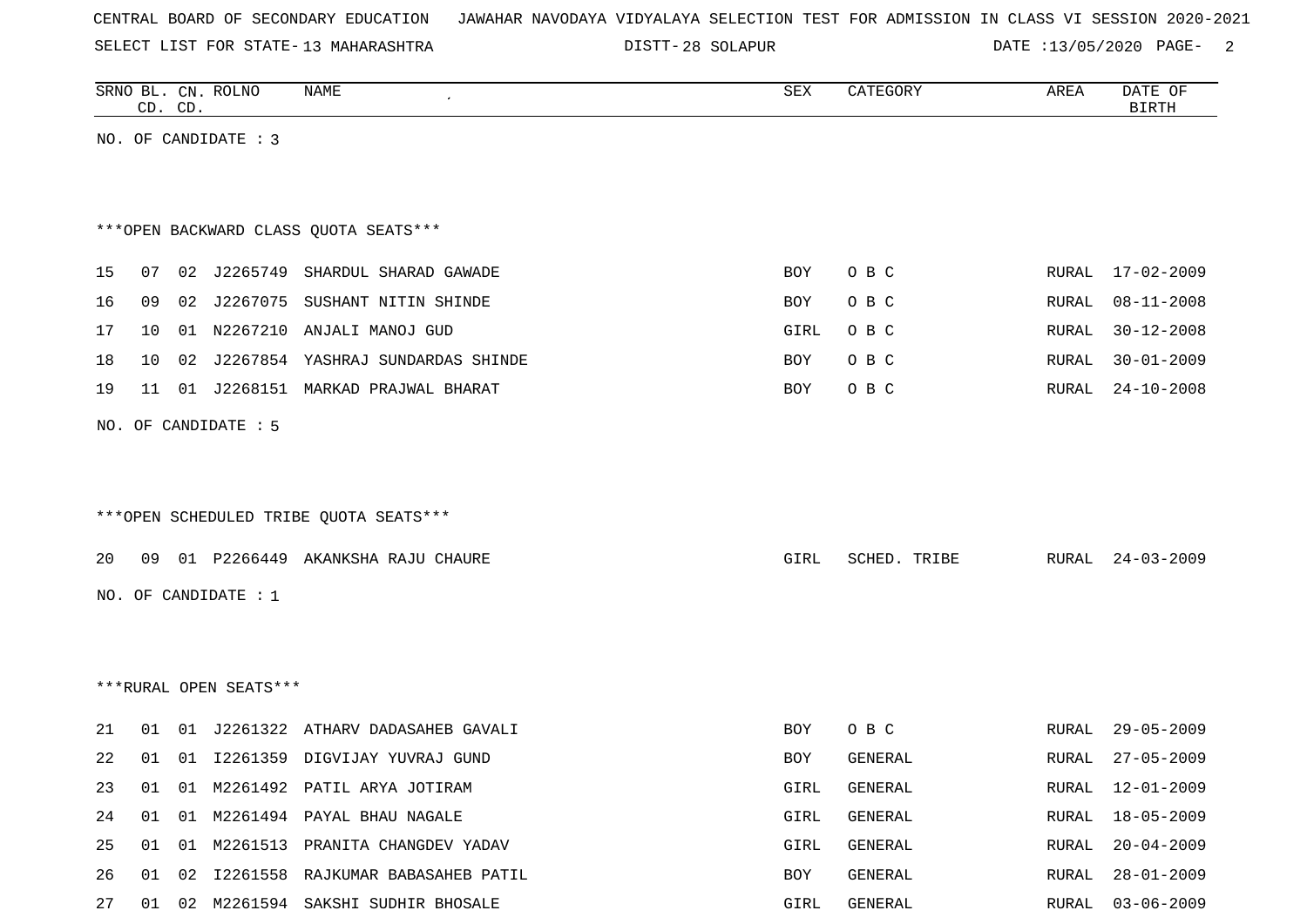CENTRAL BOARD OF SECONDARY EDUCATION JAWAHAR NAVODAYA VIDYALAYA SELECTION TEST FOR ADMISSION IN CLASS VI SESSION 2020-2021

SELECT LIST FOR STATE- 13 MAHARASHTRA DISTT- 28 SOLAPUR DATE :13/05/2020

| SRNO | BL. CD. | CN. CD. | ROLNO | NAME | SEX | CATEGORY | AREA | DATE OF BIRTH |
|---|---|---|---|---|---|---|---|---|

NO. OF CANDIDATE : 3

***OPEN BACKWARD CLASS QUOTA SEATS***

| SRNO | BL. CD. | CN. CD. | ROLNO | NAME | SEX | CATEGORY | AREA | DATE OF BIRTH |
|---|---|---|---|---|---|---|---|---|
| 15 | 07 | 02 | J2265749 | SHARDUL SHARAD GAWADE | BOY | O B C | RURAL | 17-02-2009 |
| 16 | 09 | 02 | J2267075 | SUSHANT NITIN SHINDE | BOY | O B C | RURAL | 08-11-2008 |
| 17 | 10 | 01 | N2267210 | ANJALI MANOJ GUD | GIRL | O B C | RURAL | 30-12-2008 |
| 18 | 10 | 02 | J2267854 | YASHRAJ SUNDARDAS SHINDE | BOY | O B C | RURAL | 30-01-2009 |
| 19 | 11 | 01 | J2268151 | MARKAD PRAJWAL BHARAT | BOY | O B C | RURAL | 24-10-2008 |

NO. OF CANDIDATE : 5

***OPEN SCHEDULED TRIBE QUOTA SEATS***

| SRNO | BL. CD. | CN. CD. | ROLNO | NAME | SEX | CATEGORY | AREA | DATE OF BIRTH |
|---|---|---|---|---|---|---|---|---|
| 20 | 09 | 01 | P2266449 | AKANKSHA RAJU CHAURE | GIRL | SCHED. TRIBE | RURAL | 24-03-2009 |

NO. OF CANDIDATE : 1

***RURAL OPEN SEATS***

| SRNO | BL. CD. | CN. CD. | ROLNO | NAME | SEX | CATEGORY | AREA | DATE OF BIRTH |
|---|---|---|---|---|---|---|---|---|
| 21 | 01 | 01 | J2261322 | ATHARV DADASAHEB GAVALI | BOY | O B C | RURAL | 29-05-2009 |
| 22 | 01 | 01 | I2261359 | DIGVIJAY YUVRAJ GUND | BOY | GENERAL | RURAL | 27-05-2009 |
| 23 | 01 | 01 | M2261492 | PATIL ARYA JOTIRAM | GIRL | GENERAL | RURAL | 12-01-2009 |
| 24 | 01 | 01 | M2261494 | PAYAL BHAU NAGALE | GIRL | GENERAL | RURAL | 18-05-2009 |
| 25 | 01 | 01 | M2261513 | PRANITA CHANGDEV YADAV | GIRL | GENERAL | RURAL | 20-04-2009 |
| 26 | 01 | 02 | I2261558 | RAJKUMAR BABASAHEB PATIL | BOY | GENERAL | RURAL | 28-01-2009 |
| 27 | 01 | 02 | M2261594 | SAKSHI SUDHIR BHOSALE | GIRL | GENERAL | RURAL | 03-06-2009 |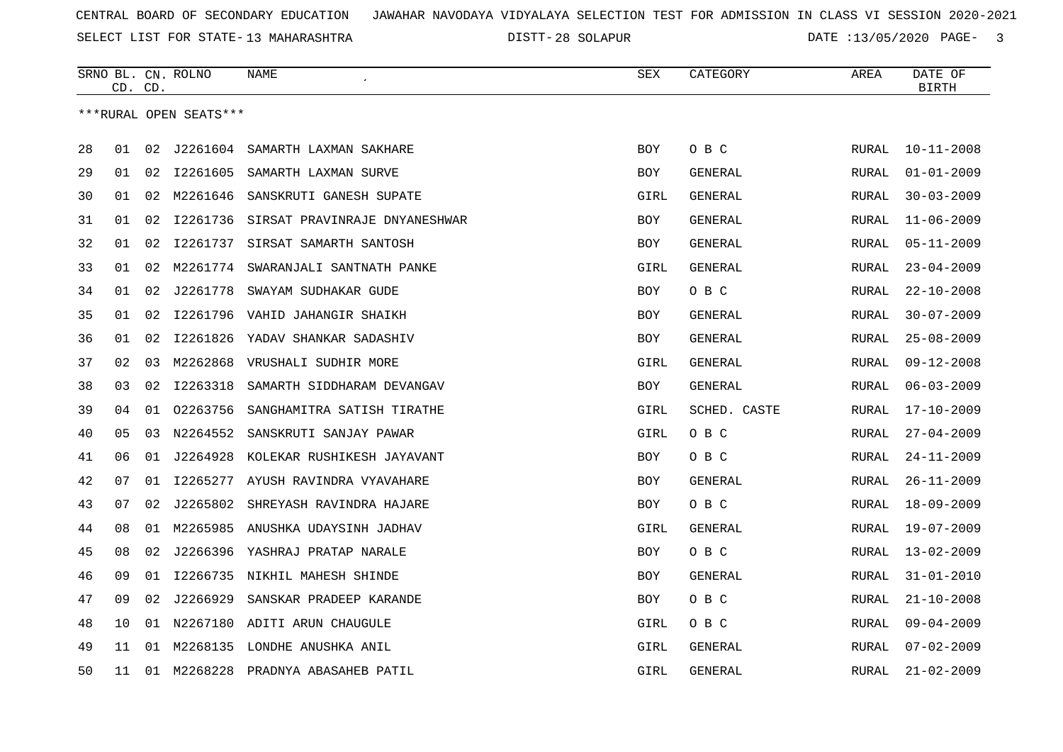CENTRAL BOARD OF SECONDARY EDUCATION JAWAHAR NAVODAYA VIDYALAYA SELECTION TEST FOR ADMISSION IN CLASS VI SESSION 2020-2021

SELECT LIST FOR STATE- 13 MAHARASHTRA DISTT- 28 SOLAPUR DATE :13/05/2020

| SRNO | BL. CD. | CN. CD. | ROLNO | NAME | SEX | CATEGORY | AREA | DATE OF BIRTH |
|---|---|---|---|---|---|---|---|---|
| ***RURAL OPEN SEATS*** | | | | | | | | |
| 28 | 01 | 02 | J2261604 | SAMARTH LAXMAN SAKHARE | BOY | O B C | RURAL | 10-11-2008 |
| 29 | 01 | 02 | I2261605 | SAMARTH LAXMAN SURVE | BOY | GENERAL | RURAL | 01-01-2009 |
| 30 | 01 | 02 | M2261646 | SANSKRUTI GANESH SUPATE | GIRL | GENERAL | RURAL | 30-03-2009 |
| 31 | 01 | 02 | I2261736 | SIRSAT PRAVINRAJE DNYANESHWAR | BOY | GENERAL | RURAL | 11-06-2009 |
| 32 | 01 | 02 | I2261737 | SIRSAT SAMARTH SANTOSH | BOY | GENERAL | RURAL | 05-11-2009 |
| 33 | 01 | 02 | M2261774 | SWARANJALI SANTNATH PANKE | GIRL | GENERAL | RURAL | 23-04-2009 |
| 34 | 01 | 02 | J2261778 | SWAYAM SUDHAKAR GUDE | BOY | O B C | RURAL | 22-10-2008 |
| 35 | 01 | 02 | I2261796 | VAHID JAHANGIR SHAIKH | BOY | GENERAL | RURAL | 30-07-2009 |
| 36 | 01 | 02 | I2261826 | YADAV SHANKAR SADASHIV | BOY | GENERAL | RURAL | 25-08-2009 |
| 37 | 02 | 03 | M2262868 | VRUSHALI SUDHIR MORE | GIRL | GENERAL | RURAL | 09-12-2008 |
| 38 | 03 | 02 | I2263318 | SAMARTH SIDDHARAM DEVANGAV | BOY | GENERAL | RURAL | 06-03-2009 |
| 39 | 04 | 01 | O2263756 | SANGHAMITRA SATISH TIRATHE | GIRL | SCHED. CASTE | RURAL | 17-10-2009 |
| 40 | 05 | 03 | N2264552 | SANSKRUTI SANJAY PAWAR | GIRL | O B C | RURAL | 27-04-2009 |
| 41 | 06 | 01 | J2264928 | KOLEKAR RUSHIKESH JAYAVANT | BOY | O B C | RURAL | 24-11-2009 |
| 42 | 07 | 01 | I2265277 | AYUSH RAVINDRA VYAVAHARE | BOY | GENERAL | RURAL | 26-11-2009 |
| 43 | 07 | 02 | J2265802 | SHREYASH RAVINDRA HAJARE | BOY | O B C | RURAL | 18-09-2009 |
| 44 | 08 | 01 | M2265985 | ANUSHKA UDAYSINH JADHAV | GIRL | GENERAL | RURAL | 19-07-2009 |
| 45 | 08 | 02 | J2266396 | YASHRAJ PRATAP NARALE | BOY | O B C | RURAL | 13-02-2009 |
| 46 | 09 | 01 | I2266735 | NIKHIL MAHESH SHINDE | BOY | GENERAL | RURAL | 31-01-2010 |
| 47 | 09 | 02 | J2266929 | SANSKAR PRADEEP KARANDE | BOY | O B C | RURAL | 21-10-2008 |
| 48 | 10 | 01 | N2267180 | ADITI ARUN CHAUGULE | GIRL | O B C | RURAL | 09-04-2009 |
| 49 | 11 | 01 | M2268135 | LONDHE ANUSHKA ANIL | GIRL | GENERAL | RURAL | 07-02-2009 |
| 50 | 11 | 01 | M2268228 | PRADNYA ABASAHEB PATIL | GIRL | GENERAL | RURAL | 21-02-2009 |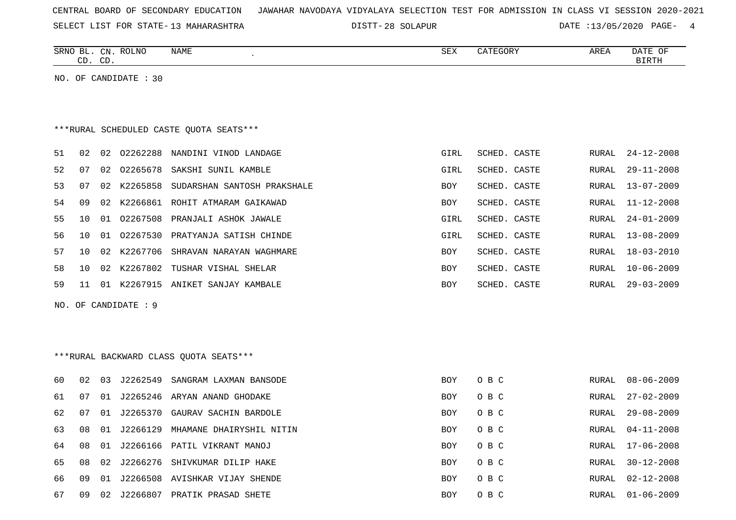CENTRAL BOARD OF SECONDARY EDUCATION JAWAHAR NAVODAYA VIDYALAYA SELECTION TEST FOR ADMISSION IN CLASS VI SESSION 2020-2021

SELECT LIST FOR STATE- 13 MAHARASHTRA DISTT- 28 SOLAPUR DATE :13/05/2020

| SRNO | BL. CD. | CN. CD. | ROLNO | NAME | SEX | CATEGORY | AREA | DATE OF BIRTH |
|---|---|---|---|---|---|---|---|---|

NO. OF CANDIDATE : 30

***RURAL SCHEDULED CASTE QUOTA SEATS***

| SRNO | BL. CD. | CN. CD. | ROLNO | NAME | SEX | CATEGORY | AREA | DATE OF BIRTH |
|---|---|---|---|---|---|---|---|---|
| 51 | 02 | 02 | O2262288 | NANDINI VINOD LANDAGE | GIRL | SCHED. CASTE | RURAL | 24-12-2008 |
| 52 | 07 | 02 | O2265678 | SAKSHI SUNIL KAMBLE | GIRL | SCHED. CASTE | RURAL | 29-11-2008 |
| 53 | 07 | 02 | K2265858 | SUDARSHAN SANTOSH PRAKSHALE | BOY | SCHED. CASTE | RURAL | 13-07-2009 |
| 54 | 09 | 02 | K2266861 | ROHIT ATMARAM GAIKAWAD | BOY | SCHED. CASTE | RURAL | 11-12-2008 |
| 55 | 10 | 01 | O2267508 | PRANJALI ASHOK JAWALE | GIRL | SCHED. CASTE | RURAL | 24-01-2009 |
| 56 | 10 | 01 | O2267530 | PRATYANJA SATISH CHINDE | GIRL | SCHED. CASTE | RURAL | 13-08-2009 |
| 57 | 10 | 02 | K2267706 | SHRAVAN NARAYAN WAGHMARE | BOY | SCHED. CASTE | RURAL | 18-03-2010 |
| 58 | 10 | 02 | K2267802 | TUSHAR VISHAL SHELAR | BOY | SCHED. CASTE | RURAL | 10-06-2009 |
| 59 | 11 | 01 | K2267915 | ANIKET SANJAY KAMBALE | BOY | SCHED. CASTE | RURAL | 29-03-2009 |

NO. OF CANDIDATE : 9

***RURAL BACKWARD CLASS QUOTA SEATS***

| SRNO | BL. CD. | CN. CD. | ROLNO | NAME | SEX | CATEGORY | AREA | DATE OF BIRTH |
|---|---|---|---|---|---|---|---|---|
| 60 | 02 | 03 | J2262549 | SANGRAM LAXMAN BANSODE | BOY | O B C | RURAL | 08-06-2009 |
| 61 | 07 | 01 | J2265246 | ARYAN ANAND GHODAKE | BOY | O B C | RURAL | 27-02-2009 |
| 62 | 07 | 01 | J2265370 | GAURAV SACHIN BARDOLE | BOY | O B C | RURAL | 29-08-2009 |
| 63 | 08 | 01 | J2266129 | MHAMANE DHAIRYSHIL NITIN | BOY | O B C | RURAL | 04-11-2008 |
| 64 | 08 | 01 | J2266166 | PATIL VIKRANT MANOJ | BOY | O B C | RURAL | 17-06-2008 |
| 65 | 08 | 02 | J2266276 | SHIVKUMAR DILIP HAKE | BOY | O B C | RURAL | 30-12-2008 |
| 66 | 09 | 01 | J2266508 | AVISHKAR VIJAY SHENDE | BOY | O B C | RURAL | 02-12-2008 |
| 67 | 09 | 02 | J2266807 | PRATIK PRASAD SHETE | BOY | O B C | RURAL | 01-06-2009 |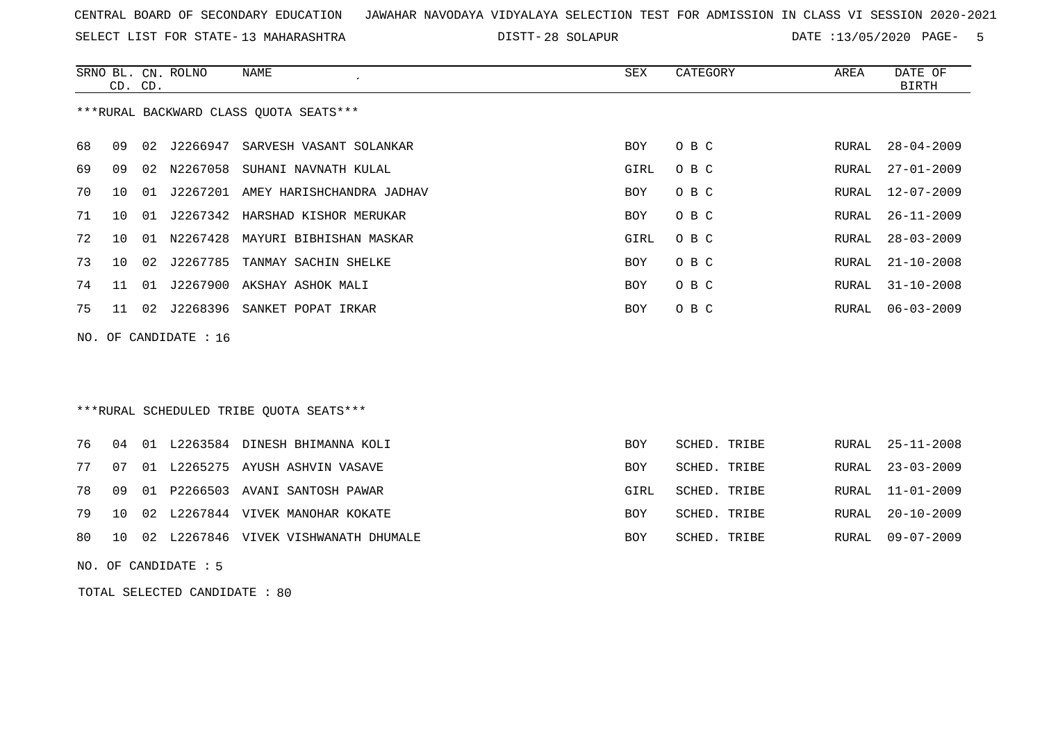CENTRAL BOARD OF SECONDARY EDUCATION JAWAHAR NAVODAYA VIDYALAYA SELECTION TEST FOR ADMISSION IN CLASS VI SESSION 2020-2021

SELECT LIST FOR STATE- 13 MAHARASHTRA DISTT- 28 SOLAPUR DATE :13/05/2020

***RURAL BACKWARD CLASS QUOTA SEATS***

| SRNO | BL. CD. | CN. CD. | ROLNO | NAME | SEX | CATEGORY | AREA | DATE OF BIRTH |
|---|---|---|---|---|---|---|---|---|
| 68 | 09 | 02 | J2266947 | SARVESH VASANT SOLANKAR | BOY | O B C | RURAL | 28-04-2009 |
| 69 | 09 | 02 | N2267058 | SUHANI NAVNATH KULAL | GIRL | O B C | RURAL | 27-01-2009 |
| 70 | 10 | 01 | J2267201 | AMEY HARISHCHANDRA JADHAV | BOY | O B C | RURAL | 12-07-2009 |
| 71 | 10 | 01 | J2267342 | HARSHAD KISHOR MERUKAR | BOY | O B C | RURAL | 26-11-2009 |
| 72 | 10 | 01 | N2267428 | MAYURI BIBHISHAN MASKAR | GIRL | O B C | RURAL | 28-03-2009 |
| 73 | 10 | 02 | J2267785 | TANMAY SACHIN SHELKE | BOY | O B C | RURAL | 21-10-2008 |
| 74 | 11 | 01 | J2267900 | AKSHAY ASHOK MALI | BOY | O B C | RURAL | 31-10-2008 |
| 75 | 11 | 02 | J2268396 | SANKET POPAT IRKAR | BOY | O B C | RURAL | 06-03-2009 |

NO. OF CANDIDATE : 16

***RURAL SCHEDULED TRIBE QUOTA SEATS***

| SRNO | BL. CD. | CN. CD. | ROLNO | NAME | SEX | CATEGORY | AREA | DATE OF BIRTH |
|---|---|---|---|---|---|---|---|---|
| 76 | 04 | 01 | L2263584 | DINESH BHIMANNA KOLI | BOY | SCHED. TRIBE | RURAL | 25-11-2008 |
| 77 | 07 | 01 | L2265275 | AYUSH ASHVIN VASAVE | BOY | SCHED. TRIBE | RURAL | 23-03-2009 |
| 78 | 09 | 01 | P2266503 | AVANI SANTOSH PAWAR | GIRL | SCHED. TRIBE | RURAL | 11-01-2009 |
| 79 | 10 | 02 | L2267844 | VIVEK MANOHAR KOKATE | BOY | SCHED. TRIBE | RURAL | 20-10-2009 |
| 80 | 10 | 02 | L2267846 | VIVEK VISHWANATH DHUMALE | BOY | SCHED. TRIBE | RURAL | 09-07-2009 |

NO. OF CANDIDATE : 5

TOTAL SELECTED CANDIDATE : 80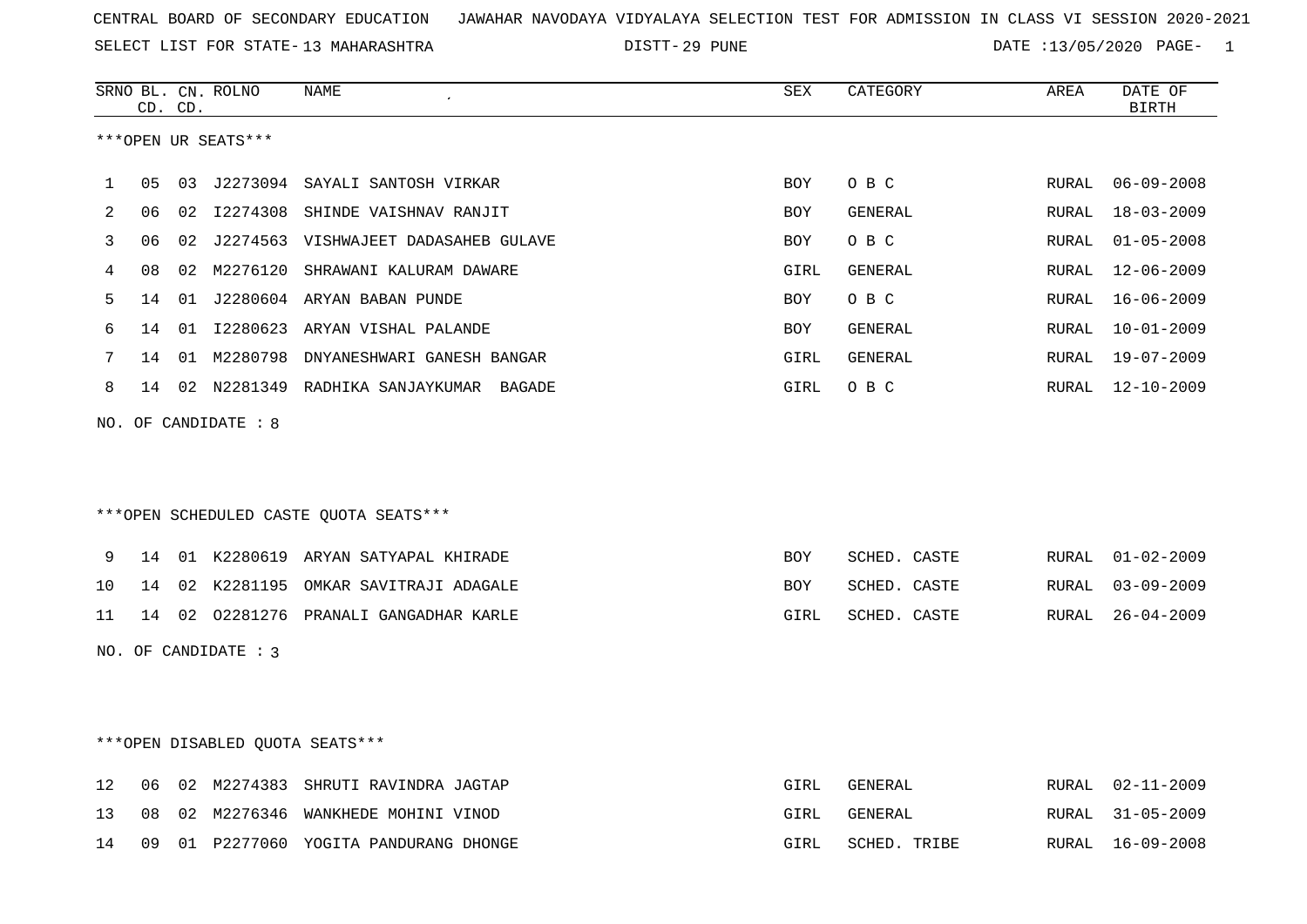CENTRAL BOARD OF SECONDARY EDUCATION JAWAHAR NAVODAYA VIDYALAYA SELECTION TEST FOR ADMISSION IN CLASS VI SESSION 2020-2021

SELECT LIST FOR STATE- 13 MAHARASHTRA DISTT- 29 PUNE DATE :13/05/2020

***OPEN UR SEATS***

| SRNO | BL. CD. | CN. CD. | ROLNO | NAME | SEX | CATEGORY | AREA | DATE OF BIRTH |
|---|---|---|---|---|---|---|---|---|
| 1 | 05 | 03 | J2273094 | SAYALI SANTOSH VIRKAR | BOY | O B C | RURAL | 06-09-2008 |
| 2 | 06 | 02 | I2274308 | SHINDE VAISHNAV RANJIT | BOY | GENERAL | RURAL | 18-03-2009 |
| 3 | 06 | 02 | J2274563 | VISHWAJEET DADASAHEB GULAVE | BOY | O B C | RURAL | 01-05-2008 |
| 4 | 08 | 02 | M2276120 | SHRAWANI KALURAM DAWARE | GIRL | GENERAL | RURAL | 12-06-2009 |
| 5 | 14 | 01 | J2280604 | ARYAN BABAN PUNDE | BOY | O B C | RURAL | 16-06-2009 |
| 6 | 14 | 01 | I2280623 | ARYAN VISHAL PALANDE | BOY | GENERAL | RURAL | 10-01-2009 |
| 7 | 14 | 01 | M2280798 | DNYANESHWARI GANESH BANGAR | GIRL | GENERAL | RURAL | 19-07-2009 |
| 8 | 14 | 02 | N2281349 | RADHIKA SANJAYKUMAR BAGADE | GIRL | O B C | RURAL | 12-10-2009 |

NO. OF CANDIDATE : 8

***OPEN SCHEDULED CASTE QUOTA SEATS***

| SRNO | BL. CD. | CN. CD. | ROLNO | NAME | SEX | CATEGORY | AREA | DATE OF BIRTH |
|---|---|---|---|---|---|---|---|---|
| 9 | 14 | 01 | K2280619 | ARYAN SATYAPAL KHIRADE | BOY | SCHED. CASTE | RURAL | 01-02-2009 |
| 10 | 14 | 02 | K2281195 | OMKAR SAVITRAJI ADAGALE | BOY | SCHED. CASTE | RURAL | 03-09-2009 |
| 11 | 14 | 02 | O2281276 | PRANALI GANGADHAR KARLE | GIRL | SCHED. CASTE | RURAL | 26-04-2009 |

NO. OF CANDIDATE : 3

***OPEN DISABLED QUOTA SEATS***

| SRNO | BL. CD. | CN. CD. | ROLNO | NAME | SEX | CATEGORY | AREA | DATE OF BIRTH |
|---|---|---|---|---|---|---|---|---|
| 12 | 06 | 02 | M2274383 | SHRUTI RAVINDRA JAGTAP | GIRL | GENERAL | RURAL | 02-11-2009 |
| 13 | 08 | 02 | M2276346 | WANKHEDE MOHINI VINOD | GIRL | GENERAL | RURAL | 31-05-2009 |
| 14 | 09 | 01 | P2277060 | YOGITA PANDURANG DHONGE | GIRL | SCHED. TRIBE | RURAL | 16-09-2008 |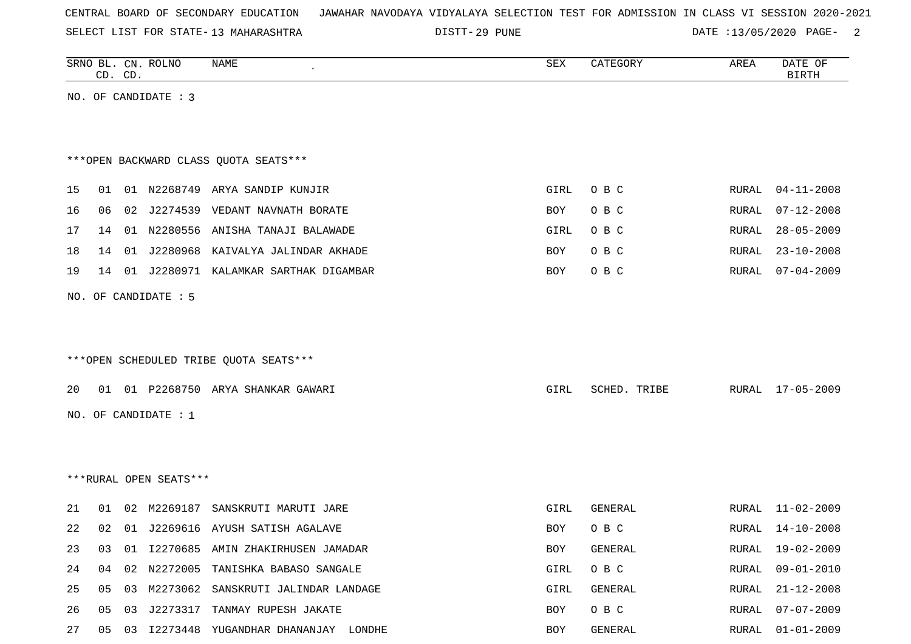CENTRAL BOARD OF SECONDARY EDUCATION JAWAHAR NAVODAYA VIDYALAYA SELECTION TEST FOR ADMISSION IN CLASS VI SESSION 2020-2021

SELECT LIST FOR STATE- 13 MAHARASHTRA DISTT- 29 PUNE DATE :13/05/2020

| SRNO | BL. CD. | CN. CD. | ROLNO | NAME | SEX | CATEGORY | AREA | DATE OF BIRTH |
|---|---|---|---|---|---|---|---|---|

NO. OF CANDIDATE : 3

***OPEN BACKWARD CLASS QUOTA SEATS***

| SRNO | BL. CD. | CN. CD. | ROLNO | NAME | SEX | CATEGORY | AREA | DATE OF BIRTH |
|---|---|---|---|---|---|---|---|---|
| 15 | 01 | 01 | N2268749 | ARYA SANDIP KUNJIR | GIRL | O B C | RURAL | 04-11-2008 |
| 16 | 06 | 02 | J2274539 | VEDANT NAVNATH BORATE | BOY | O B C | RURAL | 07-12-2008 |
| 17 | 14 | 01 | N2280556 | ANISHA TANAJI BALAWADE | GIRL | O B C | RURAL | 28-05-2009 |
| 18 | 14 | 01 | J2280968 | KAIVALYA JALINDAR AKHADE | BOY | O B C | RURAL | 23-10-2008 |
| 19 | 14 | 01 | J2280971 | KALAMKAR SARTHAK DIGAMBAR | BOY | O B C | RURAL | 07-04-2009 |

NO. OF CANDIDATE : 5

***OPEN SCHEDULED TRIBE QUOTA SEATS***

| SRNO | BL. CD. | CN. CD. | ROLNO | NAME | SEX | CATEGORY | AREA | DATE OF BIRTH |
|---|---|---|---|---|---|---|---|---|
| 20 | 01 | 01 | P2268750 | ARYA SHANKAR GAWARI | GIRL | SCHED. TRIBE | RURAL | 17-05-2009 |

NO. OF CANDIDATE : 1

***RURAL OPEN SEATS***

| SRNO | BL. CD. | CN. CD. | ROLNO | NAME | SEX | CATEGORY | AREA | DATE OF BIRTH |
|---|---|---|---|---|---|---|---|---|
| 21 | 01 | 02 | M2269187 | SANSKRUTI MARUTI JARE | GIRL | GENERAL | RURAL | 11-02-2009 |
| 22 | 02 | 01 | J2269616 | AYUSH SATISH AGALAVE | BOY | O B C | RURAL | 14-10-2008 |
| 23 | 03 | 01 | I2270685 | AMIN ZHAKIRHUSEN JAMADAR | BOY | GENERAL | RURAL | 19-02-2009 |
| 24 | 04 | 02 | N2272005 | TANISHKA BABASO SANGALE | GIRL | O B C | RURAL | 09-01-2010 |
| 25 | 05 | 03 | M2273062 | SANSKRUTI JALINDAR LANDAGE | GIRL | GENERAL | RURAL | 21-12-2008 |
| 26 | 05 | 03 | J2273317 | TANMAY RUPESH JAKATE | BOY | O B C | RURAL | 07-07-2009 |
| 27 | 05 | 03 | I2273448 | YUGANDHAR DHANANJAY LONDHE | BOY | GENERAL | RURAL | 01-01-2009 |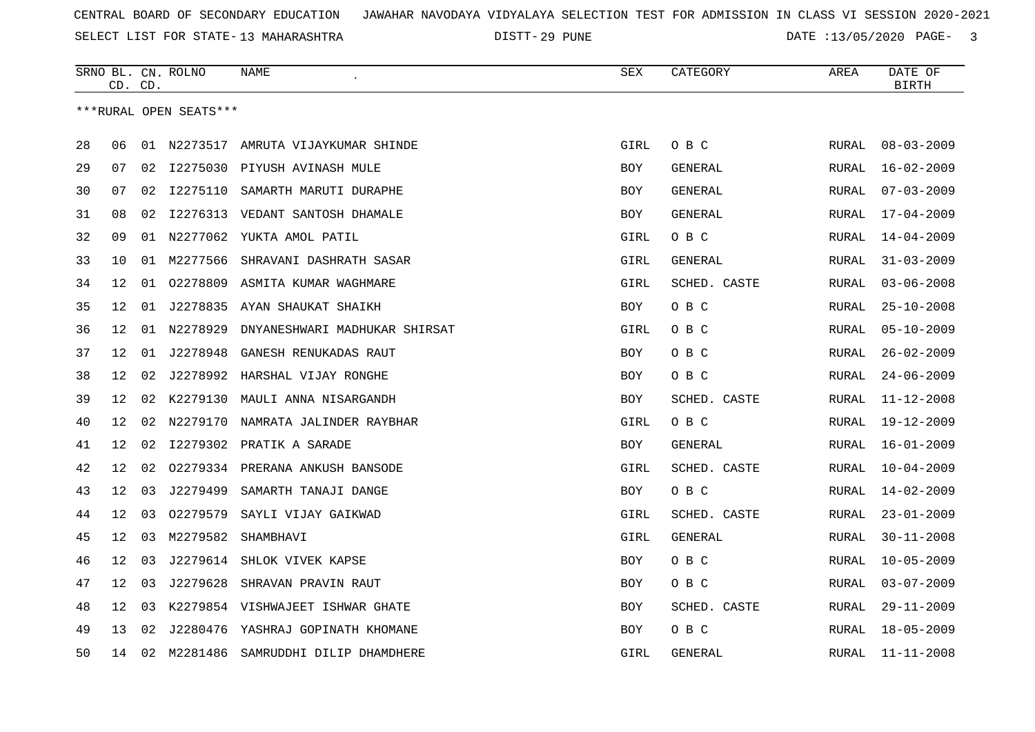CENTRAL BOARD OF SECONDARY EDUCATION JAWAHAR NAVODAYA VIDYALAYA SELECTION TEST FOR ADMISSION IN CLASS VI SESSION 2020-2021

SELECT LIST FOR STATE- 13 MAHARASHTRA DISTT- 29 PUNE DATE :13/05/2020

| SRNO | BL. CD. | CN. CD. | ROLNO | NAME | SEX | CATEGORY | AREA | DATE OF BIRTH |
|---|---|---|---|---|---|---|---|---|

***RURAL OPEN SEATS***

| SRNO | BL. CD. | CN. CD. | ROLNO | NAME | SEX | CATEGORY | AREA | DATE OF BIRTH |
|---|---|---|---|---|---|---|---|---|
| 28 | 06 | 01 | N2273517 | AMRUTA VIJAYKUMAR SHINDE | GIRL | O B C | RURAL | 08-03-2009 |
| 29 | 07 | 02 | I2275030 | PIYUSH AVINASH MULE | BOY | GENERAL | RURAL | 16-02-2009 |
| 30 | 07 | 02 | I2275110 | SAMARTH MARUTI DURAPHE | BOY | GENERAL | RURAL | 07-03-2009 |
| 31 | 08 | 02 | I2276313 | VEDANT SANTOSH DHAMALE | BOY | GENERAL | RURAL | 17-04-2009 |
| 32 | 09 | 01 | N2277062 | YUKTA AMOL PATIL | GIRL | O B C | RURAL | 14-04-2009 |
| 33 | 10 | 01 | M2277566 | SHRAVANI DASHRATH SASAR | GIRL | GENERAL | RURAL | 31-03-2009 |
| 34 | 12 | 01 | O2278809 | ASMITA KUMAR WAGHMARE | GIRL | SCHED. CASTE | RURAL | 03-06-2008 |
| 35 | 12 | 01 | J2278835 | AYAN SHAUKAT SHAIKH | BOY | O B C | RURAL | 25-10-2008 |
| 36 | 12 | 01 | N2278929 | DNYANESHWARI MADHUKAR SHIRSAT | GIRL | O B C | RURAL | 05-10-2009 |
| 37 | 12 | 01 | J2278948 | GANESH RENUKADAS RAUT | BOY | O B C | RURAL | 26-02-2009 |
| 38 | 12 | 02 | J2278992 | HARSHAL VIJAY RONGHE | BOY | O B C | RURAL | 24-06-2009 |
| 39 | 12 | 02 | K2279130 | MAULI ANNA NISARGANDH | BOY | SCHED. CASTE | RURAL | 11-12-2008 |
| 40 | 12 | 02 | N2279170 | NAMRATA JALINDER RAYBHAR | GIRL | O B C | RURAL | 19-12-2009 |
| 41 | 12 | 02 | I2279302 | PRATIK A SARADE | BOY | GENERAL | RURAL | 16-01-2009 |
| 42 | 12 | 02 | O2279334 | PRERANA ANKUSH BANSODE | GIRL | SCHED. CASTE | RURAL | 10-04-2009 |
| 43 | 12 | 03 | J2279499 | SAMARTH TANAJI DANGE | BOY | O B C | RURAL | 14-02-2009 |
| 44 | 12 | 03 | O2279579 | SAYLI VIJAY GAIKWAD | GIRL | SCHED. CASTE | RURAL | 23-01-2009 |
| 45 | 12 | 03 | M2279582 | SHAMBHAVI | GIRL | GENERAL | RURAL | 30-11-2008 |
| 46 | 12 | 03 | J2279614 | SHLOK VIVEK KAPSE | BOY | O B C | RURAL | 10-05-2009 |
| 47 | 12 | 03 | J2279628 | SHRAVAN PRAVIN RAUT | BOY | O B C | RURAL | 03-07-2009 |
| 48 | 12 | 03 | K2279854 | VISHWAJEET ISHWAR GHATE | BOY | SCHED. CASTE | RURAL | 29-11-2009 |
| 49 | 13 | 02 | J2280476 | YASHRAJ GOPINATH KHOMANE | BOY | O B C | RURAL | 18-05-2009 |
| 50 | 14 | 02 | M2281486 | SAMRUDDHI DILIP DHAMDHERE | GIRL | GENERAL | RURAL | 11-11-2008 |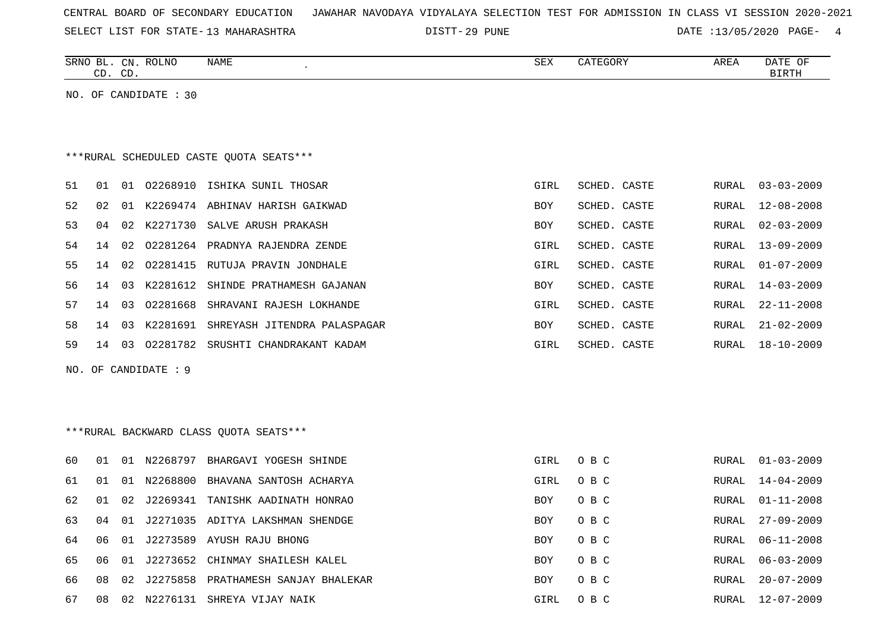CENTRAL BOARD OF SECONDARY EDUCATION JAWAHAR NAVODAYA VIDYALAYA SELECTION TEST FOR ADMISSION IN CLASS VI SESSION 2020-2021

SELECT LIST FOR STATE- 13 MAHARASHTRA DISTT- 29 PUNE DATE :13/05/2020

| SRNO | BL. CD. | CN. CD. | ROLNO | NAME | SEX | CATEGORY | AREA | DATE OF BIRTH |
|---|---|---|---|---|---|---|---|---|

NO. OF CANDIDATE : 30

***RURAL SCHEDULED CASTE QUOTA SEATS***

| SRNO | BL. CD. | CN. CD. | ROLNO | NAME | SEX | CATEGORY | AREA | DATE OF BIRTH |
|---|---|---|---|---|---|---|---|---|
| 51 | 01 | 01 | O2268910 | ISHIKA SUNIL THOSAR | GIRL | SCHED. CASTE | RURAL | 03-03-2009 |
| 52 | 02 | 01 | K2269474 | ABHINAV HARISH GAIKWAD | BOY | SCHED. CASTE | RURAL | 12-08-2008 |
| 53 | 04 | 02 | K2271730 | SALVE ARUSH PRAKASH | BOY | SCHED. CASTE | RURAL | 02-03-2009 |
| 54 | 14 | 02 | O2281264 | PRADNYA RAJENDRA ZENDE | GIRL | SCHED. CASTE | RURAL | 13-09-2009 |
| 55 | 14 | 02 | O2281415 | RUTUJA PRAVIN JONDHALE | GIRL | SCHED. CASTE | RURAL | 01-07-2009 |
| 56 | 14 | 03 | K2281612 | SHINDE PRATHAMESH GAJANAN | BOY | SCHED. CASTE | RURAL | 14-03-2009 |
| 57 | 14 | 03 | O2281668 | SHRAVANI RAJESH LOKHANDE | GIRL | SCHED. CASTE | RURAL | 22-11-2008 |
| 58 | 14 | 03 | K2281691 | SHREYASH JITENDRA PALASPAGAR | BOY | SCHED. CASTE | RURAL | 21-02-2009 |
| 59 | 14 | 03 | O2281782 | SRUSHTI CHANDRAKANT KADAM | GIRL | SCHED. CASTE | RURAL | 18-10-2009 |

NO. OF CANDIDATE : 9

***RURAL BACKWARD CLASS QUOTA SEATS***

| SRNO | BL. CD. | CN. CD. | ROLNO | NAME | SEX | CATEGORY | AREA | DATE OF BIRTH |
|---|---|---|---|---|---|---|---|---|
| 60 | 01 | 01 | N2268797 | BHARGAVI YOGESH SHINDE | GIRL | O B C | RURAL | 01-03-2009 |
| 61 | 01 | 01 | N2268800 | BHAVANA SANTOSH ACHARYA | GIRL | O B C | RURAL | 14-04-2009 |
| 62 | 01 | 02 | J2269341 | TANISHK AADINATH HONRAO | BOY | O B C | RURAL | 01-11-2008 |
| 63 | 04 | 01 | J2271035 | ADITYA LAKSHMAN SHENDGE | BOY | O B C | RURAL | 27-09-2009 |
| 64 | 06 | 01 | J2273589 | AYUSH RAJU BHONG | BOY | O B C | RURAL | 06-11-2008 |
| 65 | 06 | 01 | J2273652 | CHINMAY SHAILESH KALEL | BOY | O B C | RURAL | 06-03-2009 |
| 66 | 08 | 02 | J2275858 | PRATHAMESH SANJAY BHALEKAR | BOY | O B C | RURAL | 20-07-2009 |
| 67 | 08 | 02 | N2276131 | SHREYA VIJAY NAIK | GIRL | O B C | RURAL | 12-07-2009 |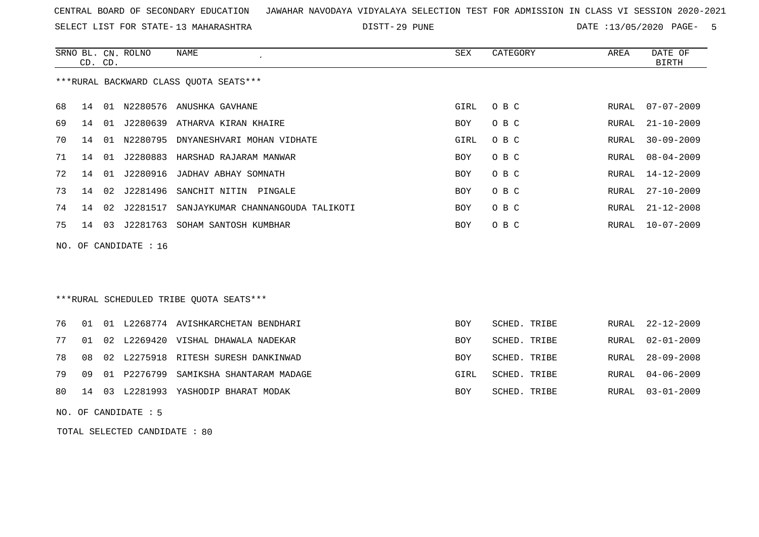CENTRAL BOARD OF SECONDARY EDUCATION   JAWAHAR NAVODAYA VIDYALAYA SELECTION TEST FOR ADMISSION IN CLASS VI SESSION 2020-2021

SELECT LIST FOR STATE- 13 MAHARASHTRA   DISTT- 29 PUNE   DATE :13/05/2020

***RURAL BACKWARD CLASS QUOTA SEATS***

| SRNO | BL. CD. | CN. CD. | ROLNO | NAME | SEX | CATEGORY | AREA | DATE OF BIRTH |
|---|---|---|---|---|---|---|---|---|
| 68 | 14 | 01 | N2280576 | ANUSHKA GAVHANE | GIRL | O B C | RURAL | 07-07-2009 |
| 69 | 14 | 01 | J2280639 | ATHARVA KIRAN KHAIRE | BOY | O B C | RURAL | 21-10-2009 |
| 70 | 14 | 01 | N2280795 | DNYANESHVARI MOHAN VIDHATE | GIRL | O B C | RURAL | 30-09-2009 |
| 71 | 14 | 01 | J2280883 | HARSHAD RAJARAM MANWAR | BOY | O B C | RURAL | 08-04-2009 |
| 72 | 14 | 01 | J2280916 | JADHAV ABHAY SOMNATH | BOY | O B C | RURAL | 14-12-2009 |
| 73 | 14 | 02 | J2281496 | SANCHIT NITIN PINGALE | BOY | O B C | RURAL | 27-10-2009 |
| 74 | 14 | 02 | J2281517 | SANJAYKUMAR CHANNANGOUDA TALIKOTI | BOY | O B C | RURAL | 21-12-2008 |
| 75 | 14 | 03 | J2281763 | SOHAM SANTOSH KUMBHAR | BOY | O B C | RURAL | 10-07-2009 |

NO. OF CANDIDATE : 16

***RURAL SCHEDULED TRIBE QUOTA SEATS***

| SRNO | BL. CD. | CN. CD. | ROLNO | NAME | SEX | CATEGORY | AREA | DATE OF BIRTH |
|---|---|---|---|---|---|---|---|---|
| 76 | 01 | 01 | L2268774 | AVISHKARCHETAN BENDHARI | BOY | SCHED. TRIBE | RURAL | 22-12-2009 |
| 77 | 01 | 02 | L2269420 | VISHAL DHAWALA NADEKAR | BOY | SCHED. TRIBE | RURAL | 02-01-2009 |
| 78 | 08 | 02 | L2275918 | RITESH SURESH DANKINWAD | BOY | SCHED. TRIBE | RURAL | 28-09-2008 |
| 79 | 09 | 01 | P2276799 | SAMIKSHA SHANTARAM MADAGE | GIRL | SCHED. TRIBE | RURAL | 04-06-2009 |
| 80 | 14 | 03 | L2281993 | YASHODIP BHARAT MODAK | BOY | SCHED. TRIBE | RURAL | 03-01-2009 |

NO. OF CANDIDATE : 5

TOTAL SELECTED CANDIDATE : 80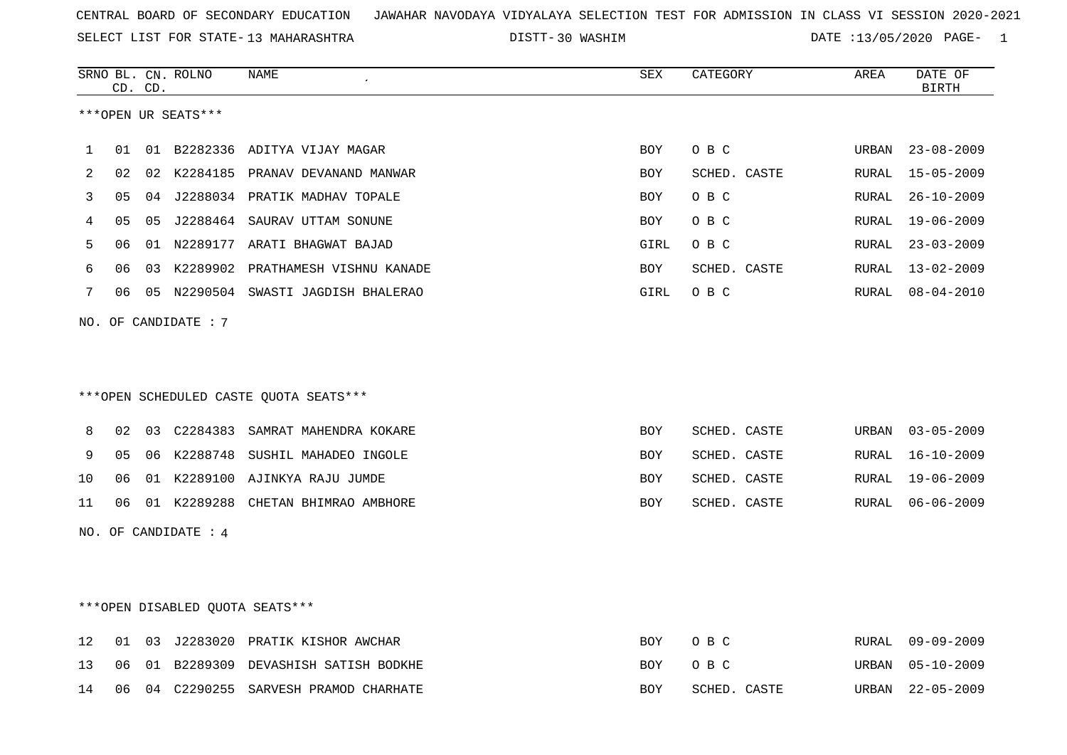CENTRAL BOARD OF SECONDARY EDUCATION JAWAHAR NAVODAYA VIDYALAYA SELECTION TEST FOR ADMISSION IN CLASS VI SESSION 2020-2021

SELECT LIST FOR STATE- 13 MAHARASHTRA DISTT- 30 WASHIM DATE :13/05/2020 PAGE- 1

***OPEN UR SEATS***

| SRNO | BL. CD. | CN. CD. | ROLNO | NAME | SEX | CATEGORY | AREA | DATE OF BIRTH |
|---|---|---|---|---|---|---|---|---|
| 1 | 01 | 01 | B2282336 | ADITYA VIJAY MAGAR | BOY | O B C | URBAN | 23-08-2009 |
| 2 | 02 | 02 | K2284185 | PRANAV DEVANAND MANWAR | BOY | SCHED. CASTE | RURAL | 15-05-2009 |
| 3 | 05 | 04 | J2288034 | PRATIK MADHAV TOPALE | BOY | O B C | RURAL | 26-10-2009 |
| 4 | 05 | 05 | J2288464 | SAURAV UTTAM SONUNE | BOY | O B C | RURAL | 19-06-2009 |
| 5 | 06 | 01 | N2289177 | ARATI BHAGWAT BAJAD | GIRL | O B C | RURAL | 23-03-2009 |
| 6 | 06 | 03 | K2289902 | PRATHAMESH VISHNU KANADE | BOY | SCHED. CASTE | RURAL | 13-02-2009 |
| 7 | 06 | 05 | N2290504 | SWASTI JAGDISH BHALERAO | GIRL | O B C | RURAL | 08-04-2010 |

NO. OF CANDIDATE : 7

***OPEN SCHEDULED CASTE QUOTA SEATS***

| SRNO | BL. CD. | CN. CD. | ROLNO | NAME | SEX | CATEGORY | AREA | DATE OF BIRTH |
|---|---|---|---|---|---|---|---|---|
| 8 | 02 | 03 | C2284383 | SAMRAT MAHENDRA KOKARE | BOY | SCHED. CASTE | URBAN | 03-05-2009 |
| 9 | 05 | 06 | K2288748 | SUSHIL MAHADEO INGOLE | BOY | SCHED. CASTE | RURAL | 16-10-2009 |
| 10 | 06 | 01 | K2289100 | AJINKYA RAJU JUMDE | BOY | SCHED. CASTE | RURAL | 19-06-2009 |
| 11 | 06 | 01 | K2289288 | CHETAN BHIMRAO AMBHORE | BOY | SCHED. CASTE | RURAL | 06-06-2009 |

NO. OF CANDIDATE : 4

***OPEN DISABLED QUOTA SEATS***

| SRNO | BL. CD. | CN. CD. | ROLNO | NAME | SEX | CATEGORY | AREA | DATE OF BIRTH |
|---|---|---|---|---|---|---|---|---|
| 12 | 01 | 03 | J2283020 | PRATIK KISHOR AWCHAR | BOY | O B C | RURAL | 09-09-2009 |
| 13 | 06 | 01 | B2289309 | DEVASHISH SATISH BODKHE | BOY | O B C | URBAN | 05-10-2009 |
| 14 | 06 | 04 | C2290255 | SARVESH PRAMOD CHARHATE | BOY | SCHED. CASTE | URBAN | 22-05-2009 |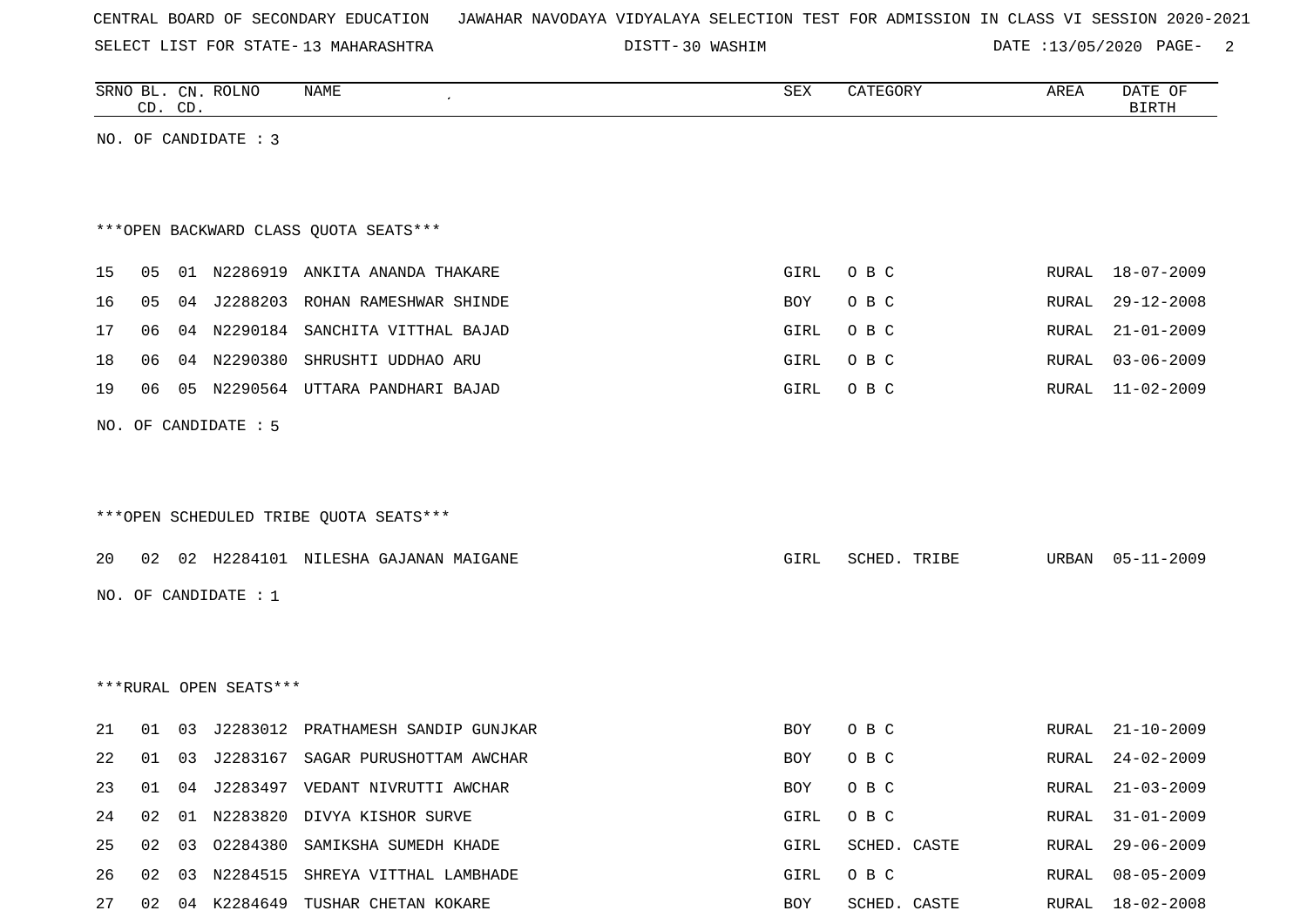CENTRAL BOARD OF SECONDARY EDUCATION JAWAHAR NAVODAYA VIDYALAYA SELECTION TEST FOR ADMISSION IN CLASS VI SESSION 2020-2021

SELECT LIST FOR STATE- 13 MAHARASHTRA DISTT- 30 WASHIM DATE :13/05/2020

| SRNO | BL. CD. | CN. CD. | ROLNO | NAME | SEX | CATEGORY | AREA | DATE OF BIRTH |
|---|---|---|---|---|---|---|---|---|

NO. OF CANDIDATE : 3

***OPEN BACKWARD CLASS QUOTA SEATS***

| SRNO | BL. CD. | CN. CD. | ROLNO | NAME | SEX | CATEGORY | AREA | DATE OF BIRTH |
|---|---|---|---|---|---|---|---|---|
| 15 | 05 | 01 | N2286919 | ANKITA ANANDA THAKARE | GIRL | O B C | RURAL | 18-07-2009 |
| 16 | 05 | 04 | J2288203 | ROHAN RAMESHWAR SHINDE | BOY | O B C | RURAL | 29-12-2008 |
| 17 | 06 | 04 | N2290184 | SANCHITA VITTHAL BAJAD | GIRL | O B C | RURAL | 21-01-2009 |
| 18 | 06 | 04 | N2290380 | SHRUSHTI UDDHAO ARU | GIRL | O B C | RURAL | 03-06-2009 |
| 19 | 06 | 05 | N2290564 | UTTARA PANDHARI BAJAD | GIRL | O B C | RURAL | 11-02-2009 |

NO. OF CANDIDATE : 5

***OPEN SCHEDULED TRIBE QUOTA SEATS***

| SRNO | BL. CD. | CN. CD. | ROLNO | NAME | SEX | CATEGORY | AREA | DATE OF BIRTH |
|---|---|---|---|---|---|---|---|---|
| 20 | 02 | 02 | H2284101 | NILESHA GAJANAN MAIGANE | GIRL | SCHED. TRIBE | URBAN | 05-11-2009 |

NO. OF CANDIDATE : 1

***RURAL OPEN SEATS***

| SRNO | BL. CD. | CN. CD. | ROLNO | NAME | SEX | CATEGORY | AREA | DATE OF BIRTH |
|---|---|---|---|---|---|---|---|---|
| 21 | 01 | 03 | J2283012 | PRATHAMESH SANDIP GUNJKAR | BOY | O B C | RURAL | 21-10-2009 |
| 22 | 01 | 03 | J2283167 | SAGAR PURUSHOTTAM AWCHAR | BOY | O B C | RURAL | 24-02-2009 |
| 23 | 01 | 04 | J2283497 | VEDANT NIVRUTTI AWCHAR | BOY | O B C | RURAL | 21-03-2009 |
| 24 | 02 | 01 | N2283820 | DIVYA KISHOR SURVE | GIRL | O B C | RURAL | 31-01-2009 |
| 25 | 02 | 03 | O2284380 | SAMIKSHA SUMEDH KHADE | GIRL | SCHED. CASTE | RURAL | 29-06-2009 |
| 26 | 02 | 03 | N2284515 | SHREYA VITTHAL LAMBHADE | GIRL | O B C | RURAL | 08-05-2009 |
| 27 | 02 | 04 | K2284649 | TUSHAR CHETAN KOKARE | BOY | SCHED. CASTE | RURAL | 18-02-2008 |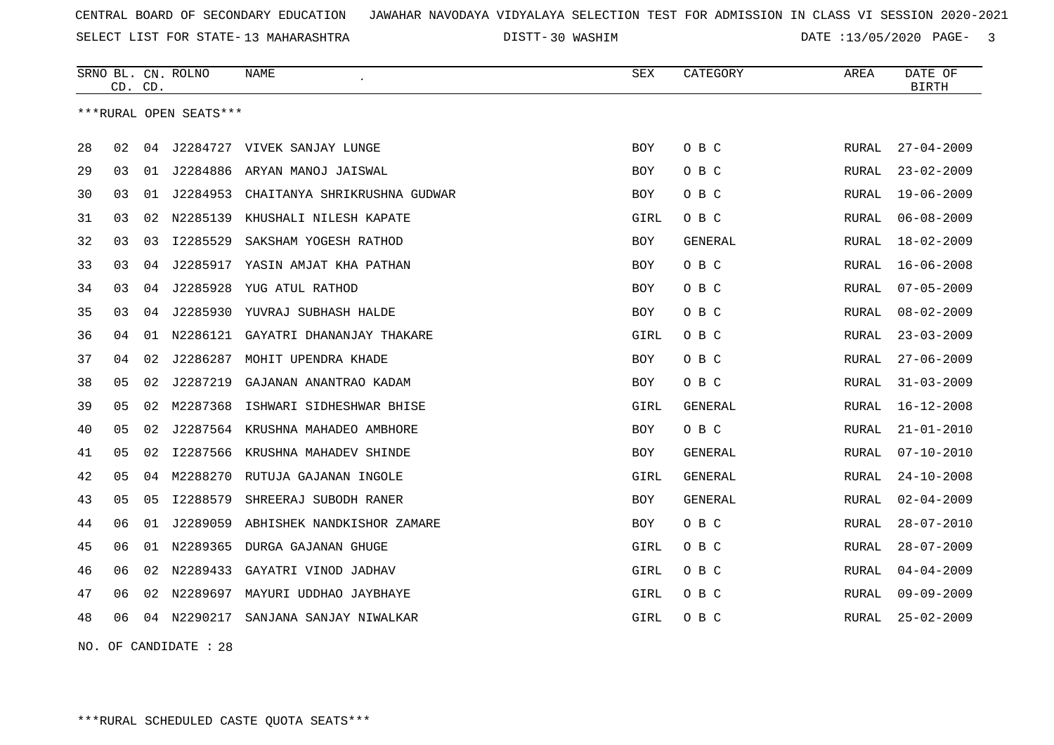CENTRAL BOARD OF SECONDARY EDUCATION JAWAHAR NAVODAYA VIDYALAYA SELECTION TEST FOR ADMISSION IN CLASS VI SESSION 2020-2021

SELECT LIST FOR STATE- 13 MAHARASHTRA DISTT- 30 WASHIM DATE :13/05/2020

| SRNO | BL. CD. | CN. CD. | ROLNO | NAME | SEX | CATEGORY | AREA | DATE OF BIRTH |
|---|---|---|---|---|---|---|---|---|
| ***RURAL OPEN SEATS*** | | | | | | | | |
| 28 | 02 | 04 | J2284727 | VIVEK SANJAY LUNGE | BOY | O B C | RURAL | 27-04-2009 |
| 29 | 03 | 01 | J2284886 | ARYAN MANOJ JAISWAL | BOY | O B C | RURAL | 23-02-2009 |
| 30 | 03 | 01 | J2284953 | CHAITANYA SHRIKRUSHNA GUDWAR | BOY | O B C | RURAL | 19-06-2009 |
| 31 | 03 | 02 | N2285139 | KHUSHALI NILESH KAPATE | GIRL | O B C | RURAL | 06-08-2009 |
| 32 | 03 | 03 | I2285529 | SAKSHAM YOGESH RATHOD | BOY | GENERAL | RURAL | 18-02-2009 |
| 33 | 03 | 04 | J2285917 | YASIN AMJAT KHA PATHAN | BOY | O B C | RURAL | 16-06-2008 |
| 34 | 03 | 04 | J2285928 | YUG ATUL RATHOD | BOY | O B C | RURAL | 07-05-2009 |
| 35 | 03 | 04 | J2285930 | YUVRAJ SUBHASH HALDE | BOY | O B C | RURAL | 08-02-2009 |
| 36 | 04 | 01 | N2286121 | GAYATRI DHANANJAY THAKARE | GIRL | O B C | RURAL | 23-03-2009 |
| 37 | 04 | 02 | J2286287 | MOHIT UPENDRA KHADE | BOY | O B C | RURAL | 27-06-2009 |
| 38 | 05 | 02 | J2287219 | GAJANAN ANANTRAO KADAM | BOY | O B C | RURAL | 31-03-2009 |
| 39 | 05 | 02 | M2287368 | ISHWARI SIDHESHWAR BHISE | GIRL | GENERAL | RURAL | 16-12-2008 |
| 40 | 05 | 02 | J2287564 | KRUSHNA MAHADEO AMBHORE | BOY | O B C | RURAL | 21-01-2010 |
| 41 | 05 | 02 | I2287566 | KRUSHNA MAHADEV SHINDE | BOY | GENERAL | RURAL | 07-10-2010 |
| 42 | 05 | 04 | M2288270 | RUTUJA GAJANAN INGOLE | GIRL | GENERAL | RURAL | 24-10-2008 |
| 43 | 05 | 05 | I2288579 | SHREERAJ SUBODH RANER | BOY | GENERAL | RURAL | 02-04-2009 |
| 44 | 06 | 01 | J2289059 | ABHISHEK NANDKISHOR ZAMARE | BOY | O B C | RURAL | 28-07-2010 |
| 45 | 06 | 01 | N2289365 | DURGA GAJANAN GHUGE | GIRL | O B C | RURAL | 28-07-2009 |
| 46 | 06 | 02 | N2289433 | GAYATRI VINOD JADHAV | GIRL | O B C | RURAL | 04-04-2009 |
| 47 | 06 | 02 | N2289697 | MAYURI UDDHAO JAYBHAYE | GIRL | O B C | RURAL | 09-09-2009 |
| 48 | 06 | 04 | N2290217 | SANJANA SANJAY NIWALKAR | GIRL | O B C | RURAL | 25-02-2009 |

NO. OF CANDIDATE : 28

***RURAL SCHEDULED CASTE QUOTA SEATS***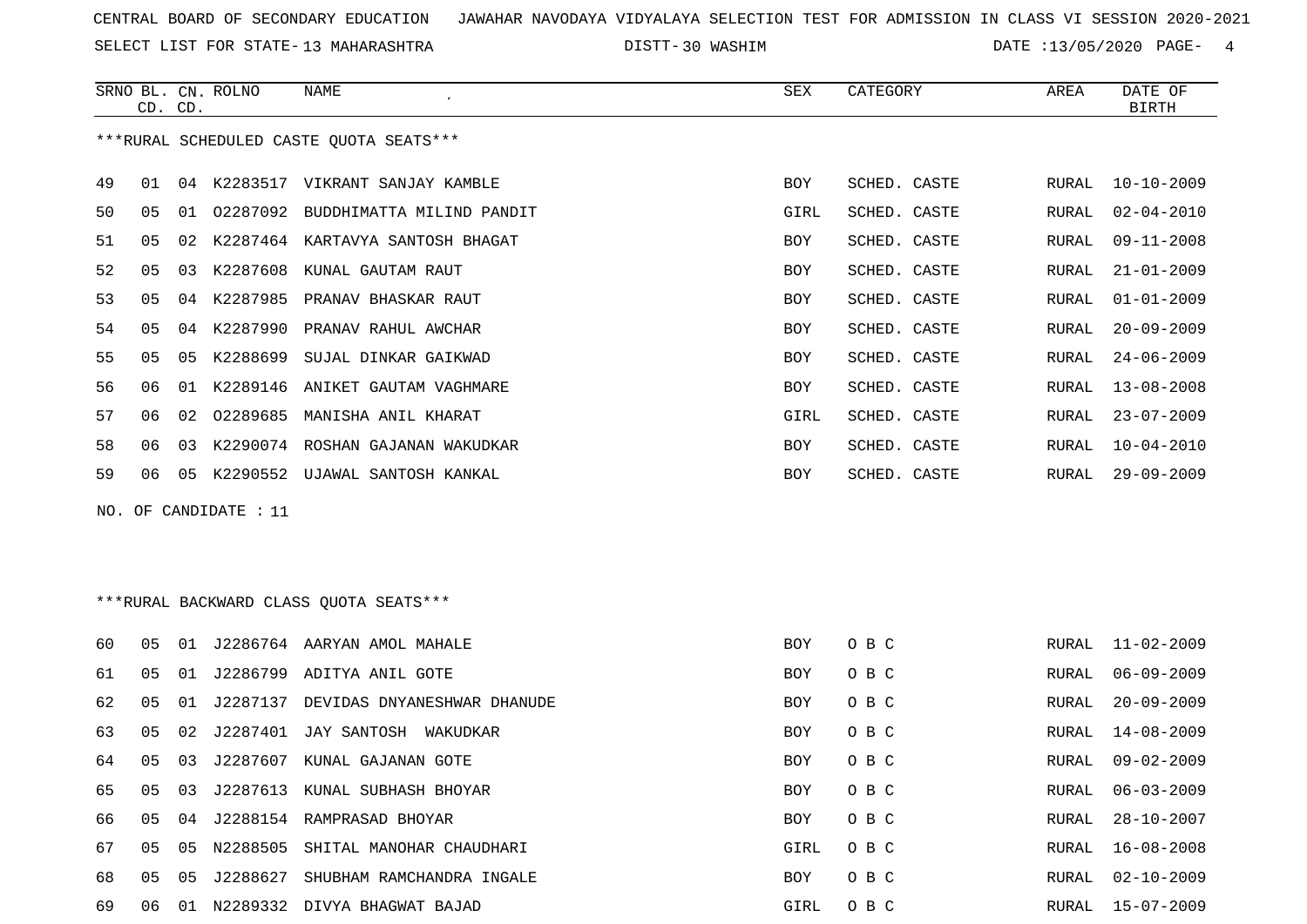CENTRAL BOARD OF SECONDARY EDUCATION JAWAHAR NAVODAYA VIDYALAYA SELECTION TEST FOR ADMISSION IN CLASS VI SESSION 2020-2021

SELECT LIST FOR STATE- 13 MAHARASHTRA DISTT- 30 WASHIM DATE :13/05/2020

***RURAL SCHEDULED CASTE QUOTA SEATS***

| SRNO | BL. CD. | CN. CD. | ROLNO | NAME | SEX | CATEGORY | AREA | DATE OF BIRTH |
|---|---|---|---|---|---|---|---|---|
| 49 | 01 | 04 | K2283517 | VIKRANT SANJAY KAMBLE | BOY | SCHED. CASTE | RURAL | 10-10-2009 |
| 50 | 05 | 01 | O2287092 | BUDDHIMATTA MILIND PANDIT | GIRL | SCHED. CASTE | RURAL | 02-04-2010 |
| 51 | 05 | 02 | K2287464 | KARTAVYA SANTOSH BHAGAT | BOY | SCHED. CASTE | RURAL | 09-11-2008 |
| 52 | 05 | 03 | K2287608 | KUNAL GAUTAM RAUT | BOY | SCHED. CASTE | RURAL | 21-01-2009 |
| 53 | 05 | 04 | K2287985 | PRANAV BHASKAR RAUT | BOY | SCHED. CASTE | RURAL | 01-01-2009 |
| 54 | 05 | 04 | K2287990 | PRANAV RAHUL AWCHAR | BOY | SCHED. CASTE | RURAL | 20-09-2009 |
| 55 | 05 | 05 | K2288699 | SUJAL DINKAR GAIKWAD | BOY | SCHED. CASTE | RURAL | 24-06-2009 |
| 56 | 06 | 01 | K2289146 | ANIKET GAUTAM VAGHMARE | BOY | SCHED. CASTE | RURAL | 13-08-2008 |
| 57 | 06 | 02 | O2289685 | MANISHA ANIL KHARAT | GIRL | SCHED. CASTE | RURAL | 23-07-2009 |
| 58 | 06 | 03 | K2290074 | ROSHAN GAJANAN WAKUDKAR | BOY | SCHED. CASTE | RURAL | 10-04-2010 |
| 59 | 06 | 05 | K2290552 | UJAWAL SANTOSH KANKAL | BOY | SCHED. CASTE | RURAL | 29-09-2009 |

NO. OF CANDIDATE : 11

***RURAL BACKWARD CLASS QUOTA SEATS***

| SRNO | BL. CD. | CN. CD. | ROLNO | NAME | SEX | CATEGORY | AREA | DATE OF BIRTH |
|---|---|---|---|---|---|---|---|---|
| 60 | 05 | 01 | J2286764 | AARYAN AMOL MAHALE | BOY | O B C | RURAL | 11-02-2009 |
| 61 | 05 | 01 | J2286799 | ADITYA ANIL GOTE | BOY | O B C | RURAL | 06-09-2009 |
| 62 | 05 | 01 | J2287137 | DEVIDAS DNYANESHWAR DHANUDE | BOY | O B C | RURAL | 20-09-2009 |
| 63 | 05 | 02 | J2287401 | JAY SANTOSH WAKUDKAR | BOY | O B C | RURAL | 14-08-2009 |
| 64 | 05 | 03 | J2287607 | KUNAL GAJANAN GOTE | BOY | O B C | RURAL | 09-02-2009 |
| 65 | 05 | 03 | J2287613 | KUNAL SUBHASH BHOYAR | BOY | O B C | RURAL | 06-03-2009 |
| 66 | 05 | 04 | J2288154 | RAMPRASAD BHOYAR | BOY | O B C | RURAL | 28-10-2007 |
| 67 | 05 | 05 | N2288505 | SHITAL MANOHAR CHAUDHARI | GIRL | O B C | RURAL | 16-08-2008 |
| 68 | 05 | 05 | J2288627 | SHUBHAM RAMCHANDRA INGALE | BOY | O B C | RURAL | 02-10-2009 |
| 69 | 06 | 01 | N2289332 | DIVYA BHAGWAT BAJAD | GIRL | O B C | RURAL | 15-07-2009 |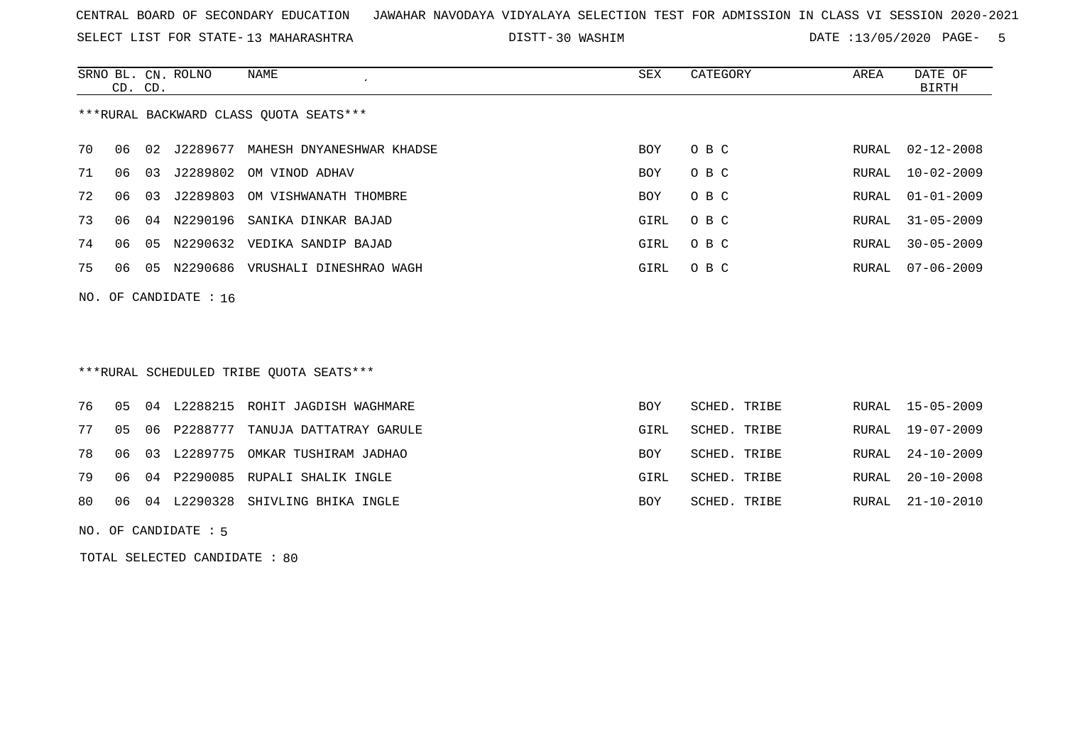CENTRAL BOARD OF SECONDARY EDUCATION   JAWAHAR NAVODAYA VIDYALAYA SELECTION TEST FOR ADMISSION IN CLASS VI SESSION 2020-2021

SELECT LIST FOR STATE- 13 MAHARASHTRA   DISTT- 30 WASHIM   DATE :13/05/2020

***RURAL BACKWARD CLASS QUOTA SEATS***

| SRNO | BL. CD. | CN. CD. | ROLNO | NAME | SEX | CATEGORY | AREA | DATE OF BIRTH |
|---|---|---|---|---|---|---|---|---|
| 70 | 06 | 02 | J2289677 | MAHESH DNYANESHWAR KHADSE | BOY | O B C | RURAL | 02-12-2008 |
| 71 | 06 | 03 | J2289802 | OM VINOD ADHAV | BOY | O B C | RURAL | 10-02-2009 |
| 72 | 06 | 03 | J2289803 | OM VISHWANATH THOMBRE | BOY | O B C | RURAL | 01-01-2009 |
| 73 | 06 | 04 | N2290196 | SANIKA DINKAR BAJAD | GIRL | O B C | RURAL | 31-05-2009 |
| 74 | 06 | 05 | N2290632 | VEDIKA SANDIP BAJAD | GIRL | O B C | RURAL | 30-05-2009 |
| 75 | 06 | 05 | N2290686 | VRUSHALI DINESHRAO WAGH | GIRL | O B C | RURAL | 07-06-2009 |

NO. OF CANDIDATE : 16

***RURAL SCHEDULED TRIBE QUOTA SEATS***

| SRNO | BL. CD. | CN. CD. | ROLNO | NAME | SEX | CATEGORY | AREA | DATE OF BIRTH |
|---|---|---|---|---|---|---|---|---|
| 76 | 05 | 04 | L2288215 | ROHIT JAGDISH WAGHMARE | BOY | SCHED. TRIBE | RURAL | 15-05-2009 |
| 77 | 05 | 06 | P2288777 | TANUJA DATTATRAY GARULE | GIRL | SCHED. TRIBE | RURAL | 19-07-2009 |
| 78 | 06 | 03 | L2289775 | OMKAR TUSHIRAM JADHAO | BOY | SCHED. TRIBE | RURAL | 24-10-2009 |
| 79 | 06 | 04 | P2290085 | RUPALI SHALIK INGLE | GIRL | SCHED. TRIBE | RURAL | 20-10-2008 |
| 80 | 06 | 04 | L2290328 | SHIVLING BHIKA INGLE | BOY | SCHED. TRIBE | RURAL | 21-10-2010 |

NO. OF CANDIDATE : 5

TOTAL SELECTED CANDIDATE : 80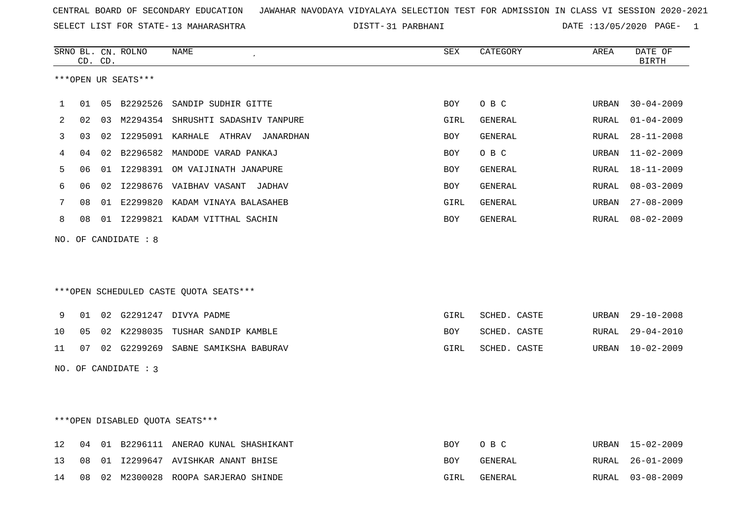CENTRAL BOARD OF SECONDARY EDUCATION JAWAHAR NAVODAYA VIDYALAYA SELECTION TEST FOR ADMISSION IN CLASS VI SESSION 2020-2021

SELECT LIST FOR STATE- 13 MAHARASHTRA DISTT- 31 PARBHANI DATE :13/05/2020

***OPEN UR SEATS***

| SRNO | BL. CD. | CN. CD. | ROLNO | NAME | SEX | CATEGORY | AREA | DATE OF BIRTH |
|---|---|---|---|---|---|---|---|---|
| 1 | 01 | 05 | B2292526 | SANDIP SUDHIR GITTE | BOY | O B C | URBAN | 30-04-2009 |
| 2 | 02 | 03 | M2294354 | SHRUSHTI SADASHIV TANPURE | GIRL | GENERAL | RURAL | 01-04-2009 |
| 3 | 03 | 02 | I2295091 | KARHALE ATHRAV JANARDHAN | BOY | GENERAL | RURAL | 28-11-2008 |
| 4 | 04 | 02 | B2296582 | MANDODE VARAD PANKAJ | BOY | O B C | URBAN | 11-02-2009 |
| 5 | 06 | 01 | I2298391 | OM VAIJINATH JANAPURE | BOY | GENERAL | RURAL | 18-11-2009 |
| 6 | 06 | 02 | I2298676 | VAIBHAV VASANT JADHAV | BOY | GENERAL | RURAL | 08-03-2009 |
| 7 | 08 | 01 | E2299820 | KADAM VINAYA BALASAHEB | GIRL | GENERAL | URBAN | 27-08-2009 |
| 8 | 08 | 01 | I2299821 | KADAM VITTHAL SACHIN | BOY | GENERAL | RURAL | 08-02-2009 |

NO. OF CANDIDATE : 8

***OPEN SCHEDULED CASTE QUOTA SEATS***

| SRNO | BL. CD. | CN. CD. | ROLNO | NAME | SEX | CATEGORY | AREA | DATE OF BIRTH |
|---|---|---|---|---|---|---|---|---|
| 9 | 01 | 02 | G2291247 | DIVYA PADME | GIRL | SCHED. CASTE | URBAN | 29-10-2008 |
| 10 | 05 | 02 | K2298035 | TUSHAR SANDIP KAMBLE | BOY | SCHED. CASTE | RURAL | 29-04-2010 |
| 11 | 07 | 02 | G2299269 | SABNE SAMIKSHA BABURAV | GIRL | SCHED. CASTE | URBAN | 10-02-2009 |

NO. OF CANDIDATE : 3

***OPEN DISABLED QUOTA SEATS***

| SRNO | BL. CD. | CN. CD. | ROLNO | NAME | SEX | CATEGORY | AREA | DATE OF BIRTH |
|---|---|---|---|---|---|---|---|---|
| 12 | 04 | 01 | B2296111 | ANERAO KUNAL SHASHIKANT | BOY | O B C | URBAN | 15-02-2009 |
| 13 | 08 | 01 | I2299647 | AVISHKAR ANANT BHISE | BOY | GENERAL | RURAL | 26-01-2009 |
| 14 | 08 | 02 | M2300028 | ROOPA SARJERAO SHINDE | GIRL | GENERAL | RURAL | 03-08-2009 |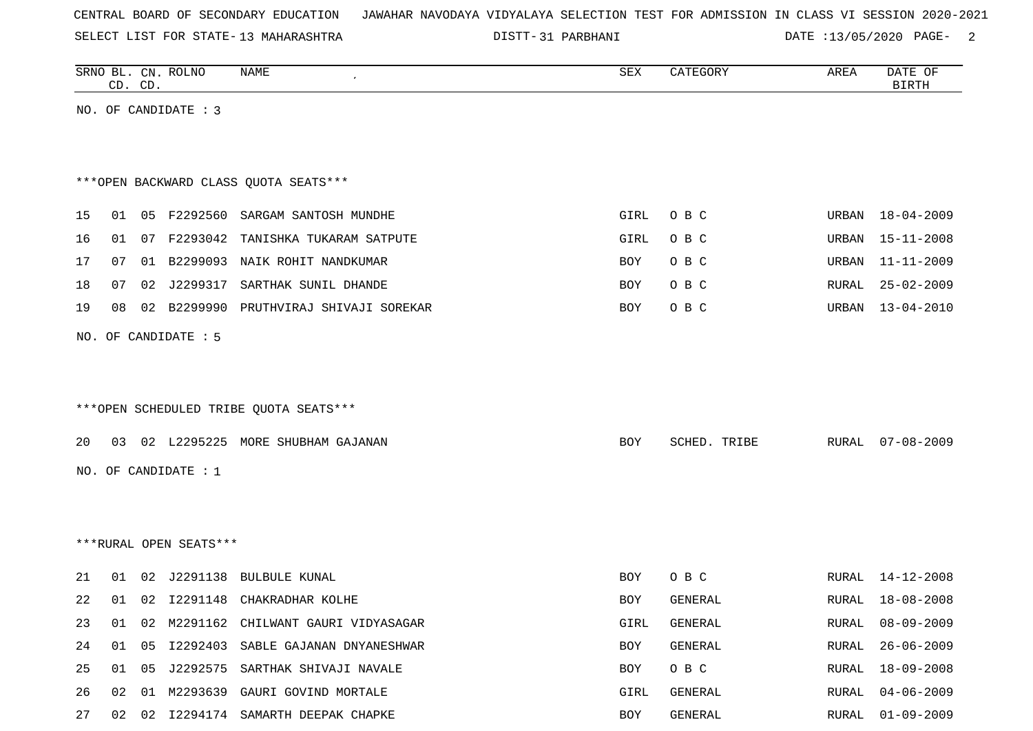CENTRAL BOARD OF SECONDARY EDUCATION JAWAHAR NAVODAYA VIDYALAYA SELECTION TEST FOR ADMISSION IN CLASS VI SESSION 2020-2021

SELECT LIST FOR STATE- 13 MAHARASHTRA DISTT- 31 PARBHANI DATE :13/05/2020

| SRNO | BL. CD. | CN. CD. | ROLNO | NAME | SEX | CATEGORY | AREA | DATE OF BIRTH |
|---|---|---|---|---|---|---|---|---|

NO. OF CANDIDATE : 3

***OPEN BACKWARD CLASS QUOTA SEATS***

| SRNO | BL. CD. | CN. CD. | ROLNO | NAME | SEX | CATEGORY | AREA | DATE OF BIRTH |
|---|---|---|---|---|---|---|---|---|
| 15 | 01 | 05 | F2292560 | SARGAM SANTOSH MUNDHE | GIRL | O B C | URBAN | 18-04-2009 |
| 16 | 01 | 07 | F2293042 | TANISHKA TUKARAM SATPUTE | GIRL | O B C | URBAN | 15-11-2008 |
| 17 | 07 | 01 | B2299093 | NAIK ROHIT NANDKUMAR | BOY | O B C | URBAN | 11-11-2009 |
| 18 | 07 | 02 | J2299317 | SARTHAK SUNIL DHANDE | BOY | O B C | RURAL | 25-02-2009 |
| 19 | 08 | 02 | B2299990 | PRUTHVIRAJ SHIVAJI SOREKAR | BOY | O B C | URBAN | 13-04-2010 |

NO. OF CANDIDATE : 5

***OPEN SCHEDULED TRIBE QUOTA SEATS***

| SRNO | BL. CD. | CN. CD. | ROLNO | NAME | SEX | CATEGORY | AREA | DATE OF BIRTH |
|---|---|---|---|---|---|---|---|---|
| 20 | 03 | 02 | L2295225 | MORE SHUBHAM GAJANAN | BOY | SCHED. TRIBE | RURAL | 07-08-2009 |

NO. OF CANDIDATE : 1

***RURAL OPEN SEATS***

| SRNO | BL. CD. | CN. CD. | ROLNO | NAME | SEX | CATEGORY | AREA | DATE OF BIRTH |
|---|---|---|---|---|---|---|---|---|
| 21 | 01 | 02 | J2291138 | BULBULE KUNAL | BOY | O B C | RURAL | 14-12-2008 |
| 22 | 01 | 02 | I2291148 | CHAKRADHAR KOLHE | BOY | GENERAL | RURAL | 18-08-2008 |
| 23 | 01 | 02 | M2291162 | CHILWANT GAURI VIDYASAGAR | GIRL | GENERAL | RURAL | 08-09-2009 |
| 24 | 01 | 05 | I2292403 | SABLE GAJANAN DNYANESHWAR | BOY | GENERAL | RURAL | 26-06-2009 |
| 25 | 01 | 05 | J2292575 | SARTHAK SHIVAJI NAVALE | BOY | O B C | RURAL | 18-09-2008 |
| 26 | 02 | 01 | M2293639 | GAURI GOVIND MORTALE | GIRL | GENERAL | RURAL | 04-06-2009 |
| 27 | 02 | 02 | I2294174 | SAMARTH DEEPAK CHAPKE | BOY | GENERAL | RURAL | 01-09-2009 |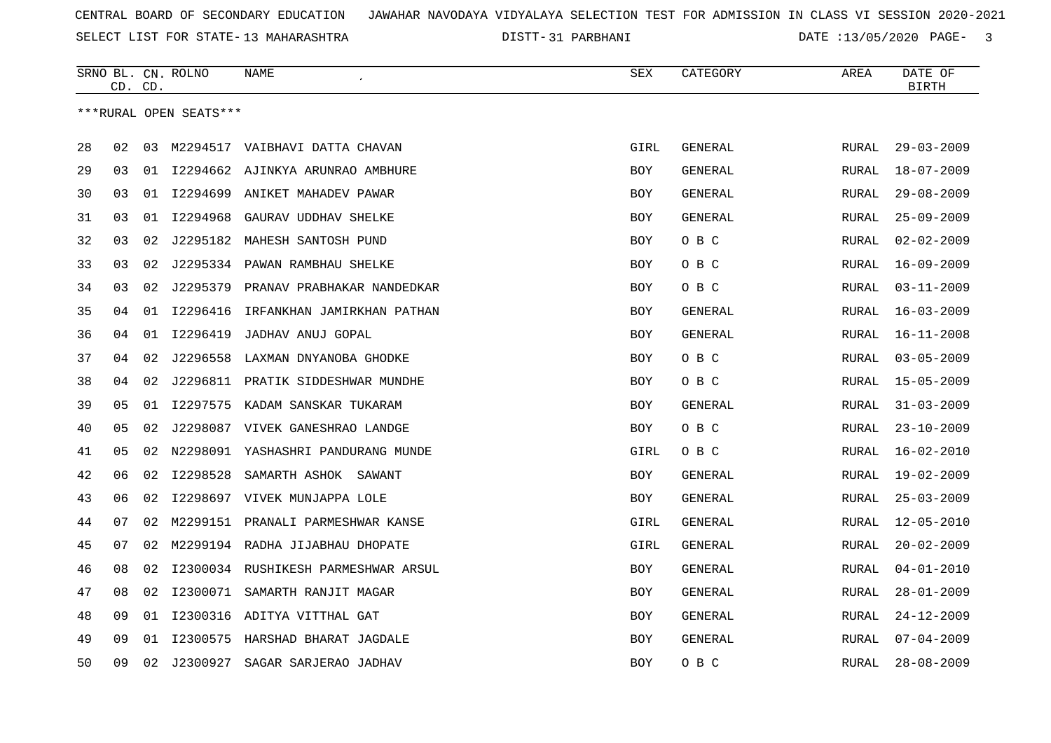CENTRAL BOARD OF SECONDARY EDUCATION JAWAHAR NAVODAYA VIDYALAYA SELECTION TEST FOR ADMISSION IN CLASS VI SESSION 2020-2021

SELECT LIST FOR STATE- 13 MAHARASHTRA DISTT- 31 PARBHANI DATE :13/05/2020

***RURAL OPEN SEATS***

| SRNO | BL. CD. | CN. CD. | ROLNO | NAME | SEX | CATEGORY | AREA | DATE OF BIRTH |
|---|---|---|---|---|---|---|---|---|
| 28 | 02 | 03 | M2294517 | VAIBHAVI DATTA CHAVAN | GIRL | GENERAL | RURAL | 29-03-2009 |
| 29 | 03 | 01 | I2294662 | AJINKYA ARUNRAO AMBHURE | BOY | GENERAL | RURAL | 18-07-2009 |
| 30 | 03 | 01 | I2294699 | ANIKET MAHADEV PAWAR | BOY | GENERAL | RURAL | 29-08-2009 |
| 31 | 03 | 01 | I2294968 | GAURAV UDDHAV SHELKE | BOY | GENERAL | RURAL | 25-09-2009 |
| 32 | 03 | 02 | J2295182 | MAHESH SANTOSH PUND | BOY | O B C | RURAL | 02-02-2009 |
| 33 | 03 | 02 | J2295334 | PAWAN RAMBHAU SHELKE | BOY | O B C | RURAL | 16-09-2009 |
| 34 | 03 | 02 | J2295379 | PRANAV PRABHAKAR NANDEDKAR | BOY | O B C | RURAL | 03-11-2009 |
| 35 | 04 | 01 | I2296416 | IRFANKHAN JAMIRKHAN PATHAN | BOY | GENERAL | RURAL | 16-03-2009 |
| 36 | 04 | 01 | I2296419 | JADHAV ANUJ GOPAL | BOY | GENERAL | RURAL | 16-11-2008 |
| 37 | 04 | 02 | J2296558 | LAXMAN DNYANOBA GHODKE | BOY | O B C | RURAL | 03-05-2009 |
| 38 | 04 | 02 | J2296811 | PRATIK SIDDESHWAR MUNDHE | BOY | O B C | RURAL | 15-05-2009 |
| 39 | 05 | 01 | I2297575 | KADAM SANSKAR TUKARAM | BOY | GENERAL | RURAL | 31-03-2009 |
| 40 | 05 | 02 | J2298087 | VIVEK GANESHRAO LANDGE | BOY | O B C | RURAL | 23-10-2009 |
| 41 | 05 | 02 | N2298091 | YASHASHRI PANDURANG MUNDE | GIRL | O B C | RURAL | 16-02-2010 |
| 42 | 06 | 02 | I2298528 | SAMARTH ASHOK SAWANT | BOY | GENERAL | RURAL | 19-02-2009 |
| 43 | 06 | 02 | I2298697 | VIVEK MUNJAPPA LOLE | BOY | GENERAL | RURAL | 25-03-2009 |
| 44 | 07 | 02 | M2299151 | PRANALI PARMESHWAR KANSE | GIRL | GENERAL | RURAL | 12-05-2010 |
| 45 | 07 | 02 | M2299194 | RADHA JIJABHAU DHOPATE | GIRL | GENERAL | RURAL | 20-02-2009 |
| 46 | 08 | 02 | I2300034 | RUSHIKESH PARMESHWAR ARSUL | BOY | GENERAL | RURAL | 04-01-2010 |
| 47 | 08 | 02 | I2300071 | SAMARTH RANJIT MAGAR | BOY | GENERAL | RURAL | 28-01-2009 |
| 48 | 09 | 01 | I2300316 | ADITYA VITTHAL GAT | BOY | GENERAL | RURAL | 24-12-2009 |
| 49 | 09 | 01 | I2300575 | HARSHAD BHARAT JAGDALE | BOY | GENERAL | RURAL | 07-04-2009 |
| 50 | 09 | 02 | J2300927 | SAGAR SARJERAO JADHAV | BOY | O B C | RURAL | 28-08-2009 |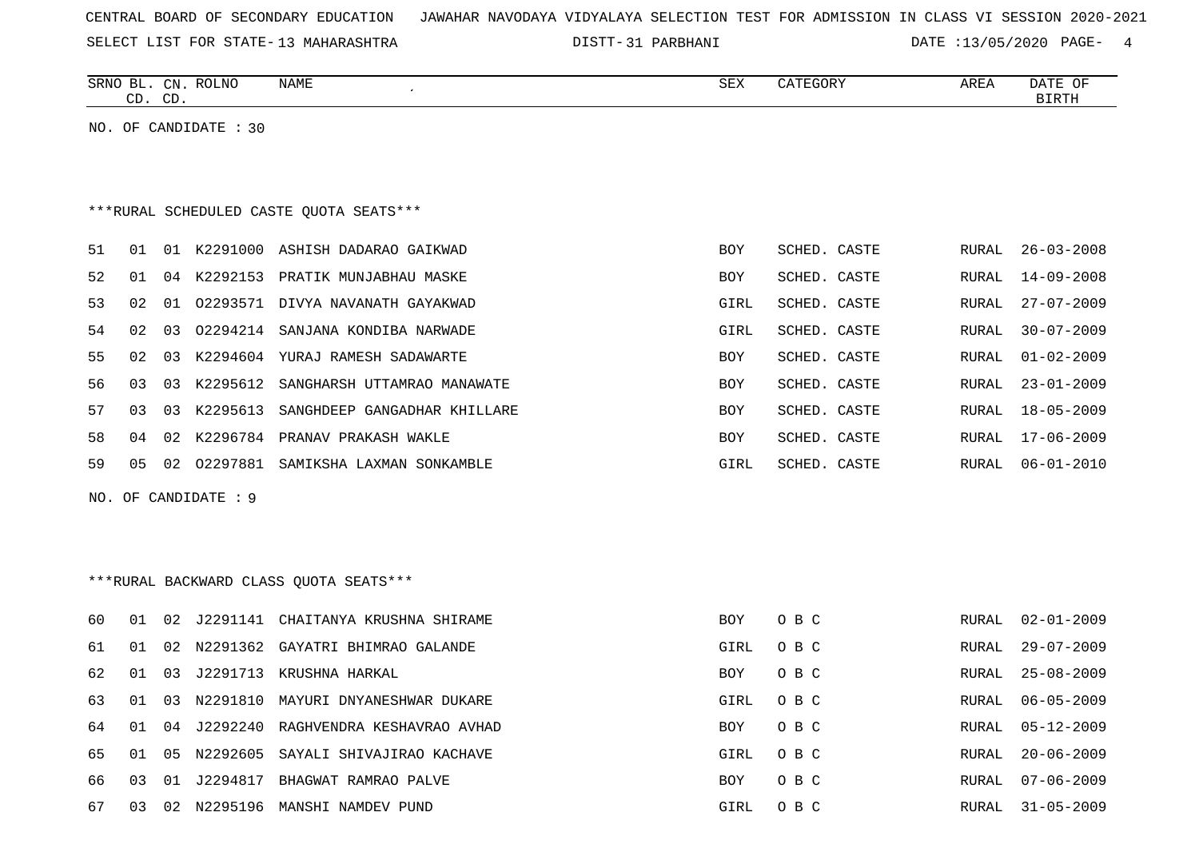CENTRAL BOARD OF SECONDARY EDUCATION JAWAHAR NAVODAYA VIDYALAYA SELECTION TEST FOR ADMISSION IN CLASS VI SESSION 2020-2021

SELECT LIST FOR STATE- 13 MAHARASHTRA DISTT- 31 PARBHANI DATE :13/05/2020

| SRNO | BL. CD. | CN. CD. | ROLNO | NAME | SEX | CATEGORY | AREA | DATE OF BIRTH |
|---|---|---|---|---|---|---|---|---|

NO. OF CANDIDATE : 30

***RURAL SCHEDULED CASTE QUOTA SEATS***

| SRNO | BL. CD. | CN. CD. | ROLNO | NAME | SEX | CATEGORY | AREA | DATE OF BIRTH |
|---|---|---|---|---|---|---|---|---|
| 51 | 01 | 01 | K2291000 | ASHISH DADARAO GAIKWAD | BOY | SCHED. CASTE | RURAL | 26-03-2008 |
| 52 | 01 | 04 | K2292153 | PRATIK MUNJABHAU MASKE | BOY | SCHED. CASTE | RURAL | 14-09-2008 |
| 53 | 02 | 01 | O2293571 | DIVYA NAVANATH GAYAKWAD | GIRL | SCHED. CASTE | RURAL | 27-07-2009 |
| 54 | 02 | 03 | O2294214 | SANJANA KONDIBA NARWADE | GIRL | SCHED. CASTE | RURAL | 30-07-2009 |
| 55 | 02 | 03 | K2294604 | YURAJ RAMESH SADAWARTE | BOY | SCHED. CASTE | RURAL | 01-02-2009 |
| 56 | 03 | 03 | K2295612 | SANGHARSH UTTAMRAO MANAWATE | BOY | SCHED. CASTE | RURAL | 23-01-2009 |
| 57 | 03 | 03 | K2295613 | SANGHDEEP GANGADHAR KHILLARE | BOY | SCHED. CASTE | RURAL | 18-05-2009 |
| 58 | 04 | 02 | K2296784 | PRANAV PRAKASH WAKLE | BOY | SCHED. CASTE | RURAL | 17-06-2009 |
| 59 | 05 | 02 | O2297881 | SAMIKSHA LAXMAN SONKAMBLE | GIRL | SCHED. CASTE | RURAL | 06-01-2010 |

NO. OF CANDIDATE : 9

***RURAL BACKWARD CLASS QUOTA SEATS***

| SRNO | BL. CD. | CN. CD. | ROLNO | NAME | SEX | CATEGORY | AREA | DATE OF BIRTH |
|---|---|---|---|---|---|---|---|---|
| 60 | 01 | 02 | J2291141 | CHAITANYA KRUSHNA SHIRAME | BOY | O B C | RURAL | 02-01-2009 |
| 61 | 01 | 02 | N2291362 | GAYATRI BHIMRAO GALANDE | GIRL | O B C | RURAL | 29-07-2009 |
| 62 | 01 | 03 | J2291713 | KRUSHNA HARKAL | BOY | O B C | RURAL | 25-08-2009 |
| 63 | 01 | 03 | N2291810 | MAYURI DNYANESHWAR DUKARE | GIRL | O B C | RURAL | 06-05-2009 |
| 64 | 01 | 04 | J2292240 | RAGHVENDRA KESHAVRAO AVHAD | BOY | O B C | RURAL | 05-12-2009 |
| 65 | 01 | 05 | N2292605 | SAYALI SHIVAJIRAO KACHAVE | GIRL | O B C | RURAL | 20-06-2009 |
| 66 | 03 | 01 | J2294817 | BHAGWAT RAMRAO PALVE | BOY | O B C | RURAL | 07-06-2009 |
| 67 | 03 | 02 | N2295196 | MANSHI NAMDEV PUND | GIRL | O B C | RURAL | 31-05-2009 |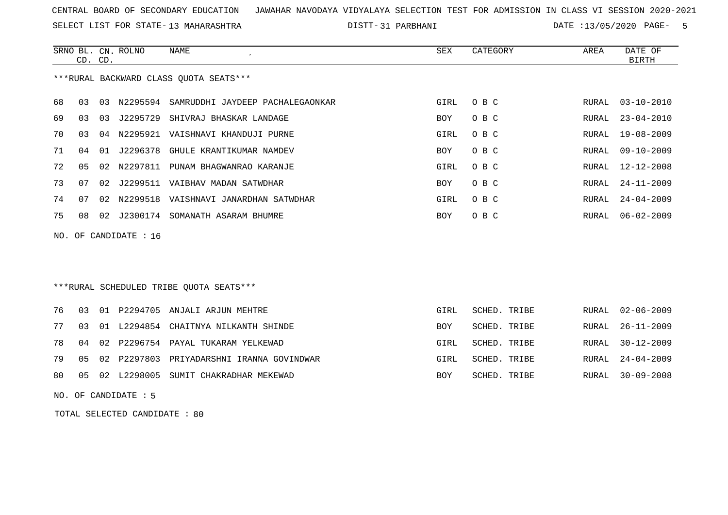CENTRAL BOARD OF SECONDARY EDUCATION JAWAHAR NAVODAYA VIDYALAYA SELECTION TEST FOR ADMISSION IN CLASS VI SESSION 2020-2021

SELECT LIST FOR STATE- 13 MAHARASHTRA DISTT- 31 PARBHANI DATE :13/05/2020 PAGE- 5

***RURAL BACKWARD CLASS QUOTA SEATS***

| SRNO | BL. CD. | CN. CD. | ROLNO | NAME | SEX | CATEGORY | AREA | DATE OF BIRTH |
|---|---|---|---|---|---|---|---|---|
| 68 | 03 | 03 | N2295594 | SAMRUDDHI JAYDEEP PACHALEGAONKAR | GIRL | O B C | RURAL | 03-10-2010 |
| 69 | 03 | 03 | J2295729 | SHIVRAJ BHASKAR LANDAGE | BOY | O B C | RURAL | 23-04-2010 |
| 70 | 03 | 04 | N2295921 | VAISHNAVI KHANDUJI PURNE | GIRL | O B C | RURAL | 19-08-2009 |
| 71 | 04 | 01 | J2296378 | GHULE KRANTIKUMAR NAMDEV | BOY | O B C | RURAL | 09-10-2009 |
| 72 | 05 | 02 | N2297811 | PUNAM BHAGWANRAO KARANJE | GIRL | O B C | RURAL | 12-12-2008 |
| 73 | 07 | 02 | J2299511 | VAIBHAV MADAN SATWDHAR | BOY | O B C | RURAL | 24-11-2009 |
| 74 | 07 | 02 | N2299518 | VAISHNAVI JANARDHAN SATWDHAR | GIRL | O B C | RURAL | 24-04-2009 |
| 75 | 08 | 02 | J2300174 | SOMANATH ASARAM BHUMRE | BOY | O B C | RURAL | 06-02-2009 |

NO. OF CANDIDATE : 16

***RURAL SCHEDULED TRIBE QUOTA SEATS***

| SRNO | BL. CD. | CN. CD. | ROLNO | NAME | SEX | CATEGORY | AREA | DATE OF BIRTH |
|---|---|---|---|---|---|---|---|---|
| 76 | 03 | 01 | P2294705 | ANJALI ARJUN MEHTRE | GIRL | SCHED. TRIBE | RURAL | 02-06-2009 |
| 77 | 03 | 01 | L2294854 | CHAITNYA NILKANTH SHINDE | BOY | SCHED. TRIBE | RURAL | 26-11-2009 |
| 78 | 04 | 02 | P2296754 | PAYAL TUKARAM YELKEWAD | GIRL | SCHED. TRIBE | RURAL | 30-12-2009 |
| 79 | 05 | 02 | P2297803 | PRIYADARSHNI IRANNA GOVINDWAR | GIRL | SCHED. TRIBE | RURAL | 24-04-2009 |
| 80 | 05 | 02 | L2298005 | SUMIT CHAKRADHAR MEKEWAD | BOY | SCHED. TRIBE | RURAL | 30-09-2008 |

NO. OF CANDIDATE : 5

TOTAL SELECTED CANDIDATE : 80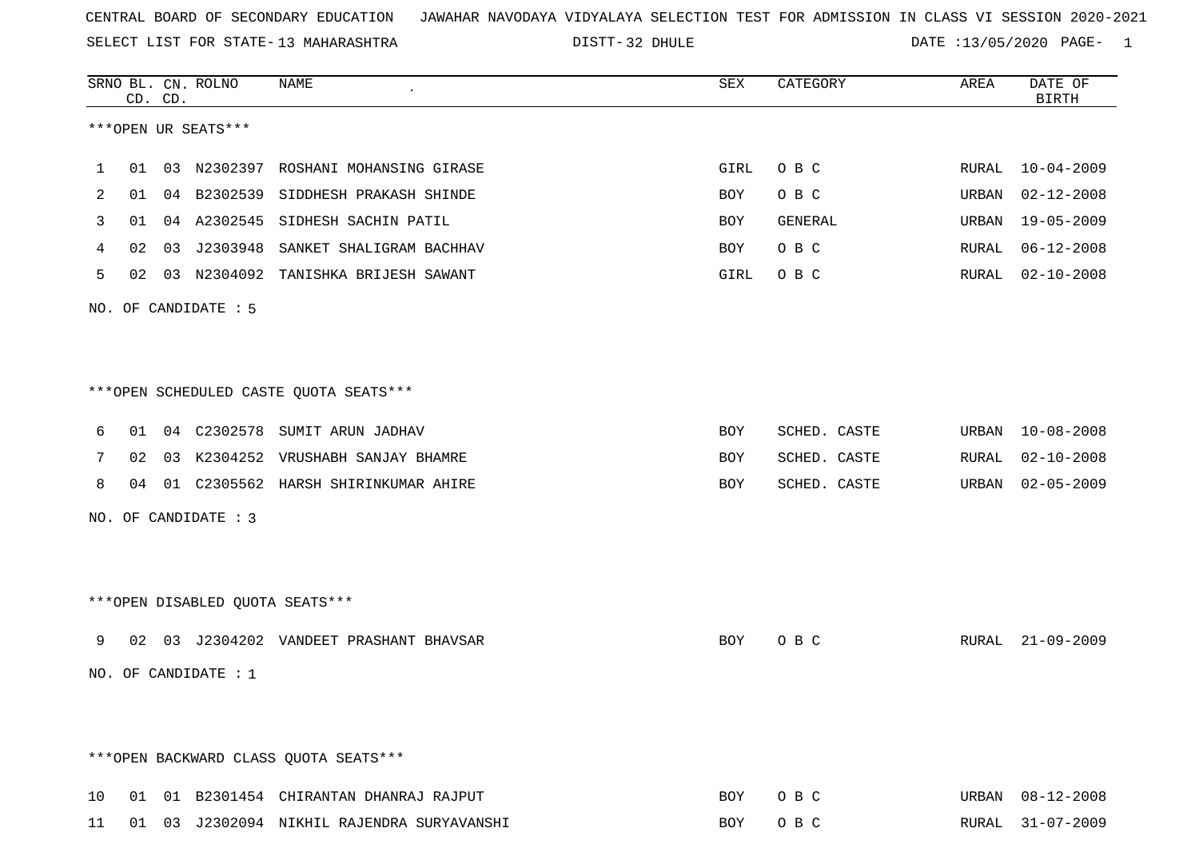CENTRAL BOARD OF SECONDARY EDUCATION JAWAHAR NAVODAYA VIDYALAYA SELECTION TEST FOR ADMISSION IN CLASS VI SESSION 2020-2021

SELECT LIST FOR STATE- 13 MAHARASHTRA DISTT- 32 DHULE DATE :13/05/2020

***OPEN UR SEATS***

| SRNO | BL. CD. | CN. CD. | ROLNO | NAME | SEX | CATEGORY | AREA | DATE OF BIRTH |
|---|---|---|---|---|---|---|---|---|
| 1 | 01 | 03 | N2302397 | ROSHANI MOHANSING GIRASE | GIRL | O B C | RURAL | 10-04-2009 |
| 2 | 01 | 04 | B2302539 | SIDDHESH PRAKASH SHINDE | BOY | O B C | URBAN | 02-12-2008 |
| 3 | 01 | 04 | A2302545 | SIDHESH SACHIN PATIL | BOY | GENERAL | URBAN | 19-05-2009 |
| 4 | 02 | 03 | J2303948 | SANKET SHALIGRAM BACHHAV | BOY | O B C | RURAL | 06-12-2008 |
| 5 | 02 | 03 | N2304092 | TANISHKA BRIJESH SAWANT | GIRL | O B C | RURAL | 02-10-2008 |

NO. OF CANDIDATE : 5

***OPEN SCHEDULED CASTE QUOTA SEATS***

| SRNO | BL. CD. | CN. CD. | ROLNO | NAME | SEX | CATEGORY | AREA | DATE OF BIRTH |
|---|---|---|---|---|---|---|---|---|
| 6 | 01 | 04 | C2302578 | SUMIT ARUN JADHAV | BOY | SCHED. CASTE | URBAN | 10-08-2008 |
| 7 | 02 | 03 | K2304252 | VRUSHABH SANJAY BHAMRE | BOY | SCHED. CASTE | RURAL | 02-10-2008 |
| 8 | 04 | 01 | C2305562 | HARSH SHIRINKUMAR AHIRE | BOY | SCHED. CASTE | URBAN | 02-05-2009 |

NO. OF CANDIDATE : 3

***OPEN DISABLED QUOTA SEATS***

| SRNO | BL. CD. | CN. CD. | ROLNO | NAME | SEX | CATEGORY | AREA | DATE OF BIRTH |
|---|---|---|---|---|---|---|---|---|
| 9 | 02 | 03 | J2304202 | VANDEET PRASHANT BHAVSAR | BOY | O B C | RURAL | 21-09-2009 |

NO. OF CANDIDATE : 1

***OPEN BACKWARD CLASS QUOTA SEATS***

| SRNO | BL. CD. | CN. CD. | ROLNO | NAME | SEX | CATEGORY | AREA | DATE OF BIRTH |
|---|---|---|---|---|---|---|---|---|
| 10 | 01 | 01 | B2301454 | CHIRANTAN DHANRAJ RAJPUT | BOY | O B C | URBAN | 08-12-2008 |
| 11 | 01 | 03 | J2302094 | NIKHIL RAJENDRA SURYAVANSHI | BOY | O B C | RURAL | 31-07-2009 |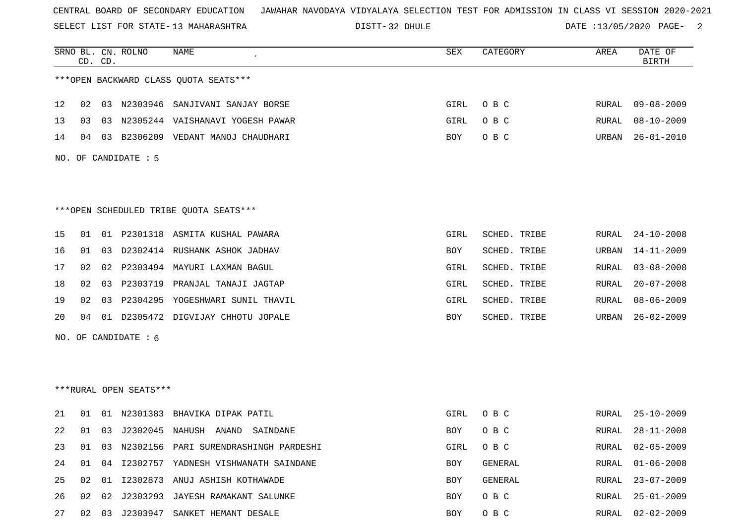CENTRAL BOARD OF SECONDARY EDUCATION JAWAHAR NAVODAYA VIDYALAYA SELECTION TEST FOR ADMISSION IN CLASS VI SESSION 2020-2021

SELECT LIST FOR STATE- 13 MAHARASHTRA DISTT- 32 DHULE DATE :13/05/2020

***OPEN BACKWARD CLASS QUOTA SEATS***

| SRNO | BL. CD. | CN. CD. | ROLNO | NAME | SEX | CATEGORY | AREA | DATE OF BIRTH |
|---|---|---|---|---|---|---|---|---|
| 12 | 02 | 03 | N2303946 | SANJIVANI SANJAY BORSE | GIRL | O B C | RURAL | 09-08-2009 |
| 13 | 03 | 03 | N2305244 | VAISHANAVI YOGESH PAWAR | GIRL | O B C | RURAL | 08-10-2009 |
| 14 | 04 | 03 | B2306209 | VEDANT MANOJ CHAUDHARI | BOY | O B C | URBAN | 26-01-2010 |

NO. OF CANDIDATE : 5

***OPEN SCHEDULED TRIBE QUOTA SEATS***

| SRNO | BL. CD. | CN. CD. | ROLNO | NAME | SEX | CATEGORY | AREA | DATE OF BIRTH |
|---|---|---|---|---|---|---|---|---|
| 15 | 01 | 01 | P2301318 | ASMITA KUSHAL PAWARA | GIRL | SCHED. TRIBE | RURAL | 24-10-2008 |
| 16 | 01 | 03 | D2302414 | RUSHANK ASHOK JADHAV | BOY | SCHED. TRIBE | URBAN | 14-11-2009 |
| 17 | 02 | 02 | P2303494 | MAYURI LAXMAN BAGUL | GIRL | SCHED. TRIBE | RURAL | 03-08-2008 |
| 18 | 02 | 03 | P2303719 | PRANJAL TANAJI JAGTAP | GIRL | SCHED. TRIBE | RURAL | 20-07-2008 |
| 19 | 02 | 03 | P2304295 | YOGESHWARI SUNIL THAVIL | GIRL | SCHED. TRIBE | RURAL | 08-06-2009 |
| 20 | 04 | 01 | D2305472 | DIGVIJAY CHHOTU JOPALE | BOY | SCHED. TRIBE | URBAN | 26-02-2009 |

NO. OF CANDIDATE : 6

***RURAL OPEN SEATS***

| SRNO | BL. CD. | CN. CD. | ROLNO | NAME | SEX | CATEGORY | AREA | DATE OF BIRTH |
|---|---|---|---|---|---|---|---|---|
| 21 | 01 | 01 | N2301383 | BHAVIKA DIPAK PATIL | GIRL | O B C | RURAL | 25-10-2009 |
| 22 | 01 | 03 | J2302045 | NAHUSH ANAND SAINDANE | BOY | O B C | RURAL | 28-11-2008 |
| 23 | 01 | 03 | N2302156 | PARI SURENDRASHINGH PARDESHI | GIRL | O B C | RURAL | 02-05-2009 |
| 24 | 01 | 04 | I2302757 | YADNESH VISHWANATH SAINDANE | BOY | GENERAL | RURAL | 01-06-2008 |
| 25 | 02 | 01 | I2302873 | ANUJ ASHISH KOTHAWADE | BOY | GENERAL | RURAL | 23-07-2009 |
| 26 | 02 | 02 | J2303293 | JAYESH RAMAKANT SALUNKE | BOY | O B C | RURAL | 25-01-2009 |
| 27 | 02 | 03 | J2303947 | SANKET HEMANT DESALE | BOY | O B C | RURAL | 02-02-2009 |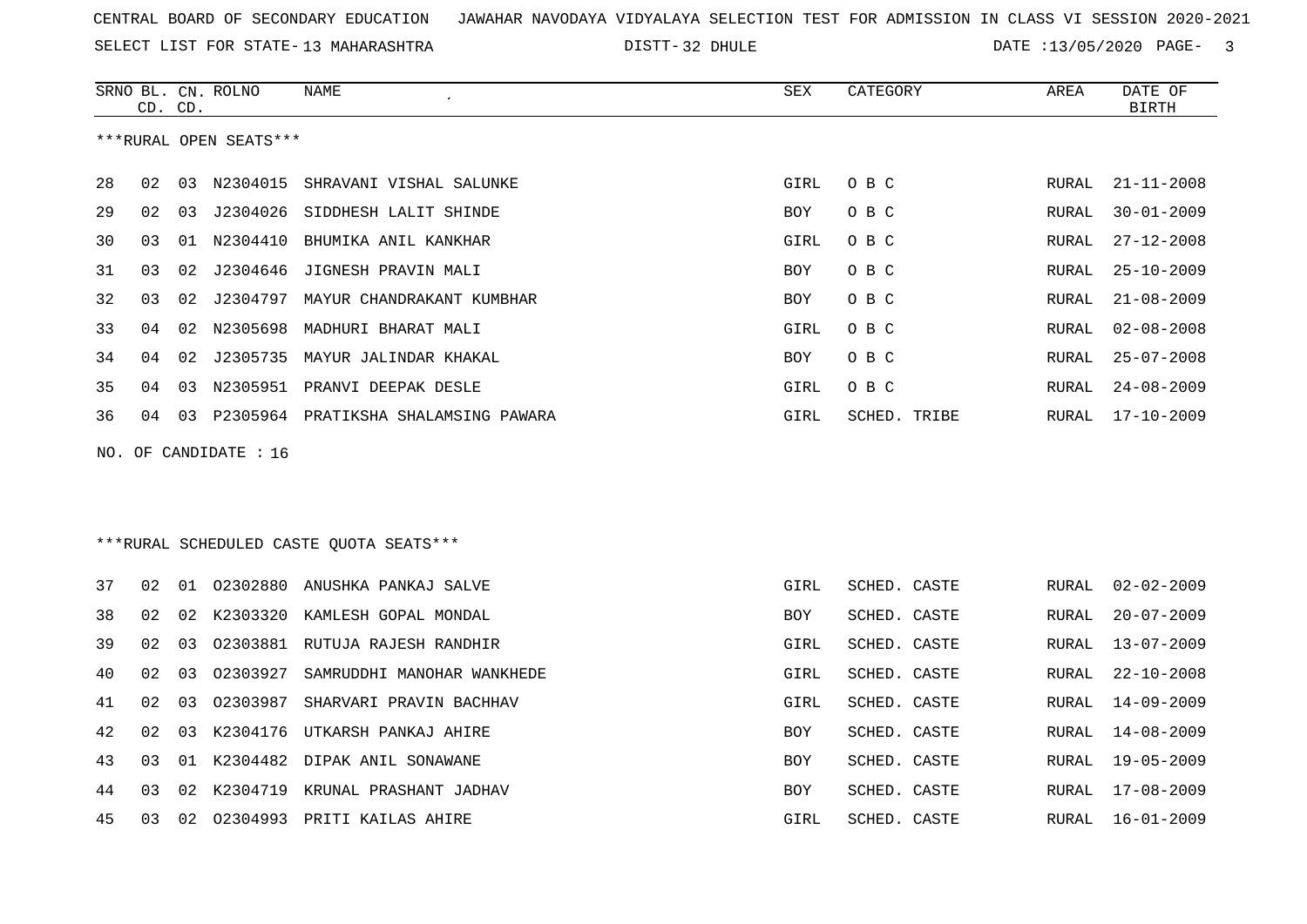CENTRAL BOARD OF SECONDARY EDUCATION   JAWAHAR NAVODAYA VIDYALAYA SELECTION TEST FOR ADMISSION IN CLASS VI SESSION 2020-2021

SELECT LIST FOR STATE- 13 MAHARASHTRA   DISTT- 32 DHULE   DATE :13/05/2020

| SRNO | BL. CD. | CN. CD. | ROLNO | NAME | SEX | CATEGORY | AREA | DATE OF BIRTH |
|---|---|---|---|---|---|---|---|---|

***RURAL OPEN SEATS***

| SRNO | BL. CD. | CN. CD. | ROLNO | NAME | SEX | CATEGORY | AREA | DATE OF BIRTH |
|---|---|---|---|---|---|---|---|---|
| 28 | 02 | 03 | N2304015 | SHRAVANI VISHAL SALUNKE | GIRL | O B C | RURAL | 21-11-2008 |
| 29 | 02 | 03 | J2304026 | SIDDHESH LALIT SHINDE | BOY | O B C | RURAL | 30-01-2009 |
| 30 | 03 | 01 | N2304410 | BHUMIKA ANIL KANKHAR | GIRL | O B C | RURAL | 27-12-2008 |
| 31 | 03 | 02 | J2304646 | JIGNESH PRAVIN MALI | BOY | O B C | RURAL | 25-10-2009 |
| 32 | 03 | 02 | J2304797 | MAYUR CHANDRAKANT KUMBHAR | BOY | O B C | RURAL | 21-08-2009 |
| 33 | 04 | 02 | N2305698 | MADHURI BHARAT MALI | GIRL | O B C | RURAL | 02-08-2008 |
| 34 | 04 | 02 | J2305735 | MAYUR JALINDAR KHAKAL | BOY | O B C | RURAL | 25-07-2008 |
| 35 | 04 | 03 | N2305951 | PRANVI DEEPAK DESLE | GIRL | O B C | RURAL | 24-08-2009 |
| 36 | 04 | 03 | P2305964 | PRATIKSHA SHALAMSING PAWARA | GIRL | SCHED. TRIBE | RURAL | 17-10-2009 |

NO. OF CANDIDATE : 16

***RURAL SCHEDULED CASTE QUOTA SEATS***

| SRNO | BL. CD. | CN. CD. | ROLNO | NAME | SEX | CATEGORY | AREA | DATE OF BIRTH |
|---|---|---|---|---|---|---|---|---|
| 37 | 02 | 01 | O2302880 | ANUSHKA PANKAJ SALVE | GIRL | SCHED. CASTE | RURAL | 02-02-2009 |
| 38 | 02 | 02 | K2303320 | KAMLESH GOPAL MONDAL | BOY | SCHED. CASTE | RURAL | 20-07-2009 |
| 39 | 02 | 03 | O2303881 | RUTUJA RAJESH RANDHIR | GIRL | SCHED. CASTE | RURAL | 13-07-2009 |
| 40 | 02 | 03 | O2303927 | SAMRUDDHI MANOHAR WANKHEDE | GIRL | SCHED. CASTE | RURAL | 22-10-2008 |
| 41 | 02 | 03 | O2303987 | SHARVARI PRAVIN BACHHAV | GIRL | SCHED. CASTE | RURAL | 14-09-2009 |
| 42 | 02 | 03 | K2304176 | UTKARSH PANKAJ AHIRE | BOY | SCHED. CASTE | RURAL | 14-08-2009 |
| 43 | 03 | 01 | K2304482 | DIPAK ANIL SONAWANE | BOY | SCHED. CASTE | RURAL | 19-05-2009 |
| 44 | 03 | 02 | K2304719 | KRUNAL PRASHANT JADHAV | BOY | SCHED. CASTE | RURAL | 17-08-2009 |
| 45 | 03 | 02 | O2304993 | PRITI KAILAS AHIRE | GIRL | SCHED. CASTE | RURAL | 16-01-2009 |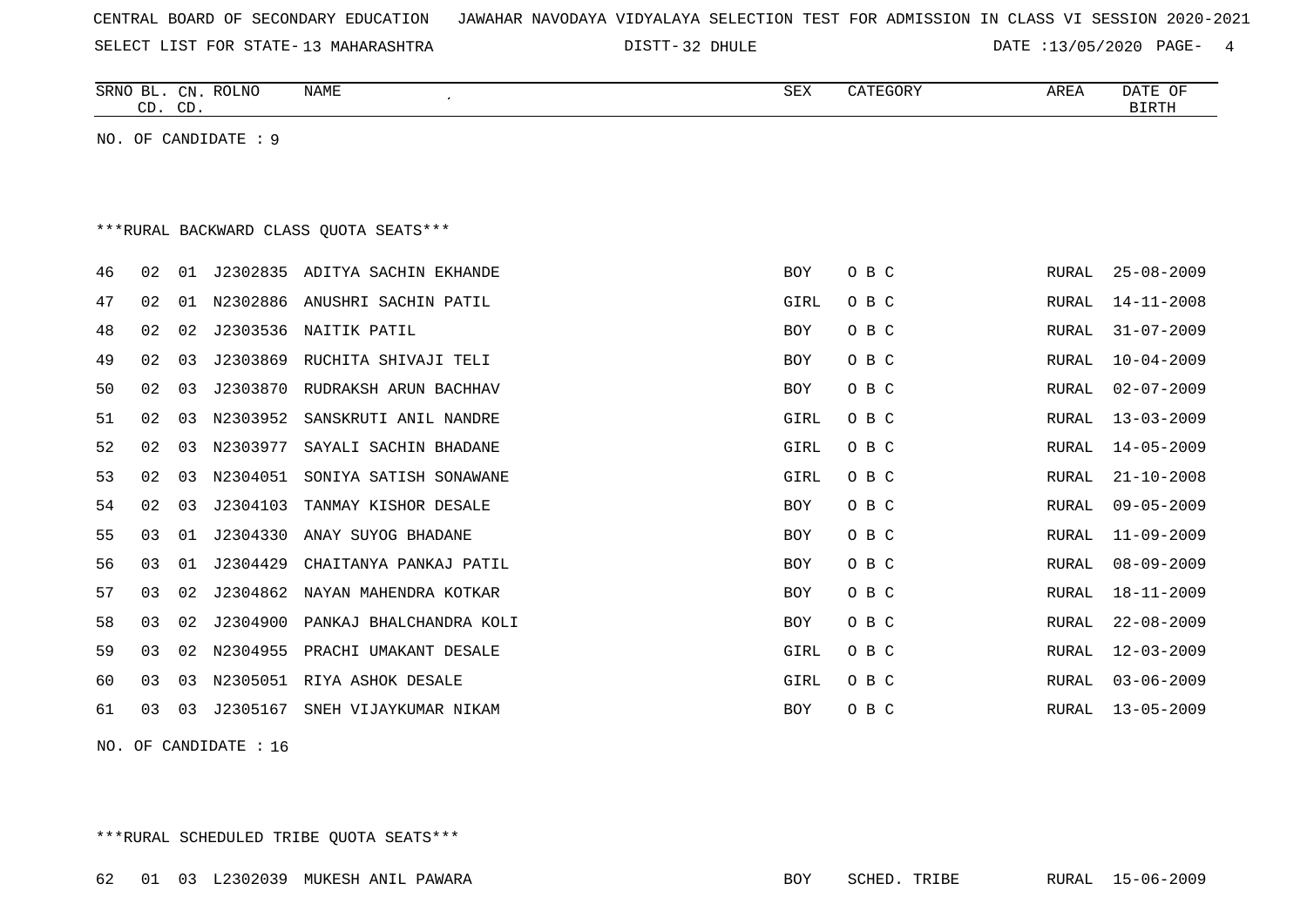CENTRAL BOARD OF SECONDARY EDUCATION   JAWAHAR NAVODAYA VIDYALAYA SELECTION TEST FOR ADMISSION IN CLASS VI SESSION 2020-2021

SELECT LIST FOR STATE- 13 MAHARASHTRA   DISTT- 32 DHULE   DATE :13/05/2020

| SRNO | BL. CD. | CN. CD. | ROLNO | NAME | SEX | CATEGORY | AREA | DATE OF BIRTH |
|---|---|---|---|---|---|---|---|---|

NO. OF CANDIDATE : 9

***RURAL BACKWARD CLASS QUOTA SEATS***

| SRNO | BL. CD. | CN. CD. | ROLNO | NAME | SEX | CATEGORY | AREA | DATE OF BIRTH |
|---|---|---|---|---|---|---|---|---|
| 46 | 02 | 01 | J2302835 | ADITYA SACHIN EKHANDE | BOY | O B C | RURAL | 25-08-2009 |
| 47 | 02 | 01 | N2302886 | ANUSHRI SACHIN PATIL | GIRL | O B C | RURAL | 14-11-2008 |
| 48 | 02 | 02 | J2303536 | NAITIK PATIL | BOY | O B C | RURAL | 31-07-2009 |
| 49 | 02 | 03 | J2303869 | RUCHITA SHIVAJI TELI | BOY | O B C | RURAL | 10-04-2009 |
| 50 | 02 | 03 | J2303870 | RUDRAKSH ARUN BACHHAV | BOY | O B C | RURAL | 02-07-2009 |
| 51 | 02 | 03 | N2303952 | SANSKRUTI ANIL NANDRE | GIRL | O B C | RURAL | 13-03-2009 |
| 52 | 02 | 03 | N2303977 | SAYALI SACHIN BHADANE | GIRL | O B C | RURAL | 14-05-2009 |
| 53 | 02 | 03 | N2304051 | SONIYA SATISH SONAWANE | GIRL | O B C | RURAL | 21-10-2008 |
| 54 | 02 | 03 | J2304103 | TANMAY KISHOR DESALE | BOY | O B C | RURAL | 09-05-2009 |
| 55 | 03 | 01 | J2304330 | ANAY SUYOG BHADANE | BOY | O B C | RURAL | 11-09-2009 |
| 56 | 03 | 01 | J2304429 | CHAITANYA PANKAJ PATIL | BOY | O B C | RURAL | 08-09-2009 |
| 57 | 03 | 02 | J2304862 | NAYAN MAHENDRA KOTKAR | BOY | O B C | RURAL | 18-11-2009 |
| 58 | 03 | 02 | J2304900 | PANKAJ BHALCHANDRA KOLI | BOY | O B C | RURAL | 22-08-2009 |
| 59 | 03 | 02 | N2304955 | PRACHI UMAKANT DESALE | GIRL | O B C | RURAL | 12-03-2009 |
| 60 | 03 | 03 | N2305051 | RIYA ASHOK DESALE | GIRL | O B C | RURAL | 03-06-2009 |
| 61 | 03 | 03 | J2305167 | SNEH VIJAYKUMAR NIKAM | BOY | O B C | RURAL | 13-05-2009 |

NO. OF CANDIDATE : 16

***RURAL SCHEDULED TRIBE QUOTA SEATS***

| SRNO | BL. CD. | CN. CD. | ROLNO | NAME | SEX | CATEGORY | AREA | DATE OF BIRTH |
|---|---|---|---|---|---|---|---|---|
| 62 | 01 | 03 | L2302039 | MUKESH ANIL PAWARA | BOY | SCHED. TRIBE | RURAL | 15-06-2009 |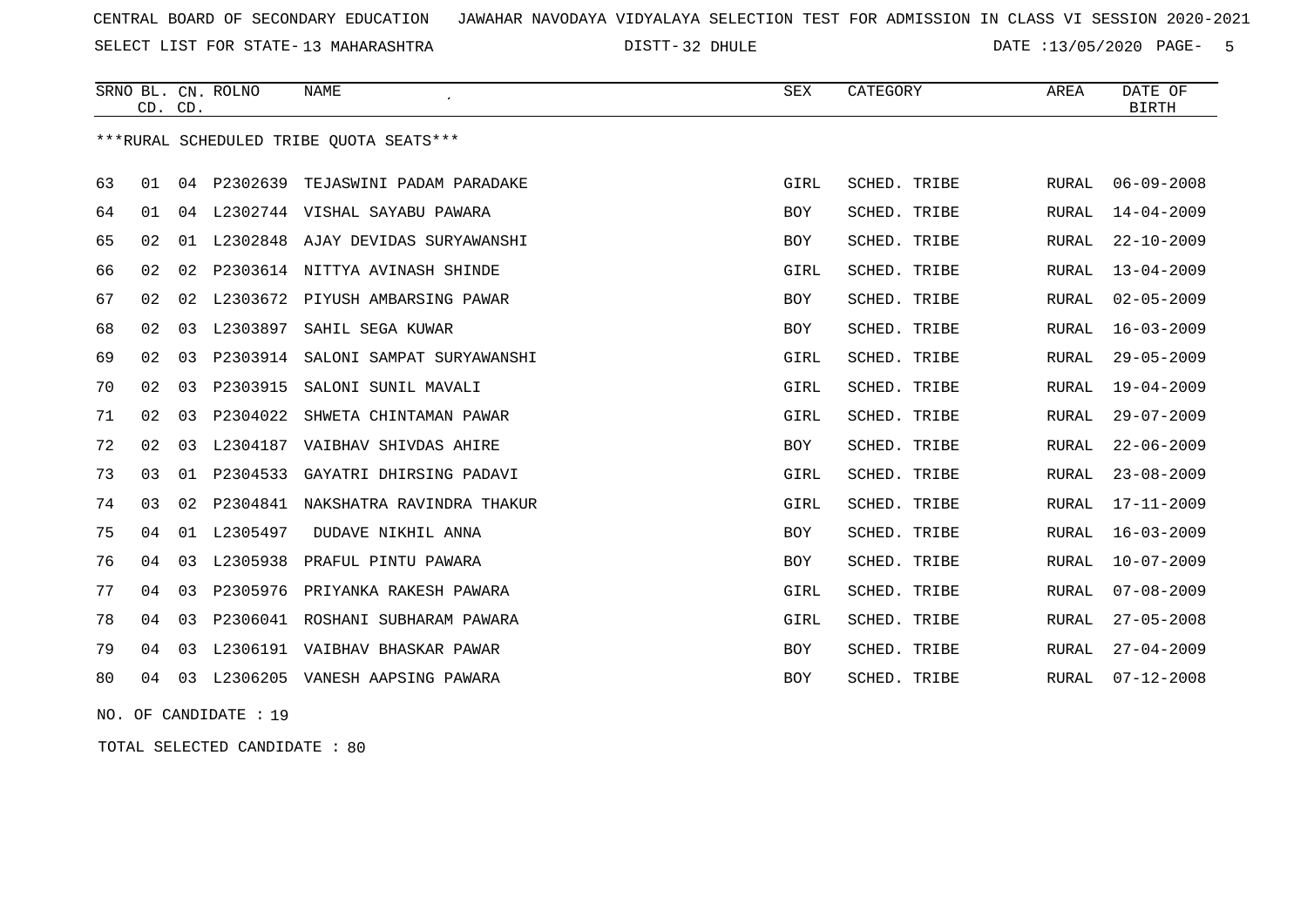CENTRAL BOARD OF SECONDARY EDUCATION   JAWAHAR NAVODAYA VIDYALAYA SELECTION TEST FOR ADMISSION IN CLASS VI SESSION 2020-2021

SELECT LIST FOR STATE- 13 MAHARASHTRA   DISTT- 32 DHULE   DATE :13/05/2020

| SRNO | BL. CD. | CN. CD. | ROLNO | NAME | SEX | CATEGORY | AREA | DATE OF BIRTH |
|---|---|---|---|---|---|---|---|---|

***RURAL SCHEDULED TRIBE QUOTA SEATS***

| SRNO | BL. CD. | CN. CD. | ROLNO | NAME | SEX | CATEGORY | AREA | DATE OF BIRTH |
|---|---|---|---|---|---|---|---|---|
| 63 | 01 | 04 | P2302639 | TEJASWINI PADAM PARADAKE | GIRL | SCHED. TRIBE | RURAL | 06-09-2008 |
| 64 | 01 | 04 | L2302744 | VISHAL SAYABU PAWARA | BOY | SCHED. TRIBE | RURAL | 14-04-2009 |
| 65 | 02 | 01 | L2302848 | AJAY DEVIDAS SURYAWANSHI | BOY | SCHED. TRIBE | RURAL | 22-10-2009 |
| 66 | 02 | 02 | P2303614 | NITTYA AVINASH SHINDE | GIRL | SCHED. TRIBE | RURAL | 13-04-2009 |
| 67 | 02 | 02 | L2303672 | PIYUSH AMBARSING PAWAR | BOY | SCHED. TRIBE | RURAL | 02-05-2009 |
| 68 | 02 | 03 | L2303897 | SAHIL SEGA KUWAR | BOY | SCHED. TRIBE | RURAL | 16-03-2009 |
| 69 | 02 | 03 | P2303914 | SALONI SAMPAT SURYAWANSHI | GIRL | SCHED. TRIBE | RURAL | 29-05-2009 |
| 70 | 02 | 03 | P2303915 | SALONI SUNIL MAVALI | GIRL | SCHED. TRIBE | RURAL | 19-04-2009 |
| 71 | 02 | 03 | P2304022 | SHWETA CHINTAMAN PAWAR | GIRL | SCHED. TRIBE | RURAL | 29-07-2009 |
| 72 | 02 | 03 | L2304187 | VAIBHAV SHIVDAS AHIRE | BOY | SCHED. TRIBE | RURAL | 22-06-2009 |
| 73 | 03 | 01 | P2304533 | GAYATRI DHIRSING PADAVI | GIRL | SCHED. TRIBE | RURAL | 23-08-2009 |
| 74 | 03 | 02 | P2304841 | NAKSHATRA RAVINDRA THAKUR | GIRL | SCHED. TRIBE | RURAL | 17-11-2009 |
| 75 | 04 | 01 | L2305497 | DUDAVE NIKHIL ANNA | BOY | SCHED. TRIBE | RURAL | 16-03-2009 |
| 76 | 04 | 03 | L2305938 | PRAFUL PINTU PAWARA | BOY | SCHED. TRIBE | RURAL | 10-07-2009 |
| 77 | 04 | 03 | P2305976 | PRIYANKA RAKESH PAWARA | GIRL | SCHED. TRIBE | RURAL | 07-08-2009 |
| 78 | 04 | 03 | P2306041 | ROSHANI SUBHARAM PAWARA | GIRL | SCHED. TRIBE | RURAL | 27-05-2008 |
| 79 | 04 | 03 | L2306191 | VAIBHAV BHASKAR PAWAR | BOY | SCHED. TRIBE | RURAL | 27-04-2009 |
| 80 | 04 | 03 | L2306205 | VANESH AAPSING PAWARA | BOY | SCHED. TRIBE | RURAL | 07-12-2008 |

NO. OF CANDIDATE : 19

TOTAL SELECTED CANDIDATE : 80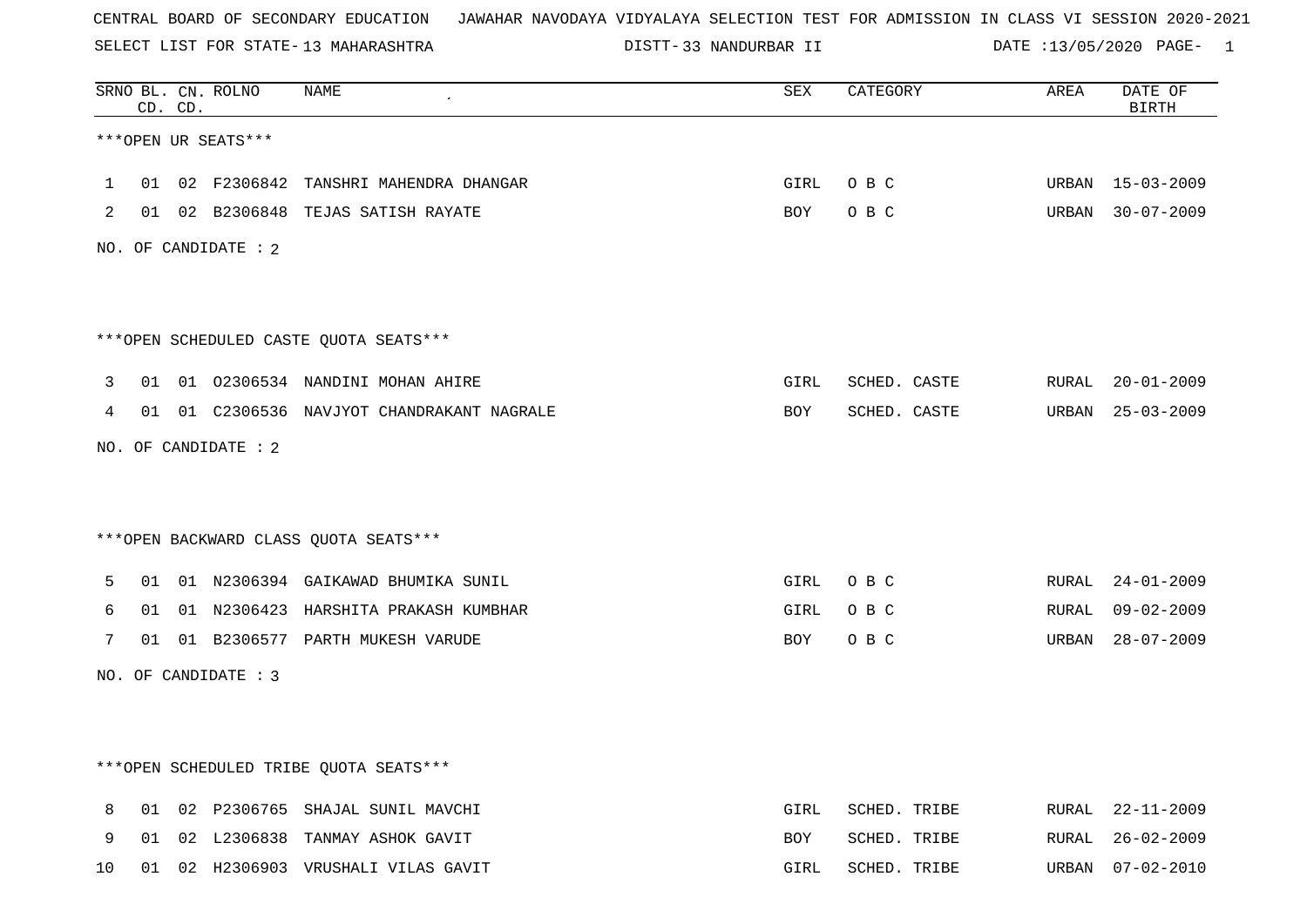CENTRAL BOARD OF SECONDARY EDUCATION JAWAHAR NAVODAYA VIDYALAYA SELECTION TEST FOR ADMISSION IN CLASS VI SESSION 2020-2021

SELECT LIST FOR STATE- 13 MAHARASHTRA DISTT- 33 NANDURBAR II DATE :13/05/2020

| SRNO | BL. CD. | CN. CD. | ROLNO | NAME | SEX | CATEGORY | AREA | DATE OF BIRTH |
|---|---|---|---|---|---|---|---|---|

***OPEN UR SEATS***

| SRNO | BL. CD. | CN. CD. | ROLNO | NAME | SEX | CATEGORY | AREA | DATE OF BIRTH |
|---|---|---|---|---|---|---|---|---|
| 1 | 01 | 02 | F2306842 | TANSHRI MAHENDRA DHANGAR | GIRL | O B C | URBAN | 15-03-2009 |
| 2 | 01 | 02 | B2306848 | TEJAS SATISH RAYATE | BOY | O B C | URBAN | 30-07-2009 |

NO. OF CANDIDATE : 2

***OPEN SCHEDULED CASTE QUOTA SEATS***

| SRNO | BL. CD. | CN. CD. | ROLNO | NAME | SEX | CATEGORY | AREA | DATE OF BIRTH |
|---|---|---|---|---|---|---|---|---|
| 3 | 01 | 01 | O2306534 | NANDINI MOHAN AHIRE | GIRL | SCHED. CASTE | RURAL | 20-01-2009 |
| 4 | 01 | 01 | C2306536 | NAVJYOT CHANDRAKANT NAGRALE | BOY | SCHED. CASTE | URBAN | 25-03-2009 |

NO. OF CANDIDATE : 2

***OPEN BACKWARD CLASS QUOTA SEATS***

| SRNO | BL. CD. | CN. CD. | ROLNO | NAME | SEX | CATEGORY | AREA | DATE OF BIRTH |
|---|---|---|---|---|---|---|---|---|
| 5 | 01 | 01 | N2306394 | GAIKAWAD BHUMIKA SUNIL | GIRL | O B C | RURAL | 24-01-2009 |
| 6 | 01 | 01 | N2306423 | HARSHITA PRAKASH KUMBHAR | GIRL | O B C | RURAL | 09-02-2009 |
| 7 | 01 | 01 | B2306577 | PARTH MUKESH VARUDE | BOY | O B C | URBAN | 28-07-2009 |

NO. OF CANDIDATE : 3

***OPEN SCHEDULED TRIBE QUOTA SEATS***

| SRNO | BL. CD. | CN. CD. | ROLNO | NAME | SEX | CATEGORY | AREA | DATE OF BIRTH |
|---|---|---|---|---|---|---|---|---|
| 8 | 01 | 02 | P2306765 | SHAJAL SUNIL MAVCHI | GIRL | SCHED. TRIBE | RURAL | 22-11-2009 |
| 9 | 01 | 02 | L2306838 | TANMAY ASHOK GAVIT | BOY | SCHED. TRIBE | RURAL | 26-02-2009 |
| 10 | 01 | 02 | H2306903 | VRUSHALI VILAS GAVIT | GIRL | SCHED. TRIBE | URBAN | 07-02-2010 |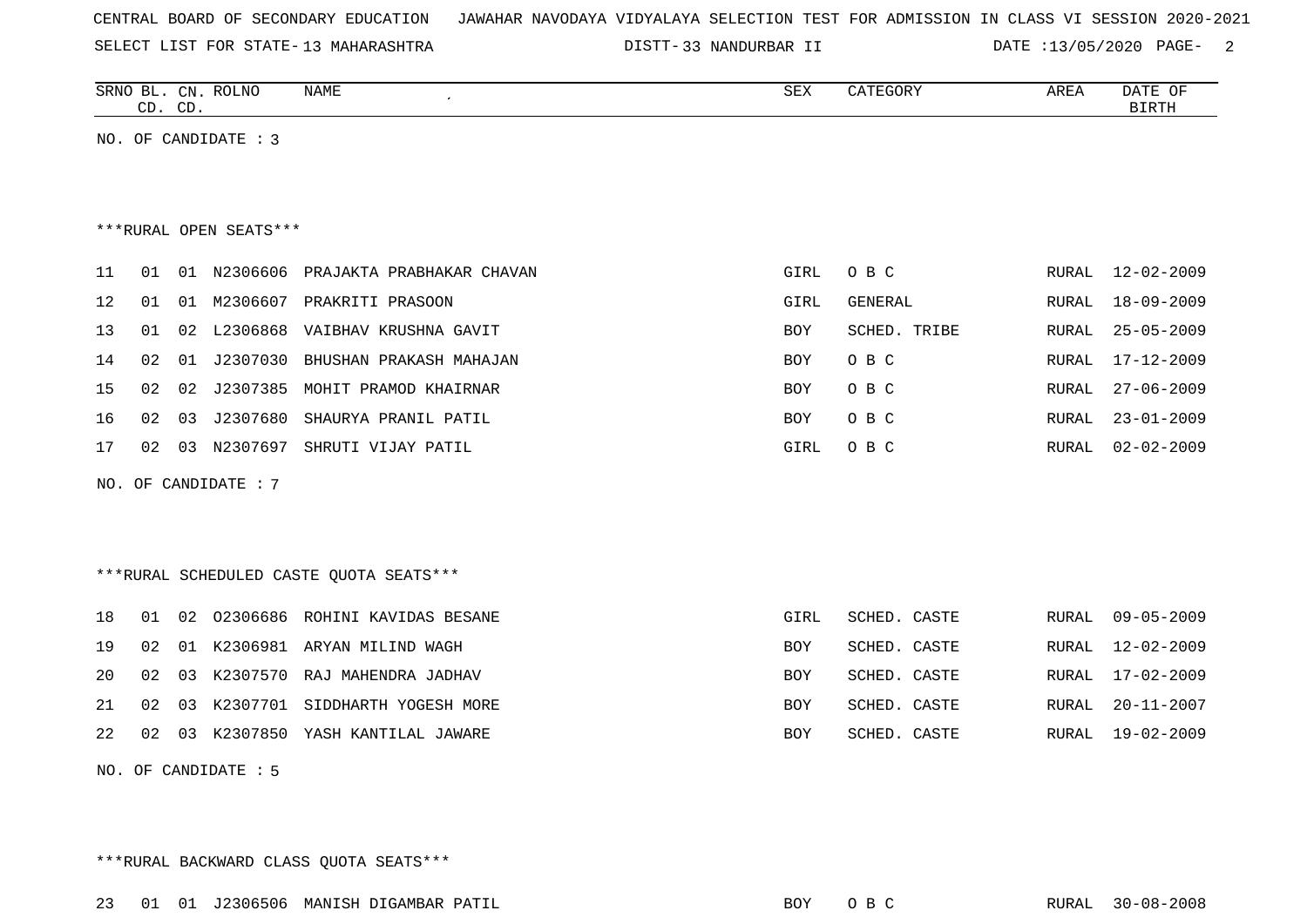CENTRAL BOARD OF SECONDARY EDUCATION JAWAHAR NAVODAYA VIDYALAYA SELECTION TEST FOR ADMISSION IN CLASS VI SESSION 2020-2021

SELECT LIST FOR STATE- 13 MAHARASHTRA DISTT- 33 NANDURBAR II DATE :13/05/2020

| SRNO | BL. CD. | CN. CD. | ROLNO | NAME | SEX | CATEGORY | AREA | DATE OF BIRTH |
|---|---|---|---|---|---|---|---|---|

NO. OF CANDIDATE : 3

***RURAL OPEN SEATS***

| SRNO | BL. CD. | CN. CD. | ROLNO | NAME | SEX | CATEGORY | AREA | DATE OF BIRTH |
|---|---|---|---|---|---|---|---|---|
| 11 | 01 | 01 | N2306606 | PRAJAKTA PRABHAKAR CHAVAN | GIRL | O B C | RURAL | 12-02-2009 |
| 12 | 01 | 01 | M2306607 | PRAKRITI PRASOON | GIRL | GENERAL | RURAL | 18-09-2009 |
| 13 | 01 | 02 | L2306868 | VAIBHAV KRUSHNA GAVIT | BOY | SCHED. TRIBE | RURAL | 25-05-2009 |
| 14 | 02 | 01 | J2307030 | BHUSHAN PRAKASH MAHAJAN | BOY | O B C | RURAL | 17-12-2009 |
| 15 | 02 | 02 | J2307385 | MOHIT PRAMOD KHAIRNAR | BOY | O B C | RURAL | 27-06-2009 |
| 16 | 02 | 03 | J2307680 | SHAURYA PRANIL PATIL | BOY | O B C | RURAL | 23-01-2009 |
| 17 | 02 | 03 | N2307697 | SHRUTI VIJAY PATIL | GIRL | O B C | RURAL | 02-02-2009 |

NO. OF CANDIDATE : 7

***RURAL SCHEDULED CASTE QUOTA SEATS***

| SRNO | BL. CD. | CN. CD. | ROLNO | NAME | SEX | CATEGORY | AREA | DATE OF BIRTH |
|---|---|---|---|---|---|---|---|---|
| 18 | 01 | 02 | O2306686 | ROHINI KAVIDAS BESANE | GIRL | SCHED. CASTE | RURAL | 09-05-2009 |
| 19 | 02 | 01 | K2306981 | ARYAN MILIND WAGH | BOY | SCHED. CASTE | RURAL | 12-02-2009 |
| 20 | 02 | 03 | K2307570 | RAJ MAHENDRA JADHAV | BOY | SCHED. CASTE | RURAL | 17-02-2009 |
| 21 | 02 | 03 | K2307701 | SIDDHARTH YOGESH MORE | BOY | SCHED. CASTE | RURAL | 20-11-2007 |
| 22 | 02 | 03 | K2307850 | YASH KANTILAL JAWARE | BOY | SCHED. CASTE | RURAL | 19-02-2009 |

NO. OF CANDIDATE : 5

***RURAL BACKWARD CLASS QUOTA SEATS***

| SRNO | BL. CD. | CN. CD. | ROLNO | NAME | SEX | CATEGORY | AREA | DATE OF BIRTH |
|---|---|---|---|---|---|---|---|---|
| 23 | 01 | 01 | J2306506 | MANISH DIGAMBAR PATIL | BOY | O B C | RURAL | 30-08-2008 |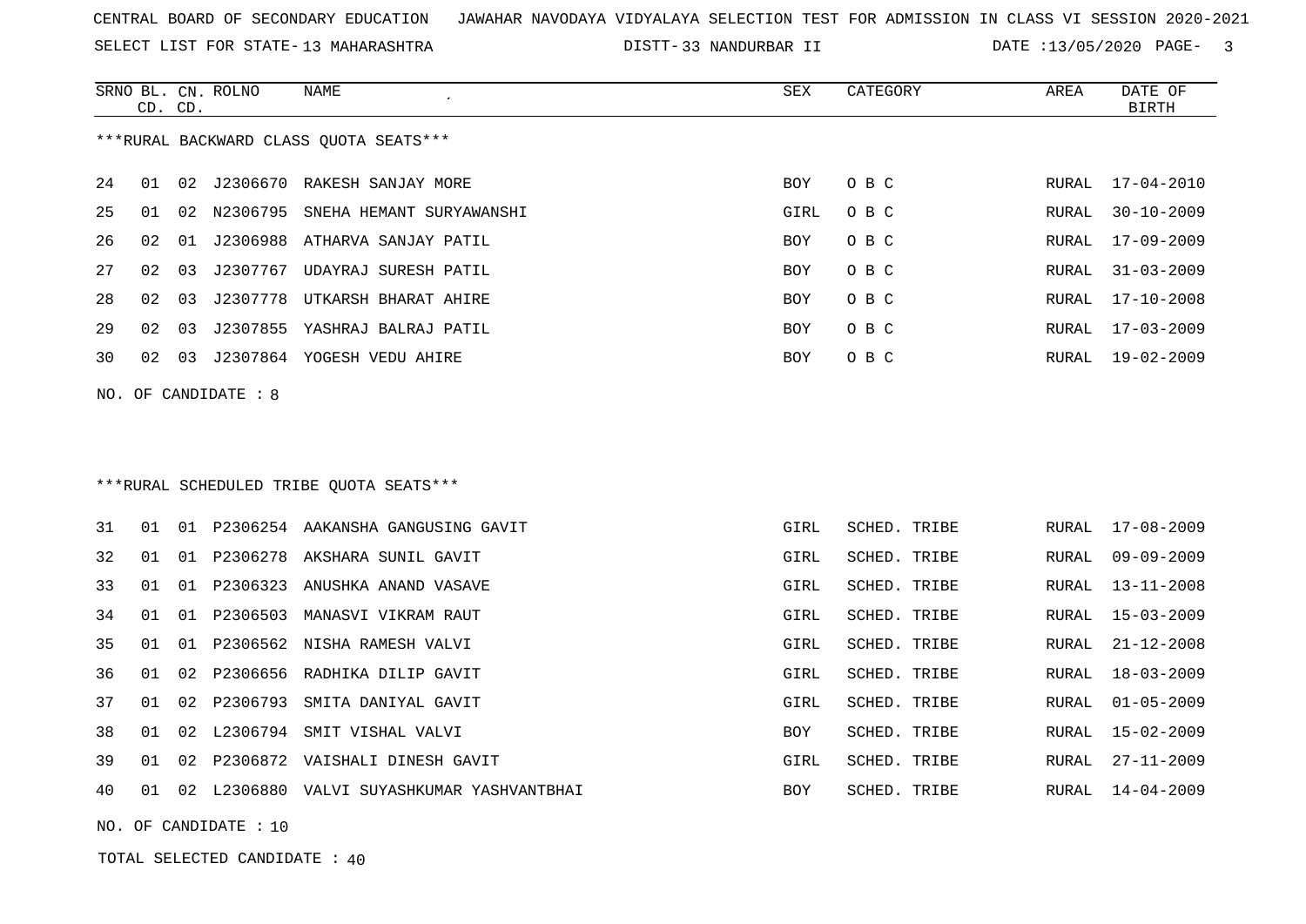CENTRAL BOARD OF SECONDARY EDUCATION JAWAHAR NAVODAYA VIDYALAYA SELECTION TEST FOR ADMISSION IN CLASS VI SESSION 2020-2021

SELECT LIST FOR STATE- 13 MAHARASHTRA DISTT- 33 NANDURBAR II DATE :13/05/2020

***RURAL BACKWARD CLASS QUOTA SEATS***

| SRNO | BL. CD. | CN. CD. | ROLNO | NAME | SEX | CATEGORY | AREA | DATE OF BIRTH |
|---|---|---|---|---|---|---|---|---|
| 24 | 01 | 02 | J2306670 | RAKESH SANJAY MORE | BOY | O B C | RURAL | 17-04-2010 |
| 25 | 01 | 02 | N2306795 | SNEHA HEMANT SURYAWANSHI | GIRL | O B C | RURAL | 30-10-2009 |
| 26 | 02 | 01 | J2306988 | ATHARVA SANJAY PATIL | BOY | O B C | RURAL | 17-09-2009 |
| 27 | 02 | 03 | J2307767 | UDAYRAJ SURESH PATIL | BOY | O B C | RURAL | 31-03-2009 |
| 28 | 02 | 03 | J2307778 | UTKARSH BHARAT AHIRE | BOY | O B C | RURAL | 17-10-2008 |
| 29 | 02 | 03 | J2307855 | YASHRAJ BALRAJ PATIL | BOY | O B C | RURAL | 17-03-2009 |
| 30 | 02 | 03 | J2307864 | YOGESH VEDU AHIRE | BOY | O B C | RURAL | 19-02-2009 |

NO. OF CANDIDATE : 8

***RURAL SCHEDULED TRIBE QUOTA SEATS***

| SRNO | BL. CD. | CN. CD. | ROLNO | NAME | SEX | CATEGORY | AREA | DATE OF BIRTH |
|---|---|---|---|---|---|---|---|---|
| 31 | 01 | 01 | P2306254 | AAKANSHA GANGUSING GAVIT | GIRL | SCHED. TRIBE | RURAL | 17-08-2009 |
| 32 | 01 | 01 | P2306278 | AKSHARA SUNIL GAVIT | GIRL | SCHED. TRIBE | RURAL | 09-09-2009 |
| 33 | 01 | 01 | P2306323 | ANUSHKA ANAND VASAVE | GIRL | SCHED. TRIBE | RURAL | 13-11-2008 |
| 34 | 01 | 01 | P2306503 | MANASVI VIKRAM RAUT | GIRL | SCHED. TRIBE | RURAL | 15-03-2009 |
| 35 | 01 | 01 | P2306562 | NISHA RAMESH VALVI | GIRL | SCHED. TRIBE | RURAL | 21-12-2008 |
| 36 | 01 | 02 | P2306656 | RADHIKA DILIP GAVIT | GIRL | SCHED. TRIBE | RURAL | 18-03-2009 |
| 37 | 01 | 02 | P2306793 | SMITA DANIYAL GAVIT | GIRL | SCHED. TRIBE | RURAL | 01-05-2009 |
| 38 | 01 | 02 | L2306794 | SMIT VISHAL VALVI | BOY | SCHED. TRIBE | RURAL | 15-02-2009 |
| 39 | 01 | 02 | P2306872 | VAISHALI DINESH GAVIT | GIRL | SCHED. TRIBE | RURAL | 27-11-2009 |
| 40 | 01 | 02 | L2306880 | VALVI SUYASHKUMAR YASHVANTBHAI | BOY | SCHED. TRIBE | RURAL | 14-04-2009 |

NO. OF CANDIDATE : 10

TOTAL SELECTED CANDIDATE : 40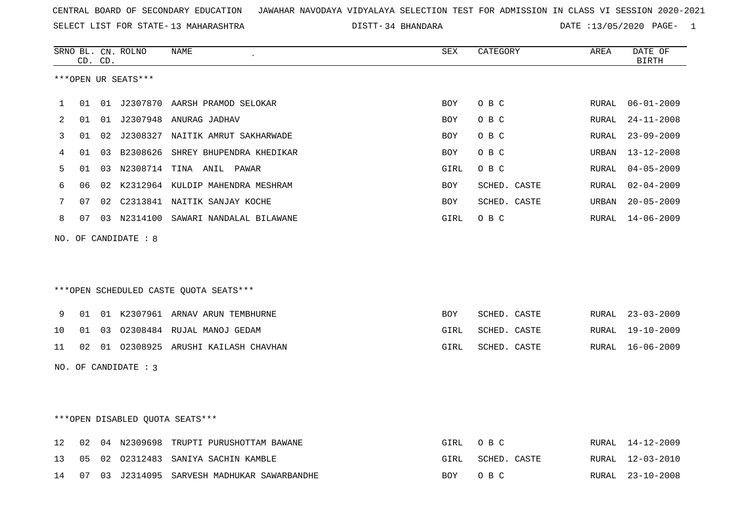CENTRAL BOARD OF SECONDARY EDUCATION JAWAHAR NAVODAYA VIDYALAYA SELECTION TEST FOR ADMISSION IN CLASS VI SESSION 2020-2021

SELECT LIST FOR STATE- 13 MAHARASHTRA DISTT- 34 BHANDARA DATE :13/05/2020

| SRNO | BL. CD. | CN. CD. | ROLNO | NAME | SEX | CATEGORY | AREA | DATE OF BIRTH |
|---|---|---|---|---|---|---|---|---|

***OPEN UR SEATS***

| SRNO | BL. CD. | CN. CD. | ROLNO | NAME | SEX | CATEGORY | AREA | DATE OF BIRTH |
|---|---|---|---|---|---|---|---|---|
| 1 | 01 | 01 | J2307870 | AARSH PRAMOD SELOKAR | BOY | O B C | RURAL | 06-01-2009 |
| 2 | 01 | 01 | J2307948 | ANURAG JADHAV | BOY | O B C | RURAL | 24-11-2008 |
| 3 | 01 | 02 | J2308327 | NAITIK AMRUT SAKHARWADE | BOY | O B C | RURAL | 23-09-2009 |
| 4 | 01 | 03 | B2308626 | SHREY BHUPENDRA KHEDIKAR | BOY | O B C | URBAN | 13-12-2008 |
| 5 | 01 | 03 | N2308714 | TINA ANIL PAWAR | GIRL | O B C | RURAL | 04-05-2009 |
| 6 | 06 | 02 | K2312964 | KULDIP MAHENDRA MESHRAM | BOY | SCHED. CASTE | RURAL | 02-04-2009 |
| 7 | 07 | 02 | C2313841 | NAITIK SANJAY KOCHE | BOY | SCHED. CASTE | URBAN | 20-05-2009 |
| 8 | 07 | 03 | N2314100 | SAWARI NANDALAL BILAWANE | GIRL | O B C | RURAL | 14-06-2009 |

NO. OF CANDIDATE : 8

***OPEN SCHEDULED CASTE QUOTA SEATS***

| SRNO | BL. CD. | CN. CD. | ROLNO | NAME | SEX | CATEGORY | AREA | DATE OF BIRTH |
|---|---|---|---|---|---|---|---|---|
| 9 | 01 | 01 | K2307961 | ARNAV ARUN TEMBHURNE | BOY | SCHED. CASTE | RURAL | 23-03-2009 |
| 10 | 01 | 03 | O2308484 | RUJAL MANOJ GEDAM | GIRL | SCHED. CASTE | RURAL | 19-10-2009 |
| 11 | 02 | 01 | O2308925 | ARUSHI KAILASH CHAVHAN | GIRL | SCHED. CASTE | RURAL | 16-06-2009 |

NO. OF CANDIDATE : 3

***OPEN DISABLED QUOTA SEATS***

| SRNO | BL. CD. | CN. CD. | ROLNO | NAME | SEX | CATEGORY | AREA | DATE OF BIRTH |
|---|---|---|---|---|---|---|---|---|
| 12 | 02 | 04 | N2309698 | TRUPTI PURUSHOTTAM BAWANE | GIRL | O B C | RURAL | 14-12-2009 |
| 13 | 05 | 02 | O2312483 | SANIYA SACHIN KAMBLE | GIRL | SCHED. CASTE | RURAL | 12-03-2010 |
| 14 | 07 | 03 | J2314095 | SARVESH MADHUKAR SAWARBANDHE | BOY | O B C | RURAL | 23-10-2008 |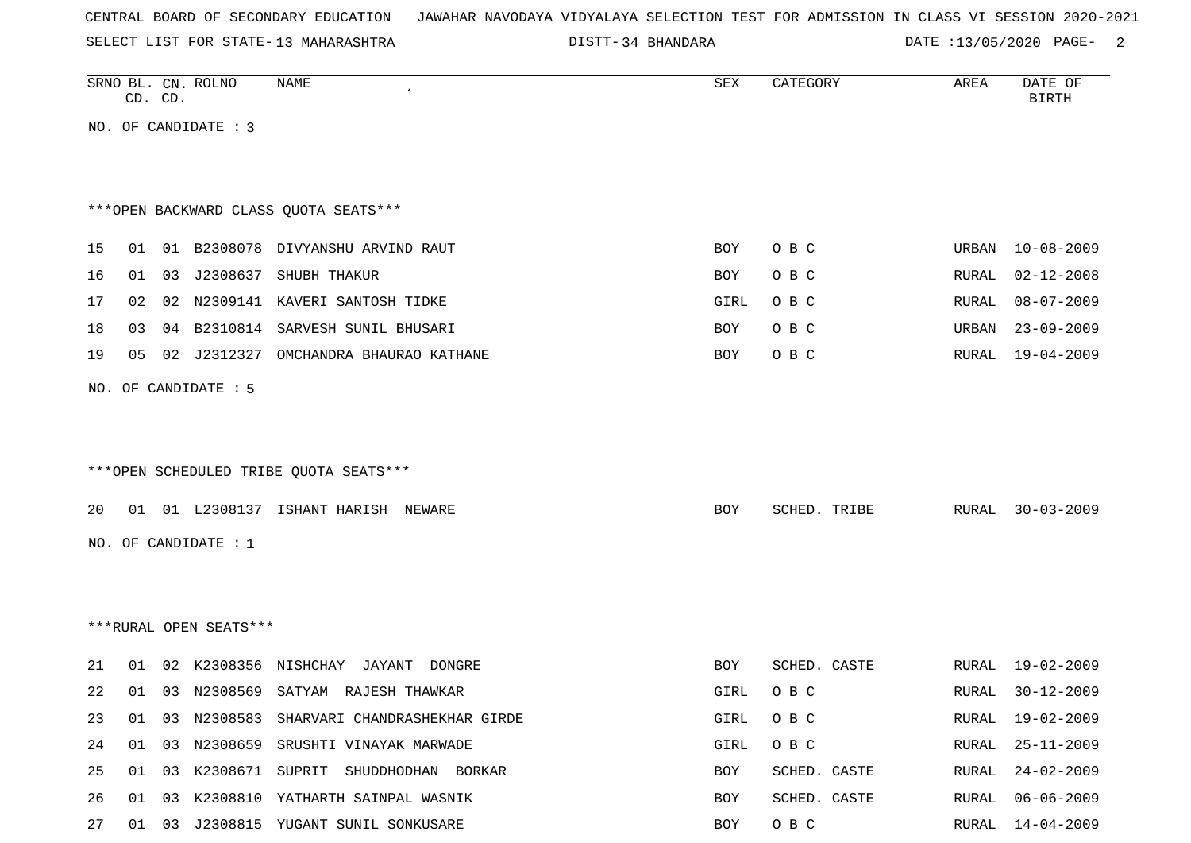CENTRAL BOARD OF SECONDARY EDUCATION JAWAHAR NAVODAYA VIDYALAYA SELECTION TEST FOR ADMISSION IN CLASS VI SESSION 2020-2021

SELECT LIST FOR STATE- 13 MAHARASHTRA DISTT- 34 BHANDARA DATE :13/05/2020

| SRNO | BL. CD. | CN. CD. | ROLNO | NAME | SEX | CATEGORY | AREA | DATE OF BIRTH |
|---|---|---|---|---|---|---|---|---|

NO. OF CANDIDATE : 3

***OPEN BACKWARD CLASS QUOTA SEATS***

| SRNO | BL. CD. | CN. CD. | ROLNO | NAME | SEX | CATEGORY | AREA | DATE OF BIRTH |
|---|---|---|---|---|---|---|---|---|
| 15 | 01 | 01 | B2308078 | DIVYANSHU ARVIND RAUT | BOY | O B C | URBAN | 10-08-2009 |
| 16 | 01 | 03 | J2308637 | SHUBH THAKUR | BOY | O B C | RURAL | 02-12-2008 |
| 17 | 02 | 02 | N2309141 | KAVERI SANTOSH TIDKE | GIRL | O B C | RURAL | 08-07-2009 |
| 18 | 03 | 04 | B2310814 | SARVESH SUNIL BHUSARI | BOY | O B C | URBAN | 23-09-2009 |
| 19 | 05 | 02 | J2312327 | OMCHANDRA BHAURAO KATHANE | BOY | O B C | RURAL | 19-04-2009 |

NO. OF CANDIDATE : 5

***OPEN SCHEDULED TRIBE QUOTA SEATS***

| SRNO | BL. CD. | CN. CD. | ROLNO | NAME | SEX | CATEGORY | AREA | DATE OF BIRTH |
|---|---|---|---|---|---|---|---|---|
| 20 | 01 | 01 | L2308137 | ISHANT HARISH NEWARE | BOY | SCHED. TRIBE | RURAL | 30-03-2009 |

NO. OF CANDIDATE : 1

***RURAL OPEN SEATS***

| SRNO | BL. CD. | CN. CD. | ROLNO | NAME | SEX | CATEGORY | AREA | DATE OF BIRTH |
|---|---|---|---|---|---|---|---|---|
| 21 | 01 | 02 | K2308356 | NISHCHAY JAYANT DONGRE | BOY | SCHED. CASTE | RURAL | 19-02-2009 |
| 22 | 01 | 03 | N2308569 | SATYAM RAJESH THAWKAR | GIRL | O B C | RURAL | 30-12-2009 |
| 23 | 01 | 03 | N2308583 | SHARVARI CHANDRASHEKHAR GIRDE | GIRL | O B C | RURAL | 19-02-2009 |
| 24 | 01 | 03 | N2308659 | SRUSHTI VINAYAK MARWADE | GIRL | O B C | RURAL | 25-11-2009 |
| 25 | 01 | 03 | K2308671 | SUPRIT SHUDDHODHAN BORKAR | BOY | SCHED. CASTE | RURAL | 24-02-2009 |
| 26 | 01 | 03 | K2308810 | YATHARTH SAINPAL WASNIK | BOY | SCHED. CASTE | RURAL | 06-06-2009 |
| 27 | 01 | 03 | J2308815 | YUGANT SUNIL SONKUSARE | BOY | O B C | RURAL | 14-04-2009 |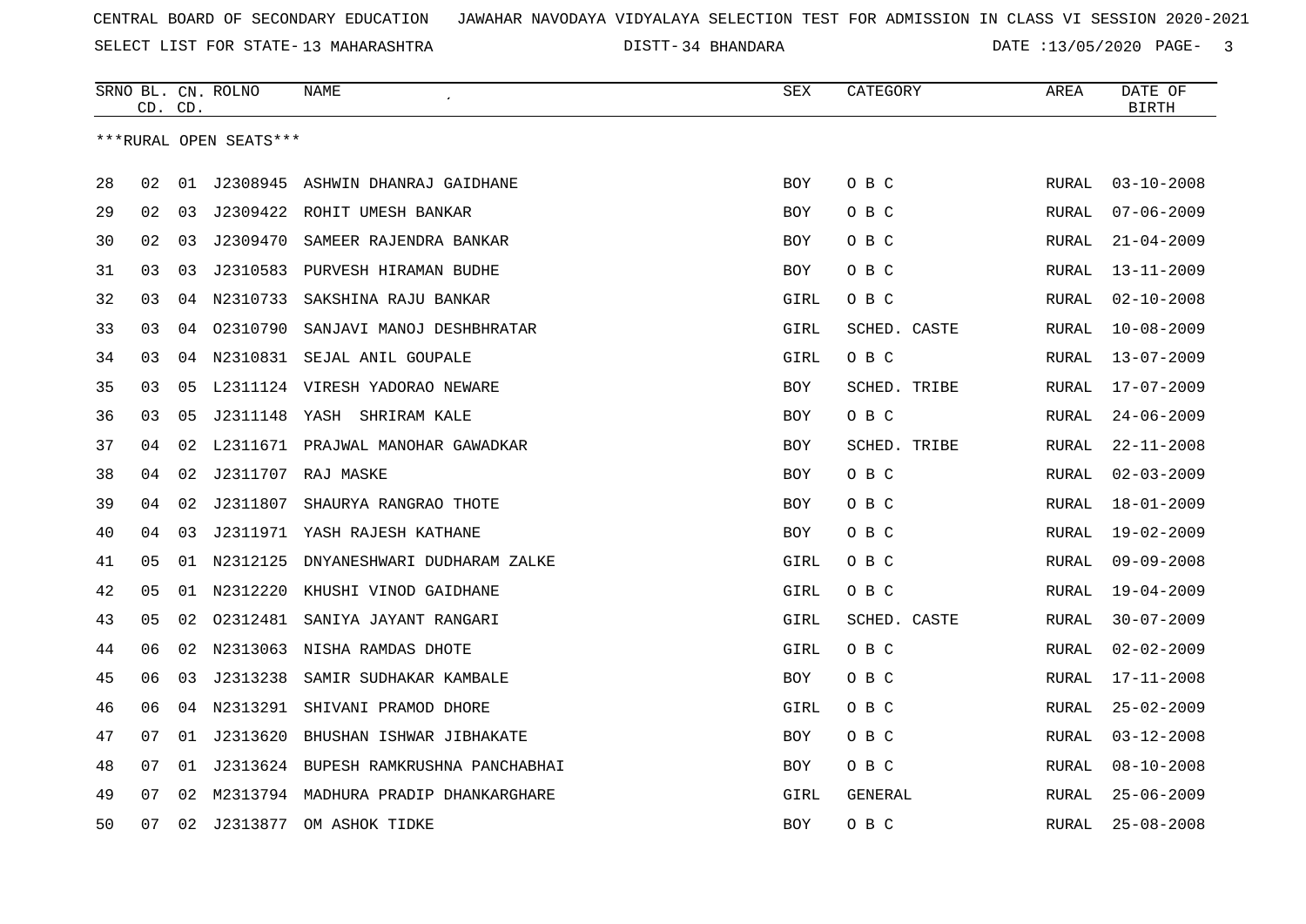CENTRAL BOARD OF SECONDARY EDUCATION JAWAHAR NAVODAYA VIDYALAYA SELECTION TEST FOR ADMISSION IN CLASS VI SESSION 2020-2021

SELECT LIST FOR STATE- 13 MAHARASHTRA DISTT- 34 BHANDARA DATE :13/05/2020

| SRNO | BL. CD. | CN. CD. | ROLNO | NAME | SEX | CATEGORY | AREA | DATE OF BIRTH |
|---|---|---|---|---|---|---|---|---|
| ***RURAL OPEN SEATS*** | | | | | | | | |
| 28 | 02 | 01 | J2308945 | ASHWIN DHANRAJ GAIDHANE | BOY | O B C | RURAL | 03-10-2008 |
| 29 | 02 | 03 | J2309422 | ROHIT UMESH BANKAR | BOY | O B C | RURAL | 07-06-2009 |
| 30 | 02 | 03 | J2309470 | SAMEER RAJENDRA BANKAR | BOY | O B C | RURAL | 21-04-2009 |
| 31 | 03 | 03 | J2310583 | PURVESH HIRAMAN BUDHE | BOY | O B C | RURAL | 13-11-2009 |
| 32 | 03 | 04 | N2310733 | SAKSHINA RAJU BANKAR | GIRL | O B C | RURAL | 02-10-2008 |
| 33 | 03 | 04 | O2310790 | SANJAVI MANOJ DESHBHRATAR | GIRL | SCHED. CASTE | RURAL | 10-08-2009 |
| 34 | 03 | 04 | N2310831 | SEJAL ANIL GOUPALE | GIRL | O B C | RURAL | 13-07-2009 |
| 35 | 03 | 05 | L2311124 | VIRESH YADORAO NEWARE | BOY | SCHED. TRIBE | RURAL | 17-07-2009 |
| 36 | 03 | 05 | J2311148 | YASH SHRIRAM KALE | BOY | O B C | RURAL | 24-06-2009 |
| 37 | 04 | 02 | L2311671 | PRAJWAL MANOHAR GAWADKAR | BOY | SCHED. TRIBE | RURAL | 22-11-2008 |
| 38 | 04 | 02 | J2311707 | RAJ MASKE | BOY | O B C | RURAL | 02-03-2009 |
| 39 | 04 | 02 | J2311807 | SHAURYA RANGRAO THOTE | BOY | O B C | RURAL | 18-01-2009 |
| 40 | 04 | 03 | J2311971 | YASH RAJESH KATHANE | BOY | O B C | RURAL | 19-02-2009 |
| 41 | 05 | 01 | N2312125 | DNYANESHWARI DUDHARAM ZALKE | GIRL | O B C | RURAL | 09-09-2008 |
| 42 | 05 | 01 | N2312220 | KHUSHI VINOD GAIDHANE | GIRL | O B C | RURAL | 19-04-2009 |
| 43 | 05 | 02 | O2312481 | SANIYA JAYANT RANGARI | GIRL | SCHED. CASTE | RURAL | 30-07-2009 |
| 44 | 06 | 02 | N2313063 | NISHA RAMDAS DHOTE | GIRL | O B C | RURAL | 02-02-2009 |
| 45 | 06 | 03 | J2313238 | SAMIR SUDHAKAR KAMBALE | BOY | O B C | RURAL | 17-11-2008 |
| 46 | 06 | 04 | N2313291 | SHIVANI PRAMOD DHORE | GIRL | O B C | RURAL | 25-02-2009 |
| 47 | 07 | 01 | J2313620 | BHUSHAN ISHWAR JIBHAKATE | BOY | O B C | RURAL | 03-12-2008 |
| 48 | 07 | 01 | J2313624 | BUPESH RAMKRUSHNA PANCHABHAI | BOY | O B C | RURAL | 08-10-2008 |
| 49 | 07 | 02 | M2313794 | MADHURA PRADIP DHANKARGHARE | GIRL | GENERAL | RURAL | 25-06-2009 |
| 50 | 07 | 02 | J2313877 | OM ASHOK TIDKE | BOY | O B C | RURAL | 25-08-2008 |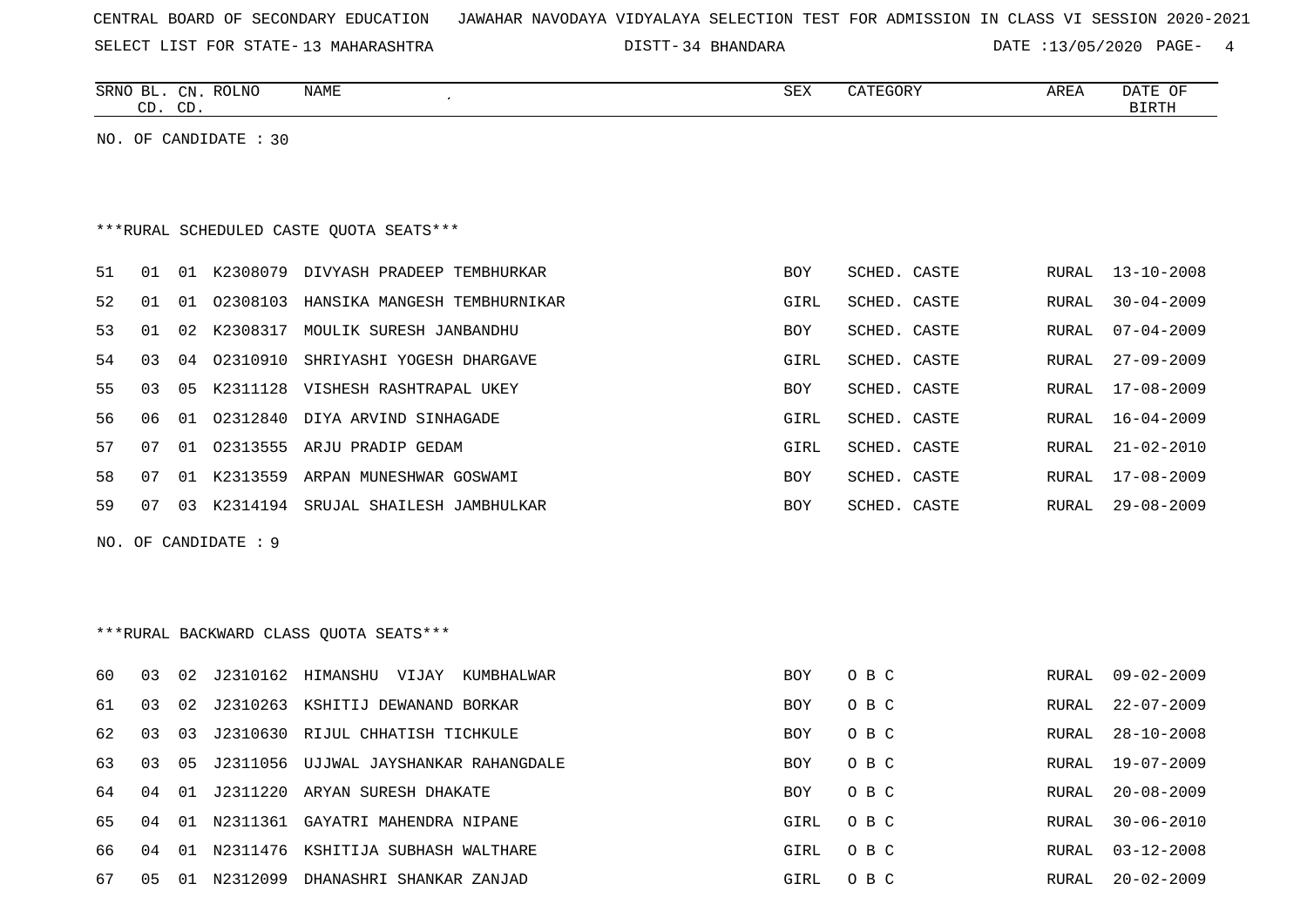CENTRAL BOARD OF SECONDARY EDUCATION JAWAHAR NAVODAYA VIDYALAYA SELECTION TEST FOR ADMISSION IN CLASS VI SESSION 2020-2021

SELECT LIST FOR STATE- 13 MAHARASHTRA DISTT- 34 BHANDARA DATE :13/05/2020

NO. OF CANDIDATE : 30

***RURAL SCHEDULED CASTE QUOTA SEATS***

| SRNO | BL. CD. | CN. CD. | ROLNO | NAME | SEX | CATEGORY | AREA | DATE OF BIRTH |
|---|---|---|---|---|---|---|---|---|
| 51 | 01 | 01 | K2308079 | DIVYASH PRADEEP TEMBHURKAR | BOY | SCHED. CASTE | RURAL | 13-10-2008 |
| 52 | 01 | 01 | O2308103 | HANSIKA MANGESH TEMBHURNIKAR | GIRL | SCHED. CASTE | RURAL | 30-04-2009 |
| 53 | 01 | 02 | K2308317 | MOULIK SURESH JANBANDHU | BOY | SCHED. CASTE | RURAL | 07-04-2009 |
| 54 | 03 | 04 | O2310910 | SHRIYASHI YOGESH DHARGAVE | GIRL | SCHED. CASTE | RURAL | 27-09-2009 |
| 55 | 03 | 05 | K2311128 | VISHESH RASHTRAPAL UKEY | BOY | SCHED. CASTE | RURAL | 17-08-2009 |
| 56 | 06 | 01 | O2312840 | DIYA ARVIND SINHAGADE | GIRL | SCHED. CASTE | RURAL | 16-04-2009 |
| 57 | 07 | 01 | O2313555 | ARJU PRADIP GEDAM | GIRL | SCHED. CASTE | RURAL | 21-02-2010 |
| 58 | 07 | 01 | K2313559 | ARPAN MUNESHWAR GOSWAMI | BOY | SCHED. CASTE | RURAL | 17-08-2009 |
| 59 | 07 | 03 | K2314194 | SRUJAL SHAILESH JAMBHULKAR | BOY | SCHED. CASTE | RURAL | 29-08-2009 |

NO. OF CANDIDATE : 9

***RURAL BACKWARD CLASS QUOTA SEATS***

| SRNO | BL. CD. | CN. CD. | ROLNO | NAME | SEX | CATEGORY | AREA | DATE OF BIRTH |
|---|---|---|---|---|---|---|---|---|
| 60 | 03 | 02 | J2310162 | HIMANSHU VIJAY KUMBHALWAR | BOY | O B C | RURAL | 09-02-2009 |
| 61 | 03 | 02 | J2310263 | KSHITIJ DEWANAND BORKAR | BOY | O B C | RURAL | 22-07-2009 |
| 62 | 03 | 03 | J2310630 | RIJUL CHHATISH TICHKULE | BOY | O B C | RURAL | 28-10-2008 |
| 63 | 03 | 05 | J2311056 | UJJWAL JAYSHANKAR RAHANGDALE | BOY | O B C | RURAL | 19-07-2009 |
| 64 | 04 | 01 | J2311220 | ARYAN SURESH DHAKATE | BOY | O B C | RURAL | 20-08-2009 |
| 65 | 04 | 01 | N2311361 | GAYATRI MAHENDRA NIPANE | GIRL | O B C | RURAL | 30-06-2010 |
| 66 | 04 | 01 | N2311476 | KSHITIJA SUBHASH WALTHARE | GIRL | O B C | RURAL | 03-12-2008 |
| 67 | 05 | 01 | N2312099 | DHANASHRI SHANKAR ZANJAD | GIRL | O B C | RURAL | 20-02-2009 |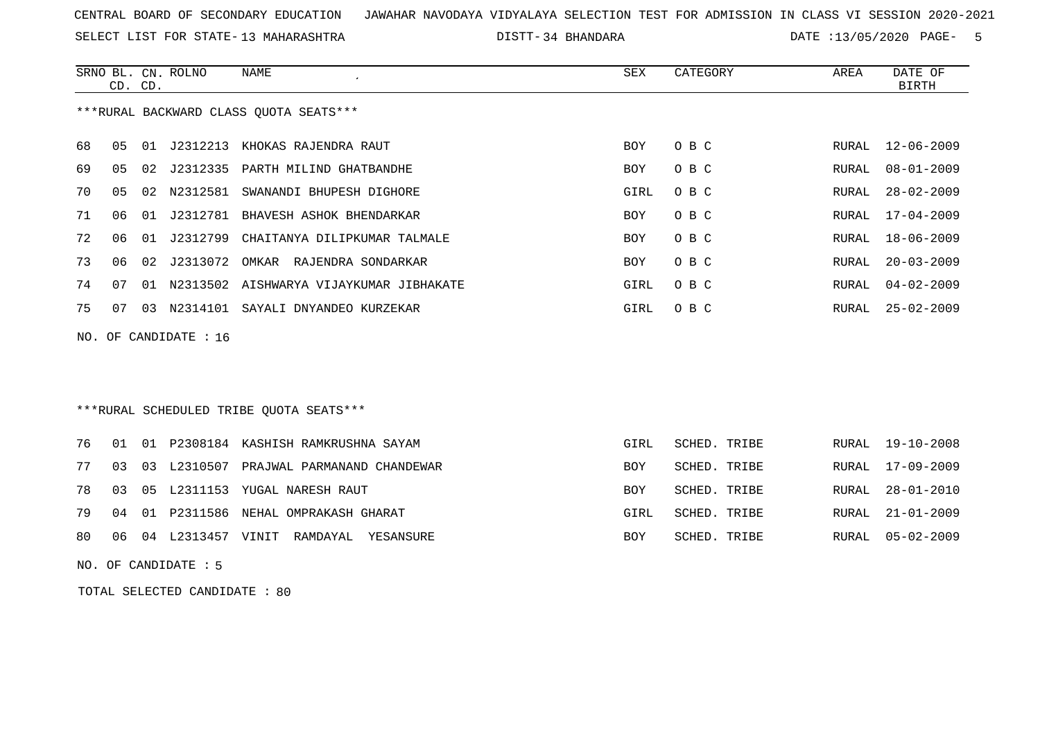CENTRAL BOARD OF SECONDARY EDUCATION JAWAHAR NAVODAYA VIDYALAYA SELECTION TEST FOR ADMISSION IN CLASS VI SESSION 2020-2021

SELECT LIST FOR STATE- 13 MAHARASHTRA DISTT- 34 BHANDARA DATE :13/05/2020

***RURAL BACKWARD CLASS QUOTA SEATS***

| SRNO | BL. CD. | CN. CD. | ROLNO | NAME | SEX | CATEGORY | AREA | DATE OF BIRTH |
|---|---|---|---|---|---|---|---|---|
| 68 | 05 | 01 | J2312213 | KHOKAS RAJENDRA RAUT | BOY | O B C | RURAL | 12-06-2009 |
| 69 | 05 | 02 | J2312335 | PARTH MILIND GHATBANDHE | BOY | O B C | RURAL | 08-01-2009 |
| 70 | 05 | 02 | N2312581 | SWANANDI BHUPESH DIGHORE | GIRL | O B C | RURAL | 28-02-2009 |
| 71 | 06 | 01 | J2312781 | BHAVESH ASHOK BHENDARKAR | BOY | O B C | RURAL | 17-04-2009 |
| 72 | 06 | 01 | J2312799 | CHAITANYA DILIPKUMAR TALMALE | BOY | O B C | RURAL | 18-06-2009 |
| 73 | 06 | 02 | J2313072 | OMKAR RAJENDRA SONDARKAR | BOY | O B C | RURAL | 20-03-2009 |
| 74 | 07 | 01 | N2313502 | AISHWARYA VIJAYKUMAR JIBHAKATE | GIRL | O B C | RURAL | 04-02-2009 |
| 75 | 07 | 03 | N2314101 | SAYALI DNYANDEO KURZEKAR | GIRL | O B C | RURAL | 25-02-2009 |

NO. OF CANDIDATE : 16

***RURAL SCHEDULED TRIBE QUOTA SEATS***

| SRNO | BL. CD. | CN. CD. | ROLNO | NAME | SEX | CATEGORY | AREA | DATE OF BIRTH |
|---|---|---|---|---|---|---|---|---|
| 76 | 01 | 01 | P2308184 | KASHISH RAMKRUSHNA SAYAM | GIRL | SCHED. TRIBE | RURAL | 19-10-2008 |
| 77 | 03 | 03 | L2310507 | PRAJWAL PARMANAND CHANDEWAR | BOY | SCHED. TRIBE | RURAL | 17-09-2009 |
| 78 | 03 | 05 | L2311153 | YUGAL NARESH RAUT | BOY | SCHED. TRIBE | RURAL | 28-01-2010 |
| 79 | 04 | 01 | P2311586 | NEHAL OMPRAKASH GHARAT | GIRL | SCHED. TRIBE | RURAL | 21-01-2009 |
| 80 | 06 | 04 | L2313457 | VINIT RAMDAYAL YESANSURE | BOY | SCHED. TRIBE | RURAL | 05-02-2009 |

NO. OF CANDIDATE : 5

TOTAL SELECTED CANDIDATE : 80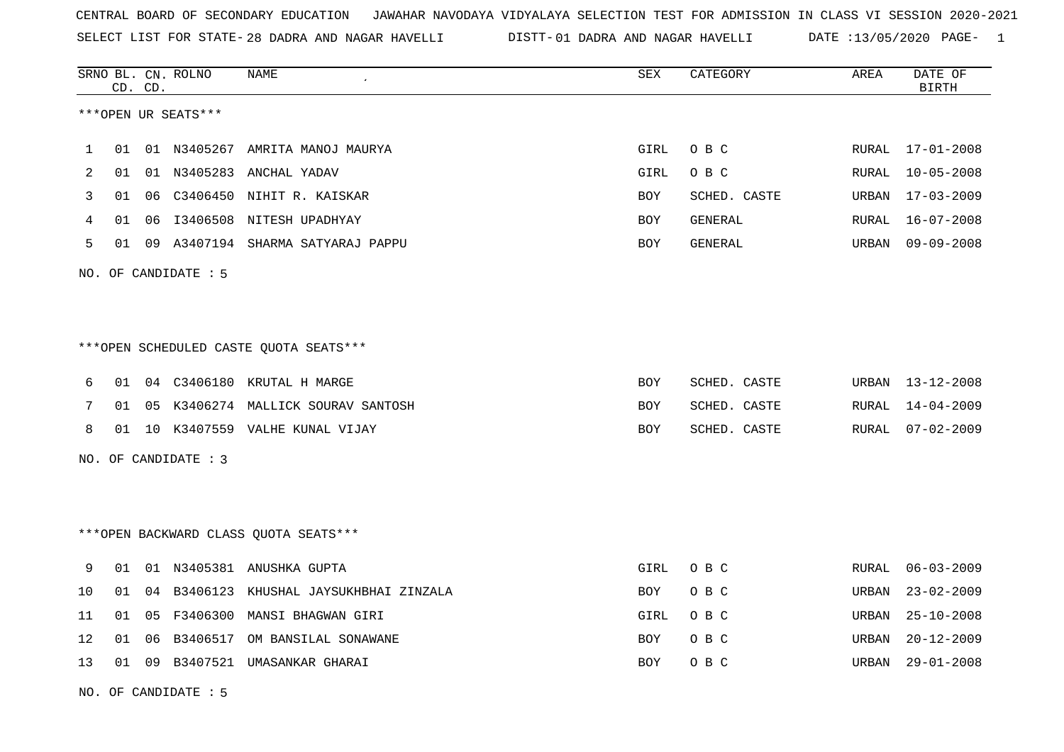CENTRAL BOARD OF SECONDARY EDUCATION JAWAHAR NAVODAYA VIDYALAYA SELECTION TEST FOR ADMISSION IN CLASS VI SESSION 2020-2021

SELECT LIST FOR STATE- 28 DADRA AND NAGAR HAVELLI DISTT- 01 DADRA AND NAGAR HAVELLI DATE :13/05/2020

***OPEN UR SEATS***

| SRNO | BL. CD. | CN. CD. | ROLNO | NAME | SEX | CATEGORY | AREA | DATE OF BIRTH |
|---|---|---|---|---|---|---|---|---|
| 1 | 01 | 01 | N3405267 | AMRITA MANOJ MAURYA | GIRL | O B C | RURAL | 17-01-2008 |
| 2 | 01 | 01 | N3405283 | ANCHAL YADAV | GIRL | O B C | RURAL | 10-05-2008 |
| 3 | 01 | 06 | C3406450 | NIHIT R. KAISKAR | BOY | SCHED. CASTE | URBAN | 17-03-2009 |
| 4 | 01 | 06 | I3406508 | NITESH UPADHYAY | BOY | GENERAL | RURAL | 16-07-2008 |
| 5 | 01 | 09 | A3407194 | SHARMA SATYARAJ PAPPU | BOY | GENERAL | URBAN | 09-09-2008 |

NO. OF CANDIDATE : 5

***OPEN SCHEDULED CASTE QUOTA SEATS***

| SRNO | BL. CD. | CN. CD. | ROLNO | NAME | SEX | CATEGORY | AREA | DATE OF BIRTH |
|---|---|---|---|---|---|---|---|---|
| 6 | 01 | 04 | C3406180 | KRUTAL H MARGE | BOY | SCHED. CASTE | URBAN | 13-12-2008 |
| 7 | 01 | 05 | K3406274 | MALLICK SOURAV SANTOSH | BOY | SCHED. CASTE | RURAL | 14-04-2009 |
| 8 | 01 | 10 | K3407559 | VALHE KUNAL VIJAY | BOY | SCHED. CASTE | RURAL | 07-02-2009 |

NO. OF CANDIDATE : 3

***OPEN BACKWARD CLASS QUOTA SEATS***

| SRNO | BL. CD. | CN. CD. | ROLNO | NAME | SEX | CATEGORY | AREA | DATE OF BIRTH |
|---|---|---|---|---|---|---|---|---|
| 9 | 01 | 01 | N3405381 | ANUSHKA GUPTA | GIRL | O B C | RURAL | 06-03-2009 |
| 10 | 01 | 04 | B3406123 | KHUSHAL JAYSUKHBHAI ZINZALA | BOY | O B C | URBAN | 23-02-2009 |
| 11 | 01 | 05 | F3406300 | MANSI BHAGWAN GIRI | GIRL | O B C | URBAN | 25-10-2008 |
| 12 | 01 | 06 | B3406517 | OM BANSILAL SONAWANE | BOY | O B C | URBAN | 20-12-2009 |
| 13 | 01 | 09 | B3407521 | UMASANKAR GHARAI | BOY | O B C | URBAN | 29-01-2008 |

NO. OF CANDIDATE : 5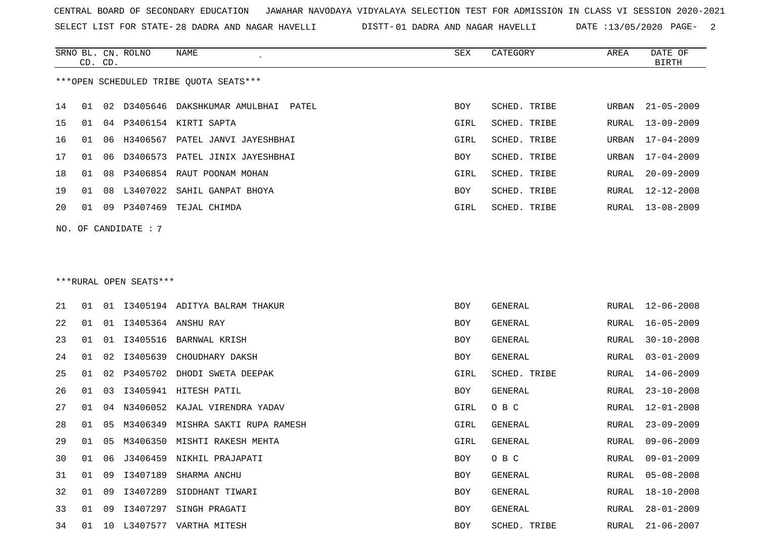CENTRAL BOARD OF SECONDARY EDUCATION JAWAHAR NAVODAYA VIDYALAYA SELECTION TEST FOR ADMISSION IN CLASS VI SESSION 2020-2021

SELECT LIST FOR STATE- 28 DADRA AND NAGAR HAVELLI DISTT- 01 DADRA AND NAGAR HAVELLI DATE :13/05/2020 PAGE- 2

***OPEN SCHEDULED TRIBE QUOTA SEATS***

| SRNO | BL. CD. | CN. CD. | ROLNO | NAME | SEX | CATEGORY | AREA | DATE OF BIRTH |
|---|---|---|---|---|---|---|---|---|
| 14 | 01 | 02 | D3405646 | DAKSHKUMAR AMULBHAI PATEL | BOY | SCHED. TRIBE | URBAN | 21-05-2009 |
| 15 | 01 | 04 | P3406154 | KIRTI SAPTA | GIRL | SCHED. TRIBE | RURAL | 13-09-2009 |
| 16 | 01 | 06 | H3406567 | PATEL JANVI JAYESHBHAI | GIRL | SCHED. TRIBE | URBAN | 17-04-2009 |
| 17 | 01 | 06 | D3406573 | PATEL JINIX JAYESHBHAI | BOY | SCHED. TRIBE | URBAN | 17-04-2009 |
| 18 | 01 | 08 | P3406854 | RAUT POONAM MOHAN | GIRL | SCHED. TRIBE | RURAL | 20-09-2009 |
| 19 | 01 | 08 | L3407022 | SAHIL GANPAT BHOYA | BOY | SCHED. TRIBE | RURAL | 12-12-2008 |
| 20 | 01 | 09 | P3407469 | TEJAL CHIMDA | GIRL | SCHED. TRIBE | RURAL | 13-08-2009 |

NO. OF CANDIDATE : 7

***RURAL OPEN SEATS***

| SRNO | BL. CD. | CN. CD. | ROLNO | NAME | SEX | CATEGORY | AREA | DATE OF BIRTH |
|---|---|---|---|---|---|---|---|---|
| 21 | 01 | 01 | I3405194 | ADITYA BALRAM THAKUR | BOY | GENERAL | RURAL | 12-06-2008 |
| 22 | 01 | 01 | I3405364 | ANSHU RAY | BOY | GENERAL | RURAL | 16-05-2009 |
| 23 | 01 | 01 | I3405516 | BARNWAL KRISH | BOY | GENERAL | RURAL | 30-10-2008 |
| 24 | 01 | 02 | I3405639 | CHOUDHARY DAKSH | BOY | GENERAL | RURAL | 03-01-2009 |
| 25 | 01 | 02 | P3405702 | DHODI SWETA DEEPAK | GIRL | SCHED. TRIBE | RURAL | 14-06-2009 |
| 26 | 01 | 03 | I3405941 | HITESH PATIL | BOY | GENERAL | RURAL | 23-10-2008 |
| 27 | 01 | 04 | N3406052 | KAJAL VIRENDRA YADAV | GIRL | O B C | RURAL | 12-01-2008 |
| 28 | 01 | 05 | M3406349 | MISHRA SAKTI RUPA RAMESH | GIRL | GENERAL | RURAL | 23-09-2009 |
| 29 | 01 | 05 | M3406350 | MISHTI RAKESH MEHTA | GIRL | GENERAL | RURAL | 09-06-2009 |
| 30 | 01 | 06 | J3406459 | NIKHIL PRAJAPATI | BOY | O B C | RURAL | 09-01-2009 |
| 31 | 01 | 09 | I3407189 | SHARMA ANCHU | BOY | GENERAL | RURAL | 05-08-2008 |
| 32 | 01 | 09 | I3407289 | SIDDHANT TIWARI | BOY | GENERAL | RURAL | 18-10-2008 |
| 33 | 01 | 09 | I3407297 | SINGH PRAGATI | BOY | GENERAL | RURAL | 28-01-2009 |
| 34 | 01 | 10 | L3407577 | VARTHA MITESH | BOY | SCHED. TRIBE | RURAL | 21-06-2007 |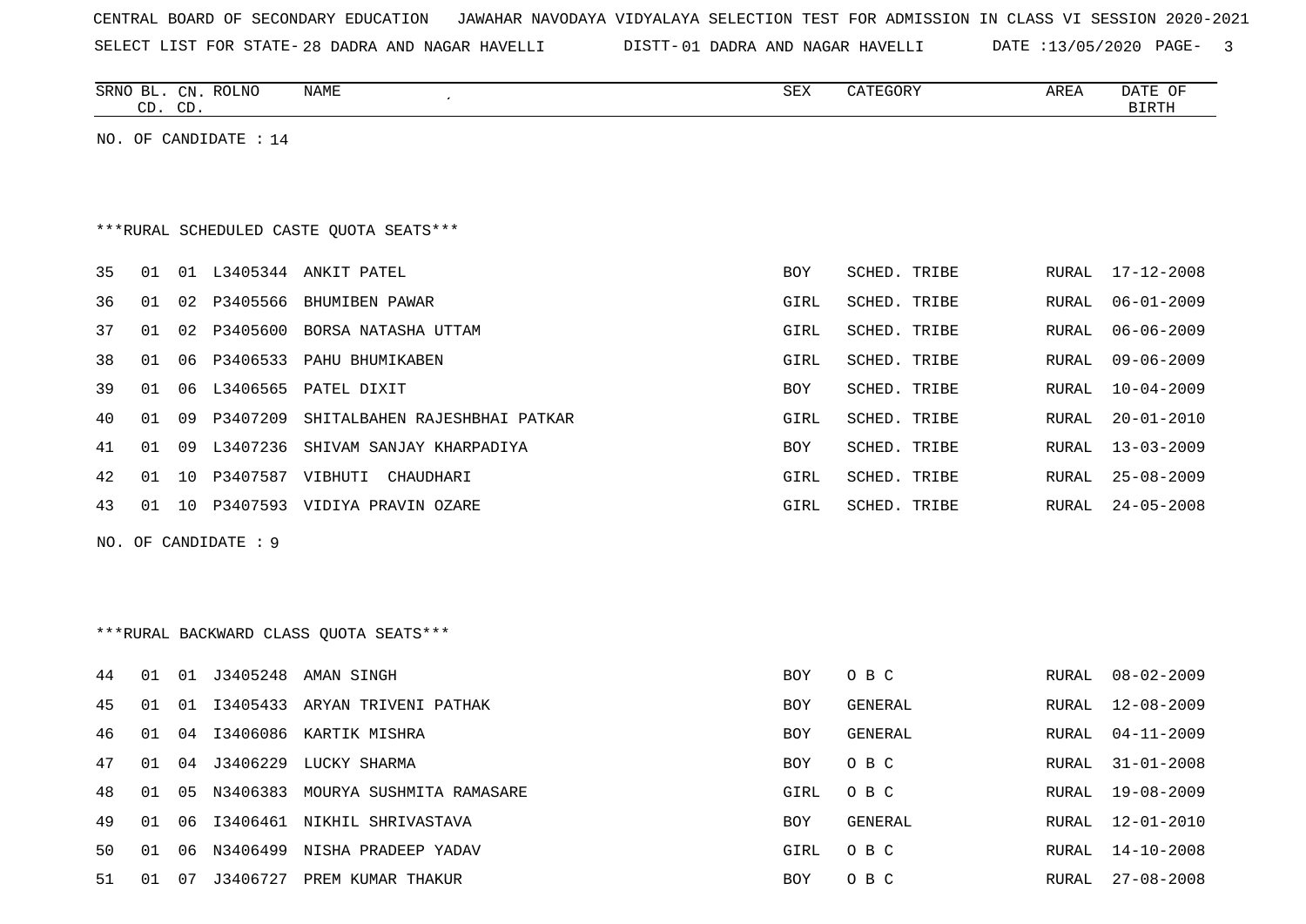CENTRAL BOARD OF SECONDARY EDUCATION JAWAHAR NAVODAYA VIDYALAYA SELECTION TEST FOR ADMISSION IN CLASS VI SESSION 2020-2021

SELECT LIST FOR STATE- 28 DADRA AND NAGAR HAVELLI DISTT- 01 DADRA AND NAGAR HAVELLI DATE :13/05/2020

| SRNO | BL. CD. | CN. CD. | ROLNO | NAME | SEX | CATEGORY | AREA | DATE OF BIRTH |
|---|---|---|---|---|---|---|---|---|

NO. OF CANDIDATE : 14

***RURAL SCHEDULED CASTE QUOTA SEATS***

| SRNO | BL. CD. | CN. CD. | ROLNO | NAME | SEX | CATEGORY | AREA | DATE OF BIRTH |
|---|---|---|---|---|---|---|---|---|
| 35 | 01 | 01 | L3405344 | ANKIT PATEL | BOY | SCHED. TRIBE | RURAL | 17-12-2008 |
| 36 | 01 | 02 | P3405566 | BHUMIBEN PAWAR | GIRL | SCHED. TRIBE | RURAL | 06-01-2009 |
| 37 | 01 | 02 | P3405600 | BORSA NATASHA UTTAM | GIRL | SCHED. TRIBE | RURAL | 06-06-2009 |
| 38 | 01 | 06 | P3406533 | PAHU BHUMIKABEN | GIRL | SCHED. TRIBE | RURAL | 09-06-2009 |
| 39 | 01 | 06 | L3406565 | PATEL DIXIT | BOY | SCHED. TRIBE | RURAL | 10-04-2009 |
| 40 | 01 | 09 | P3407209 | SHITALBAHEN RAJESHBHAI PATKAR | GIRL | SCHED. TRIBE | RURAL | 20-01-2010 |
| 41 | 01 | 09 | L3407236 | SHIVAM SANJAY KHARPADIYA | BOY | SCHED. TRIBE | RURAL | 13-03-2009 |
| 42 | 01 | 10 | P3407587 | VIBHUTI CHAUDHARI | GIRL | SCHED. TRIBE | RURAL | 25-08-2009 |
| 43 | 01 | 10 | P3407593 | VIDIYA PRAVIN OZARE | GIRL | SCHED. TRIBE | RURAL | 24-05-2008 |

NO. OF CANDIDATE : 9

***RURAL BACKWARD CLASS QUOTA SEATS***

| SRNO | BL. CD. | CN. CD. | ROLNO | NAME | SEX | CATEGORY | AREA | DATE OF BIRTH |
|---|---|---|---|---|---|---|---|---|
| 44 | 01 | 01 | J3405248 | AMAN SINGH | BOY | O B C | RURAL | 08-02-2009 |
| 45 | 01 | 01 | I3405433 | ARYAN TRIVENI PATHAK | BOY | GENERAL | RURAL | 12-08-2009 |
| 46 | 01 | 04 | I3406086 | KARTIK MISHRA | BOY | GENERAL | RURAL | 04-11-2009 |
| 47 | 01 | 04 | J3406229 | LUCKY SHARMA | BOY | O B C | RURAL | 31-01-2008 |
| 48 | 01 | 05 | N3406383 | MOURYA SUSHMITA RAMASARE | GIRL | O B C | RURAL | 19-08-2009 |
| 49 | 01 | 06 | I3406461 | NIKHIL SHRIVASTAVA | BOY | GENERAL | RURAL | 12-01-2010 |
| 50 | 01 | 06 | N3406499 | NISHA PRADEEP YADAV | GIRL | O B C | RURAL | 14-10-2008 |
| 51 | 01 | 07 | J3406727 | PREM KUMAR THAKUR | BOY | O B C | RURAL | 27-08-2008 |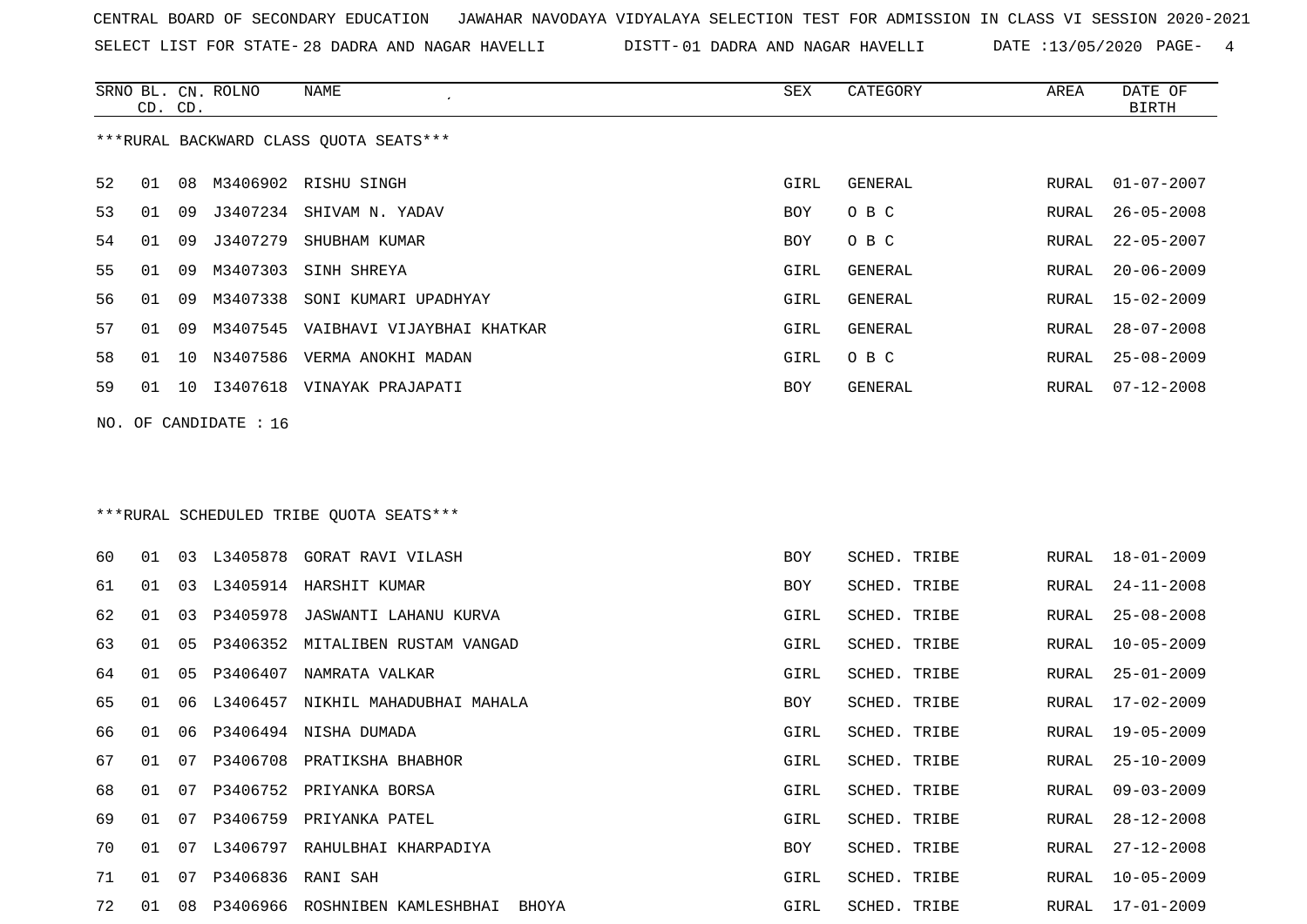CENTRAL BOARD OF SECONDARY EDUCATION   JAWAHAR NAVODAYA VIDYALAYA SELECTION TEST FOR ADMISSION IN CLASS VI SESSION 2020-2021

SELECT LIST FOR STATE- 28 DADRA AND NAGAR HAVELLI   DISTT- 01 DADRA AND NAGAR HAVELLI   DATE :13/05/2020

***RURAL BACKWARD CLASS QUOTA SEATS***

| SRNO | BL. CD. | CN. CD. | ROLNO | NAME | SEX | CATEGORY | AREA | DATE OF BIRTH |
|---|---|---|---|---|---|---|---|---|
| 52 | 01 | 08 | M3406902 | RISHU SINGH | GIRL | GENERAL | RURAL | 01-07-2007 |
| 53 | 01 | 09 | J3407234 | SHIVAM N. YADAV | BOY | O B C | RURAL | 26-05-2008 |
| 54 | 01 | 09 | J3407279 | SHUBHAM KUMAR | BOY | O B C | RURAL | 22-05-2007 |
| 55 | 01 | 09 | M3407303 | SINH SHREYA | GIRL | GENERAL | RURAL | 20-06-2009 |
| 56 | 01 | 09 | M3407338 | SONI KUMARI UPADHYAY | GIRL | GENERAL | RURAL | 15-02-2009 |
| 57 | 01 | 09 | M3407545 | VAIBHAVI VIJAYBHAI KHATKAR | GIRL | GENERAL | RURAL | 28-07-2008 |
| 58 | 01 | 10 | N3407586 | VERMA ANOKHI MADAN | GIRL | O B C | RURAL | 25-08-2009 |
| 59 | 01 | 10 | I3407618 | VINAYAK PRAJAPATI | BOY | GENERAL | RURAL | 07-12-2008 |

NO. OF CANDIDATE : 16

***RURAL SCHEDULED TRIBE QUOTA SEATS***

| SRNO | BL. CD. | CN. CD. | ROLNO | NAME | SEX | CATEGORY | AREA | DATE OF BIRTH |
|---|---|---|---|---|---|---|---|---|
| 60 | 01 | 03 | L3405878 | GORAT RAVI VILASH | BOY | SCHED. TRIBE | RURAL | 18-01-2009 |
| 61 | 01 | 03 | L3405914 | HARSHIT KUMAR | BOY | SCHED. TRIBE | RURAL | 24-11-2008 |
| 62 | 01 | 03 | P3405978 | JASWANTI LAHANU KURVA | GIRL | SCHED. TRIBE | RURAL | 25-08-2008 |
| 63 | 01 | 05 | P3406352 | MITALIBEN RUSTAM VANGAD | GIRL | SCHED. TRIBE | RURAL | 10-05-2009 |
| 64 | 01 | 05 | P3406407 | NAMRATA VALKAR | GIRL | SCHED. TRIBE | RURAL | 25-01-2009 |
| 65 | 01 | 06 | L3406457 | NIKHIL MAHADUBHAI MAHALA | BOY | SCHED. TRIBE | RURAL | 17-02-2009 |
| 66 | 01 | 06 | P3406494 | NISHA DUMADA | GIRL | SCHED. TRIBE | RURAL | 19-05-2009 |
| 67 | 01 | 07 | P3406708 | PRATIKSHA BHABHOR | GIRL | SCHED. TRIBE | RURAL | 25-10-2009 |
| 68 | 01 | 07 | P3406752 | PRIYANKA BORSA | GIRL | SCHED. TRIBE | RURAL | 09-03-2009 |
| 69 | 01 | 07 | P3406759 | PRIYANKA PATEL | GIRL | SCHED. TRIBE | RURAL | 28-12-2008 |
| 70 | 01 | 07 | L3406797 | RAHULBHAI KHARPADIYA | BOY | SCHED. TRIBE | RURAL | 27-12-2008 |
| 71 | 01 | 07 | P3406836 | RANI SAH | GIRL | SCHED. TRIBE | RURAL | 10-05-2009 |
| 72 | 01 | 08 | P3406966 | ROSHNIBEN KAMLESHBHAI BHOYA | GIRL | SCHED. TRIBE | RURAL | 17-01-2009 |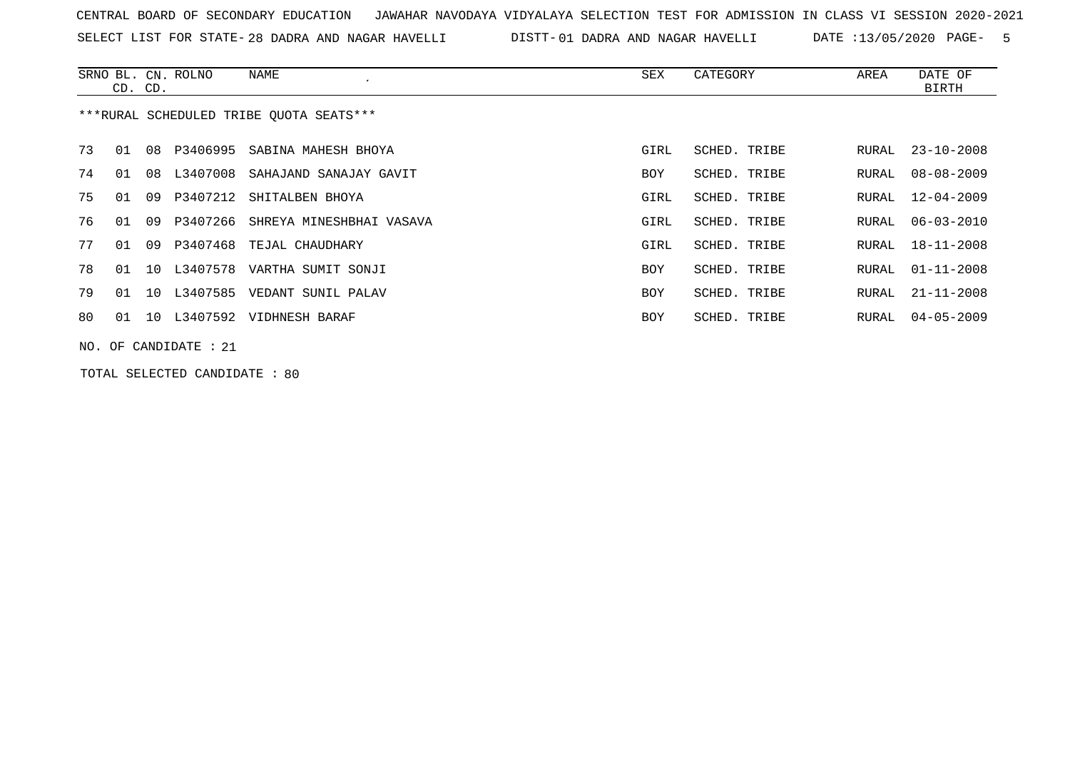CENTRAL BOARD OF SECONDARY EDUCATION   JAWAHAR NAVODAYA VIDYALAYA SELECTION TEST FOR ADMISSION IN CLASS VI SESSION 2020-2021

SELECT LIST FOR STATE- 28 DADRA AND NAGAR HAVELLI   DISTT- 01 DADRA AND NAGAR HAVELLI   DATE :13/05/2020

| SRNO | BL. CD. | CN. CD. | ROLNO | NAME | SEX | CATEGORY | AREA | DATE OF BIRTH |
|---|---|---|---|---|---|---|---|---|
| ***RURAL SCHEDULED TRIBE QUOTA SEATS*** | | | | | | | | |
| 73 | 01 | 08 | P3406995 | SABINA MAHESH BHOYA | GIRL | SCHED. TRIBE | RURAL | 23-10-2008 |
| 74 | 01 | 08 | L3407008 | SAHAJAND SANAJAY GAVIT | BOY | SCHED. TRIBE | RURAL | 08-08-2009 |
| 75 | 01 | 09 | P3407212 | SHITALBEN BHOYA | GIRL | SCHED. TRIBE | RURAL | 12-04-2009 |
| 76 | 01 | 09 | P3407266 | SHREYA MINESHBHAI VASAVA | GIRL | SCHED. TRIBE | RURAL | 06-03-2010 |
| 77 | 01 | 09 | P3407468 | TEJAL CHAUDHARY | GIRL | SCHED. TRIBE | RURAL | 18-11-2008 |
| 78 | 01 | 10 | L3407578 | VARTHA SUMIT SONJI | BOY | SCHED. TRIBE | RURAL | 01-11-2008 |
| 79 | 01 | 10 | L3407585 | VEDANT SUNIL PALAV | BOY | SCHED. TRIBE | RURAL | 21-11-2008 |
| 80 | 01 | 10 | L3407592 | VIDHNESH BARAF | BOY | SCHED. TRIBE | RURAL | 04-05-2009 |

NO. OF CANDIDATE : 21

TOTAL SELECTED CANDIDATE : 80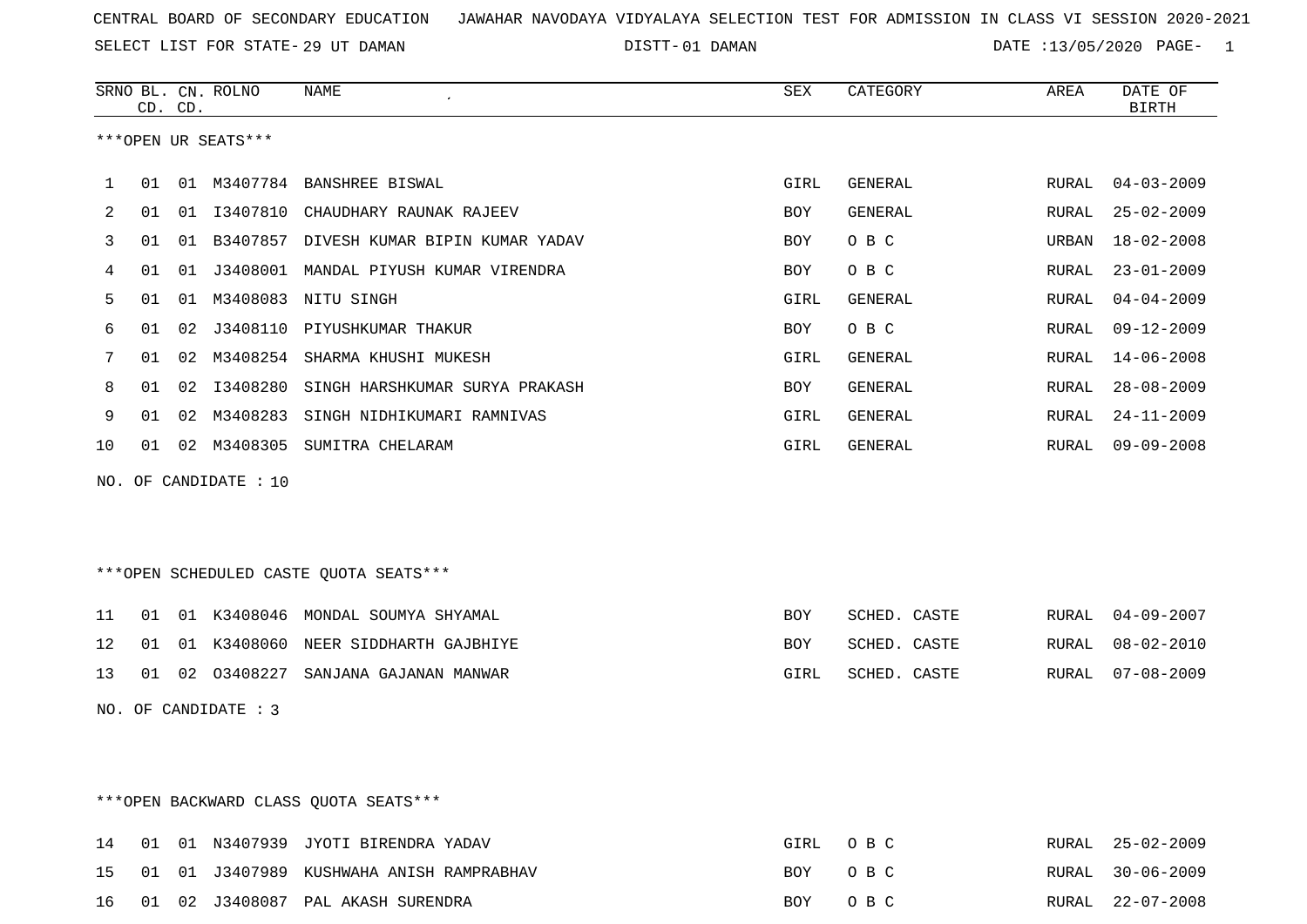CENTRAL BOARD OF SECONDARY EDUCATION   JAWAHAR NAVODAYA VIDYALAYA SELECTION TEST FOR ADMISSION IN CLASS VI SESSION 2020-2021

SELECT LIST FOR STATE- 29 UT DAMAN   DISTT- 01 DAMAN   DATE :13/05/2020

***OPEN UR SEATS***

| SRNO | BL. CD. | CN. CD. | ROLNO | NAME | SEX | CATEGORY | AREA | DATE OF BIRTH |
|---|---|---|---|---|---|---|---|---|
| 1 | 01 | 01 | M3407784 | BANSHREE BISWAL | GIRL | GENERAL | RURAL | 04-03-2009 |
| 2 | 01 | 01 | I3407810 | CHAUDHARY RAUNAK RAJEEV | BOY | GENERAL | RURAL | 25-02-2009 |
| 3 | 01 | 01 | B3407857 | DIVESH KUMAR BIPIN KUMAR YADAV | BOY | O B C | URBAN | 18-02-2008 |
| 4 | 01 | 01 | J3408001 | MANDAL PIYUSH KUMAR VIRENDRA | BOY | O B C | RURAL | 23-01-2009 |
| 5 | 01 | 01 | M3408083 | NITU SINGH | GIRL | GENERAL | RURAL | 04-04-2009 |
| 6 | 01 | 02 | J3408110 | PIYUSHKUMAR THAKUR | BOY | O B C | RURAL | 09-12-2009 |
| 7 | 01 | 02 | M3408254 | SHARMA KHUSHI MUKESH | GIRL | GENERAL | RURAL | 14-06-2008 |
| 8 | 01 | 02 | I3408280 | SINGH HARSHKUMAR SURYA PRAKASH | BOY | GENERAL | RURAL | 28-08-2009 |
| 9 | 01 | 02 | M3408283 | SINGH NIDHIKUMARI RAMNIVAS | GIRL | GENERAL | RURAL | 24-11-2009 |
| 10 | 01 | 02 | M3408305 | SUMITRA CHELARAM | GIRL | GENERAL | RURAL | 09-09-2008 |

NO. OF CANDIDATE : 10

***OPEN SCHEDULED CASTE QUOTA SEATS***

| SRNO | BL. CD. | CN. CD. | ROLNO | NAME | SEX | CATEGORY | AREA | DATE OF BIRTH |
|---|---|---|---|---|---|---|---|---|
| 11 | 01 | 01 | K3408046 | MONDAL SOUMYA SHYAMAL | BOY | SCHED. CASTE | RURAL | 04-09-2007 |
| 12 | 01 | 01 | K3408060 | NEER SIDDHARTH GAJBHIYE | BOY | SCHED. CASTE | RURAL | 08-02-2010 |
| 13 | 01 | 02 | O3408227 | SANJANA GAJANAN MANWAR | GIRL | SCHED. CASTE | RURAL | 07-08-2009 |

NO. OF CANDIDATE : 3

***OPEN BACKWARD CLASS QUOTA SEATS***

| SRNO | BL. CD. | CN. CD. | ROLNO | NAME | SEX | CATEGORY | AREA | DATE OF BIRTH |
|---|---|---|---|---|---|---|---|---|
| 14 | 01 | 01 | N3407939 | JYOTI BIRENDRA YADAV | GIRL | O B C | RURAL | 25-02-2009 |
| 15 | 01 | 01 | J3407989 | KUSHWAHA ANISH RAMPRABHAV | BOY | O B C | RURAL | 30-06-2009 |
| 16 | 01 | 02 | J3408087 | PAL AKASH SURENDRA | BOY | O B C | RURAL | 22-07-2008 |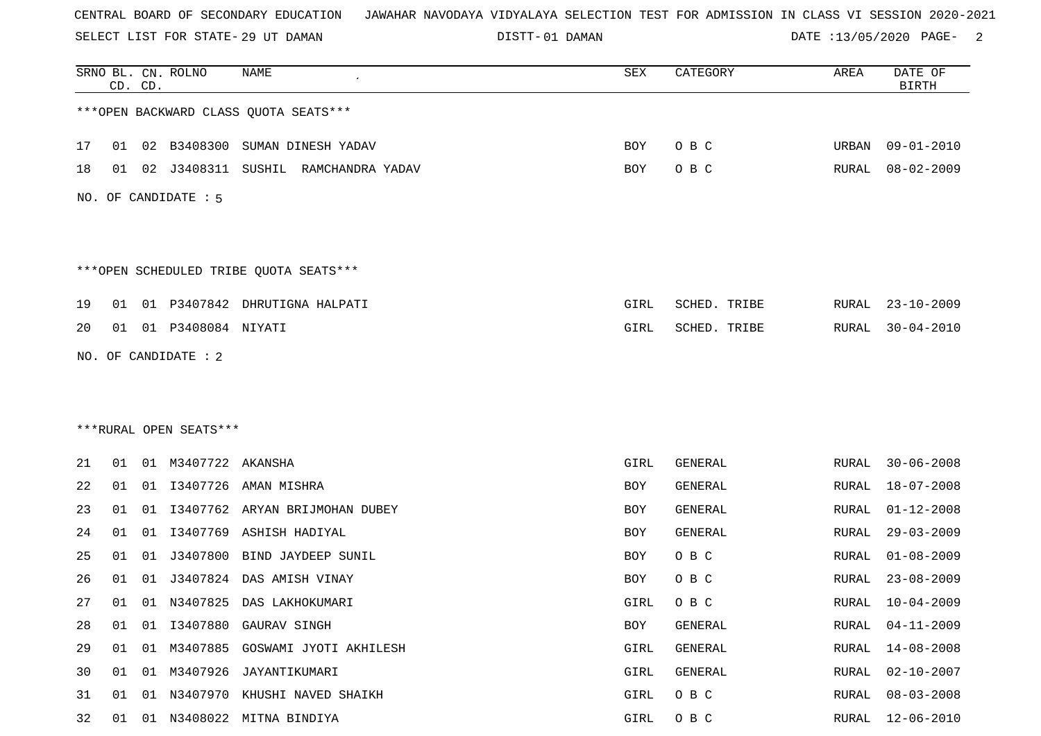CENTRAL BOARD OF SECONDARY EDUCATION JAWAHAR NAVODAYA VIDYALAYA SELECTION TEST FOR ADMISSION IN CLASS VI SESSION 2020-2021

SELECT LIST FOR STATE- 29 UT DAMAN DISTT- 01 DAMAN DATE :13/05/2020

| SRNO | BL. CD. | CN. CD. | ROLNO | NAME | SEX | CATEGORY | AREA | DATE OF BIRTH |
|---|---|---|---|---|---|---|---|---|
| ***OPEN BACKWARD CLASS QUOTA SEATS*** | | | | | | | | |
| 17 | 01 | 02 | B3408300 | SUMAN DINESH YADAV | BOY | O B C | URBAN | 09-01-2010 |
| 18 | 01 | 02 | J3408311 | SUSHIL RAMCHANDRA YADAV | BOY | O B C | RURAL | 08-02-2009 |
| NO. OF CANDIDATE : 5 | | | | | | | | |
| ***OPEN SCHEDULED TRIBE QUOTA SEATS*** | | | | | | | | |
| 19 | 01 | 01 | P3407842 | DHRUTIGNA HALPATI | GIRL | SCHED. TRIBE | RURAL | 23-10-2009 |
| 20 | 01 | 01 | P3408084 | NIYATI | GIRL | SCHED. TRIBE | RURAL | 30-04-2010 |
| NO. OF CANDIDATE : 2 | | | | | | | | |
| ***RURAL OPEN SEATS*** | | | | | | | | |
| 21 | 01 | 01 | M3407722 | AKANSHA | GIRL | GENERAL | RURAL | 30-06-2008 |
| 22 | 01 | 01 | I3407726 | AMAN MISHRA | BOY | GENERAL | RURAL | 18-07-2008 |
| 23 | 01 | 01 | I3407762 | ARYAN BRIJMOHAN DUBEY | BOY | GENERAL | RURAL | 01-12-2008 |
| 24 | 01 | 01 | I3407769 | ASHISH HADIYAL | BOY | GENERAL | RURAL | 29-03-2009 |
| 25 | 01 | 01 | J3407800 | BIND JAYDEEP SUNIL | BOY | O B C | RURAL | 01-08-2009 |
| 26 | 01 | 01 | J3407824 | DAS AMISH VINAY | BOY | O B C | RURAL | 23-08-2009 |
| 27 | 01 | 01 | N3407825 | DAS LAKHOKUMARI | GIRL | O B C | RURAL | 10-04-2009 |
| 28 | 01 | 01 | I3407880 | GAURAV SINGH | BOY | GENERAL | RURAL | 04-11-2009 |
| 29 | 01 | 01 | M3407885 | GOSWAMI JYOTI AKHILESH | GIRL | GENERAL | RURAL | 14-08-2008 |
| 30 | 01 | 01 | M3407926 | JAYANTIKUMARI | GIRL | GENERAL | RURAL | 02-10-2007 |
| 31 | 01 | 01 | N3407970 | KHUSHI NAVED SHAIKH | GIRL | O B C | RURAL | 08-03-2008 |
| 32 | 01 | 01 | N3408022 | MITNA BINDIYA | GIRL | O B C | RURAL | 12-06-2010 |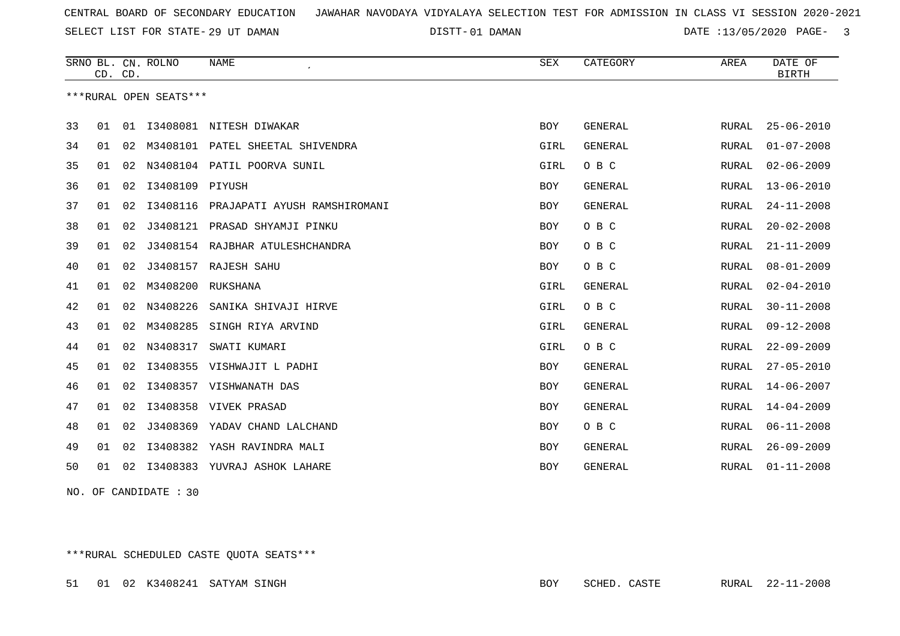CENTRAL BOARD OF SECONDARY EDUCATION JAWAHAR NAVODAYA VIDYALAYA SELECTION TEST FOR ADMISSION IN CLASS VI SESSION 2020-2021

SELECT LIST FOR STATE- 29 UT DAMAN DISTT- 01 DAMAN DATE :13/05/2020

***RURAL OPEN SEATS***

| SRNO | BL. CD. | CN. CD. | ROLNO | NAME | SEX | CATEGORY | AREA | DATE OF BIRTH |
|---|---|---|---|---|---|---|---|---|
| 33 | 01 | 01 | I3408081 | NITESH DIWAKAR | BOY | GENERAL | RURAL | 25-06-2010 |
| 34 | 01 | 02 | M3408101 | PATEL SHEETAL SHIVENDRA | GIRL | GENERAL | RURAL | 01-07-2008 |
| 35 | 01 | 02 | N3408104 | PATIL POORVA SUNIL | GIRL | O B C | RURAL | 02-06-2009 |
| 36 | 01 | 02 | I3408109 | PIYUSH | BOY | GENERAL | RURAL | 13-06-2010 |
| 37 | 01 | 02 | I3408116 | PRAJAPATI AYUSH RAMSHIROMANI | BOY | GENERAL | RURAL | 24-11-2008 |
| 38 | 01 | 02 | J3408121 | PRASAD SHYAMJI PINKU | BOY | O B C | RURAL | 20-02-2008 |
| 39 | 01 | 02 | J3408154 | RAJBHAR ATULESHCHANDRA | BOY | O B C | RURAL | 21-11-2009 |
| 40 | 01 | 02 | J3408157 | RAJESH SAHU | BOY | O B C | RURAL | 08-01-2009 |
| 41 | 01 | 02 | M3408200 | RUKSHANA | GIRL | GENERAL | RURAL | 02-04-2010 |
| 42 | 01 | 02 | N3408226 | SANIKA SHIVAJI HIRVE | GIRL | O B C | RURAL | 30-11-2008 |
| 43 | 01 | 02 | M3408285 | SINGH RIYA ARVIND | GIRL | GENERAL | RURAL | 09-12-2008 |
| 44 | 01 | 02 | N3408317 | SWATI KUMARI | GIRL | O B C | RURAL | 22-09-2009 |
| 45 | 01 | 02 | I3408355 | VISHWAJIT L PADHI | BOY | GENERAL | RURAL | 27-05-2010 |
| 46 | 01 | 02 | I3408357 | VISHWANATH DAS | BOY | GENERAL | RURAL | 14-06-2007 |
| 47 | 01 | 02 | I3408358 | VIVEK PRASAD | BOY | GENERAL | RURAL | 14-04-2009 |
| 48 | 01 | 02 | J3408369 | YADAV CHAND LALCHAND | BOY | O B C | RURAL | 06-11-2008 |
| 49 | 01 | 02 | I3408382 | YASH RAVINDRA MALI | BOY | GENERAL | RURAL | 26-09-2009 |
| 50 | 01 | 02 | I3408383 | YUVRAJ ASHOK LAHARE | BOY | GENERAL | RURAL | 01-11-2008 |

NO. OF CANDIDATE : 30

***RURAL SCHEDULED CASTE QUOTA SEATS***

| SRNO | BL. CD. | CN. CD. | ROLNO | NAME | SEX | CATEGORY | AREA | DATE OF BIRTH |
|---|---|---|---|---|---|---|---|---|
| 51 | 01 | 02 | K3408241 | SATYAM SINGH | BOY | SCHED. CASTE | RURAL | 22-11-2008 |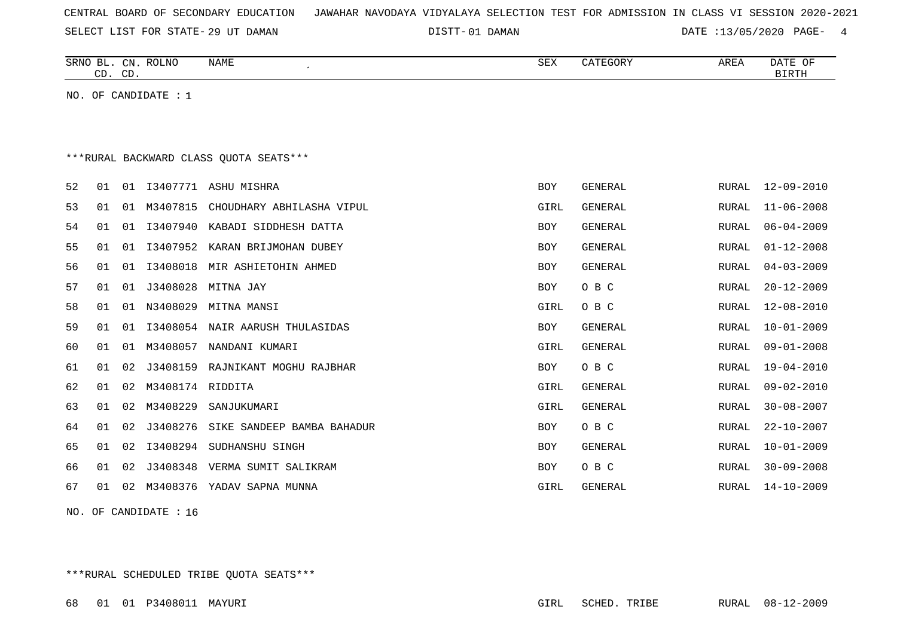CENTRAL BOARD OF SECONDARY EDUCATION JAWAHAR NAVODAYA VIDYALAYA SELECTION TEST FOR ADMISSION IN CLASS VI SESSION 2020-2021

SELECT LIST FOR STATE- 29 UT DAMAN DISTT- 01 DAMAN DATE :13/05/2020

| SRNO | BL. CD. | CN. CD. | ROLNO | NAME | SEX | CATEGORY | AREA | DATE OF BIRTH |
|---|---|---|---|---|---|---|---|---|

NO. OF CANDIDATE : 1

***RURAL BACKWARD CLASS QUOTA SEATS***

| SRNO | BL. CD. | CN. CD. | ROLNO | NAME | SEX | CATEGORY | AREA | DATE OF BIRTH |
|---|---|---|---|---|---|---|---|---|
| 52 | 01 | 01 | I3407771 | ASHU MISHRA | BOY | GENERAL | RURAL | 12-09-2010 |
| 53 | 01 | 01 | M3407815 | CHOUDHARY ABHILASHA VIPUL | GIRL | GENERAL | RURAL | 11-06-2008 |
| 54 | 01 | 01 | I3407940 | KABADI SIDDHESH DATTA | BOY | GENERAL | RURAL | 06-04-2009 |
| 55 | 01 | 01 | I3407952 | KARAN BRIJMOHAN DUBEY | BOY | GENERAL | RURAL | 01-12-2008 |
| 56 | 01 | 01 | I3408018 | MIR ASHIETOHIN AHMED | BOY | GENERAL | RURAL | 04-03-2009 |
| 57 | 01 | 01 | J3408028 | MITNA JAY | BOY | O B C | RURAL | 20-12-2009 |
| 58 | 01 | 01 | N3408029 | MITNA MANSI | GIRL | O B C | RURAL | 12-08-2010 |
| 59 | 01 | 01 | I3408054 | NAIR AARUSH THULASIDAS | BOY | GENERAL | RURAL | 10-01-2009 |
| 60 | 01 | 01 | M3408057 | NANDANI KUMARI | GIRL | GENERAL | RURAL | 09-01-2008 |
| 61 | 01 | 02 | J3408159 | RAJNIKANT MOGHU RAJBHAR | BOY | O B C | RURAL | 19-04-2010 |
| 62 | 01 | 02 | M3408174 | RIDDITA | GIRL | GENERAL | RURAL | 09-02-2010 |
| 63 | 01 | 02 | M3408229 | SANJUKUMARI | GIRL | GENERAL | RURAL | 30-08-2007 |
| 64 | 01 | 02 | J3408276 | SIKE SANDEEP BAMBA BAHADUR | BOY | O B C | RURAL | 22-10-2007 |
| 65 | 01 | 02 | I3408294 | SUDHANSHU SINGH | BOY | GENERAL | RURAL | 10-01-2009 |
| 66 | 01 | 02 | J3408348 | VERMA SUMIT SALIKRAM | BOY | O B C | RURAL | 30-09-2008 |
| 67 | 01 | 02 | M3408376 | YADAV SAPNA MUNNA | GIRL | GENERAL | RURAL | 14-10-2009 |

NO. OF CANDIDATE : 16

***RURAL SCHEDULED TRIBE QUOTA SEATS***

| SRNO | BL. CD. | CN. CD. | ROLNO | NAME | SEX | CATEGORY | AREA | DATE OF BIRTH |
|---|---|---|---|---|---|---|---|---|
| 68 | 01 | 01 | P3408011 | MAYURI | GIRL | SCHED. TRIBE | RURAL | 08-12-2009 |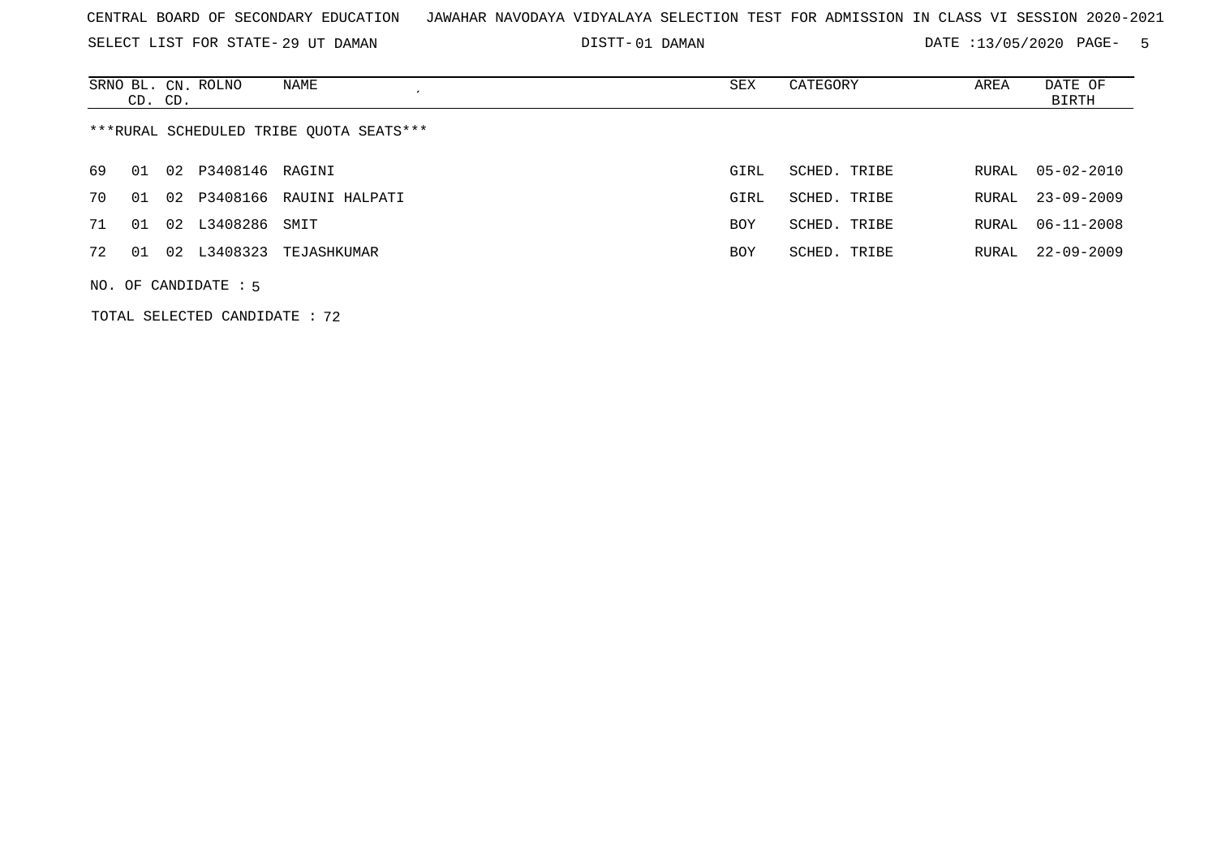CENTRAL BOARD OF SECONDARY EDUCATION JAWAHAR NAVODAYA VIDYALAYA SELECTION TEST FOR ADMISSION IN CLASS VI SESSION 2020-2021

SELECT LIST FOR STATE- 29 UT DAMAN DISTT- 01 DAMAN DATE :13/05/2020

| SRNO | BL. CD. | CN. CD. | ROLNO | NAME | SEX | CATEGORY | AREA | DATE OF BIRTH |
|---|---|---|---|---|---|---|---|---|

***RURAL SCHEDULED TRIBE QUOTA SEATS***

| SRNO | BL. CD. | CN. CD. | ROLNO | NAME | SEX | CATEGORY | AREA | DATE OF BIRTH |
|---|---|---|---|---|---|---|---|---|
| 69 | 01 | 02 | P3408146 | RAGINI | GIRL | SCHED. TRIBE | RURAL | 05-02-2010 |
| 70 | 01 | 02 | P3408166 | RAUINI HALPATI | GIRL | SCHED. TRIBE | RURAL | 23-09-2009 |
| 71 | 01 | 02 | L3408286 | SMIT | BOY | SCHED. TRIBE | RURAL | 06-11-2008 |
| 72 | 01 | 02 | L3408323 | TEJASHKUMAR | BOY | SCHED. TRIBE | RURAL | 22-09-2009 |

NO. OF CANDIDATE : 5

TOTAL SELECTED CANDIDATE : 72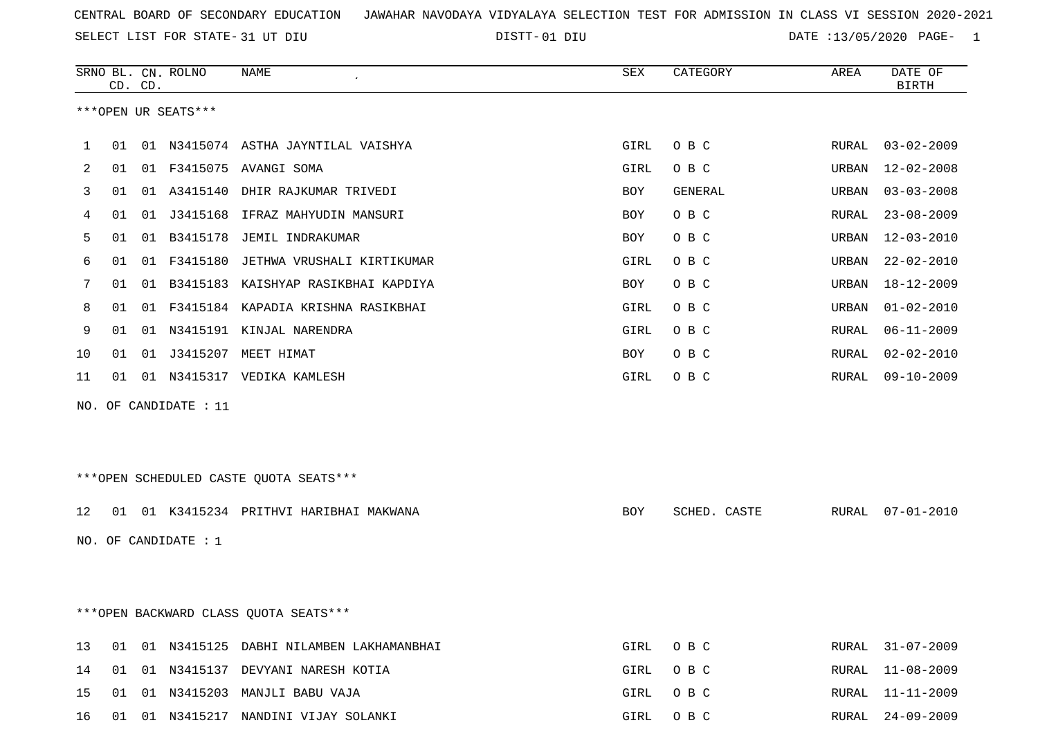CENTRAL BOARD OF SECONDARY EDUCATION JAWAHAR NAVODAYA VIDYALAYA SELECTION TEST FOR ADMISSION IN CLASS VI SESSION 2020-2021

SELECT LIST FOR STATE- 31 UT DIU DISTT- 01 DIU DATE :13/05/2020

| SRNO | BL. CD. | CN. CD. | ROLNO | NAME | SEX | CATEGORY | AREA | DATE OF BIRTH |
|---|---|---|---|---|---|---|---|---|

***OPEN UR SEATS***

| SRNO | BL. CD. | CN. CD. | ROLNO | NAME | SEX | CATEGORY | AREA | DATE OF BIRTH |
|---|---|---|---|---|---|---|---|---|
| 1 | 01 | 01 | N3415074 | ASTHA JAYNTILAL VAISHYA | GIRL | O B C | RURAL | 03-02-2009 |
| 2 | 01 | 01 | F3415075 | AVANGI SOMA | GIRL | O B C | URBAN | 12-02-2008 |
| 3 | 01 | 01 | A3415140 | DHIR RAJKUMAR TRIVEDI | BOY | GENERAL | URBAN | 03-03-2008 |
| 4 | 01 | 01 | J3415168 | IFRAZ MAHYUDIN MANSURI | BOY | O B C | RURAL | 23-08-2009 |
| 5 | 01 | 01 | B3415178 | JEMIL INDRAKUMAR | BOY | O B C | URBAN | 12-03-2010 |
| 6 | 01 | 01 | F3415180 | JETHWA VRUSHALI KIRTIKUMAR | GIRL | O B C | URBAN | 22-02-2010 |
| 7 | 01 | 01 | B3415183 | KAISHYAP RASIKBHAI KAPDIYA | BOY | O B C | URBAN | 18-12-2009 |
| 8 | 01 | 01 | F3415184 | KAPADIA KRISHNA RASIKBHAI | GIRL | O B C | URBAN | 01-02-2010 |
| 9 | 01 | 01 | N3415191 | KINJAL NARENDRA | GIRL | O B C | RURAL | 06-11-2009 |
| 10 | 01 | 01 | J3415207 | MEET HIMAT | BOY | O B C | RURAL | 02-02-2010 |
| 11 | 01 | 01 | N3415317 | VEDIKA KAMLESH | GIRL | O B C | RURAL | 09-10-2009 |

NO. OF CANDIDATE : 11

***OPEN SCHEDULED CASTE QUOTA SEATS***

| SRNO | BL. CD. | CN. CD. | ROLNO | NAME | SEX | CATEGORY | AREA | DATE OF BIRTH |
|---|---|---|---|---|---|---|---|---|
| 12 | 01 | 01 | K3415234 | PRITHVI HARIBHAI MAKWANA | BOY | SCHED. CASTE | RURAL | 07-01-2010 |

NO. OF CANDIDATE : 1

***OPEN BACKWARD CLASS QUOTA SEATS***

| SRNO | BL. CD. | CN. CD. | ROLNO | NAME | SEX | CATEGORY | AREA | DATE OF BIRTH |
|---|---|---|---|---|---|---|---|---|
| 13 | 01 | 01 | N3415125 | DABHI NILAMBEN LAKHAMANBHAI | GIRL | O B C | RURAL | 31-07-2009 |
| 14 | 01 | 01 | N3415137 | DEVYANI NARESH KOTIA | GIRL | O B C | RURAL | 11-08-2009 |
| 15 | 01 | 01 | N3415203 | MANJLI BABU VAJA | GIRL | O B C | RURAL | 11-11-2009 |
| 16 | 01 | 01 | N3415217 | NANDINI VIJAY SOLANKI | GIRL | O B C | RURAL | 24-09-2009 |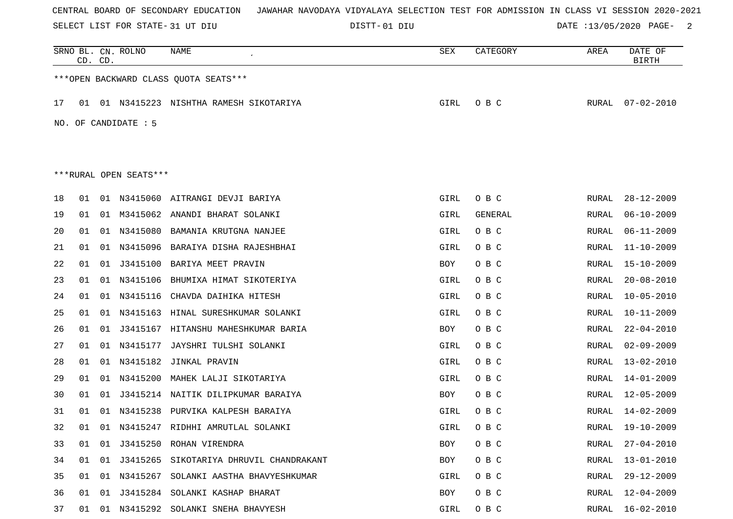CENTRAL BOARD OF SECONDARY EDUCATION JAWAHAR NAVODAYA VIDYALAYA SELECTION TEST FOR ADMISSION IN CLASS VI SESSION 2020-2021

SELECT LIST FOR STATE- 31 UT DIU DISTT- 01 DIU DATE :13/05/2020

| SRNO | BL. CD. | CN. CD. | ROLNO | NAME | SEX | CATEGORY | AREA | DATE OF BIRTH |
|---|---|---|---|---|---|---|---|---|
| ***OPEN BACKWARD CLASS QUOTA SEATS*** | | | | | | | | |
| 17 | 01 | 01 | N3415223 | NISHTHA RAMESH SIKOTARIYA | GIRL | O B C | RURAL | 07-02-2010 |

NO. OF CANDIDATE : 5

***RURAL OPEN SEATS***

| SRNO | BL. CD. | CN. CD. | ROLNO | NAME | SEX | CATEGORY | AREA | DATE OF BIRTH |
|---|---|---|---|---|---|---|---|---|
| 18 | 01 | 01 | N3415060 | AITRANGI DEVJI BARIYA | GIRL | O B C | RURAL | 28-12-2009 |
| 19 | 01 | 01 | M3415062 | ANANDI BHARAT SOLANKI | GIRL | GENERAL | RURAL | 06-10-2009 |
| 20 | 01 | 01 | N3415080 | BAMANIA KRUTGNA NANJEE | GIRL | O B C | RURAL | 06-11-2009 |
| 21 | 01 | 01 | N3415096 | BARAIYA DISHA RAJESHBHAI | GIRL | O B C | RURAL | 11-10-2009 |
| 22 | 01 | 01 | J3415100 | BARIYA MEET PRAVIN | BOY | O B C | RURAL | 15-10-2009 |
| 23 | 01 | 01 | N3415106 | BHUMIXA HIMAT SIKOTERIYA | GIRL | O B C | RURAL | 20-08-2010 |
| 24 | 01 | 01 | N3415116 | CHAVDA DAIHIKA HITESH | GIRL | O B C | RURAL | 10-05-2010 |
| 25 | 01 | 01 | N3415163 | HINAL SURESHKUMAR SOLANKI | GIRL | O B C | RURAL | 10-11-2009 |
| 26 | 01 | 01 | J3415167 | HITANSHU MAHESHKUMAR BARIA | BOY | O B C | RURAL | 22-04-2010 |
| 27 | 01 | 01 | N3415177 | JAYSHRI TULSHI SOLANKI | GIRL | O B C | RURAL | 02-09-2009 |
| 28 | 01 | 01 | N3415182 | JINKAL PRAVIN | GIRL | O B C | RURAL | 13-02-2010 |
| 29 | 01 | 01 | N3415200 | MAHEK LALJI SIKOTARIYA | GIRL | O B C | RURAL | 14-01-2009 |
| 30 | 01 | 01 | J3415214 | NAITIK DILIPKUMAR BARAIYA | BOY | O B C | RURAL | 12-05-2009 |
| 31 | 01 | 01 | N3415238 | PURVIKA KALPESH BARAIYA | GIRL | O B C | RURAL | 14-02-2009 |
| 32 | 01 | 01 | N3415247 | RIDHHI AMRUTLAL SOLANKI | GIRL | O B C | RURAL | 19-10-2009 |
| 33 | 01 | 01 | J3415250 | ROHAN VIRENDRA | BOY | O B C | RURAL | 27-04-2010 |
| 34 | 01 | 01 | J3415265 | SIKOTARIYA DHRUVIL CHANDRAKANT | BOY | O B C | RURAL | 13-01-2010 |
| 35 | 01 | 01 | N3415267 | SOLANKI AASTHA BHAVYESHKUMAR | GIRL | O B C | RURAL | 29-12-2009 |
| 36 | 01 | 01 | J3415284 | SOLANKI KASHAP BHARAT | BOY | O B C | RURAL | 12-04-2009 |
| 37 | 01 | 01 | N3415292 | SOLANKI SNEHA BHAVYESH | GIRL | O B C | RURAL | 16-02-2010 |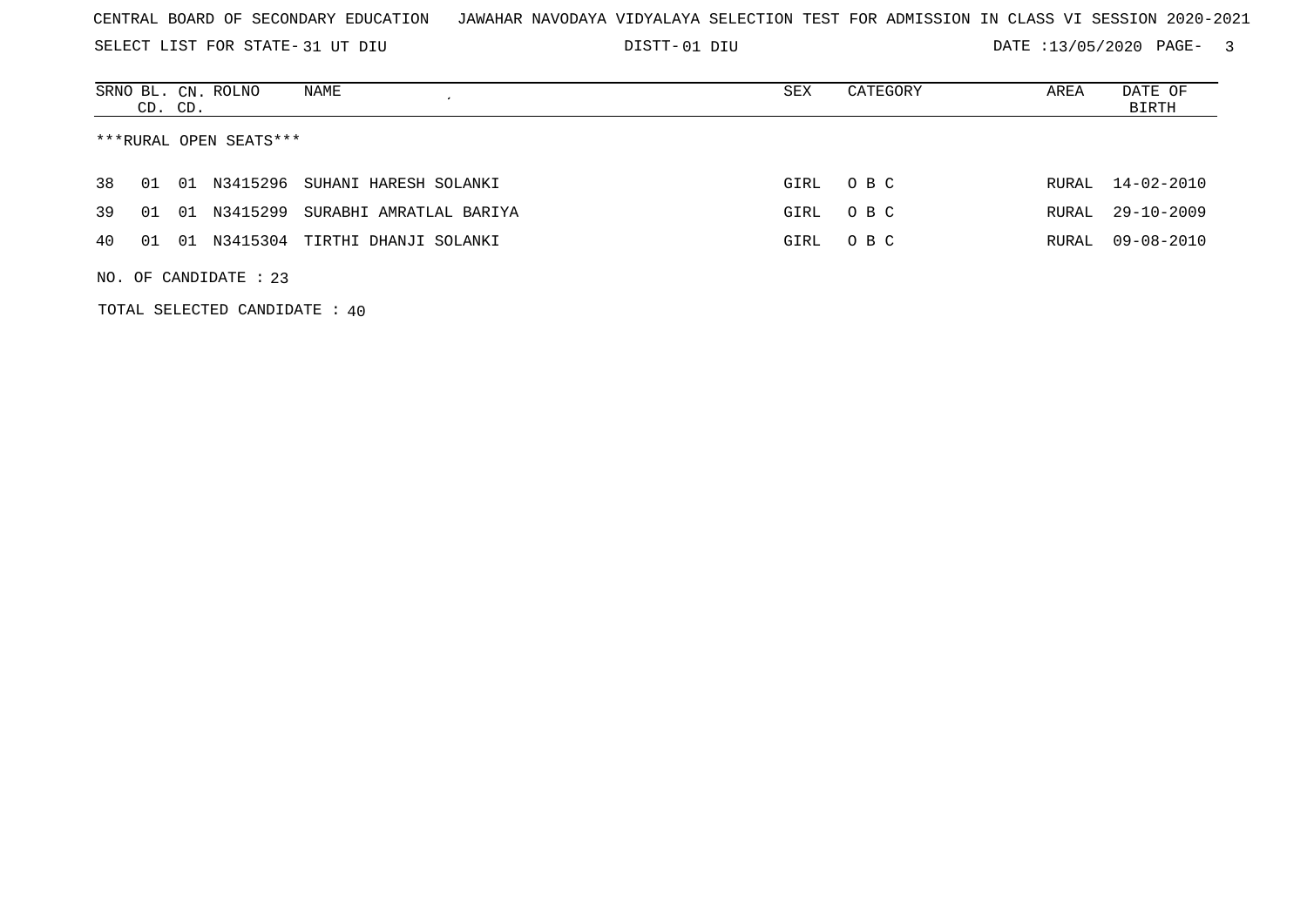CENTRAL BOARD OF SECONDARY EDUCATION   JAWAHAR NAVODAYA VIDYALAYA SELECTION TEST FOR ADMISSION IN CLASS VI SESSION 2020-2021

SELECT LIST FOR STATE- 31 UT DIU   DISTT- 01 DIU   DATE :13/05/2020

| SRNO | BL. CD. | CN. CD. | ROLNO | NAME | SEX | CATEGORY | AREA | DATE OF BIRTH |
|---|---|---|---|---|---|---|---|---|
| ***RURAL OPEN SEATS*** | | | | | | | | |
| 38 | 01 | 01 | N3415296 | SUHANI HARESH SOLANKI | GIRL | O B C | RURAL | 14-02-2010 |
| 39 | 01 | 01 | N3415299 | SURABHI AMRATLAL BARIYA | GIRL | O B C | RURAL | 29-10-2009 |
| 40 | 01 | 01 | N3415304 | TIRTHI DHANJI SOLANKI | GIRL | O B C | RURAL | 09-08-2010 |

NO. OF CANDIDATE : 23

TOTAL SELECTED CANDIDATE : 40